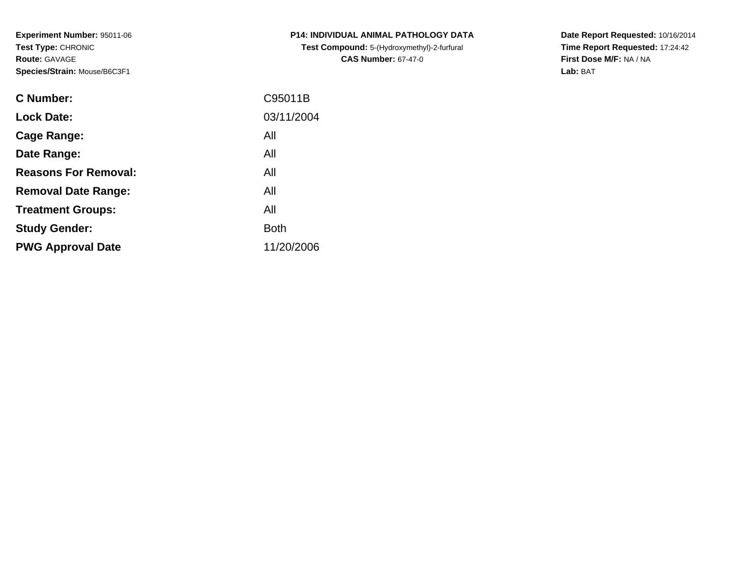**Experiment Number:** 95011-06
**Test Type:** CHRONIC
**Route:** GAVAGE
**Species/Strain:** Mouse/B6C3F1

**P14: INDIVIDUAL ANIMAL PATHOLOGY DATA**
**Test Compound:** 5-(Hydroxymethyl)-2-furfural
**CAS Number:** 67-47-0

**Date Report Requested:** 10/16/2014
**Time Report Requested:** 17:24:42
**First Dose M/F:** NA / NA
**Lab:** BAT

| | |
|---|---|
| **C Number:** | C95011B |
| **Lock Date:** | 03/11/2004 |
| **Cage Range:** | All |
| **Date Range:** | All |
| **Reasons For Removal:** | All |
| **Removal Date Range:** | All |
| **Treatment Groups:** | All |
| **Study Gender:** | Both |
| **PWG Approval Date** | 11/20/2006 |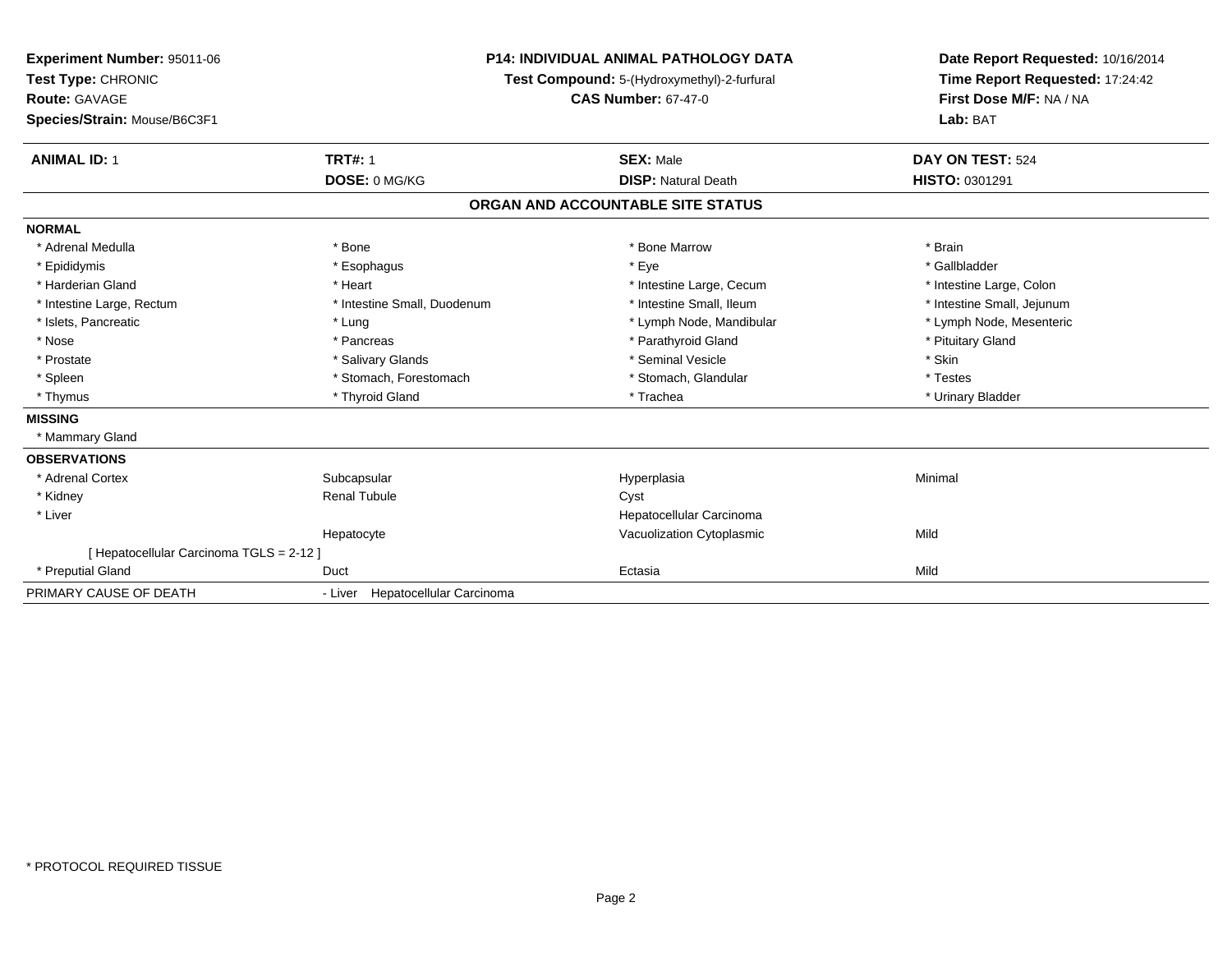**Experiment Number:** 95011-06
**Test Type:** CHRONIC
**Route:** GAVAGE
**Species/Strain:** Mouse/B6C3F1

**P14: INDIVIDUAL ANIMAL PATHOLOGY DATA**
**Test Compound:** 5-(Hydroxymethyl)-2-furfural
**CAS Number:** 67-47-0

**Date Report Requested:** 10/16/2014
**Time Report Requested:** 17:24:42
**First Dose M/F:** NA / NA
**Lab:** BAT

| **ANIMAL ID:** 1 | **TRT#:** 1 | **SEX:** Male | **DAY ON TEST:** 524 |
|---|---|---|---|
| | **DOSE:** 0 MG/KG | **DISP:** Natural Death | **HISTO:** 0301291 |

## ORGAN AND ACCOUNTABLE SITE STATUS

**NORMAL**

| | | | |
|---|---|---|---|
| * Adrenal Medulla | * Bone | * Bone Marrow | * Brain |
| * Epididymis | * Esophagus | * Eye | * Gallbladder |
| * Harderian Gland | * Heart | * Intestine Large, Cecum | * Intestine Large, Colon |
| * Intestine Large, Rectum | * Intestine Small, Duodenum | * Intestine Small, Ileum | * Intestine Small, Jejunum |
| * Islets, Pancreatic | * Lung | * Lymph Node, Mandibular | * Lymph Node, Mesenteric |
| * Nose | * Pancreas | * Parathyroid Gland | * Pituitary Gland |
| * Prostate | * Salivary Glands | * Seminal Vesicle | * Skin |
| * Spleen | * Stomach, Forestomach | * Stomach, Glandular | * Testes |
| * Thymus | * Thyroid Gland | * Trachea | * Urinary Bladder |

**MISSING**

* Mammary Gland

**OBSERVATIONS**

| | | | |
|---|---|---|---|
| * Adrenal Cortex | Subcapsular | Hyperplasia | Minimal |
| * Kidney | Renal Tubule | Cyst | |
| * Liver | | Hepatocellular Carcinoma | |
| | Hepatocyte | Vacuolization Cytoplasmic | Mild |
| [ Hepatocellular Carcinoma TGLS = 2-12 ] | | | |
| * Preputial Gland | Duct | Ectasia | Mild |

PRIMARY CAUSE OF DEATH - Liver Hepatocellular Carcinoma

* PROTOCOL REQUIRED TISSUE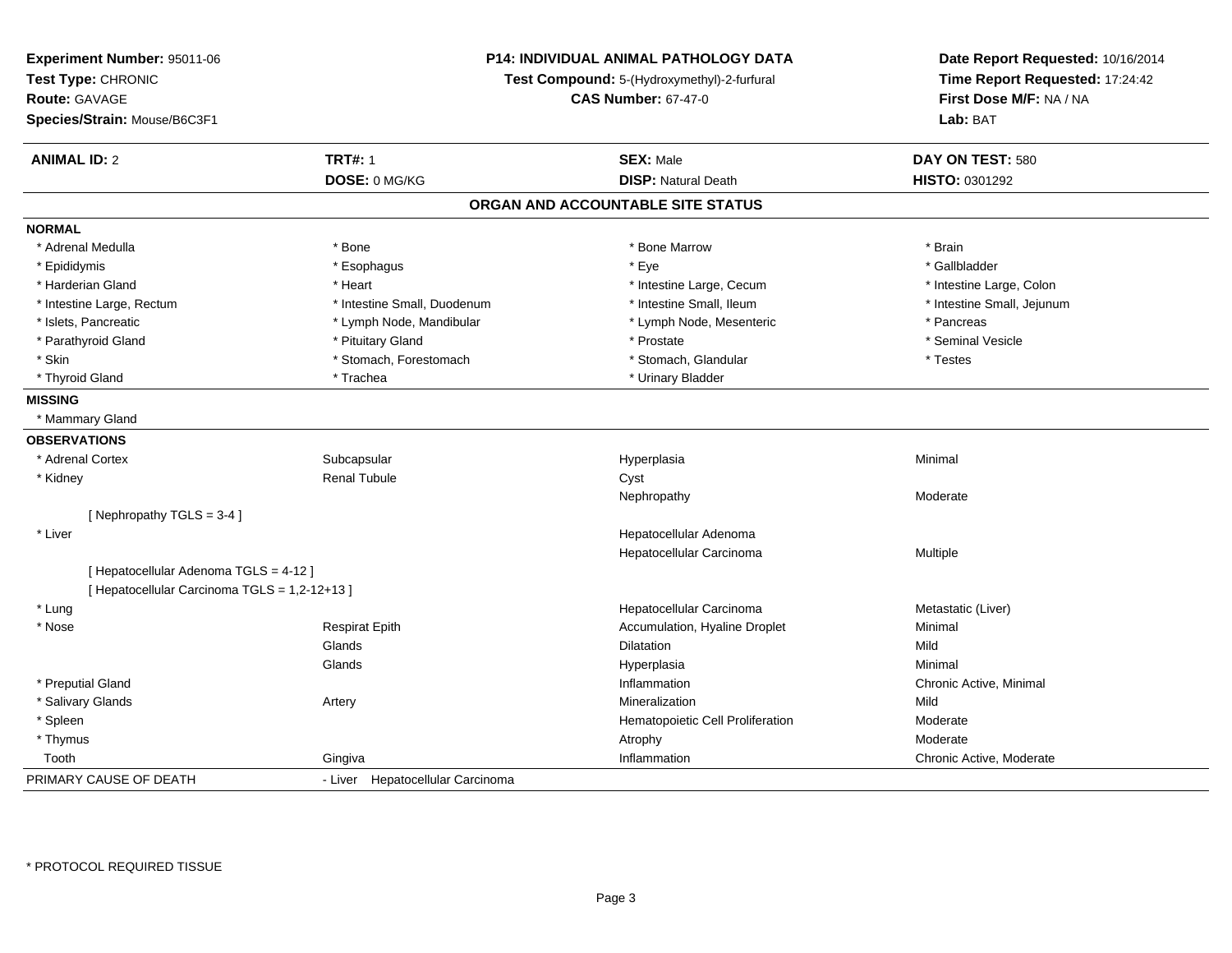**Experiment Number:** 95011-06
**Test Type:** CHRONIC
**Route:** GAVAGE
**Species/Strain:** Mouse/B6C3F1

**P14: INDIVIDUAL ANIMAL PATHOLOGY DATA**
**Test Compound:** 5-(Hydroxymethyl)-2-furfural
**CAS Number:** 67-47-0

**Date Report Requested:** 10/16/2014
**Time Report Requested:** 17:24:42
**First Dose M/F:** NA / NA
**Lab:** BAT

| **ANIMAL ID:** 2 | **TRT#:** 1 | **SEX:** Male | **DAY ON TEST:** 580 |
|---|---|---|---|
| | **DOSE:** 0 MG/KG | **DISP:** Natural Death | **HISTO:** 0301292 |

## ORGAN AND ACCOUNTABLE SITE STATUS

**NORMAL**

| | | | |
|---|---|---|---|
| * Adrenal Medulla | * Bone | * Bone Marrow | * Brain |
| * Epididymis | * Esophagus | * Eye | * Gallbladder |
| * Harderian Gland | * Heart | * Intestine Large, Cecum | * Intestine Large, Colon |
| * Intestine Large, Rectum | * Intestine Small, Duodenum | * Intestine Small, Ileum | * Intestine Small, Jejunum |
| * Islets, Pancreatic | * Lymph Node, Mandibular | * Lymph Node, Mesenteric | * Pancreas |
| * Parathyroid Gland | * Pituitary Gland | * Prostate | * Seminal Vesicle |
| * Skin | * Stomach, Forestomach | * Stomach, Glandular | * Testes |
| * Thyroid Gland | * Trachea | * Urinary Bladder | |

**MISSING**

* Mammary Gland

**OBSERVATIONS**

| | | | |
|---|---|---|---|
| * Adrenal Cortex | Subcapsular | Hyperplasia | Minimal |
| * Kidney | Renal Tubule | Cyst | |
| | | Nephropathy | Moderate |
| [ Nephropathy TGLS = 3-4 ] | | | |
| * Liver | | Hepatocellular Adenoma | |
| | | Hepatocellular Carcinoma | Multiple |
| [ Hepatocellular Adenoma TGLS = 4-12 ] | | | |
| [ Hepatocellular Carcinoma TGLS = 1,2-12+13 ] | | | |
| * Lung | | Hepatocellular Carcinoma | Metastatic (Liver) |
| * Nose | Respirat Epith | Accumulation, Hyaline Droplet | Minimal |
| | Glands | Dilatation | Mild |
| | Glands | Hyperplasia | Minimal |
| * Preputial Gland | | Inflammation | Chronic Active, Minimal |
| * Salivary Glands | Artery | Mineralization | Mild |
| * Spleen | | Hematopoietic Cell Proliferation | Moderate |
| * Thymus | | Atrophy | Moderate |
| Tooth | Gingiva | Inflammation | Chronic Active, Moderate |

PRIMARY CAUSE OF DEATH - Liver Hepatocellular Carcinoma

* PROTOCOL REQUIRED TISSUE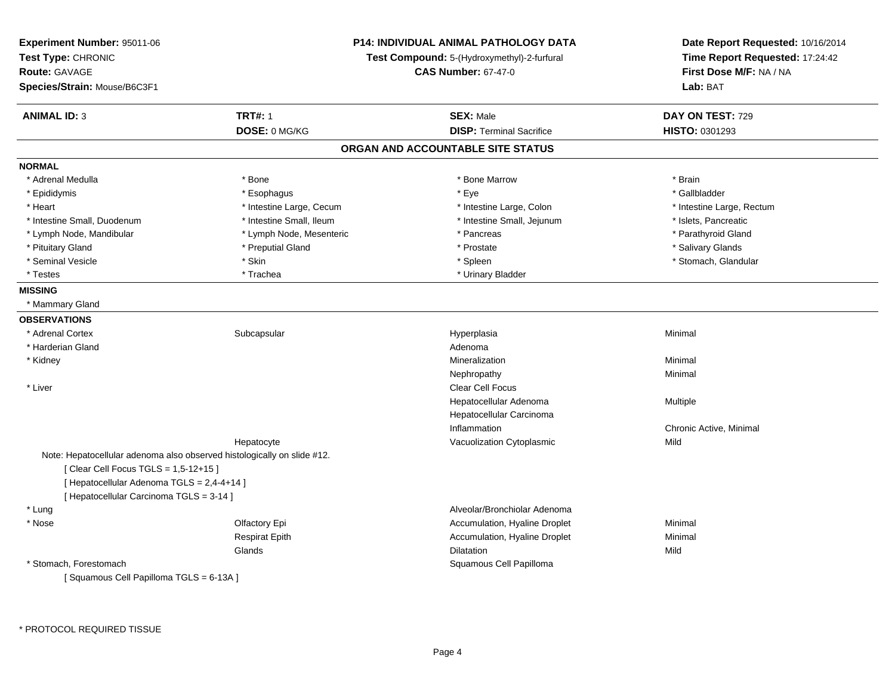**Experiment Number:** 95011-06
**Test Type:** CHRONIC
**Route:** GAVAGE
**Species/Strain:** Mouse/B6C3F1

**P14: INDIVIDUAL ANIMAL PATHOLOGY DATA**
**Test Compound:** 5-(Hydroxymethyl)-2-furfural
**CAS Number:** 67-47-0

**Date Report Requested:** 10/16/2014
**Time Report Requested:** 17:24:42
**First Dose M/F:** NA / NA
**Lab:** BAT

| **ANIMAL ID:** 3 | **TRT#:** 1 | **SEX:** Male | **DAY ON TEST:** 729 |
|---|---|---|---|
| | **DOSE:** 0 MG/KG | **DISP:** Terminal Sacrifice | **HISTO:** 0301293 |

## ORGAN AND ACCOUNTABLE SITE STATUS

**NORMAL**

| | | | |
|---|---|---|---|
| * Adrenal Medulla | * Bone | * Bone Marrow | * Brain |
| * Epididymis | * Esophagus | * Eye | * Gallbladder |
| * Heart | * Intestine Large, Cecum | * Intestine Large, Colon | * Intestine Large, Rectum |
| * Intestine Small, Duodenum | * Intestine Small, Ileum | * Intestine Small, Jejunum | * Islets, Pancreatic |
| * Lymph Node, Mandibular | * Lymph Node, Mesenteric | * Pancreas | * Parathyroid Gland |
| * Pituitary Gland | * Preputial Gland | * Prostate | * Salivary Glands |
| * Seminal Vesicle | * Skin | * Spleen | * Stomach, Glandular |
| * Testes | * Trachea | * Urinary Bladder | |

**MISSING**

* Mammary Gland

**OBSERVATIONS**

| | | | |
|---|---|---|---|
| * Adrenal Cortex | Subcapsular | Hyperplasia | Minimal |
| * Harderian Gland | | Adenoma | |
| * Kidney | | Mineralization | Minimal |
| | | Nephropathy | Minimal |
| * Liver | | Clear Cell Focus | |
| | | Hepatocellular Adenoma | Multiple |
| | | Hepatocellular Carcinoma | |
| | | Inflammation | Chronic Active, Minimal |
| | Hepatocyte | Vacuolization Cytoplasmic | Mild |

Note: Hepatocellular adenoma also observed histologically on slide #12.
[ Clear Cell Focus TGLS = 1,5-12+15 ]
[ Hepatocellular Adenoma TGLS = 2,4-4+14 ]
[ Hepatocellular Carcinoma TGLS = 3-14 ]

| | | | |
|---|---|---|---|
| * Lung | | Alveolar/Bronchiolar Adenoma | |
| * Nose | Olfactory Epi | Accumulation, Hyaline Droplet | Minimal |
| | Respirat Epith | Accumulation, Hyaline Droplet | Minimal |
| | Glands | Dilatation | Mild |
| * Stomach, Forestomach | | Squamous Cell Papilloma | |

[ Squamous Cell Papilloma TGLS = 6-13A ]

* PROTOCOL REQUIRED TISSUE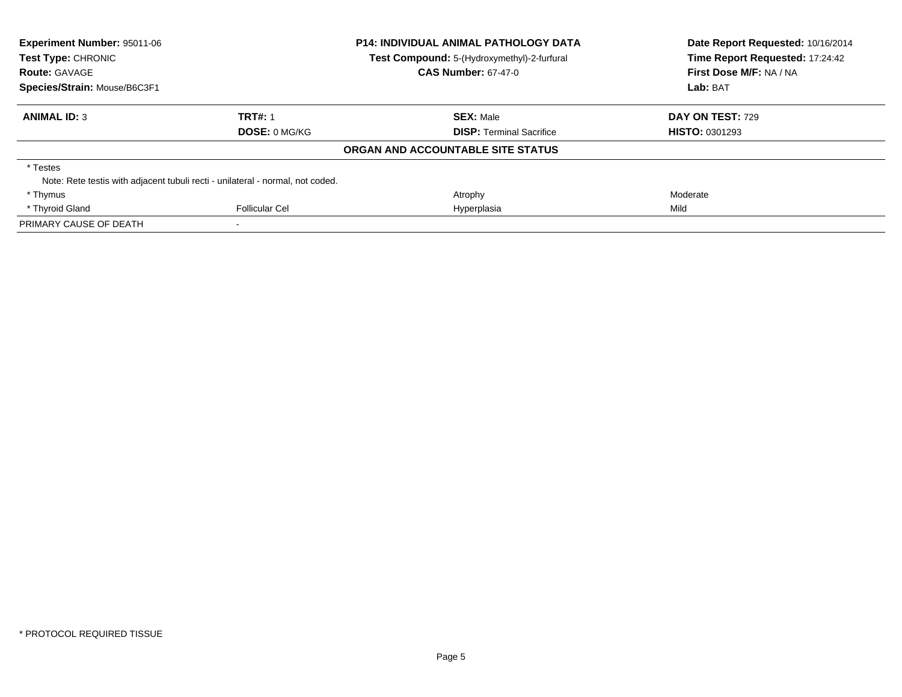**Experiment Number:** 95011-06
**Test Type:** CHRONIC
**Route:** GAVAGE
**Species/Strain:** Mouse/B6C3F1

**P14: INDIVIDUAL ANIMAL PATHOLOGY DATA**
**Test Compound:** 5-(Hydroxymethyl)-2-furfural
**CAS Number:** 67-47-0

**Date Report Requested:** 10/16/2014
**Time Report Requested:** 17:24:42
**First Dose M/F:** NA / NA
**Lab:** BAT

| **ANIMAL ID:** 3 | **TRT#:** 1 | **SEX:** Male | **DAY ON TEST:** 729 |
|---|---|---|---|
| | **DOSE:** 0 MG/KG | **DISP:** Terminal Sacrifice | **HISTO:** 0301293 |

**ORGAN AND ACCOUNTABLE SITE STATUS**

| | | | |
|---|---|---|---|
| * Testes | | | |
| Note: Rete testis with adjacent tubuli recti - unilateral - normal, not coded. | | | |
| * Thymus | | Atrophy | Moderate |
| * Thyroid Gland | Follicular Cel | Hyperplasia | Mild |
| PRIMARY CAUSE OF DEATH | - | | |

* PROTOCOL REQUIRED TISSUE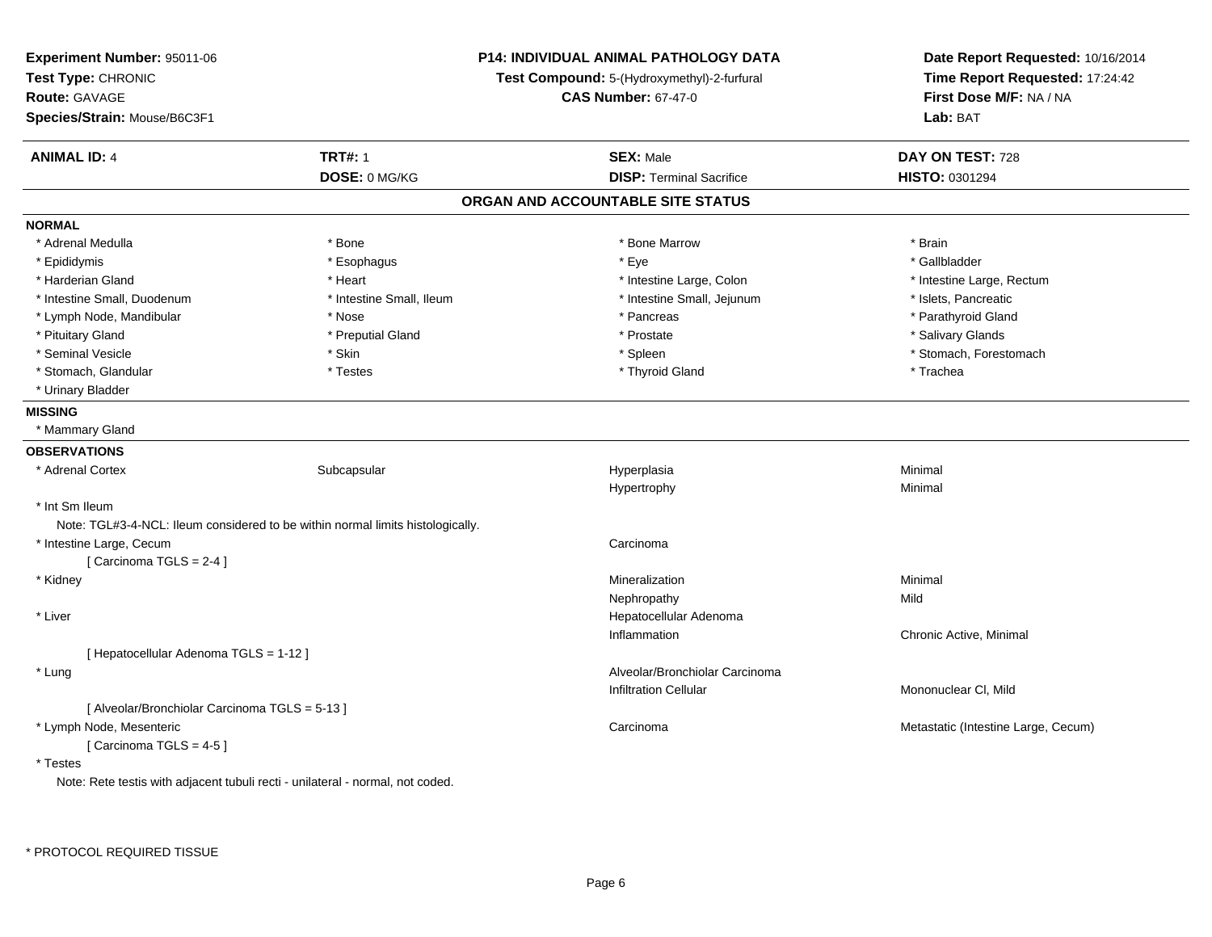**Experiment Number:** 95011-06
**Test Type:** CHRONIC
**Route:** GAVAGE
**Species/Strain:** Mouse/B6C3F1

**P14: INDIVIDUAL ANIMAL PATHOLOGY DATA**
**Test Compound:** 5-(Hydroxymethyl)-2-furfural
**CAS Number:** 67-47-0

**Date Report Requested:** 10/16/2014
**Time Report Requested:** 17:24:42
**First Dose M/F:** NA / NA
**Lab:** BAT

| **ANIMAL ID:** 4 | **TRT#:** 1 | **SEX:** Male | **DAY ON TEST:** 728 |
|---|---|---|---|
| | **DOSE:** 0 MG/KG | **DISP:** Terminal Sacrifice | **HISTO:** 0301294 |

## ORGAN AND ACCOUNTABLE SITE STATUS

**NORMAL**

| | | | |
|---|---|---|---|
| * Adrenal Medulla | * Bone | * Bone Marrow | * Brain |
| * Epididymis | * Esophagus | * Eye | * Gallbladder |
| * Harderian Gland | * Heart | * Intestine Large, Colon | * Intestine Large, Rectum |
| * Intestine Small, Duodenum | * Intestine Small, Ileum | * Intestine Small, Jejunum | * Islets, Pancreatic |
| * Lymph Node, Mandibular | * Nose | * Pancreas | * Parathyroid Gland |
| * Pituitary Gland | * Preputial Gland | * Prostate | * Salivary Glands |
| * Seminal Vesicle | * Skin | * Spleen | * Stomach, Forestomach |
| * Stomach, Glandular | * Testes | * Thyroid Gland | * Trachea |
| * Urinary Bladder | | | |

**MISSING**

* Mammary Gland

**OBSERVATIONS**

| | | | |
|---|---|---|---|
| * Adrenal Cortex | Subcapsular | Hyperplasia | Minimal |
| | | Hypertrophy | Minimal |
| * Int Sm Ileum | | | |
| Note: TGL#3-4-NCL: Ileum considered to be within normal limits histologically. | | | |
| * Intestine Large, Cecum | | Carcinoma | |
| [ Carcinoma TGLS = 2-4 ] | | | |
| * Kidney | | Mineralization | Minimal |
| | | Nephropathy | Mild |
| * Liver | | Hepatocellular Adenoma | |
| | | Inflammation | Chronic Active, Minimal |
| [ Hepatocellular Adenoma TGLS = 1-12 ] | | | |
| * Lung | | Alveolar/Bronchiolar Carcinoma | |
| | | Infiltration Cellular | Mononuclear Cl, Mild |
| [ Alveolar/Bronchiolar Carcinoma TGLS = 5-13 ] | | | |
| * Lymph Node, Mesenteric | | Carcinoma | Metastatic (Intestine Large, Cecum) |
| [ Carcinoma TGLS = 4-5 ] | | | |
| * Testes | | | |
| Note: Rete testis with adjacent tubuli recti - unilateral - normal, not coded. | | | |

* PROTOCOL REQUIRED TISSUE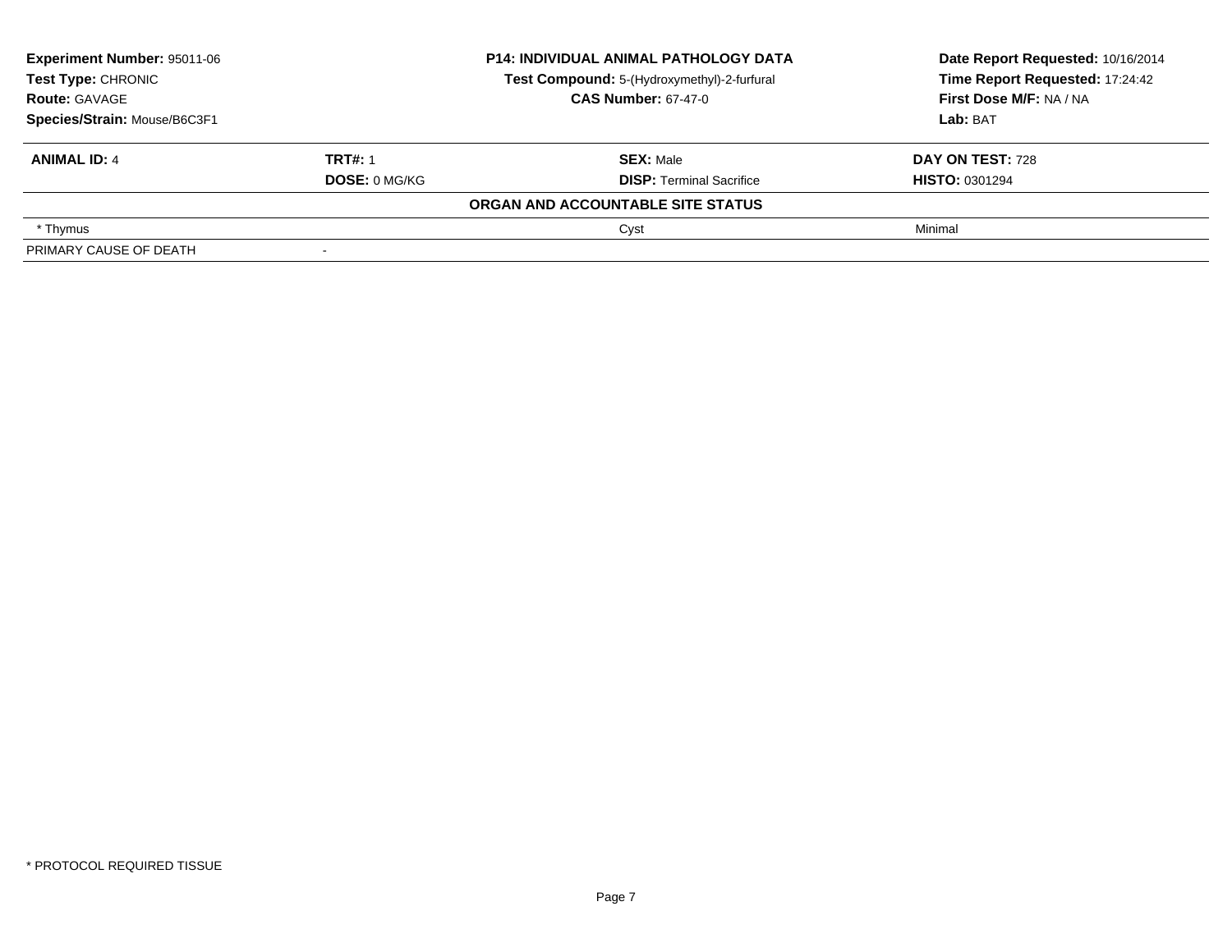| **Experiment Number:** 95011-06 | **P14: INDIVIDUAL ANIMAL PATHOLOGY DATA** | **Date Report Requested:** 10/16/2014 |
|---|---|---|
| **Test Type:** CHRONIC | **Test Compound:** 5-(Hydroxymethyl)-2-furfural | **Time Report Requested:** 17:24:42 |
| **Route:** GAVAGE | **CAS Number:** 67-47-0 | **First Dose M/F:** NA / NA |
| **Species/Strain:** Mouse/B6C3F1 | | **Lab:** BAT |

| **ANIMAL ID:** 4 | **TRT#:** 1 | **SEX:** Male | **DAY ON TEST:** 728 |
|---|---|---|---|
| | **DOSE:** 0 MG/KG | **DISP:** Terminal Sacrifice | **HISTO:** 0301294 |
| | | **ORGAN AND ACCOUNTABLE SITE STATUS** | |
| * Thymus | | Cyst | Minimal |
| PRIMARY CAUSE OF DEATH | - | | |

* PROTOCOL REQUIRED TISSUE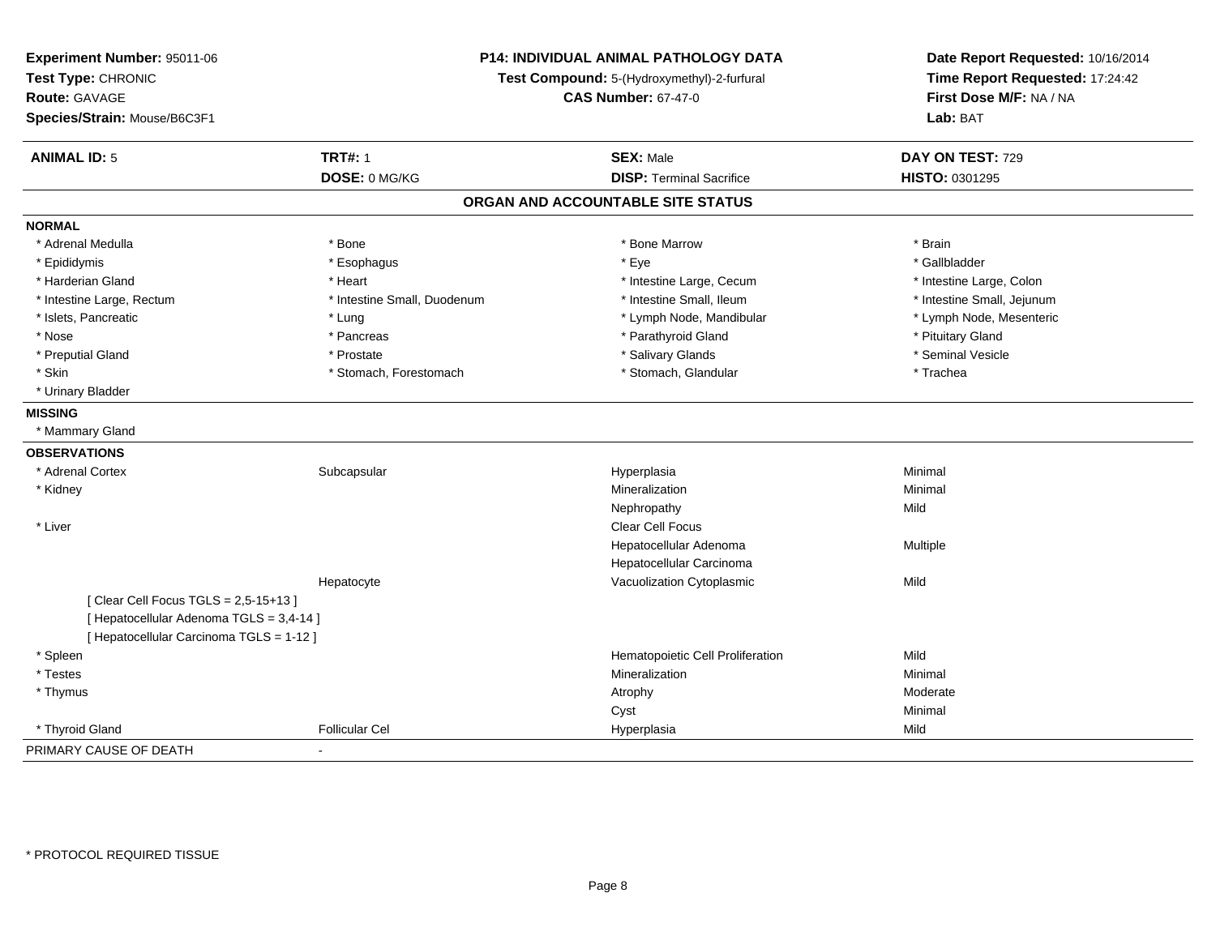**Experiment Number:** 95011-06
**Test Type:** CHRONIC
**Route:** GAVAGE
**Species/Strain:** Mouse/B6C3F1

**P14: INDIVIDUAL ANIMAL PATHOLOGY DATA**
**Test Compound:** 5-(Hydroxymethyl)-2-furfural
**CAS Number:** 67-47-0

**Date Report Requested:** 10/16/2014
**Time Report Requested:** 17:24:42
**First Dose M/F:** NA / NA
**Lab:** BAT

| **ANIMAL ID:** 5 | **TRT#:** 1 | **SEX:** Male | **DAY ON TEST:** 729 |
|---|---|---|---|
| | **DOSE:** 0 MG/KG | **DISP:** Terminal Sacrifice | **HISTO:** 0301295 |

## ORGAN AND ACCOUNTABLE SITE STATUS

**NORMAL**

| | | | |
|---|---|---|---|
| * Adrenal Medulla | * Bone | * Bone Marrow | * Brain |
| * Epididymis | * Esophagus | * Eye | * Gallbladder |
| * Harderian Gland | * Heart | * Intestine Large, Cecum | * Intestine Large, Colon |
| * Intestine Large, Rectum | * Intestine Small, Duodenum | * Intestine Small, Ileum | * Intestine Small, Jejunum |
| * Islets, Pancreatic | * Lung | * Lymph Node, Mandibular | * Lymph Node, Mesenteric |
| * Nose | * Pancreas | * Parathyroid Gland | * Pituitary Gland |
| * Preputial Gland | * Prostate | * Salivary Glands | * Seminal Vesicle |
| * Skin | * Stomach, Forestomach | * Stomach, Glandular | * Trachea |
| * Urinary Bladder | | | |

**MISSING**

* Mammary Gland

**OBSERVATIONS**

| | | | |
|---|---|---|---|
| * Adrenal Cortex | Subcapsular | Hyperplasia | Minimal |
| * Kidney | | Mineralization | Minimal |
| | | Nephropathy | Mild |
| * Liver | | Clear Cell Focus | |
| | | Hepatocellular Adenoma | Multiple |
| | | Hepatocellular Carcinoma | |
| | Hepatocyte | Vacuolization Cytoplasmic | Mild |
| [ Clear Cell Focus TGLS = 2,5-15+13 ] | | | |
| [ Hepatocellular Adenoma TGLS = 3,4-14 ] | | | |
| [ Hepatocellular Carcinoma TGLS = 1-12 ] | | | |
| * Spleen | | Hematopoietic Cell Proliferation | Mild |
| * Testes | | Mineralization | Minimal |
| * Thymus | | Atrophy | Moderate |
| | | Cyst | Minimal |
| * Thyroid Gland | Follicular Cel | Hyperplasia | Mild |

PRIMARY CAUSE OF DEATH -

* PROTOCOL REQUIRED TISSUE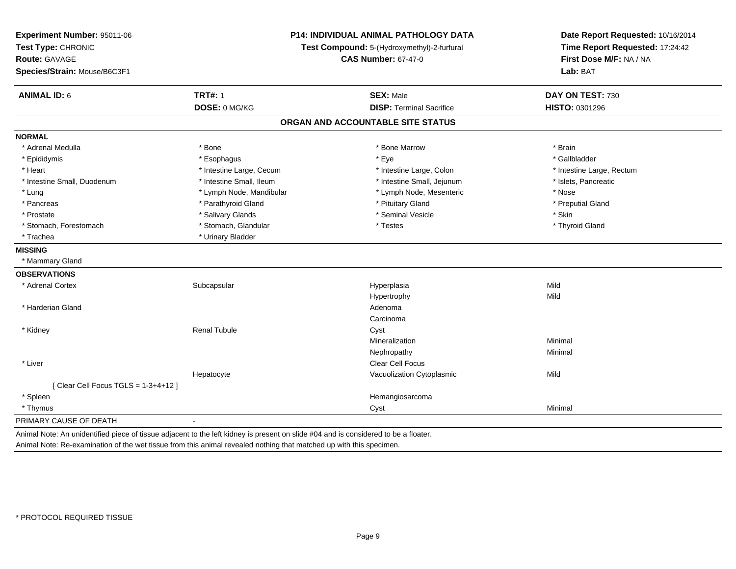**Experiment Number:** 95011-06
**Test Type:** CHRONIC
**Route:** GAVAGE
**Species/Strain:** Mouse/B6C3F1

**P14: INDIVIDUAL ANIMAL PATHOLOGY DATA**
**Test Compound:** 5-(Hydroxymethyl)-2-furfural
**CAS Number:** 67-47-0

**Date Report Requested:** 10/16/2014
**Time Report Requested:** 17:24:42
**First Dose M/F:** NA / NA
**Lab:** BAT

| **ANIMAL ID:** 6 | **TRT#:** 1 | **SEX:** Male | **DAY ON TEST:** 730 |
|---|---|---|---|
| | **DOSE:** 0 MG/KG | **DISP:** Terminal Sacrifice | **HISTO:** 0301296 |

## ORGAN AND ACCOUNTABLE SITE STATUS

**NORMAL**

| | | | |
|---|---|---|---|
| * Adrenal Medulla | * Bone | * Bone Marrow | * Brain |
| * Epididymis | * Esophagus | * Eye | * Gallbladder |
| * Heart | * Intestine Large, Cecum | * Intestine Large, Colon | * Intestine Large, Rectum |
| * Intestine Small, Duodenum | * Intestine Small, Ileum | * Intestine Small, Jejunum | * Islets, Pancreatic |
| * Lung | * Lymph Node, Mandibular | * Lymph Node, Mesenteric | * Nose |
| * Pancreas | * Parathyroid Gland | * Pituitary Gland | * Preputial Gland |
| * Prostate | * Salivary Glands | * Seminal Vesicle | * Skin |
| * Stomach, Forestomach | * Stomach, Glandular | * Testes | * Thyroid Gland |
| * Trachea | * Urinary Bladder | | |

**MISSING**

* Mammary Gland

**OBSERVATIONS**

| | | | |
|---|---|---|---|
| * Adrenal Cortex | Subcapsular | Hyperplasia | Mild |
| | | Hypertrophy | Mild |
| * Harderian Gland | | Adenoma | |
| | | Carcinoma | |
| * Kidney | Renal Tubule | Cyst | |
| | | Mineralization | Minimal |
| | | Nephropathy | Minimal |
| * Liver | | Clear Cell Focus | |
| | Hepatocyte | Vacuolization Cytoplasmic | Mild |
| [ Clear Cell Focus TGLS = 1-3+4+12 ] | | | |
| * Spleen | | Hemangiosarcoma | |
| * Thymus | | Cyst | Minimal |

PRIMARY CAUSE OF DEATH -

Animal Note: An unidentified piece of tissue adjacent to the left kidney is present on slide #04 and is considered to be a floater.
Animal Note: Re-examination of the wet tissue from this animal revealed nothing that matched up with this specimen.

* PROTOCOL REQUIRED TISSUE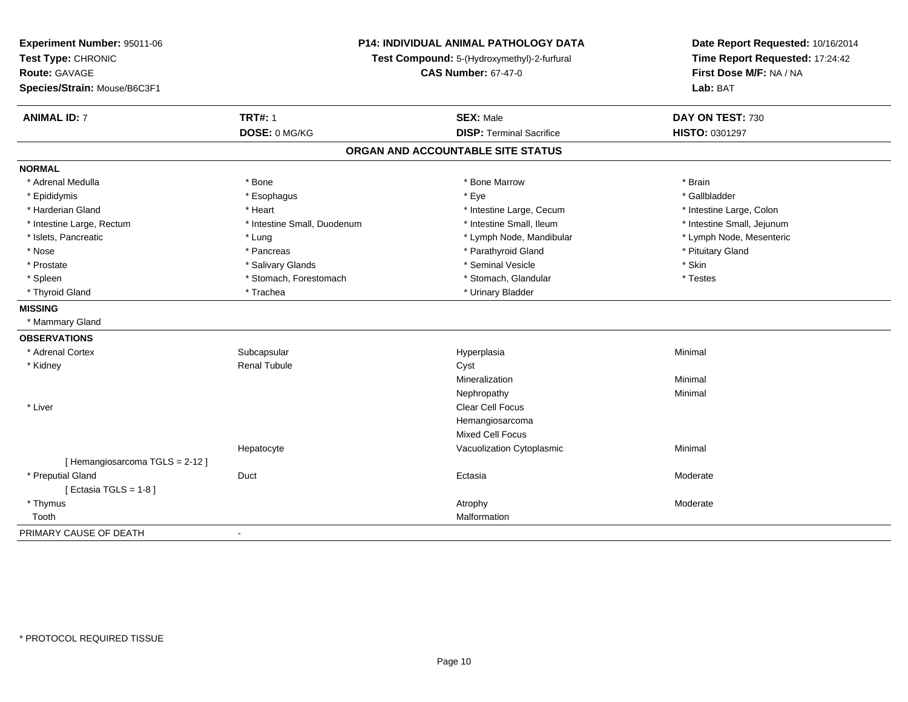**Experiment Number:** 95011-06
**Test Type:** CHRONIC
**Route:** GAVAGE
**Species/Strain:** Mouse/B6C3F1

**P14: INDIVIDUAL ANIMAL PATHOLOGY DATA**
**Test Compound:** 5-(Hydroxymethyl)-2-furfural
**CAS Number:** 67-47-0

**Date Report Requested:** 10/16/2014
**Time Report Requested:** 17:24:42
**First Dose M/F:** NA / NA
**Lab:** BAT

| **ANIMAL ID:** 7 | **TRT#:** 1 | **SEX:** Male | **DAY ON TEST:** 730 |
|---|---|---|---|
| | **DOSE:** 0 MG/KG | **DISP:** Terminal Sacrifice | **HISTO:** 0301297 |

## ORGAN AND ACCOUNTABLE SITE STATUS

**NORMAL**

| | | | |
|---|---|---|---|
| * Adrenal Medulla | * Bone | * Bone Marrow | * Brain |
| * Epididymis | * Esophagus | * Eye | * Gallbladder |
| * Harderian Gland | * Heart | * Intestine Large, Cecum | * Intestine Large, Colon |
| * Intestine Large, Rectum | * Intestine Small, Duodenum | * Intestine Small, Ileum | * Intestine Small, Jejunum |
| * Islets, Pancreatic | * Lung | * Lymph Node, Mandibular | * Lymph Node, Mesenteric |
| * Nose | * Pancreas | * Parathyroid Gland | * Pituitary Gland |
| * Prostate | * Salivary Glands | * Seminal Vesicle | * Skin |
| * Spleen | * Stomach, Forestomach | * Stomach, Glandular | * Testes |
| * Thyroid Gland | * Trachea | * Urinary Bladder | |

**MISSING**

* Mammary Gland

**OBSERVATIONS**

| | | | |
|---|---|---|---|
| * Adrenal Cortex | Subcapsular | Hyperplasia | Minimal |
| * Kidney | Renal Tubule | Cyst | |
| | | Mineralization | Minimal |
| | | Nephropathy | Minimal |
| * Liver | | Clear Cell Focus | |
| | | Hemangiosarcoma | |
| | | Mixed Cell Focus | |
| | Hepatocyte | Vacuolization Cytoplasmic | Minimal |
| [ Hemangiosarcoma TGLS = 2-12 ] | | | |
| * Preputial Gland | Duct | Ectasia | Moderate |
| [ Ectasia TGLS = 1-8 ] | | | |
| * Thymus | | Atrophy | Moderate |
| Tooth | | Malformation | |

PRIMARY CAUSE OF DEATH -

* PROTOCOL REQUIRED TISSUE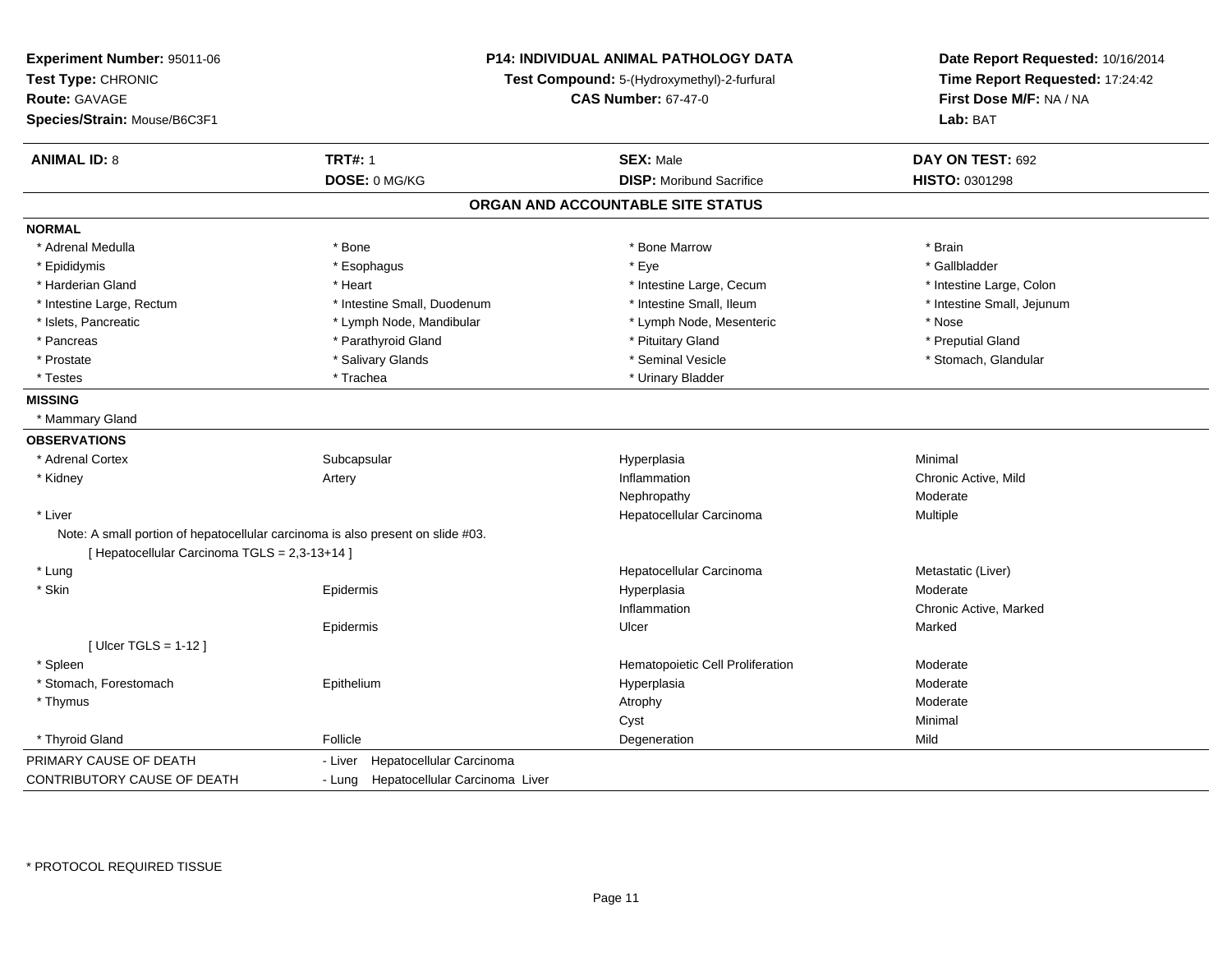**Experiment Number:** 95011-06
**Test Type:** CHRONIC
**Route:** GAVAGE
**Species/Strain:** Mouse/B6C3F1

**P14: INDIVIDUAL ANIMAL PATHOLOGY DATA**
**Test Compound:** 5-(Hydroxymethyl)-2-furfural
**CAS Number:** 67-47-0

**Date Report Requested:** 10/16/2014
**Time Report Requested:** 17:24:42
**First Dose M/F:** NA / NA
**Lab:** BAT

| **ANIMAL ID:** 8 | **TRT#:** 1 | **SEX:** Male | **DAY ON TEST:** 692 |
|---|---|---|---|
| | **DOSE:** 0 MG/KG | **DISP:** Moribund Sacrifice | **HISTO:** 0301298 |

## ORGAN AND ACCOUNTABLE SITE STATUS

**NORMAL**

| | | | |
|---|---|---|---|
| * Adrenal Medulla | * Bone | * Bone Marrow | * Brain |
| * Epididymis | * Esophagus | * Eye | * Gallbladder |
| * Harderian Gland | * Heart | * Intestine Large, Cecum | * Intestine Large, Colon |
| * Intestine Large, Rectum | * Intestine Small, Duodenum | * Intestine Small, Ileum | * Intestine Small, Jejunum |
| * Islets, Pancreatic | * Lymph Node, Mandibular | * Lymph Node, Mesenteric | * Nose |
| * Pancreas | * Parathyroid Gland | * Pituitary Gland | * Preputial Gland |
| * Prostate | * Salivary Glands | * Seminal Vesicle | * Stomach, Glandular |
| * Testes | * Trachea | * Urinary Bladder | |

**MISSING**

* Mammary Gland

**OBSERVATIONS**

| | | | |
|---|---|---|---|
| * Adrenal Cortex | Subcapsular | Hyperplasia | Minimal |
| * Kidney | Artery | Inflammation | Chronic Active, Mild |
| | | Nephropathy | Moderate |
| * Liver | | Hepatocellular Carcinoma | Multiple |
| Note: A small portion of hepatocellular carcinoma is also present on slide #03. | | | |
| [ Hepatocellular Carcinoma TGLS = 2,3-13+14 ] | | | |
| * Lung | | Hepatocellular Carcinoma | Metastatic (Liver) |
| * Skin | Epidermis | Hyperplasia | Moderate |
| | | Inflammation | Chronic Active, Marked |
| | Epidermis | Ulcer | Marked |
| [ Ulcer TGLS = 1-12 ] | | | |
| * Spleen | | Hematopoietic Cell Proliferation | Moderate |
| * Stomach, Forestomach | Epithelium | Hyperplasia | Moderate |
| * Thymus | | Atrophy | Moderate |
| | | Cyst | Minimal |
| * Thyroid Gland | Follicle | Degeneration | Mild |

| | |
|---|---|
| PRIMARY CAUSE OF DEATH | - Liver Hepatocellular Carcinoma |
| CONTRIBUTORY CAUSE OF DEATH | - Lung Hepatocellular Carcinoma Liver |

* PROTOCOL REQUIRED TISSUE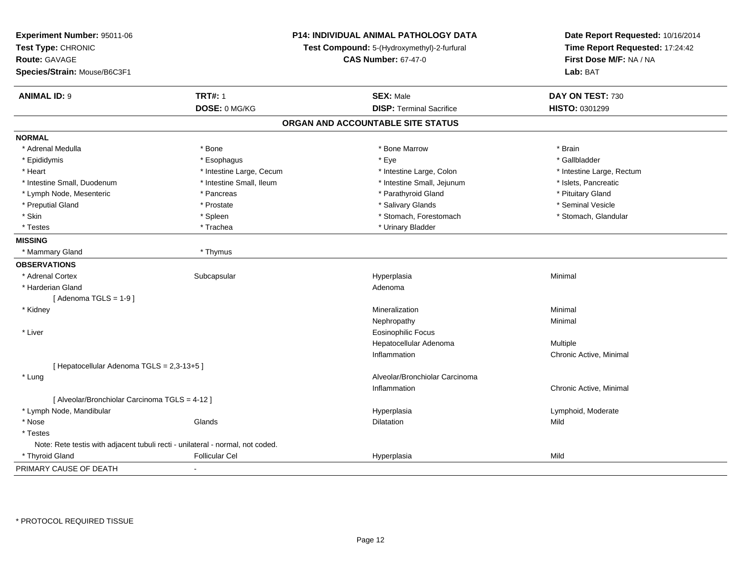**Experiment Number:** 95011-06
**Test Type:** CHRONIC
**Route:** GAVAGE
**Species/Strain:** Mouse/B6C3F1

**P14: INDIVIDUAL ANIMAL PATHOLOGY DATA**
**Test Compound:** 5-(Hydroxymethyl)-2-furfural
**CAS Number:** 67-47-0

**Date Report Requested:** 10/16/2014
**Time Report Requested:** 17:24:42
**First Dose M/F:** NA / NA
**Lab:** BAT

| **ANIMAL ID:** 9 | **TRT#:** 1 | **SEX:** Male | **DAY ON TEST:** 730 |
|---|---|---|---|
| | **DOSE:** 0 MG/KG | **DISP:** Terminal Sacrifice | **HISTO:** 0301299 |

## ORGAN AND ACCOUNTABLE SITE STATUS

**NORMAL**

| | | | |
|---|---|---|---|
| * Adrenal Medulla | * Bone | * Bone Marrow | * Brain |
| * Epididymis | * Esophagus | * Eye | * Gallbladder |
| * Heart | * Intestine Large, Cecum | * Intestine Large, Colon | * Intestine Large, Rectum |
| * Intestine Small, Duodenum | * Intestine Small, Ileum | * Intestine Small, Jejunum | * Islets, Pancreatic |
| * Lymph Node, Mesenteric | * Pancreas | * Parathyroid Gland | * Pituitary Gland |
| * Preputial Gland | * Prostate | * Salivary Glands | * Seminal Vesicle |
| * Skin | * Spleen | * Stomach, Forestomach | * Stomach, Glandular |
| * Testes | * Trachea | * Urinary Bladder | |

**MISSING**

| | |
|---|---|
| * Mammary Gland | * Thymus |

**OBSERVATIONS**

| | | | |
|---|---|---|---|
| * Adrenal Cortex | Subcapsular | Hyperplasia | Minimal |
| * Harderian Gland | | Adenoma | |
| [ Adenoma TGLS = 1-9 ] | | | |
| * Kidney | | Mineralization | Minimal |
| | | Nephropathy | Minimal |
| * Liver | | Eosinophilic Focus | |
| | | Hepatocellular Adenoma | Multiple |
| | | Inflammation | Chronic Active, Minimal |
| [ Hepatocellular Adenoma TGLS = 2,3-13+5 ] | | | |
| * Lung | | Alveolar/Bronchiolar Carcinoma | |
| | | Inflammation | Chronic Active, Minimal |
| [ Alveolar/Bronchiolar Carcinoma TGLS = 4-12 ] | | | |
| * Lymph Node, Mandibular | | Hyperplasia | Lymphoid, Moderate |
| * Nose | Glands | Dilatation | Mild |
| * Testes | | | |
| Note: Rete testis with adjacent tubuli recti - unilateral - normal, not coded. | | | |
| * Thyroid Gland | Follicular Cel | Hyperplasia | Mild |

PRIMARY CAUSE OF DEATH -

* PROTOCOL REQUIRED TISSUE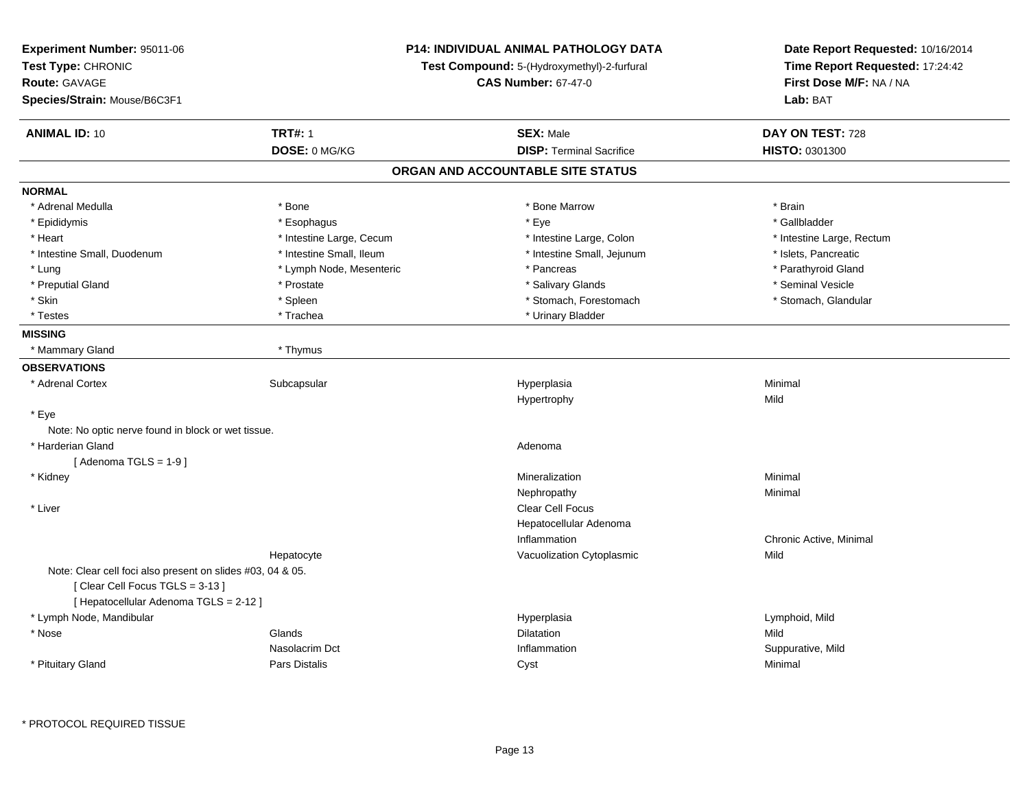**Experiment Number:** 95011-06
**Test Type:** CHRONIC
**Route:** GAVAGE
**Species/Strain:** Mouse/B6C3F1

**P14: INDIVIDUAL ANIMAL PATHOLOGY DATA**
**Test Compound:** 5-(Hydroxymethyl)-2-furfural
**CAS Number:** 67-47-0

**Date Report Requested:** 10/16/2014
**Time Report Requested:** 17:24:42
**First Dose M/F:** NA / NA
**Lab:** BAT

| **ANIMAL ID:** 10 | **TRT#:** 1 | **SEX:** Male | **DAY ON TEST:** 728 |
|---|---|---|---|
| | **DOSE:** 0 MG/KG | **DISP:** Terminal Sacrifice | **HISTO:** 0301300 |

## ORGAN AND ACCOUNTABLE SITE STATUS

**NORMAL**

| | | | |
|---|---|---|---|
| * Adrenal Medulla | * Bone | * Bone Marrow | * Brain |
| * Epididymis | * Esophagus | * Eye | * Gallbladder |
| * Heart | * Intestine Large, Cecum | * Intestine Large, Colon | * Intestine Large, Rectum |
| * Intestine Small, Duodenum | * Intestine Small, Ileum | * Intestine Small, Jejunum | * Islets, Pancreatic |
| * Lung | * Lymph Node, Mesenteric | * Pancreas | * Parathyroid Gland |
| * Preputial Gland | * Prostate | * Salivary Glands | * Seminal Vesicle |
| * Skin | * Spleen | * Stomach, Forestomach | * Stomach, Glandular |
| * Testes | * Trachea | * Urinary Bladder | |

**MISSING**

| | |
|---|---|
| * Mammary Gland | * Thymus |

**OBSERVATIONS**

| | | | |
|---|---|---|---|
| * Adrenal Cortex | Subcapsular | Hyperplasia | Minimal |
| | | Hypertrophy | Mild |
| * Eye | | | |
| Note: No optic nerve found in block or wet tissue. | | | |
| * Harderian Gland | | Adenoma | |
| [ Adenoma TGLS = 1-9 ] | | | |
| * Kidney | | Mineralization | Minimal |
| | | Nephropathy | Minimal |
| * Liver | | Clear Cell Focus | |
| | | Hepatocellular Adenoma | |
| | | Inflammation | Chronic Active, Minimal |
| | Hepatocyte | Vacuolization Cytoplasmic | Mild |
| Note: Clear cell foci also present on slides #03, 04 & 05. | | | |
| [ Clear Cell Focus TGLS = 3-13 ] | | | |
| [ Hepatocellular Adenoma TGLS = 2-12 ] | | | |
| * Lymph Node, Mandibular | | Hyperplasia | Lymphoid, Mild |
| * Nose | Glands | Dilatation | Mild |
| | Nasolacrim Dct | Inflammation | Suppurative, Mild |
| * Pituitary Gland | Pars Distalis | Cyst | Minimal |

* PROTOCOL REQUIRED TISSUE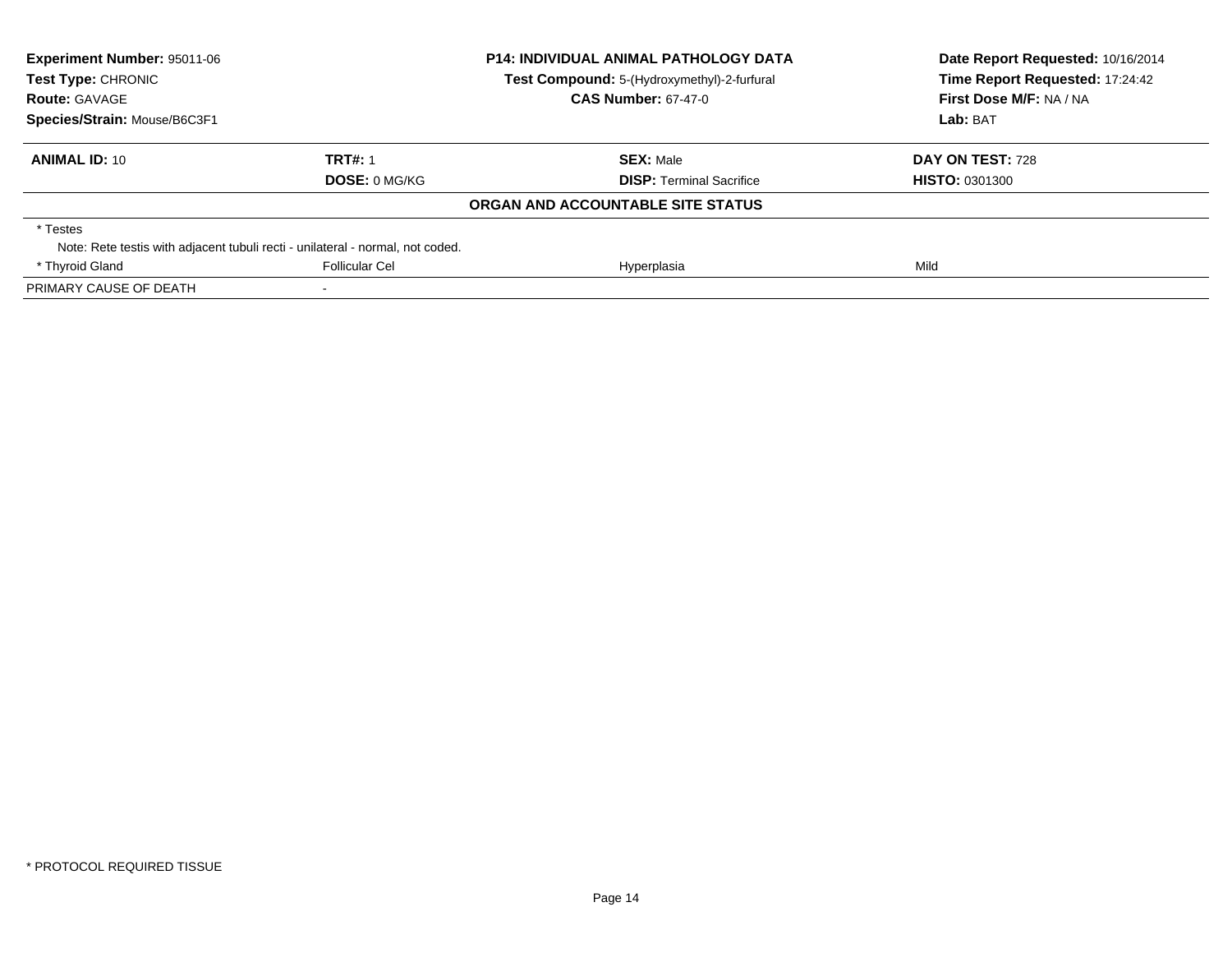**Experiment Number:** 95011-06
**Test Type:** CHRONIC
**Route:** GAVAGE
**Species/Strain:** Mouse/B6C3F1

**P14: INDIVIDUAL ANIMAL PATHOLOGY DATA**
**Test Compound:** 5-(Hydroxymethyl)-2-furfural
**CAS Number:** 67-47-0

**Date Report Requested:** 10/16/2014
**Time Report Requested:** 17:24:42
**First Dose M/F:** NA / NA
**Lab:** BAT

| **ANIMAL ID:** 10 | **TRT#:** 1 | **SEX:** Male | **DAY ON TEST:** 728 |
|---|---|---|---|
| | **DOSE:** 0 MG/KG | **DISP:** Terminal Sacrifice | **HISTO:** 0301300 |

**ORGAN AND ACCOUNTABLE SITE STATUS**

| | | | |
|---|---|---|---|
| * Testes | | | |
| Note: Rete testis with adjacent tubuli recti - unilateral - normal, not coded. | | | |
| * Thyroid Gland | Follicular Cel | Hyperplasia | Mild |
| PRIMARY CAUSE OF DEATH | - | | |

* PROTOCOL REQUIRED TISSUE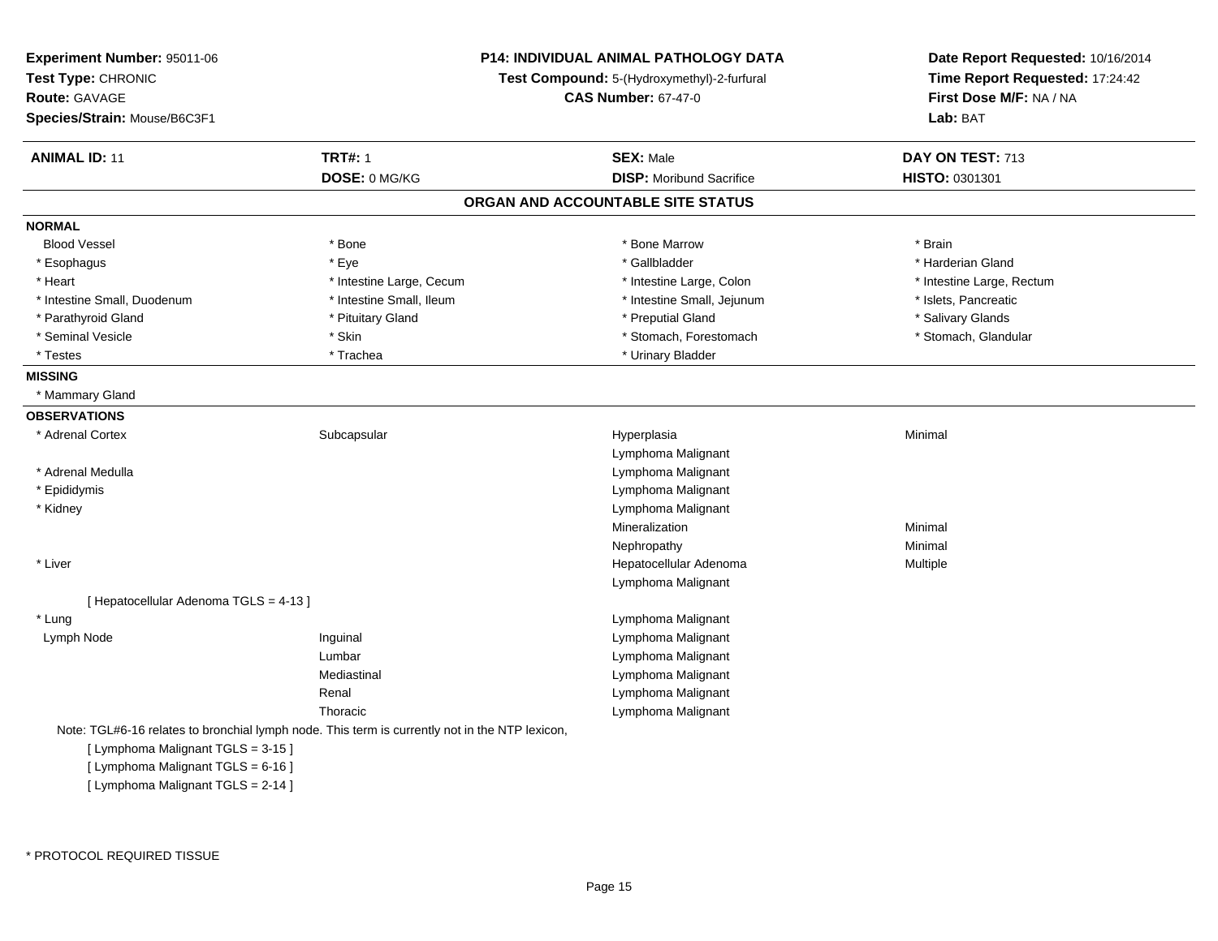**Experiment Number:** 95011-06
**Test Type:** CHRONIC
**Route:** GAVAGE
**Species/Strain:** Mouse/B6C3F1

**P14: INDIVIDUAL ANIMAL PATHOLOGY DATA**
**Test Compound:** 5-(Hydroxymethyl)-2-furfural
**CAS Number:** 67-47-0

**Date Report Requested:** 10/16/2014
**Time Report Requested:** 17:24:42
**First Dose M/F:** NA / NA
**Lab:** BAT

| **ANIMAL ID:** 11 | **TRT#:** 1 | **SEX:** Male | **DAY ON TEST:** 713 |
|---|---|---|---|
| | **DOSE:** 0 MG/KG | **DISP:** Moribund Sacrifice | **HISTO:** 0301301 |

## ORGAN AND ACCOUNTABLE SITE STATUS

**NORMAL**

| | | | |
|---|---|---|---|
| Blood Vessel | * Bone | * Bone Marrow | * Brain |
| * Esophagus | * Eye | * Gallbladder | * Harderian Gland |
| * Heart | * Intestine Large, Cecum | * Intestine Large, Colon | * Intestine Large, Rectum |
| * Intestine Small, Duodenum | * Intestine Small, Ileum | * Intestine Small, Jejunum | * Islets, Pancreatic |
| * Parathyroid Gland | * Pituitary Gland | * Preputial Gland | * Salivary Glands |
| * Seminal Vesicle | * Skin | * Stomach, Forestomach | * Stomach, Glandular |
| * Testes | * Trachea | * Urinary Bladder | |

**MISSING**

* Mammary Gland

**OBSERVATIONS**

| | | | |
|---|---|---|---|
| * Adrenal Cortex | Subcapsular | Hyperplasia | Minimal |
| | | Lymphoma Malignant | |
| * Adrenal Medulla | | Lymphoma Malignant | |
| * Epididymis | | Lymphoma Malignant | |
| * Kidney | | Lymphoma Malignant | |
| | | Mineralization | Minimal |
| | | Nephropathy | Minimal |
| * Liver | | Hepatocellular Adenoma | Multiple |
| | | Lymphoma Malignant | |
| [ Hepatocellular Adenoma TGLS = 4-13 ] | | | |
| * Lung | | Lymphoma Malignant | |
| Lymph Node | Inguinal | Lymphoma Malignant | |
| | Lumbar | Lymphoma Malignant | |
| | Mediastinal | Lymphoma Malignant | |
| | Renal | Lymphoma Malignant | |
| | Thoracic | Lymphoma Malignant | |

Note: TGL#6-16 relates to bronchial lymph node. This term is currently not in the NTP lexicon,

[ Lymphoma Malignant TGLS = 3-15 ]
[ Lymphoma Malignant TGLS = 6-16 ]
[ Lymphoma Malignant TGLS = 2-14 ]

* PROTOCOL REQUIRED TISSUE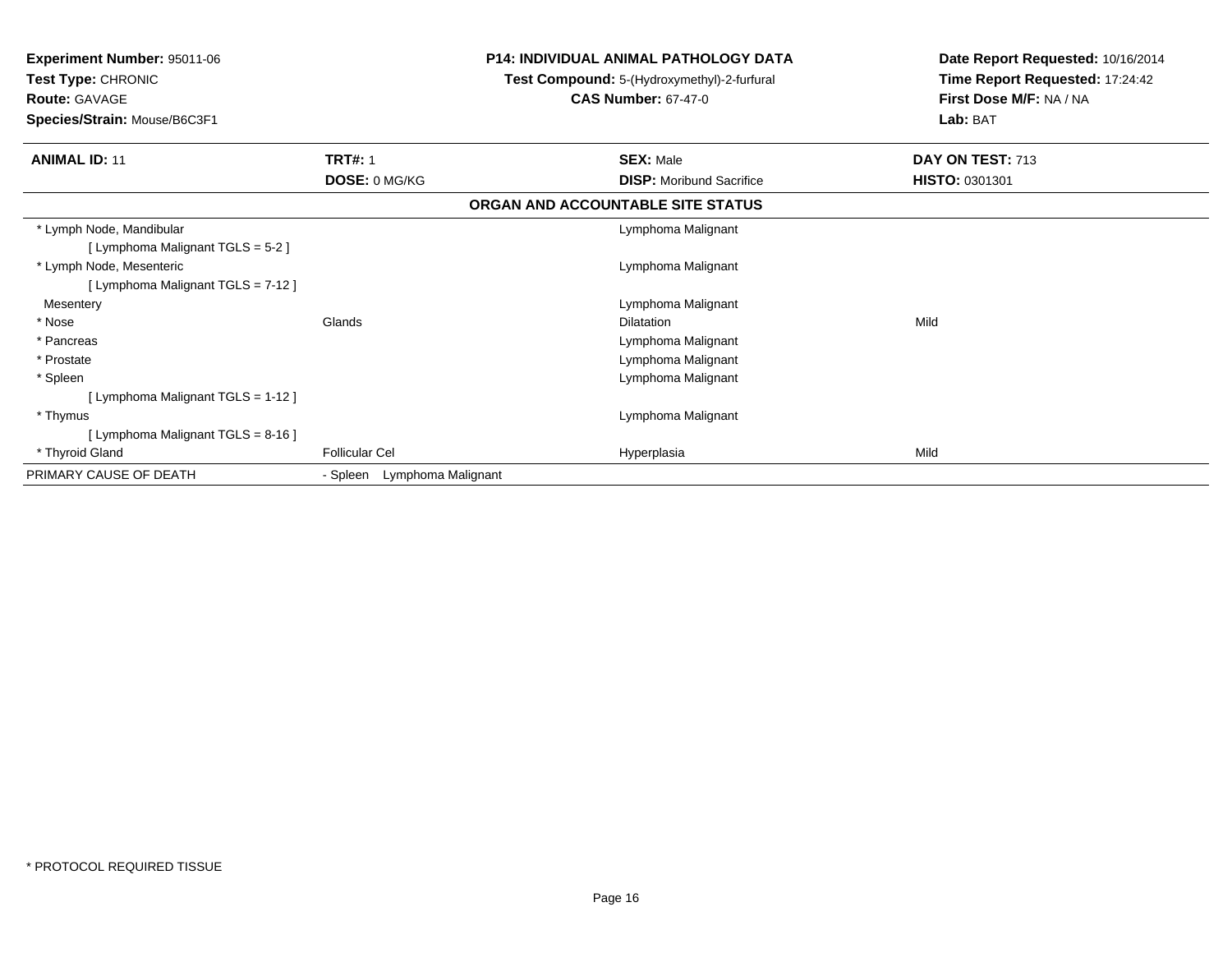**Experiment Number:** 95011-06
**Test Type:** CHRONIC
**Route:** GAVAGE
**Species/Strain:** Mouse/B6C3F1

**P14: INDIVIDUAL ANIMAL PATHOLOGY DATA**
**Test Compound:** 5-(Hydroxymethyl)-2-furfural
**CAS Number:** 67-47-0

**Date Report Requested:** 10/16/2014
**Time Report Requested:** 17:24:42
**First Dose M/F:** NA / NA
**Lab:** BAT

| **ANIMAL ID:** 11 | **TRT#:** 1 | **SEX:** Male | **DAY ON TEST:** 713 |
|---|---|---|---|
| | **DOSE:** 0 MG/KG | **DISP:** Moribund Sacrifice | **HISTO:** 0301301 |

**ORGAN AND ACCOUNTABLE SITE STATUS**

| | | | |
|---|---|---|---|
| * Lymph Node, Mandibular | | Lymphoma Malignant | |
| [ Lymphoma Malignant TGLS = 5-2 ] | | | |
| * Lymph Node, Mesenteric | | Lymphoma Malignant | |
| [ Lymphoma Malignant TGLS = 7-12 ] | | | |
| Mesentery | | Lymphoma Malignant | |
| * Nose | Glands | Dilatation | Mild |
| * Pancreas | | Lymphoma Malignant | |
| * Prostate | | Lymphoma Malignant | |
| * Spleen | | Lymphoma Malignant | |
| [ Lymphoma Malignant TGLS = 1-12 ] | | | |
| * Thymus | | Lymphoma Malignant | |
| [ Lymphoma Malignant TGLS = 8-16 ] | | | |
| * Thyroid Gland | Follicular Cel | Hyperplasia | Mild |
| PRIMARY CAUSE OF DEATH | - Spleen Lymphoma Malignant | | |

* PROTOCOL REQUIRED TISSUE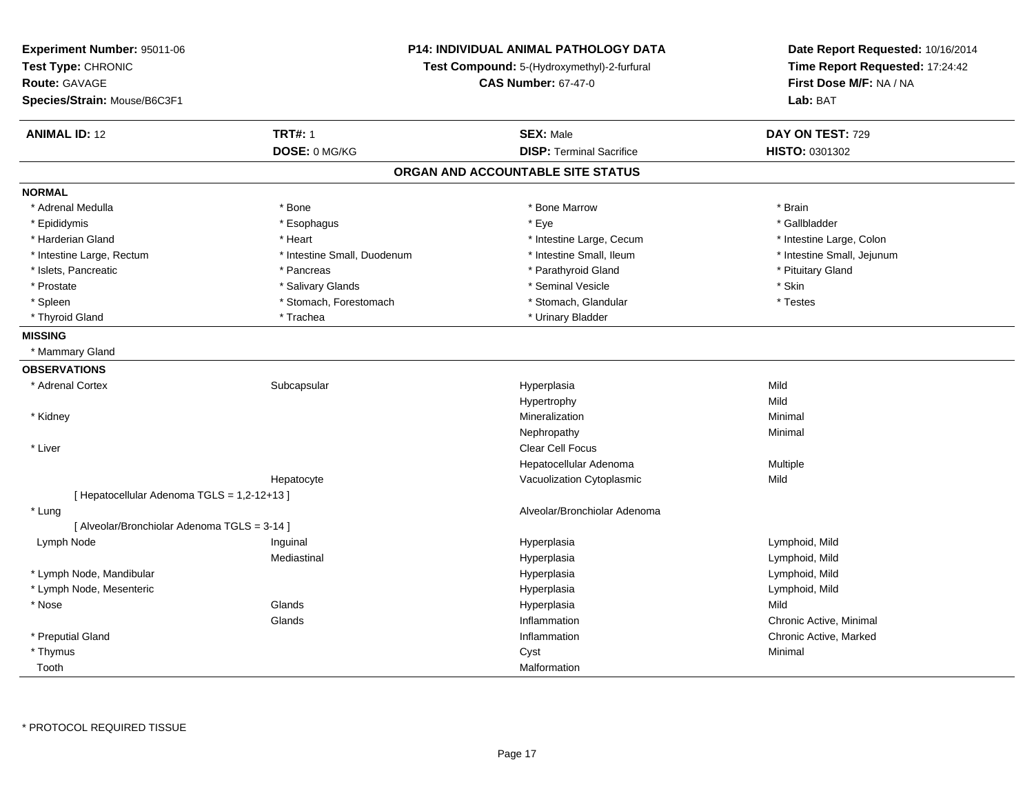**Experiment Number:** 95011-06
**Test Type:** CHRONIC
**Route:** GAVAGE
**Species/Strain:** Mouse/B6C3F1

**P14: INDIVIDUAL ANIMAL PATHOLOGY DATA**
**Test Compound:** 5-(Hydroxymethyl)-2-furfural
**CAS Number:** 67-47-0

**Date Report Requested:** 10/16/2014
**Time Report Requested:** 17:24:42
**First Dose M/F:** NA / NA
**Lab:** BAT

| **ANIMAL ID:** 12 | **TRT#:** 1 | **SEX:** Male | **DAY ON TEST:** 729 |
|---|---|---|---|
| | **DOSE:** 0 MG/KG | **DISP:** Terminal Sacrifice | **HISTO:** 0301302 |

## ORGAN AND ACCOUNTABLE SITE STATUS

**NORMAL**

| | | | |
|---|---|---|---|
| * Adrenal Medulla | * Bone | * Bone Marrow | * Brain |
| * Epididymis | * Esophagus | * Eye | * Gallbladder |
| * Harderian Gland | * Heart | * Intestine Large, Cecum | * Intestine Large, Colon |
| * Intestine Large, Rectum | * Intestine Small, Duodenum | * Intestine Small, Ileum | * Intestine Small, Jejunum |
| * Islets, Pancreatic | * Pancreas | * Parathyroid Gland | * Pituitary Gland |
| * Prostate | * Salivary Glands | * Seminal Vesicle | * Skin |
| * Spleen | * Stomach, Forestomach | * Stomach, Glandular | * Testes |
| * Thyroid Gland | * Trachea | * Urinary Bladder | |

**MISSING**

* Mammary Gland

**OBSERVATIONS**

| | | | |
|---|---|---|---|
| * Adrenal Cortex | Subcapsular | Hyperplasia | Mild |
| | | Hypertrophy | Mild |
| * Kidney | | Mineralization | Minimal |
| | | Nephropathy | Minimal |
| * Liver | | Clear Cell Focus | |
| | | Hepatocellular Adenoma | Multiple |
| | Hepatocyte | Vacuolization Cytoplasmic | Mild |
| [ Hepatocellular Adenoma TGLS = 1,2-12+13 ] | | | |
| * Lung | | Alveolar/Bronchiolar Adenoma | |
| [ Alveolar/Bronchiolar Adenoma TGLS = 3-14 ] | | | |
| Lymph Node | Inguinal | Hyperplasia | Lymphoid, Mild |
| | Mediastinal | Hyperplasia | Lymphoid, Mild |
| * Lymph Node, Mandibular | | Hyperplasia | Lymphoid, Mild |
| * Lymph Node, Mesenteric | | Hyperplasia | Lymphoid, Mild |
| * Nose | Glands | Hyperplasia | Mild |
| | Glands | Inflammation | Chronic Active, Minimal |
| * Preputial Gland | | Inflammation | Chronic Active, Marked |
| * Thymus | | Cyst | Minimal |
| Tooth | | Malformation | |

* PROTOCOL REQUIRED TISSUE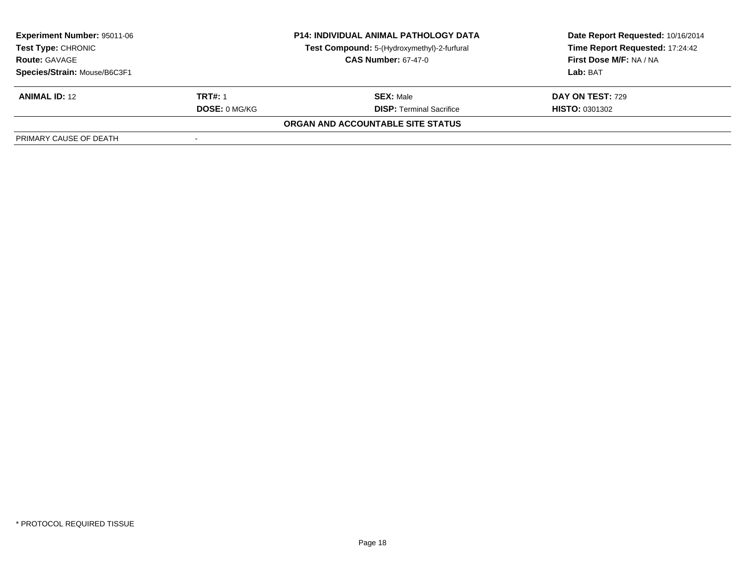| **Experiment Number:** 95011-06 | **P14: INDIVIDUAL ANIMAL PATHOLOGY DATA** | **Date Report Requested:** 10/16/2014 |
|---|---|---|
| **Test Type:** CHRONIC | **Test Compound:** 5-(Hydroxymethyl)-2-furfural | **Time Report Requested:** 17:24:42 |
| **Route:** GAVAGE | **CAS Number:** 67-47-0 | **First Dose M/F:** NA / NA |
| **Species/Strain:** Mouse/B6C3F1 | | **Lab:** BAT |

| **ANIMAL ID:** 12 | **TRT#:** 1 | **SEX:** Male | **DAY ON TEST:** 729 |
|---|---|---|---|
| | **DOSE:** 0 MG/KG | **DISP:** Terminal Sacrifice | **HISTO:** 0301302 |

**ORGAN AND ACCOUNTABLE SITE STATUS**

| PRIMARY CAUSE OF DEATH | - |
|---|---|

\* PROTOCOL REQUIRED TISSUE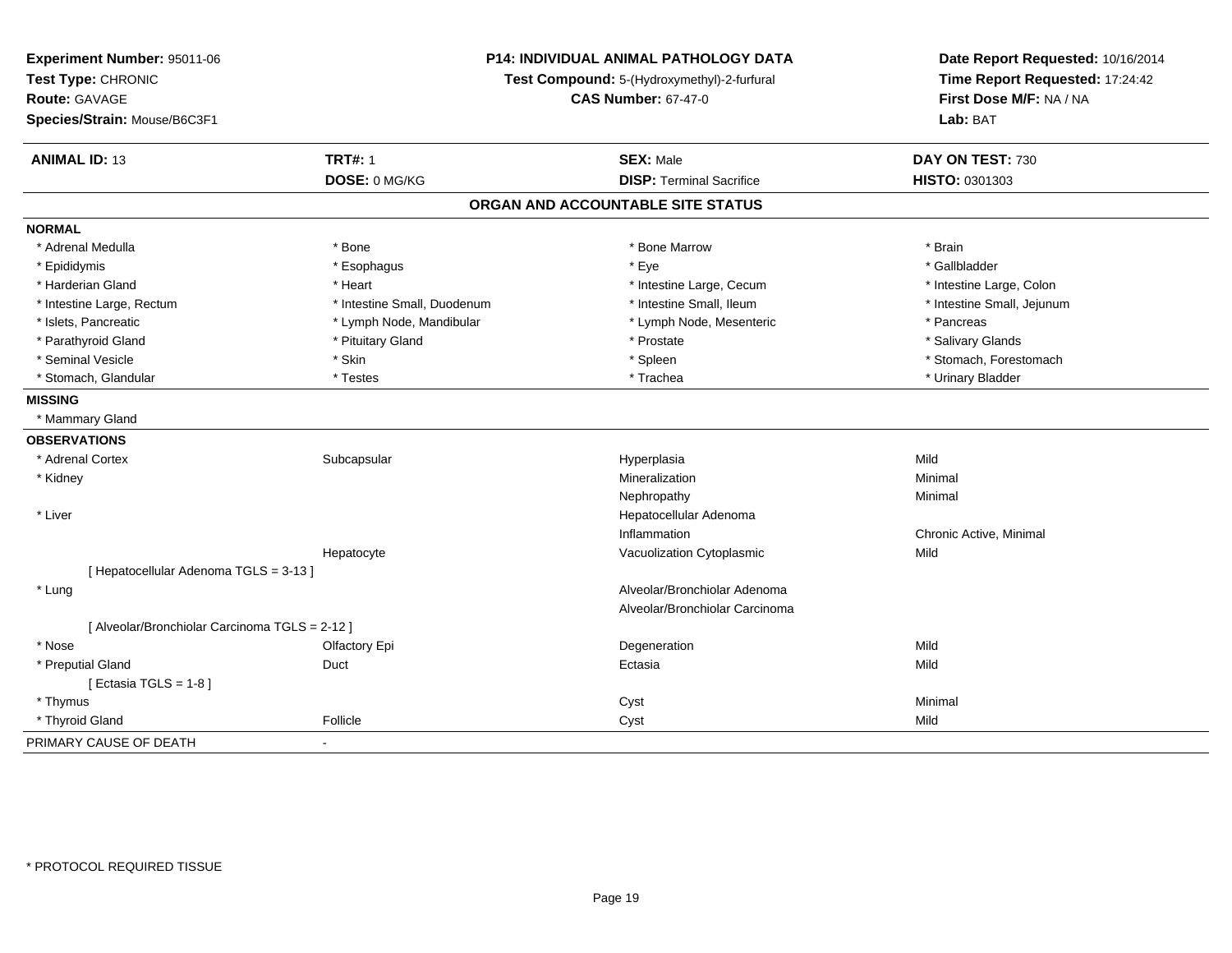**Experiment Number:** 95011-06
**Test Type:** CHRONIC
**Route:** GAVAGE
**Species/Strain:** Mouse/B6C3F1

**P14: INDIVIDUAL ANIMAL PATHOLOGY DATA**
**Test Compound:** 5-(Hydroxymethyl)-2-furfural
**CAS Number:** 67-47-0

**Date Report Requested:** 10/16/2014
**Time Report Requested:** 17:24:42
**First Dose M/F:** NA / NA
**Lab:** BAT

| **ANIMAL ID:** 13 | **TRT#:** 1 | **SEX:** Male | **DAY ON TEST:** 730 |
|---|---|---|---|
| | **DOSE:** 0 MG/KG | **DISP:** Terminal Sacrifice | **HISTO:** 0301303 |

## ORGAN AND ACCOUNTABLE SITE STATUS

**NORMAL**

| | | | |
|---|---|---|---|
| * Adrenal Medulla | * Bone | * Bone Marrow | * Brain |
| * Epididymis | * Esophagus | * Eye | * Gallbladder |
| * Harderian Gland | * Heart | * Intestine Large, Cecum | * Intestine Large, Colon |
| * Intestine Large, Rectum | * Intestine Small, Duodenum | * Intestine Small, Ileum | * Intestine Small, Jejunum |
| * Islets, Pancreatic | * Lymph Node, Mandibular | * Lymph Node, Mesenteric | * Pancreas |
| * Parathyroid Gland | * Pituitary Gland | * Prostate | * Salivary Glands |
| * Seminal Vesicle | * Skin | * Spleen | * Stomach, Forestomach |
| * Stomach, Glandular | * Testes | * Trachea | * Urinary Bladder |

**MISSING**

* Mammary Gland

**OBSERVATIONS**

| | | | |
|---|---|---|---|
| * Adrenal Cortex | Subcapsular | Hyperplasia | Mild |
| * Kidney | | Mineralization | Minimal |
| | | Nephropathy | Minimal |
| * Liver | | Hepatocellular Adenoma | |
| | | Inflammation | Chronic Active, Minimal |
| | Hepatocyte | Vacuolization Cytoplasmic | Mild |
| [ Hepatocellular Adenoma TGLS = 3-13 ] | | | |
| * Lung | | Alveolar/Bronchiolar Adenoma | |
| | | Alveolar/Bronchiolar Carcinoma | |
| [ Alveolar/Bronchiolar Carcinoma TGLS = 2-12 ] | | | |
| * Nose | Olfactory Epi | Degeneration | Mild |
| * Preputial Gland | Duct | Ectasia | Mild |
| [ Ectasia TGLS = 1-8 ] | | | |
| * Thymus | | Cyst | Minimal |
| * Thyroid Gland | Follicle | Cyst | Mild |

PRIMARY CAUSE OF DEATH -

* PROTOCOL REQUIRED TISSUE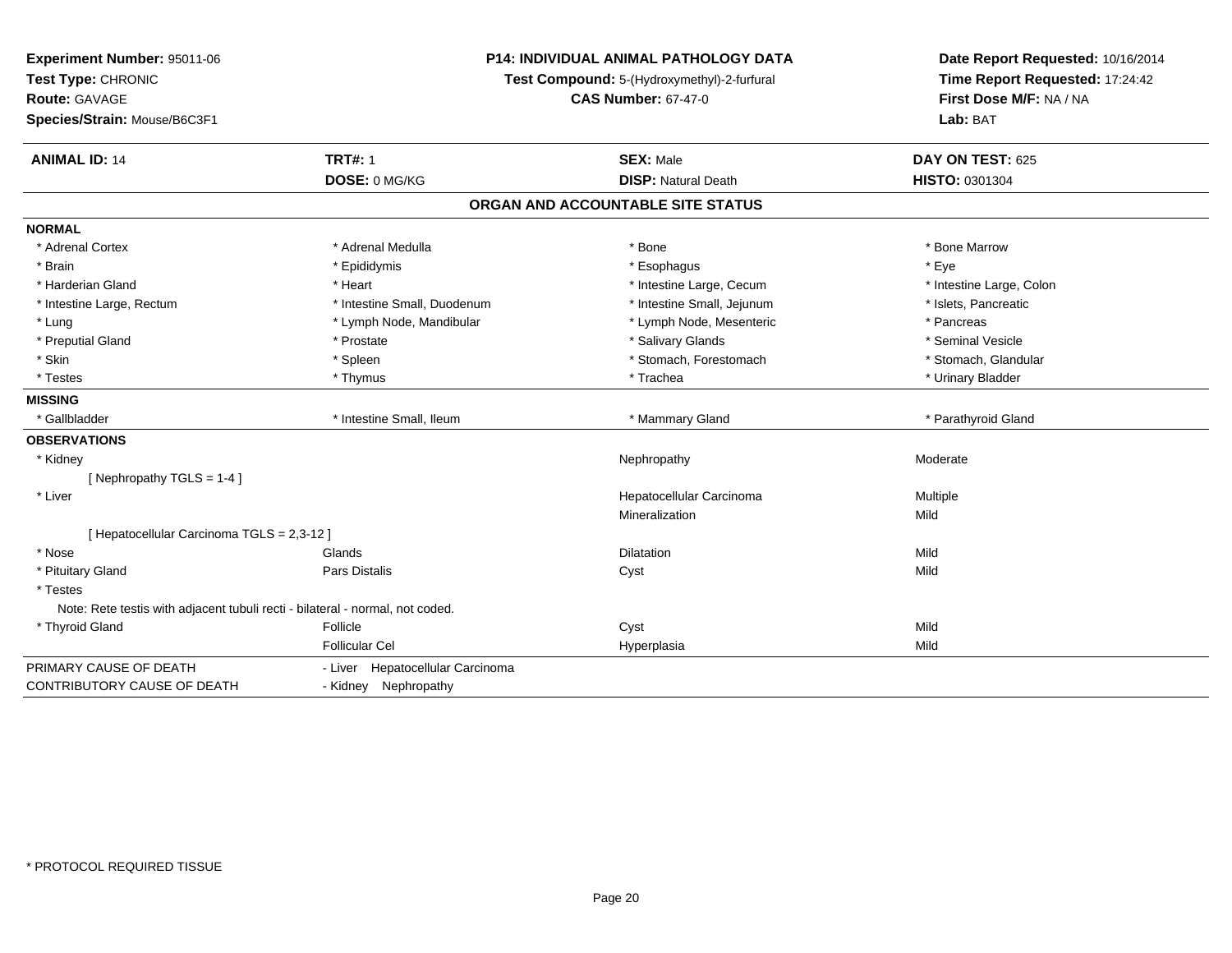**Experiment Number:** 95011-06
**Test Type:** CHRONIC
**Route:** GAVAGE
**Species/Strain:** Mouse/B6C3F1

**P14: INDIVIDUAL ANIMAL PATHOLOGY DATA**
**Test Compound:** 5-(Hydroxymethyl)-2-furfural
**CAS Number:** 67-47-0

**Date Report Requested:** 10/16/2014
**Time Report Requested:** 17:24:42
**First Dose M/F:** NA / NA
**Lab:** BAT

| **ANIMAL ID:** 14 | **TRT#:** 1 | **SEX:** Male | **DAY ON TEST:** 625 |
|---|---|---|---|
| | **DOSE:** 0 MG/KG | **DISP:** Natural Death | **HISTO:** 0301304 |

## ORGAN AND ACCOUNTABLE SITE STATUS

**NORMAL**

| | | | |
|---|---|---|---|
| * Adrenal Cortex | * Adrenal Medulla | * Bone | * Bone Marrow |
| * Brain | * Epididymis | * Esophagus | * Eye |
| * Harderian Gland | * Heart | * Intestine Large, Cecum | * Intestine Large, Colon |
| * Intestine Large, Rectum | * Intestine Small, Duodenum | * Intestine Small, Jejunum | * Islets, Pancreatic |
| * Lung | * Lymph Node, Mandibular | * Lymph Node, Mesenteric | * Pancreas |
| * Preputial Gland | * Prostate | * Salivary Glands | * Seminal Vesicle |
| * Skin | * Spleen | * Stomach, Forestomach | * Stomach, Glandular |
| * Testes | * Thymus | * Trachea | * Urinary Bladder |

**MISSING**

| | | | |
|---|---|---|---|
| * Gallbladder | * Intestine Small, Ileum | * Mammary Gland | * Parathyroid Gland |

**OBSERVATIONS**

| | | | |
|---|---|---|---|
| * Kidney | | Nephropathy | Moderate |
| [ Nephropathy TGLS = 1-4 ] | | | |
| * Liver | | Hepatocellular Carcinoma | Multiple |
| | | Mineralization | Mild |
| [ Hepatocellular Carcinoma TGLS = 2,3-12 ] | | | |
| * Nose | Glands | Dilatation | Mild |
| * Pituitary Gland | Pars Distalis | Cyst | Mild |
| * Testes | | | |
| Note: Rete testis with adjacent tubuli recti - bilateral - normal, not coded. | | | |
| * Thyroid Gland | Follicle | Cyst | Mild |
| | Follicular Cel | Hyperplasia | Mild |

| | |
|---|---|
| PRIMARY CAUSE OF DEATH | - Liver Hepatocellular Carcinoma |
| CONTRIBUTORY CAUSE OF DEATH | - Kidney Nephropathy |

* PROTOCOL REQUIRED TISSUE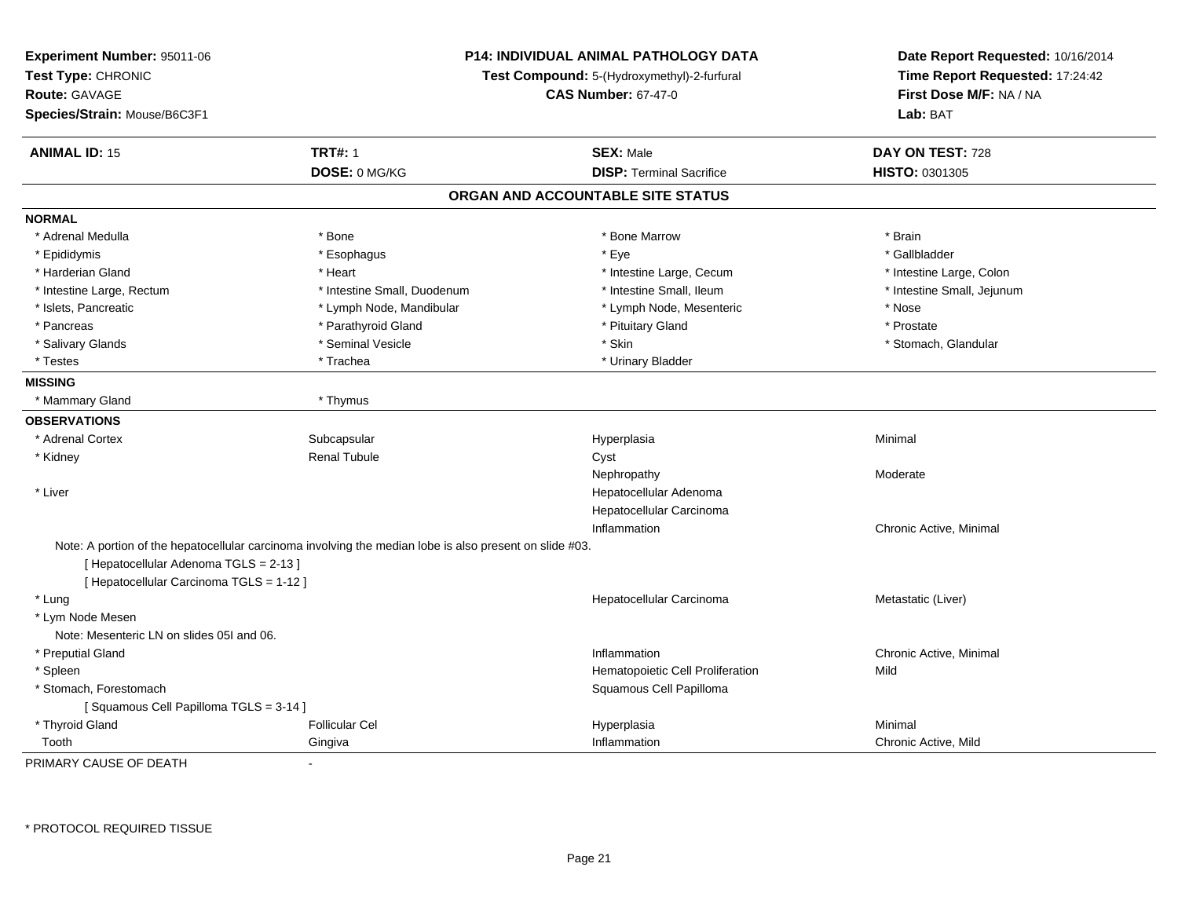**Experiment Number:** 95011-06
**Test Type:** CHRONIC
**Route:** GAVAGE
**Species/Strain:** Mouse/B6C3F1

**P14: INDIVIDUAL ANIMAL PATHOLOGY DATA**
**Test Compound:** 5-(Hydroxymethyl)-2-furfural
**CAS Number:** 67-47-0

**Date Report Requested:** 10/16/2014
**Time Report Requested:** 17:24:42
**First Dose M/F:** NA / NA
**Lab:** BAT

| **ANIMAL ID:** 15 | **TRT#:** 1 | **SEX:** Male | **DAY ON TEST:** 728 |
|---|---|---|---|
| | **DOSE:** 0 MG/KG | **DISP:** Terminal Sacrifice | **HISTO:** 0301305 |

## ORGAN AND ACCOUNTABLE SITE STATUS

**NORMAL**

| | | | |
|---|---|---|---|
| * Adrenal Medulla | * Bone | * Bone Marrow | * Brain |
| * Epididymis | * Esophagus | * Eye | * Gallbladder |
| * Harderian Gland | * Heart | * Intestine Large, Cecum | * Intestine Large, Colon |
| * Intestine Large, Rectum | * Intestine Small, Duodenum | * Intestine Small, Ileum | * Intestine Small, Jejunum |
| * Islets, Pancreatic | * Lymph Node, Mandibular | * Lymph Node, Mesenteric | * Nose |
| * Pancreas | * Parathyroid Gland | * Pituitary Gland | * Prostate |
| * Salivary Glands | * Seminal Vesicle | * Skin | * Stomach, Glandular |
| * Testes | * Trachea | * Urinary Bladder | |

**MISSING**

| | |
|---|---|
| * Mammary Gland | * Thymus |

**OBSERVATIONS**

| | | | |
|---|---|---|---|
| * Adrenal Cortex | Subcapsular | Hyperplasia | Minimal |
| * Kidney | Renal Tubule | Cyst | |
| | | Nephropathy | Moderate |
| * Liver | | Hepatocellular Adenoma | |
| | | Hepatocellular Carcinoma | |
| | | Inflammation | Chronic Active, Minimal |

Note: A portion of the hepatocellular carcinoma involving the median lobe is also present on slide #03.
[ Hepatocellular Adenoma TGLS = 2-13 ]
[ Hepatocellular Carcinoma TGLS = 1-12 ]

| | | | |
|---|---|---|---|
| * Lung | | Hepatocellular Carcinoma | Metastatic (Liver) |
| * Lym Node Mesen | | | |

Note: Mesenteric LN on slides 05I and 06.

| | | | |
|---|---|---|---|
| * Preputial Gland | | Inflammation | Chronic Active, Minimal |
| * Spleen | | Hematopoietic Cell Proliferation | Mild |
| * Stomach, Forestomach | | Squamous Cell Papilloma | |

[ Squamous Cell Papilloma TGLS = 3-14 ]

| | | | |
|---|---|---|---|
| * Thyroid Gland | Follicular Cel | Hyperplasia | Minimal |
| Tooth | Gingiva | Inflammation | Chronic Active, Mild |

PRIMARY CAUSE OF DEATH -

\* PROTOCOL REQUIRED TISSUE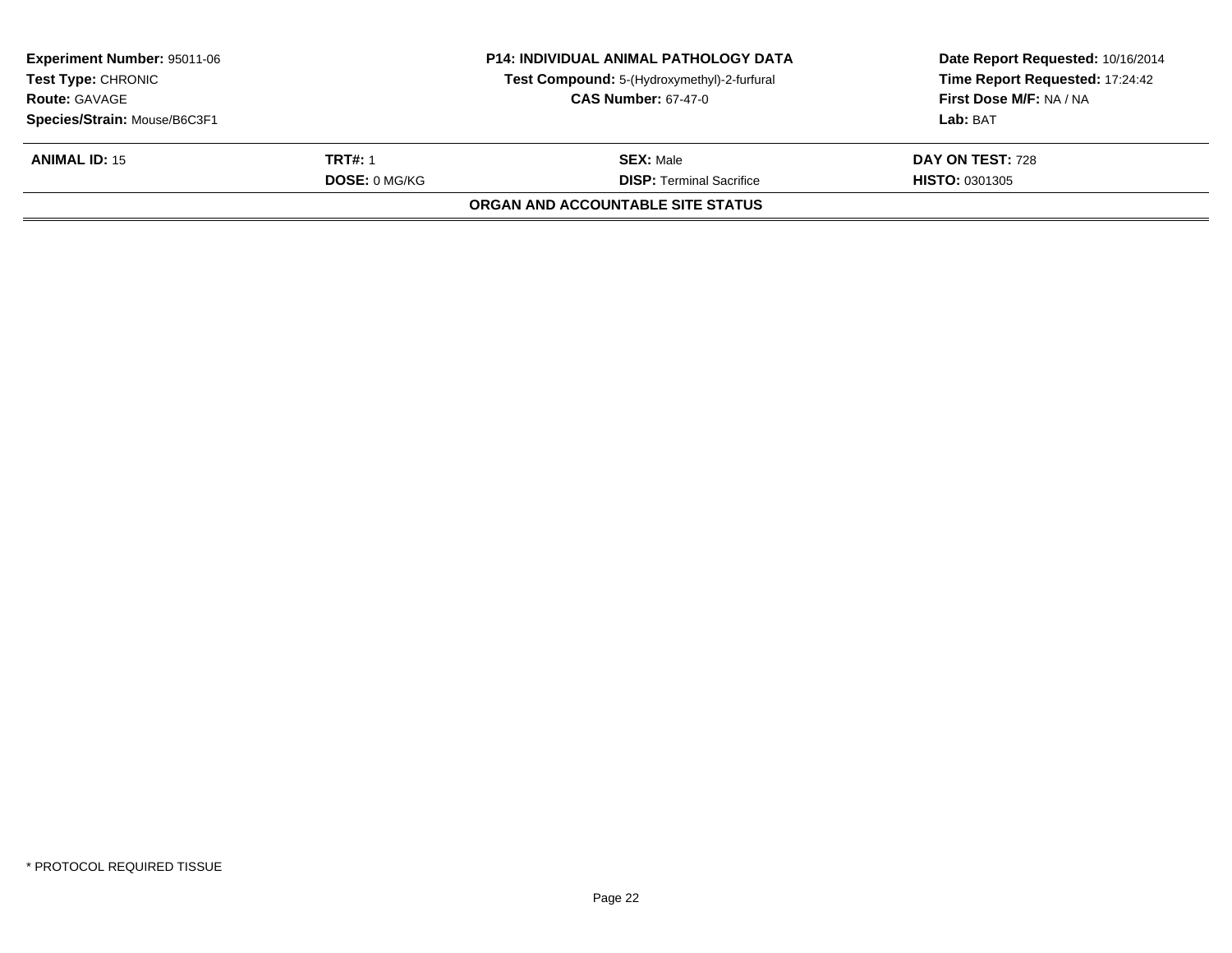| **Experiment Number:** 95011-06 | **P14: INDIVIDUAL ANIMAL PATHOLOGY DATA** | **Date Report Requested:** 10/16/2014 |
|---|---|---|
| **Test Type:** CHRONIC | **Test Compound:** 5-(Hydroxymethyl)-2-furfural | **Time Report Requested:** 17:24:42 |
| **Route:** GAVAGE | **CAS Number:** 67-47-0 | **First Dose M/F:** NA / NA |
| **Species/Strain:** Mouse/B6C3F1 | | **Lab:** BAT |

| **ANIMAL ID:** 15 | **TRT#:** 1 | **SEX:** Male | **DAY ON TEST:** 728 |
|---|---|---|---|
| | **DOSE:** 0 MG/KG | **DISP:** Terminal Sacrifice | **HISTO:** 0301305 |

**ORGAN AND ACCOUNTABLE SITE STATUS**

* PROTOCOL REQUIRED TISSUE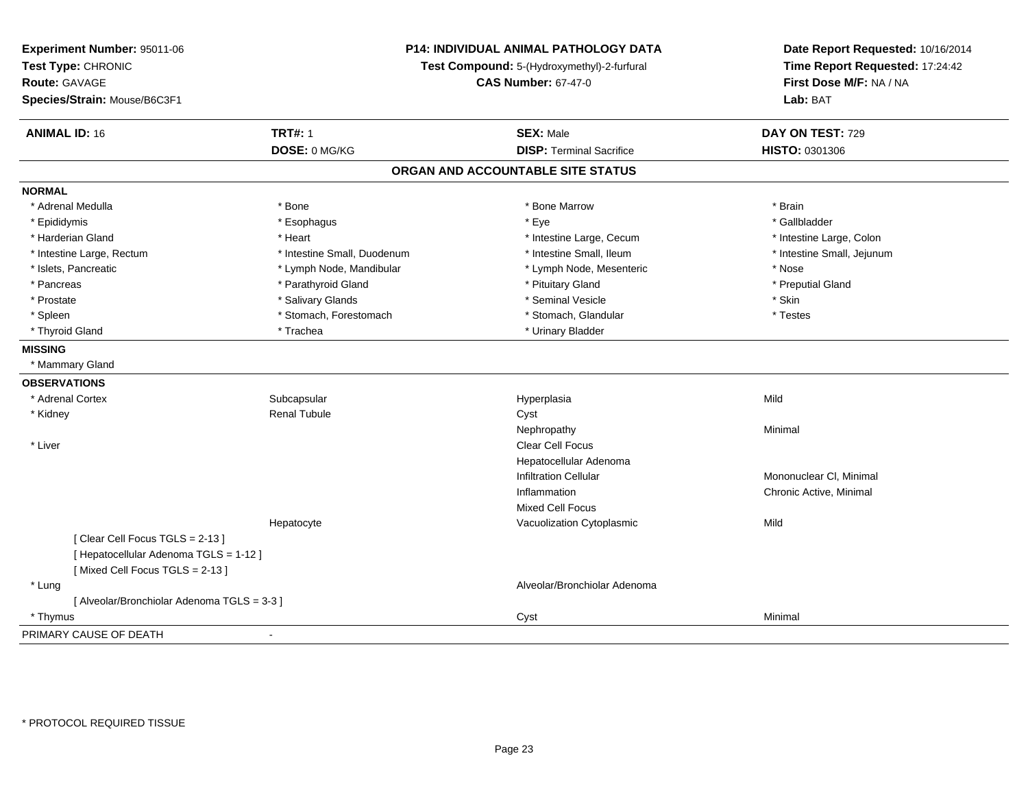**Experiment Number:** 95011-06
**Test Type:** CHRONIC
**Route:** GAVAGE
**Species/Strain:** Mouse/B6C3F1

**P14: INDIVIDUAL ANIMAL PATHOLOGY DATA**
**Test Compound:** 5-(Hydroxymethyl)-2-furfural
**CAS Number:** 67-47-0

**Date Report Requested:** 10/16/2014
**Time Report Requested:** 17:24:42
**First Dose M/F:** NA / NA
**Lab:** BAT

| **ANIMAL ID:** 16 | **TRT#:** 1 | **SEX:** Male | **DAY ON TEST:** 729 |
|---|---|---|---|
| | **DOSE:** 0 MG/KG | **DISP:** Terminal Sacrifice | **HISTO:** 0301306 |

## ORGAN AND ACCOUNTABLE SITE STATUS

**NORMAL**

| | | | |
|---|---|---|---|
| * Adrenal Medulla | * Bone | * Bone Marrow | * Brain |
| * Epididymis | * Esophagus | * Eye | * Gallbladder |
| * Harderian Gland | * Heart | * Intestine Large, Cecum | * Intestine Large, Colon |
| * Intestine Large, Rectum | * Intestine Small, Duodenum | * Intestine Small, Ileum | * Intestine Small, Jejunum |
| * Islets, Pancreatic | * Lymph Node, Mandibular | * Lymph Node, Mesenteric | * Nose |
| * Pancreas | * Parathyroid Gland | * Pituitary Gland | * Preputial Gland |
| * Prostate | * Salivary Glands | * Seminal Vesicle | * Skin |
| * Spleen | * Stomach, Forestomach | * Stomach, Glandular | * Testes |
| * Thyroid Gland | * Trachea | * Urinary Bladder | |

**MISSING**

* Mammary Gland

**OBSERVATIONS**

| | | | |
|---|---|---|---|
| * Adrenal Cortex | Subcapsular | Hyperplasia | Mild |
| * Kidney | Renal Tubule | Cyst | |
| | | Nephropathy | Minimal |
| * Liver | | Clear Cell Focus | |
| | | Hepatocellular Adenoma | |
| | | Infiltration Cellular | Mononuclear Cl, Minimal |
| | | Inflammation | Chronic Active, Minimal |
| | | Mixed Cell Focus | |
| | Hepatocyte | Vacuolization Cytoplasmic | Mild |
| [ Clear Cell Focus TGLS = 2-13 ] | | | |
| [ Hepatocellular Adenoma TGLS = 1-12 ] | | | |
| [ Mixed Cell Focus TGLS = 2-13 ] | | | |
| * Lung | | Alveolar/Bronchiolar Adenoma | |
| [ Alveolar/Bronchiolar Adenoma TGLS = 3-3 ] | | | |
| * Thymus | | Cyst | Minimal |

PRIMARY CAUSE OF DEATH -

* PROTOCOL REQUIRED TISSUE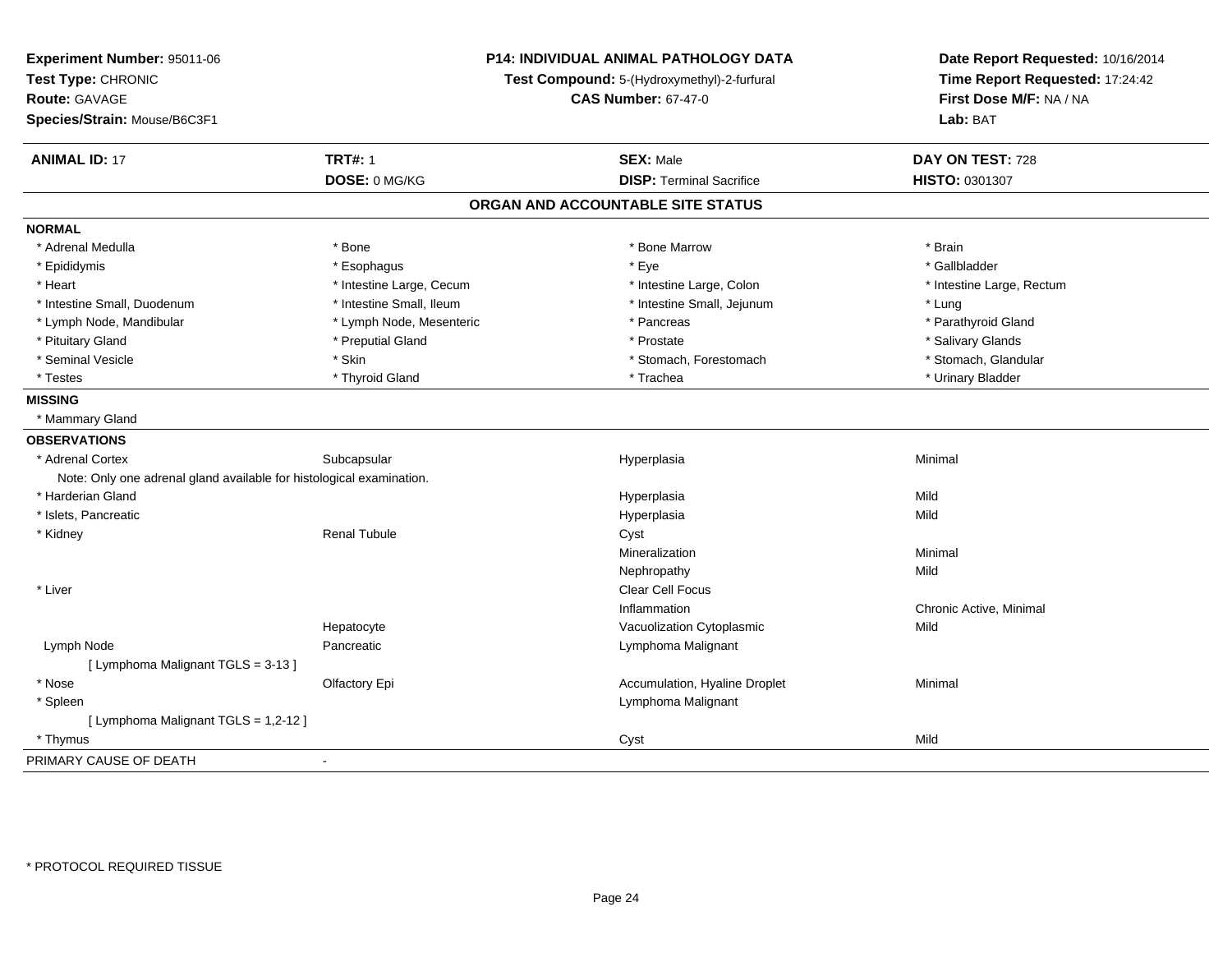**Experiment Number:** 95011-06
**Test Type:** CHRONIC
**Route:** GAVAGE
**Species/Strain:** Mouse/B6C3F1

**P14: INDIVIDUAL ANIMAL PATHOLOGY DATA**
**Test Compound:** 5-(Hydroxymethyl)-2-furfural
**CAS Number:** 67-47-0

**Date Report Requested:** 10/16/2014
**Time Report Requested:** 17:24:42
**First Dose M/F:** NA / NA
**Lab:** BAT

| **ANIMAL ID:** 17 | **TRT#:** 1 | **SEX:** Male | **DAY ON TEST:** 728 |
|---|---|---|---|
| | **DOSE:** 0 MG/KG | **DISP:** Terminal Sacrifice | **HISTO:** 0301307 |

## ORGAN AND ACCOUNTABLE SITE STATUS

**NORMAL**

| | | | |
|---|---|---|---|
| * Adrenal Medulla | * Bone | * Bone Marrow | * Brain |
| * Epididymis | * Esophagus | * Eye | * Gallbladder |
| * Heart | * Intestine Large, Cecum | * Intestine Large, Colon | * Intestine Large, Rectum |
| * Intestine Small, Duodenum | * Intestine Small, Ileum | * Intestine Small, Jejunum | * Lung |
| * Lymph Node, Mandibular | * Lymph Node, Mesenteric | * Pancreas | * Parathyroid Gland |
| * Pituitary Gland | * Preputial Gland | * Prostate | * Salivary Glands |
| * Seminal Vesicle | * Skin | * Stomach, Forestomach | * Stomach, Glandular |
| * Testes | * Thyroid Gland | * Trachea | * Urinary Bladder |

**MISSING**

* Mammary Gland

**OBSERVATIONS**

| | | | |
|---|---|---|---|
| * Adrenal Cortex | Subcapsular | Hyperplasia | Minimal |
| Note: Only one adrenal gland available for histological examination. | | | |
| * Harderian Gland | | Hyperplasia | Mild |
| * Islets, Pancreatic | | Hyperplasia | Mild |
| * Kidney | Renal Tubule | Cyst | |
| | | Mineralization | Minimal |
| | | Nephropathy | Mild |
| * Liver | | Clear Cell Focus | |
| | | Inflammation | Chronic Active, Minimal |
| | Hepatocyte | Vacuolization Cytoplasmic | Mild |
| Lymph Node | Pancreatic | Lymphoma Malignant | |
| [ Lymphoma Malignant TGLS = 3-13 ] | | | |
| * Nose | Olfactory Epi | Accumulation, Hyaline Droplet | Minimal |
| * Spleen | | Lymphoma Malignant | |
| [ Lymphoma Malignant TGLS = 1,2-12 ] | | | |
| * Thymus | | Cyst | Mild |

PRIMARY CAUSE OF DEATH -

* PROTOCOL REQUIRED TISSUE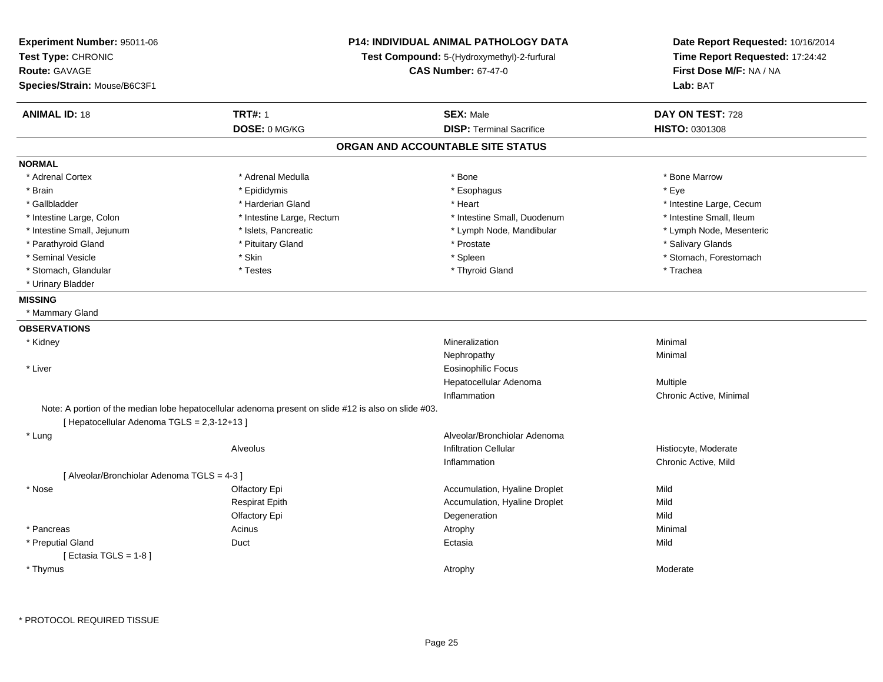**Experiment Number:** 95011-06
**Test Type:** CHRONIC
**Route:** GAVAGE
**Species/Strain:** Mouse/B6C3F1

**P14: INDIVIDUAL ANIMAL PATHOLOGY DATA**
**Test Compound:** 5-(Hydroxymethyl)-2-furfural
**CAS Number:** 67-47-0

**Date Report Requested:** 10/16/2014
**Time Report Requested:** 17:24:42
**First Dose M/F:** NA / NA
**Lab:** BAT

| **ANIMAL ID:** 18 | **TRT#:** 1 | **SEX:** Male | **DAY ON TEST:** 728 |
|---|---|---|---|
| | **DOSE:** 0 MG/KG | **DISP:** Terminal Sacrifice | **HISTO:** 0301308 |

## ORGAN AND ACCOUNTABLE SITE STATUS

**NORMAL**

| | | | |
|---|---|---|---|
| * Adrenal Cortex | * Adrenal Medulla | * Bone | * Bone Marrow |
| * Brain | * Epididymis | * Esophagus | * Eye |
| * Gallbladder | * Harderian Gland | * Heart | * Intestine Large, Cecum |
| * Intestine Large, Colon | * Intestine Large, Rectum | * Intestine Small, Duodenum | * Intestine Small, Ileum |
| * Intestine Small, Jejunum | * Islets, Pancreatic | * Lymph Node, Mandibular | * Lymph Node, Mesenteric |
| * Parathyroid Gland | * Pituitary Gland | * Prostate | * Salivary Glands |
| * Seminal Vesicle | * Skin | * Spleen | * Stomach, Forestomach |
| * Stomach, Glandular | * Testes | * Thyroid Gland | * Trachea |
| * Urinary Bladder | | | |

**MISSING**

* Mammary Gland

**OBSERVATIONS**

| Organ | Site | Observation | Severity |
|---|---|---|---|
| * Kidney | | Mineralization | Minimal |
| | | Nephropathy | Minimal |
| * Liver | | Eosinophilic Focus | |
| | | Hepatocellular Adenoma | Multiple |
| | | Inflammation | Chronic Active, Minimal |

Note: A portion of the median lobe hepatocellular adenoma present on slide #12 is also on slide #03.
[ Hepatocellular Adenoma TGLS = 2,3-12+13 ]

| Organ | Site | Observation | Severity |
|---|---|---|---|
| * Lung | | Alveolar/Bronchiolar Adenoma | |
| | Alveolus | Infiltration Cellular | Histiocyte, Moderate |
| | | Inflammation | Chronic Active, Mild |

[ Alveolar/Bronchiolar Adenoma TGLS = 4-3 ]

| Organ | Site | Observation | Severity |
|---|---|---|---|
| * Nose | Olfactory Epi | Accumulation, Hyaline Droplet | Mild |
| | Respirat Epith | Accumulation, Hyaline Droplet | Mild |
| | Olfactory Epi | Degeneration | Mild |
| * Pancreas | Acinus | Atrophy | Minimal |
| * Preputial Gland | Duct | Ectasia | Mild |

[ Ectasia TGLS = 1-8 ]

| Organ | Site | Observation | Severity |
|---|---|---|---|
| * Thymus | | Atrophy | Moderate |

* PROTOCOL REQUIRED TISSUE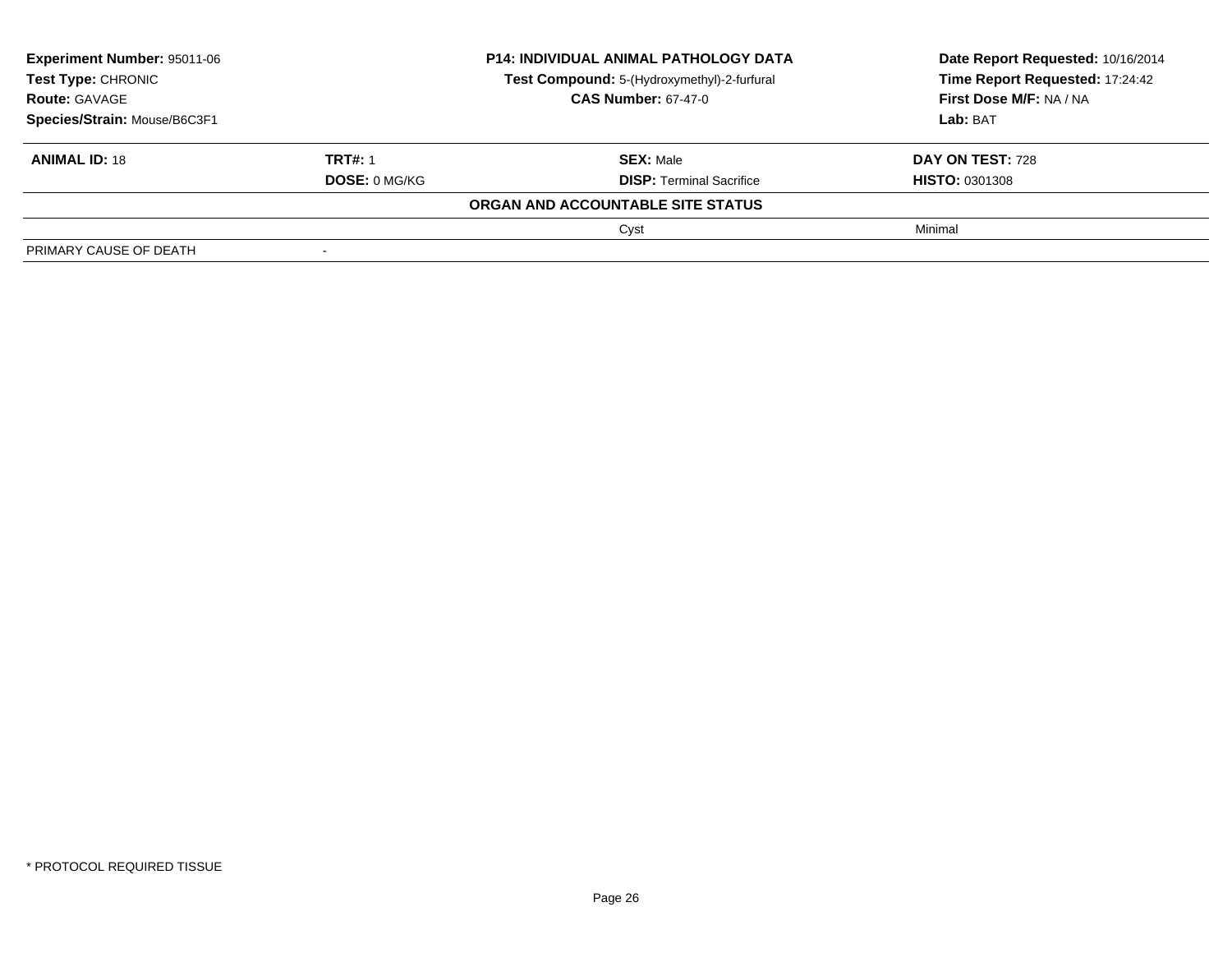| **Experiment Number:** 95011-06 | **P14: INDIVIDUAL ANIMAL PATHOLOGY DATA** | **Date Report Requested:** 10/16/2014 |
|---|---|---|
| **Test Type:** CHRONIC | **Test Compound:** 5-(Hydroxymethyl)-2-furfural | **Time Report Requested:** 17:24:42 |
| **Route:** GAVAGE | **CAS Number:** 67-47-0 | **First Dose M/F:** NA / NA |
| **Species/Strain:** Mouse/B6C3F1 | | **Lab:** BAT |

| **ANIMAL ID:** 18 | **TRT#:** 1 | **SEX:** Male | **DAY ON TEST:** 728 |
|---|---|---|---|
| | **DOSE:** 0 MG/KG | **DISP:** Terminal Sacrifice | **HISTO:** 0301308 |
| | | **ORGAN AND ACCOUNTABLE SITE STATUS** | |
| | | Cyst | Minimal |
| PRIMARY CAUSE OF DEATH | - | | |

* PROTOCOL REQUIRED TISSUE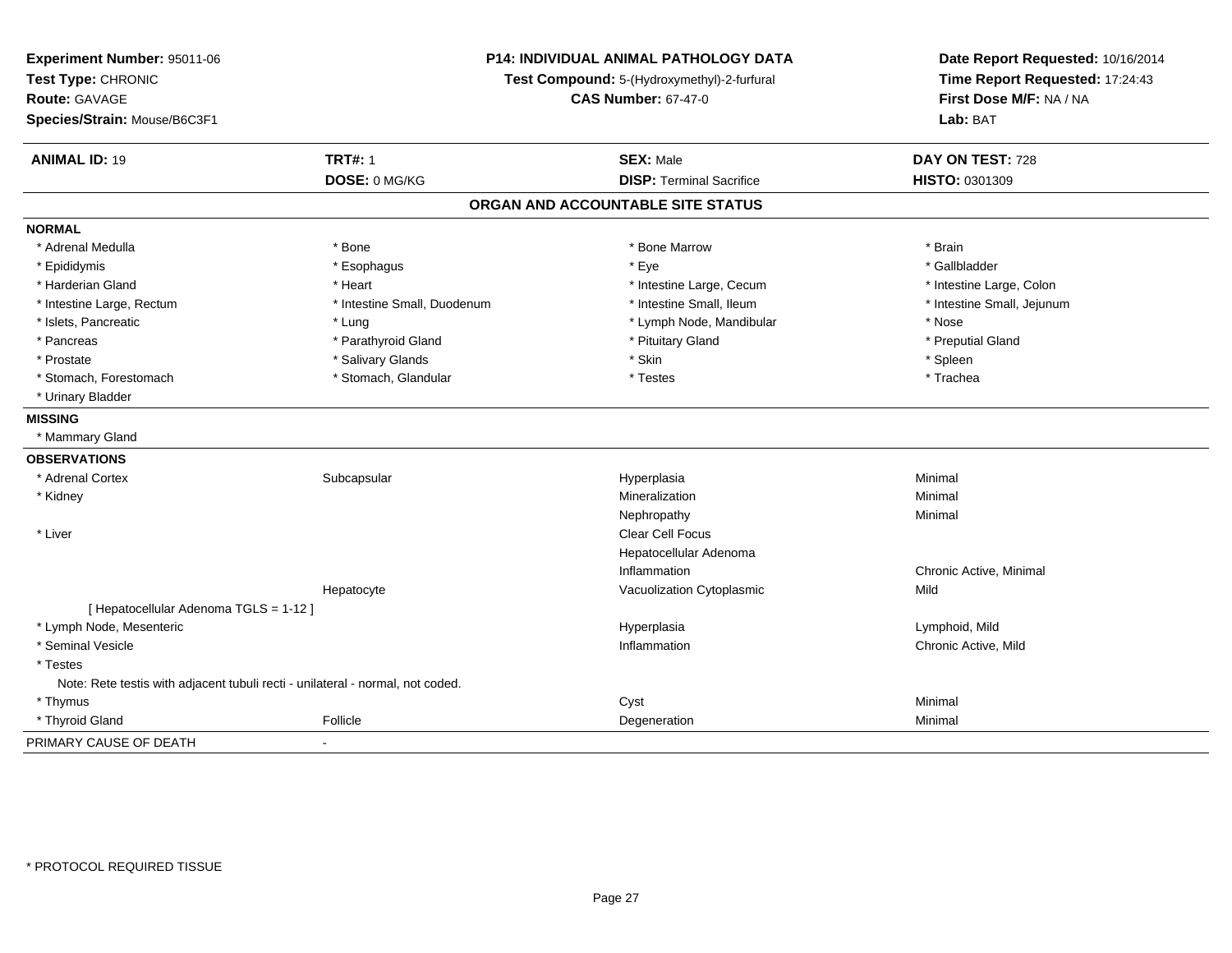**Experiment Number:** 95011-06
**Test Type:** CHRONIC
**Route:** GAVAGE
**Species/Strain:** Mouse/B6C3F1

**P14: INDIVIDUAL ANIMAL PATHOLOGY DATA**
**Test Compound:** 5-(Hydroxymethyl)-2-furfural
**CAS Number:** 67-47-0

**Date Report Requested:** 10/16/2014
**Time Report Requested:** 17:24:43
**First Dose M/F:** NA / NA
**Lab:** BAT

| **ANIMAL ID:** 19 | **TRT#:** 1 | **SEX:** Male | **DAY ON TEST:** 728 |
|---|---|---|---|
| | **DOSE:** 0 MG/KG | **DISP:** Terminal Sacrifice | **HISTO:** 0301309 |

## ORGAN AND ACCOUNTABLE SITE STATUS

**NORMAL**

| | | | |
|---|---|---|---|
| * Adrenal Medulla | * Bone | * Bone Marrow | * Brain |
| * Epididymis | * Esophagus | * Eye | * Gallbladder |
| * Harderian Gland | * Heart | * Intestine Large, Cecum | * Intestine Large, Colon |
| * Intestine Large, Rectum | * Intestine Small, Duodenum | * Intestine Small, Ileum | * Intestine Small, Jejunum |
| * Islets, Pancreatic | * Lung | * Lymph Node, Mandibular | * Nose |
| * Pancreas | * Parathyroid Gland | * Pituitary Gland | * Preputial Gland |
| * Prostate | * Salivary Glands | * Skin | * Spleen |
| * Stomach, Forestomach | * Stomach, Glandular | * Testes | * Trachea |
| * Urinary Bladder | | | |

**MISSING**

* Mammary Gland

**OBSERVATIONS**

| | | | |
|---|---|---|---|
| * Adrenal Cortex | Subcapsular | Hyperplasia | Minimal |
| * Kidney | | Mineralization | Minimal |
| | | Nephropathy | Minimal |
| * Liver | | Clear Cell Focus | |
| | | Hepatocellular Adenoma | |
| | | Inflammation | Chronic Active, Minimal |
| | Hepatocyte | Vacuolization Cytoplasmic | Mild |
| [ Hepatocellular Adenoma TGLS = 1-12 ] | | | |
| * Lymph Node, Mesenteric | | Hyperplasia | Lymphoid, Mild |
| * Seminal Vesicle | | Inflammation | Chronic Active, Mild |
| * Testes | | | |
| Note: Rete testis with adjacent tubuli recti - unilateral - normal, not coded. | | | |
| * Thymus | | Cyst | Minimal |
| * Thyroid Gland | Follicle | Degeneration | Minimal |

PRIMARY CAUSE OF DEATH -

* PROTOCOL REQUIRED TISSUE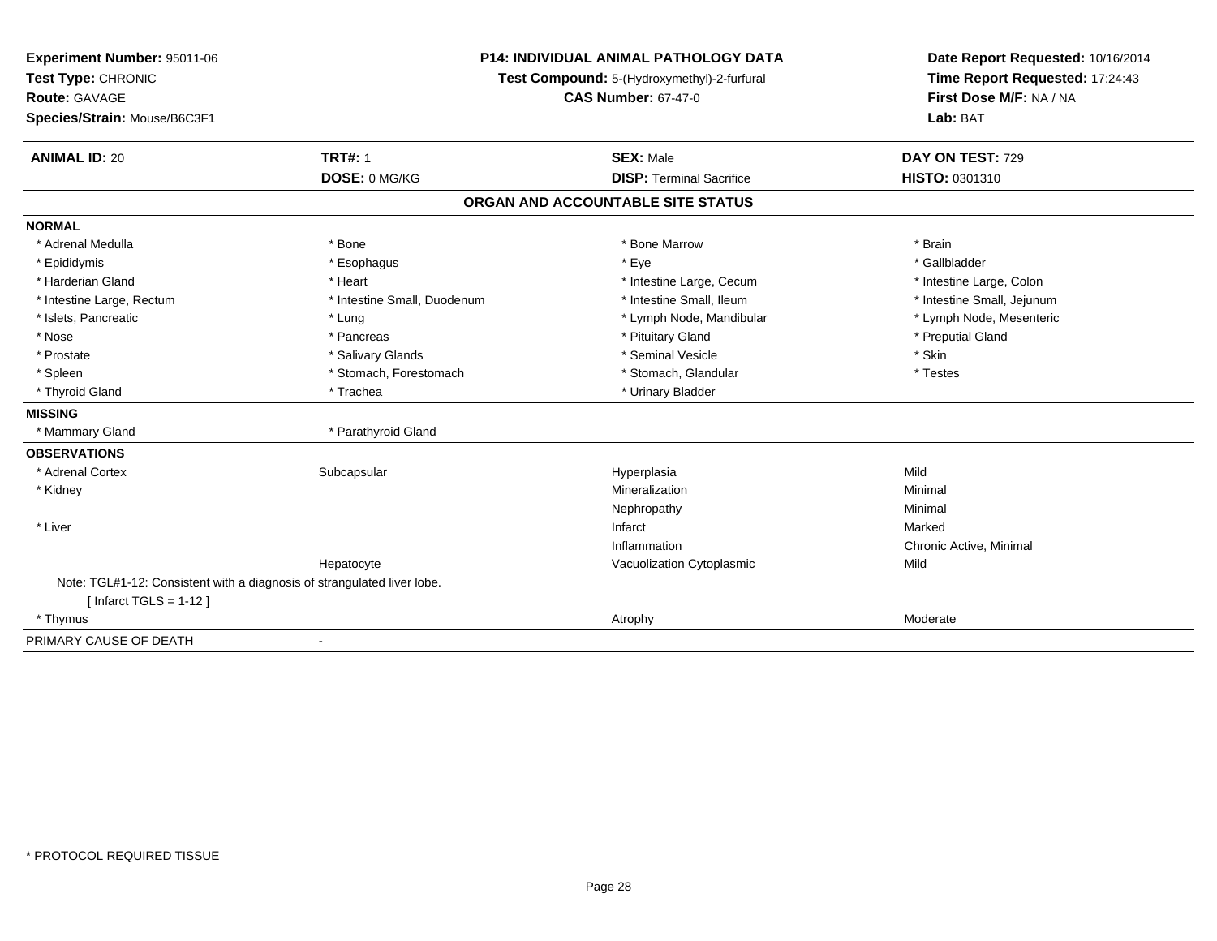**Experiment Number:** 95011-06
**Test Type:** CHRONIC
**Route:** GAVAGE
**Species/Strain:** Mouse/B6C3F1

**P14: INDIVIDUAL ANIMAL PATHOLOGY DATA**
**Test Compound:** 5-(Hydroxymethyl)-2-furfural
**CAS Number:** 67-47-0

**Date Report Requested:** 10/16/2014
**Time Report Requested:** 17:24:43
**First Dose M/F:** NA / NA
**Lab:** BAT

| **ANIMAL ID:** 20 | **TRT#:** 1 | **SEX:** Male | **DAY ON TEST:** 729 |
|---|---|---|---|
| | **DOSE:** 0 MG/KG | **DISP:** Terminal Sacrifice | **HISTO:** 0301310 |

## ORGAN AND ACCOUNTABLE SITE STATUS

**NORMAL**

| | | | |
|---|---|---|---|
| * Adrenal Medulla | * Bone | * Bone Marrow | * Brain |
| * Epididymis | * Esophagus | * Eye | * Gallbladder |
| * Harderian Gland | * Heart | * Intestine Large, Cecum | * Intestine Large, Colon |
| * Intestine Large, Rectum | * Intestine Small, Duodenum | * Intestine Small, Ileum | * Intestine Small, Jejunum |
| * Islets, Pancreatic | * Lung | * Lymph Node, Mandibular | * Lymph Node, Mesenteric |
| * Nose | * Pancreas | * Pituitary Gland | * Preputial Gland |
| * Prostate | * Salivary Glands | * Seminal Vesicle | * Skin |
| * Spleen | * Stomach, Forestomach | * Stomach, Glandular | * Testes |
| * Thyroid Gland | * Trachea | * Urinary Bladder | |

**MISSING**

| | |
|---|---|
| * Mammary Gland | * Parathyroid Gland |

**OBSERVATIONS**

| | | | |
|---|---|---|---|
| * Adrenal Cortex | Subcapsular | Hyperplasia | Mild |
| * Kidney | | Mineralization | Minimal |
| | | Nephropathy | Minimal |
| * Liver | | Infarct | Marked |
| | | Inflammation | Chronic Active, Minimal |
| | Hepatocyte | Vacuolization Cytoplasmic | Mild |

Note: TGL#1-12: Consistent with a diagnosis of strangulated liver lobe.
[ Infarct TGLS = 1-12 ]

| | | | |
|---|---|---|---|
| * Thymus | | Atrophy | Moderate |

PRIMARY CAUSE OF DEATH -

* PROTOCOL REQUIRED TISSUE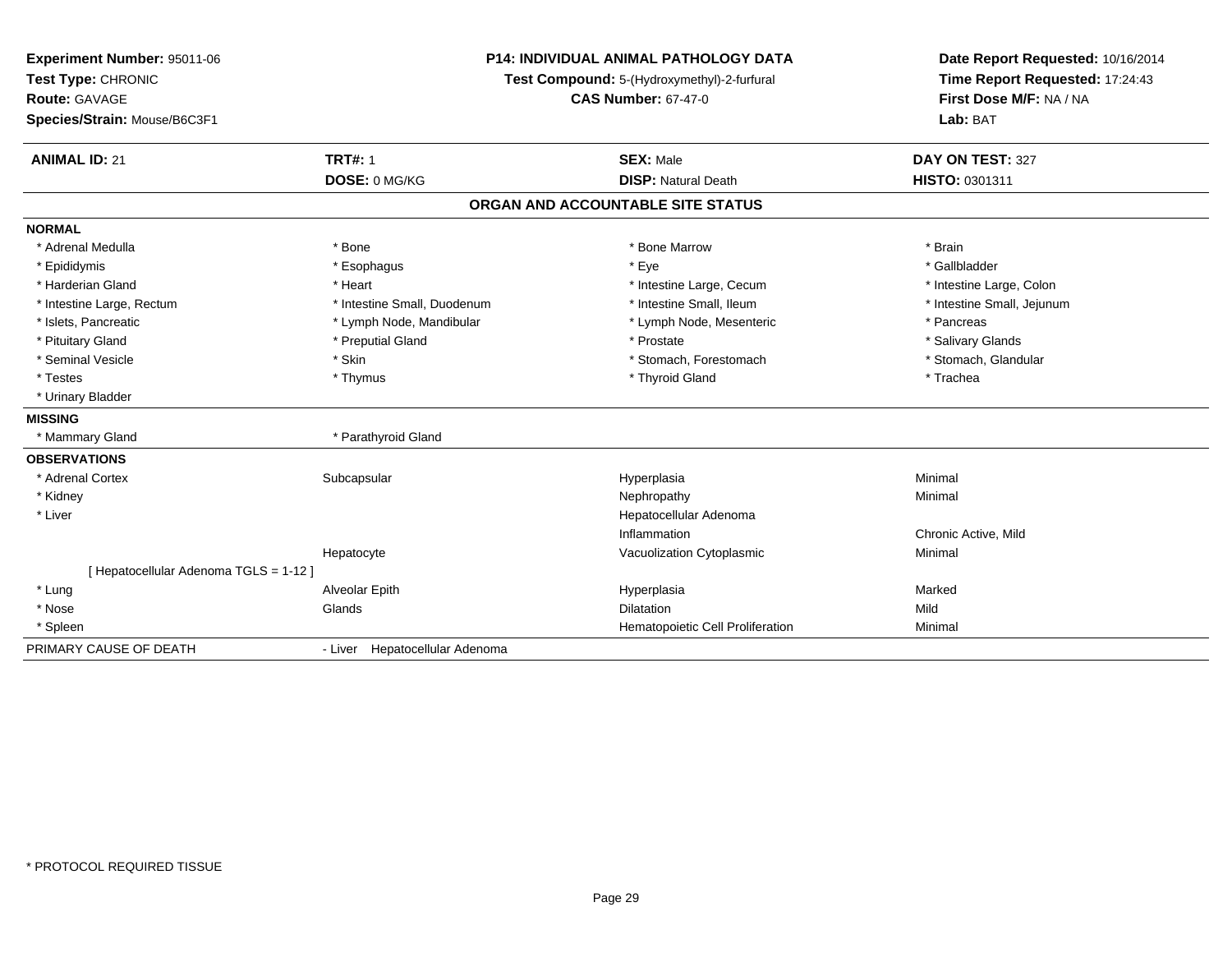**Experiment Number:** 95011-06
**Test Type:** CHRONIC
**Route:** GAVAGE
**Species/Strain:** Mouse/B6C3F1

**P14: INDIVIDUAL ANIMAL PATHOLOGY DATA**
**Test Compound:** 5-(Hydroxymethyl)-2-furfural
**CAS Number:** 67-47-0

**Date Report Requested:** 10/16/2014
**Time Report Requested:** 17:24:43
**First Dose M/F:** NA / NA
**Lab:** BAT

| **ANIMAL ID:** 21 | **TRT#:** 1 | **SEX:** Male | **DAY ON TEST:** 327 |
|---|---|---|---|
| | **DOSE:** 0 MG/KG | **DISP:** Natural Death | **HISTO:** 0301311 |

## ORGAN AND ACCOUNTABLE SITE STATUS

**NORMAL**

| | | | |
|---|---|---|---|
| * Adrenal Medulla | * Bone | * Bone Marrow | * Brain |
| * Epididymis | * Esophagus | * Eye | * Gallbladder |
| * Harderian Gland | * Heart | * Intestine Large, Cecum | * Intestine Large, Colon |
| * Intestine Large, Rectum | * Intestine Small, Duodenum | * Intestine Small, Ileum | * Intestine Small, Jejunum |
| * Islets, Pancreatic | * Lymph Node, Mandibular | * Lymph Node, Mesenteric | * Pancreas |
| * Pituitary Gland | * Preputial Gland | * Prostate | * Salivary Glands |
| * Seminal Vesicle | * Skin | * Stomach, Forestomach | * Stomach, Glandular |
| * Testes | * Thymus | * Thyroid Gland | * Trachea |
| * Urinary Bladder | | | |

**MISSING**

| | |
|---|---|
| * Mammary Gland | * Parathyroid Gland |

**OBSERVATIONS**

| | | | |
|---|---|---|---|
| * Adrenal Cortex | Subcapsular | Hyperplasia | Minimal |
| * Kidney | | Nephropathy | Minimal |
| * Liver | | Hepatocellular Adenoma | |
| | | Inflammation | Chronic Active, Mild |
| | Hepatocyte | Vacuolization Cytoplasmic | Minimal |
| [ Hepatocellular Adenoma TGLS = 1-12 ] | | | |
| * Lung | Alveolar Epith | Hyperplasia | Marked |
| * Nose | Glands | Dilatation | Mild |
| * Spleen | | Hematopoietic Cell Proliferation | Minimal |

| | |
|---|---|
| PRIMARY CAUSE OF DEATH | - Liver Hepatocellular Adenoma |

\* PROTOCOL REQUIRED TISSUE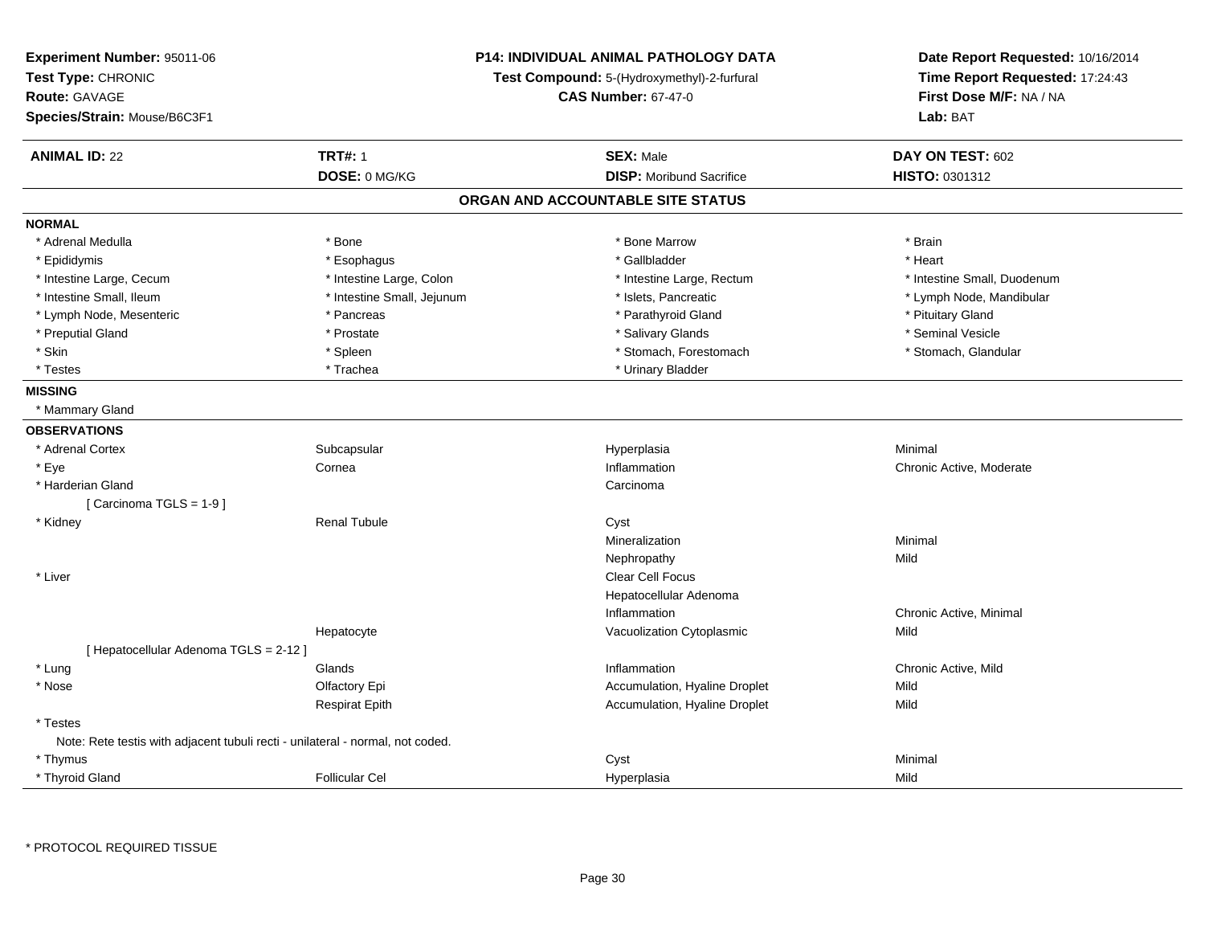**Experiment Number:** 95011-06
**Test Type:** CHRONIC
**Route:** GAVAGE
**Species/Strain:** Mouse/B6C3F1

**P14: INDIVIDUAL ANIMAL PATHOLOGY DATA**
**Test Compound:** 5-(Hydroxymethyl)-2-furfural
**CAS Number:** 67-47-0

**Date Report Requested:** 10/16/2014
**Time Report Requested:** 17:24:43
**First Dose M/F:** NA / NA
**Lab:** BAT

| **ANIMAL ID:** 22 | **TRT#:** 1 | **SEX:** Male | **DAY ON TEST:** 602 |
|---|---|---|---|
| | **DOSE:** 0 MG/KG | **DISP:** Moribund Sacrifice | **HISTO:** 0301312 |

## ORGAN AND ACCOUNTABLE SITE STATUS

**NORMAL**

| | | | |
|---|---|---|---|
| * Adrenal Medulla | * Bone | * Bone Marrow | * Brain |
| * Epididymis | * Esophagus | * Gallbladder | * Heart |
| * Intestine Large, Cecum | * Intestine Large, Colon | * Intestine Large, Rectum | * Intestine Small, Duodenum |
| * Intestine Small, Ileum | * Intestine Small, Jejunum | * Islets, Pancreatic | * Lymph Node, Mandibular |
| * Lymph Node, Mesenteric | * Pancreas | * Parathyroid Gland | * Pituitary Gland |
| * Preputial Gland | * Prostate | * Salivary Glands | * Seminal Vesicle |
| * Skin | * Spleen | * Stomach, Forestomach | * Stomach, Glandular |
| * Testes | * Trachea | * Urinary Bladder | |

**MISSING**

* Mammary Gland

**OBSERVATIONS**

| | | | |
|---|---|---|---|
| * Adrenal Cortex | Subcapsular | Hyperplasia | Minimal |
| * Eye | Cornea | Inflammation | Chronic Active, Moderate |
| * Harderian Gland | | Carcinoma | |
| [ Carcinoma TGLS = 1-9 ] | | | |
| * Kidney | Renal Tubule | Cyst | |
| | | Mineralization | Minimal |
| | | Nephropathy | Mild |
| * Liver | | Clear Cell Focus | |
| | | Hepatocellular Adenoma | |
| | | Inflammation | Chronic Active, Minimal |
| | Hepatocyte | Vacuolization Cytoplasmic | Mild |
| [ Hepatocellular Adenoma TGLS = 2-12 ] | | | |
| * Lung | Glands | Inflammation | Chronic Active, Mild |
| * Nose | Olfactory Epi | Accumulation, Hyaline Droplet | Mild |
| | Respirat Epith | Accumulation, Hyaline Droplet | Mild |
| * Testes | | | |
| Note: Rete testis with adjacent tubuli recti - unilateral - normal, not coded. | | | |
| * Thymus | | Cyst | Minimal |
| * Thyroid Gland | Follicular Cel | Hyperplasia | Mild |

* PROTOCOL REQUIRED TISSUE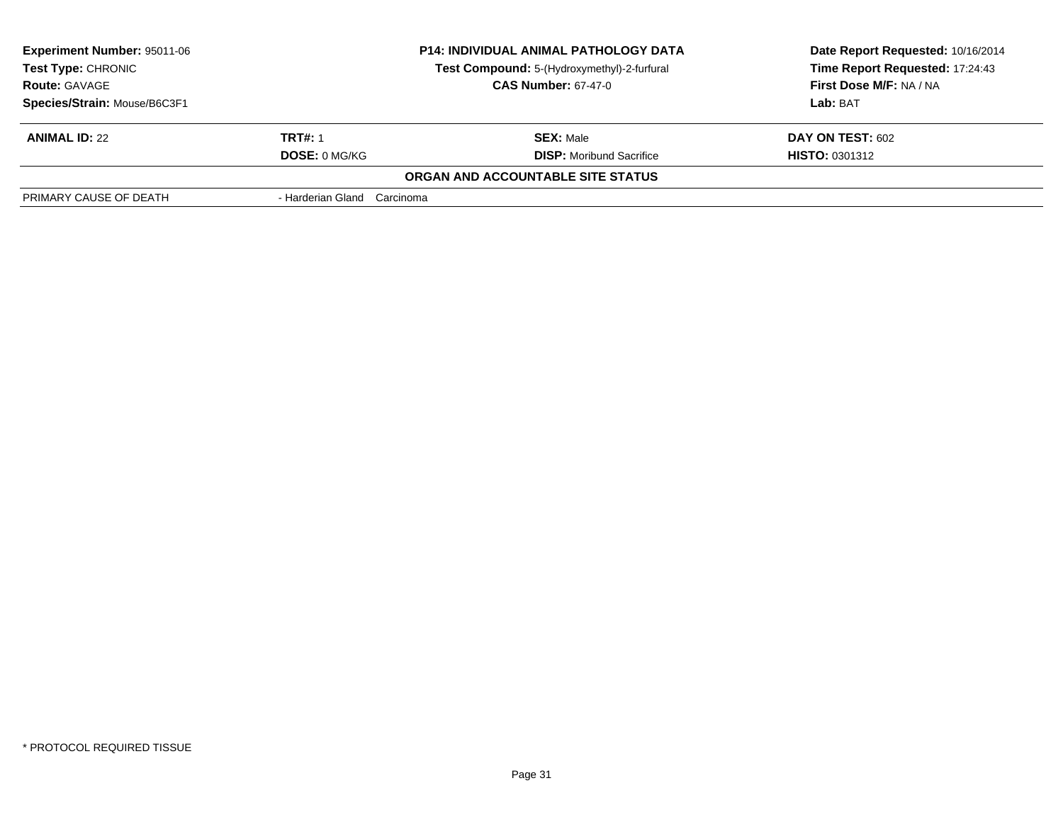| | | | |
|---|---|---|---|
| **Experiment Number:** 95011-06 | **P14: INDIVIDUAL ANIMAL PATHOLOGY DATA** | | **Date Report Requested:** 10/16/2014 |
| **Test Type:** CHRONIC | **Test Compound:** 5-(Hydroxymethyl)-2-furfural | | **Time Report Requested:** 17:24:43 |
| **Route:** GAVAGE | **CAS Number:** 67-47-0 | | **First Dose M/F:** NA / NA |
| **Species/Strain:** Mouse/B6C3F1 | | | **Lab:** BAT |

| | | | |
|---|---|---|---|
| **ANIMAL ID:** 22 | **TRT#:** 1 | **SEX:** Male | **DAY ON TEST:** 602 |
| | **DOSE:** 0 MG/KG | **DISP:** Moribund Sacrifice | **HISTO:** 0301312 |

**ORGAN AND ACCOUNTABLE SITE STATUS**

| | |
|---|---|
| PRIMARY CAUSE OF DEATH | - Harderian Gland Carcinoma |

\* PROTOCOL REQUIRED TISSUE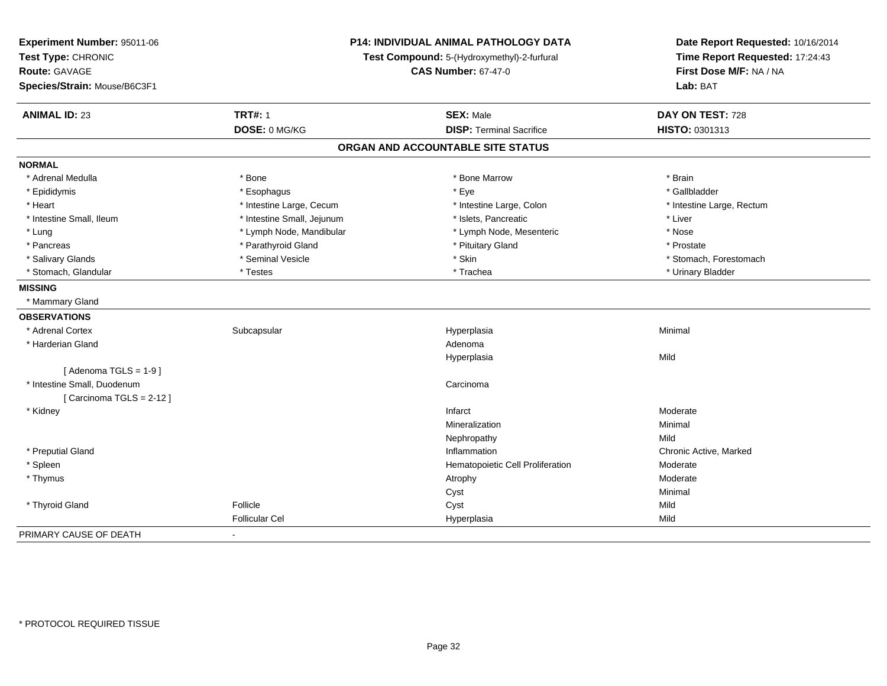**Experiment Number:** 95011-06
**Test Type:** CHRONIC
**Route:** GAVAGE
**Species/Strain:** Mouse/B6C3F1

**P14: INDIVIDUAL ANIMAL PATHOLOGY DATA**
**Test Compound:** 5-(Hydroxymethyl)-2-furfural
**CAS Number:** 67-47-0

**Date Report Requested:** 10/16/2014
**Time Report Requested:** 17:24:43
**First Dose M/F:** NA / NA
**Lab:** BAT

| **ANIMAL ID:** 23 | **TRT#:** 1 | **SEX:** Male | **DAY ON TEST:** 728 |
|---|---|---|---|
| | **DOSE:** 0 MG/KG | **DISP:** Terminal Sacrifice | **HISTO:** 0301313 |

## ORGAN AND ACCOUNTABLE SITE STATUS

**NORMAL**

| | | | |
|---|---|---|---|
| * Adrenal Medulla | * Bone | * Bone Marrow | * Brain |
| * Epididymis | * Esophagus | * Eye | * Gallbladder |
| * Heart | * Intestine Large, Cecum | * Intestine Large, Colon | * Intestine Large, Rectum |
| * Intestine Small, Ileum | * Intestine Small, Jejunum | * Islets, Pancreatic | * Liver |
| * Lung | * Lymph Node, Mandibular | * Lymph Node, Mesenteric | * Nose |
| * Pancreas | * Parathyroid Gland | * Pituitary Gland | * Prostate |
| * Salivary Glands | * Seminal Vesicle | * Skin | * Stomach, Forestomach |
| * Stomach, Glandular | * Testes | * Trachea | * Urinary Bladder |

**MISSING**

* Mammary Gland

**OBSERVATIONS**

| | | | |
|---|---|---|---|
| * Adrenal Cortex | Subcapsular | Hyperplasia | Minimal |
| * Harderian Gland | | Adenoma | |
| | | Hyperplasia | Mild |
| [ Adenoma TGLS = 1-9 ] | | | |
| * Intestine Small, Duodenum | | Carcinoma | |
| [ Carcinoma TGLS = 2-12 ] | | | |
| * Kidney | | Infarct | Moderate |
| | | Mineralization | Minimal |
| | | Nephropathy | Mild |
| * Preputial Gland | | Inflammation | Chronic Active, Marked |
| * Spleen | | Hematopoietic Cell Proliferation | Moderate |
| * Thymus | | Atrophy | Moderate |
| | | Cyst | Minimal |
| * Thyroid Gland | Follicle | Cyst | Mild |
| | Follicular Cel | Hyperplasia | Mild |

PRIMARY CAUSE OF DEATH -

* PROTOCOL REQUIRED TISSUE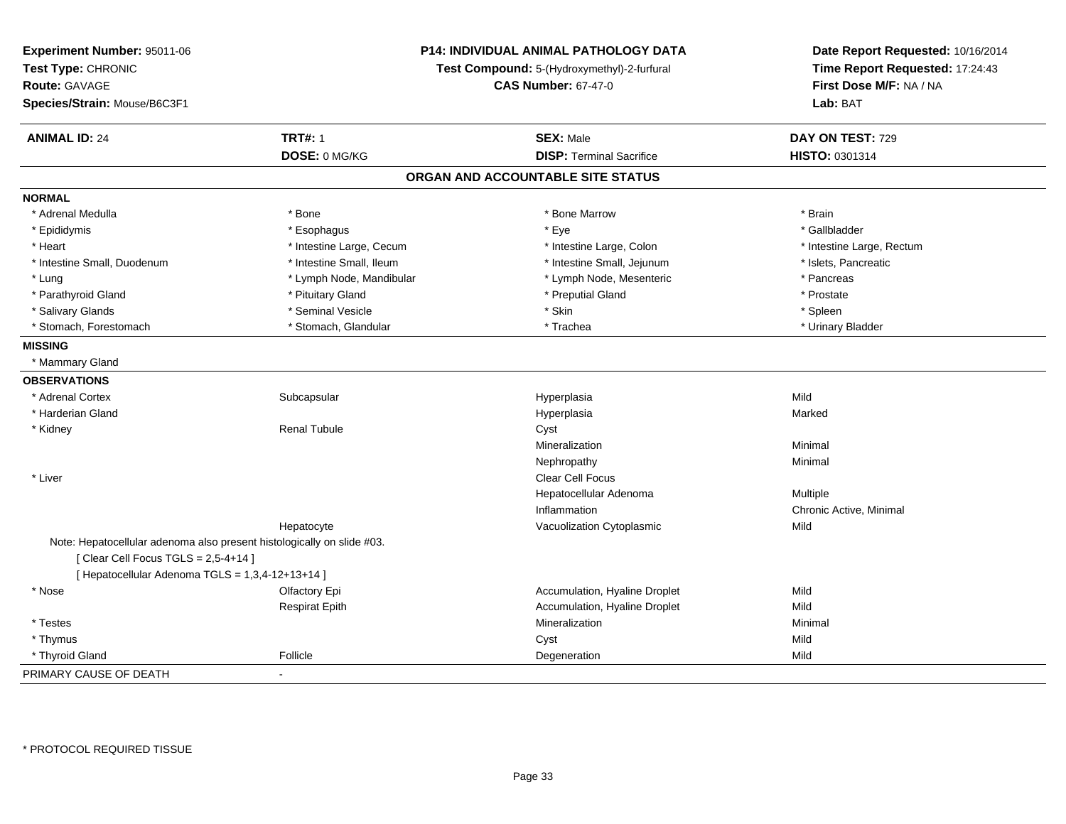**Experiment Number:** 95011-06
**Test Type:** CHRONIC
**Route:** GAVAGE
**Species/Strain:** Mouse/B6C3F1

**P14: INDIVIDUAL ANIMAL PATHOLOGY DATA**
**Test Compound:** 5-(Hydroxymethyl)-2-furfural
**CAS Number:** 67-47-0

**Date Report Requested:** 10/16/2014
**Time Report Requested:** 17:24:43
**First Dose M/F:** NA / NA
**Lab:** BAT

| **ANIMAL ID:** 24 | **TRT#:** 1 | **SEX:** Male | **DAY ON TEST:** 729 |
|---|---|---|---|
| | **DOSE:** 0 MG/KG | **DISP:** Terminal Sacrifice | **HISTO:** 0301314 |

## ORGAN AND ACCOUNTABLE SITE STATUS

**NORMAL**

| | | | |
|---|---|---|---|
| * Adrenal Medulla | * Bone | * Bone Marrow | * Brain |
| * Epididymis | * Esophagus | * Eye | * Gallbladder |
| * Heart | * Intestine Large, Cecum | * Intestine Large, Colon | * Intestine Large, Rectum |
| * Intestine Small, Duodenum | * Intestine Small, Ileum | * Intestine Small, Jejunum | * Islets, Pancreatic |
| * Lung | * Lymph Node, Mandibular | * Lymph Node, Mesenteric | * Pancreas |
| * Parathyroid Gland | * Pituitary Gland | * Preputial Gland | * Prostate |
| * Salivary Glands | * Seminal Vesicle | * Skin | * Spleen |
| * Stomach, Forestomach | * Stomach, Glandular | * Trachea | * Urinary Bladder |

**MISSING**

* Mammary Gland

**OBSERVATIONS**

| | | | |
|---|---|---|---|
| * Adrenal Cortex | Subcapsular | Hyperplasia | Mild |
| * Harderian Gland | | Hyperplasia | Marked |
| * Kidney | Renal Tubule | Cyst | |
| | | Mineralization | Minimal |
| | | Nephropathy | Minimal |
| * Liver | | Clear Cell Focus | |
| | | Hepatocellular Adenoma | Multiple |
| | | Inflammation | Chronic Active, Minimal |
| | Hepatocyte | Vacuolization Cytoplasmic | Mild |

Note: Hepatocellular adenoma also present histologically on slide #03.
[ Clear Cell Focus TGLS = 2,5-4+14 ]
[ Hepatocellular Adenoma TGLS = 1,3,4-12+13+14 ]

| | | | |
|---|---|---|---|
| * Nose | Olfactory Epi | Accumulation, Hyaline Droplet | Mild |
| | Respirat Epith | Accumulation, Hyaline Droplet | Mild |
| * Testes | | Mineralization | Minimal |
| * Thymus | | Cyst | Mild |
| * Thyroid Gland | Follicle | Degeneration | Mild |

PRIMARY CAUSE OF DEATH -

* PROTOCOL REQUIRED TISSUE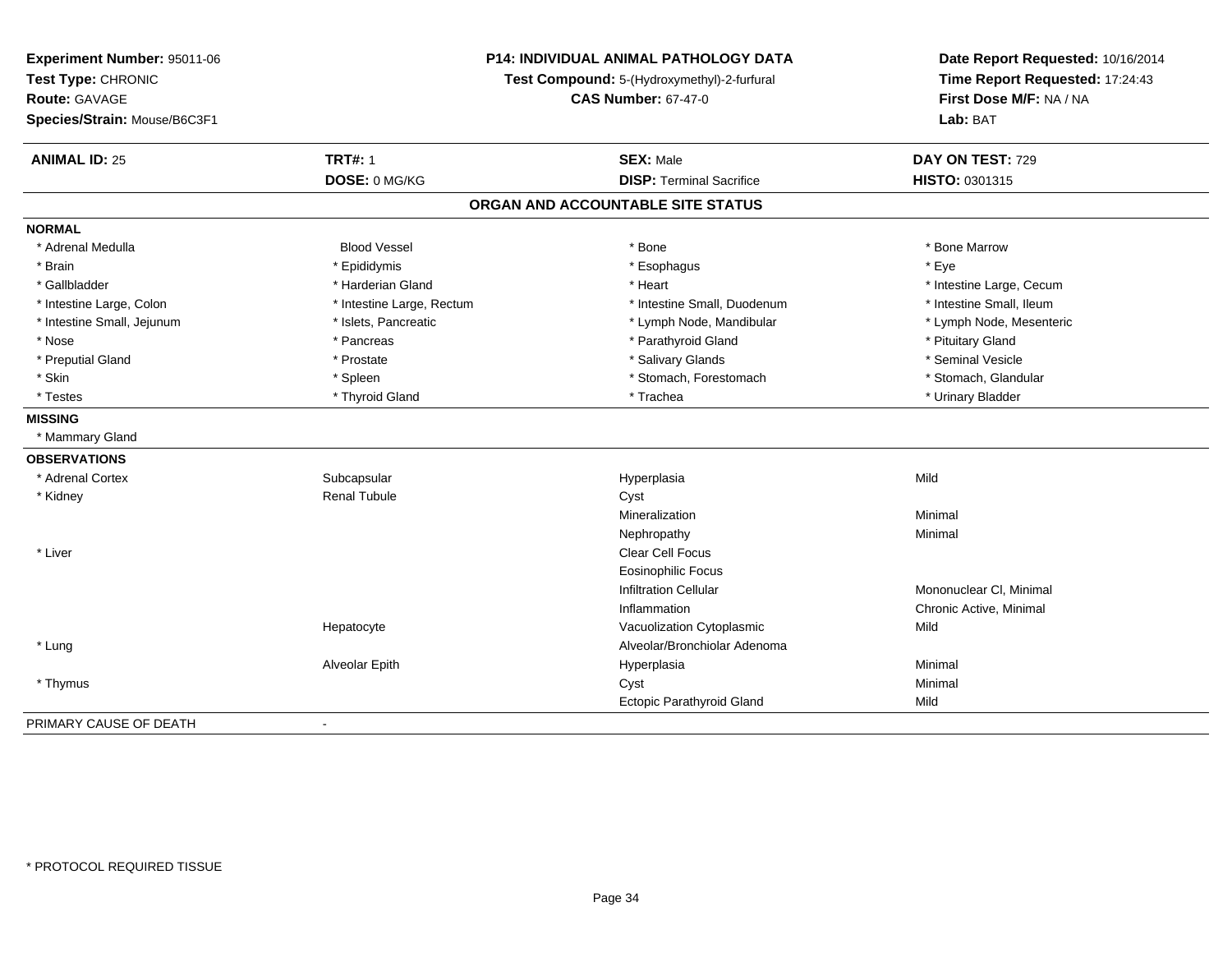**Experiment Number:** 95011-06
**Test Type:** CHRONIC
**Route:** GAVAGE
**Species/Strain:** Mouse/B6C3F1

**P14: INDIVIDUAL ANIMAL PATHOLOGY DATA**
**Test Compound:** 5-(Hydroxymethyl)-2-furfural
**CAS Number:** 67-47-0

**Date Report Requested:** 10/16/2014
**Time Report Requested:** 17:24:43
**First Dose M/F:** NA / NA
**Lab:** BAT

| **ANIMAL ID:** 25 | **TRT#:** 1 | **SEX:** Male | **DAY ON TEST:** 729 |
|---|---|---|---|
| | **DOSE:** 0 MG/KG | **DISP:** Terminal Sacrifice | **HISTO:** 0301315 |

## ORGAN AND ACCOUNTABLE SITE STATUS

**NORMAL**

| | | | |
|---|---|---|---|
| * Adrenal Medulla | Blood Vessel | * Bone | * Bone Marrow |
| * Brain | * Epididymis | * Esophagus | * Eye |
| * Gallbladder | * Harderian Gland | * Heart | * Intestine Large, Cecum |
| * Intestine Large, Colon | * Intestine Large, Rectum | * Intestine Small, Duodenum | * Intestine Small, Ileum |
| * Intestine Small, Jejunum | * Islets, Pancreatic | * Lymph Node, Mandibular | * Lymph Node, Mesenteric |
| * Nose | * Pancreas | * Parathyroid Gland | * Pituitary Gland |
| * Preputial Gland | * Prostate | * Salivary Glands | * Seminal Vesicle |
| * Skin | * Spleen | * Stomach, Forestomach | * Stomach, Glandular |
| * Testes | * Thyroid Gland | * Trachea | * Urinary Bladder |

**MISSING**

* Mammary Gland

**OBSERVATIONS**

| | | | |
|---|---|---|---|
| * Adrenal Cortex | Subcapsular | Hyperplasia | Mild |
| * Kidney | Renal Tubule | Cyst | |
| | | Mineralization | Minimal |
| | | Nephropathy | Minimal |
| * Liver | | Clear Cell Focus | |
| | | Eosinophilic Focus | |
| | | Infiltration Cellular | Mononuclear Cl, Minimal |
| | | Inflammation | Chronic Active, Minimal |
| | Hepatocyte | Vacuolization Cytoplasmic | Mild |
| * Lung | | Alveolar/Bronchiolar Adenoma | |
| | Alveolar Epith | Hyperplasia | Minimal |
| * Thymus | | Cyst | Minimal |
| | | Ectopic Parathyroid Gland | Mild |

PRIMARY CAUSE OF DEATH -

\* PROTOCOL REQUIRED TISSUE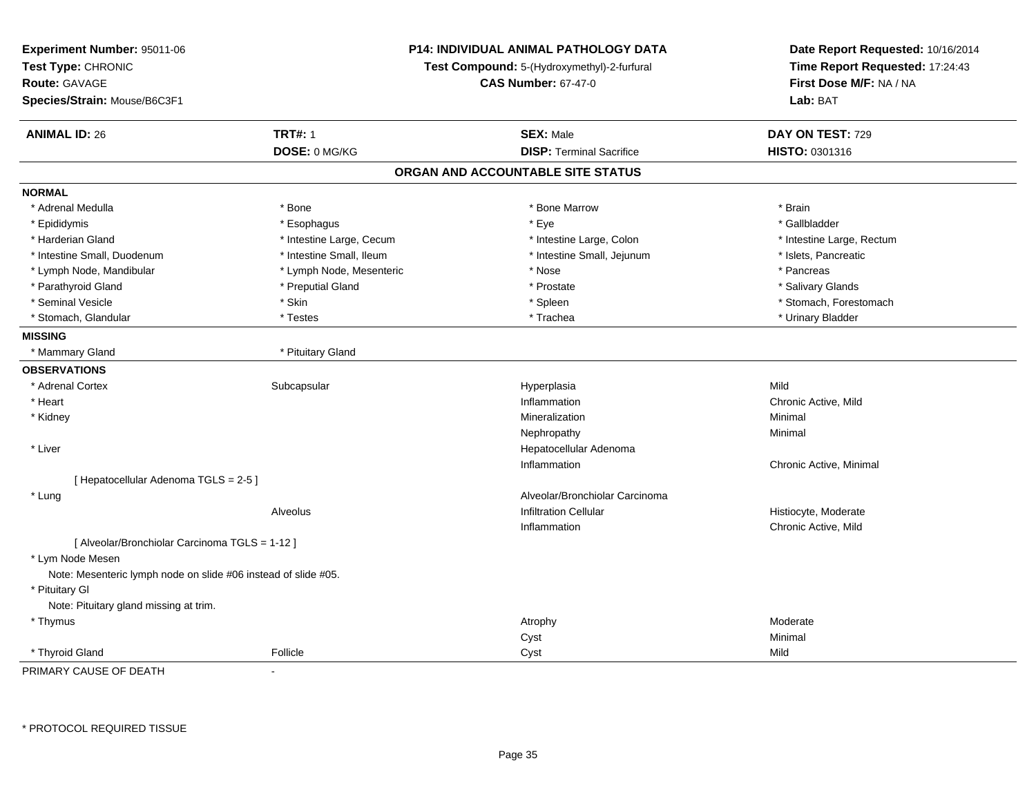**Experiment Number:** 95011-06
**Test Type:** CHRONIC
**Route:** GAVAGE
**Species/Strain:** Mouse/B6C3F1

**P14: INDIVIDUAL ANIMAL PATHOLOGY DATA**
**Test Compound:** 5-(Hydroxymethyl)-2-furfural
**CAS Number:** 67-47-0

**Date Report Requested:** 10/16/2014
**Time Report Requested:** 17:24:43
**First Dose M/F:** NA / NA
**Lab:** BAT

| **ANIMAL ID:** 26 | **TRT#:** 1 | **SEX:** Male | **DAY ON TEST:** 729 |
|---|---|---|---|
| | **DOSE:** 0 MG/KG | **DISP:** Terminal Sacrifice | **HISTO:** 0301316 |

## ORGAN AND ACCOUNTABLE SITE STATUS

**NORMAL**

| | | | |
|---|---|---|---|
| * Adrenal Medulla | * Bone | * Bone Marrow | * Brain |
| * Epididymis | * Esophagus | * Eye | * Gallbladder |
| * Harderian Gland | * Intestine Large, Cecum | * Intestine Large, Colon | * Intestine Large, Rectum |
| * Intestine Small, Duodenum | * Intestine Small, Ileum | * Intestine Small, Jejunum | * Islets, Pancreatic |
| * Lymph Node, Mandibular | * Lymph Node, Mesenteric | * Nose | * Pancreas |
| * Parathyroid Gland | * Preputial Gland | * Prostate | * Salivary Glands |
| * Seminal Vesicle | * Skin | * Spleen | * Stomach, Forestomach |
| * Stomach, Glandular | * Testes | * Trachea | * Urinary Bladder |

**MISSING**

| | |
|---|---|
| * Mammary Gland | * Pituitary Gland |

**OBSERVATIONS**

| | | | |
|---|---|---|---|
| * Adrenal Cortex | Subcapsular | Hyperplasia | Mild |
| * Heart | | Inflammation | Chronic Active, Mild |
| * Kidney | | Mineralization | Minimal |
| | | Nephropathy | Minimal |
| * Liver | | Hepatocellular Adenoma | |
| | | Inflammation | Chronic Active, Minimal |
| [ Hepatocellular Adenoma TGLS = 2-5 ] | | | |
| * Lung | | Alveolar/Bronchiolar Carcinoma | |
| | Alveolus | Infiltration Cellular | Histiocyte, Moderate |
| | | Inflammation | Chronic Active, Mild |
| [ Alveolar/Bronchiolar Carcinoma TGLS = 1-12 ] | | | |
| * Lym Node Mesen | | | |
| Note: Mesenteric lymph node on slide #06 instead of slide #05. | | | |
| * Pituitary Gl | | | |
| Note: Pituitary gland missing at trim. | | | |
| * Thymus | | Atrophy | Moderate |
| | | Cyst | Minimal |
| * Thyroid Gland | Follicle | Cyst | Mild |

PRIMARY CAUSE OF DEATH -

\* PROTOCOL REQUIRED TISSUE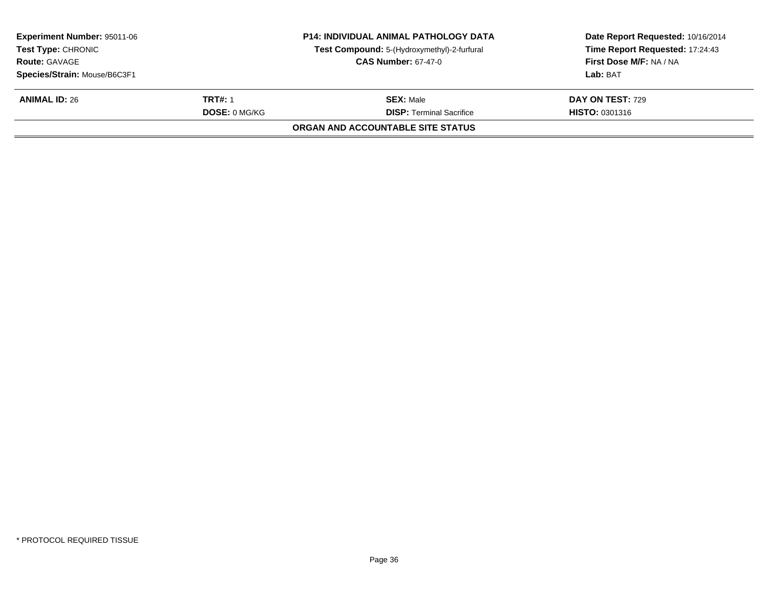**Experiment Number:** 95011-06
**Test Type:** CHRONIC
**Route:** GAVAGE
**Species/Strain:** Mouse/B6C3F1

**P14: INDIVIDUAL ANIMAL PATHOLOGY DATA**
**Test Compound:** 5-(Hydroxymethyl)-2-furfural
**CAS Number:** 67-47-0

**Date Report Requested:** 10/16/2014
**Time Report Requested:** 17:24:43
**First Dose M/F:** NA / NA
**Lab:** BAT

| **ANIMAL ID:** 26 | **TRT#:** 1 | **SEX:** Male | **DAY ON TEST:** 729 |
|---|---|---|---|
| | **DOSE:** 0 MG/KG | **DISP:** Terminal Sacrifice | **HISTO:** 0301316 |

**ORGAN AND ACCOUNTABLE SITE STATUS**

* PROTOCOL REQUIRED TISSUE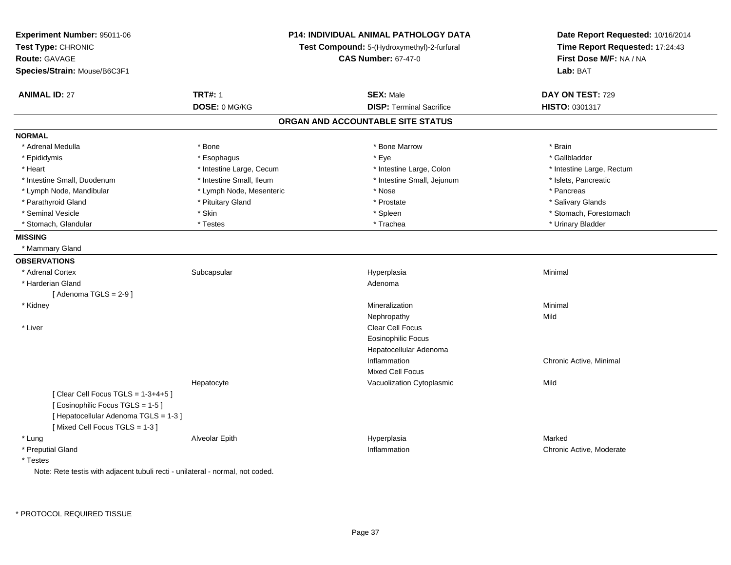**Experiment Number:** 95011-06
**Test Type:** CHRONIC
**Route:** GAVAGE
**Species/Strain:** Mouse/B6C3F1

**P14: INDIVIDUAL ANIMAL PATHOLOGY DATA**
**Test Compound:** 5-(Hydroxymethyl)-2-furfural
**CAS Number:** 67-47-0

**Date Report Requested:** 10/16/2014
**Time Report Requested:** 17:24:43
**First Dose M/F:** NA / NA
**Lab:** BAT

| **ANIMAL ID:** 27 | **TRT#:** 1 | **SEX:** Male | **DAY ON TEST:** 729 |
|---|---|---|---|
| | **DOSE:** 0 MG/KG | **DISP:** Terminal Sacrifice | **HISTO:** 0301317 |

## ORGAN AND ACCOUNTABLE SITE STATUS

**NORMAL**

| | | | |
|---|---|---|---|
| * Adrenal Medulla | * Bone | * Bone Marrow | * Brain |
| * Epididymis | * Esophagus | * Eye | * Gallbladder |
| * Heart | * Intestine Large, Cecum | * Intestine Large, Colon | * Intestine Large, Rectum |
| * Intestine Small, Duodenum | * Intestine Small, Ileum | * Intestine Small, Jejunum | * Islets, Pancreatic |
| * Lymph Node, Mandibular | * Lymph Node, Mesenteric | * Nose | * Pancreas |
| * Parathyroid Gland | * Pituitary Gland | * Prostate | * Salivary Glands |
| * Seminal Vesicle | * Skin | * Spleen | * Stomach, Forestomach |
| * Stomach, Glandular | * Testes | * Trachea | * Urinary Bladder |

**MISSING**

* Mammary Gland

**OBSERVATIONS**

| | | | |
|---|---|---|---|
| * Adrenal Cortex | Subcapsular | Hyperplasia | Minimal |
| * Harderian Gland | | Adenoma | |
| [ Adenoma TGLS = 2-9 ] | | | |
| * Kidney | | Mineralization | Minimal |
| | | Nephropathy | Mild |
| * Liver | | Clear Cell Focus | |
| | | Eosinophilic Focus | |
| | | Hepatocellular Adenoma | |
| | | Inflammation | Chronic Active, Minimal |
| | | Mixed Cell Focus | |
| | Hepatocyte | Vacuolization Cytoplasmic | Mild |
| [ Clear Cell Focus TGLS = 1-3+4+5 ] | | | |
| [ Eosinophilic Focus TGLS = 1-5 ] | | | |
| [ Hepatocellular Adenoma TGLS = 1-3 ] | | | |
| [ Mixed Cell Focus TGLS = 1-3 ] | | | |
| * Lung | Alveolar Epith | Hyperplasia | Marked |
| * Preputial Gland | | Inflammation | Chronic Active, Moderate |
| * Testes | | | |

Note: Rete testis with adjacent tubuli recti - unilateral - normal, not coded.

* PROTOCOL REQUIRED TISSUE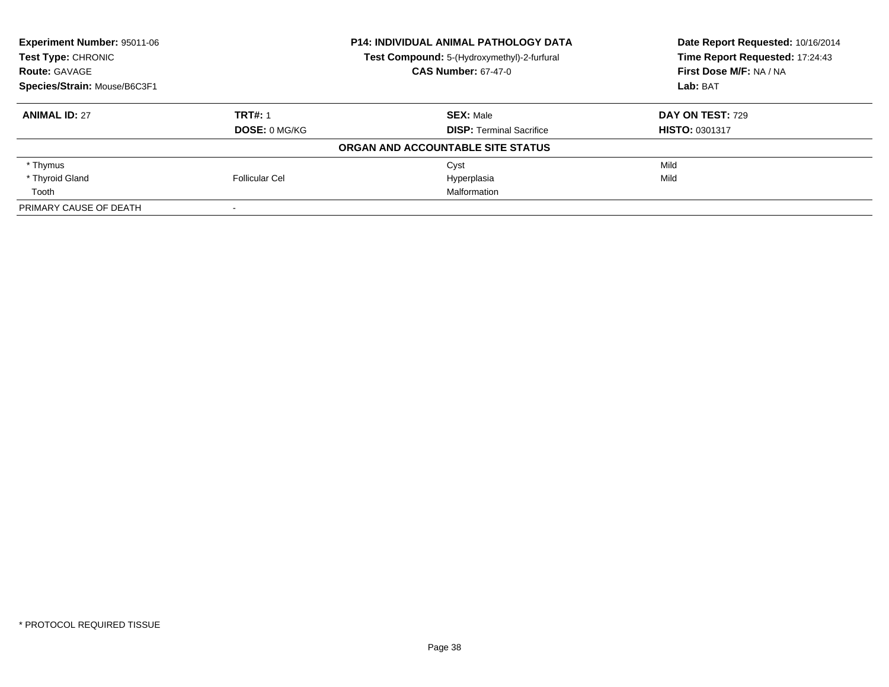**Experiment Number:** 95011-06
**Test Type:** CHRONIC
**Route:** GAVAGE
**Species/Strain:** Mouse/B6C3F1

**P14: INDIVIDUAL ANIMAL PATHOLOGY DATA**
**Test Compound:** 5-(Hydroxymethyl)-2-furfural
**CAS Number:** 67-47-0

**Date Report Requested:** 10/16/2014
**Time Report Requested:** 17:24:43
**First Dose M/F:** NA / NA
**Lab:** BAT

| **ANIMAL ID:** 27 | **TRT#:** 1 | **SEX:** Male | **DAY ON TEST:** 729 |
|---|---|---|---|
| | **DOSE:** 0 MG/KG | **DISP:** Terminal Sacrifice | **HISTO:** 0301317 |
| | | **ORGAN AND ACCOUNTABLE SITE STATUS** | |
| * Thymus | | Cyst | Mild |
| * Thyroid Gland | Follicular Cel | Hyperplasia | Mild |
| Tooth | | Malformation | |
| PRIMARY CAUSE OF DEATH | - | | |

* PROTOCOL REQUIRED TISSUE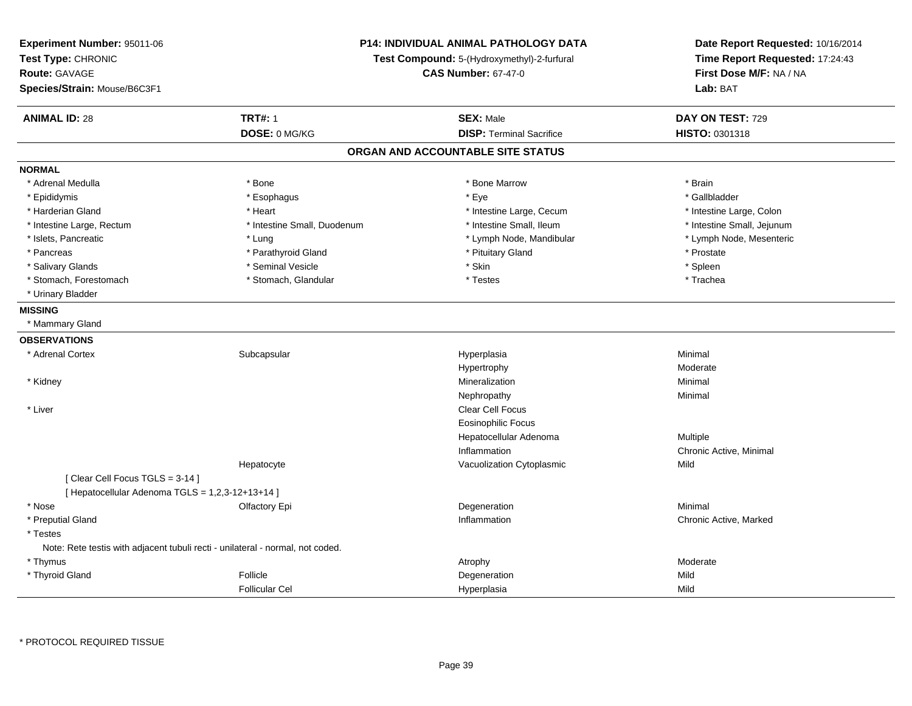**Experiment Number:** 95011-06
**Test Type:** CHRONIC
**Route:** GAVAGE
**Species/Strain:** Mouse/B6C3F1

**P14: INDIVIDUAL ANIMAL PATHOLOGY DATA**
**Test Compound:** 5-(Hydroxymethyl)-2-furfural
**CAS Number:** 67-47-0

**Date Report Requested:** 10/16/2014
**Time Report Requested:** 17:24:43
**First Dose M/F:** NA / NA
**Lab:** BAT

| **ANIMAL ID:** 28 | **TRT#:** 1 | **SEX:** Male | **DAY ON TEST:** 729 |
|---|---|---|---|
| | **DOSE:** 0 MG/KG | **DISP:** Terminal Sacrifice | **HISTO:** 0301318 |

## ORGAN AND ACCOUNTABLE SITE STATUS

**NORMAL**

| | | | |
|---|---|---|---|
| * Adrenal Medulla | * Bone | * Bone Marrow | * Brain |
| * Epididymis | * Esophagus | * Eye | * Gallbladder |
| * Harderian Gland | * Heart | * Intestine Large, Cecum | * Intestine Large, Colon |
| * Intestine Large, Rectum | * Intestine Small, Duodenum | * Intestine Small, Ileum | * Intestine Small, Jejunum |
| * Islets, Pancreatic | * Lung | * Lymph Node, Mandibular | * Lymph Node, Mesenteric |
| * Pancreas | * Parathyroid Gland | * Pituitary Gland | * Prostate |
| * Salivary Glands | * Seminal Vesicle | * Skin | * Spleen |
| * Stomach, Forestomach | * Stomach, Glandular | * Testes | * Trachea |
| * Urinary Bladder | | | |

**MISSING**

* Mammary Gland

**OBSERVATIONS**

| | | | |
|---|---|---|---|
| * Adrenal Cortex | Subcapsular | Hyperplasia | Minimal |
| | | Hypertrophy | Moderate |
| * Kidney | | Mineralization | Minimal |
| | | Nephropathy | Minimal |
| * Liver | | Clear Cell Focus | |
| | | Eosinophilic Focus | |
| | | Hepatocellular Adenoma | Multiple |
| | | Inflammation | Chronic Active, Minimal |
| | Hepatocyte | Vacuolization Cytoplasmic | Mild |
| [ Clear Cell Focus TGLS = 3-14 ] | | | |
| [ Hepatocellular Adenoma TGLS = 1,2,3-12+13+14 ] | | | |
| * Nose | Olfactory Epi | Degeneration | Minimal |
| * Preputial Gland | | Inflammation | Chronic Active, Marked |
| * Testes | | | |
| Note: Rete testis with adjacent tubuli recti - unilateral - normal, not coded. | | | |
| * Thymus | | Atrophy | Moderate |
| * Thyroid Gland | Follicle | Degeneration | Mild |
| | Follicular Cel | Hyperplasia | Mild |

* PROTOCOL REQUIRED TISSUE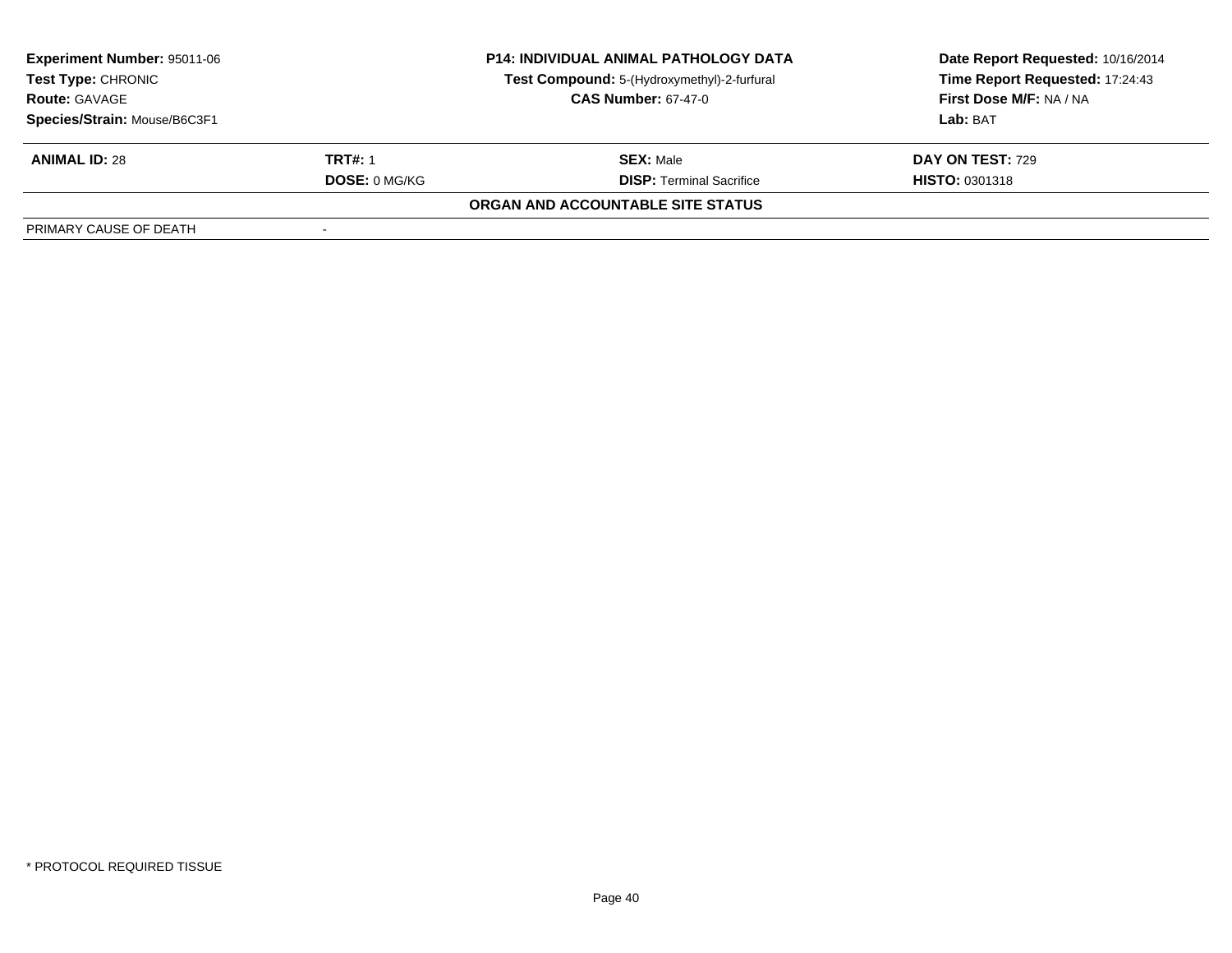| **Experiment Number:** 95011-06 | **P14: INDIVIDUAL ANIMAL PATHOLOGY DATA** | **Date Report Requested:** 10/16/2014 |
|---|---|---|
| **Test Type:** CHRONIC | **Test Compound:** 5-(Hydroxymethyl)-2-furfural | **Time Report Requested:** 17:24:43 |
| **Route:** GAVAGE | **CAS Number:** 67-47-0 | **First Dose M/F:** NA / NA |
| **Species/Strain:** Mouse/B6C3F1 | | **Lab:** BAT |

| **ANIMAL ID:** 28 | **TRT#:** 1 | **SEX:** Male | **DAY ON TEST:** 729 |
|---|---|---|---|
| | **DOSE:** 0 MG/KG | **DISP:** Terminal Sacrifice | **HISTO:** 0301318 |

**ORGAN AND ACCOUNTABLE SITE STATUS**

| PRIMARY CAUSE OF DEATH | - |
|---|---|

\* PROTOCOL REQUIRED TISSUE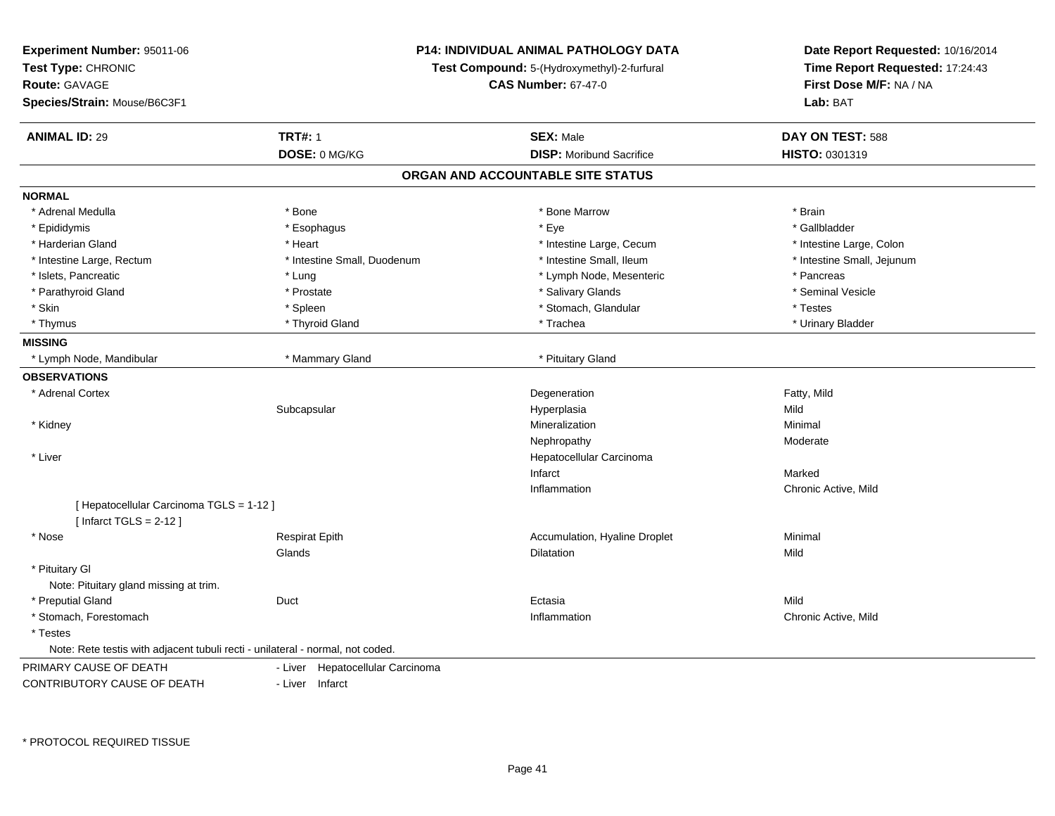**Experiment Number:** 95011-06
**Test Type:** CHRONIC
**Route:** GAVAGE
**Species/Strain:** Mouse/B6C3F1

**P14: INDIVIDUAL ANIMAL PATHOLOGY DATA**
**Test Compound:** 5-(Hydroxymethyl)-2-furfural
**CAS Number:** 67-47-0

**Date Report Requested:** 10/16/2014
**Time Report Requested:** 17:24:43
**First Dose M/F:** NA / NA
**Lab:** BAT

| **ANIMAL ID:** 29 | **TRT#:** 1 | **SEX:** Male | **DAY ON TEST:** 588 |
|---|---|---|---|
| | **DOSE:** 0 MG/KG | **DISP:** Moribund Sacrifice | **HISTO:** 0301319 |

## ORGAN AND ACCOUNTABLE SITE STATUS

**NORMAL**

| | | | |
|---|---|---|---|
| * Adrenal Medulla | * Bone | * Bone Marrow | * Brain |
| * Epididymis | * Esophagus | * Eye | * Gallbladder |
| * Harderian Gland | * Heart | * Intestine Large, Cecum | * Intestine Large, Colon |
| * Intestine Large, Rectum | * Intestine Small, Duodenum | * Intestine Small, Ileum | * Intestine Small, Jejunum |
| * Islets, Pancreatic | * Lung | * Lymph Node, Mesenteric | * Pancreas |
| * Parathyroid Gland | * Prostate | * Salivary Glands | * Seminal Vesicle |
| * Skin | * Spleen | * Stomach, Glandular | * Testes |
| * Thymus | * Thyroid Gland | * Trachea | * Urinary Bladder |

**MISSING**

| | | |
|---|---|---|
| * Lymph Node, Mandibular | * Mammary Gland | * Pituitary Gland |

**OBSERVATIONS**

| | | | |
|---|---|---|---|
| * Adrenal Cortex | | Degeneration | Fatty, Mild |
| | Subcapsular | Hyperplasia | Mild |
| * Kidney | | Mineralization | Minimal |
| | | Nephropathy | Moderate |
| * Liver | | Hepatocellular Carcinoma | |
| | | Infarct | Marked |
| | | Inflammation | Chronic Active, Mild |
| [ Hepatocellular Carcinoma TGLS = 1-12 ] | | | |
| [ Infarct TGLS = 2-12 ] | | | |
| * Nose | Respirat Epith | Accumulation, Hyaline Droplet | Minimal |
| | Glands | Dilatation | Mild |
| * Pituitary Gl | | | |
| Note: Pituitary gland missing at trim. | | | |
| * Preputial Gland | Duct | Ectasia | Mild |
| * Stomach, Forestomach | | Inflammation | Chronic Active, Mild |
| * Testes | | | |
| Note: Rete testis with adjacent tubuli recti - unilateral - normal, not coded. | | | |

PRIMARY CAUSE OF DEATH - Liver Hepatocellular Carcinoma
CONTRIBUTORY CAUSE OF DEATH - Liver Infarct

* PROTOCOL REQUIRED TISSUE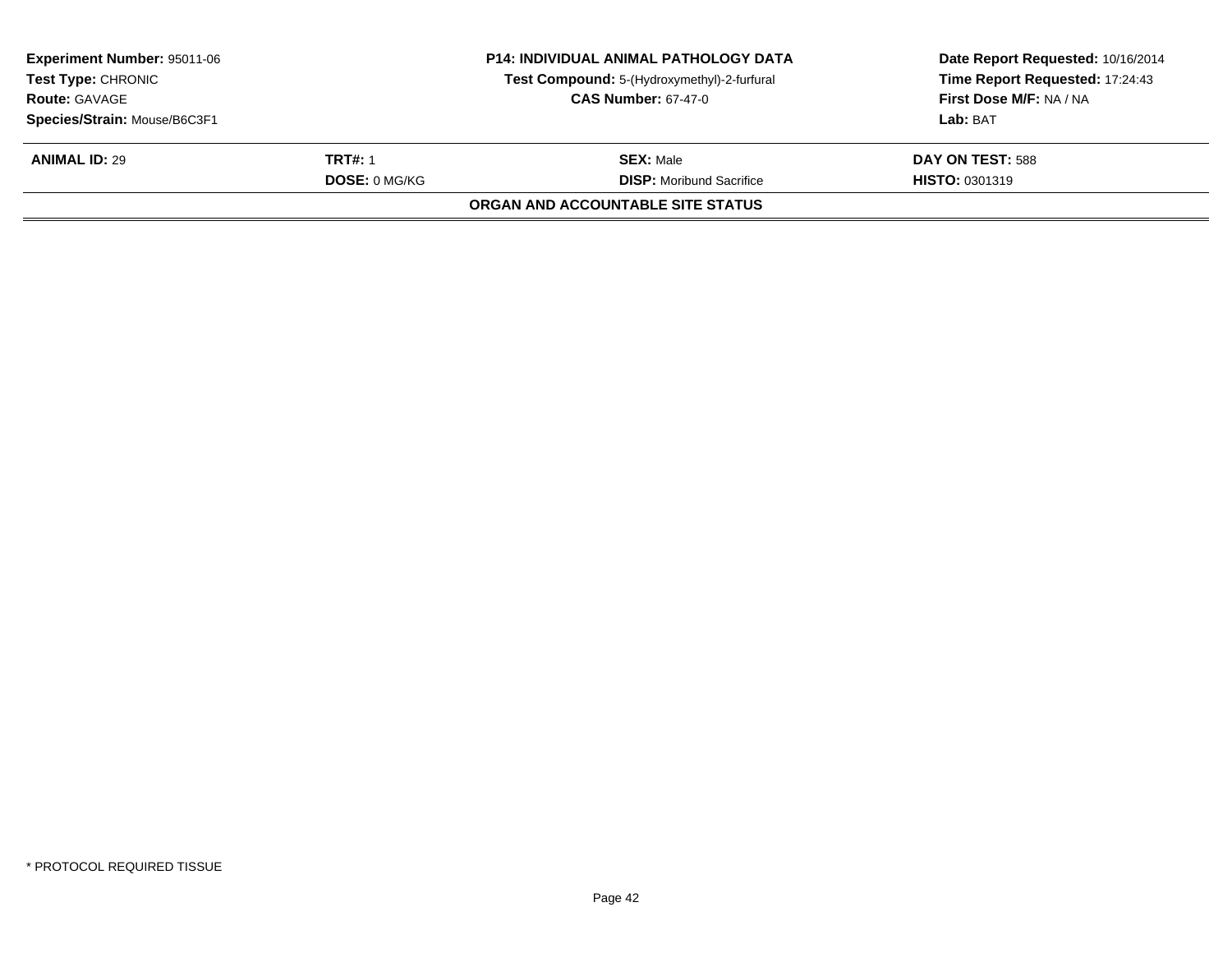**Experiment Number:** 95011-06
**Test Type:** CHRONIC
**Route:** GAVAGE
**Species/Strain:** Mouse/B6C3F1

**P14: INDIVIDUAL ANIMAL PATHOLOGY DATA**
**Test Compound:** 5-(Hydroxymethyl)-2-furfural
**CAS Number:** 67-47-0

**Date Report Requested:** 10/16/2014
**Time Report Requested:** 17:24:43
**First Dose M/F:** NA / NA
**Lab:** BAT

| **ANIMAL ID:** 29 | **TRT#:** 1 | **SEX:** Male | **DAY ON TEST:** 588 |
|---|---|---|---|
| | **DOSE:** 0 MG/KG | **DISP:** Moribund Sacrifice | **HISTO:** 0301319 |

**ORGAN AND ACCOUNTABLE SITE STATUS**

* PROTOCOL REQUIRED TISSUE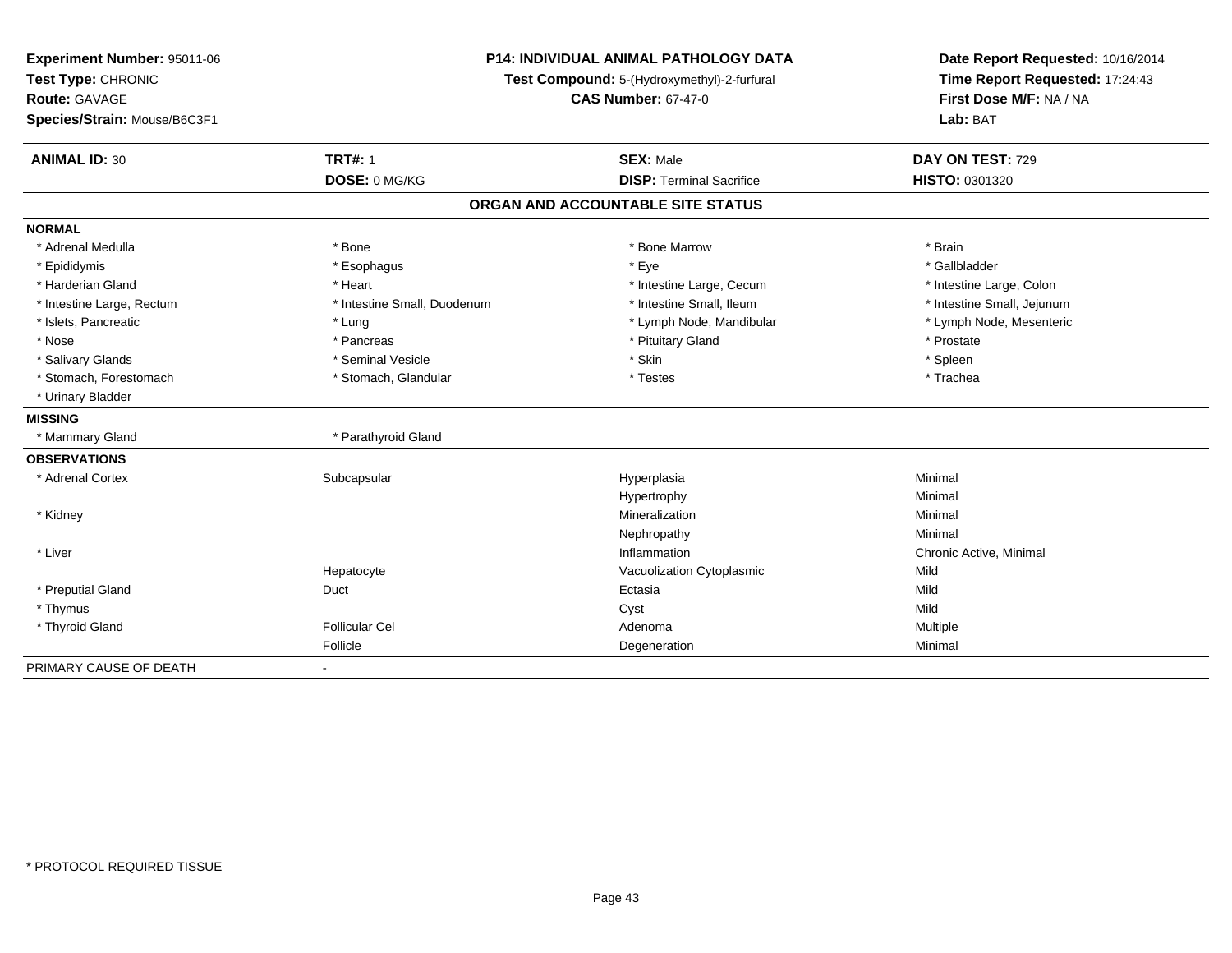**Experiment Number:** 95011-06
**Test Type:** CHRONIC
**Route:** GAVAGE
**Species/Strain:** Mouse/B6C3F1

**P14: INDIVIDUAL ANIMAL PATHOLOGY DATA**
**Test Compound:** 5-(Hydroxymethyl)-2-furfural
**CAS Number:** 67-47-0

**Date Report Requested:** 10/16/2014
**Time Report Requested:** 17:24:43
**First Dose M/F:** NA / NA
**Lab:** BAT

| **ANIMAL ID:** 30 | **TRT#:** 1 | **SEX:** Male | **DAY ON TEST:** 729 |
|---|---|---|---|
| | **DOSE:** 0 MG/KG | **DISP:** Terminal Sacrifice | **HISTO:** 0301320 |

## ORGAN AND ACCOUNTABLE SITE STATUS

**NORMAL**

| | | | |
|---|---|---|---|
| * Adrenal Medulla | * Bone | * Bone Marrow | * Brain |
| * Epididymis | * Esophagus | * Eye | * Gallbladder |
| * Harderian Gland | * Heart | * Intestine Large, Cecum | * Intestine Large, Colon |
| * Intestine Large, Rectum | * Intestine Small, Duodenum | * Intestine Small, Ileum | * Intestine Small, Jejunum |
| * Islets, Pancreatic | * Lung | * Lymph Node, Mandibular | * Lymph Node, Mesenteric |
| * Nose | * Pancreas | * Pituitary Gland | * Prostate |
| * Salivary Glands | * Seminal Vesicle | * Skin | * Spleen |
| * Stomach, Forestomach | * Stomach, Glandular | * Testes | * Trachea |
| * Urinary Bladder | | | |

**MISSING**

| | |
|---|---|
| * Mammary Gland | * Parathyroid Gland |

**OBSERVATIONS**

| | | | |
|---|---|---|---|
| * Adrenal Cortex | Subcapsular | Hyperplasia | Minimal |
| | | Hypertrophy | Minimal |
| * Kidney | | Mineralization | Minimal |
| | | Nephropathy | Minimal |
| * Liver | | Inflammation | Chronic Active, Minimal |
| | Hepatocyte | Vacuolization Cytoplasmic | Mild |
| * Preputial Gland | Duct | Ectasia | Mild |
| * Thymus | | Cyst | Mild |
| * Thyroid Gland | Follicular Cel | Adenoma | Multiple |
| | Follicle | Degeneration | Minimal |

PRIMARY CAUSE OF DEATH -

* PROTOCOL REQUIRED TISSUE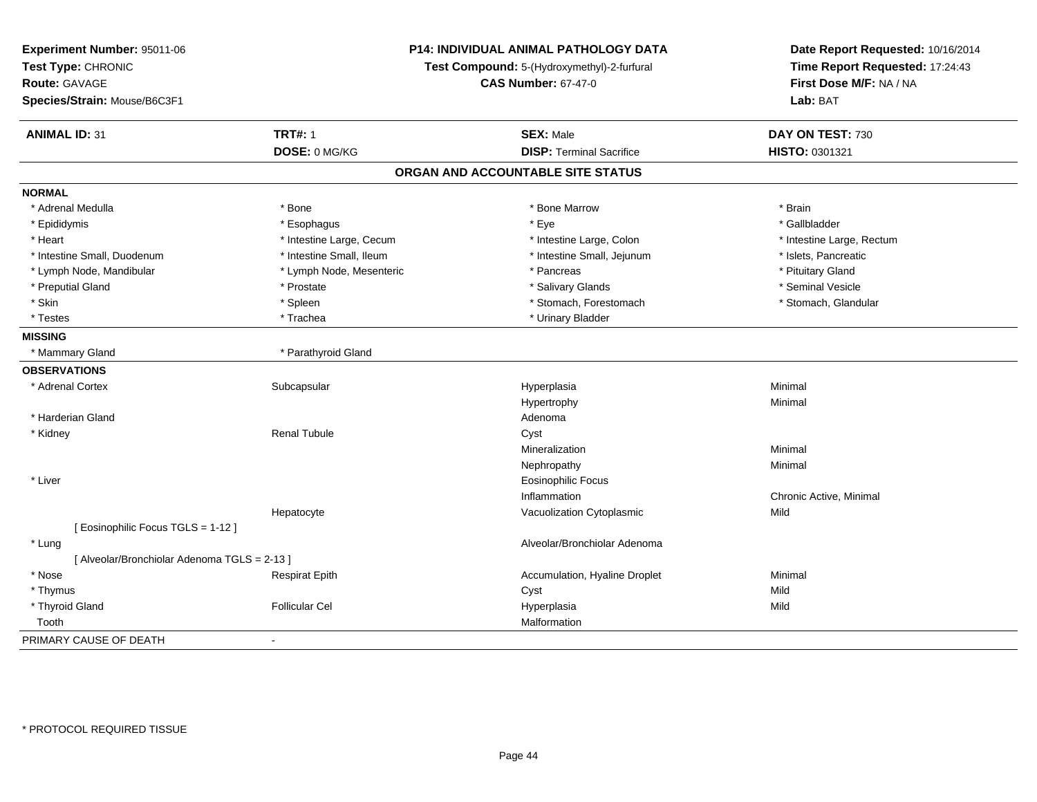**Experiment Number:** 95011-06
**Test Type:** CHRONIC
**Route:** GAVAGE
**Species/Strain:** Mouse/B6C3F1

**P14: INDIVIDUAL ANIMAL PATHOLOGY DATA**
**Test Compound:** 5-(Hydroxymethyl)-2-furfural
**CAS Number:** 67-47-0

**Date Report Requested:** 10/16/2014
**Time Report Requested:** 17:24:43
**First Dose M/F:** NA / NA
**Lab:** BAT

| **ANIMAL ID:** 31 | **TRT#:** 1 | **SEX:** Male | **DAY ON TEST:** 730 |
|---|---|---|---|
| | **DOSE:** 0 MG/KG | **DISP:** Terminal Sacrifice | **HISTO:** 0301321 |

## ORGAN AND ACCOUNTABLE SITE STATUS

**NORMAL**

| | | | |
|---|---|---|---|
| * Adrenal Medulla | * Bone | * Bone Marrow | * Brain |
| * Epididymis | * Esophagus | * Eye | * Gallbladder |
| * Heart | * Intestine Large, Cecum | * Intestine Large, Colon | * Intestine Large, Rectum |
| * Intestine Small, Duodenum | * Intestine Small, Ileum | * Intestine Small, Jejunum | * Islets, Pancreatic |
| * Lymph Node, Mandibular | * Lymph Node, Mesenteric | * Pancreas | * Pituitary Gland |
| * Preputial Gland | * Prostate | * Salivary Glands | * Seminal Vesicle |
| * Skin | * Spleen | * Stomach, Forestomach | * Stomach, Glandular |
| * Testes | * Trachea | * Urinary Bladder | |

**MISSING**

| | |
|---|---|
| * Mammary Gland | * Parathyroid Gland |

**OBSERVATIONS**

| | | | |
|---|---|---|---|
| * Adrenal Cortex | Subcapsular | Hyperplasia | Minimal |
| | | Hypertrophy | Minimal |
| * Harderian Gland | | Adenoma | |
| * Kidney | Renal Tubule | Cyst | |
| | | Mineralization | Minimal |
| | | Nephropathy | Minimal |
| * Liver | | Eosinophilic Focus | |
| | | Inflammation | Chronic Active, Minimal |
| | Hepatocyte | Vacuolization Cytoplasmic | Mild |
| [ Eosinophilic Focus TGLS = 1-12 ] | | | |
| * Lung | | Alveolar/Bronchiolar Adenoma | |
| [ Alveolar/Bronchiolar Adenoma TGLS = 2-13 ] | | | |
| * Nose | Respirat Epith | Accumulation, Hyaline Droplet | Minimal |
| * Thymus | | Cyst | Mild |
| * Thyroid Gland | Follicular Cel | Hyperplasia | Mild |
| Tooth | | Malformation | |

PRIMARY CAUSE OF DEATH -

* PROTOCOL REQUIRED TISSUE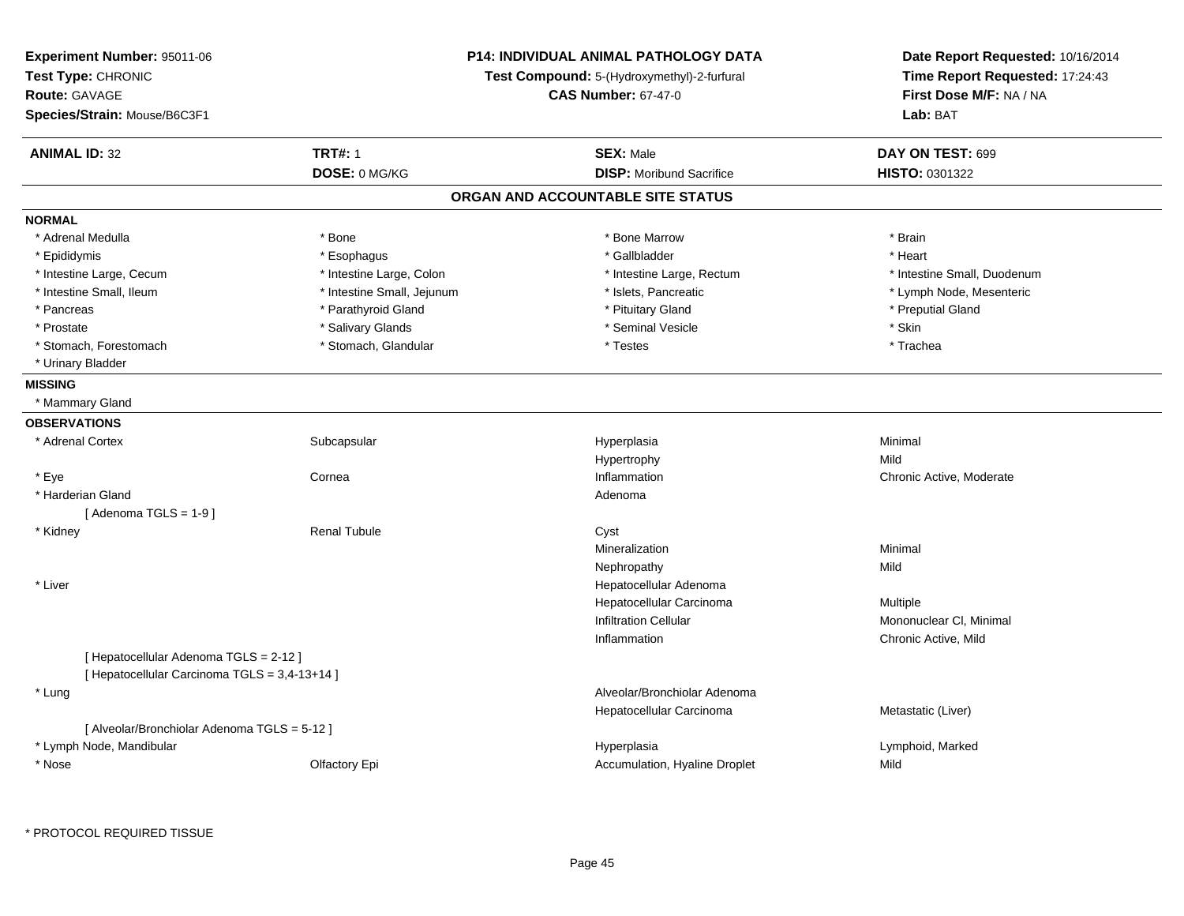**Experiment Number:** 95011-06
**Test Type:** CHRONIC
**Route:** GAVAGE
**Species/Strain:** Mouse/B6C3F1

**P14: INDIVIDUAL ANIMAL PATHOLOGY DATA**
**Test Compound:** 5-(Hydroxymethyl)-2-furfural
**CAS Number:** 67-47-0

**Date Report Requested:** 10/16/2014
**Time Report Requested:** 17:24:43
**First Dose M/F:** NA / NA
**Lab:** BAT

| **ANIMAL ID:** 32 | **TRT#:** 1 | **SEX:** Male | **DAY ON TEST:** 699 |
|---|---|---|---|
| | **DOSE:** 0 MG/KG | **DISP:** Moribund Sacrifice | **HISTO:** 0301322 |

## ORGAN AND ACCOUNTABLE SITE STATUS

**NORMAL**

| | | | |
|---|---|---|---|
| * Adrenal Medulla | * Bone | * Bone Marrow | * Brain |
| * Epididymis | * Esophagus | * Gallbladder | * Heart |
| * Intestine Large, Cecum | * Intestine Large, Colon | * Intestine Large, Rectum | * Intestine Small, Duodenum |
| * Intestine Small, Ileum | * Intestine Small, Jejunum | * Islets, Pancreatic | * Lymph Node, Mesenteric |
| * Pancreas | * Parathyroid Gland | * Pituitary Gland | * Preputial Gland |
| * Prostate | * Salivary Glands | * Seminal Vesicle | * Skin |
| * Stomach, Forestomach | * Stomach, Glandular | * Testes | * Trachea |
| * Urinary Bladder | | | |

**MISSING**

* Mammary Gland

**OBSERVATIONS**

| | | | |
|---|---|---|---|
| * Adrenal Cortex | Subcapsular | Hyperplasia | Minimal |
| | | Hypertrophy | Mild |
| * Eye | Cornea | Inflammation | Chronic Active, Moderate |
| * Harderian Gland | | Adenoma | |
| [ Adenoma TGLS = 1-9 ] | | | |
| * Kidney | Renal Tubule | Cyst | |
| | | Mineralization | Minimal |
| | | Nephropathy | Mild |
| * Liver | | Hepatocellular Adenoma | |
| | | Hepatocellular Carcinoma | Multiple |
| | | Infiltration Cellular | Mononuclear Cl, Minimal |
| | | Inflammation | Chronic Active, Mild |
| [ Hepatocellular Adenoma TGLS = 2-12 ] | | | |
| [ Hepatocellular Carcinoma TGLS = 3,4-13+14 ] | | | |
| * Lung | | Alveolar/Bronchiolar Adenoma | |
| | | Hepatocellular Carcinoma | Metastatic (Liver) |
| [ Alveolar/Bronchiolar Adenoma TGLS = 5-12 ] | | | |
| * Lymph Node, Mandibular | | Hyperplasia | Lymphoid, Marked |
| * Nose | Olfactory Epi | Accumulation, Hyaline Droplet | Mild |

\* PROTOCOL REQUIRED TISSUE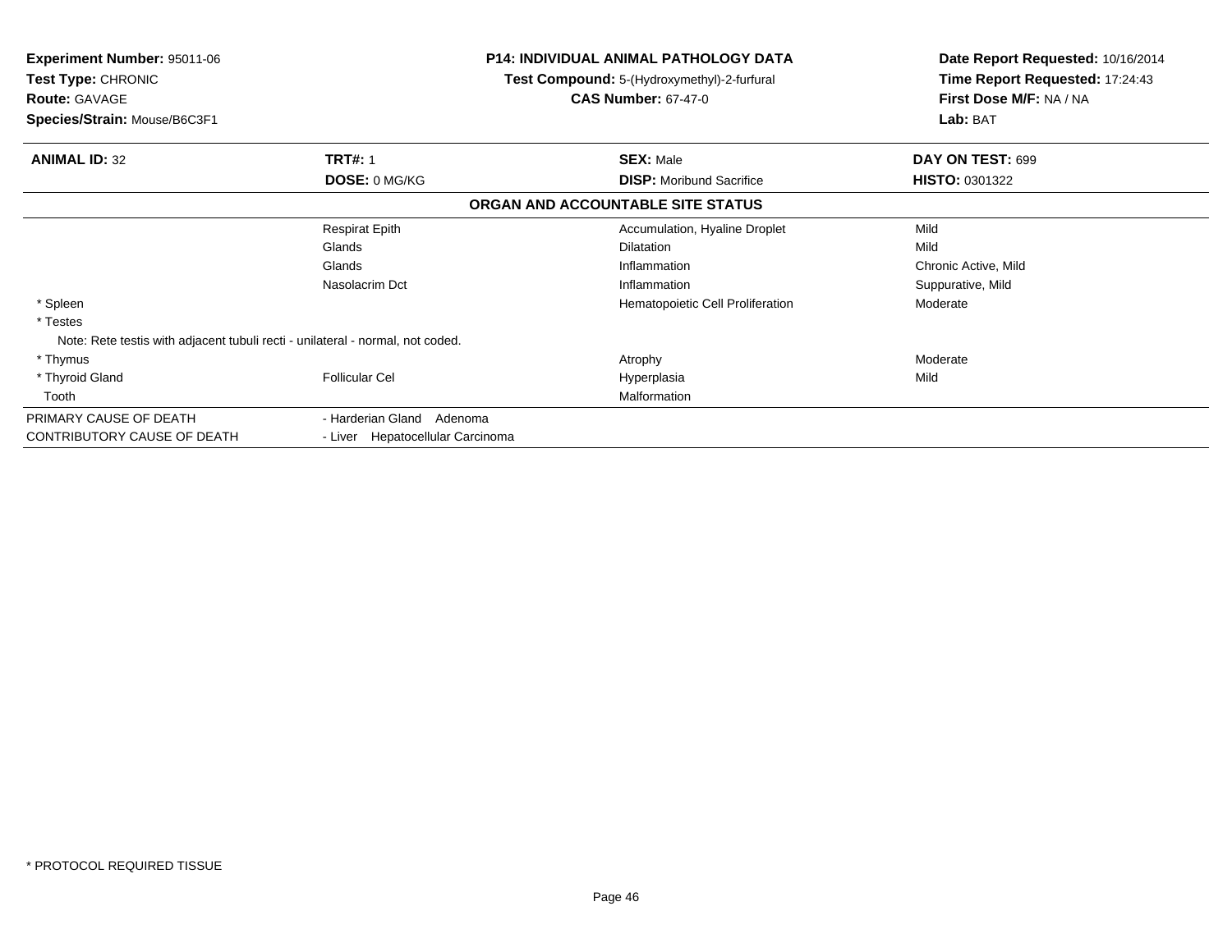**Experiment Number:** 95011-06
**Test Type:** CHRONIC
**Route:** GAVAGE
**Species/Strain:** Mouse/B6C3F1

**P14: INDIVIDUAL ANIMAL PATHOLOGY DATA**
**Test Compound:** 5-(Hydroxymethyl)-2-furfural
**CAS Number:** 67-47-0

**Date Report Requested:** 10/16/2014
**Time Report Requested:** 17:24:43
**First Dose M/F:** NA / NA
**Lab:** BAT

| **ANIMAL ID:** 32 | **TRT#:** 1 | **SEX:** Male | **DAY ON TEST:** 699 |
|---|---|---|---|
| | **DOSE:** 0 MG/KG | **DISP:** Moribund Sacrifice | **HISTO:** 0301322 |

**ORGAN AND ACCOUNTABLE SITE STATUS**

| | | | |
|---|---|---|---|
| | Respirat Epith | Accumulation, Hyaline Droplet | Mild |
| | Glands | Dilatation | Mild |
| | Glands | Inflammation | Chronic Active, Mild |
| | Nasolacrim Dct | Inflammation | Suppurative, Mild |
| * Spleen | | Hematopoietic Cell Proliferation | Moderate |
| * Testes | | | |
| Note: Rete testis with adjacent tubuli recti - unilateral - normal, not coded. | | | |
| * Thymus | | Atrophy | Moderate |
| * Thyroid Gland | Follicular Cel | Hyperplasia | Mild |
| Tooth | | Malformation | |
| PRIMARY CAUSE OF DEATH | - Harderian Gland Adenoma | | |
| CONTRIBUTORY CAUSE OF DEATH | - Liver Hepatocellular Carcinoma | | |

* PROTOCOL REQUIRED TISSUE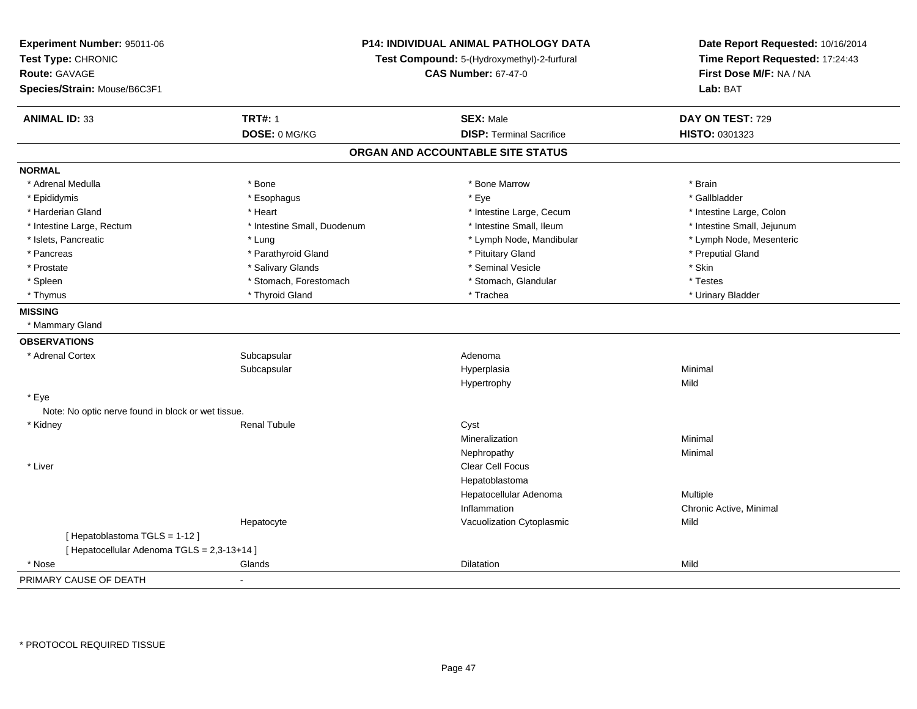**Experiment Number:** 95011-06
**Test Type:** CHRONIC
**Route:** GAVAGE
**Species/Strain:** Mouse/B6C3F1

**P14: INDIVIDUAL ANIMAL PATHOLOGY DATA**
**Test Compound:** 5-(Hydroxymethyl)-2-furfural
**CAS Number:** 67-47-0

**Date Report Requested:** 10/16/2014
**Time Report Requested:** 17:24:43
**First Dose M/F:** NA / NA
**Lab:** BAT

| **ANIMAL ID:** 33 | **TRT#:** 1 | **SEX:** Male | **DAY ON TEST:** 729 |
|---|---|---|---|
| | **DOSE:** 0 MG/KG | **DISP:** Terminal Sacrifice | **HISTO:** 0301323 |

## ORGAN AND ACCOUNTABLE SITE STATUS

**NORMAL**

| | | | |
|---|---|---|---|
| * Adrenal Medulla | * Bone | * Bone Marrow | * Brain |
| * Epididymis | * Esophagus | * Eye | * Gallbladder |
| * Harderian Gland | * Heart | * Intestine Large, Cecum | * Intestine Large, Colon |
| * Intestine Large, Rectum | * Intestine Small, Duodenum | * Intestine Small, Ileum | * Intestine Small, Jejunum |
| * Islets, Pancreatic | * Lung | * Lymph Node, Mandibular | * Lymph Node, Mesenteric |
| * Pancreas | * Parathyroid Gland | * Pituitary Gland | * Preputial Gland |
| * Prostate | * Salivary Glands | * Seminal Vesicle | * Skin |
| * Spleen | * Stomach, Forestomach | * Stomach, Glandular | * Testes |
| * Thymus | * Thyroid Gland | * Trachea | * Urinary Bladder |

**MISSING**

* Mammary Gland

**OBSERVATIONS**

| | | | |
|---|---|---|---|
| * Adrenal Cortex | Subcapsular | Adenoma | |
| | Subcapsular | Hyperplasia | Minimal |
| | | Hypertrophy | Mild |
| * Eye | | | |
| Note: No optic nerve found in block or wet tissue. | | | |
| * Kidney | Renal Tubule | Cyst | |
| | | Mineralization | Minimal |
| | | Nephropathy | Minimal |
| * Liver | | Clear Cell Focus | |
| | | Hepatoblastoma | |
| | | Hepatocellular Adenoma | Multiple |
| | | Inflammation | Chronic Active, Minimal |
| | Hepatocyte | Vacuolization Cytoplasmic | Mild |
| [ Hepatoblastoma TGLS = 1-12 ] | | | |
| [ Hepatocellular Adenoma TGLS = 2,3-13+14 ] | | | |
| * Nose | Glands | Dilatation | Mild |

PRIMARY CAUSE OF DEATH -

* PROTOCOL REQUIRED TISSUE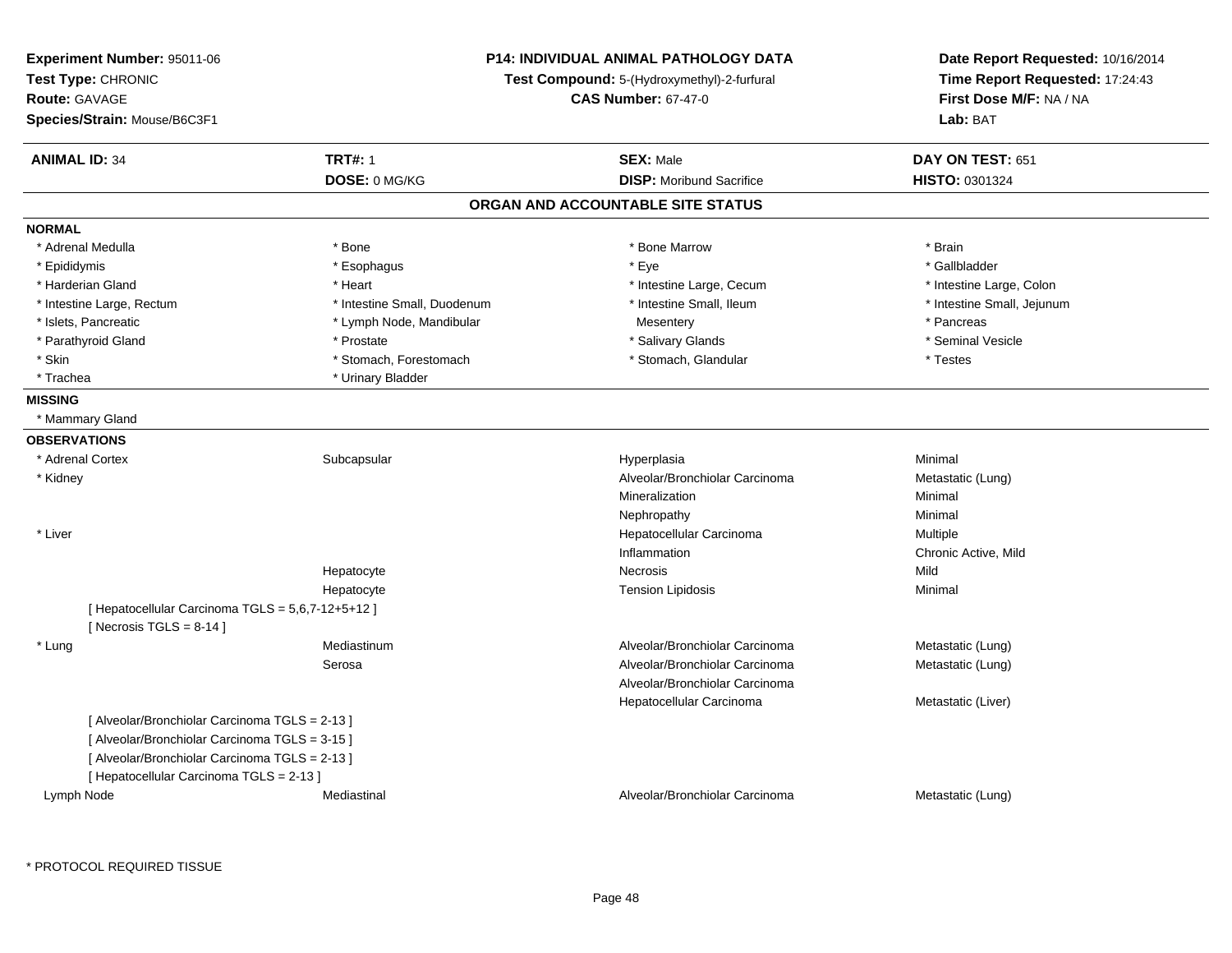**Experiment Number:** 95011-06
**Test Type:** CHRONIC
**Route:** GAVAGE
**Species/Strain:** Mouse/B6C3F1

**P14: INDIVIDUAL ANIMAL PATHOLOGY DATA**
**Test Compound:** 5-(Hydroxymethyl)-2-furfural
**CAS Number:** 67-47-0

**Date Report Requested:** 10/16/2014
**Time Report Requested:** 17:24:43
**First Dose M/F:** NA / NA
**Lab:** BAT

| **ANIMAL ID:** 34 | **TRT#:** 1 | **SEX:** Male | **DAY ON TEST:** 651 |
|---|---|---|---|
| | **DOSE:** 0 MG/KG | **DISP:** Moribund Sacrifice | **HISTO:** 0301324 |

## ORGAN AND ACCOUNTABLE SITE STATUS

**NORMAL**

| | | | |
|---|---|---|---|
| * Adrenal Medulla | * Bone | * Bone Marrow | * Brain |
| * Epididymis | * Esophagus | * Eye | * Gallbladder |
| * Harderian Gland | * Heart | * Intestine Large, Cecum | * Intestine Large, Colon |
| * Intestine Large, Rectum | * Intestine Small, Duodenum | * Intestine Small, Ileum | * Intestine Small, Jejunum |
| * Islets, Pancreatic | * Lymph Node, Mandibular | Mesentery | * Pancreas |
| * Parathyroid Gland | * Prostate | * Salivary Glands | * Seminal Vesicle |
| * Skin | * Stomach, Forestomach | * Stomach, Glandular | * Testes |
| * Trachea | * Urinary Bladder | | |

**MISSING**

* Mammary Gland

**OBSERVATIONS**

| | | | |
|---|---|---|---|
| * Adrenal Cortex | Subcapsular | Hyperplasia | Minimal |
| * Kidney | | Alveolar/Bronchiolar Carcinoma | Metastatic (Lung) |
| | | Mineralization | Minimal |
| | | Nephropathy | Minimal |
| * Liver | | Hepatocellular Carcinoma | Multiple |
| | | Inflammation | Chronic Active, Mild |
| | Hepatocyte | Necrosis | Mild |
| | Hepatocyte | Tension Lipidosis | Minimal |
| [ Hepatocellular Carcinoma TGLS = 5,6,7-12+5+12 ] | | | |
| [ Necrosis TGLS = 8-14 ] | | | |
| * Lung | Mediastinum | Alveolar/Bronchiolar Carcinoma | Metastatic (Lung) |
| | Serosa | Alveolar/Bronchiolar Carcinoma | Metastatic (Lung) |
| | | Alveolar/Bronchiolar Carcinoma | |
| | | Hepatocellular Carcinoma | Metastatic (Liver) |
| [ Alveolar/Bronchiolar Carcinoma TGLS = 2-13 ] | | | |
| [ Alveolar/Bronchiolar Carcinoma TGLS = 3-15 ] | | | |
| [ Alveolar/Bronchiolar Carcinoma TGLS = 2-13 ] | | | |
| [ Hepatocellular Carcinoma TGLS = 2-13 ] | | | |
| Lymph Node | Mediastinal | Alveolar/Bronchiolar Carcinoma | Metastatic (Lung) |

* PROTOCOL REQUIRED TISSUE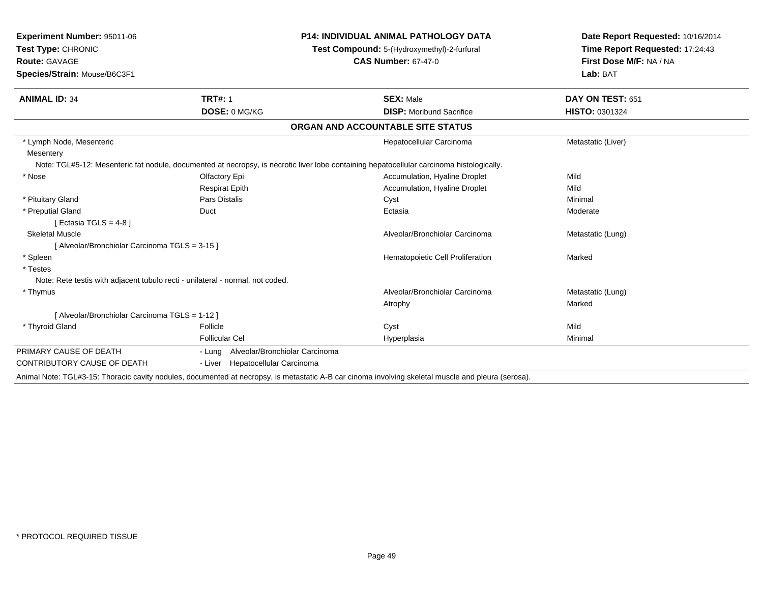**Experiment Number:** 95011-06
**Test Type:** CHRONIC
**Route:** GAVAGE
**Species/Strain:** Mouse/B6C3F1

**P14: INDIVIDUAL ANIMAL PATHOLOGY DATA**
**Test Compound:** 5-(Hydroxymethyl)-2-furfural
**CAS Number:** 67-47-0

**Date Report Requested:** 10/16/2014
**Time Report Requested:** 17:24:43
**First Dose M/F:** NA / NA
**Lab:** BAT

| **ANIMAL ID:** 34 | **TRT#:** 1 | **SEX:** Male | **DAY ON TEST:** 651 |
|---|---|---|---|
| | **DOSE:** 0 MG/KG | **DISP:** Moribund Sacrifice | **HISTO:** 0301324 |

## ORGAN AND ACCOUNTABLE SITE STATUS

| Organ | Site | Finding | Severity/Status |
|---|---|---|---|
| * Lymph Node, Mesenteric | | Hepatocellular Carcinoma | Metastatic (Liver) |
| Mesentery | | | |
| Note: TGL#5-12: Mesenteric fat nodule, documented at necropsy, is necrotic liver lobe containing hepatocellular carcinoma histologically. | | | |
| * Nose | Olfactory Epi | Accumulation, Hyaline Droplet | Mild |
| | Respirat Epith | Accumulation, Hyaline Droplet | Mild |
| * Pituitary Gland | Pars Distalis | Cyst | Minimal |
| * Preputial Gland | Duct | Ectasia | Moderate |
| [ Ectasia TGLS = 4-8 ] | | | |
| Skeletal Muscle | | Alveolar/Bronchiolar Carcinoma | Metastatic (Lung) |
| [ Alveolar/Bronchiolar Carcinoma TGLS = 3-15 ] | | | |
| * Spleen | | Hematopoietic Cell Proliferation | Marked |
| * Testes | | | |
| Note: Rete testis with adjacent tubulo recti - unilateral - normal, not coded. | | | |
| * Thymus | | Alveolar/Bronchiolar Carcinoma | Metastatic (Lung) |
| | | Atrophy | Marked |
| [ Alveolar/Bronchiolar Carcinoma TGLS = 1-12 ] | | | |
| * Thyroid Gland | Follicle | Cyst | Mild |
| | Follicular Cel | Hyperplasia | Minimal |

| | |
|---|---|
| PRIMARY CAUSE OF DEATH | - Lung Alveolar/Bronchiolar Carcinoma |
| CONTRIBUTORY CAUSE OF DEATH | - Liver Hepatocellular Carcinoma |

Animal Note: TGL#3-15: Thoracic cavity nodules, documented at necropsy, is metastatic A-B car cinoma involving skeletal muscle and pleura (serosa).

* PROTOCOL REQUIRED TISSUE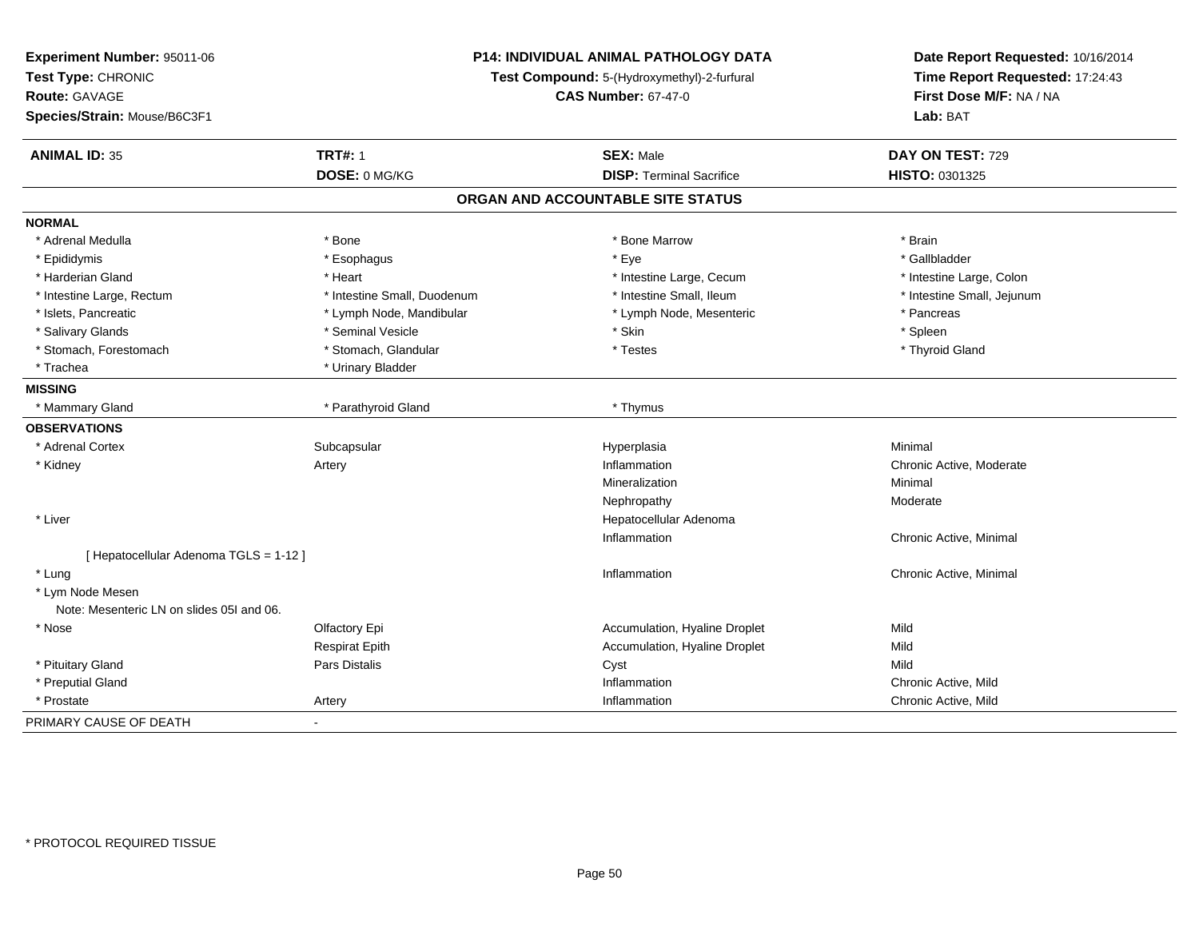**Experiment Number:** 95011-06
**Test Type:** CHRONIC
**Route:** GAVAGE
**Species/Strain:** Mouse/B6C3F1

**P14: INDIVIDUAL ANIMAL PATHOLOGY DATA**
**Test Compound:** 5-(Hydroxymethyl)-2-furfural
**CAS Number:** 67-47-0

**Date Report Requested:** 10/16/2014
**Time Report Requested:** 17:24:43
**First Dose M/F:** NA / NA
**Lab:** BAT

| **ANIMAL ID:** 35 | **TRT#:** 1 | **SEX:** Male | **DAY ON TEST:** 729 |
|---|---|---|---|
| | **DOSE:** 0 MG/KG | **DISP:** Terminal Sacrifice | **HISTO:** 0301325 |

## ORGAN AND ACCOUNTABLE SITE STATUS

**NORMAL**

| | | | |
|---|---|---|---|
| * Adrenal Medulla | * Bone | * Bone Marrow | * Brain |
| * Epididymis | * Esophagus | * Eye | * Gallbladder |
| * Harderian Gland | * Heart | * Intestine Large, Cecum | * Intestine Large, Colon |
| * Intestine Large, Rectum | * Intestine Small, Duodenum | * Intestine Small, Ileum | * Intestine Small, Jejunum |
| * Islets, Pancreatic | * Lymph Node, Mandibular | * Lymph Node, Mesenteric | * Pancreas |
| * Salivary Glands | * Seminal Vesicle | * Skin | * Spleen |
| * Stomach, Forestomach | * Stomach, Glandular | * Testes | * Thyroid Gland |
| * Trachea | * Urinary Bladder | | |

**MISSING**

| | | |
|---|---|---|
| * Mammary Gland | * Parathyroid Gland | * Thymus |

**OBSERVATIONS**

| | | | |
|---|---|---|---|
| * Adrenal Cortex | Subcapsular | Hyperplasia | Minimal |
| * Kidney | Artery | Inflammation | Chronic Active, Moderate |
| | | Mineralization | Minimal |
| | | Nephropathy | Moderate |
| * Liver | | Hepatocellular Adenoma | |
| | | Inflammation | Chronic Active, Minimal |
| [ Hepatocellular Adenoma TGLS = 1-12 ] | | | |
| * Lung | | Inflammation | Chronic Active, Minimal |
| * Lym Node Mesen | | | |
| Note: Mesenteric LN on slides 05I and 06. | | | |
| * Nose | Olfactory Epi | Accumulation, Hyaline Droplet | Mild |
| | Respirat Epith | Accumulation, Hyaline Droplet | Mild |
| * Pituitary Gland | Pars Distalis | Cyst | Mild |
| * Preputial Gland | | Inflammation | Chronic Active, Mild |
| * Prostate | Artery | Inflammation | Chronic Active, Mild |

PRIMARY CAUSE OF DEATH -

* PROTOCOL REQUIRED TISSUE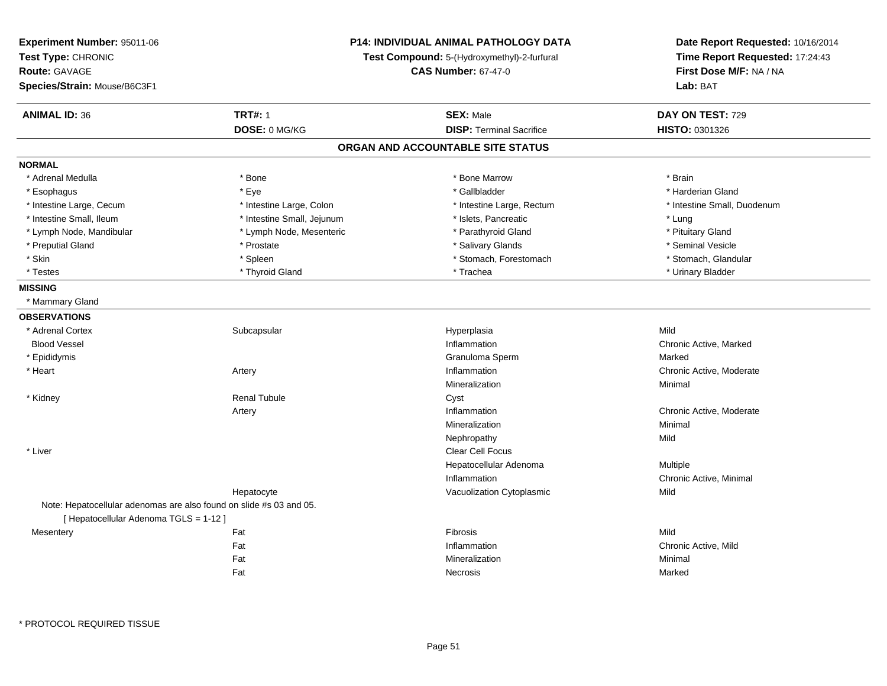**Experiment Number:** 95011-06
**Test Type:** CHRONIC
**Route:** GAVAGE
**Species/Strain:** Mouse/B6C3F1

**P14: INDIVIDUAL ANIMAL PATHOLOGY DATA**
**Test Compound:** 5-(Hydroxymethyl)-2-furfural
**CAS Number:** 67-47-0

**Date Report Requested:** 10/16/2014
**Time Report Requested:** 17:24:43
**First Dose M/F:** NA / NA
**Lab:** BAT

| **ANIMAL ID:** 36 | **TRT#:** 1 | **SEX:** Male | **DAY ON TEST:** 729 |
|---|---|---|---|
| | **DOSE:** 0 MG/KG | **DISP:** Terminal Sacrifice | **HISTO:** 0301326 |

## ORGAN AND ACCOUNTABLE SITE STATUS

**NORMAL**

| | | | |
|---|---|---|---|
| * Adrenal Medulla | * Bone | * Bone Marrow | * Brain |
| * Esophagus | * Eye | * Gallbladder | * Harderian Gland |
| * Intestine Large, Cecum | * Intestine Large, Colon | * Intestine Large, Rectum | * Intestine Small, Duodenum |
| * Intestine Small, Ileum | * Intestine Small, Jejunum | * Islets, Pancreatic | * Lung |
| * Lymph Node, Mandibular | * Lymph Node, Mesenteric | * Parathyroid Gland | * Pituitary Gland |
| * Preputial Gland | * Prostate | * Salivary Glands | * Seminal Vesicle |
| * Skin | * Spleen | * Stomach, Forestomach | * Stomach, Glandular |
| * Testes | * Thyroid Gland | * Trachea | * Urinary Bladder |

**MISSING**

* Mammary Gland

**OBSERVATIONS**

| | | | |
|---|---|---|---|
| * Adrenal Cortex | Subcapsular | Hyperplasia | Mild |
| Blood Vessel | | Inflammation | Chronic Active, Marked |
| * Epididymis | | Granuloma Sperm | Marked |
| * Heart | Artery | Inflammation | Chronic Active, Moderate |
| | | Mineralization | Minimal |
| * Kidney | Renal Tubule | Cyst | |
| | Artery | Inflammation | Chronic Active, Moderate |
| | | Mineralization | Minimal |
| | | Nephropathy | Mild |
| * Liver | | Clear Cell Focus | |
| | | Hepatocellular Adenoma | Multiple |
| | | Inflammation | Chronic Active, Minimal |
| | Hepatocyte | Vacuolization Cytoplasmic | Mild |

Note: Hepatocellular adenomas are also found on slide #s 03 and 05.
[ Hepatocellular Adenoma TGLS = 1-12 ]

| | | | |
|---|---|---|---|
| Mesentery | Fat | Fibrosis | Mild |
| | Fat | Inflammation | Chronic Active, Mild |
| | Fat | Mineralization | Minimal |
| | Fat | Necrosis | Marked |

* PROTOCOL REQUIRED TISSUE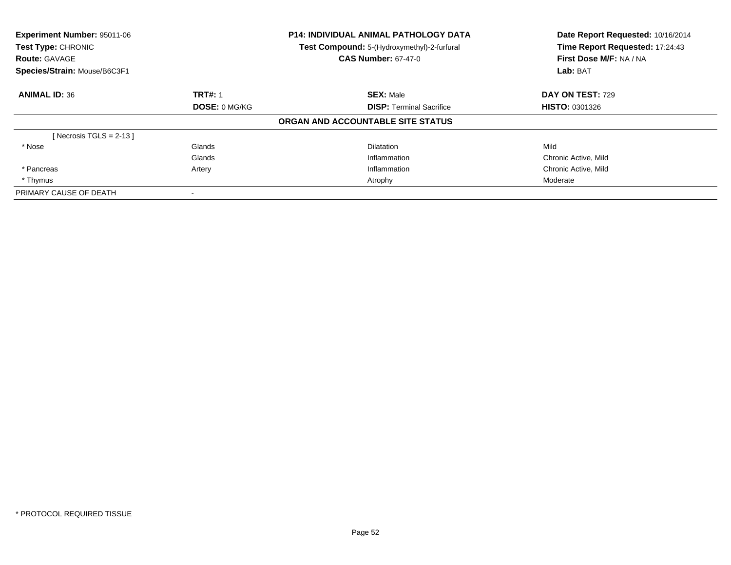**Experiment Number:** 95011-06
**Test Type:** CHRONIC
**Route:** GAVAGE
**Species/Strain:** Mouse/B6C3F1

**P14: INDIVIDUAL ANIMAL PATHOLOGY DATA**
**Test Compound:** 5-(Hydroxymethyl)-2-furfural
**CAS Number:** 67-47-0

**Date Report Requested:** 10/16/2014
**Time Report Requested:** 17:24:43
**First Dose M/F:** NA / NA
**Lab:** BAT

| **ANIMAL ID:** 36 | **TRT#:** 1 | **SEX:** Male | **DAY ON TEST:** 729 |
|---|---|---|---|
| | **DOSE:** 0 MG/KG | **DISP:** Terminal Sacrifice | **HISTO:** 0301326 |

**ORGAN AND ACCOUNTABLE SITE STATUS**

| | | | |
|---|---|---|---|
| [ Necrosis TGLS = 2-13 ] | | | |
| * Nose | Glands | Dilatation | Mild |
| | Glands | Inflammation | Chronic Active, Mild |
| * Pancreas | Artery | Inflammation | Chronic Active, Mild |
| * Thymus | | Atrophy | Moderate |
| PRIMARY CAUSE OF DEATH | - | | |

* PROTOCOL REQUIRED TISSUE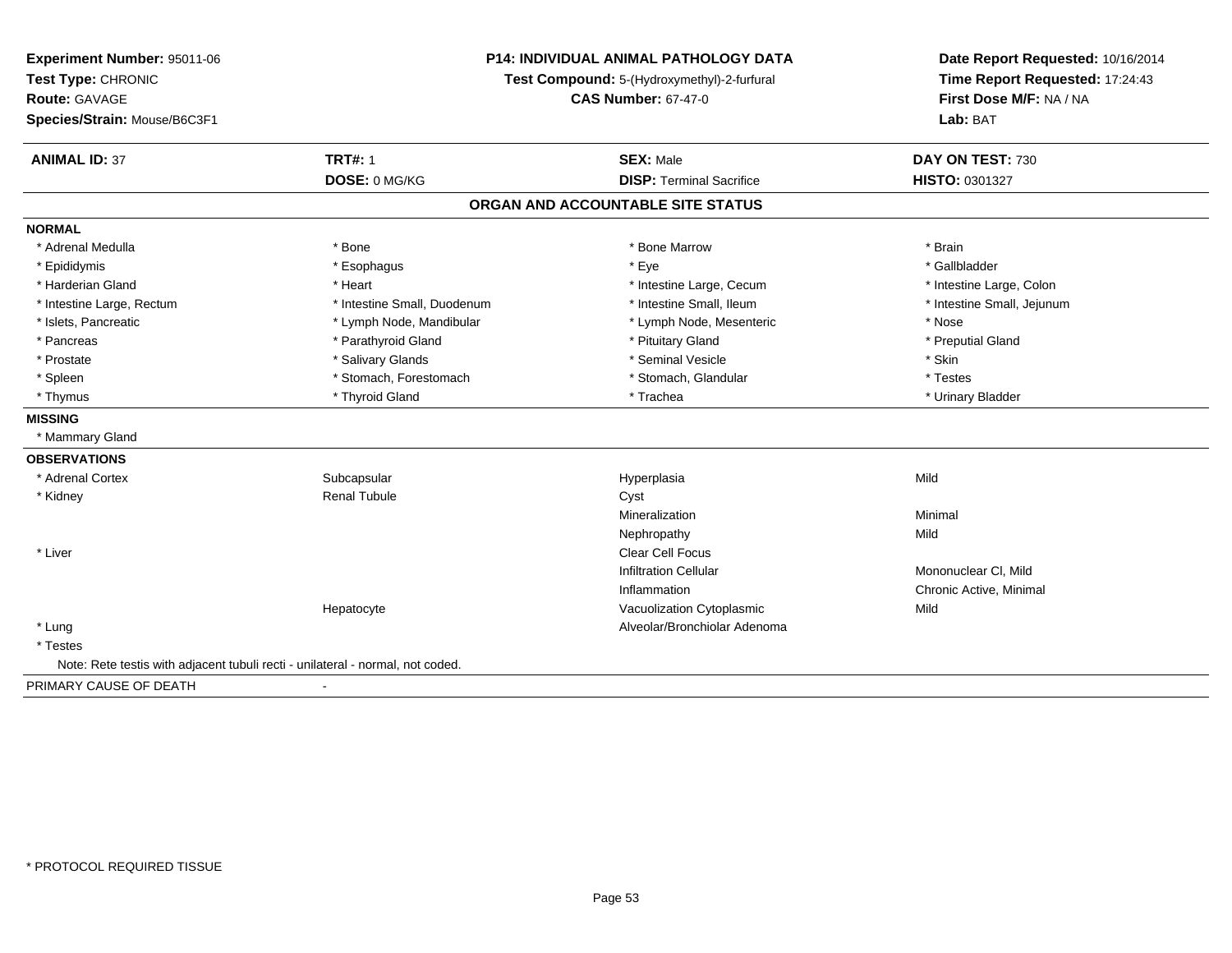**Experiment Number:** 95011-06
**Test Type:** CHRONIC
**Route:** GAVAGE
**Species/Strain:** Mouse/B6C3F1

**P14: INDIVIDUAL ANIMAL PATHOLOGY DATA**
**Test Compound:** 5-(Hydroxymethyl)-2-furfural
**CAS Number:** 67-47-0

**Date Report Requested:** 10/16/2014
**Time Report Requested:** 17:24:43
**First Dose M/F:** NA / NA
**Lab:** BAT

| **ANIMAL ID:** 37 | **TRT#:** 1 | **SEX:** Male | **DAY ON TEST:** 730 |
|---|---|---|---|
| | **DOSE:** 0 MG/KG | **DISP:** Terminal Sacrifice | **HISTO:** 0301327 |

## ORGAN AND ACCOUNTABLE SITE STATUS

**NORMAL**

| | | | |
|---|---|---|---|
| * Adrenal Medulla | * Bone | * Bone Marrow | * Brain |
| * Epididymis | * Esophagus | * Eye | * Gallbladder |
| * Harderian Gland | * Heart | * Intestine Large, Cecum | * Intestine Large, Colon |
| * Intestine Large, Rectum | * Intestine Small, Duodenum | * Intestine Small, Ileum | * Intestine Small, Jejunum |
| * Islets, Pancreatic | * Lymph Node, Mandibular | * Lymph Node, Mesenteric | * Nose |
| * Pancreas | * Parathyroid Gland | * Pituitary Gland | * Preputial Gland |
| * Prostate | * Salivary Glands | * Seminal Vesicle | * Skin |
| * Spleen | * Stomach, Forestomach | * Stomach, Glandular | * Testes |
| * Thymus | * Thyroid Gland | * Trachea | * Urinary Bladder |

**MISSING**

* Mammary Gland

**OBSERVATIONS**

| | | | |
|---|---|---|---|
| * Adrenal Cortex | Subcapsular | Hyperplasia | Mild |
| * Kidney | Renal Tubule | Cyst | |
| | | Mineralization | Minimal |
| | | Nephropathy | Mild |
| * Liver | | Clear Cell Focus | |
| | | Infiltration Cellular | Mononuclear Cl, Mild |
| | | Inflammation | Chronic Active, Minimal |
| | Hepatocyte | Vacuolization Cytoplasmic | Mild |
| * Lung | | Alveolar/Bronchiolar Adenoma | |
| * Testes | | | |

Note: Rete testis with adjacent tubuli recti - unilateral - normal, not coded.

PRIMARY CAUSE OF DEATH -

* PROTOCOL REQUIRED TISSUE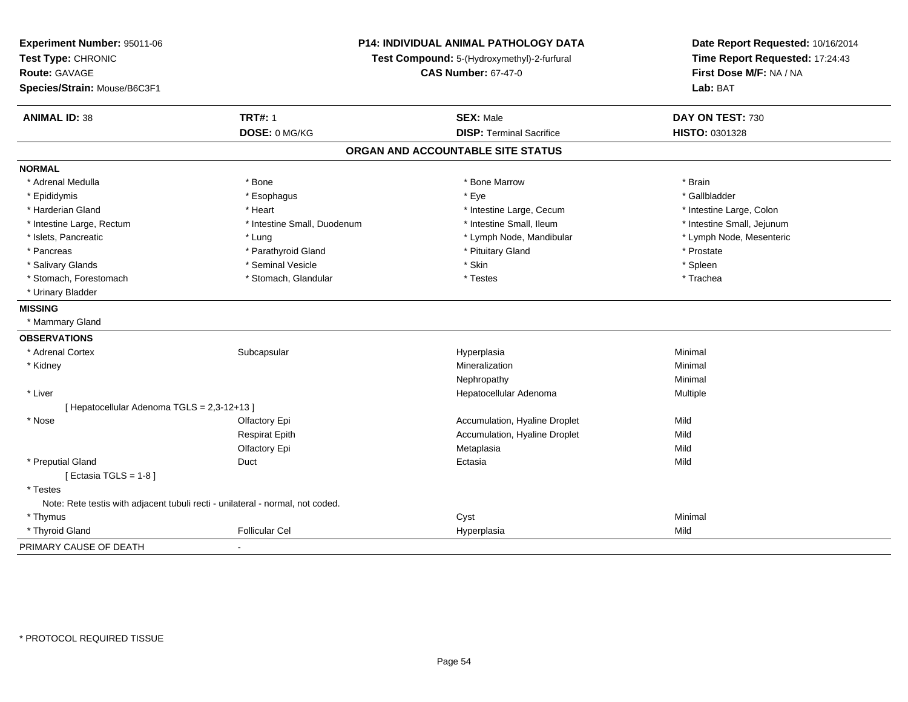**Experiment Number:** 95011-06
**Test Type:** CHRONIC
**Route:** GAVAGE
**Species/Strain:** Mouse/B6C3F1

**P14: INDIVIDUAL ANIMAL PATHOLOGY DATA**
**Test Compound:** 5-(Hydroxymethyl)-2-furfural
**CAS Number:** 67-47-0

**Date Report Requested:** 10/16/2014
**Time Report Requested:** 17:24:43
**First Dose M/F:** NA / NA
**Lab:** BAT

| **ANIMAL ID:** 38 | **TRT#:** 1 | **SEX:** Male | **DAY ON TEST:** 730 |
|---|---|---|---|
| | **DOSE:** 0 MG/KG | **DISP:** Terminal Sacrifice | **HISTO:** 0301328 |

## ORGAN AND ACCOUNTABLE SITE STATUS

**NORMAL**

| | | | |
|---|---|---|---|
| * Adrenal Medulla | * Bone | * Bone Marrow | * Brain |
| * Epididymis | * Esophagus | * Eye | * Gallbladder |
| * Harderian Gland | * Heart | * Intestine Large, Cecum | * Intestine Large, Colon |
| * Intestine Large, Rectum | * Intestine Small, Duodenum | * Intestine Small, Ileum | * Intestine Small, Jejunum |
| * Islets, Pancreatic | * Lung | * Lymph Node, Mandibular | * Lymph Node, Mesenteric |
| * Pancreas | * Parathyroid Gland | * Pituitary Gland | * Prostate |
| * Salivary Glands | * Seminal Vesicle | * Skin | * Spleen |
| * Stomach, Forestomach | * Stomach, Glandular | * Testes | * Trachea |
| * Urinary Bladder | | | |

**MISSING**

* Mammary Gland

**OBSERVATIONS**

| | | | |
|---|---|---|---|
| * Adrenal Cortex | Subcapsular | Hyperplasia | Minimal |
| * Kidney | | Mineralization | Minimal |
| | | Nephropathy | Minimal |
| * Liver | | Hepatocellular Adenoma | Multiple |
| [ Hepatocellular Adenoma TGLS = 2,3-12+13 ] | | | |
| * Nose | Olfactory Epi | Accumulation, Hyaline Droplet | Mild |
| | Respirat Epith | Accumulation, Hyaline Droplet | Mild |
| | Olfactory Epi | Metaplasia | Mild |
| * Preputial Gland | Duct | Ectasia | Mild |
| [ Ectasia TGLS = 1-8 ] | | | |
| * Testes | | | |
| Note: Rete testis with adjacent tubuli recti - unilateral - normal, not coded. | | | |
| * Thymus | | Cyst | Minimal |
| * Thyroid Gland | Follicular Cel | Hyperplasia | Mild |

PRIMARY CAUSE OF DEATH -

* PROTOCOL REQUIRED TISSUE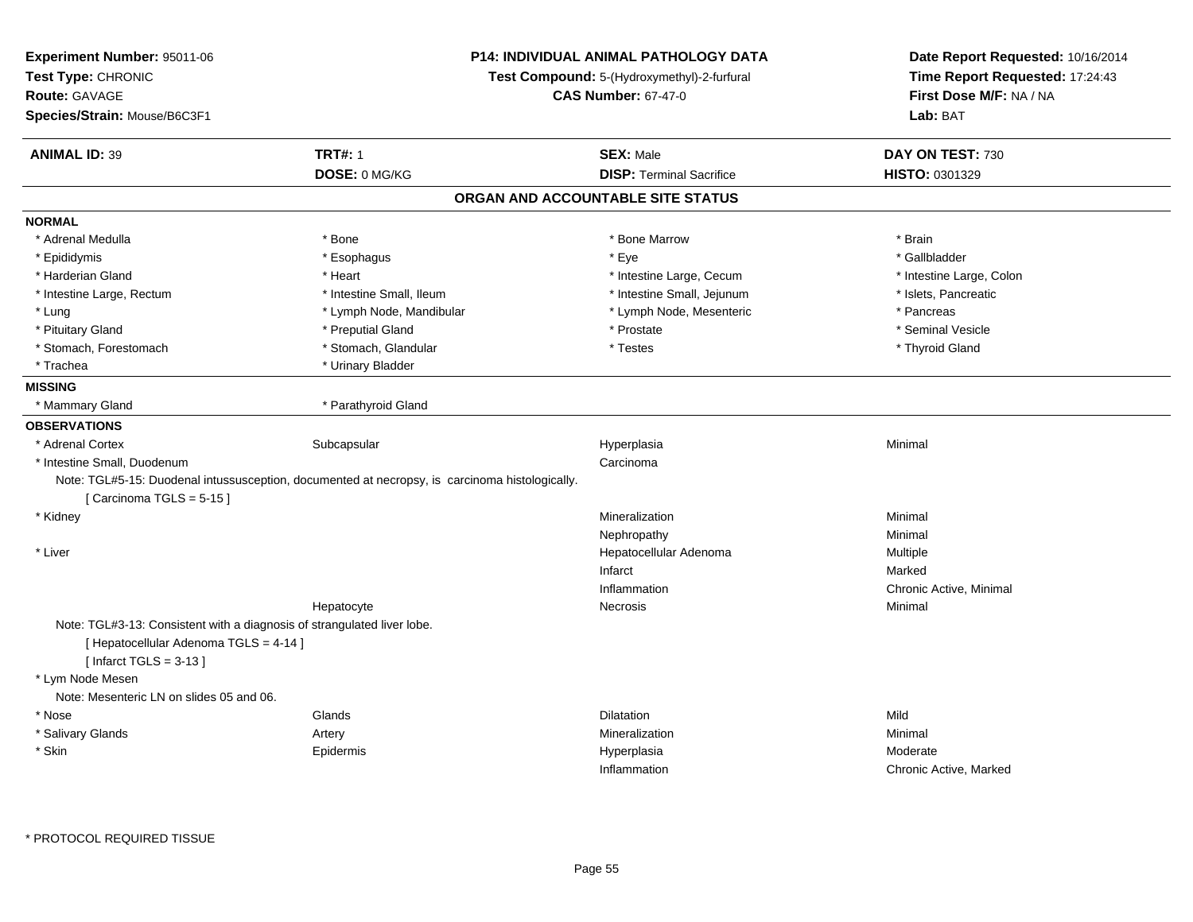**Experiment Number:** 95011-06
**Test Type:** CHRONIC
**Route:** GAVAGE
**Species/Strain:** Mouse/B6C3F1

**P14: INDIVIDUAL ANIMAL PATHOLOGY DATA**
**Test Compound:** 5-(Hydroxymethyl)-2-furfural
**CAS Number:** 67-47-0

**Date Report Requested:** 10/16/2014
**Time Report Requested:** 17:24:43
**First Dose M/F:** NA / NA
**Lab:** BAT

| **ANIMAL ID:** 39 | **TRT#:** 1 | **SEX:** Male | **DAY ON TEST:** 730 |
|---|---|---|---|
| | **DOSE:** 0 MG/KG | **DISP:** Terminal Sacrifice | **HISTO:** 0301329 |

## ORGAN AND ACCOUNTABLE SITE STATUS

**NORMAL**

| | | | |
|---|---|---|---|
| * Adrenal Medulla | * Bone | * Bone Marrow | * Brain |
| * Epididymis | * Esophagus | * Eye | * Gallbladder |
| * Harderian Gland | * Heart | * Intestine Large, Cecum | * Intestine Large, Colon |
| * Intestine Large, Rectum | * Intestine Small, Ileum | * Intestine Small, Jejunum | * Islets, Pancreatic |
| * Lung | * Lymph Node, Mandibular | * Lymph Node, Mesenteric | * Pancreas |
| * Pituitary Gland | * Preputial Gland | * Prostate | * Seminal Vesicle |
| * Stomach, Forestomach | * Stomach, Glandular | * Testes | * Thyroid Gland |
| * Trachea | * Urinary Bladder | | |

**MISSING**

| | |
|---|---|
| * Mammary Gland | * Parathyroid Gland |

**OBSERVATIONS**

| | | | |
|---|---|---|---|
| * Adrenal Cortex | Subcapsular | Hyperplasia | Minimal |
| * Intestine Small, Duodenum | | Carcinoma | |

Note: TGL#5-15: Duodenal intussusception, documented at necropsy, is carcinoma histologically.
[ Carcinoma TGLS = 5-15 ]

| | | | |
|---|---|---|---|
| * Kidney | | Mineralization | Minimal |
| | | Nephropathy | Minimal |
| * Liver | | Hepatocellular Adenoma | Multiple |
| | | Infarct | Marked |
| | | Inflammation | Chronic Active, Minimal |
| | Hepatocyte | Necrosis | Minimal |

Note: TGL#3-13: Consistent with a diagnosis of strangulated liver lobe.
[ Hepatocellular Adenoma TGLS = 4-14 ]
[ Infarct TGLS = 3-13 ]

* Lym Node Mesen
Note: Mesenteric LN on slides 05 and 06.

| | | | |
|---|---|---|---|
| * Nose | Glands | Dilatation | Mild |
| * Salivary Glands | Artery | Mineralization | Minimal |
| * Skin | Epidermis | Hyperplasia | Moderate |
| | | Inflammation | Chronic Active, Marked |

* PROTOCOL REQUIRED TISSUE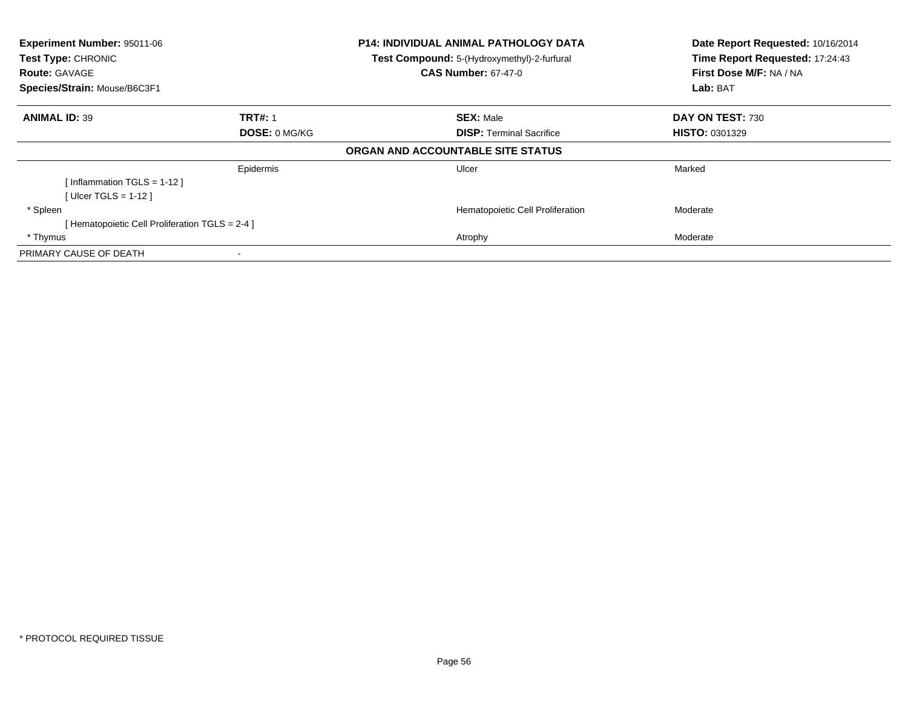**Experiment Number:** 95011-06
**Test Type:** CHRONIC
**Route:** GAVAGE
**Species/Strain:** Mouse/B6C3F1

**P14: INDIVIDUAL ANIMAL PATHOLOGY DATA**
**Test Compound:** 5-(Hydroxymethyl)-2-furfural
**CAS Number:** 67-47-0

**Date Report Requested:** 10/16/2014
**Time Report Requested:** 17:24:43
**First Dose M/F:** NA / NA
**Lab:** BAT

| **ANIMAL ID:** 39 | **TRT#:** 1 | **SEX:** Male | **DAY ON TEST:** 730 |
|---|---|---|---|
| | **DOSE:** 0 MG/KG | **DISP:** Terminal Sacrifice | **HISTO:** 0301329 |

**ORGAN AND ACCOUNTABLE SITE STATUS**

| | | | |
|---|---|---|---|
| | Epidermis | Ulcer | Marked |
| [ Inflammation TGLS = 1-12 ] | | | |
| [ Ulcer TGLS = 1-12 ] | | | |
| * Spleen | | Hematopoietic Cell Proliferation | Moderate |
| [ Hematopoietic Cell Proliferation TGLS = 2-4 ] | | | |
| * Thymus | | Atrophy | Moderate |
| PRIMARY CAUSE OF DEATH | - | | |

* PROTOCOL REQUIRED TISSUE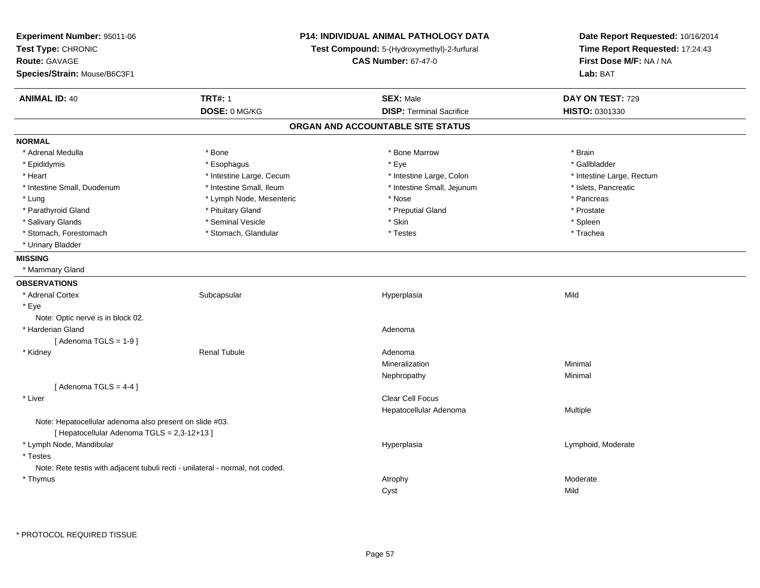**Experiment Number:** 95011-06
**Test Type:** CHRONIC
**Route:** GAVAGE
**Species/Strain:** Mouse/B6C3F1

**P14: INDIVIDUAL ANIMAL PATHOLOGY DATA**
**Test Compound:** 5-(Hydroxymethyl)-2-furfural
**CAS Number:** 67-47-0

**Date Report Requested:** 10/16/2014
**Time Report Requested:** 17:24:43
**First Dose M/F:** NA / NA
**Lab:** BAT

| **ANIMAL ID:** 40 | **TRT#:** 1 | **SEX:** Male | **DAY ON TEST:** 729 |
|---|---|---|---|
| | **DOSE:** 0 MG/KG | **DISP:** Terminal Sacrifice | **HISTO:** 0301330 |

## ORGAN AND ACCOUNTABLE SITE STATUS

### NORMAL

| | | | |
|---|---|---|---|
| * Adrenal Medulla | * Bone | * Bone Marrow | * Brain |
| * Epididymis | * Esophagus | * Eye | * Gallbladder |
| * Heart | * Intestine Large, Cecum | * Intestine Large, Colon | * Intestine Large, Rectum |
| * Intestine Small, Duodenum | * Intestine Small, Ileum | * Intestine Small, Jejunum | * Islets, Pancreatic |
| * Lung | * Lymph Node, Mesenteric | * Nose | * Pancreas |
| * Parathyroid Gland | * Pituitary Gland | * Preputial Gland | * Prostate |
| * Salivary Glands | * Seminal Vesicle | * Skin | * Spleen |
| * Stomach, Forestomach | * Stomach, Glandular | * Testes | * Trachea |
| * Urinary Bladder | | | |

### MISSING

* Mammary Gland

### OBSERVATIONS

| | | | |
|---|---|---|---|
| * Adrenal Cortex | Subcapsular | Hyperplasia | Mild |
| * Eye | | | |
| Note: Optic nerve is in block 02. | | | |
| * Harderian Gland | | Adenoma | |
| [ Adenoma TGLS = 1-9 ] | | | |
| * Kidney | Renal Tubule | Adenoma | |
| | | Mineralization | Minimal |
| | | Nephropathy | Minimal |
| [ Adenoma TGLS = 4-4 ] | | | |
| * Liver | | Clear Cell Focus | |
| | | Hepatocellular Adenoma | Multiple |
| Note: Hepatocellular adenoma also present on slide #03. | | | |
| [ Hepatocellular Adenoma TGLS = 2,3-12+13 ] | | | |
| * Lymph Node, Mandibular | | Hyperplasia | Lymphoid, Moderate |
| * Testes | | | |
| Note: Rete testis with adjacent tubuli recti - unilateral - normal, not coded. | | | |
| * Thymus | | Atrophy | Moderate |
| | | Cyst | Mild |

* PROTOCOL REQUIRED TISSUE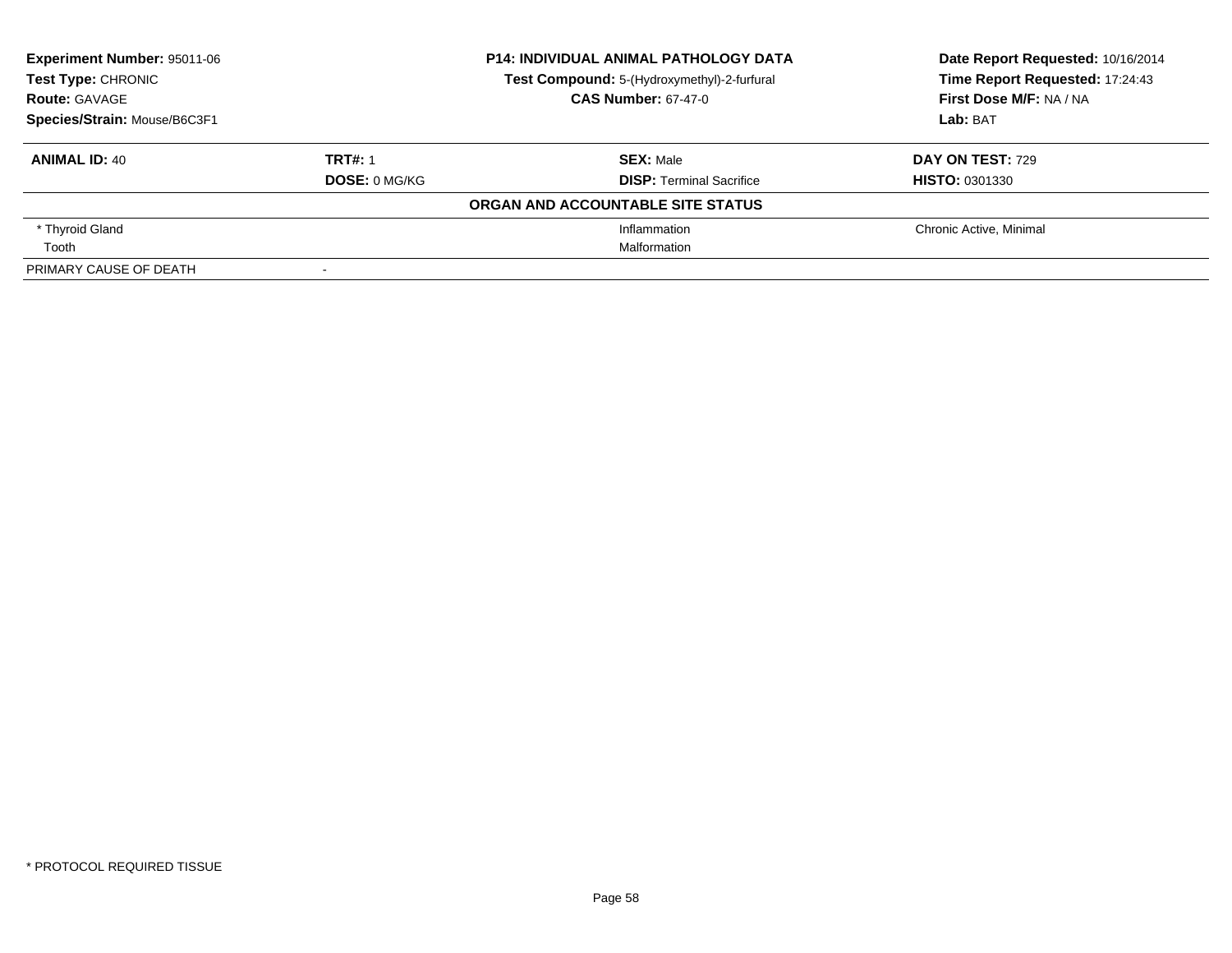**Experiment Number:** 95011-06
**Test Type:** CHRONIC
**Route:** GAVAGE
**Species/Strain:** Mouse/B6C3F1

**P14: INDIVIDUAL ANIMAL PATHOLOGY DATA**
**Test Compound:** 5-(Hydroxymethyl)-2-furfural
**CAS Number:** 67-47-0

**Date Report Requested:** 10/16/2014
**Time Report Requested:** 17:24:43
**First Dose M/F:** NA / NA
**Lab:** BAT

| **ANIMAL ID:** 40 | **TRT#:** 1 | **SEX:** Male | **DAY ON TEST:** 729 |
|---|---|---|---|
| | **DOSE:** 0 MG/KG | **DISP:** Terminal Sacrifice | **HISTO:** 0301330 |
| | | **ORGAN AND ACCOUNTABLE SITE STATUS** | |
| * Thyroid Gland | | Inflammation | Chronic Active, Minimal |
| Tooth | | Malformation | |
| PRIMARY CAUSE OF DEATH | - | | |

* PROTOCOL REQUIRED TISSUE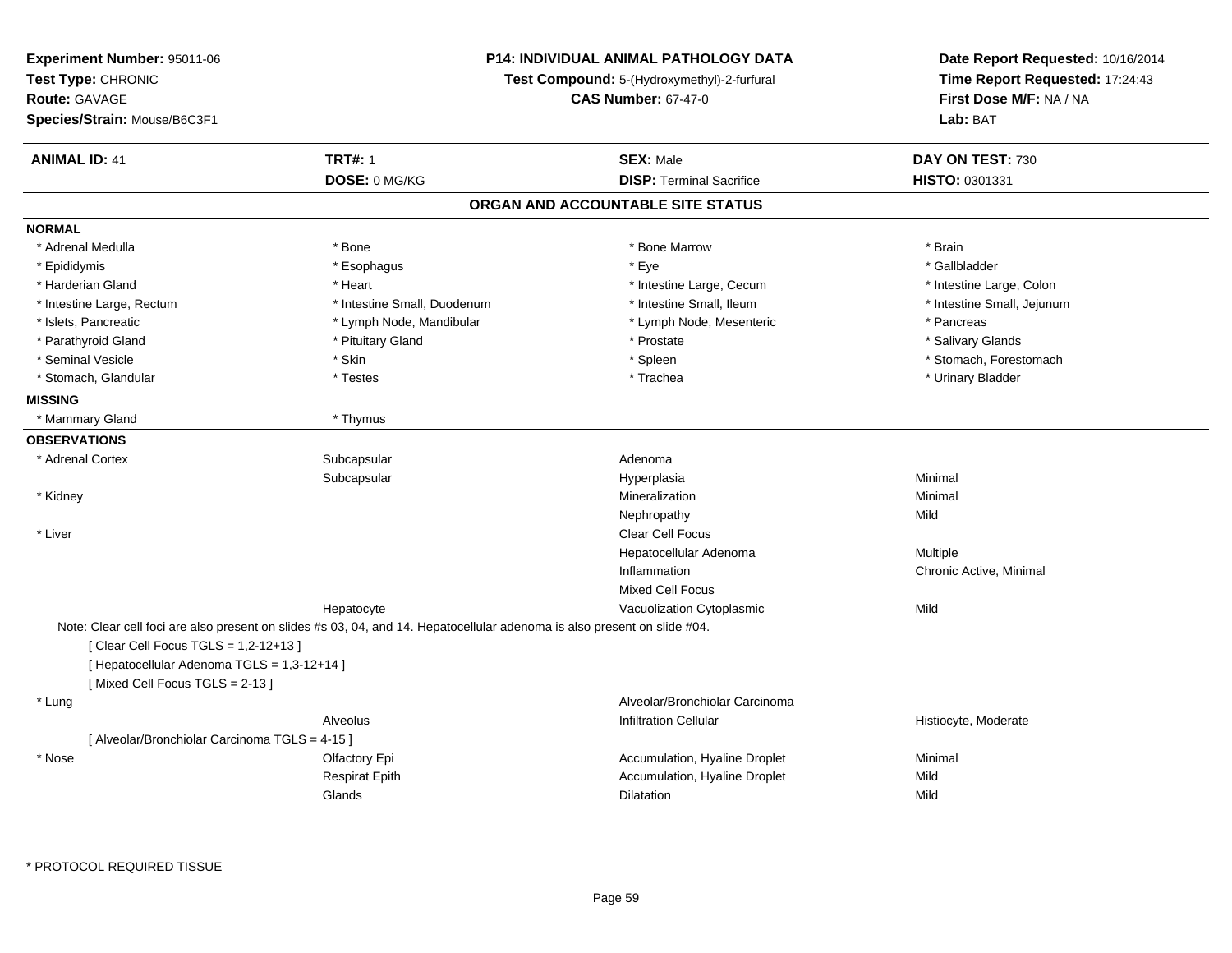**Experiment Number:** 95011-06
**Test Type:** CHRONIC
**Route:** GAVAGE
**Species/Strain:** Mouse/B6C3F1

**P14: INDIVIDUAL ANIMAL PATHOLOGY DATA**
**Test Compound:** 5-(Hydroxymethyl)-2-furfural
**CAS Number:** 67-47-0

**Date Report Requested:** 10/16/2014
**Time Report Requested:** 17:24:43
**First Dose M/F:** NA / NA
**Lab:** BAT

| **ANIMAL ID:** 41 | **TRT#:** 1 | **SEX:** Male | **DAY ON TEST:** 730 |
|---|---|---|---|
| | **DOSE:** 0 MG/KG | **DISP:** Terminal Sacrifice | **HISTO:** 0301331 |

## ORGAN AND ACCOUNTABLE SITE STATUS

**NORMAL**

| | | | |
|---|---|---|---|
| * Adrenal Medulla | * Bone | * Bone Marrow | * Brain |
| * Epididymis | * Esophagus | * Eye | * Gallbladder |
| * Harderian Gland | * Heart | * Intestine Large, Cecum | * Intestine Large, Colon |
| * Intestine Large, Rectum | * Intestine Small, Duodenum | * Intestine Small, Ileum | * Intestine Small, Jejunum |
| * Islets, Pancreatic | * Lymph Node, Mandibular | * Lymph Node, Mesenteric | * Pancreas |
| * Parathyroid Gland | * Pituitary Gland | * Prostate | * Salivary Glands |
| * Seminal Vesicle | * Skin | * Spleen | * Stomach, Forestomach |
| * Stomach, Glandular | * Testes | * Trachea | * Urinary Bladder |

**MISSING**

| | |
|---|---|
| * Mammary Gland | * Thymus |

**OBSERVATIONS**

| | | | |
|---|---|---|---|
| * Adrenal Cortex | Subcapsular | Adenoma | |
| | Subcapsular | Hyperplasia | Minimal |
| * Kidney | | Mineralization | Minimal |
| | | Nephropathy | Mild |
| * Liver | | Clear Cell Focus | |
| | | Hepatocellular Adenoma | Multiple |
| | | Inflammation | Chronic Active, Minimal |
| | | Mixed Cell Focus | |
| | Hepatocyte | Vacuolization Cytoplasmic | Mild |

Note: Clear cell foci are also present on slides #s 03, 04, and 14. Hepatocellular adenoma is also present on slide #04.
[ Clear Cell Focus TGLS = 1,2-12+13 ]
[ Hepatocellular Adenoma TGLS = 1,3-12+14 ]
[ Mixed Cell Focus TGLS = 2-13 ]

| | | | |
|---|---|---|---|
| * Lung | | Alveolar/Bronchiolar Carcinoma | |
| | Alveolus | Infiltration Cellular | Histiocyte, Moderate |

[ Alveolar/Bronchiolar Carcinoma TGLS = 4-15 ]

| | | | |
|---|---|---|---|
| * Nose | Olfactory Epi | Accumulation, Hyaline Droplet | Minimal |
| | Respirat Epith | Accumulation, Hyaline Droplet | Mild |
| | Glands | Dilatation | Mild |

\* PROTOCOL REQUIRED TISSUE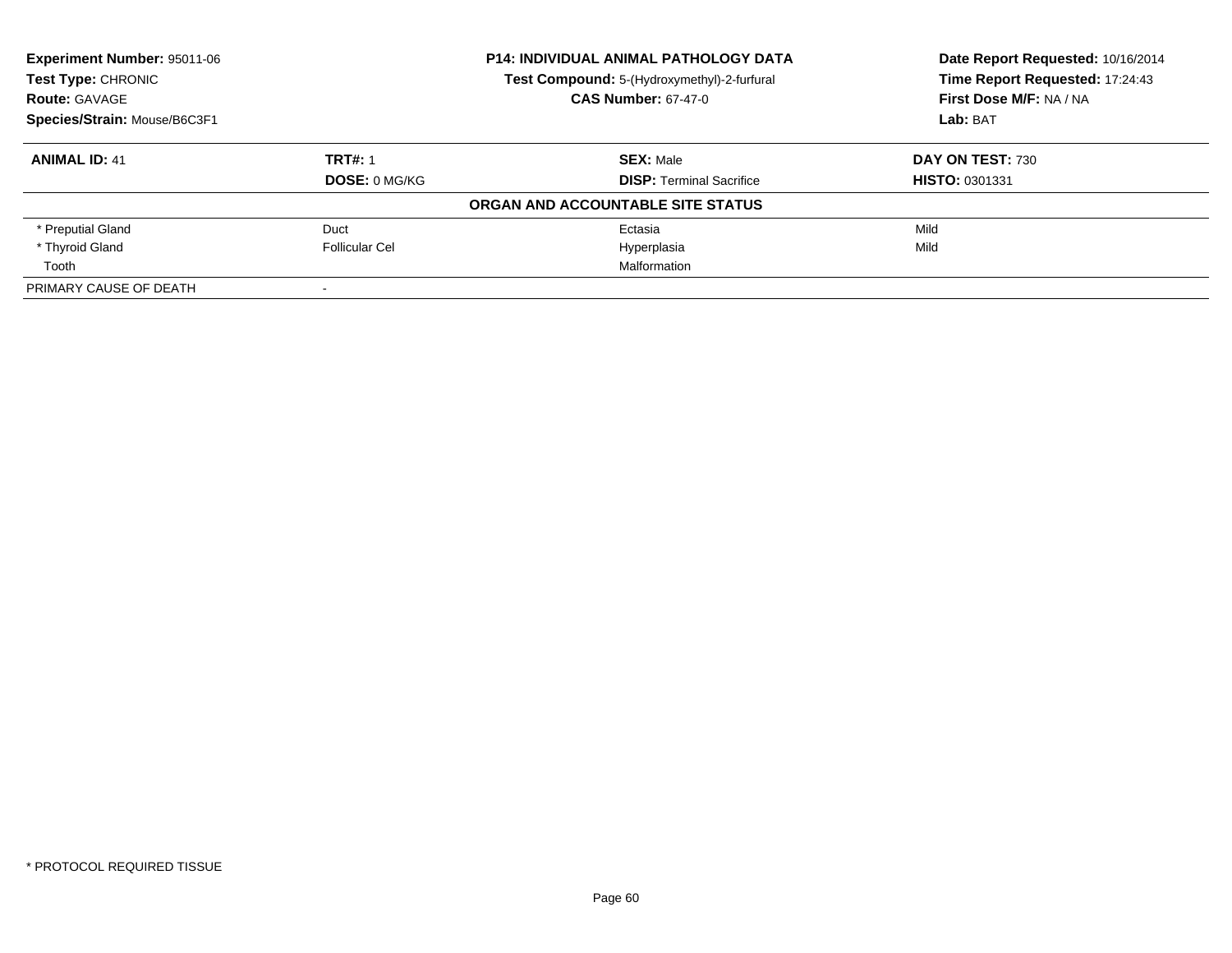**Experiment Number:** 95011-06
**Test Type:** CHRONIC
**Route:** GAVAGE
**Species/Strain:** Mouse/B6C3F1

**P14: INDIVIDUAL ANIMAL PATHOLOGY DATA**
**Test Compound:** 5-(Hydroxymethyl)-2-furfural
**CAS Number:** 67-47-0

**Date Report Requested:** 10/16/2014
**Time Report Requested:** 17:24:43
**First Dose M/F:** NA / NA
**Lab:** BAT

| **ANIMAL ID:** 41 | **TRT#:** 1 | **SEX:** Male | **DAY ON TEST:** 730 |
|---|---|---|---|
| | **DOSE:** 0 MG/KG | **DISP:** Terminal Sacrifice | **HISTO:** 0301331 |
| | | **ORGAN AND ACCOUNTABLE SITE STATUS** | |
| * Preputial Gland | Duct | Ectasia | Mild |
| * Thyroid Gland | Follicular Cel | Hyperplasia | Mild |
| Tooth | | Malformation | |
| PRIMARY CAUSE OF DEATH | - | | |

* PROTOCOL REQUIRED TISSUE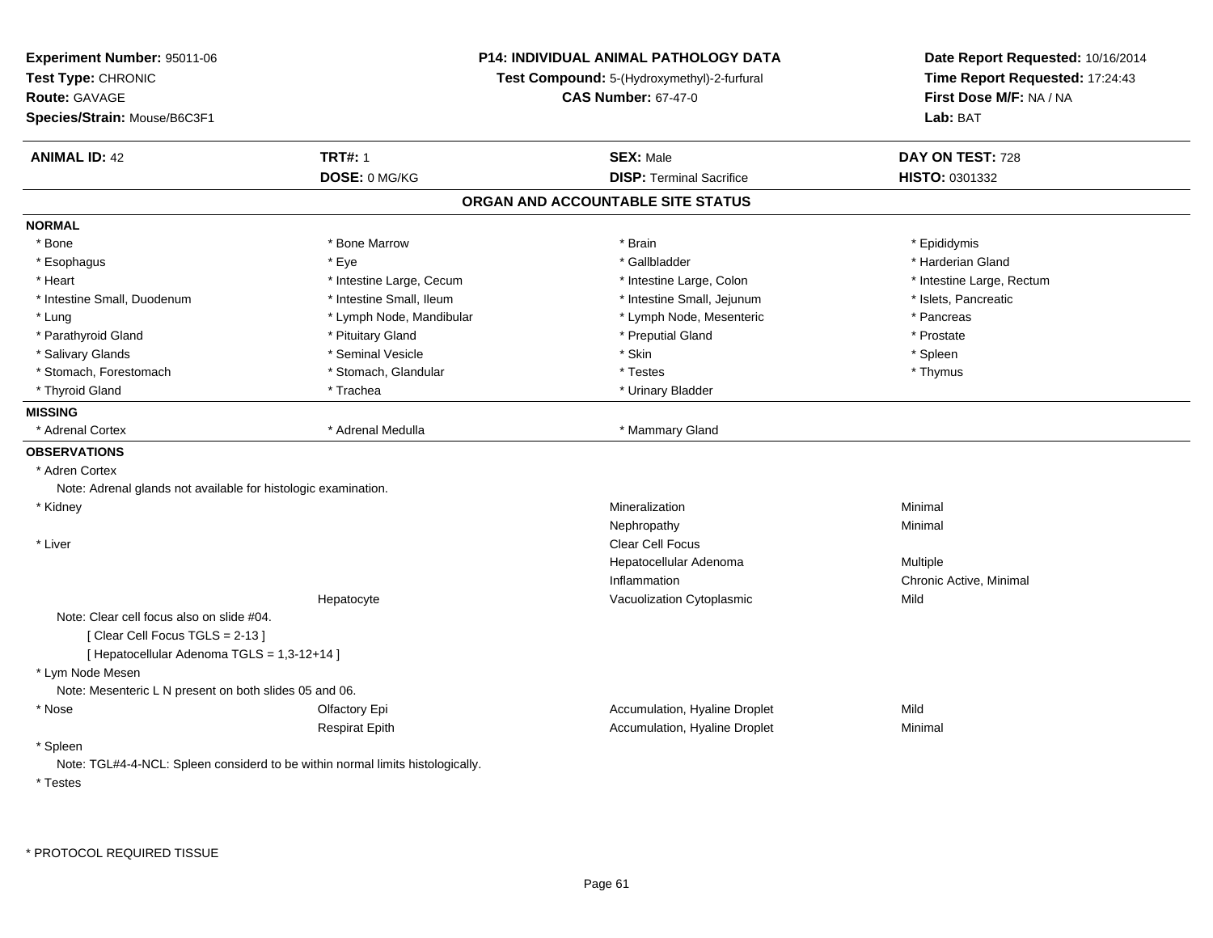**Experiment Number:** 95011-06
**Test Type:** CHRONIC
**Route:** GAVAGE
**Species/Strain:** Mouse/B6C3F1

**P14: INDIVIDUAL ANIMAL PATHOLOGY DATA**
**Test Compound:** 5-(Hydroxymethyl)-2-furfural
**CAS Number:** 67-47-0

**Date Report Requested:** 10/16/2014
**Time Report Requested:** 17:24:43
**First Dose M/F:** NA / NA
**Lab:** BAT

| **ANIMAL ID:** 42 | **TRT#:** 1 | **SEX:** Male | **DAY ON TEST:** 728 |
|---|---|---|---|
| | **DOSE:** 0 MG/KG | **DISP:** Terminal Sacrifice | **HISTO:** 0301332 |

## ORGAN AND ACCOUNTABLE SITE STATUS

**NORMAL**

| | | | |
|---|---|---|---|
| * Bone | * Bone Marrow | * Brain | * Epididymis |
| * Esophagus | * Eye | * Gallbladder | * Harderian Gland |
| * Heart | * Intestine Large, Cecum | * Intestine Large, Colon | * Intestine Large, Rectum |
| * Intestine Small, Duodenum | * Intestine Small, Ileum | * Intestine Small, Jejunum | * Islets, Pancreatic |
| * Lung | * Lymph Node, Mandibular | * Lymph Node, Mesenteric | * Pancreas |
| * Parathyroid Gland | * Pituitary Gland | * Preputial Gland | * Prostate |
| * Salivary Glands | * Seminal Vesicle | * Skin | * Spleen |
| * Stomach, Forestomach | * Stomach, Glandular | * Testes | * Thymus |
| * Thyroid Gland | * Trachea | * Urinary Bladder | |

**MISSING**

| | | | |
|---|---|---|---|
| * Adrenal Cortex | * Adrenal Medulla | * Mammary Gland | |

**OBSERVATIONS**

* Adren Cortex
  Note: Adrenal glands not available for histologic examination.

| | | | |
|---|---|---|---|
| * Kidney | | Mineralization | Minimal |
| | | Nephropathy | Minimal |
| * Liver | | Clear Cell Focus | |
| | | Hepatocellular Adenoma | Multiple |
| | | Inflammation | Chronic Active, Minimal |
| | Hepatocyte | Vacuolization Cytoplasmic | Mild |

Note: Clear cell focus also on slide #04.
[ Clear Cell Focus TGLS = 2-13 ]
[ Hepatocellular Adenoma TGLS = 1,3-12+14 ]

* Lym Node Mesen
  Note: Mesenteric L N present on both slides 05 and 06.

| | | | |
|---|---|---|---|
| * Nose | Olfactory Epi | Accumulation, Hyaline Droplet | Mild |
| | Respirat Epith | Accumulation, Hyaline Droplet | Minimal |

* Spleen
  Note: TGL#4-4-NCL: Spleen considerd to be within normal limits histologically.

* Testes

* PROTOCOL REQUIRED TISSUE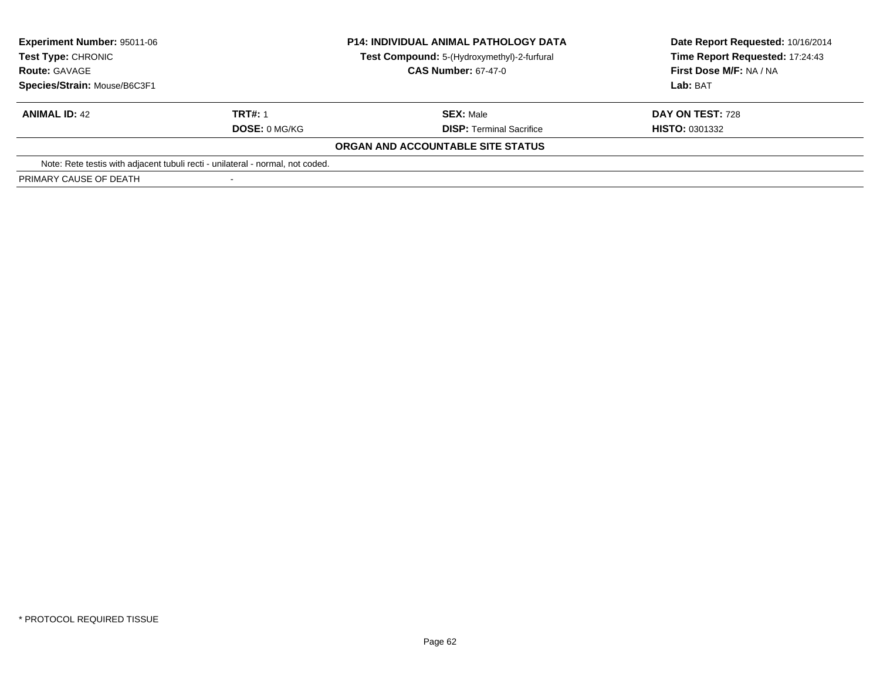**Experiment Number:** 95011-06
**Test Type:** CHRONIC
**Route:** GAVAGE
**Species/Strain:** Mouse/B6C3F1

**P14: INDIVIDUAL ANIMAL PATHOLOGY DATA**
**Test Compound:** 5-(Hydroxymethyl)-2-furfural
**CAS Number:** 67-47-0

**Date Report Requested:** 10/16/2014
**Time Report Requested:** 17:24:43
**First Dose M/F:** NA / NA
**Lab:** BAT

| **ANIMAL ID:** 42 | **TRT#:** 1 | **SEX:** Male | **DAY ON TEST:** 728 |
|---|---|---|---|
| | **DOSE:** 0 MG/KG | **DISP:** Terminal Sacrifice | **HISTO:** 0301332 |

**ORGAN AND ACCOUNTABLE SITE STATUS**

Note: Rete testis with adjacent tubuli recti - unilateral - normal, not coded.

PRIMARY CAUSE OF DEATH -

\* PROTOCOL REQUIRED TISSUE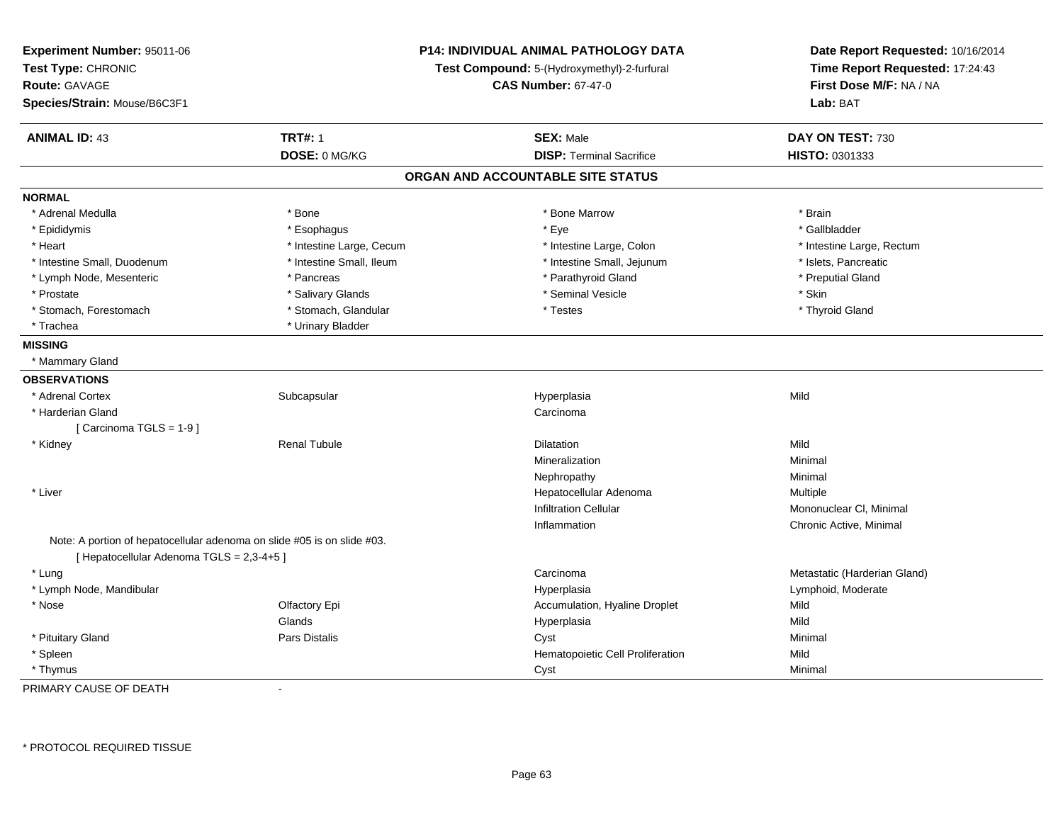**Experiment Number:** 95011-06
**Test Type:** CHRONIC
**Route:** GAVAGE
**Species/Strain:** Mouse/B6C3F1

**P14: INDIVIDUAL ANIMAL PATHOLOGY DATA**
**Test Compound:** 5-(Hydroxymethyl)-2-furfural
**CAS Number:** 67-47-0

**Date Report Requested:** 10/16/2014
**Time Report Requested:** 17:24:43
**First Dose M/F:** NA / NA
**Lab:** BAT

| **ANIMAL ID:** 43 | **TRT#:** 1 | **SEX:** Male | **DAY ON TEST:** 730 |
|---|---|---|---|
| | **DOSE:** 0 MG/KG | **DISP:** Terminal Sacrifice | **HISTO:** 0301333 |

## ORGAN AND ACCOUNTABLE SITE STATUS

**NORMAL**

| | | | |
|---|---|---|---|
| * Adrenal Medulla | * Bone | * Bone Marrow | * Brain |
| * Epididymis | * Esophagus | * Eye | * Gallbladder |
| * Heart | * Intestine Large, Cecum | * Intestine Large, Colon | * Intestine Large, Rectum |
| * Intestine Small, Duodenum | * Intestine Small, Ileum | * Intestine Small, Jejunum | * Islets, Pancreatic |
| * Lymph Node, Mesenteric | * Pancreas | * Parathyroid Gland | * Preputial Gland |
| * Prostate | * Salivary Glands | * Seminal Vesicle | * Skin |
| * Stomach, Forestomach | * Stomach, Glandular | * Testes | * Thyroid Gland |
| * Trachea | * Urinary Bladder | | |

**MISSING**

* Mammary Gland

**OBSERVATIONS**

| | | | |
|---|---|---|---|
| * Adrenal Cortex | Subcapsular | Hyperplasia | Mild |
| * Harderian Gland | | Carcinoma | |
| [ Carcinoma TGLS = 1-9 ] | | | |
| * Kidney | Renal Tubule | Dilatation | Mild |
| | | Mineralization | Minimal |
| | | Nephropathy | Minimal |
| * Liver | | Hepatocellular Adenoma | Multiple |
| | | Infiltration Cellular | Mononuclear Cl, Minimal |
| | | Inflammation | Chronic Active, Minimal |
| Note: A portion of hepatocellular adenoma on slide #05 is on slide #03. | | | |
| [ Hepatocellular Adenoma TGLS = 2,3-4+5 ] | | | |
| * Lung | | Carcinoma | Metastatic (Harderian Gland) |
| * Lymph Node, Mandibular | | Hyperplasia | Lymphoid, Moderate |
| * Nose | Olfactory Epi | Accumulation, Hyaline Droplet | Mild |
| | Glands | Hyperplasia | Mild |
| * Pituitary Gland | Pars Distalis | Cyst | Minimal |
| * Spleen | | Hematopoietic Cell Proliferation | Mild |
| * Thymus | | Cyst | Minimal |

PRIMARY CAUSE OF DEATH -

* PROTOCOL REQUIRED TISSUE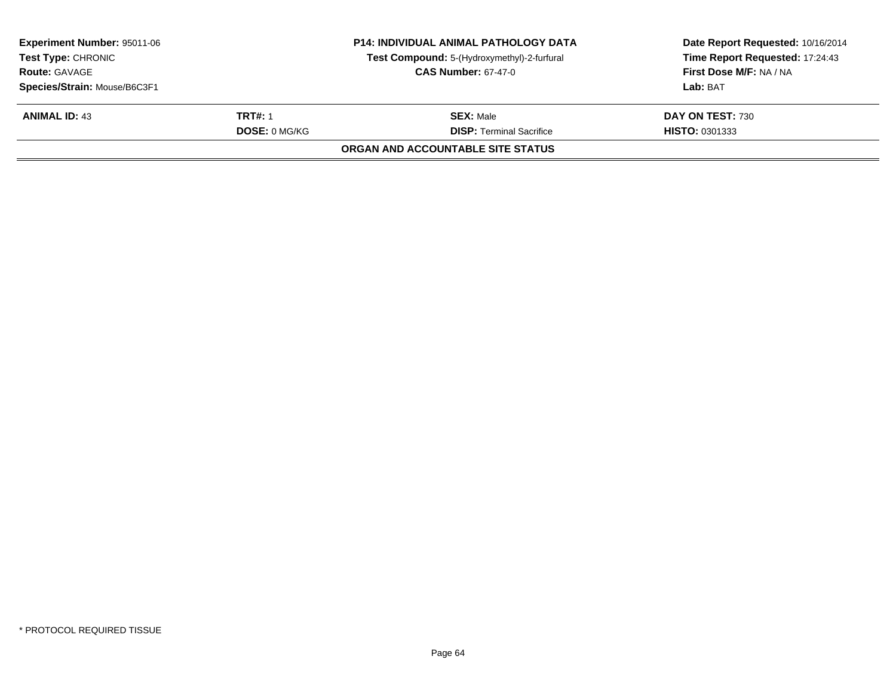| **Experiment Number:** 95011-06 | **P14: INDIVIDUAL ANIMAL PATHOLOGY DATA** | **Date Report Requested:** 10/16/2014 |
|---|---|---|
| **Test Type:** CHRONIC | **Test Compound:** 5-(Hydroxymethyl)-2-furfural | **Time Report Requested:** 17:24:43 |
| **Route:** GAVAGE | **CAS Number:** 67-47-0 | **First Dose M/F:** NA / NA |
| **Species/Strain:** Mouse/B6C3F1 | | **Lab:** BAT |

| **ANIMAL ID:** 43 | **TRT#:** 1 | **SEX:** Male | **DAY ON TEST:** 730 |
|---|---|---|---|
| | **DOSE:** 0 MG/KG | **DISP:** Terminal Sacrifice | **HISTO:** 0301333 |

**ORGAN AND ACCOUNTABLE SITE STATUS**

\* PROTOCOL REQUIRED TISSUE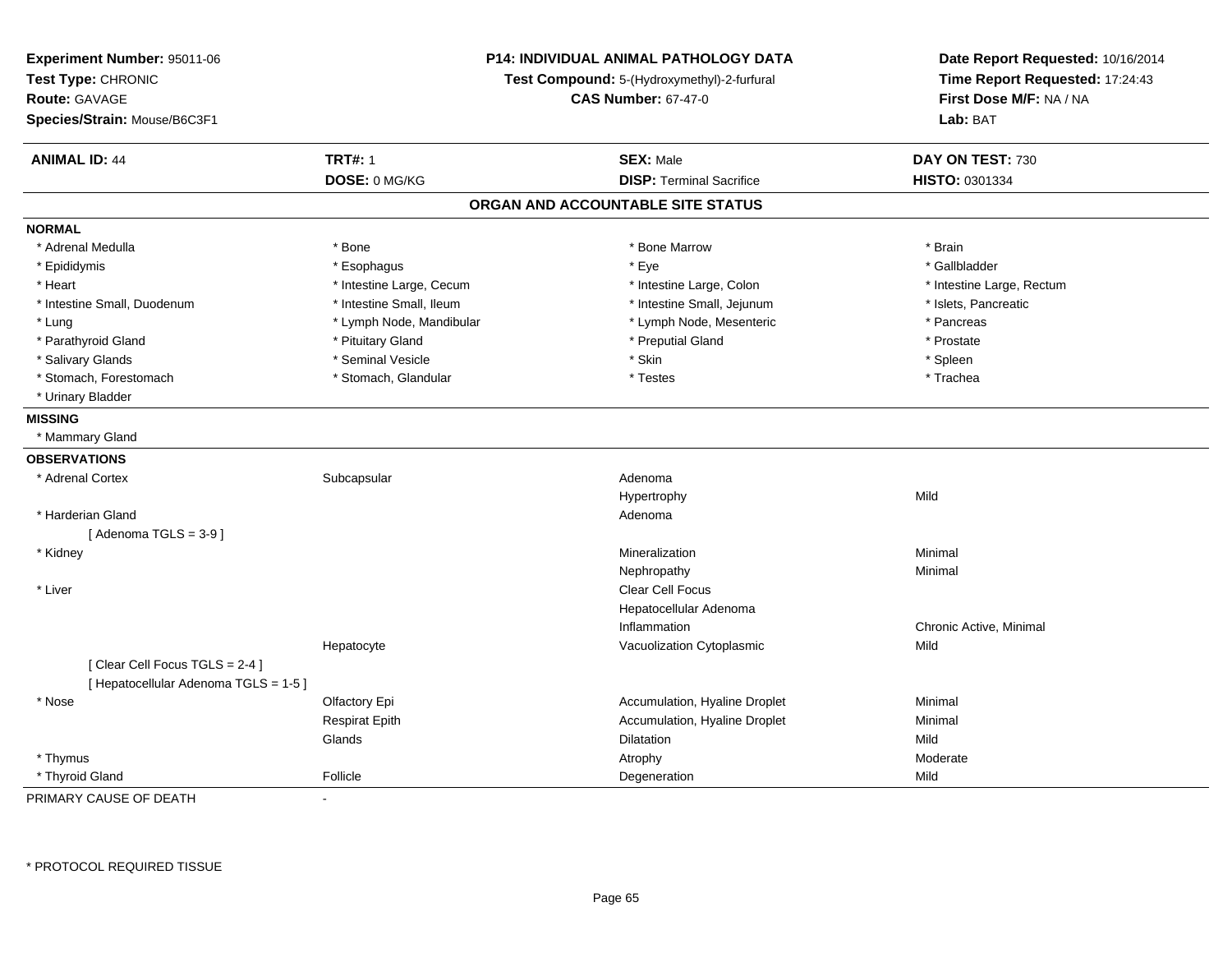**Experiment Number:** 95011-06
**Test Type:** CHRONIC
**Route:** GAVAGE
**Species/Strain:** Mouse/B6C3F1

**P14: INDIVIDUAL ANIMAL PATHOLOGY DATA**
**Test Compound:** 5-(Hydroxymethyl)-2-furfural
**CAS Number:** 67-47-0

**Date Report Requested:** 10/16/2014
**Time Report Requested:** 17:24:43
**First Dose M/F:** NA / NA
**Lab:** BAT

| **ANIMAL ID:** 44 | **TRT#:** 1 | **SEX:** Male | **DAY ON TEST:** 730 |
|---|---|---|---|
| | **DOSE:** 0 MG/KG | **DISP:** Terminal Sacrifice | **HISTO:** 0301334 |

## ORGAN AND ACCOUNTABLE SITE STATUS

**NORMAL**

| | | | |
|---|---|---|---|
| * Adrenal Medulla | * Bone | * Bone Marrow | * Brain |
| * Epididymis | * Esophagus | * Eye | * Gallbladder |
| * Heart | * Intestine Large, Cecum | * Intestine Large, Colon | * Intestine Large, Rectum |
| * Intestine Small, Duodenum | * Intestine Small, Ileum | * Intestine Small, Jejunum | * Islets, Pancreatic |
| * Lung | * Lymph Node, Mandibular | * Lymph Node, Mesenteric | * Pancreas |
| * Parathyroid Gland | * Pituitary Gland | * Preputial Gland | * Prostate |
| * Salivary Glands | * Seminal Vesicle | * Skin | * Spleen |
| * Stomach, Forestomach | * Stomach, Glandular | * Testes | * Trachea |
| * Urinary Bladder | | | |

**MISSING**

* Mammary Gland

**OBSERVATIONS**

| | | | |
|---|---|---|---|
| * Adrenal Cortex | Subcapsular | Adenoma | |
| | | Hypertrophy | Mild |
| * Harderian Gland | | Adenoma | |
| [ Adenoma TGLS = 3-9 ] | | | |
| * Kidney | | Mineralization | Minimal |
| | | Nephropathy | Minimal |
| * Liver | | Clear Cell Focus | |
| | | Hepatocellular Adenoma | |
| | | Inflammation | Chronic Active, Minimal |
| | Hepatocyte | Vacuolization Cytoplasmic | Mild |
| [ Clear Cell Focus TGLS = 2-4 ] | | | |
| [ Hepatocellular Adenoma TGLS = 1-5 ] | | | |
| * Nose | Olfactory Epi | Accumulation, Hyaline Droplet | Minimal |
| | Respirat Epith | Accumulation, Hyaline Droplet | Minimal |
| | Glands | Dilatation | Mild |
| * Thymus | | Atrophy | Moderate |
| * Thyroid Gland | Follicle | Degeneration | Mild |

PRIMARY CAUSE OF DEATH -

\* PROTOCOL REQUIRED TISSUE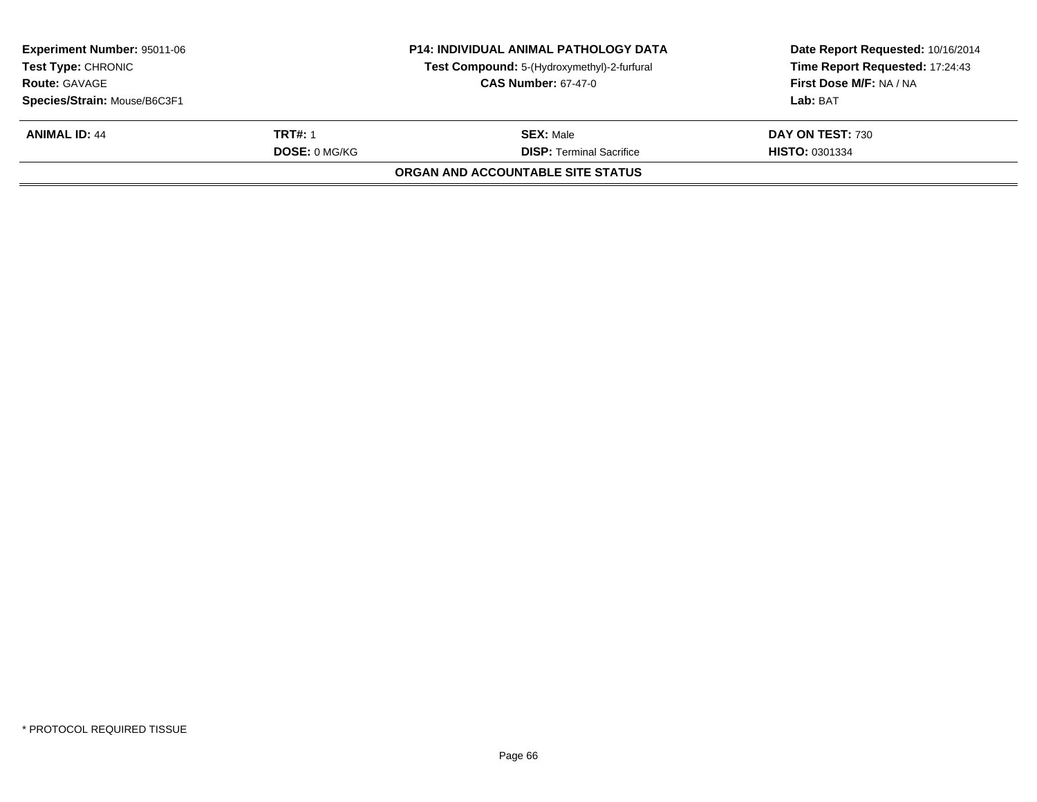**Experiment Number:** 95011-06
**Test Type:** CHRONIC
**Route:** GAVAGE
**Species/Strain:** Mouse/B6C3F1

**P14: INDIVIDUAL ANIMAL PATHOLOGY DATA**
**Test Compound:** 5-(Hydroxymethyl)-2-furfural
**CAS Number:** 67-47-0

**Date Report Requested:** 10/16/2014
**Time Report Requested:** 17:24:43
**First Dose M/F:** NA / NA
**Lab:** BAT

| **ANIMAL ID:** 44 | **TRT#:** 1 | **SEX:** Male | **DAY ON TEST:** 730 |
|---|---|---|---|
| | **DOSE:** 0 MG/KG | **DISP:** Terminal Sacrifice | **HISTO:** 0301334 |

**ORGAN AND ACCOUNTABLE SITE STATUS**

* PROTOCOL REQUIRED TISSUE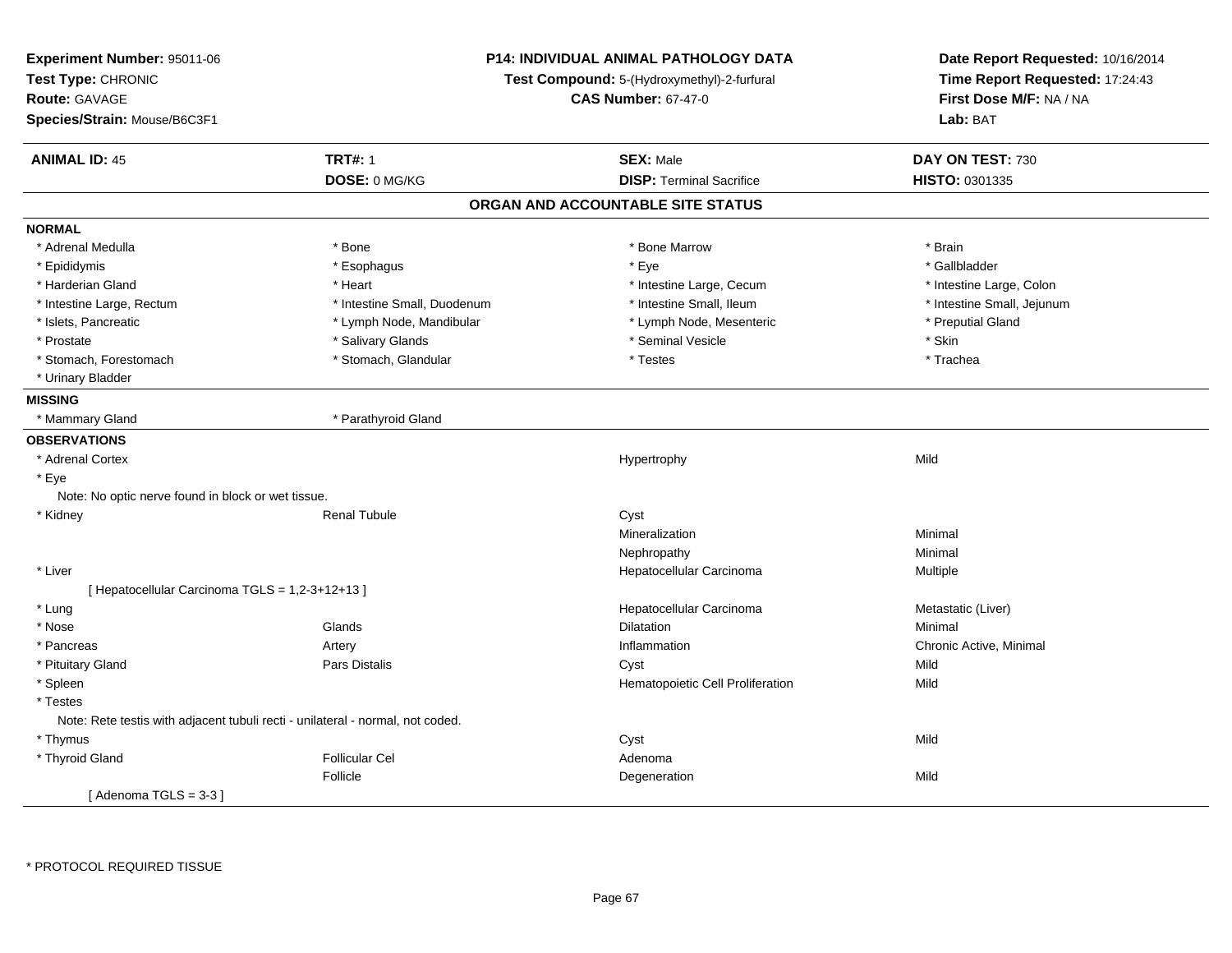**Experiment Number:** 95011-06
**Test Type:** CHRONIC
**Route:** GAVAGE
**Species/Strain:** Mouse/B6C3F1

**P14: INDIVIDUAL ANIMAL PATHOLOGY DATA**
**Test Compound:** 5-(Hydroxymethyl)-2-furfural
**CAS Number:** 67-47-0

**Date Report Requested:** 10/16/2014
**Time Report Requested:** 17:24:43
**First Dose M/F:** NA / NA
**Lab:** BAT

| **ANIMAL ID:** 45 | **TRT#:** 1 | **SEX:** Male | **DAY ON TEST:** 730 |
|---|---|---|---|
| | **DOSE:** 0 MG/KG | **DISP:** Terminal Sacrifice | **HISTO:** 0301335 |

## ORGAN AND ACCOUNTABLE SITE STATUS

**NORMAL**

| | | | |
|---|---|---|---|
| * Adrenal Medulla | * Bone | * Bone Marrow | * Brain |
| * Epididymis | * Esophagus | * Eye | * Gallbladder |
| * Harderian Gland | * Heart | * Intestine Large, Cecum | * Intestine Large, Colon |
| * Intestine Large, Rectum | * Intestine Small, Duodenum | * Intestine Small, Ileum | * Intestine Small, Jejunum |
| * Islets, Pancreatic | * Lymph Node, Mandibular | * Lymph Node, Mesenteric | * Preputial Gland |
| * Prostate | * Salivary Glands | * Seminal Vesicle | * Skin |
| * Stomach, Forestomach | * Stomach, Glandular | * Testes | * Trachea |
| * Urinary Bladder | | | |

**MISSING**

| | |
|---|---|
| * Mammary Gland | * Parathyroid Gland |

**OBSERVATIONS**

| | | | |
|---|---|---|---|
| * Adrenal Cortex | | Hypertrophy | Mild |
| * Eye | | | |
| Note: No optic nerve found in block or wet tissue. | | | |
| * Kidney | Renal Tubule | Cyst | |
| | | Mineralization | Minimal |
| | | Nephropathy | Minimal |
| * Liver | | Hepatocellular Carcinoma | Multiple |
| [ Hepatocellular Carcinoma TGLS = 1,2-3+12+13 ] | | | |
| * Lung | | Hepatocellular Carcinoma | Metastatic (Liver) |
| * Nose | Glands | Dilatation | Minimal |
| * Pancreas | Artery | Inflammation | Chronic Active, Minimal |
| * Pituitary Gland | Pars Distalis | Cyst | Mild |
| * Spleen | | Hematopoietic Cell Proliferation | Mild |
| * Testes | | | |
| Note: Rete testis with adjacent tubuli recti - unilateral - normal, not coded. | | | |
| * Thymus | | Cyst | Mild |
| * Thyroid Gland | Follicular Cel | Adenoma | |
| | Follicle | Degeneration | Mild |
| [ Adenoma TGLS = 3-3 ] | | | |

\* PROTOCOL REQUIRED TISSUE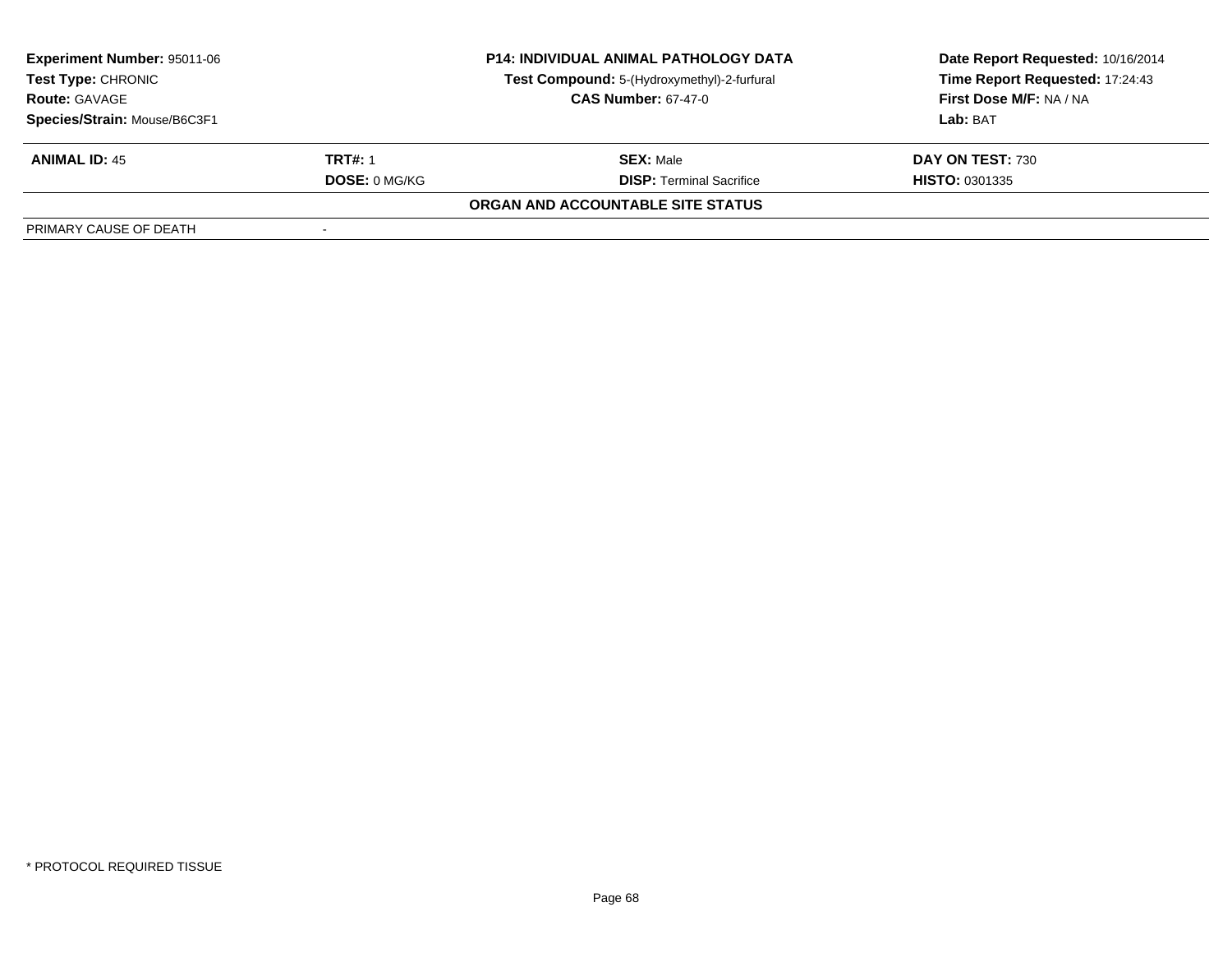**Experiment Number:** 95011-06
**Test Type:** CHRONIC
**Route:** GAVAGE
**Species/Strain:** Mouse/B6C3F1

**P14: INDIVIDUAL ANIMAL PATHOLOGY DATA**
**Test Compound:** 5-(Hydroxymethyl)-2-furfural
**CAS Number:** 67-47-0

**Date Report Requested:** 10/16/2014
**Time Report Requested:** 17:24:43
**First Dose M/F:** NA / NA
**Lab:** BAT

| **ANIMAL ID:** 45 | **TRT#:** 1 | **SEX:** Male | **DAY ON TEST:** 730 |
|---|---|---|---|
| | **DOSE:** 0 MG/KG | **DISP:** Terminal Sacrifice | **HISTO:** 0301335 |

**ORGAN AND ACCOUNTABLE SITE STATUS**

| PRIMARY CAUSE OF DEATH | - |
|---|---|

\* PROTOCOL REQUIRED TISSUE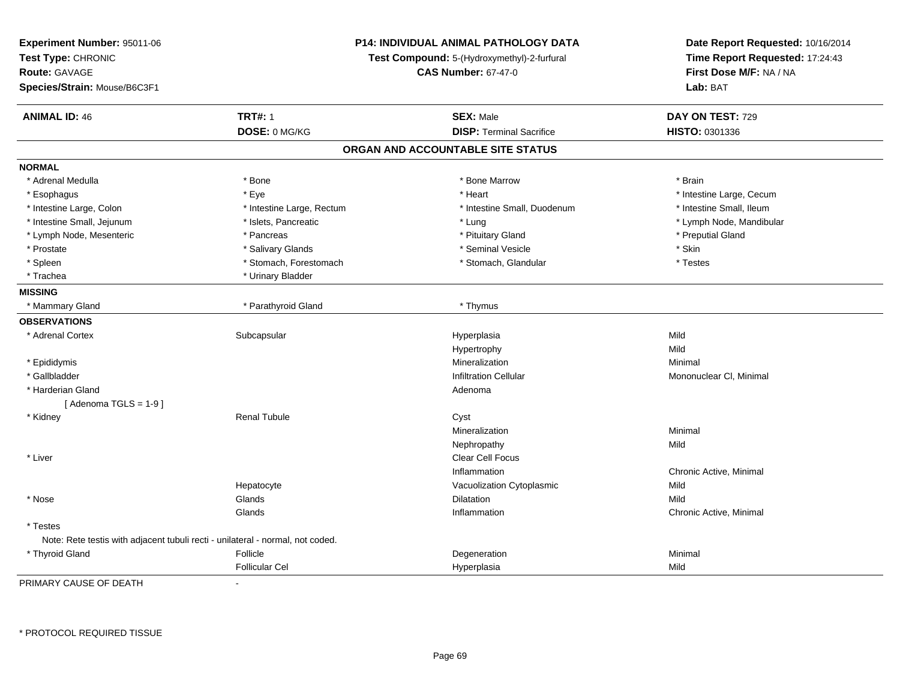**Experiment Number:** 95011-06
**Test Type:** CHRONIC
**Route:** GAVAGE
**Species/Strain:** Mouse/B6C3F1

**P14: INDIVIDUAL ANIMAL PATHOLOGY DATA**
**Test Compound:** 5-(Hydroxymethyl)-2-furfural
**CAS Number:** 67-47-0

**Date Report Requested:** 10/16/2014
**Time Report Requested:** 17:24:43
**First Dose M/F:** NA / NA
**Lab:** BAT

| **ANIMAL ID:** 46 | **TRT#:** 1 | **SEX:** Male | **DAY ON TEST:** 729 |
|---|---|---|---|
| | **DOSE:** 0 MG/KG | **DISP:** Terminal Sacrifice | **HISTO:** 0301336 |

## ORGAN AND ACCOUNTABLE SITE STATUS

**NORMAL**

| | | | |
|---|---|---|---|
| * Adrenal Medulla | * Bone | * Bone Marrow | * Brain |
| * Esophagus | * Eye | * Heart | * Intestine Large, Cecum |
| * Intestine Large, Colon | * Intestine Large, Rectum | * Intestine Small, Duodenum | * Intestine Small, Ileum |
| * Intestine Small, Jejunum | * Islets, Pancreatic | * Lung | * Lymph Node, Mandibular |
| * Lymph Node, Mesenteric | * Pancreas | * Pituitary Gland | * Preputial Gland |
| * Prostate | * Salivary Glands | * Seminal Vesicle | * Skin |
| * Spleen | * Stomach, Forestomach | * Stomach, Glandular | * Testes |
| * Trachea | * Urinary Bladder | | |

**MISSING**

| | | |
|---|---|---|
| * Mammary Gland | * Parathyroid Gland | * Thymus |

**OBSERVATIONS**

| Organ | Site | Observation | Severity |
|---|---|---|---|
| * Adrenal Cortex | Subcapsular | Hyperplasia | Mild |
| | | Hypertrophy | Mild |
| * Epididymis | | Mineralization | Minimal |
| * Gallbladder | | Infiltration Cellular | Mononuclear Cl, Minimal |
| * Harderian Gland | | Adenoma | |
| [ Adenoma TGLS = 1-9 ] | | | |
| * Kidney | Renal Tubule | Cyst | |
| | | Mineralization | Minimal |
| | | Nephropathy | Mild |
| * Liver | | Clear Cell Focus | |
| | | Inflammation | Chronic Active, Minimal |
| | Hepatocyte | Vacuolization Cytoplasmic | Mild |
| * Nose | Glands | Dilatation | Mild |
| | Glands | Inflammation | Chronic Active, Minimal |
| * Testes | | | |
| Note: Rete testis with adjacent tubuli recti - unilateral - normal, not coded. | | | |
| * Thyroid Gland | Follicle | Degeneration | Minimal |
| | Follicular Cel | Hyperplasia | Mild |

PRIMARY CAUSE OF DEATH -

* PROTOCOL REQUIRED TISSUE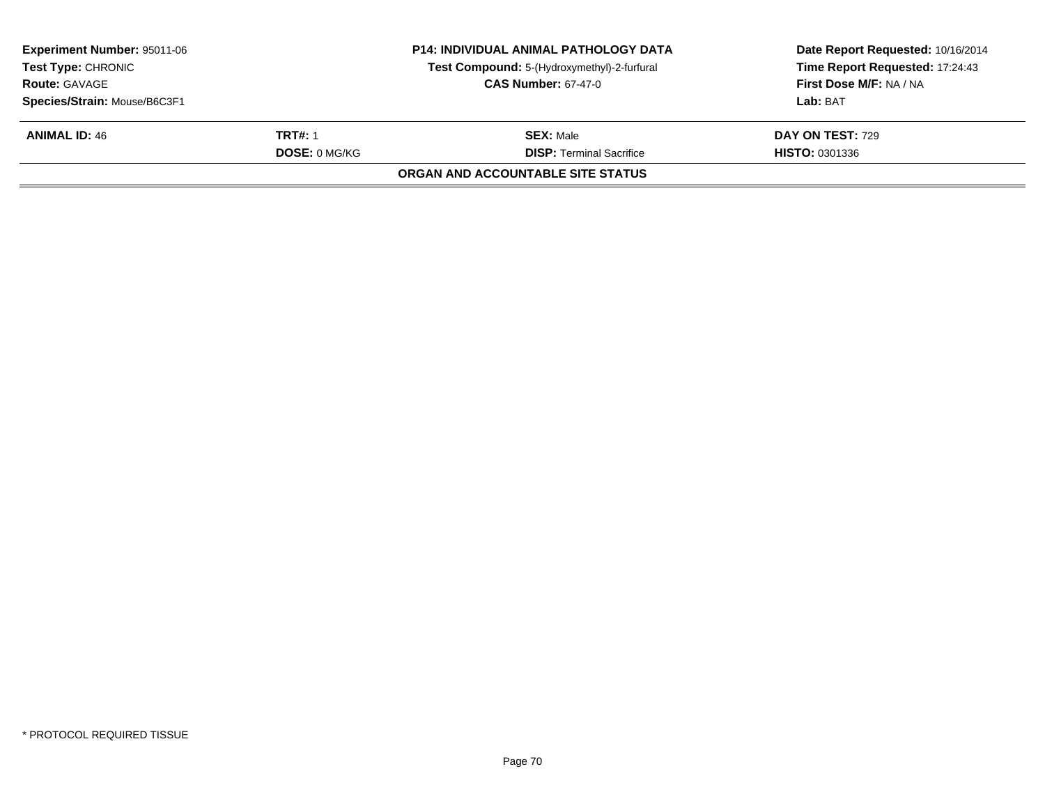**Experiment Number:** 95011-06
**Test Type:** CHRONIC
**Route:** GAVAGE
**Species/Strain:** Mouse/B6C3F1

**P14: INDIVIDUAL ANIMAL PATHOLOGY DATA**
**Test Compound:** 5-(Hydroxymethyl)-2-furfural
**CAS Number:** 67-47-0

**Date Report Requested:** 10/16/2014
**Time Report Requested:** 17:24:43
**First Dose M/F:** NA / NA
**Lab:** BAT

| **ANIMAL ID:** 46 | **TRT#:** 1 | **SEX:** Male | **DAY ON TEST:** 729 |
|---|---|---|---|
| | **DOSE:** 0 MG/KG | **DISP:** Terminal Sacrifice | **HISTO:** 0301336 |

**ORGAN AND ACCOUNTABLE SITE STATUS**

* PROTOCOL REQUIRED TISSUE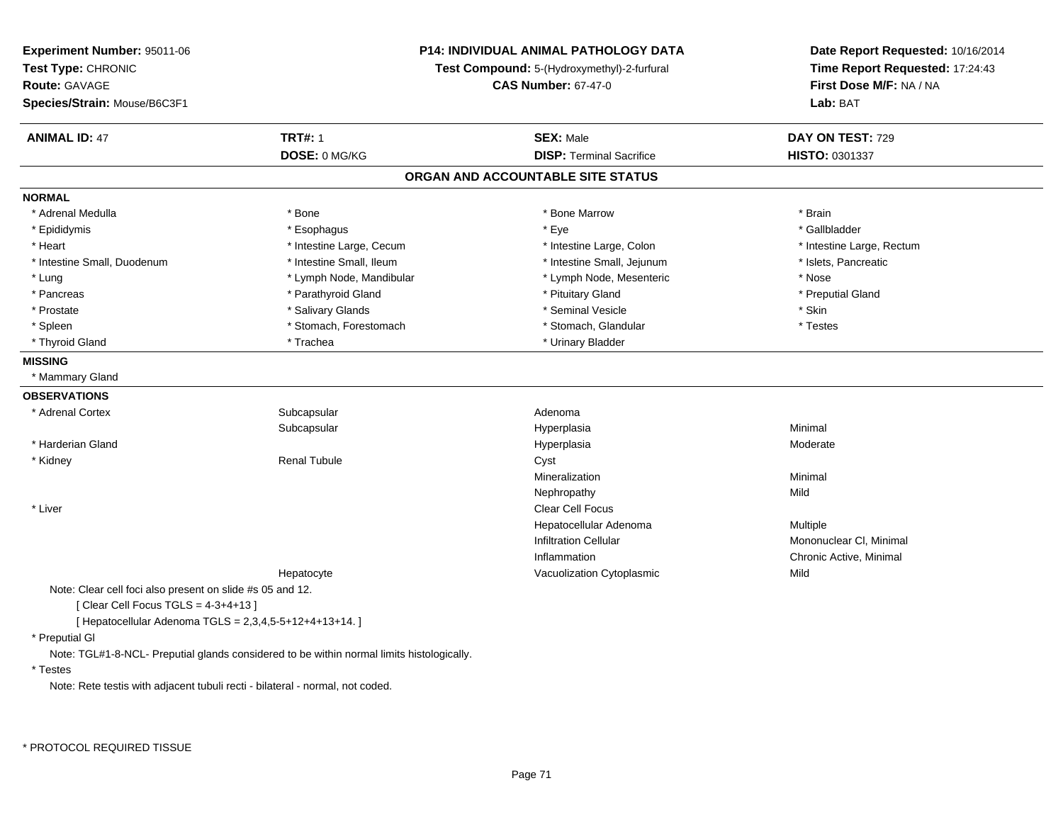**Experiment Number:** 95011-06
**Test Type:** CHRONIC
**Route:** GAVAGE
**Species/Strain:** Mouse/B6C3F1

**P14: INDIVIDUAL ANIMAL PATHOLOGY DATA**
**Test Compound:** 5-(Hydroxymethyl)-2-furfural
**CAS Number:** 67-47-0

**Date Report Requested:** 10/16/2014
**Time Report Requested:** 17:24:43
**First Dose M/F:** NA / NA
**Lab:** BAT

| **ANIMAL ID:** 47 | **TRT#:** 1 | **SEX:** Male | **DAY ON TEST:** 729 |
|---|---|---|---|
| | **DOSE:** 0 MG/KG | **DISP:** Terminal Sacrifice | **HISTO:** 0301337 |

## ORGAN AND ACCOUNTABLE SITE STATUS

**NORMAL**

| | | | |
|---|---|---|---|
| * Adrenal Medulla | * Bone | * Bone Marrow | * Brain |
| * Epididymis | * Esophagus | * Eye | * Gallbladder |
| * Heart | * Intestine Large, Cecum | * Intestine Large, Colon | * Intestine Large, Rectum |
| * Intestine Small, Duodenum | * Intestine Small, Ileum | * Intestine Small, Jejunum | * Islets, Pancreatic |
| * Lung | * Lymph Node, Mandibular | * Lymph Node, Mesenteric | * Nose |
| * Pancreas | * Parathyroid Gland | * Pituitary Gland | * Preputial Gland |
| * Prostate | * Salivary Glands | * Seminal Vesicle | * Skin |
| * Spleen | * Stomach, Forestomach | * Stomach, Glandular | * Testes |
| * Thyroid Gland | * Trachea | * Urinary Bladder | |

**MISSING**

* Mammary Gland

**OBSERVATIONS**

| | | | |
|---|---|---|---|
| * Adrenal Cortex | Subcapsular | Adenoma | |
| | Subcapsular | Hyperplasia | Minimal |
| * Harderian Gland | | Hyperplasia | Moderate |
| * Kidney | Renal Tubule | Cyst | |
| | | Mineralization | Minimal |
| | | Nephropathy | Mild |
| * Liver | | Clear Cell Focus | |
| | | Hepatocellular Adenoma | Multiple |
| | | Infiltration Cellular | Mononuclear Cl, Minimal |
| | | Inflammation | Chronic Active, Minimal |
| | Hepatocyte | Vacuolization Cytoplasmic | Mild |

Note: Clear cell foci also present on slide #s 05 and 12.
[ Clear Cell Focus TGLS = 4-3+4+13 ]
[ Hepatocellular Adenoma TGLS = 2,3,4,5-5+12+4+13+14. ]

* Preputial Gl

Note: TGL#1-8-NCL- Preputial glands considered to be within normal limits histologically.

* Testes

Note: Rete testis with adjacent tubuli recti - bilateral - normal, not coded.

* PROTOCOL REQUIRED TISSUE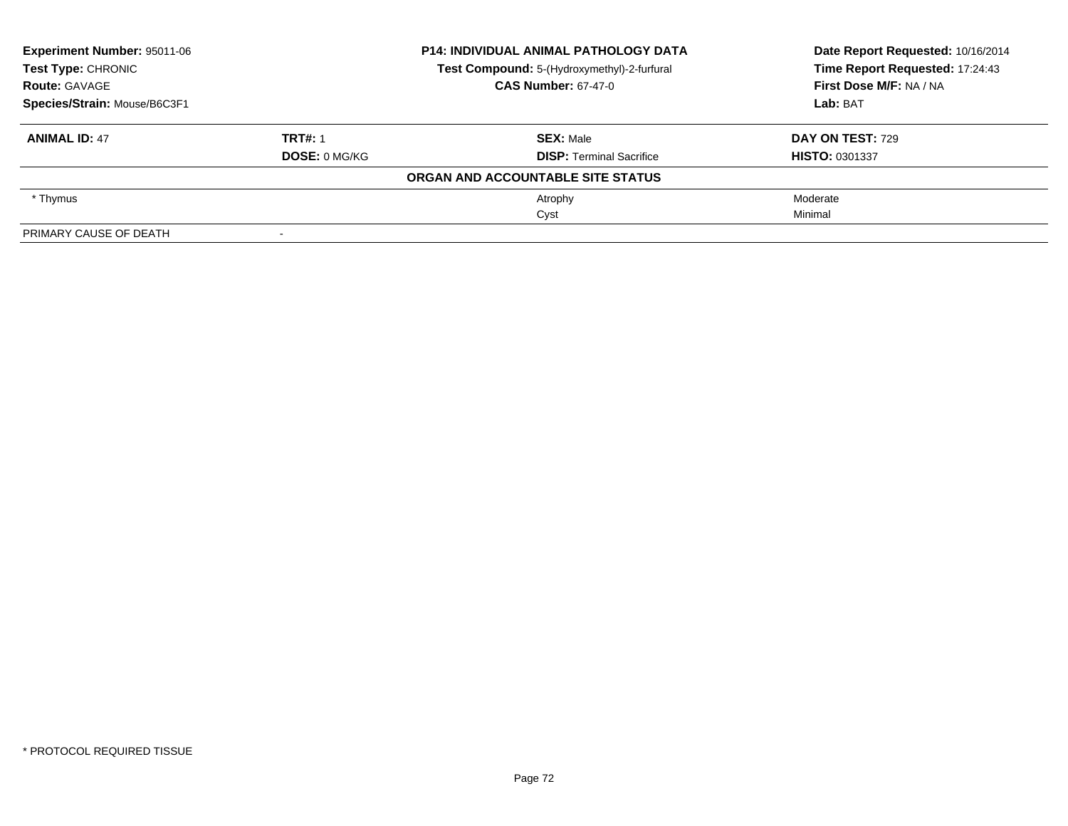**Experiment Number:** 95011-06
**Test Type:** CHRONIC
**Route:** GAVAGE
**Species/Strain:** Mouse/B6C3F1

**P14: INDIVIDUAL ANIMAL PATHOLOGY DATA**
**Test Compound:** 5-(Hydroxymethyl)-2-furfural
**CAS Number:** 67-47-0

**Date Report Requested:** 10/16/2014
**Time Report Requested:** 17:24:43
**First Dose M/F:** NA / NA
**Lab:** BAT

| **ANIMAL ID:** 47 | **TRT#:** 1 | **SEX:** Male | **DAY ON TEST:** 729 |
|---|---|---|---|
| | **DOSE:** 0 MG/KG | **DISP:** Terminal Sacrifice | **HISTO:** 0301337 |

**ORGAN AND ACCOUNTABLE SITE STATUS**

| | | | |
|---|---|---|---|
| * Thymus | | Atrophy | Moderate |
| | | Cyst | Minimal |
| PRIMARY CAUSE OF DEATH | - | | |

* PROTOCOL REQUIRED TISSUE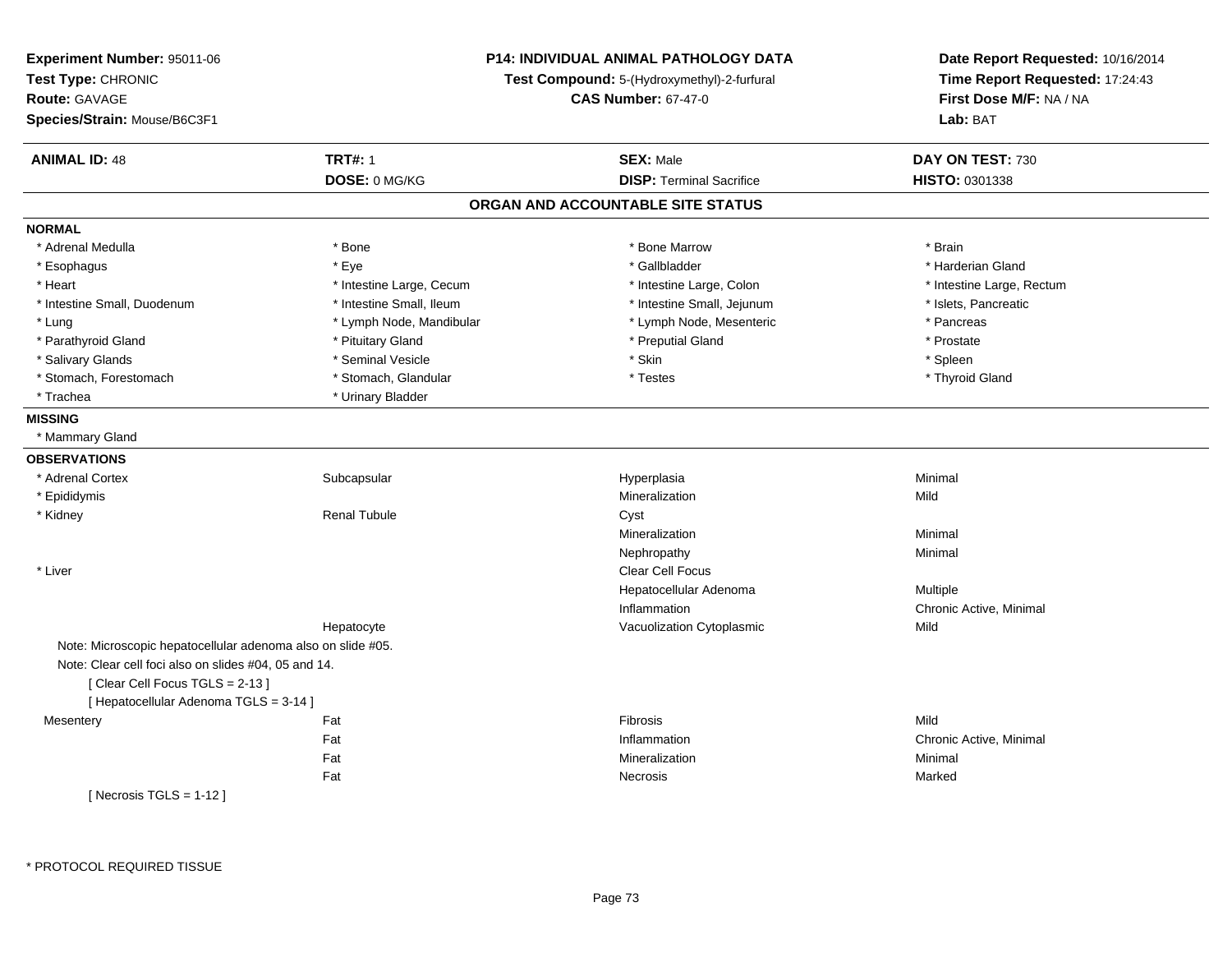**Experiment Number:** 95011-06
**Test Type:** CHRONIC
**Route:** GAVAGE
**Species/Strain:** Mouse/B6C3F1

**P14: INDIVIDUAL ANIMAL PATHOLOGY DATA**
**Test Compound:** 5-(Hydroxymethyl)-2-furfural
**CAS Number:** 67-47-0

**Date Report Requested:** 10/16/2014
**Time Report Requested:** 17:24:43
**First Dose M/F:** NA / NA
**Lab:** BAT

| **ANIMAL ID:** 48 | **TRT#:** 1 | **SEX:** Male | **DAY ON TEST:** 730 |
|---|---|---|---|
| | **DOSE:** 0 MG/KG | **DISP:** Terminal Sacrifice | **HISTO:** 0301338 |

## ORGAN AND ACCOUNTABLE SITE STATUS

**NORMAL**

| | | | |
|---|---|---|---|
| * Adrenal Medulla | * Bone | * Bone Marrow | * Brain |
| * Esophagus | * Eye | * Gallbladder | * Harderian Gland |
| * Heart | * Intestine Large, Cecum | * Intestine Large, Colon | * Intestine Large, Rectum |
| * Intestine Small, Duodenum | * Intestine Small, Ileum | * Intestine Small, Jejunum | * Islets, Pancreatic |
| * Lung | * Lymph Node, Mandibular | * Lymph Node, Mesenteric | * Pancreas |
| * Parathyroid Gland | * Pituitary Gland | * Preputial Gland | * Prostate |
| * Salivary Glands | * Seminal Vesicle | * Skin | * Spleen |
| * Stomach, Forestomach | * Stomach, Glandular | * Testes | * Thyroid Gland |
| * Trachea | * Urinary Bladder | | |

**MISSING**

* Mammary Gland

**OBSERVATIONS**

| | | | |
|---|---|---|---|
| * Adrenal Cortex | Subcapsular | Hyperplasia | Minimal |
| * Epididymis | | Mineralization | Mild |
| * Kidney | Renal Tubule | Cyst | |
| | | Mineralization | Minimal |
| | | Nephropathy | Minimal |
| * Liver | | Clear Cell Focus | |
| | | Hepatocellular Adenoma | Multiple |
| | | Inflammation | Chronic Active, Minimal |
| | Hepatocyte | Vacuolization Cytoplasmic | Mild |

Note: Microscopic hepatocellular adenoma also on slide #05.
Note: Clear cell foci also on slides #04, 05 and 14.
[ Clear Cell Focus TGLS = 2-13 ]
[ Hepatocellular Adenoma TGLS = 3-14 ]

| | | | |
|---|---|---|---|
| Mesentery | Fat | Fibrosis | Mild |
| | Fat | Inflammation | Chronic Active, Minimal |
| | Fat | Mineralization | Minimal |
| | Fat | Necrosis | Marked |

[ Necrosis TGLS = 1-12 ]

* PROTOCOL REQUIRED TISSUE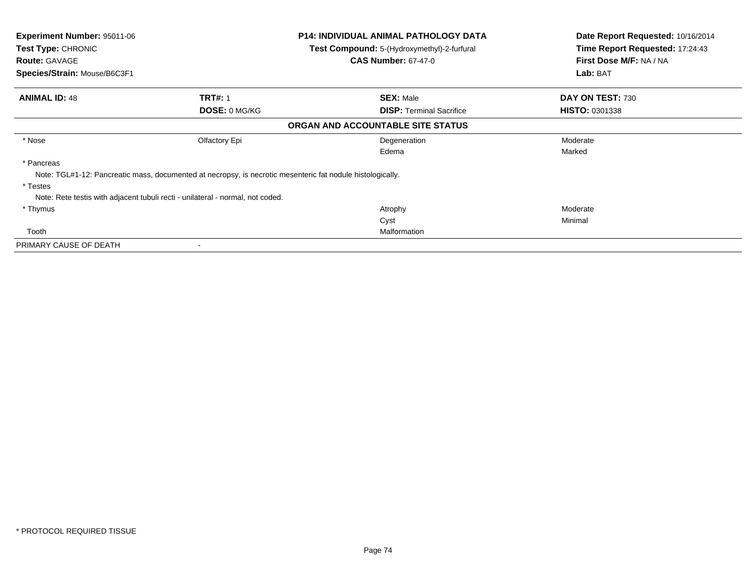**Experiment Number:** 95011-06
**Test Type:** CHRONIC
**Route:** GAVAGE
**Species/Strain:** Mouse/B6C3F1

**P14: INDIVIDUAL ANIMAL PATHOLOGY DATA**
**Test Compound:** 5-(Hydroxymethyl)-2-furfural
**CAS Number:** 67-47-0

**Date Report Requested:** 10/16/2014
**Time Report Requested:** 17:24:43
**First Dose M/F:** NA / NA
**Lab:** BAT

| **ANIMAL ID:** 48 | **TRT#:** 1 | **SEX:** Male | **DAY ON TEST:** 730 |
|---|---|---|---|
| | **DOSE:** 0 MG/KG | **DISP:** Terminal Sacrifice | **HISTO:** 0301338 |

**ORGAN AND ACCOUNTABLE SITE STATUS**

| | | | |
|---|---|---|---|
| * Nose | Olfactory Epi | Degeneration | Moderate |
| | | Edema | Marked |
| * Pancreas | | | |
| Note: TGL#1-12: Pancreatic mass, documented at necropsy, is necrotic mesenteric fat nodule histologically. | | | |
| * Testes | | | |
| Note: Rete testis with adjacent tubuli recti - unilateral - normal, not coded. | | | |
| * Thymus | | Atrophy | Moderate |
| | | Cyst | Minimal |
| Tooth | | Malformation | |
| PRIMARY CAUSE OF DEATH | - | | |

* PROTOCOL REQUIRED TISSUE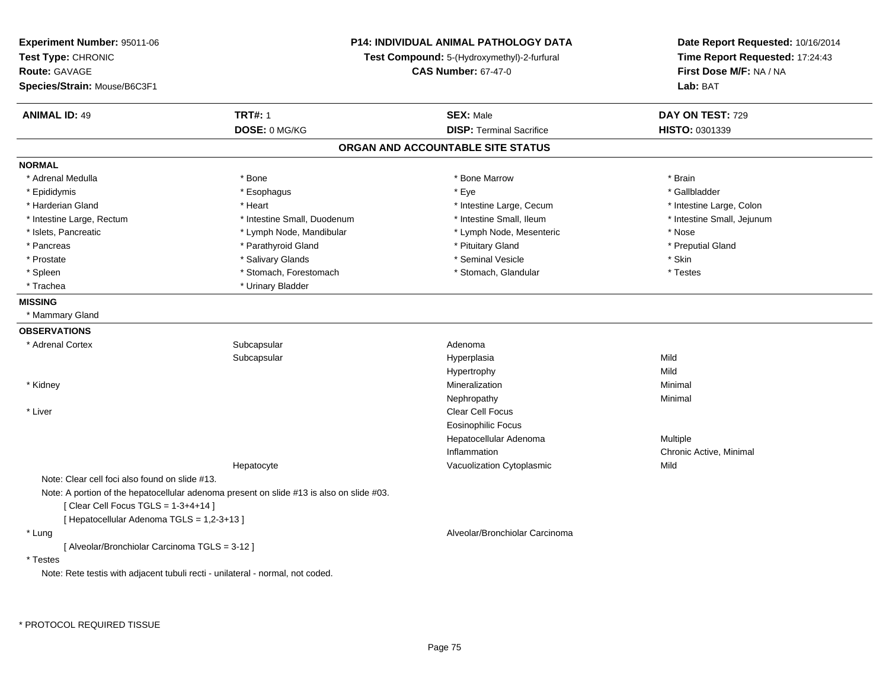**Experiment Number:** 95011-06
**Test Type:** CHRONIC
**Route:** GAVAGE
**Species/Strain:** Mouse/B6C3F1

**P14: INDIVIDUAL ANIMAL PATHOLOGY DATA**
**Test Compound:** 5-(Hydroxymethyl)-2-furfural
**CAS Number:** 67-47-0

**Date Report Requested:** 10/16/2014
**Time Report Requested:** 17:24:43
**First Dose M/F:** NA / NA
**Lab:** BAT

| **ANIMAL ID:** 49 | **TRT#:** 1 | **SEX:** Male | **DAY ON TEST:** 729 |
|---|---|---|---|
| | **DOSE:** 0 MG/KG | **DISP:** Terminal Sacrifice | **HISTO:** 0301339 |

## ORGAN AND ACCOUNTABLE SITE STATUS

**NORMAL**

| | | | |
|---|---|---|---|
| * Adrenal Medulla | * Bone | * Bone Marrow | * Brain |
| * Epididymis | * Esophagus | * Eye | * Gallbladder |
| * Harderian Gland | * Heart | * Intestine Large, Cecum | * Intestine Large, Colon |
| * Intestine Large, Rectum | * Intestine Small, Duodenum | * Intestine Small, Ileum | * Intestine Small, Jejunum |
| * Islets, Pancreatic | * Lymph Node, Mandibular | * Lymph Node, Mesenteric | * Nose |
| * Pancreas | * Parathyroid Gland | * Pituitary Gland | * Preputial Gland |
| * Prostate | * Salivary Glands | * Seminal Vesicle | * Skin |
| * Spleen | * Stomach, Forestomach | * Stomach, Glandular | * Testes |
| * Trachea | * Urinary Bladder | | |

**MISSING**

* Mammary Gland

**OBSERVATIONS**

| | | | |
|---|---|---|---|
| * Adrenal Cortex | Subcapsular | Adenoma | |
| | Subcapsular | Hyperplasia | Mild |
| | | Hypertrophy | Mild |
| * Kidney | | Mineralization | Minimal |
| | | Nephropathy | Minimal |
| * Liver | | Clear Cell Focus | |
| | | Eosinophilic Focus | |
| | | Hepatocellular Adenoma | Multiple |
| | | Inflammation | Chronic Active, Minimal |
| | Hepatocyte | Vacuolization Cytoplasmic | Mild |

Note: Clear cell foci also found on slide #13.
Note: A portion of the hepatocellular adenoma present on slide #13 is also on slide #03.
[ Clear Cell Focus TGLS = 1-3+4+14 ]
[ Hepatocellular Adenoma TGLS = 1,2-3+13 ]

| | | | |
|---|---|---|---|
| * Lung | | Alveolar/Bronchiolar Carcinoma | |

[ Alveolar/Bronchiolar Carcinoma TGLS = 3-12 ]

* Testes

Note: Rete testis with adjacent tubuli recti - unilateral - normal, not coded.

* PROTOCOL REQUIRED TISSUE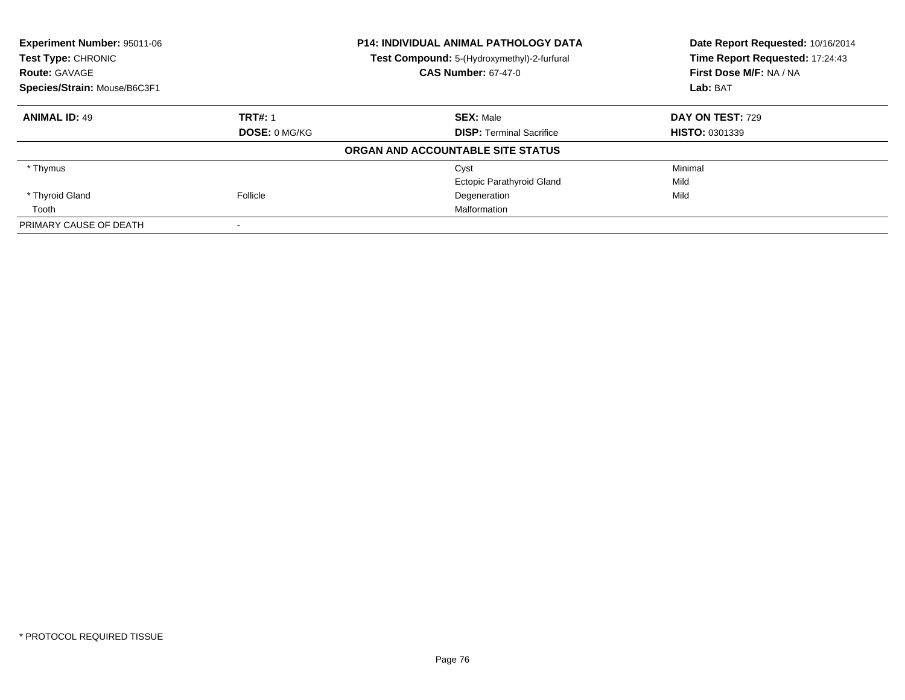**Experiment Number:** 95011-06
**Test Type:** CHRONIC
**Route:** GAVAGE
**Species/Strain:** Mouse/B6C3F1

**P14: INDIVIDUAL ANIMAL PATHOLOGY DATA**
**Test Compound:** 5-(Hydroxymethyl)-2-furfural
**CAS Number:** 67-47-0

**Date Report Requested:** 10/16/2014
**Time Report Requested:** 17:24:43
**First Dose M/F:** NA / NA
**Lab:** BAT

| **ANIMAL ID:** 49 | **TRT#:** 1 | **SEX:** Male | **DAY ON TEST:** 729 |
|---|---|---|---|
| | **DOSE:** 0 MG/KG | **DISP:** Terminal Sacrifice | **HISTO:** 0301339 |
| **ORGAN AND ACCOUNTABLE SITE STATUS** | | | |
| * Thymus | | Cyst | Minimal |
| | | Ectopic Parathyroid Gland | Mild |
| * Thyroid Gland | Follicle | Degeneration | Mild |
| Tooth | | Malformation | |
| PRIMARY CAUSE OF DEATH | - | | |

\* PROTOCOL REQUIRED TISSUE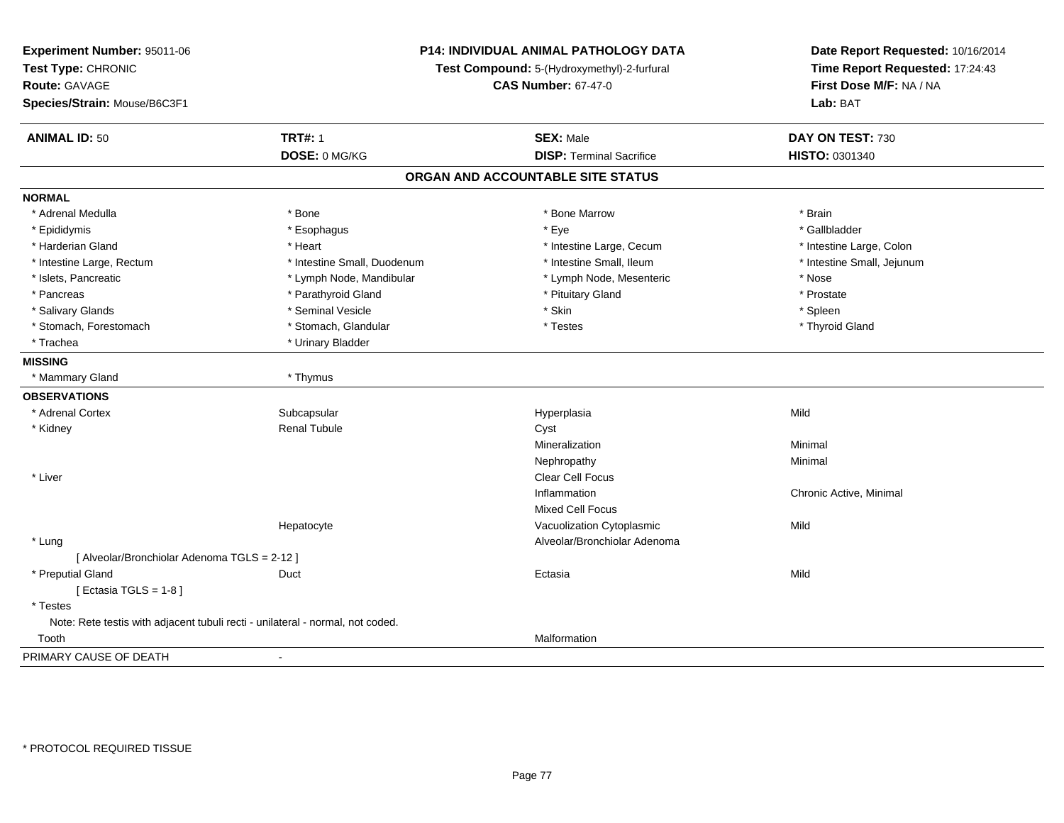**Experiment Number:** 95011-06
**Test Type:** CHRONIC
**Route:** GAVAGE
**Species/Strain:** Mouse/B6C3F1

**P14: INDIVIDUAL ANIMAL PATHOLOGY DATA**
**Test Compound:** 5-(Hydroxymethyl)-2-furfural
**CAS Number:** 67-47-0

**Date Report Requested:** 10/16/2014
**Time Report Requested:** 17:24:43
**First Dose M/F:** NA / NA
**Lab:** BAT

| **ANIMAL ID:** 50 | **TRT#:** 1 | **SEX:** Male | **DAY ON TEST:** 730 |
|---|---|---|---|
| | **DOSE:** 0 MG/KG | **DISP:** Terminal Sacrifice | **HISTO:** 0301340 |

## ORGAN AND ACCOUNTABLE SITE STATUS

**NORMAL**

| | | | |
|---|---|---|---|
| * Adrenal Medulla | * Bone | * Bone Marrow | * Brain |
| * Epididymis | * Esophagus | * Eye | * Gallbladder |
| * Harderian Gland | * Heart | * Intestine Large, Cecum | * Intestine Large, Colon |
| * Intestine Large, Rectum | * Intestine Small, Duodenum | * Intestine Small, Ileum | * Intestine Small, Jejunum |
| * Islets, Pancreatic | * Lymph Node, Mandibular | * Lymph Node, Mesenteric | * Nose |
| * Pancreas | * Parathyroid Gland | * Pituitary Gland | * Prostate |
| * Salivary Glands | * Seminal Vesicle | * Skin | * Spleen |
| * Stomach, Forestomach | * Stomach, Glandular | * Testes | * Thyroid Gland |
| * Trachea | * Urinary Bladder | | |

**MISSING**

| | |
|---|---|
| * Mammary Gland | * Thymus |

**OBSERVATIONS**

| | | | |
|---|---|---|---|
| * Adrenal Cortex | Subcapsular | Hyperplasia | Mild |
| * Kidney | Renal Tubule | Cyst | |
| | | Mineralization | Minimal |
| | | Nephropathy | Minimal |
| * Liver | | Clear Cell Focus | |
| | | Inflammation | Chronic Active, Minimal |
| | | Mixed Cell Focus | |
| | Hepatocyte | Vacuolization Cytoplasmic | Mild |
| * Lung | | Alveolar/Bronchiolar Adenoma | |
| [ Alveolar/Bronchiolar Adenoma TGLS = 2-12 ] | | | |
| * Preputial Gland | Duct | Ectasia | Mild |
| [ Ectasia TGLS = 1-8 ] | | | |
| * Testes | | | |
| Note: Rete testis with adjacent tubuli recti - unilateral - normal, not coded. | | | |
| Tooth | | Malformation | |

PRIMARY CAUSE OF DEATH -

\* PROTOCOL REQUIRED TISSUE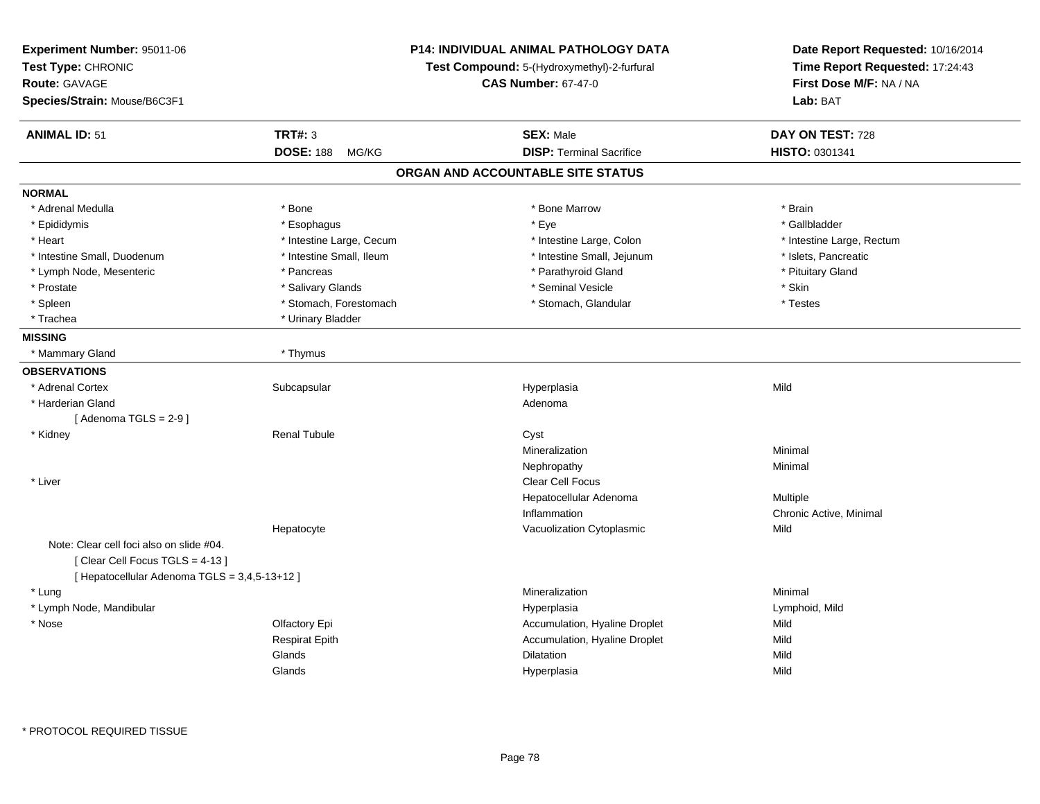**Experiment Number:** 95011-06
**Test Type:** CHRONIC
**Route:** GAVAGE
**Species/Strain:** Mouse/B6C3F1

**P14: INDIVIDUAL ANIMAL PATHOLOGY DATA**
**Test Compound:** 5-(Hydroxymethyl)-2-furfural
**CAS Number:** 67-47-0

**Date Report Requested:** 10/16/2014
**Time Report Requested:** 17:24:43
**First Dose M/F:** NA / NA
**Lab:** BAT

| **ANIMAL ID:** 51 | **TRT#:** 3 | **SEX:** Male | **DAY ON TEST:** 728 |
|---|---|---|---|
| | **DOSE:** 188 MG/KG | **DISP:** Terminal Sacrifice | **HISTO:** 0301341 |

## ORGAN AND ACCOUNTABLE SITE STATUS

**NORMAL**

| | | | |
|---|---|---|---|
| * Adrenal Medulla | * Bone | * Bone Marrow | * Brain |
| * Epididymis | * Esophagus | * Eye | * Gallbladder |
| * Heart | * Intestine Large, Cecum | * Intestine Large, Colon | * Intestine Large, Rectum |
| * Intestine Small, Duodenum | * Intestine Small, Ileum | * Intestine Small, Jejunum | * Islets, Pancreatic |
| * Lymph Node, Mesenteric | * Pancreas | * Parathyroid Gland | * Pituitary Gland |
| * Prostate | * Salivary Glands | * Seminal Vesicle | * Skin |
| * Spleen | * Stomach, Forestomach | * Stomach, Glandular | * Testes |
| * Trachea | * Urinary Bladder | | |

**MISSING**

| | |
|---|---|
| * Mammary Gland | * Thymus |

**OBSERVATIONS**

| | | | |
|---|---|---|---|
| * Adrenal Cortex | Subcapsular | Hyperplasia | Mild |
| * Harderian Gland | | Adenoma | |
| [ Adenoma TGLS = 2-9 ] | | | |
| * Kidney | Renal Tubule | Cyst | |
| | | Mineralization | Minimal |
| | | Nephropathy | Minimal |
| * Liver | | Clear Cell Focus | |
| | | Hepatocellular Adenoma | Multiple |
| | | Inflammation | Chronic Active, Minimal |
| | Hepatocyte | Vacuolization Cytoplasmic | Mild |
| Note: Clear cell foci also on slide #04. | | | |
| [ Clear Cell Focus TGLS = 4-13 ] | | | |
| [ Hepatocellular Adenoma TGLS = 3,4,5-13+12 ] | | | |
| * Lung | | Mineralization | Minimal |
| * Lymph Node, Mandibular | | Hyperplasia | Lymphoid, Mild |
| * Nose | Olfactory Epi | Accumulation, Hyaline Droplet | Mild |
| | Respirat Epith | Accumulation, Hyaline Droplet | Mild |
| | Glands | Dilatation | Mild |
| | Glands | Hyperplasia | Mild |

* PROTOCOL REQUIRED TISSUE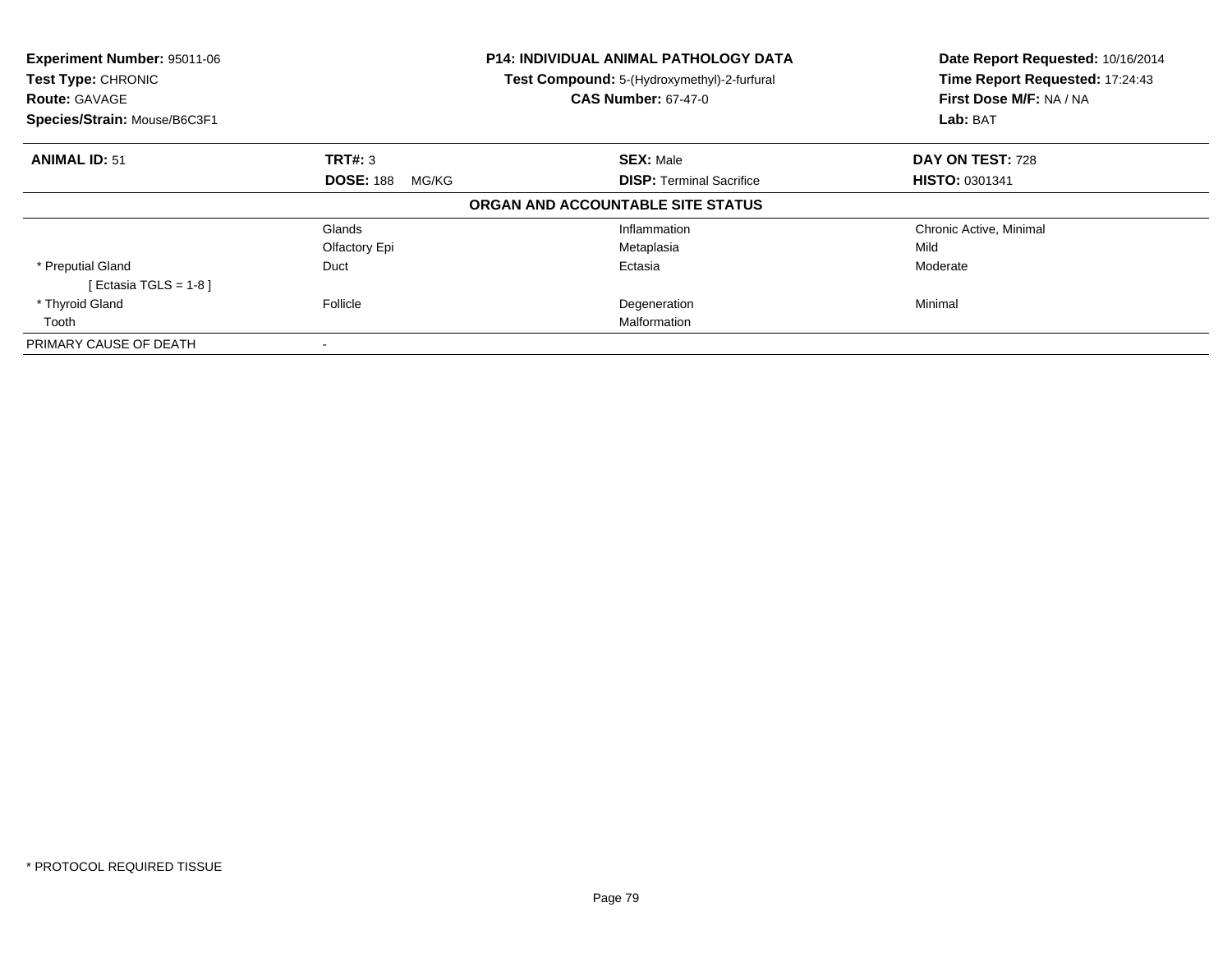**Experiment Number:** 95011-06
**Test Type:** CHRONIC
**Route:** GAVAGE
**Species/Strain:** Mouse/B6C3F1

**P14: INDIVIDUAL ANIMAL PATHOLOGY DATA**
**Test Compound:** 5-(Hydroxymethyl)-2-furfural
**CAS Number:** 67-47-0

**Date Report Requested:** 10/16/2014
**Time Report Requested:** 17:24:43
**First Dose M/F:** NA / NA
**Lab:** BAT

| **ANIMAL ID:** 51 | **TRT#:** 3 | **SEX:** Male | **DAY ON TEST:** 728 |
|---|---|---|---|
| | **DOSE:** 188 MG/KG | **DISP:** Terminal Sacrifice | **HISTO:** 0301341 |

**ORGAN AND ACCOUNTABLE SITE STATUS**

| | | | |
|---|---|---|---|
| | Glands | Inflammation | Chronic Active, Minimal |
| | Olfactory Epi | Metaplasia | Mild |
| * Preputial Gland | Duct | Ectasia | Moderate |
| [ Ectasia TGLS = 1-8 ] | | | |
| * Thyroid Gland | Follicle | Degeneration | Minimal |
| Tooth | | Malformation | |
| PRIMARY CAUSE OF DEATH | - | | |

* PROTOCOL REQUIRED TISSUE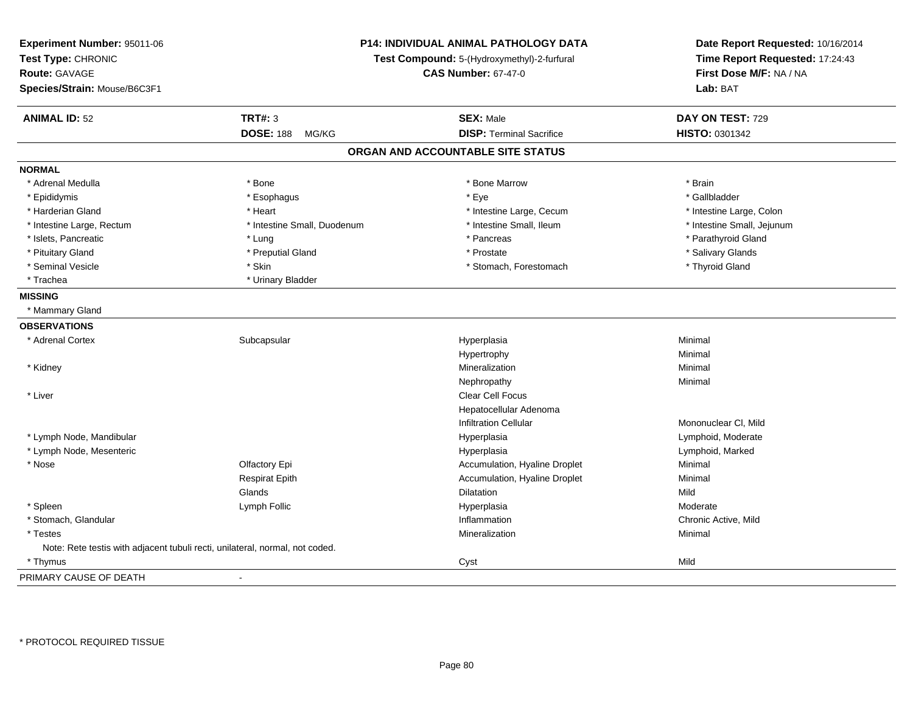**Experiment Number:** 95011-06
**Test Type:** CHRONIC
**Route:** GAVAGE
**Species/Strain:** Mouse/B6C3F1

**P14: INDIVIDUAL ANIMAL PATHOLOGY DATA**
**Test Compound:** 5-(Hydroxymethyl)-2-furfural
**CAS Number:** 67-47-0

**Date Report Requested:** 10/16/2014
**Time Report Requested:** 17:24:43
**First Dose M/F:** NA / NA
**Lab:** BAT

| **ANIMAL ID:** 52 | **TRT#:** 3 | **SEX:** Male | **DAY ON TEST:** 729 |
|---|---|---|---|
| | **DOSE:** 188 MG/KG | **DISP:** Terminal Sacrifice | **HISTO:** 0301342 |

## ORGAN AND ACCOUNTABLE SITE STATUS

**NORMAL**

| | | | |
|---|---|---|---|
| * Adrenal Medulla | * Bone | * Bone Marrow | * Brain |
| * Epididymis | * Esophagus | * Eye | * Gallbladder |
| * Harderian Gland | * Heart | * Intestine Large, Cecum | * Intestine Large, Colon |
| * Intestine Large, Rectum | * Intestine Small, Duodenum | * Intestine Small, Ileum | * Intestine Small, Jejunum |
| * Islets, Pancreatic | * Lung | * Pancreas | * Parathyroid Gland |
| * Pituitary Gland | * Preputial Gland | * Prostate | * Salivary Glands |
| * Seminal Vesicle | * Skin | * Stomach, Forestomach | * Thyroid Gland |
| * Trachea | * Urinary Bladder | | |

**MISSING**

* Mammary Gland

**OBSERVATIONS**

| | | | |
|---|---|---|---|
| * Adrenal Cortex | Subcapsular | Hyperplasia | Minimal |
| | | Hypertrophy | Minimal |
| * Kidney | | Mineralization | Minimal |
| | | Nephropathy | Minimal |
| * Liver | | Clear Cell Focus | |
| | | Hepatocellular Adenoma | |
| | | Infiltration Cellular | Mononuclear Cl, Mild |
| * Lymph Node, Mandibular | | Hyperplasia | Lymphoid, Moderate |
| * Lymph Node, Mesenteric | | Hyperplasia | Lymphoid, Marked |
| * Nose | Olfactory Epi | Accumulation, Hyaline Droplet | Minimal |
| | Respirat Epith | Accumulation, Hyaline Droplet | Minimal |
| | Glands | Dilatation | Mild |
| * Spleen | Lymph Follic | Hyperplasia | Moderate |
| * Stomach, Glandular | | Inflammation | Chronic Active, Mild |
| * Testes | | Mineralization | Minimal |
| Note: Rete testis with adjacent tubuli recti, unilateral, normal, not coded. | | | |
| * Thymus | | Cyst | Mild |

PRIMARY CAUSE OF DEATH -

\* PROTOCOL REQUIRED TISSUE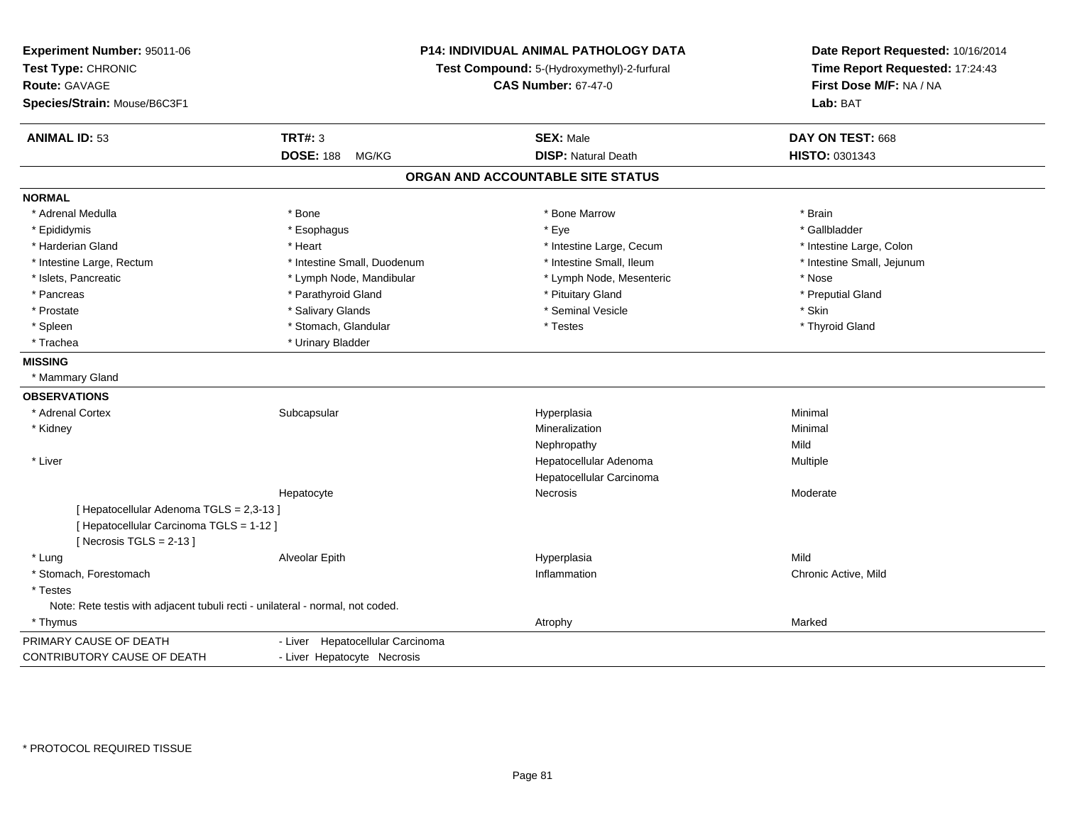**Experiment Number:** 95011-06
**Test Type:** CHRONIC
**Route:** GAVAGE
**Species/Strain:** Mouse/B6C3F1

**P14: INDIVIDUAL ANIMAL PATHOLOGY DATA**
**Test Compound:** 5-(Hydroxymethyl)-2-furfural
**CAS Number:** 67-47-0

**Date Report Requested:** 10/16/2014
**Time Report Requested:** 17:24:43
**First Dose M/F:** NA / NA
**Lab:** BAT

| **ANIMAL ID:** 53 | **TRT#:** 3 | **SEX:** Male | **DAY ON TEST:** 668 |
|---|---|---|---|
| | **DOSE:** 188 MG/KG | **DISP:** Natural Death | **HISTO:** 0301343 |

## ORGAN AND ACCOUNTABLE SITE STATUS

**NORMAL**

| | | | |
|---|---|---|---|
| * Adrenal Medulla | * Bone | * Bone Marrow | * Brain |
| * Epididymis | * Esophagus | * Eye | * Gallbladder |
| * Harderian Gland | * Heart | * Intestine Large, Cecum | * Intestine Large, Colon |
| * Intestine Large, Rectum | * Intestine Small, Duodenum | * Intestine Small, Ileum | * Intestine Small, Jejunum |
| * Islets, Pancreatic | * Lymph Node, Mandibular | * Lymph Node, Mesenteric | * Nose |
| * Pancreas | * Parathyroid Gland | * Pituitary Gland | * Preputial Gland |
| * Prostate | * Salivary Glands | * Seminal Vesicle | * Skin |
| * Spleen | * Stomach, Glandular | * Testes | * Thyroid Gland |
| * Trachea | * Urinary Bladder | | |

**MISSING**

* Mammary Gland

**OBSERVATIONS**

| | | | |
|---|---|---|---|
| * Adrenal Cortex | Subcapsular | Hyperplasia | Minimal |
| * Kidney | | Mineralization | Minimal |
| | | Nephropathy | Mild |
| * Liver | | Hepatocellular Adenoma | Multiple |
| | | Hepatocellular Carcinoma | |
| | Hepatocyte | Necrosis | Moderate |
| [ Hepatocellular Adenoma TGLS = 2,3-13 ] | | | |
| [ Hepatocellular Carcinoma TGLS = 1-12 ] | | | |
| [ Necrosis TGLS = 2-13 ] | | | |
| * Lung | Alveolar Epith | Hyperplasia | Mild |
| * Stomach, Forestomach | | Inflammation | Chronic Active, Mild |
| * Testes | | | |
| Note: Rete testis with adjacent tubuli recti - unilateral - normal, not coded. | | | |
| * Thymus | | Atrophy | Marked |

| | |
|---|---|
| PRIMARY CAUSE OF DEATH | - Liver Hepatocellular Carcinoma |
| CONTRIBUTORY CAUSE OF DEATH | - Liver Hepatocyte Necrosis |

* PROTOCOL REQUIRED TISSUE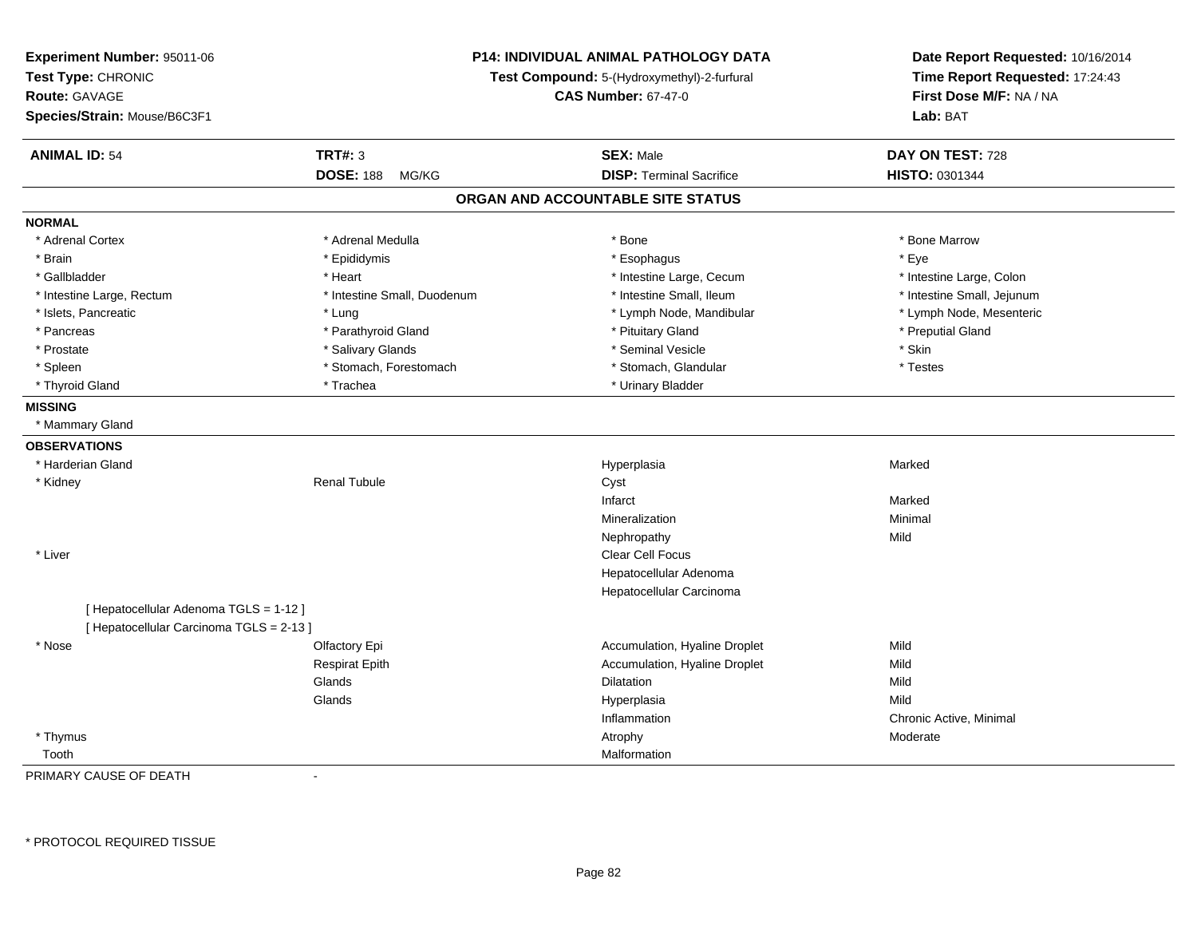**Experiment Number:** 95011-06
**Test Type:** CHRONIC
**Route:** GAVAGE
**Species/Strain:** Mouse/B6C3F1

**P14: INDIVIDUAL ANIMAL PATHOLOGY DATA**
**Test Compound:** 5-(Hydroxymethyl)-2-furfural
**CAS Number:** 67-47-0

**Date Report Requested:** 10/16/2014
**Time Report Requested:** 17:24:43
**First Dose M/F:** NA / NA
**Lab:** BAT

| **ANIMAL ID:** 54 | **TRT#:** 3 | **SEX:** Male | **DAY ON TEST:** 728 |
|---|---|---|---|
| | **DOSE:** 188 MG/KG | **DISP:** Terminal Sacrifice | **HISTO:** 0301344 |

## ORGAN AND ACCOUNTABLE SITE STATUS

**NORMAL**

| | | | |
|---|---|---|---|
| * Adrenal Cortex | * Adrenal Medulla | * Bone | * Bone Marrow |
| * Brain | * Epididymis | * Esophagus | * Eye |
| * Gallbladder | * Heart | * Intestine Large, Cecum | * Intestine Large, Colon |
| * Intestine Large, Rectum | * Intestine Small, Duodenum | * Intestine Small, Ileum | * Intestine Small, Jejunum |
| * Islets, Pancreatic | * Lung | * Lymph Node, Mandibular | * Lymph Node, Mesenteric |
| * Pancreas | * Parathyroid Gland | * Pituitary Gland | * Preputial Gland |
| * Prostate | * Salivary Glands | * Seminal Vesicle | * Skin |
| * Spleen | * Stomach, Forestomach | * Stomach, Glandular | * Testes |
| * Thyroid Gland | * Trachea | * Urinary Bladder | |

**MISSING**

* Mammary Gland

**OBSERVATIONS**

| | | | |
|---|---|---|---|
| * Harderian Gland | | Hyperplasia | Marked |
| * Kidney | Renal Tubule | Cyst | |
| | | Infarct | Marked |
| | | Mineralization | Minimal |
| | | Nephropathy | Mild |
| * Liver | | Clear Cell Focus | |
| | | Hepatocellular Adenoma | |
| | | Hepatocellular Carcinoma | |
| [ Hepatocellular Adenoma TGLS = 1-12 ] | | | |
| [ Hepatocellular Carcinoma TGLS = 2-13 ] | | | |
| * Nose | Olfactory Epi | Accumulation, Hyaline Droplet | Mild |
| | Respirat Epith | Accumulation, Hyaline Droplet | Mild |
| | Glands | Dilatation | Mild |
| | Glands | Hyperplasia | Mild |
| | | Inflammation | Chronic Active, Minimal |
| * Thymus | | Atrophy | Moderate |
| Tooth | | Malformation | |

PRIMARY CAUSE OF DEATH -

* PROTOCOL REQUIRED TISSUE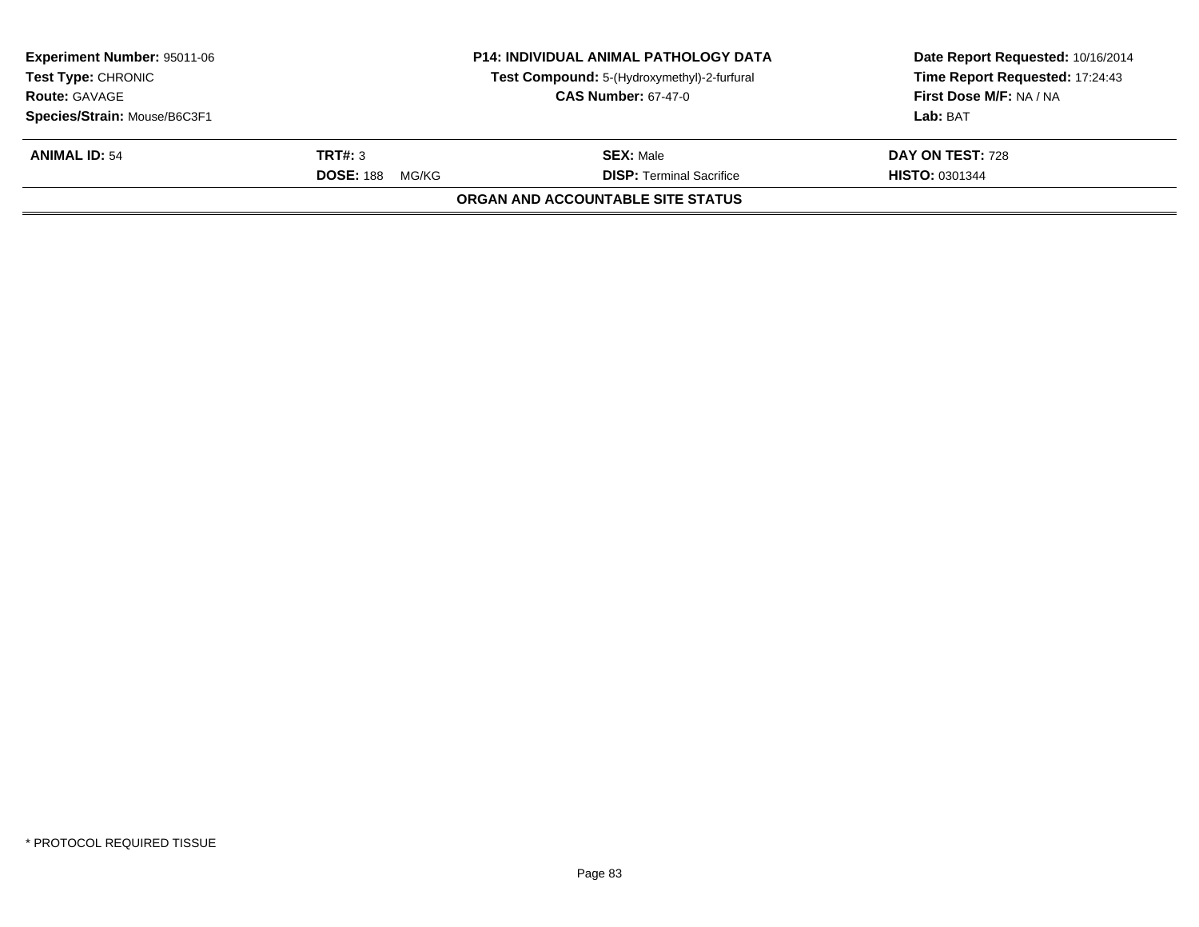| **Experiment Number:** 95011-06 | **P14: INDIVIDUAL ANIMAL PATHOLOGY DATA** | **Date Report Requested:** 10/16/2014 |
|---|---|---|
| **Test Type:** CHRONIC | **Test Compound:** 5-(Hydroxymethyl)-2-furfural | **Time Report Requested:** 17:24:43 |
| **Route:** GAVAGE | **CAS Number:** 67-47-0 | **First Dose M/F:** NA / NA |
| **Species/Strain:** Mouse/B6C3F1 | | **Lab:** BAT |

| **ANIMAL ID:** 54 | **TRT#:** 3 | **SEX:** Male | **DAY ON TEST:** 728 |
|---|---|---|---|
| | **DOSE:** 188 MG/KG | **DISP:** Terminal Sacrifice | **HISTO:** 0301344 |

**ORGAN AND ACCOUNTABLE SITE STATUS**

* PROTOCOL REQUIRED TISSUE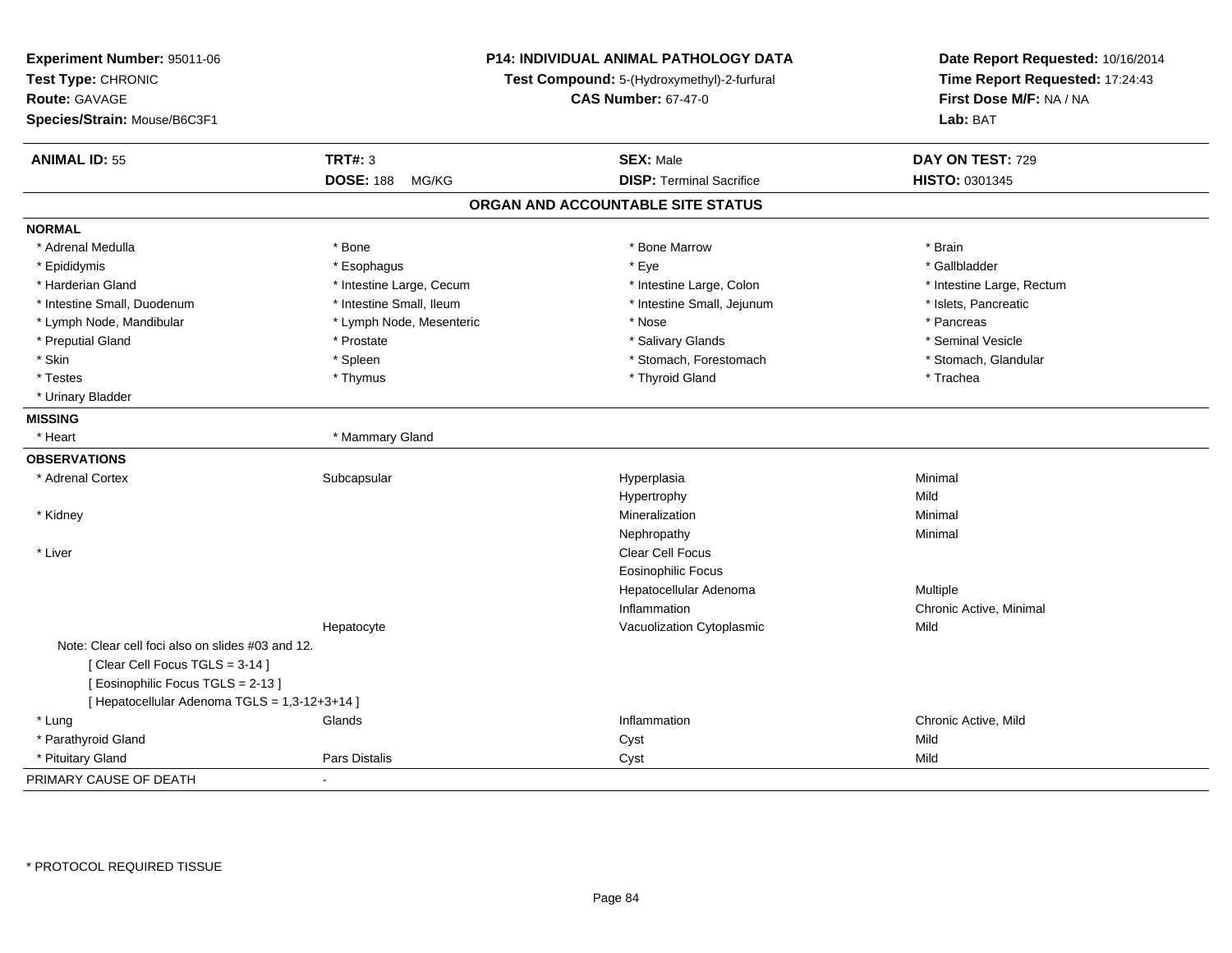**Experiment Number:** 95011-06
**Test Type:** CHRONIC
**Route:** GAVAGE
**Species/Strain:** Mouse/B6C3F1

**P14: INDIVIDUAL ANIMAL PATHOLOGY DATA**
**Test Compound:** 5-(Hydroxymethyl)-2-furfural
**CAS Number:** 67-47-0

**Date Report Requested:** 10/16/2014
**Time Report Requested:** 17:24:43
**First Dose M/F:** NA / NA
**Lab:** BAT

| **ANIMAL ID:** 55 | **TRT#:** 3 | **SEX:** Male | **DAY ON TEST:** 729 |
|---|---|---|---|
| | **DOSE:** 188 MG/KG | **DISP:** Terminal Sacrifice | **HISTO:** 0301345 |

## ORGAN AND ACCOUNTABLE SITE STATUS

**NORMAL**

| | | | |
|---|---|---|---|
| * Adrenal Medulla | * Bone | * Bone Marrow | * Brain |
| * Epididymis | * Esophagus | * Eye | * Gallbladder |
| * Harderian Gland | * Intestine Large, Cecum | * Intestine Large, Colon | * Intestine Large, Rectum |
| * Intestine Small, Duodenum | * Intestine Small, Ileum | * Intestine Small, Jejunum | * Islets, Pancreatic |
| * Lymph Node, Mandibular | * Lymph Node, Mesenteric | * Nose | * Pancreas |
| * Preputial Gland | * Prostate | * Salivary Glands | * Seminal Vesicle |
| * Skin | * Spleen | * Stomach, Forestomach | * Stomach, Glandular |
| * Testes | * Thymus | * Thyroid Gland | * Trachea |
| * Urinary Bladder | | | |

**MISSING**

| | |
|---|---|
| * Heart | * Mammary Gland |

**OBSERVATIONS**

| Organ | Site | Observation | Severity |
|---|---|---|---|
| * Adrenal Cortex | Subcapsular | Hyperplasia | Minimal |
| | | Hypertrophy | Mild |
| * Kidney | | Mineralization | Minimal |
| | | Nephropathy | Minimal |
| * Liver | | Clear Cell Focus | |
| | | Eosinophilic Focus | |
| | | Hepatocellular Adenoma | Multiple |
| | | Inflammation | Chronic Active, Minimal |
| | Hepatocyte | Vacuolization Cytoplasmic | Mild |

Note: Clear cell foci also on slides #03 and 12.
[ Clear Cell Focus TGLS = 3-14 ]
[ Eosinophilic Focus TGLS = 2-13 ]
[ Hepatocellular Adenoma TGLS = 1,3-12+3+14 ]

| Organ | Site | Observation | Severity |
|---|---|---|---|
| * Lung | Glands | Inflammation | Chronic Active, Mild |
| * Parathyroid Gland | | Cyst | Mild |
| * Pituitary Gland | Pars Distalis | Cyst | Mild |

PRIMARY CAUSE OF DEATH -

\* PROTOCOL REQUIRED TISSUE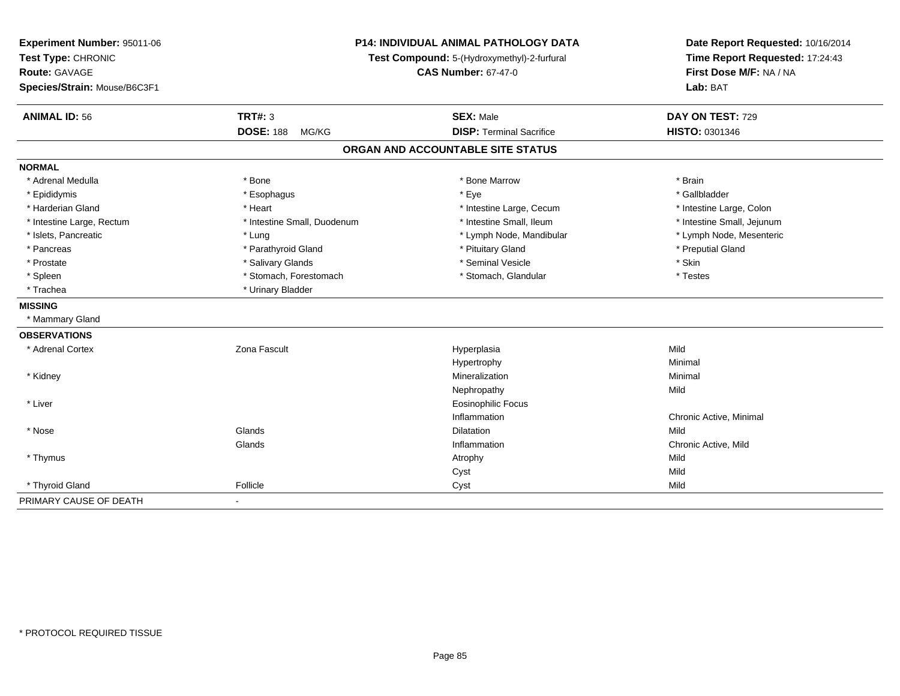**Experiment Number:** 95011-06
**Test Type:** CHRONIC
**Route:** GAVAGE
**Species/Strain:** Mouse/B6C3F1

**P14: INDIVIDUAL ANIMAL PATHOLOGY DATA**
**Test Compound:** 5-(Hydroxymethyl)-2-furfural
**CAS Number:** 67-47-0

**Date Report Requested:** 10/16/2014
**Time Report Requested:** 17:24:43
**First Dose M/F:** NA / NA
**Lab:** BAT

| **ANIMAL ID:** 56 | **TRT#:** 3 | **SEX:** Male | **DAY ON TEST:** 729 |
|---|---|---|---|
| | **DOSE:** 188 MG/KG | **DISP:** Terminal Sacrifice | **HISTO:** 0301346 |

## ORGAN AND ACCOUNTABLE SITE STATUS

**NORMAL**

| | | | |
|---|---|---|---|
| * Adrenal Medulla | * Bone | * Bone Marrow | * Brain |
| * Epididymis | * Esophagus | * Eye | * Gallbladder |
| * Harderian Gland | * Heart | * Intestine Large, Cecum | * Intestine Large, Colon |
| * Intestine Large, Rectum | * Intestine Small, Duodenum | * Intestine Small, Ileum | * Intestine Small, Jejunum |
| * Islets, Pancreatic | * Lung | * Lymph Node, Mandibular | * Lymph Node, Mesenteric |
| * Pancreas | * Parathyroid Gland | * Pituitary Gland | * Preputial Gland |
| * Prostate | * Salivary Glands | * Seminal Vesicle | * Skin |
| * Spleen | * Stomach, Forestomach | * Stomach, Glandular | * Testes |
| * Trachea | * Urinary Bladder | | |

**MISSING**

* Mammary Gland

**OBSERVATIONS**

| | | | |
|---|---|---|---|
| * Adrenal Cortex | Zona Fascult | Hyperplasia | Mild |
| | | Hypertrophy | Minimal |
| * Kidney | | Mineralization | Minimal |
| | | Nephropathy | Mild |
| * Liver | | Eosinophilic Focus | |
| | | Inflammation | Chronic Active, Minimal |
| * Nose | Glands | Dilatation | Mild |
| | Glands | Inflammation | Chronic Active, Mild |
| * Thymus | | Atrophy | Mild |
| | | Cyst | Mild |
| * Thyroid Gland | Follicle | Cyst | Mild |

PRIMARY CAUSE OF DEATH -

* PROTOCOL REQUIRED TISSUE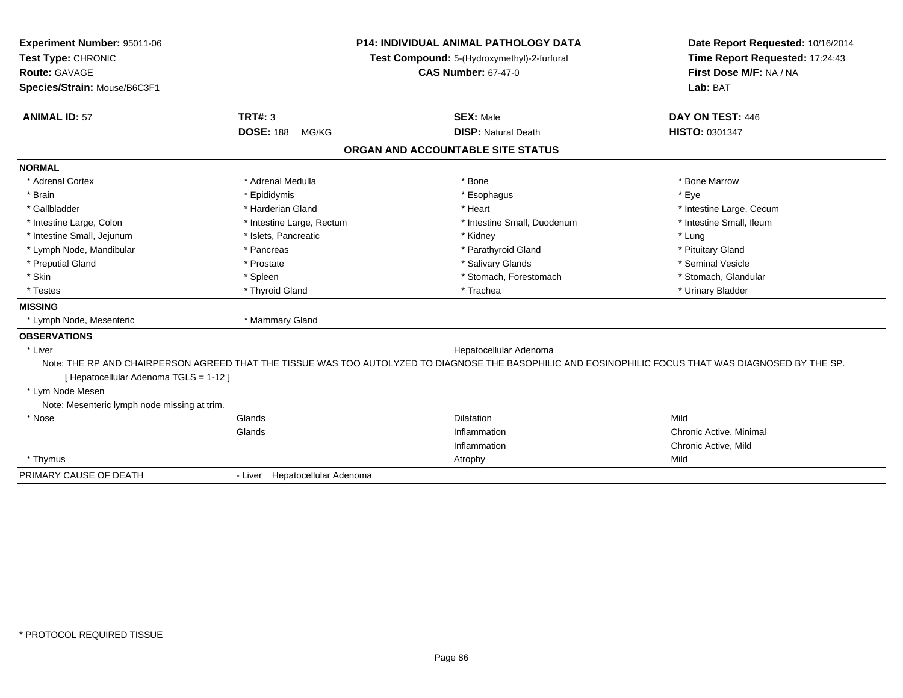**Experiment Number:** 95011-06
**Test Type:** CHRONIC
**Route:** GAVAGE
**Species/Strain:** Mouse/B6C3F1

**P14: INDIVIDUAL ANIMAL PATHOLOGY DATA**
**Test Compound:** 5-(Hydroxymethyl)-2-furfural
**CAS Number:** 67-47-0

**Date Report Requested:** 10/16/2014
**Time Report Requested:** 17:24:43
**First Dose M/F:** NA / NA
**Lab:** BAT

| **ANIMAL ID:** 57 | **TRT#:** 3 | **SEX:** Male | **DAY ON TEST:** 446 |
|---|---|---|---|
| | **DOSE:** 188 MG/KG | **DISP:** Natural Death | **HISTO:** 0301347 |

## ORGAN AND ACCOUNTABLE SITE STATUS

**NORMAL**

| | | | |
|---|---|---|---|
| * Adrenal Cortex | * Adrenal Medulla | * Bone | * Bone Marrow |
| * Brain | * Epididymis | * Esophagus | * Eye |
| * Gallbladder | * Harderian Gland | * Heart | * Intestine Large, Cecum |
| * Intestine Large, Colon | * Intestine Large, Rectum | * Intestine Small, Duodenum | * Intestine Small, Ileum |
| * Intestine Small, Jejunum | * Islets, Pancreatic | * Kidney | * Lung |
| * Lymph Node, Mandibular | * Pancreas | * Parathyroid Gland | * Pituitary Gland |
| * Preputial Gland | * Prostate | * Salivary Glands | * Seminal Vesicle |
| * Skin | * Spleen | * Stomach, Forestomach | * Stomach, Glandular |
| * Testes | * Thyroid Gland | * Trachea | * Urinary Bladder |

**MISSING**

* Lymph Node, Mesenteric
* Mammary Gland

**OBSERVATIONS**

* Liver — Hepatocellular Adenoma

  Note: THE RP AND CHAIRPERSON AGREED THAT THE TISSUE WAS TOO AUTOLYZED TO DIAGNOSE THE BASOPHILIC AND EOSINOPHILIC FOCUS THAT WAS DIAGNOSED BY THE SP.

  [ Hepatocellular Adenoma TGLS = 1-12 ]

* Lym Node Mesen

  Note: Mesenteric lymph node missing at trim.

| | | | |
|---|---|---|---|
| * Nose | Glands | Dilatation | Mild |
| | Glands | Inflammation | Chronic Active, Minimal |
| | | Inflammation | Chronic Active, Mild |
| * Thymus | | Atrophy | Mild |

PRIMARY CAUSE OF DEATH - Liver Hepatocellular Adenoma

* PROTOCOL REQUIRED TISSUE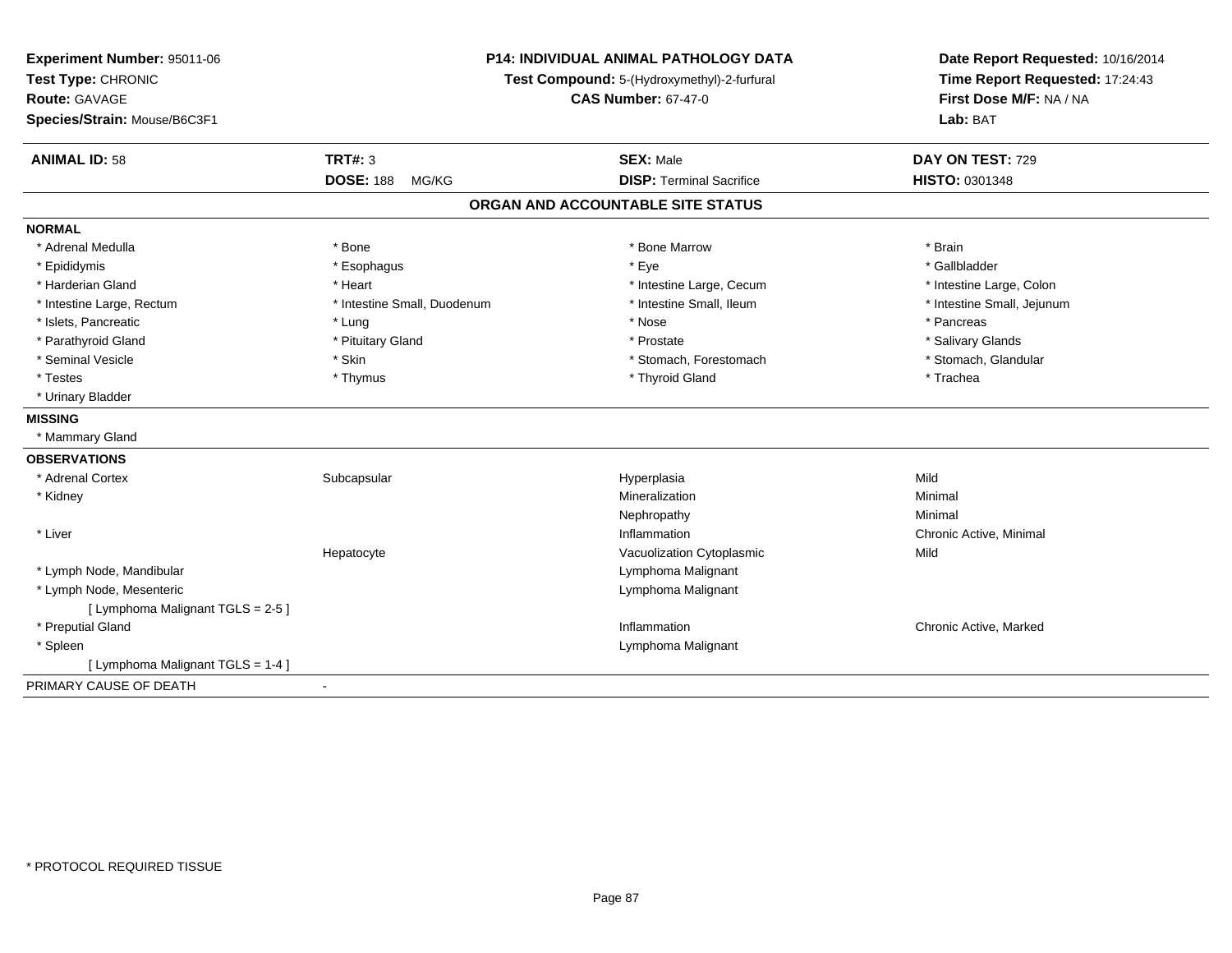**Experiment Number:** 95011-06
**Test Type:** CHRONIC
**Route:** GAVAGE
**Species/Strain:** Mouse/B6C3F1

**P14: INDIVIDUAL ANIMAL PATHOLOGY DATA**
**Test Compound:** 5-(Hydroxymethyl)-2-furfural
**CAS Number:** 67-47-0

**Date Report Requested:** 10/16/2014
**Time Report Requested:** 17:24:43
**First Dose M/F:** NA / NA
**Lab:** BAT

| **ANIMAL ID:** 58 | **TRT#:** 3 | **SEX:** Male | **DAY ON TEST:** 729 |
|---|---|---|---|
| | **DOSE:** 188 MG/KG | **DISP:** Terminal Sacrifice | **HISTO:** 0301348 |

## ORGAN AND ACCOUNTABLE SITE STATUS

**NORMAL**

| | | | |
|---|---|---|---|
| * Adrenal Medulla | * Bone | * Bone Marrow | * Brain |
| * Epididymis | * Esophagus | * Eye | * Gallbladder |
| * Harderian Gland | * Heart | * Intestine Large, Cecum | * Intestine Large, Colon |
| * Intestine Large, Rectum | * Intestine Small, Duodenum | * Intestine Small, Ileum | * Intestine Small, Jejunum |
| * Islets, Pancreatic | * Lung | * Nose | * Pancreas |
| * Parathyroid Gland | * Pituitary Gland | * Prostate | * Salivary Glands |
| * Seminal Vesicle | * Skin | * Stomach, Forestomach | * Stomach, Glandular |
| * Testes | * Thymus | * Thyroid Gland | * Trachea |
| * Urinary Bladder | | | |

**MISSING**

* Mammary Gland

**OBSERVATIONS**

| | | | |
|---|---|---|---|
| * Adrenal Cortex | Subcapsular | Hyperplasia | Mild |
| * Kidney | | Mineralization | Minimal |
| | | Nephropathy | Minimal |
| * Liver | | Inflammation | Chronic Active, Minimal |
| | Hepatocyte | Vacuolization Cytoplasmic | Mild |
| * Lymph Node, Mandibular | | Lymphoma Malignant | |
| * Lymph Node, Mesenteric | | Lymphoma Malignant | |
| [ Lymphoma Malignant TGLS = 2-5 ] | | | |
| * Preputial Gland | | Inflammation | Chronic Active, Marked |
| * Spleen | | Lymphoma Malignant | |
| [ Lymphoma Malignant TGLS = 1-4 ] | | | |

PRIMARY CAUSE OF DEATH -

* PROTOCOL REQUIRED TISSUE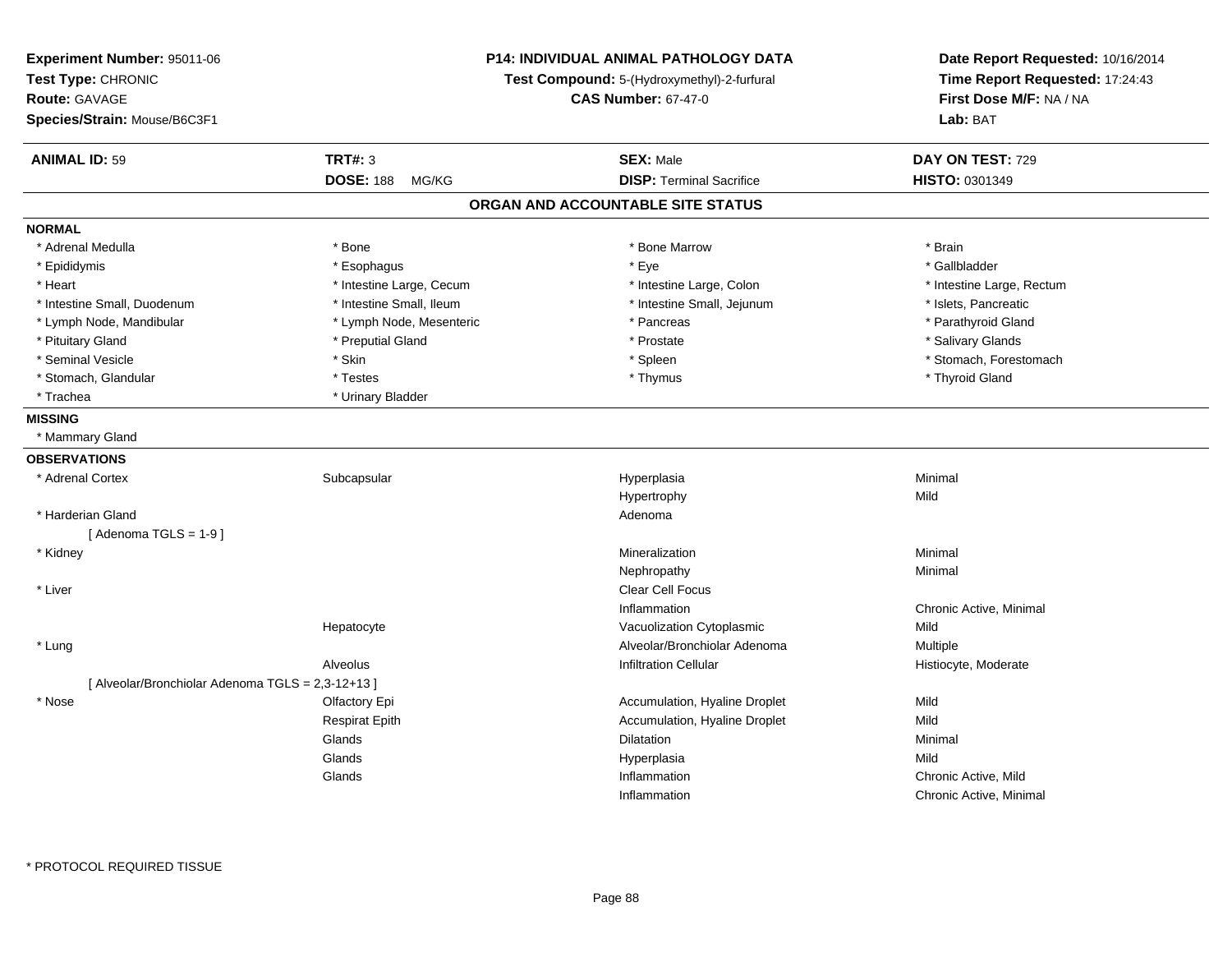**Experiment Number:** 95011-06
**Test Type:** CHRONIC
**Route:** GAVAGE
**Species/Strain:** Mouse/B6C3F1

**P14: INDIVIDUAL ANIMAL PATHOLOGY DATA**
**Test Compound:** 5-(Hydroxymethyl)-2-furfural
**CAS Number:** 67-47-0

**Date Report Requested:** 10/16/2014
**Time Report Requested:** 17:24:43
**First Dose M/F:** NA / NA
**Lab:** BAT

| **ANIMAL ID:** 59 | **TRT#:** 3 | **SEX:** Male | **DAY ON TEST:** 729 |
|---|---|---|---|
| | **DOSE:** 188 MG/KG | **DISP:** Terminal Sacrifice | **HISTO:** 0301349 |

## ORGAN AND ACCOUNTABLE SITE STATUS

**NORMAL**

| | | | |
|---|---|---|---|
| * Adrenal Medulla | * Bone | * Bone Marrow | * Brain |
| * Epididymis | * Esophagus | * Eye | * Gallbladder |
| * Heart | * Intestine Large, Cecum | * Intestine Large, Colon | * Intestine Large, Rectum |
| * Intestine Small, Duodenum | * Intestine Small, Ileum | * Intestine Small, Jejunum | * Islets, Pancreatic |
| * Lymph Node, Mandibular | * Lymph Node, Mesenteric | * Pancreas | * Parathyroid Gland |
| * Pituitary Gland | * Preputial Gland | * Prostate | * Salivary Glands |
| * Seminal Vesicle | * Skin | * Spleen | * Stomach, Forestomach |
| * Stomach, Glandular | * Testes | * Thymus | * Thyroid Gland |
| * Trachea | * Urinary Bladder | | |

**MISSING**

* Mammary Gland

**OBSERVATIONS**

| | | | |
|---|---|---|---|
| * Adrenal Cortex | Subcapsular | Hyperplasia | Minimal |
| | | Hypertrophy | Mild |
| * Harderian Gland | | Adenoma | |
| [ Adenoma TGLS = 1-9 ] | | | |
| * Kidney | | Mineralization | Minimal |
| | | Nephropathy | Minimal |
| * Liver | | Clear Cell Focus | |
| | | Inflammation | Chronic Active, Minimal |
| | Hepatocyte | Vacuolization Cytoplasmic | Mild |
| * Lung | | Alveolar/Bronchiolar Adenoma | Multiple |
| | Alveolus | Infiltration Cellular | Histiocyte, Moderate |
| [ Alveolar/Bronchiolar Adenoma TGLS = 2,3-12+13 ] | | | |
| * Nose | Olfactory Epi | Accumulation, Hyaline Droplet | Mild |
| | Respirat Epith | Accumulation, Hyaline Droplet | Mild |
| | Glands | Dilatation | Minimal |
| | Glands | Hyperplasia | Mild |
| | Glands | Inflammation | Chronic Active, Mild |
| | | Inflammation | Chronic Active, Minimal |

* PROTOCOL REQUIRED TISSUE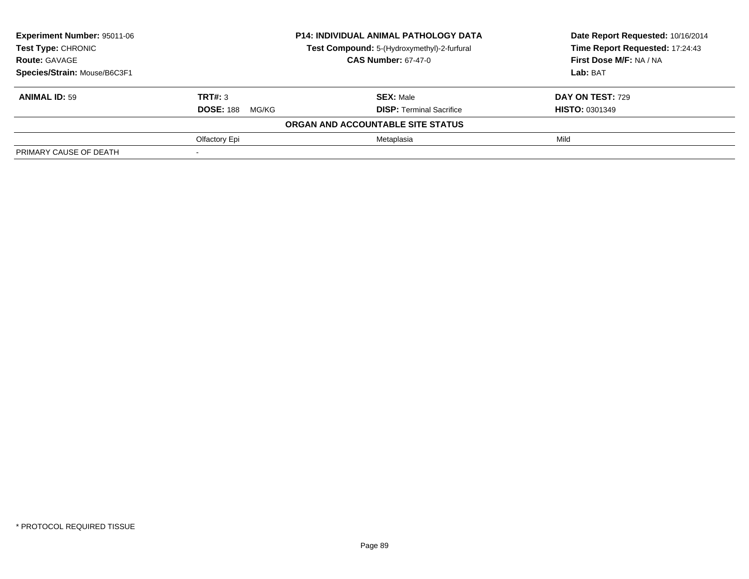**Experiment Number:** 95011-06
**Test Type:** CHRONIC
**Route:** GAVAGE
**Species/Strain:** Mouse/B6C3F1

**P14: INDIVIDUAL ANIMAL PATHOLOGY DATA**
**Test Compound:** 5-(Hydroxymethyl)-2-furfural
**CAS Number:** 67-47-0

**Date Report Requested:** 10/16/2014
**Time Report Requested:** 17:24:43
**First Dose M/F:** NA / NA
**Lab:** BAT

| **ANIMAL ID:** 59 | **TRT#:** 3 | **SEX:** Male | **DAY ON TEST:** 729 |
|---|---|---|---|
| | **DOSE:** 188 MG/KG | **DISP:** Terminal Sacrifice | **HISTO:** 0301349 |
| | **ORGAN AND ACCOUNTABLE SITE STATUS** | | |
| | Olfactory Epi | Metaplasia | Mild |
| PRIMARY CAUSE OF DEATH | - | | |

* PROTOCOL REQUIRED TISSUE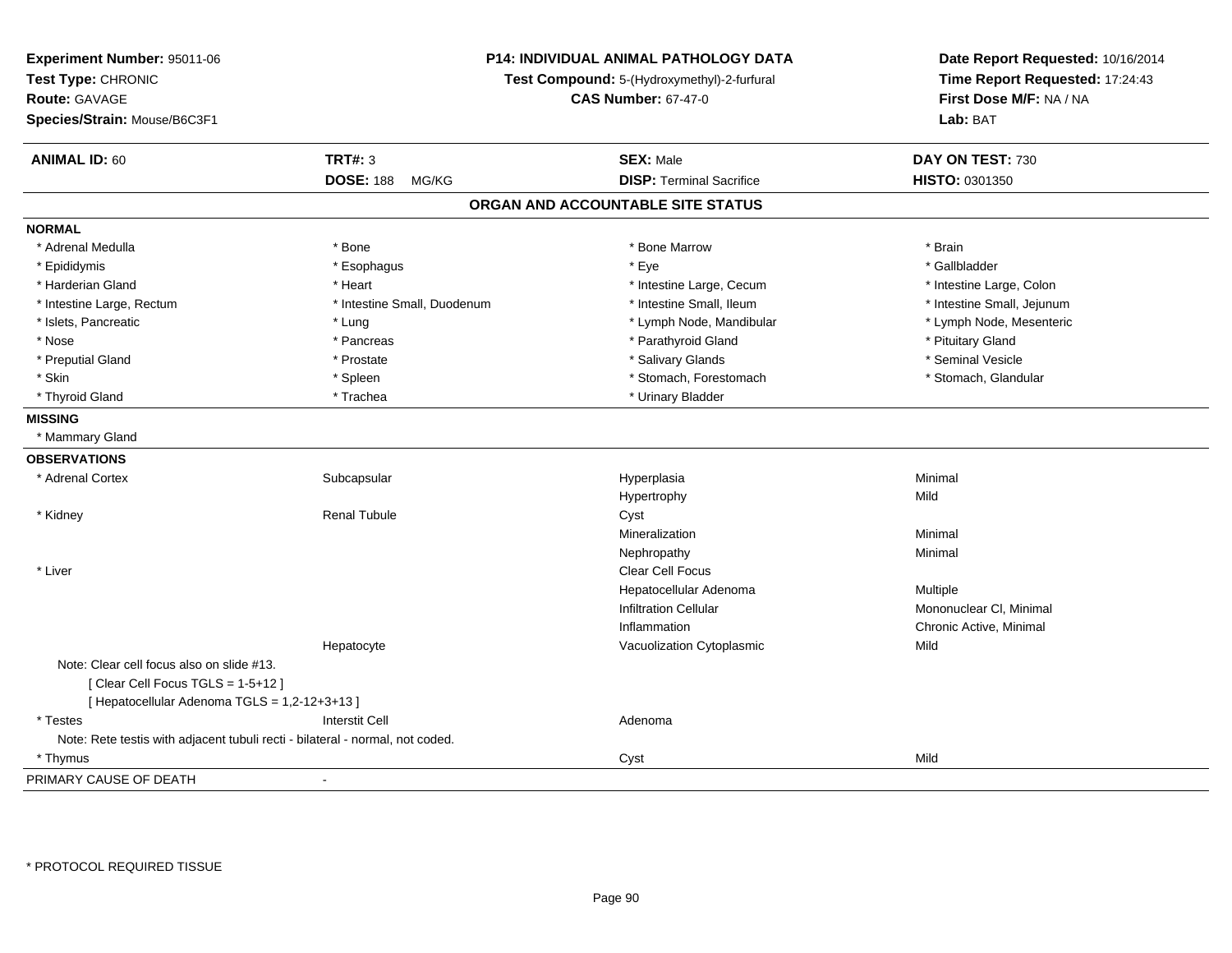**Experiment Number:** 95011-06
**Test Type:** CHRONIC
**Route:** GAVAGE
**Species/Strain:** Mouse/B6C3F1

**P14: INDIVIDUAL ANIMAL PATHOLOGY DATA**
**Test Compound:** 5-(Hydroxymethyl)-2-furfural
**CAS Number:** 67-47-0

**Date Report Requested:** 10/16/2014
**Time Report Requested:** 17:24:43
**First Dose M/F:** NA / NA
**Lab:** BAT

| **ANIMAL ID:** 60 | **TRT#:** 3 | **SEX:** Male | **DAY ON TEST:** 730 |
|---|---|---|---|
| | **DOSE:** 188 MG/KG | **DISP:** Terminal Sacrifice | **HISTO:** 0301350 |

## ORGAN AND ACCOUNTABLE SITE STATUS

**NORMAL**

| | | | |
|---|---|---|---|
| * Adrenal Medulla | * Bone | * Bone Marrow | * Brain |
| * Epididymis | * Esophagus | * Eye | * Gallbladder |
| * Harderian Gland | * Heart | * Intestine Large, Cecum | * Intestine Large, Colon |
| * Intestine Large, Rectum | * Intestine Small, Duodenum | * Intestine Small, Ileum | * Intestine Small, Jejunum |
| * Islets, Pancreatic | * Lung | * Lymph Node, Mandibular | * Lymph Node, Mesenteric |
| * Nose | * Pancreas | * Parathyroid Gland | * Pituitary Gland |
| * Preputial Gland | * Prostate | * Salivary Glands | * Seminal Vesicle |
| * Skin | * Spleen | * Stomach, Forestomach | * Stomach, Glandular |
| * Thyroid Gland | * Trachea | * Urinary Bladder | |

**MISSING**

* Mammary Gland

**OBSERVATIONS**

| | | | |
|---|---|---|---|
| * Adrenal Cortex | Subcapsular | Hyperplasia | Minimal |
| | | Hypertrophy | Mild |
| * Kidney | Renal Tubule | Cyst | |
| | | Mineralization | Minimal |
| | | Nephropathy | Minimal |
| * Liver | | Clear Cell Focus | |
| | | Hepatocellular Adenoma | Multiple |
| | | Infiltration Cellular | Mononuclear Cl, Minimal |
| | | Inflammation | Chronic Active, Minimal |
| | Hepatocyte | Vacuolization Cytoplasmic | Mild |

Note: Clear cell focus also on slide #13.
[ Clear Cell Focus TGLS = 1-5+12 ]
[ Hepatocellular Adenoma TGLS = 1,2-12+3+13 ]

| | | | |
|---|---|---|---|
| * Testes | Interstit Cell | Adenoma | |

Note: Rete testis with adjacent tubuli recti - bilateral - normal, not coded.

| | | | |
|---|---|---|---|
| * Thymus | | Cyst | Mild |

PRIMARY CAUSE OF DEATH -

* PROTOCOL REQUIRED TISSUE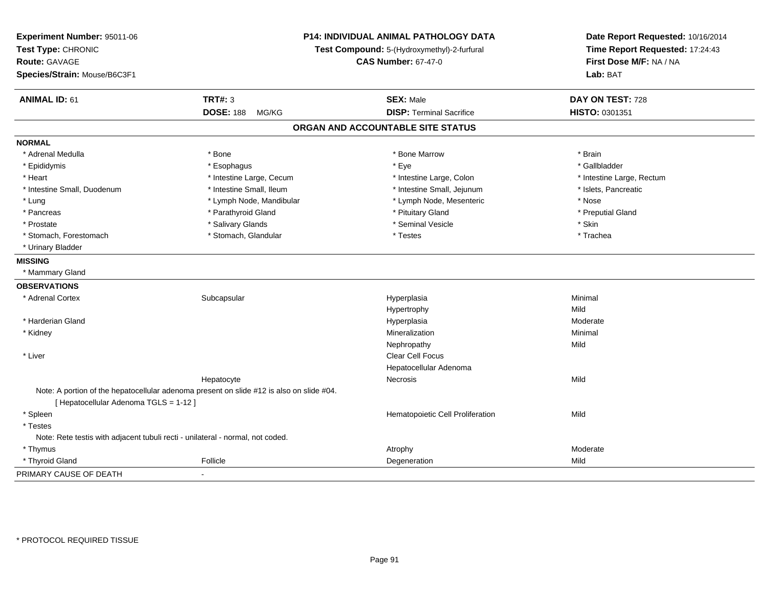**Experiment Number:** 95011-06
**Test Type:** CHRONIC
**Route:** GAVAGE
**Species/Strain:** Mouse/B6C3F1

**P14: INDIVIDUAL ANIMAL PATHOLOGY DATA**
**Test Compound:** 5-(Hydroxymethyl)-2-furfural
**CAS Number:** 67-47-0

**Date Report Requested:** 10/16/2014
**Time Report Requested:** 17:24:43
**First Dose M/F:** NA / NA
**Lab:** BAT

| **ANIMAL ID:** 61 | **TRT#:** 3 | **SEX:** Male | **DAY ON TEST:** 728 |
|---|---|---|---|
| | **DOSE:** 188 MG/KG | **DISP:** Terminal Sacrifice | **HISTO:** 0301351 |

## ORGAN AND ACCOUNTABLE SITE STATUS

**NORMAL**

| | | | |
|---|---|---|---|
| * Adrenal Medulla | * Bone | * Bone Marrow | * Brain |
| * Epididymis | * Esophagus | * Eye | * Gallbladder |
| * Heart | * Intestine Large, Cecum | * Intestine Large, Colon | * Intestine Large, Rectum |
| * Intestine Small, Duodenum | * Intestine Small, Ileum | * Intestine Small, Jejunum | * Islets, Pancreatic |
| * Lung | * Lymph Node, Mandibular | * Lymph Node, Mesenteric | * Nose |
| * Pancreas | * Parathyroid Gland | * Pituitary Gland | * Preputial Gland |
| * Prostate | * Salivary Glands | * Seminal Vesicle | * Skin |
| * Stomach, Forestomach | * Stomach, Glandular | * Testes | * Trachea |
| * Urinary Bladder | | | |

**MISSING**

* Mammary Gland

**OBSERVATIONS**

| | | | |
|---|---|---|---|
| * Adrenal Cortex | Subcapsular | Hyperplasia | Minimal |
| | | Hypertrophy | Mild |
| * Harderian Gland | | Hyperplasia | Moderate |
| * Kidney | | Mineralization | Minimal |
| | | Nephropathy | Mild |
| * Liver | | Clear Cell Focus | |
| | | Hepatocellular Adenoma | |
| | Hepatocyte | Necrosis | Mild |

Note: A portion of the hepatocellular adenoma present on slide #12 is also on slide #04.
[ Hepatocellular Adenoma TGLS = 1-12 ]

| | | | |
|---|---|---|---|
| * Spleen | | Hematopoietic Cell Proliferation | Mild |
| * Testes | | | |

Note: Rete testis with adjacent tubuli recti - unilateral - normal, not coded.

| | | | |
|---|---|---|---|
| * Thymus | | Atrophy | Moderate |
| * Thyroid Gland | Follicle | Degeneration | Mild |

PRIMARY CAUSE OF DEATH -

* PROTOCOL REQUIRED TISSUE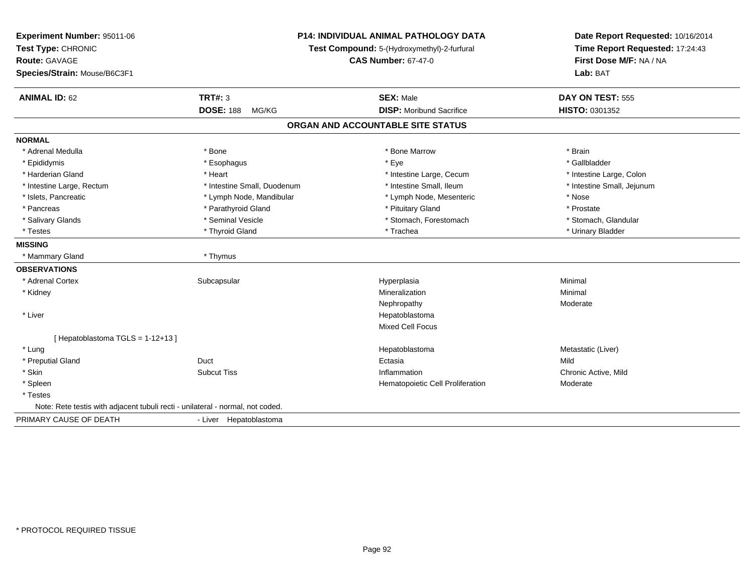**Experiment Number:** 95011-06
**Test Type:** CHRONIC
**Route:** GAVAGE
**Species/Strain:** Mouse/B6C3F1

**P14: INDIVIDUAL ANIMAL PATHOLOGY DATA**
**Test Compound:** 5-(Hydroxymethyl)-2-furfural
**CAS Number:** 67-47-0

**Date Report Requested:** 10/16/2014
**Time Report Requested:** 17:24:43
**First Dose M/F:** NA / NA
**Lab:** BAT

| **ANIMAL ID:** 62 | **TRT#:** 3 | **SEX:** Male | **DAY ON TEST:** 555 |
|---|---|---|---|
| | **DOSE:** 188 MG/KG | **DISP:** Moribund Sacrifice | **HISTO:** 0301352 |

## ORGAN AND ACCOUNTABLE SITE STATUS

| | | | |
|---|---|---|---|
| **NORMAL** | | | |
| * Adrenal Medulla | * Bone | * Bone Marrow | * Brain |
| * Epididymis | * Esophagus | * Eye | * Gallbladder |
| * Harderian Gland | * Heart | * Intestine Large, Cecum | * Intestine Large, Colon |
| * Intestine Large, Rectum | * Intestine Small, Duodenum | * Intestine Small, Ileum | * Intestine Small, Jejunum |
| * Islets, Pancreatic | * Lymph Node, Mandibular | * Lymph Node, Mesenteric | * Nose |
| * Pancreas | * Parathyroid Gland | * Pituitary Gland | * Prostate |
| * Salivary Glands | * Seminal Vesicle | * Stomach, Forestomach | * Stomach, Glandular |
| * Testes | * Thyroid Gland | * Trachea | * Urinary Bladder |
| **MISSING** | | | |
| * Mammary Gland | * Thymus | | |
| **OBSERVATIONS** | | | |
| * Adrenal Cortex | Subcapsular | Hyperplasia | Minimal |
| * Kidney | | Mineralization | Minimal |
| | | Nephropathy | Moderate |
| * Liver | | Hepatoblastoma | |
| | | Mixed Cell Focus | |
| [ Hepatoblastoma TGLS = 1-12+13 ] | | | |
| * Lung | | Hepatoblastoma | Metastatic (Liver) |
| * Preputial Gland | Duct | Ectasia | Mild |
| * Skin | Subcut Tiss | Inflammation | Chronic Active, Mild |
| * Spleen | | Hematopoietic Cell Proliferation | Moderate |
| * Testes | | | |
| Note: Rete testis with adjacent tubuli recti - unilateral - normal, not coded. | | | |
| PRIMARY CAUSE OF DEATH | - Liver Hepatoblastoma | | |

* PROTOCOL REQUIRED TISSUE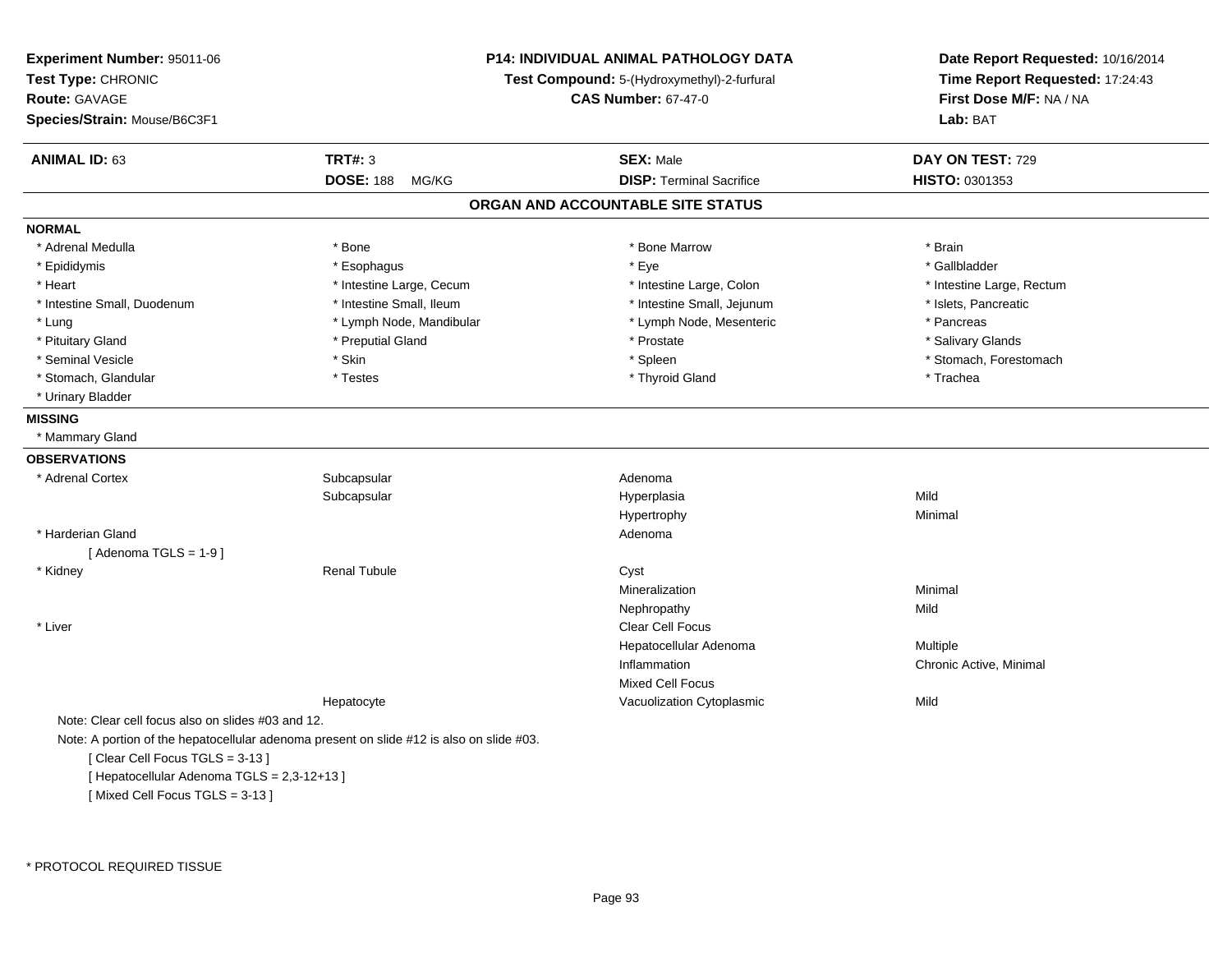**Experiment Number:** 95011-06
**Test Type:** CHRONIC
**Route:** GAVAGE
**Species/Strain:** Mouse/B6C3F1

**P14: INDIVIDUAL ANIMAL PATHOLOGY DATA**
**Test Compound:** 5-(Hydroxymethyl)-2-furfural
**CAS Number:** 67-47-0

**Date Report Requested:** 10/16/2014
**Time Report Requested:** 17:24:43
**First Dose M/F:** NA / NA
**Lab:** BAT

| **ANIMAL ID:** 63 | **TRT#:** 3 | **SEX:** Male | **DAY ON TEST:** 729 |
|---|---|---|---|
| | **DOSE:** 188 MG/KG | **DISP:** Terminal Sacrifice | **HISTO:** 0301353 |

## ORGAN AND ACCOUNTABLE SITE STATUS

**NORMAL**

| | | | |
|---|---|---|---|
| * Adrenal Medulla | * Bone | * Bone Marrow | * Brain |
| * Epididymis | * Esophagus | * Eye | * Gallbladder |
| * Heart | * Intestine Large, Cecum | * Intestine Large, Colon | * Intestine Large, Rectum |
| * Intestine Small, Duodenum | * Intestine Small, Ileum | * Intestine Small, Jejunum | * Islets, Pancreatic |
| * Lung | * Lymph Node, Mandibular | * Lymph Node, Mesenteric | * Pancreas |
| * Pituitary Gland | * Preputial Gland | * Prostate | * Salivary Glands |
| * Seminal Vesicle | * Skin | * Spleen | * Stomach, Forestomach |
| * Stomach, Glandular | * Testes | * Thyroid Gland | * Trachea |
| * Urinary Bladder | | | |

**MISSING**

* Mammary Gland

**OBSERVATIONS**

| | | | |
|---|---|---|---|
| * Adrenal Cortex | Subcapsular | Adenoma | |
| | Subcapsular | Hyperplasia | Mild |
| | | Hypertrophy | Minimal |
| * Harderian Gland | | Adenoma | |
| [ Adenoma TGLS = 1-9 ] | | | |
| * Kidney | Renal Tubule | Cyst | |
| | | Mineralization | Minimal |
| | | Nephropathy | Mild |
| * Liver | | Clear Cell Focus | |
| | | Hepatocellular Adenoma | Multiple |
| | | Inflammation | Chronic Active, Minimal |
| | | Mixed Cell Focus | |
| | Hepatocyte | Vacuolization Cytoplasmic | Mild |

Note: Clear cell focus also on slides #03 and 12.

Note: A portion of the hepatocellular adenoma present on slide #12 is also on slide #03.

[ Clear Cell Focus TGLS = 3-13 ]
[ Hepatocellular Adenoma TGLS = 2,3-12+13 ]
[ Mixed Cell Focus TGLS = 3-13 ]

* PROTOCOL REQUIRED TISSUE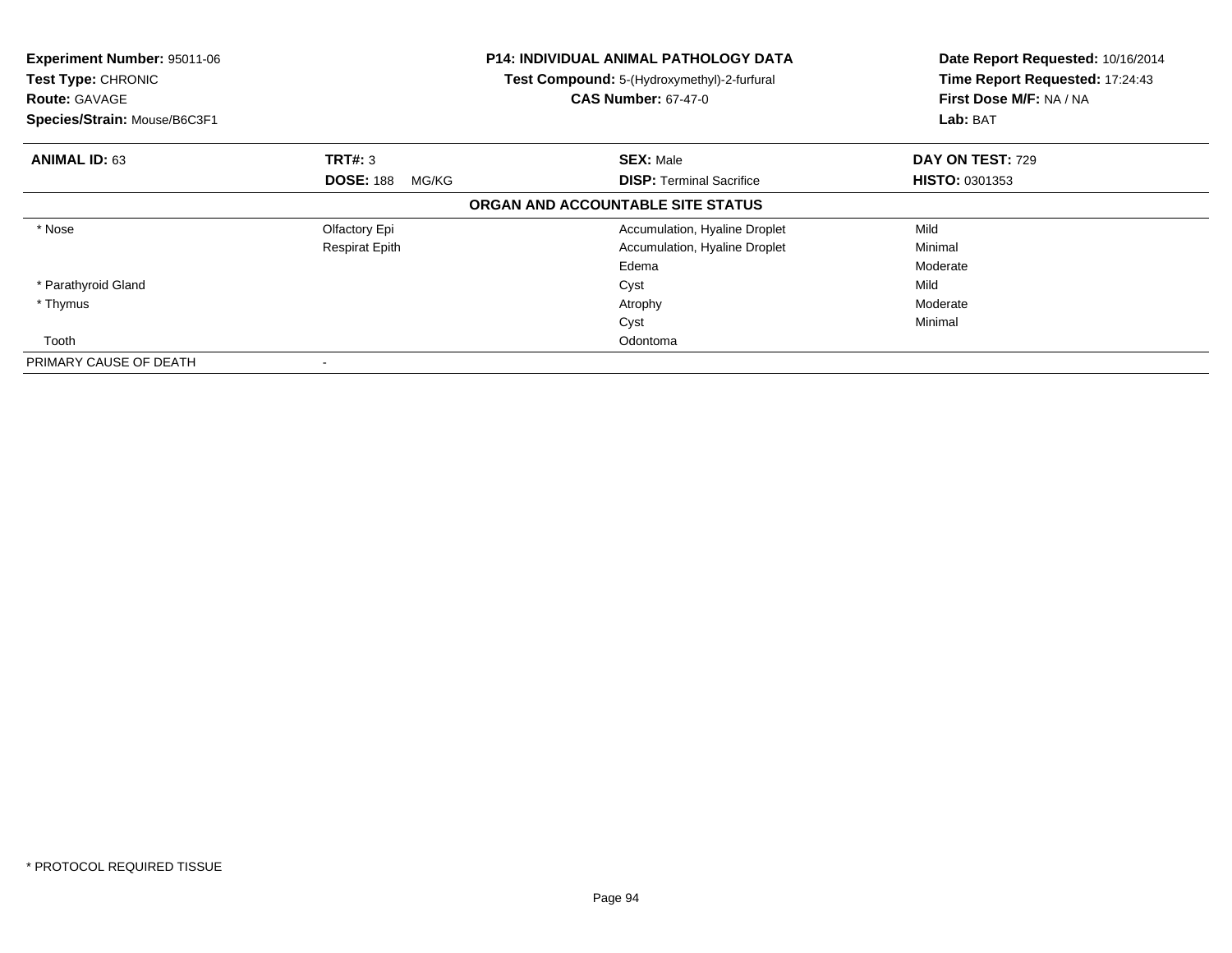**Experiment Number:** 95011-06
**Test Type:** CHRONIC
**Route:** GAVAGE
**Species/Strain:** Mouse/B6C3F1

**P14: INDIVIDUAL ANIMAL PATHOLOGY DATA**
**Test Compound:** 5-(Hydroxymethyl)-2-furfural
**CAS Number:** 67-47-0

**Date Report Requested:** 10/16/2014
**Time Report Requested:** 17:24:43
**First Dose M/F:** NA / NA
**Lab:** BAT

| **ANIMAL ID:** 63 | **TRT#:** 3 | **SEX:** Male | **DAY ON TEST:** 729 |
|---|---|---|---|
| | **DOSE:** 188 MG/KG | **DISP:** Terminal Sacrifice | **HISTO:** 0301353 |

**ORGAN AND ACCOUNTABLE SITE STATUS**

| | | | |
|---|---|---|---|
| * Nose | Olfactory Epi | Accumulation, Hyaline Droplet | Mild |
| | Respirat Epith | Accumulation, Hyaline Droplet | Minimal |
| | | Edema | Moderate |
| * Parathyroid Gland | | Cyst | Mild |
| * Thymus | | Atrophy | Moderate |
| | | Cyst | Minimal |
| Tooth | | Odontoma | |
| PRIMARY CAUSE OF DEATH | - | | |

* PROTOCOL REQUIRED TISSUE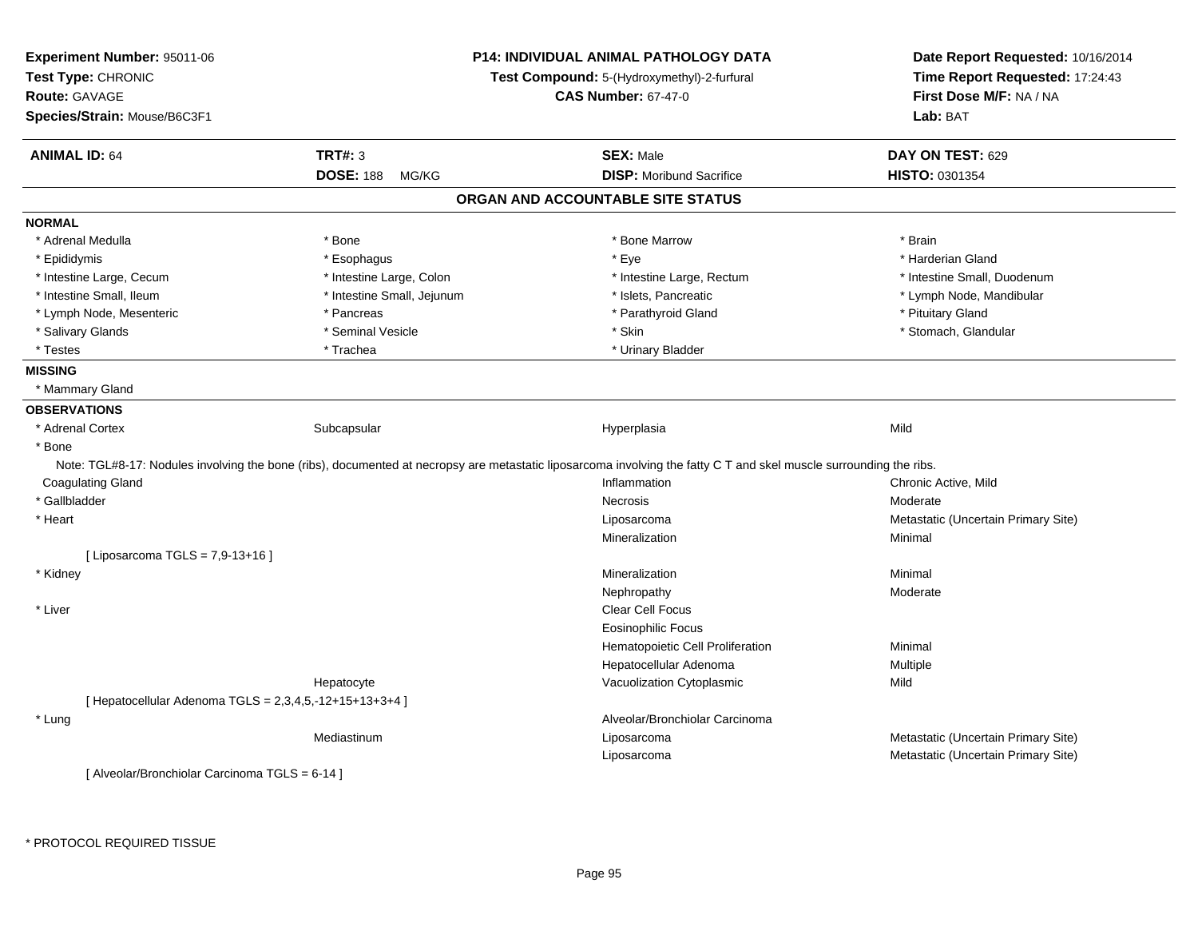**Experiment Number:** 95011-06
**Test Type:** CHRONIC
**Route:** GAVAGE
**Species/Strain:** Mouse/B6C3F1

**P14: INDIVIDUAL ANIMAL PATHOLOGY DATA**
**Test Compound:** 5-(Hydroxymethyl)-2-furfural
**CAS Number:** 67-47-0

**Date Report Requested:** 10/16/2014
**Time Report Requested:** 17:24:43
**First Dose M/F:** NA / NA
**Lab:** BAT

| **ANIMAL ID:** 64 | **TRT#:** 3 | **SEX:** Male | **DAY ON TEST:** 629 |
|---|---|---|---|
| | **DOSE:** 188 MG/KG | **DISP:** Moribund Sacrifice | **HISTO:** 0301354 |

## ORGAN AND ACCOUNTABLE SITE STATUS

**NORMAL**

| | | | |
|---|---|---|---|
| * Adrenal Medulla | * Bone | * Bone Marrow | * Brain |
| * Epididymis | * Esophagus | * Eye | * Harderian Gland |
| * Intestine Large, Cecum | * Intestine Large, Colon | * Intestine Large, Rectum | * Intestine Small, Duodenum |
| * Intestine Small, Ileum | * Intestine Small, Jejunum | * Islets, Pancreatic | * Lymph Node, Mandibular |
| * Lymph Node, Mesenteric | * Pancreas | * Parathyroid Gland | * Pituitary Gland |
| * Salivary Glands | * Seminal Vesicle | * Skin | * Stomach, Glandular |
| * Testes | * Trachea | * Urinary Bladder | |

**MISSING**

* Mammary Gland

**OBSERVATIONS**

| | | | |
|---|---|---|---|
| * Adrenal Cortex | Subcapsular | Hyperplasia | Mild |
| * Bone | | | |

Note: TGL#8-17: Nodules involving the bone (ribs), documented at necropsy are metastatic liposarcoma involving the fatty C T and skel muscle surrounding the ribs.

| | | | |
|---|---|---|---|
| Coagulating Gland | | Inflammation | Chronic Active, Mild |
| * Gallbladder | | Necrosis | Moderate |
| * Heart | | Liposarcoma | Metastatic (Uncertain Primary Site) |
| | | Mineralization | Minimal |
| [ Liposarcoma TGLS = 7,9-13+16 ] | | | |
| * Kidney | | Mineralization | Minimal |
| | | Nephropathy | Moderate |
| * Liver | | Clear Cell Focus | |
| | | Eosinophilic Focus | |
| | | Hematopoietic Cell Proliferation | Minimal |
| | | Hepatocellular Adenoma | Multiple |
| | Hepatocyte | Vacuolization Cytoplasmic | Mild |
| [ Hepatocellular Adenoma TGLS = 2,3,4,5,-12+15+13+3+4 ] | | | |
| * Lung | | Alveolar/Bronchiolar Carcinoma | |
| | Mediastinum | Liposarcoma | Metastatic (Uncertain Primary Site) |
| | | Liposarcoma | Metastatic (Uncertain Primary Site) |
| [ Alveolar/Bronchiolar Carcinoma TGLS = 6-14 ] | | | |

* PROTOCOL REQUIRED TISSUE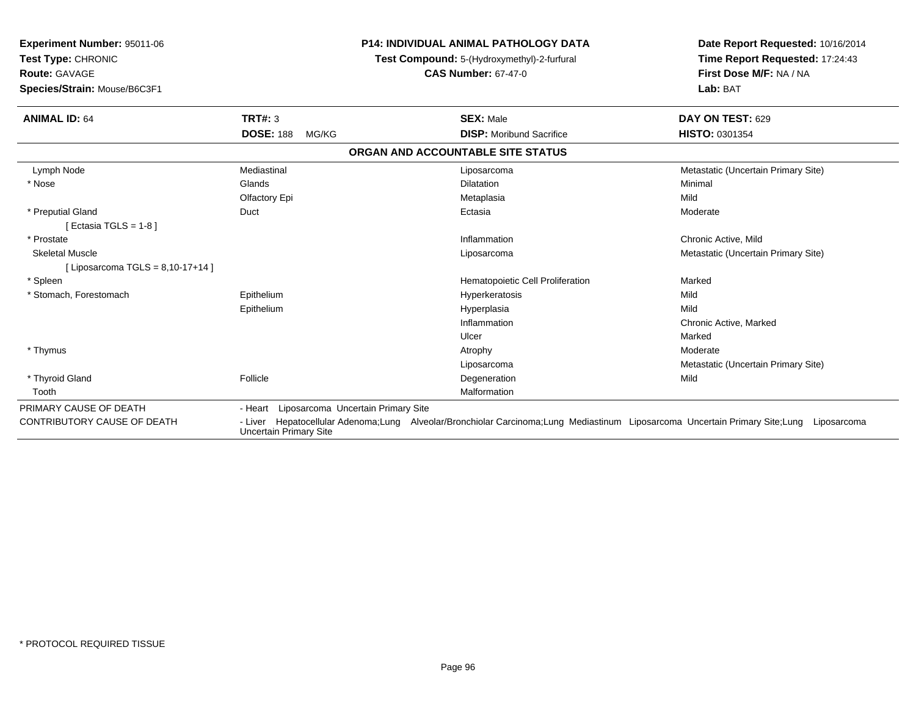**Experiment Number:** 95011-06
**Test Type:** CHRONIC
**Route:** GAVAGE
**Species/Strain:** Mouse/B6C3F1

**P14: INDIVIDUAL ANIMAL PATHOLOGY DATA**
**Test Compound:** 5-(Hydroxymethyl)-2-furfural
**CAS Number:** 67-47-0

**Date Report Requested:** 10/16/2014
**Time Report Requested:** 17:24:43
**First Dose M/F:** NA / NA
**Lab:** BAT

| **ANIMAL ID:** 64 | **TRT#:** 3 | **SEX:** Male | **DAY ON TEST:** 629 |
|---|---|---|---|
| | **DOSE:** 188 MG/KG | **DISP:** Moribund Sacrifice | **HISTO:** 0301354 |

## ORGAN AND ACCOUNTABLE SITE STATUS

| | | | |
|---|---|---|---|
| Lymph Node | Mediastinal | Liposarcoma | Metastatic (Uncertain Primary Site) |
| * Nose | Glands | Dilatation | Minimal |
| | Olfactory Epi | Metaplasia | Mild |
| * Preputial Gland | Duct | Ectasia | Moderate |
| [ Ectasia TGLS = 1-8 ] | | | |
| * Prostate | | Inflammation | Chronic Active, Mild |
| Skeletal Muscle | | Liposarcoma | Metastatic (Uncertain Primary Site) |
| [ Liposarcoma TGLS = 8,10-17+14 ] | | | |
| * Spleen | | Hematopoietic Cell Proliferation | Marked |
| * Stomach, Forestomach | Epithelium | Hyperkeratosis | Mild |
| | Epithelium | Hyperplasia | Mild |
| | | Inflammation | Chronic Active, Marked |
| | | Ulcer | Marked |
| * Thymus | | Atrophy | Moderate |
| | | Liposarcoma | Metastatic (Uncertain Primary Site) |
| * Thyroid Gland | Follicle | Degeneration | Mild |
| Tooth | | Malformation | |

PRIMARY CAUSE OF DEATH - Heart Liposarcoma Uncertain Primary Site

CONTRIBUTORY CAUSE OF DEATH - Liver Hepatocellular Adenoma;Lung Alveolar/Bronchiolar Carcinoma;Lung Mediastinum Liposarcoma Uncertain Primary Site;Lung Liposarcoma Uncertain Primary Site

* PROTOCOL REQUIRED TISSUE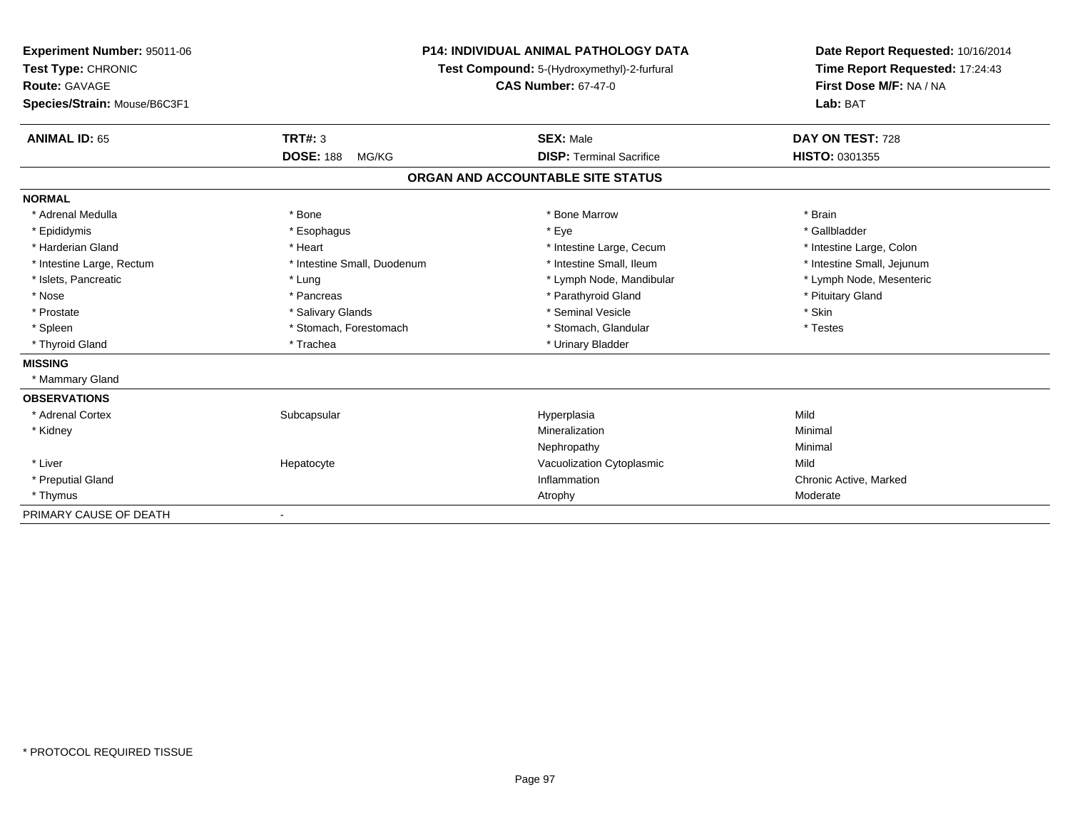**Experiment Number:** 95011-06
**Test Type:** CHRONIC
**Route:** GAVAGE
**Species/Strain:** Mouse/B6C3F1

**P14: INDIVIDUAL ANIMAL PATHOLOGY DATA**
**Test Compound:** 5-(Hydroxymethyl)-2-furfural
**CAS Number:** 67-47-0

**Date Report Requested:** 10/16/2014
**Time Report Requested:** 17:24:43
**First Dose M/F:** NA / NA
**Lab:** BAT

| **ANIMAL ID:** 65 | **TRT#:** 3 | **SEX:** Male | **DAY ON TEST:** 728 |
|---|---|---|---|
| | **DOSE:** 188 MG/KG | **DISP:** Terminal Sacrifice | **HISTO:** 0301355 |

## ORGAN AND ACCOUNTABLE SITE STATUS

**NORMAL**

| | | | |
|---|---|---|---|
| * Adrenal Medulla | * Bone | * Bone Marrow | * Brain |
| * Epididymis | * Esophagus | * Eye | * Gallbladder |
| * Harderian Gland | * Heart | * Intestine Large, Cecum | * Intestine Large, Colon |
| * Intestine Large, Rectum | * Intestine Small, Duodenum | * Intestine Small, Ileum | * Intestine Small, Jejunum |
| * Islets, Pancreatic | * Lung | * Lymph Node, Mandibular | * Lymph Node, Mesenteric |
| * Nose | * Pancreas | * Parathyroid Gland | * Pituitary Gland |
| * Prostate | * Salivary Glands | * Seminal Vesicle | * Skin |
| * Spleen | * Stomach, Forestomach | * Stomach, Glandular | * Testes |
| * Thyroid Gland | * Trachea | * Urinary Bladder | |

**MISSING**

* Mammary Gland

**OBSERVATIONS**

| | | | |
|---|---|---|---|
| * Adrenal Cortex | Subcapsular | Hyperplasia | Mild |
| * Kidney | | Mineralization | Minimal |
| | | Nephropathy | Minimal |
| * Liver | Hepatocyte | Vacuolization Cytoplasmic | Mild |
| * Preputial Gland | | Inflammation | Chronic Active, Marked |
| * Thymus | | Atrophy | Moderate |

PRIMARY CAUSE OF DEATH -

* PROTOCOL REQUIRED TISSUE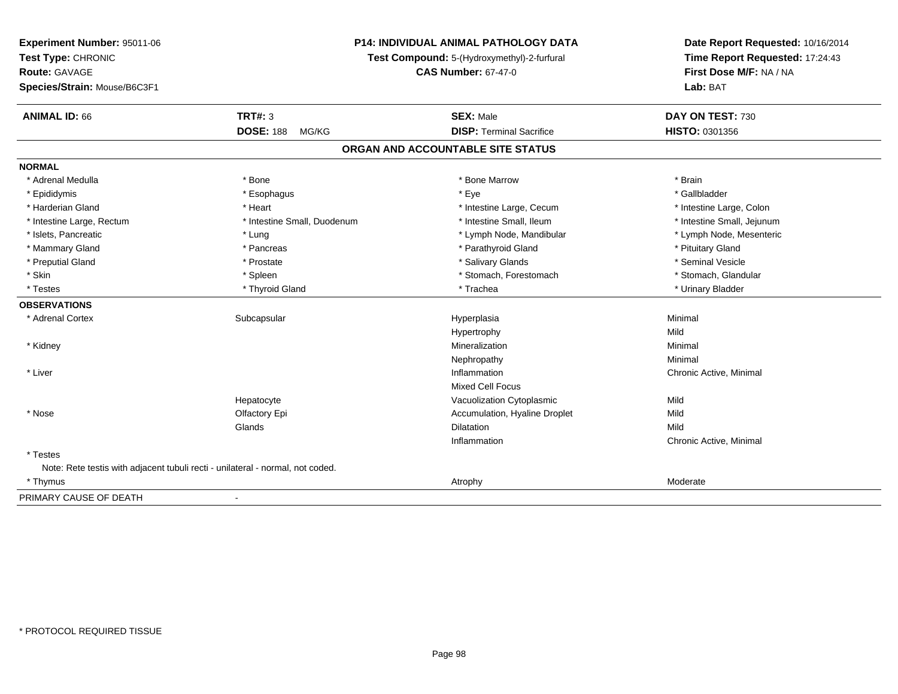**Experiment Number:** 95011-06
**Test Type:** CHRONIC
**Route:** GAVAGE
**Species/Strain:** Mouse/B6C3F1

**P14: INDIVIDUAL ANIMAL PATHOLOGY DATA**
**Test Compound:** 5-(Hydroxymethyl)-2-furfural
**CAS Number:** 67-47-0

**Date Report Requested:** 10/16/2014
**Time Report Requested:** 17:24:43
**First Dose M/F:** NA / NA
**Lab:** BAT

| **ANIMAL ID:** 66 | **TRT#:** 3 | **SEX:** Male | **DAY ON TEST:** 730 |
|---|---|---|---|
| | **DOSE:** 188 MG/KG | **DISP:** Terminal Sacrifice | **HISTO:** 0301356 |

## ORGAN AND ACCOUNTABLE SITE STATUS

**NORMAL**

| | | | |
|---|---|---|---|
| * Adrenal Medulla | * Bone | * Bone Marrow | * Brain |
| * Epididymis | * Esophagus | * Eye | * Gallbladder |
| * Harderian Gland | * Heart | * Intestine Large, Cecum | * Intestine Large, Colon |
| * Intestine Large, Rectum | * Intestine Small, Duodenum | * Intestine Small, Ileum | * Intestine Small, Jejunum |
| * Islets, Pancreatic | * Lung | * Lymph Node, Mandibular | * Lymph Node, Mesenteric |
| * Mammary Gland | * Pancreas | * Parathyroid Gland | * Pituitary Gland |
| * Preputial Gland | * Prostate | * Salivary Glands | * Seminal Vesicle |
| * Skin | * Spleen | * Stomach, Forestomach | * Stomach, Glandular |
| * Testes | * Thyroid Gland | * Trachea | * Urinary Bladder |

**OBSERVATIONS**

| | | | |
|---|---|---|---|
| * Adrenal Cortex | Subcapsular | Hyperplasia | Minimal |
| | | Hypertrophy | Mild |
| * Kidney | | Mineralization | Minimal |
| | | Nephropathy | Minimal |
| * Liver | | Inflammation | Chronic Active, Minimal |
| | | Mixed Cell Focus | |
| | Hepatocyte | Vacuolization Cytoplasmic | Mild |
| * Nose | Olfactory Epi | Accumulation, Hyaline Droplet | Mild |
| | Glands | Dilatation | Mild |
| | | Inflammation | Chronic Active, Minimal |
| * Testes | | | |

Note: Rete testis with adjacent tubuli recti - unilateral - normal, not coded.

| | | | |
|---|---|---|---|
| * Thymus | | Atrophy | Moderate |

PRIMARY CAUSE OF DEATH -

* PROTOCOL REQUIRED TISSUE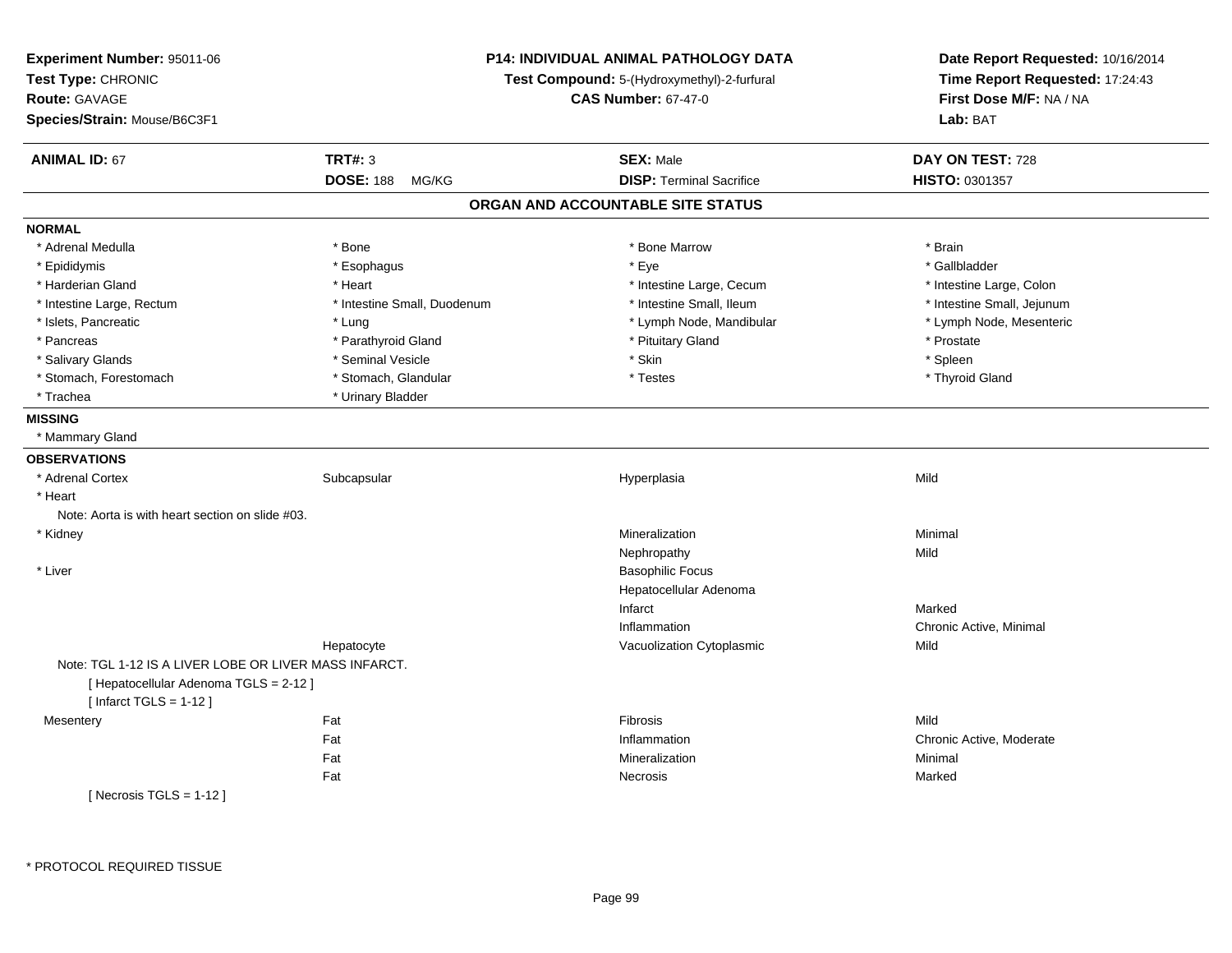**Experiment Number:** 95011-06
**Test Type:** CHRONIC
**Route:** GAVAGE
**Species/Strain:** Mouse/B6C3F1

**P14: INDIVIDUAL ANIMAL PATHOLOGY DATA**
**Test Compound:** 5-(Hydroxymethyl)-2-furfural
**CAS Number:** 67-47-0

**Date Report Requested:** 10/16/2014
**Time Report Requested:** 17:24:43
**First Dose M/F:** NA / NA
**Lab:** BAT

| **ANIMAL ID:** 67 | **TRT#:** 3 | **SEX:** Male | **DAY ON TEST:** 728 |
|---|---|---|---|
| | **DOSE:** 188 MG/KG | **DISP:** Terminal Sacrifice | **HISTO:** 0301357 |

## ORGAN AND ACCOUNTABLE SITE STATUS

**NORMAL**

| | | | |
|---|---|---|---|
| * Adrenal Medulla | * Bone | * Bone Marrow | * Brain |
| * Epididymis | * Esophagus | * Eye | * Gallbladder |
| * Harderian Gland | * Heart | * Intestine Large, Cecum | * Intestine Large, Colon |
| * Intestine Large, Rectum | * Intestine Small, Duodenum | * Intestine Small, Ileum | * Intestine Small, Jejunum |
| * Islets, Pancreatic | * Lung | * Lymph Node, Mandibular | * Lymph Node, Mesenteric |
| * Pancreas | * Parathyroid Gland | * Pituitary Gland | * Prostate |
| * Salivary Glands | * Seminal Vesicle | * Skin | * Spleen |
| * Stomach, Forestomach | * Stomach, Glandular | * Testes | * Thyroid Gland |
| * Trachea | * Urinary Bladder | | |

**MISSING**

* Mammary Gland

**OBSERVATIONS**

| | | | |
|---|---|---|---|
| * Adrenal Cortex | Subcapsular | Hyperplasia | Mild |
| * Heart | | | |
| Note: Aorta is with heart section on slide #03. | | | |
| * Kidney | | Mineralization | Minimal |
| | | Nephropathy | Mild |
| * Liver | | Basophilic Focus | |
| | | Hepatocellular Adenoma | |
| | | Infarct | Marked |
| | | Inflammation | Chronic Active, Minimal |
| | Hepatocyte | Vacuolization Cytoplasmic | Mild |
| Note: TGL 1-12 IS A LIVER LOBE OR LIVER MASS INFARCT. | | | |
| [ Hepatocellular Adenoma TGLS = 2-12 ] | | | |
| [ Infarct TGLS = 1-12 ] | | | |
| Mesentery | Fat | Fibrosis | Mild |
| | Fat | Inflammation | Chronic Active, Moderate |
| | Fat | Mineralization | Minimal |
| | Fat | Necrosis | Marked |
| [ Necrosis TGLS = 1-12 ] | | | |

\* PROTOCOL REQUIRED TISSUE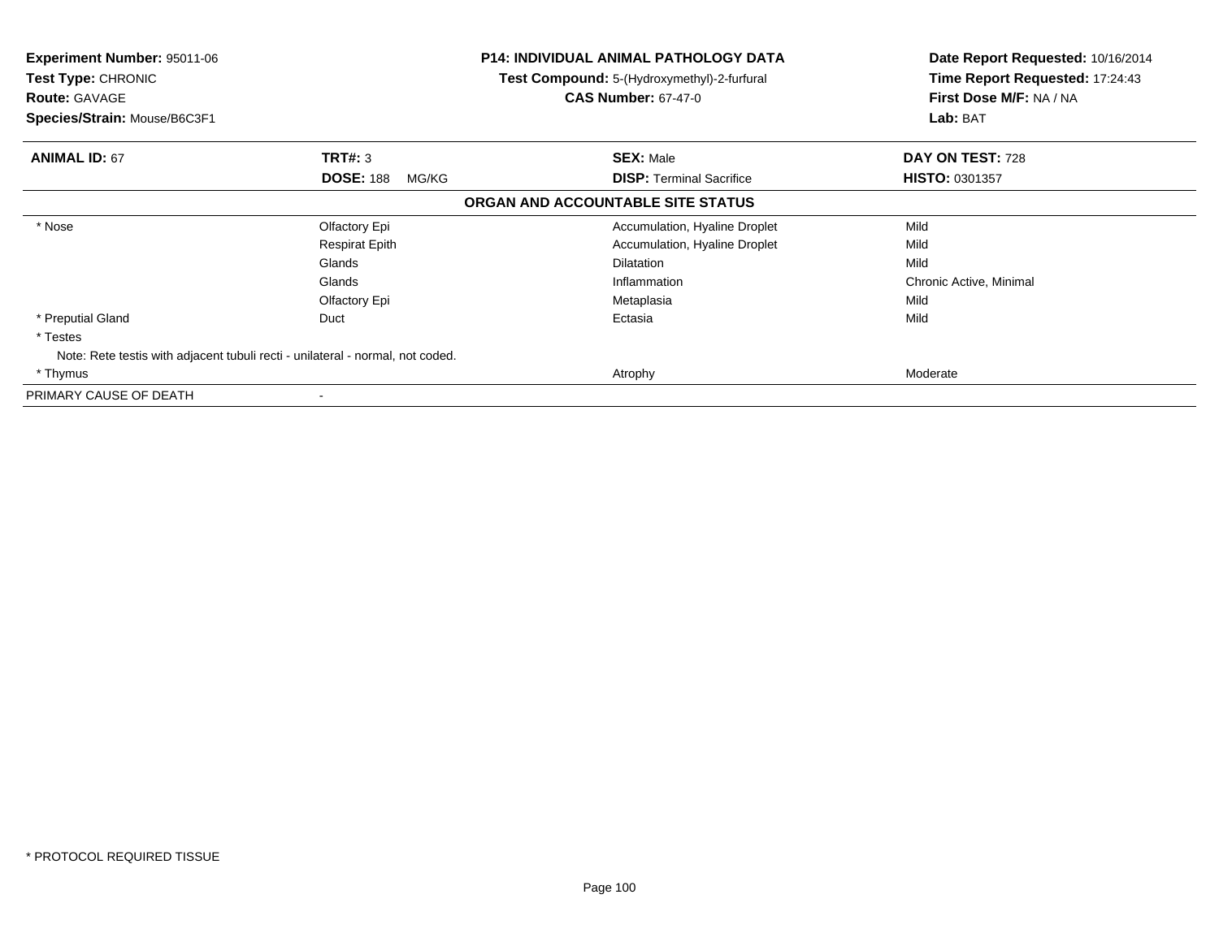**Experiment Number:** 95011-06
**Test Type:** CHRONIC
**Route:** GAVAGE
**Species/Strain:** Mouse/B6C3F1

**P14: INDIVIDUAL ANIMAL PATHOLOGY DATA**
**Test Compound:** 5-(Hydroxymethyl)-2-furfural
**CAS Number:** 67-47-0

**Date Report Requested:** 10/16/2014
**Time Report Requested:** 17:24:43
**First Dose M/F:** NA / NA
**Lab:** BAT

| **ANIMAL ID:** 67 | **TRT#:** 3 | **SEX:** Male | **DAY ON TEST:** 728 |
|---|---|---|---|
| | **DOSE:** 188 MG/KG | **DISP:** Terminal Sacrifice | **HISTO:** 0301357 |

**ORGAN AND ACCOUNTABLE SITE STATUS**

| | | | |
|---|---|---|---|
| * Nose | Olfactory Epi | Accumulation, Hyaline Droplet | Mild |
| | Respirat Epith | Accumulation, Hyaline Droplet | Mild |
| | Glands | Dilatation | Mild |
| | Glands | Inflammation | Chronic Active, Minimal |
| | Olfactory Epi | Metaplasia | Mild |
| * Preputial Gland | Duct | Ectasia | Mild |
| * Testes | | | |
| Note: Rete testis with adjacent tubuli recti - unilateral - normal, not coded. | | | |
| * Thymus | | Atrophy | Moderate |
| PRIMARY CAUSE OF DEATH | - | | |

* PROTOCOL REQUIRED TISSUE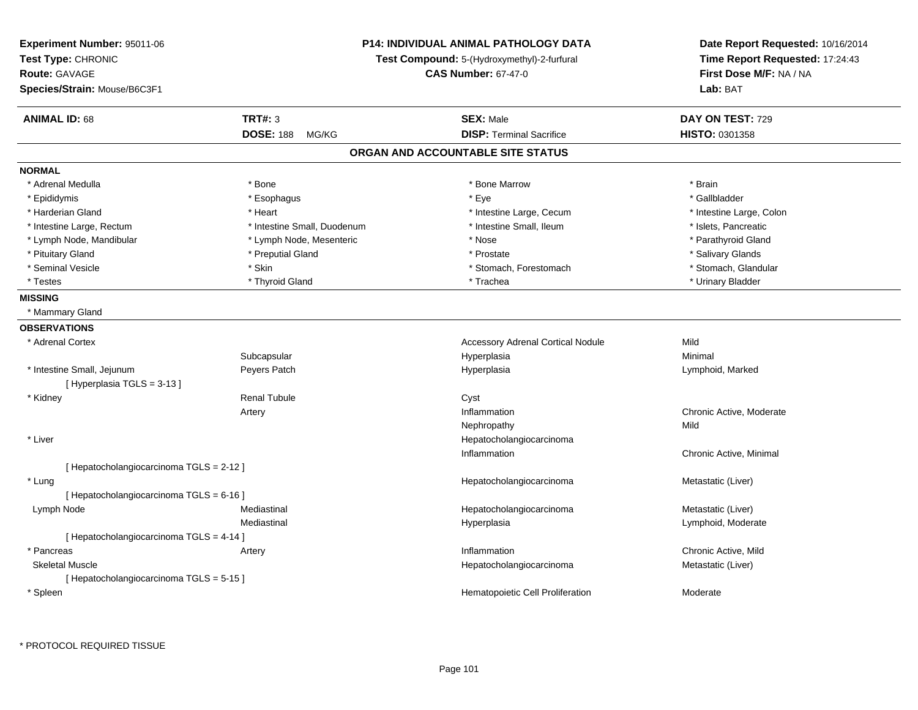**Experiment Number:** 95011-06
**Test Type:** CHRONIC
**Route:** GAVAGE
**Species/Strain:** Mouse/B6C3F1

**P14: INDIVIDUAL ANIMAL PATHOLOGY DATA**
**Test Compound:** 5-(Hydroxymethyl)-2-furfural
**CAS Number:** 67-47-0

**Date Report Requested:** 10/16/2014
**Time Report Requested:** 17:24:43
**First Dose M/F:** NA / NA
**Lab:** BAT

| **ANIMAL ID:** 68 | **TRT#:** 3 | **SEX:** Male | **DAY ON TEST:** 729 |
|---|---|---|---|
| | **DOSE:** 188 MG/KG | **DISP:** Terminal Sacrifice | **HISTO:** 0301358 |

## ORGAN AND ACCOUNTABLE SITE STATUS

**NORMAL**

| | | | |
|---|---|---|---|
| * Adrenal Medulla | * Bone | * Bone Marrow | * Brain |
| * Epididymis | * Esophagus | * Eye | * Gallbladder |
| * Harderian Gland | * Heart | * Intestine Large, Cecum | * Intestine Large, Colon |
| * Intestine Large, Rectum | * Intestine Small, Duodenum | * Intestine Small, Ileum | * Islets, Pancreatic |
| * Lymph Node, Mandibular | * Lymph Node, Mesenteric | * Nose | * Parathyroid Gland |
| * Pituitary Gland | * Preputial Gland | * Prostate | * Salivary Glands |
| * Seminal Vesicle | * Skin | * Stomach, Forestomach | * Stomach, Glandular |
| * Testes | * Thyroid Gland | * Trachea | * Urinary Bladder |

**MISSING**

* Mammary Gland

**OBSERVATIONS**

| | | | |
|---|---|---|---|
| * Adrenal Cortex | | Accessory Adrenal Cortical Nodule | Mild |
| | Subcapsular | Hyperplasia | Minimal |
| * Intestine Small, Jejunum | Peyers Patch | Hyperplasia | Lymphoid, Marked |
| [ Hyperplasia TGLS = 3-13 ] | | | |
| * Kidney | Renal Tubule | Cyst | |
| | Artery | Inflammation | Chronic Active, Moderate |
| | | Nephropathy | Mild |
| * Liver | | Hepatocholangiocarcinoma | |
| | | Inflammation | Chronic Active, Minimal |
| [ Hepatocholangiocarcinoma TGLS = 2-12 ] | | | |
| * Lung | | Hepatocholangiocarcinoma | Metastatic (Liver) |
| [ Hepatocholangiocarcinoma TGLS = 6-16 ] | | | |
| Lymph Node | Mediastinal | Hepatocholangiocarcinoma | Metastatic (Liver) |
| | Mediastinal | Hyperplasia | Lymphoid, Moderate |
| [ Hepatocholangiocarcinoma TGLS = 4-14 ] | | | |
| * Pancreas | Artery | Inflammation | Chronic Active, Mild |
| Skeletal Muscle | | Hepatocholangiocarcinoma | Metastatic (Liver) |
| [ Hepatocholangiocarcinoma TGLS = 5-15 ] | | | |
| * Spleen | | Hematopoietic Cell Proliferation | Moderate |

* PROTOCOL REQUIRED TISSUE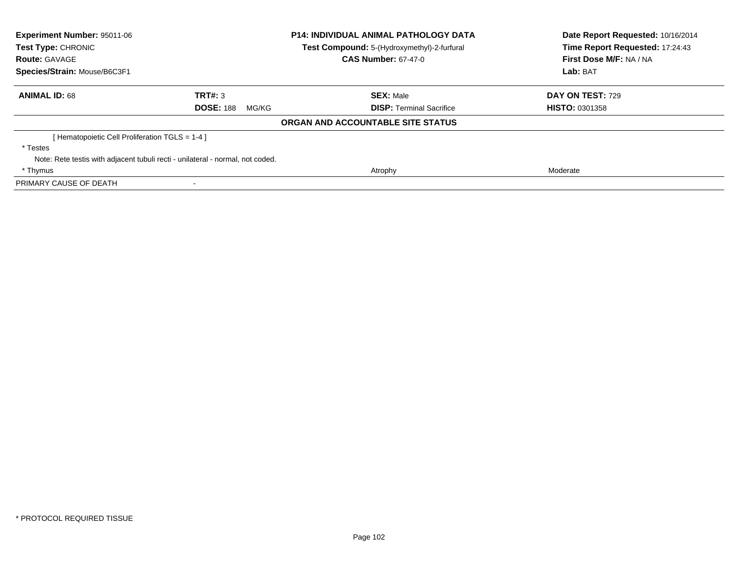| **Experiment Number:** 95011-06 | **P14: INDIVIDUAL ANIMAL PATHOLOGY DATA** | **Date Report Requested:** 10/16/2014 |
|---|---|---|
| **Test Type:** CHRONIC | **Test Compound:** 5-(Hydroxymethyl)-2-furfural | **Time Report Requested:** 17:24:43 |
| **Route:** GAVAGE | **CAS Number:** 67-47-0 | **First Dose M/F:** NA / NA |
| **Species/Strain:** Mouse/B6C3F1 | | **Lab:** BAT |

| **ANIMAL ID:** 68 | **TRT#:** 3 | **SEX:** Male | **DAY ON TEST:** 729 |
|---|---|---|---|
| | **DOSE:** 188 MG/KG | **DISP:** Terminal Sacrifice | **HISTO:** 0301358 |

**ORGAN AND ACCOUNTABLE SITE STATUS**

| | | |
|---|---|---|
| [ Hematopoietic Cell Proliferation TGLS = 1-4 ] | | |
| * Testes | | |
| Note: Rete testis with adjacent tubuli recti - unilateral - normal, not coded. | | |
| * Thymus | Atrophy | Moderate |
| PRIMARY CAUSE OF DEATH | - | |

* PROTOCOL REQUIRED TISSUE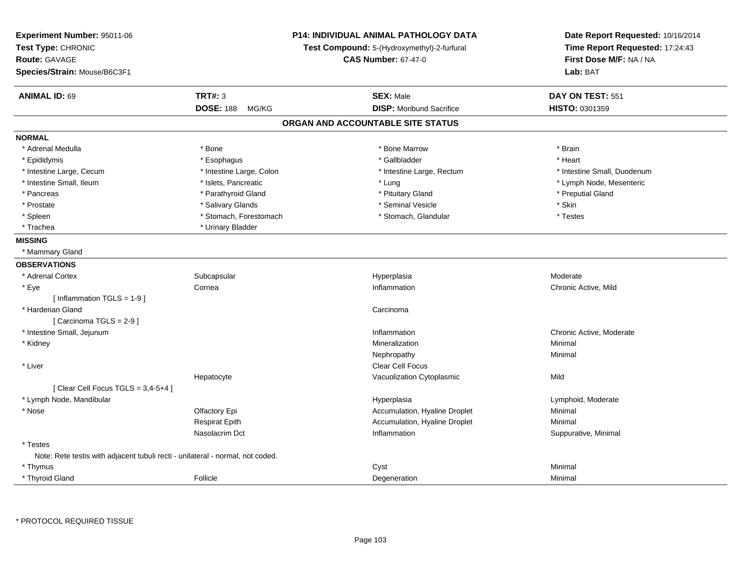**Experiment Number:** 95011-06
**Test Type:** CHRONIC
**Route:** GAVAGE
**Species/Strain:** Mouse/B6C3F1

**P14: INDIVIDUAL ANIMAL PATHOLOGY DATA**
**Test Compound:** 5-(Hydroxymethyl)-2-furfural
**CAS Number:** 67-47-0

**Date Report Requested:** 10/16/2014
**Time Report Requested:** 17:24:43
**First Dose M/F:** NA / NA
**Lab:** BAT

| **ANIMAL ID:** 69 | **TRT#:** 3 | **SEX:** Male | **DAY ON TEST:** 551 |
|---|---|---|---|
| | **DOSE:** 188 MG/KG | **DISP:** Moribund Sacrifice | **HISTO:** 0301359 |

## ORGAN AND ACCOUNTABLE SITE STATUS

**NORMAL**

| | | | |
|---|---|---|---|
| * Adrenal Medulla | * Bone | * Bone Marrow | * Brain |
| * Epididymis | * Esophagus | * Gallbladder | * Heart |
| * Intestine Large, Cecum | * Intestine Large, Colon | * Intestine Large, Rectum | * Intestine Small, Duodenum |
| * Intestine Small, Ileum | * Islets, Pancreatic | * Lung | * Lymph Node, Mesenteric |
| * Pancreas | * Parathyroid Gland | * Pituitary Gland | * Preputial Gland |
| * Prostate | * Salivary Glands | * Seminal Vesicle | * Skin |
| * Spleen | * Stomach, Forestomach | * Stomach, Glandular | * Testes |
| * Trachea | * Urinary Bladder | | |

**MISSING**

* Mammary Gland

**OBSERVATIONS**

| | | | |
|---|---|---|---|
| * Adrenal Cortex | Subcapsular | Hyperplasia | Moderate |
| * Eye | Cornea | Inflammation | Chronic Active, Mild |
| [ Inflammation TGLS = 1-9 ] | | | |
| * Harderian Gland | | Carcinoma | |
| [ Carcinoma TGLS = 2-9 ] | | | |
| * Intestine Small, Jejunum | | Inflammation | Chronic Active, Moderate |
| * Kidney | | Mineralization | Minimal |
| | | Nephropathy | Minimal |
| * Liver | | Clear Cell Focus | |
| | Hepatocyte | Vacuolization Cytoplasmic | Mild |
| [ Clear Cell Focus TGLS = 3,4-5+4 ] | | | |
| * Lymph Node, Mandibular | | Hyperplasia | Lymphoid, Moderate |
| * Nose | Olfactory Epi | Accumulation, Hyaline Droplet | Minimal |
| | Respirat Epith | Accumulation, Hyaline Droplet | Minimal |
| | Nasolacrim Dct | Inflammation | Suppurative, Minimal |
| * Testes | | | |
| Note: Rete testis with adjacent tubuli recti - unilateral - normal, not coded. | | | |
| * Thymus | | Cyst | Minimal |
| * Thyroid Gland | Follicle | Degeneration | Minimal |

* PROTOCOL REQUIRED TISSUE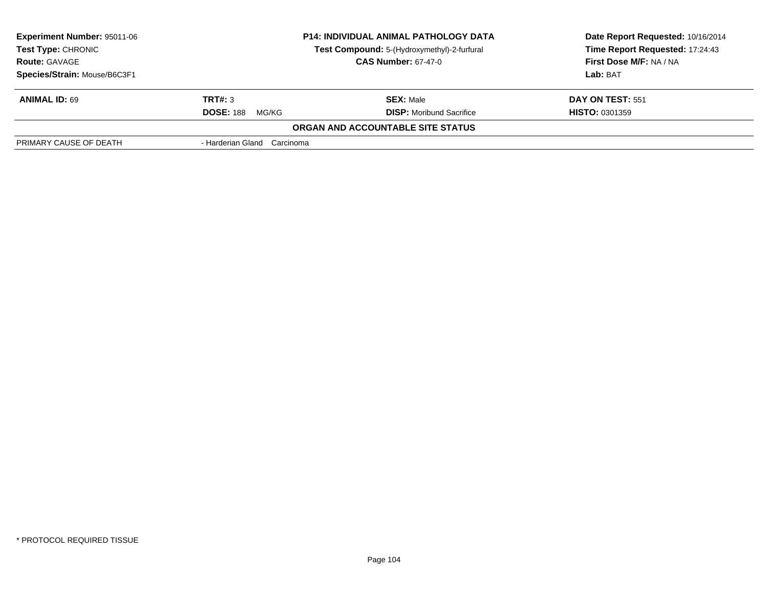| **Experiment Number:** 95011-06 | **P14: INDIVIDUAL ANIMAL PATHOLOGY DATA** | **Date Report Requested:** 10/16/2014 |
|---|---|---|
| **Test Type:** CHRONIC | **Test Compound:** 5-(Hydroxymethyl)-2-furfural | **Time Report Requested:** 17:24:43 |
| **Route:** GAVAGE | **CAS Number:** 67-47-0 | **First Dose M/F:** NA / NA |
| **Species/Strain:** Mouse/B6C3F1 | | **Lab:** BAT |

| **ANIMAL ID:** 69 | **TRT#:** 3 | **SEX:** Male | **DAY ON TEST:** 551 |
|---|---|---|---|
| | **DOSE:** 188 MG/KG | **DISP:** Moribund Sacrifice | **HISTO:** 0301359 |

**ORGAN AND ACCOUNTABLE SITE STATUS**

| | |
|---|---|
| PRIMARY CAUSE OF DEATH | - Harderian Gland Carcinoma |

* PROTOCOL REQUIRED TISSUE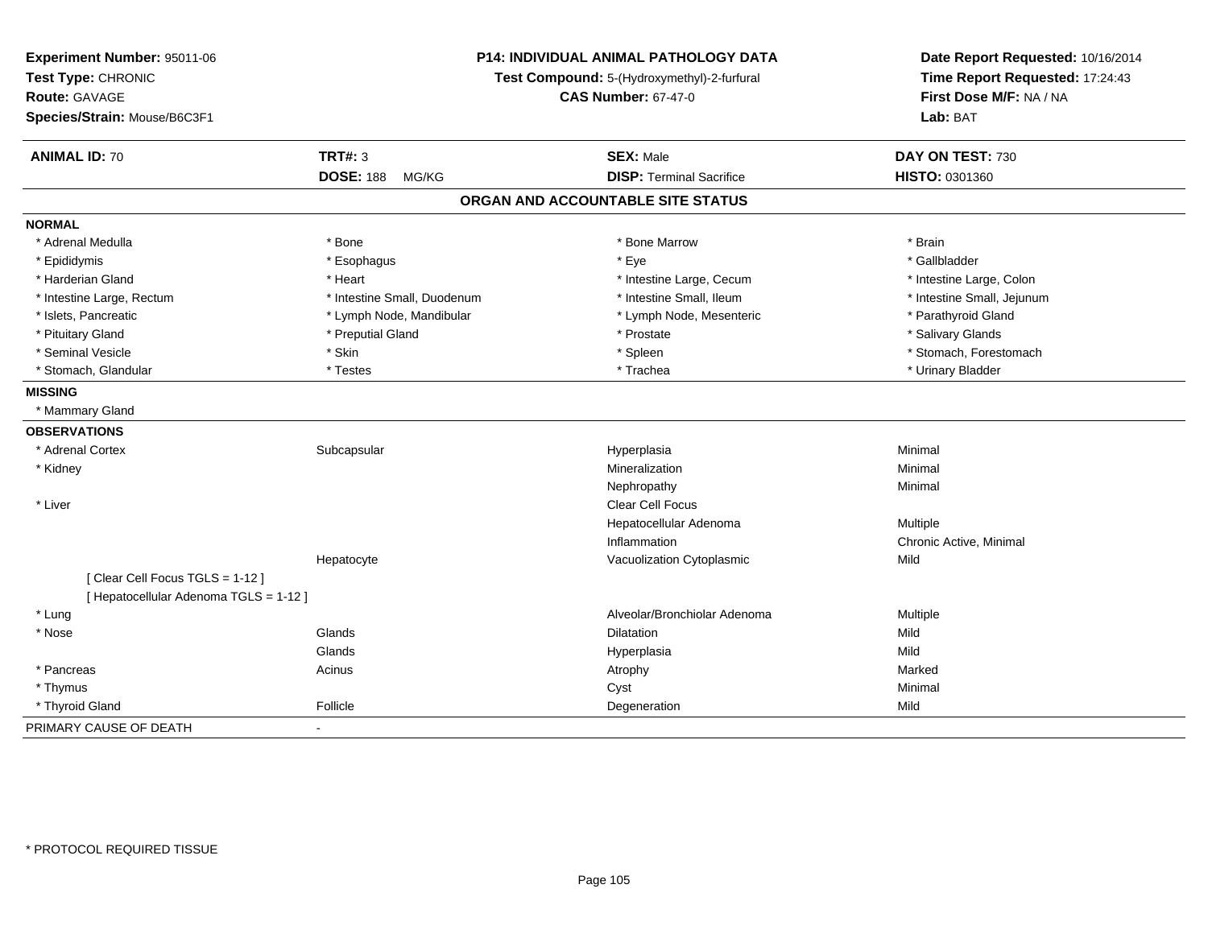**Experiment Number:** 95011-06
**Test Type:** CHRONIC
**Route:** GAVAGE
**Species/Strain:** Mouse/B6C3F1

**P14: INDIVIDUAL ANIMAL PATHOLOGY DATA**
**Test Compound:** 5-(Hydroxymethyl)-2-furfural
**CAS Number:** 67-47-0

**Date Report Requested:** 10/16/2014
**Time Report Requested:** 17:24:43
**First Dose M/F:** NA / NA
**Lab:** BAT

| **ANIMAL ID:** 70 | **TRT#:** 3 | **SEX:** Male | **DAY ON TEST:** 730 |
|---|---|---|---|
| | **DOSE:** 188 MG/KG | **DISP:** Terminal Sacrifice | **HISTO:** 0301360 |

## ORGAN AND ACCOUNTABLE SITE STATUS

**NORMAL**

| | | | |
|---|---|---|---|
| * Adrenal Medulla | * Bone | * Bone Marrow | * Brain |
| * Epididymis | * Esophagus | * Eye | * Gallbladder |
| * Harderian Gland | * Heart | * Intestine Large, Cecum | * Intestine Large, Colon |
| * Intestine Large, Rectum | * Intestine Small, Duodenum | * Intestine Small, Ileum | * Intestine Small, Jejunum |
| * Islets, Pancreatic | * Lymph Node, Mandibular | * Lymph Node, Mesenteric | * Parathyroid Gland |
| * Pituitary Gland | * Preputial Gland | * Prostate | * Salivary Glands |
| * Seminal Vesicle | * Skin | * Spleen | * Stomach, Forestomach |
| * Stomach, Glandular | * Testes | * Trachea | * Urinary Bladder |

**MISSING**

* Mammary Gland

**OBSERVATIONS**

| | | | |
|---|---|---|---|
| * Adrenal Cortex | Subcapsular | Hyperplasia | Minimal |
| * Kidney | | Mineralization | Minimal |
| | | Nephropathy | Minimal |
| * Liver | | Clear Cell Focus | |
| | | Hepatocellular Adenoma | Multiple |
| | | Inflammation | Chronic Active, Minimal |
| | Hepatocyte | Vacuolization Cytoplasmic | Mild |
| [ Clear Cell Focus TGLS = 1-12 ] | | | |
| [ Hepatocellular Adenoma TGLS = 1-12 ] | | | |
| * Lung | | Alveolar/Bronchiolar Adenoma | Multiple |
| * Nose | Glands | Dilatation | Mild |
| | Glands | Hyperplasia | Mild |
| * Pancreas | Acinus | Atrophy | Marked |
| * Thymus | | Cyst | Minimal |
| * Thyroid Gland | Follicle | Degeneration | Mild |

PRIMARY CAUSE OF DEATH -

* PROTOCOL REQUIRED TISSUE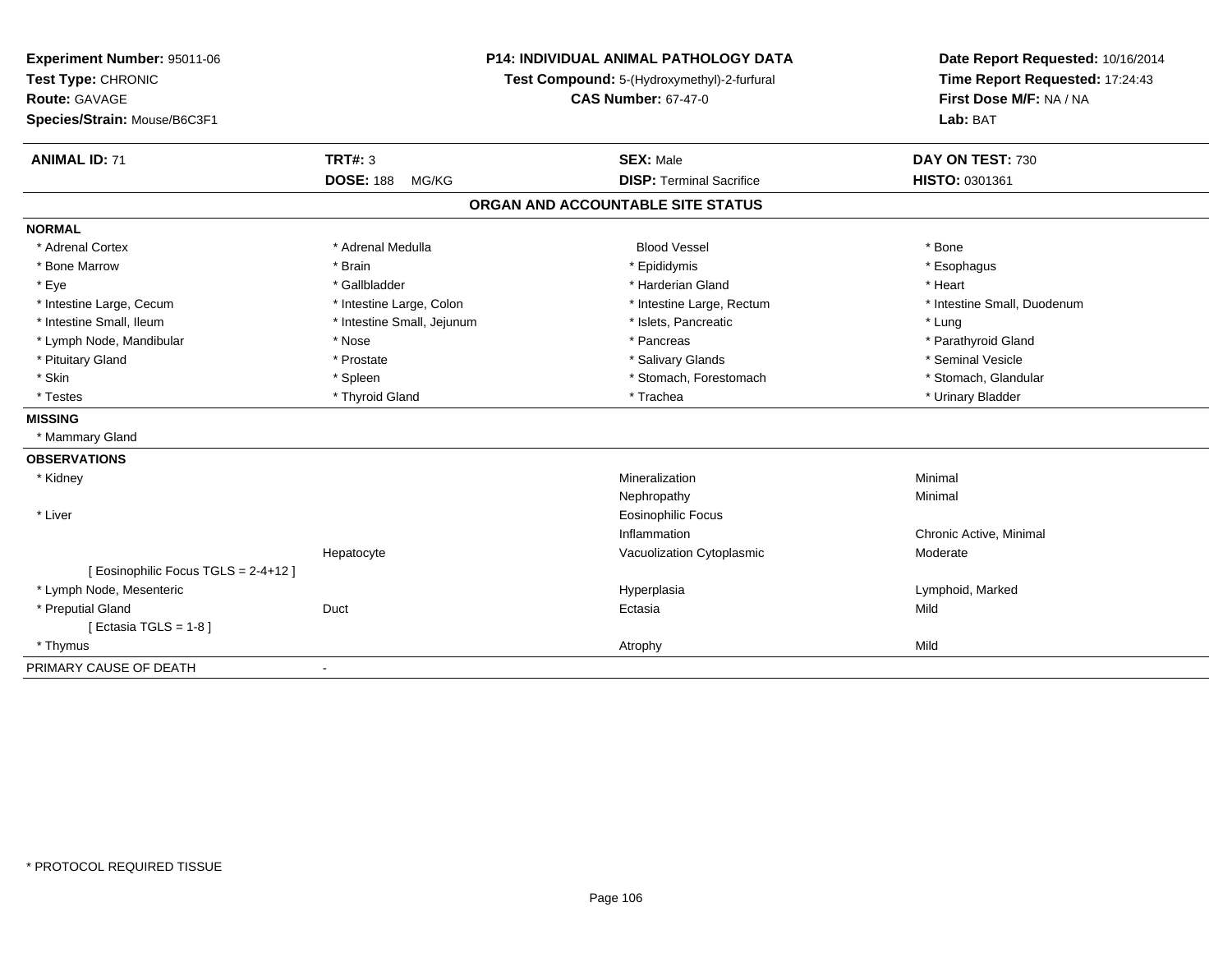**Experiment Number:** 95011-06
**Test Type:** CHRONIC
**Route:** GAVAGE
**Species/Strain:** Mouse/B6C3F1

**P14: INDIVIDUAL ANIMAL PATHOLOGY DATA**
**Test Compound:** 5-(Hydroxymethyl)-2-furfural
**CAS Number:** 67-47-0

**Date Report Requested:** 10/16/2014
**Time Report Requested:** 17:24:43
**First Dose M/F:** NA / NA
**Lab:** BAT

| **ANIMAL ID:** 71 | **TRT#:** 3 | **SEX:** Male | **DAY ON TEST:** 730 |
|---|---|---|---|
| | **DOSE:** 188 MG/KG | **DISP:** Terminal Sacrifice | **HISTO:** 0301361 |

## ORGAN AND ACCOUNTABLE SITE STATUS

**NORMAL**

| | | | |
|---|---|---|---|
| * Adrenal Cortex | * Adrenal Medulla | Blood Vessel | * Bone |
| * Bone Marrow | * Brain | * Epididymis | * Esophagus |
| * Eye | * Gallbladder | * Harderian Gland | * Heart |
| * Intestine Large, Cecum | * Intestine Large, Colon | * Intestine Large, Rectum | * Intestine Small, Duodenum |
| * Intestine Small, Ileum | * Intestine Small, Jejunum | * Islets, Pancreatic | * Lung |
| * Lymph Node, Mandibular | * Nose | * Pancreas | * Parathyroid Gland |
| * Pituitary Gland | * Prostate | * Salivary Glands | * Seminal Vesicle |
| * Skin | * Spleen | * Stomach, Forestomach | * Stomach, Glandular |
| * Testes | * Thyroid Gland | * Trachea | * Urinary Bladder |

**MISSING**

* Mammary Gland

**OBSERVATIONS**

| | | | |
|---|---|---|---|
| * Kidney | | Mineralization | Minimal |
| | | Nephropathy | Minimal |
| * Liver | | Eosinophilic Focus | |
| | | Inflammation | Chronic Active, Minimal |
| | Hepatocyte | Vacuolization Cytoplasmic | Moderate |
| [ Eosinophilic Focus TGLS = 2-4+12 ] | | | |
| * Lymph Node, Mesenteric | | Hyperplasia | Lymphoid, Marked |
| * Preputial Gland | Duct | Ectasia | Mild |
| [ Ectasia TGLS = 1-8 ] | | | |
| * Thymus | | Atrophy | Mild |

PRIMARY CAUSE OF DEATH -

* PROTOCOL REQUIRED TISSUE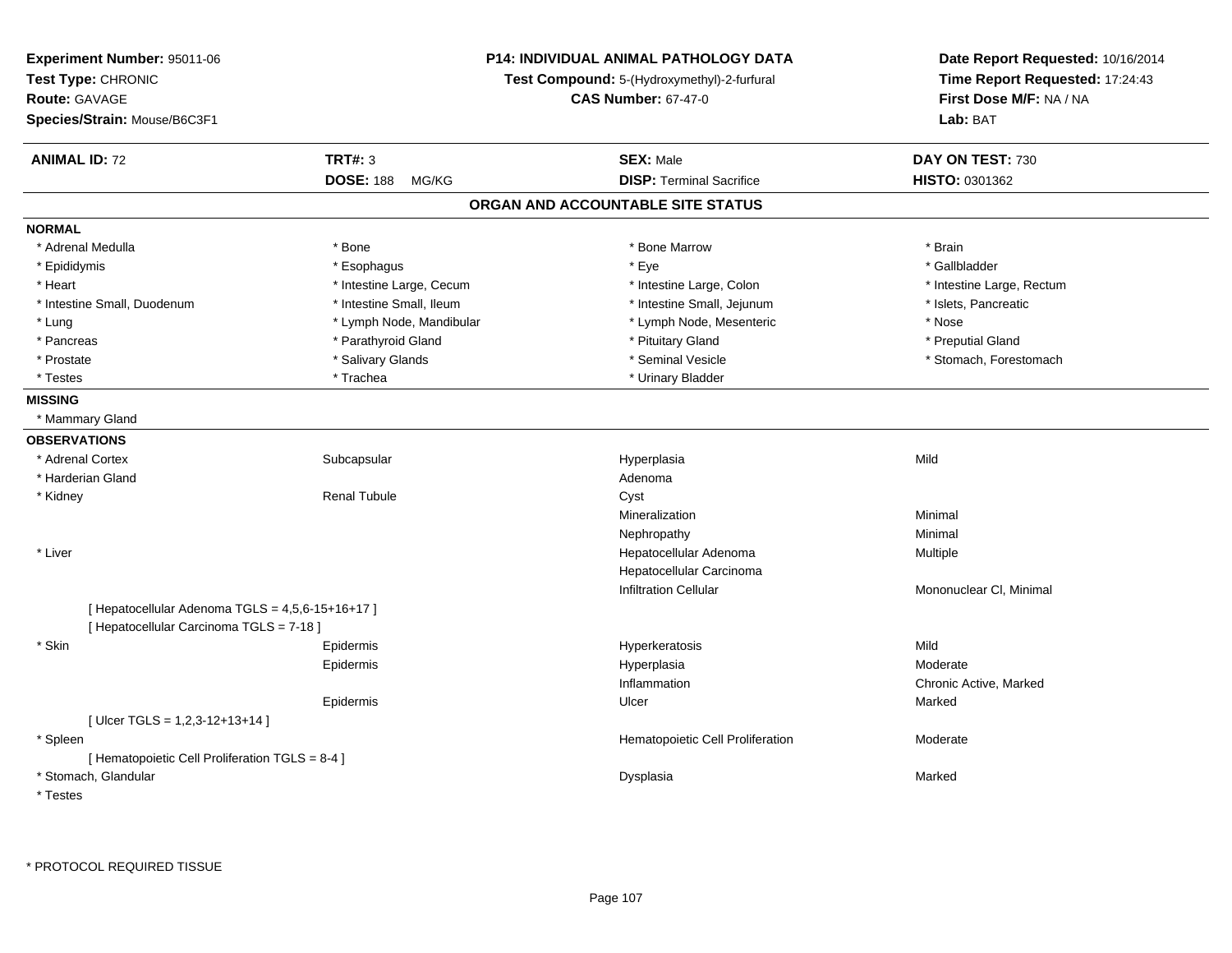**Experiment Number:** 95011-06
**Test Type:** CHRONIC
**Route:** GAVAGE
**Species/Strain:** Mouse/B6C3F1

**P14: INDIVIDUAL ANIMAL PATHOLOGY DATA**
**Test Compound:** 5-(Hydroxymethyl)-2-furfural
**CAS Number:** 67-47-0

**Date Report Requested:** 10/16/2014
**Time Report Requested:** 17:24:43
**First Dose M/F:** NA / NA
**Lab:** BAT

| **ANIMAL ID:** 72 | **TRT#:** 3 | **SEX:** Male | **DAY ON TEST:** 730 |
|---|---|---|---|
| | **DOSE:** 188 MG/KG | **DISP:** Terminal Sacrifice | **HISTO:** 0301362 |

## ORGAN AND ACCOUNTABLE SITE STATUS

**NORMAL**

| | | | |
|---|---|---|---|
| * Adrenal Medulla | * Bone | * Bone Marrow | * Brain |
| * Epididymis | * Esophagus | * Eye | * Gallbladder |
| * Heart | * Intestine Large, Cecum | * Intestine Large, Colon | * Intestine Large, Rectum |
| * Intestine Small, Duodenum | * Intestine Small, Ileum | * Intestine Small, Jejunum | * Islets, Pancreatic |
| * Lung | * Lymph Node, Mandibular | * Lymph Node, Mesenteric | * Nose |
| * Pancreas | * Parathyroid Gland | * Pituitary Gland | * Preputial Gland |
| * Prostate | * Salivary Glands | * Seminal Vesicle | * Stomach, Forestomach |
| * Testes | * Trachea | * Urinary Bladder | |

**MISSING**

* Mammary Gland

**OBSERVATIONS**

| | | | |
|---|---|---|---|
| * Adrenal Cortex | Subcapsular | Hyperplasia | Mild |
| * Harderian Gland | | Adenoma | |
| * Kidney | Renal Tubule | Cyst | |
| | | Mineralization | Minimal |
| | | Nephropathy | Minimal |
| * Liver | | Hepatocellular Adenoma | Multiple |
| | | Hepatocellular Carcinoma | |
| | | Infiltration Cellular | Mononuclear Cl, Minimal |
| [ Hepatocellular Adenoma TGLS = 4,5,6-15+16+17 ] | | | |
| [ Hepatocellular Carcinoma TGLS = 7-18 ] | | | |
| * Skin | Epidermis | Hyperkeratosis | Mild |
| | Epidermis | Hyperplasia | Moderate |
| | | Inflammation | Chronic Active, Marked |
| | Epidermis | Ulcer | Marked |
| [ Ulcer TGLS = 1,2,3-12+13+14 ] | | | |
| * Spleen | | Hematopoietic Cell Proliferation | Moderate |
| [ Hematopoietic Cell Proliferation TGLS = 8-4 ] | | | |
| * Stomach, Glandular | | Dysplasia | Marked |
| * Testes | | | |

* PROTOCOL REQUIRED TISSUE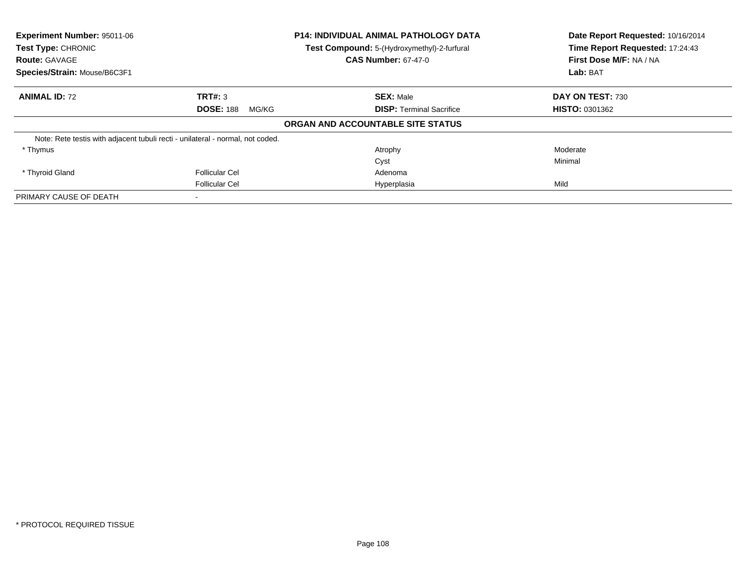**Experiment Number:** 95011-06
**Test Type:** CHRONIC
**Route:** GAVAGE
**Species/Strain:** Mouse/B6C3F1

**P14: INDIVIDUAL ANIMAL PATHOLOGY DATA**
**Test Compound:** 5-(Hydroxymethyl)-2-furfural
**CAS Number:** 67-47-0

**Date Report Requested:** 10/16/2014
**Time Report Requested:** 17:24:43
**First Dose M/F:** NA / NA
**Lab:** BAT

| **ANIMAL ID:** 72 | **TRT#:** 3 | **SEX:** Male | **DAY ON TEST:** 730 |
|---|---|---|---|
| | **DOSE:** 188 MG/KG | **DISP:** Terminal Sacrifice | **HISTO:** 0301362 |

**ORGAN AND ACCOUNTABLE SITE STATUS**

| | | | |
|---|---|---|---|
| Note: Rete testis with adjacent tubuli recti - unilateral - normal, not coded. | | | |
| * Thymus | | Atrophy | Moderate |
| | | Cyst | Minimal |
| * Thyroid Gland | Follicular Cel | Adenoma | |
| | Follicular Cel | Hyperplasia | Mild |
| PRIMARY CAUSE OF DEATH | - | | |

* PROTOCOL REQUIRED TISSUE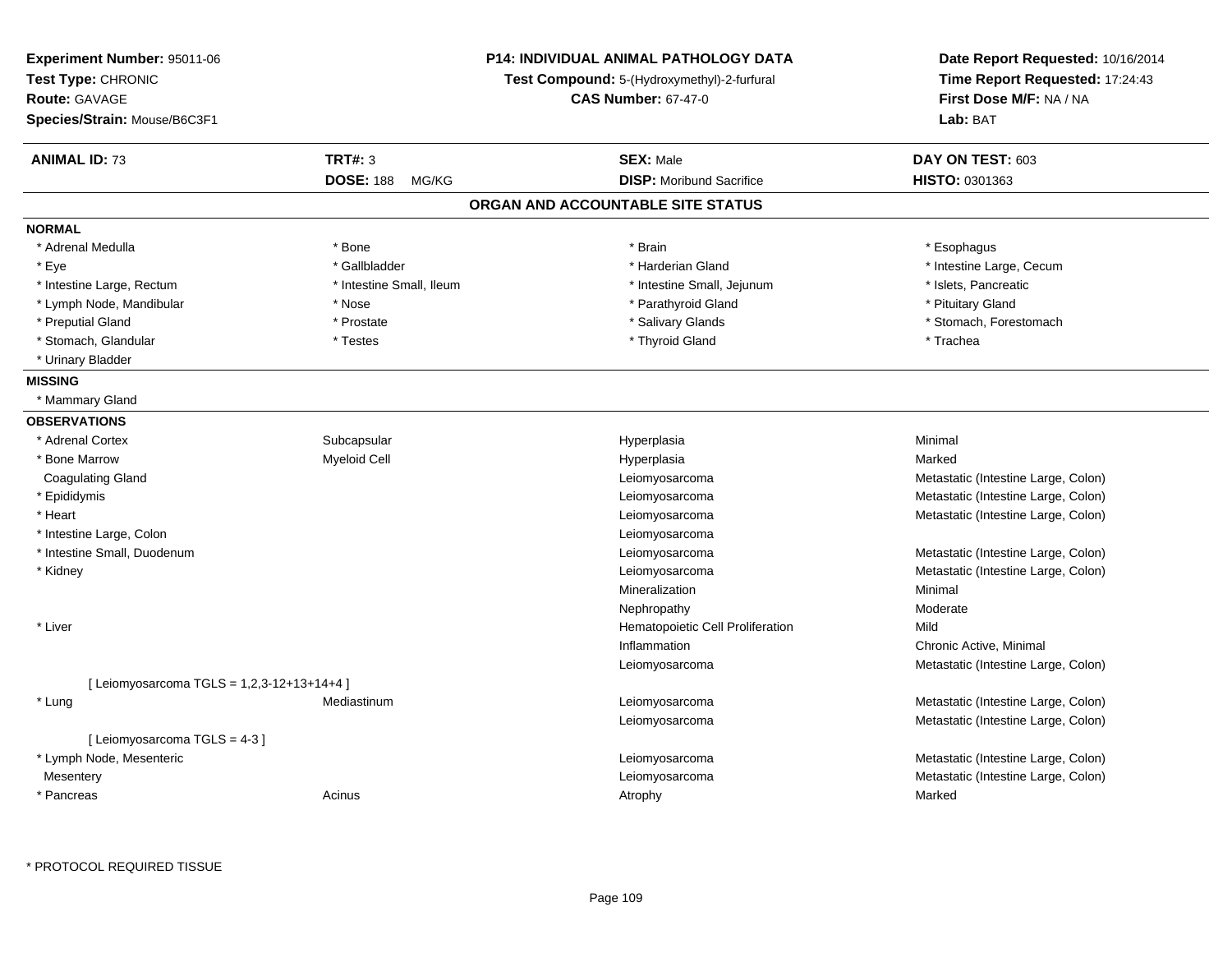**Experiment Number:** 95011-06
**Test Type:** CHRONIC
**Route:** GAVAGE
**Species/Strain:** Mouse/B6C3F1

**P14: INDIVIDUAL ANIMAL PATHOLOGY DATA**
**Test Compound:** 5-(Hydroxymethyl)-2-furfural
**CAS Number:** 67-47-0

**Date Report Requested:** 10/16/2014
**Time Report Requested:** 17:24:43
**First Dose M/F:** NA / NA
**Lab:** BAT

| **ANIMAL ID:** 73 | **TRT#:** 3 | **SEX:** Male | **DAY ON TEST:** 603 |
|---|---|---|---|
| | **DOSE:** 188 MG/KG | **DISP:** Moribund Sacrifice | **HISTO:** 0301363 |

## ORGAN AND ACCOUNTABLE SITE STATUS

**NORMAL**

| | | | |
|---|---|---|---|
| * Adrenal Medulla | * Bone | * Brain | * Esophagus |
| * Eye | * Gallbladder | * Harderian Gland | * Intestine Large, Cecum |
| * Intestine Large, Rectum | * Intestine Small, Ileum | * Intestine Small, Jejunum | * Islets, Pancreatic |
| * Lymph Node, Mandibular | * Nose | * Parathyroid Gland | * Pituitary Gland |
| * Preputial Gland | * Prostate | * Salivary Glands | * Stomach, Forestomach |
| * Stomach, Glandular | * Testes | * Thyroid Gland | * Trachea |
| * Urinary Bladder | | | |

**MISSING**

* Mammary Gland

**OBSERVATIONS**

| | | | |
|---|---|---|---|
| * Adrenal Cortex | Subcapsular | Hyperplasia | Minimal |
| * Bone Marrow | Myeloid Cell | Hyperplasia | Marked |
| Coagulating Gland | | Leiomyosarcoma | Metastatic (Intestine Large, Colon) |
| * Epididymis | | Leiomyosarcoma | Metastatic (Intestine Large, Colon) |
| * Heart | | Leiomyosarcoma | Metastatic (Intestine Large, Colon) |
| * Intestine Large, Colon | | Leiomyosarcoma | |
| * Intestine Small, Duodenum | | Leiomyosarcoma | Metastatic (Intestine Large, Colon) |
| * Kidney | | Leiomyosarcoma | Metastatic (Intestine Large, Colon) |
| | | Mineralization | Minimal |
| | | Nephropathy | Moderate |
| * Liver | | Hematopoietic Cell Proliferation | Mild |
| | | Inflammation | Chronic Active, Minimal |
| | | Leiomyosarcoma | Metastatic (Intestine Large, Colon) |
| [ Leiomyosarcoma TGLS = 1,2,3-12+13+14+4 ] | | | |
| * Lung | Mediastinum | Leiomyosarcoma | Metastatic (Intestine Large, Colon) |
| | | Leiomyosarcoma | Metastatic (Intestine Large, Colon) |
| [ Leiomyosarcoma TGLS = 4-3 ] | | | |
| * Lymph Node, Mesenteric | | Leiomyosarcoma | Metastatic (Intestine Large, Colon) |
| Mesentery | | Leiomyosarcoma | Metastatic (Intestine Large, Colon) |
| * Pancreas | Acinus | Atrophy | Marked |

\* PROTOCOL REQUIRED TISSUE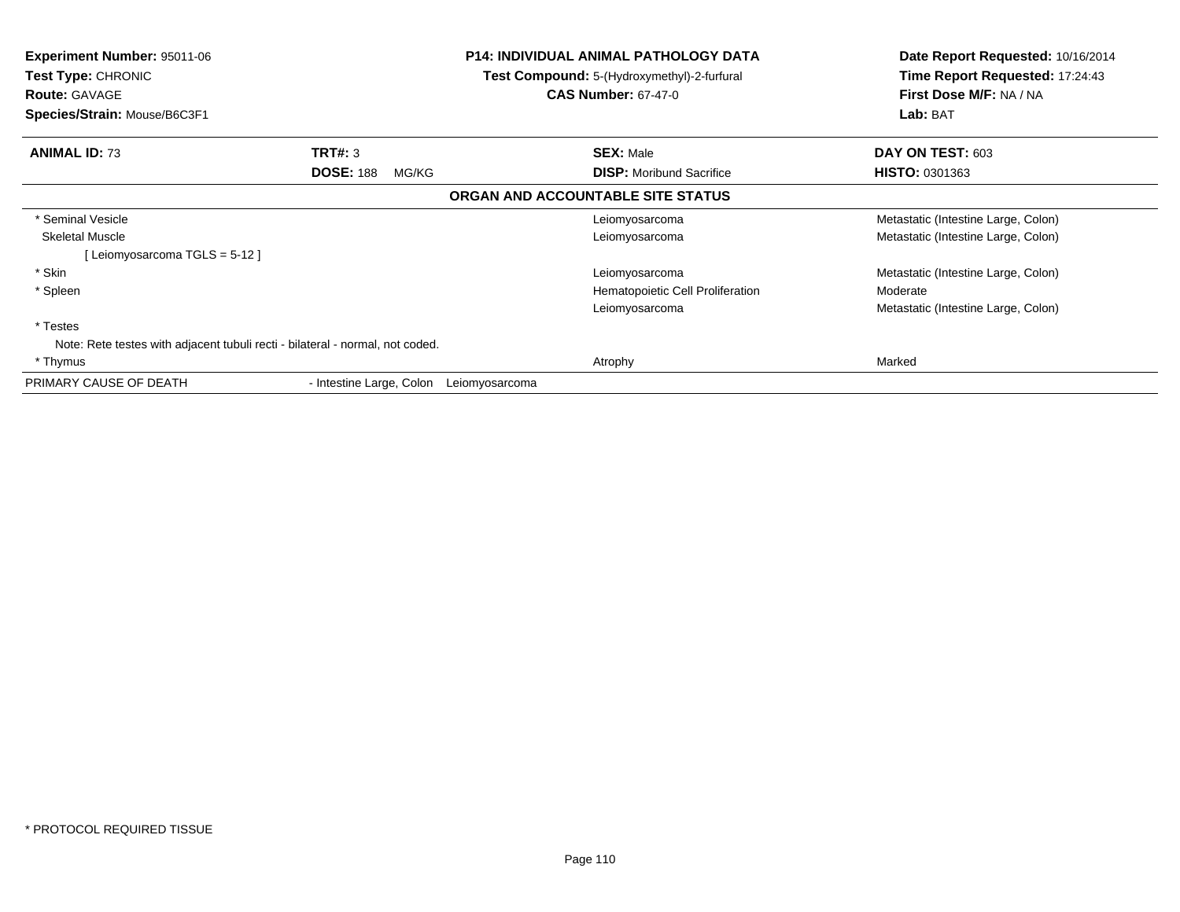**Experiment Number:** 95011-06
**Test Type:** CHRONIC
**Route:** GAVAGE
**Species/Strain:** Mouse/B6C3F1

**P14: INDIVIDUAL ANIMAL PATHOLOGY DATA**
**Test Compound:** 5-(Hydroxymethyl)-2-furfural
**CAS Number:** 67-47-0

**Date Report Requested:** 10/16/2014
**Time Report Requested:** 17:24:43
**First Dose M/F:** NA / NA
**Lab:** BAT

| **ANIMAL ID:** 73 | **TRT#:** 3 | **SEX:** Male | **DAY ON TEST:** 603 |
|---|---|---|---|
| | **DOSE:** 188 MG/KG | **DISP:** Moribund Sacrifice | **HISTO:** 0301363 |

**ORGAN AND ACCOUNTABLE SITE STATUS**

| Organ | Diagnosis | Status |
|---|---|---|
| * Seminal Vesicle | Leiomyosarcoma | Metastatic (Intestine Large, Colon) |
| Skeletal Muscle | Leiomyosarcoma | Metastatic (Intestine Large, Colon) |
| [ Leiomyosarcoma TGLS = 5-12 ] | | |
| * Skin | Leiomyosarcoma | Metastatic (Intestine Large, Colon) |
| * Spleen | Hematopoietic Cell Proliferation | Moderate |
| | Leiomyosarcoma | Metastatic (Intestine Large, Colon) |
| * Testes | | |
| Note: Rete testes with adjacent tubuli recti - bilateral - normal, not coded. | | |
| * Thymus | Atrophy | Marked |

PRIMARY CAUSE OF DEATH - Intestine Large, Colon Leiomyosarcoma

* PROTOCOL REQUIRED TISSUE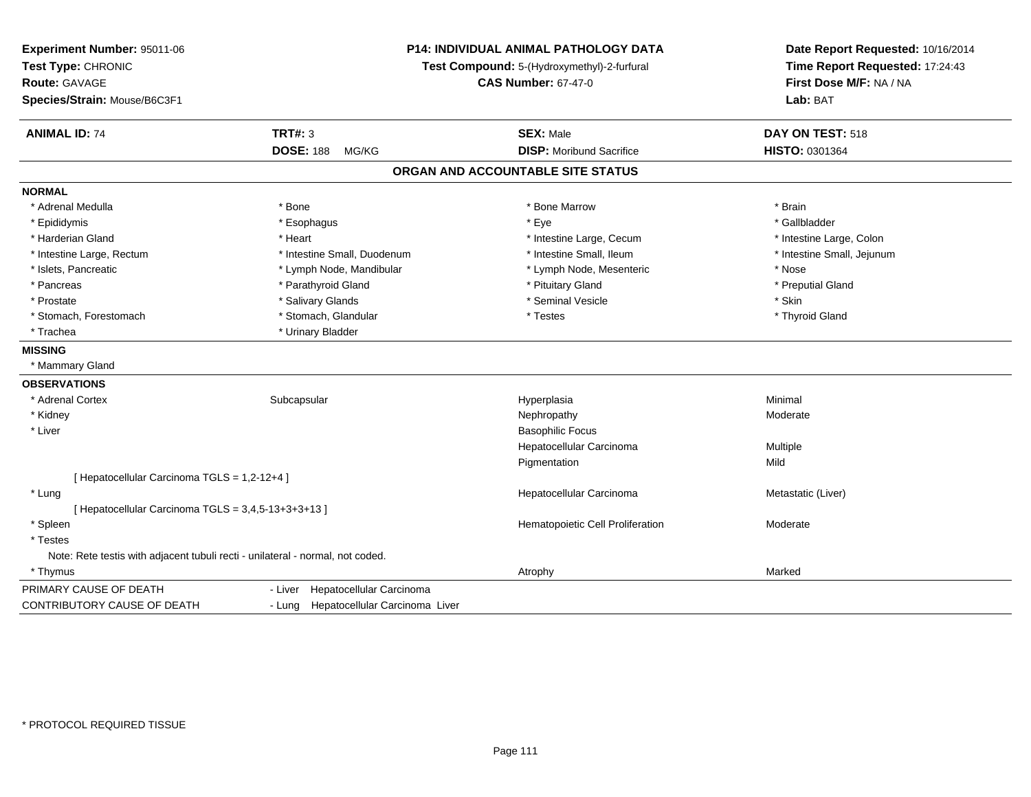**Experiment Number:** 95011-06
**Test Type:** CHRONIC
**Route:** GAVAGE
**Species/Strain:** Mouse/B6C3F1

**P14: INDIVIDUAL ANIMAL PATHOLOGY DATA**
**Test Compound:** 5-(Hydroxymethyl)-2-furfural
**CAS Number:** 67-47-0

**Date Report Requested:** 10/16/2014
**Time Report Requested:** 17:24:43
**First Dose M/F:** NA / NA
**Lab:** BAT

| **ANIMAL ID:** 74 | **TRT#:** 3 | **SEX:** Male | **DAY ON TEST:** 518 |
|---|---|---|---|
| | **DOSE:** 188 MG/KG | **DISP:** Moribund Sacrifice | **HISTO:** 0301364 |

## ORGAN AND ACCOUNTABLE SITE STATUS

**NORMAL**

| | | | |
|---|---|---|---|
| * Adrenal Medulla | * Bone | * Bone Marrow | * Brain |
| * Epididymis | * Esophagus | * Eye | * Gallbladder |
| * Harderian Gland | * Heart | * Intestine Large, Cecum | * Intestine Large, Colon |
| * Intestine Large, Rectum | * Intestine Small, Duodenum | * Intestine Small, Ileum | * Intestine Small, Jejunum |
| * Islets, Pancreatic | * Lymph Node, Mandibular | * Lymph Node, Mesenteric | * Nose |
| * Pancreas | * Parathyroid Gland | * Pituitary Gland | * Preputial Gland |
| * Prostate | * Salivary Glands | * Seminal Vesicle | * Skin |
| * Stomach, Forestomach | * Stomach, Glandular | * Testes | * Thyroid Gland |
| * Trachea | * Urinary Bladder | | |

**MISSING**

* Mammary Gland

**OBSERVATIONS**

| | | | |
|---|---|---|---|
| * Adrenal Cortex | Subcapsular | Hyperplasia | Minimal |
| * Kidney | | Nephropathy | Moderate |
| * Liver | | Basophilic Focus | |
| | | Hepatocellular Carcinoma | Multiple |
| | | Pigmentation | Mild |
| [ Hepatocellular Carcinoma TGLS = 1,2-12+4 ] | | | |
| * Lung | | Hepatocellular Carcinoma | Metastatic (Liver) |
| [ Hepatocellular Carcinoma TGLS = 3,4,5-13+3+3+13 ] | | | |
| * Spleen | | Hematopoietic Cell Proliferation | Moderate |
| * Testes | | | |
| Note: Rete testis with adjacent tubuli recti - unilateral - normal, not coded. | | | |
| * Thymus | | Atrophy | Marked |

| | |
|---|---|
| PRIMARY CAUSE OF DEATH | - Liver Hepatocellular Carcinoma |
| CONTRIBUTORY CAUSE OF DEATH | - Lung Hepatocellular Carcinoma Liver |

\* PROTOCOL REQUIRED TISSUE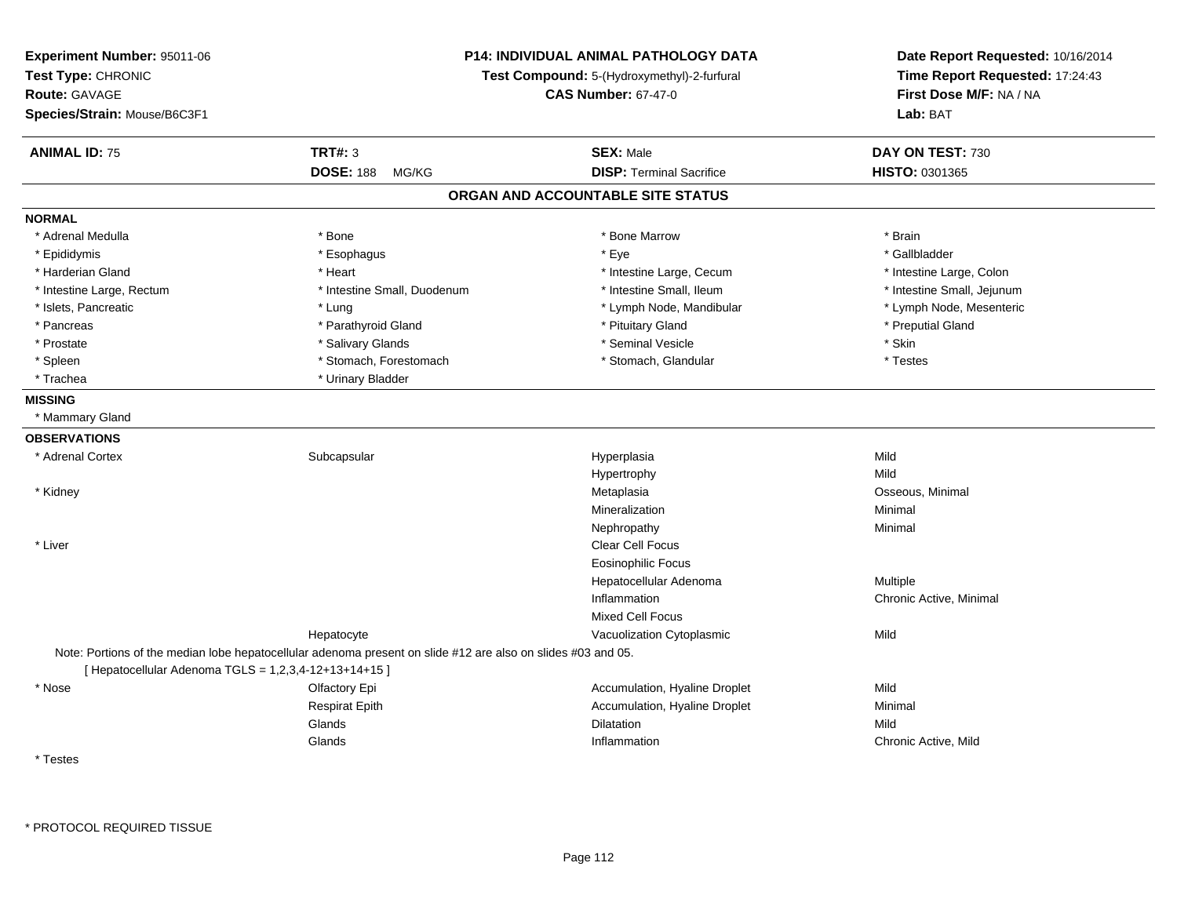**Experiment Number:** 95011-06
**Test Type:** CHRONIC
**Route:** GAVAGE
**Species/Strain:** Mouse/B6C3F1

**P14: INDIVIDUAL ANIMAL PATHOLOGY DATA**
**Test Compound:** 5-(Hydroxymethyl)-2-furfural
**CAS Number:** 67-47-0

**Date Report Requested:** 10/16/2014
**Time Report Requested:** 17:24:43
**First Dose M/F:** NA / NA
**Lab:** BAT

| **ANIMAL ID:** 75 | **TRT#:** 3 | **SEX:** Male | **DAY ON TEST:** 730 |
|---|---|---|---|
| | **DOSE:** 188 MG/KG | **DISP:** Terminal Sacrifice | **HISTO:** 0301365 |

## ORGAN AND ACCOUNTABLE SITE STATUS

**NORMAL**

| | | | |
|---|---|---|---|
| * Adrenal Medulla | * Bone | * Bone Marrow | * Brain |
| * Epididymis | * Esophagus | * Eye | * Gallbladder |
| * Harderian Gland | * Heart | * Intestine Large, Cecum | * Intestine Large, Colon |
| * Intestine Large, Rectum | * Intestine Small, Duodenum | * Intestine Small, Ileum | * Intestine Small, Jejunum |
| * Islets, Pancreatic | * Lung | * Lymph Node, Mandibular | * Lymph Node, Mesenteric |
| * Pancreas | * Parathyroid Gland | * Pituitary Gland | * Preputial Gland |
| * Prostate | * Salivary Glands | * Seminal Vesicle | * Skin |
| * Spleen | * Stomach, Forestomach | * Stomach, Glandular | * Testes |
| * Trachea | * Urinary Bladder | | |

**MISSING**

* Mammary Gland

**OBSERVATIONS**

| | | | |
|---|---|---|---|
| * Adrenal Cortex | Subcapsular | Hyperplasia | Mild |
| | | Hypertrophy | Mild |
| * Kidney | | Metaplasia | Osseous, Minimal |
| | | Mineralization | Minimal |
| | | Nephropathy | Minimal |
| * Liver | | Clear Cell Focus | |
| | | Eosinophilic Focus | |
| | | Hepatocellular Adenoma | Multiple |
| | | Inflammation | Chronic Active, Minimal |
| | | Mixed Cell Focus | |
| | Hepatocyte | Vacuolization Cytoplasmic | Mild |

Note: Portions of the median lobe hepatocellular adenoma present on slide #12 are also on slides #03 and 05.
[ Hepatocellular Adenoma TGLS = 1,2,3,4-12+13+14+15 ]

| | | | |
|---|---|---|---|
| * Nose | Olfactory Epi | Accumulation, Hyaline Droplet | Mild |
| | Respirat Epith | Accumulation, Hyaline Droplet | Minimal |
| | Glands | Dilatation | Mild |
| | Glands | Inflammation | Chronic Active, Mild |
| * Testes | | | |

* PROTOCOL REQUIRED TISSUE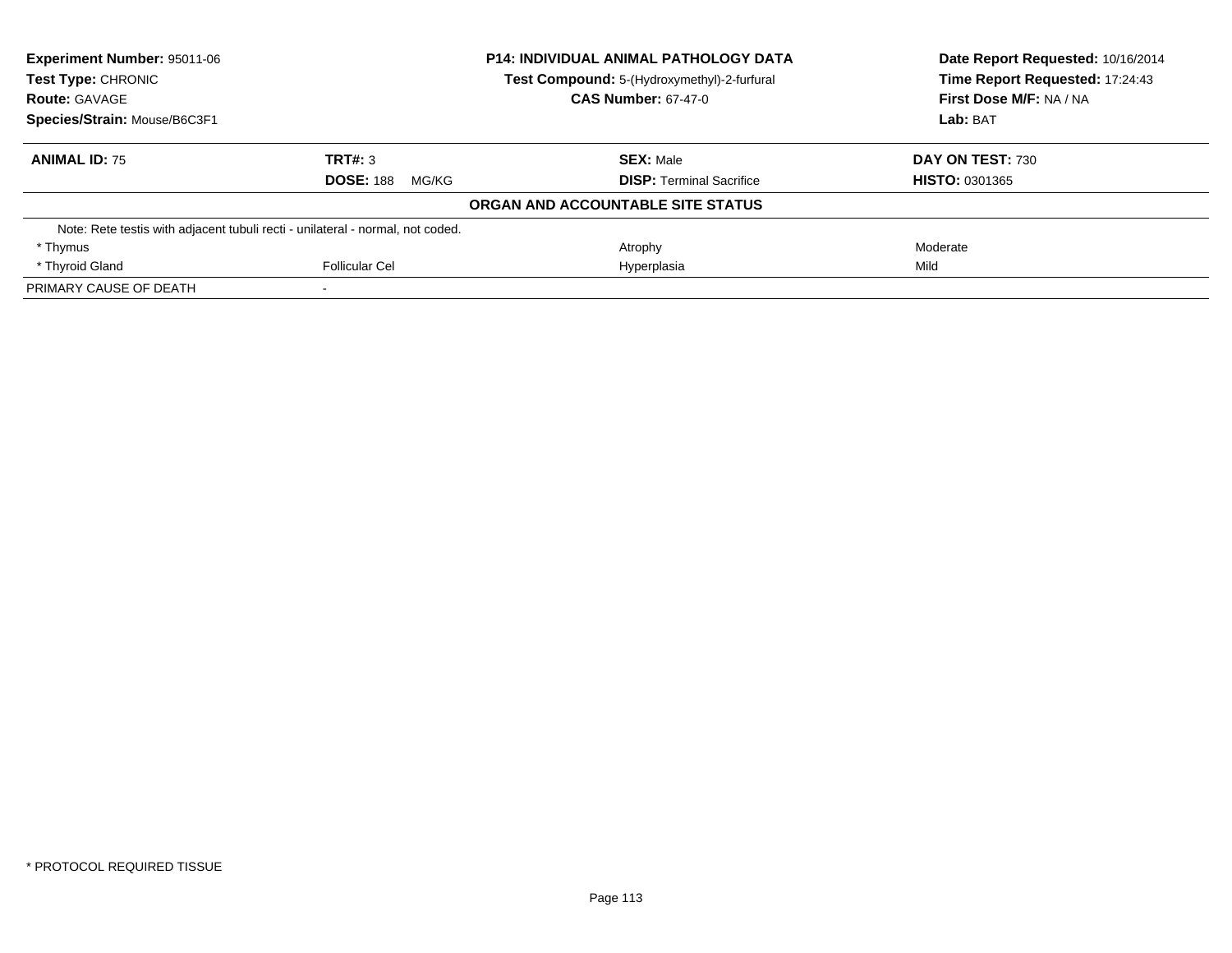**Experiment Number:** 95011-06
**Test Type:** CHRONIC
**Route:** GAVAGE
**Species/Strain:** Mouse/B6C3F1

**P14: INDIVIDUAL ANIMAL PATHOLOGY DATA**
**Test Compound:** 5-(Hydroxymethyl)-2-furfural
**CAS Number:** 67-47-0

**Date Report Requested:** 10/16/2014
**Time Report Requested:** 17:24:43
**First Dose M/F:** NA / NA
**Lab:** BAT

| **ANIMAL ID:** 75 | **TRT#:** 3 | **SEX:** Male | **DAY ON TEST:** 730 |
|---|---|---|---|
| | **DOSE:** 188 MG/KG | **DISP:** Terminal Sacrifice | **HISTO:** 0301365 |

**ORGAN AND ACCOUNTABLE SITE STATUS**

| | | | |
|---|---|---|---|
| Note: Rete testis with adjacent tubuli recti - unilateral - normal, not coded. | | | |
| * Thymus | | Atrophy | Moderate |
| * Thyroid Gland | Follicular Cel | Hyperplasia | Mild |
| PRIMARY CAUSE OF DEATH | - | | |

* PROTOCOL REQUIRED TISSUE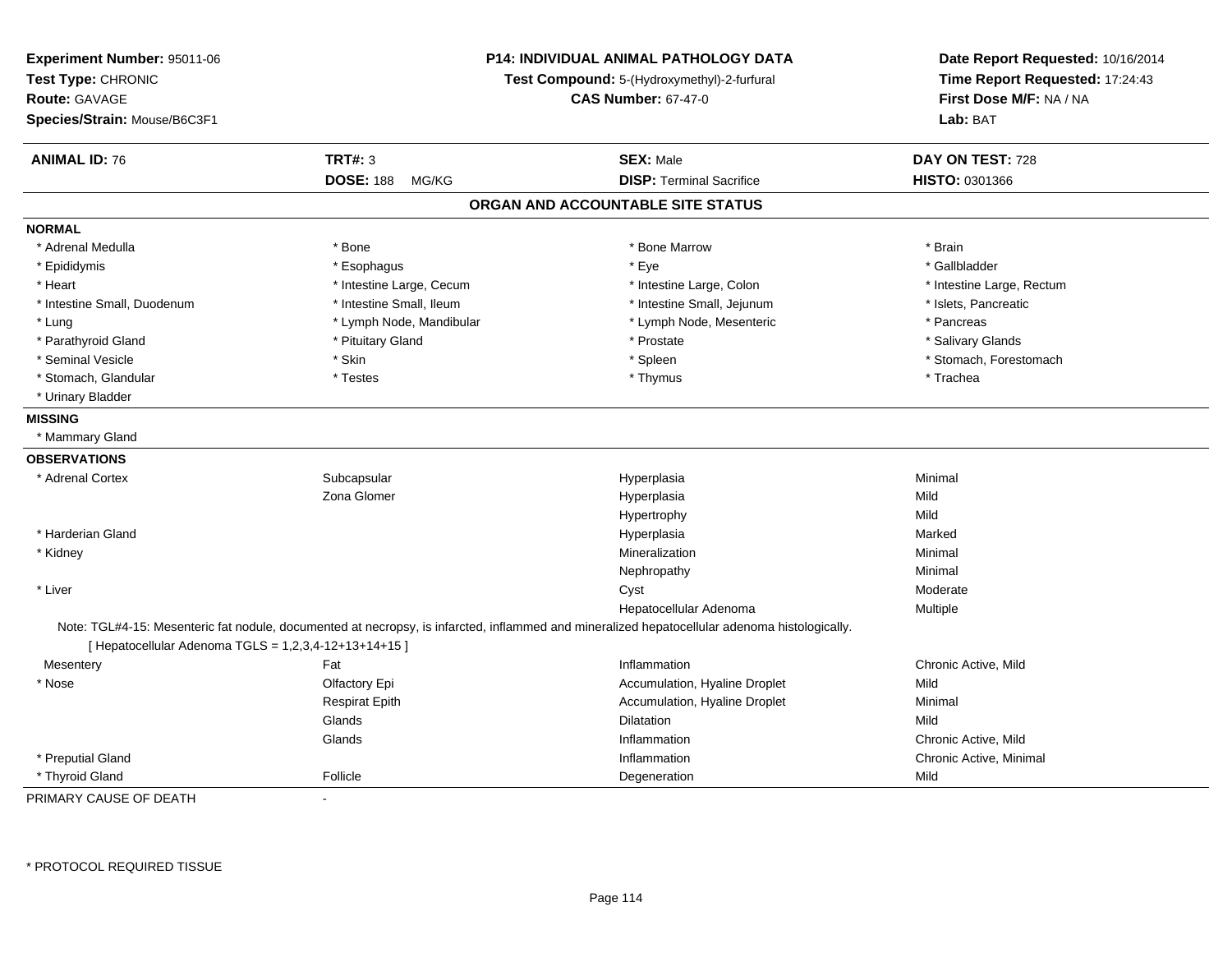**Experiment Number:** 95011-06
**Test Type:** CHRONIC
**Route:** GAVAGE
**Species/Strain:** Mouse/B6C3F1

**P14: INDIVIDUAL ANIMAL PATHOLOGY DATA**
**Test Compound:** 5-(Hydroxymethyl)-2-furfural
**CAS Number:** 67-47-0

**Date Report Requested:** 10/16/2014
**Time Report Requested:** 17:24:43
**First Dose M/F:** NA / NA
**Lab:** BAT

| **ANIMAL ID:** 76 | **TRT#:** 3 | **SEX:** Male | **DAY ON TEST:** 728 |
|---|---|---|---|
| | **DOSE:** 188 MG/KG | **DISP:** Terminal Sacrifice | **HISTO:** 0301366 |

## ORGAN AND ACCOUNTABLE SITE STATUS

**NORMAL**

| | | | |
|---|---|---|---|
| * Adrenal Medulla | * Bone | * Bone Marrow | * Brain |
| * Epididymis | * Esophagus | * Eye | * Gallbladder |
| * Heart | * Intestine Large, Cecum | * Intestine Large, Colon | * Intestine Large, Rectum |
| * Intestine Small, Duodenum | * Intestine Small, Ileum | * Intestine Small, Jejunum | * Islets, Pancreatic |
| * Lung | * Lymph Node, Mandibular | * Lymph Node, Mesenteric | * Pancreas |
| * Parathyroid Gland | * Pituitary Gland | * Prostate | * Salivary Glands |
| * Seminal Vesicle | * Skin | * Spleen | * Stomach, Forestomach |
| * Stomach, Glandular | * Testes | * Thymus | * Trachea |
| * Urinary Bladder | | | |

**MISSING**

* Mammary Gland

**OBSERVATIONS**

| | | | |
|---|---|---|---|
| * Adrenal Cortex | Subcapsular | Hyperplasia | Minimal |
| | Zona Glomer | Hyperplasia | Mild |
| | | Hypertrophy | Mild |
| * Harderian Gland | | Hyperplasia | Marked |
| * Kidney | | Mineralization | Minimal |
| | | Nephropathy | Minimal |
| * Liver | | Cyst | Moderate |
| | | Hepatocellular Adenoma | Multiple |

Note: TGL#4-15: Mesenteric fat nodule, documented at necropsy, is infarcted, inflammed and mineralized hepatocellular adenoma histologically.
[ Hepatocellular Adenoma TGLS = 1,2,3,4-12+13+14+15 ]

| | | | |
|---|---|---|---|
| Mesentery | Fat | Inflammation | Chronic Active, Mild |
| * Nose | Olfactory Epi | Accumulation, Hyaline Droplet | Mild |
| | Respirat Epith | Accumulation, Hyaline Droplet | Minimal |
| | Glands | Dilatation | Mild |
| | Glands | Inflammation | Chronic Active, Mild |
| * Preputial Gland | | Inflammation | Chronic Active, Minimal |
| * Thyroid Gland | Follicle | Degeneration | Mild |

PRIMARY CAUSE OF DEATH -

* PROTOCOL REQUIRED TISSUE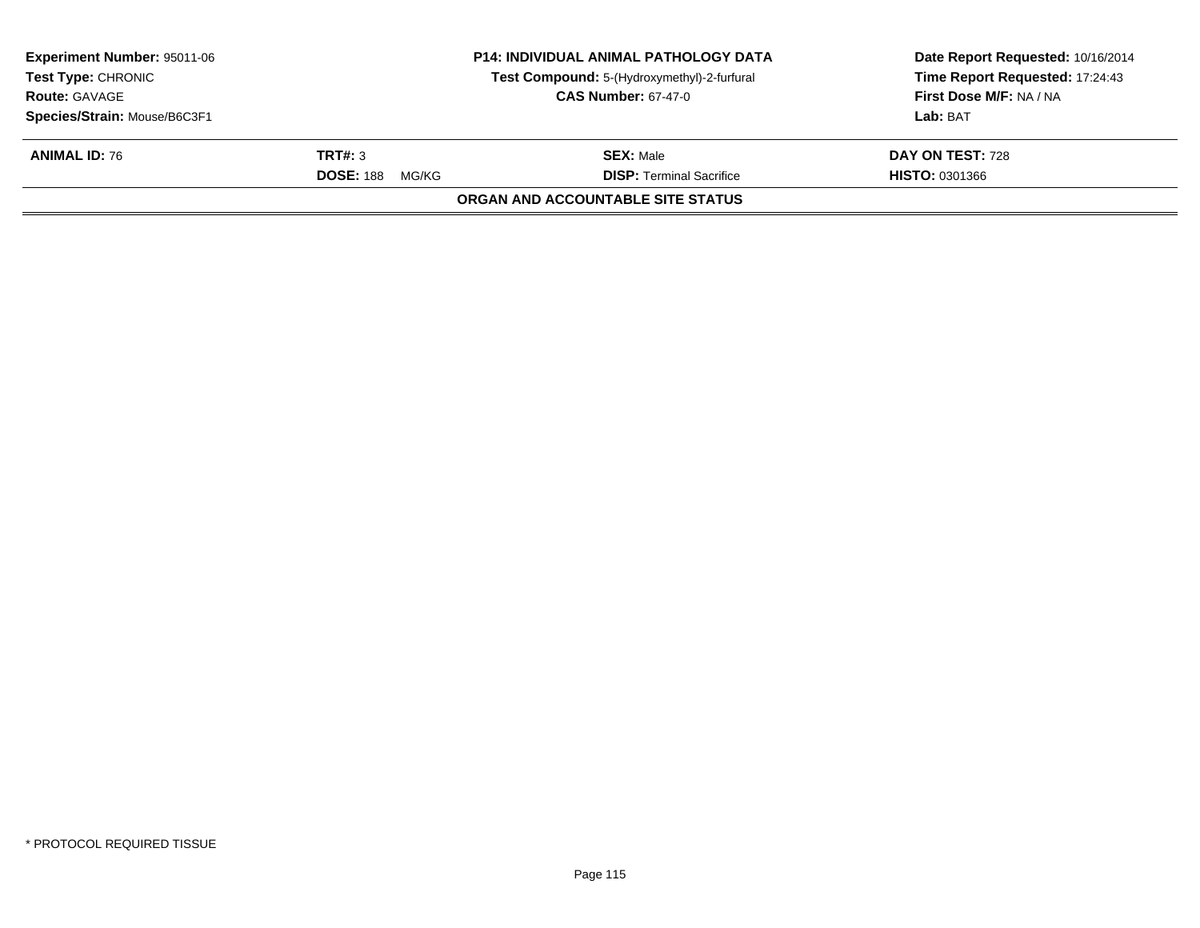**Experiment Number:** 95011-06
**Test Type:** CHRONIC
**Route:** GAVAGE
**Species/Strain:** Mouse/B6C3F1

**P14: INDIVIDUAL ANIMAL PATHOLOGY DATA**
**Test Compound:** 5-(Hydroxymethyl)-2-furfural
**CAS Number:** 67-47-0

**Date Report Requested:** 10/16/2014
**Time Report Requested:** 17:24:43
**First Dose M/F:** NA / NA
**Lab:** BAT

| **ANIMAL ID:** 76 | **TRT#:** 3 | **SEX:** Male | **DAY ON TEST:** 728 |
|---|---|---|---|
| | **DOSE:** 188 MG/KG | **DISP:** Terminal Sacrifice | **HISTO:** 0301366 |

**ORGAN AND ACCOUNTABLE SITE STATUS**

* PROTOCOL REQUIRED TISSUE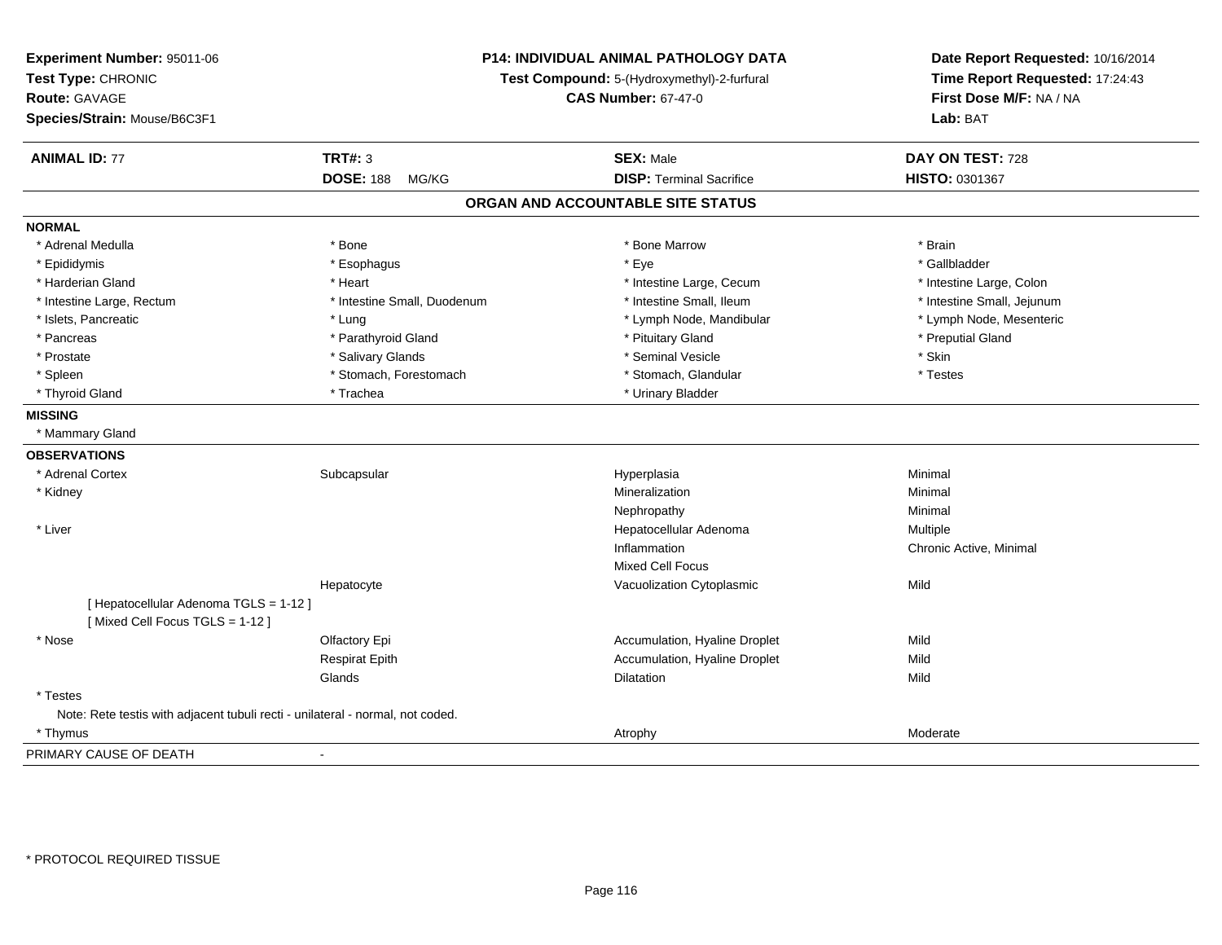**Experiment Number:** 95011-06
**Test Type:** CHRONIC
**Route:** GAVAGE
**Species/Strain:** Mouse/B6C3F1

**P14: INDIVIDUAL ANIMAL PATHOLOGY DATA**
**Test Compound:** 5-(Hydroxymethyl)-2-furfural
**CAS Number:** 67-47-0

**Date Report Requested:** 10/16/2014
**Time Report Requested:** 17:24:43
**First Dose M/F:** NA / NA
**Lab:** BAT

| **ANIMAL ID:** 77 | **TRT#:** 3 | **SEX:** Male | **DAY ON TEST:** 728 |
|---|---|---|---|
| | **DOSE:** 188 MG/KG | **DISP:** Terminal Sacrifice | **HISTO:** 0301367 |

## ORGAN AND ACCOUNTABLE SITE STATUS

**NORMAL**

| | | | |
|---|---|---|---|
| * Adrenal Medulla | * Bone | * Bone Marrow | * Brain |
| * Epididymis | * Esophagus | * Eye | * Gallbladder |
| * Harderian Gland | * Heart | * Intestine Large, Cecum | * Intestine Large, Colon |
| * Intestine Large, Rectum | * Intestine Small, Duodenum | * Intestine Small, Ileum | * Intestine Small, Jejunum |
| * Islets, Pancreatic | * Lung | * Lymph Node, Mandibular | * Lymph Node, Mesenteric |
| * Pancreas | * Parathyroid Gland | * Pituitary Gland | * Preputial Gland |
| * Prostate | * Salivary Glands | * Seminal Vesicle | * Skin |
| * Spleen | * Stomach, Forestomach | * Stomach, Glandular | * Testes |
| * Thyroid Gland | * Trachea | * Urinary Bladder | |

**MISSING**

* Mammary Gland

**OBSERVATIONS**

| | | | |
|---|---|---|---|
| * Adrenal Cortex | Subcapsular | Hyperplasia | Minimal |
| * Kidney | | Mineralization | Minimal |
| | | Nephropathy | Minimal |
| * Liver | | Hepatocellular Adenoma | Multiple |
| | | Inflammation | Chronic Active, Minimal |
| | | Mixed Cell Focus | |
| | Hepatocyte | Vacuolization Cytoplasmic | Mild |
| [ Hepatocellular Adenoma TGLS = 1-12 ] | | | |
| [ Mixed Cell Focus TGLS = 1-12 ] | | | |
| * Nose | Olfactory Epi | Accumulation, Hyaline Droplet | Mild |
| | Respirat Epith | Accumulation, Hyaline Droplet | Mild |
| | Glands | Dilatation | Mild |
| * Testes | | | |
| Note: Rete testis with adjacent tubuli recti - unilateral - normal, not coded. | | | |
| * Thymus | | Atrophy | Moderate |

PRIMARY CAUSE OF DEATH -

* PROTOCOL REQUIRED TISSUE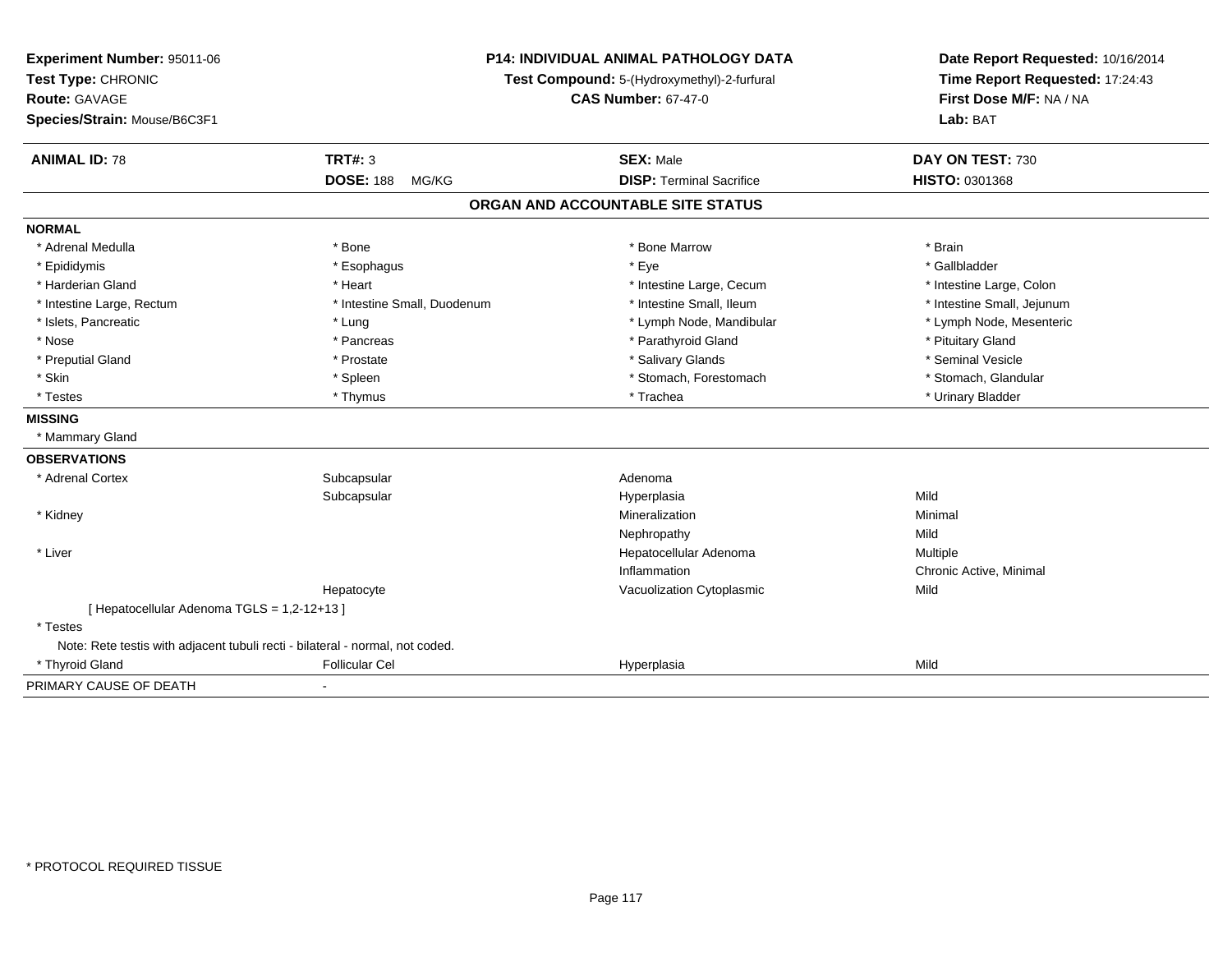**Experiment Number:** 95011-06
**Test Type:** CHRONIC
**Route:** GAVAGE
**Species/Strain:** Mouse/B6C3F1

**P14: INDIVIDUAL ANIMAL PATHOLOGY DATA**
**Test Compound:** 5-(Hydroxymethyl)-2-furfural
**CAS Number:** 67-47-0

**Date Report Requested:** 10/16/2014
**Time Report Requested:** 17:24:43
**First Dose M/F:** NA / NA
**Lab:** BAT

| **ANIMAL ID:** 78 | **TRT#:** 3 | **SEX:** Male | **DAY ON TEST:** 730 |
|---|---|---|---|
| | **DOSE:** 188 MG/KG | **DISP:** Terminal Sacrifice | **HISTO:** 0301368 |

## ORGAN AND ACCOUNTABLE SITE STATUS

**NORMAL**

| | | | |
|---|---|---|---|
| * Adrenal Medulla | * Bone | * Bone Marrow | * Brain |
| * Epididymis | * Esophagus | * Eye | * Gallbladder |
| * Harderian Gland | * Heart | * Intestine Large, Cecum | * Intestine Large, Colon |
| * Intestine Large, Rectum | * Intestine Small, Duodenum | * Intestine Small, Ileum | * Intestine Small, Jejunum |
| * Islets, Pancreatic | * Lung | * Lymph Node, Mandibular | * Lymph Node, Mesenteric |
| * Nose | * Pancreas | * Parathyroid Gland | * Pituitary Gland |
| * Preputial Gland | * Prostate | * Salivary Glands | * Seminal Vesicle |
| * Skin | * Spleen | * Stomach, Forestomach | * Stomach, Glandular |
| * Testes | * Thymus | * Trachea | * Urinary Bladder |

**MISSING**

* Mammary Gland

**OBSERVATIONS**

| | | | |
|---|---|---|---|
| * Adrenal Cortex | Subcapsular | Adenoma | |
| | Subcapsular | Hyperplasia | Mild |
| * Kidney | | Mineralization | Minimal |
| | | Nephropathy | Mild |
| * Liver | | Hepatocellular Adenoma | Multiple |
| | | Inflammation | Chronic Active, Minimal |
| | Hepatocyte | Vacuolization Cytoplasmic | Mild |
| [ Hepatocellular Adenoma TGLS = 1,2-12+13 ] | | | |
| * Testes | | | |
| Note: Rete testis with adjacent tubuli recti - bilateral - normal, not coded. | | | |
| * Thyroid Gland | Follicular Cel | Hyperplasia | Mild |

PRIMARY CAUSE OF DEATH -

* PROTOCOL REQUIRED TISSUE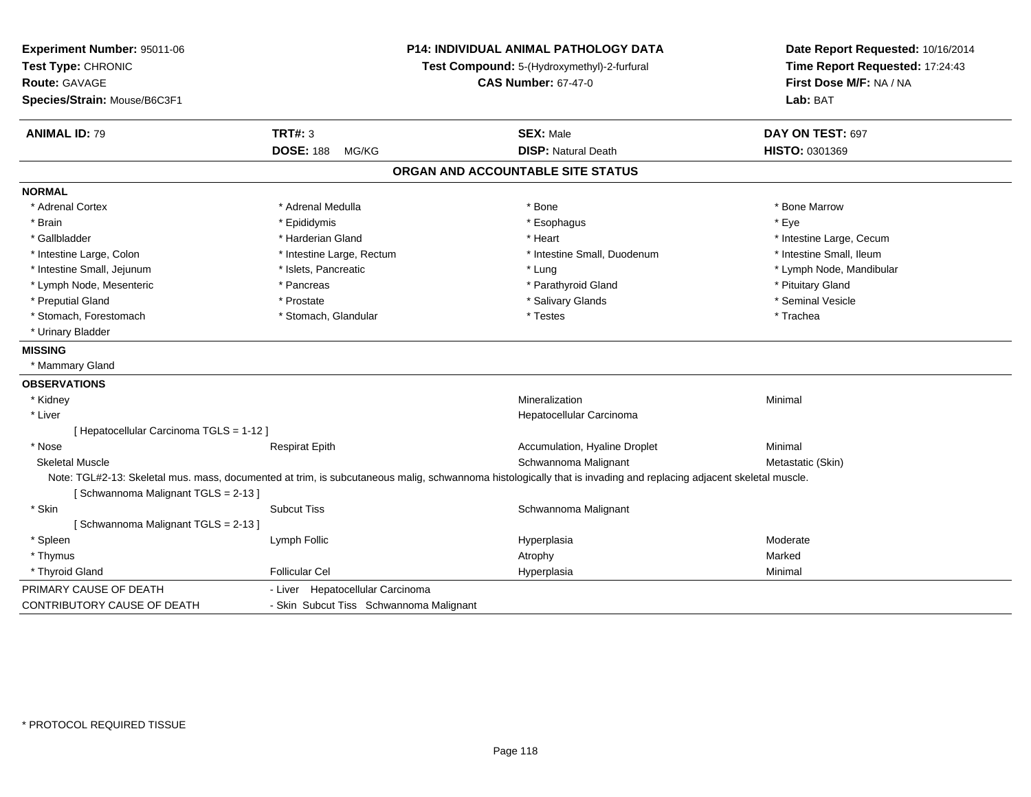**Experiment Number:** 95011-06
**Test Type:** CHRONIC
**Route:** GAVAGE
**Species/Strain:** Mouse/B6C3F1

**P14: INDIVIDUAL ANIMAL PATHOLOGY DATA**
**Test Compound:** 5-(Hydroxymethyl)-2-furfural
**CAS Number:** 67-47-0

**Date Report Requested:** 10/16/2014
**Time Report Requested:** 17:24:43
**First Dose M/F:** NA / NA
**Lab:** BAT

| **ANIMAL ID:** 79 | **TRT#:** 3 | **SEX:** Male | **DAY ON TEST:** 697 |
|---|---|---|---|
| | **DOSE:** 188 MG/KG | **DISP:** Natural Death | **HISTO:** 0301369 |

## ORGAN AND ACCOUNTABLE SITE STATUS

**NORMAL**

| | | | |
|---|---|---|---|
| * Adrenal Cortex | * Adrenal Medulla | * Bone | * Bone Marrow |
| * Brain | * Epididymis | * Esophagus | * Eye |
| * Gallbladder | * Harderian Gland | * Heart | * Intestine Large, Cecum |
| * Intestine Large, Colon | * Intestine Large, Rectum | * Intestine Small, Duodenum | * Intestine Small, Ileum |
| * Intestine Small, Jejunum | * Islets, Pancreatic | * Lung | * Lymph Node, Mandibular |
| * Lymph Node, Mesenteric | * Pancreas | * Parathyroid Gland | * Pituitary Gland |
| * Preputial Gland | * Prostate | * Salivary Glands | * Seminal Vesicle |
| * Stomach, Forestomach | * Stomach, Glandular | * Testes | * Trachea |
| * Urinary Bladder | | | |

**MISSING**

* Mammary Gland

**OBSERVATIONS**

| | | | |
|---|---|---|---|
| * Kidney | | Mineralization | Minimal |
| * Liver | | Hepatocellular Carcinoma | |
| [ Hepatocellular Carcinoma TGLS = 1-12 ] | | | |
| * Nose | Respirat Epith | Accumulation, Hyaline Droplet | Minimal |
| Skeletal Muscle | | Schwannoma Malignant | Metastatic (Skin) |

Note: TGL#2-13: Skeletal mus. mass, documented at trim, is subcutaneous malig, schwannoma histologically that is invading and replacing adjacent skeletal muscle.

| | | | |
|---|---|---|---|
| [ Schwannoma Malignant TGLS = 2-13 ] | | | |
| * Skin | Subcut Tiss | Schwannoma Malignant | |
| [ Schwannoma Malignant TGLS = 2-13 ] | | | |
| * Spleen | Lymph Follic | Hyperplasia | Moderate |
| * Thymus | | Atrophy | Marked |
| * Thyroid Gland | Follicular Cel | Hyperplasia | Minimal |

| | |
|---|---|
| PRIMARY CAUSE OF DEATH | - Liver Hepatocellular Carcinoma |
| CONTRIBUTORY CAUSE OF DEATH | - Skin Subcut Tiss Schwannoma Malignant |

\* PROTOCOL REQUIRED TISSUE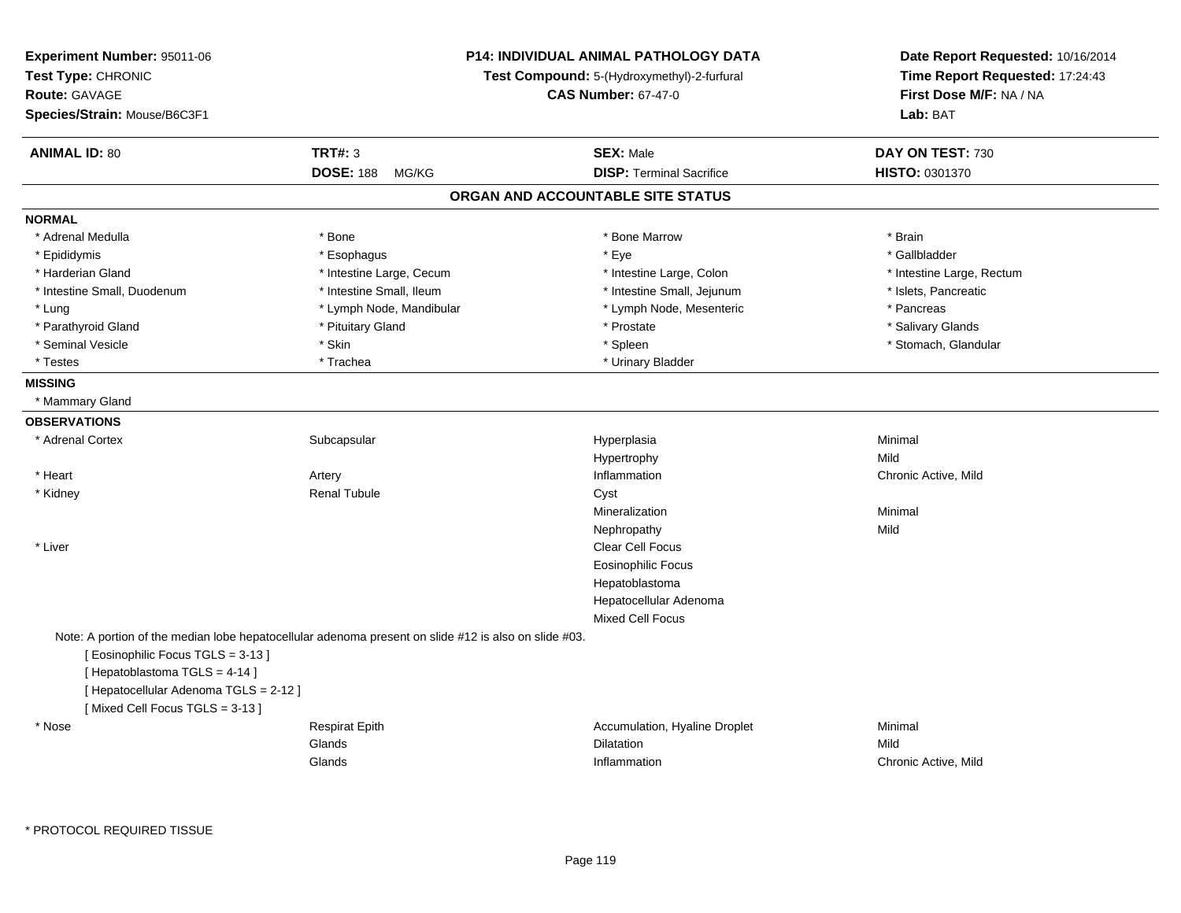**Experiment Number:** 95011-06
**Test Type:** CHRONIC
**Route:** GAVAGE
**Species/Strain:** Mouse/B6C3F1

**P14: INDIVIDUAL ANIMAL PATHOLOGY DATA**
**Test Compound:** 5-(Hydroxymethyl)-2-furfural
**CAS Number:** 67-47-0

**Date Report Requested:** 10/16/2014
**Time Report Requested:** 17:24:43
**First Dose M/F:** NA / NA
**Lab:** BAT

| **ANIMAL ID:** 80 | **TRT#:** 3 | **SEX:** Male | **DAY ON TEST:** 730 |
|---|---|---|---|
| | **DOSE:** 188 MG/KG | **DISP:** Terminal Sacrifice | **HISTO:** 0301370 |

## ORGAN AND ACCOUNTABLE SITE STATUS

**NORMAL**

| | | | |
|---|---|---|---|
| * Adrenal Medulla | * Bone | * Bone Marrow | * Brain |
| * Epididymis | * Esophagus | * Eye | * Gallbladder |
| * Harderian Gland | * Intestine Large, Cecum | * Intestine Large, Colon | * Intestine Large, Rectum |
| * Intestine Small, Duodenum | * Intestine Small, Ileum | * Intestine Small, Jejunum | * Islets, Pancreatic |
| * Lung | * Lymph Node, Mandibular | * Lymph Node, Mesenteric | * Pancreas |
| * Parathyroid Gland | * Pituitary Gland | * Prostate | * Salivary Glands |
| * Seminal Vesicle | * Skin | * Spleen | * Stomach, Glandular |
| * Testes | * Trachea | * Urinary Bladder | |

**MISSING**

* Mammary Gland

**OBSERVATIONS**

| | | | |
|---|---|---|---|
| * Adrenal Cortex | Subcapsular | Hyperplasia | Minimal |
| | | Hypertrophy | Mild |
| * Heart | Artery | Inflammation | Chronic Active, Mild |
| * Kidney | Renal Tubule | Cyst | |
| | | Mineralization | Minimal |
| | | Nephropathy | Mild |
| * Liver | | Clear Cell Focus | |
| | | Eosinophilic Focus | |
| | | Hepatoblastoma | |
| | | Hepatocellular Adenoma | |
| | | Mixed Cell Focus | |

Note: A portion of the median lobe hepatocellular adenoma present on slide #12 is also on slide #03.
[ Eosinophilic Focus TGLS = 3-13 ]
[ Hepatoblastoma TGLS = 4-14 ]
[ Hepatocellular Adenoma TGLS = 2-12 ]
[ Mixed Cell Focus TGLS = 3-13 ]

| | | | |
|---|---|---|---|
| * Nose | Respirat Epith | Accumulation, Hyaline Droplet | Minimal |
| | Glands | Dilatation | Mild |
| | Glands | Inflammation | Chronic Active, Mild |

* PROTOCOL REQUIRED TISSUE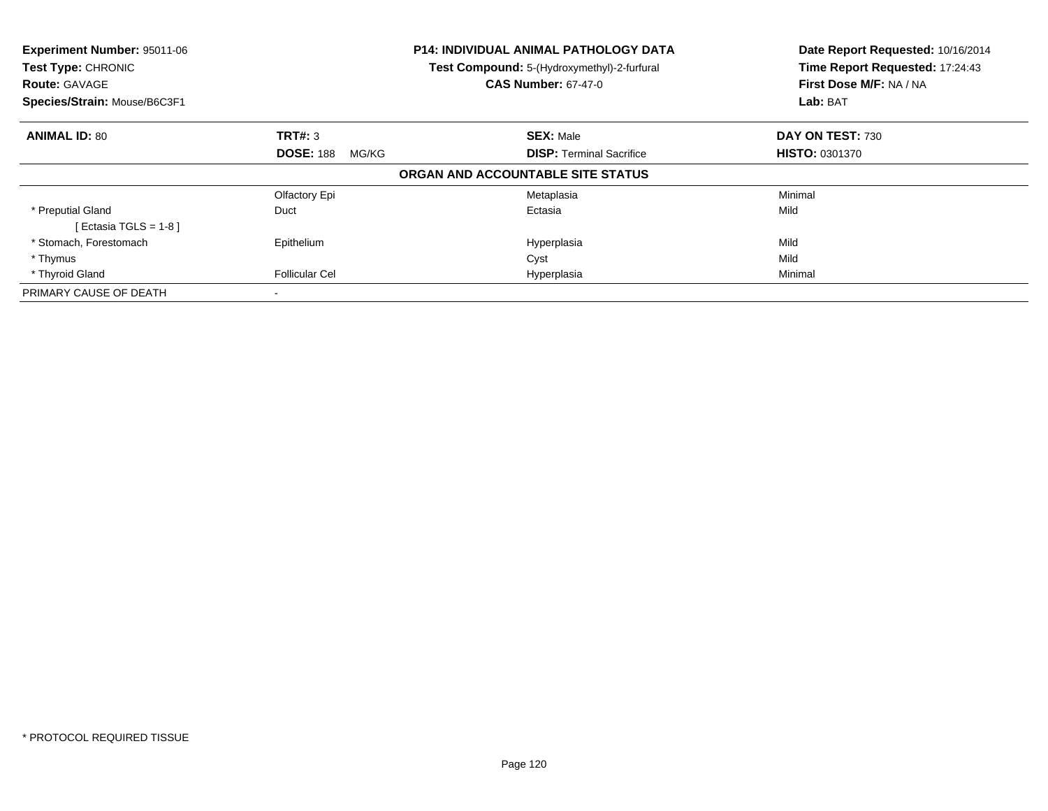**Experiment Number:** 95011-06
**Test Type:** CHRONIC
**Route:** GAVAGE
**Species/Strain:** Mouse/B6C3F1

**P14: INDIVIDUAL ANIMAL PATHOLOGY DATA**
**Test Compound:** 5-(Hydroxymethyl)-2-furfural
**CAS Number:** 67-47-0

**Date Report Requested:** 10/16/2014
**Time Report Requested:** 17:24:43
**First Dose M/F:** NA / NA
**Lab:** BAT

| **ANIMAL ID:** 80 | **TRT#:** 3 | **SEX:** Male | **DAY ON TEST:** 730 |
|---|---|---|---|
| | **DOSE:** 188 MG/KG | **DISP:** Terminal Sacrifice | **HISTO:** 0301370 |

**ORGAN AND ACCOUNTABLE SITE STATUS**

| | | | |
|---|---|---|---|
| | Olfactory Epi | Metaplasia | Minimal |
| * Preputial Gland | Duct | Ectasia | Mild |
| [ Ectasia TGLS = 1-8 ] | | | |
| * Stomach, Forestomach | Epithelium | Hyperplasia | Mild |
| * Thymus | | Cyst | Mild |
| * Thyroid Gland | Follicular Cel | Hyperplasia | Minimal |
| PRIMARY CAUSE OF DEATH | - | | |

* PROTOCOL REQUIRED TISSUE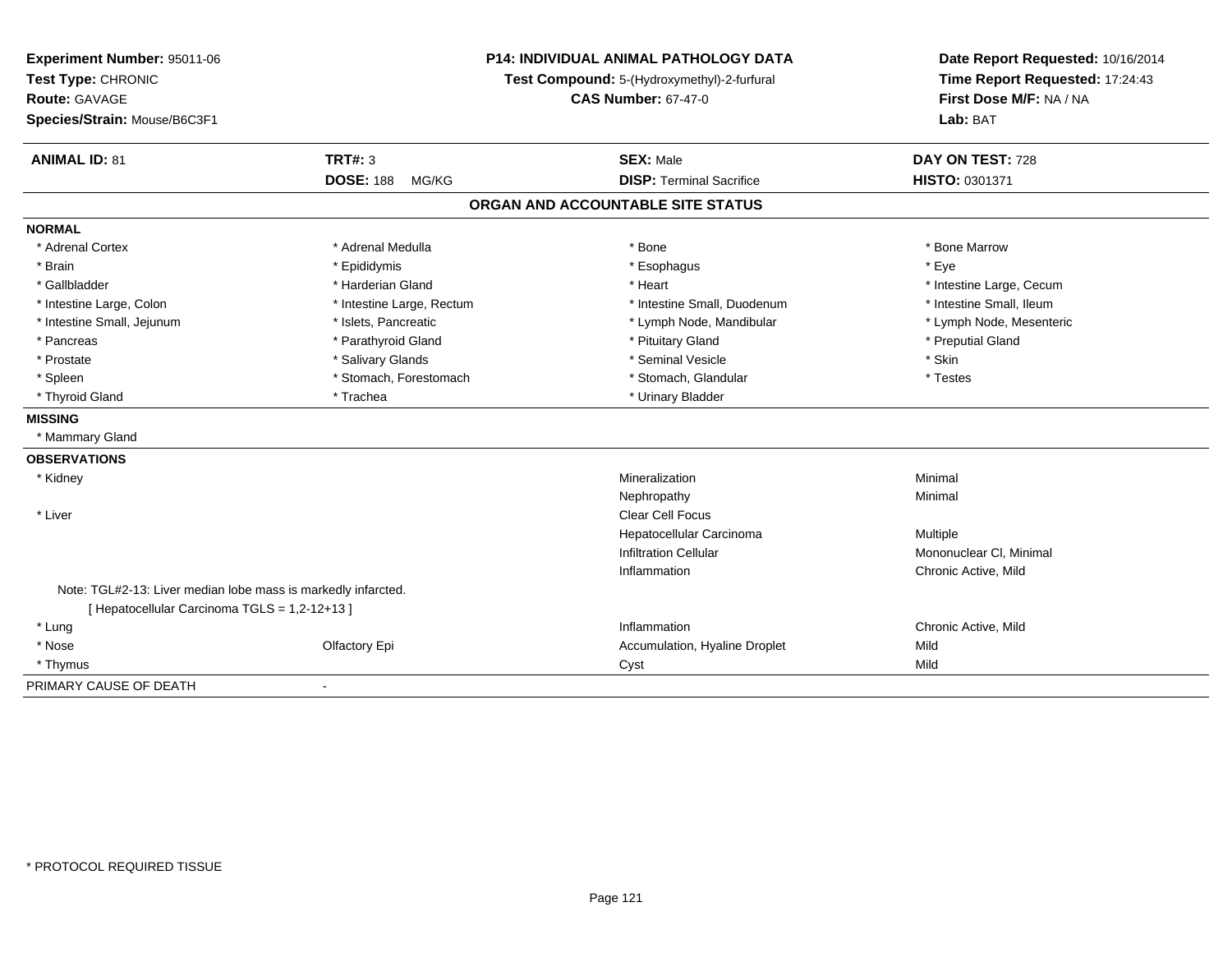**Experiment Number:** 95011-06
**Test Type:** CHRONIC
**Route:** GAVAGE
**Species/Strain:** Mouse/B6C3F1

**P14: INDIVIDUAL ANIMAL PATHOLOGY DATA**
**Test Compound:** 5-(Hydroxymethyl)-2-furfural
**CAS Number:** 67-47-0

**Date Report Requested:** 10/16/2014
**Time Report Requested:** 17:24:43
**First Dose M/F:** NA / NA
**Lab:** BAT

| **ANIMAL ID:** 81 | **TRT#:** 3 | **SEX:** Male | **DAY ON TEST:** 728 |
|---|---|---|---|
| | **DOSE:** 188 MG/KG | **DISP:** Terminal Sacrifice | **HISTO:** 0301371 |

## ORGAN AND ACCOUNTABLE SITE STATUS

**NORMAL**

| | | | |
|---|---|---|---|
| * Adrenal Cortex | * Adrenal Medulla | * Bone | * Bone Marrow |
| * Brain | * Epididymis | * Esophagus | * Eye |
| * Gallbladder | * Harderian Gland | * Heart | * Intestine Large, Cecum |
| * Intestine Large, Colon | * Intestine Large, Rectum | * Intestine Small, Duodenum | * Intestine Small, Ileum |
| * Intestine Small, Jejunum | * Islets, Pancreatic | * Lymph Node, Mandibular | * Lymph Node, Mesenteric |
| * Pancreas | * Parathyroid Gland | * Pituitary Gland | * Preputial Gland |
| * Prostate | * Salivary Glands | * Seminal Vesicle | * Skin |
| * Spleen | * Stomach, Forestomach | * Stomach, Glandular | * Testes |
| * Thyroid Gland | * Trachea | * Urinary Bladder | |

**MISSING**

* Mammary Gland

**OBSERVATIONS**

| | | | |
|---|---|---|---|
| * Kidney | | Mineralization | Minimal |
| | | Nephropathy | Minimal |
| * Liver | | Clear Cell Focus | |
| | | Hepatocellular Carcinoma | Multiple |
| | | Infiltration Cellular | Mononuclear Cl, Minimal |
| | | Inflammation | Chronic Active, Mild |
| Note: TGL#2-13: Liver median lobe mass is markedly infarcted. | | | |
| [ Hepatocellular Carcinoma TGLS = 1,2-12+13 ] | | | |
| * Lung | | Inflammation | Chronic Active, Mild |
| * Nose | Olfactory Epi | Accumulation, Hyaline Droplet | Mild |
| * Thymus | | Cyst | Mild |

PRIMARY CAUSE OF DEATH -

* PROTOCOL REQUIRED TISSUE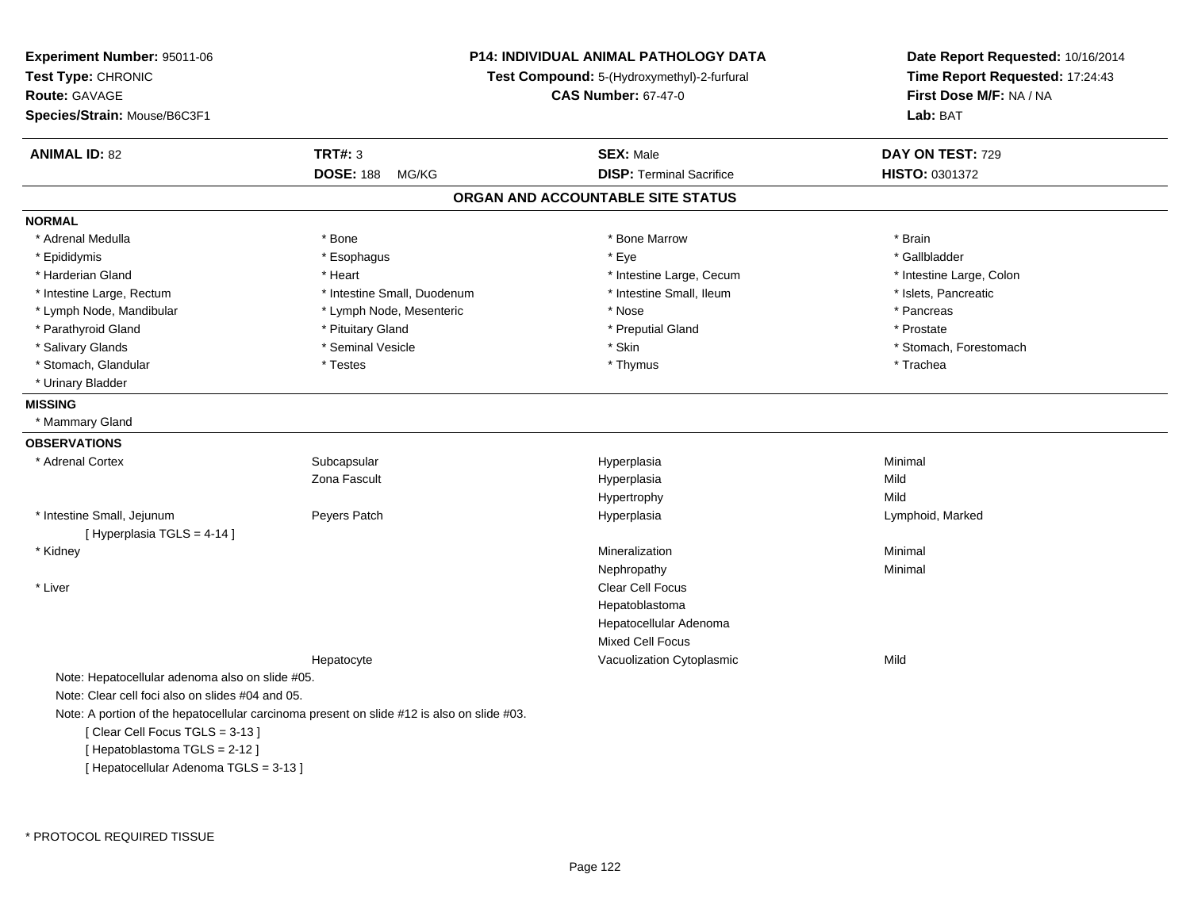**Experiment Number:** 95011-06
**Test Type:** CHRONIC
**Route:** GAVAGE
**Species/Strain:** Mouse/B6C3F1

**P14: INDIVIDUAL ANIMAL PATHOLOGY DATA**
**Test Compound:** 5-(Hydroxymethyl)-2-furfural
**CAS Number:** 67-47-0

**Date Report Requested:** 10/16/2014
**Time Report Requested:** 17:24:43
**First Dose M/F:** NA / NA
**Lab:** BAT

| **ANIMAL ID:** 82 | **TRT#:** 3 | **SEX:** Male | **DAY ON TEST:** 729 |
|---|---|---|---|
| | **DOSE:** 188 MG/KG | **DISP:** Terminal Sacrifice | **HISTO:** 0301372 |

## ORGAN AND ACCOUNTABLE SITE STATUS

**NORMAL**

| | | | |
|---|---|---|---|
| * Adrenal Medulla | * Bone | * Bone Marrow | * Brain |
| * Epididymis | * Esophagus | * Eye | * Gallbladder |
| * Harderian Gland | * Heart | * Intestine Large, Cecum | * Intestine Large, Colon |
| * Intestine Large, Rectum | * Intestine Small, Duodenum | * Intestine Small, Ileum | * Islets, Pancreatic |
| * Lymph Node, Mandibular | * Lymph Node, Mesenteric | * Nose | * Pancreas |
| * Parathyroid Gland | * Pituitary Gland | * Preputial Gland | * Prostate |
| * Salivary Glands | * Seminal Vesicle | * Skin | * Stomach, Forestomach |
| * Stomach, Glandular | * Testes | * Thymus | * Trachea |
| * Urinary Bladder | | | |

**MISSING**

* Mammary Gland

**OBSERVATIONS**

| | | | |
|---|---|---|---|
| * Adrenal Cortex | Subcapsular | Hyperplasia | Minimal |
| | Zona Fascult | Hyperplasia | Mild |
| | | Hypertrophy | Mild |
| * Intestine Small, Jejunum | Peyers Patch | Hyperplasia | Lymphoid, Marked |
| [ Hyperplasia TGLS = 4-14 ] | | | |
| * Kidney | | Mineralization | Minimal |
| | | Nephropathy | Minimal |
| * Liver | | Clear Cell Focus | |
| | | Hepatoblastoma | |
| | | Hepatocellular Adenoma | |
| | | Mixed Cell Focus | |
| | Hepatocyte | Vacuolization Cytoplasmic | Mild |

Note: Hepatocellular adenoma also on slide #05.
Note: Clear cell foci also on slides #04 and 05.
Note: A portion of the hepatocellular carcinoma present on slide #12 is also on slide #03.
[ Clear Cell Focus TGLS = 3-13 ]
[ Hepatoblastoma TGLS = 2-12 ]
[ Hepatocellular Adenoma TGLS = 3-13 ]

\* PROTOCOL REQUIRED TISSUE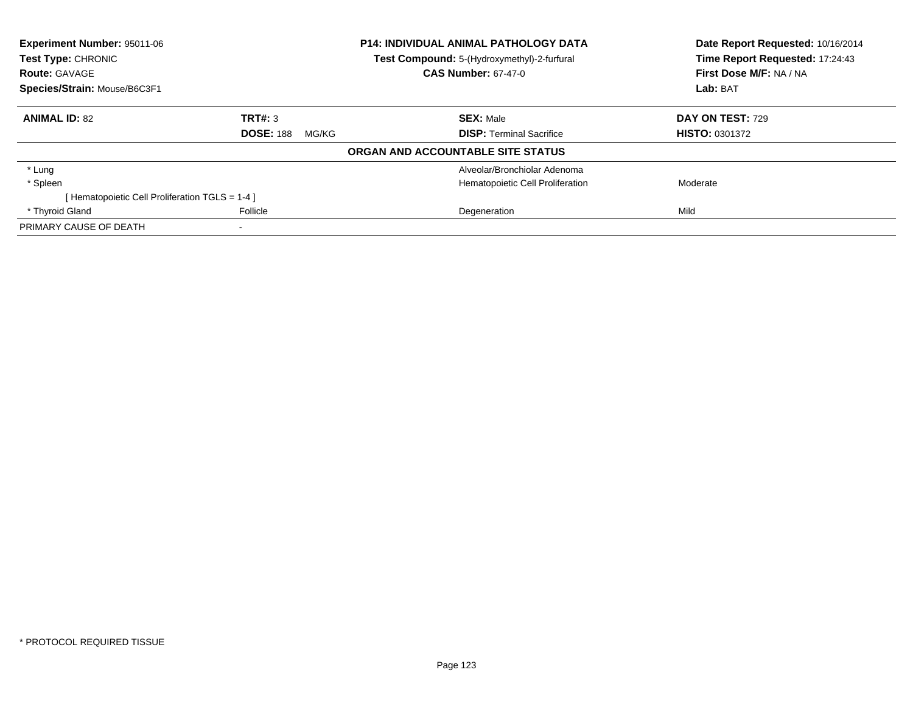**Experiment Number:** 95011-06
**Test Type:** CHRONIC
**Route:** GAVAGE
**Species/Strain:** Mouse/B6C3F1

**P14: INDIVIDUAL ANIMAL PATHOLOGY DATA**
**Test Compound:** 5-(Hydroxymethyl)-2-furfural
**CAS Number:** 67-47-0

**Date Report Requested:** 10/16/2014
**Time Report Requested:** 17:24:43
**First Dose M/F:** NA / NA
**Lab:** BAT

| **ANIMAL ID:** 82 | **TRT#:** 3 | **SEX:** Male | **DAY ON TEST:** 729 |
|---|---|---|---|
| | **DOSE:** 188 MG/KG | **DISP:** Terminal Sacrifice | **HISTO:** 0301372 |

**ORGAN AND ACCOUNTABLE SITE STATUS**

| | | | |
|---|---|---|---|
| * Lung | | Alveolar/Bronchiolar Adenoma | |
| * Spleen | | Hematopoietic Cell Proliferation | Moderate |
| [ Hematopoietic Cell Proliferation TGLS = 1-4 ] | | | |
| * Thyroid Gland | Follicle | Degeneration | Mild |
| PRIMARY CAUSE OF DEATH | - | | |

* PROTOCOL REQUIRED TISSUE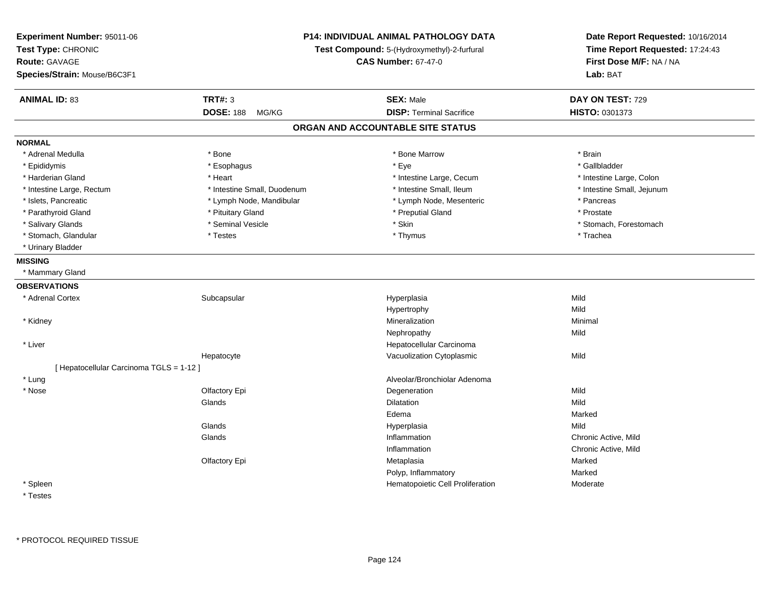**Experiment Number:** 95011-06
**Test Type:** CHRONIC
**Route:** GAVAGE
**Species/Strain:** Mouse/B6C3F1

**P14: INDIVIDUAL ANIMAL PATHOLOGY DATA**
**Test Compound:** 5-(Hydroxymethyl)-2-furfural
**CAS Number:** 67-47-0

**Date Report Requested:** 10/16/2014
**Time Report Requested:** 17:24:43
**First Dose M/F:** NA / NA
**Lab:** BAT

| **ANIMAL ID:** 83 | **TRT#:** 3 | **SEX:** Male | **DAY ON TEST:** 729 |
|---|---|---|---|
| | **DOSE:** 188 MG/KG | **DISP:** Terminal Sacrifice | **HISTO:** 0301373 |

## ORGAN AND ACCOUNTABLE SITE STATUS

**NORMAL**

| | | | |
|---|---|---|---|
| * Adrenal Medulla | * Bone | * Bone Marrow | * Brain |
| * Epididymis | * Esophagus | * Eye | * Gallbladder |
| * Harderian Gland | * Heart | * Intestine Large, Cecum | * Intestine Large, Colon |
| * Intestine Large, Rectum | * Intestine Small, Duodenum | * Intestine Small, Ileum | * Intestine Small, Jejunum |
| * Islets, Pancreatic | * Lymph Node, Mandibular | * Lymph Node, Mesenteric | * Pancreas |
| * Parathyroid Gland | * Pituitary Gland | * Preputial Gland | * Prostate |
| * Salivary Glands | * Seminal Vesicle | * Skin | * Stomach, Forestomach |
| * Stomach, Glandular | * Testes | * Thymus | * Trachea |
| * Urinary Bladder | | | |

**MISSING**

* Mammary Gland

**OBSERVATIONS**

| Organ | Site | Observation | Severity |
|---|---|---|---|
| * Adrenal Cortex | Subcapsular | Hyperplasia | Mild |
| | | Hypertrophy | Mild |
| * Kidney | | Mineralization | Minimal |
| | | Nephropathy | Mild |
| * Liver | | Hepatocellular Carcinoma | |
| | Hepatocyte | Vacuolization Cytoplasmic | Mild |
| [ Hepatocellular Carcinoma TGLS = 1-12 ] | | | |
| * Lung | | Alveolar/Bronchiolar Adenoma | |
| * Nose | Olfactory Epi | Degeneration | Mild |
| | Glands | Dilatation | Mild |
| | | Edema | Marked |
| | Glands | Hyperplasia | Mild |
| | Glands | Inflammation | Chronic Active, Mild |
| | | Inflammation | Chronic Active, Mild |
| | Olfactory Epi | Metaplasia | Marked |
| | | Polyp, Inflammatory | Marked |
| * Spleen | | Hematopoietic Cell Proliferation | Moderate |
| * Testes | | | |

* PROTOCOL REQUIRED TISSUE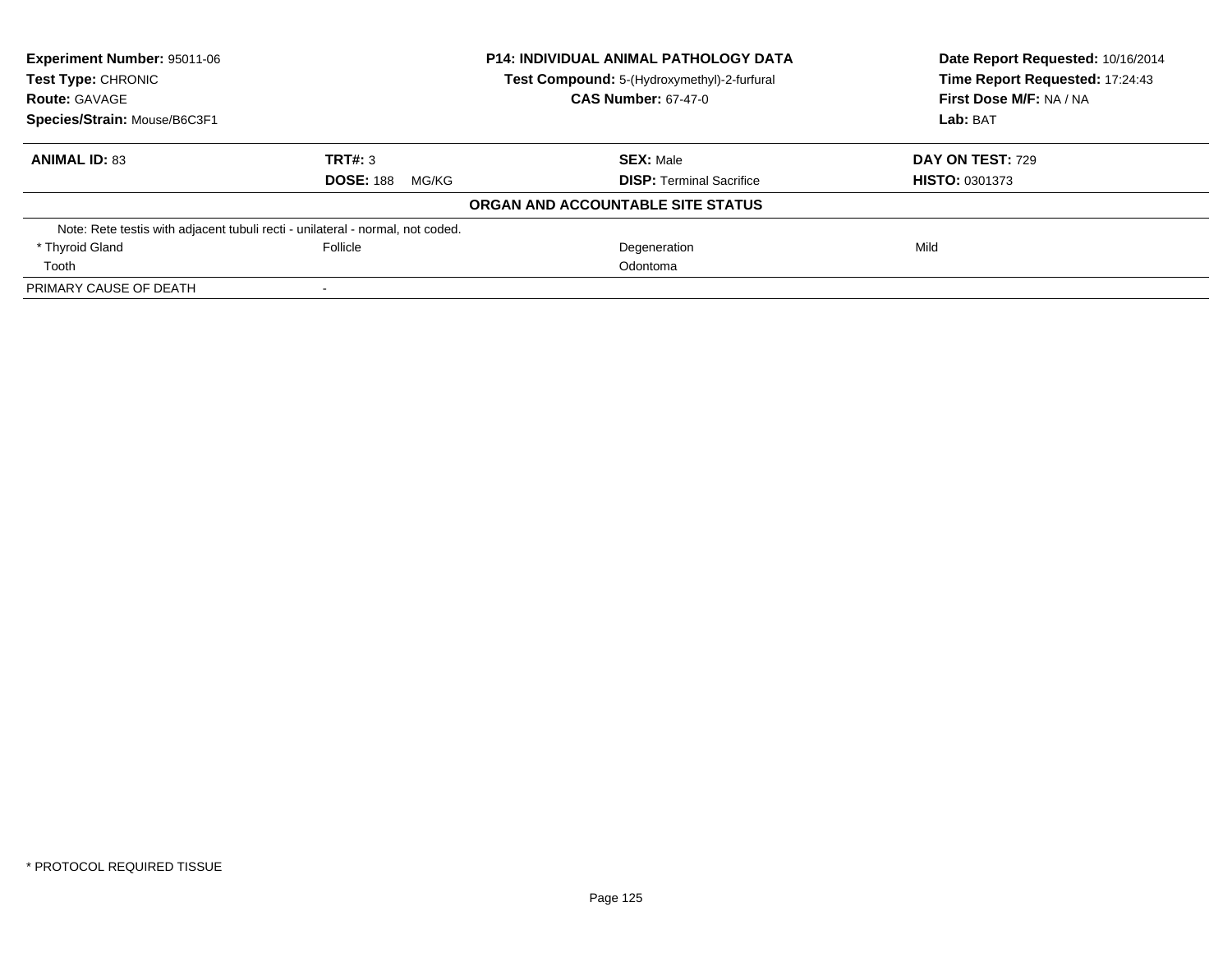**Experiment Number:** 95011-06
**Test Type:** CHRONIC
**Route:** GAVAGE
**Species/Strain:** Mouse/B6C3F1

**P14: INDIVIDUAL ANIMAL PATHOLOGY DATA**
**Test Compound:** 5-(Hydroxymethyl)-2-furfural
**CAS Number:** 67-47-0

**Date Report Requested:** 10/16/2014
**Time Report Requested:** 17:24:43
**First Dose M/F:** NA / NA
**Lab:** BAT

| **ANIMAL ID:** 83 | **TRT#:** 3 | **SEX:** Male | **DAY ON TEST:** 729 |
|---|---|---|---|
| | **DOSE:** 188 MG/KG | **DISP:** Terminal Sacrifice | **HISTO:** 0301373 |

**ORGAN AND ACCOUNTABLE SITE STATUS**

| | | | |
|---|---|---|---|
| Note: Rete testis with adjacent tubuli recti - unilateral - normal, not coded. | | | |
| * Thyroid Gland | Follicle | Degeneration | Mild |
| Tooth | | Odontoma | |
| PRIMARY CAUSE OF DEATH | - | | |

* PROTOCOL REQUIRED TISSUE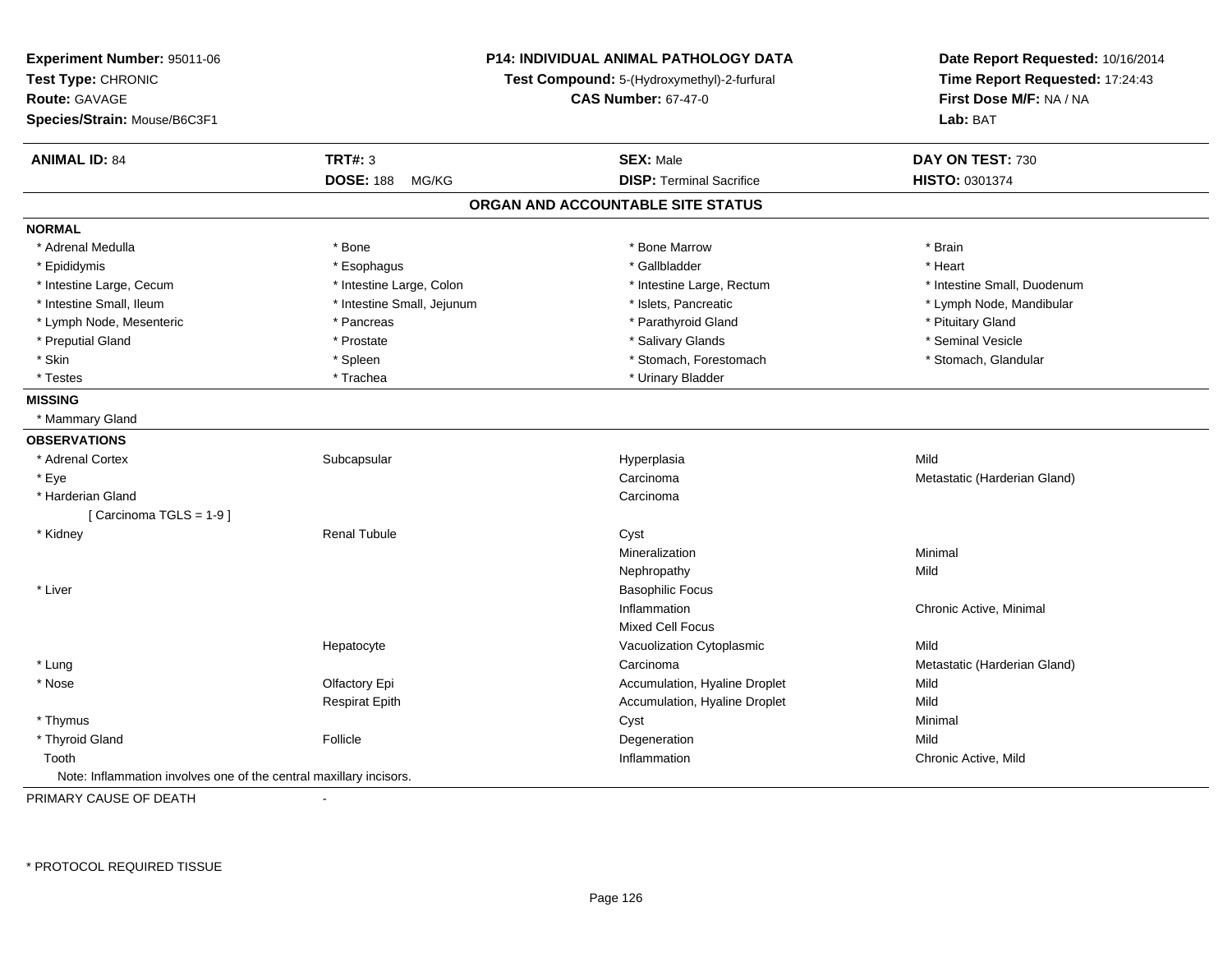**Experiment Number:** 95011-06
**Test Type:** CHRONIC
**Route:** GAVAGE
**Species/Strain:** Mouse/B6C3F1

**P14: INDIVIDUAL ANIMAL PATHOLOGY DATA**
**Test Compound:** 5-(Hydroxymethyl)-2-furfural
**CAS Number:** 67-47-0

**Date Report Requested:** 10/16/2014
**Time Report Requested:** 17:24:43
**First Dose M/F:** NA / NA
**Lab:** BAT

| **ANIMAL ID:** 84 | **TRT#:** 3 | **SEX:** Male | **DAY ON TEST:** 730 |
|---|---|---|---|
| | **DOSE:** 188 MG/KG | **DISP:** Terminal Sacrifice | **HISTO:** 0301374 |

## ORGAN AND ACCOUNTABLE SITE STATUS

**NORMAL**

| | | | |
|---|---|---|---|
| * Adrenal Medulla | * Bone | * Bone Marrow | * Brain |
| * Epididymis | * Esophagus | * Gallbladder | * Heart |
| * Intestine Large, Cecum | * Intestine Large, Colon | * Intestine Large, Rectum | * Intestine Small, Duodenum |
| * Intestine Small, Ileum | * Intestine Small, Jejunum | * Islets, Pancreatic | * Lymph Node, Mandibular |
| * Lymph Node, Mesenteric | * Pancreas | * Parathyroid Gland | * Pituitary Gland |
| * Preputial Gland | * Prostate | * Salivary Glands | * Seminal Vesicle |
| * Skin | * Spleen | * Stomach, Forestomach | * Stomach, Glandular |
| * Testes | * Trachea | * Urinary Bladder | |

**MISSING**

* Mammary Gland

**OBSERVATIONS**

| | | | |
|---|---|---|---|
| * Adrenal Cortex | Subcapsular | Hyperplasia | Mild |
| * Eye | | Carcinoma | Metastatic (Harderian Gland) |
| * Harderian Gland | | Carcinoma | |
| [ Carcinoma TGLS = 1-9 ] | | | |
| * Kidney | Renal Tubule | Cyst | |
| | | Mineralization | Minimal |
| | | Nephropathy | Mild |
| * Liver | | Basophilic Focus | |
| | | Inflammation | Chronic Active, Minimal |
| | | Mixed Cell Focus | |
| | Hepatocyte | Vacuolization Cytoplasmic | Mild |
| * Lung | | Carcinoma | Metastatic (Harderian Gland) |
| * Nose | Olfactory Epi | Accumulation, Hyaline Droplet | Mild |
| | Respirat Epith | Accumulation, Hyaline Droplet | Mild |
| * Thymus | | Cyst | Minimal |
| * Thyroid Gland | Follicle | Degeneration | Mild |
| Tooth | | Inflammation | Chronic Active, Mild |

Note: Inflammation involves one of the central maxillary incisors.

PRIMARY CAUSE OF DEATH -

* PROTOCOL REQUIRED TISSUE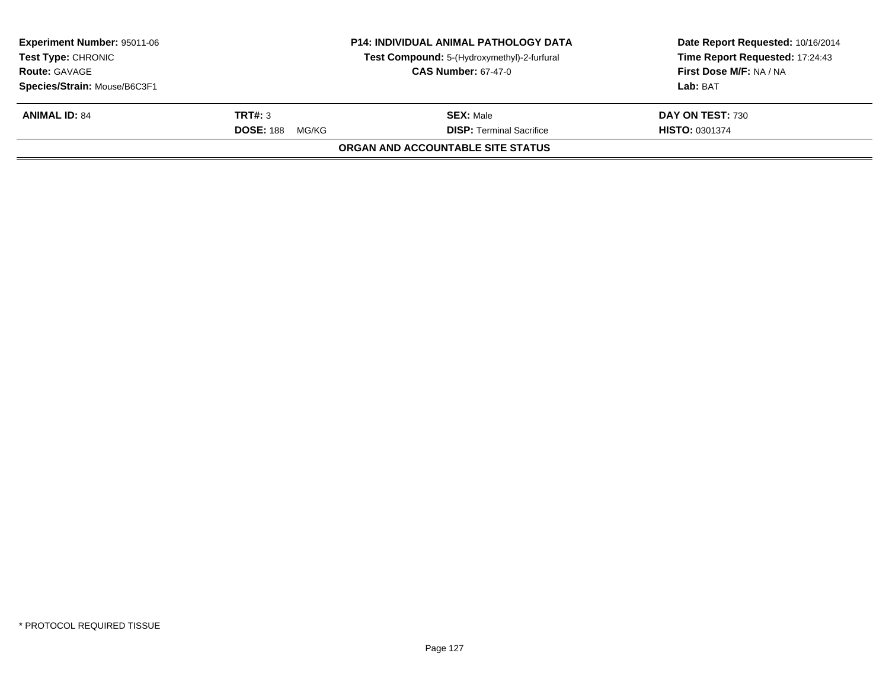| **Experiment Number:** 95011-06 | **P14: INDIVIDUAL ANIMAL PATHOLOGY DATA** | **Date Report Requested:** 10/16/2014 |
|---|---|---|
| **Test Type:** CHRONIC | **Test Compound:** 5-(Hydroxymethyl)-2-furfural | **Time Report Requested:** 17:24:43 |
| **Route:** GAVAGE | **CAS Number:** 67-47-0 | **First Dose M/F:** NA / NA |
| **Species/Strain:** Mouse/B6C3F1 | | **Lab:** BAT |

| **ANIMAL ID:** 84 | **TRT#:** 3 | **SEX:** Male | **DAY ON TEST:** 730 |
|---|---|---|---|
| | **DOSE:** 188 MG/KG | **DISP:** Terminal Sacrifice | **HISTO:** 0301374 |

**ORGAN AND ACCOUNTABLE SITE STATUS**

\* PROTOCOL REQUIRED TISSUE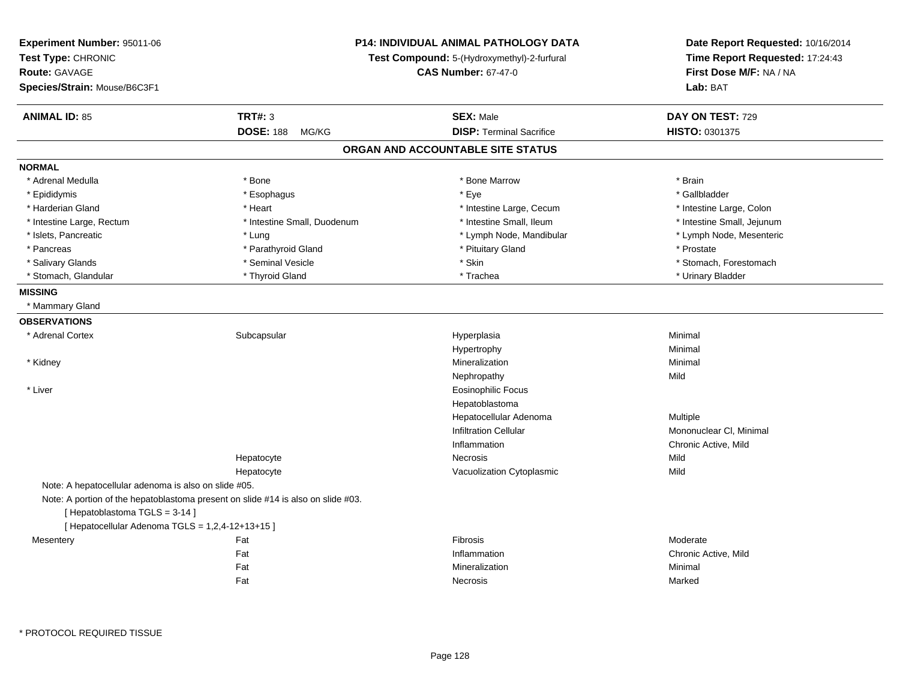**Experiment Number:** 95011-06
**Test Type:** CHRONIC
**Route:** GAVAGE
**Species/Strain:** Mouse/B6C3F1

**P14: INDIVIDUAL ANIMAL PATHOLOGY DATA**
**Test Compound:** 5-(Hydroxymethyl)-2-furfural
**CAS Number:** 67-47-0

**Date Report Requested:** 10/16/2014
**Time Report Requested:** 17:24:43
**First Dose M/F:** NA / NA
**Lab:** BAT

| **ANIMAL ID:** 85 | **TRT#:** 3 | **SEX:** Male | **DAY ON TEST:** 729 |
|---|---|---|---|
| | **DOSE:** 188 MG/KG | **DISP:** Terminal Sacrifice | **HISTO:** 0301375 |

## ORGAN AND ACCOUNTABLE SITE STATUS

**NORMAL**

| | | | |
|---|---|---|---|
| * Adrenal Medulla | * Bone | * Bone Marrow | * Brain |
| * Epididymis | * Esophagus | * Eye | * Gallbladder |
| * Harderian Gland | * Heart | * Intestine Large, Cecum | * Intestine Large, Colon |
| * Intestine Large, Rectum | * Intestine Small, Duodenum | * Intestine Small, Ileum | * Intestine Small, Jejunum |
| * Islets, Pancreatic | * Lung | * Lymph Node, Mandibular | * Lymph Node, Mesenteric |
| * Pancreas | * Parathyroid Gland | * Pituitary Gland | * Prostate |
| * Salivary Glands | * Seminal Vesicle | * Skin | * Stomach, Forestomach |
| * Stomach, Glandular | * Thyroid Gland | * Trachea | * Urinary Bladder |

**MISSING**

* Mammary Gland

**OBSERVATIONS**

| | | | |
|---|---|---|---|
| * Adrenal Cortex | Subcapsular | Hyperplasia | Minimal |
| | | Hypertrophy | Minimal |
| * Kidney | | Mineralization | Minimal |
| | | Nephropathy | Mild |
| * Liver | | Eosinophilic Focus | |
| | | Hepatoblastoma | |
| | | Hepatocellular Adenoma | Multiple |
| | | Infiltration Cellular | Mononuclear Cl, Minimal |
| | | Inflammation | Chronic Active, Mild |
| | Hepatocyte | Necrosis | Mild |
| | Hepatocyte | Vacuolization Cytoplasmic | Mild |

Note: A hepatocellular adenoma is also on slide #05.
Note: A portion of the hepatoblastoma present on slide #14 is also on slide #03.
[ Hepatoblastoma TGLS = 3-14 ]
[ Hepatocellular Adenoma TGLS = 1,2,4-12+13+15 ]

| | | | |
|---|---|---|---|
| Mesentery | Fat | Fibrosis | Moderate |
| | Fat | Inflammation | Chronic Active, Mild |
| | Fat | Mineralization | Minimal |
| | Fat | Necrosis | Marked |

\* PROTOCOL REQUIRED TISSUE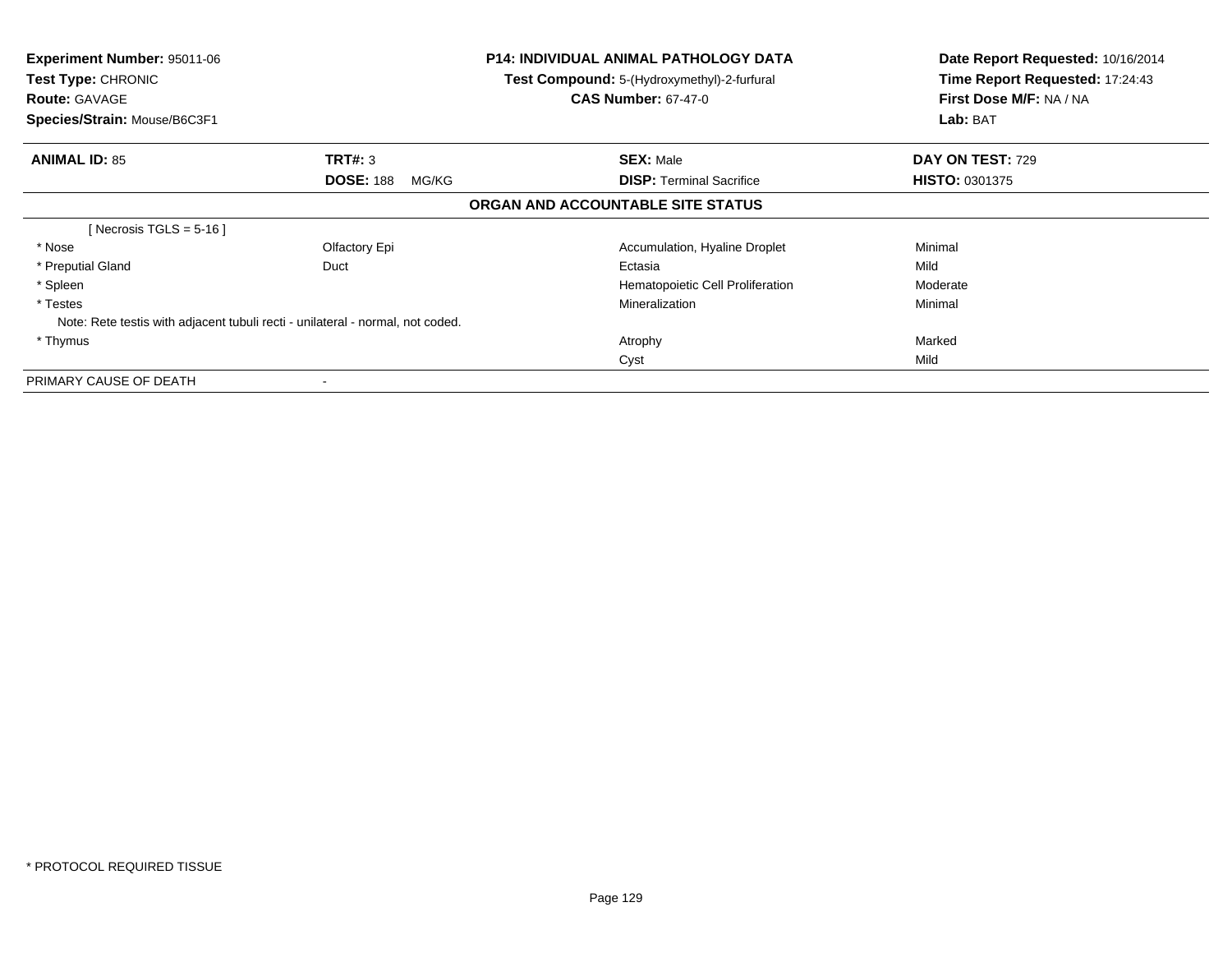**Experiment Number:** 95011-06
**Test Type:** CHRONIC
**Route:** GAVAGE
**Species/Strain:** Mouse/B6C3F1

**P14: INDIVIDUAL ANIMAL PATHOLOGY DATA**
**Test Compound:** 5-(Hydroxymethyl)-2-furfural
**CAS Number:** 67-47-0

**Date Report Requested:** 10/16/2014
**Time Report Requested:** 17:24:43
**First Dose M/F:** NA / NA
**Lab:** BAT

| **ANIMAL ID:** 85 | **TRT#:** 3 | **SEX:** Male | **DAY ON TEST:** 729 |
|---|---|---|---|
| | **DOSE:** 188 MG/KG | **DISP:** Terminal Sacrifice | **HISTO:** 0301375 |

### ORGAN AND ACCOUNTABLE SITE STATUS

| | | | |
|---|---|---|---|
| [ Necrosis TGLS = 5-16 ] | | | |
| * Nose | Olfactory Epi | Accumulation, Hyaline Droplet | Minimal |
| * Preputial Gland | Duct | Ectasia | Mild |
| * Spleen | | Hematopoietic Cell Proliferation | Moderate |
| * Testes | | Mineralization | Minimal |
| Note: Rete testis with adjacent tubuli recti - unilateral - normal, not coded. | | | |
| * Thymus | | Atrophy | Marked |
| | | Cyst | Mild |
| PRIMARY CAUSE OF DEATH | - | | |

* PROTOCOL REQUIRED TISSUE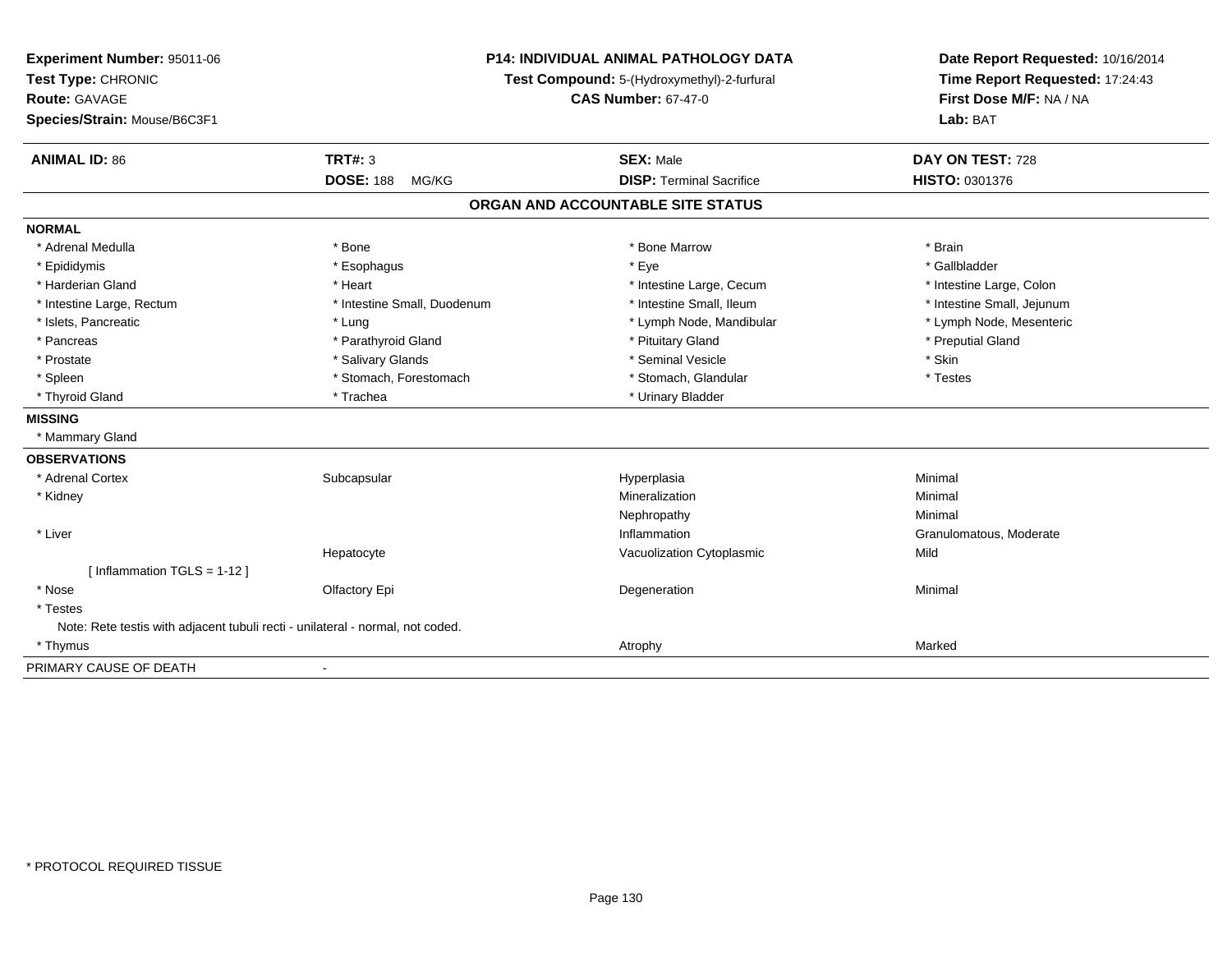**Experiment Number:** 95011-06
**Test Type:** CHRONIC
**Route:** GAVAGE
**Species/Strain:** Mouse/B6C3F1

**P14: INDIVIDUAL ANIMAL PATHOLOGY DATA**
**Test Compound:** 5-(Hydroxymethyl)-2-furfural
**CAS Number:** 67-47-0

**Date Report Requested:** 10/16/2014
**Time Report Requested:** 17:24:43
**First Dose M/F:** NA / NA
**Lab:** BAT

| **ANIMAL ID:** 86 | **TRT#:** 3 | **SEX:** Male | **DAY ON TEST:** 728 |
|---|---|---|---|
| | **DOSE:** 188 MG/KG | **DISP:** Terminal Sacrifice | **HISTO:** 0301376 |

## ORGAN AND ACCOUNTABLE SITE STATUS

**NORMAL**

| | | | |
|---|---|---|---|
| * Adrenal Medulla | * Bone | * Bone Marrow | * Brain |
| * Epididymis | * Esophagus | * Eye | * Gallbladder |
| * Harderian Gland | * Heart | * Intestine Large, Cecum | * Intestine Large, Colon |
| * Intestine Large, Rectum | * Intestine Small, Duodenum | * Intestine Small, Ileum | * Intestine Small, Jejunum |
| * Islets, Pancreatic | * Lung | * Lymph Node, Mandibular | * Lymph Node, Mesenteric |
| * Pancreas | * Parathyroid Gland | * Pituitary Gland | * Preputial Gland |
| * Prostate | * Salivary Glands | * Seminal Vesicle | * Skin |
| * Spleen | * Stomach, Forestomach | * Stomach, Glandular | * Testes |
| * Thyroid Gland | * Trachea | * Urinary Bladder | |

**MISSING**

* Mammary Gland

**OBSERVATIONS**

| | | | |
|---|---|---|---|
| * Adrenal Cortex | Subcapsular | Hyperplasia | Minimal |
| * Kidney | | Mineralization | Minimal |
| | | Nephropathy | Minimal |
| * Liver | | Inflammation | Granulomatous, Moderate |
| | Hepatocyte | Vacuolization Cytoplasmic | Mild |
| [ Inflammation TGLS = 1-12 ] | | | |
| * Nose | Olfactory Epi | Degeneration | Minimal |
| * Testes | | | |
| Note: Rete testis with adjacent tubuli recti - unilateral - normal, not coded. | | | |
| * Thymus | | Atrophy | Marked |

PRIMARY CAUSE OF DEATH -

* PROTOCOL REQUIRED TISSUE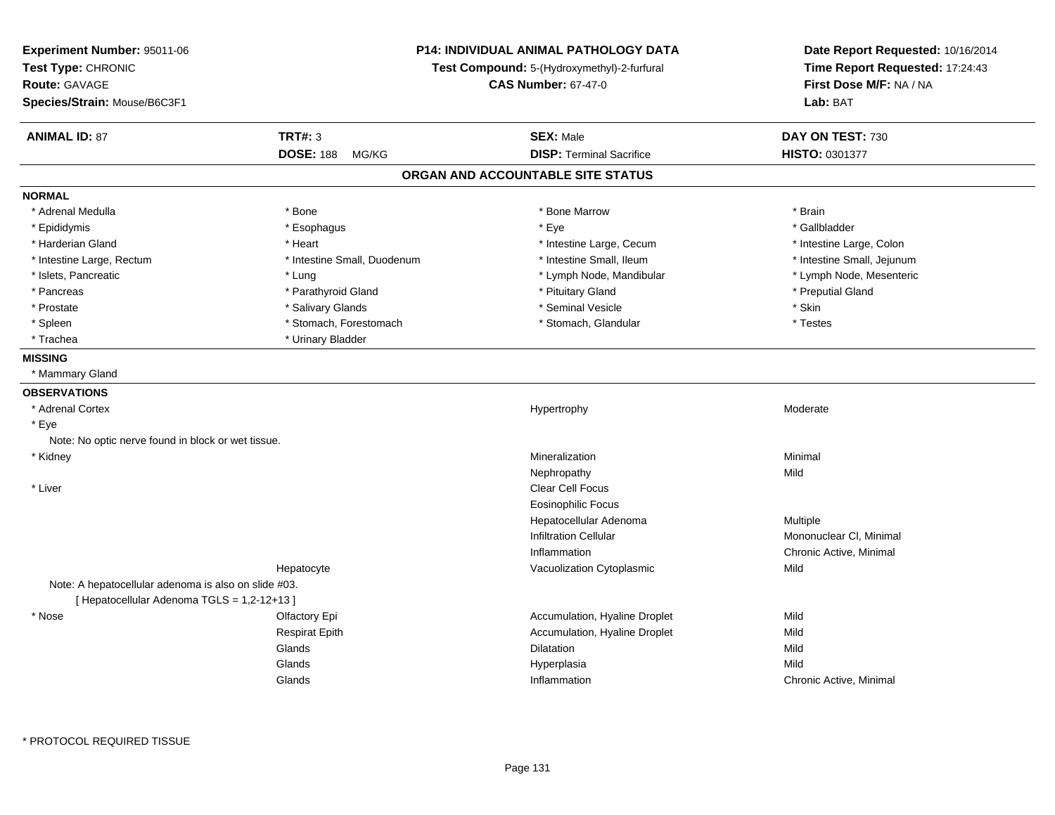**Experiment Number:** 95011-06
**Test Type:** CHRONIC
**Route:** GAVAGE
**Species/Strain:** Mouse/B6C3F1

**P14: INDIVIDUAL ANIMAL PATHOLOGY DATA**
**Test Compound:** 5-(Hydroxymethyl)-2-furfural
**CAS Number:** 67-47-0

**Date Report Requested:** 10/16/2014
**Time Report Requested:** 17:24:43
**First Dose M/F:** NA / NA
**Lab:** BAT

| **ANIMAL ID:** 87 | **TRT#:** 3 | **SEX:** Male | **DAY ON TEST:** 730 |
|---|---|---|---|
| | **DOSE:** 188 MG/KG | **DISP:** Terminal Sacrifice | **HISTO:** 0301377 |

## ORGAN AND ACCOUNTABLE SITE STATUS

**NORMAL**

| | | | |
|---|---|---|---|
| * Adrenal Medulla | * Bone | * Bone Marrow | * Brain |
| * Epididymis | * Esophagus | * Eye | * Gallbladder |
| * Harderian Gland | * Heart | * Intestine Large, Cecum | * Intestine Large, Colon |
| * Intestine Large, Rectum | * Intestine Small, Duodenum | * Intestine Small, Ileum | * Intestine Small, Jejunum |
| * Islets, Pancreatic | * Lung | * Lymph Node, Mandibular | * Lymph Node, Mesenteric |
| * Pancreas | * Parathyroid Gland | * Pituitary Gland | * Preputial Gland |
| * Prostate | * Salivary Glands | * Seminal Vesicle | * Skin |
| * Spleen | * Stomach, Forestomach | * Stomach, Glandular | * Testes |
| * Trachea | * Urinary Bladder | | |

**MISSING**

* Mammary Gland

**OBSERVATIONS**

| | | | |
|---|---|---|---|
| * Adrenal Cortex | | Hypertrophy | Moderate |
| * Eye | | | |
| Note: No optic nerve found in block or wet tissue. | | | |
| * Kidney | | Mineralization | Minimal |
| | | Nephropathy | Mild |
| * Liver | | Clear Cell Focus | |
| | | Eosinophilic Focus | |
| | | Hepatocellular Adenoma | Multiple |
| | | Infiltration Cellular | Mononuclear Cl, Minimal |
| | | Inflammation | Chronic Active, Minimal |
| | Hepatocyte | Vacuolization Cytoplasmic | Mild |
| Note: A hepatocellular adenoma is also on slide #03. | | | |
| [ Hepatocellular Adenoma TGLS = 1,2-12+13 ] | | | |
| * Nose | Olfactory Epi | Accumulation, Hyaline Droplet | Mild |
| | Respirat Epith | Accumulation, Hyaline Droplet | Mild |
| | Glands | Dilatation | Mild |
| | Glands | Hyperplasia | Mild |
| | Glands | Inflammation | Chronic Active, Minimal |

* PROTOCOL REQUIRED TISSUE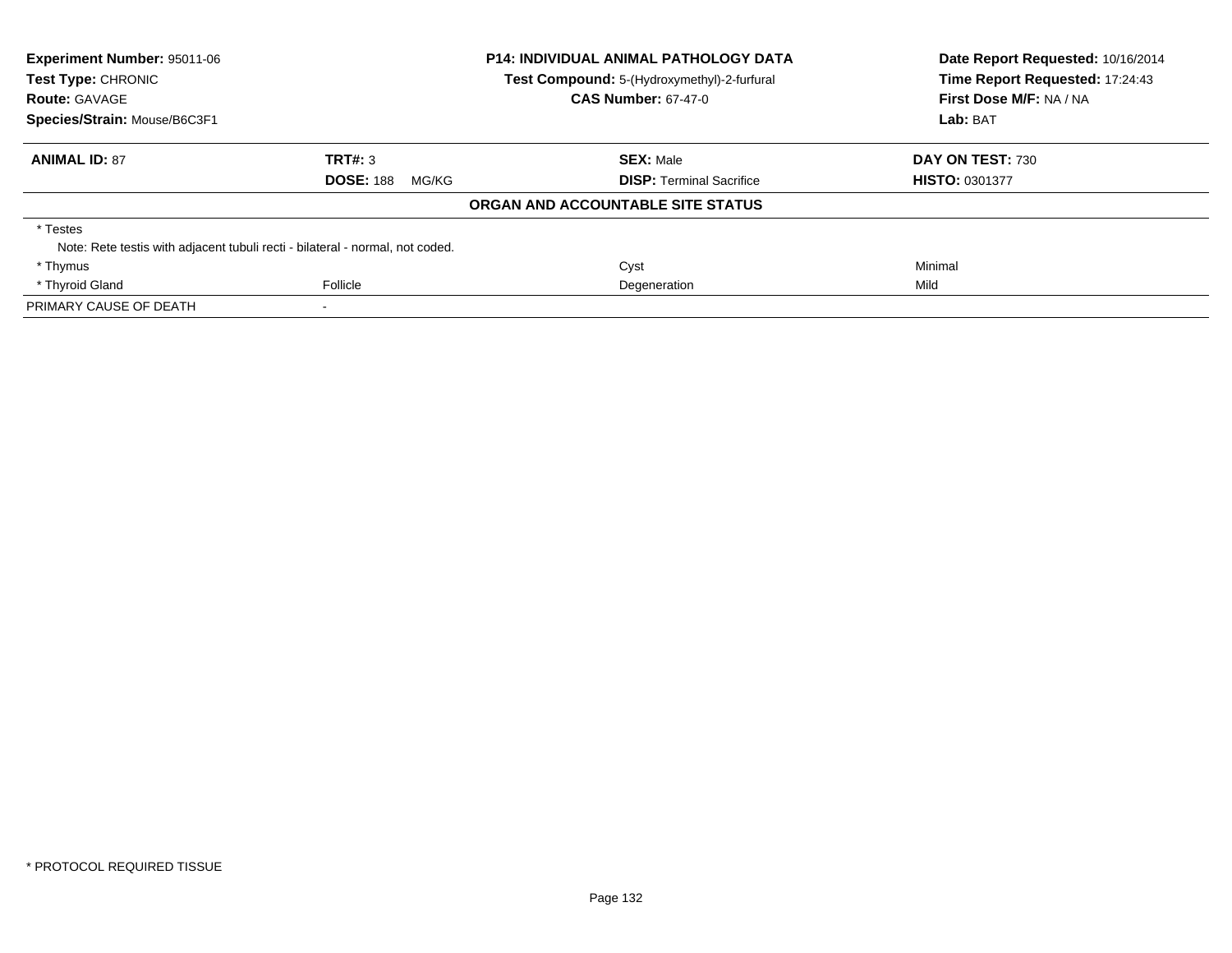**Experiment Number:** 95011-06
**Test Type:** CHRONIC
**Route:** GAVAGE
**Species/Strain:** Mouse/B6C3F1

**P14: INDIVIDUAL ANIMAL PATHOLOGY DATA**
**Test Compound:** 5-(Hydroxymethyl)-2-furfural
**CAS Number:** 67-47-0

**Date Report Requested:** 10/16/2014
**Time Report Requested:** 17:24:43
**First Dose M/F:** NA / NA
**Lab:** BAT

| **ANIMAL ID:** 87 | **TRT#:** 3 | **SEX:** Male | **DAY ON TEST:** 730 |
|---|---|---|---|
| | **DOSE:** 188 MG/KG | **DISP:** Terminal Sacrifice | **HISTO:** 0301377 |

**ORGAN AND ACCOUNTABLE SITE STATUS**

| | | | |
|---|---|---|---|
| * Testes | | | |
| Note: Rete testis with adjacent tubuli recti - bilateral - normal, not coded. | | | |
| * Thymus | | Cyst | Minimal |
| * Thyroid Gland | Follicle | Degeneration | Mild |
| PRIMARY CAUSE OF DEATH | - | | |

* PROTOCOL REQUIRED TISSUE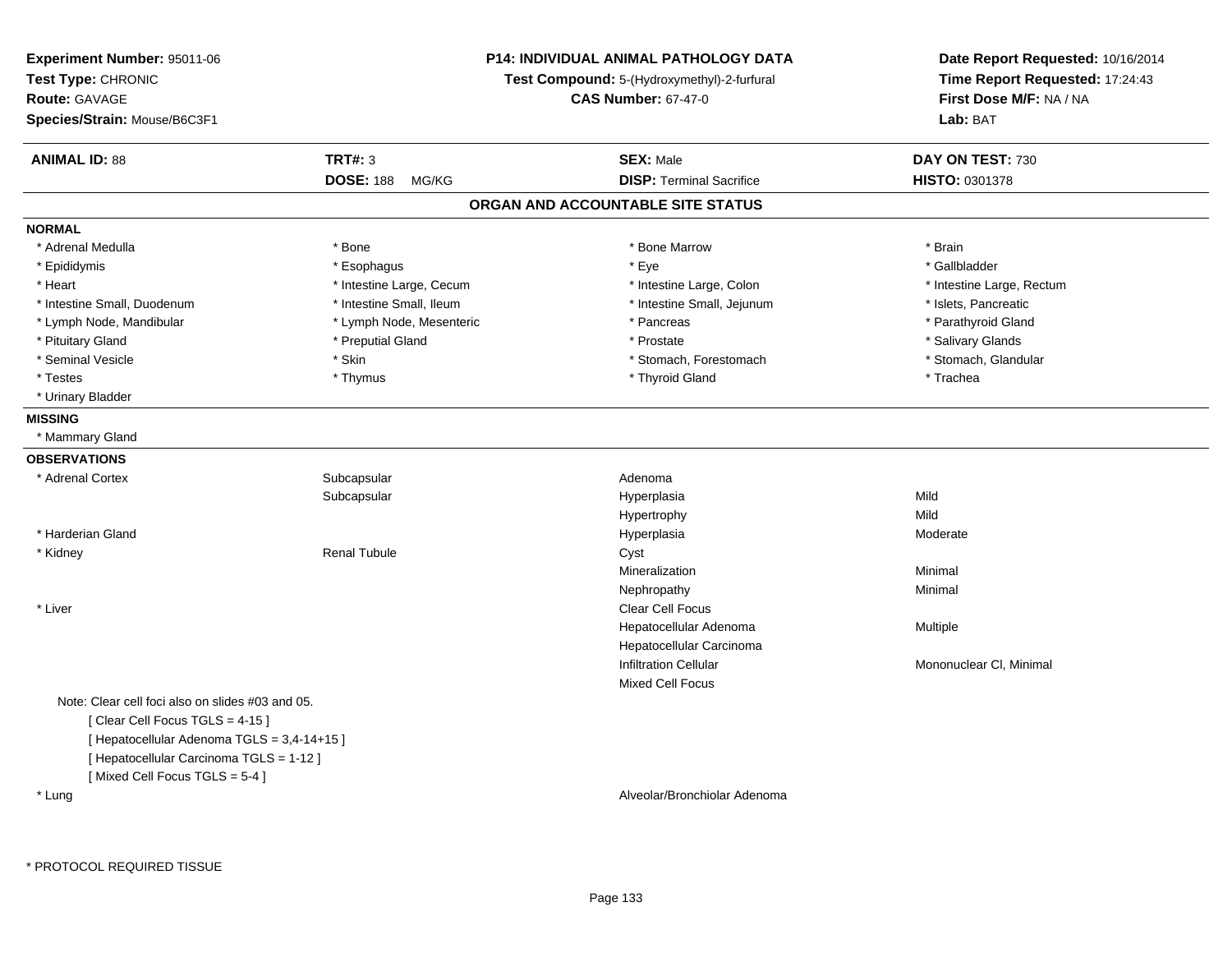**Experiment Number:** 95011-06
**Test Type:** CHRONIC
**Route:** GAVAGE
**Species/Strain:** Mouse/B6C3F1

**P14: INDIVIDUAL ANIMAL PATHOLOGY DATA**
**Test Compound:** 5-(Hydroxymethyl)-2-furfural
**CAS Number:** 67-47-0

**Date Report Requested:** 10/16/2014
**Time Report Requested:** 17:24:43
**First Dose M/F:** NA / NA
**Lab:** BAT

| **ANIMAL ID:** 88 | **TRT#:** 3 | **SEX:** Male | **DAY ON TEST:** 730 |
|---|---|---|---|
| | **DOSE:** 188 MG/KG | **DISP:** Terminal Sacrifice | **HISTO:** 0301378 |

## ORGAN AND ACCOUNTABLE SITE STATUS

**NORMAL**

| | | | |
|---|---|---|---|
| * Adrenal Medulla | * Bone | * Bone Marrow | * Brain |
| * Epididymis | * Esophagus | * Eye | * Gallbladder |
| * Heart | * Intestine Large, Cecum | * Intestine Large, Colon | * Intestine Large, Rectum |
| * Intestine Small, Duodenum | * Intestine Small, Ileum | * Intestine Small, Jejunum | * Islets, Pancreatic |
| * Lymph Node, Mandibular | * Lymph Node, Mesenteric | * Pancreas | * Parathyroid Gland |
| * Pituitary Gland | * Preputial Gland | * Prostate | * Salivary Glands |
| * Seminal Vesicle | * Skin | * Stomach, Forestomach | * Stomach, Glandular |
| * Testes | * Thymus | * Thyroid Gland | * Trachea |
| * Urinary Bladder | | | |

**MISSING**

* Mammary Gland

**OBSERVATIONS**

| | | | |
|---|---|---|---|
| * Adrenal Cortex | Subcapsular | Adenoma | |
| | Subcapsular | Hyperplasia | Mild |
| | | Hypertrophy | Mild |
| * Harderian Gland | | Hyperplasia | Moderate |
| * Kidney | Renal Tubule | Cyst | |
| | | Mineralization | Minimal |
| | | Nephropathy | Minimal |
| * Liver | | Clear Cell Focus | |
| | | Hepatocellular Adenoma | Multiple |
| | | Hepatocellular Carcinoma | |
| | | Infiltration Cellular | Mononuclear Cl, Minimal |
| | | Mixed Cell Focus | |

Note: Clear cell foci also on slides #03 and 05.
[ Clear Cell Focus TGLS = 4-15 ]
[ Hepatocellular Adenoma TGLS = 3,4-14+15 ]
[ Hepatocellular Carcinoma TGLS = 1-12 ]
[ Mixed Cell Focus TGLS = 5-4 ]

| | | | |
|---|---|---|---|
| * Lung | | Alveolar/Bronchiolar Adenoma | |

* PROTOCOL REQUIRED TISSUE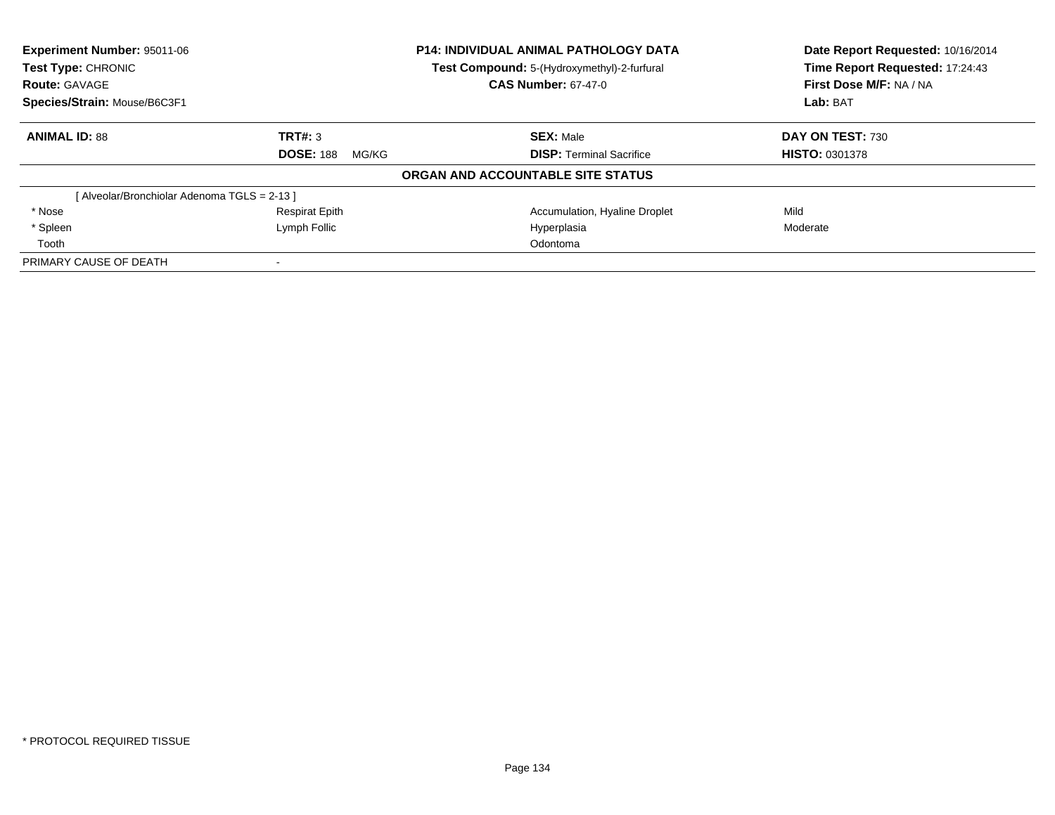**Experiment Number:** 95011-06
**Test Type:** CHRONIC
**Route:** GAVAGE
**Species/Strain:** Mouse/B6C3F1

**P14: INDIVIDUAL ANIMAL PATHOLOGY DATA**
**Test Compound:** 5-(Hydroxymethyl)-2-furfural
**CAS Number:** 67-47-0

**Date Report Requested:** 10/16/2014
**Time Report Requested:** 17:24:43
**First Dose M/F:** NA / NA
**Lab:** BAT

| **ANIMAL ID:** 88 | **TRT#:** 3 | **SEX:** Male | **DAY ON TEST:** 730 |
|---|---|---|---|
| | **DOSE:** 188 MG/KG | **DISP:** Terminal Sacrifice | **HISTO:** 0301378 |

**ORGAN AND ACCOUNTABLE SITE STATUS**

| | | | |
|---|---|---|---|
| [ Alveolar/Bronchiolar Adenoma TGLS = 2-13 ] | | | |
| * Nose | Respirat Epith | Accumulation, Hyaline Droplet | Mild |
| * Spleen | Lymph Follic | Hyperplasia | Moderate |
| Tooth | | Odontoma | |
| PRIMARY CAUSE OF DEATH | - | | |

* PROTOCOL REQUIRED TISSUE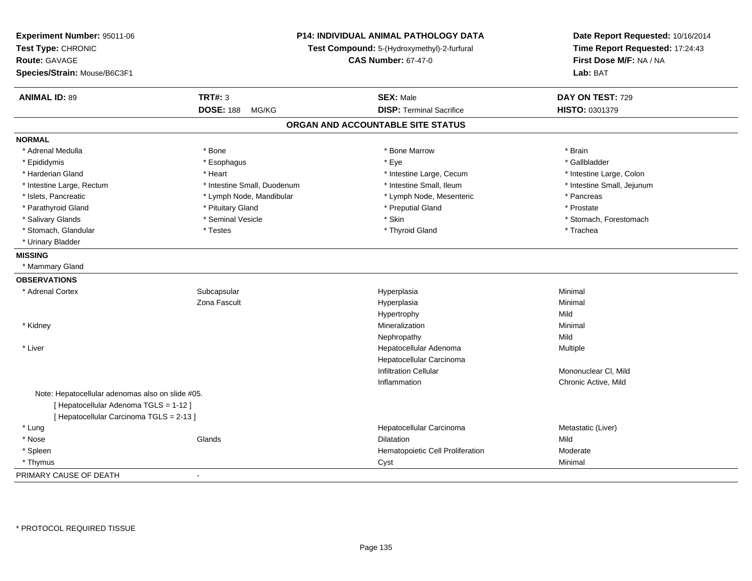**Experiment Number:** 95011-06
**Test Type:** CHRONIC
**Route:** GAVAGE
**Species/Strain:** Mouse/B6C3F1

**P14: INDIVIDUAL ANIMAL PATHOLOGY DATA**
**Test Compound:** 5-(Hydroxymethyl)-2-furfural
**CAS Number:** 67-47-0

**Date Report Requested:** 10/16/2014
**Time Report Requested:** 17:24:43
**First Dose M/F:** NA / NA
**Lab:** BAT

| **ANIMAL ID:** 89 | **TRT#:** 3 | **SEX:** Male | **DAY ON TEST:** 729 |
|---|---|---|---|
| | **DOSE:** 188 MG/KG | **DISP:** Terminal Sacrifice | **HISTO:** 0301379 |

## ORGAN AND ACCOUNTABLE SITE STATUS

**NORMAL**

| | | | |
|---|---|---|---|
| * Adrenal Medulla | * Bone | * Bone Marrow | * Brain |
| * Epididymis | * Esophagus | * Eye | * Gallbladder |
| * Harderian Gland | * Heart | * Intestine Large, Cecum | * Intestine Large, Colon |
| * Intestine Large, Rectum | * Intestine Small, Duodenum | * Intestine Small, Ileum | * Intestine Small, Jejunum |
| * Islets, Pancreatic | * Lymph Node, Mandibular | * Lymph Node, Mesenteric | * Pancreas |
| * Parathyroid Gland | * Pituitary Gland | * Preputial Gland | * Prostate |
| * Salivary Glands | * Seminal Vesicle | * Skin | * Stomach, Forestomach |
| * Stomach, Glandular | * Testes | * Thyroid Gland | * Trachea |
| * Urinary Bladder | | | |

**MISSING**

* Mammary Gland

**OBSERVATIONS**

| | | | |
|---|---|---|---|
| * Adrenal Cortex | Subcapsular | Hyperplasia | Minimal |
| | Zona Fascult | Hyperplasia | Minimal |
| | | Hypertrophy | Mild |
| * Kidney | | Mineralization | Minimal |
| | | Nephropathy | Mild |
| * Liver | | Hepatocellular Adenoma | Multiple |
| | | Hepatocellular Carcinoma | |
| | | Infiltration Cellular | Mononuclear Cl, Mild |
| | | Inflammation | Chronic Active, Mild |

Note: Hepatocellular adenomas also on slide #05.
[ Hepatocellular Adenoma TGLS = 1-12 ]
[ Hepatocellular Carcinoma TGLS = 2-13 ]

| | | | |
|---|---|---|---|
| * Lung | | Hepatocellular Carcinoma | Metastatic (Liver) |
| * Nose | Glands | Dilatation | Mild |
| * Spleen | | Hematopoietic Cell Proliferation | Moderate |
| * Thymus | | Cyst | Minimal |

PRIMARY CAUSE OF DEATH -

* PROTOCOL REQUIRED TISSUE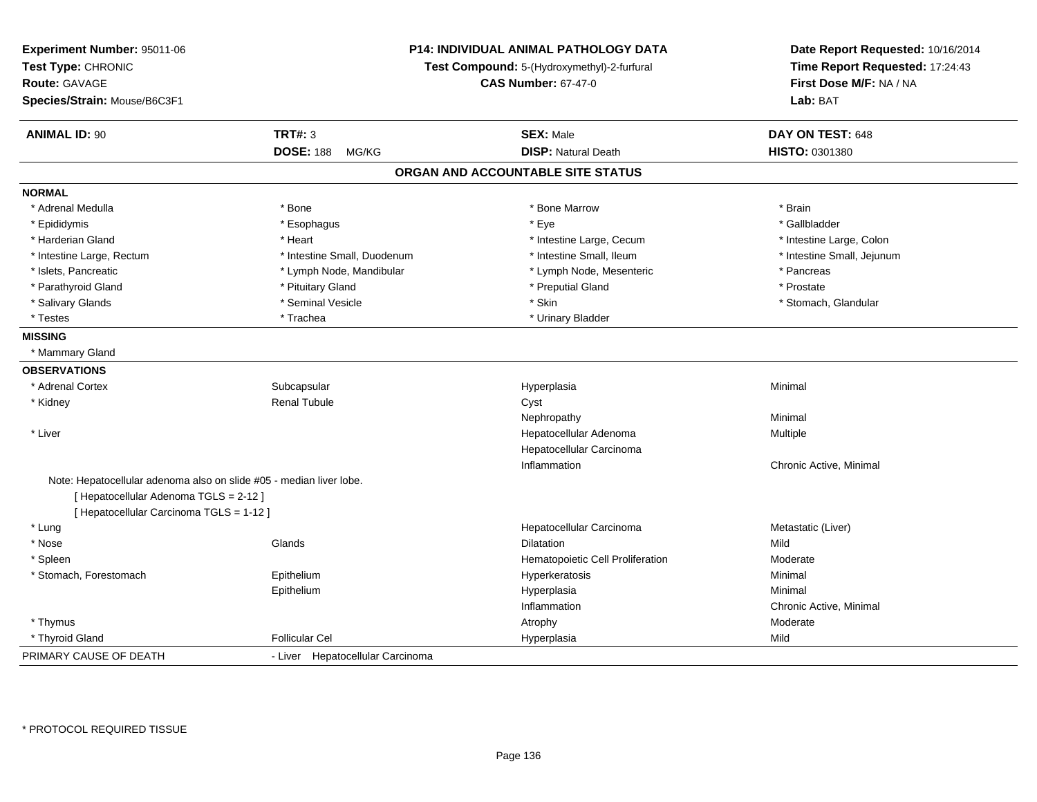**Experiment Number:** 95011-06
**Test Type:** CHRONIC
**Route:** GAVAGE
**Species/Strain:** Mouse/B6C3F1

**P14: INDIVIDUAL ANIMAL PATHOLOGY DATA**
**Test Compound:** 5-(Hydroxymethyl)-2-furfural
**CAS Number:** 67-47-0

**Date Report Requested:** 10/16/2014
**Time Report Requested:** 17:24:43
**First Dose M/F:** NA / NA
**Lab:** BAT

| **ANIMAL ID:** 90 | **TRT#:** 3 | **SEX:** Male | **DAY ON TEST:** 648 |
|---|---|---|---|
| | **DOSE:** 188 MG/KG | **DISP:** Natural Death | **HISTO:** 0301380 |

## ORGAN AND ACCOUNTABLE SITE STATUS

**NORMAL**

| | | | |
|---|---|---|---|
| * Adrenal Medulla | * Bone | * Bone Marrow | * Brain |
| * Epididymis | * Esophagus | * Eye | * Gallbladder |
| * Harderian Gland | * Heart | * Intestine Large, Cecum | * Intestine Large, Colon |
| * Intestine Large, Rectum | * Intestine Small, Duodenum | * Intestine Small, Ileum | * Intestine Small, Jejunum |
| * Islets, Pancreatic | * Lymph Node, Mandibular | * Lymph Node, Mesenteric | * Pancreas |
| * Parathyroid Gland | * Pituitary Gland | * Preputial Gland | * Prostate |
| * Salivary Glands | * Seminal Vesicle | * Skin | * Stomach, Glandular |
| * Testes | * Trachea | * Urinary Bladder | |

**MISSING**

* Mammary Gland

**OBSERVATIONS**

| | | | |
|---|---|---|---|
| * Adrenal Cortex | Subcapsular | Hyperplasia | Minimal |
| * Kidney | Renal Tubule | Cyst | |
| | | Nephropathy | Minimal |
| * Liver | | Hepatocellular Adenoma | Multiple |
| | | Hepatocellular Carcinoma | |
| | | Inflammation | Chronic Active, Minimal |

Note: Hepatocellular adenoma also on slide #05 - median liver lobe.
[ Hepatocellular Adenoma TGLS = 2-12 ]
[ Hepatocellular Carcinoma TGLS = 1-12 ]

| | | | |
|---|---|---|---|
| * Lung | | Hepatocellular Carcinoma | Metastatic (Liver) |
| * Nose | Glands | Dilatation | Mild |
| * Spleen | | Hematopoietic Cell Proliferation | Moderate |
| * Stomach, Forestomach | Epithelium | Hyperkeratosis | Minimal |
| | Epithelium | Hyperplasia | Minimal |
| | | Inflammation | Chronic Active, Minimal |
| * Thymus | | Atrophy | Moderate |
| * Thyroid Gland | Follicular Cel | Hyperplasia | Mild |

PRIMARY CAUSE OF DEATH - Liver Hepatocellular Carcinoma

* PROTOCOL REQUIRED TISSUE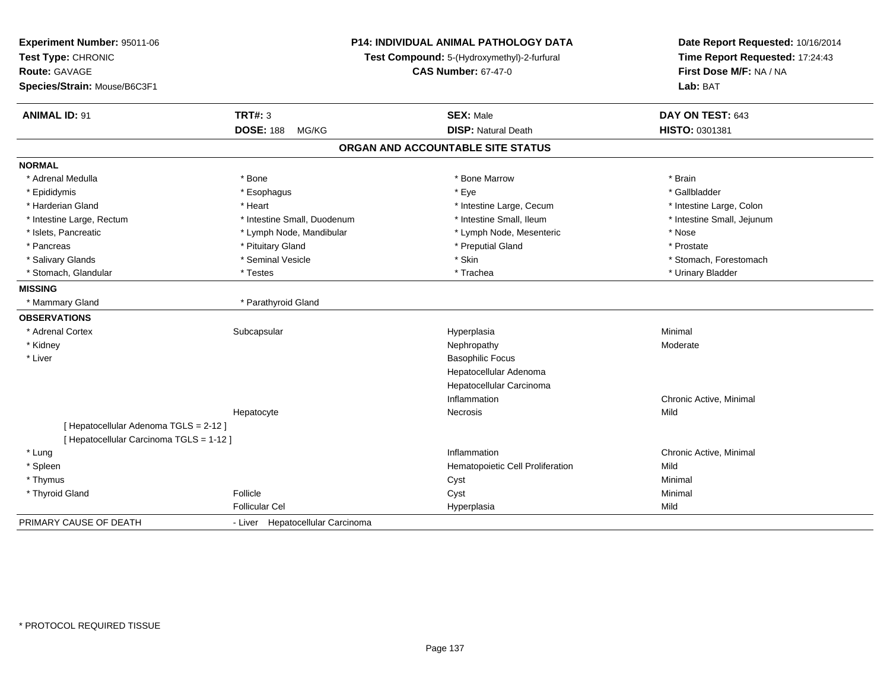**Experiment Number:** 95011-06
**Test Type:** CHRONIC
**Route:** GAVAGE
**Species/Strain:** Mouse/B6C3F1

**P14: INDIVIDUAL ANIMAL PATHOLOGY DATA**
**Test Compound:** 5-(Hydroxymethyl)-2-furfural
**CAS Number:** 67-47-0

**Date Report Requested:** 10/16/2014
**Time Report Requested:** 17:24:43
**First Dose M/F:** NA / NA
**Lab:** BAT

| **ANIMAL ID:** 91 | **TRT#:** 3 | **SEX:** Male | **DAY ON TEST:** 643 |
|---|---|---|---|
| | **DOSE:** 188 MG/KG | **DISP:** Natural Death | **HISTO:** 0301381 |

## ORGAN AND ACCOUNTABLE SITE STATUS

**NORMAL**

| | | | |
|---|---|---|---|
| * Adrenal Medulla | * Bone | * Bone Marrow | * Brain |
| * Epididymis | * Esophagus | * Eye | * Gallbladder |
| * Harderian Gland | * Heart | * Intestine Large, Cecum | * Intestine Large, Colon |
| * Intestine Large, Rectum | * Intestine Small, Duodenum | * Intestine Small, Ileum | * Intestine Small, Jejunum |
| * Islets, Pancreatic | * Lymph Node, Mandibular | * Lymph Node, Mesenteric | * Nose |
| * Pancreas | * Pituitary Gland | * Preputial Gland | * Prostate |
| * Salivary Glands | * Seminal Vesicle | * Skin | * Stomach, Forestomach |
| * Stomach, Glandular | * Testes | * Trachea | * Urinary Bladder |

**MISSING**

| | |
|---|---|
| * Mammary Gland | * Parathyroid Gland |

**OBSERVATIONS**

| | | | |
|---|---|---|---|
| * Adrenal Cortex | Subcapsular | Hyperplasia | Minimal |
| * Kidney | | Nephropathy | Moderate |
| * Liver | | Basophilic Focus | |
| | | Hepatocellular Adenoma | |
| | | Hepatocellular Carcinoma | |
| | | Inflammation | Chronic Active, Minimal |
| | Hepatocyte | Necrosis | Mild |
| [ Hepatocellular Adenoma TGLS = 2-12 ] | | | |
| [ Hepatocellular Carcinoma TGLS = 1-12 ] | | | |
| * Lung | | Inflammation | Chronic Active, Minimal |
| * Spleen | | Hematopoietic Cell Proliferation | Mild |
| * Thymus | | Cyst | Minimal |
| * Thyroid Gland | Follicle | Cyst | Minimal |
| | Follicular Cel | Hyperplasia | Mild |

PRIMARY CAUSE OF DEATH - Liver Hepatocellular Carcinoma

* PROTOCOL REQUIRED TISSUE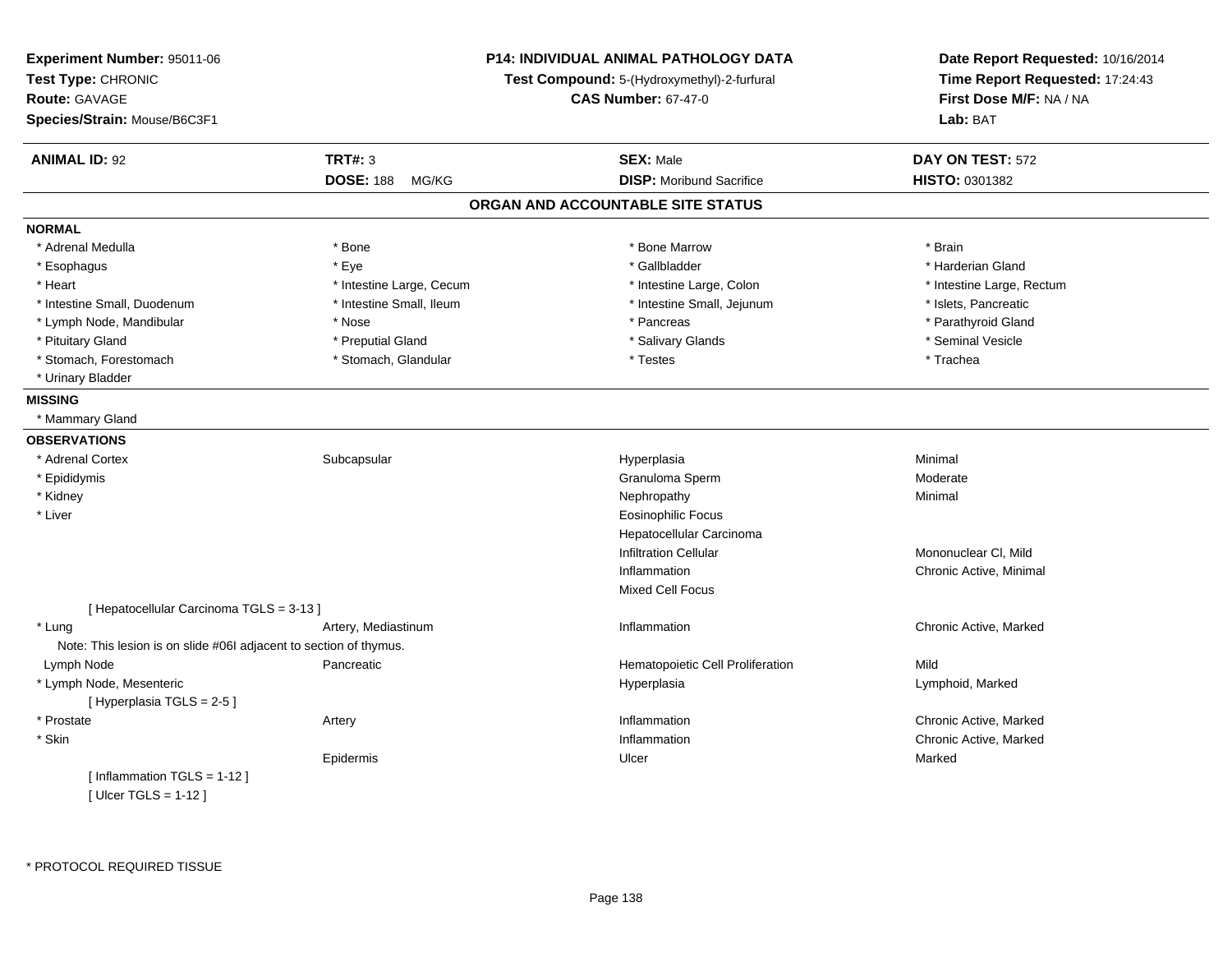**Experiment Number:** 95011-06
**Test Type:** CHRONIC
**Route:** GAVAGE
**Species/Strain:** Mouse/B6C3F1

**P14: INDIVIDUAL ANIMAL PATHOLOGY DATA**
**Test Compound:** 5-(Hydroxymethyl)-2-furfural
**CAS Number:** 67-47-0

**Date Report Requested:** 10/16/2014
**Time Report Requested:** 17:24:43
**First Dose M/F:** NA / NA
**Lab:** BAT

| **ANIMAL ID:** 92 | **TRT#:** 3 | **SEX:** Male | **DAY ON TEST:** 572 |
|---|---|---|---|
| | **DOSE:** 188 MG/KG | **DISP:** Moribund Sacrifice | **HISTO:** 0301382 |

## ORGAN AND ACCOUNTABLE SITE STATUS

**NORMAL**

| | | | |
|---|---|---|---|
| * Adrenal Medulla | * Bone | * Bone Marrow | * Brain |
| * Esophagus | * Eye | * Gallbladder | * Harderian Gland |
| * Heart | * Intestine Large, Cecum | * Intestine Large, Colon | * Intestine Large, Rectum |
| * Intestine Small, Duodenum | * Intestine Small, Ileum | * Intestine Small, Jejunum | * Islets, Pancreatic |
| * Lymph Node, Mandibular | * Nose | * Pancreas | * Parathyroid Gland |
| * Pituitary Gland | * Preputial Gland | * Salivary Glands | * Seminal Vesicle |
| * Stomach, Forestomach | * Stomach, Glandular | * Testes | * Trachea |
| * Urinary Bladder | | | |

**MISSING**

* Mammary Gland

**OBSERVATIONS**

| | | | |
|---|---|---|---|
| * Adrenal Cortex | Subcapsular | Hyperplasia | Minimal |
| * Epididymis | | Granuloma Sperm | Moderate |
| * Kidney | | Nephropathy | Minimal |
| * Liver | | Eosinophilic Focus | |
| | | Hepatocellular Carcinoma | |
| | | Infiltration Cellular | Mononuclear Cl, Mild |
| | | Inflammation | Chronic Active, Minimal |
| | | Mixed Cell Focus | |
| [ Hepatocellular Carcinoma TGLS = 3-13 ] | | | |
| * Lung | Artery, Mediastinum | Inflammation | Chronic Active, Marked |
| Note: This lesion is on slide #06I adjacent to section of thymus. | | | |
| Lymph Node | Pancreatic | Hematopoietic Cell Proliferation | Mild |
| * Lymph Node, Mesenteric | | Hyperplasia | Lymphoid, Marked |
| [ Hyperplasia TGLS = 2-5 ] | | | |
| * Prostate | Artery | Inflammation | Chronic Active, Marked |
| * Skin | | Inflammation | Chronic Active, Marked |
| | Epidermis | Ulcer | Marked |
| [ Inflammation TGLS = 1-12 ] | | | |
| [ Ulcer TGLS = 1-12 ] | | | |

\* PROTOCOL REQUIRED TISSUE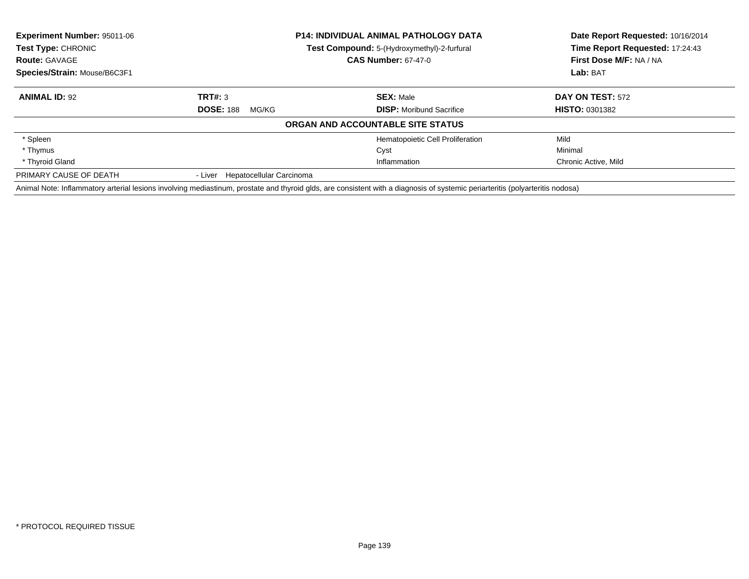**Experiment Number:** 95011-06
**Test Type:** CHRONIC
**Route:** GAVAGE
**Species/Strain:** Mouse/B6C3F1

**P14: INDIVIDUAL ANIMAL PATHOLOGY DATA**
**Test Compound:** 5-(Hydroxymethyl)-2-furfural
**CAS Number:** 67-47-0

**Date Report Requested:** 10/16/2014
**Time Report Requested:** 17:24:43
**First Dose M/F:** NA / NA
**Lab:** BAT

| **ANIMAL ID:** 92 | **TRT#:** 3 | **SEX:** Male | **DAY ON TEST:** 572 |
|---|---|---|---|
| | **DOSE:** 188 MG/KG | **DISP:** Moribund Sacrifice | **HISTO:** 0301382 |

**ORGAN AND ACCOUNTABLE SITE STATUS**

| | | | |
|---|---|---|---|
| * Spleen | | Hematopoietic Cell Proliferation | Mild |
| * Thymus | | Cyst | Minimal |
| * Thyroid Gland | | Inflammation | Chronic Active, Mild |
| PRIMARY CAUSE OF DEATH | - Liver Hepatocellular Carcinoma | | |

Animal Note: Inflammatory arterial lesions involving mediastinum, prostate and thyroid glds, are consistent with a diagnosis of systemic periarteritis (polyarteritis nodosa)

* PROTOCOL REQUIRED TISSUE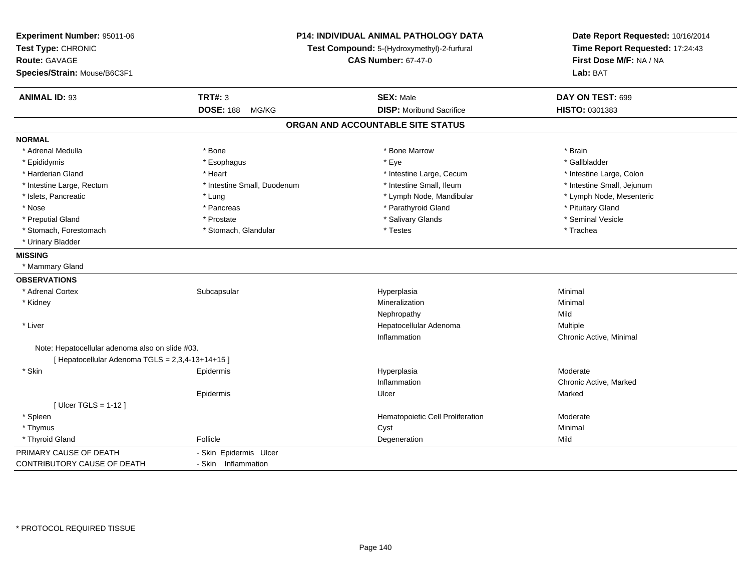**Experiment Number:** 95011-06
**Test Type:** CHRONIC
**Route:** GAVAGE
**Species/Strain:** Mouse/B6C3F1

**P14: INDIVIDUAL ANIMAL PATHOLOGY DATA**
**Test Compound:** 5-(Hydroxymethyl)-2-furfural
**CAS Number:** 67-47-0

**Date Report Requested:** 10/16/2014
**Time Report Requested:** 17:24:43
**First Dose M/F:** NA / NA
**Lab:** BAT

| **ANIMAL ID:** 93 | **TRT#:** 3 | **SEX:** Male | **DAY ON TEST:** 699 |
|---|---|---|---|
| | **DOSE:** 188 MG/KG | **DISP:** Moribund Sacrifice | **HISTO:** 0301383 |

## ORGAN AND ACCOUNTABLE SITE STATUS

**NORMAL**

| | | | |
|---|---|---|---|
| * Adrenal Medulla | * Bone | * Bone Marrow | * Brain |
| * Epididymis | * Esophagus | * Eye | * Gallbladder |
| * Harderian Gland | * Heart | * Intestine Large, Cecum | * Intestine Large, Colon |
| * Intestine Large, Rectum | * Intestine Small, Duodenum | * Intestine Small, Ileum | * Intestine Small, Jejunum |
| * Islets, Pancreatic | * Lung | * Lymph Node, Mandibular | * Lymph Node, Mesenteric |
| * Nose | * Pancreas | * Parathyroid Gland | * Pituitary Gland |
| * Preputial Gland | * Prostate | * Salivary Glands | * Seminal Vesicle |
| * Stomach, Forestomach | * Stomach, Glandular | * Testes | * Trachea |
| * Urinary Bladder | | | |

**MISSING**

* Mammary Gland

**OBSERVATIONS**

| | | | |
|---|---|---|---|
| * Adrenal Cortex | Subcapsular | Hyperplasia | Minimal |
| * Kidney | | Mineralization | Minimal |
| | | Nephropathy | Mild |
| * Liver | | Hepatocellular Adenoma | Multiple |
| | | Inflammation | Chronic Active, Minimal |
| Note: Hepatocellular adenoma also on slide #03. | | | |
| [ Hepatocellular Adenoma TGLS = 2,3,4-13+14+15 ] | | | |
| * Skin | Epidermis | Hyperplasia | Moderate |
| | | Inflammation | Chronic Active, Marked |
| | Epidermis | Ulcer | Marked |
| [ Ulcer TGLS = 1-12 ] | | | |
| * Spleen | | Hematopoietic Cell Proliferation | Moderate |
| * Thymus | | Cyst | Minimal |
| * Thyroid Gland | Follicle | Degeneration | Mild |

| | |
|---|---|
| PRIMARY CAUSE OF DEATH | - Skin Epidermis Ulcer |
| CONTRIBUTORY CAUSE OF DEATH | - Skin Inflammation |

* PROTOCOL REQUIRED TISSUE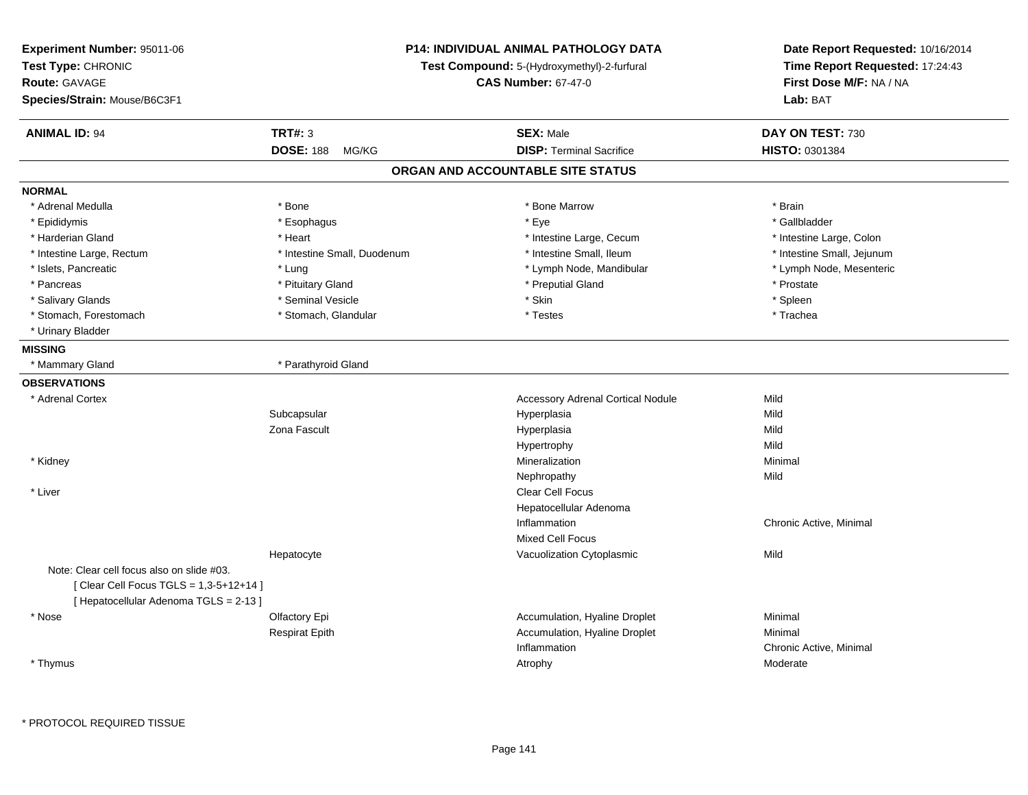**Experiment Number:** 95011-06
**Test Type:** CHRONIC
**Route:** GAVAGE
**Species/Strain:** Mouse/B6C3F1

**P14: INDIVIDUAL ANIMAL PATHOLOGY DATA**
**Test Compound:** 5-(Hydroxymethyl)-2-furfural
**CAS Number:** 67-47-0

**Date Report Requested:** 10/16/2014
**Time Report Requested:** 17:24:43
**First Dose M/F:** NA / NA
**Lab:** BAT

| **ANIMAL ID:** 94 | **TRT#:** 3 | **SEX:** Male | **DAY ON TEST:** 730 |
|---|---|---|---|
| | **DOSE:** 188 MG/KG | **DISP:** Terminal Sacrifice | **HISTO:** 0301384 |

## ORGAN AND ACCOUNTABLE SITE STATUS

**NORMAL**

| | | | |
|---|---|---|---|
| * Adrenal Medulla | * Bone | * Bone Marrow | * Brain |
| * Epididymis | * Esophagus | * Eye | * Gallbladder |
| * Harderian Gland | * Heart | * Intestine Large, Cecum | * Intestine Large, Colon |
| * Intestine Large, Rectum | * Intestine Small, Duodenum | * Intestine Small, Ileum | * Intestine Small, Jejunum |
| * Islets, Pancreatic | * Lung | * Lymph Node, Mandibular | * Lymph Node, Mesenteric |
| * Pancreas | * Pituitary Gland | * Preputial Gland | * Prostate |
| * Salivary Glands | * Seminal Vesicle | * Skin | * Spleen |
| * Stomach, Forestomach | * Stomach, Glandular | * Testes | * Trachea |
| * Urinary Bladder | | | |

**MISSING**

| | |
|---|---|
| * Mammary Gland | * Parathyroid Gland |

**OBSERVATIONS**

| | | | |
|---|---|---|---|
| * Adrenal Cortex | | Accessory Adrenal Cortical Nodule | Mild |
| | Subcapsular | Hyperplasia | Mild |
| | Zona Fascult | Hyperplasia | Mild |
| | | Hypertrophy | Mild |
| * Kidney | | Mineralization | Minimal |
| | | Nephropathy | Mild |
| * Liver | | Clear Cell Focus | |
| | | Hepatocellular Adenoma | |
| | | Inflammation | Chronic Active, Minimal |
| | | Mixed Cell Focus | |
| | Hepatocyte | Vacuolization Cytoplasmic | Mild |
| Note: Clear cell focus also on slide #03. | | | |
| [ Clear Cell Focus TGLS = 1,3-5+12+14 ] | | | |
| [ Hepatocellular Adenoma TGLS = 2-13 ] | | | |
| * Nose | Olfactory Epi | Accumulation, Hyaline Droplet | Minimal |
| | Respirat Epith | Accumulation, Hyaline Droplet | Minimal |
| | | Inflammation | Chronic Active, Minimal |
| * Thymus | | Atrophy | Moderate |

* PROTOCOL REQUIRED TISSUE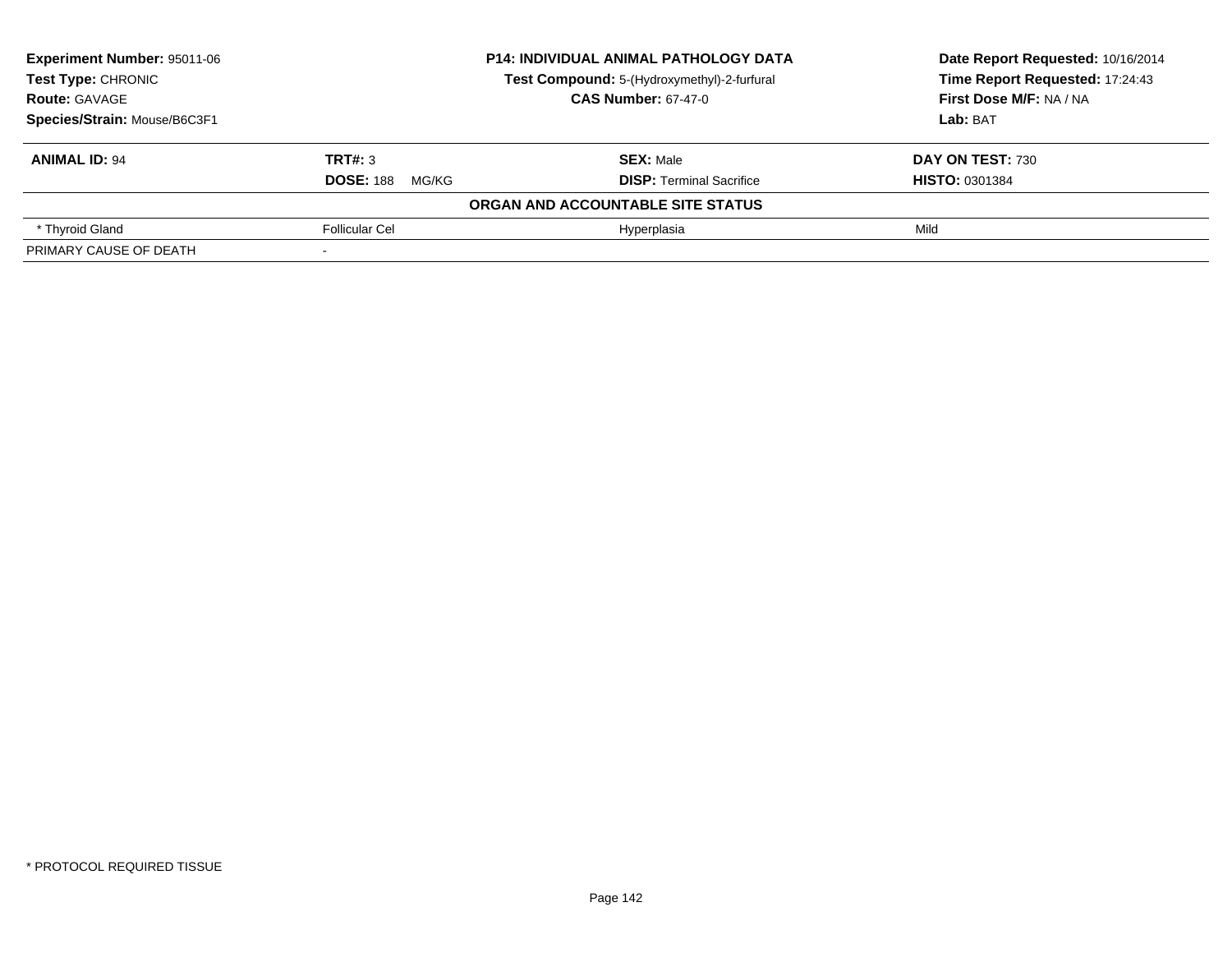**Experiment Number:** 95011-06
**Test Type:** CHRONIC
**Route:** GAVAGE
**Species/Strain:** Mouse/B6C3F1

**P14: INDIVIDUAL ANIMAL PATHOLOGY DATA**
**Test Compound:** 5-(Hydroxymethyl)-2-furfural
**CAS Number:** 67-47-0

**Date Report Requested:** 10/16/2014
**Time Report Requested:** 17:24:43
**First Dose M/F:** NA / NA
**Lab:** BAT

| **ANIMAL ID:** 94 | **TRT#:** 3 | **SEX:** Male | **DAY ON TEST:** 730 |
|---|---|---|---|
| | **DOSE:** 188 MG/KG | **DISP:** Terminal Sacrifice | **HISTO:** 0301384 |
| | | **ORGAN AND ACCOUNTABLE SITE STATUS** | |
| * Thyroid Gland | Follicular Cel | Hyperplasia | Mild |
| PRIMARY CAUSE OF DEATH | - | | |

* PROTOCOL REQUIRED TISSUE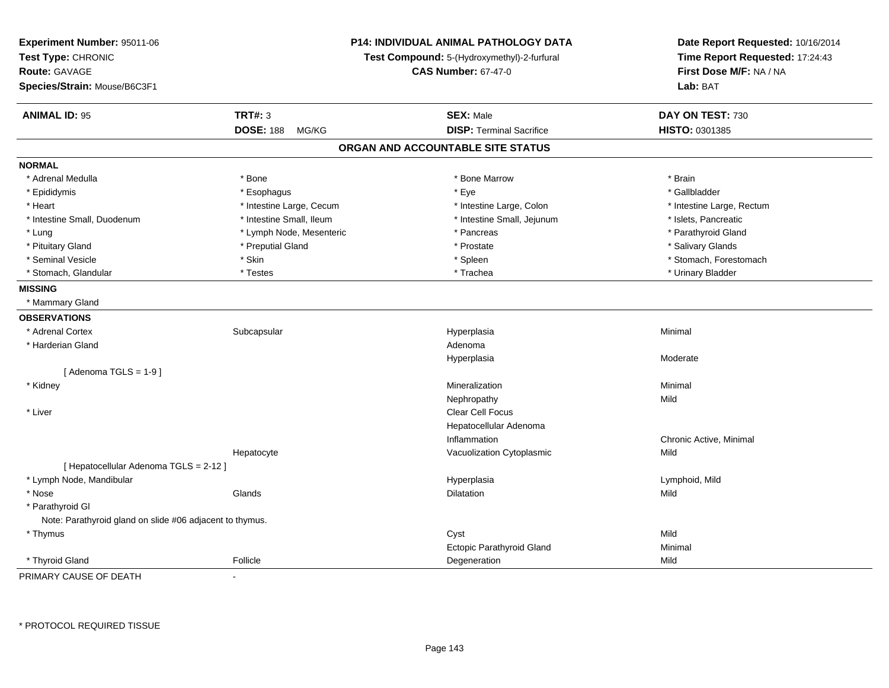**Experiment Number:** 95011-06
**Test Type:** CHRONIC
**Route:** GAVAGE
**Species/Strain:** Mouse/B6C3F1

**P14: INDIVIDUAL ANIMAL PATHOLOGY DATA**
**Test Compound:** 5-(Hydroxymethyl)-2-furfural
**CAS Number:** 67-47-0

**Date Report Requested:** 10/16/2014
**Time Report Requested:** 17:24:43
**First Dose M/F:** NA / NA
**Lab:** BAT

| **ANIMAL ID:** 95 | **TRT#:** 3 | **SEX:** Male | **DAY ON TEST:** 730 |
|---|---|---|---|
| | **DOSE:** 188 MG/KG | **DISP:** Terminal Sacrifice | **HISTO:** 0301385 |

## ORGAN AND ACCOUNTABLE SITE STATUS

**NORMAL**

| | | | |
|---|---|---|---|
| * Adrenal Medulla | * Bone | * Bone Marrow | * Brain |
| * Epididymis | * Esophagus | * Eye | * Gallbladder |
| * Heart | * Intestine Large, Cecum | * Intestine Large, Colon | * Intestine Large, Rectum |
| * Intestine Small, Duodenum | * Intestine Small, Ileum | * Intestine Small, Jejunum | * Islets, Pancreatic |
| * Lung | * Lymph Node, Mesenteric | * Pancreas | * Parathyroid Gland |
| * Pituitary Gland | * Preputial Gland | * Prostate | * Salivary Glands |
| * Seminal Vesicle | * Skin | * Spleen | * Stomach, Forestomach |
| * Stomach, Glandular | * Testes | * Trachea | * Urinary Bladder |

**MISSING**

* Mammary Gland

**OBSERVATIONS**

| | | | |
|---|---|---|---|
| * Adrenal Cortex | Subcapsular | Hyperplasia | Minimal |
| * Harderian Gland | | Adenoma | |
| | | Hyperplasia | Moderate |
| [ Adenoma TGLS = 1-9 ] | | | |
| * Kidney | | Mineralization | Minimal |
| | | Nephropathy | Mild |
| * Liver | | Clear Cell Focus | |
| | | Hepatocellular Adenoma | |
| | | Inflammation | Chronic Active, Minimal |
| | Hepatocyte | Vacuolization Cytoplasmic | Mild |
| [ Hepatocellular Adenoma TGLS = 2-12 ] | | | |
| * Lymph Node, Mandibular | | Hyperplasia | Lymphoid, Mild |
| * Nose | Glands | Dilatation | Mild |
| * Parathyroid Gl | | | |
| Note: Parathyroid gland on slide #06 adjacent to thymus. | | | |
| * Thymus | | Cyst | Mild |
| | | Ectopic Parathyroid Gland | Minimal |
| * Thyroid Gland | Follicle | Degeneration | Mild |

PRIMARY CAUSE OF DEATH -

* PROTOCOL REQUIRED TISSUE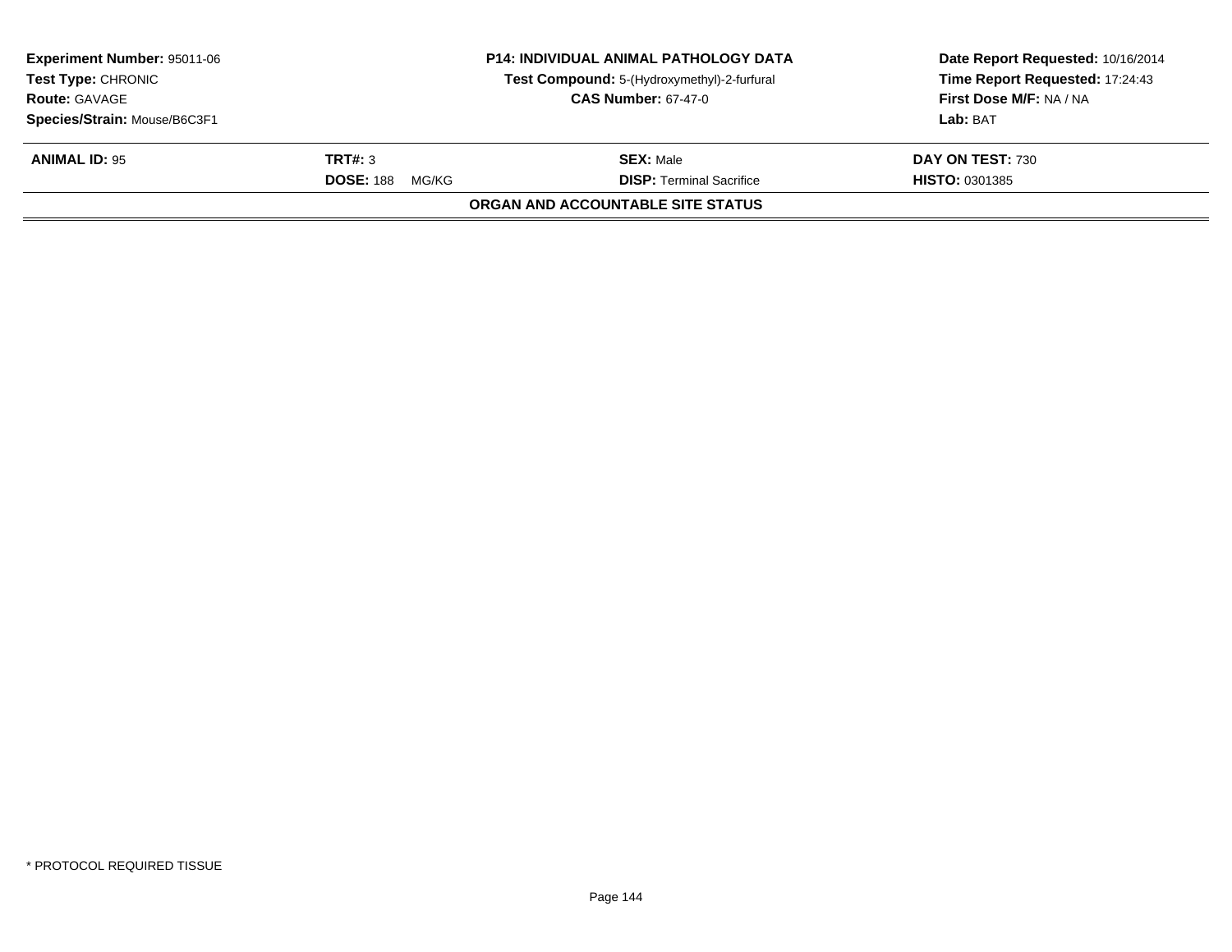**Experiment Number:** 95011-06
**Test Type:** CHRONIC
**Route:** GAVAGE
**Species/Strain:** Mouse/B6C3F1

**P14: INDIVIDUAL ANIMAL PATHOLOGY DATA**
**Test Compound:** 5-(Hydroxymethyl)-2-furfural
**CAS Number:** 67-47-0

**Date Report Requested:** 10/16/2014
**Time Report Requested:** 17:24:43
**First Dose M/F:** NA / NA
**Lab:** BAT

| **ANIMAL ID:** 95 | **TRT#:** 3 | **SEX:** Male | **DAY ON TEST:** 730 |
|---|---|---|---|
| | **DOSE:** 188 MG/KG | **DISP:** Terminal Sacrifice | **HISTO:** 0301385 |

**ORGAN AND ACCOUNTABLE SITE STATUS**

* PROTOCOL REQUIRED TISSUE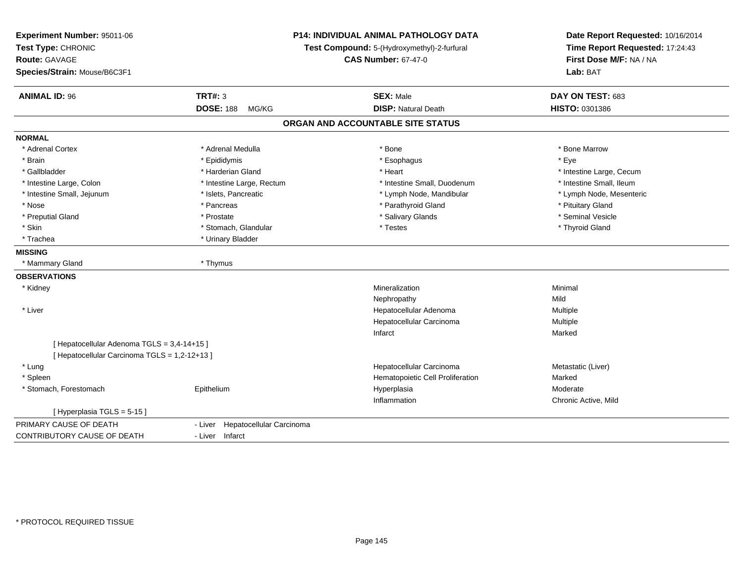**Experiment Number:** 95011-06
**Test Type:** CHRONIC
**Route:** GAVAGE
**Species/Strain:** Mouse/B6C3F1

**P14: INDIVIDUAL ANIMAL PATHOLOGY DATA**
**Test Compound:** 5-(Hydroxymethyl)-2-furfural
**CAS Number:** 67-47-0

**Date Report Requested:** 10/16/2014
**Time Report Requested:** 17:24:43
**First Dose M/F:** NA / NA
**Lab:** BAT

| **ANIMAL ID:** 96 | **TRT#:** 3 | **SEX:** Male | **DAY ON TEST:** 683 |
|---|---|---|---|
| | **DOSE:** 188 MG/KG | **DISP:** Natural Death | **HISTO:** 0301386 |

## ORGAN AND ACCOUNTABLE SITE STATUS

**NORMAL**

| | | | |
|---|---|---|---|
| * Adrenal Cortex | * Adrenal Medulla | * Bone | * Bone Marrow |
| * Brain | * Epididymis | * Esophagus | * Eye |
| * Gallbladder | * Harderian Gland | * Heart | * Intestine Large, Cecum |
| * Intestine Large, Colon | * Intestine Large, Rectum | * Intestine Small, Duodenum | * Intestine Small, Ileum |
| * Intestine Small, Jejunum | * Islets, Pancreatic | * Lymph Node, Mandibular | * Lymph Node, Mesenteric |
| * Nose | * Pancreas | * Parathyroid Gland | * Pituitary Gland |
| * Preputial Gland | * Prostate | * Salivary Glands | * Seminal Vesicle |
| * Skin | * Stomach, Glandular | * Testes | * Thyroid Gland |
| * Trachea | * Urinary Bladder | | |

**MISSING**

| | |
|---|---|
| * Mammary Gland | * Thymus |

**OBSERVATIONS**

| | | | |
|---|---|---|---|
| * Kidney | | Mineralization | Minimal |
| | | Nephropathy | Mild |
| * Liver | | Hepatocellular Adenoma | Multiple |
| | | Hepatocellular Carcinoma | Multiple |
| | | Infarct | Marked |
| [ Hepatocellular Adenoma TGLS = 3,4-14+15 ] | | | |
| [ Hepatocellular Carcinoma TGLS = 1,2-12+13 ] | | | |
| * Lung | | Hepatocellular Carcinoma | Metastatic (Liver) |
| * Spleen | | Hematopoietic Cell Proliferation | Marked |
| * Stomach, Forestomach | Epithelium | Hyperplasia | Moderate |
| | | Inflammation | Chronic Active, Mild |
| [ Hyperplasia TGLS = 5-15 ] | | | |

| | |
|---|---|
| PRIMARY CAUSE OF DEATH | - Liver Hepatocellular Carcinoma |
| CONTRIBUTORY CAUSE OF DEATH | - Liver Infarct |

* PROTOCOL REQUIRED TISSUE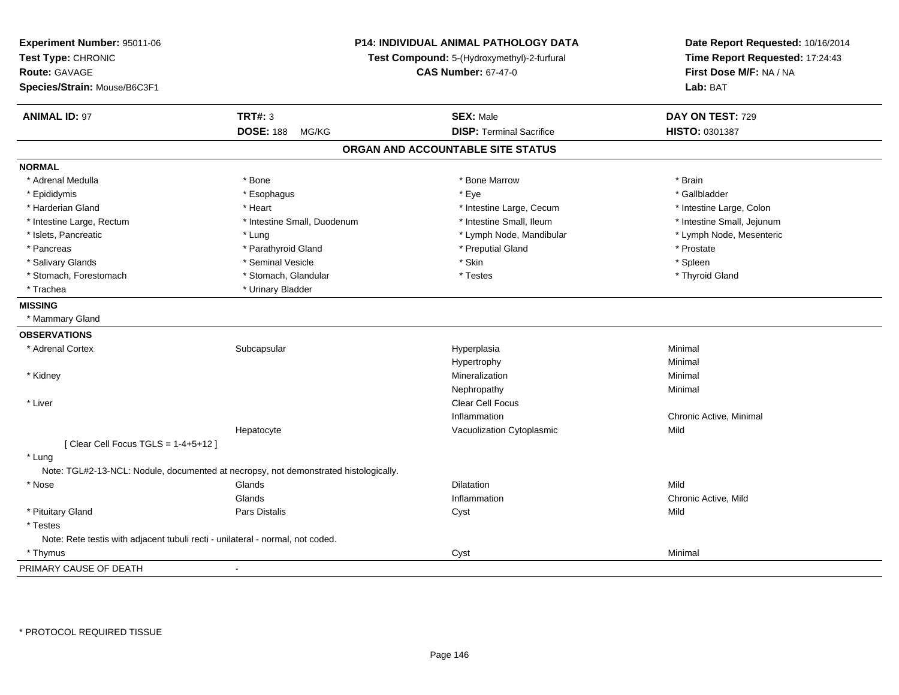**Experiment Number:** 95011-06
**Test Type:** CHRONIC
**Route:** GAVAGE
**Species/Strain:** Mouse/B6C3F1

**P14: INDIVIDUAL ANIMAL PATHOLOGY DATA**
**Test Compound:** 5-(Hydroxymethyl)-2-furfural
**CAS Number:** 67-47-0

**Date Report Requested:** 10/16/2014
**Time Report Requested:** 17:24:43
**First Dose M/F:** NA / NA
**Lab:** BAT

| **ANIMAL ID:** 97 | **TRT#:** 3 | **SEX:** Male | **DAY ON TEST:** 729 |
|---|---|---|---|
| | **DOSE:** 188 MG/KG | **DISP:** Terminal Sacrifice | **HISTO:** 0301387 |

## ORGAN AND ACCOUNTABLE SITE STATUS

**NORMAL**

| | | | |
|---|---|---|---|
| * Adrenal Medulla | * Bone | * Bone Marrow | * Brain |
| * Epididymis | * Esophagus | * Eye | * Gallbladder |
| * Harderian Gland | * Heart | * Intestine Large, Cecum | * Intestine Large, Colon |
| * Intestine Large, Rectum | * Intestine Small, Duodenum | * Intestine Small, Ileum | * Intestine Small, Jejunum |
| * Islets, Pancreatic | * Lung | * Lymph Node, Mandibular | * Lymph Node, Mesenteric |
| * Pancreas | * Parathyroid Gland | * Preputial Gland | * Prostate |
| * Salivary Glands | * Seminal Vesicle | * Skin | * Spleen |
| * Stomach, Forestomach | * Stomach, Glandular | * Testes | * Thyroid Gland |
| * Trachea | * Urinary Bladder | | |

**MISSING**

* Mammary Gland

**OBSERVATIONS**

| | | | |
|---|---|---|---|
| * Adrenal Cortex | Subcapsular | Hyperplasia | Minimal |
| | | Hypertrophy | Minimal |
| * Kidney | | Mineralization | Minimal |
| | | Nephropathy | Minimal |
| * Liver | | Clear Cell Focus | |
| | | Inflammation | Chronic Active, Minimal |
| | Hepatocyte | Vacuolization Cytoplasmic | Mild |
| [ Clear Cell Focus TGLS = 1-4+5+12 ] | | | |
| * Lung | | | |
| Note: TGL#2-13-NCL: Nodule, documented at necropsy, not demonstrated histologically. | | | |
| * Nose | Glands | Dilatation | Mild |
| | Glands | Inflammation | Chronic Active, Mild |
| * Pituitary Gland | Pars Distalis | Cyst | Mild |
| * Testes | | | |
| Note: Rete testis with adjacent tubuli recti - unilateral - normal, not coded. | | | |
| * Thymus | | Cyst | Minimal |

PRIMARY CAUSE OF DEATH -

\* PROTOCOL REQUIRED TISSUE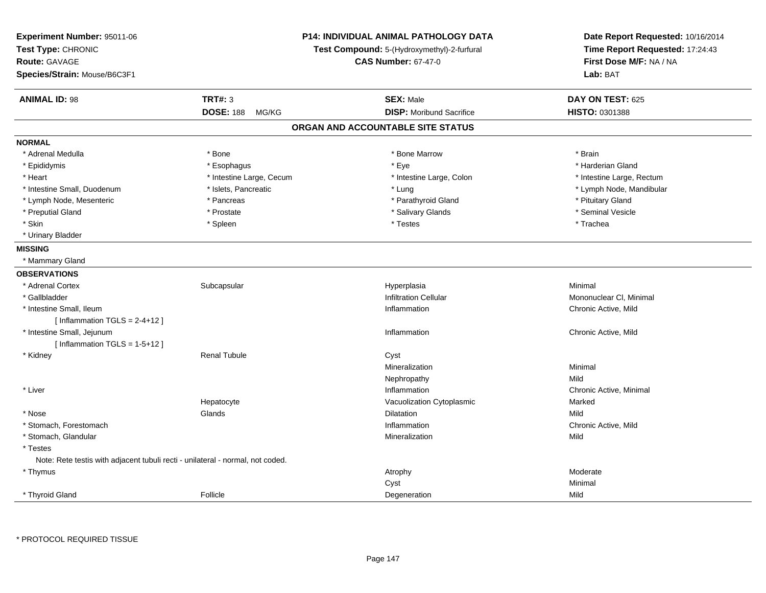**Experiment Number:** 95011-06
**Test Type:** CHRONIC
**Route:** GAVAGE
**Species/Strain:** Mouse/B6C3F1

**P14: INDIVIDUAL ANIMAL PATHOLOGY DATA**
**Test Compound:** 5-(Hydroxymethyl)-2-furfural
**CAS Number:** 67-47-0

**Date Report Requested:** 10/16/2014
**Time Report Requested:** 17:24:43
**First Dose M/F:** NA / NA
**Lab:** BAT

| **ANIMAL ID:** 98 | **TRT#:** 3 | **SEX:** Male | **DAY ON TEST:** 625 |
|---|---|---|---|
| | **DOSE:** 188 MG/KG | **DISP:** Moribund Sacrifice | **HISTO:** 0301388 |

## ORGAN AND ACCOUNTABLE SITE STATUS

**NORMAL**

| | | | |
|---|---|---|---|
| * Adrenal Medulla | * Bone | * Bone Marrow | * Brain |
| * Epididymis | * Esophagus | * Eye | * Harderian Gland |
| * Heart | * Intestine Large, Cecum | * Intestine Large, Colon | * Intestine Large, Rectum |
| * Intestine Small, Duodenum | * Islets, Pancreatic | * Lung | * Lymph Node, Mandibular |
| * Lymph Node, Mesenteric | * Pancreas | * Parathyroid Gland | * Pituitary Gland |
| * Preputial Gland | * Prostate | * Salivary Glands | * Seminal Vesicle |
| * Skin | * Spleen | * Testes | * Trachea |
| * Urinary Bladder | | | |

**MISSING**

* Mammary Gland

**OBSERVATIONS**

| | | | |
|---|---|---|---|
| * Adrenal Cortex | Subcapsular | Hyperplasia | Minimal |
| * Gallbladder | | Infiltration Cellular | Mononuclear Cl, Minimal |
| * Intestine Small, Ileum | | Inflammation | Chronic Active, Mild |
| [ Inflammation TGLS = 2-4+12 ] | | | |
| * Intestine Small, Jejunum | | Inflammation | Chronic Active, Mild |
| [ Inflammation TGLS = 1-5+12 ] | | | |
| * Kidney | Renal Tubule | Cyst | |
| | | Mineralization | Minimal |
| | | Nephropathy | Mild |
| * Liver | | Inflammation | Chronic Active, Minimal |
| | Hepatocyte | Vacuolization Cytoplasmic | Marked |
| * Nose | Glands | Dilatation | Mild |
| * Stomach, Forestomach | | Inflammation | Chronic Active, Mild |
| * Stomach, Glandular | | Mineralization | Mild |
| * Testes | | | |
| Note: Rete testis with adjacent tubuli recti - unilateral - normal, not coded. | | | |
| * Thymus | | Atrophy | Moderate |
| | | Cyst | Minimal |
| * Thyroid Gland | Follicle | Degeneration | Mild |

* PROTOCOL REQUIRED TISSUE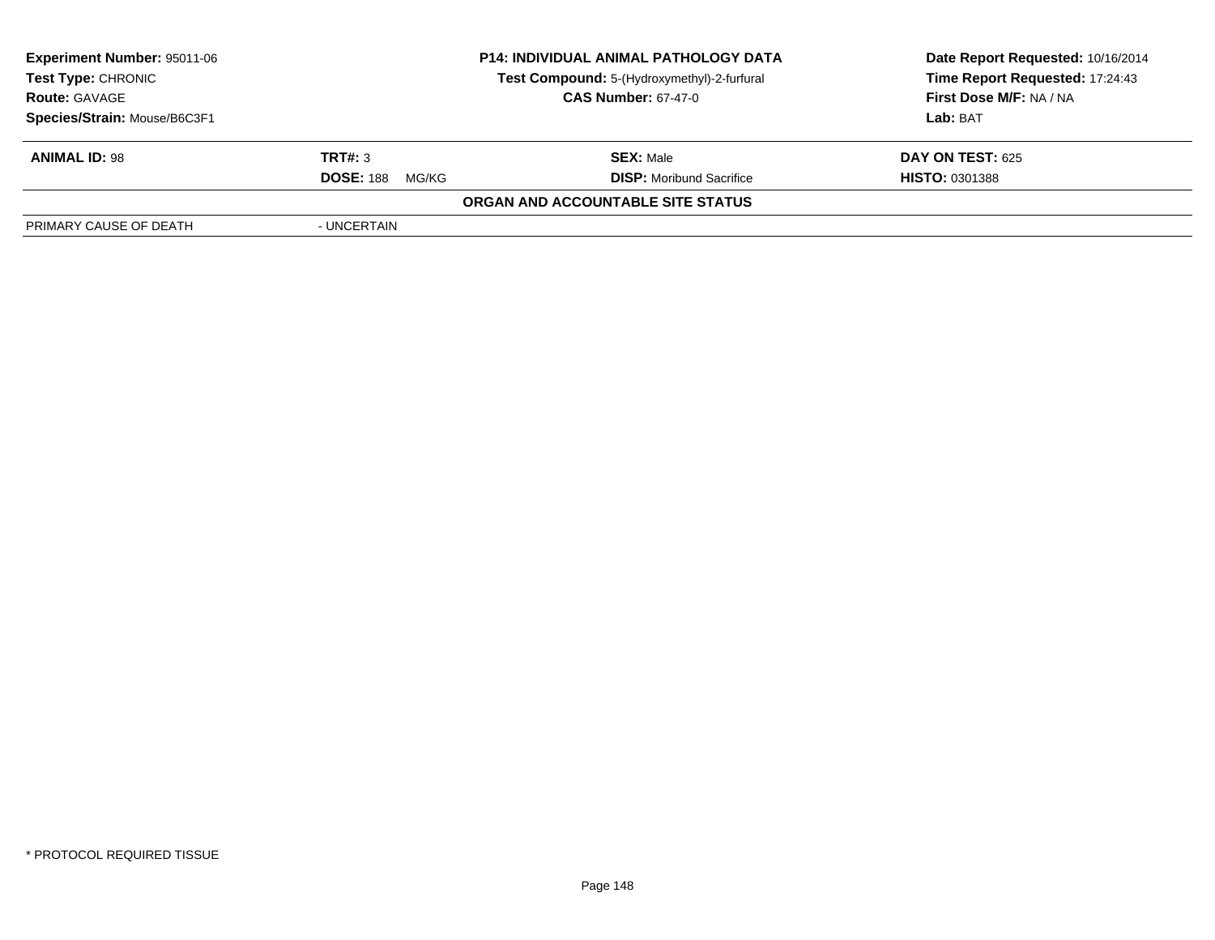| Experiment Number: 95011-06 | P14: INDIVIDUAL ANIMAL PATHOLOGY DATA | Date Report Requested: 10/16/2014 |
|---|---|---|
| Test Type: CHRONIC | Test Compound: 5-(Hydroxymethyl)-2-furfural | Time Report Requested: 17:24:43 |
| Route: GAVAGE | CAS Number: 67-47-0 | First Dose M/F: NA / NA |
| Species/Strain: Mouse/B6C3F1 | | Lab: BAT |

| ANIMAL ID: 98 | TRT#: 3 | SEX: Male | DAY ON TEST: 625 |
|---|---|---|---|
| | DOSE: 188 MG/KG | DISP: Moribund Sacrifice | HISTO: 0301388 |

**ORGAN AND ACCOUNTABLE SITE STATUS**

| PRIMARY CAUSE OF DEATH | - UNCERTAIN |
|---|---|

* PROTOCOL REQUIRED TISSUE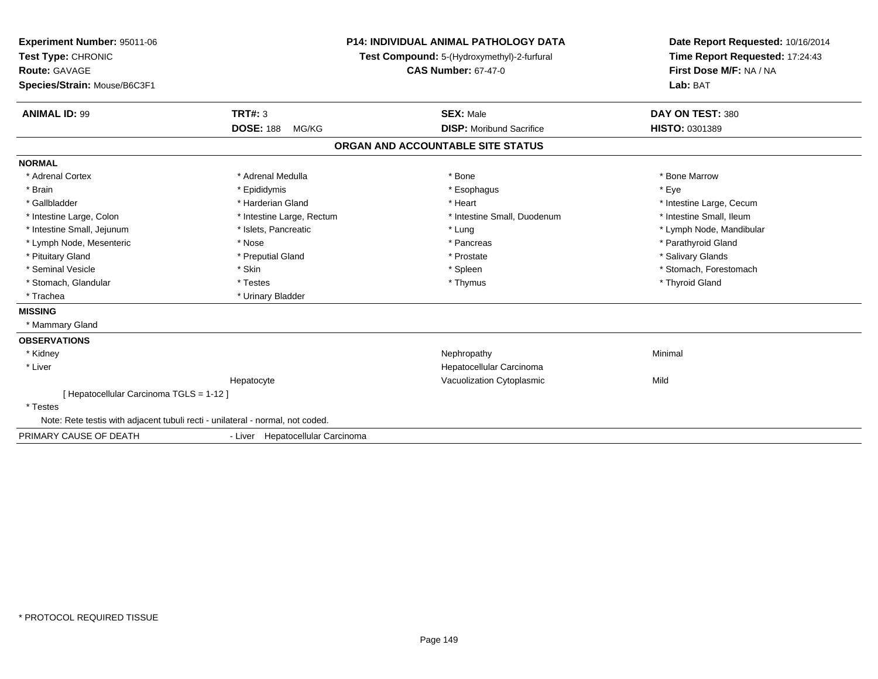**Experiment Number:** 95011-06
**Test Type:** CHRONIC
**Route:** GAVAGE
**Species/Strain:** Mouse/B6C3F1

**P14: INDIVIDUAL ANIMAL PATHOLOGY DATA**
**Test Compound:** 5-(Hydroxymethyl)-2-furfural
**CAS Number:** 67-47-0

**Date Report Requested:** 10/16/2014
**Time Report Requested:** 17:24:43
**First Dose M/F:** NA / NA
**Lab:** BAT

| **ANIMAL ID:** 99 | **TRT#:** 3 | **SEX:** Male | **DAY ON TEST:** 380 |
|---|---|---|---|
| | **DOSE:** 188 MG/KG | **DISP:** Moribund Sacrifice | **HISTO:** 0301389 |

## ORGAN AND ACCOUNTABLE SITE STATUS

**NORMAL**

| | | | |
|---|---|---|---|
| * Adrenal Cortex | * Adrenal Medulla | * Bone | * Bone Marrow |
| * Brain | * Epididymis | * Esophagus | * Eye |
| * Gallbladder | * Harderian Gland | * Heart | * Intestine Large, Cecum |
| * Intestine Large, Colon | * Intestine Large, Rectum | * Intestine Small, Duodenum | * Intestine Small, Ileum |
| * Intestine Small, Jejunum | * Islets, Pancreatic | * Lung | * Lymph Node, Mandibular |
| * Lymph Node, Mesenteric | * Nose | * Pancreas | * Parathyroid Gland |
| * Pituitary Gland | * Preputial Gland | * Prostate | * Salivary Glands |
| * Seminal Vesicle | * Skin | * Spleen | * Stomach, Forestomach |
| * Stomach, Glandular | * Testes | * Thymus | * Thyroid Gland |
| * Trachea | * Urinary Bladder | | |

**MISSING**

* Mammary Gland

**OBSERVATIONS**

| | | | |
|---|---|---|---|
| * Kidney | | Nephropathy | Minimal |
| * Liver | | Hepatocellular Carcinoma | |
| | Hepatocyte | Vacuolization Cytoplasmic | Mild |

[ Hepatocellular Carcinoma TGLS = 1-12 ]

* Testes

Note: Rete testis with adjacent tubuli recti - unilateral - normal, not coded.

PRIMARY CAUSE OF DEATH - Liver Hepatocellular Carcinoma

* PROTOCOL REQUIRED TISSUE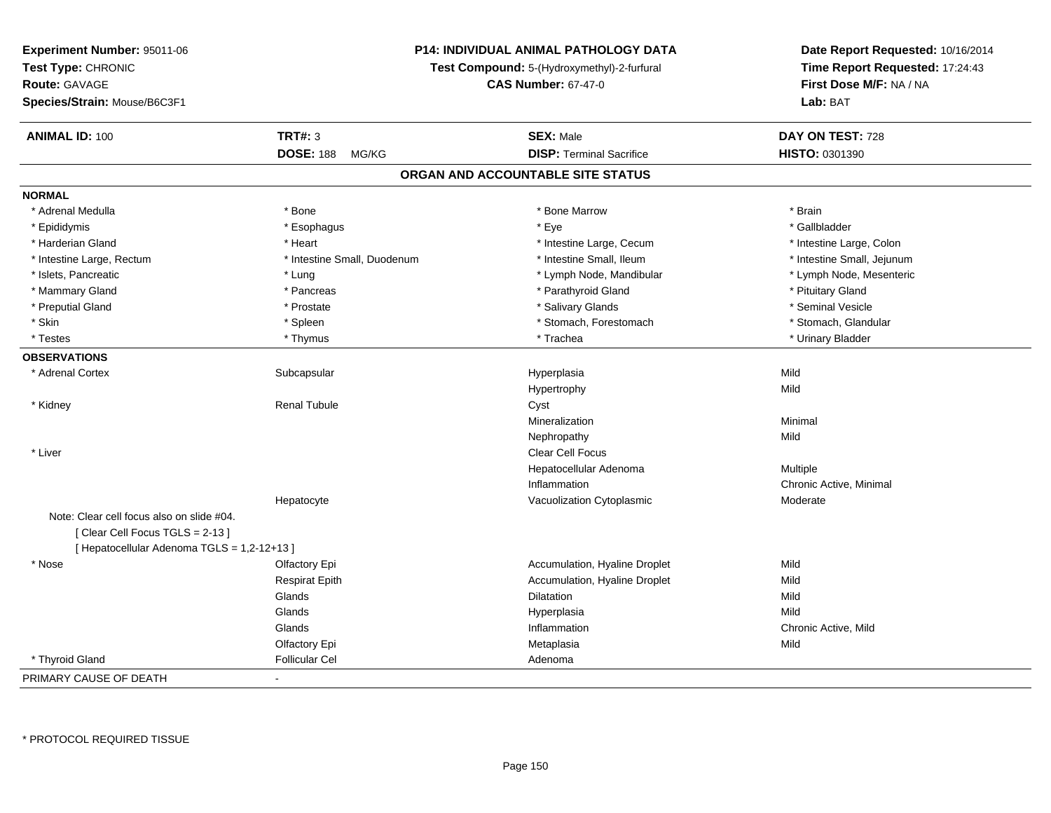**Experiment Number:** 95011-06
**Test Type:** CHRONIC
**Route:** GAVAGE
**Species/Strain:** Mouse/B6C3F1

**P14: INDIVIDUAL ANIMAL PATHOLOGY DATA**
**Test Compound:** 5-(Hydroxymethyl)-2-furfural
**CAS Number:** 67-47-0

**Date Report Requested:** 10/16/2014
**Time Report Requested:** 17:24:43
**First Dose M/F:** NA / NA
**Lab:** BAT

| **ANIMAL ID:** 100 | **TRT#:** 3 | **SEX:** Male | **DAY ON TEST:** 728 |
|---|---|---|---|
| | **DOSE:** 188 MG/KG | **DISP:** Terminal Sacrifice | **HISTO:** 0301390 |

## ORGAN AND ACCOUNTABLE SITE STATUS

**NORMAL**

| | | | |
|---|---|---|---|
| * Adrenal Medulla | * Bone | * Bone Marrow | * Brain |
| * Epididymis | * Esophagus | * Eye | * Gallbladder |
| * Harderian Gland | * Heart | * Intestine Large, Cecum | * Intestine Large, Colon |
| * Intestine Large, Rectum | * Intestine Small, Duodenum | * Intestine Small, Ileum | * Intestine Small, Jejunum |
| * Islets, Pancreatic | * Lung | * Lymph Node, Mandibular | * Lymph Node, Mesenteric |
| * Mammary Gland | * Pancreas | * Parathyroid Gland | * Pituitary Gland |
| * Preputial Gland | * Prostate | * Salivary Glands | * Seminal Vesicle |
| * Skin | * Spleen | * Stomach, Forestomach | * Stomach, Glandular |
| * Testes | * Thymus | * Trachea | * Urinary Bladder |

**OBSERVATIONS**

| | | | |
|---|---|---|---|
| * Adrenal Cortex | Subcapsular | Hyperplasia | Mild |
| | | Hypertrophy | Mild |
| * Kidney | Renal Tubule | Cyst | |
| | | Mineralization | Minimal |
| | | Nephropathy | Mild |
| * Liver | | Clear Cell Focus | |
| | | Hepatocellular Adenoma | Multiple |
| | | Inflammation | Chronic Active, Minimal |
| | Hepatocyte | Vacuolization Cytoplasmic | Moderate |

Note: Clear cell focus also on slide #04.
[ Clear Cell Focus TGLS = 2-13 ]
[ Hepatocellular Adenoma TGLS = 1,2-12+13 ]

| | | | |
|---|---|---|---|
| * Nose | Olfactory Epi | Accumulation, Hyaline Droplet | Mild |
| | Respirat Epith | Accumulation, Hyaline Droplet | Mild |
| | Glands | Dilatation | Mild |
| | Glands | Hyperplasia | Mild |
| | Glands | Inflammation | Chronic Active, Mild |
| | Olfactory Epi | Metaplasia | Mild |
| * Thyroid Gland | Follicular Cel | Adenoma | |

PRIMARY CAUSE OF DEATH -

* PROTOCOL REQUIRED TISSUE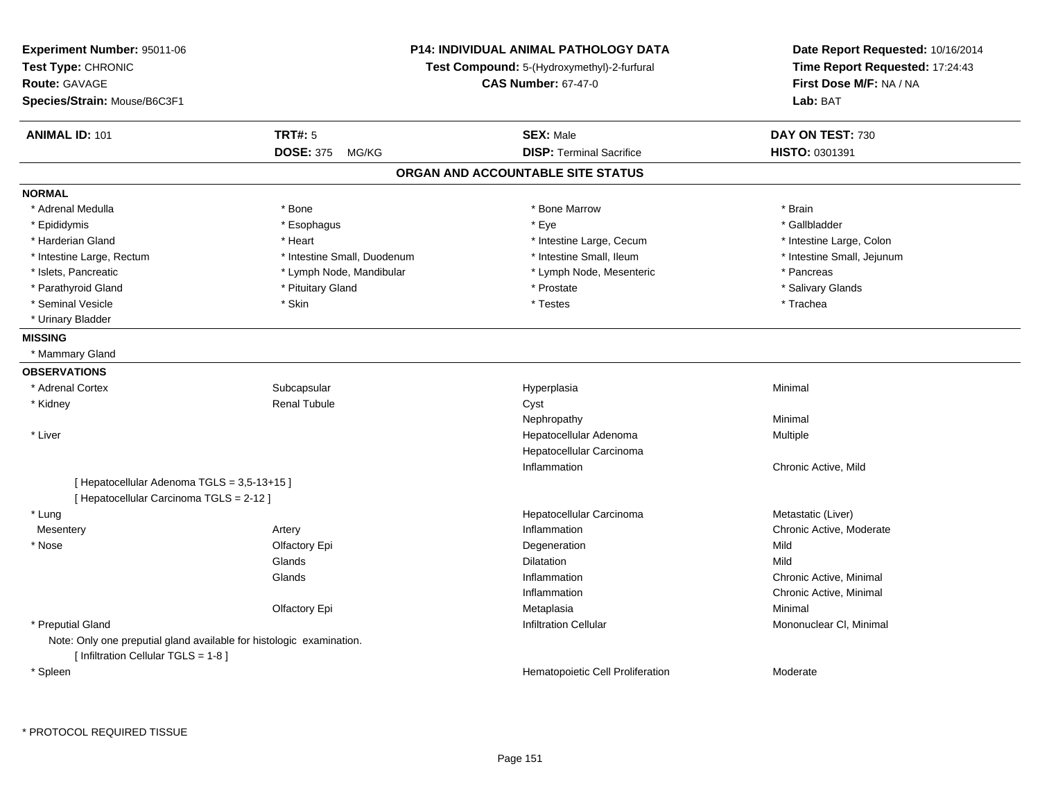**Experiment Number:** 95011-06
**Test Type:** CHRONIC
**Route:** GAVAGE
**Species/Strain:** Mouse/B6C3F1

**P14: INDIVIDUAL ANIMAL PATHOLOGY DATA**
**Test Compound:** 5-(Hydroxymethyl)-2-furfural
**CAS Number:** 67-47-0

**Date Report Requested:** 10/16/2014
**Time Report Requested:** 17:24:43
**First Dose M/F:** NA / NA
**Lab:** BAT

| **ANIMAL ID:** 101 | **TRT#:** 5 | **SEX:** Male | **DAY ON TEST:** 730 |
|---|---|---|---|
| | **DOSE:** 375 MG/KG | **DISP:** Terminal Sacrifice | **HISTO:** 0301391 |

## ORGAN AND ACCOUNTABLE SITE STATUS

**NORMAL**

| | | | |
|---|---|---|---|
| * Adrenal Medulla | * Bone | * Bone Marrow | * Brain |
| * Epididymis | * Esophagus | * Eye | * Gallbladder |
| * Harderian Gland | * Heart | * Intestine Large, Cecum | * Intestine Large, Colon |
| * Intestine Large, Rectum | * Intestine Small, Duodenum | * Intestine Small, Ileum | * Intestine Small, Jejunum |
| * Islets, Pancreatic | * Lymph Node, Mandibular | * Lymph Node, Mesenteric | * Pancreas |
| * Parathyroid Gland | * Pituitary Gland | * Prostate | * Salivary Glands |
| * Seminal Vesicle | * Skin | * Testes | * Trachea |
| * Urinary Bladder | | | |

**MISSING**

* Mammary Gland

**OBSERVATIONS**

| | | | |
|---|---|---|---|
| * Adrenal Cortex | Subcapsular | Hyperplasia | Minimal |
| * Kidney | Renal Tubule | Cyst | |
| | | Nephropathy | Minimal |
| * Liver | | Hepatocellular Adenoma | Multiple |
| | | Hepatocellular Carcinoma | |
| | | Inflammation | Chronic Active, Mild |
| [ Hepatocellular Adenoma TGLS = 3,5-13+15 ] | | | |
| [ Hepatocellular Carcinoma TGLS = 2-12 ] | | | |
| * Lung | | Hepatocellular Carcinoma | Metastatic (Liver) |
| Mesentery | Artery | Inflammation | Chronic Active, Moderate |
| * Nose | Olfactory Epi | Degeneration | Mild |
| | Glands | Dilatation | Mild |
| | Glands | Inflammation | Chronic Active, Minimal |
| | | Inflammation | Chronic Active, Minimal |
| | Olfactory Epi | Metaplasia | Minimal |
| * Preputial Gland | | Infiltration Cellular | Mononuclear Cl, Minimal |
| Note: Only one preputial gland available for histologic examination. | | | |
| [ Infiltration Cellular TGLS = 1-8 ] | | | |
| * Spleen | | Hematopoietic Cell Proliferation | Moderate |

* PROTOCOL REQUIRED TISSUE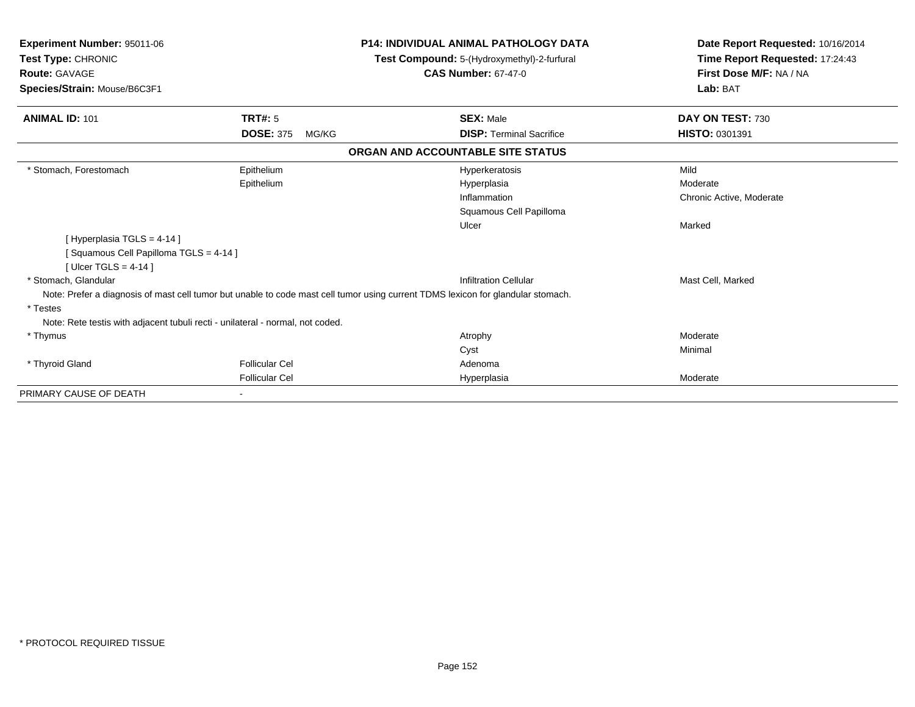**Experiment Number:** 95011-06
**Test Type:** CHRONIC
**Route:** GAVAGE
**Species/Strain:** Mouse/B6C3F1

**P14: INDIVIDUAL ANIMAL PATHOLOGY DATA**
**Test Compound:** 5-(Hydroxymethyl)-2-furfural
**CAS Number:** 67-47-0

**Date Report Requested:** 10/16/2014
**Time Report Requested:** 17:24:43
**First Dose M/F:** NA / NA
**Lab:** BAT

| **ANIMAL ID:** 101 | **TRT#:** 5 | **SEX:** Male | **DAY ON TEST:** 730 |
|---|---|---|---|
| | **DOSE:** 375 MG/KG | **DISP:** Terminal Sacrifice | **HISTO:** 0301391 |

**ORGAN AND ACCOUNTABLE SITE STATUS**

| | | | |
|---|---|---|---|
| * Stomach, Forestomach | Epithelium | Hyperkeratosis | Mild |
| | Epithelium | Hyperplasia | Moderate |
| | | Inflammation | Chronic Active, Moderate |
| | | Squamous Cell Papilloma | |
| | | Ulcer | Marked |
| [ Hyperplasia TGLS = 4-14 ] | | | |
| [ Squamous Cell Papilloma TGLS = 4-14 ] | | | |
| [ Ulcer TGLS = 4-14 ] | | | |
| * Stomach, Glandular | | Infiltration Cellular | Mast Cell, Marked |
| Note: Prefer a diagnosis of mast cell tumor but unable to code mast cell tumor using current TDMS lexicon for glandular stomach. | | | |
| * Testes | | | |
| Note: Rete testis with adjacent tubuli recti - unilateral - normal, not coded. | | | |
| * Thymus | | Atrophy | Moderate |
| | | Cyst | Minimal |
| * Thyroid Gland | Follicular Cel | Adenoma | |
| | Follicular Cel | Hyperplasia | Moderate |
| PRIMARY CAUSE OF DEATH | - | | |

* PROTOCOL REQUIRED TISSUE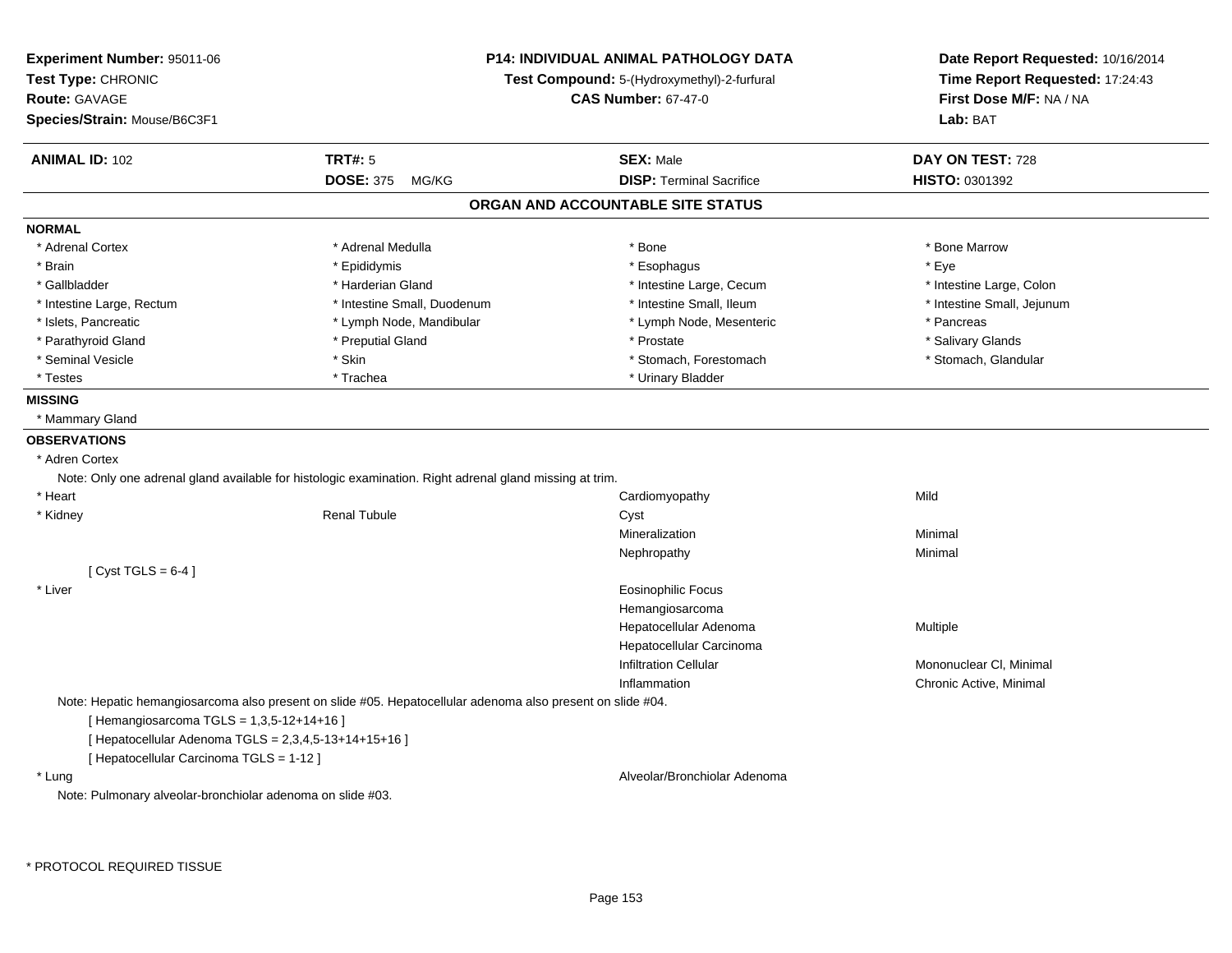**Experiment Number:** 95011-06
**Test Type:** CHRONIC
**Route:** GAVAGE
**Species/Strain:** Mouse/B6C3F1

**P14: INDIVIDUAL ANIMAL PATHOLOGY DATA**
**Test Compound:** 5-(Hydroxymethyl)-2-furfural
**CAS Number:** 67-47-0

**Date Report Requested:** 10/16/2014
**Time Report Requested:** 17:24:43
**First Dose M/F:** NA / NA
**Lab:** BAT

| **ANIMAL ID:** 102 | **TRT#:** 5 | **SEX:** Male | **DAY ON TEST:** 728 |
|---|---|---|---|
| | **DOSE:** 375 MG/KG | **DISP:** Terminal Sacrifice | **HISTO:** 0301392 |

## ORGAN AND ACCOUNTABLE SITE STATUS

**NORMAL**

| | | | |
|---|---|---|---|
| * Adrenal Cortex | * Adrenal Medulla | * Bone | * Bone Marrow |
| * Brain | * Epididymis | * Esophagus | * Eye |
| * Gallbladder | * Harderian Gland | * Intestine Large, Cecum | * Intestine Large, Colon |
| * Intestine Large, Rectum | * Intestine Small, Duodenum | * Intestine Small, Ileum | * Intestine Small, Jejunum |
| * Islets, Pancreatic | * Lymph Node, Mandibular | * Lymph Node, Mesenteric | * Pancreas |
| * Parathyroid Gland | * Preputial Gland | * Prostate | * Salivary Glands |
| * Seminal Vesicle | * Skin | * Stomach, Forestomach | * Stomach, Glandular |
| * Testes | * Trachea | * Urinary Bladder | |

**MISSING**

* Mammary Gland

**OBSERVATIONS**

* Adren Cortex
  Note: Only one adrenal gland available for histologic examination. Right adrenal gland missing at trim.

| | | | |
|---|---|---|---|
| * Heart | | Cardiomyopathy | Mild |
| * Kidney | Renal Tubule | Cyst | |
| | | Mineralization | Minimal |
| | | Nephropathy | Minimal |

[ Cyst TGLS = 6-4 ]

| | | | |
|---|---|---|---|
| * Liver | | Eosinophilic Focus | |
| | | Hemangiosarcoma | |
| | | Hepatocellular Adenoma | Multiple |
| | | Hepatocellular Carcinoma | |
| | | Infiltration Cellular | Mononuclear Cl, Minimal |
| | | Inflammation | Chronic Active, Minimal |

Note: Hepatic hemangiosarcoma also present on slide #05. Hepatocellular adenoma also present on slide #04.
[ Hemangiosarcoma TGLS = 1,3,5-12+14+16 ]
[ Hepatocellular Adenoma TGLS = 2,3,4,5-13+14+15+16 ]
[ Hepatocellular Carcinoma TGLS = 1-12 ]

| | | | |
|---|---|---|---|
| * Lung | | Alveolar/Bronchiolar Adenoma | |

Note: Pulmonary alveolar-bronchiolar adenoma on slide #03.

* PROTOCOL REQUIRED TISSUE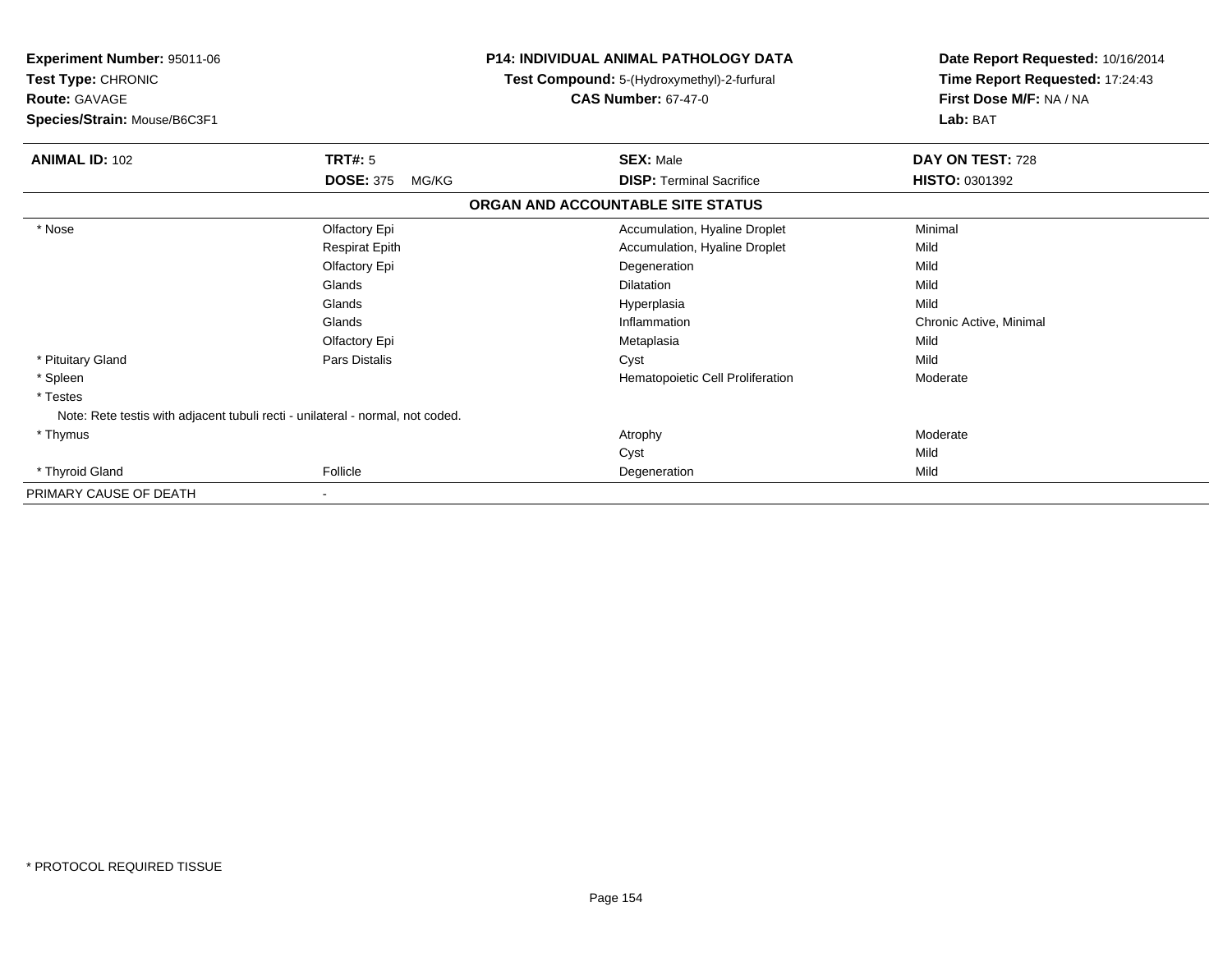**Experiment Number:** 95011-06
**Test Type:** CHRONIC
**Route:** GAVAGE
**Species/Strain:** Mouse/B6C3F1

**P14: INDIVIDUAL ANIMAL PATHOLOGY DATA**
**Test Compound:** 5-(Hydroxymethyl)-2-furfural
**CAS Number:** 67-47-0

**Date Report Requested:** 10/16/2014
**Time Report Requested:** 17:24:43
**First Dose M/F:** NA / NA
**Lab:** BAT

| **ANIMAL ID:** 102 | **TRT#:** 5 | **SEX:** Male | **DAY ON TEST:** 728 |
|---|---|---|---|
| | **DOSE:** 375 MG/KG | **DISP:** Terminal Sacrifice | **HISTO:** 0301392 |

**ORGAN AND ACCOUNTABLE SITE STATUS**

| | | | |
|---|---|---|---|
| * Nose | Olfactory Epi | Accumulation, Hyaline Droplet | Minimal |
| | Respirat Epith | Accumulation, Hyaline Droplet | Mild |
| | Olfactory Epi | Degeneration | Mild |
| | Glands | Dilatation | Mild |
| | Glands | Hyperplasia | Mild |
| | Glands | Inflammation | Chronic Active, Minimal |
| | Olfactory Epi | Metaplasia | Mild |
| * Pituitary Gland | Pars Distalis | Cyst | Mild |
| * Spleen | | Hematopoietic Cell Proliferation | Moderate |
| * Testes | | | |
| Note: Rete testis with adjacent tubuli recti - unilateral - normal, not coded. | | | |
| * Thymus | | Atrophy | Moderate |
| | | Cyst | Mild |
| * Thyroid Gland | Follicle | Degeneration | Mild |
| PRIMARY CAUSE OF DEATH | - | | |

\* PROTOCOL REQUIRED TISSUE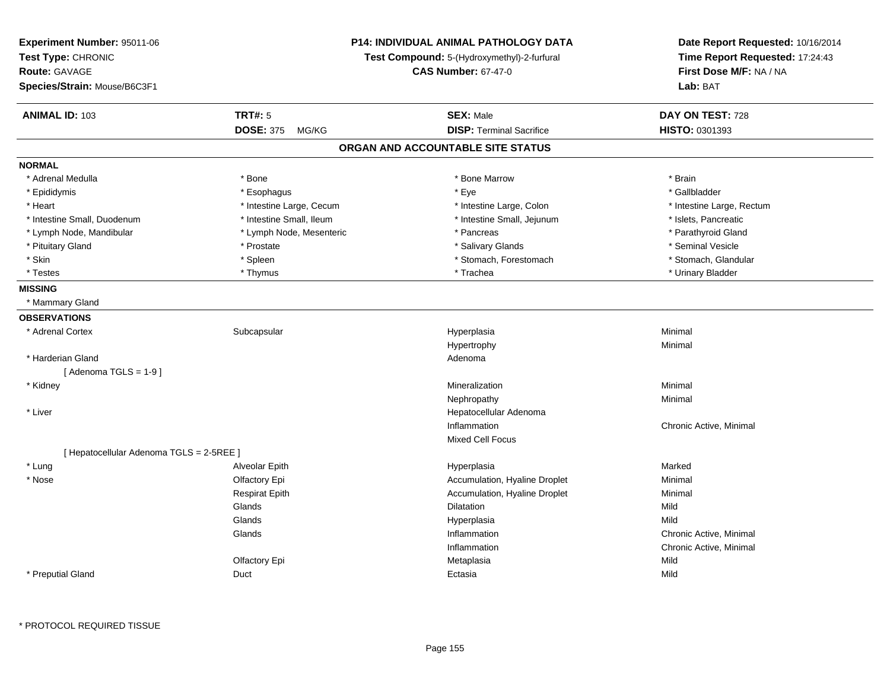**Experiment Number:** 95011-06
**Test Type:** CHRONIC
**Route:** GAVAGE
**Species/Strain:** Mouse/B6C3F1

**P14: INDIVIDUAL ANIMAL PATHOLOGY DATA**
**Test Compound:** 5-(Hydroxymethyl)-2-furfural
**CAS Number:** 67-47-0

**Date Report Requested:** 10/16/2014
**Time Report Requested:** 17:24:43
**First Dose M/F:** NA / NA
**Lab:** BAT

| **ANIMAL ID:** 103 | **TRT#:** 5 | **SEX:** Male | **DAY ON TEST:** 728 |
|---|---|---|---|
| | **DOSE:** 375 MG/KG | **DISP:** Terminal Sacrifice | **HISTO:** 0301393 |

## ORGAN AND ACCOUNTABLE SITE STATUS

**NORMAL**

| | | | |
|---|---|---|---|
| * Adrenal Medulla | * Bone | * Bone Marrow | * Brain |
| * Epididymis | * Esophagus | * Eye | * Gallbladder |
| * Heart | * Intestine Large, Cecum | * Intestine Large, Colon | * Intestine Large, Rectum |
| * Intestine Small, Duodenum | * Intestine Small, Ileum | * Intestine Small, Jejunum | * Islets, Pancreatic |
| * Lymph Node, Mandibular | * Lymph Node, Mesenteric | * Pancreas | * Parathyroid Gland |
| * Pituitary Gland | * Prostate | * Salivary Glands | * Seminal Vesicle |
| * Skin | * Spleen | * Stomach, Forestomach | * Stomach, Glandular |
| * Testes | * Thymus | * Trachea | * Urinary Bladder |

**MISSING**

* Mammary Gland

**OBSERVATIONS**

| | | | |
|---|---|---|---|
| * Adrenal Cortex | Subcapsular | Hyperplasia | Minimal |
| | | Hypertrophy | Minimal |
| * Harderian Gland | | Adenoma | |
| [ Adenoma TGLS = 1-9 ] | | | |
| * Kidney | | Mineralization | Minimal |
| | | Nephropathy | Minimal |
| * Liver | | Hepatocellular Adenoma | |
| | | Inflammation | Chronic Active, Minimal |
| | | Mixed Cell Focus | |
| [ Hepatocellular Adenoma TGLS = 2-5REE ] | | | |
| * Lung | Alveolar Epith | Hyperplasia | Marked |
| * Nose | Olfactory Epi | Accumulation, Hyaline Droplet | Minimal |
| | Respirat Epith | Accumulation, Hyaline Droplet | Minimal |
| | Glands | Dilatation | Mild |
| | Glands | Hyperplasia | Mild |
| | Glands | Inflammation | Chronic Active, Minimal |
| | | Inflammation | Chronic Active, Minimal |
| | Olfactory Epi | Metaplasia | Mild |
| * Preputial Gland | Duct | Ectasia | Mild |

\* PROTOCOL REQUIRED TISSUE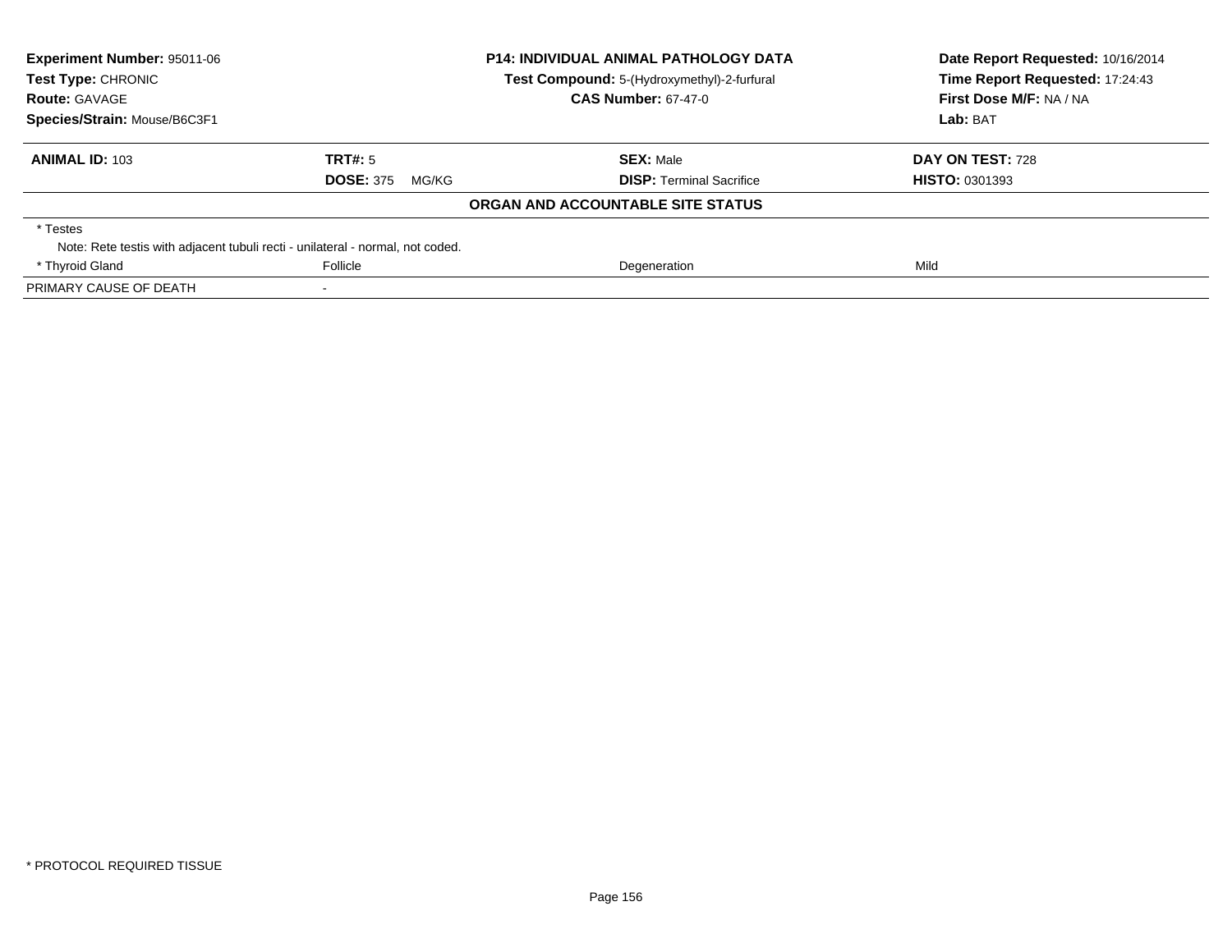**Experiment Number:** 95011-06
**Test Type:** CHRONIC
**Route:** GAVAGE
**Species/Strain:** Mouse/B6C3F1

**P14: INDIVIDUAL ANIMAL PATHOLOGY DATA**
**Test Compound:** 5-(Hydroxymethyl)-2-furfural
**CAS Number:** 67-47-0

**Date Report Requested:** 10/16/2014
**Time Report Requested:** 17:24:43
**First Dose M/F:** NA / NA
**Lab:** BAT

| **ANIMAL ID:** 103 | **TRT#:** 5 | **SEX:** Male | **DAY ON TEST:** 728 |
|---|---|---|---|
| | **DOSE:** 375 MG/KG | **DISP:** Terminal Sacrifice | **HISTO:** 0301393 |

**ORGAN AND ACCOUNTABLE SITE STATUS**

| | | | |
|---|---|---|---|
| * Testes | | | |
| Note: Rete testis with adjacent tubuli recti - unilateral - normal, not coded. | | | |
| * Thyroid Gland | Follicle | Degeneration | Mild |
| PRIMARY CAUSE OF DEATH | - | | |

* PROTOCOL REQUIRED TISSUE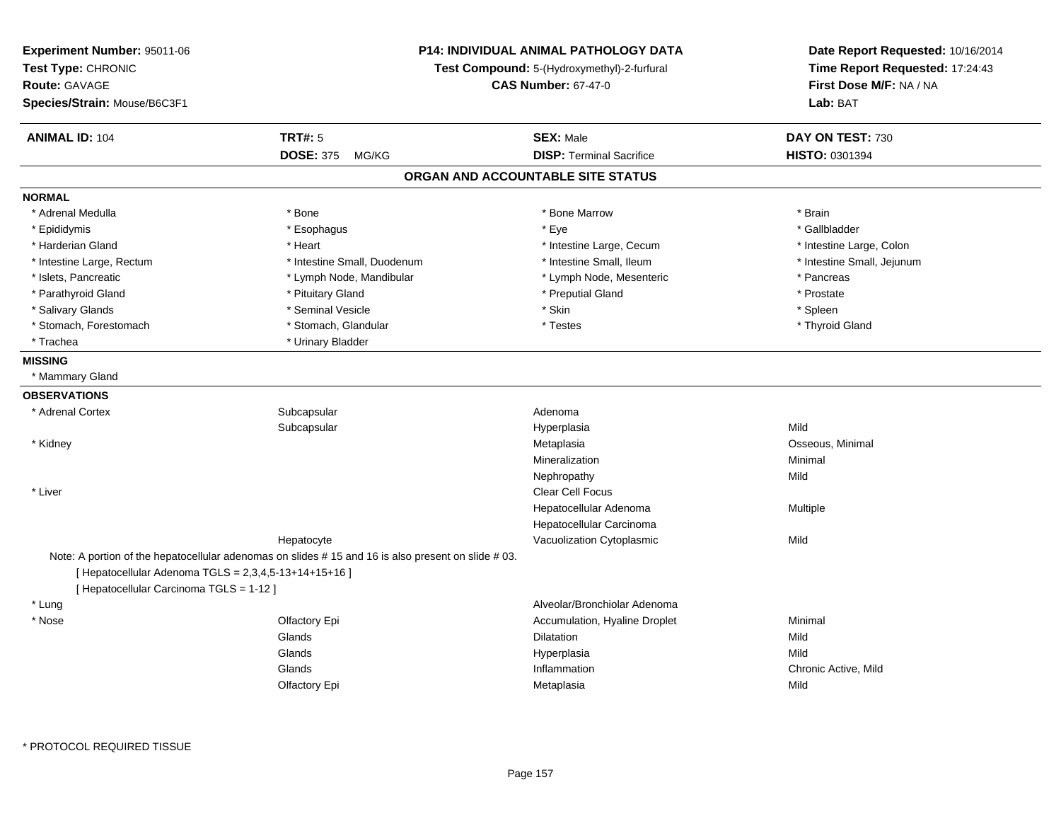**Experiment Number:** 95011-06
**Test Type:** CHRONIC
**Route:** GAVAGE
**Species/Strain:** Mouse/B6C3F1

**P14: INDIVIDUAL ANIMAL PATHOLOGY DATA**
**Test Compound:** 5-(Hydroxymethyl)-2-furfural
**CAS Number:** 67-47-0

**Date Report Requested:** 10/16/2014
**Time Report Requested:** 17:24:43
**First Dose M/F:** NA / NA
**Lab:** BAT

| **ANIMAL ID:** 104 | **TRT#:** 5 | **SEX:** Male | **DAY ON TEST:** 730 |
|---|---|---|---|
| | **DOSE:** 375 MG/KG | **DISP:** Terminal Sacrifice | **HISTO:** 0301394 |

## ORGAN AND ACCOUNTABLE SITE STATUS

**NORMAL**

| | | | |
|---|---|---|---|
| * Adrenal Medulla | * Bone | * Bone Marrow | * Brain |
| * Epididymis | * Esophagus | * Eye | * Gallbladder |
| * Harderian Gland | * Heart | * Intestine Large, Cecum | * Intestine Large, Colon |
| * Intestine Large, Rectum | * Intestine Small, Duodenum | * Intestine Small, Ileum | * Intestine Small, Jejunum |
| * Islets, Pancreatic | * Lymph Node, Mandibular | * Lymph Node, Mesenteric | * Pancreas |
| * Parathyroid Gland | * Pituitary Gland | * Preputial Gland | * Prostate |
| * Salivary Glands | * Seminal Vesicle | * Skin | * Spleen |
| * Stomach, Forestomach | * Stomach, Glandular | * Testes | * Thyroid Gland |
| * Trachea | * Urinary Bladder | | |

**MISSING**

* Mammary Gland

**OBSERVATIONS**

| | | | |
|---|---|---|---|
| * Adrenal Cortex | Subcapsular | Adenoma | |
| | Subcapsular | Hyperplasia | Mild |
| * Kidney | | Metaplasia | Osseous, Minimal |
| | | Mineralization | Minimal |
| | | Nephropathy | Mild |
| * Liver | | Clear Cell Focus | |
| | | Hepatocellular Adenoma | Multiple |
| | | Hepatocellular Carcinoma | |
| | Hepatocyte | Vacuolization Cytoplasmic | Mild |

Note: A portion of the hepatocellular adenomas on slides # 15 and 16 is also present on slide # 03.
[ Hepatocellular Adenoma TGLS = 2,3,4,5-13+14+15+16 ]
[ Hepatocellular Carcinoma TGLS = 1-12 ]

| | | | |
|---|---|---|---|
| * Lung | | Alveolar/Bronchiolar Adenoma | |
| * Nose | Olfactory Epi | Accumulation, Hyaline Droplet | Minimal |
| | Glands | Dilatation | Mild |
| | Glands | Hyperplasia | Mild |
| | Glands | Inflammation | Chronic Active, Mild |
| | Olfactory Epi | Metaplasia | Mild |

* PROTOCOL REQUIRED TISSUE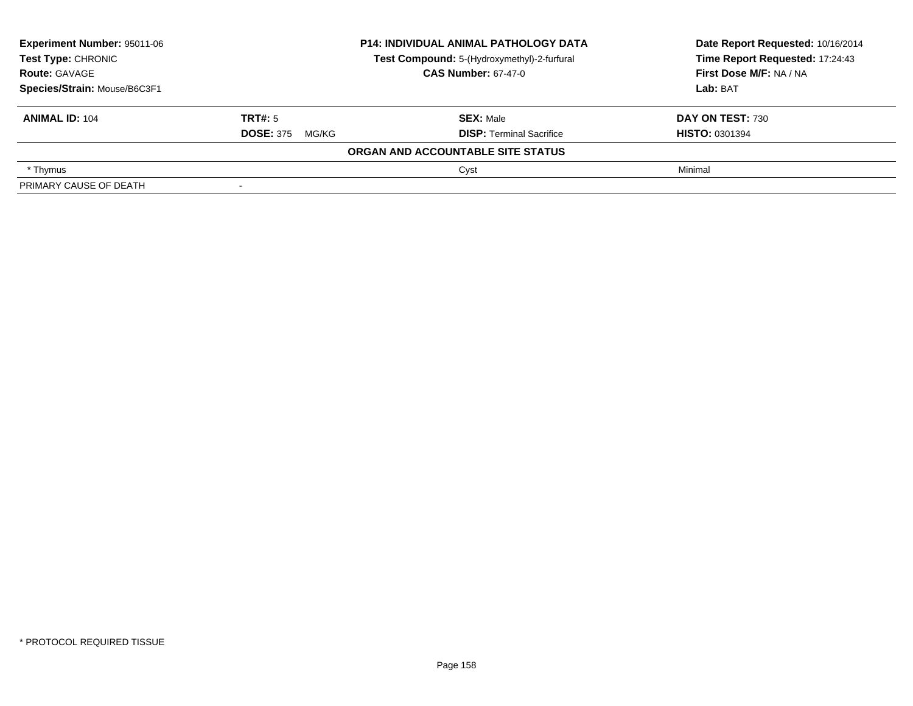**Experiment Number:** 95011-06
**Test Type:** CHRONIC
**Route:** GAVAGE
**Species/Strain:** Mouse/B6C3F1

**P14: INDIVIDUAL ANIMAL PATHOLOGY DATA**
**Test Compound:** 5-(Hydroxymethyl)-2-furfural
**CAS Number:** 67-47-0

**Date Report Requested:** 10/16/2014
**Time Report Requested:** 17:24:43
**First Dose M/F:** NA / NA
**Lab:** BAT

| **ANIMAL ID:** 104 | **TRT#:** 5 | **SEX:** Male | **DAY ON TEST:** 730 |
|---|---|---|---|
| | **DOSE:** 375 MG/KG | **DISP:** Terminal Sacrifice | **HISTO:** 0301394 |

**ORGAN AND ACCOUNTABLE SITE STATUS**

| | | | |
|---|---|---|---|
| * Thymus | | Cyst | Minimal |
| PRIMARY CAUSE OF DEATH | - | | |

* PROTOCOL REQUIRED TISSUE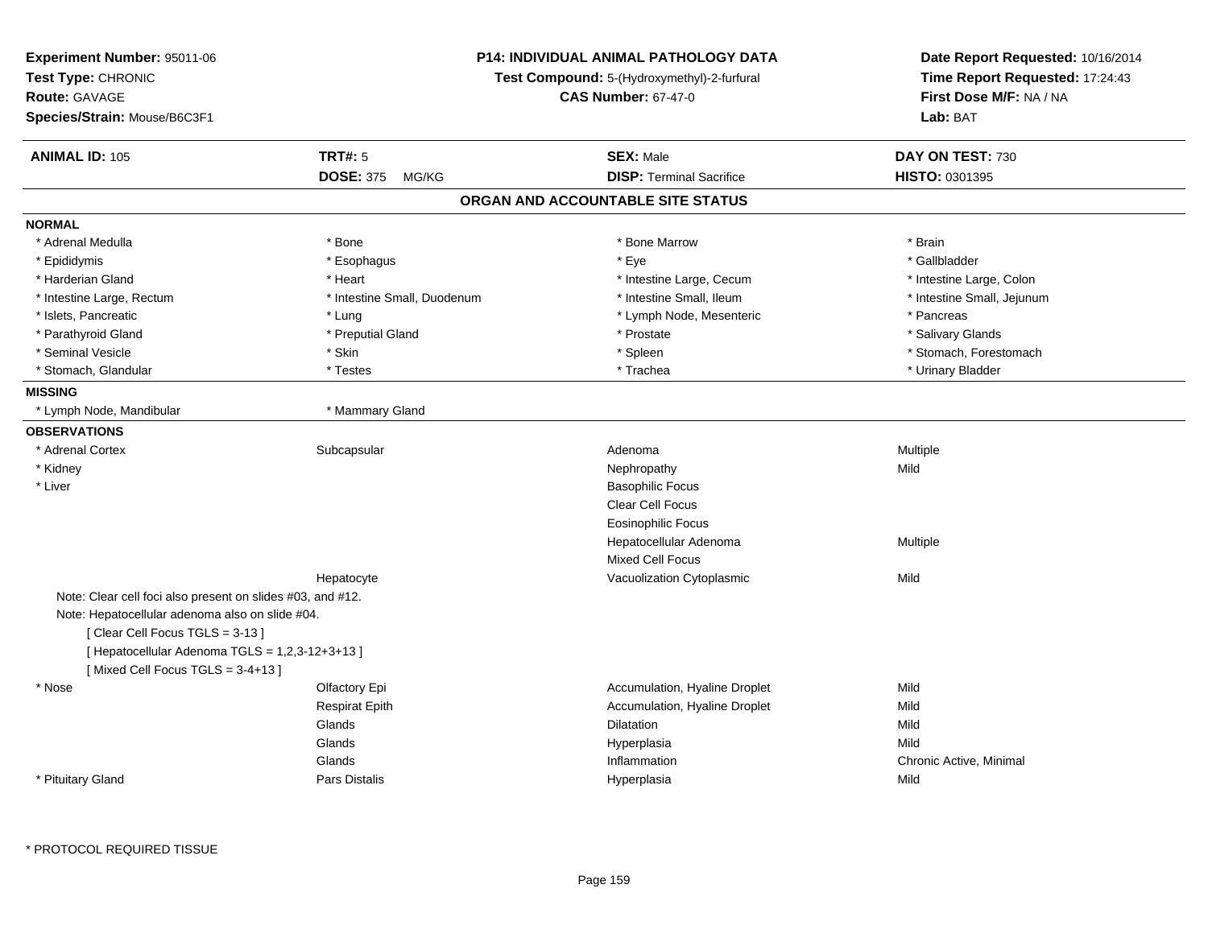**Experiment Number:** 95011-06
**Test Type:** CHRONIC
**Route:** GAVAGE
**Species/Strain:** Mouse/B6C3F1

**P14: INDIVIDUAL ANIMAL PATHOLOGY DATA**
**Test Compound:** 5-(Hydroxymethyl)-2-furfural
**CAS Number:** 67-47-0

**Date Report Requested:** 10/16/2014
**Time Report Requested:** 17:24:43
**First Dose M/F:** NA / NA
**Lab:** BAT

| **ANIMAL ID:** 105 | **TRT#:** 5 | **SEX:** Male | **DAY ON TEST:** 730 |
|---|---|---|---|
| | **DOSE:** 375 MG/KG | **DISP:** Terminal Sacrifice | **HISTO:** 0301395 |

## ORGAN AND ACCOUNTABLE SITE STATUS

**NORMAL**

| | | | |
|---|---|---|---|
| * Adrenal Medulla | * Bone | * Bone Marrow | * Brain |
| * Epididymis | * Esophagus | * Eye | * Gallbladder |
| * Harderian Gland | * Heart | * Intestine Large, Cecum | * Intestine Large, Colon |
| * Intestine Large, Rectum | * Intestine Small, Duodenum | * Intestine Small, Ileum | * Intestine Small, Jejunum |
| * Islets, Pancreatic | * Lung | * Lymph Node, Mesenteric | * Pancreas |
| * Parathyroid Gland | * Preputial Gland | * Prostate | * Salivary Glands |
| * Seminal Vesicle | * Skin | * Spleen | * Stomach, Forestomach |
| * Stomach, Glandular | * Testes | * Trachea | * Urinary Bladder |

**MISSING**

| | |
|---|---|
| * Lymph Node, Mandibular | * Mammary Gland |

**OBSERVATIONS**

| | | | |
|---|---|---|---|
| * Adrenal Cortex | Subcapsular | Adenoma | Multiple |
| * Kidney | | Nephropathy | Mild |
| * Liver | | Basophilic Focus | |
| | | Clear Cell Focus | |
| | | Eosinophilic Focus | |
| | | Hepatocellular Adenoma | Multiple |
| | | Mixed Cell Focus | |
| | Hepatocyte | Vacuolization Cytoplasmic | Mild |

Note: Clear cell foci also present on slides #03, and #12.
Note: Hepatocellular adenoma also on slide #04.
[ Clear Cell Focus TGLS = 3-13 ]
[ Hepatocellular Adenoma TGLS = 1,2,3-12+3+13 ]
[ Mixed Cell Focus TGLS = 3-4+13 ]

| | | | |
|---|---|---|---|
| * Nose | Olfactory Epi | Accumulation, Hyaline Droplet | Mild |
| | Respirat Epith | Accumulation, Hyaline Droplet | Mild |
| | Glands | Dilatation | Mild |
| | Glands | Hyperplasia | Mild |
| | Glands | Inflammation | Chronic Active, Minimal |
| * Pituitary Gland | Pars Distalis | Hyperplasia | Mild |

* PROTOCOL REQUIRED TISSUE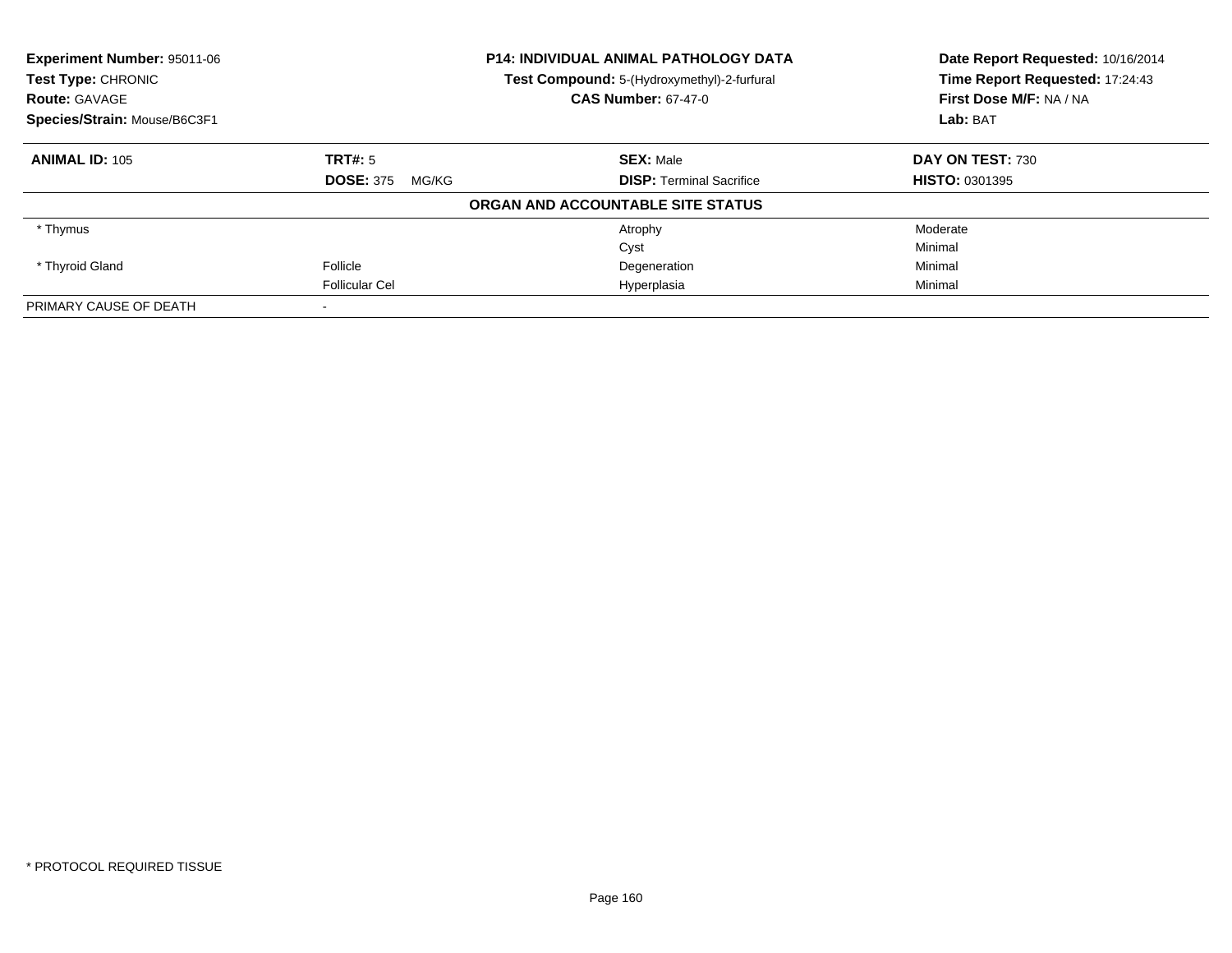**Experiment Number:** 95011-06
**Test Type:** CHRONIC
**Route:** GAVAGE
**Species/Strain:** Mouse/B6C3F1

**P14: INDIVIDUAL ANIMAL PATHOLOGY DATA**
**Test Compound:** 5-(Hydroxymethyl)-2-furfural
**CAS Number:** 67-47-0

**Date Report Requested:** 10/16/2014
**Time Report Requested:** 17:24:43
**First Dose M/F:** NA / NA
**Lab:** BAT

| **ANIMAL ID:** 105 | **TRT#:** 5 | **SEX:** Male | **DAY ON TEST:** 730 |
|---|---|---|---|
| | **DOSE:** 375 MG/KG | **DISP:** Terminal Sacrifice | **HISTO:** 0301395 |

**ORGAN AND ACCOUNTABLE SITE STATUS**

| | | | |
|---|---|---|---|
| * Thymus | | Atrophy | Moderate |
| | | Cyst | Minimal |
| * Thyroid Gland | Follicle | Degeneration | Minimal |
| | Follicular Cel | Hyperplasia | Minimal |
| PRIMARY CAUSE OF DEATH | - | | |

* PROTOCOL REQUIRED TISSUE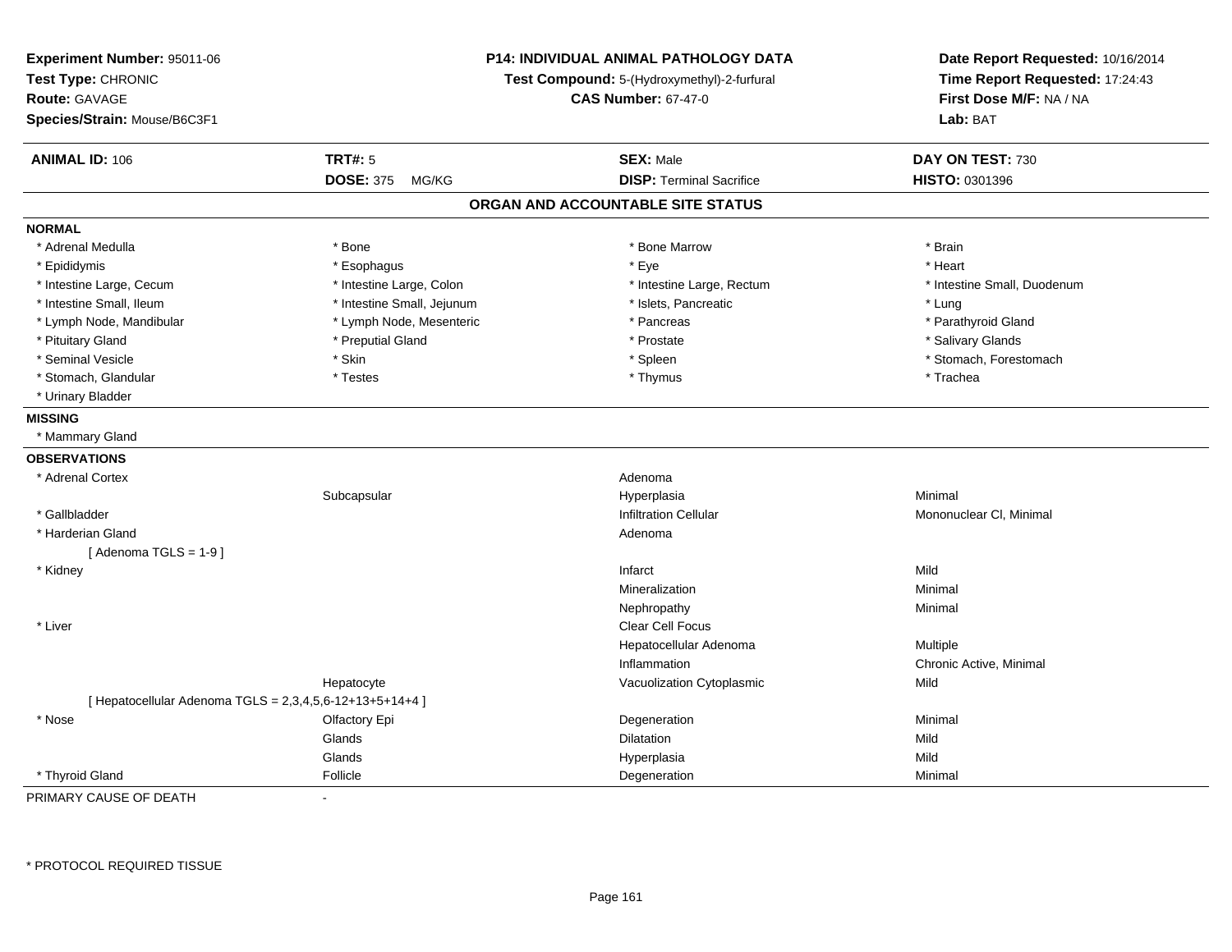**Experiment Number:** 95011-06
**Test Type:** CHRONIC
**Route:** GAVAGE
**Species/Strain:** Mouse/B6C3F1

**P14: INDIVIDUAL ANIMAL PATHOLOGY DATA**
**Test Compound:** 5-(Hydroxymethyl)-2-furfural
**CAS Number:** 67-47-0

**Date Report Requested:** 10/16/2014
**Time Report Requested:** 17:24:43
**First Dose M/F:** NA / NA
**Lab:** BAT

| **ANIMAL ID:** 106 | **TRT#:** 5 | **SEX:** Male | **DAY ON TEST:** 730 |
|---|---|---|---|
| | **DOSE:** 375 MG/KG | **DISP:** Terminal Sacrifice | **HISTO:** 0301396 |

## ORGAN AND ACCOUNTABLE SITE STATUS

**NORMAL**

| | | | |
|---|---|---|---|
| * Adrenal Medulla | * Bone | * Bone Marrow | * Brain |
| * Epididymis | * Esophagus | * Eye | * Heart |
| * Intestine Large, Cecum | * Intestine Large, Colon | * Intestine Large, Rectum | * Intestine Small, Duodenum |
| * Intestine Small, Ileum | * Intestine Small, Jejunum | * Islets, Pancreatic | * Lung |
| * Lymph Node, Mandibular | * Lymph Node, Mesenteric | * Pancreas | * Parathyroid Gland |
| * Pituitary Gland | * Preputial Gland | * Prostate | * Salivary Glands |
| * Seminal Vesicle | * Skin | * Spleen | * Stomach, Forestomach |
| * Stomach, Glandular | * Testes | * Thymus | * Trachea |
| * Urinary Bladder | | | |

**MISSING**

* Mammary Gland

**OBSERVATIONS**

| | | | |
|---|---|---|---|
| * Adrenal Cortex | | Adenoma | |
| | Subcapsular | Hyperplasia | Minimal |
| * Gallbladder | | Infiltration Cellular | Mononuclear Cl, Minimal |
| * Harderian Gland | | Adenoma | |
| [ Adenoma TGLS = 1-9 ] | | | |
| * Kidney | | Infarct | Mild |
| | | Mineralization | Minimal |
| | | Nephropathy | Minimal |
| * Liver | | Clear Cell Focus | |
| | | Hepatocellular Adenoma | Multiple |
| | | Inflammation | Chronic Active, Minimal |
| | Hepatocyte | Vacuolization Cytoplasmic | Mild |
| [ Hepatocellular Adenoma TGLS = 2,3,4,5,6-12+13+5+14+4 ] | | | |
| * Nose | Olfactory Epi | Degeneration | Minimal |
| | Glands | Dilatation | Mild |
| | Glands | Hyperplasia | Mild |
| * Thyroid Gland | Follicle | Degeneration | Minimal |

PRIMARY CAUSE OF DEATH -

\* PROTOCOL REQUIRED TISSUE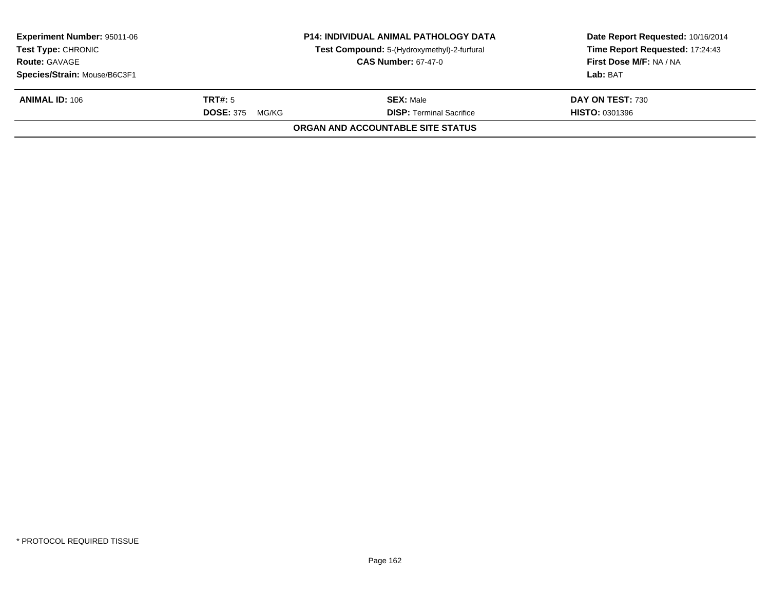**Experiment Number:** 95011-06
**Test Type:** CHRONIC
**Route:** GAVAGE
**Species/Strain:** Mouse/B6C3F1

**P14: INDIVIDUAL ANIMAL PATHOLOGY DATA**
**Test Compound:** 5-(Hydroxymethyl)-2-furfural
**CAS Number:** 67-47-0

**Date Report Requested:** 10/16/2014
**Time Report Requested:** 17:24:43
**First Dose M/F:** NA / NA
**Lab:** BAT

| **ANIMAL ID:** 106 | **TRT#:** 5 | **SEX:** Male | **DAY ON TEST:** 730 |
|---|---|---|---|
| | **DOSE:** 375 MG/KG | **DISP:** Terminal Sacrifice | **HISTO:** 0301396 |

**ORGAN AND ACCOUNTABLE SITE STATUS**

\* PROTOCOL REQUIRED TISSUE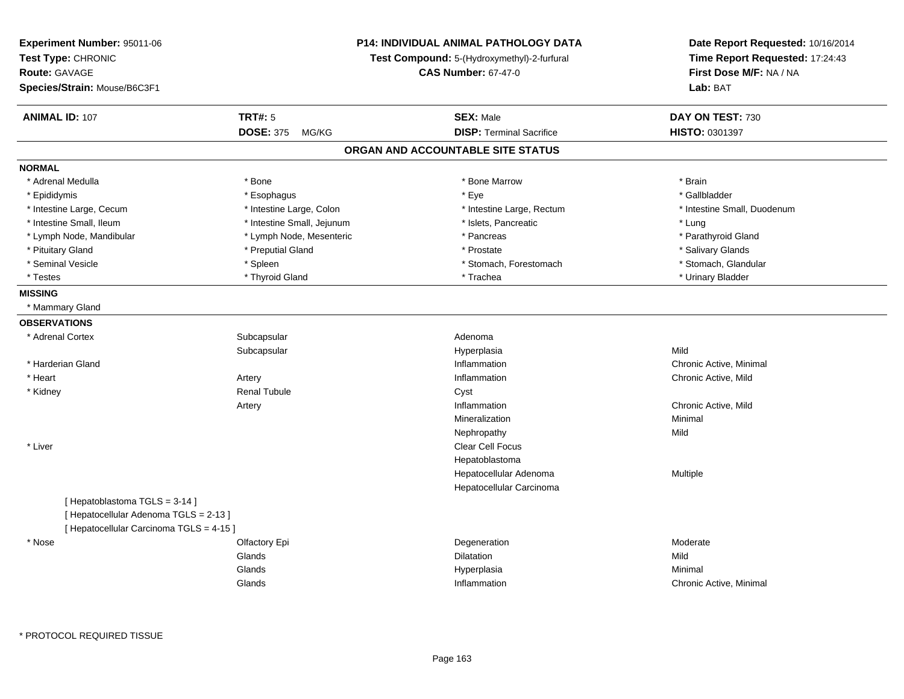**Experiment Number:** 95011-06
**Test Type:** CHRONIC
**Route:** GAVAGE
**Species/Strain:** Mouse/B6C3F1

**P14: INDIVIDUAL ANIMAL PATHOLOGY DATA**
**Test Compound:** 5-(Hydroxymethyl)-2-furfural
**CAS Number:** 67-47-0

**Date Report Requested:** 10/16/2014
**Time Report Requested:** 17:24:43
**First Dose M/F:** NA / NA
**Lab:** BAT

| **ANIMAL ID:** 107 | **TRT#:** 5 | **SEX:** Male | **DAY ON TEST:** 730 |
|---|---|---|---|
| | **DOSE:** 375 MG/KG | **DISP:** Terminal Sacrifice | **HISTO:** 0301397 |

## ORGAN AND ACCOUNTABLE SITE STATUS

**NORMAL**

| | | | |
|---|---|---|---|
| * Adrenal Medulla | * Bone | * Bone Marrow | * Brain |
| * Epididymis | * Esophagus | * Eye | * Gallbladder |
| * Intestine Large, Cecum | * Intestine Large, Colon | * Intestine Large, Rectum | * Intestine Small, Duodenum |
| * Intestine Small, Ileum | * Intestine Small, Jejunum | * Islets, Pancreatic | * Lung |
| * Lymph Node, Mandibular | * Lymph Node, Mesenteric | * Pancreas | * Parathyroid Gland |
| * Pituitary Gland | * Preputial Gland | * Prostate | * Salivary Glands |
| * Seminal Vesicle | * Spleen | * Stomach, Forestomach | * Stomach, Glandular |
| * Testes | * Thyroid Gland | * Trachea | * Urinary Bladder |

**MISSING**

* Mammary Gland

**OBSERVATIONS**

| | | | |
|---|---|---|---|
| * Adrenal Cortex | Subcapsular | Adenoma | |
| | Subcapsular | Hyperplasia | Mild |
| * Harderian Gland | | Inflammation | Chronic Active, Minimal |
| * Heart | Artery | Inflammation | Chronic Active, Mild |
| * Kidney | Renal Tubule | Cyst | |
| | Artery | Inflammation | Chronic Active, Mild |
| | | Mineralization | Minimal |
| | | Nephropathy | Mild |
| * Liver | | Clear Cell Focus | |
| | | Hepatoblastoma | |
| | | Hepatocellular Adenoma | Multiple |
| | | Hepatocellular Carcinoma | |
| [ Hepatoblastoma TGLS = 3-14 ] | | | |
| [ Hepatocellular Adenoma TGLS = 2-13 ] | | | |
| [ Hepatocellular Carcinoma TGLS = 4-15 ] | | | |
| * Nose | Olfactory Epi | Degeneration | Moderate |
| | Glands | Dilatation | Mild |
| | Glands | Hyperplasia | Minimal |
| | Glands | Inflammation | Chronic Active, Minimal |

\* PROTOCOL REQUIRED TISSUE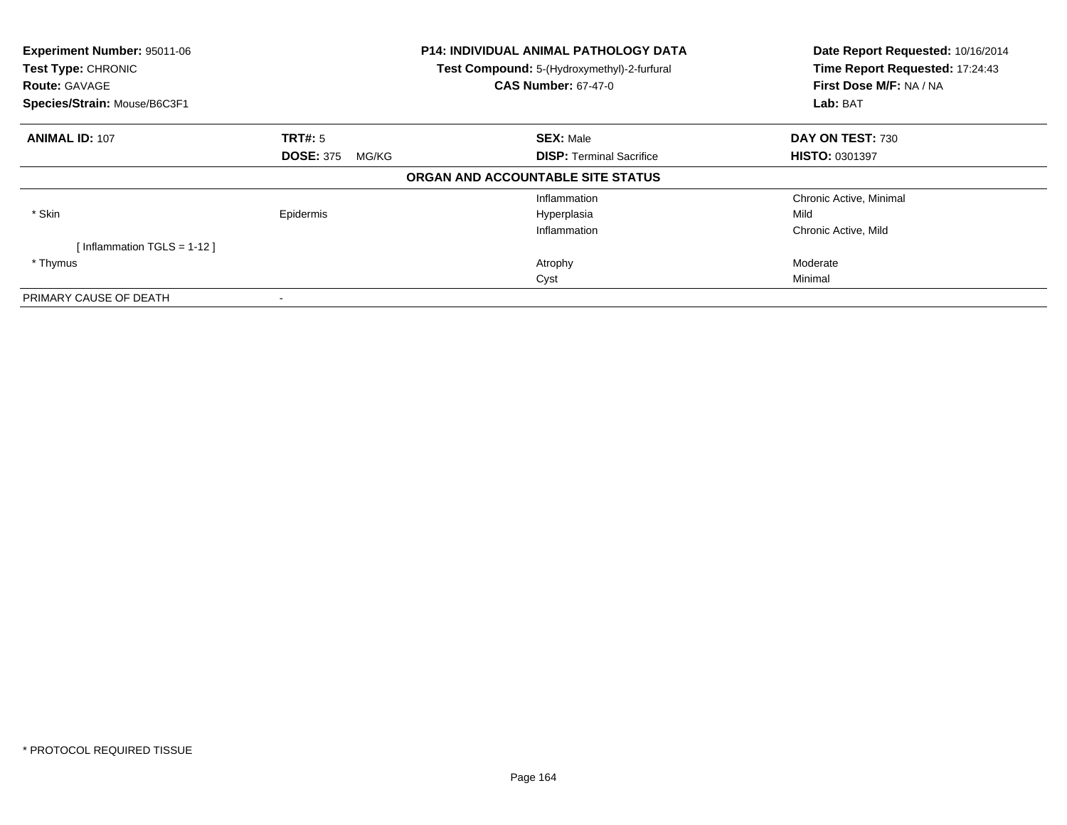**Experiment Number:** 95011-06
**Test Type:** CHRONIC
**Route:** GAVAGE
**Species/Strain:** Mouse/B6C3F1

**P14: INDIVIDUAL ANIMAL PATHOLOGY DATA**
**Test Compound:** 5-(Hydroxymethyl)-2-furfural
**CAS Number:** 67-47-0

**Date Report Requested:** 10/16/2014
**Time Report Requested:** 17:24:43
**First Dose M/F:** NA / NA
**Lab:** BAT

| **ANIMAL ID:** 107 | **TRT#:** 5 | **SEX:** Male | **DAY ON TEST:** 730 |
|---|---|---|---|
| | **DOSE:** 375 MG/KG | **DISP:** Terminal Sacrifice | **HISTO:** 0301397 |

**ORGAN AND ACCOUNTABLE SITE STATUS**

| | | | |
|---|---|---|---|
| | | Inflammation | Chronic Active, Minimal |
| * Skin | Epidermis | Hyperplasia | Mild |
| | | Inflammation | Chronic Active, Mild |
| [ Inflammation TGLS = 1-12 ] | | | |
| * Thymus | | Atrophy | Moderate |
| | | Cyst | Minimal |
| PRIMARY CAUSE OF DEATH | - | | |

* PROTOCOL REQUIRED TISSUE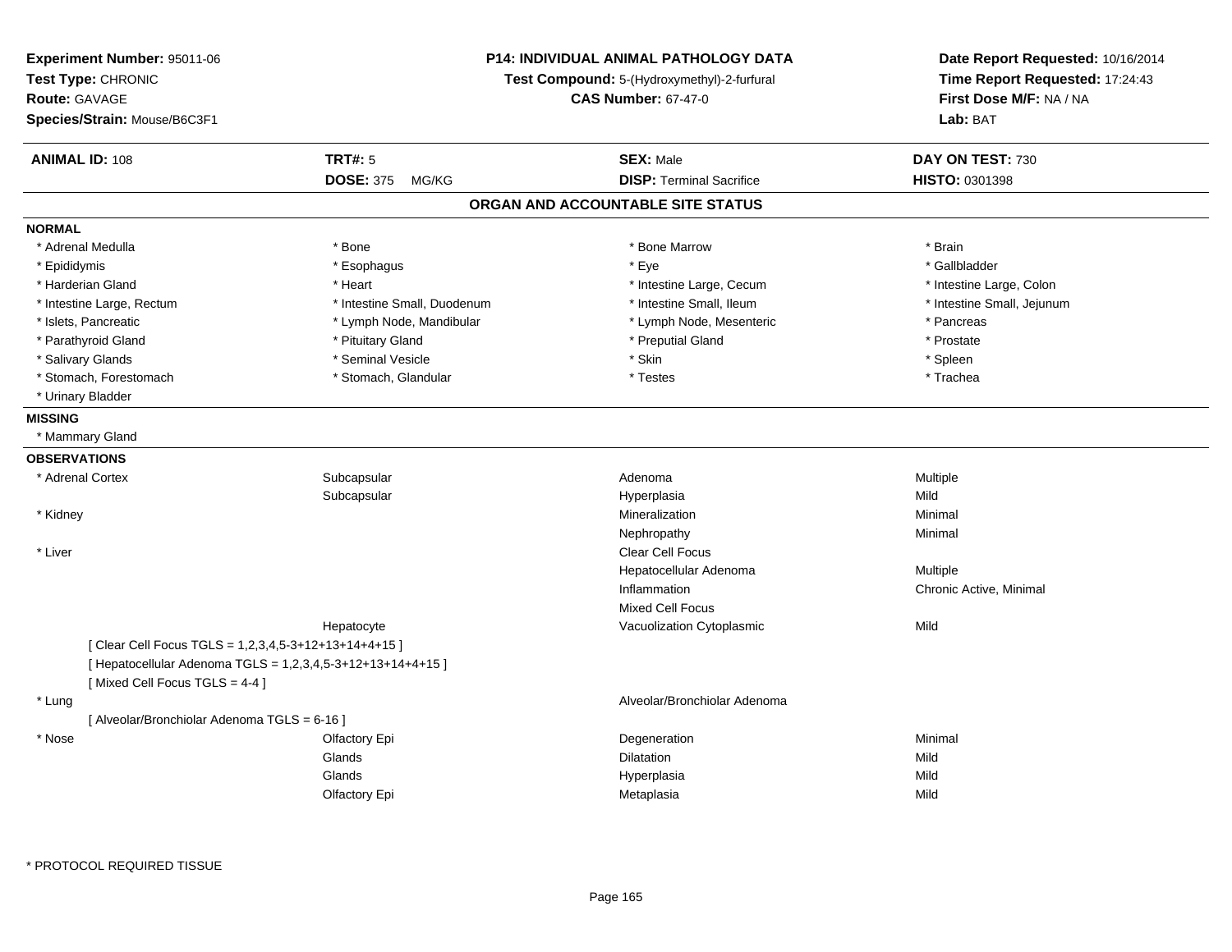**Experiment Number:** 95011-06
**Test Type:** CHRONIC
**Route:** GAVAGE
**Species/Strain:** Mouse/B6C3F1

**P14: INDIVIDUAL ANIMAL PATHOLOGY DATA**
**Test Compound:** 5-(Hydroxymethyl)-2-furfural
**CAS Number:** 67-47-0

**Date Report Requested:** 10/16/2014
**Time Report Requested:** 17:24:43
**First Dose M/F:** NA / NA
**Lab:** BAT

| **ANIMAL ID:** 108 | **TRT#:** 5 | **SEX:** Male | **DAY ON TEST:** 730 |
|---|---|---|---|
| | **DOSE:** 375 MG/KG | **DISP:** Terminal Sacrifice | **HISTO:** 0301398 |

## ORGAN AND ACCOUNTABLE SITE STATUS

**NORMAL**

| | | | |
|---|---|---|---|
| * Adrenal Medulla | * Bone | * Bone Marrow | * Brain |
| * Epididymis | * Esophagus | * Eye | * Gallbladder |
| * Harderian Gland | * Heart | * Intestine Large, Cecum | * Intestine Large, Colon |
| * Intestine Large, Rectum | * Intestine Small, Duodenum | * Intestine Small, Ileum | * Intestine Small, Jejunum |
| * Islets, Pancreatic | * Lymph Node, Mandibular | * Lymph Node, Mesenteric | * Pancreas |
| * Parathyroid Gland | * Pituitary Gland | * Preputial Gland | * Prostate |
| * Salivary Glands | * Seminal Vesicle | * Skin | * Spleen |
| * Stomach, Forestomach | * Stomach, Glandular | * Testes | * Trachea |
| * Urinary Bladder | | | |

**MISSING**

* Mammary Gland

**OBSERVATIONS**

| | | | |
|---|---|---|---|
| * Adrenal Cortex | Subcapsular | Adenoma | Multiple |
| | Subcapsular | Hyperplasia | Mild |
| * Kidney | | Mineralization | Minimal |
| | | Nephropathy | Minimal |
| * Liver | | Clear Cell Focus | |
| | | Hepatocellular Adenoma | Multiple |
| | | Inflammation | Chronic Active, Minimal |
| | | Mixed Cell Focus | |
| | Hepatocyte | Vacuolization Cytoplasmic | Mild |

[ Clear Cell Focus TGLS = 1,2,3,4,5-3+12+13+14+4+15 ]
[ Hepatocellular Adenoma TGLS = 1,2,3,4,5-3+12+13+14+4+15 ]
[ Mixed Cell Focus TGLS = 4-4 ]

| | | | |
|---|---|---|---|
| * Lung | | Alveolar/Bronchiolar Adenoma | |

[ Alveolar/Bronchiolar Adenoma TGLS = 6-16 ]

| | | | |
|---|---|---|---|
| * Nose | Olfactory Epi | Degeneration | Minimal |
| | Glands | Dilatation | Mild |
| | Glands | Hyperplasia | Mild |
| | Olfactory Epi | Metaplasia | Mild |

\* PROTOCOL REQUIRED TISSUE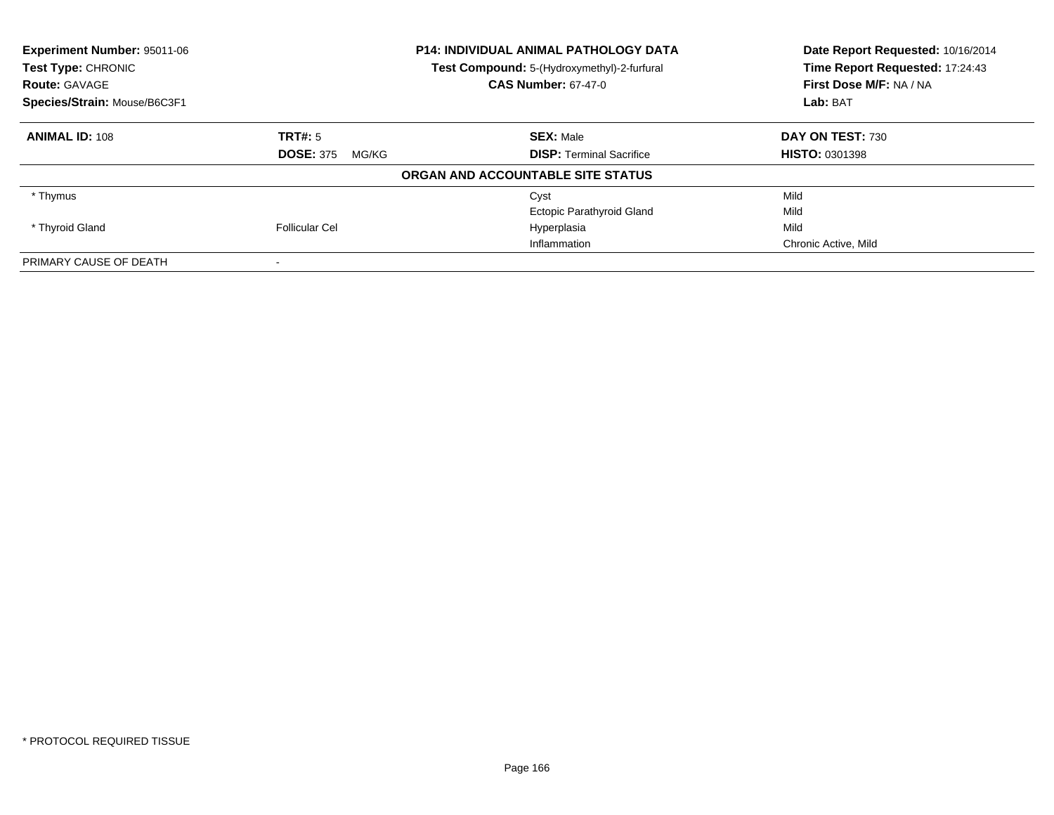**Experiment Number:** 95011-06
**Test Type:** CHRONIC
**Route:** GAVAGE
**Species/Strain:** Mouse/B6C3F1

**P14: INDIVIDUAL ANIMAL PATHOLOGY DATA**
**Test Compound:** 5-(Hydroxymethyl)-2-furfural
**CAS Number:** 67-47-0

**Date Report Requested:** 10/16/2014
**Time Report Requested:** 17:24:43
**First Dose M/F:** NA / NA
**Lab:** BAT

| **ANIMAL ID:** 108 | **TRT#:** 5 | **SEX:** Male | **DAY ON TEST:** 730 |
|---|---|---|---|
| | **DOSE:** 375 MG/KG | **DISP:** Terminal Sacrifice | **HISTO:** 0301398 |
| | | **ORGAN AND ACCOUNTABLE SITE STATUS** | |
| * Thymus | | Cyst | Mild |
| | | Ectopic Parathyroid Gland | Mild |
| * Thyroid Gland | Follicular Cel | Hyperplasia | Mild |
| | | Inflammation | Chronic Active, Mild |
| PRIMARY CAUSE OF DEATH | - | | |

* PROTOCOL REQUIRED TISSUE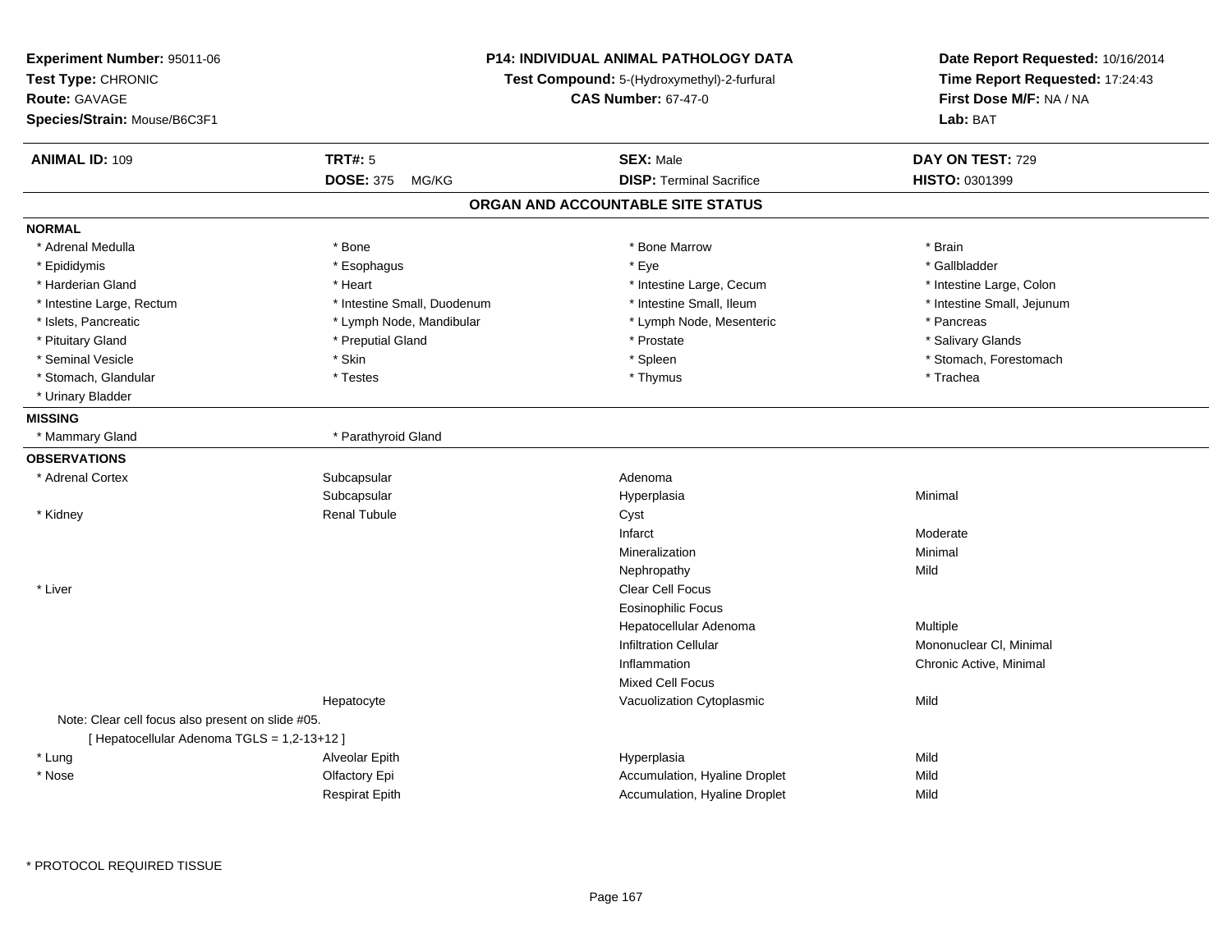**Experiment Number:** 95011-06
**Test Type:** CHRONIC
**Route:** GAVAGE
**Species/Strain:** Mouse/B6C3F1

**P14: INDIVIDUAL ANIMAL PATHOLOGY DATA**
**Test Compound:** 5-(Hydroxymethyl)-2-furfural
**CAS Number:** 67-47-0

**Date Report Requested:** 10/16/2014
**Time Report Requested:** 17:24:43
**First Dose M/F:** NA / NA
**Lab:** BAT

| **ANIMAL ID:** 109 | **TRT#:** 5 | **SEX:** Male | **DAY ON TEST:** 729 |
|---|---|---|---|
| | **DOSE:** 375 MG/KG | **DISP:** Terminal Sacrifice | **HISTO:** 0301399 |

## ORGAN AND ACCOUNTABLE SITE STATUS

**NORMAL**

| | | | |
|---|---|---|---|
| * Adrenal Medulla | * Bone | * Bone Marrow | * Brain |
| * Epididymis | * Esophagus | * Eye | * Gallbladder |
| * Harderian Gland | * Heart | * Intestine Large, Cecum | * Intestine Large, Colon |
| * Intestine Large, Rectum | * Intestine Small, Duodenum | * Intestine Small, Ileum | * Intestine Small, Jejunum |
| * Islets, Pancreatic | * Lymph Node, Mandibular | * Lymph Node, Mesenteric | * Pancreas |
| * Pituitary Gland | * Preputial Gland | * Prostate | * Salivary Glands |
| * Seminal Vesicle | * Skin | * Spleen | * Stomach, Forestomach |
| * Stomach, Glandular | * Testes | * Thymus | * Trachea |
| * Urinary Bladder | | | |

**MISSING**

| | |
|---|---|
| * Mammary Gland | * Parathyroid Gland |

**OBSERVATIONS**

| | | | |
|---|---|---|---|
| * Adrenal Cortex | Subcapsular | Adenoma | |
| | Subcapsular | Hyperplasia | Minimal |
| * Kidney | Renal Tubule | Cyst | |
| | | Infarct | Moderate |
| | | Mineralization | Minimal |
| | | Nephropathy | Mild |
| * Liver | | Clear Cell Focus | |
| | | Eosinophilic Focus | |
| | | Hepatocellular Adenoma | Multiple |
| | | Infiltration Cellular | Mononuclear Cl, Minimal |
| | | Inflammation | Chronic Active, Minimal |
| | | Mixed Cell Focus | |
| | Hepatocyte | Vacuolization Cytoplasmic | Mild |

Note: Clear cell focus also present on slide #05.
[ Hepatocellular Adenoma TGLS = 1,2-13+12 ]

| | | | |
|---|---|---|---|
| * Lung | Alveolar Epith | Hyperplasia | Mild |
| * Nose | Olfactory Epi | Accumulation, Hyaline Droplet | Mild |
| | Respirat Epith | Accumulation, Hyaline Droplet | Mild |

* PROTOCOL REQUIRED TISSUE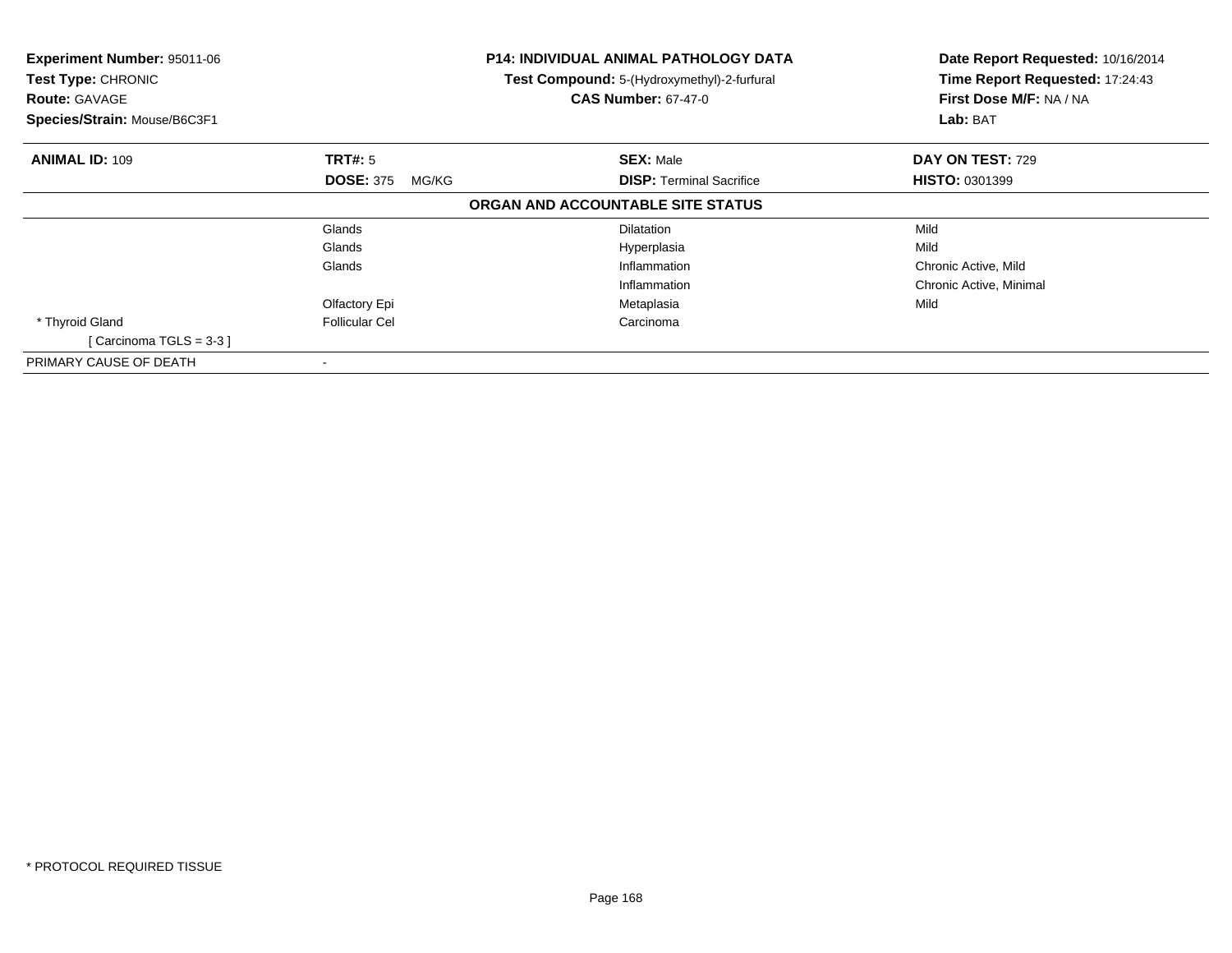**Experiment Number:** 95011-06
**Test Type:** CHRONIC
**Route:** GAVAGE
**Species/Strain:** Mouse/B6C3F1

**P14: INDIVIDUAL ANIMAL PATHOLOGY DATA**
**Test Compound:** 5-(Hydroxymethyl)-2-furfural
**CAS Number:** 67-47-0

**Date Report Requested:** 10/16/2014
**Time Report Requested:** 17:24:43
**First Dose M/F:** NA / NA
**Lab:** BAT

| **ANIMAL ID:** 109 | **TRT#:** 5 | **SEX:** Male | **DAY ON TEST:** 729 |
|---|---|---|---|
| | **DOSE:** 375 MG/KG | **DISP:** Terminal Sacrifice | **HISTO:** 0301399 |

**ORGAN AND ACCOUNTABLE SITE STATUS**

| | | | |
|---|---|---|---|
| | Glands | Dilatation | Mild |
| | Glands | Hyperplasia | Mild |
| | Glands | Inflammation | Chronic Active, Mild |
| | | Inflammation | Chronic Active, Minimal |
| | Olfactory Epi | Metaplasia | Mild |
| * Thyroid Gland | Follicular Cel | Carcinoma | |
| [ Carcinoma TGLS = 3-3 ] | | | |
| PRIMARY CAUSE OF DEATH | - | | |

* PROTOCOL REQUIRED TISSUE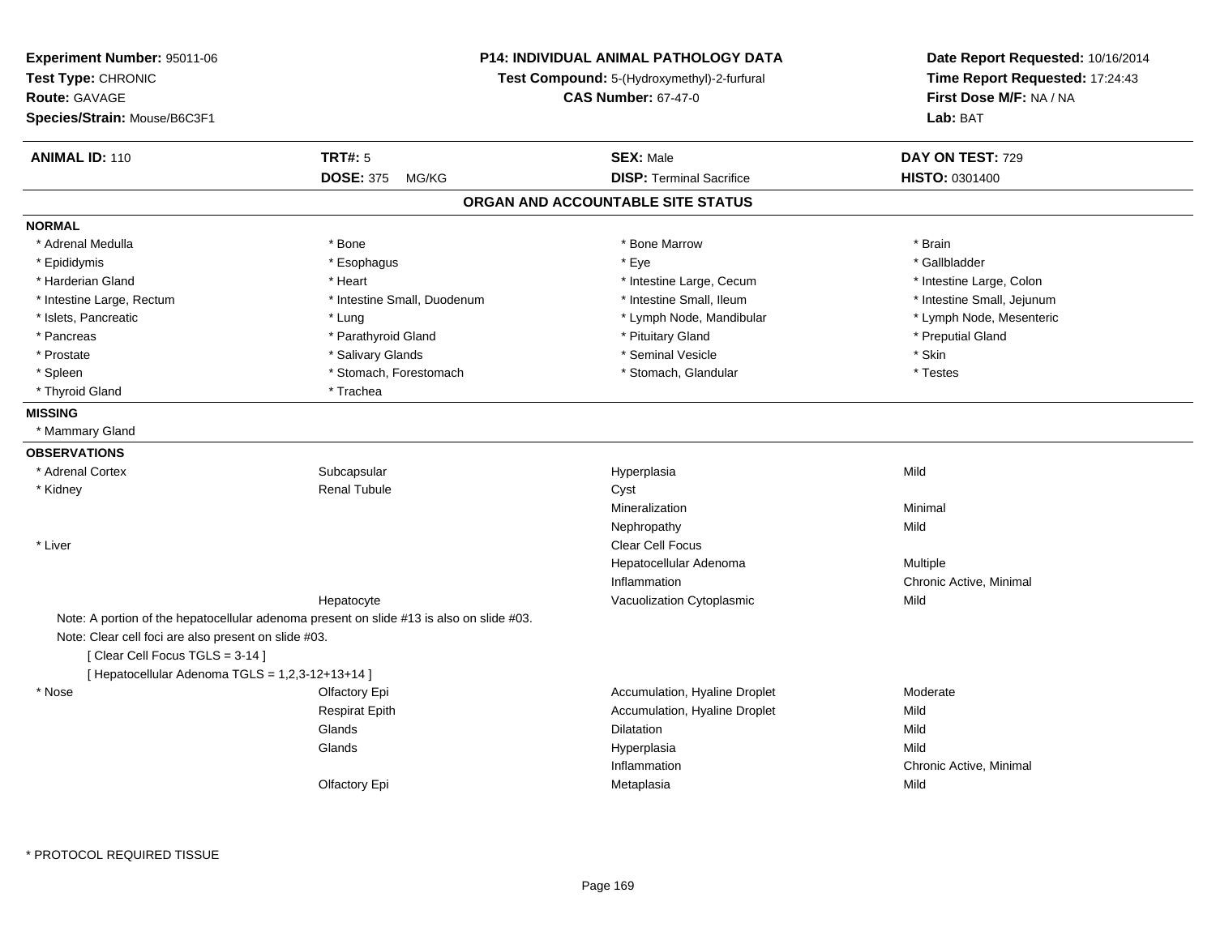**Experiment Number:** 95011-06
**Test Type:** CHRONIC
**Route:** GAVAGE
**Species/Strain:** Mouse/B6C3F1

**P14: INDIVIDUAL ANIMAL PATHOLOGY DATA**
**Test Compound:** 5-(Hydroxymethyl)-2-furfural
**CAS Number:** 67-47-0

**Date Report Requested:** 10/16/2014
**Time Report Requested:** 17:24:43
**First Dose M/F:** NA / NA
**Lab:** BAT

| **ANIMAL ID:** 110 | **TRT#:** 5 | **SEX:** Male | **DAY ON TEST:** 729 |
|---|---|---|---|
| | **DOSE:** 375 MG/KG | **DISP:** Terminal Sacrifice | **HISTO:** 0301400 |

## ORGAN AND ACCOUNTABLE SITE STATUS

**NORMAL**

| | | | |
|---|---|---|---|
| * Adrenal Medulla | * Bone | * Bone Marrow | * Brain |
| * Epididymis | * Esophagus | * Eye | * Gallbladder |
| * Harderian Gland | * Heart | * Intestine Large, Cecum | * Intestine Large, Colon |
| * Intestine Large, Rectum | * Intestine Small, Duodenum | * Intestine Small, Ileum | * Intestine Small, Jejunum |
| * Islets, Pancreatic | * Lung | * Lymph Node, Mandibular | * Lymph Node, Mesenteric |
| * Pancreas | * Parathyroid Gland | * Pituitary Gland | * Preputial Gland |
| * Prostate | * Salivary Glands | * Seminal Vesicle | * Skin |
| * Spleen | * Stomach, Forestomach | * Stomach, Glandular | * Testes |
| * Thyroid Gland | * Trachea | | |

**MISSING**

* Mammary Gland

**OBSERVATIONS**

| | | | |
|---|---|---|---|
| * Adrenal Cortex | Subcapsular | Hyperplasia | Mild |
| * Kidney | Renal Tubule | Cyst | |
| | | Mineralization | Minimal |
| | | Nephropathy | Mild |
| * Liver | | Clear Cell Focus | |
| | | Hepatocellular Adenoma | Multiple |
| | | Inflammation | Chronic Active, Minimal |
| | Hepatocyte | Vacuolization Cytoplasmic | Mild |

Note: A portion of the hepatocellular adenoma present on slide #13 is also on slide #03.
Note: Clear cell foci are also present on slide #03.
[ Clear Cell Focus TGLS = 3-14 ]
[ Hepatocellular Adenoma TGLS = 1,2,3-12+13+14 ]

| | | | |
|---|---|---|---|
| * Nose | Olfactory Epi | Accumulation, Hyaline Droplet | Moderate |
| | Respirat Epith | Accumulation, Hyaline Droplet | Mild |
| | Glands | Dilatation | Mild |
| | Glands | Hyperplasia | Mild |
| | | Inflammation | Chronic Active, Minimal |
| | Olfactory Epi | Metaplasia | Mild |

* PROTOCOL REQUIRED TISSUE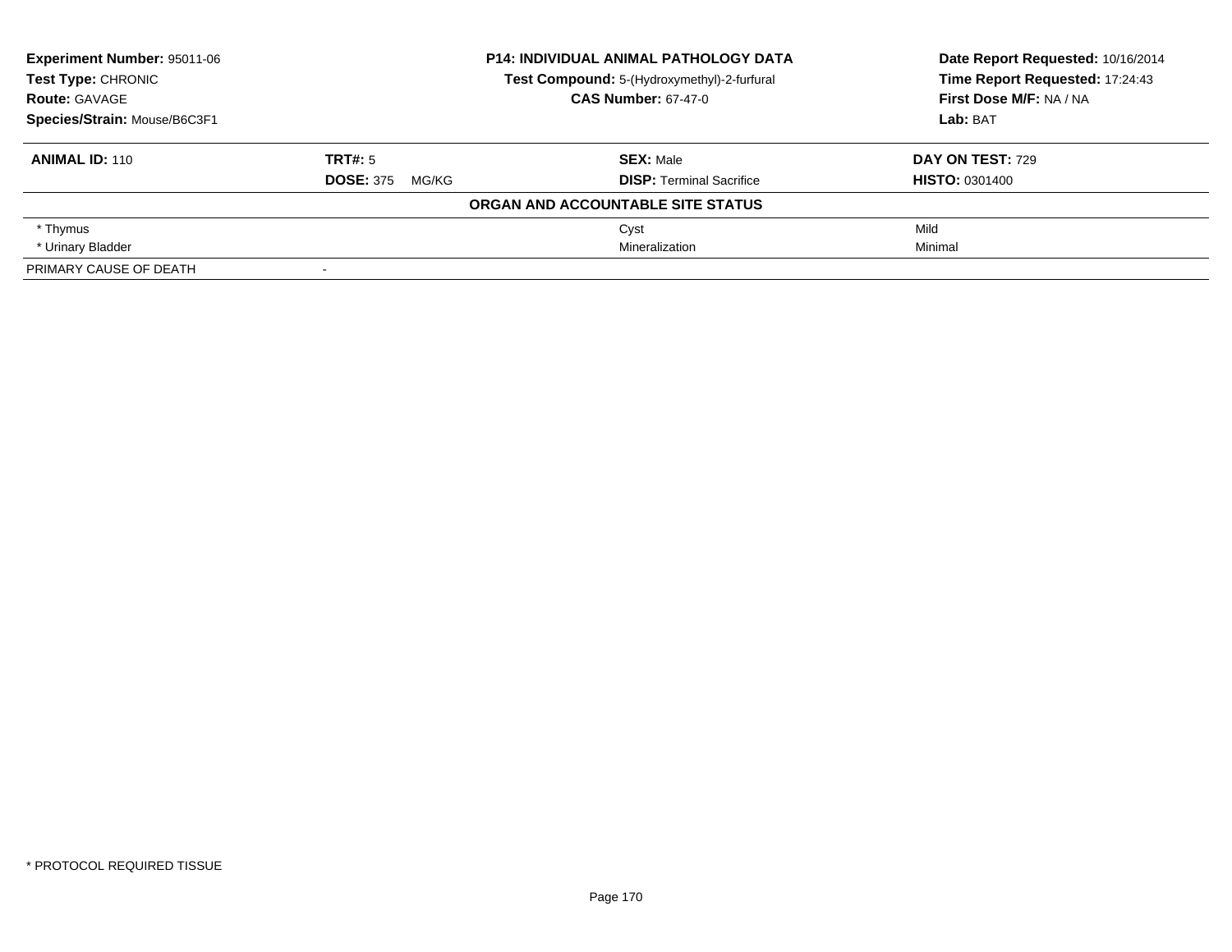**Experiment Number:** 95011-06
**Test Type:** CHRONIC
**Route:** GAVAGE
**Species/Strain:** Mouse/B6C3F1

**P14: INDIVIDUAL ANIMAL PATHOLOGY DATA**
**Test Compound:** 5-(Hydroxymethyl)-2-furfural
**CAS Number:** 67-47-0

**Date Report Requested:** 10/16/2014
**Time Report Requested:** 17:24:43
**First Dose M/F:** NA / NA
**Lab:** BAT

| **ANIMAL ID:** 110 | **TRT#:** 5 | **SEX:** Male | **DAY ON TEST:** 729 |
|---|---|---|---|
| | **DOSE:** 375 MG/KG | **DISP:** Terminal Sacrifice | **HISTO:** 0301400 |
| | | **ORGAN AND ACCOUNTABLE SITE STATUS** | |
| * Thymus | | Cyst | Mild |
| * Urinary Bladder | | Mineralization | Minimal |
| PRIMARY CAUSE OF DEATH | - | | |

* PROTOCOL REQUIRED TISSUE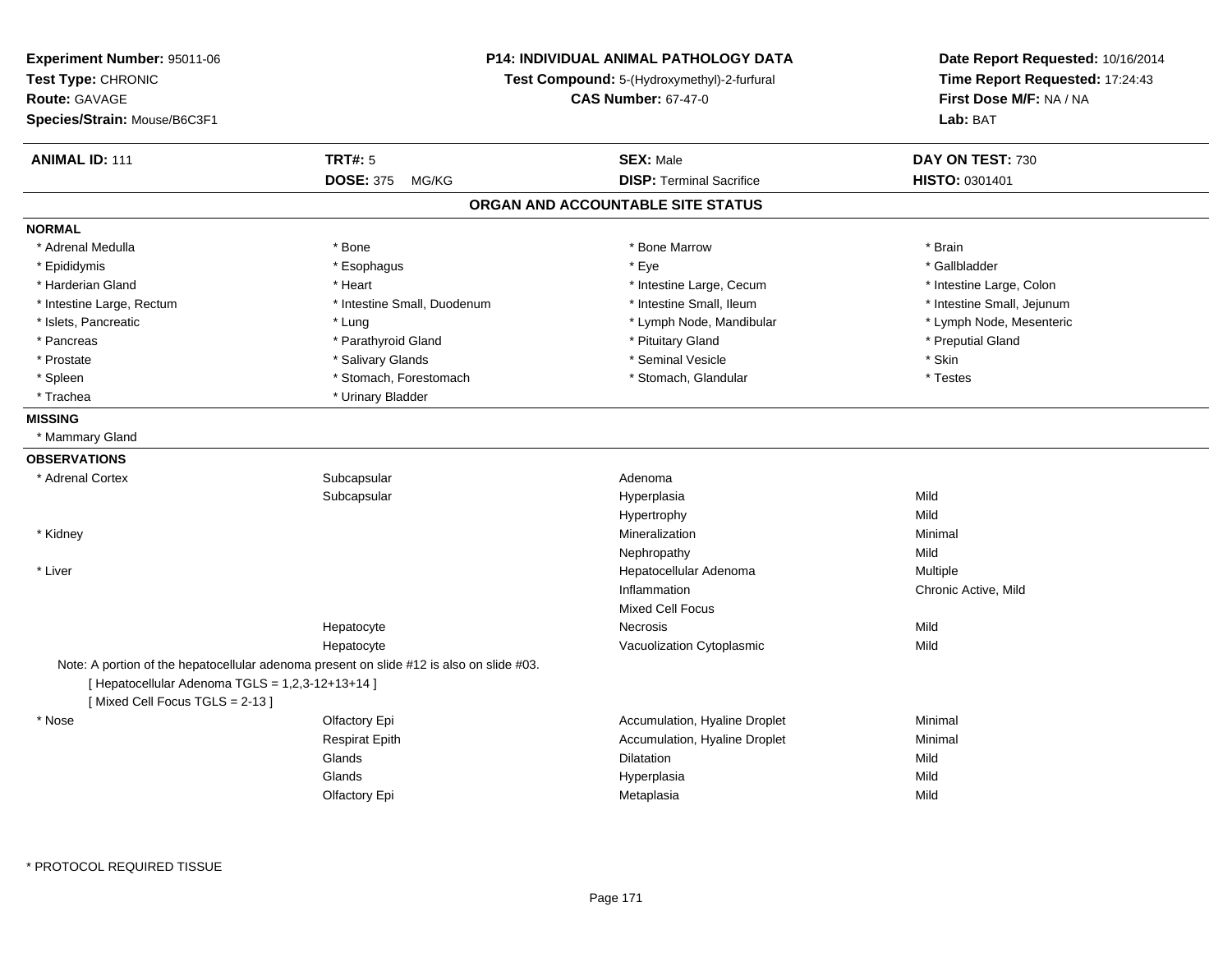**Experiment Number:** 95011-06
**Test Type:** CHRONIC
**Route:** GAVAGE
**Species/Strain:** Mouse/B6C3F1

**P14: INDIVIDUAL ANIMAL PATHOLOGY DATA**
**Test Compound:** 5-(Hydroxymethyl)-2-furfural
**CAS Number:** 67-47-0

**Date Report Requested:** 10/16/2014
**Time Report Requested:** 17:24:43
**First Dose M/F:** NA / NA
**Lab:** BAT

| **ANIMAL ID:** 111 | **TRT#:** 5 | **SEX:** Male | **DAY ON TEST:** 730 |
|---|---|---|---|
| | **DOSE:** 375 MG/KG | **DISP:** Terminal Sacrifice | **HISTO:** 0301401 |

## ORGAN AND ACCOUNTABLE SITE STATUS

**NORMAL**

| | | | |
|---|---|---|---|
| * Adrenal Medulla | * Bone | * Bone Marrow | * Brain |
| * Epididymis | * Esophagus | * Eye | * Gallbladder |
| * Harderian Gland | * Heart | * Intestine Large, Cecum | * Intestine Large, Colon |
| * Intestine Large, Rectum | * Intestine Small, Duodenum | * Intestine Small, Ileum | * Intestine Small, Jejunum |
| * Islets, Pancreatic | * Lung | * Lymph Node, Mandibular | * Lymph Node, Mesenteric |
| * Pancreas | * Parathyroid Gland | * Pituitary Gland | * Preputial Gland |
| * Prostate | * Salivary Glands | * Seminal Vesicle | * Skin |
| * Spleen | * Stomach, Forestomach | * Stomach, Glandular | * Testes |
| * Trachea | * Urinary Bladder | | |

**MISSING**

* Mammary Gland

**OBSERVATIONS**

| | | | |
|---|---|---|---|
| * Adrenal Cortex | Subcapsular | Adenoma | |
| | Subcapsular | Hyperplasia | Mild |
| | | Hypertrophy | Mild |
| * Kidney | | Mineralization | Minimal |
| | | Nephropathy | Mild |
| * Liver | | Hepatocellular Adenoma | Multiple |
| | | Inflammation | Chronic Active, Mild |
| | | Mixed Cell Focus | |
| | Hepatocyte | Necrosis | Mild |
| | Hepatocyte | Vacuolization Cytoplasmic | Mild |

Note: A portion of the hepatocellular adenoma present on slide #12 is also on slide #03.
[ Hepatocellular Adenoma TGLS = 1,2,3-12+13+14 ]
[ Mixed Cell Focus TGLS = 2-13 ]

| | | | |
|---|---|---|---|
| * Nose | Olfactory Epi | Accumulation, Hyaline Droplet | Minimal |
| | Respirat Epith | Accumulation, Hyaline Droplet | Minimal |
| | Glands | Dilatation | Mild |
| | Glands | Hyperplasia | Mild |
| | Olfactory Epi | Metaplasia | Mild |

* PROTOCOL REQUIRED TISSUE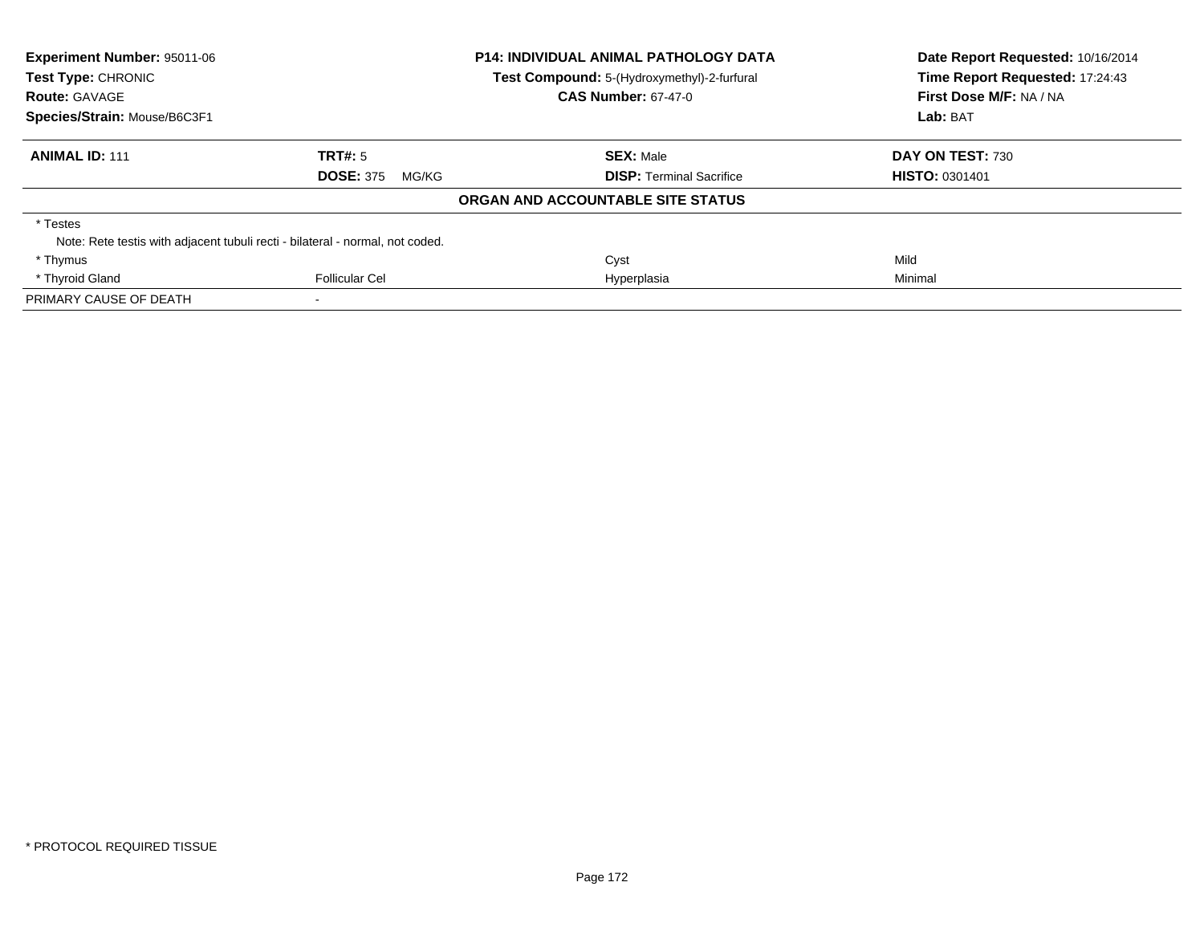**Experiment Number:** 95011-06
**Test Type:** CHRONIC
**Route:** GAVAGE
**Species/Strain:** Mouse/B6C3F1

**P14: INDIVIDUAL ANIMAL PATHOLOGY DATA**
**Test Compound:** 5-(Hydroxymethyl)-2-furfural
**CAS Number:** 67-47-0

**Date Report Requested:** 10/16/2014
**Time Report Requested:** 17:24:43
**First Dose M/F:** NA / NA
**Lab:** BAT

| **ANIMAL ID:** 111 | **TRT#:** 5 | **SEX:** Male | **DAY ON TEST:** 730 |
|---|---|---|---|
| | **DOSE:** 375 MG/KG | **DISP:** Terminal Sacrifice | **HISTO:** 0301401 |

**ORGAN AND ACCOUNTABLE SITE STATUS**

| | | | |
|---|---|---|---|
| * Testes | | | |
| Note: Rete testis with adjacent tubuli recti - bilateral - normal, not coded. | | | |
| * Thymus | | Cyst | Mild |
| * Thyroid Gland | Follicular Cel | Hyperplasia | Minimal |
| PRIMARY CAUSE OF DEATH | - | | |

* PROTOCOL REQUIRED TISSUE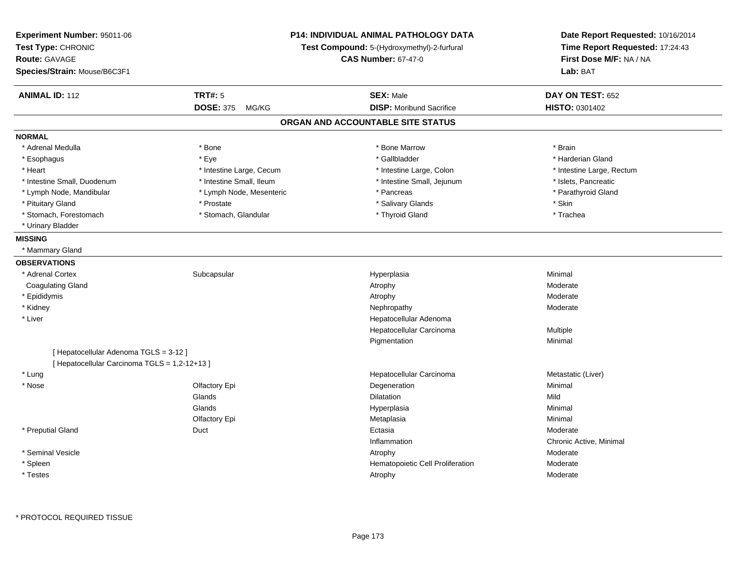**Experiment Number:** 95011-06
**Test Type:** CHRONIC
**Route:** GAVAGE
**Species/Strain:** Mouse/B6C3F1

**P14: INDIVIDUAL ANIMAL PATHOLOGY DATA**
**Test Compound:** 5-(Hydroxymethyl)-2-furfural
**CAS Number:** 67-47-0

**Date Report Requested:** 10/16/2014
**Time Report Requested:** 17:24:43
**First Dose M/F:** NA / NA
**Lab:** BAT

| **ANIMAL ID:** 112 | **TRT#:** 5 | **SEX:** Male | **DAY ON TEST:** 652 |
|---|---|---|---|
| | **DOSE:** 375 MG/KG | **DISP:** Moribund Sacrifice | **HISTO:** 0301402 |

## ORGAN AND ACCOUNTABLE SITE STATUS

**NORMAL**

| | | | |
|---|---|---|---|
| * Adrenal Medulla | * Bone | * Bone Marrow | * Brain |
| * Esophagus | * Eye | * Gallbladder | * Harderian Gland |
| * Heart | * Intestine Large, Cecum | * Intestine Large, Colon | * Intestine Large, Rectum |
| * Intestine Small, Duodenum | * Intestine Small, Ileum | * Intestine Small, Jejunum | * Islets, Pancreatic |
| * Lymph Node, Mandibular | * Lymph Node, Mesenteric | * Pancreas | * Parathyroid Gland |
| * Pituitary Gland | * Prostate | * Salivary Glands | * Skin |
| * Stomach, Forestomach | * Stomach, Glandular | * Thyroid Gland | * Trachea |
| * Urinary Bladder | | | |

**MISSING**

* Mammary Gland

**OBSERVATIONS**

| | | | |
|---|---|---|---|
| * Adrenal Cortex | Subcapsular | Hyperplasia | Minimal |
| Coagulating Gland | | Atrophy | Moderate |
| * Epididymis | | Atrophy | Moderate |
| * Kidney | | Nephropathy | Moderate |
| * Liver | | Hepatocellular Adenoma | |
| | | Hepatocellular Carcinoma | Multiple |
| | | Pigmentation | Minimal |
| [ Hepatocellular Adenoma TGLS = 3-12 ] | | | |
| [ Hepatocellular Carcinoma TGLS = 1,2-12+13 ] | | | |
| * Lung | | Hepatocellular Carcinoma | Metastatic (Liver) |
| * Nose | Olfactory Epi | Degeneration | Minimal |
| | Glands | Dilatation | Mild |
| | Glands | Hyperplasia | Minimal |
| | Olfactory Epi | Metaplasia | Minimal |
| * Preputial Gland | Duct | Ectasia | Moderate |
| | | Inflammation | Chronic Active, Minimal |
| * Seminal Vesicle | | Atrophy | Moderate |
| * Spleen | | Hematopoietic Cell Proliferation | Moderate |
| * Testes | | Atrophy | Moderate |

* PROTOCOL REQUIRED TISSUE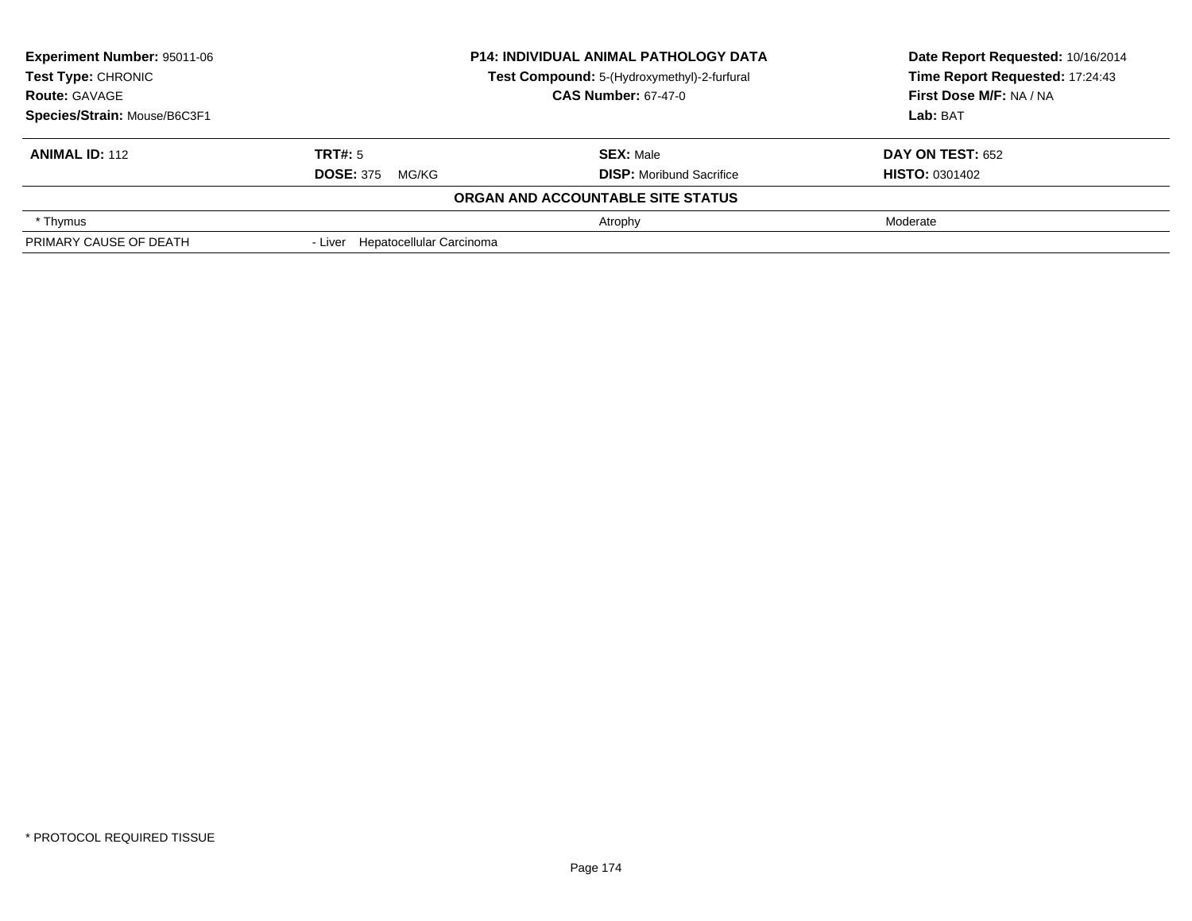| **Experiment Number:** 95011-06 | **P14: INDIVIDUAL ANIMAL PATHOLOGY DATA** | **Date Report Requested:** 10/16/2014 |
|---|---|---|
| **Test Type:** CHRONIC | **Test Compound:** 5-(Hydroxymethyl)-2-furfural | **Time Report Requested:** 17:24:43 |
| **Route:** GAVAGE | **CAS Number:** 67-47-0 | **First Dose M/F:** NA / NA |
| **Species/Strain:** Mouse/B6C3F1 | | **Lab:** BAT |

| **ANIMAL ID:** 112 | **TRT#:** 5 | **SEX:** Male | **DAY ON TEST:** 652 |
|---|---|---|---|
| | **DOSE:** 375 MG/KG | **DISP:** Moribund Sacrifice | **HISTO:** 0301402 |

**ORGAN AND ACCOUNTABLE SITE STATUS**

| | | | |
|---|---|---|---|
| * Thymus | | Atrophy | Moderate |
| PRIMARY CAUSE OF DEATH | - Liver Hepatocellular Carcinoma | | |

* PROTOCOL REQUIRED TISSUE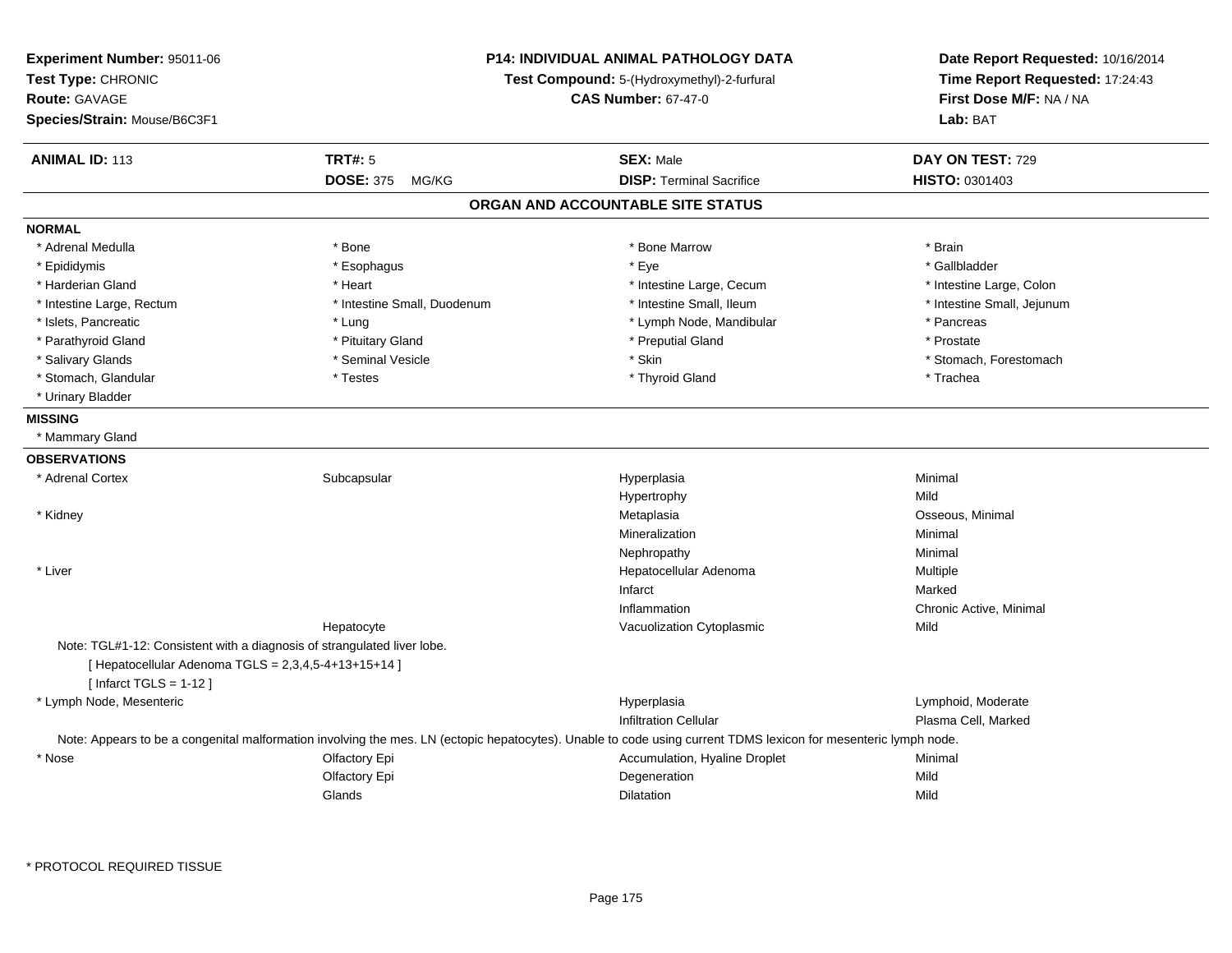**Experiment Number:** 95011-06
**Test Type:** CHRONIC
**Route:** GAVAGE
**Species/Strain:** Mouse/B6C3F1

**P14: INDIVIDUAL ANIMAL PATHOLOGY DATA**
**Test Compound:** 5-(Hydroxymethyl)-2-furfural
**CAS Number:** 67-47-0

**Date Report Requested:** 10/16/2014
**Time Report Requested:** 17:24:43
**First Dose M/F:** NA / NA
**Lab:** BAT

| **ANIMAL ID:** 113 | **TRT#:** 5 | **SEX:** Male | **DAY ON TEST:** 729 |
|---|---|---|---|
| | **DOSE:** 375 MG/KG | **DISP:** Terminal Sacrifice | **HISTO:** 0301403 |

## ORGAN AND ACCOUNTABLE SITE STATUS

**NORMAL**

| | | | |
|---|---|---|---|
| * Adrenal Medulla | * Bone | * Bone Marrow | * Brain |
| * Epididymis | * Esophagus | * Eye | * Gallbladder |
| * Harderian Gland | * Heart | * Intestine Large, Cecum | * Intestine Large, Colon |
| * Intestine Large, Rectum | * Intestine Small, Duodenum | * Intestine Small, Ileum | * Intestine Small, Jejunum |
| * Islets, Pancreatic | * Lung | * Lymph Node, Mandibular | * Pancreas |
| * Parathyroid Gland | * Pituitary Gland | * Preputial Gland | * Prostate |
| * Salivary Glands | * Seminal Vesicle | * Skin | * Stomach, Forestomach |
| * Stomach, Glandular | * Testes | * Thyroid Gland | * Trachea |
| * Urinary Bladder | | | |

**MISSING**

* Mammary Gland

**OBSERVATIONS**

| | | | |
|---|---|---|---|
| * Adrenal Cortex | Subcapsular | Hyperplasia | Minimal |
| | | Hypertrophy | Mild |
| * Kidney | | Metaplasia | Osseous, Minimal |
| | | Mineralization | Minimal |
| | | Nephropathy | Minimal |
| * Liver | | Hepatocellular Adenoma | Multiple |
| | | Infarct | Marked |
| | | Inflammation | Chronic Active, Minimal |
| | Hepatocyte | Vacuolization Cytoplasmic | Mild |

Note: TGL#1-12: Consistent with a diagnosis of strangulated liver lobe.
[ Hepatocellular Adenoma TGLS = 2,3,4,5-4+13+15+14 ]
[ Infarct TGLS = 1-12 ]

| | | | |
|---|---|---|---|
| * Lymph Node, Mesenteric | | Hyperplasia | Lymphoid, Moderate |
| | | Infiltration Cellular | Plasma Cell, Marked |

Note: Appears to be a congenital malformation involving the mes. LN (ectopic hepatocytes). Unable to code using current TDMS lexicon for mesenteric lymph node.

| | | | |
|---|---|---|---|
| * Nose | Olfactory Epi | Accumulation, Hyaline Droplet | Minimal |
| | Olfactory Epi | Degeneration | Mild |
| | Glands | Dilatation | Mild |

\* PROTOCOL REQUIRED TISSUE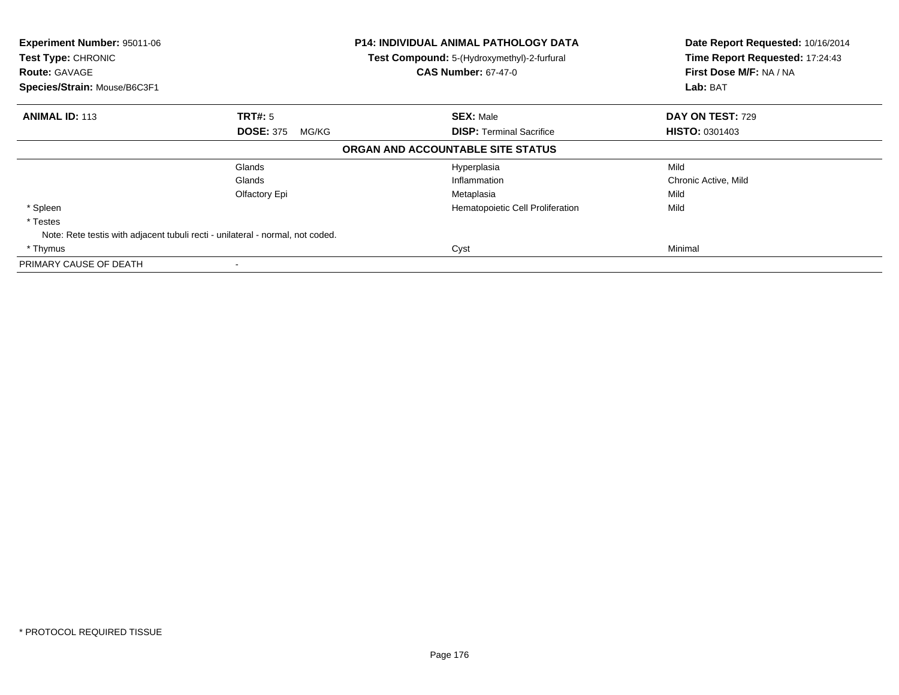**Experiment Number:** 95011-06
**Test Type:** CHRONIC
**Route:** GAVAGE
**Species/Strain:** Mouse/B6C3F1

**P14: INDIVIDUAL ANIMAL PATHOLOGY DATA**
**Test Compound:** 5-(Hydroxymethyl)-2-furfural
**CAS Number:** 67-47-0

**Date Report Requested:** 10/16/2014
**Time Report Requested:** 17:24:43
**First Dose M/F:** NA / NA
**Lab:** BAT

| **ANIMAL ID:** 113 | **TRT#:** 5 | **SEX:** Male | **DAY ON TEST:** 729 |
|---|---|---|---|
| | **DOSE:** 375 MG/KG | **DISP:** Terminal Sacrifice | **HISTO:** 0301403 |

**ORGAN AND ACCOUNTABLE SITE STATUS**

| | | | |
|---|---|---|---|
| | Glands | Hyperplasia | Mild |
| | Glands | Inflammation | Chronic Active, Mild |
| | Olfactory Epi | Metaplasia | Mild |
| * Spleen | | Hematopoietic Cell Proliferation | Mild |
| * Testes | | | |
| Note: Rete testis with adjacent tubuli recti - unilateral - normal, not coded. | | | |
| * Thymus | | Cyst | Minimal |
| PRIMARY CAUSE OF DEATH | - | | |

\* PROTOCOL REQUIRED TISSUE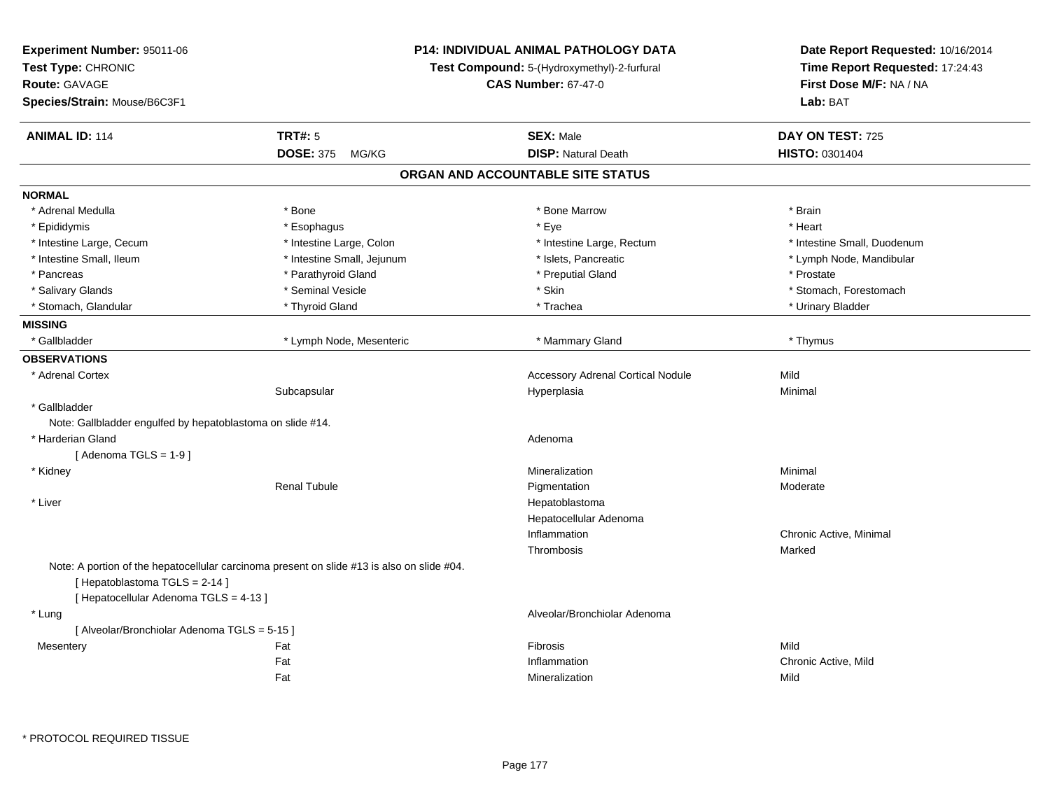**Experiment Number:** 95011-06
**Test Type:** CHRONIC
**Route:** GAVAGE
**Species/Strain:** Mouse/B6C3F1

**P14: INDIVIDUAL ANIMAL PATHOLOGY DATA**
**Test Compound:** 5-(Hydroxymethyl)-2-furfural
**CAS Number:** 67-47-0

**Date Report Requested:** 10/16/2014
**Time Report Requested:** 17:24:43
**First Dose M/F:** NA / NA
**Lab:** BAT

| **ANIMAL ID:** 114 | **TRT#:** 5 | **SEX:** Male | **DAY ON TEST:** 725 |
|---|---|---|---|
| | **DOSE:** 375 MG/KG | **DISP:** Natural Death | **HISTO:** 0301404 |

## ORGAN AND ACCOUNTABLE SITE STATUS

**NORMAL**

| | | | |
|---|---|---|---|
| * Adrenal Medulla | * Bone | * Bone Marrow | * Brain |
| * Epididymis | * Esophagus | * Eye | * Heart |
| * Intestine Large, Cecum | * Intestine Large, Colon | * Intestine Large, Rectum | * Intestine Small, Duodenum |
| * Intestine Small, Ileum | * Intestine Small, Jejunum | * Islets, Pancreatic | * Lymph Node, Mandibular |
| * Pancreas | * Parathyroid Gland | * Preputial Gland | * Prostate |
| * Salivary Glands | * Seminal Vesicle | * Skin | * Stomach, Forestomach |
| * Stomach, Glandular | * Thyroid Gland | * Trachea | * Urinary Bladder |

**MISSING**

| | | | |
|---|---|---|---|
| * Gallbladder | * Lymph Node, Mesenteric | * Mammary Gland | * Thymus |

**OBSERVATIONS**

| | | | |
|---|---|---|---|
| * Adrenal Cortex | | Accessory Adrenal Cortical Nodule | Mild |
| | Subcapsular | Hyperplasia | Minimal |
| * Gallbladder | | | |
| Note: Gallbladder engulfed by hepatoblastoma on slide #14. | | | |
| * Harderian Gland | | Adenoma | |
| [ Adenoma TGLS = 1-9 ] | | | |
| * Kidney | | Mineralization | Minimal |
| | Renal Tubule | Pigmentation | Moderate |
| * Liver | | Hepatoblastoma | |
| | | Hepatocellular Adenoma | |
| | | Inflammation | Chronic Active, Minimal |
| | | Thrombosis | Marked |
| Note: A portion of the hepatocellular carcinoma present on slide #13 is also on slide #04. | | | |
| [ Hepatoblastoma TGLS = 2-14 ] | | | |
| [ Hepatocellular Adenoma TGLS = 4-13 ] | | | |
| * Lung | | Alveolar/Bronchiolar Adenoma | |
| [ Alveolar/Bronchiolar Adenoma TGLS = 5-15 ] | | | |
| Mesentery | Fat | Fibrosis | Mild |
| | Fat | Inflammation | Chronic Active, Mild |
| | Fat | Mineralization | Mild |

\* PROTOCOL REQUIRED TISSUE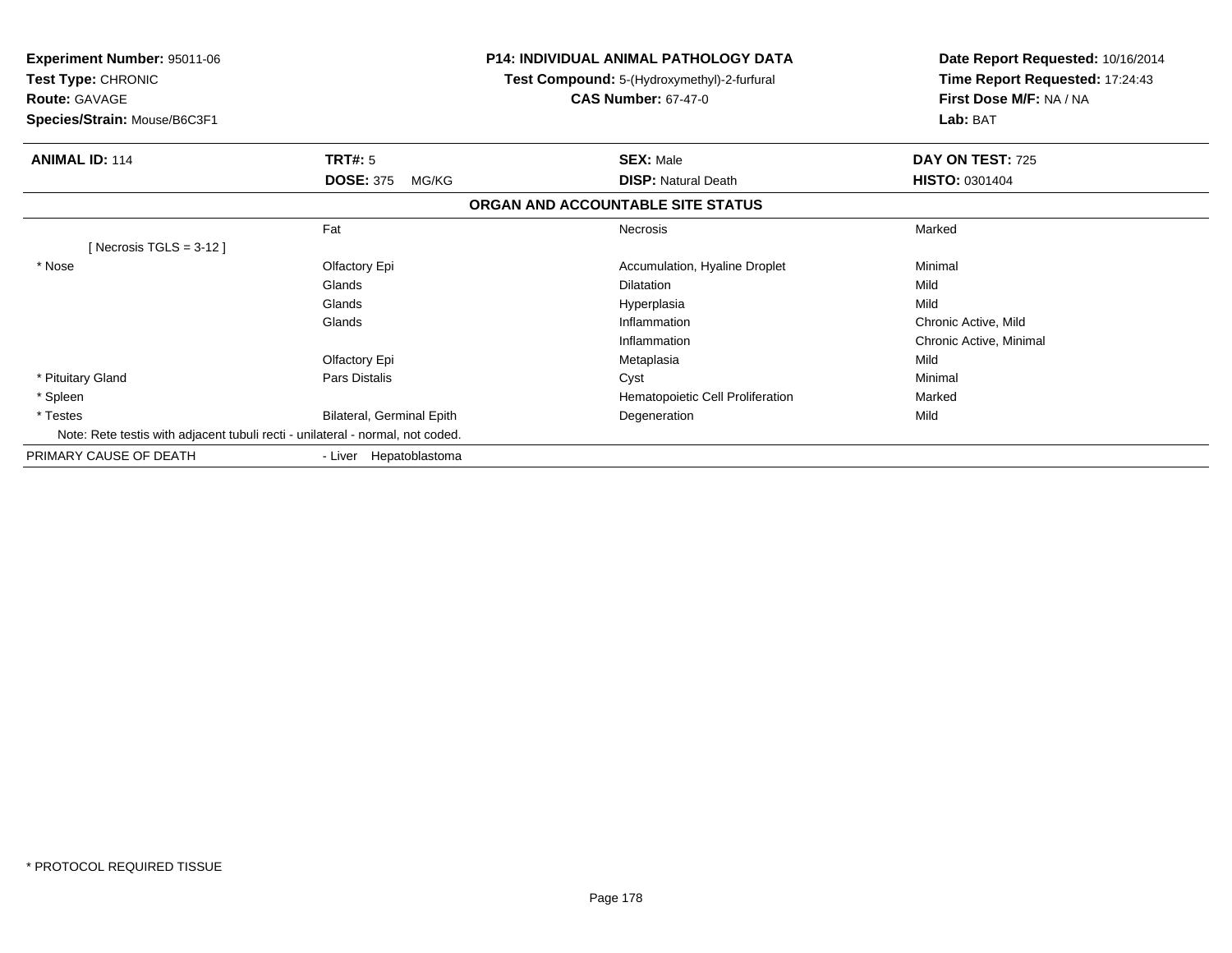**Experiment Number:** 95011-06
**Test Type:** CHRONIC
**Route:** GAVAGE
**Species/Strain:** Mouse/B6C3F1

**P14: INDIVIDUAL ANIMAL PATHOLOGY DATA**
**Test Compound:** 5-(Hydroxymethyl)-2-furfural
**CAS Number:** 67-47-0

**Date Report Requested:** 10/16/2014
**Time Report Requested:** 17:24:43
**First Dose M/F:** NA / NA
**Lab:** BAT

| **ANIMAL ID:** 114 | **TRT#:** 5 | **SEX:** Male | **DAY ON TEST:** 725 |
|---|---|---|---|
| | **DOSE:** 375 MG/KG | **DISP:** Natural Death | **HISTO:** 0301404 |

**ORGAN AND ACCOUNTABLE SITE STATUS**

| | | | |
|---|---|---|---|
| | Fat | Necrosis | Marked |
| [ Necrosis TGLS = 3-12 ] | | | |
| * Nose | Olfactory Epi | Accumulation, Hyaline Droplet | Minimal |
| | Glands | Dilatation | Mild |
| | Glands | Hyperplasia | Mild |
| | Glands | Inflammation | Chronic Active, Mild |
| | | Inflammation | Chronic Active, Minimal |
| | Olfactory Epi | Metaplasia | Mild |
| * Pituitary Gland | Pars Distalis | Cyst | Minimal |
| * Spleen | | Hematopoietic Cell Proliferation | Marked |
| * Testes | Bilateral, Germinal Epith | Degeneration | Mild |
| Note: Rete testis with adjacent tubuli recti - unilateral - normal, not coded. | | | |
| PRIMARY CAUSE OF DEATH | - Liver Hepatoblastoma | | |

* PROTOCOL REQUIRED TISSUE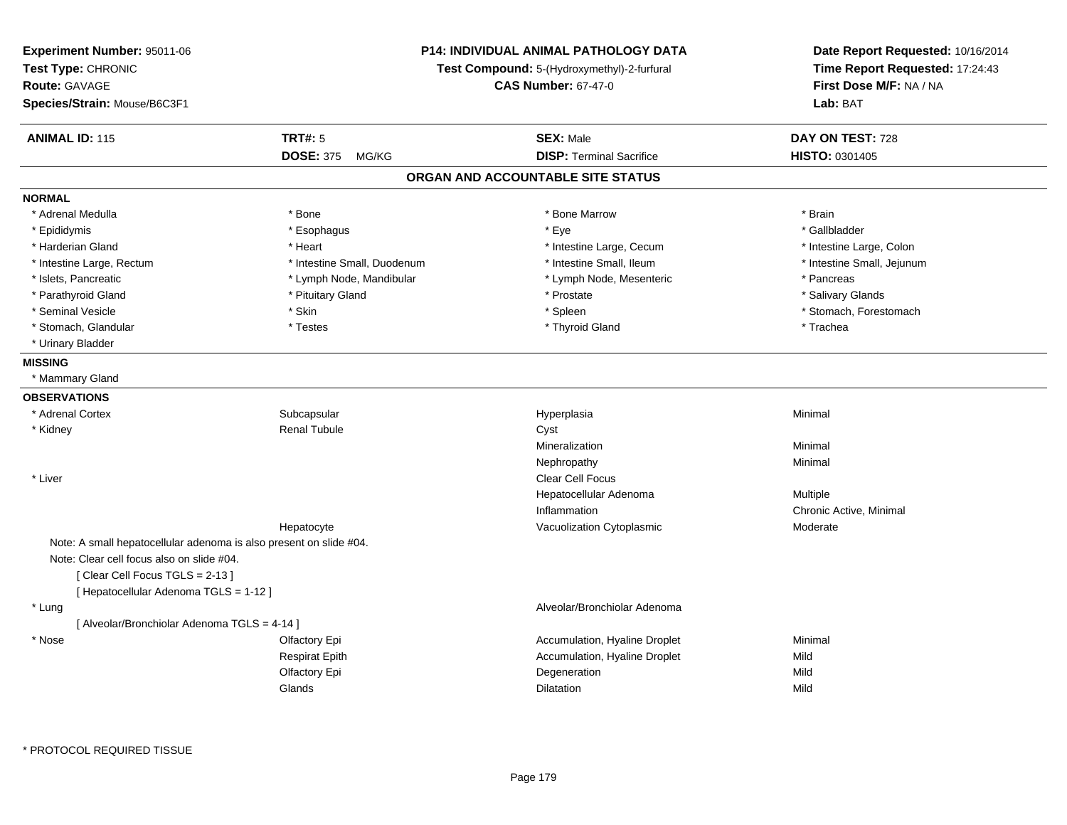**Experiment Number:** 95011-06
**Test Type:** CHRONIC
**Route:** GAVAGE
**Species/Strain:** Mouse/B6C3F1

**P14: INDIVIDUAL ANIMAL PATHOLOGY DATA**
**Test Compound:** 5-(Hydroxymethyl)-2-furfural
**CAS Number:** 67-47-0

**Date Report Requested:** 10/16/2014
**Time Report Requested:** 17:24:43
**First Dose M/F:** NA / NA
**Lab:** BAT

| **ANIMAL ID:** 115 | **TRT#:** 5 | **SEX:** Male | **DAY ON TEST:** 728 |
|---|---|---|---|
| | **DOSE:** 375 MG/KG | **DISP:** Terminal Sacrifice | **HISTO:** 0301405 |

## ORGAN AND ACCOUNTABLE SITE STATUS

**NORMAL**

| | | | |
|---|---|---|---|
| * Adrenal Medulla | * Bone | * Bone Marrow | * Brain |
| * Epididymis | * Esophagus | * Eye | * Gallbladder |
| * Harderian Gland | * Heart | * Intestine Large, Cecum | * Intestine Large, Colon |
| * Intestine Large, Rectum | * Intestine Small, Duodenum | * Intestine Small, Ileum | * Intestine Small, Jejunum |
| * Islets, Pancreatic | * Lymph Node, Mandibular | * Lymph Node, Mesenteric | * Pancreas |
| * Parathyroid Gland | * Pituitary Gland | * Prostate | * Salivary Glands |
| * Seminal Vesicle | * Skin | * Spleen | * Stomach, Forestomach |
| * Stomach, Glandular | * Testes | * Thyroid Gland | * Trachea |
| * Urinary Bladder | | | |

**MISSING**

* Mammary Gland

**OBSERVATIONS**

| | | | |
|---|---|---|---|
| * Adrenal Cortex | Subcapsular | Hyperplasia | Minimal |
| * Kidney | Renal Tubule | Cyst | |
| | | Mineralization | Minimal |
| | | Nephropathy | Minimal |
| * Liver | | Clear Cell Focus | |
| | | Hepatocellular Adenoma | Multiple |
| | | Inflammation | Chronic Active, Minimal |
| | Hepatocyte | Vacuolization Cytoplasmic | Moderate |

Note: A small hepatocellular adenoma is also present on slide #04.
Note: Clear cell focus also on slide #04.
[ Clear Cell Focus TGLS = 2-13 ]
[ Hepatocellular Adenoma TGLS = 1-12 ]

| | | | |
|---|---|---|---|
| * Lung | | Alveolar/Bronchiolar Adenoma | |

[ Alveolar/Bronchiolar Adenoma TGLS = 4-14 ]

| | | | |
|---|---|---|---|
| * Nose | Olfactory Epi | Accumulation, Hyaline Droplet | Minimal |
| | Respirat Epith | Accumulation, Hyaline Droplet | Mild |
| | Olfactory Epi | Degeneration | Mild |
| | Glands | Dilatation | Mild |

* PROTOCOL REQUIRED TISSUE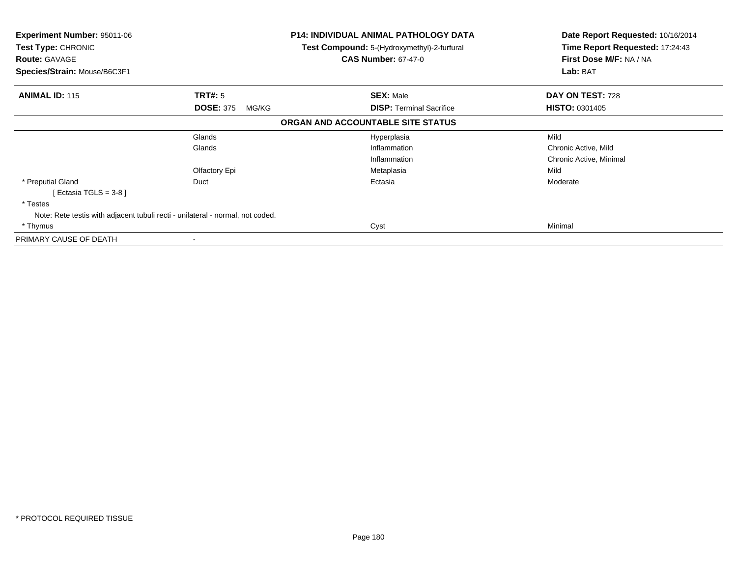**Experiment Number:** 95011-06
**Test Type:** CHRONIC
**Route:** GAVAGE
**Species/Strain:** Mouse/B6C3F1

**P14: INDIVIDUAL ANIMAL PATHOLOGY DATA**
**Test Compound:** 5-(Hydroxymethyl)-2-furfural
**CAS Number:** 67-47-0

**Date Report Requested:** 10/16/2014
**Time Report Requested:** 17:24:43
**First Dose M/F:** NA / NA
**Lab:** BAT

| **ANIMAL ID:** 115 | **TRT#:** 5 | **SEX:** Male | **DAY ON TEST:** 728 |
|---|---|---|---|
| | **DOSE:** 375 MG/KG | **DISP:** Terminal Sacrifice | **HISTO:** 0301405 |

**ORGAN AND ACCOUNTABLE SITE STATUS**

| | | | |
|---|---|---|---|
| | Glands | Hyperplasia | Mild |
| | Glands | Inflammation | Chronic Active, Mild |
| | | Inflammation | Chronic Active, Minimal |
| | Olfactory Epi | Metaplasia | Mild |
| * Preputial Gland | Duct | Ectasia | Moderate |
| [ Ectasia TGLS = 3-8 ] | | | |
| * Testes | | | |
| Note: Rete testis with adjacent tubuli recti - unilateral - normal, not coded. | | | |
| * Thymus | | Cyst | Minimal |
| PRIMARY CAUSE OF DEATH | - | | |

* PROTOCOL REQUIRED TISSUE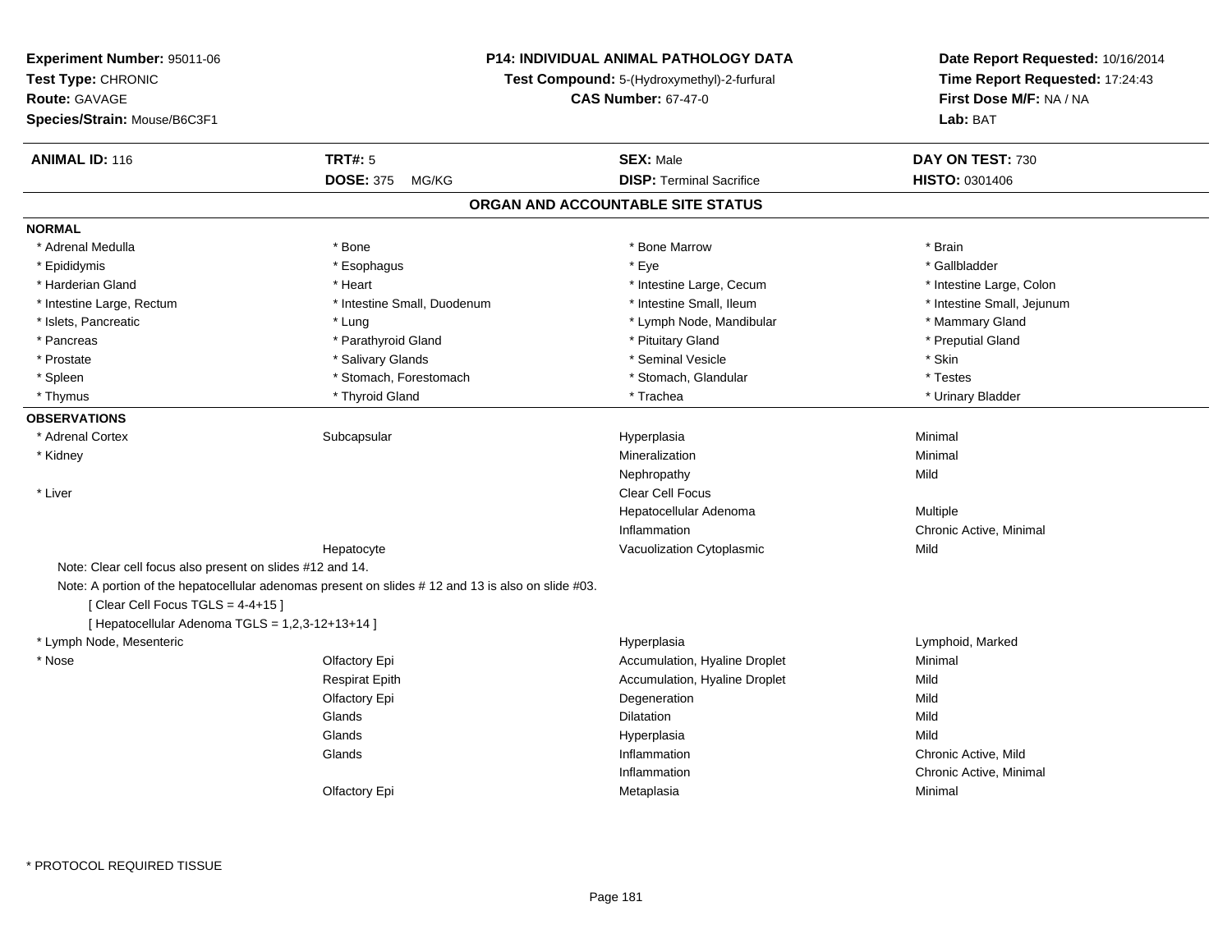**Experiment Number:** 95011-06
**Test Type:** CHRONIC
**Route:** GAVAGE
**Species/Strain:** Mouse/B6C3F1

**P14: INDIVIDUAL ANIMAL PATHOLOGY DATA**
**Test Compound:** 5-(Hydroxymethyl)-2-furfural
**CAS Number:** 67-47-0

**Date Report Requested:** 10/16/2014
**Time Report Requested:** 17:24:43
**First Dose M/F:** NA / NA
**Lab:** BAT

| **ANIMAL ID:** 116 | **TRT#:** 5 | **SEX:** Male | **DAY ON TEST:** 730 |
|---|---|---|---|
| | **DOSE:** 375 MG/KG | **DISP:** Terminal Sacrifice | **HISTO:** 0301406 |

## ORGAN AND ACCOUNTABLE SITE STATUS

**NORMAL**

| | | | |
|---|---|---|---|
| * Adrenal Medulla | * Bone | * Bone Marrow | * Brain |
| * Epididymis | * Esophagus | * Eye | * Gallbladder |
| * Harderian Gland | * Heart | * Intestine Large, Cecum | * Intestine Large, Colon |
| * Intestine Large, Rectum | * Intestine Small, Duodenum | * Intestine Small, Ileum | * Intestine Small, Jejunum |
| * Islets, Pancreatic | * Lung | * Lymph Node, Mandibular | * Mammary Gland |
| * Pancreas | * Parathyroid Gland | * Pituitary Gland | * Preputial Gland |
| * Prostate | * Salivary Glands | * Seminal Vesicle | * Skin |
| * Spleen | * Stomach, Forestomach | * Stomach, Glandular | * Testes |
| * Thymus | * Thyroid Gland | * Trachea | * Urinary Bladder |

**OBSERVATIONS**

| | | | |
|---|---|---|---|
| * Adrenal Cortex | Subcapsular | Hyperplasia | Minimal |
| * Kidney | | Mineralization | Minimal |
| | | Nephropathy | Mild |
| * Liver | | Clear Cell Focus | |
| | | Hepatocellular Adenoma | Multiple |
| | | Inflammation | Chronic Active, Minimal |
| | Hepatocyte | Vacuolization Cytoplasmic | Mild |

Note: Clear cell focus also present on slides #12 and 14.
Note: A portion of the hepatocellular adenomas present on slides # 12 and 13 is also on slide #03.
[ Clear Cell Focus TGLS = 4-4+15 ]
[ Hepatocellular Adenoma TGLS = 1,2,3-12+13+14 ]

| | | | |
|---|---|---|---|
| * Lymph Node, Mesenteric | | Hyperplasia | Lymphoid, Marked |
| * Nose | Olfactory Epi | Accumulation, Hyaline Droplet | Minimal |
| | Respirat Epith | Accumulation, Hyaline Droplet | Mild |
| | Olfactory Epi | Degeneration | Mild |
| | Glands | Dilatation | Mild |
| | Glands | Hyperplasia | Mild |
| | Glands | Inflammation | Chronic Active, Mild |
| | | Inflammation | Chronic Active, Minimal |
| | Olfactory Epi | Metaplasia | Minimal |

\* PROTOCOL REQUIRED TISSUE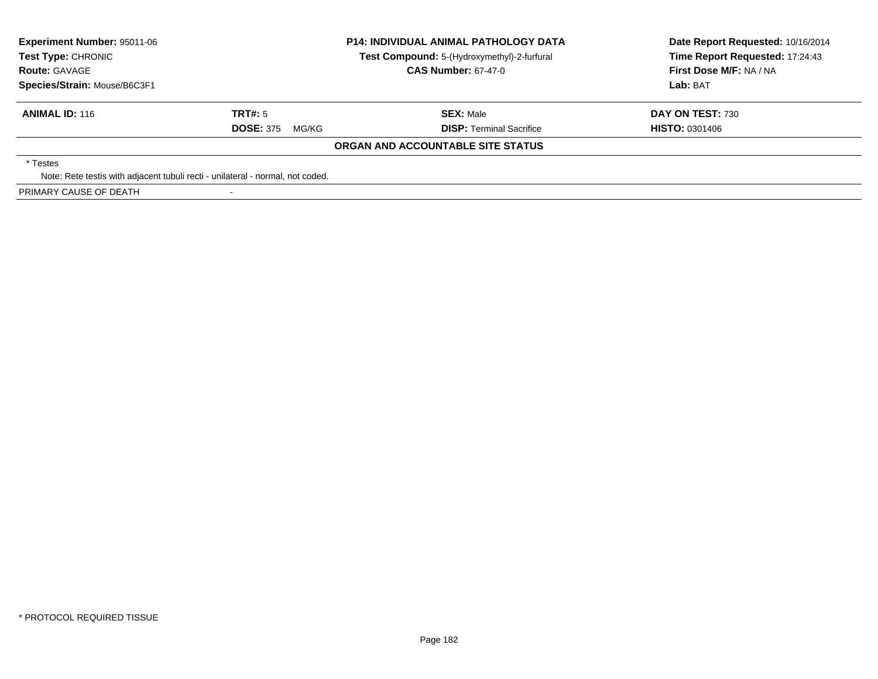**Experiment Number:** 95011-06
**Test Type:** CHRONIC
**Route:** GAVAGE
**Species/Strain:** Mouse/B6C3F1

**P14: INDIVIDUAL ANIMAL PATHOLOGY DATA**
**Test Compound:** 5-(Hydroxymethyl)-2-furfural
**CAS Number:** 67-47-0

**Date Report Requested:** 10/16/2014
**Time Report Requested:** 17:24:43
**First Dose M/F:** NA / NA
**Lab:** BAT

| **ANIMAL ID:** 116 | **TRT#:** 5 | **SEX:** Male | **DAY ON TEST:** 730 |
|---|---|---|---|
| | **DOSE:** 375 MG/KG | **DISP:** Terminal Sacrifice | **HISTO:** 0301406 |

**ORGAN AND ACCOUNTABLE SITE STATUS**

* Testes
  Note: Rete testis with adjacent tubuli recti - unilateral - normal, not coded.

PRIMARY CAUSE OF DEATH -

* PROTOCOL REQUIRED TISSUE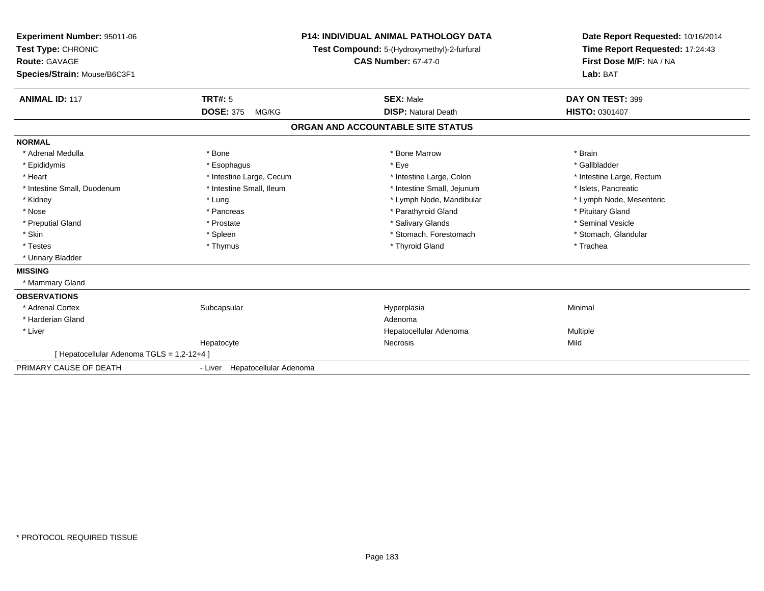**Experiment Number:** 95011-06
**Test Type:** CHRONIC
**Route:** GAVAGE
**Species/Strain:** Mouse/B6C3F1

**P14: INDIVIDUAL ANIMAL PATHOLOGY DATA**
**Test Compound:** 5-(Hydroxymethyl)-2-furfural
**CAS Number:** 67-47-0

**Date Report Requested:** 10/16/2014
**Time Report Requested:** 17:24:43
**First Dose M/F:** NA / NA
**Lab:** BAT

| **ANIMAL ID:** 117 | **TRT#:** 5 | **SEX:** Male | **DAY ON TEST:** 399 |
|---|---|---|---|
| | **DOSE:** 375 MG/KG | **DISP:** Natural Death | **HISTO:** 0301407 |

## ORGAN AND ACCOUNTABLE SITE STATUS

| | | | |
|---|---|---|---|
| **NORMAL** | | | |
| * Adrenal Medulla | * Bone | * Bone Marrow | * Brain |
| * Epididymis | * Esophagus | * Eye | * Gallbladder |
| * Heart | * Intestine Large, Cecum | * Intestine Large, Colon | * Intestine Large, Rectum |
| * Intestine Small, Duodenum | * Intestine Small, Ileum | * Intestine Small, Jejunum | * Islets, Pancreatic |
| * Kidney | * Lung | * Lymph Node, Mandibular | * Lymph Node, Mesenteric |
| * Nose | * Pancreas | * Parathyroid Gland | * Pituitary Gland |
| * Preputial Gland | * Prostate | * Salivary Glands | * Seminal Vesicle |
| * Skin | * Spleen | * Stomach, Forestomach | * Stomach, Glandular |
| * Testes | * Thymus | * Thyroid Gland | * Trachea |
| * Urinary Bladder | | | |
| **MISSING** | | | |
| * Mammary Gland | | | |
| **OBSERVATIONS** | | | |
| * Adrenal Cortex | Subcapsular | Hyperplasia | Minimal |
| * Harderian Gland | | Adenoma | |
| * Liver | | Hepatocellular Adenoma | Multiple |
| | Hepatocyte | Necrosis | Mild |
| [ Hepatocellular Adenoma TGLS = 1,2-12+4 ] | | | |
| PRIMARY CAUSE OF DEATH | - Liver Hepatocellular Adenoma | | |

* PROTOCOL REQUIRED TISSUE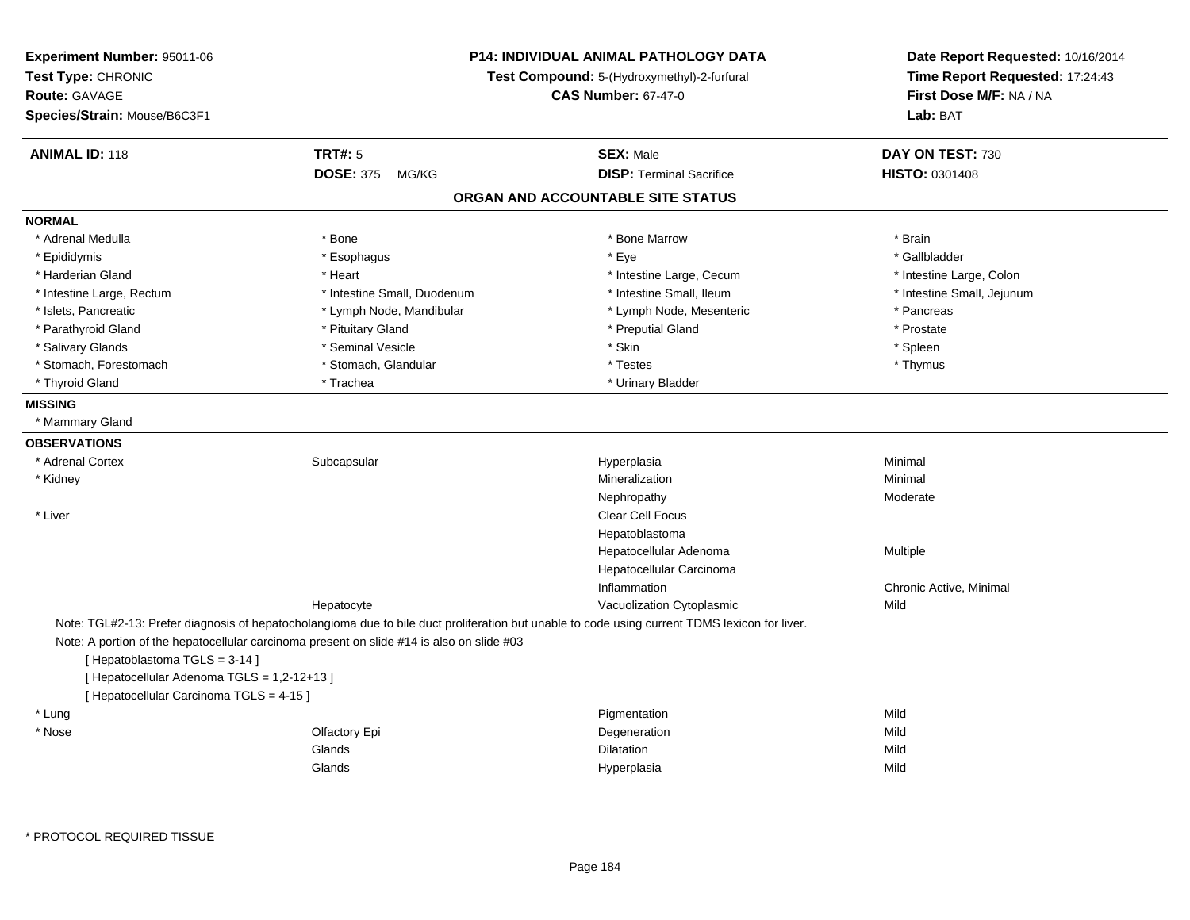**Experiment Number:** 95011-06
**Test Type:** CHRONIC
**Route:** GAVAGE
**Species/Strain:** Mouse/B6C3F1

**P14: INDIVIDUAL ANIMAL PATHOLOGY DATA**
**Test Compound:** 5-(Hydroxymethyl)-2-furfural
**CAS Number:** 67-47-0

**Date Report Requested:** 10/16/2014
**Time Report Requested:** 17:24:43
**First Dose M/F:** NA / NA
**Lab:** BAT

| **ANIMAL ID:** 118 | **TRT#:** 5 | **SEX:** Male | **DAY ON TEST:** 730 |
|---|---|---|---|
| | **DOSE:** 375 MG/KG | **DISP:** Terminal Sacrifice | **HISTO:** 0301408 |

## ORGAN AND ACCOUNTABLE SITE STATUS

**NORMAL**

| | | | |
|---|---|---|---|
| * Adrenal Medulla | * Bone | * Bone Marrow | * Brain |
| * Epididymis | * Esophagus | * Eye | * Gallbladder |
| * Harderian Gland | * Heart | * Intestine Large, Cecum | * Intestine Large, Colon |
| * Intestine Large, Rectum | * Intestine Small, Duodenum | * Intestine Small, Ileum | * Intestine Small, Jejunum |
| * Islets, Pancreatic | * Lymph Node, Mandibular | * Lymph Node, Mesenteric | * Pancreas |
| * Parathyroid Gland | * Pituitary Gland | * Preputial Gland | * Prostate |
| * Salivary Glands | * Seminal Vesicle | * Skin | * Spleen |
| * Stomach, Forestomach | * Stomach, Glandular | * Testes | * Thymus |
| * Thyroid Gland | * Trachea | * Urinary Bladder | |

**MISSING**

* Mammary Gland

**OBSERVATIONS**

| | | | |
|---|---|---|---|
| * Adrenal Cortex | Subcapsular | Hyperplasia | Minimal |
| * Kidney | | Mineralization | Minimal |
| | | Nephropathy | Moderate |
| * Liver | | Clear Cell Focus | |
| | | Hepatoblastoma | |
| | | Hepatocellular Adenoma | Multiple |
| | | Hepatocellular Carcinoma | |
| | | Inflammation | Chronic Active, Minimal |
| | Hepatocyte | Vacuolization Cytoplasmic | Mild |

Note: TGL#2-13: Prefer diagnosis of hepatocholangioma due to bile duct proliferation but unable to code using current TDMS lexicon for liver.

Note: A portion of the hepatocellular carcinoma present on slide #14 is also on slide #03

[ Hepatoblastoma TGLS = 3-14 ]

[ Hepatocellular Adenoma TGLS = 1,2-12+13 ]

[ Hepatocellular Carcinoma TGLS = 4-15 ]

| | | | |
|---|---|---|---|
| * Lung | | Pigmentation | Mild |
| * Nose | Olfactory Epi | Degeneration | Mild |
| | Glands | Dilatation | Mild |
| | Glands | Hyperplasia | Mild |

* PROTOCOL REQUIRED TISSUE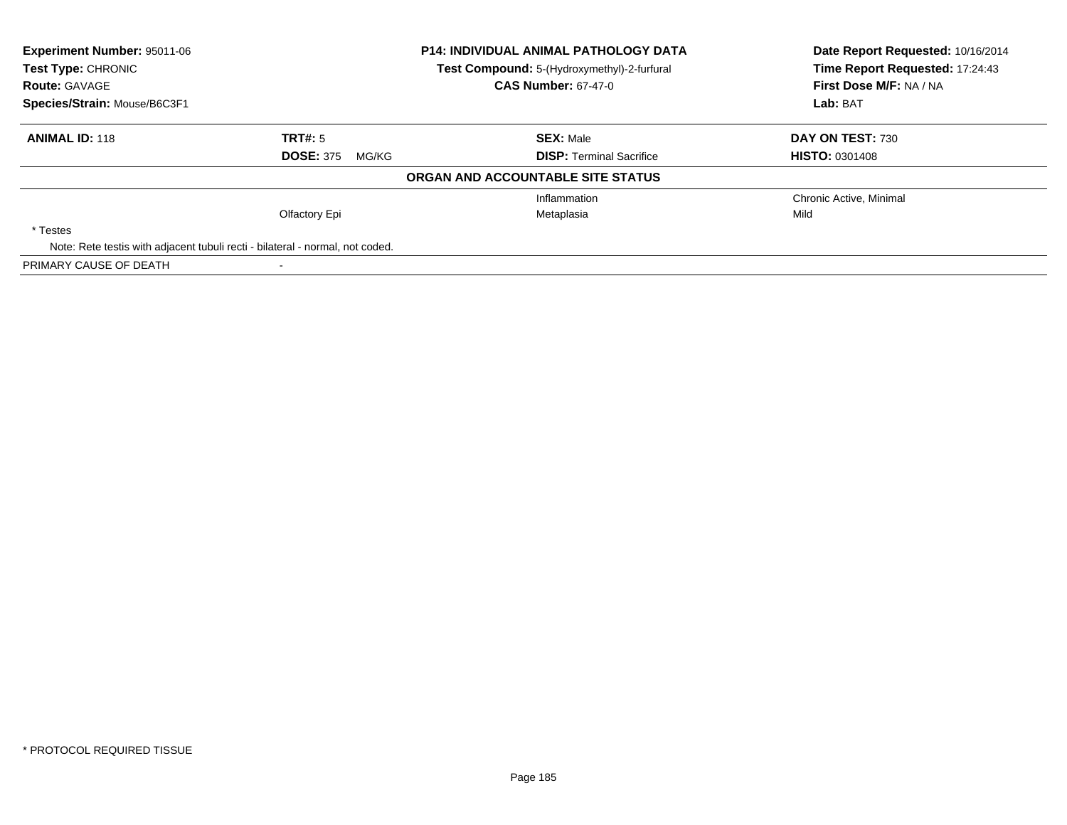**Experiment Number:** 95011-06
**Test Type:** CHRONIC
**Route:** GAVAGE
**Species/Strain:** Mouse/B6C3F1

**P14: INDIVIDUAL ANIMAL PATHOLOGY DATA**
**Test Compound:** 5-(Hydroxymethyl)-2-furfural
**CAS Number:** 67-47-0

**Date Report Requested:** 10/16/2014
**Time Report Requested:** 17:24:43
**First Dose M/F:** NA / NA
**Lab:** BAT

| **ANIMAL ID:** 118 | **TRT#:** 5 | **SEX:** Male | **DAY ON TEST:** 730 |
|---|---|---|---|
| | **DOSE:** 375 MG/KG | **DISP:** Terminal Sacrifice | **HISTO:** 0301408 |

**ORGAN AND ACCOUNTABLE SITE STATUS**

| | | | |
|---|---|---|---|
| | | Inflammation | Chronic Active, Minimal |
| | Olfactory Epi | Metaplasia | Mild |
| * Testes | | | |
| Note: Rete testis with adjacent tubuli recti - bilateral - normal, not coded. | | | |
| PRIMARY CAUSE OF DEATH | - | | |

* PROTOCOL REQUIRED TISSUE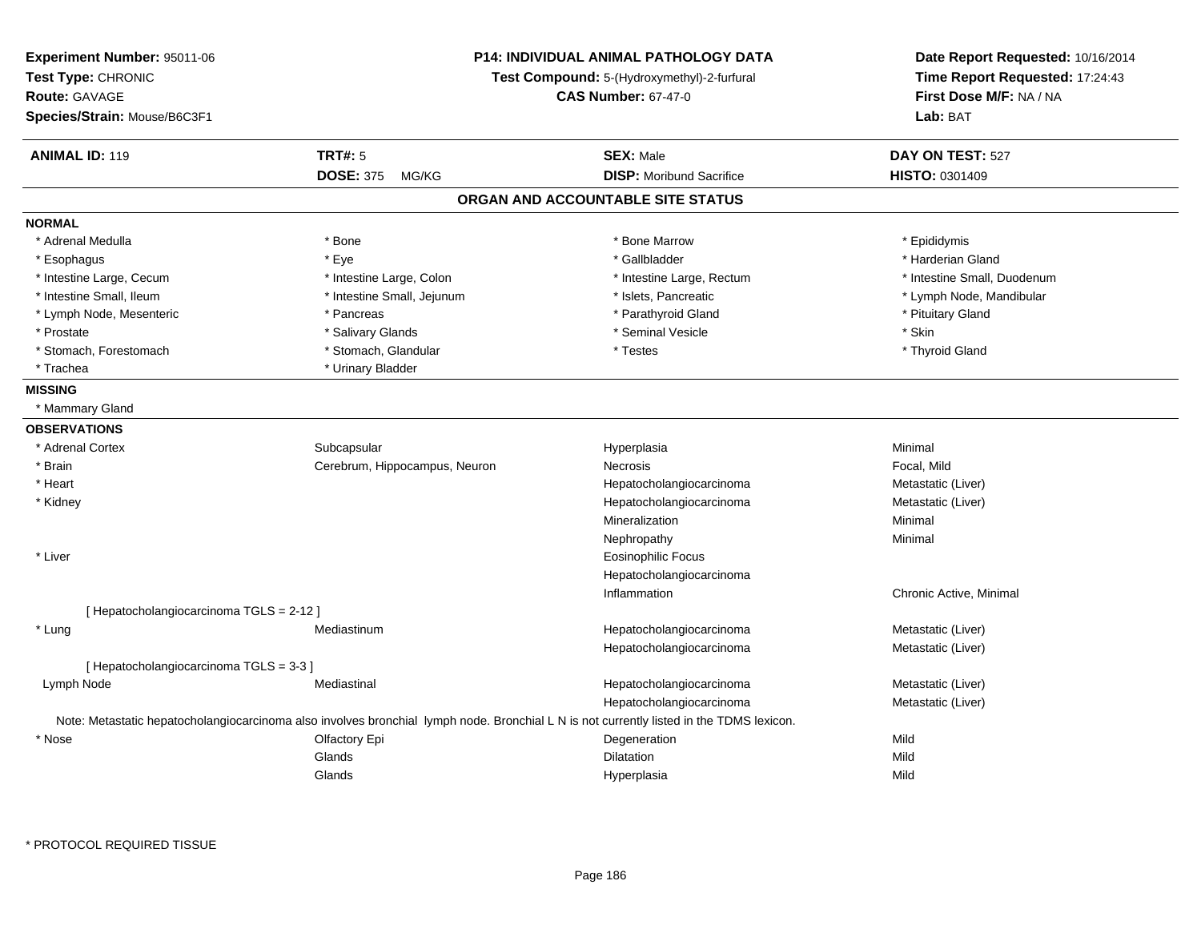**Experiment Number:** 95011-06
**Test Type:** CHRONIC
**Route:** GAVAGE
**Species/Strain:** Mouse/B6C3F1

**P14: INDIVIDUAL ANIMAL PATHOLOGY DATA**
**Test Compound:** 5-(Hydroxymethyl)-2-furfural
**CAS Number:** 67-47-0

**Date Report Requested:** 10/16/2014
**Time Report Requested:** 17:24:43
**First Dose M/F:** NA / NA
**Lab:** BAT

| **ANIMAL ID:** 119 | **TRT#:** 5 | **SEX:** Male | **DAY ON TEST:** 527 |
|---|---|---|---|
| | **DOSE:** 375 MG/KG | **DISP:** Moribund Sacrifice | **HISTO:** 0301409 |

## ORGAN AND ACCOUNTABLE SITE STATUS

**NORMAL**

| | | | |
|---|---|---|---|
| * Adrenal Medulla | * Bone | * Bone Marrow | * Epididymis |
| * Esophagus | * Eye | * Gallbladder | * Harderian Gland |
| * Intestine Large, Cecum | * Intestine Large, Colon | * Intestine Large, Rectum | * Intestine Small, Duodenum |
| * Intestine Small, Ileum | * Intestine Small, Jejunum | * Islets, Pancreatic | * Lymph Node, Mandibular |
| * Lymph Node, Mesenteric | * Pancreas | * Parathyroid Gland | * Pituitary Gland |
| * Prostate | * Salivary Glands | * Seminal Vesicle | * Skin |
| * Stomach, Forestomach | * Stomach, Glandular | * Testes | * Thyroid Gland |
| * Trachea | * Urinary Bladder | | |

**MISSING**

* Mammary Gland

**OBSERVATIONS**

| | | | |
|---|---|---|---|
| * Adrenal Cortex | Subcapsular | Hyperplasia | Minimal |
| * Brain | Cerebrum, Hippocampus, Neuron | Necrosis | Focal, Mild |
| * Heart | | Hepatocholangiocarcinoma | Metastatic (Liver) |
| * Kidney | | Hepatocholangiocarcinoma | Metastatic (Liver) |
| | | Mineralization | Minimal |
| | | Nephropathy | Minimal |
| * Liver | | Eosinophilic Focus | |
| | | Hepatocholangiocarcinoma | |
| | | Inflammation | Chronic Active, Minimal |
| [ Hepatocholangiocarcinoma TGLS = 2-12 ] | | | |
| * Lung | Mediastinum | Hepatocholangiocarcinoma | Metastatic (Liver) |
| | | Hepatocholangiocarcinoma | Metastatic (Liver) |
| [ Hepatocholangiocarcinoma TGLS = 3-3 ] | | | |
| Lymph Node | Mediastinal | Hepatocholangiocarcinoma | Metastatic (Liver) |
| | | Hepatocholangiocarcinoma | Metastatic (Liver) |

Note: Metastatic hepatocholangiocarcinoma also involves bronchial lymph node. Bronchial L N is not currently listed in the TDMS lexicon.

| | | | |
|---|---|---|---|
| * Nose | Olfactory Epi | Degeneration | Mild |
| | Glands | Dilatation | Mild |
| | Glands | Hyperplasia | Mild |

\* PROTOCOL REQUIRED TISSUE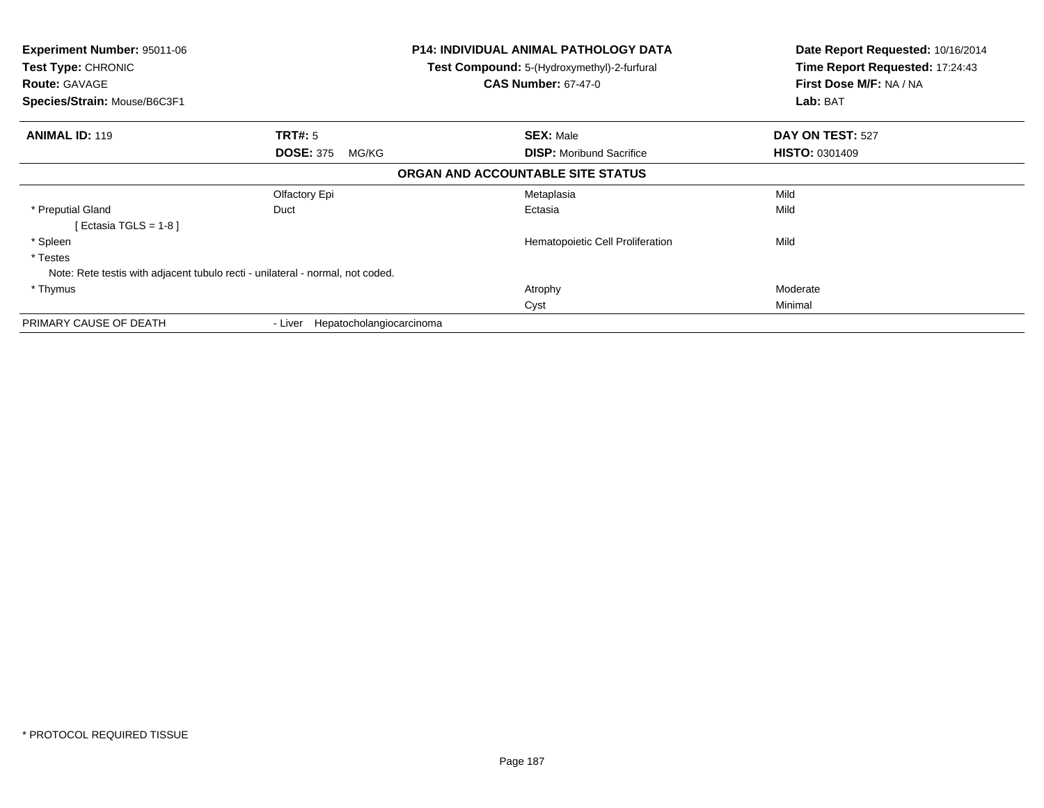**Experiment Number:** 95011-06
**Test Type:** CHRONIC
**Route:** GAVAGE
**Species/Strain:** Mouse/B6C3F1

**P14: INDIVIDUAL ANIMAL PATHOLOGY DATA**
**Test Compound:** 5-(Hydroxymethyl)-2-furfural
**CAS Number:** 67-47-0

**Date Report Requested:** 10/16/2014
**Time Report Requested:** 17:24:43
**First Dose M/F:** NA / NA
**Lab:** BAT

| **ANIMAL ID:** 119 | **TRT#:** 5 | **SEX:** Male | **DAY ON TEST:** 527 |
|---|---|---|---|
| | **DOSE:** 375 MG/KG | **DISP:** Moribund Sacrifice | **HISTO:** 0301409 |

**ORGAN AND ACCOUNTABLE SITE STATUS**

| | | | |
|---|---|---|---|
| | Olfactory Epi | Metaplasia | Mild |
| * Preputial Gland | Duct | Ectasia | Mild |
| [ Ectasia TGLS = 1-8 ] | | | |
| * Spleen | | Hematopoietic Cell Proliferation | Mild |
| * Testes | | | |
| Note: Rete testis with adjacent tubulo recti - unilateral - normal, not coded. | | | |
| * Thymus | | Atrophy | Moderate |
| | | Cyst | Minimal |
| PRIMARY CAUSE OF DEATH | - Liver Hepatocholangiocarcinoma | | |

* PROTOCOL REQUIRED TISSUE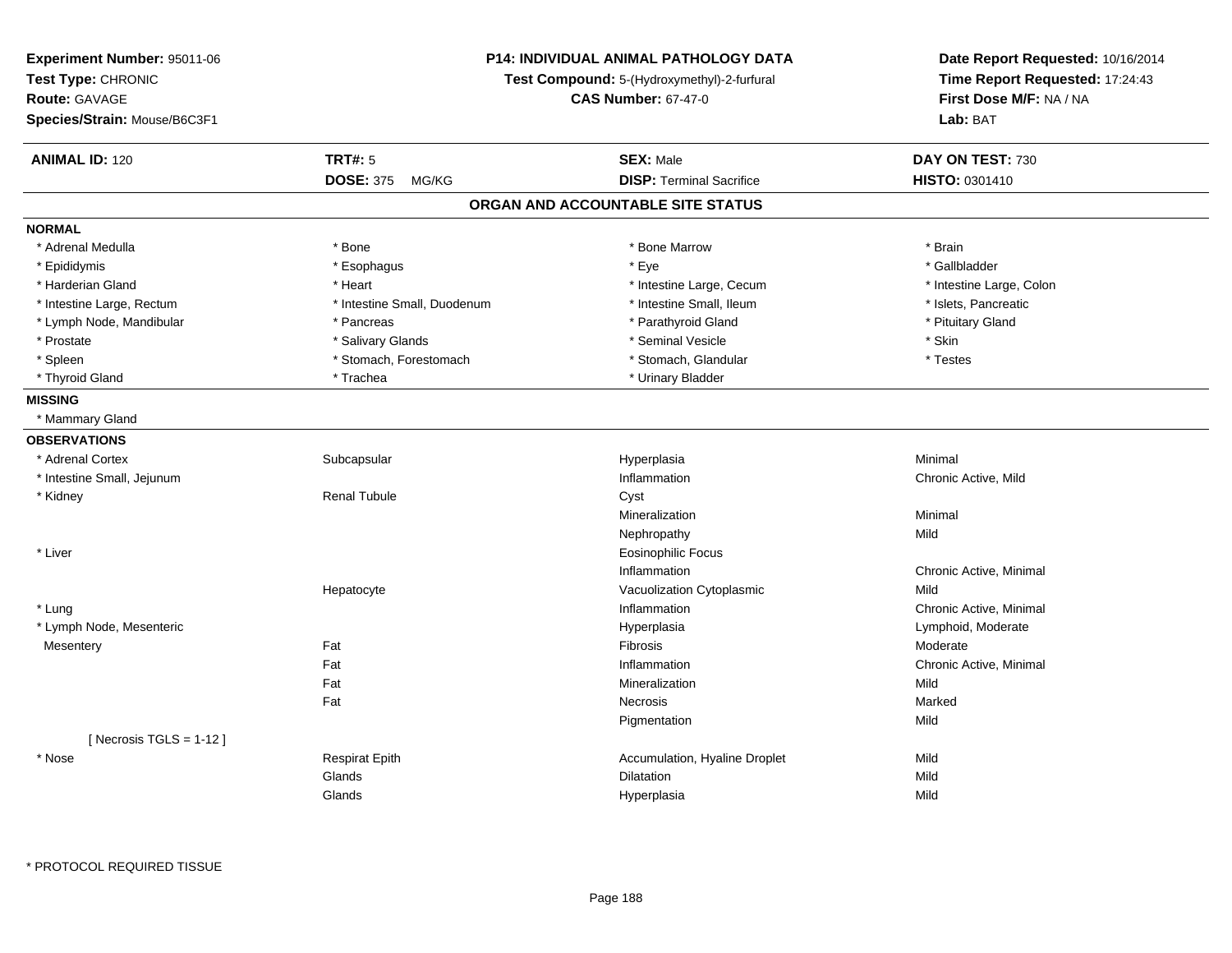**Experiment Number:** 95011-06
**Test Type:** CHRONIC
**Route:** GAVAGE
**Species/Strain:** Mouse/B6C3F1

**P14: INDIVIDUAL ANIMAL PATHOLOGY DATA**
**Test Compound:** 5-(Hydroxymethyl)-2-furfural
**CAS Number:** 67-47-0

**Date Report Requested:** 10/16/2014
**Time Report Requested:** 17:24:43
**First Dose M/F:** NA / NA
**Lab:** BAT

| **ANIMAL ID:** 120 | **TRT#:** 5 | **SEX:** Male | **DAY ON TEST:** 730 |
|---|---|---|---|
| | **DOSE:** 375 MG/KG | **DISP:** Terminal Sacrifice | **HISTO:** 0301410 |

## ORGAN AND ACCOUNTABLE SITE STATUS

**NORMAL**

| | | | |
|---|---|---|---|
| * Adrenal Medulla | * Bone | * Bone Marrow | * Brain |
| * Epididymis | * Esophagus | * Eye | * Gallbladder |
| * Harderian Gland | * Heart | * Intestine Large, Cecum | * Intestine Large, Colon |
| * Intestine Large, Rectum | * Intestine Small, Duodenum | * Intestine Small, Ileum | * Islets, Pancreatic |
| * Lymph Node, Mandibular | * Pancreas | * Parathyroid Gland | * Pituitary Gland |
| * Prostate | * Salivary Glands | * Seminal Vesicle | * Skin |
| * Spleen | * Stomach, Forestomach | * Stomach, Glandular | * Testes |
| * Thyroid Gland | * Trachea | * Urinary Bladder | |

**MISSING**

* Mammary Gland

**OBSERVATIONS**

| | | | |
|---|---|---|---|
| * Adrenal Cortex | Subcapsular | Hyperplasia | Minimal |
| * Intestine Small, Jejunum | | Inflammation | Chronic Active, Mild |
| * Kidney | Renal Tubule | Cyst | |
| | | Mineralization | Minimal |
| | | Nephropathy | Mild |
| * Liver | | Eosinophilic Focus | |
| | | Inflammation | Chronic Active, Minimal |
| | Hepatocyte | Vacuolization Cytoplasmic | Mild |
| * Lung | | Inflammation | Chronic Active, Minimal |
| * Lymph Node, Mesenteric | | Hyperplasia | Lymphoid, Moderate |
| Mesentery | Fat | Fibrosis | Moderate |
| | Fat | Inflammation | Chronic Active, Minimal |
| | Fat | Mineralization | Mild |
| | Fat | Necrosis | Marked |
| | | Pigmentation | Mild |
| [ Necrosis TGLS = 1-12 ] | | | |
| * Nose | Respirat Epith | Accumulation, Hyaline Droplet | Mild |
| | Glands | Dilatation | Mild |
| | Glands | Hyperplasia | Mild |

\* PROTOCOL REQUIRED TISSUE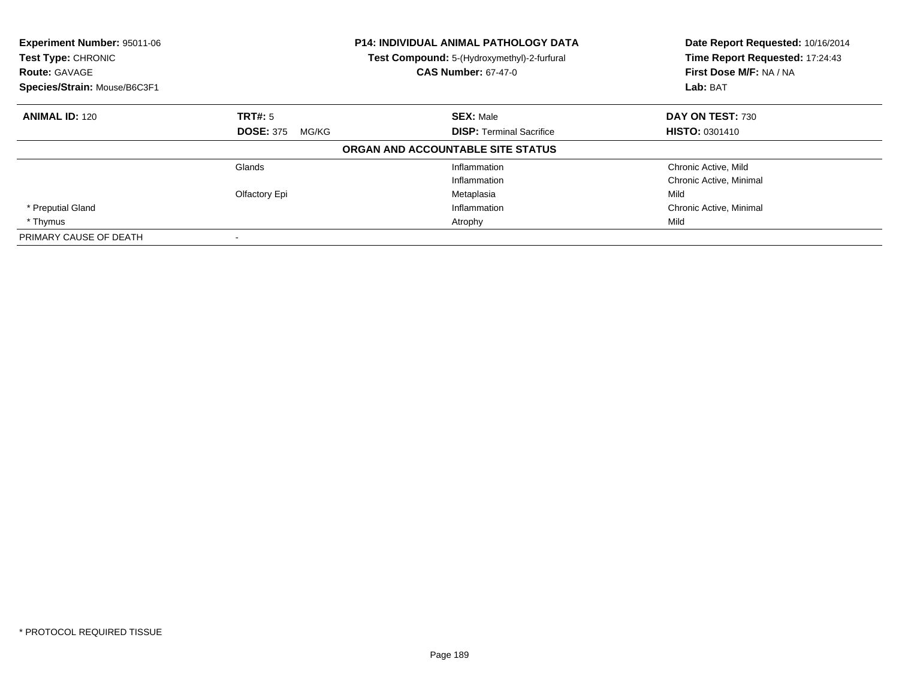**Experiment Number:** 95011-06
**Test Type:** CHRONIC
**Route:** GAVAGE
**Species/Strain:** Mouse/B6C3F1

**P14: INDIVIDUAL ANIMAL PATHOLOGY DATA**
**Test Compound:** 5-(Hydroxymethyl)-2-furfural
**CAS Number:** 67-47-0

**Date Report Requested:** 10/16/2014
**Time Report Requested:** 17:24:43
**First Dose M/F:** NA / NA
**Lab:** BAT

| **ANIMAL ID:** 120 | **TRT#:** 5 | **SEX:** Male | **DAY ON TEST:** 730 |
|---|---|---|---|
| | **DOSE:** 375 MG/KG | **DISP:** Terminal Sacrifice | **HISTO:** 0301410 |

**ORGAN AND ACCOUNTABLE SITE STATUS**

| | | | |
|---|---|---|---|
| | Glands | Inflammation | Chronic Active, Mild |
| | | Inflammation | Chronic Active, Minimal |
| | Olfactory Epi | Metaplasia | Mild |
| * Preputial Gland | | Inflammation | Chronic Active, Minimal |
| * Thymus | | Atrophy | Mild |
| PRIMARY CAUSE OF DEATH | - | | |

* PROTOCOL REQUIRED TISSUE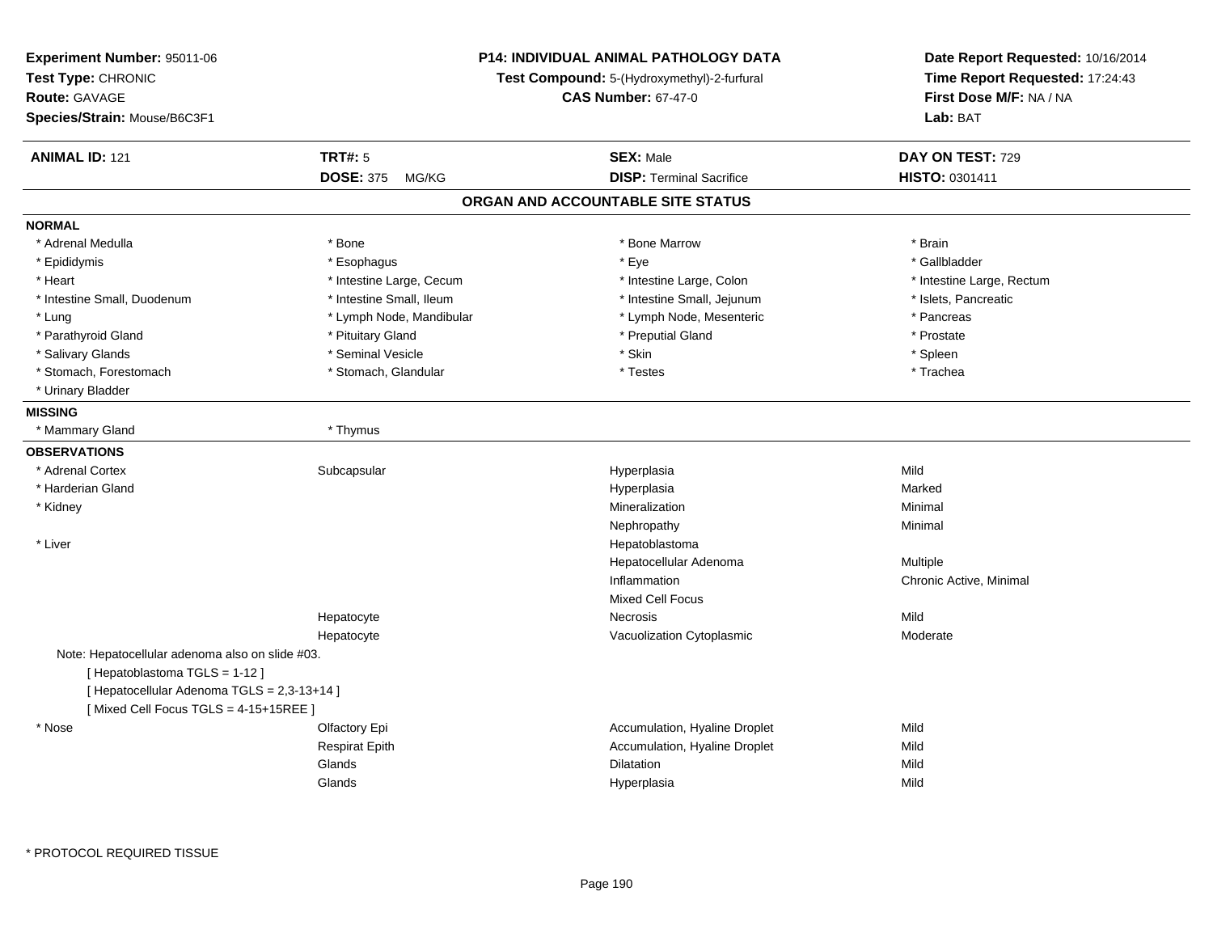**Experiment Number:** 95011-06
**Test Type:** CHRONIC
**Route:** GAVAGE
**Species/Strain:** Mouse/B6C3F1

**P14: INDIVIDUAL ANIMAL PATHOLOGY DATA**
**Test Compound:** 5-(Hydroxymethyl)-2-furfural
**CAS Number:** 67-47-0

**Date Report Requested:** 10/16/2014
**Time Report Requested:** 17:24:43
**First Dose M/F:** NA / NA
**Lab:** BAT

| **ANIMAL ID:** 121 | **TRT#:** 5 | **SEX:** Male | **DAY ON TEST:** 729 |
|---|---|---|---|
| | **DOSE:** 375 MG/KG | **DISP:** Terminal Sacrifice | **HISTO:** 0301411 |

## ORGAN AND ACCOUNTABLE SITE STATUS

**NORMAL**

| | | | |
|---|---|---|---|
| * Adrenal Medulla | * Bone | * Bone Marrow | * Brain |
| * Epididymis | * Esophagus | * Eye | * Gallbladder |
| * Heart | * Intestine Large, Cecum | * Intestine Large, Colon | * Intestine Large, Rectum |
| * Intestine Small, Duodenum | * Intestine Small, Ileum | * Intestine Small, Jejunum | * Islets, Pancreatic |
| * Lung | * Lymph Node, Mandibular | * Lymph Node, Mesenteric | * Pancreas |
| * Parathyroid Gland | * Pituitary Gland | * Preputial Gland | * Prostate |
| * Salivary Glands | * Seminal Vesicle | * Skin | * Spleen |
| * Stomach, Forestomach | * Stomach, Glandular | * Testes | * Trachea |
| * Urinary Bladder | | | |

**MISSING**

| | |
|---|---|
| * Mammary Gland | * Thymus |

**OBSERVATIONS**

| | | | |
|---|---|---|---|
| * Adrenal Cortex | Subcapsular | Hyperplasia | Mild |
| * Harderian Gland | | Hyperplasia | Marked |
| * Kidney | | Mineralization | Minimal |
| | | Nephropathy | Minimal |
| * Liver | | Hepatoblastoma | |
| | | Hepatocellular Adenoma | Multiple |
| | | Inflammation | Chronic Active, Minimal |
| | | Mixed Cell Focus | |
| | Hepatocyte | Necrosis | Mild |
| | Hepatocyte | Vacuolization Cytoplasmic | Moderate |

Note: Hepatocellular adenoma also on slide #03.
[ Hepatoblastoma TGLS = 1-12 ]
[ Hepatocellular Adenoma TGLS = 2,3-13+14 ]
[ Mixed Cell Focus TGLS = 4-15+15REE ]

| | | | |
|---|---|---|---|
| * Nose | Olfactory Epi | Accumulation, Hyaline Droplet | Mild |
| | Respirat Epith | Accumulation, Hyaline Droplet | Mild |
| | Glands | Dilatation | Mild |
| | Glands | Hyperplasia | Mild |

* PROTOCOL REQUIRED TISSUE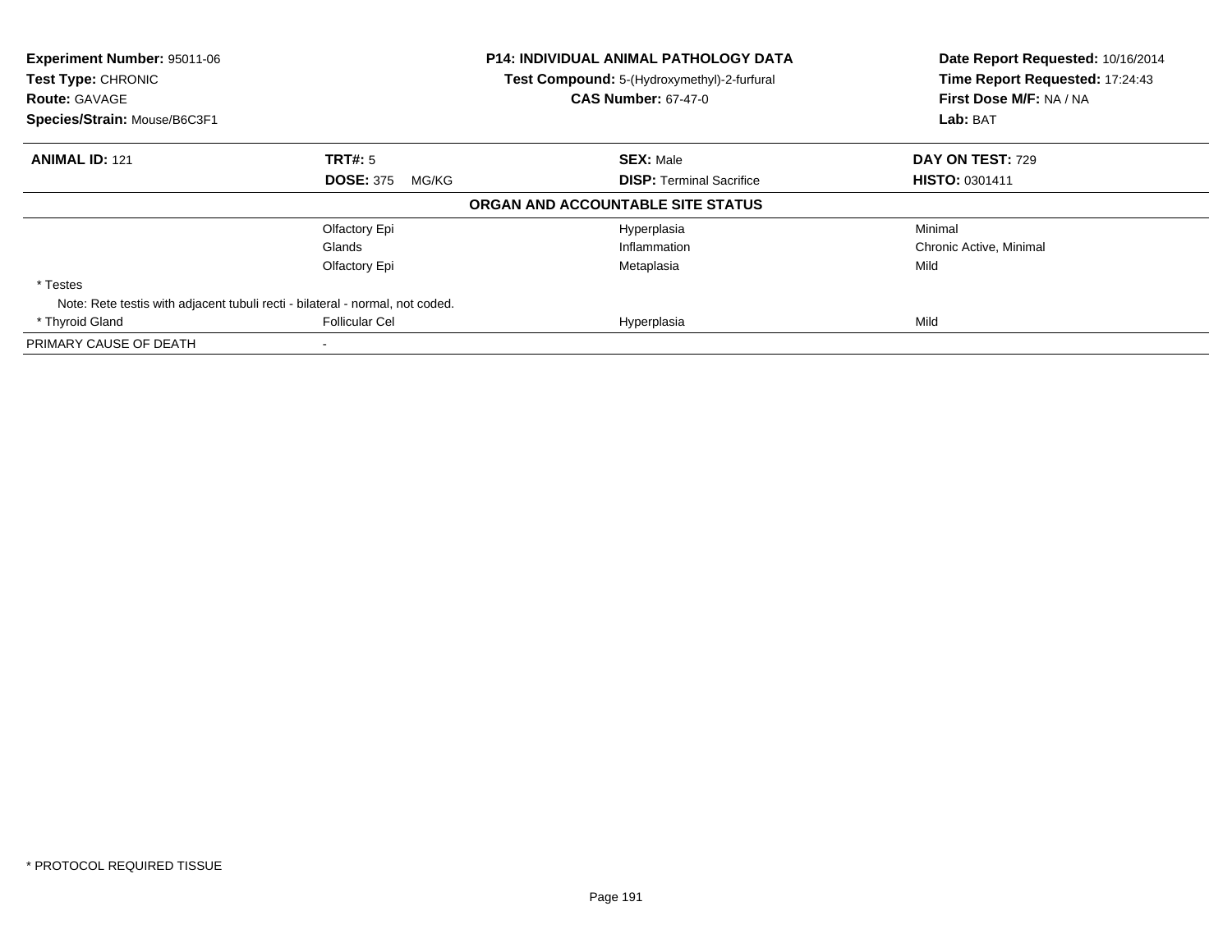**Experiment Number:** 95011-06
**Test Type:** CHRONIC
**Route:** GAVAGE
**Species/Strain:** Mouse/B6C3F1

**P14: INDIVIDUAL ANIMAL PATHOLOGY DATA**
**Test Compound:** 5-(Hydroxymethyl)-2-furfural
**CAS Number:** 67-47-0

**Date Report Requested:** 10/16/2014
**Time Report Requested:** 17:24:43
**First Dose M/F:** NA / NA
**Lab:** BAT

| **ANIMAL ID:** 121 | **TRT#:** 5 | **SEX:** Male | **DAY ON TEST:** 729 |
|---|---|---|---|
| | **DOSE:** 375 MG/KG | **DISP:** Terminal Sacrifice | **HISTO:** 0301411 |

**ORGAN AND ACCOUNTABLE SITE STATUS**

| | | | |
|---|---|---|---|
| | Olfactory Epi | Hyperplasia | Minimal |
| | Glands | Inflammation | Chronic Active, Minimal |
| | Olfactory Epi | Metaplasia | Mild |
| * Testes | | | |
| Note: Rete testis with adjacent tubuli recti - bilateral - normal, not coded. | | | |
| * Thyroid Gland | Follicular Cel | Hyperplasia | Mild |
| PRIMARY CAUSE OF DEATH | - | | |

\* PROTOCOL REQUIRED TISSUE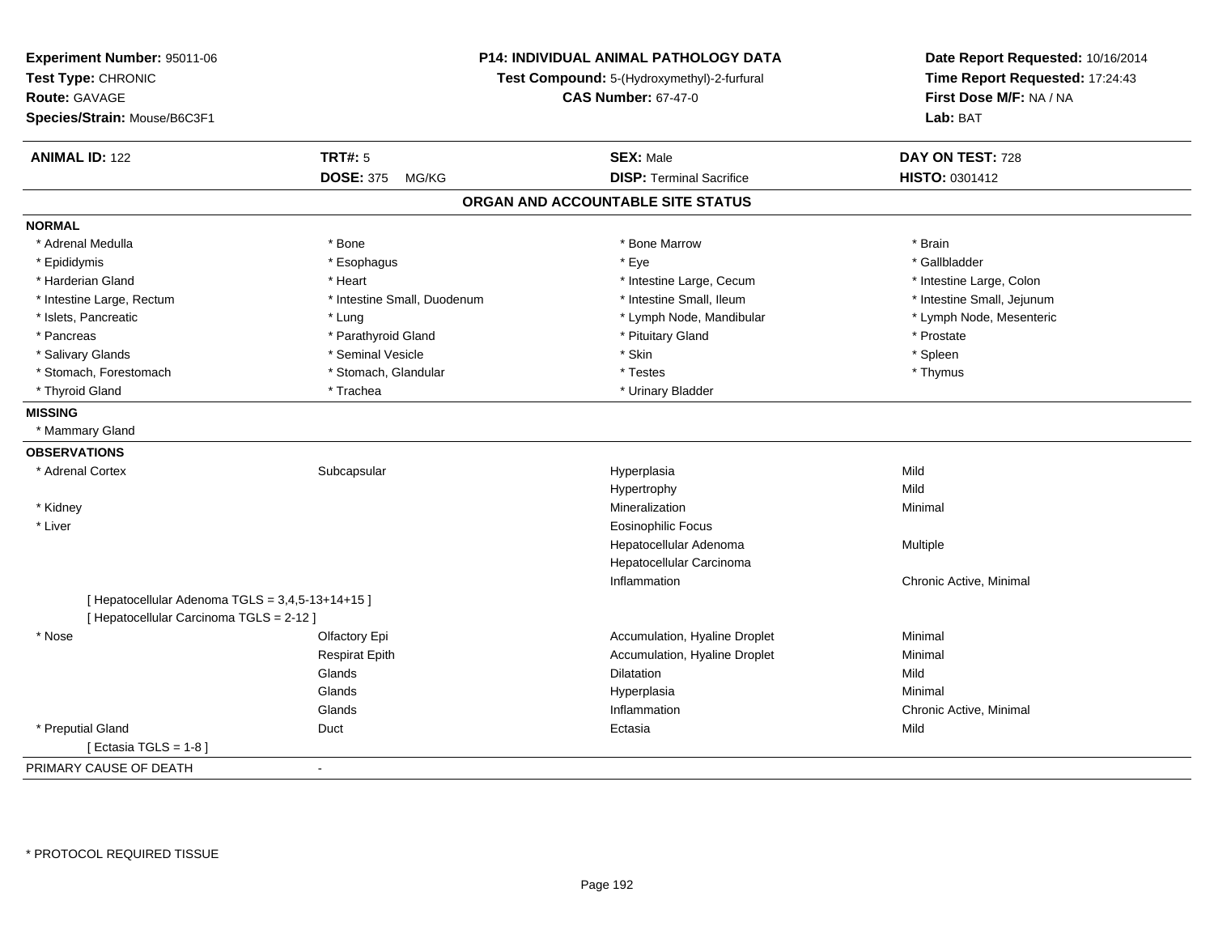**Experiment Number:** 95011-06
**Test Type:** CHRONIC
**Route:** GAVAGE
**Species/Strain:** Mouse/B6C3F1

**P14: INDIVIDUAL ANIMAL PATHOLOGY DATA**
**Test Compound:** 5-(Hydroxymethyl)-2-furfural
**CAS Number:** 67-47-0

**Date Report Requested:** 10/16/2014
**Time Report Requested:** 17:24:43
**First Dose M/F:** NA / NA
**Lab:** BAT

| **ANIMAL ID:** 122 | **TRT#:** 5 | **SEX:** Male | **DAY ON TEST:** 728 |
|---|---|---|---|
| | **DOSE:** 375 MG/KG | **DISP:** Terminal Sacrifice | **HISTO:** 0301412 |

## ORGAN AND ACCOUNTABLE SITE STATUS

**NORMAL**

| | | | |
|---|---|---|---|
| * Adrenal Medulla | * Bone | * Bone Marrow | * Brain |
| * Epididymis | * Esophagus | * Eye | * Gallbladder |
| * Harderian Gland | * Heart | * Intestine Large, Cecum | * Intestine Large, Colon |
| * Intestine Large, Rectum | * Intestine Small, Duodenum | * Intestine Small, Ileum | * Intestine Small, Jejunum |
| * Islets, Pancreatic | * Lung | * Lymph Node, Mandibular | * Lymph Node, Mesenteric |
| * Pancreas | * Parathyroid Gland | * Pituitary Gland | * Prostate |
| * Salivary Glands | * Seminal Vesicle | * Skin | * Spleen |
| * Stomach, Forestomach | * Stomach, Glandular | * Testes | * Thymus |
| * Thyroid Gland | * Trachea | * Urinary Bladder | |

**MISSING**

* Mammary Gland

**OBSERVATIONS**

| | | | |
|---|---|---|---|
| * Adrenal Cortex | Subcapsular | Hyperplasia | Mild |
| | | Hypertrophy | Mild |
| * Kidney | | Mineralization | Minimal |
| * Liver | | Eosinophilic Focus | |
| | | Hepatocellular Adenoma | Multiple |
| | | Hepatocellular Carcinoma | |
| | | Inflammation | Chronic Active, Minimal |
| [ Hepatocellular Adenoma TGLS = 3,4,5-13+14+15 ] | | | |
| [ Hepatocellular Carcinoma TGLS = 2-12 ] | | | |
| * Nose | Olfactory Epi | Accumulation, Hyaline Droplet | Minimal |
| | Respirat Epith | Accumulation, Hyaline Droplet | Minimal |
| | Glands | Dilatation | Mild |
| | Glands | Hyperplasia | Minimal |
| | Glands | Inflammation | Chronic Active, Minimal |
| * Preputial Gland | Duct | Ectasia | Mild |
| [ Ectasia TGLS = 1-8 ] | | | |

PRIMARY CAUSE OF DEATH -

* PROTOCOL REQUIRED TISSUE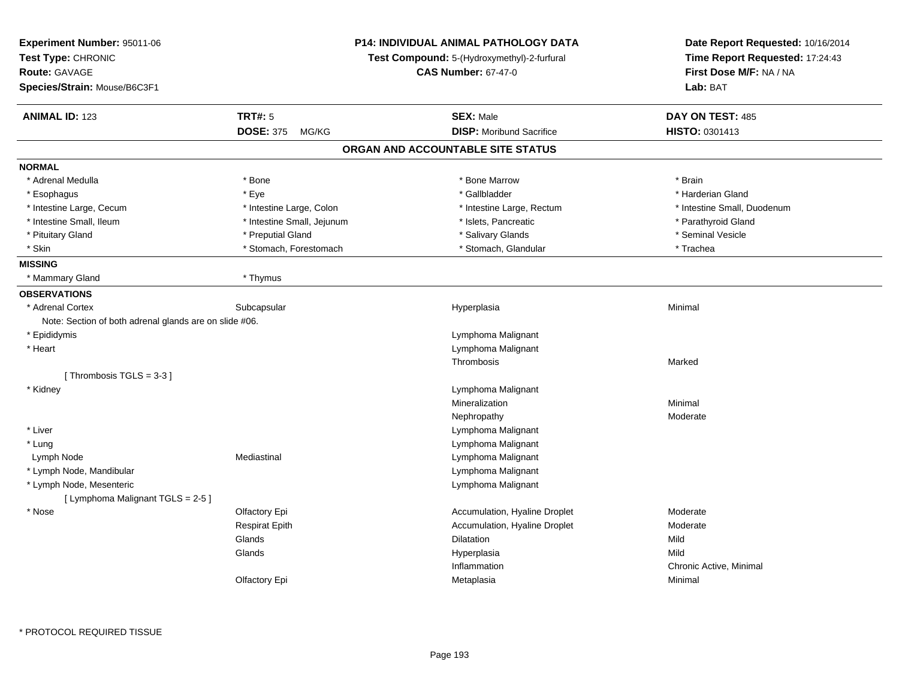**Experiment Number:** 95011-06
**Test Type:** CHRONIC
**Route:** GAVAGE
**Species/Strain:** Mouse/B6C3F1

**P14: INDIVIDUAL ANIMAL PATHOLOGY DATA**
**Test Compound:** 5-(Hydroxymethyl)-2-furfural
**CAS Number:** 67-47-0

**Date Report Requested:** 10/16/2014
**Time Report Requested:** 17:24:43
**First Dose M/F:** NA / NA
**Lab:** BAT

| **ANIMAL ID:** 123 | **TRT#:** 5 | **SEX:** Male | **DAY ON TEST:** 485 |
|---|---|---|---|
| | **DOSE:** 375 MG/KG | **DISP:** Moribund Sacrifice | **HISTO:** 0301413 |

## ORGAN AND ACCOUNTABLE SITE STATUS

**NORMAL**

| | | | |
|---|---|---|---|
| * Adrenal Medulla | * Bone | * Bone Marrow | * Brain |
| * Esophagus | * Eye | * Gallbladder | * Harderian Gland |
| * Intestine Large, Cecum | * Intestine Large, Colon | * Intestine Large, Rectum | * Intestine Small, Duodenum |
| * Intestine Small, Ileum | * Intestine Small, Jejunum | * Islets, Pancreatic | * Parathyroid Gland |
| * Pituitary Gland | * Preputial Gland | * Salivary Glands | * Seminal Vesicle |
| * Skin | * Stomach, Forestomach | * Stomach, Glandular | * Trachea |

**MISSING**

| | |
|---|---|
| * Mammary Gland | * Thymus |

**OBSERVATIONS**

| Organ | Site | Observation | Severity |
|---|---|---|---|
| * Adrenal Cortex | Subcapsular | Hyperplasia | Minimal |
| Note: Section of both adrenal glands are on slide #06. | | | |
| * Epididymis | | Lymphoma Malignant | |
| * Heart | | Lymphoma Malignant | |
| | | Thrombosis | Marked |
| [ Thrombosis TGLS = 3-3 ] | | | |
| * Kidney | | Lymphoma Malignant | |
| | | Mineralization | Minimal |
| | | Nephropathy | Moderate |
| * Liver | | Lymphoma Malignant | |
| * Lung | | Lymphoma Malignant | |
| Lymph Node | Mediastinal | Lymphoma Malignant | |
| * Lymph Node, Mandibular | | Lymphoma Malignant | |
| * Lymph Node, Mesenteric | | Lymphoma Malignant | |
| [ Lymphoma Malignant TGLS = 2-5 ] | | | |
| * Nose | Olfactory Epi | Accumulation, Hyaline Droplet | Moderate |
| | Respirat Epith | Accumulation, Hyaline Droplet | Moderate |
| | Glands | Dilatation | Mild |
| | Glands | Hyperplasia | Mild |
| | | Inflammation | Chronic Active, Minimal |
| | Olfactory Epi | Metaplasia | Minimal |

\* PROTOCOL REQUIRED TISSUE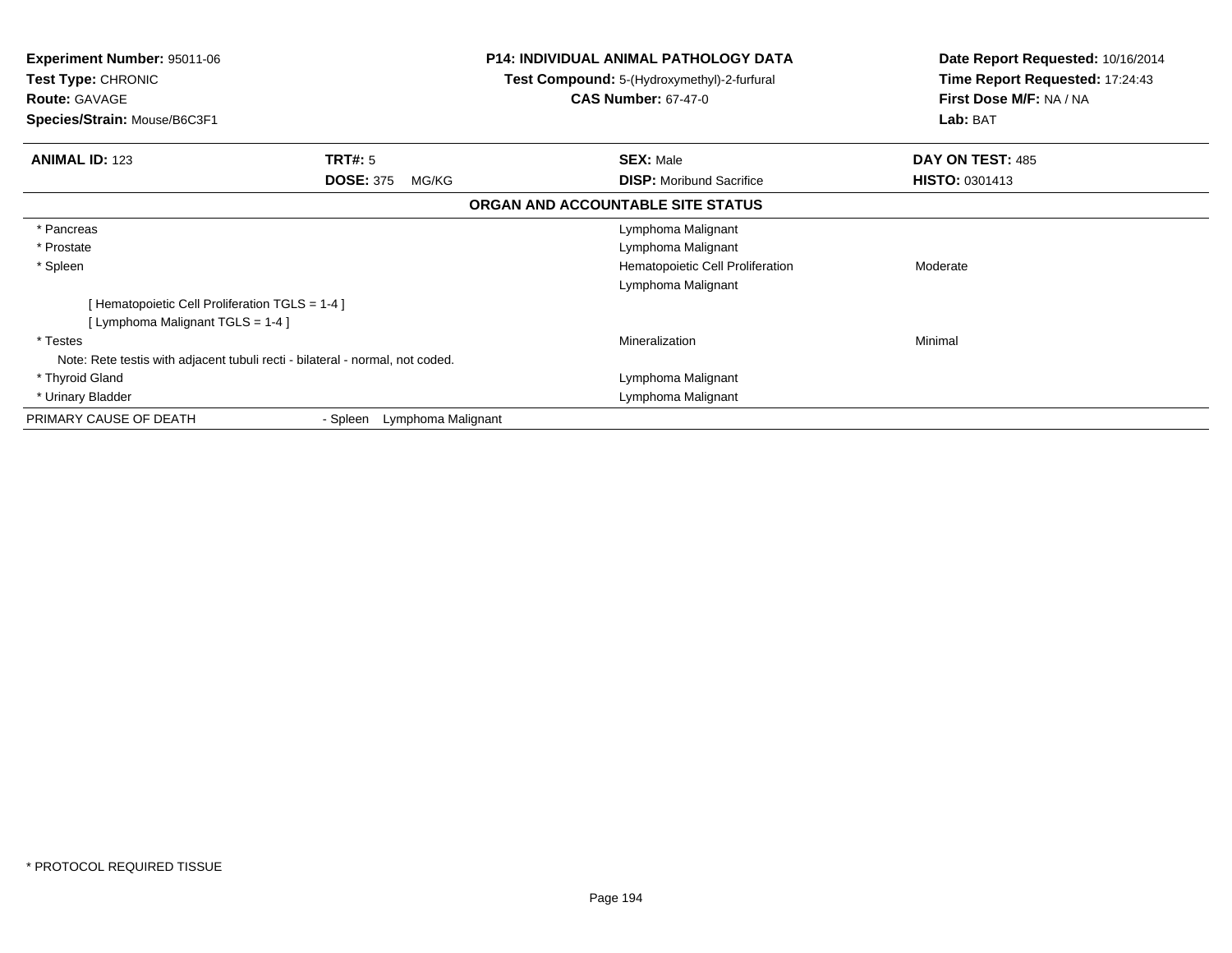**Experiment Number:** 95011-06
**Test Type:** CHRONIC
**Route:** GAVAGE
**Species/Strain:** Mouse/B6C3F1

**P14: INDIVIDUAL ANIMAL PATHOLOGY DATA**
**Test Compound:** 5-(Hydroxymethyl)-2-furfural
**CAS Number:** 67-47-0

**Date Report Requested:** 10/16/2014
**Time Report Requested:** 17:24:43
**First Dose M/F:** NA / NA
**Lab:** BAT

| **ANIMAL ID:** 123 | **TRT#:** 5 | **SEX:** Male | **DAY ON TEST:** 485 |
|---|---|---|---|
| | **DOSE:** 375 MG/KG | **DISP:** Moribund Sacrifice | **HISTO:** 0301413 |

## ORGAN AND ACCOUNTABLE SITE STATUS

| | | |
|---|---|---|
| * Pancreas | Lymphoma Malignant | |
| * Prostate | Lymphoma Malignant | |
| * Spleen | Hematopoietic Cell Proliferation | Moderate |
| | Lymphoma Malignant | |
| [ Hematopoietic Cell Proliferation TGLS = 1-4 ] | | |
| [ Lymphoma Malignant TGLS = 1-4 ] | | |
| * Testes | Mineralization | Minimal |
| Note: Rete testis with adjacent tubuli recti - bilateral - normal, not coded. | | |
| * Thyroid Gland | Lymphoma Malignant | |
| * Urinary Bladder | Lymphoma Malignant | |

PRIMARY CAUSE OF DEATH - Spleen Lymphoma Malignant

* PROTOCOL REQUIRED TISSUE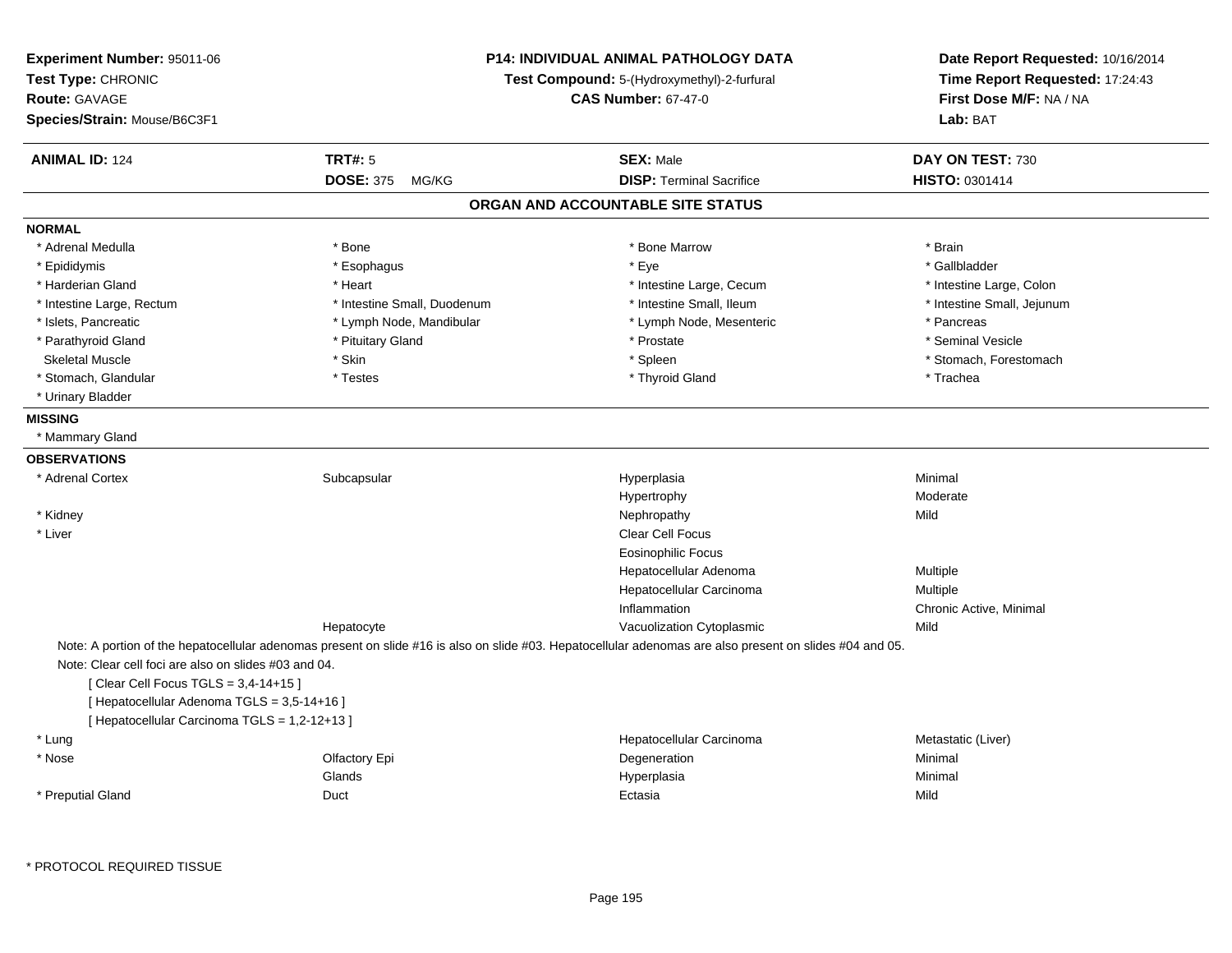**Experiment Number:** 95011-06
**Test Type:** CHRONIC
**Route:** GAVAGE
**Species/Strain:** Mouse/B6C3F1

**P14: INDIVIDUAL ANIMAL PATHOLOGY DATA**
**Test Compound:** 5-(Hydroxymethyl)-2-furfural
**CAS Number:** 67-47-0

**Date Report Requested:** 10/16/2014
**Time Report Requested:** 17:24:43
**First Dose M/F:** NA / NA
**Lab:** BAT

| **ANIMAL ID:** 124 | **TRT#:** 5 | **SEX:** Male | **DAY ON TEST:** 730 |
|---|---|---|---|
| | **DOSE:** 375 MG/KG | **DISP:** Terminal Sacrifice | **HISTO:** 0301414 |

## ORGAN AND ACCOUNTABLE SITE STATUS

**NORMAL**

| | | | |
|---|---|---|---|
| * Adrenal Medulla | * Bone | * Bone Marrow | * Brain |
| * Epididymis | * Esophagus | * Eye | * Gallbladder |
| * Harderian Gland | * Heart | * Intestine Large, Cecum | * Intestine Large, Colon |
| * Intestine Large, Rectum | * Intestine Small, Duodenum | * Intestine Small, Ileum | * Intestine Small, Jejunum |
| * Islets, Pancreatic | * Lymph Node, Mandibular | * Lymph Node, Mesenteric | * Pancreas |
| * Parathyroid Gland | * Pituitary Gland | * Prostate | * Seminal Vesicle |
| Skeletal Muscle | * Skin | * Spleen | * Stomach, Forestomach |
| * Stomach, Glandular | * Testes | * Thyroid Gland | * Trachea |
| * Urinary Bladder | | | |

**MISSING**

* Mammary Gland

**OBSERVATIONS**

| | | | |
|---|---|---|---|
| * Adrenal Cortex | Subcapsular | Hyperplasia | Minimal |
| | | Hypertrophy | Moderate |
| * Kidney | | Nephropathy | Mild |
| * Liver | | Clear Cell Focus | |
| | | Eosinophilic Focus | |
| | | Hepatocellular Adenoma | Multiple |
| | | Hepatocellular Carcinoma | Multiple |
| | | Inflammation | Chronic Active, Minimal |
| | Hepatocyte | Vacuolization Cytoplasmic | Mild |

Note: A portion of the hepatocellular adenomas present on slide #16 is also on slide #03. Hepatocellular adenomas are also present on slides #04 and 05.

Note: Clear cell foci are also on slides #03 and 04.

[ Clear Cell Focus TGLS = 3,4-14+15 ]

[ Hepatocellular Adenoma TGLS = 3,5-14+16 ]

[ Hepatocellular Carcinoma TGLS = 1,2-12+13 ]

| | | | |
|---|---|---|---|
| * Lung | | Hepatocellular Carcinoma | Metastatic (Liver) |
| * Nose | Olfactory Epi | Degeneration | Minimal |
| | Glands | Hyperplasia | Minimal |
| * Preputial Gland | Duct | Ectasia | Mild |

* PROTOCOL REQUIRED TISSUE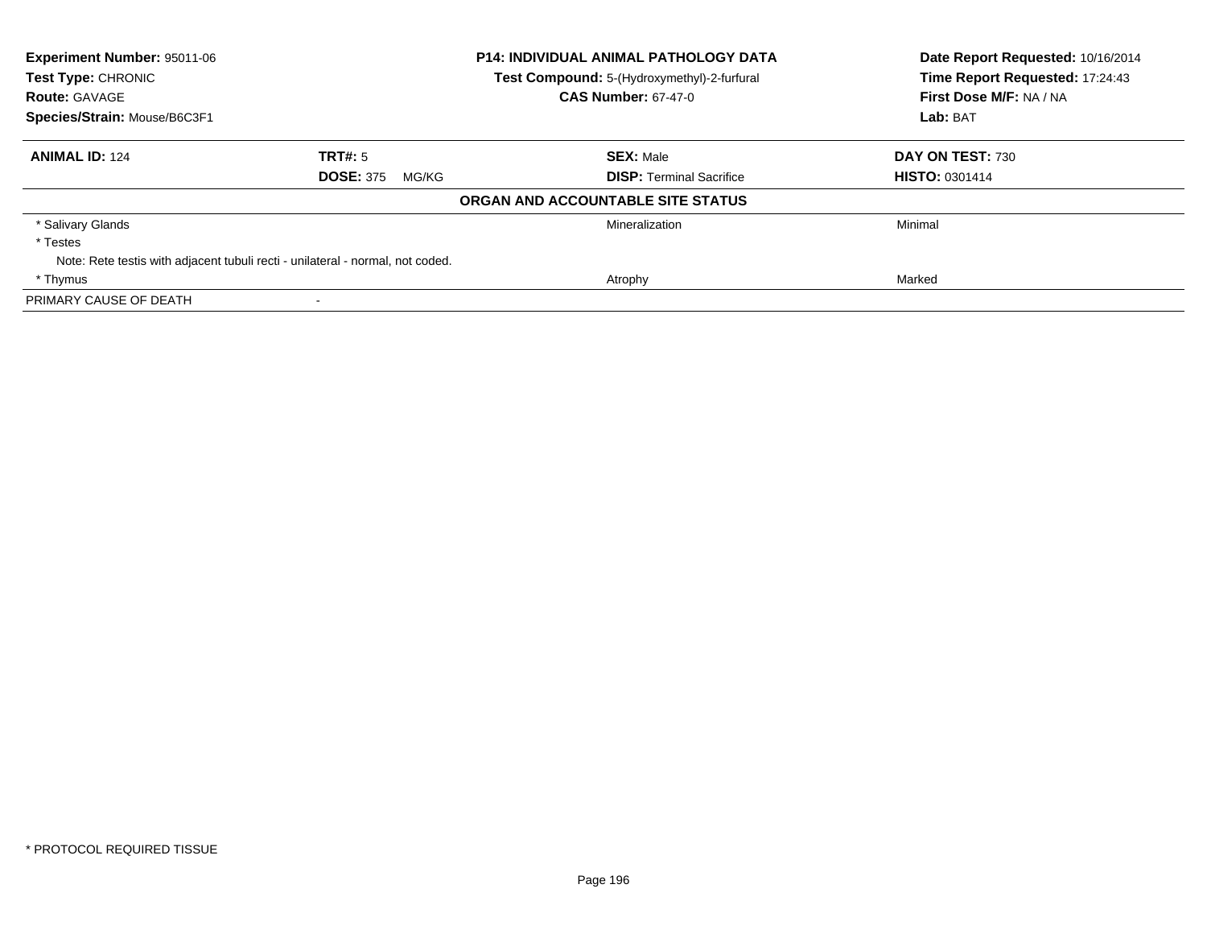**Experiment Number:** 95011-06
**Test Type:** CHRONIC
**Route:** GAVAGE
**Species/Strain:** Mouse/B6C3F1

**P14: INDIVIDUAL ANIMAL PATHOLOGY DATA**
**Test Compound:** 5-(Hydroxymethyl)-2-furfural
**CAS Number:** 67-47-0

**Date Report Requested:** 10/16/2014
**Time Report Requested:** 17:24:43
**First Dose M/F:** NA / NA
**Lab:** BAT

| **ANIMAL ID:** 124 | **TRT#:** 5 | **SEX:** Male | **DAY ON TEST:** 730 |
|---|---|---|---|
| | **DOSE:** 375 MG/KG | **DISP:** Terminal Sacrifice | **HISTO:** 0301414 |

**ORGAN AND ACCOUNTABLE SITE STATUS**

| | | |
|---|---|---|
| * Salivary Glands | Mineralization | Minimal |
| * Testes | | |
| Note: Rete testis with adjacent tubuli recti - unilateral - normal, not coded. | | |
| * Thymus | Atrophy | Marked |
| PRIMARY CAUSE OF DEATH | - | |

* PROTOCOL REQUIRED TISSUE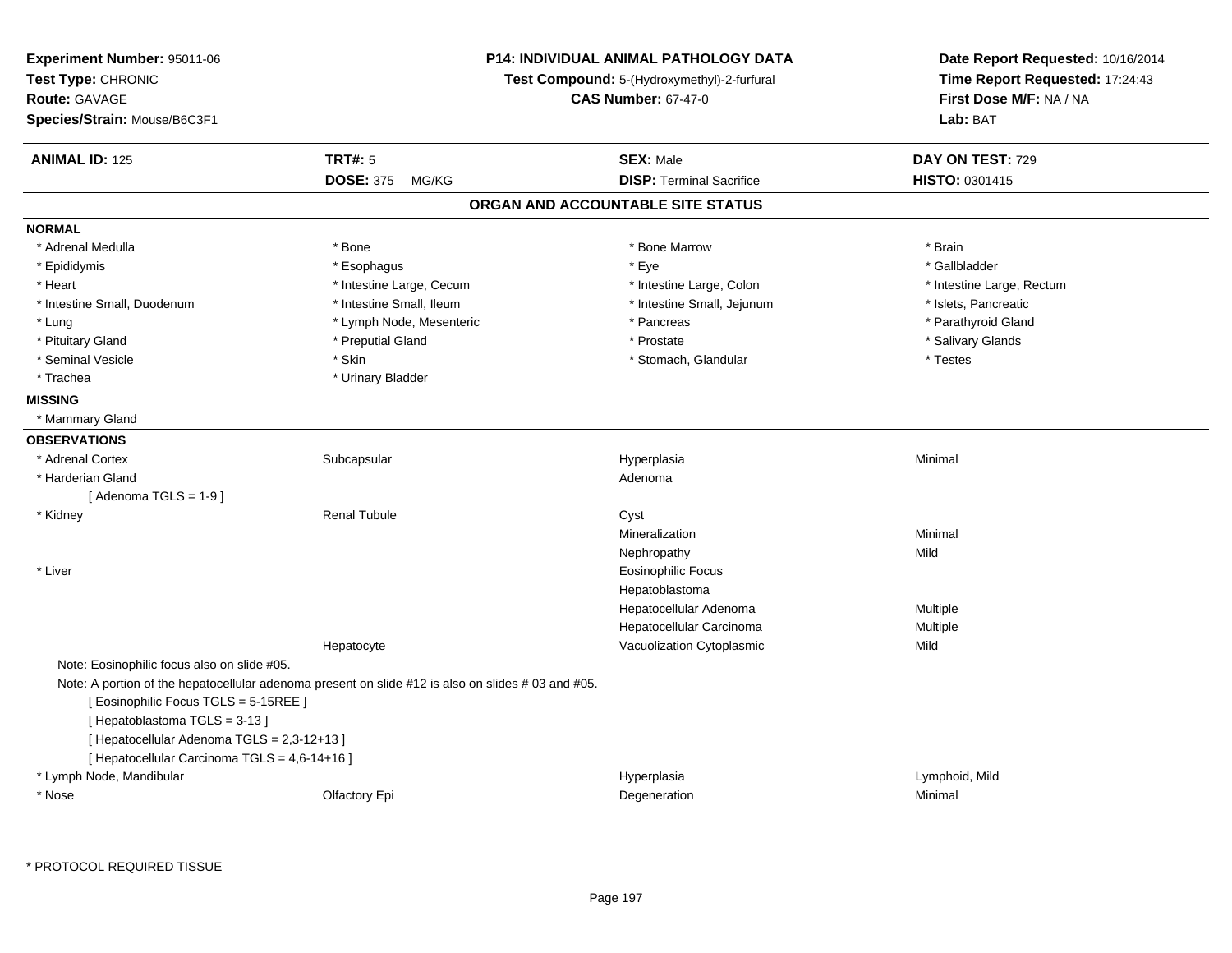**Experiment Number:** 95011-06
**Test Type:** CHRONIC
**Route:** GAVAGE
**Species/Strain:** Mouse/B6C3F1

**P14: INDIVIDUAL ANIMAL PATHOLOGY DATA**
**Test Compound:** 5-(Hydroxymethyl)-2-furfural
**CAS Number:** 67-47-0

**Date Report Requested:** 10/16/2014
**Time Report Requested:** 17:24:43
**First Dose M/F:** NA / NA
**Lab:** BAT

| **ANIMAL ID:** 125 | **TRT#:** 5 | **SEX:** Male | **DAY ON TEST:** 729 |
|---|---|---|---|
| | **DOSE:** 375 MG/KG | **DISP:** Terminal Sacrifice | **HISTO:** 0301415 |

## ORGAN AND ACCOUNTABLE SITE STATUS

**NORMAL**

| | | | |
|---|---|---|---|
| * Adrenal Medulla | * Bone | * Bone Marrow | * Brain |
| * Epididymis | * Esophagus | * Eye | * Gallbladder |
| * Heart | * Intestine Large, Cecum | * Intestine Large, Colon | * Intestine Large, Rectum |
| * Intestine Small, Duodenum | * Intestine Small, Ileum | * Intestine Small, Jejunum | * Islets, Pancreatic |
| * Lung | * Lymph Node, Mesenteric | * Pancreas | * Parathyroid Gland |
| * Pituitary Gland | * Preputial Gland | * Prostate | * Salivary Glands |
| * Seminal Vesicle | * Skin | * Stomach, Glandular | * Testes |
| * Trachea | * Urinary Bladder | | |

**MISSING**

* Mammary Gland

**OBSERVATIONS**

| | | | |
|---|---|---|---|
| * Adrenal Cortex | Subcapsular | Hyperplasia | Minimal |
| * Harderian Gland | | Adenoma | |
| [ Adenoma TGLS = 1-9 ] | | | |
| * Kidney | Renal Tubule | Cyst | |
| | | Mineralization | Minimal |
| | | Nephropathy | Mild |
| * Liver | | Eosinophilic Focus | |
| | | Hepatoblastoma | |
| | | Hepatocellular Adenoma | Multiple |
| | | Hepatocellular Carcinoma | Multiple |
| | Hepatocyte | Vacuolization Cytoplasmic | Mild |

Note: Eosinophilic focus also on slide #05.
Note: A portion of the hepatocellular adenoma present on slide #12 is also on slides # 03 and #05.
[ Eosinophilic Focus TGLS = 5-15REE ]
[ Hepatoblastoma TGLS = 3-13 ]
[ Hepatocellular Adenoma TGLS = 2,3-12+13 ]
[ Hepatocellular Carcinoma TGLS = 4,6-14+16 ]

| | | | |
|---|---|---|---|
| * Lymph Node, Mandibular | | Hyperplasia | Lymphoid, Mild |
| * Nose | Olfactory Epi | Degeneration | Minimal |

* PROTOCOL REQUIRED TISSUE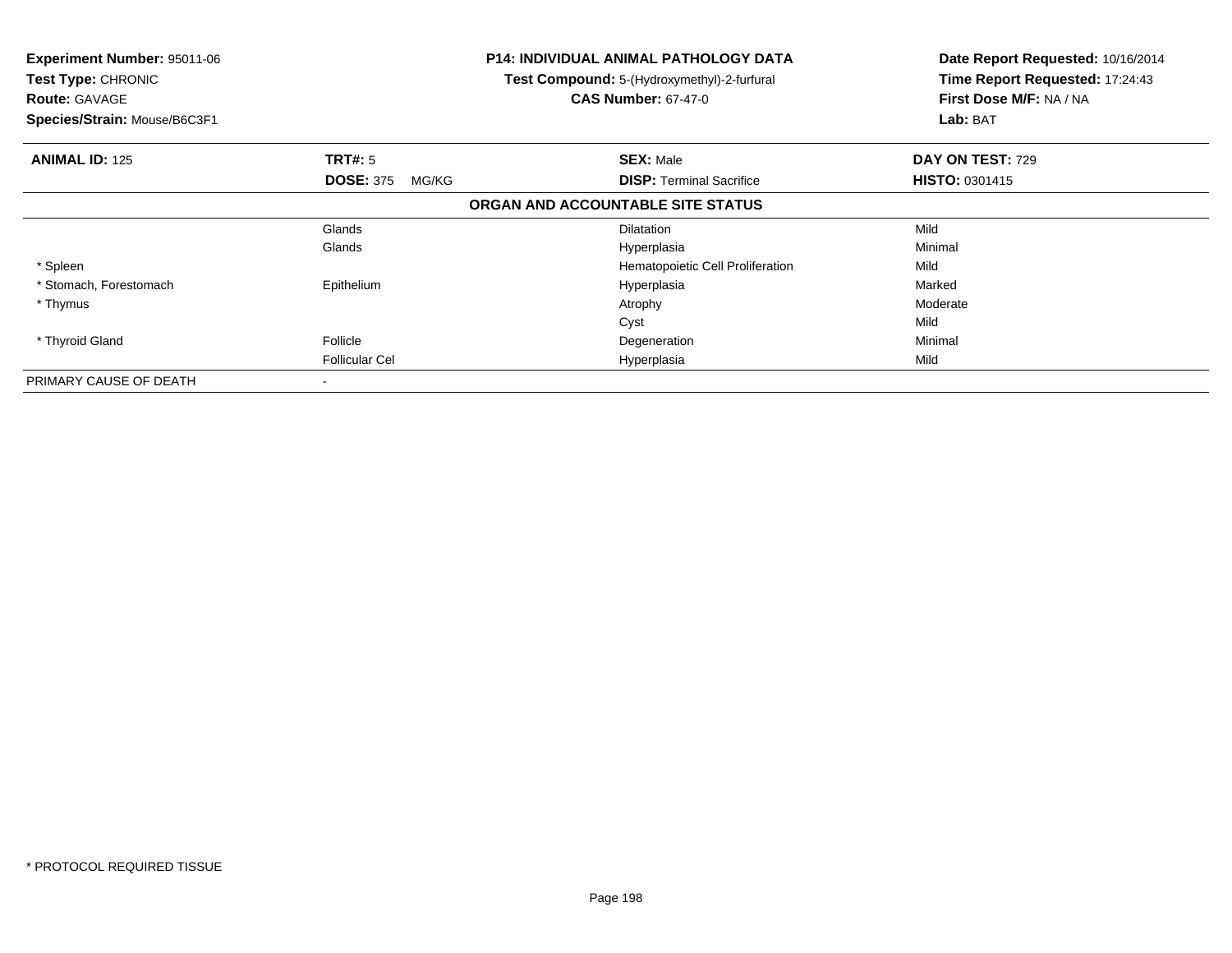**Experiment Number:** 95011-06
**Test Type:** CHRONIC
**Route:** GAVAGE
**Species/Strain:** Mouse/B6C3F1

**P14: INDIVIDUAL ANIMAL PATHOLOGY DATA**
**Test Compound:** 5-(Hydroxymethyl)-2-furfural
**CAS Number:** 67-47-0

**Date Report Requested:** 10/16/2014
**Time Report Requested:** 17:24:43
**First Dose M/F:** NA / NA
**Lab:** BAT

| **ANIMAL ID:** 125 | **TRT#:** 5 | **SEX:** Male | **DAY ON TEST:** 729 |
|---|---|---|---|
| | **DOSE:** 375 MG/KG | **DISP:** Terminal Sacrifice | **HISTO:** 0301415 |

**ORGAN AND ACCOUNTABLE SITE STATUS**

| | | | |
|---|---|---|---|
| | Glands | Dilatation | Mild |
| | Glands | Hyperplasia | Minimal |
| * Spleen | | Hematopoietic Cell Proliferation | Mild |
| * Stomach, Forestomach | Epithelium | Hyperplasia | Marked |
| * Thymus | | Atrophy | Moderate |
| | | Cyst | Mild |
| * Thyroid Gland | Follicle | Degeneration | Minimal |
| | Follicular Cel | Hyperplasia | Mild |
| PRIMARY CAUSE OF DEATH | - | | |

* PROTOCOL REQUIRED TISSUE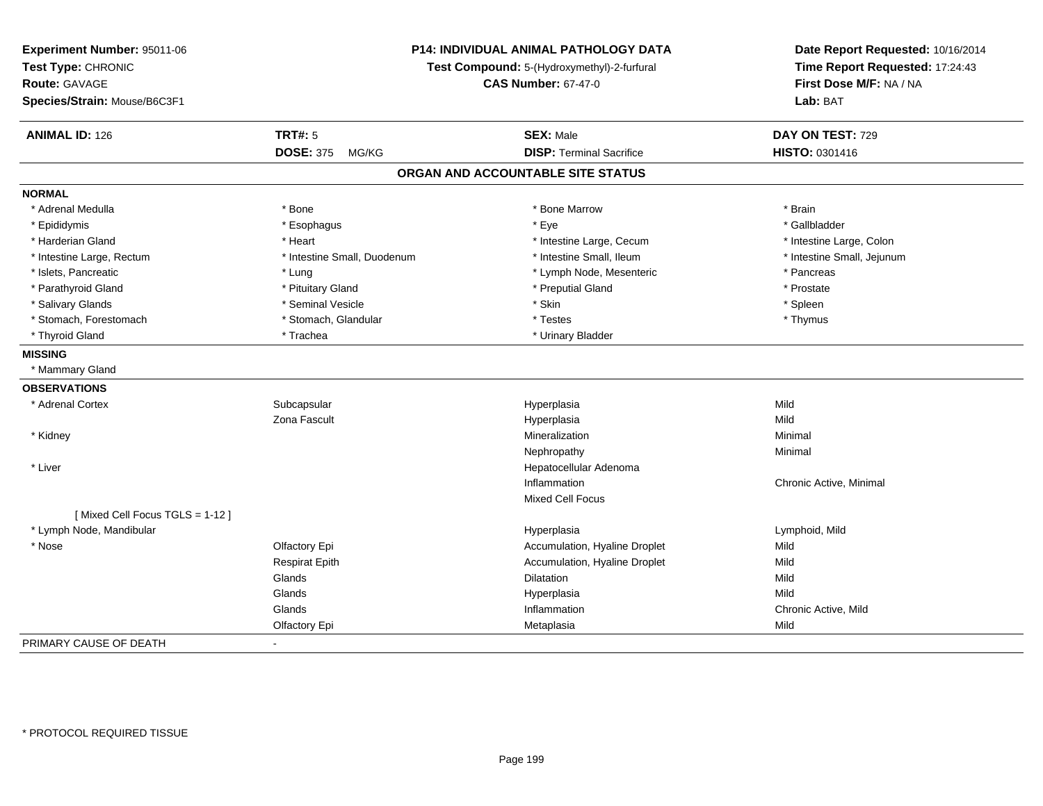**Experiment Number:** 95011-06
**Test Type:** CHRONIC
**Route:** GAVAGE
**Species/Strain:** Mouse/B6C3F1

**P14: INDIVIDUAL ANIMAL PATHOLOGY DATA**
**Test Compound:** 5-(Hydroxymethyl)-2-furfural
**CAS Number:** 67-47-0

**Date Report Requested:** 10/16/2014
**Time Report Requested:** 17:24:43
**First Dose M/F:** NA / NA
**Lab:** BAT

| **ANIMAL ID:** 126 | **TRT#:** 5 | **SEX:** Male | **DAY ON TEST:** 729 |
|---|---|---|---|
| | **DOSE:** 375 MG/KG | **DISP:** Terminal Sacrifice | **HISTO:** 0301416 |

## ORGAN AND ACCOUNTABLE SITE STATUS

| | | | |
|---|---|---|---|
| **NORMAL** | | | |
| * Adrenal Medulla | * Bone | * Bone Marrow | * Brain |
| * Epididymis | * Esophagus | * Eye | * Gallbladder |
| * Harderian Gland | * Heart | * Intestine Large, Cecum | * Intestine Large, Colon |
| * Intestine Large, Rectum | * Intestine Small, Duodenum | * Intestine Small, Ileum | * Intestine Small, Jejunum |
| * Islets, Pancreatic | * Lung | * Lymph Node, Mesenteric | * Pancreas |
| * Parathyroid Gland | * Pituitary Gland | * Preputial Gland | * Prostate |
| * Salivary Glands | * Seminal Vesicle | * Skin | * Spleen |
| * Stomach, Forestomach | * Stomach, Glandular | * Testes | * Thymus |
| * Thyroid Gland | * Trachea | * Urinary Bladder | |
| **MISSING** | | | |
| * Mammary Gland | | | |
| **OBSERVATIONS** | | | |
| * Adrenal Cortex | Subcapsular | Hyperplasia | Mild |
| | Zona Fascult | Hyperplasia | Mild |
| * Kidney | | Mineralization | Minimal |
| | | Nephropathy | Minimal |
| * Liver | | Hepatocellular Adenoma | |
| | | Inflammation | Chronic Active, Minimal |
| | | Mixed Cell Focus | |
| [ Mixed Cell Focus TGLS = 1-12 ] | | | |
| * Lymph Node, Mandibular | | Hyperplasia | Lymphoid, Mild |
| * Nose | Olfactory Epi | Accumulation, Hyaline Droplet | Mild |
| | Respirat Epith | Accumulation, Hyaline Droplet | Mild |
| | Glands | Dilatation | Mild |
| | Glands | Hyperplasia | Mild |
| | Glands | Inflammation | Chronic Active, Mild |
| | Olfactory Epi | Metaplasia | Mild |
| PRIMARY CAUSE OF DEATH | - | | |

* PROTOCOL REQUIRED TISSUE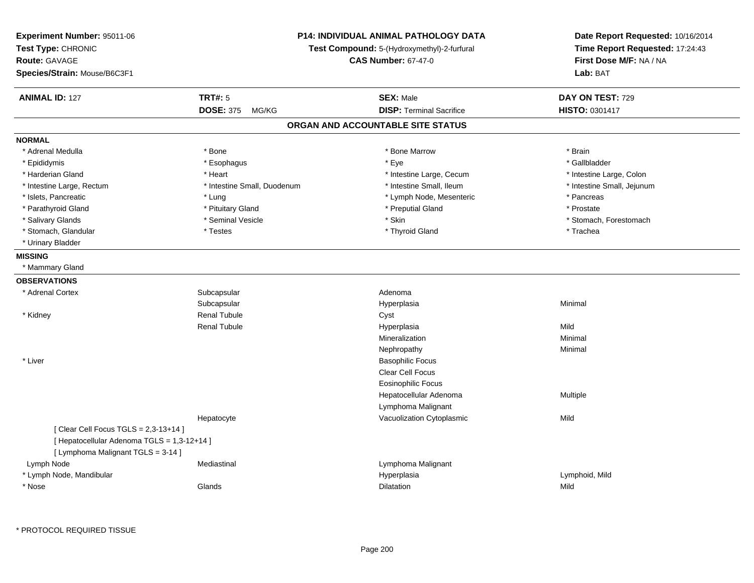**Experiment Number:** 95011-06
**Test Type:** CHRONIC
**Route:** GAVAGE
**Species/Strain:** Mouse/B6C3F1

**P14: INDIVIDUAL ANIMAL PATHOLOGY DATA**
**Test Compound:** 5-(Hydroxymethyl)-2-furfural
**CAS Number:** 67-47-0

**Date Report Requested:** 10/16/2014
**Time Report Requested:** 17:24:43
**First Dose M/F:** NA / NA
**Lab:** BAT

| **ANIMAL ID:** 127 | **TRT#:** 5 | **SEX:** Male | **DAY ON TEST:** 729 |
|---|---|---|---|
| | **DOSE:** 375 MG/KG | **DISP:** Terminal Sacrifice | **HISTO:** 0301417 |

## ORGAN AND ACCOUNTABLE SITE STATUS

**NORMAL**

| | | | |
|---|---|---|---|
| * Adrenal Medulla | * Bone | * Bone Marrow | * Brain |
| * Epididymis | * Esophagus | * Eye | * Gallbladder |
| * Harderian Gland | * Heart | * Intestine Large, Cecum | * Intestine Large, Colon |
| * Intestine Large, Rectum | * Intestine Small, Duodenum | * Intestine Small, Ileum | * Intestine Small, Jejunum |
| * Islets, Pancreatic | * Lung | * Lymph Node, Mesenteric | * Pancreas |
| * Parathyroid Gland | * Pituitary Gland | * Preputial Gland | * Prostate |
| * Salivary Glands | * Seminal Vesicle | * Skin | * Stomach, Forestomach |
| * Stomach, Glandular | * Testes | * Thyroid Gland | * Trachea |
| * Urinary Bladder | | | |

**MISSING**

* Mammary Gland

**OBSERVATIONS**

| | | | |
|---|---|---|---|
| * Adrenal Cortex | Subcapsular | Adenoma | |
| | Subcapsular | Hyperplasia | Minimal |
| * Kidney | Renal Tubule | Cyst | |
| | Renal Tubule | Hyperplasia | Mild |
| | | Mineralization | Minimal |
| | | Nephropathy | Minimal |
| * Liver | | Basophilic Focus | |
| | | Clear Cell Focus | |
| | | Eosinophilic Focus | |
| | | Hepatocellular Adenoma | Multiple |
| | | Lymphoma Malignant | |
| | Hepatocyte | Vacuolization Cytoplasmic | Mild |
| [ Clear Cell Focus TGLS = 2,3-13+14 ] | | | |
| [ Hepatocellular Adenoma TGLS = 1,3-12+14 ] | | | |
| [ Lymphoma Malignant TGLS = 3-14 ] | | | |
| Lymph Node | Mediastinal | Lymphoma Malignant | |
| * Lymph Node, Mandibular | | Hyperplasia | Lymphoid, Mild |
| * Nose | Glands | Dilatation | Mild |

* PROTOCOL REQUIRED TISSUE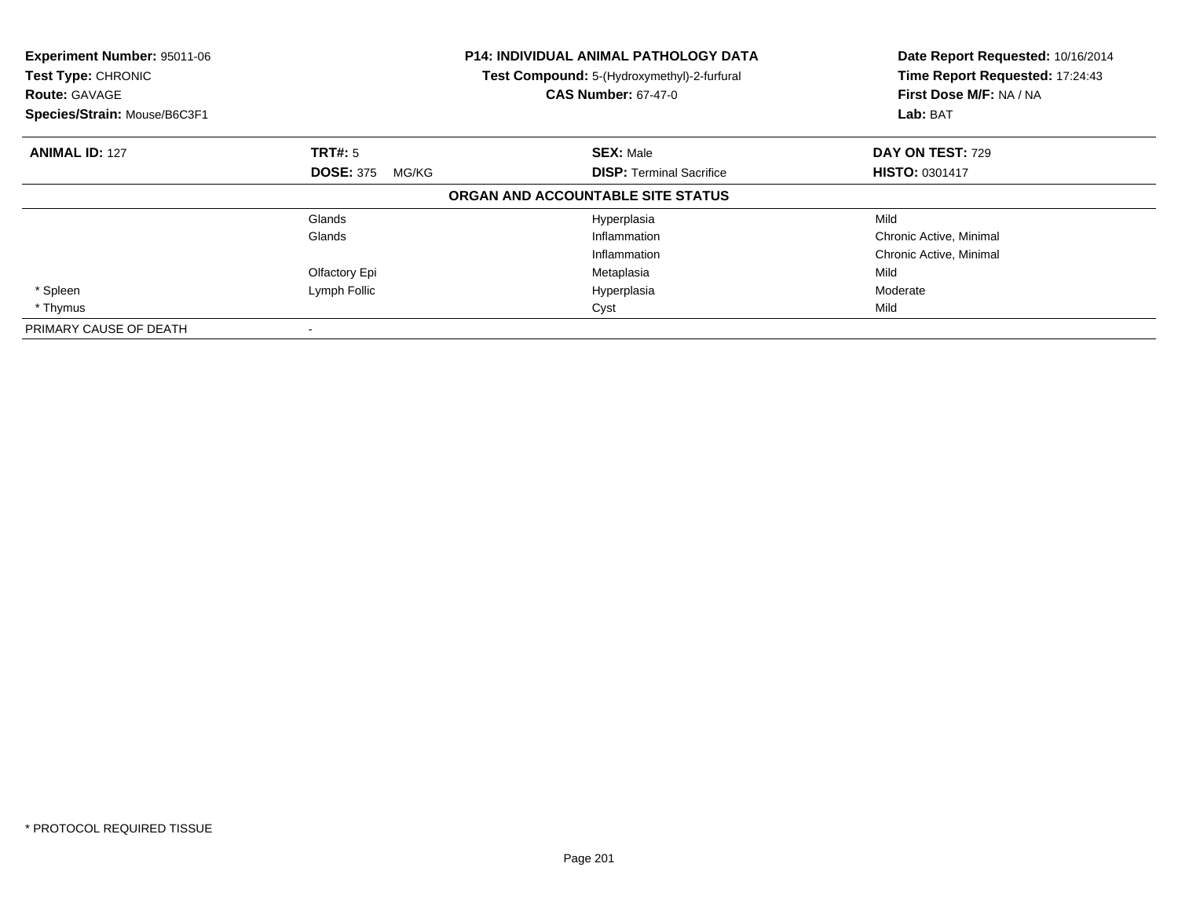**Experiment Number:** 95011-06
**Test Type:** CHRONIC
**Route:** GAVAGE
**Species/Strain:** Mouse/B6C3F1

**P14: INDIVIDUAL ANIMAL PATHOLOGY DATA**
**Test Compound:** 5-(Hydroxymethyl)-2-furfural
**CAS Number:** 67-47-0

**Date Report Requested:** 10/16/2014
**Time Report Requested:** 17:24:43
**First Dose M/F:** NA / NA
**Lab:** BAT

| **ANIMAL ID:** 127 | **TRT#:** 5 | **SEX:** Male | **DAY ON TEST:** 729 |
|---|---|---|---|
| | **DOSE:** 375 MG/KG | **DISP:** Terminal Sacrifice | **HISTO:** 0301417 |

**ORGAN AND ACCOUNTABLE SITE STATUS**

| | | | |
|---|---|---|---|
| | Glands | Hyperplasia | Mild |
| | Glands | Inflammation | Chronic Active, Minimal |
| | | Inflammation | Chronic Active, Minimal |
| | Olfactory Epi | Metaplasia | Mild |
| * Spleen | Lymph Follic | Hyperplasia | Moderate |
| * Thymus | | Cyst | Mild |
| PRIMARY CAUSE OF DEATH | - | | |

* PROTOCOL REQUIRED TISSUE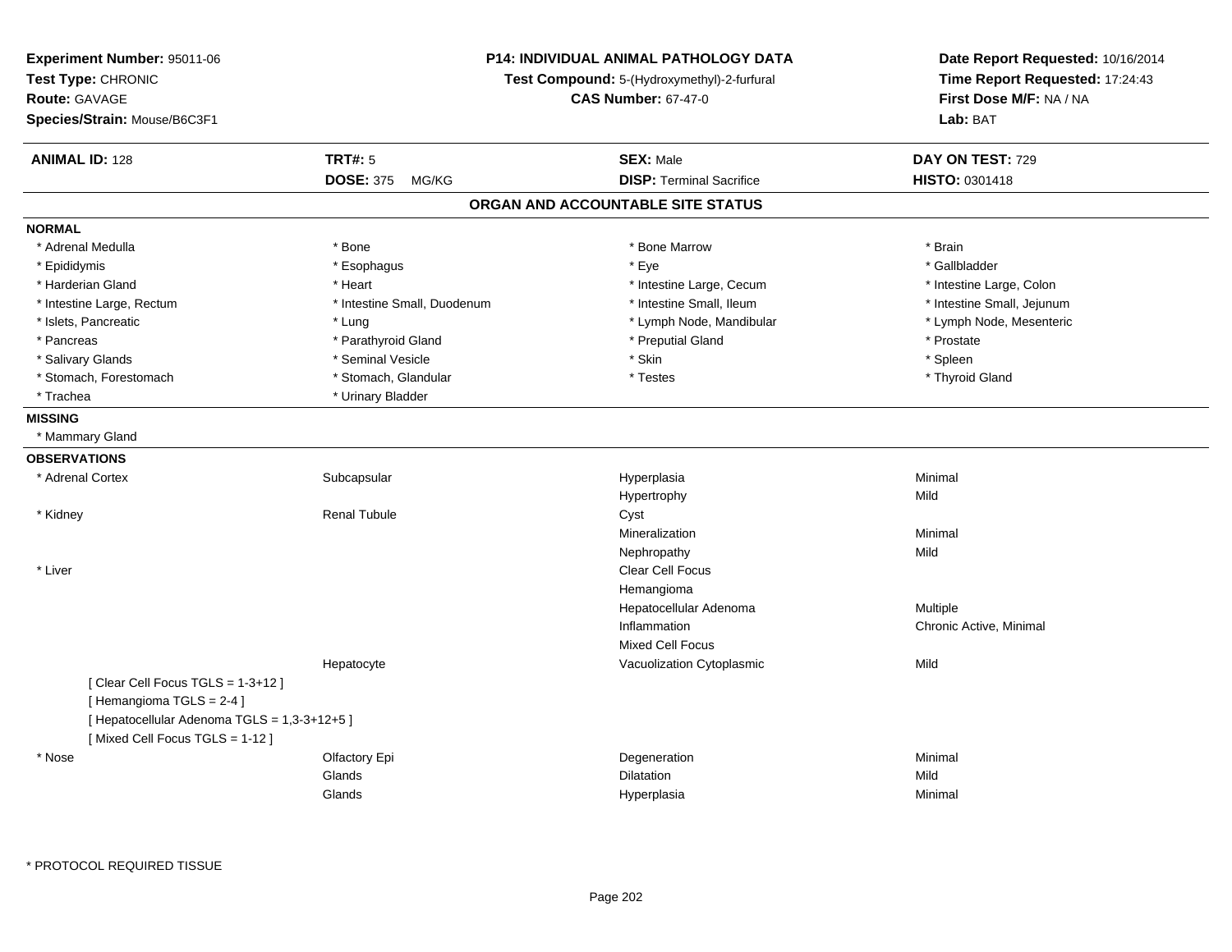**Experiment Number:** 95011-06
**Test Type:** CHRONIC
**Route:** GAVAGE
**Species/Strain:** Mouse/B6C3F1

**P14: INDIVIDUAL ANIMAL PATHOLOGY DATA**
**Test Compound:** 5-(Hydroxymethyl)-2-furfural
**CAS Number:** 67-47-0

**Date Report Requested:** 10/16/2014
**Time Report Requested:** 17:24:43
**First Dose M/F:** NA / NA
**Lab:** BAT

| **ANIMAL ID:** 128 | **TRT#:** 5 | **SEX:** Male | **DAY ON TEST:** 729 |
|---|---|---|---|
| | **DOSE:** 375 MG/KG | **DISP:** Terminal Sacrifice | **HISTO:** 0301418 |

## ORGAN AND ACCOUNTABLE SITE STATUS

**NORMAL**

| | | | |
|---|---|---|---|
| * Adrenal Medulla | * Bone | * Bone Marrow | * Brain |
| * Epididymis | * Esophagus | * Eye | * Gallbladder |
| * Harderian Gland | * Heart | * Intestine Large, Cecum | * Intestine Large, Colon |
| * Intestine Large, Rectum | * Intestine Small, Duodenum | * Intestine Small, Ileum | * Intestine Small, Jejunum |
| * Islets, Pancreatic | * Lung | * Lymph Node, Mandibular | * Lymph Node, Mesenteric |
| * Pancreas | * Parathyroid Gland | * Preputial Gland | * Prostate |
| * Salivary Glands | * Seminal Vesicle | * Skin | * Spleen |
| * Stomach, Forestomach | * Stomach, Glandular | * Testes | * Thyroid Gland |
| * Trachea | * Urinary Bladder | | |

**MISSING**

* Mammary Gland

**OBSERVATIONS**

| | | | |
|---|---|---|---|
| * Adrenal Cortex | Subcapsular | Hyperplasia | Minimal |
| | | Hypertrophy | Mild |
| * Kidney | Renal Tubule | Cyst | |
| | | Mineralization | Minimal |
| | | Nephropathy | Mild |
| * Liver | | Clear Cell Focus | |
| | | Hemangioma | |
| | | Hepatocellular Adenoma | Multiple |
| | | Inflammation | Chronic Active, Minimal |
| | | Mixed Cell Focus | |
| | Hepatocyte | Vacuolization Cytoplasmic | Mild |
| [ Clear Cell Focus TGLS = 1-3+12 ] | | | |
| [ Hemangioma TGLS = 2-4 ] | | | |
| [ Hepatocellular Adenoma TGLS = 1,3-3+12+5 ] | | | |
| [ Mixed Cell Focus TGLS = 1-12 ] | | | |
| * Nose | Olfactory Epi | Degeneration | Minimal |
| | Glands | Dilatation | Mild |
| | Glands | Hyperplasia | Minimal |

* PROTOCOL REQUIRED TISSUE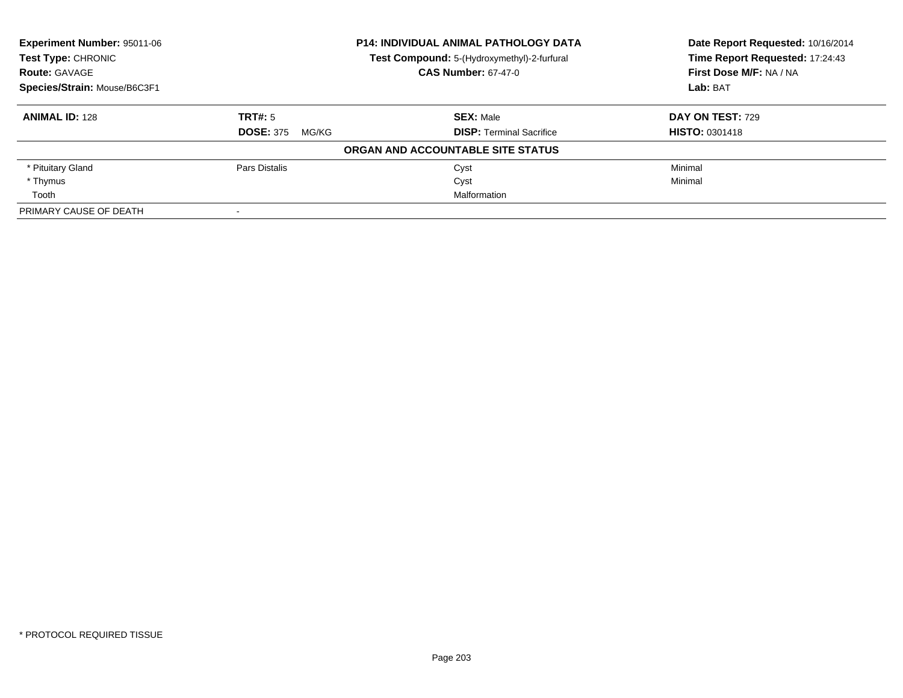**Experiment Number:** 95011-06
**Test Type:** CHRONIC
**Route:** GAVAGE
**Species/Strain:** Mouse/B6C3F1

**P14: INDIVIDUAL ANIMAL PATHOLOGY DATA**
**Test Compound:** 5-(Hydroxymethyl)-2-furfural
**CAS Number:** 67-47-0

**Date Report Requested:** 10/16/2014
**Time Report Requested:** 17:24:43
**First Dose M/F:** NA / NA
**Lab:** BAT

| **ANIMAL ID:** 128 | **TRT#:** 5 | **SEX:** Male | **DAY ON TEST:** 729 |
|---|---|---|---|
| | **DOSE:** 375 MG/KG | **DISP:** Terminal Sacrifice | **HISTO:** 0301418 |

**ORGAN AND ACCOUNTABLE SITE STATUS**

| | | | |
|---|---|---|---|
| * Pituitary Gland | Pars Distalis | Cyst | Minimal |
| * Thymus | | Cyst | Minimal |
| Tooth | | Malformation | |
| PRIMARY CAUSE OF DEATH | - | | |

* PROTOCOL REQUIRED TISSUE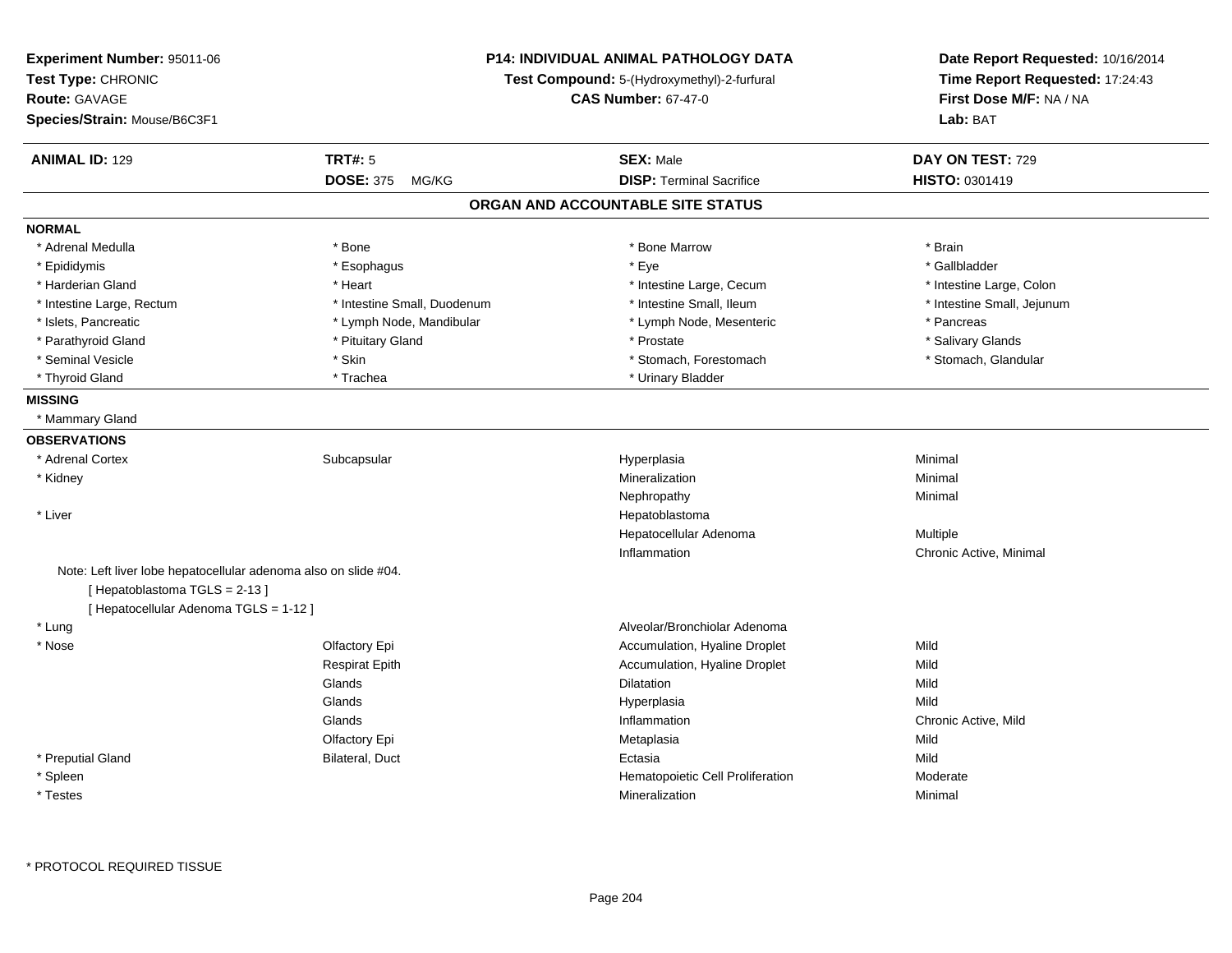**Experiment Number:** 95011-06
**Test Type:** CHRONIC
**Route:** GAVAGE
**Species/Strain:** Mouse/B6C3F1

**P14: INDIVIDUAL ANIMAL PATHOLOGY DATA**
**Test Compound:** 5-(Hydroxymethyl)-2-furfural
**CAS Number:** 67-47-0

**Date Report Requested:** 10/16/2014
**Time Report Requested:** 17:24:43
**First Dose M/F:** NA / NA
**Lab:** BAT

| **ANIMAL ID:** 129 | **TRT#:** 5 | **SEX:** Male | **DAY ON TEST:** 729 |
|---|---|---|---|
| | **DOSE:** 375 MG/KG | **DISP:** Terminal Sacrifice | **HISTO:** 0301419 |

## ORGAN AND ACCOUNTABLE SITE STATUS

**NORMAL**

| | | | |
|---|---|---|---|
| * Adrenal Medulla | * Bone | * Bone Marrow | * Brain |
| * Epididymis | * Esophagus | * Eye | * Gallbladder |
| * Harderian Gland | * Heart | * Intestine Large, Cecum | * Intestine Large, Colon |
| * Intestine Large, Rectum | * Intestine Small, Duodenum | * Intestine Small, Ileum | * Intestine Small, Jejunum |
| * Islets, Pancreatic | * Lymph Node, Mandibular | * Lymph Node, Mesenteric | * Pancreas |
| * Parathyroid Gland | * Pituitary Gland | * Prostate | * Salivary Glands |
| * Seminal Vesicle | * Skin | * Stomach, Forestomach | * Stomach, Glandular |
| * Thyroid Gland | * Trachea | * Urinary Bladder | |

**MISSING**

* Mammary Gland

**OBSERVATIONS**

| | | | |
|---|---|---|---|
| * Adrenal Cortex | Subcapsular | Hyperplasia | Minimal |
| * Kidney | | Mineralization | Minimal |
| | | Nephropathy | Minimal |
| * Liver | | Hepatoblastoma | |
| | | Hepatocellular Adenoma | Multiple |
| | | Inflammation | Chronic Active, Minimal |

Note: Left liver lobe hepatocellular adenoma also on slide #04.
[ Hepatoblastoma TGLS = 2-13 ]
[ Hepatocellular Adenoma TGLS = 1-12 ]

| | | | |
|---|---|---|---|
| * Lung | | Alveolar/Bronchiolar Adenoma | |
| * Nose | Olfactory Epi | Accumulation, Hyaline Droplet | Mild |
| | Respirat Epith | Accumulation, Hyaline Droplet | Mild |
| | Glands | Dilatation | Mild |
| | Glands | Hyperplasia | Mild |
| | Glands | Inflammation | Chronic Active, Mild |
| | Olfactory Epi | Metaplasia | Mild |
| * Preputial Gland | Bilateral, Duct | Ectasia | Mild |
| * Spleen | | Hematopoietic Cell Proliferation | Moderate |
| * Testes | | Mineralization | Minimal |

* PROTOCOL REQUIRED TISSUE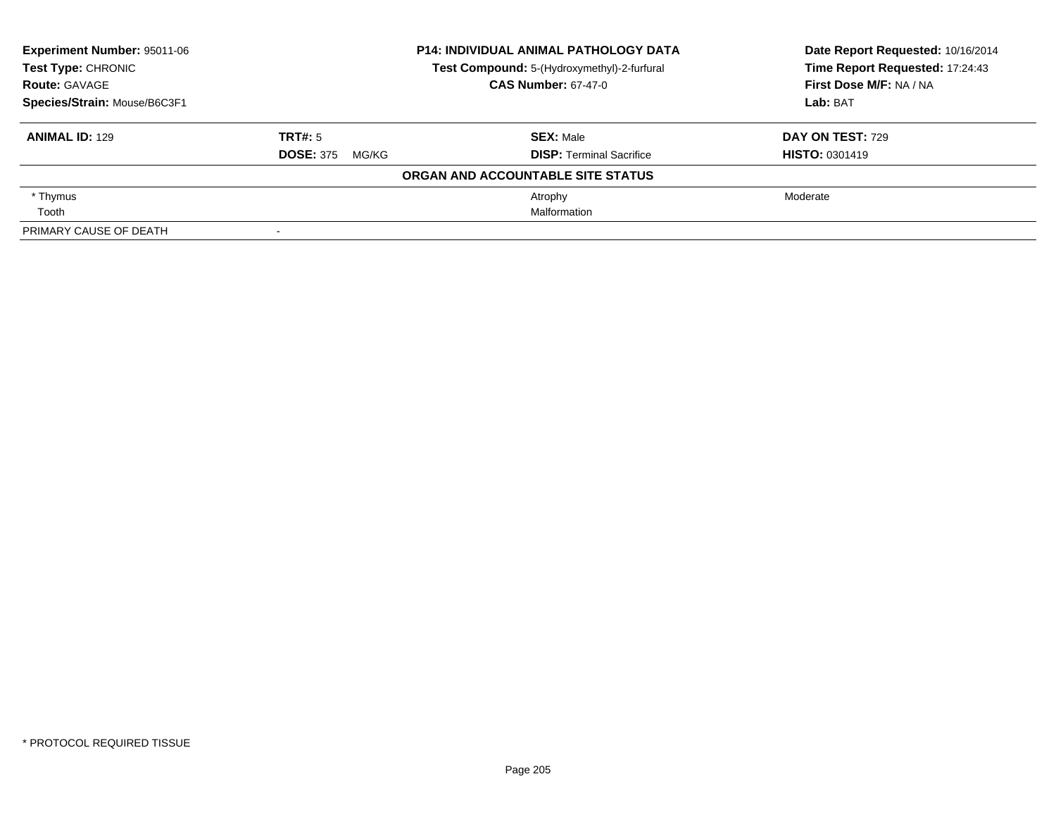**Experiment Number:** 95011-06
**Test Type:** CHRONIC
**Route:** GAVAGE
**Species/Strain:** Mouse/B6C3F1

**P14: INDIVIDUAL ANIMAL PATHOLOGY DATA**
**Test Compound:** 5-(Hydroxymethyl)-2-furfural
**CAS Number:** 67-47-0

**Date Report Requested:** 10/16/2014
**Time Report Requested:** 17:24:43
**First Dose M/F:** NA / NA
**Lab:** BAT

| **ANIMAL ID:** 129 | **TRT#:** 5 | **SEX:** Male | **DAY ON TEST:** 729 |
|---|---|---|---|
| | **DOSE:** 375 MG/KG | **DISP:** Terminal Sacrifice | **HISTO:** 0301419 |

**ORGAN AND ACCOUNTABLE SITE STATUS**

| | | | |
|---|---|---|---|
| * Thymus | | Atrophy | Moderate |
| Tooth | | Malformation | |
| PRIMARY CAUSE OF DEATH | - | | |

* PROTOCOL REQUIRED TISSUE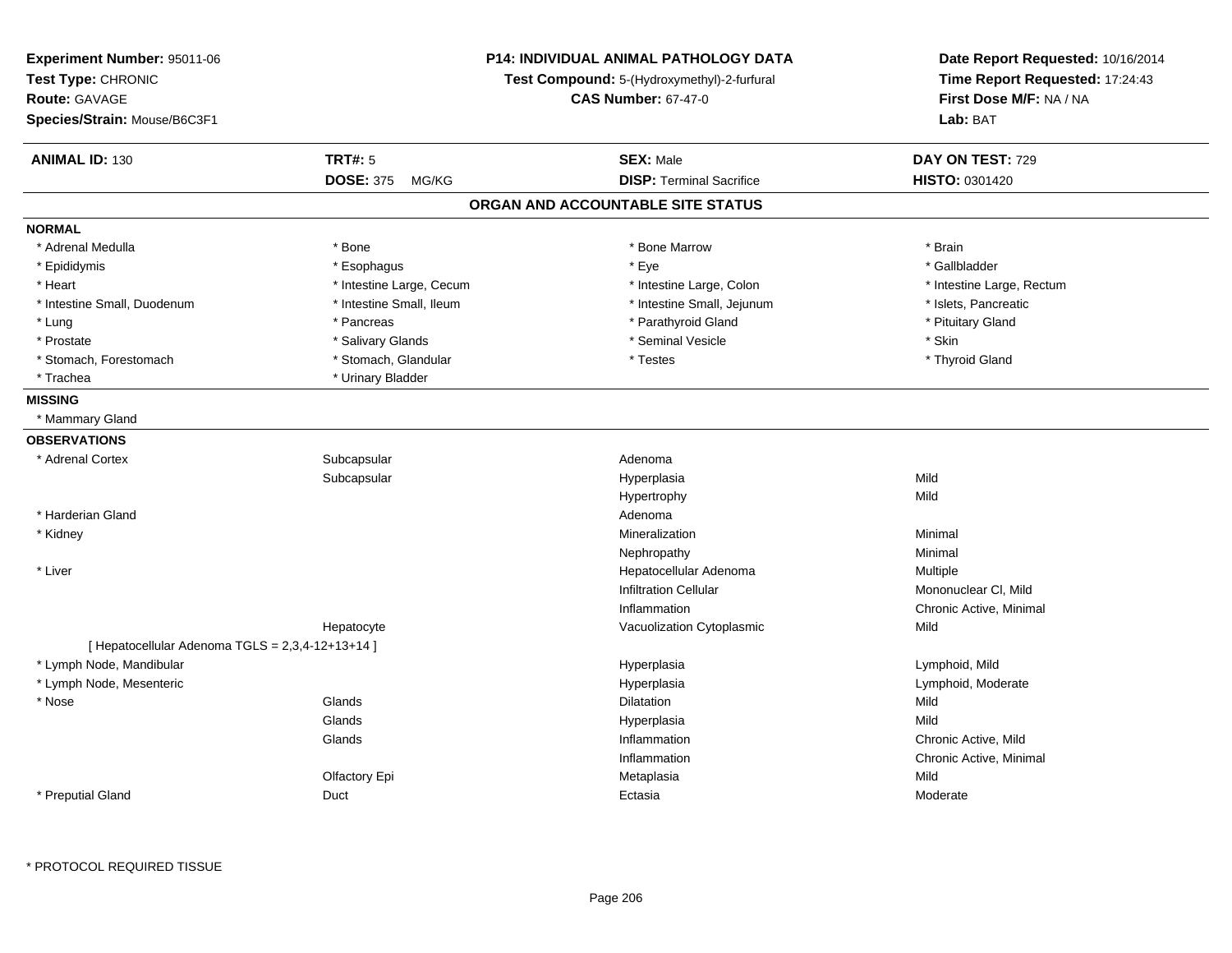**Experiment Number:** 95011-06
**Test Type:** CHRONIC
**Route:** GAVAGE
**Species/Strain:** Mouse/B6C3F1

**P14: INDIVIDUAL ANIMAL PATHOLOGY DATA**
**Test Compound:** 5-(Hydroxymethyl)-2-furfural
**CAS Number:** 67-47-0

**Date Report Requested:** 10/16/2014
**Time Report Requested:** 17:24:43
**First Dose M/F:** NA / NA
**Lab:** BAT

| **ANIMAL ID:** 130 | **TRT#:** 5 | **SEX:** Male | **DAY ON TEST:** 729 |
|---|---|---|---|
| | **DOSE:** 375 MG/KG | **DISP:** Terminal Sacrifice | **HISTO:** 0301420 |

## ORGAN AND ACCOUNTABLE SITE STATUS

**NORMAL**

| | | | |
|---|---|---|---|
| * Adrenal Medulla | * Bone | * Bone Marrow | * Brain |
| * Epididymis | * Esophagus | * Eye | * Gallbladder |
| * Heart | * Intestine Large, Cecum | * Intestine Large, Colon | * Intestine Large, Rectum |
| * Intestine Small, Duodenum | * Intestine Small, Ileum | * Intestine Small, Jejunum | * Islets, Pancreatic |
| * Lung | * Pancreas | * Parathyroid Gland | * Pituitary Gland |
| * Prostate | * Salivary Glands | * Seminal Vesicle | * Skin |
| * Stomach, Forestomach | * Stomach, Glandular | * Testes | * Thyroid Gland |
| * Trachea | * Urinary Bladder | | |

**MISSING**

* Mammary Gland

**OBSERVATIONS**

| | | | |
|---|---|---|---|
| * Adrenal Cortex | Subcapsular | Adenoma | |
| | Subcapsular | Hyperplasia | Mild |
| | | Hypertrophy | Mild |
| * Harderian Gland | | Adenoma | |
| * Kidney | | Mineralization | Minimal |
| | | Nephropathy | Minimal |
| * Liver | | Hepatocellular Adenoma | Multiple |
| | | Infiltration Cellular | Mononuclear Cl, Mild |
| | | Inflammation | Chronic Active, Minimal |
| | Hepatocyte | Vacuolization Cytoplasmic | Mild |
| [ Hepatocellular Adenoma TGLS = 2,3,4-12+13+14 ] | | | |
| * Lymph Node, Mandibular | | Hyperplasia | Lymphoid, Mild |
| * Lymph Node, Mesenteric | | Hyperplasia | Lymphoid, Moderate |
| * Nose | Glands | Dilatation | Mild |
| | Glands | Hyperplasia | Mild |
| | Glands | Inflammation | Chronic Active, Mild |
| | | Inflammation | Chronic Active, Minimal |
| | Olfactory Epi | Metaplasia | Mild |
| * Preputial Gland | Duct | Ectasia | Moderate |

\* PROTOCOL REQUIRED TISSUE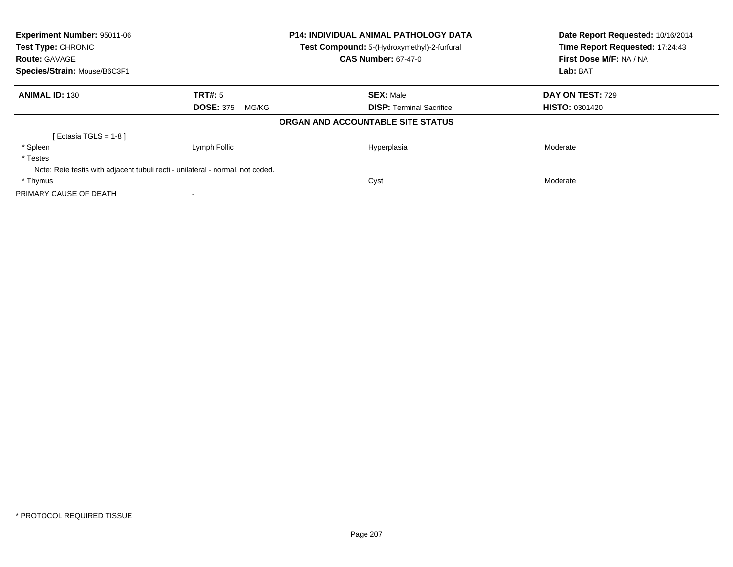**Experiment Number:** 95011-06
**Test Type:** CHRONIC
**Route:** GAVAGE
**Species/Strain:** Mouse/B6C3F1

**P14: INDIVIDUAL ANIMAL PATHOLOGY DATA**
**Test Compound:** 5-(Hydroxymethyl)-2-furfural
**CAS Number:** 67-47-0

**Date Report Requested:** 10/16/2014
**Time Report Requested:** 17:24:43
**First Dose M/F:** NA / NA
**Lab:** BAT

| **ANIMAL ID:** 130 | **TRT#:** 5 | **SEX:** Male | **DAY ON TEST:** 729 |
|---|---|---|---|
| | **DOSE:** 375 MG/KG | **DISP:** Terminal Sacrifice | **HISTO:** 0301420 |

**ORGAN AND ACCOUNTABLE SITE STATUS**

| | | | |
|---|---|---|---|
| [ Ectasia TGLS = 1-8 ] | | | |
| * Spleen | Lymph Follic | Hyperplasia | Moderate |
| * Testes | | | |
| Note: Rete testis with adjacent tubuli recti - unilateral - normal, not coded. | | | |
| * Thymus | | Cyst | Moderate |
| PRIMARY CAUSE OF DEATH | - | | |

* PROTOCOL REQUIRED TISSUE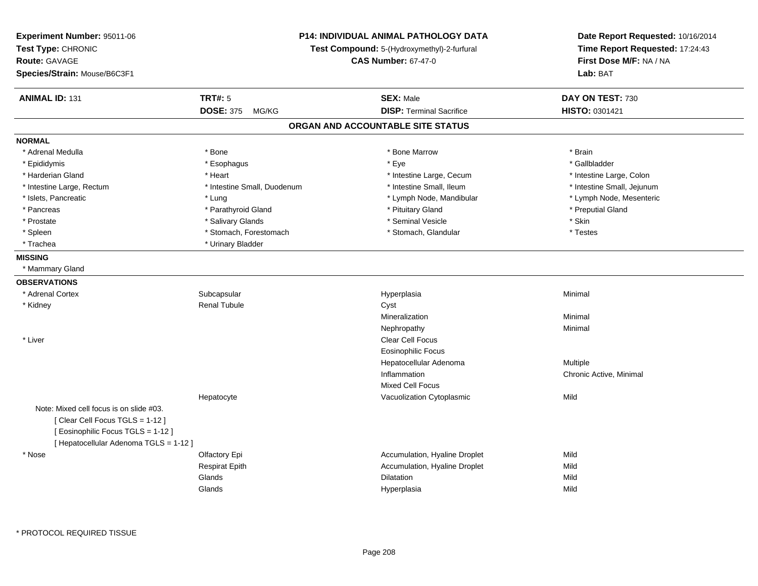**Experiment Number:** 95011-06
**Test Type:** CHRONIC
**Route:** GAVAGE
**Species/Strain:** Mouse/B6C3F1

**P14: INDIVIDUAL ANIMAL PATHOLOGY DATA**
**Test Compound:** 5-(Hydroxymethyl)-2-furfural
**CAS Number:** 67-47-0

**Date Report Requested:** 10/16/2014
**Time Report Requested:** 17:24:43
**First Dose M/F:** NA / NA
**Lab:** BAT

| **ANIMAL ID:** 131 | **TRT#:** 5 | **SEX:** Male | **DAY ON TEST:** 730 |
|---|---|---|---|
| | **DOSE:** 375 MG/KG | **DISP:** Terminal Sacrifice | **HISTO:** 0301421 |

## ORGAN AND ACCOUNTABLE SITE STATUS

**NORMAL**

| | | | |
|---|---|---|---|
| * Adrenal Medulla | * Bone | * Bone Marrow | * Brain |
| * Epididymis | * Esophagus | * Eye | * Gallbladder |
| * Harderian Gland | * Heart | * Intestine Large, Cecum | * Intestine Large, Colon |
| * Intestine Large, Rectum | * Intestine Small, Duodenum | * Intestine Small, Ileum | * Intestine Small, Jejunum |
| * Islets, Pancreatic | * Lung | * Lymph Node, Mandibular | * Lymph Node, Mesenteric |
| * Pancreas | * Parathyroid Gland | * Pituitary Gland | * Preputial Gland |
| * Prostate | * Salivary Glands | * Seminal Vesicle | * Skin |
| * Spleen | * Stomach, Forestomach | * Stomach, Glandular | * Testes |
| * Trachea | * Urinary Bladder | | |

**MISSING**

* Mammary Gland

**OBSERVATIONS**

| | | | |
|---|---|---|---|
| * Adrenal Cortex | Subcapsular | Hyperplasia | Minimal |
| * Kidney | Renal Tubule | Cyst | |
| | | Mineralization | Minimal |
| | | Nephropathy | Minimal |
| * Liver | | Clear Cell Focus | |
| | | Eosinophilic Focus | |
| | | Hepatocellular Adenoma | Multiple |
| | | Inflammation | Chronic Active, Minimal |
| | | Mixed Cell Focus | |
| | Hepatocyte | Vacuolization Cytoplasmic | Mild |

Note: Mixed cell focus is on slide #03.
[ Clear Cell Focus TGLS = 1-12 ]
[ Eosinophilic Focus TGLS = 1-12 ]
[ Hepatocellular Adenoma TGLS = 1-12 ]

| | | | |
|---|---|---|---|
| * Nose | Olfactory Epi | Accumulation, Hyaline Droplet | Mild |
| | Respirat Epith | Accumulation, Hyaline Droplet | Mild |
| | Glands | Dilatation | Mild |
| | Glands | Hyperplasia | Mild |

* PROTOCOL REQUIRED TISSUE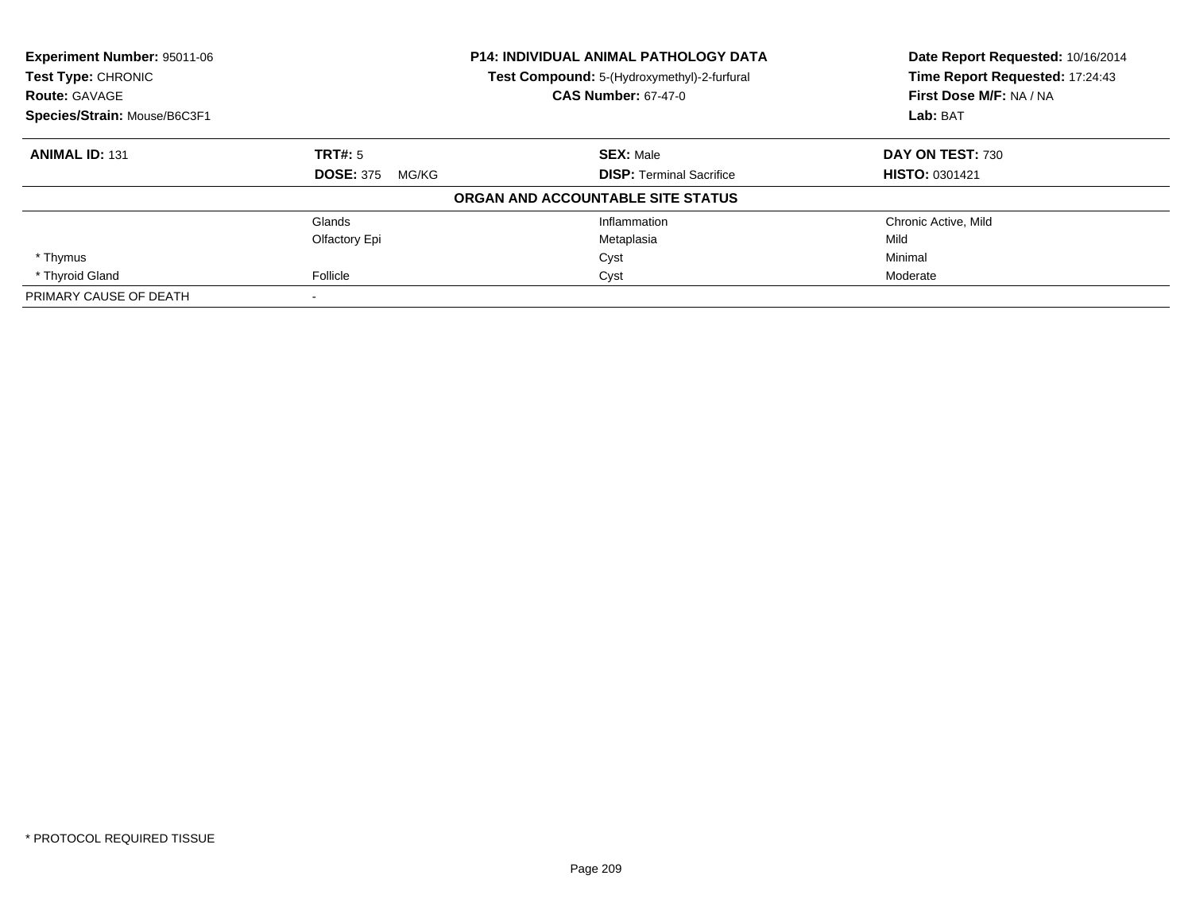**Experiment Number:** 95011-06
**Test Type:** CHRONIC
**Route:** GAVAGE
**Species/Strain:** Mouse/B6C3F1

**P14: INDIVIDUAL ANIMAL PATHOLOGY DATA**
**Test Compound:** 5-(Hydroxymethyl)-2-furfural
**CAS Number:** 67-47-0

**Date Report Requested:** 10/16/2014
**Time Report Requested:** 17:24:43
**First Dose M/F:** NA / NA
**Lab:** BAT

| **ANIMAL ID:** 131 | **TRT#:** 5 | **SEX:** Male | **DAY ON TEST:** 730 |
|---|---|---|---|
| | **DOSE:** 375 MG/KG | **DISP:** Terminal Sacrifice | **HISTO:** 0301421 |

**ORGAN AND ACCOUNTABLE SITE STATUS**

| | | | |
|---|---|---|---|
| | Glands | Inflammation | Chronic Active, Mild |
| | Olfactory Epi | Metaplasia | Mild |
| * Thymus | | Cyst | Minimal |
| * Thyroid Gland | Follicle | Cyst | Moderate |
| PRIMARY CAUSE OF DEATH | - | | |

* PROTOCOL REQUIRED TISSUE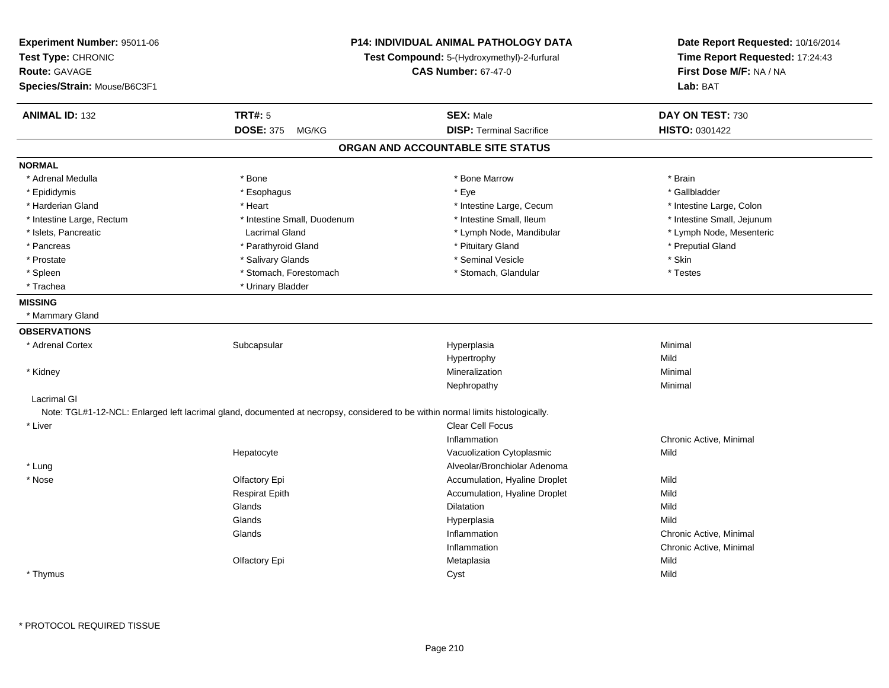**Experiment Number:** 95011-06
**Test Type:** CHRONIC
**Route:** GAVAGE
**Species/Strain:** Mouse/B6C3F1

**P14: INDIVIDUAL ANIMAL PATHOLOGY DATA**
**Test Compound:** 5-(Hydroxymethyl)-2-furfural
**CAS Number:** 67-47-0

**Date Report Requested:** 10/16/2014
**Time Report Requested:** 17:24:43
**First Dose M/F:** NA / NA
**Lab:** BAT

| **ANIMAL ID:** 132 | **TRT#:** 5 | **SEX:** Male | **DAY ON TEST:** 730 |
|---|---|---|---|
| | **DOSE:** 375 MG/KG | **DISP:** Terminal Sacrifice | **HISTO:** 0301422 |

## ORGAN AND ACCOUNTABLE SITE STATUS

**NORMAL**

| | | | |
|---|---|---|---|
| * Adrenal Medulla | * Bone | * Bone Marrow | * Brain |
| * Epididymis | * Esophagus | * Eye | * Gallbladder |
| * Harderian Gland | * Heart | * Intestine Large, Cecum | * Intestine Large, Colon |
| * Intestine Large, Rectum | * Intestine Small, Duodenum | * Intestine Small, Ileum | * Intestine Small, Jejunum |
| * Islets, Pancreatic | Lacrimal Gland | * Lymph Node, Mandibular | * Lymph Node, Mesenteric |
| * Pancreas | * Parathyroid Gland | * Pituitary Gland | * Preputial Gland |
| * Prostate | * Salivary Glands | * Seminal Vesicle | * Skin |
| * Spleen | * Stomach, Forestomach | * Stomach, Glandular | * Testes |
| * Trachea | * Urinary Bladder | | |

**MISSING**

* Mammary Gland

**OBSERVATIONS**

| | | | |
|---|---|---|---|
| * Adrenal Cortex | Subcapsular | Hyperplasia | Minimal |
| | | Hypertrophy | Mild |
| * Kidney | | Mineralization | Minimal |
| | | Nephropathy | Minimal |
| Lacrimal Gl | | | |

Note: TGL#1-12-NCL: Enlarged left lacrimal gland, documented at necropsy, considered to be within normal limits histologically.

| | | | |
|---|---|---|---|
| * Liver | | Clear Cell Focus | |
| | | Inflammation | Chronic Active, Minimal |
| | Hepatocyte | Vacuolization Cytoplasmic | Mild |
| * Lung | | Alveolar/Bronchiolar Adenoma | |
| * Nose | Olfactory Epi | Accumulation, Hyaline Droplet | Mild |
| | Respirat Epith | Accumulation, Hyaline Droplet | Mild |
| | Glands | Dilatation | Mild |
| | Glands | Hyperplasia | Mild |
| | Glands | Inflammation | Chronic Active, Minimal |
| | | Inflammation | Chronic Active, Minimal |
| | Olfactory Epi | Metaplasia | Mild |
| * Thymus | | Cyst | Mild |

\* PROTOCOL REQUIRED TISSUE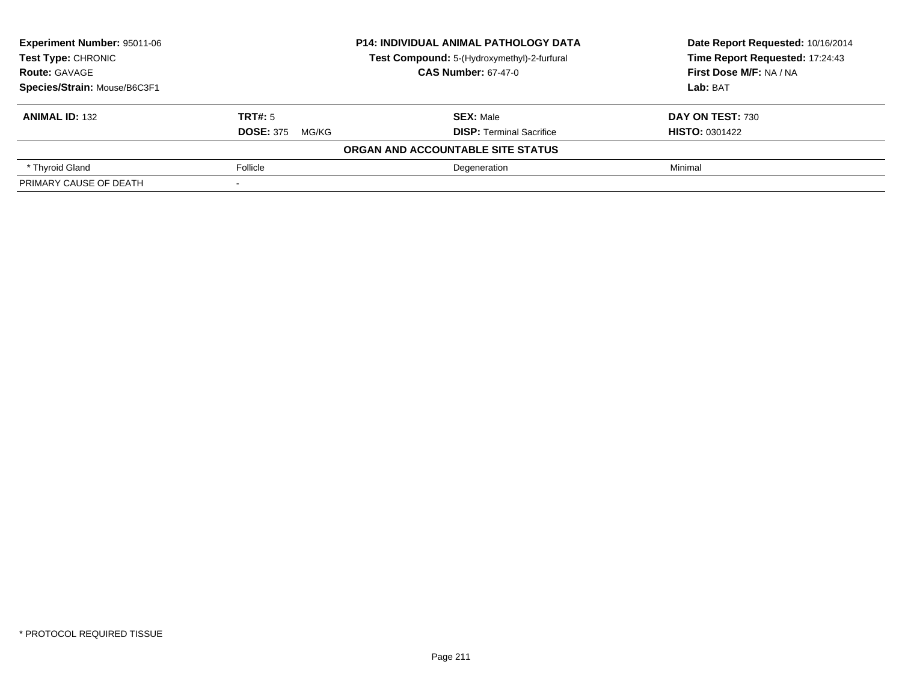| **Experiment Number:** 95011-06 | **P14: INDIVIDUAL ANIMAL PATHOLOGY DATA** | **Date Report Requested:** 10/16/2014 |
|---|---|---|
| **Test Type:** CHRONIC | **Test Compound:** 5-(Hydroxymethyl)-2-furfural | **Time Report Requested:** 17:24:43 |
| **Route:** GAVAGE | **CAS Number:** 67-47-0 | **First Dose M/F:** NA / NA |
| **Species/Strain:** Mouse/B6C3F1 | | **Lab:** BAT |

| **ANIMAL ID:** 132 | **TRT#:** 5 | **SEX:** Male | **DAY ON TEST:** 730 |
|---|---|---|---|
| | **DOSE:** 375 MG/KG | **DISP:** Terminal Sacrifice | **HISTO:** 0301422 |
| **ORGAN AND ACCOUNTABLE SITE STATUS** | | | |
| * Thyroid Gland | Follicle | Degeneration | Minimal |
| PRIMARY CAUSE OF DEATH | - | | |

* PROTOCOL REQUIRED TISSUE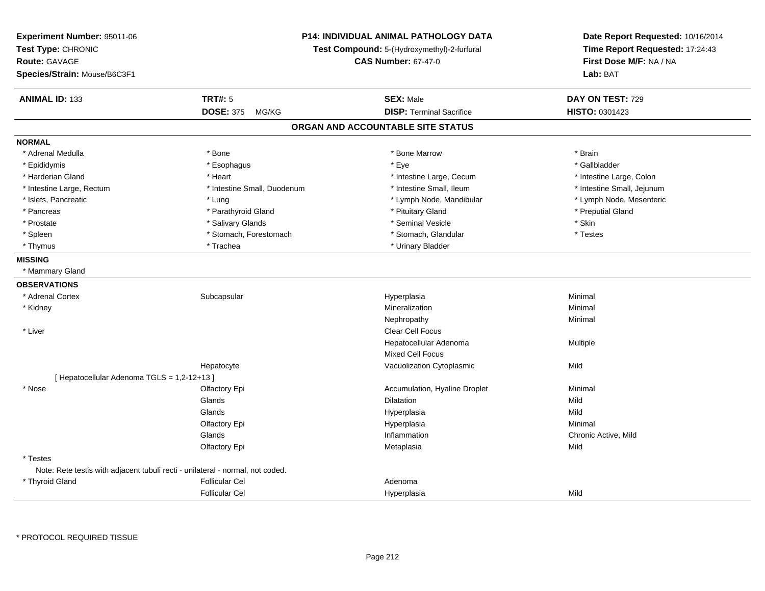**Experiment Number:** 95011-06
**Test Type:** CHRONIC
**Route:** GAVAGE
**Species/Strain:** Mouse/B6C3F1

**P14: INDIVIDUAL ANIMAL PATHOLOGY DATA**
**Test Compound:** 5-(Hydroxymethyl)-2-furfural
**CAS Number:** 67-47-0

**Date Report Requested:** 10/16/2014
**Time Report Requested:** 17:24:43
**First Dose M/F:** NA / NA
**Lab:** BAT

| **ANIMAL ID:** 133 | **TRT#:** 5 | **SEX:** Male | **DAY ON TEST:** 729 |
|---|---|---|---|
| | **DOSE:** 375 MG/KG | **DISP:** Terminal Sacrifice | **HISTO:** 0301423 |

## ORGAN AND ACCOUNTABLE SITE STATUS

**NORMAL**

| | | | |
|---|---|---|---|
| * Adrenal Medulla | * Bone | * Bone Marrow | * Brain |
| * Epididymis | * Esophagus | * Eye | * Gallbladder |
| * Harderian Gland | * Heart | * Intestine Large, Cecum | * Intestine Large, Colon |
| * Intestine Large, Rectum | * Intestine Small, Duodenum | * Intestine Small, Ileum | * Intestine Small, Jejunum |
| * Islets, Pancreatic | * Lung | * Lymph Node, Mandibular | * Lymph Node, Mesenteric |
| * Pancreas | * Parathyroid Gland | * Pituitary Gland | * Preputial Gland |
| * Prostate | * Salivary Glands | * Seminal Vesicle | * Skin |
| * Spleen | * Stomach, Forestomach | * Stomach, Glandular | * Testes |
| * Thymus | * Trachea | * Urinary Bladder | |

**MISSING**

* Mammary Gland

**OBSERVATIONS**

| | | | |
|---|---|---|---|
| * Adrenal Cortex | Subcapsular | Hyperplasia | Minimal |
| * Kidney | | Mineralization | Minimal |
| | | Nephropathy | Minimal |
| * Liver | | Clear Cell Focus | |
| | | Hepatocellular Adenoma | Multiple |
| | | Mixed Cell Focus | |
| | Hepatocyte | Vacuolization Cytoplasmic | Mild |
| [ Hepatocellular Adenoma TGLS = 1,2-12+13 ] | | | |
| * Nose | Olfactory Epi | Accumulation, Hyaline Droplet | Minimal |
| | Glands | Dilatation | Mild |
| | Glands | Hyperplasia | Mild |
| | Olfactory Epi | Hyperplasia | Minimal |
| | Glands | Inflammation | Chronic Active, Mild |
| | Olfactory Epi | Metaplasia | Mild |
| * Testes | | | |
| Note: Rete testis with adjacent tubuli recti - unilateral - normal, not coded. | | | |
| * Thyroid Gland | Follicular Cel | Adenoma | |
| | Follicular Cel | Hyperplasia | Mild |

* PROTOCOL REQUIRED TISSUE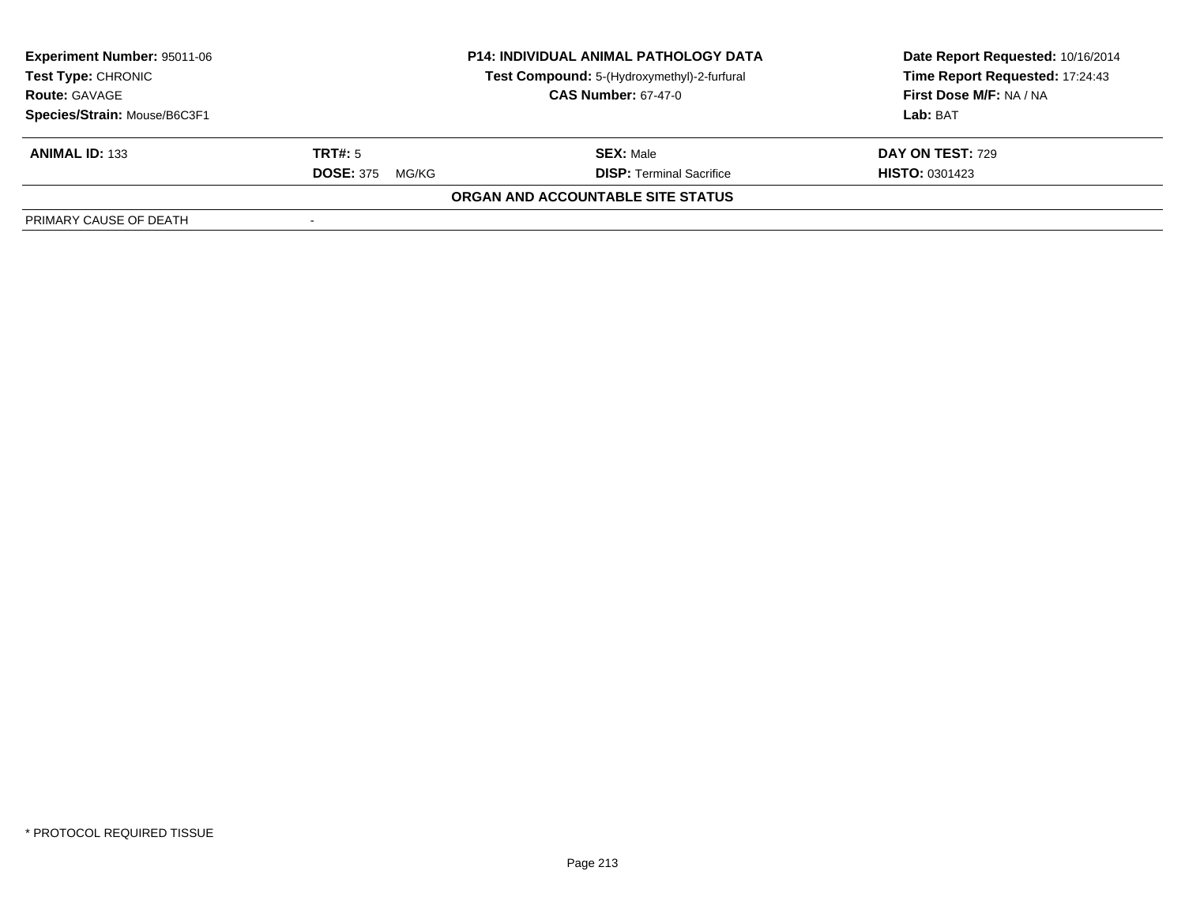| **Experiment Number:** 95011-06 | **P14: INDIVIDUAL ANIMAL PATHOLOGY DATA** | **Date Report Requested:** 10/16/2014 |
|---|---|---|
| **Test Type:** CHRONIC | **Test Compound:** 5-(Hydroxymethyl)-2-furfural | **Time Report Requested:** 17:24:43 |
| **Route:** GAVAGE | **CAS Number:** 67-47-0 | **First Dose M/F:** NA / NA |
| **Species/Strain:** Mouse/B6C3F1 | | **Lab:** BAT |

| **ANIMAL ID:** 133 | **TRT#:** 5 | **SEX:** Male | **DAY ON TEST:** 729 |
|---|---|---|---|
| | **DOSE:** 375 MG/KG | **DISP:** Terminal Sacrifice | **HISTO:** 0301423 |

**ORGAN AND ACCOUNTABLE SITE STATUS**

| PRIMARY CAUSE OF DEATH | - |
|---|---|

* PROTOCOL REQUIRED TISSUE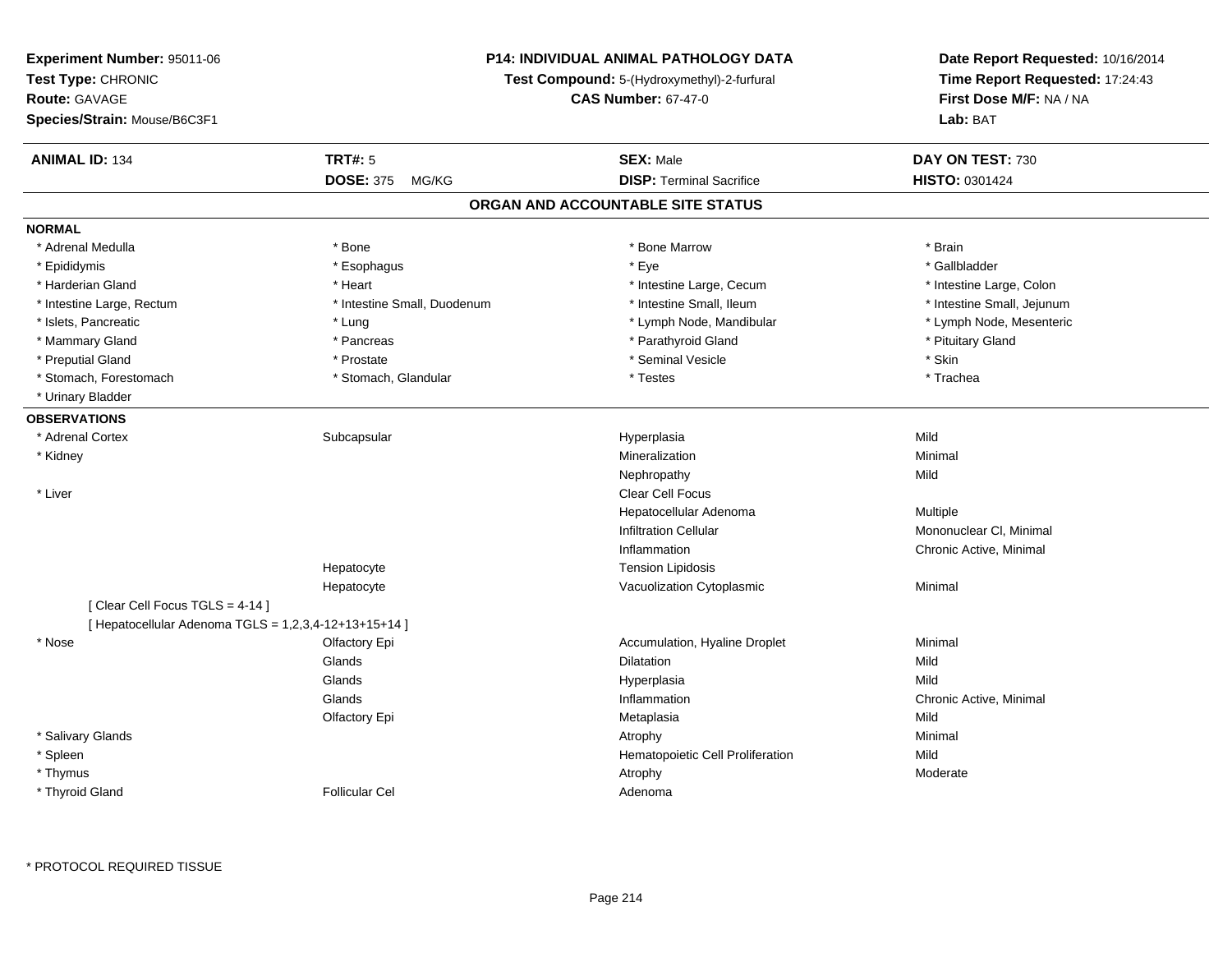**Experiment Number:** 95011-06
**Test Type:** CHRONIC
**Route:** GAVAGE
**Species/Strain:** Mouse/B6C3F1

**P14: INDIVIDUAL ANIMAL PATHOLOGY DATA**
**Test Compound:** 5-(Hydroxymethyl)-2-furfural
**CAS Number:** 67-47-0

**Date Report Requested:** 10/16/2014
**Time Report Requested:** 17:24:43
**First Dose M/F:** NA / NA
**Lab:** BAT

| **ANIMAL ID:** 134 | **TRT#:** 5 | **SEX:** Male | **DAY ON TEST:** 730 |
|---|---|---|---|
| | **DOSE:** 375 MG/KG | **DISP:** Terminal Sacrifice | **HISTO:** 0301424 |

## ORGAN AND ACCOUNTABLE SITE STATUS

### NORMAL

| | | | |
|---|---|---|---|
| * Adrenal Medulla | * Bone | * Bone Marrow | * Brain |
| * Epididymis | * Esophagus | * Eye | * Gallbladder |
| * Harderian Gland | * Heart | * Intestine Large, Cecum | * Intestine Large, Colon |
| * Intestine Large, Rectum | * Intestine Small, Duodenum | * Intestine Small, Ileum | * Intestine Small, Jejunum |
| * Islets, Pancreatic | * Lung | * Lymph Node, Mandibular | * Lymph Node, Mesenteric |
| * Mammary Gland | * Pancreas | * Parathyroid Gland | * Pituitary Gland |
| * Preputial Gland | * Prostate | * Seminal Vesicle | * Skin |
| * Stomach, Forestomach | * Stomach, Glandular | * Testes | * Trachea |
| * Urinary Bladder | | | |

### OBSERVATIONS

| | | | |
|---|---|---|---|
| * Adrenal Cortex | Subcapsular | Hyperplasia | Mild |
| * Kidney | | Mineralization | Minimal |
| | | Nephropathy | Mild |
| * Liver | | Clear Cell Focus | |
| | | Hepatocellular Adenoma | Multiple |
| | | Infiltration Cellular | Mononuclear Cl, Minimal |
| | | Inflammation | Chronic Active, Minimal |
| | Hepatocyte | Tension Lipidosis | |
| | Hepatocyte | Vacuolization Cytoplasmic | Minimal |
| [ Clear Cell Focus TGLS = 4-14 ] | | | |
| [ Hepatocellular Adenoma TGLS = 1,2,3,4-12+13+15+14 ] | | | |
| * Nose | Olfactory Epi | Accumulation, Hyaline Droplet | Minimal |
| | Glands | Dilatation | Mild |
| | Glands | Hyperplasia | Mild |
| | Glands | Inflammation | Chronic Active, Minimal |
| | Olfactory Epi | Metaplasia | Mild |
| * Salivary Glands | | Atrophy | Minimal |
| * Spleen | | Hematopoietic Cell Proliferation | Mild |
| * Thymus | | Atrophy | Moderate |
| * Thyroid Gland | Follicular Cel | Adenoma | |

\* PROTOCOL REQUIRED TISSUE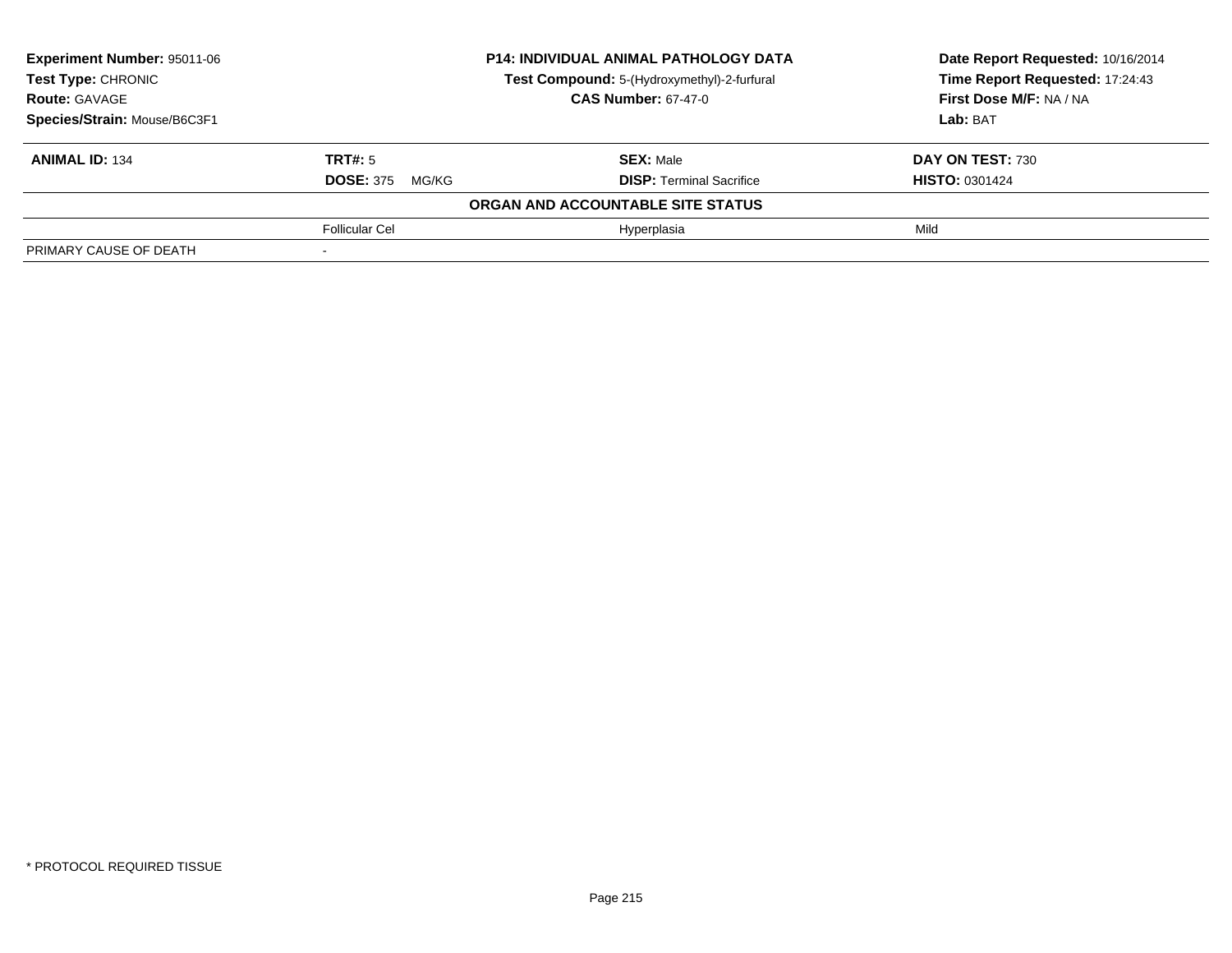**Experiment Number:** 95011-06
**Test Type:** CHRONIC
**Route:** GAVAGE
**Species/Strain:** Mouse/B6C3F1

**P14: INDIVIDUAL ANIMAL PATHOLOGY DATA**
**Test Compound:** 5-(Hydroxymethyl)-2-furfural
**CAS Number:** 67-47-0

**Date Report Requested:** 10/16/2014
**Time Report Requested:** 17:24:43
**First Dose M/F:** NA / NA
**Lab:** BAT

| **ANIMAL ID:** 134 | **TRT#:** 5 | **SEX:** Male | **DAY ON TEST:** 730 |
|---|---|---|---|
| | **DOSE:** 375 MG/KG | **DISP:** Terminal Sacrifice | **HISTO:** 0301424 |
| | | **ORGAN AND ACCOUNTABLE SITE STATUS** | |
| | Follicular Cel | Hyperplasia | Mild |
| PRIMARY CAUSE OF DEATH | - | | |

* PROTOCOL REQUIRED TISSUE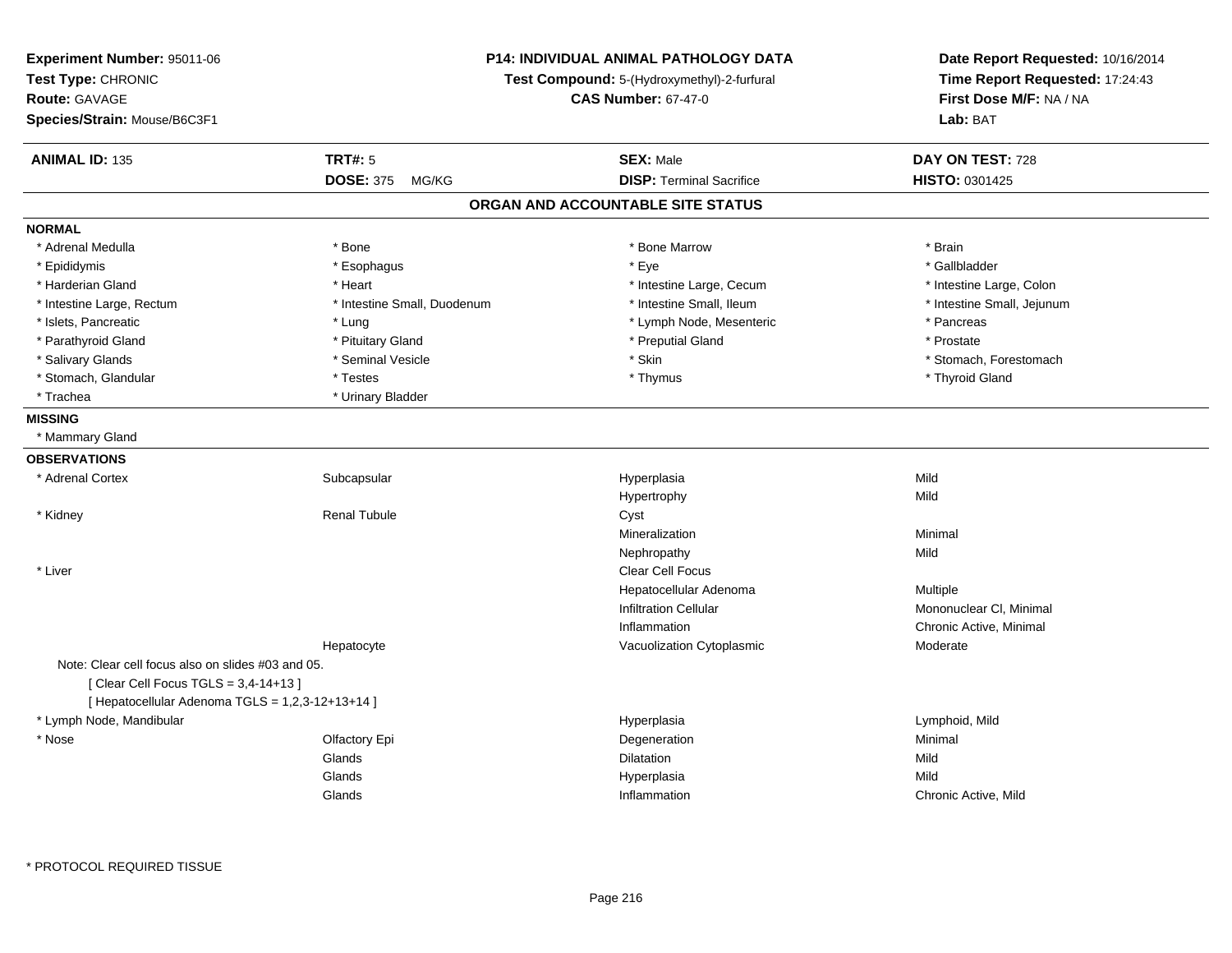**Experiment Number:** 95011-06
**Test Type:** CHRONIC
**Route:** GAVAGE
**Species/Strain:** Mouse/B6C3F1

**P14: INDIVIDUAL ANIMAL PATHOLOGY DATA**
**Test Compound:** 5-(Hydroxymethyl)-2-furfural
**CAS Number:** 67-47-0

**Date Report Requested:** 10/16/2014
**Time Report Requested:** 17:24:43
**First Dose M/F:** NA / NA
**Lab:** BAT

| **ANIMAL ID:** 135 | **TRT#:** 5 | **SEX:** Male | **DAY ON TEST:** 728 |
|---|---|---|---|
| | **DOSE:** 375 MG/KG | **DISP:** Terminal Sacrifice | **HISTO:** 0301425 |

## ORGAN AND ACCOUNTABLE SITE STATUS

**NORMAL**

| | | | |
|---|---|---|---|
| * Adrenal Medulla | * Bone | * Bone Marrow | * Brain |
| * Epididymis | * Esophagus | * Eye | * Gallbladder |
| * Harderian Gland | * Heart | * Intestine Large, Cecum | * Intestine Large, Colon |
| * Intestine Large, Rectum | * Intestine Small, Duodenum | * Intestine Small, Ileum | * Intestine Small, Jejunum |
| * Islets, Pancreatic | * Lung | * Lymph Node, Mesenteric | * Pancreas |
| * Parathyroid Gland | * Pituitary Gland | * Preputial Gland | * Prostate |
| * Salivary Glands | * Seminal Vesicle | * Skin | * Stomach, Forestomach |
| * Stomach, Glandular | * Testes | * Thymus | * Thyroid Gland |
| * Trachea | * Urinary Bladder | | |

**MISSING**

* Mammary Gland

**OBSERVATIONS**

| | | | |
|---|---|---|---|
| * Adrenal Cortex | Subcapsular | Hyperplasia | Mild |
| | | Hypertrophy | Mild |
| * Kidney | Renal Tubule | Cyst | |
| | | Mineralization | Minimal |
| | | Nephropathy | Mild |
| * Liver | | Clear Cell Focus | |
| | | Hepatocellular Adenoma | Multiple |
| | | Infiltration Cellular | Mononuclear Cl, Minimal |
| | | Inflammation | Chronic Active, Minimal |
| | Hepatocyte | Vacuolization Cytoplasmic | Moderate |

Note: Clear cell focus also on slides #03 and 05.
[ Clear Cell Focus TGLS = 3,4-14+13 ]
[ Hepatocellular Adenoma TGLS = 1,2,3-12+13+14 ]

| | | | |
|---|---|---|---|
| * Lymph Node, Mandibular | | Hyperplasia | Lymphoid, Mild |
| * Nose | Olfactory Epi | Degeneration | Minimal |
| | Glands | Dilatation | Mild |
| | Glands | Hyperplasia | Mild |
| | Glands | Inflammation | Chronic Active, Mild |

* PROTOCOL REQUIRED TISSUE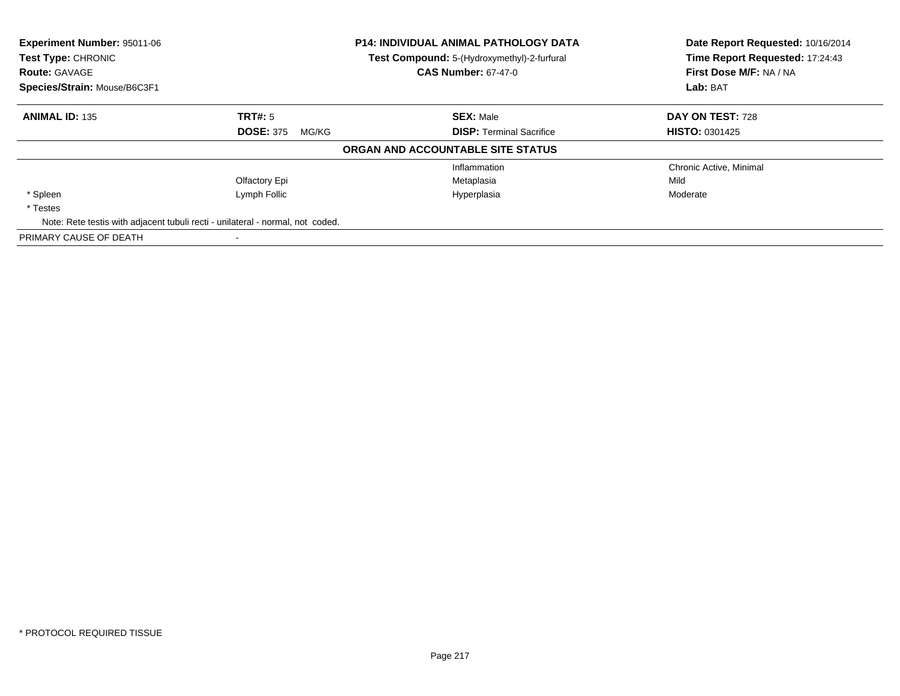**Experiment Number:** 95011-06
**Test Type:** CHRONIC
**Route:** GAVAGE
**Species/Strain:** Mouse/B6C3F1

**P14: INDIVIDUAL ANIMAL PATHOLOGY DATA**
**Test Compound:** 5-(Hydroxymethyl)-2-furfural
**CAS Number:** 67-47-0

**Date Report Requested:** 10/16/2014
**Time Report Requested:** 17:24:43
**First Dose M/F:** NA / NA
**Lab:** BAT

| **ANIMAL ID:** 135 | **TRT#:** 5 | **SEX:** Male | **DAY ON TEST:** 728 |
|---|---|---|---|
| | **DOSE:** 375 MG/KG | **DISP:** Terminal Sacrifice | **HISTO:** 0301425 |

**ORGAN AND ACCOUNTABLE SITE STATUS**

| | | | |
|---|---|---|---|
| | | Inflammation | Chronic Active, Minimal |
| | Olfactory Epi | Metaplasia | Mild |
| * Spleen | Lymph Follic | Hyperplasia | Moderate |
| * Testes | | | |

Note: Rete testis with adjacent tubuli recti - unilateral - normal, not coded.

PRIMARY CAUSE OF DEATH -

* PROTOCOL REQUIRED TISSUE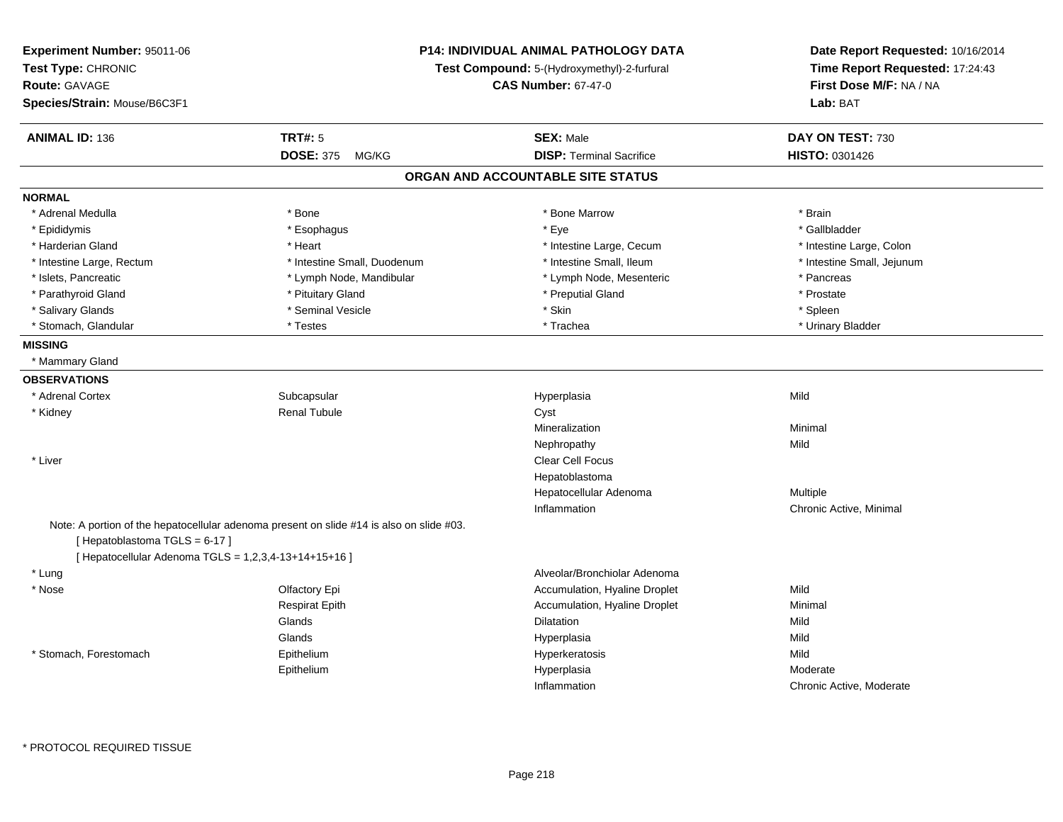**Experiment Number:** 95011-06
**Test Type:** CHRONIC
**Route:** GAVAGE
**Species/Strain:** Mouse/B6C3F1

**P14: INDIVIDUAL ANIMAL PATHOLOGY DATA**
**Test Compound:** 5-(Hydroxymethyl)-2-furfural
**CAS Number:** 67-47-0

**Date Report Requested:** 10/16/2014
**Time Report Requested:** 17:24:43
**First Dose M/F:** NA / NA
**Lab:** BAT

| **ANIMAL ID:** 136 | **TRT#:** 5 | **SEX:** Male | **DAY ON TEST:** 730 |
|---|---|---|---|
| | **DOSE:** 375 MG/KG | **DISP:** Terminal Sacrifice | **HISTO:** 0301426 |

## ORGAN AND ACCOUNTABLE SITE STATUS

**NORMAL**

| | | | |
|---|---|---|---|
| * Adrenal Medulla | * Bone | * Bone Marrow | * Brain |
| * Epididymis | * Esophagus | * Eye | * Gallbladder |
| * Harderian Gland | * Heart | * Intestine Large, Cecum | * Intestine Large, Colon |
| * Intestine Large, Rectum | * Intestine Small, Duodenum | * Intestine Small, Ileum | * Intestine Small, Jejunum |
| * Islets, Pancreatic | * Lymph Node, Mandibular | * Lymph Node, Mesenteric | * Pancreas |
| * Parathyroid Gland | * Pituitary Gland | * Preputial Gland | * Prostate |
| * Salivary Glands | * Seminal Vesicle | * Skin | * Spleen |
| * Stomach, Glandular | * Testes | * Trachea | * Urinary Bladder |

**MISSING**

* Mammary Gland

**OBSERVATIONS**

| | | | |
|---|---|---|---|
| * Adrenal Cortex | Subcapsular | Hyperplasia | Mild |
| * Kidney | Renal Tubule | Cyst | |
| | | Mineralization | Minimal |
| | | Nephropathy | Mild |
| * Liver | | Clear Cell Focus | |
| | | Hepatoblastoma | |
| | | Hepatocellular Adenoma | Multiple |
| | | Inflammation | Chronic Active, Minimal |

Note: A portion of the hepatocellular adenoma present on slide #14 is also on slide #03.
[ Hepatoblastoma TGLS = 6-17 ]
[ Hepatocellular Adenoma TGLS = 1,2,3,4-13+14+15+16 ]

| | | | |
|---|---|---|---|
| * Lung | | Alveolar/Bronchiolar Adenoma | |
| * Nose | Olfactory Epi | Accumulation, Hyaline Droplet | Mild |
| | Respirat Epith | Accumulation, Hyaline Droplet | Minimal |
| | Glands | Dilatation | Mild |
| | Glands | Hyperplasia | Mild |
| * Stomach, Forestomach | Epithelium | Hyperkeratosis | Mild |
| | Epithelium | Hyperplasia | Moderate |
| | | Inflammation | Chronic Active, Moderate |

* PROTOCOL REQUIRED TISSUE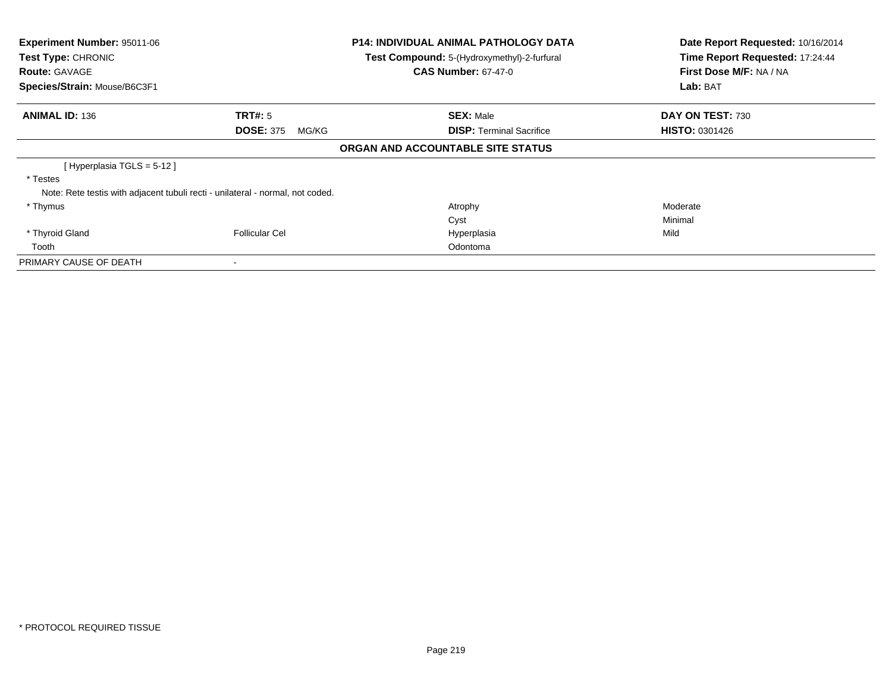**Experiment Number:** 95011-06
**Test Type:** CHRONIC
**Route:** GAVAGE
**Species/Strain:** Mouse/B6C3F1

**P14: INDIVIDUAL ANIMAL PATHOLOGY DATA**
**Test Compound:** 5-(Hydroxymethyl)-2-furfural
**CAS Number:** 67-47-0

**Date Report Requested:** 10/16/2014
**Time Report Requested:** 17:24:44
**First Dose M/F:** NA / NA
**Lab:** BAT

| **ANIMAL ID:** 136 | **TRT#:** 5 | **SEX:** Male | **DAY ON TEST:** 730 |
|---|---|---|---|
| | **DOSE:** 375 MG/KG | **DISP:** Terminal Sacrifice | **HISTO:** 0301426 |

**ORGAN AND ACCOUNTABLE SITE STATUS**

| | | | |
|---|---|---|---|
| [ Hyperplasia TGLS = 5-12 ] | | | |
| * Testes | | | |
| Note: Rete testis with adjacent tubuli recti - unilateral - normal, not coded. | | | |
| * Thymus | | Atrophy | Moderate |
| | | Cyst | Minimal |
| * Thyroid Gland | Follicular Cel | Hyperplasia | Mild |
| Tooth | | Odontoma | |
| PRIMARY CAUSE OF DEATH | - | | |

* PROTOCOL REQUIRED TISSUE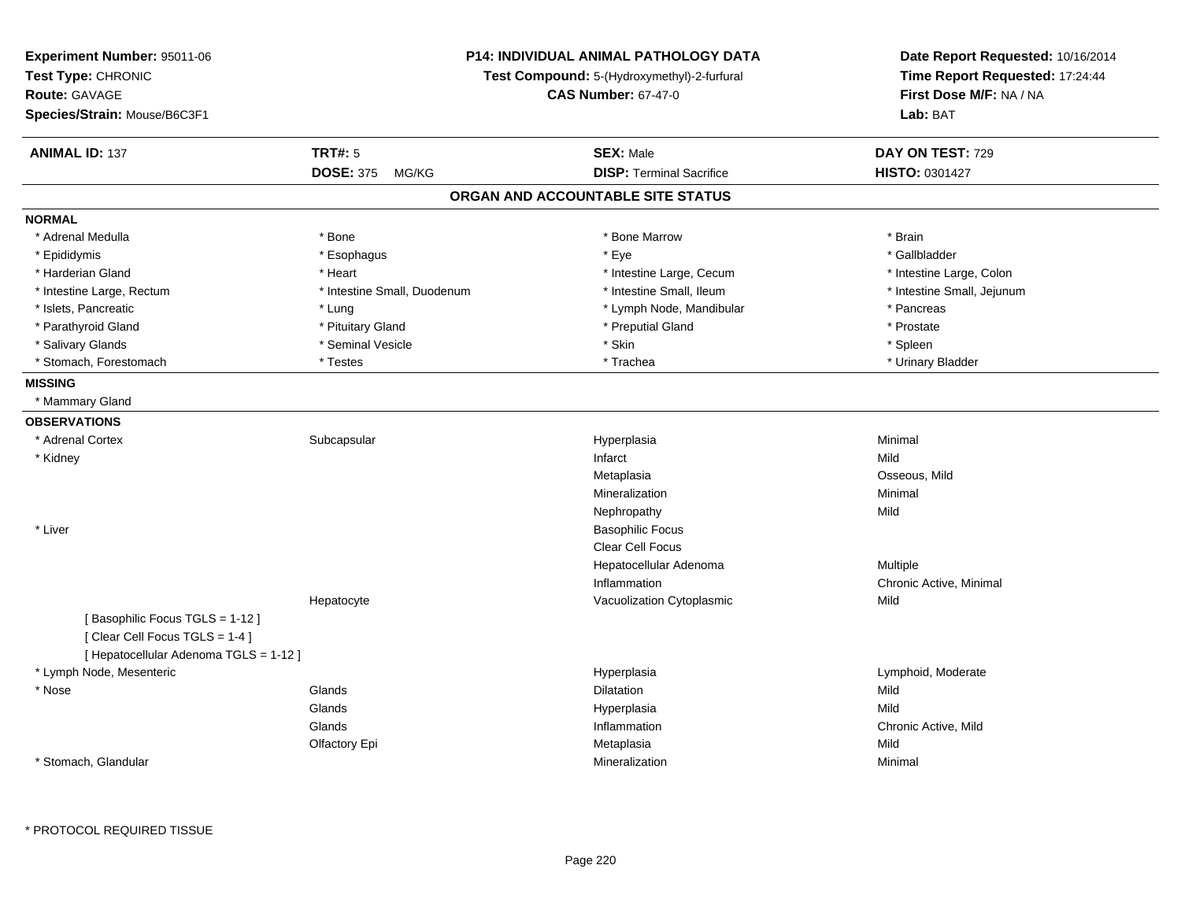**Experiment Number:** 95011-06
**Test Type:** CHRONIC
**Route:** GAVAGE
**Species/Strain:** Mouse/B6C3F1

**P14: INDIVIDUAL ANIMAL PATHOLOGY DATA**
**Test Compound:** 5-(Hydroxymethyl)-2-furfural
**CAS Number:** 67-47-0

**Date Report Requested:** 10/16/2014
**Time Report Requested:** 17:24:44
**First Dose M/F:** NA / NA
**Lab:** BAT

| **ANIMAL ID:** 137 | **TRT#:** 5 | **SEX:** Male | **DAY ON TEST:** 729 |
|---|---|---|---|
| | **DOSE:** 375 MG/KG | **DISP:** Terminal Sacrifice | **HISTO:** 0301427 |

## ORGAN AND ACCOUNTABLE SITE STATUS

**NORMAL**

| | | | |
|---|---|---|---|
| * Adrenal Medulla | * Bone | * Bone Marrow | * Brain |
| * Epididymis | * Esophagus | * Eye | * Gallbladder |
| * Harderian Gland | * Heart | * Intestine Large, Cecum | * Intestine Large, Colon |
| * Intestine Large, Rectum | * Intestine Small, Duodenum | * Intestine Small, Ileum | * Intestine Small, Jejunum |
| * Islets, Pancreatic | * Lung | * Lymph Node, Mandibular | * Pancreas |
| * Parathyroid Gland | * Pituitary Gland | * Preputial Gland | * Prostate |
| * Salivary Glands | * Seminal Vesicle | * Skin | * Spleen |
| * Stomach, Forestomach | * Testes | * Trachea | * Urinary Bladder |

**MISSING**

* Mammary Gland

**OBSERVATIONS**

| | | | |
|---|---|---|---|
| * Adrenal Cortex | Subcapsular | Hyperplasia | Minimal |
| * Kidney | | Infarct | Mild |
| | | Metaplasia | Osseous, Mild |
| | | Mineralization | Minimal |
| | | Nephropathy | Mild |
| * Liver | | Basophilic Focus | |
| | | Clear Cell Focus | |
| | | Hepatocellular Adenoma | Multiple |
| | | Inflammation | Chronic Active, Minimal |
| | Hepatocyte | Vacuolization Cytoplasmic | Mild |
| [ Basophilic Focus TGLS = 1-12 ] | | | |
| [ Clear Cell Focus TGLS = 1-4 ] | | | |
| [ Hepatocellular Adenoma TGLS = 1-12 ] | | | |
| * Lymph Node, Mesenteric | | Hyperplasia | Lymphoid, Moderate |
| * Nose | Glands | Dilatation | Mild |
| | Glands | Hyperplasia | Mild |
| | Glands | Inflammation | Chronic Active, Mild |
| | Olfactory Epi | Metaplasia | Mild |
| * Stomach, Glandular | | Mineralization | Minimal |

* PROTOCOL REQUIRED TISSUE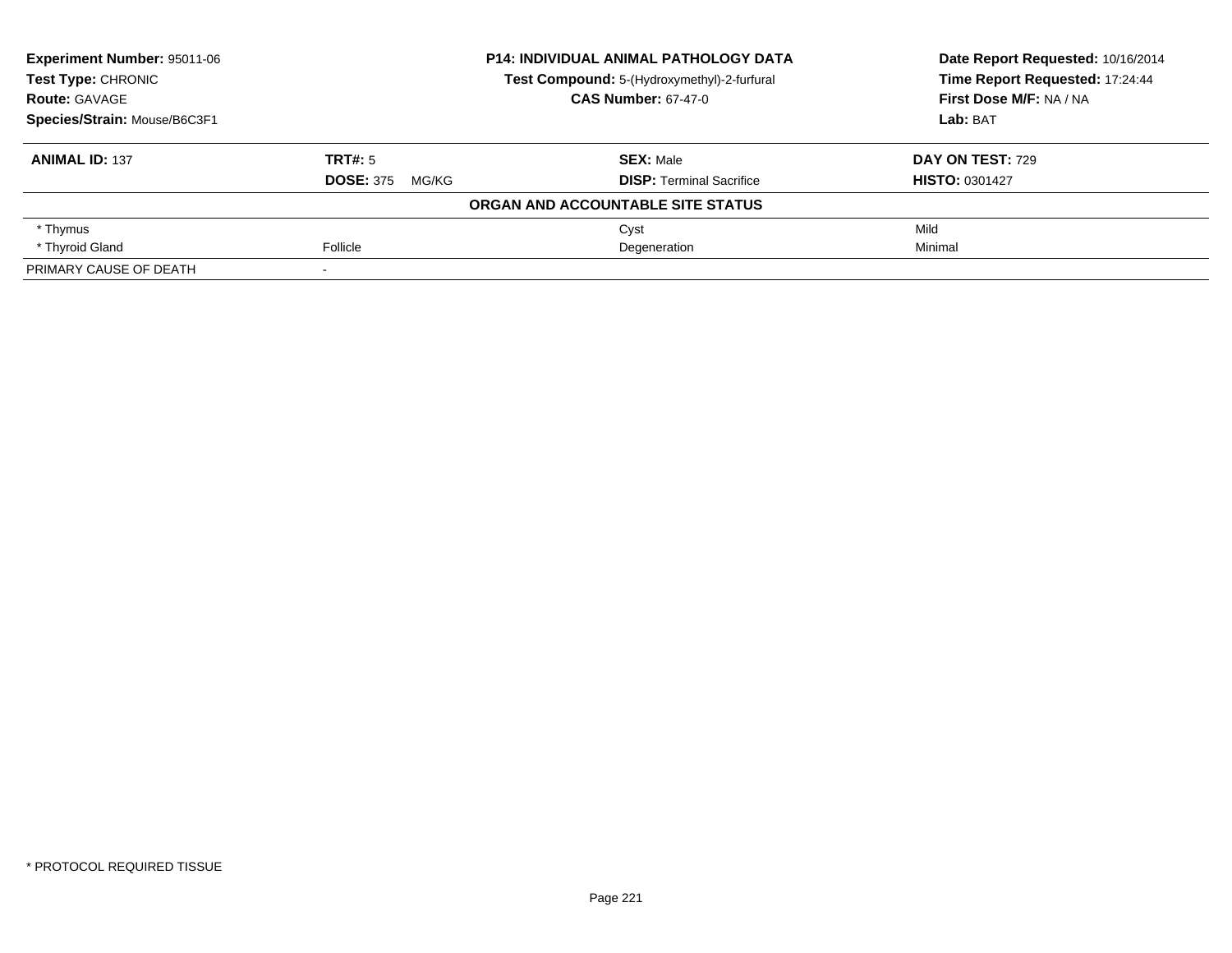**Experiment Number:** 95011-06
**Test Type:** CHRONIC
**Route:** GAVAGE
**Species/Strain:** Mouse/B6C3F1

**P14: INDIVIDUAL ANIMAL PATHOLOGY DATA**
**Test Compound:** 5-(Hydroxymethyl)-2-furfural
**CAS Number:** 67-47-0

**Date Report Requested:** 10/16/2014
**Time Report Requested:** 17:24:44
**First Dose M/F:** NA / NA
**Lab:** BAT

| **ANIMAL ID:** 137 | **TRT#:** 5 | **SEX:** Male | **DAY ON TEST:** 729 |
|---|---|---|---|
| | **DOSE:** 375 MG/KG | **DISP:** Terminal Sacrifice | **HISTO:** 0301427 |

**ORGAN AND ACCOUNTABLE SITE STATUS**

| | | | |
|---|---|---|---|
| * Thymus | | Cyst | Mild |
| * Thyroid Gland | Follicle | Degeneration | Minimal |
| PRIMARY CAUSE OF DEATH | - | | |

* PROTOCOL REQUIRED TISSUE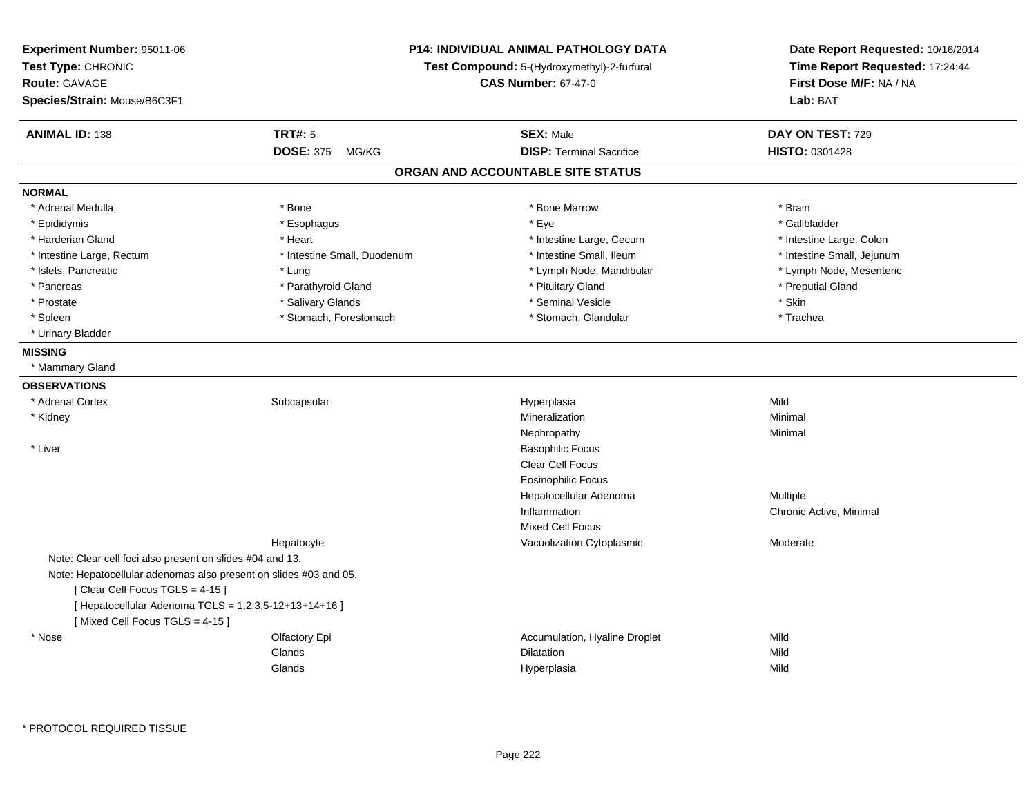**Experiment Number:** 95011-06
**Test Type:** CHRONIC
**Route:** GAVAGE
**Species/Strain:** Mouse/B6C3F1

**P14: INDIVIDUAL ANIMAL PATHOLOGY DATA**
**Test Compound:** 5-(Hydroxymethyl)-2-furfural
**CAS Number:** 67-47-0

**Date Report Requested:** 10/16/2014
**Time Report Requested:** 17:24:44
**First Dose M/F:** NA / NA
**Lab:** BAT

| **ANIMAL ID:** 138 | **TRT#:** 5 | **SEX:** Male | **DAY ON TEST:** 729 |
|---|---|---|---|
| | **DOSE:** 375 MG/KG | **DISP:** Terminal Sacrifice | **HISTO:** 0301428 |

## ORGAN AND ACCOUNTABLE SITE STATUS

**NORMAL**

| | | | |
|---|---|---|---|
| * Adrenal Medulla | * Bone | * Bone Marrow | * Brain |
| * Epididymis | * Esophagus | * Eye | * Gallbladder |
| * Harderian Gland | * Heart | * Intestine Large, Cecum | * Intestine Large, Colon |
| * Intestine Large, Rectum | * Intestine Small, Duodenum | * Intestine Small, Ileum | * Intestine Small, Jejunum |
| * Islets, Pancreatic | * Lung | * Lymph Node, Mandibular | * Lymph Node, Mesenteric |
| * Pancreas | * Parathyroid Gland | * Pituitary Gland | * Preputial Gland |
| * Prostate | * Salivary Glands | * Seminal Vesicle | * Skin |
| * Spleen | * Stomach, Forestomach | * Stomach, Glandular | * Trachea |
| * Urinary Bladder | | | |

**MISSING**

* Mammary Gland

**OBSERVATIONS**

| | | | |
|---|---|---|---|
| * Adrenal Cortex | Subcapsular | Hyperplasia | Mild |
| * Kidney | | Mineralization | Minimal |
| | | Nephropathy | Minimal |
| * Liver | | Basophilic Focus | |
| | | Clear Cell Focus | |
| | | Eosinophilic Focus | |
| | | Hepatocellular Adenoma | Multiple |
| | | Inflammation | Chronic Active, Minimal |
| | | Mixed Cell Focus | |
| | Hepatocyte | Vacuolization Cytoplasmic | Moderate |

Note: Clear cell foci also present on slides #04 and 13.
Note: Hepatocellular adenomas also present on slides #03 and 05.
[ Clear Cell Focus TGLS = 4-15 ]
[ Hepatocellular Adenoma TGLS = 1,2,3,5-12+13+14+16 ]
[ Mixed Cell Focus TGLS = 4-15 ]

| | | | |
|---|---|---|---|
| * Nose | Olfactory Epi | Accumulation, Hyaline Droplet | Mild |
| | Glands | Dilatation | Mild |
| | Glands | Hyperplasia | Mild |

\* PROTOCOL REQUIRED TISSUE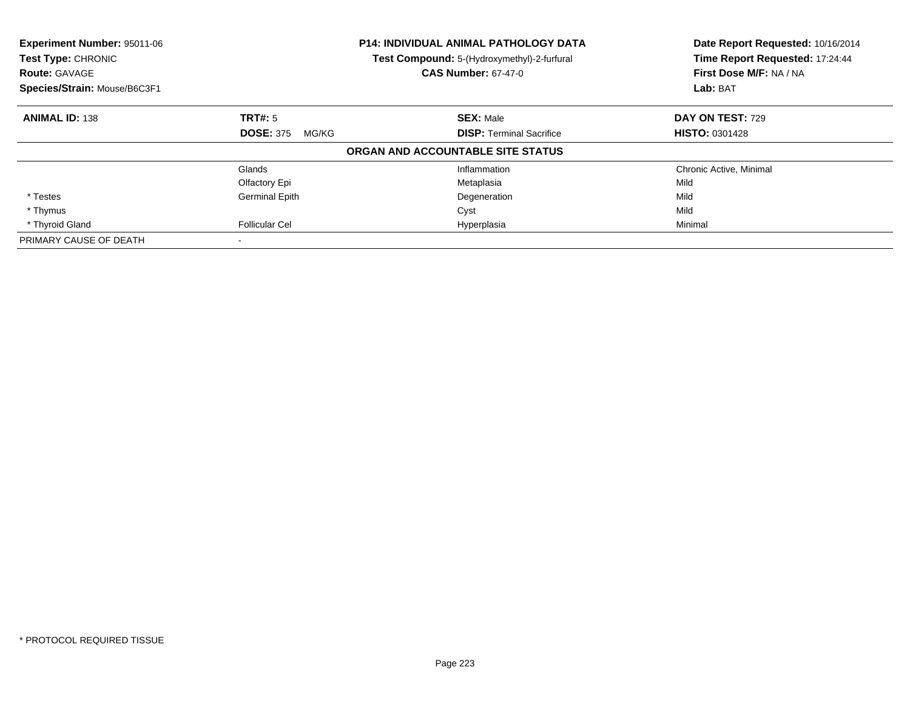**Experiment Number:** 95011-06
**Test Type:** CHRONIC
**Route:** GAVAGE
**Species/Strain:** Mouse/B6C3F1

**P14: INDIVIDUAL ANIMAL PATHOLOGY DATA**
**Test Compound:** 5-(Hydroxymethyl)-2-furfural
**CAS Number:** 67-47-0

**Date Report Requested:** 10/16/2014
**Time Report Requested:** 17:24:44
**First Dose M/F:** NA / NA
**Lab:** BAT

| **ANIMAL ID:** 138 | **TRT#:** 5 | **SEX:** Male | **DAY ON TEST:** 729 |
|---|---|---|---|
| | **DOSE:** 375 MG/KG | **DISP:** Terminal Sacrifice | **HISTO:** 0301428 |

**ORGAN AND ACCOUNTABLE SITE STATUS**

| | | | |
|---|---|---|---|
| | Glands | Inflammation | Chronic Active, Minimal |
| | Olfactory Epi | Metaplasia | Mild |
| * Testes | Germinal Epith | Degeneration | Mild |
| * Thymus | | Cyst | Mild |
| * Thyroid Gland | Follicular Cel | Hyperplasia | Minimal |
| PRIMARY CAUSE OF DEATH | - | | |

\* PROTOCOL REQUIRED TISSUE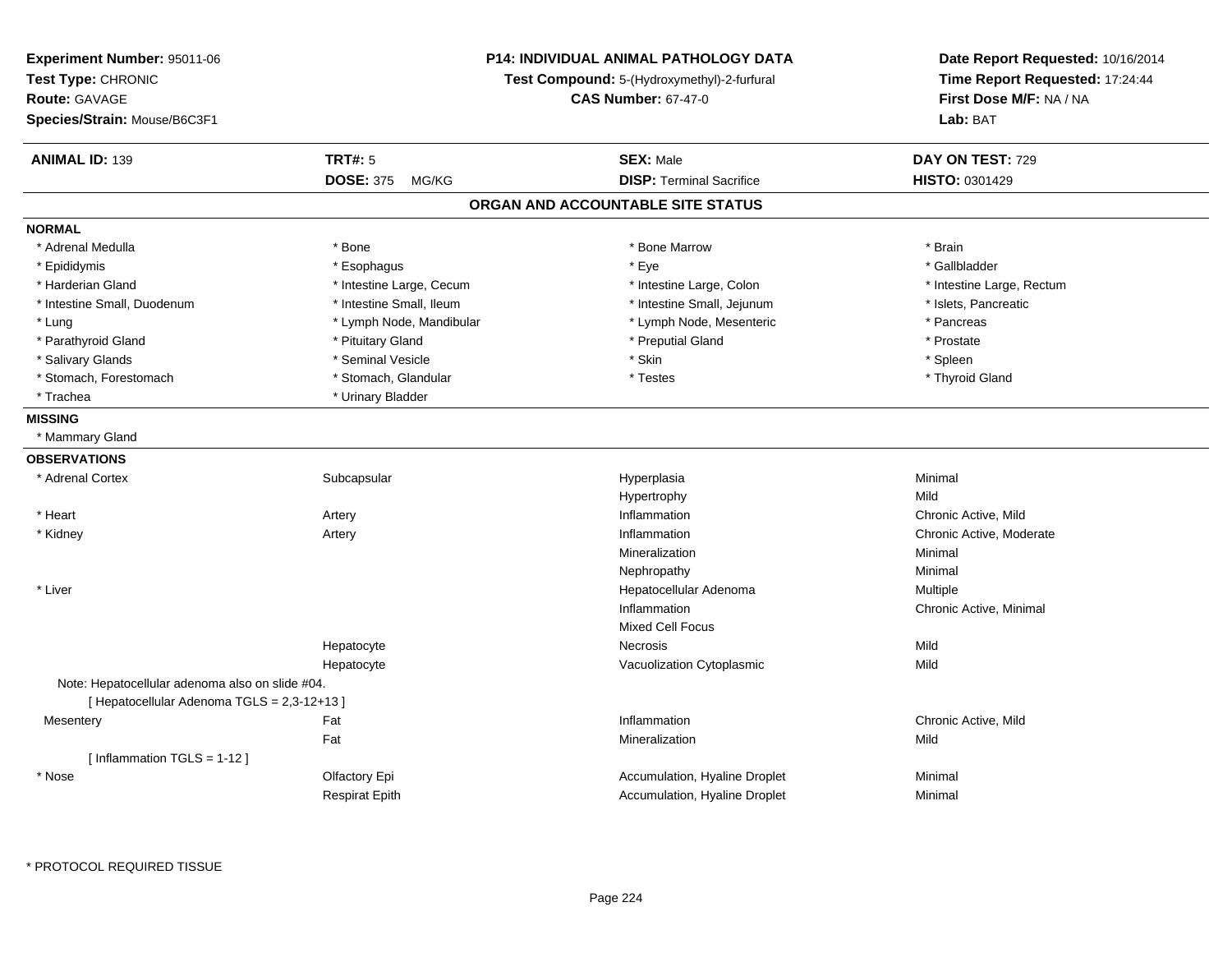**Experiment Number:** 95011-06
**Test Type:** CHRONIC
**Route:** GAVAGE
**Species/Strain:** Mouse/B6C3F1

**P14: INDIVIDUAL ANIMAL PATHOLOGY DATA**
**Test Compound:** 5-(Hydroxymethyl)-2-furfural
**CAS Number:** 67-47-0

**Date Report Requested:** 10/16/2014
**Time Report Requested:** 17:24:44
**First Dose M/F:** NA / NA
**Lab:** BAT

| **ANIMAL ID:** 139 | **TRT#:** 5 | **SEX:** Male | **DAY ON TEST:** 729 |
|---|---|---|---|
| | **DOSE:** 375 MG/KG | **DISP:** Terminal Sacrifice | **HISTO:** 0301429 |

## ORGAN AND ACCOUNTABLE SITE STATUS

**NORMAL**

| | | | |
|---|---|---|---|
| * Adrenal Medulla | * Bone | * Bone Marrow | * Brain |
| * Epididymis | * Esophagus | * Eye | * Gallbladder |
| * Harderian Gland | * Intestine Large, Cecum | * Intestine Large, Colon | * Intestine Large, Rectum |
| * Intestine Small, Duodenum | * Intestine Small, Ileum | * Intestine Small, Jejunum | * Islets, Pancreatic |
| * Lung | * Lymph Node, Mandibular | * Lymph Node, Mesenteric | * Pancreas |
| * Parathyroid Gland | * Pituitary Gland | * Preputial Gland | * Prostate |
| * Salivary Glands | * Seminal Vesicle | * Skin | * Spleen |
| * Stomach, Forestomach | * Stomach, Glandular | * Testes | * Thyroid Gland |
| * Trachea | * Urinary Bladder | | |

**MISSING**

* Mammary Gland

**OBSERVATIONS**

| | | | |
|---|---|---|---|
| * Adrenal Cortex | Subcapsular | Hyperplasia | Minimal |
| | | Hypertrophy | Mild |
| * Heart | Artery | Inflammation | Chronic Active, Mild |
| * Kidney | Artery | Inflammation | Chronic Active, Moderate |
| | | Mineralization | Minimal |
| | | Nephropathy | Minimal |
| * Liver | | Hepatocellular Adenoma | Multiple |
| | | Inflammation | Chronic Active, Minimal |
| | | Mixed Cell Focus | |
| | Hepatocyte | Necrosis | Mild |
| | Hepatocyte | Vacuolization Cytoplasmic | Mild |
| Note: Hepatocellular adenoma also on slide #04. | | | |
| [ Hepatocellular Adenoma TGLS = 2,3-12+13 ] | | | |
| Mesentery | Fat | Inflammation | Chronic Active, Mild |
| | Fat | Mineralization | Mild |
| [ Inflammation TGLS = 1-12 ] | | | |
| * Nose | Olfactory Epi | Accumulation, Hyaline Droplet | Minimal |
| | Respirat Epith | Accumulation, Hyaline Droplet | Minimal |

* PROTOCOL REQUIRED TISSUE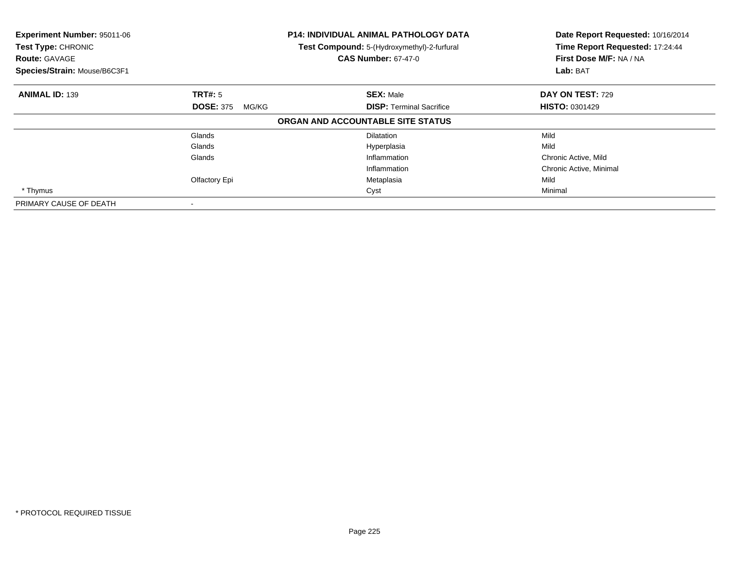**Experiment Number:** 95011-06
**Test Type:** CHRONIC
**Route:** GAVAGE
**Species/Strain:** Mouse/B6C3F1

**P14: INDIVIDUAL ANIMAL PATHOLOGY DATA**
**Test Compound:** 5-(Hydroxymethyl)-2-furfural
**CAS Number:** 67-47-0

**Date Report Requested:** 10/16/2014
**Time Report Requested:** 17:24:44
**First Dose M/F:** NA / NA
**Lab:** BAT

| **ANIMAL ID:** 139 | **TRT#:** 5 | **SEX:** Male | **DAY ON TEST:** 729 |
|---|---|---|---|
| | **DOSE:** 375 MG/KG | **DISP:** Terminal Sacrifice | **HISTO:** 0301429 |

**ORGAN AND ACCOUNTABLE SITE STATUS**

| | | | |
|---|---|---|---|
| | Glands | Dilatation | Mild |
| | Glands | Hyperplasia | Mild |
| | Glands | Inflammation | Chronic Active, Mild |
| | | Inflammation | Chronic Active, Minimal |
| | Olfactory Epi | Metaplasia | Mild |
| * Thymus | | Cyst | Minimal |
| PRIMARY CAUSE OF DEATH | - | | |

* PROTOCOL REQUIRED TISSUE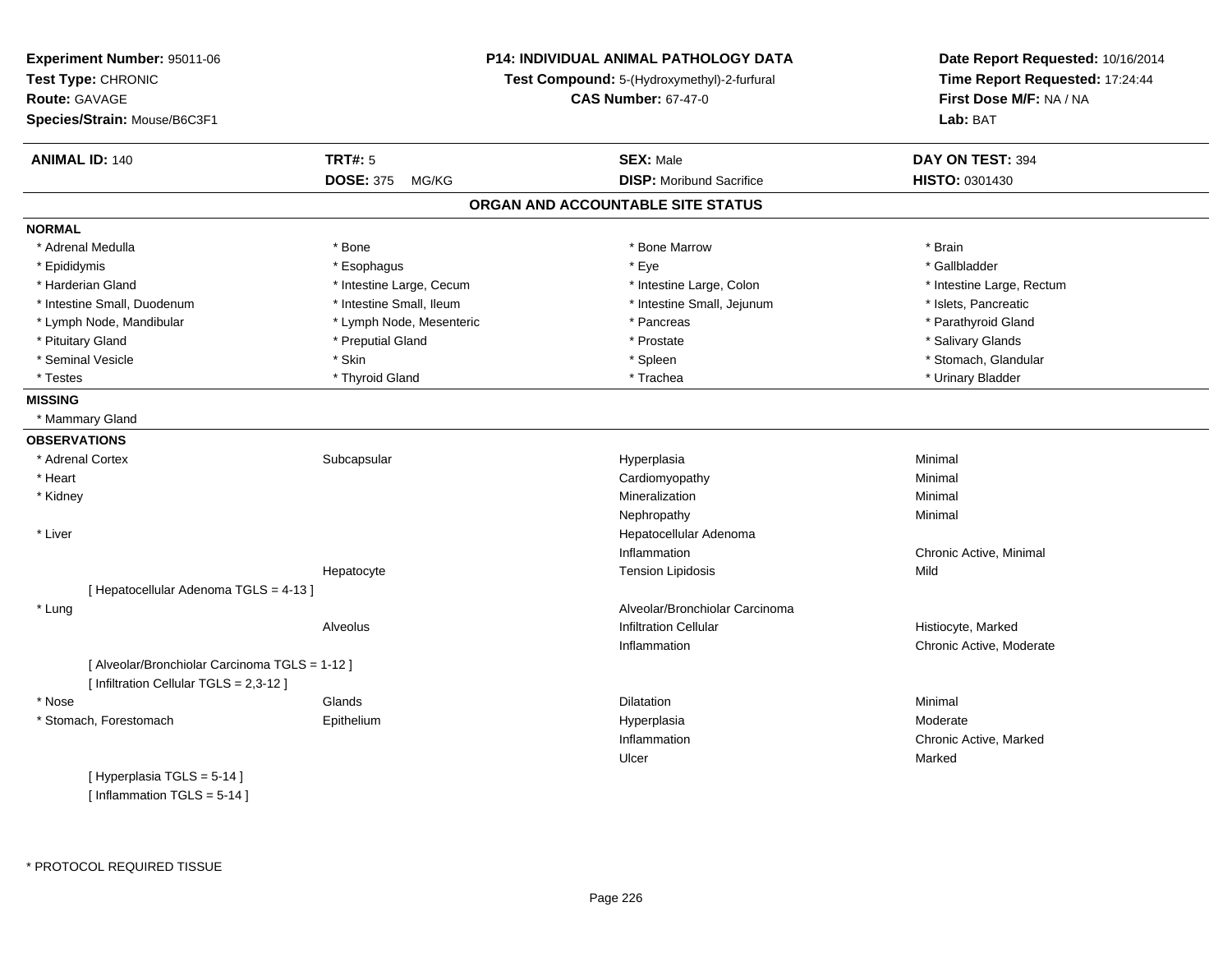**Experiment Number:** 95011-06
**Test Type:** CHRONIC
**Route:** GAVAGE
**Species/Strain:** Mouse/B6C3F1

**P14: INDIVIDUAL ANIMAL PATHOLOGY DATA**
**Test Compound:** 5-(Hydroxymethyl)-2-furfural
**CAS Number:** 67-47-0

**Date Report Requested:** 10/16/2014
**Time Report Requested:** 17:24:44
**First Dose M/F:** NA / NA
**Lab:** BAT

| **ANIMAL ID:** 140 | **TRT#:** 5 | **SEX:** Male | **DAY ON TEST:** 394 |
|---|---|---|---|
| | **DOSE:** 375 MG/KG | **DISP:** Moribund Sacrifice | **HISTO:** 0301430 |

## ORGAN AND ACCOUNTABLE SITE STATUS

**NORMAL**

| | | | |
|---|---|---|---|
| * Adrenal Medulla | * Bone | * Bone Marrow | * Brain |
| * Epididymis | * Esophagus | * Eye | * Gallbladder |
| * Harderian Gland | * Intestine Large, Cecum | * Intestine Large, Colon | * Intestine Large, Rectum |
| * Intestine Small, Duodenum | * Intestine Small, Ileum | * Intestine Small, Jejunum | * Islets, Pancreatic |
| * Lymph Node, Mandibular | * Lymph Node, Mesenteric | * Pancreas | * Parathyroid Gland |
| * Pituitary Gland | * Preputial Gland | * Prostate | * Salivary Glands |
| * Seminal Vesicle | * Skin | * Spleen | * Stomach, Glandular |
| * Testes | * Thyroid Gland | * Trachea | * Urinary Bladder |

**MISSING**

* Mammary Gland

**OBSERVATIONS**

| | | | |
|---|---|---|---|
| * Adrenal Cortex | Subcapsular | Hyperplasia | Minimal |
| * Heart | | Cardiomyopathy | Minimal |
| * Kidney | | Mineralization | Minimal |
| | | Nephropathy | Minimal |
| * Liver | | Hepatocellular Adenoma | |
| | | Inflammation | Chronic Active, Minimal |
| | Hepatocyte | Tension Lipidosis | Mild |
| [ Hepatocellular Adenoma TGLS = 4-13 ] | | | |
| * Lung | | Alveolar/Bronchiolar Carcinoma | |
| | Alveolus | Infiltration Cellular | Histiocyte, Marked |
| | | Inflammation | Chronic Active, Moderate |
| [ Alveolar/Bronchiolar Carcinoma TGLS = 1-12 ] | | | |
| [ Infiltration Cellular TGLS = 2,3-12 ] | | | |
| * Nose | Glands | Dilatation | Minimal |
| * Stomach, Forestomach | Epithelium | Hyperplasia | Moderate |
| | | Inflammation | Chronic Active, Marked |
| | | Ulcer | Marked |
| [ Hyperplasia TGLS = 5-14 ] | | | |
| [ Inflammation TGLS = 5-14 ] | | | |

* PROTOCOL REQUIRED TISSUE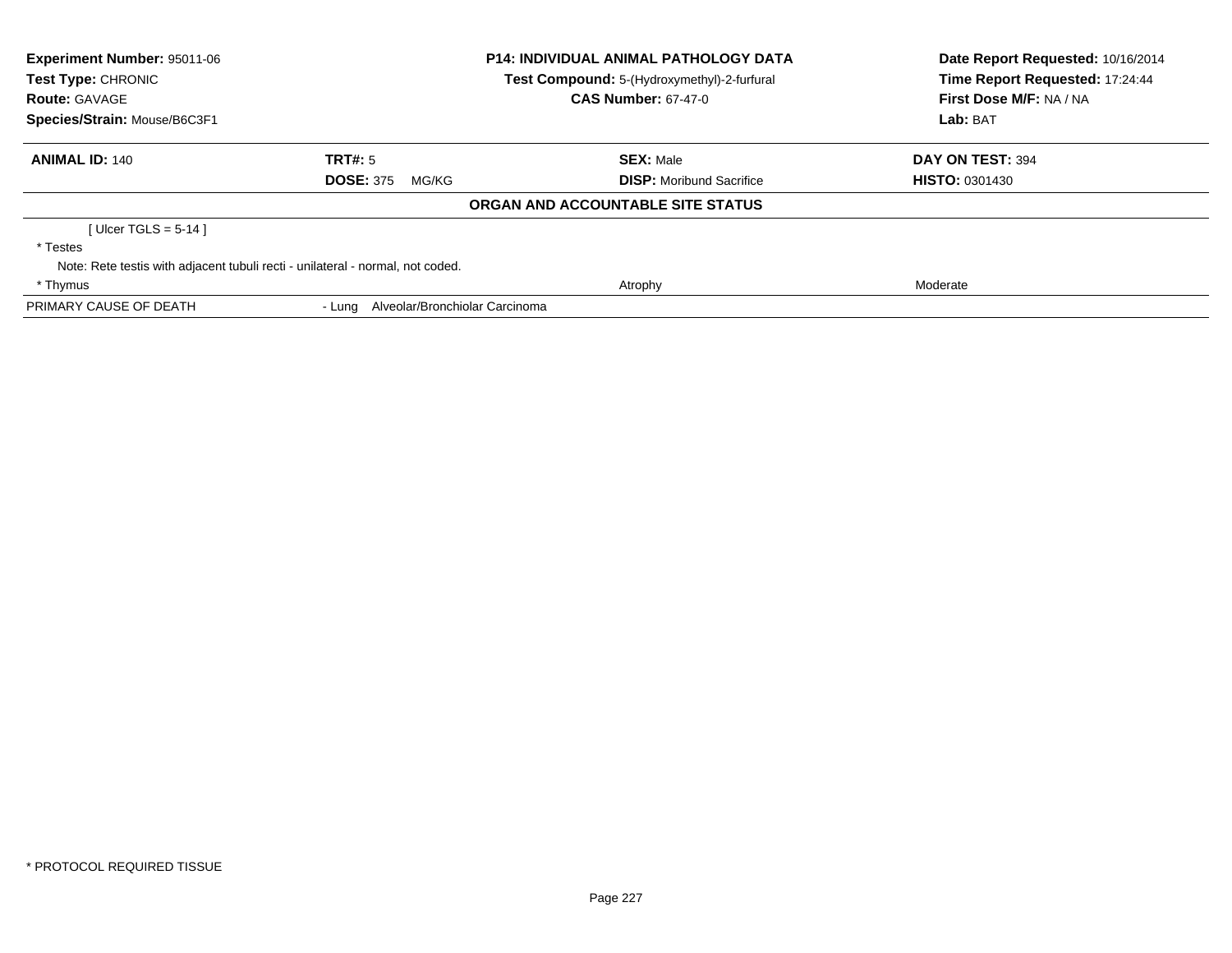**Experiment Number:** 95011-06
**Test Type:** CHRONIC
**Route:** GAVAGE
**Species/Strain:** Mouse/B6C3F1

**P14: INDIVIDUAL ANIMAL PATHOLOGY DATA**
**Test Compound:** 5-(Hydroxymethyl)-2-furfural
**CAS Number:** 67-47-0

**Date Report Requested:** 10/16/2014
**Time Report Requested:** 17:24:44
**First Dose M/F:** NA / NA
**Lab:** BAT

| **ANIMAL ID:** 140 | **TRT#:** 5 | **SEX:** Male | **DAY ON TEST:** 394 |
|---|---|---|---|
| | **DOSE:** 375 MG/KG | **DISP:** Moribund Sacrifice | **HISTO:** 0301430 |

**ORGAN AND ACCOUNTABLE SITE STATUS**

| | | | |
|---|---|---|---|
| [ Ulcer TGLS = 5-14 ] | | | |
| * Testes | | | |
| Note: Rete testis with adjacent tubuli recti - unilateral - normal, not coded. | | | |
| * Thymus | | Atrophy | Moderate |
| PRIMARY CAUSE OF DEATH | - Lung Alveolar/Bronchiolar Carcinoma | | |

* PROTOCOL REQUIRED TISSUE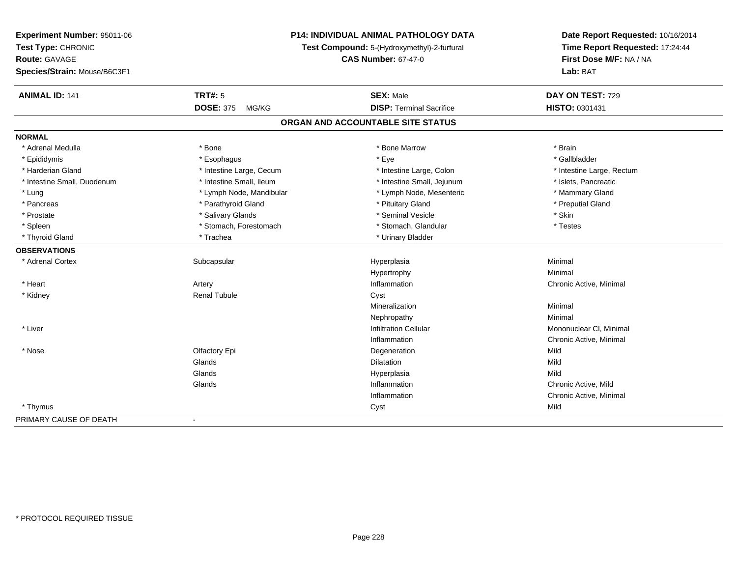**Experiment Number:** 95011-06
**Test Type:** CHRONIC
**Route:** GAVAGE
**Species/Strain:** Mouse/B6C3F1

**P14: INDIVIDUAL ANIMAL PATHOLOGY DATA**
**Test Compound:** 5-(Hydroxymethyl)-2-furfural
**CAS Number:** 67-47-0

**Date Report Requested:** 10/16/2014
**Time Report Requested:** 17:24:44
**First Dose M/F:** NA / NA
**Lab:** BAT

| **ANIMAL ID:** 141 | **TRT#:** 5 | **SEX:** Male | **DAY ON TEST:** 729 |
|---|---|---|---|
| | **DOSE:** 375 MG/KG | **DISP:** Terminal Sacrifice | **HISTO:** 0301431 |

## ORGAN AND ACCOUNTABLE SITE STATUS

**NORMAL**

| | | | |
|---|---|---|---|
| * Adrenal Medulla | * Bone | * Bone Marrow | * Brain |
| * Epididymis | * Esophagus | * Eye | * Gallbladder |
| * Harderian Gland | * Intestine Large, Cecum | * Intestine Large, Colon | * Intestine Large, Rectum |
| * Intestine Small, Duodenum | * Intestine Small, Ileum | * Intestine Small, Jejunum | * Islets, Pancreatic |
| * Lung | * Lymph Node, Mandibular | * Lymph Node, Mesenteric | * Mammary Gland |
| * Pancreas | * Parathyroid Gland | * Pituitary Gland | * Preputial Gland |
| * Prostate | * Salivary Glands | * Seminal Vesicle | * Skin |
| * Spleen | * Stomach, Forestomach | * Stomach, Glandular | * Testes |
| * Thyroid Gland | * Trachea | * Urinary Bladder | |

**OBSERVATIONS**

| | | | |
|---|---|---|---|
| * Adrenal Cortex | Subcapsular | Hyperplasia | Minimal |
| | | Hypertrophy | Minimal |
| * Heart | Artery | Inflammation | Chronic Active, Minimal |
| * Kidney | Renal Tubule | Cyst | |
| | | Mineralization | Minimal |
| | | Nephropathy | Minimal |
| * Liver | | Infiltration Cellular | Mononuclear Cl, Minimal |
| | | Inflammation | Chronic Active, Minimal |
| * Nose | Olfactory Epi | Degeneration | Mild |
| | Glands | Dilatation | Mild |
| | Glands | Hyperplasia | Mild |
| | Glands | Inflammation | Chronic Active, Mild |
| | | Inflammation | Chronic Active, Minimal |
| * Thymus | | Cyst | Mild |

PRIMARY CAUSE OF DEATH -

\* PROTOCOL REQUIRED TISSUE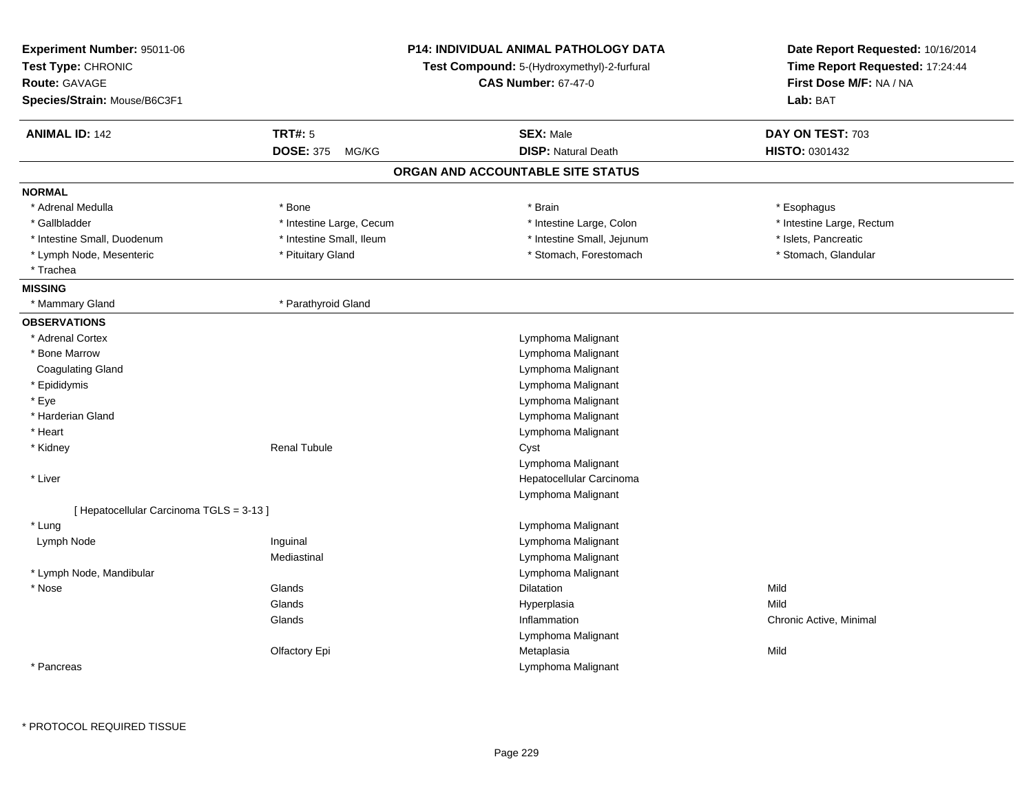**Experiment Number:** 95011-06
**Test Type:** CHRONIC
**Route:** GAVAGE
**Species/Strain:** Mouse/B6C3F1

**P14: INDIVIDUAL ANIMAL PATHOLOGY DATA**
**Test Compound:** 5-(Hydroxymethyl)-2-furfural
**CAS Number:** 67-47-0

**Date Report Requested:** 10/16/2014
**Time Report Requested:** 17:24:44
**First Dose M/F:** NA / NA
**Lab:** BAT

| **ANIMAL ID:** 142 | **TRT#:** 5 | **SEX:** Male | **DAY ON TEST:** 703 |
|---|---|---|---|
| | **DOSE:** 375 MG/KG | **DISP:** Natural Death | **HISTO:** 0301432 |

## ORGAN AND ACCOUNTABLE SITE STATUS

**NORMAL**

| | | | |
|---|---|---|---|
| * Adrenal Medulla | * Bone | * Brain | * Esophagus |
| * Gallbladder | * Intestine Large, Cecum | * Intestine Large, Colon | * Intestine Large, Rectum |
| * Intestine Small, Duodenum | * Intestine Small, Ileum | * Intestine Small, Jejunum | * Islets, Pancreatic |
| * Lymph Node, Mesenteric | * Pituitary Gland | * Stomach, Forestomach | * Stomach, Glandular |
| * Trachea | | | |

**MISSING**

| | |
|---|---|
| * Mammary Gland | * Parathyroid Gland |

**OBSERVATIONS**

| Organ | Site | Observation | Severity |
|---|---|---|---|
| * Adrenal Cortex | | Lymphoma Malignant | |
| * Bone Marrow | | Lymphoma Malignant | |
| Coagulating Gland | | Lymphoma Malignant | |
| * Epididymis | | Lymphoma Malignant | |
| * Eye | | Lymphoma Malignant | |
| * Harderian Gland | | Lymphoma Malignant | |
| * Heart | | Lymphoma Malignant | |
| * Kidney | Renal Tubule | Cyst | |
| | | Lymphoma Malignant | |
| * Liver | | Hepatocellular Carcinoma | |
| | | Lymphoma Malignant | |
| [ Hepatocellular Carcinoma TGLS = 3-13 ] | | | |
| * Lung | | Lymphoma Malignant | |
| Lymph Node | Inguinal | Lymphoma Malignant | |
| | Mediastinal | Lymphoma Malignant | |
| * Lymph Node, Mandibular | | Lymphoma Malignant | |
| * Nose | Glands | Dilatation | Mild |
| | Glands | Hyperplasia | Mild |
| | Glands | Inflammation | Chronic Active, Minimal |
| | | Lymphoma Malignant | |
| | Olfactory Epi | Metaplasia | Mild |
| * Pancreas | | Lymphoma Malignant | |

\* PROTOCOL REQUIRED TISSUE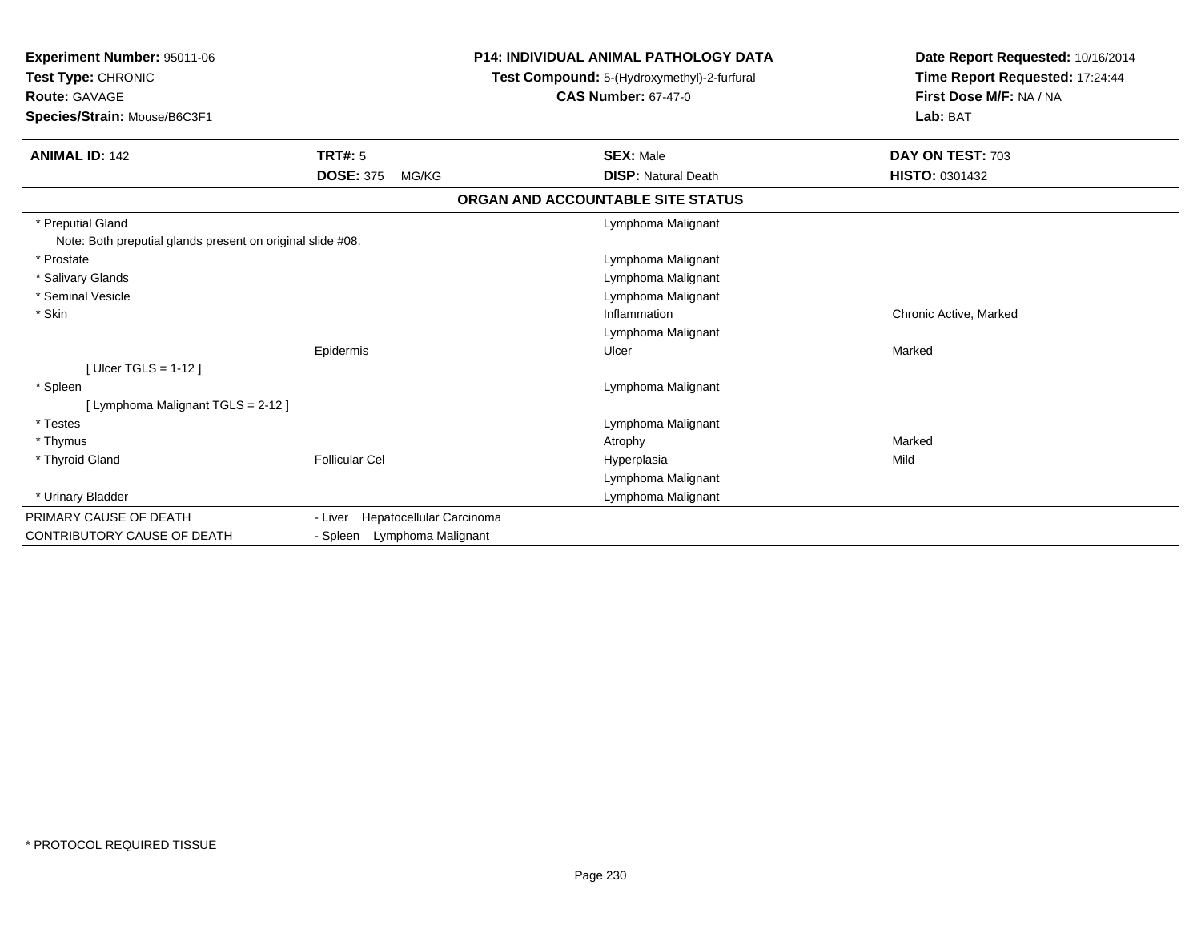**Experiment Number:** 95011-06
**Test Type:** CHRONIC
**Route:** GAVAGE
**Species/Strain:** Mouse/B6C3F1

**P14: INDIVIDUAL ANIMAL PATHOLOGY DATA**
**Test Compound:** 5-(Hydroxymethyl)-2-furfural
**CAS Number:** 67-47-0

**Date Report Requested:** 10/16/2014
**Time Report Requested:** 17:24:44
**First Dose M/F:** NA / NA
**Lab:** BAT

| **ANIMAL ID:** 142 | **TRT#:** 5 | **SEX:** Male | **DAY ON TEST:** 703 |
|---|---|---|---|
| | **DOSE:** 375 MG/KG | **DISP:** Natural Death | **HISTO:** 0301432 |

## ORGAN AND ACCOUNTABLE SITE STATUS

| | | | |
|---|---|---|---|
| * Preputial Gland | | Lymphoma Malignant | |
| Note: Both preputial glands present on original slide #08. | | | |
| * Prostate | | Lymphoma Malignant | |
| * Salivary Glands | | Lymphoma Malignant | |
| * Seminal Vesicle | | Lymphoma Malignant | |
| * Skin | | Inflammation | Chronic Active, Marked |
| | | Lymphoma Malignant | |
| | Epidermis | Ulcer | Marked |
| [ Ulcer TGLS = 1-12 ] | | | |
| * Spleen | | Lymphoma Malignant | |
| [ Lymphoma Malignant TGLS = 2-12 ] | | | |
| * Testes | | Lymphoma Malignant | |
| * Thymus | | Atrophy | Marked |
| * Thyroid Gland | Follicular Cel | Hyperplasia | Mild |
| | | Lymphoma Malignant | |
| * Urinary Bladder | | Lymphoma Malignant | |

| | |
|---|---|
| PRIMARY CAUSE OF DEATH | - Liver Hepatocellular Carcinoma |
| CONTRIBUTORY CAUSE OF DEATH | - Spleen Lymphoma Malignant |

* PROTOCOL REQUIRED TISSUE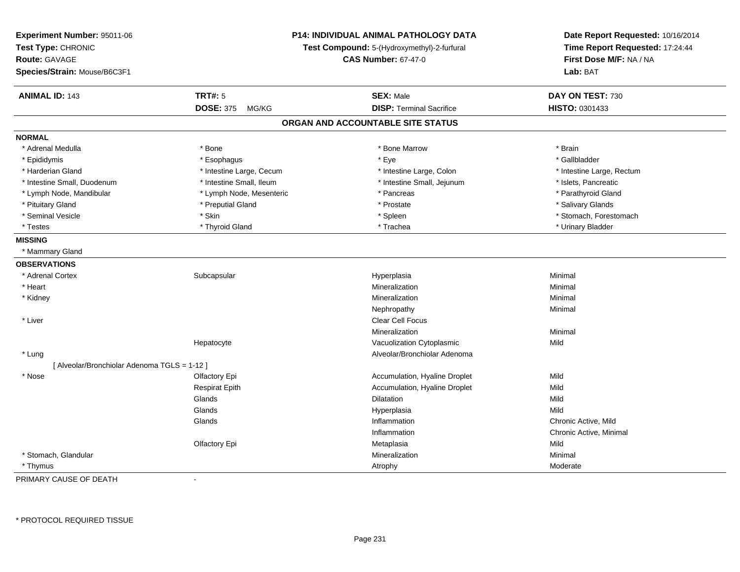**Experiment Number:** 95011-06
**Test Type:** CHRONIC
**Route:** GAVAGE
**Species/Strain:** Mouse/B6C3F1

**P14: INDIVIDUAL ANIMAL PATHOLOGY DATA**
**Test Compound:** 5-(Hydroxymethyl)-2-furfural
**CAS Number:** 67-47-0

**Date Report Requested:** 10/16/2014
**Time Report Requested:** 17:24:44
**First Dose M/F:** NA / NA
**Lab:** BAT

| **ANIMAL ID:** 143 | **TRT#:** 5 | **SEX:** Male | **DAY ON TEST:** 730 |
|---|---|---|---|
| | **DOSE:** 375 MG/KG | **DISP:** Terminal Sacrifice | **HISTO:** 0301433 |

## ORGAN AND ACCOUNTABLE SITE STATUS

**NORMAL**

| | | | |
|---|---|---|---|
| * Adrenal Medulla | * Bone | * Bone Marrow | * Brain |
| * Epididymis | * Esophagus | * Eye | * Gallbladder |
| * Harderian Gland | * Intestine Large, Cecum | * Intestine Large, Colon | * Intestine Large, Rectum |
| * Intestine Small, Duodenum | * Intestine Small, Ileum | * Intestine Small, Jejunum | * Islets, Pancreatic |
| * Lymph Node, Mandibular | * Lymph Node, Mesenteric | * Pancreas | * Parathyroid Gland |
| * Pituitary Gland | * Preputial Gland | * Prostate | * Salivary Glands |
| * Seminal Vesicle | * Skin | * Spleen | * Stomach, Forestomach |
| * Testes | * Thyroid Gland | * Trachea | * Urinary Bladder |

**MISSING**

* Mammary Gland

**OBSERVATIONS**

| | | | |
|---|---|---|---|
| * Adrenal Cortex | Subcapsular | Hyperplasia | Minimal |
| * Heart | | Mineralization | Minimal |
| * Kidney | | Mineralization | Minimal |
| | | Nephropathy | Minimal |
| * Liver | | Clear Cell Focus | |
| | | Mineralization | Minimal |
| | Hepatocyte | Vacuolization Cytoplasmic | Mild |
| * Lung | | Alveolar/Bronchiolar Adenoma | |
| [ Alveolar/Bronchiolar Adenoma TGLS = 1-12 ] | | | |
| * Nose | Olfactory Epi | Accumulation, Hyaline Droplet | Mild |
| | Respirat Epith | Accumulation, Hyaline Droplet | Mild |
| | Glands | Dilatation | Mild |
| | Glands | Hyperplasia | Mild |
| | Glands | Inflammation | Chronic Active, Mild |
| | | Inflammation | Chronic Active, Minimal |
| | Olfactory Epi | Metaplasia | Mild |
| * Stomach, Glandular | | Mineralization | Minimal |
| * Thymus | | Atrophy | Moderate |

PRIMARY CAUSE OF DEATH -

* PROTOCOL REQUIRED TISSUE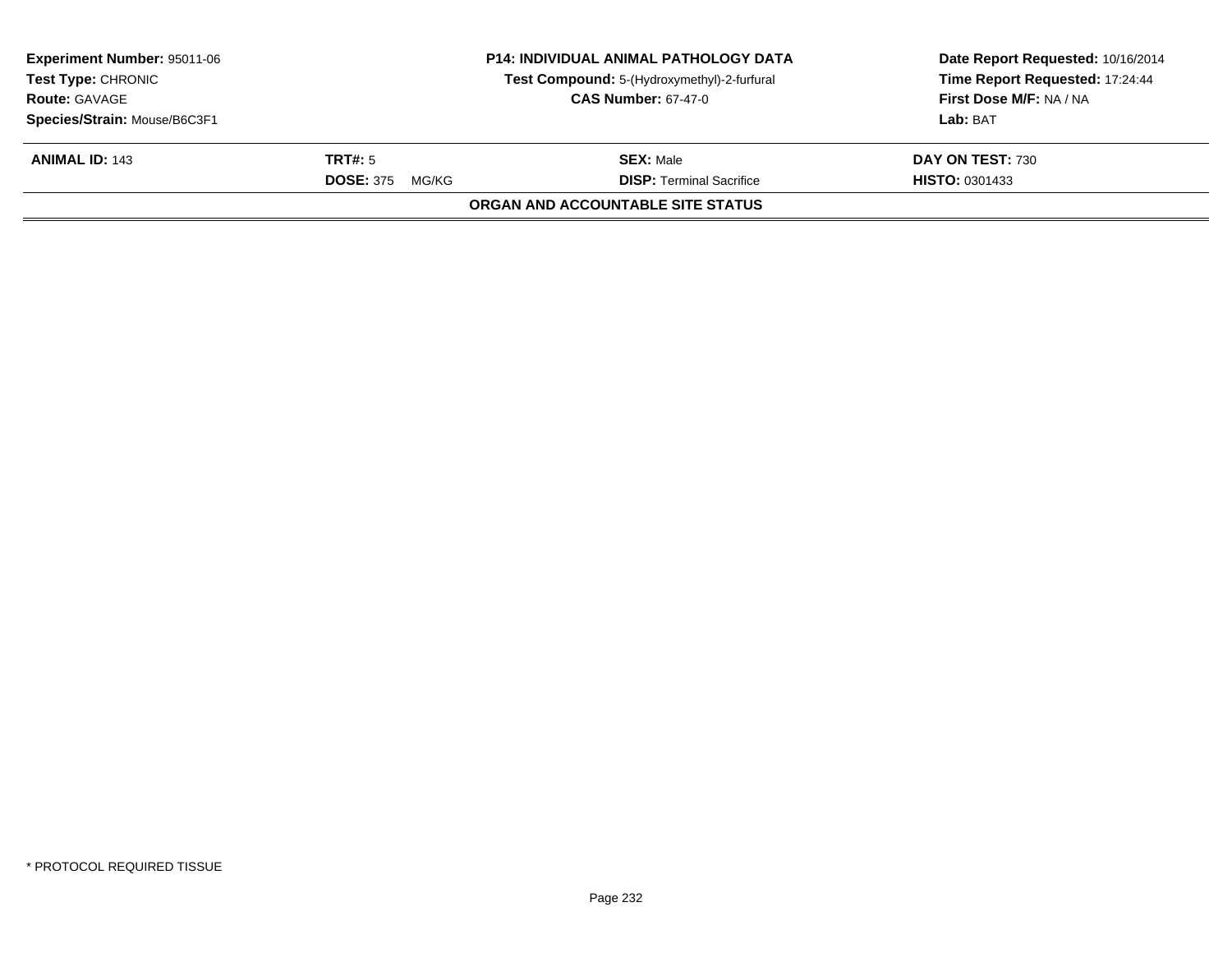**Experiment Number:** 95011-06
**Test Type:** CHRONIC
**Route:** GAVAGE
**Species/Strain:** Mouse/B6C3F1

**P14: INDIVIDUAL ANIMAL PATHOLOGY DATA**
**Test Compound:** 5-(Hydroxymethyl)-2-furfural
**CAS Number:** 67-47-0

**Date Report Requested:** 10/16/2014
**Time Report Requested:** 17:24:44
**First Dose M/F:** NA / NA
**Lab:** BAT

| **ANIMAL ID:** 143 | **TRT#:** 5 | **SEX:** Male | **DAY ON TEST:** 730 |
|---|---|---|---|
| | **DOSE:** 375 MG/KG | **DISP:** Terminal Sacrifice | **HISTO:** 0301433 |

**ORGAN AND ACCOUNTABLE SITE STATUS**

* PROTOCOL REQUIRED TISSUE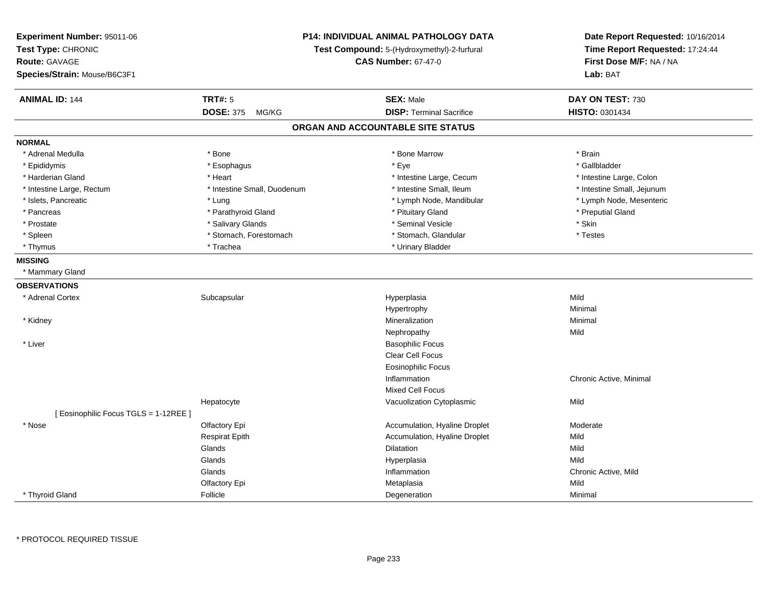**Experiment Number:** 95011-06
**Test Type:** CHRONIC
**Route:** GAVAGE
**Species/Strain:** Mouse/B6C3F1

**P14: INDIVIDUAL ANIMAL PATHOLOGY DATA**
**Test Compound:** 5-(Hydroxymethyl)-2-furfural
**CAS Number:** 67-47-0

**Date Report Requested:** 10/16/2014
**Time Report Requested:** 17:24:44
**First Dose M/F:** NA / NA
**Lab:** BAT

| **ANIMAL ID:** 144 | **TRT#:** 5 | **SEX:** Male | **DAY ON TEST:** 730 |
|---|---|---|---|
| | **DOSE:** 375 MG/KG | **DISP:** Terminal Sacrifice | **HISTO:** 0301434 |

## ORGAN AND ACCOUNTABLE SITE STATUS

**NORMAL**

| | | | |
|---|---|---|---|
| * Adrenal Medulla | * Bone | * Bone Marrow | * Brain |
| * Epididymis | * Esophagus | * Eye | * Gallbladder |
| * Harderian Gland | * Heart | * Intestine Large, Cecum | * Intestine Large, Colon |
| * Intestine Large, Rectum | * Intestine Small, Duodenum | * Intestine Small, Ileum | * Intestine Small, Jejunum |
| * Islets, Pancreatic | * Lung | * Lymph Node, Mandibular | * Lymph Node, Mesenteric |
| * Pancreas | * Parathyroid Gland | * Pituitary Gland | * Preputial Gland |
| * Prostate | * Salivary Glands | * Seminal Vesicle | * Skin |
| * Spleen | * Stomach, Forestomach | * Stomach, Glandular | * Testes |
| * Thymus | * Trachea | * Urinary Bladder | |

**MISSING**

* Mammary Gland

**OBSERVATIONS**

| | | | |
|---|---|---|---|
| * Adrenal Cortex | Subcapsular | Hyperplasia | Mild |
| | | Hypertrophy | Minimal |
| * Kidney | | Mineralization | Minimal |
| | | Nephropathy | Mild |
| * Liver | | Basophilic Focus | |
| | | Clear Cell Focus | |
| | | Eosinophilic Focus | |
| | | Inflammation | Chronic Active, Minimal |
| | | Mixed Cell Focus | |
| | Hepatocyte | Vacuolization Cytoplasmic | Mild |
| [ Eosinophilic Focus TGLS = 1-12REE ] | | | |
| * Nose | Olfactory Epi | Accumulation, Hyaline Droplet | Moderate |
| | Respirat Epith | Accumulation, Hyaline Droplet | Mild |
| | Glands | Dilatation | Mild |
| | Glands | Hyperplasia | Mild |
| | Glands | Inflammation | Chronic Active, Mild |
| | Olfactory Epi | Metaplasia | Mild |
| * Thyroid Gland | Follicle | Degeneration | Minimal |

\* PROTOCOL REQUIRED TISSUE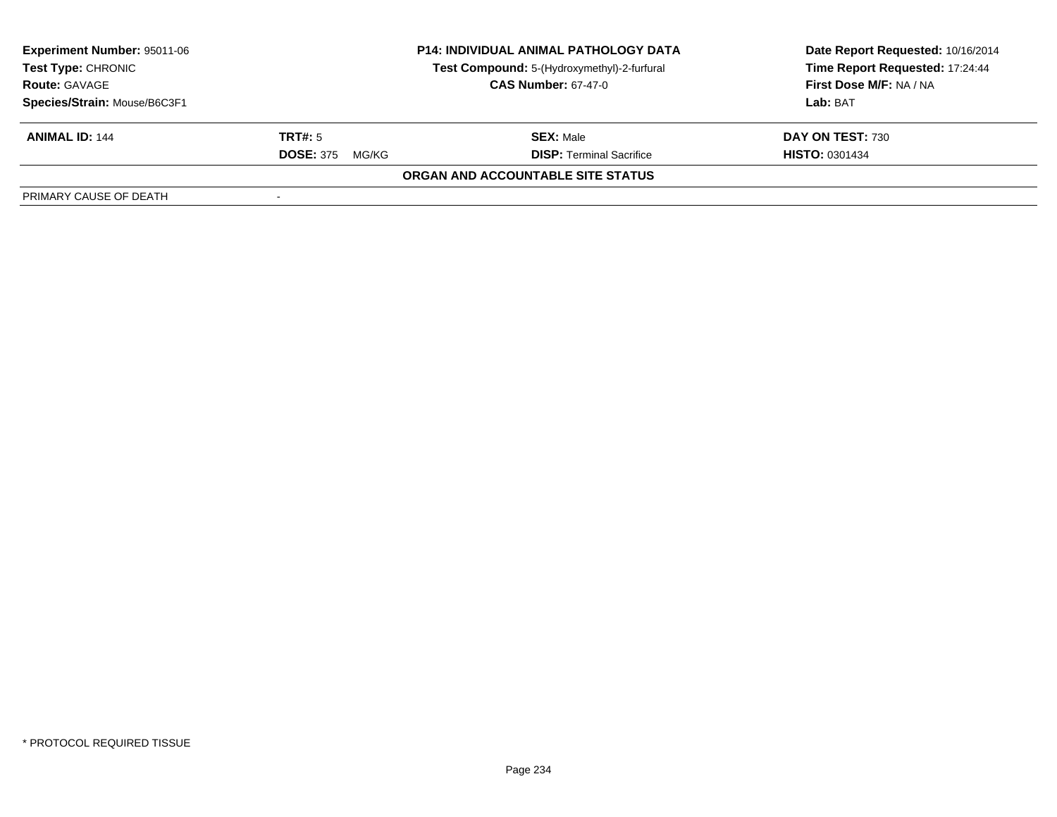| Experiment Number: 95011-06 | P14: INDIVIDUAL ANIMAL PATHOLOGY DATA | Date Report Requested: 10/16/2014 |
|---|---|---|
| Test Type: CHRONIC | Test Compound: 5-(Hydroxymethyl)-2-furfural | Time Report Requested: 17:24:44 |
| Route: GAVAGE | CAS Number: 67-47-0 | First Dose M/F: NA / NA |
| Species/Strain: Mouse/B6C3F1 | | Lab: BAT |

| ANIMAL ID: 144 | TRT#: 5 | SEX: Male | DAY ON TEST: 730 |
|---|---|---|---|
| | DOSE: 375 MG/KG | DISP: Terminal Sacrifice | HISTO: 0301434 |

**ORGAN AND ACCOUNTABLE SITE STATUS**

| PRIMARY CAUSE OF DEATH | - |
|---|---|

* PROTOCOL REQUIRED TISSUE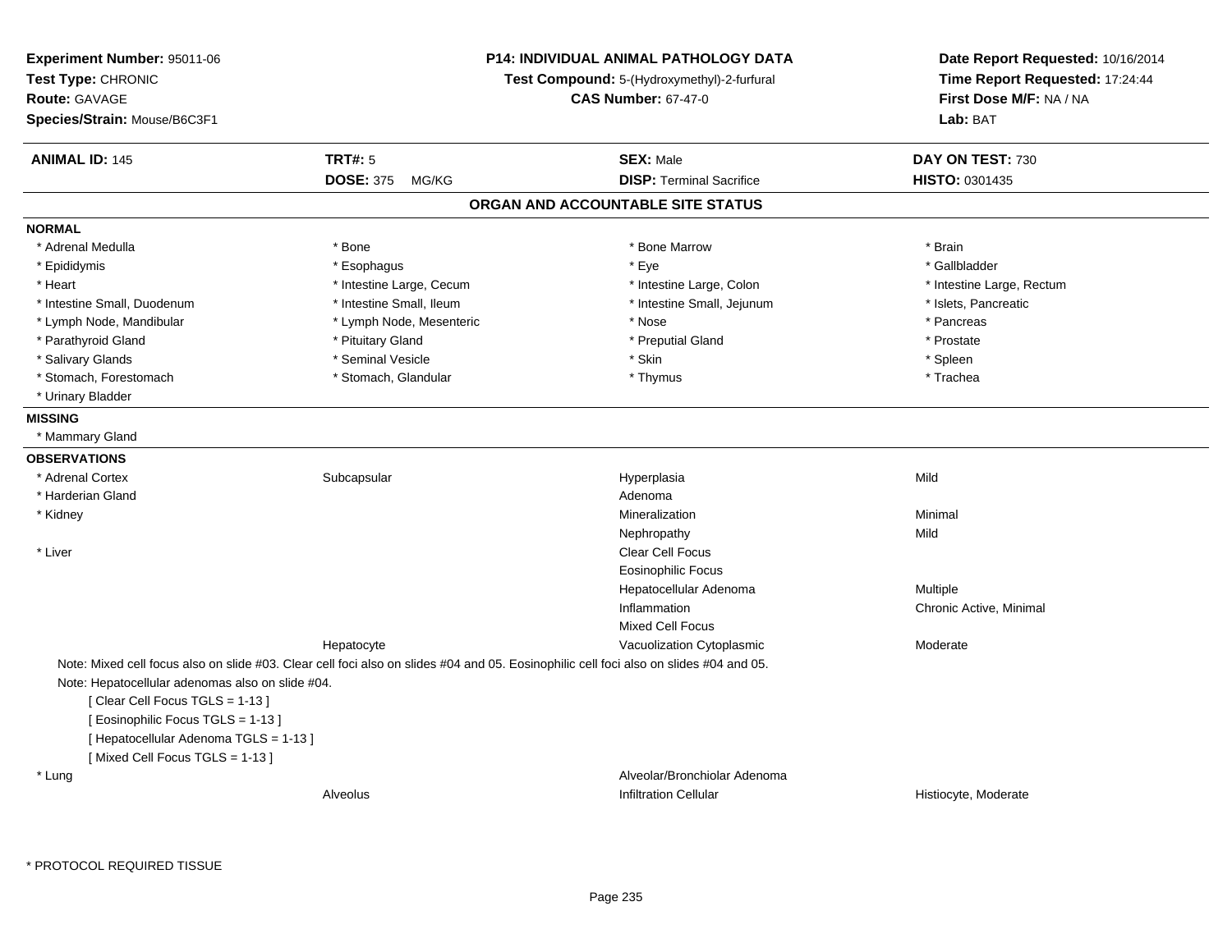**Experiment Number:** 95011-06
**Test Type:** CHRONIC
**Route:** GAVAGE
**Species/Strain:** Mouse/B6C3F1

**P14: INDIVIDUAL ANIMAL PATHOLOGY DATA**
**Test Compound:** 5-(Hydroxymethyl)-2-furfural
**CAS Number:** 67-47-0

**Date Report Requested:** 10/16/2014
**Time Report Requested:** 17:24:44
**First Dose M/F:** NA / NA
**Lab:** BAT

| **ANIMAL ID:** 145 | **TRT#:** 5 | **SEX:** Male | **DAY ON TEST:** 730 |
|---|---|---|---|
| | **DOSE:** 375 MG/KG | **DISP:** Terminal Sacrifice | **HISTO:** 0301435 |

## ORGAN AND ACCOUNTABLE SITE STATUS

**NORMAL**

| | | | |
|---|---|---|---|
| * Adrenal Medulla | * Bone | * Bone Marrow | * Brain |
| * Epididymis | * Esophagus | * Eye | * Gallbladder |
| * Heart | * Intestine Large, Cecum | * Intestine Large, Colon | * Intestine Large, Rectum |
| * Intestine Small, Duodenum | * Intestine Small, Ileum | * Intestine Small, Jejunum | * Islets, Pancreatic |
| * Lymph Node, Mandibular | * Lymph Node, Mesenteric | * Nose | * Pancreas |
| * Parathyroid Gland | * Pituitary Gland | * Preputial Gland | * Prostate |
| * Salivary Glands | * Seminal Vesicle | * Skin | * Spleen |
| * Stomach, Forestomach | * Stomach, Glandular | * Thymus | * Trachea |
| * Urinary Bladder | | | |

**MISSING**

* Mammary Gland

**OBSERVATIONS**

| | | | |
|---|---|---|---|
| * Adrenal Cortex | Subcapsular | Hyperplasia | Mild |
| * Harderian Gland | | Adenoma | |
| * Kidney | | Mineralization | Minimal |
| | | Nephropathy | Mild |
| * Liver | | Clear Cell Focus | |
| | | Eosinophilic Focus | |
| | | Hepatocellular Adenoma | Multiple |
| | | Inflammation | Chronic Active, Minimal |
| | | Mixed Cell Focus | |
| | Hepatocyte | Vacuolization Cytoplasmic | Moderate |

Note: Mixed cell focus also on slide #03. Clear cell foci also on slides #04 and 05. Eosinophilic cell foci also on slides #04 and 05.

Note: Hepatocellular adenomas also on slide #04.

[ Clear Cell Focus TGLS = 1-13 ]
[ Eosinophilic Focus TGLS = 1-13 ]
[ Hepatocellular Adenoma TGLS = 1-13 ]
[ Mixed Cell Focus TGLS = 1-13 ]

| | | | |
|---|---|---|---|
| * Lung | | Alveolar/Bronchiolar Adenoma | |
| | Alveolus | Infiltration Cellular | Histiocyte, Moderate |

* PROTOCOL REQUIRED TISSUE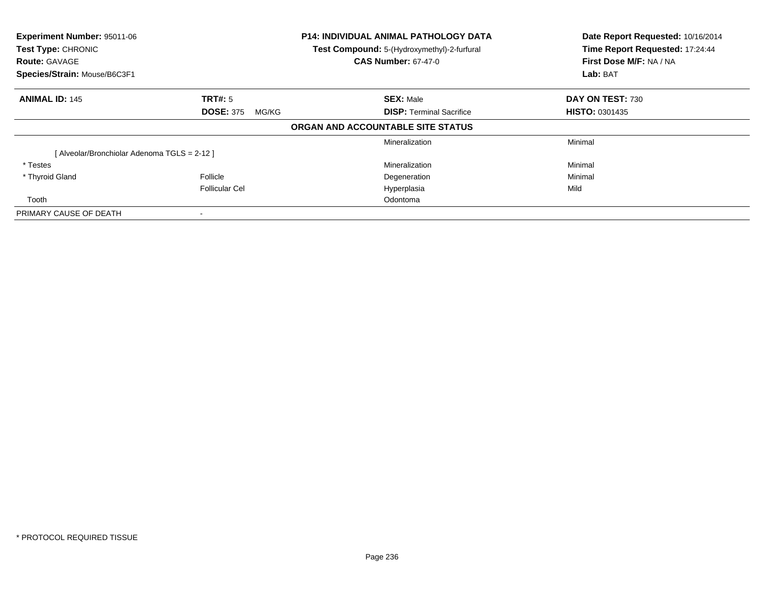**Experiment Number:** 95011-06
**Test Type:** CHRONIC
**Route:** GAVAGE
**Species/Strain:** Mouse/B6C3F1

**P14: INDIVIDUAL ANIMAL PATHOLOGY DATA**
**Test Compound:** 5-(Hydroxymethyl)-2-furfural
**CAS Number:** 67-47-0

**Date Report Requested:** 10/16/2014
**Time Report Requested:** 17:24:44
**First Dose M/F:** NA / NA
**Lab:** BAT

| **ANIMAL ID:** 145 | **TRT#:** 5 | **SEX:** Male | **DAY ON TEST:** 730 |
|---|---|---|---|
| | **DOSE:** 375 MG/KG | **DISP:** Terminal Sacrifice | **HISTO:** 0301435 |

**ORGAN AND ACCOUNTABLE SITE STATUS**

| | | | |
|---|---|---|---|
| | | Mineralization | Minimal |
| [ Alveolar/Bronchiolar Adenoma TGLS = 2-12 ] | | | |
| * Testes | | Mineralization | Minimal |
| * Thyroid Gland | Follicle | Degeneration | Minimal |
| | Follicular Cel | Hyperplasia | Mild |
| Tooth | | Odontoma | |
| PRIMARY CAUSE OF DEATH | - | | |

\* PROTOCOL REQUIRED TISSUE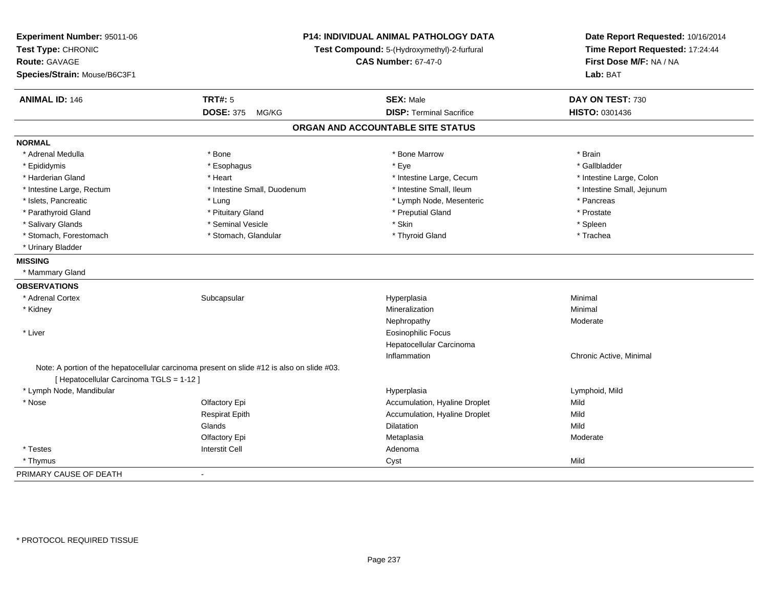**Experiment Number:** 95011-06
**Test Type:** CHRONIC
**Route:** GAVAGE
**Species/Strain:** Mouse/B6C3F1

**P14: INDIVIDUAL ANIMAL PATHOLOGY DATA**
**Test Compound:** 5-(Hydroxymethyl)-2-furfural
**CAS Number:** 67-47-0

**Date Report Requested:** 10/16/2014
**Time Report Requested:** 17:24:44
**First Dose M/F:** NA / NA
**Lab:** BAT

| **ANIMAL ID:** 146 | **TRT#:** 5 | **SEX:** Male | **DAY ON TEST:** 730 |
|---|---|---|---|
| | **DOSE:** 375 MG/KG | **DISP:** Terminal Sacrifice | **HISTO:** 0301436 |

## ORGAN AND ACCOUNTABLE SITE STATUS

**NORMAL**

| | | | |
|---|---|---|---|
| * Adrenal Medulla | * Bone | * Bone Marrow | * Brain |
| * Epididymis | * Esophagus | * Eye | * Gallbladder |
| * Harderian Gland | * Heart | * Intestine Large, Cecum | * Intestine Large, Colon |
| * Intestine Large, Rectum | * Intestine Small, Duodenum | * Intestine Small, Ileum | * Intestine Small, Jejunum |
| * Islets, Pancreatic | * Lung | * Lymph Node, Mesenteric | * Pancreas |
| * Parathyroid Gland | * Pituitary Gland | * Preputial Gland | * Prostate |
| * Salivary Glands | * Seminal Vesicle | * Skin | * Spleen |
| * Stomach, Forestomach | * Stomach, Glandular | * Thyroid Gland | * Trachea |
| * Urinary Bladder | | | |

**MISSING**

* Mammary Gland

**OBSERVATIONS**

| | | | |
|---|---|---|---|
| * Adrenal Cortex | Subcapsular | Hyperplasia | Minimal |
| * Kidney | | Mineralization | Minimal |
| | | Nephropathy | Moderate |
| * Liver | | Eosinophilic Focus | |
| | | Hepatocellular Carcinoma | |
| | | Inflammation | Chronic Active, Minimal |

Note: A portion of the hepatocellular carcinoma present on slide #12 is also on slide #03.
[ Hepatocellular Carcinoma TGLS = 1-12 ]

| | | | |
|---|---|---|---|
| * Lymph Node, Mandibular | | Hyperplasia | Lymphoid, Mild |
| * Nose | Olfactory Epi | Accumulation, Hyaline Droplet | Mild |
| | Respirat Epith | Accumulation, Hyaline Droplet | Mild |
| | Glands | Dilatation | Mild |
| | Olfactory Epi | Metaplasia | Moderate |
| * Testes | Interstit Cell | Adenoma | |
| * Thymus | | Cyst | Mild |

PRIMARY CAUSE OF DEATH -

* PROTOCOL REQUIRED TISSUE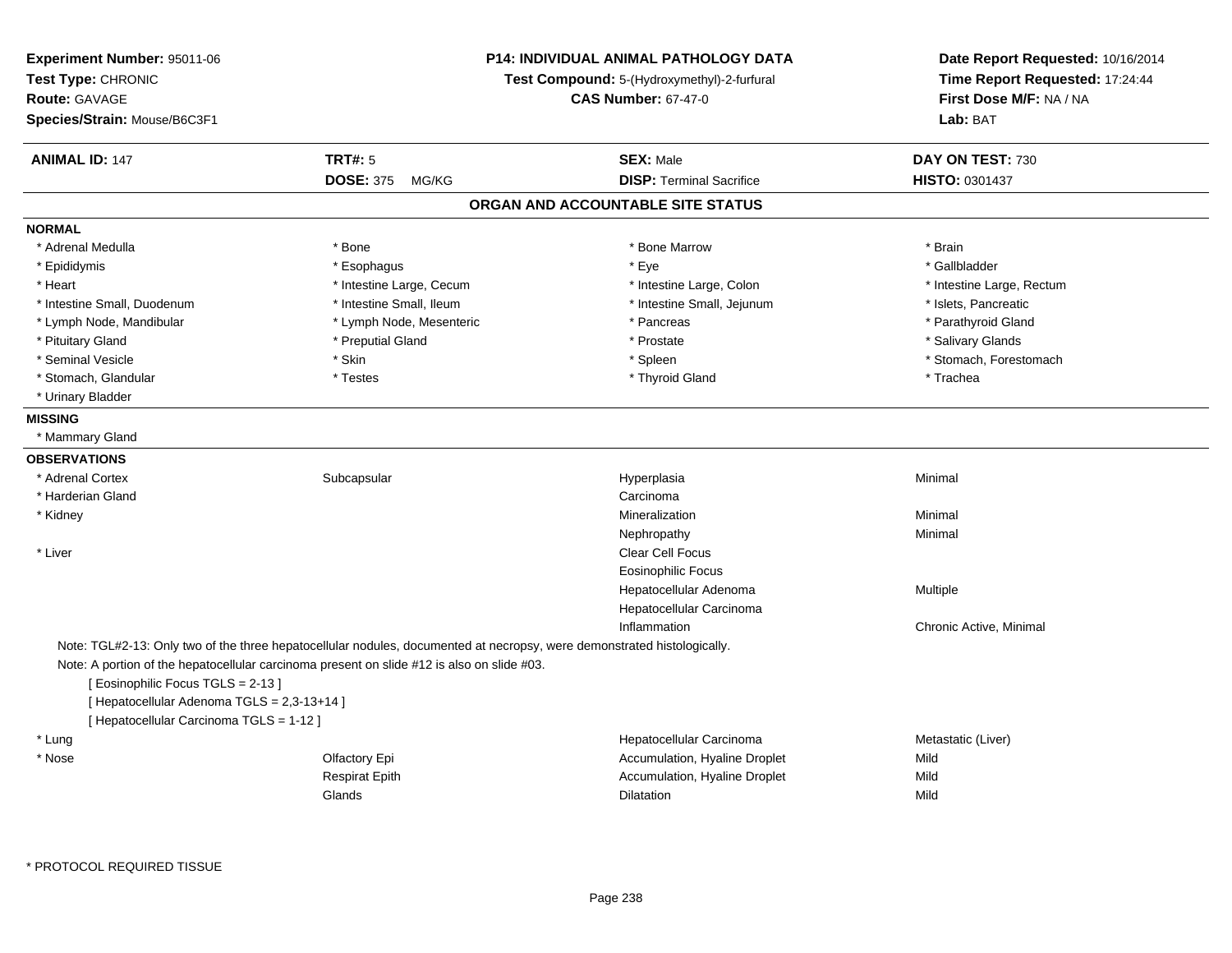**Experiment Number:** 95011-06
**Test Type:** CHRONIC
**Route:** GAVAGE
**Species/Strain:** Mouse/B6C3F1

**P14: INDIVIDUAL ANIMAL PATHOLOGY DATA**
**Test Compound:** 5-(Hydroxymethyl)-2-furfural
**CAS Number:** 67-47-0

**Date Report Requested:** 10/16/2014
**Time Report Requested:** 17:24:44
**First Dose M/F:** NA / NA
**Lab:** BAT

| **ANIMAL ID:** 147 | **TRT#:** 5 | **SEX:** Male | **DAY ON TEST:** 730 |
|---|---|---|---|
| | **DOSE:** 375 MG/KG | **DISP:** Terminal Sacrifice | **HISTO:** 0301437 |

## ORGAN AND ACCOUNTABLE SITE STATUS

**NORMAL**

| | | | |
|---|---|---|---|
| * Adrenal Medulla | * Bone | * Bone Marrow | * Brain |
| * Epididymis | * Esophagus | * Eye | * Gallbladder |
| * Heart | * Intestine Large, Cecum | * Intestine Large, Colon | * Intestine Large, Rectum |
| * Intestine Small, Duodenum | * Intestine Small, Ileum | * Intestine Small, Jejunum | * Islets, Pancreatic |
| * Lymph Node, Mandibular | * Lymph Node, Mesenteric | * Pancreas | * Parathyroid Gland |
| * Pituitary Gland | * Preputial Gland | * Prostate | * Salivary Glands |
| * Seminal Vesicle | * Skin | * Spleen | * Stomach, Forestomach |
| * Stomach, Glandular | * Testes | * Thyroid Gland | * Trachea |
| * Urinary Bladder | | | |

**MISSING**

* Mammary Gland

**OBSERVATIONS**

| | | | |
|---|---|---|---|
| * Adrenal Cortex | Subcapsular | Hyperplasia | Minimal |
| * Harderian Gland | | Carcinoma | |
| * Kidney | | Mineralization | Minimal |
| | | Nephropathy | Minimal |
| * Liver | | Clear Cell Focus | |
| | | Eosinophilic Focus | |
| | | Hepatocellular Adenoma | Multiple |
| | | Hepatocellular Carcinoma | |
| | | Inflammation | Chronic Active, Minimal |

Note: TGL#2-13: Only two of the three hepatocellular nodules, documented at necropsy, were demonstrated histologically.

Note: A portion of the hepatocellular carcinoma present on slide #12 is also on slide #03.

[ Eosinophilic Focus TGLS = 2-13 ]

[ Hepatocellular Adenoma TGLS = 2,3-13+14 ]

[ Hepatocellular Carcinoma TGLS = 1-12 ]

| | | | |
|---|---|---|---|
| * Lung | | Hepatocellular Carcinoma | Metastatic (Liver) |
| * Nose | Olfactory Epi | Accumulation, Hyaline Droplet | Mild |
| | Respirat Epith | Accumulation, Hyaline Droplet | Mild |
| | Glands | Dilatation | Mild |

\* PROTOCOL REQUIRED TISSUE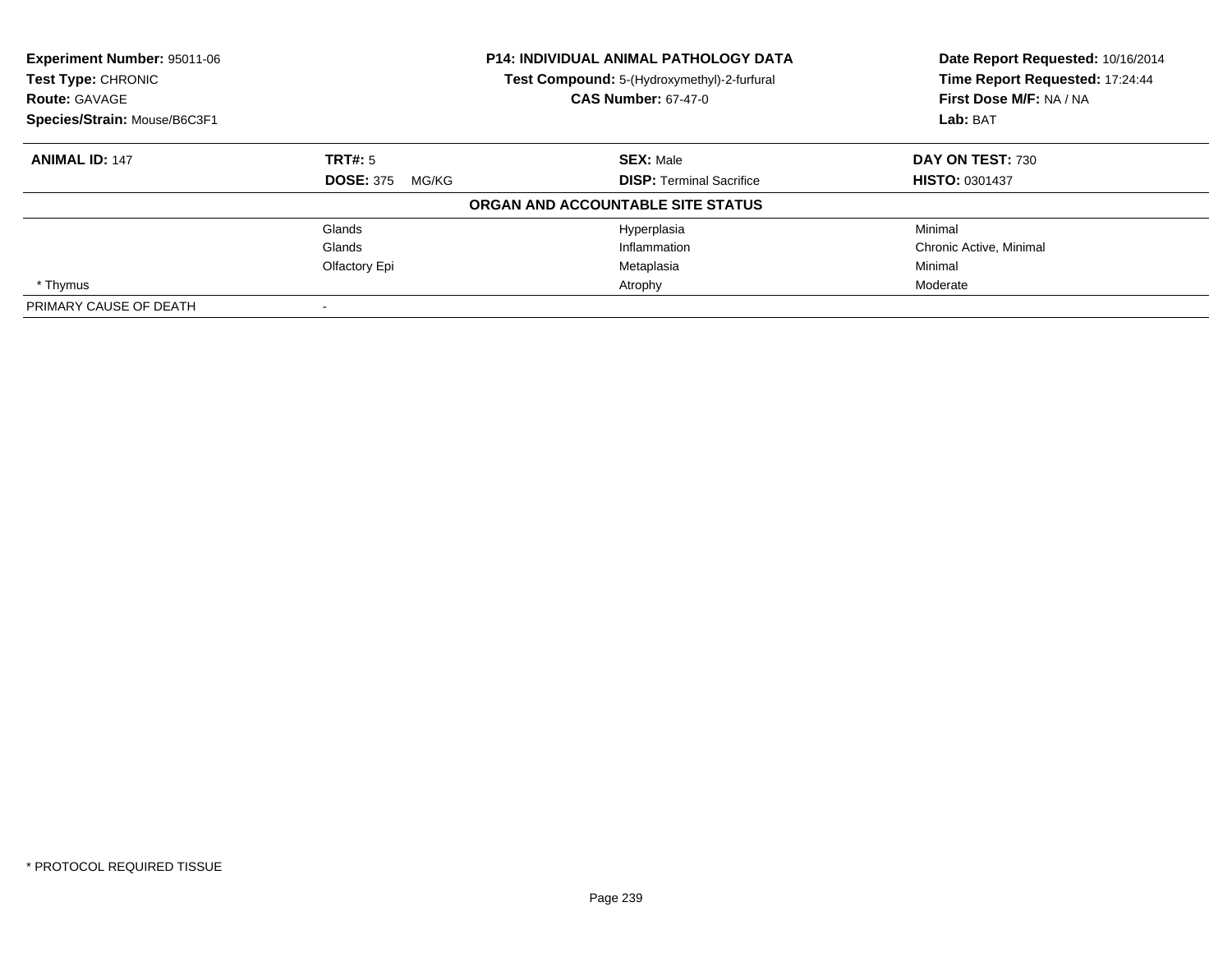| **Experiment Number:** 95011-06 | **P14: INDIVIDUAL ANIMAL PATHOLOGY DATA** | **Date Report Requested:** 10/16/2014 |
|---|---|---|
| **Test Type:** CHRONIC | **Test Compound:** 5-(Hydroxymethyl)-2-furfural | **Time Report Requested:** 17:24:44 |
| **Route:** GAVAGE | **CAS Number:** 67-47-0 | **First Dose M/F:** NA / NA |
| **Species/Strain:** Mouse/B6C3F1 | | **Lab:** BAT |

| **ANIMAL ID:** 147 | **TRT#:** 5 | **SEX:** Male | **DAY ON TEST:** 730 |
|---|---|---|---|
| | **DOSE:** 375 MG/KG | **DISP:** Terminal Sacrifice | **HISTO:** 0301437 |
| | | **ORGAN AND ACCOUNTABLE SITE STATUS** | |
| | Glands | Hyperplasia | Minimal |
| | Glands | Inflammation | Chronic Active, Minimal |
| | Olfactory Epi | Metaplasia | Minimal |
| * Thymus | | Atrophy | Moderate |
| PRIMARY CAUSE OF DEATH | - | | |

* PROTOCOL REQUIRED TISSUE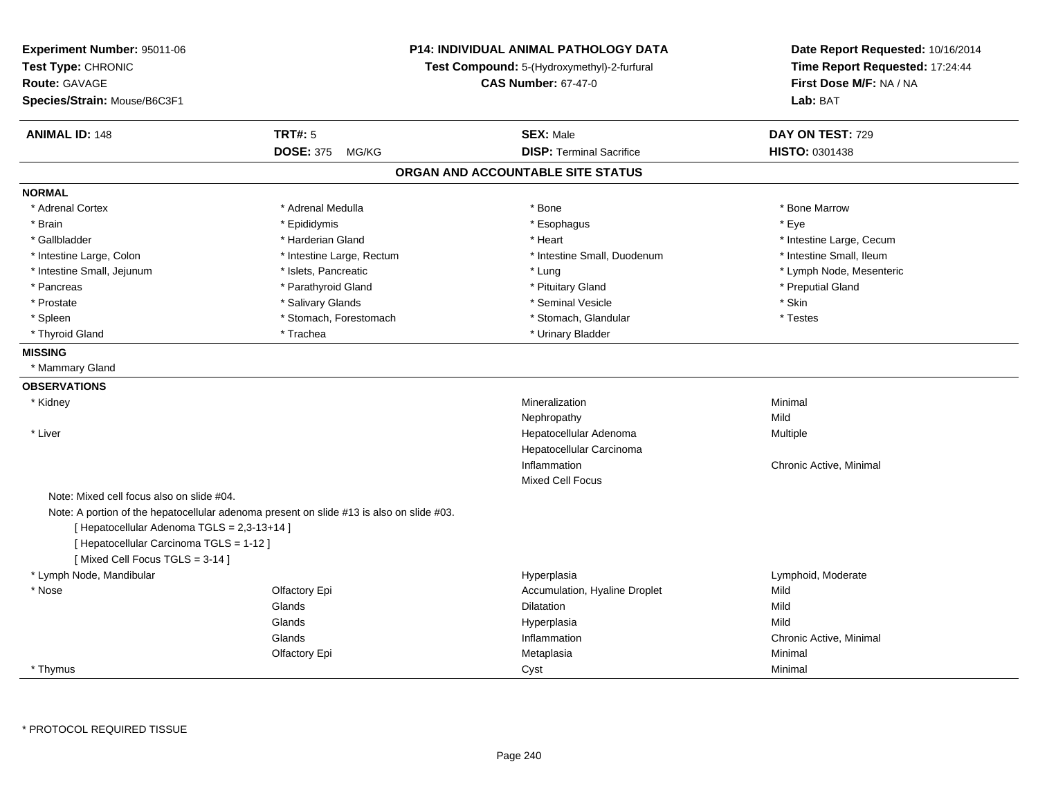**Experiment Number:** 95011-06
**Test Type:** CHRONIC
**Route:** GAVAGE
**Species/Strain:** Mouse/B6C3F1

**P14: INDIVIDUAL ANIMAL PATHOLOGY DATA**
**Test Compound:** 5-(Hydroxymethyl)-2-furfural
**CAS Number:** 67-47-0

**Date Report Requested:** 10/16/2014
**Time Report Requested:** 17:24:44
**First Dose M/F:** NA / NA
**Lab:** BAT

| **ANIMAL ID:** 148 | **TRT#:** 5 | **SEX:** Male | **DAY ON TEST:** 729 |
|---|---|---|---|
| | **DOSE:** 375 MG/KG | **DISP:** Terminal Sacrifice | **HISTO:** 0301438 |

## ORGAN AND ACCOUNTABLE SITE STATUS

**NORMAL**

| | | | |
|---|---|---|---|
| * Adrenal Cortex | * Adrenal Medulla | * Bone | * Bone Marrow |
| * Brain | * Epididymis | * Esophagus | * Eye |
| * Gallbladder | * Harderian Gland | * Heart | * Intestine Large, Cecum |
| * Intestine Large, Colon | * Intestine Large, Rectum | * Intestine Small, Duodenum | * Intestine Small, Ileum |
| * Intestine Small, Jejunum | * Islets, Pancreatic | * Lung | * Lymph Node, Mesenteric |
| * Pancreas | * Parathyroid Gland | * Pituitary Gland | * Preputial Gland |
| * Prostate | * Salivary Glands | * Seminal Vesicle | * Skin |
| * Spleen | * Stomach, Forestomach | * Stomach, Glandular | * Testes |
| * Thyroid Gland | * Trachea | * Urinary Bladder | |

**MISSING**

* Mammary Gland

**OBSERVATIONS**

| | | | |
|---|---|---|---|
| * Kidney | | Mineralization | Minimal |
| | | Nephropathy | Mild |
| * Liver | | Hepatocellular Adenoma | Multiple |
| | | Hepatocellular Carcinoma | |
| | | Inflammation | Chronic Active, Minimal |
| | | Mixed Cell Focus | |

Note: Mixed cell focus also on slide #04.
Note: A portion of the hepatocellular adenoma present on slide #13 is also on slide #03.
[ Hepatocellular Adenoma TGLS = 2,3-13+14 ]
[ Hepatocellular Carcinoma TGLS = 1-12 ]
[ Mixed Cell Focus TGLS = 3-14 ]

| | | | |
|---|---|---|---|
| * Lymph Node, Mandibular | | Hyperplasia | Lymphoid, Moderate |
| * Nose | Olfactory Epi | Accumulation, Hyaline Droplet | Mild |
| | Glands | Dilatation | Mild |
| | Glands | Hyperplasia | Mild |
| | Glands | Inflammation | Chronic Active, Minimal |
| | Olfactory Epi | Metaplasia | Minimal |
| * Thymus | | Cyst | Minimal |

\* PROTOCOL REQUIRED TISSUE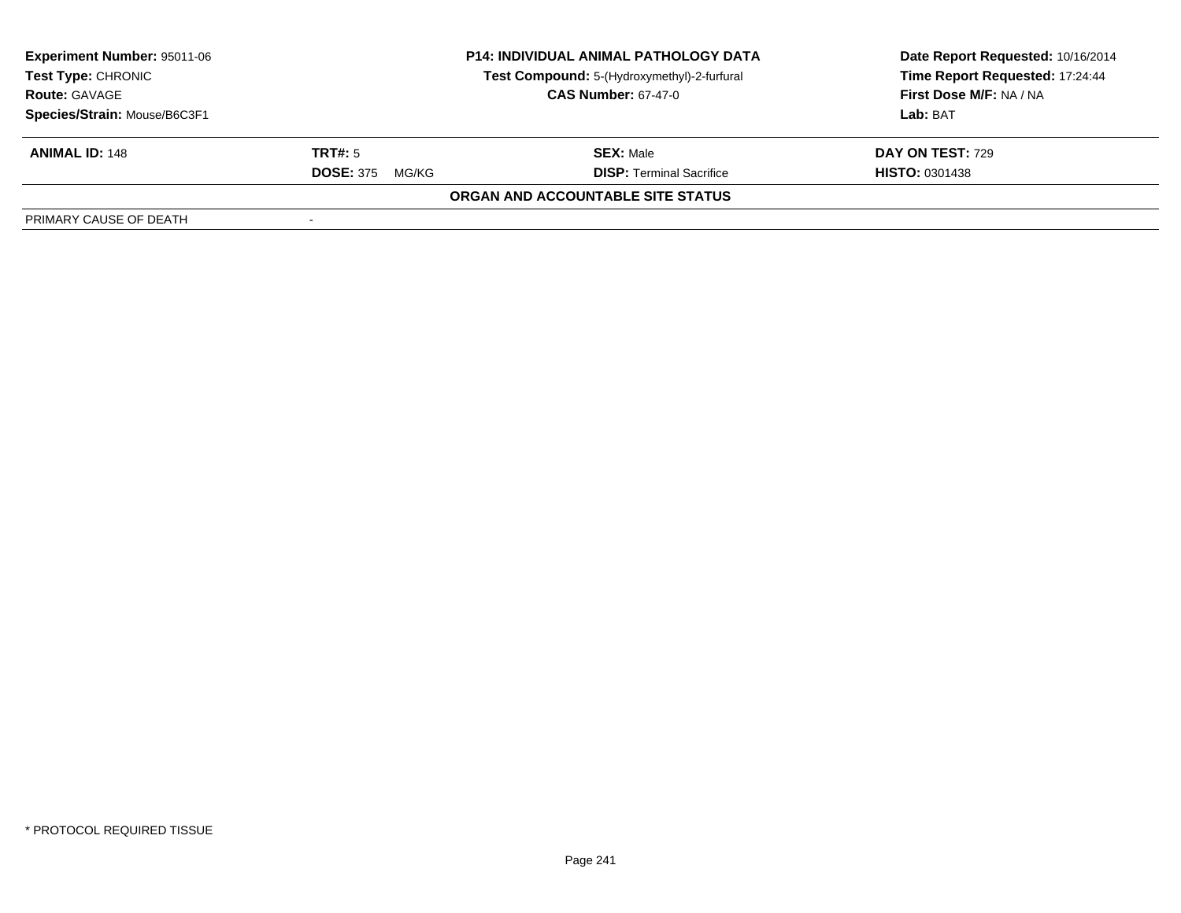**Experiment Number:** 95011-06
**Test Type:** CHRONIC
**Route:** GAVAGE
**Species/Strain:** Mouse/B6C3F1

**P14: INDIVIDUAL ANIMAL PATHOLOGY DATA**
**Test Compound:** 5-(Hydroxymethyl)-2-furfural
**CAS Number:** 67-47-0

**Date Report Requested:** 10/16/2014
**Time Report Requested:** 17:24:44
**First Dose M/F:** NA / NA
**Lab:** BAT

| **ANIMAL ID:** 148 | **TRT#:** 5 | **SEX:** Male | **DAY ON TEST:** 729 |
|---|---|---|---|
| | **DOSE:** 375 MG/KG | **DISP:** Terminal Sacrifice | **HISTO:** 0301438 |

**ORGAN AND ACCOUNTABLE SITE STATUS**

| PRIMARY CAUSE OF DEATH | - |
|---|---|

\* PROTOCOL REQUIRED TISSUE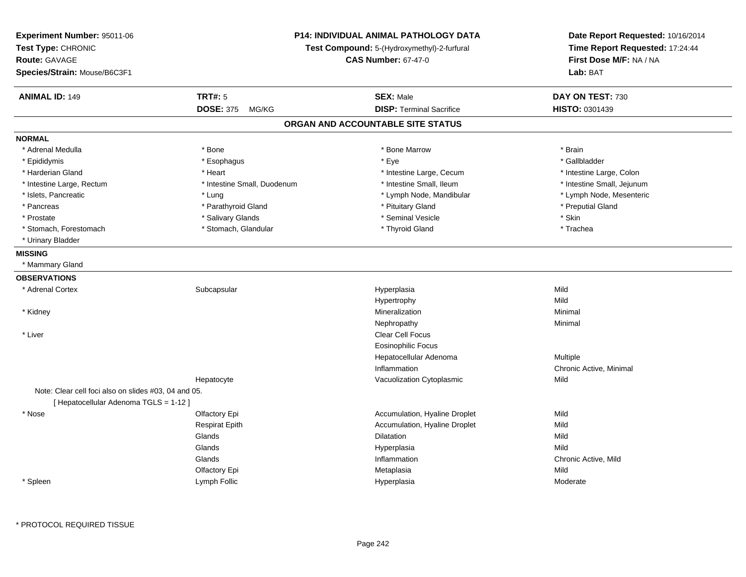**Experiment Number:** 95011-06
**Test Type:** CHRONIC
**Route:** GAVAGE
**Species/Strain:** Mouse/B6C3F1

**P14: INDIVIDUAL ANIMAL PATHOLOGY DATA**
**Test Compound:** 5-(Hydroxymethyl)-2-furfural
**CAS Number:** 67-47-0

**Date Report Requested:** 10/16/2014
**Time Report Requested:** 17:24:44
**First Dose M/F:** NA / NA
**Lab:** BAT

| **ANIMAL ID:** 149 | **TRT#:** 5 | **SEX:** Male | **DAY ON TEST:** 730 |
|---|---|---|---|
| | **DOSE:** 375 MG/KG | **DISP:** Terminal Sacrifice | **HISTO:** 0301439 |

## ORGAN AND ACCOUNTABLE SITE STATUS

**NORMAL**

| | | | |
|---|---|---|---|
| * Adrenal Medulla | * Bone | * Bone Marrow | * Brain |
| * Epididymis | * Esophagus | * Eye | * Gallbladder |
| * Harderian Gland | * Heart | * Intestine Large, Cecum | * Intestine Large, Colon |
| * Intestine Large, Rectum | * Intestine Small, Duodenum | * Intestine Small, Ileum | * Intestine Small, Jejunum |
| * Islets, Pancreatic | * Lung | * Lymph Node, Mandibular | * Lymph Node, Mesenteric |
| * Pancreas | * Parathyroid Gland | * Pituitary Gland | * Preputial Gland |
| * Prostate | * Salivary Glands | * Seminal Vesicle | * Skin |
| * Stomach, Forestomach | * Stomach, Glandular | * Thyroid Gland | * Trachea |
| * Urinary Bladder | | | |

**MISSING**

* Mammary Gland

**OBSERVATIONS**

| | | | |
|---|---|---|---|
| * Adrenal Cortex | Subcapsular | Hyperplasia | Mild |
| | | Hypertrophy | Mild |
| * Kidney | | Mineralization | Minimal |
| | | Nephropathy | Minimal |
| * Liver | | Clear Cell Focus | |
| | | Eosinophilic Focus | |
| | | Hepatocellular Adenoma | Multiple |
| | | Inflammation | Chronic Active, Minimal |
| | Hepatocyte | Vacuolization Cytoplasmic | Mild |

Note: Clear cell foci also on slides #03, 04 and 05.
[ Hepatocellular Adenoma TGLS = 1-12 ]

| | | | |
|---|---|---|---|
| * Nose | Olfactory Epi | Accumulation, Hyaline Droplet | Mild |
| | Respirat Epith | Accumulation, Hyaline Droplet | Mild |
| | Glands | Dilatation | Mild |
| | Glands | Hyperplasia | Mild |
| | Glands | Inflammation | Chronic Active, Mild |
| | Olfactory Epi | Metaplasia | Mild |
| * Spleen | Lymph Follic | Hyperplasia | Moderate |

* PROTOCOL REQUIRED TISSUE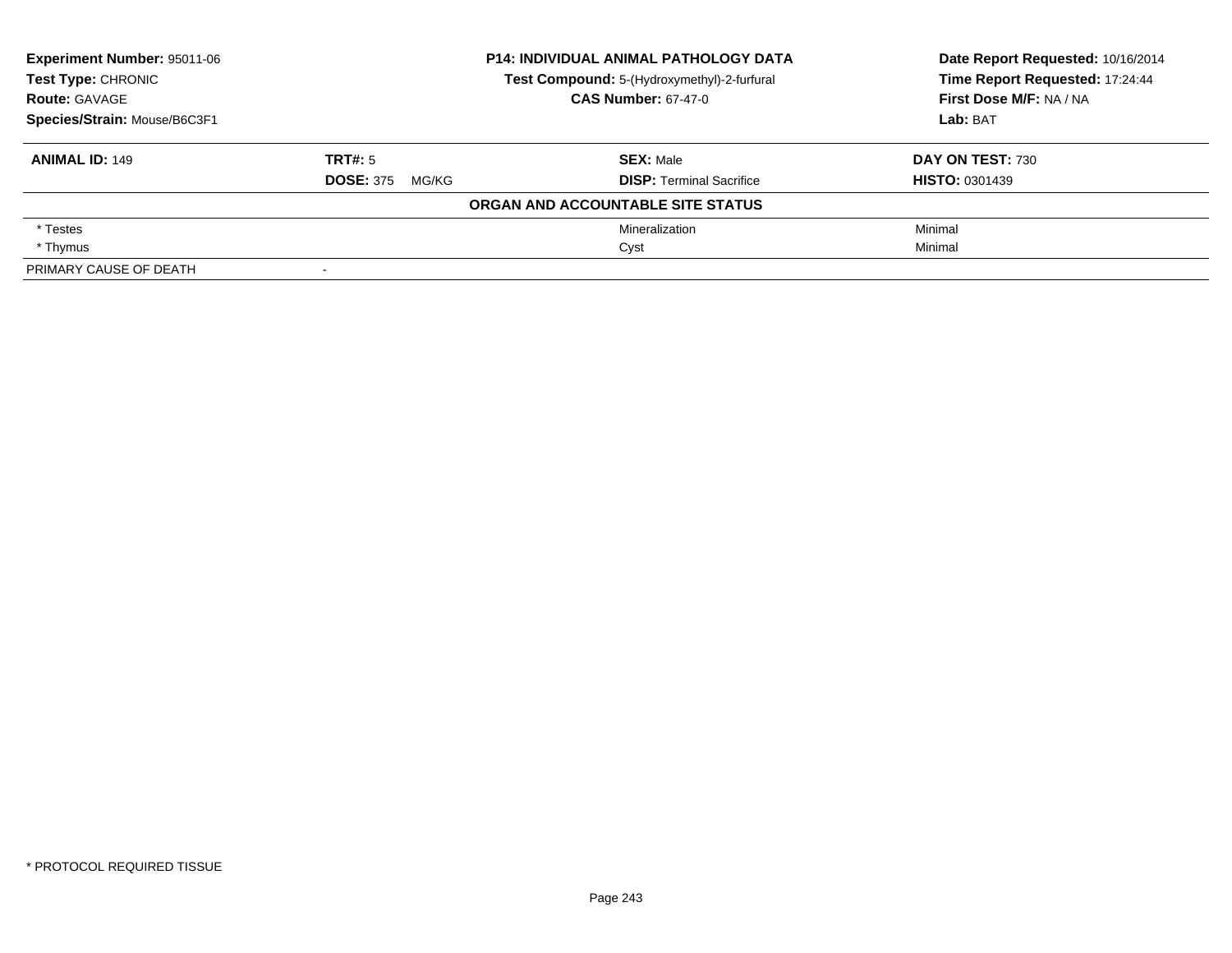**Experiment Number:** 95011-06
**Test Type:** CHRONIC
**Route:** GAVAGE
**Species/Strain:** Mouse/B6C3F1

**P14: INDIVIDUAL ANIMAL PATHOLOGY DATA**
**Test Compound:** 5-(Hydroxymethyl)-2-furfural
**CAS Number:** 67-47-0

**Date Report Requested:** 10/16/2014
**Time Report Requested:** 17:24:44
**First Dose M/F:** NA / NA
**Lab:** BAT

| **ANIMAL ID:** 149 | **TRT#:** 5 | **SEX:** Male | **DAY ON TEST:** 730 |
|---|---|---|---|
| | **DOSE:** 375 MG/KG | **DISP:** Terminal Sacrifice | **HISTO:** 0301439 |

**ORGAN AND ACCOUNTABLE SITE STATUS**

| Organ | | Finding | Severity |
|---|---|---|---|
| * Testes | | Mineralization | Minimal |
| * Thymus | | Cyst | Minimal |
| PRIMARY CAUSE OF DEATH | - | | |

* PROTOCOL REQUIRED TISSUE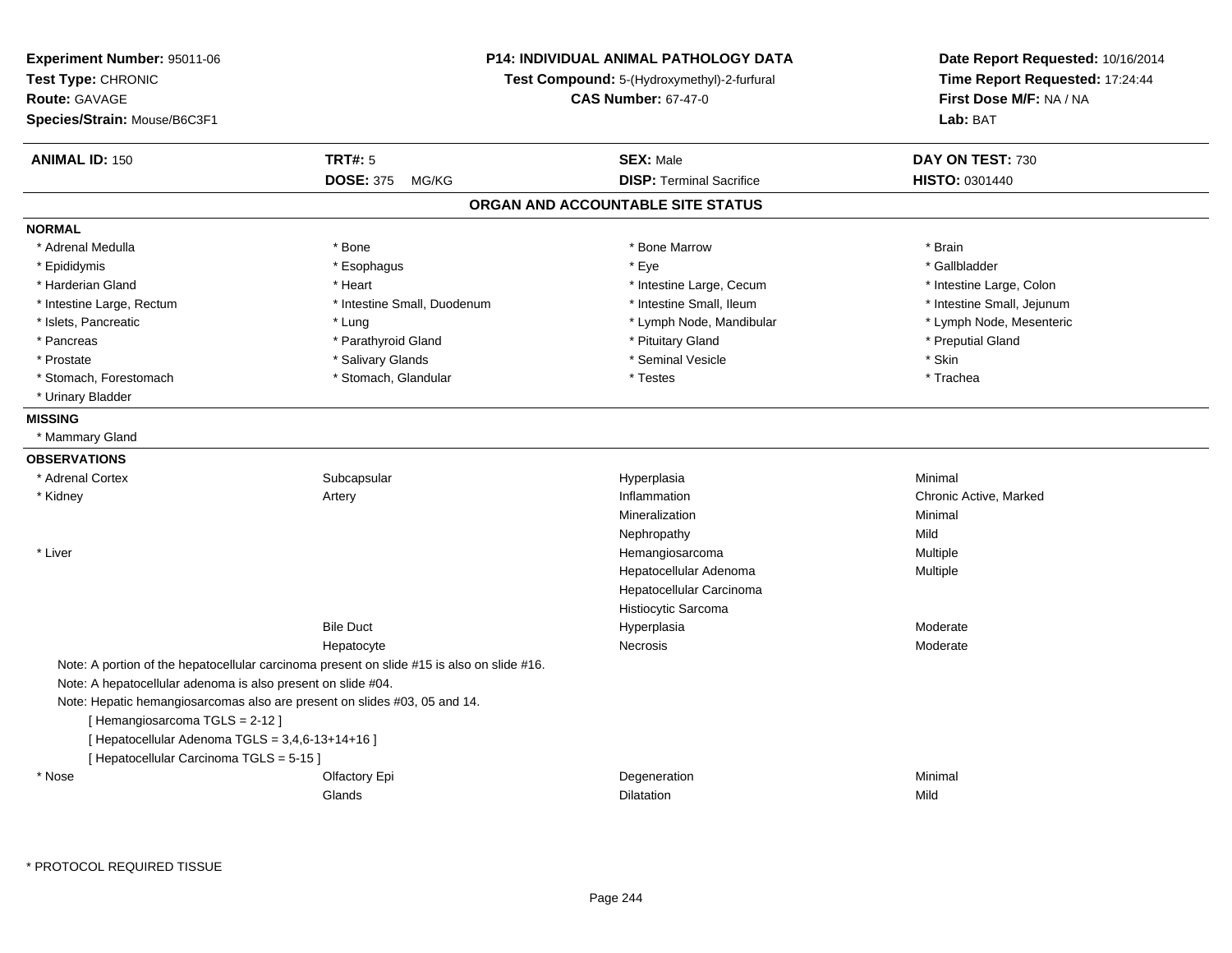**Experiment Number:** 95011-06
**Test Type:** CHRONIC
**Route:** GAVAGE
**Species/Strain:** Mouse/B6C3F1

**P14: INDIVIDUAL ANIMAL PATHOLOGY DATA**
**Test Compound:** 5-(Hydroxymethyl)-2-furfural
**CAS Number:** 67-47-0

**Date Report Requested:** 10/16/2014
**Time Report Requested:** 17:24:44
**First Dose M/F:** NA / NA
**Lab:** BAT

| **ANIMAL ID:** 150 | **TRT#:** 5 | **SEX:** Male | **DAY ON TEST:** 730 |
|---|---|---|---|
| | **DOSE:** 375 MG/KG | **DISP:** Terminal Sacrifice | **HISTO:** 0301440 |

## ORGAN AND ACCOUNTABLE SITE STATUS

**NORMAL**

| | | | |
|---|---|---|---|
| * Adrenal Medulla | * Bone | * Bone Marrow | * Brain |
| * Epididymis | * Esophagus | * Eye | * Gallbladder |
| * Harderian Gland | * Heart | * Intestine Large, Cecum | * Intestine Large, Colon |
| * Intestine Large, Rectum | * Intestine Small, Duodenum | * Intestine Small, Ileum | * Intestine Small, Jejunum |
| * Islets, Pancreatic | * Lung | * Lymph Node, Mandibular | * Lymph Node, Mesenteric |
| * Pancreas | * Parathyroid Gland | * Pituitary Gland | * Preputial Gland |
| * Prostate | * Salivary Glands | * Seminal Vesicle | * Skin |
| * Stomach, Forestomach | * Stomach, Glandular | * Testes | * Trachea |
| * Urinary Bladder | | | |

**MISSING**

* Mammary Gland

**OBSERVATIONS**

| | | | |
|---|---|---|---|
| * Adrenal Cortex | Subcapsular | Hyperplasia | Minimal |
| * Kidney | Artery | Inflammation | Chronic Active, Marked |
| | | Mineralization | Minimal |
| | | Nephropathy | Mild |
| * Liver | | Hemangiosarcoma | Multiple |
| | | Hepatocellular Adenoma | Multiple |
| | | Hepatocellular Carcinoma | |
| | | Histiocytic Sarcoma | |
| | Bile Duct | Hyperplasia | Moderate |
| | Hepatocyte | Necrosis | Moderate |

Note: A portion of the hepatocellular carcinoma present on slide #15 is also on slide #16.
Note: A hepatocellular adenoma is also present on slide #04.
Note: Hepatic hemangiosarcomas also are present on slides #03, 05 and 14.
[ Hemangiosarcoma TGLS = 2-12 ]
[ Hepatocellular Adenoma TGLS = 3,4,6-13+14+16 ]
[ Hepatocellular Carcinoma TGLS = 5-15 ]

| | | | |
|---|---|---|---|
| * Nose | Olfactory Epi | Degeneration | Minimal |
| | Glands | Dilatation | Mild |

* PROTOCOL REQUIRED TISSUE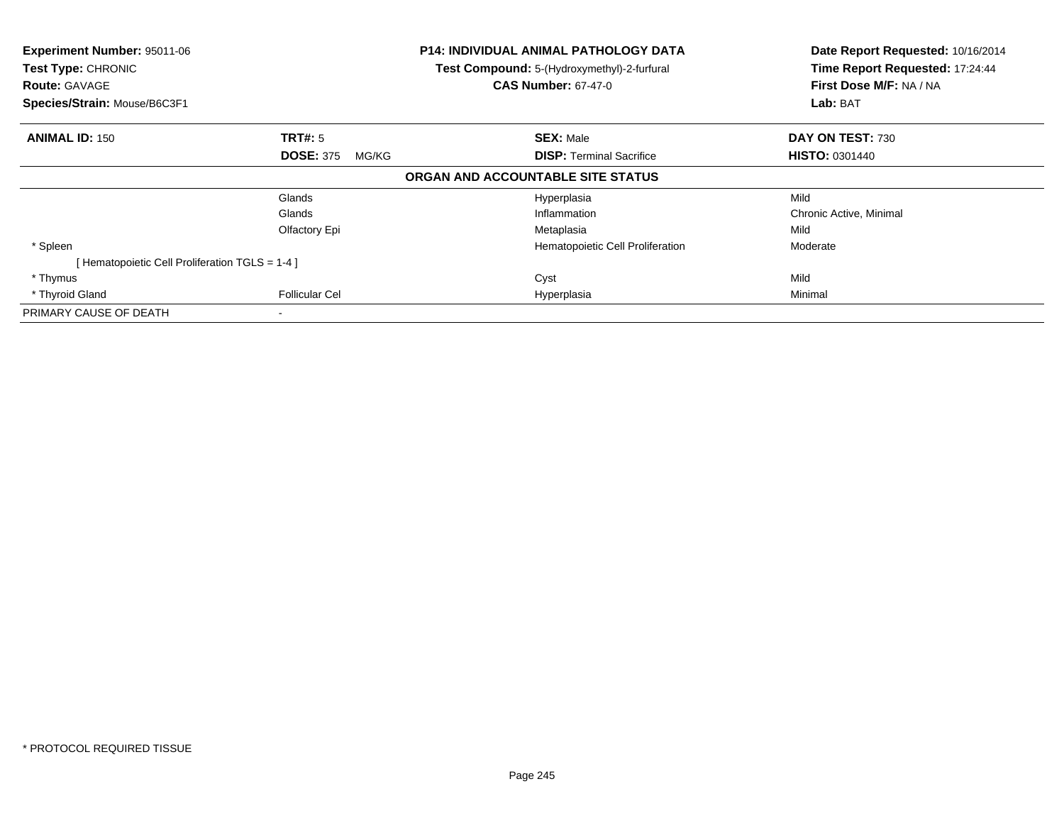**Experiment Number:** 95011-06
**Test Type:** CHRONIC
**Route:** GAVAGE
**Species/Strain:** Mouse/B6C3F1

**P14: INDIVIDUAL ANIMAL PATHOLOGY DATA**
**Test Compound:** 5-(Hydroxymethyl)-2-furfural
**CAS Number:** 67-47-0

**Date Report Requested:** 10/16/2014
**Time Report Requested:** 17:24:44
**First Dose M/F:** NA / NA
**Lab:** BAT

| **ANIMAL ID:** 150 | **TRT#:** 5 | **SEX:** Male | **DAY ON TEST:** 730 |
|---|---|---|---|
| | **DOSE:** 375 MG/KG | **DISP:** Terminal Sacrifice | **HISTO:** 0301440 |

**ORGAN AND ACCOUNTABLE SITE STATUS**

| | | | |
|---|---|---|---|
| | Glands | Hyperplasia | Mild |
| | Glands | Inflammation | Chronic Active, Minimal |
| | Olfactory Epi | Metaplasia | Mild |
| * Spleen | | Hematopoietic Cell Proliferation | Moderate |
| [ Hematopoietic Cell Proliferation TGLS = 1-4 ] | | | |
| * Thymus | | Cyst | Mild |
| * Thyroid Gland | Follicular Cel | Hyperplasia | Minimal |
| PRIMARY CAUSE OF DEATH | - | | |

* PROTOCOL REQUIRED TISSUE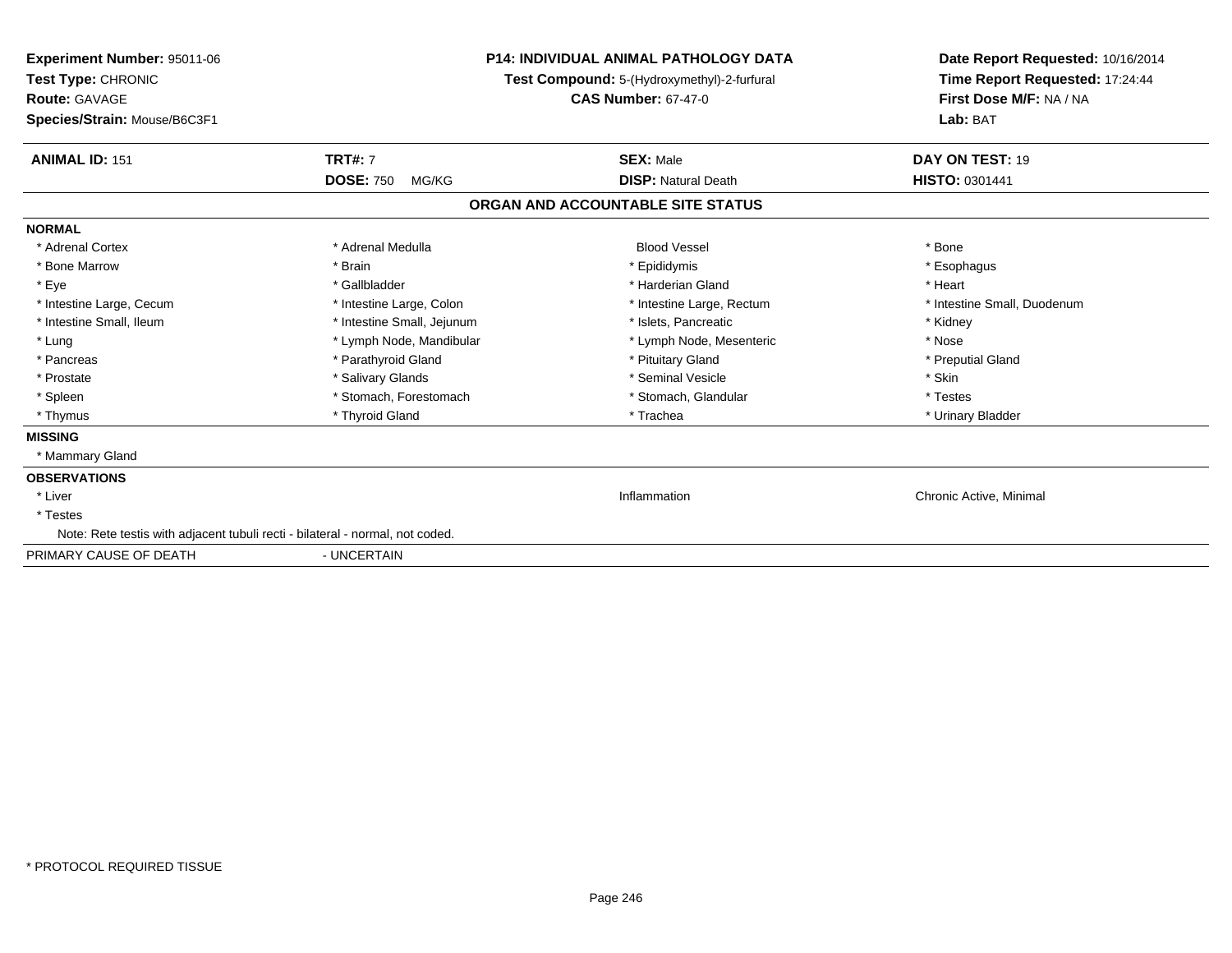**Experiment Number:** 95011-06
**Test Type:** CHRONIC
**Route:** GAVAGE
**Species/Strain:** Mouse/B6C3F1

**P14: INDIVIDUAL ANIMAL PATHOLOGY DATA**
**Test Compound:** 5-(Hydroxymethyl)-2-furfural
**CAS Number:** 67-47-0

**Date Report Requested:** 10/16/2014
**Time Report Requested:** 17:24:44
**First Dose M/F:** NA / NA
**Lab:** BAT

| **ANIMAL ID:** 151 | **TRT#:** 7 | **SEX:** Male | **DAY ON TEST:** 19 |
|---|---|---|---|
| | **DOSE:** 750 MG/KG | **DISP:** Natural Death | **HISTO:** 0301441 |

**ORGAN AND ACCOUNTABLE SITE STATUS**

**NORMAL**

| | | | |
|---|---|---|---|
| * Adrenal Cortex | * Adrenal Medulla | Blood Vessel | * Bone |
| * Bone Marrow | * Brain | * Epididymis | * Esophagus |
| * Eye | * Gallbladder | * Harderian Gland | * Heart |
| * Intestine Large, Cecum | * Intestine Large, Colon | * Intestine Large, Rectum | * Intestine Small, Duodenum |
| * Intestine Small, Ileum | * Intestine Small, Jejunum | * Islets, Pancreatic | * Kidney |
| * Lung | * Lymph Node, Mandibular | * Lymph Node, Mesenteric | * Nose |
| * Pancreas | * Parathyroid Gland | * Pituitary Gland | * Preputial Gland |
| * Prostate | * Salivary Glands | * Seminal Vesicle | * Skin |
| * Spleen | * Stomach, Forestomach | * Stomach, Glandular | * Testes |
| * Thymus | * Thyroid Gland | * Trachea | * Urinary Bladder |

**MISSING**

* Mammary Gland

**OBSERVATIONS**

| | | |
|---|---|---|
| * Liver | Inflammation | Chronic Active, Minimal |
| * Testes | | |

Note: Rete testis with adjacent tubuli recti - bilateral - normal, not coded.

PRIMARY CAUSE OF DEATH - UNCERTAIN

\* PROTOCOL REQUIRED TISSUE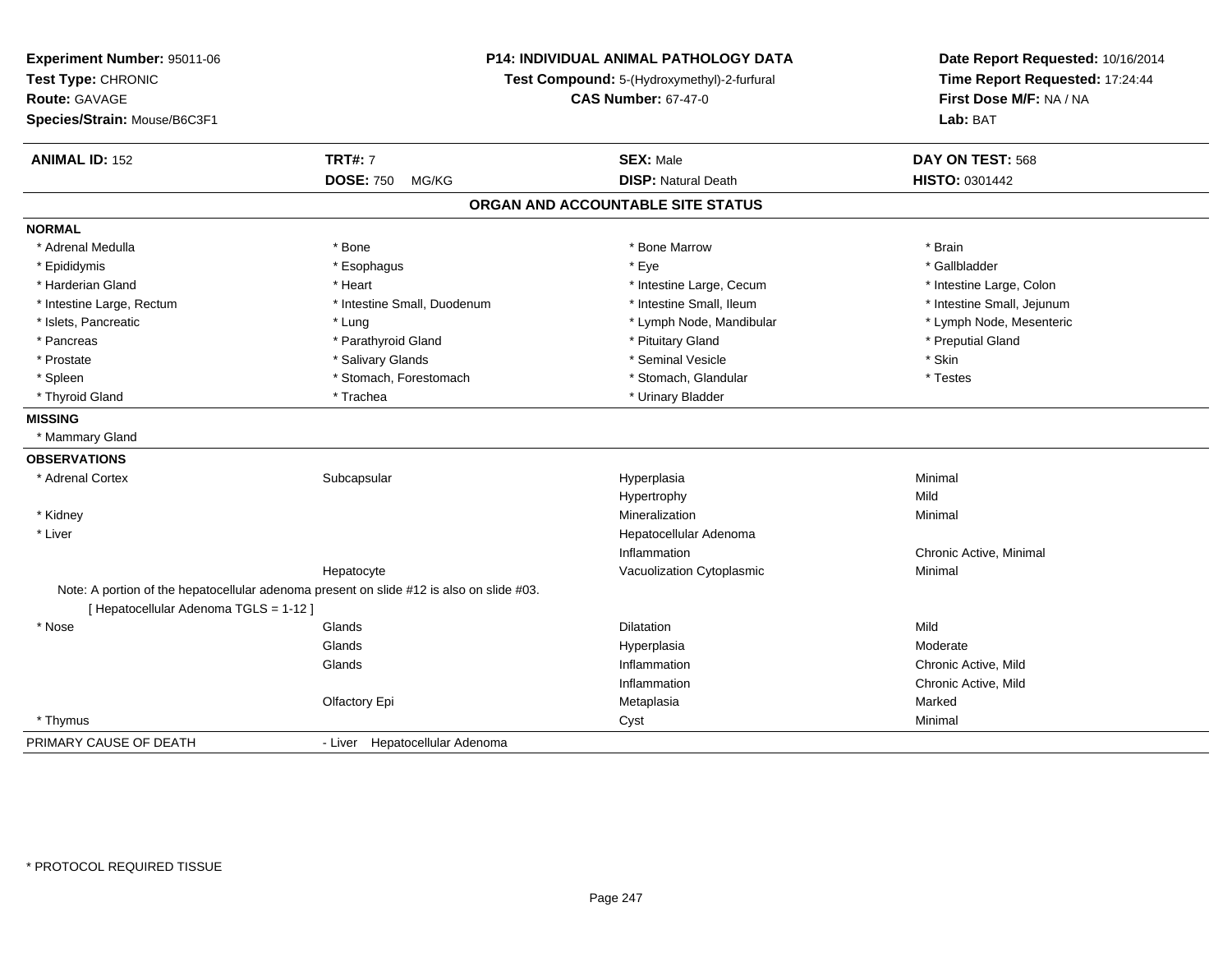**Experiment Number:** 95011-06
**Test Type:** CHRONIC
**Route:** GAVAGE
**Species/Strain:** Mouse/B6C3F1

**P14: INDIVIDUAL ANIMAL PATHOLOGY DATA**
**Test Compound:** 5-(Hydroxymethyl)-2-furfural
**CAS Number:** 67-47-0

**Date Report Requested:** 10/16/2014
**Time Report Requested:** 17:24:44
**First Dose M/F:** NA / NA
**Lab:** BAT

| **ANIMAL ID:** 152 | **TRT#:** 7 | **SEX:** Male | **DAY ON TEST:** 568 |
|---|---|---|---|
| | **DOSE:** 750 MG/KG | **DISP:** Natural Death | **HISTO:** 0301442 |

## ORGAN AND ACCOUNTABLE SITE STATUS

**NORMAL**

| | | | |
|---|---|---|---|
| * Adrenal Medulla | * Bone | * Bone Marrow | * Brain |
| * Epididymis | * Esophagus | * Eye | * Gallbladder |
| * Harderian Gland | * Heart | * Intestine Large, Cecum | * Intestine Large, Colon |
| * Intestine Large, Rectum | * Intestine Small, Duodenum | * Intestine Small, Ileum | * Intestine Small, Jejunum |
| * Islets, Pancreatic | * Lung | * Lymph Node, Mandibular | * Lymph Node, Mesenteric |
| * Pancreas | * Parathyroid Gland | * Pituitary Gland | * Preputial Gland |
| * Prostate | * Salivary Glands | * Seminal Vesicle | * Skin |
| * Spleen | * Stomach, Forestomach | * Stomach, Glandular | * Testes |
| * Thyroid Gland | * Trachea | * Urinary Bladder | |

**MISSING**

* Mammary Gland

**OBSERVATIONS**

| | | | |
|---|---|---|---|
| * Adrenal Cortex | Subcapsular | Hyperplasia | Minimal |
| | | Hypertrophy | Mild |
| * Kidney | | Mineralization | Minimal |
| * Liver | | Hepatocellular Adenoma | |
| | | Inflammation | Chronic Active, Minimal |
| | Hepatocyte | Vacuolization Cytoplasmic | Minimal |

Note: A portion of the hepatocellular adenoma present on slide #12 is also on slide #03.
[ Hepatocellular Adenoma TGLS = 1-12 ]

| | | | |
|---|---|---|---|
| * Nose | Glands | Dilatation | Mild |
| | Glands | Hyperplasia | Moderate |
| | Glands | Inflammation | Chronic Active, Mild |
| | | Inflammation | Chronic Active, Mild |
| | Olfactory Epi | Metaplasia | Marked |
| * Thymus | | Cyst | Minimal |

PRIMARY CAUSE OF DEATH - Liver Hepatocellular Adenoma

* PROTOCOL REQUIRED TISSUE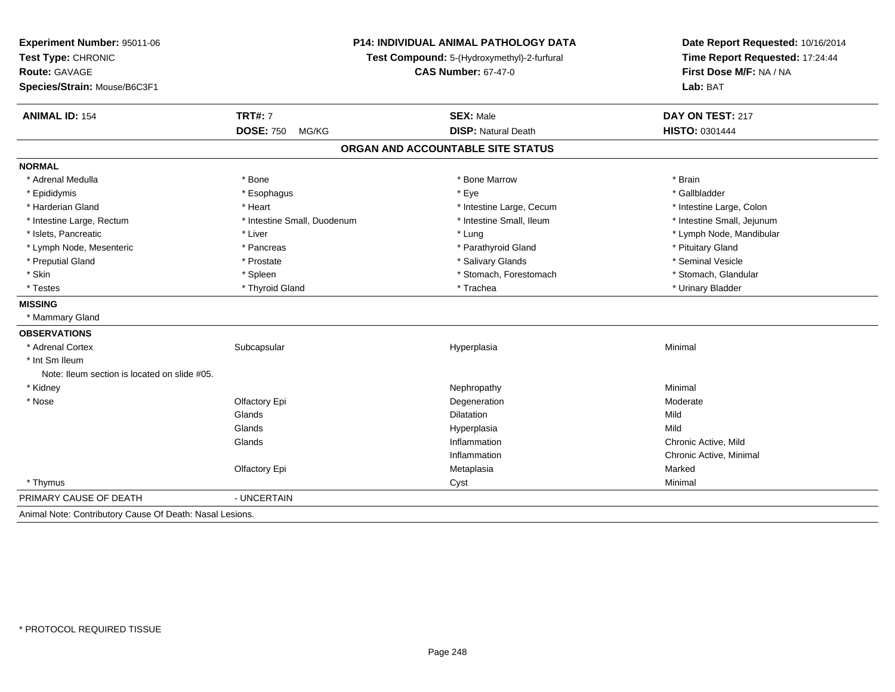**Experiment Number:** 95011-06
**Test Type:** CHRONIC
**Route:** GAVAGE
**Species/Strain:** Mouse/B6C3F1

**P14: INDIVIDUAL ANIMAL PATHOLOGY DATA**
**Test Compound:** 5-(Hydroxymethyl)-2-furfural
**CAS Number:** 67-47-0

**Date Report Requested:** 10/16/2014
**Time Report Requested:** 17:24:44
**First Dose M/F:** NA / NA
**Lab:** BAT

| **ANIMAL ID:** 154 | **TRT#:** 7 | **SEX:** Male | **DAY ON TEST:** 217 |
|---|---|---|---|
| | **DOSE:** 750 MG/KG | **DISP:** Natural Death | **HISTO:** 0301444 |

## ORGAN AND ACCOUNTABLE SITE STATUS

**NORMAL**

| | | | |
|---|---|---|---|
| * Adrenal Medulla | * Bone | * Bone Marrow | * Brain |
| * Epididymis | * Esophagus | * Eye | * Gallbladder |
| * Harderian Gland | * Heart | * Intestine Large, Cecum | * Intestine Large, Colon |
| * Intestine Large, Rectum | * Intestine Small, Duodenum | * Intestine Small, Ileum | * Intestine Small, Jejunum |
| * Islets, Pancreatic | * Liver | * Lung | * Lymph Node, Mandibular |
| * Lymph Node, Mesenteric | * Pancreas | * Parathyroid Gland | * Pituitary Gland |
| * Preputial Gland | * Prostate | * Salivary Glands | * Seminal Vesicle |
| * Skin | * Spleen | * Stomach, Forestomach | * Stomach, Glandular |
| * Testes | * Thyroid Gland | * Trachea | * Urinary Bladder |

**MISSING**

* Mammary Gland

**OBSERVATIONS**

| | | | |
|---|---|---|---|
| * Adrenal Cortex | Subcapsular | Hyperplasia | Minimal |
| * Int Sm Ileum | | | |
| Note: Ileum section is located on slide #05. | | | |
| * Kidney | | Nephropathy | Minimal |
| * Nose | Olfactory Epi | Degeneration | Moderate |
| | Glands | Dilatation | Mild |
| | Glands | Hyperplasia | Mild |
| | Glands | Inflammation | Chronic Active, Mild |
| | | Inflammation | Chronic Active, Minimal |
| | Olfactory Epi | Metaplasia | Marked |
| * Thymus | | Cyst | Minimal |

PRIMARY CAUSE OF DEATH - UNCERTAIN

Animal Note: Contributory Cause Of Death: Nasal Lesions.

* PROTOCOL REQUIRED TISSUE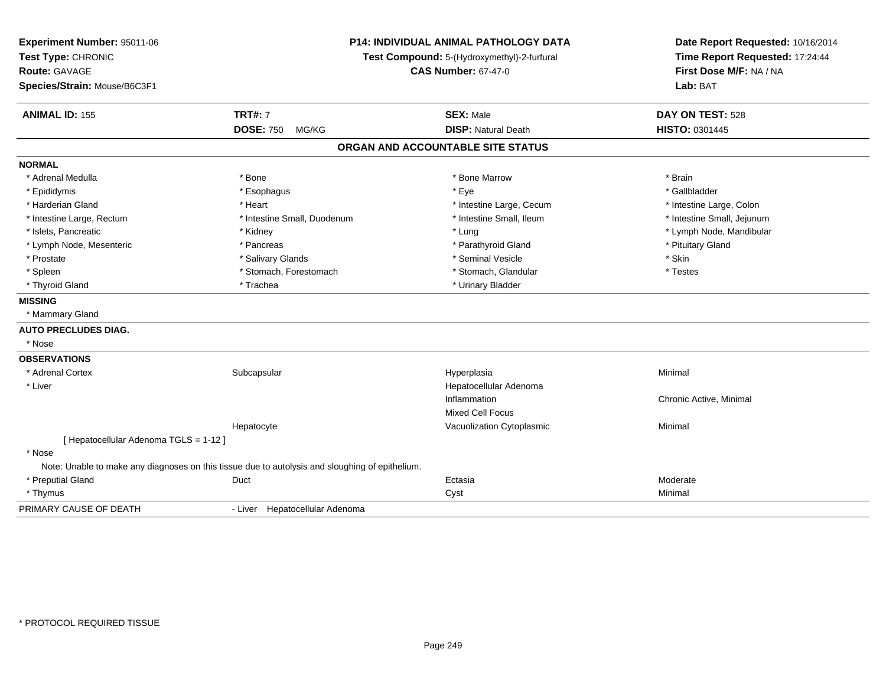**Experiment Number:** 95011-06
**Test Type:** CHRONIC
**Route:** GAVAGE
**Species/Strain:** Mouse/B6C3F1

**P14: INDIVIDUAL ANIMAL PATHOLOGY DATA**
**Test Compound:** 5-(Hydroxymethyl)-2-furfural
**CAS Number:** 67-47-0

**Date Report Requested:** 10/16/2014
**Time Report Requested:** 17:24:44
**First Dose M/F:** NA / NA
**Lab:** BAT

| **ANIMAL ID:** 155 | **TRT#:** 7 | **SEX:** Male | **DAY ON TEST:** 528 |
|---|---|---|---|
| | **DOSE:** 750 MG/KG | **DISP:** Natural Death | **HISTO:** 0301445 |

## ORGAN AND ACCOUNTABLE SITE STATUS

**NORMAL**

| | | | |
|---|---|---|---|
| * Adrenal Medulla | * Bone | * Bone Marrow | * Brain |
| * Epididymis | * Esophagus | * Eye | * Gallbladder |
| * Harderian Gland | * Heart | * Intestine Large, Cecum | * Intestine Large, Colon |
| * Intestine Large, Rectum | * Intestine Small, Duodenum | * Intestine Small, Ileum | * Intestine Small, Jejunum |
| * Islets, Pancreatic | * Kidney | * Lung | * Lymph Node, Mandibular |
| * Lymph Node, Mesenteric | * Pancreas | * Parathyroid Gland | * Pituitary Gland |
| * Prostate | * Salivary Glands | * Seminal Vesicle | * Skin |
| * Spleen | * Stomach, Forestomach | * Stomach, Glandular | * Testes |
| * Thyroid Gland | * Trachea | * Urinary Bladder | |

**MISSING**

* Mammary Gland

**AUTO PRECLUDES DIAG.**

* Nose

**OBSERVATIONS**

| | | | |
|---|---|---|---|
| * Adrenal Cortex | Subcapsular | Hyperplasia | Minimal |
| * Liver | | Hepatocellular Adenoma | |
| | | Inflammation | Chronic Active, Minimal |
| | | Mixed Cell Focus | |
| | Hepatocyte | Vacuolization Cytoplasmic | Minimal |
| [ Hepatocellular Adenoma TGLS = 1-12 ] | | | |
| * Nose | | | |
| Note: Unable to make any diagnoses on this tissue due to autolysis and sloughing of epithelium. | | | |
| * Preputial Gland | Duct | Ectasia | Moderate |
| * Thymus | | Cyst | Minimal |

PRIMARY CAUSE OF DEATH - Liver Hepatocellular Adenoma

\* PROTOCOL REQUIRED TISSUE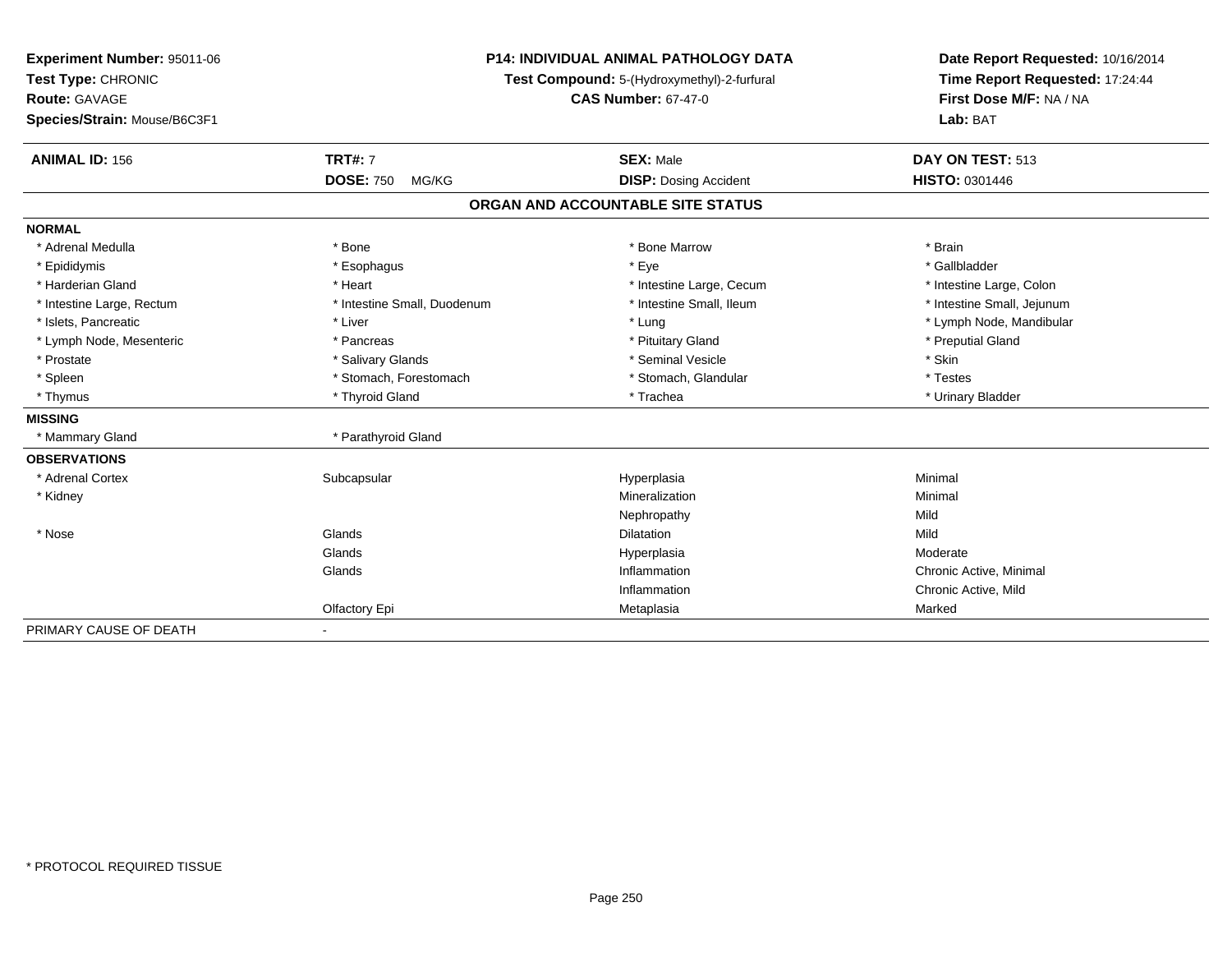**Experiment Number:** 95011-06
**Test Type:** CHRONIC
**Route:** GAVAGE
**Species/Strain:** Mouse/B6C3F1

**P14: INDIVIDUAL ANIMAL PATHOLOGY DATA**
**Test Compound:** 5-(Hydroxymethyl)-2-furfural
**CAS Number:** 67-47-0

**Date Report Requested:** 10/16/2014
**Time Report Requested:** 17:24:44
**First Dose M/F:** NA / NA
**Lab:** BAT

| **ANIMAL ID:** 156 | **TRT#:** 7 | **SEX:** Male | **DAY ON TEST:** 513 |
|---|---|---|---|
| | **DOSE:** 750 MG/KG | **DISP:** Dosing Accident | **HISTO:** 0301446 |

## ORGAN AND ACCOUNTABLE SITE STATUS

**NORMAL**

| | | | |
|---|---|---|---|
| * Adrenal Medulla | * Bone | * Bone Marrow | * Brain |
| * Epididymis | * Esophagus | * Eye | * Gallbladder |
| * Harderian Gland | * Heart | * Intestine Large, Cecum | * Intestine Large, Colon |
| * Intestine Large, Rectum | * Intestine Small, Duodenum | * Intestine Small, Ileum | * Intestine Small, Jejunum |
| * Islets, Pancreatic | * Liver | * Lung | * Lymph Node, Mandibular |
| * Lymph Node, Mesenteric | * Pancreas | * Pituitary Gland | * Preputial Gland |
| * Prostate | * Salivary Glands | * Seminal Vesicle | * Skin |
| * Spleen | * Stomach, Forestomach | * Stomach, Glandular | * Testes |
| * Thymus | * Thyroid Gland | * Trachea | * Urinary Bladder |

**MISSING**

| | |
|---|---|
| * Mammary Gland | * Parathyroid Gland |

**OBSERVATIONS**

| | | | |
|---|---|---|---|
| * Adrenal Cortex | Subcapsular | Hyperplasia | Minimal |
| * Kidney | | Mineralization | Minimal |
| | | Nephropathy | Mild |
| * Nose | Glands | Dilatation | Mild |
| | Glands | Hyperplasia | Moderate |
| | Glands | Inflammation | Chronic Active, Minimal |
| | | Inflammation | Chronic Active, Mild |
| | Olfactory Epi | Metaplasia | Marked |

PRIMARY CAUSE OF DEATH -

* PROTOCOL REQUIRED TISSUE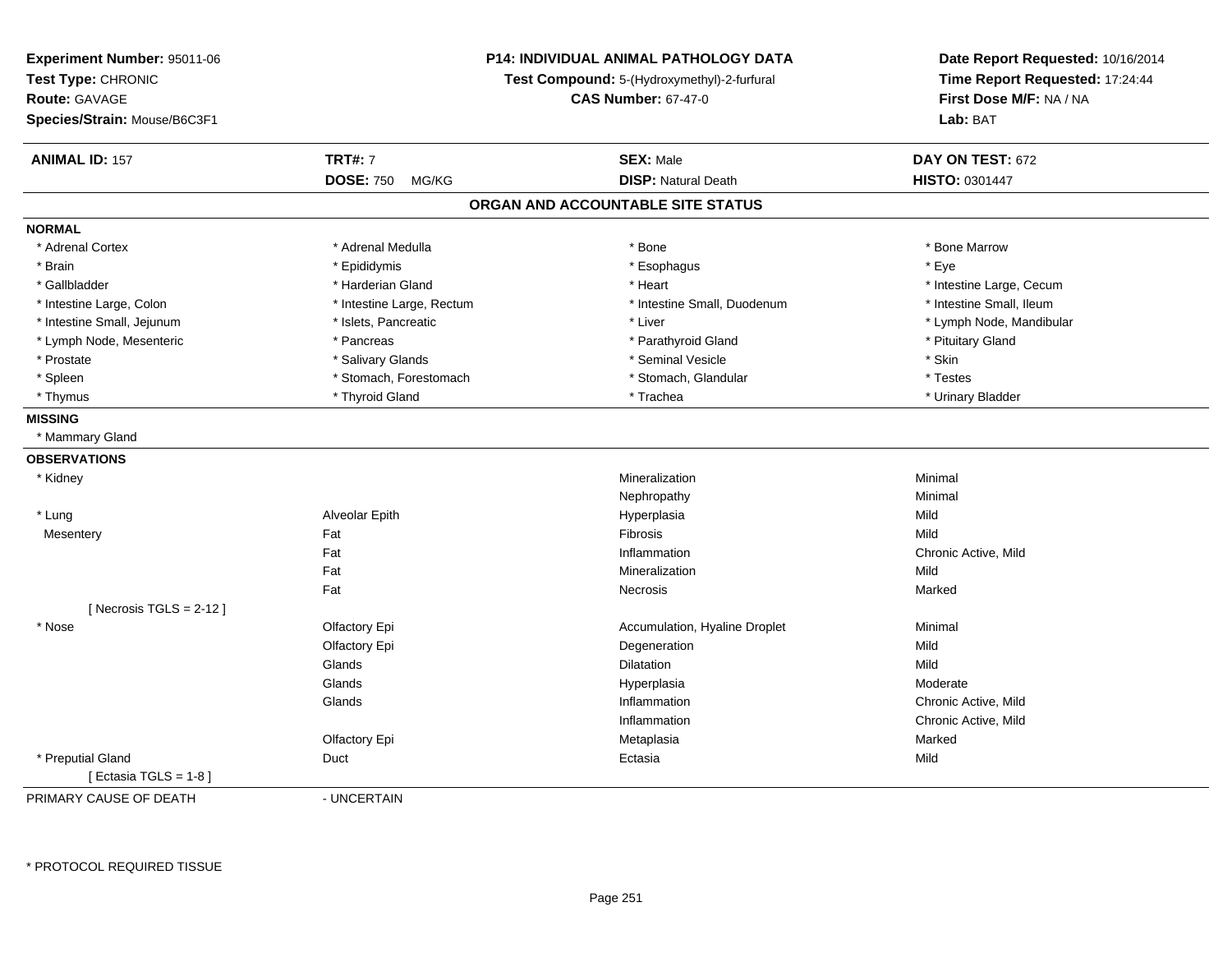**Experiment Number:** 95011-06
**Test Type:** CHRONIC
**Route:** GAVAGE
**Species/Strain:** Mouse/B6C3F1

**P14: INDIVIDUAL ANIMAL PATHOLOGY DATA**
**Test Compound:** 5-(Hydroxymethyl)-2-furfural
**CAS Number:** 67-47-0

**Date Report Requested:** 10/16/2014
**Time Report Requested:** 17:24:44
**First Dose M/F:** NA / NA
**Lab:** BAT

| **ANIMAL ID:** 157 | **TRT#:** 7 | **SEX:** Male | **DAY ON TEST:** 672 |
|---|---|---|---|
| | **DOSE:** 750 MG/KG | **DISP:** Natural Death | **HISTO:** 0301447 |

## ORGAN AND ACCOUNTABLE SITE STATUS

**NORMAL**

| | | | |
|---|---|---|---|
| * Adrenal Cortex | * Adrenal Medulla | * Bone | * Bone Marrow |
| * Brain | * Epididymis | * Esophagus | * Eye |
| * Gallbladder | * Harderian Gland | * Heart | * Intestine Large, Cecum |
| * Intestine Large, Colon | * Intestine Large, Rectum | * Intestine Small, Duodenum | * Intestine Small, Ileum |
| * Intestine Small, Jejunum | * Islets, Pancreatic | * Liver | * Lymph Node, Mandibular |
| * Lymph Node, Mesenteric | * Pancreas | * Parathyroid Gland | * Pituitary Gland |
| * Prostate | * Salivary Glands | * Seminal Vesicle | * Skin |
| * Spleen | * Stomach, Forestomach | * Stomach, Glandular | * Testes |
| * Thymus | * Thyroid Gland | * Trachea | * Urinary Bladder |

**MISSING**

* Mammary Gland

**OBSERVATIONS**

| | | | |
|---|---|---|---|
| * Kidney | | Mineralization | Minimal |
| | | Nephropathy | Minimal |
| * Lung | Alveolar Epith | Hyperplasia | Mild |
| Mesentery | Fat | Fibrosis | Mild |
| | Fat | Inflammation | Chronic Active, Mild |
| | Fat | Mineralization | Mild |
| | Fat | Necrosis | Marked |
| [ Necrosis TGLS = 2-12 ] | | | |
| * Nose | Olfactory Epi | Accumulation, Hyaline Droplet | Minimal |
| | Olfactory Epi | Degeneration | Mild |
| | Glands | Dilatation | Mild |
| | Glands | Hyperplasia | Moderate |
| | Glands | Inflammation | Chronic Active, Mild |
| | | Inflammation | Chronic Active, Mild |
| | Olfactory Epi | Metaplasia | Marked |
| * Preputial Gland | Duct | Ectasia | Mild |
| [ Ectasia TGLS = 1-8 ] | | | |

PRIMARY CAUSE OF DEATH - UNCERTAIN

* PROTOCOL REQUIRED TISSUE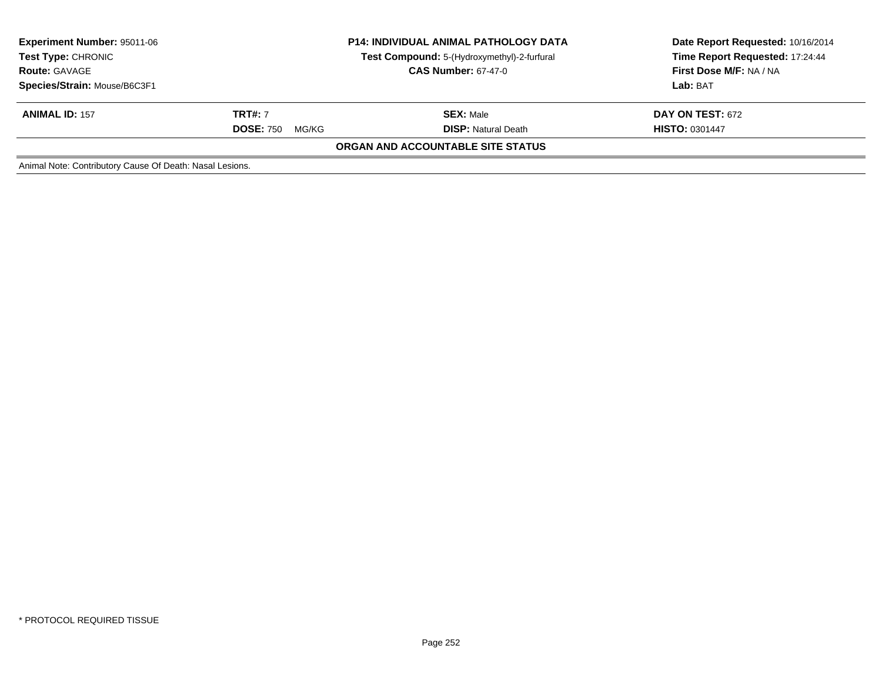**Experiment Number:** 95011-06
**Test Type:** CHRONIC
**Route:** GAVAGE
**Species/Strain:** Mouse/B6C3F1

**P14: INDIVIDUAL ANIMAL PATHOLOGY DATA**
**Test Compound:** 5-(Hydroxymethyl)-2-furfural
**CAS Number:** 67-47-0

**Date Report Requested:** 10/16/2014
**Time Report Requested:** 17:24:44
**First Dose M/F:** NA / NA
**Lab:** BAT

| **ANIMAL ID:** 157 | **TRT#:** 7 | **SEX:** Male | **DAY ON TEST:** 672 |
|---|---|---|---|
| | **DOSE:** 750 MG/KG | **DISP:** Natural Death | **HISTO:** 0301447 |

**ORGAN AND ACCOUNTABLE SITE STATUS**

Animal Note: Contributory Cause Of Death: Nasal Lesions.

* PROTOCOL REQUIRED TISSUE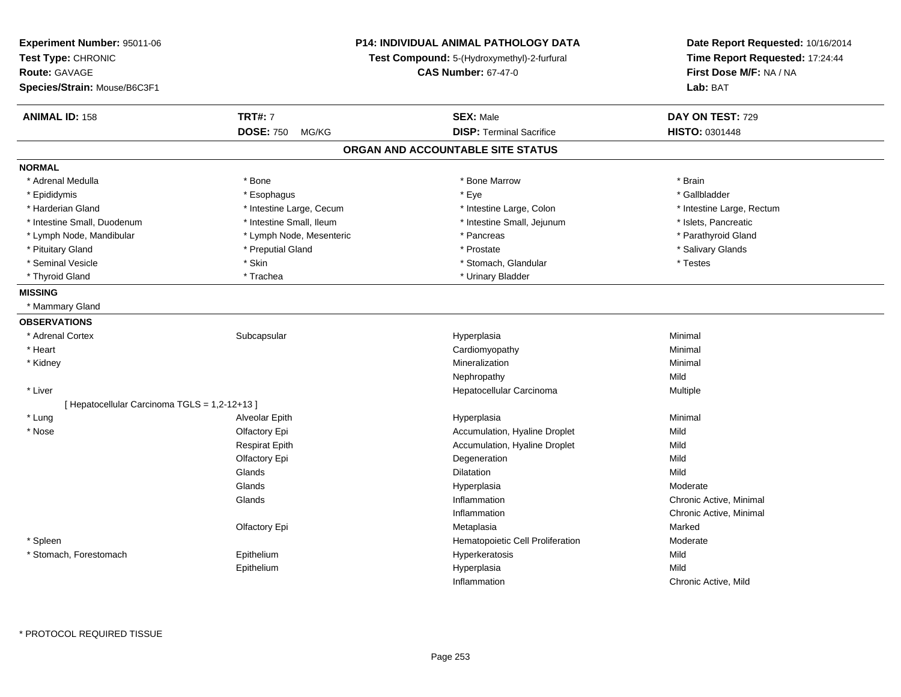**Experiment Number:** 95011-06
**Test Type:** CHRONIC
**Route:** GAVAGE
**Species/Strain:** Mouse/B6C3F1

**P14: INDIVIDUAL ANIMAL PATHOLOGY DATA**
**Test Compound:** 5-(Hydroxymethyl)-2-furfural
**CAS Number:** 67-47-0

**Date Report Requested:** 10/16/2014
**Time Report Requested:** 17:24:44
**First Dose M/F:** NA / NA
**Lab:** BAT

| **ANIMAL ID:** 158 | **TRT#:** 7 | **SEX:** Male | **DAY ON TEST:** 729 |
|---|---|---|---|
| | **DOSE:** 750 MG/KG | **DISP:** Terminal Sacrifice | **HISTO:** 0301448 |

## ORGAN AND ACCOUNTABLE SITE STATUS

**NORMAL**

| | | | |
|---|---|---|---|
| * Adrenal Medulla | * Bone | * Bone Marrow | * Brain |
| * Epididymis | * Esophagus | * Eye | * Gallbladder |
| * Harderian Gland | * Intestine Large, Cecum | * Intestine Large, Colon | * Intestine Large, Rectum |
| * Intestine Small, Duodenum | * Intestine Small, Ileum | * Intestine Small, Jejunum | * Islets, Pancreatic |
| * Lymph Node, Mandibular | * Lymph Node, Mesenteric | * Pancreas | * Parathyroid Gland |
| * Pituitary Gland | * Preputial Gland | * Prostate | * Salivary Glands |
| * Seminal Vesicle | * Skin | * Stomach, Glandular | * Testes |
| * Thyroid Gland | * Trachea | * Urinary Bladder | |

**MISSING**

* Mammary Gland

**OBSERVATIONS**

| | | | |
|---|---|---|---|
| * Adrenal Cortex | Subcapsular | Hyperplasia | Minimal |
| * Heart | | Cardiomyopathy | Minimal |
| * Kidney | | Mineralization | Minimal |
| | | Nephropathy | Mild |
| * Liver | | Hepatocellular Carcinoma | Multiple |
| [ Hepatocellular Carcinoma TGLS = 1,2-12+13 ] | | | |
| * Lung | Alveolar Epith | Hyperplasia | Minimal |
| * Nose | Olfactory Epi | Accumulation, Hyaline Droplet | Mild |
| | Respirat Epith | Accumulation, Hyaline Droplet | Mild |
| | Olfactory Epi | Degeneration | Mild |
| | Glands | Dilatation | Mild |
| | Glands | Hyperplasia | Moderate |
| | Glands | Inflammation | Chronic Active, Minimal |
| | | Inflammation | Chronic Active, Minimal |
| | Olfactory Epi | Metaplasia | Marked |
| * Spleen | | Hematopoietic Cell Proliferation | Moderate |
| * Stomach, Forestomach | Epithelium | Hyperkeratosis | Mild |
| | Epithelium | Hyperplasia | Mild |
| | | Inflammation | Chronic Active, Mild |

* PROTOCOL REQUIRED TISSUE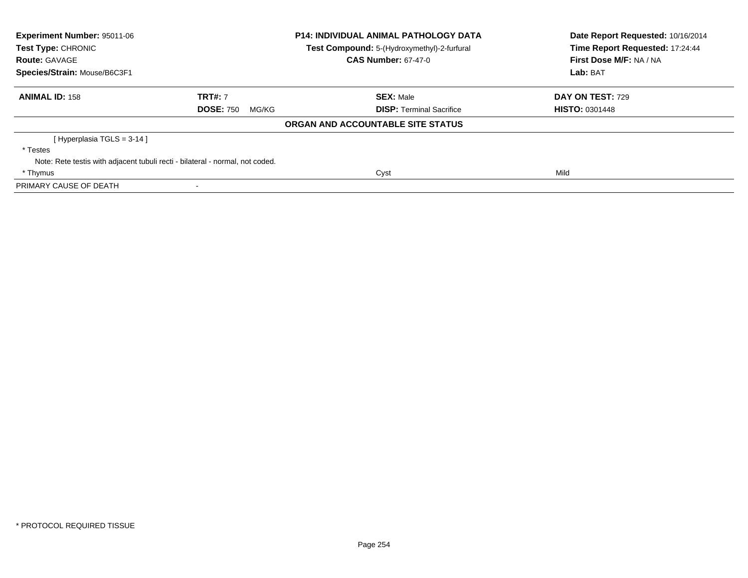**Experiment Number:** 95011-06
**Test Type:** CHRONIC
**Route:** GAVAGE
**Species/Strain:** Mouse/B6C3F1

**P14: INDIVIDUAL ANIMAL PATHOLOGY DATA**
**Test Compound:** 5-(Hydroxymethyl)-2-furfural
**CAS Number:** 67-47-0

**Date Report Requested:** 10/16/2014
**Time Report Requested:** 17:24:44
**First Dose M/F:** NA / NA
**Lab:** BAT

| **ANIMAL ID:** 158 | **TRT#:** 7 | **SEX:** Male | **DAY ON TEST:** 729 |
|---|---|---|---|
| | **DOSE:** 750 MG/KG | **DISP:** Terminal Sacrifice | **HISTO:** 0301448 |

**ORGAN AND ACCOUNTABLE SITE STATUS**

| | | | |
|---|---|---|---|
| [ Hyperplasia TGLS = 3-14 ] | | | |
| * Testes | | | |
| Note: Rete testis with adjacent tubuli recti - bilateral - normal, not coded. | | | |
| * Thymus | | Cyst | Mild |
| PRIMARY CAUSE OF DEATH | - | | |

* PROTOCOL REQUIRED TISSUE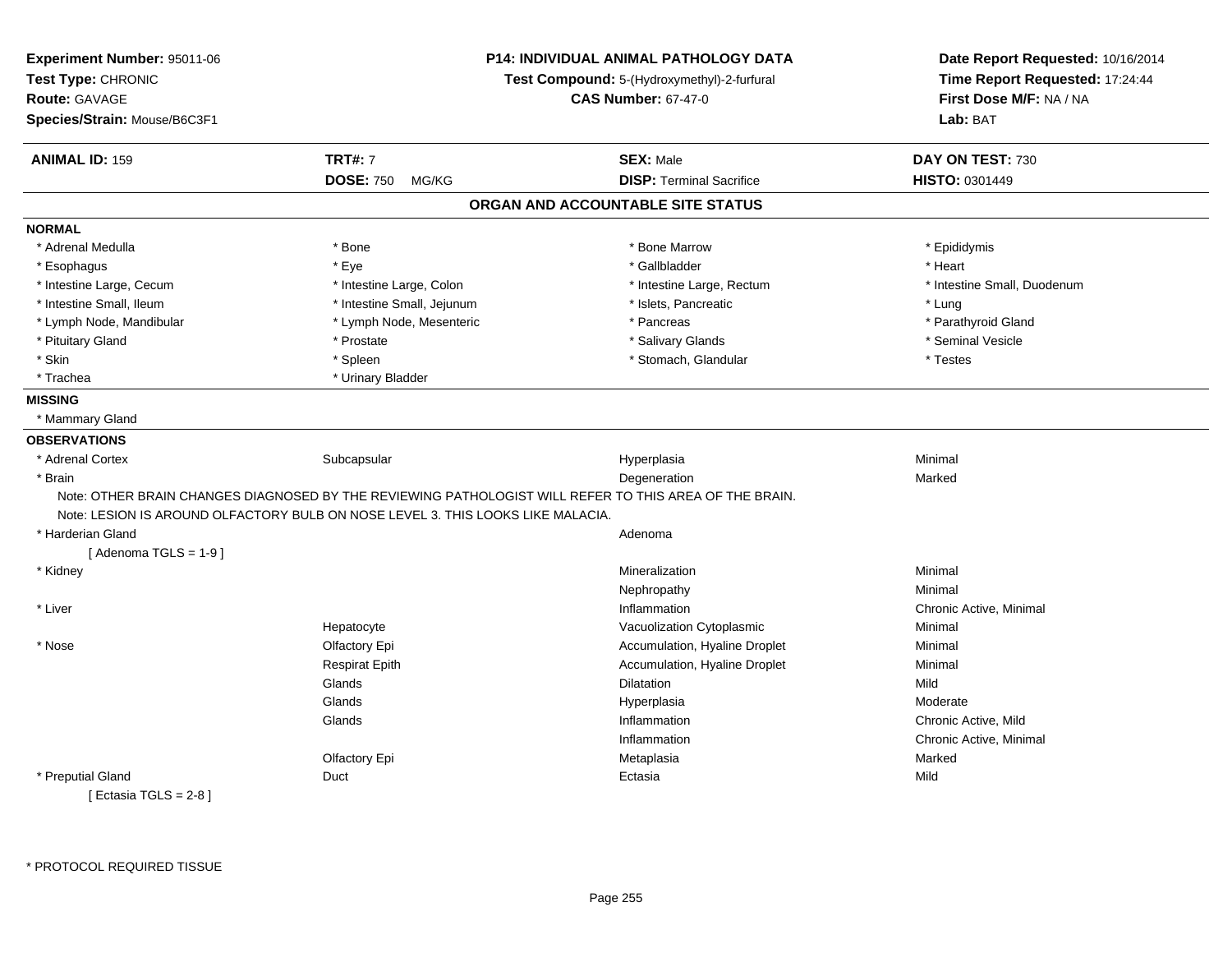**Experiment Number:** 95011-06
**Test Type:** CHRONIC
**Route:** GAVAGE
**Species/Strain:** Mouse/B6C3F1

**P14: INDIVIDUAL ANIMAL PATHOLOGY DATA**
**Test Compound:** 5-(Hydroxymethyl)-2-furfural
**CAS Number:** 67-47-0

**Date Report Requested:** 10/16/2014
**Time Report Requested:** 17:24:44
**First Dose M/F:** NA / NA
**Lab:** BAT

| **ANIMAL ID:** 159 | **TRT#:** 7 | **SEX:** Male | **DAY ON TEST:** 730 |
|---|---|---|---|
| | **DOSE:** 750 MG/KG | **DISP:** Terminal Sacrifice | **HISTO:** 0301449 |

## ORGAN AND ACCOUNTABLE SITE STATUS

**NORMAL**

| | | | |
|---|---|---|---|
| * Adrenal Medulla | * Bone | * Bone Marrow | * Epididymis |
| * Esophagus | * Eye | * Gallbladder | * Heart |
| * Intestine Large, Cecum | * Intestine Large, Colon | * Intestine Large, Rectum | * Intestine Small, Duodenum |
| * Intestine Small, Ileum | * Intestine Small, Jejunum | * Islets, Pancreatic | * Lung |
| * Lymph Node, Mandibular | * Lymph Node, Mesenteric | * Pancreas | * Parathyroid Gland |
| * Pituitary Gland | * Prostate | * Salivary Glands | * Seminal Vesicle |
| * Skin | * Spleen | * Stomach, Glandular | * Testes |
| * Trachea | * Urinary Bladder | | |

**MISSING**

* Mammary Gland

**OBSERVATIONS**

| | | | |
|---|---|---|---|
| * Adrenal Cortex | Subcapsular | Hyperplasia | Minimal |
| * Brain | | Degeneration | Marked |

Note: OTHER BRAIN CHANGES DIAGNOSED BY THE REVIEWING PATHOLOGIST WILL REFER TO THIS AREA OF THE BRAIN.
Note: LESION IS AROUND OLFACTORY BULB ON NOSE LEVEL 3. THIS LOOKS LIKE MALACIA.

| | | | |
|---|---|---|---|
| * Harderian Gland | | Adenoma | |
| [ Adenoma TGLS = 1-9 ] | | | |
| * Kidney | | Mineralization | Minimal |
| | | Nephropathy | Minimal |
| * Liver | | Inflammation | Chronic Active, Minimal |
| | Hepatocyte | Vacuolization Cytoplasmic | Minimal |
| * Nose | Olfactory Epi | Accumulation, Hyaline Droplet | Minimal |
| | Respirat Epith | Accumulation, Hyaline Droplet | Minimal |
| | Glands | Dilatation | Mild |
| | Glands | Hyperplasia | Moderate |
| | Glands | Inflammation | Chronic Active, Mild |
| | | Inflammation | Chronic Active, Minimal |
| | Olfactory Epi | Metaplasia | Marked |
| * Preputial Gland | Duct | Ectasia | Mild |
| [ Ectasia TGLS = 2-8 ] | | | |

* PROTOCOL REQUIRED TISSUE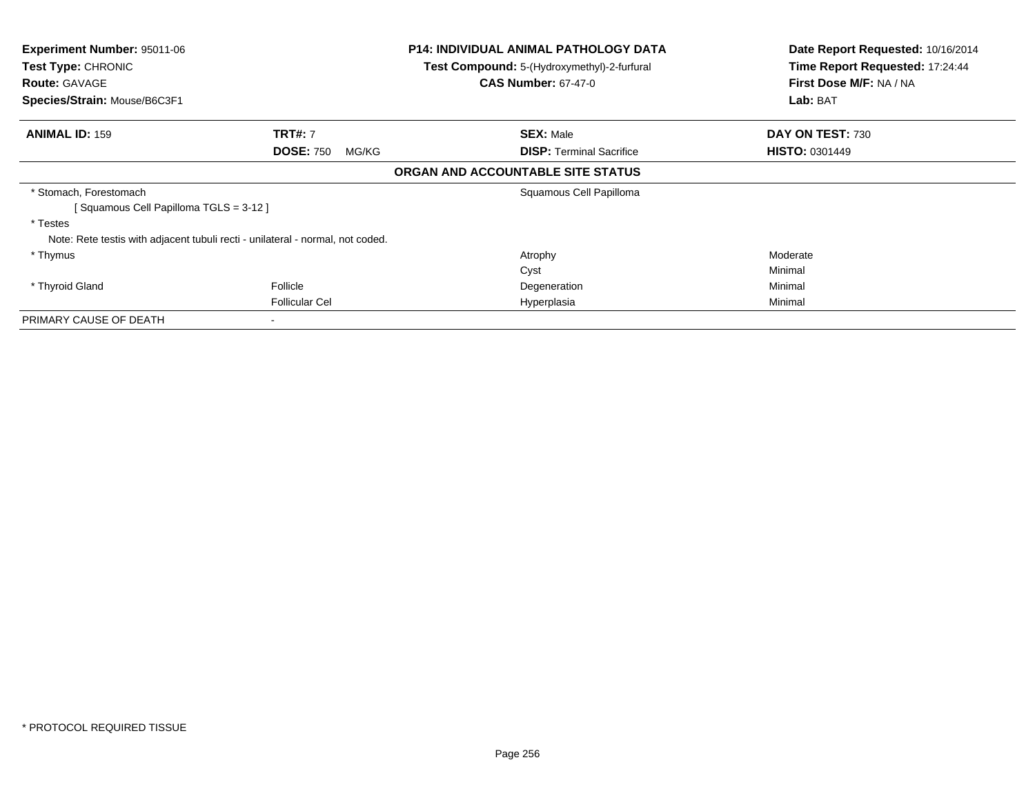**Experiment Number:** 95011-06
**Test Type:** CHRONIC
**Route:** GAVAGE
**Species/Strain:** Mouse/B6C3F1

**P14: INDIVIDUAL ANIMAL PATHOLOGY DATA**
**Test Compound:** 5-(Hydroxymethyl)-2-furfural
**CAS Number:** 67-47-0

**Date Report Requested:** 10/16/2014
**Time Report Requested:** 17:24:44
**First Dose M/F:** NA / NA
**Lab:** BAT

| **ANIMAL ID:** 159 | **TRT#:** 7 | **SEX:** Male | **DAY ON TEST:** 730 |
|---|---|---|---|
| | **DOSE:** 750 MG/KG | **DISP:** Terminal Sacrifice | **HISTO:** 0301449 |

**ORGAN AND ACCOUNTABLE SITE STATUS**

| | | | |
|---|---|---|---|
| * Stomach, Forestomach | | Squamous Cell Papilloma | |
| [ Squamous Cell Papilloma TGLS = 3-12 ] | | | |
| * Testes | | | |
| Note: Rete testis with adjacent tubuli recti - unilateral - normal, not coded. | | | |
| * Thymus | | Atrophy | Moderate |
| | | Cyst | Minimal |
| * Thyroid Gland | Follicle | Degeneration | Minimal |
| | Follicular Cel | Hyperplasia | Minimal |
| PRIMARY CAUSE OF DEATH | - | | |

* PROTOCOL REQUIRED TISSUE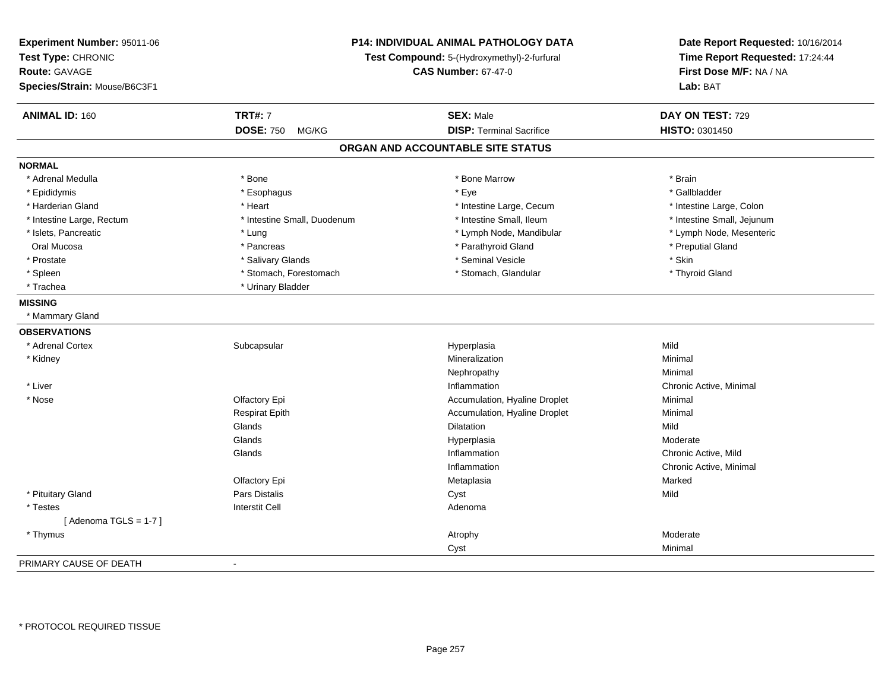**Experiment Number:** 95011-06
**Test Type:** CHRONIC
**Route:** GAVAGE
**Species/Strain:** Mouse/B6C3F1

**P14: INDIVIDUAL ANIMAL PATHOLOGY DATA**
**Test Compound:** 5-(Hydroxymethyl)-2-furfural
**CAS Number:** 67-47-0

**Date Report Requested:** 10/16/2014
**Time Report Requested:** 17:24:44
**First Dose M/F:** NA / NA
**Lab:** BAT

| **ANIMAL ID:** 160 | **TRT#:** 7 | **SEX:** Male | **DAY ON TEST:** 729 |
|---|---|---|---|
| | **DOSE:** 750 MG/KG | **DISP:** Terminal Sacrifice | **HISTO:** 0301450 |

## ORGAN AND ACCOUNTABLE SITE STATUS

**NORMAL**

| | | | |
|---|---|---|---|
| * Adrenal Medulla | * Bone | * Bone Marrow | * Brain |
| * Epididymis | * Esophagus | * Eye | * Gallbladder |
| * Harderian Gland | * Heart | * Intestine Large, Cecum | * Intestine Large, Colon |
| * Intestine Large, Rectum | * Intestine Small, Duodenum | * Intestine Small, Ileum | * Intestine Small, Jejunum |
| * Islets, Pancreatic | * Lung | * Lymph Node, Mandibular | * Lymph Node, Mesenteric |
| Oral Mucosa | * Pancreas | * Parathyroid Gland | * Preputial Gland |
| * Prostate | * Salivary Glands | * Seminal Vesicle | * Skin |
| * Spleen | * Stomach, Forestomach | * Stomach, Glandular | * Thyroid Gland |
| * Trachea | * Urinary Bladder | | |

**MISSING**

* Mammary Gland

**OBSERVATIONS**

| | | | |
|---|---|---|---|
| * Adrenal Cortex | Subcapsular | Hyperplasia | Mild |
| * Kidney | | Mineralization | Minimal |
| | | Nephropathy | Minimal |
| * Liver | | Inflammation | Chronic Active, Minimal |
| * Nose | Olfactory Epi | Accumulation, Hyaline Droplet | Minimal |
| | Respirat Epith | Accumulation, Hyaline Droplet | Minimal |
| | Glands | Dilatation | Mild |
| | Glands | Hyperplasia | Moderate |
| | Glands | Inflammation | Chronic Active, Mild |
| | | Inflammation | Chronic Active, Minimal |
| | Olfactory Epi | Metaplasia | Marked |
| * Pituitary Gland | Pars Distalis | Cyst | Mild |
| * Testes | Interstit Cell | Adenoma | |
| [ Adenoma TGLS = 1-7 ] | | | |
| * Thymus | | Atrophy | Moderate |
| | | Cyst | Minimal |

PRIMARY CAUSE OF DEATH -

* PROTOCOL REQUIRED TISSUE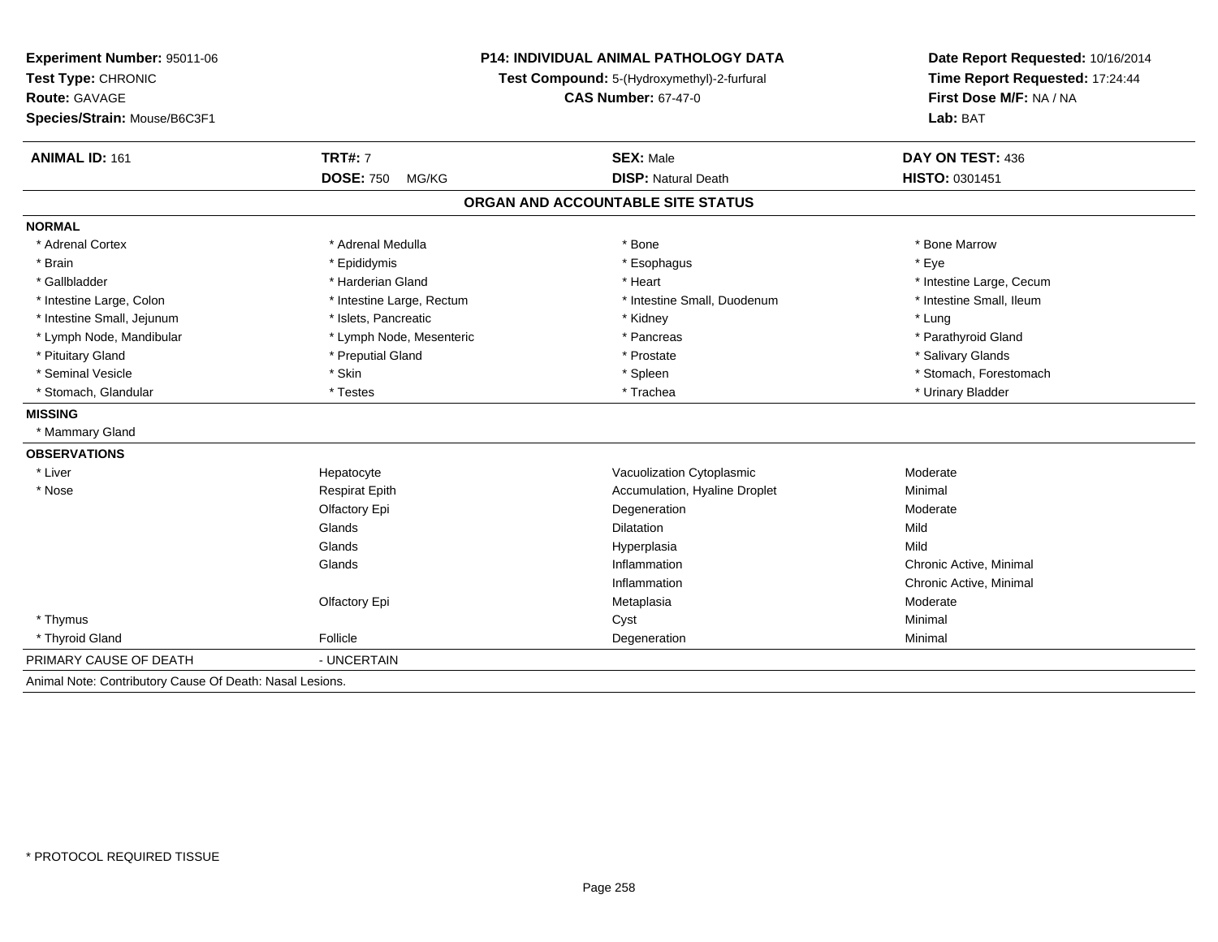**Experiment Number:** 95011-06
**Test Type:** CHRONIC
**Route:** GAVAGE
**Species/Strain:** Mouse/B6C3F1

**P14: INDIVIDUAL ANIMAL PATHOLOGY DATA**
**Test Compound:** 5-(Hydroxymethyl)-2-furfural
**CAS Number:** 67-47-0

**Date Report Requested:** 10/16/2014
**Time Report Requested:** 17:24:44
**First Dose M/F:** NA / NA
**Lab:** BAT

| **ANIMAL ID:** 161 | **TRT#:** 7 | **SEX:** Male | **DAY ON TEST:** 436 |
|---|---|---|---|
| | **DOSE:** 750 MG/KG | **DISP:** Natural Death | **HISTO:** 0301451 |

## ORGAN AND ACCOUNTABLE SITE STATUS

**NORMAL**

| | | | |
|---|---|---|---|
| * Adrenal Cortex | * Adrenal Medulla | * Bone | * Bone Marrow |
| * Brain | * Epididymis | * Esophagus | * Eye |
| * Gallbladder | * Harderian Gland | * Heart | * Intestine Large, Cecum |
| * Intestine Large, Colon | * Intestine Large, Rectum | * Intestine Small, Duodenum | * Intestine Small, Ileum |
| * Intestine Small, Jejunum | * Islets, Pancreatic | * Kidney | * Lung |
| * Lymph Node, Mandibular | * Lymph Node, Mesenteric | * Pancreas | * Parathyroid Gland |
| * Pituitary Gland | * Preputial Gland | * Prostate | * Salivary Glands |
| * Seminal Vesicle | * Skin | * Spleen | * Stomach, Forestomach |
| * Stomach, Glandular | * Testes | * Trachea | * Urinary Bladder |

**MISSING**

* Mammary Gland

**OBSERVATIONS**

| | | | |
|---|---|---|---|
| * Liver | Hepatocyte | Vacuolization Cytoplasmic | Moderate |
| * Nose | Respirat Epith | Accumulation, Hyaline Droplet | Minimal |
| | Olfactory Epi | Degeneration | Moderate |
| | Glands | Dilatation | Mild |
| | Glands | Hyperplasia | Mild |
| | Glands | Inflammation | Chronic Active, Minimal |
| | | Inflammation | Chronic Active, Minimal |
| | Olfactory Epi | Metaplasia | Moderate |
| * Thymus | | Cyst | Minimal |
| * Thyroid Gland | Follicle | Degeneration | Minimal |

PRIMARY CAUSE OF DEATH - UNCERTAIN

Animal Note: Contributory Cause Of Death: Nasal Lesions.

* PROTOCOL REQUIRED TISSUE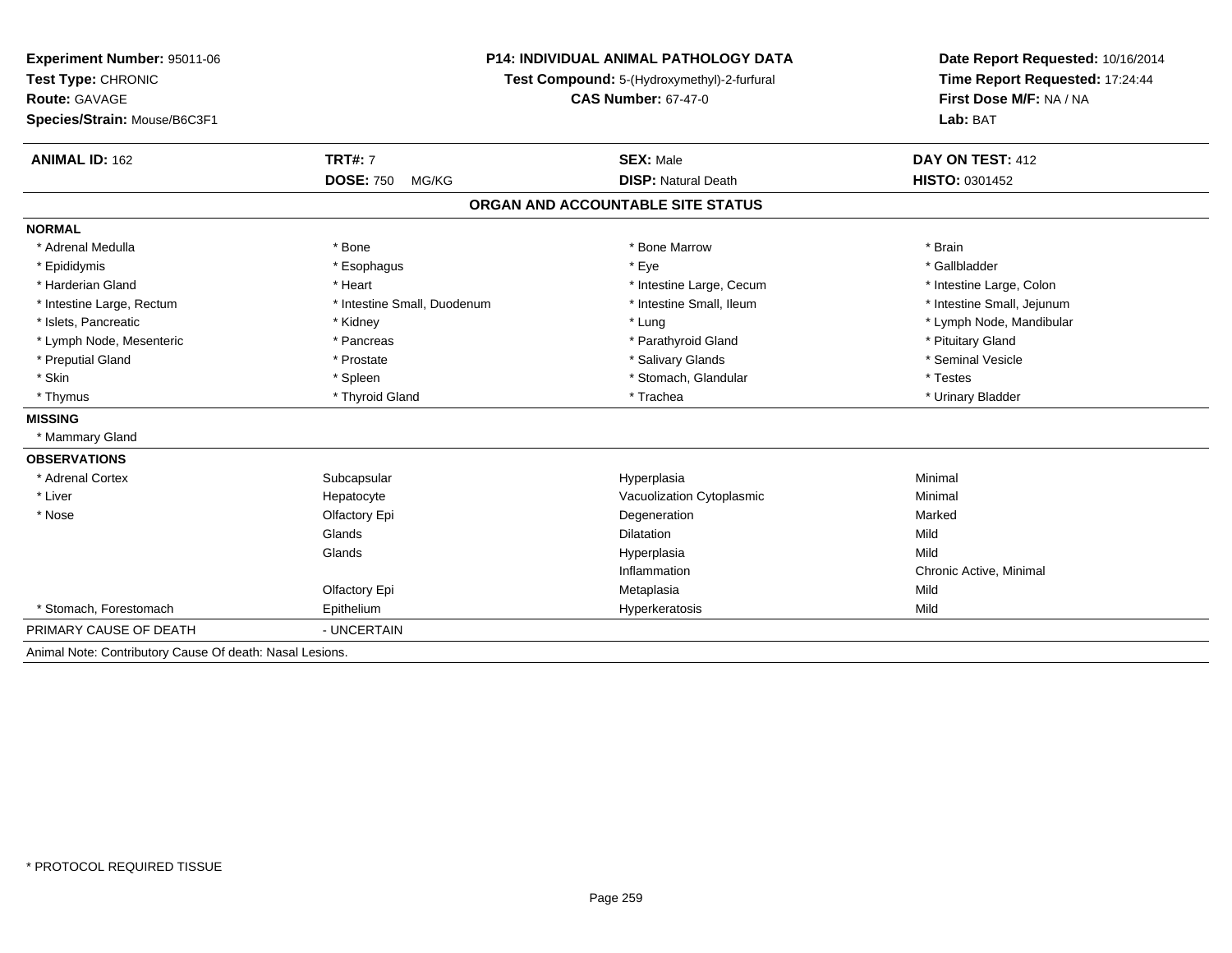**Experiment Number:** 95011-06
**Test Type:** CHRONIC
**Route:** GAVAGE
**Species/Strain:** Mouse/B6C3F1

**P14: INDIVIDUAL ANIMAL PATHOLOGY DATA**
**Test Compound:** 5-(Hydroxymethyl)-2-furfural
**CAS Number:** 67-47-0

**Date Report Requested:** 10/16/2014
**Time Report Requested:** 17:24:44
**First Dose M/F:** NA / NA
**Lab:** BAT

| **ANIMAL ID:** 162 | **TRT#:** 7 | **SEX:** Male | **DAY ON TEST:** 412 |
|---|---|---|---|
| | **DOSE:** 750 MG/KG | **DISP:** Natural Death | **HISTO:** 0301452 |

**ORGAN AND ACCOUNTABLE SITE STATUS**

**NORMAL**

| | | | |
|---|---|---|---|
| * Adrenal Medulla | * Bone | * Bone Marrow | * Brain |
| * Epididymis | * Esophagus | * Eye | * Gallbladder |
| * Harderian Gland | * Heart | * Intestine Large, Cecum | * Intestine Large, Colon |
| * Intestine Large, Rectum | * Intestine Small, Duodenum | * Intestine Small, Ileum | * Intestine Small, Jejunum |
| * Islets, Pancreatic | * Kidney | * Lung | * Lymph Node, Mandibular |
| * Lymph Node, Mesenteric | * Pancreas | * Parathyroid Gland | * Pituitary Gland |
| * Preputial Gland | * Prostate | * Salivary Glands | * Seminal Vesicle |
| * Skin | * Spleen | * Stomach, Glandular | * Testes |
| * Thymus | * Thyroid Gland | * Trachea | * Urinary Bladder |

**MISSING**

* Mammary Gland

**OBSERVATIONS**

| | | | |
|---|---|---|---|
| * Adrenal Cortex | Subcapsular | Hyperplasia | Minimal |
| * Liver | Hepatocyte | Vacuolization Cytoplasmic | Minimal |
| * Nose | Olfactory Epi | Degeneration | Marked |
| | Glands | Dilatation | Mild |
| | Glands | Hyperplasia | Mild |
| | | Inflammation | Chronic Active, Minimal |
| | Olfactory Epi | Metaplasia | Mild |
| * Stomach, Forestomach | Epithelium | Hyperkeratosis | Mild |

PRIMARY CAUSE OF DEATH - UNCERTAIN

Animal Note: Contributory Cause Of death: Nasal Lesions.

* PROTOCOL REQUIRED TISSUE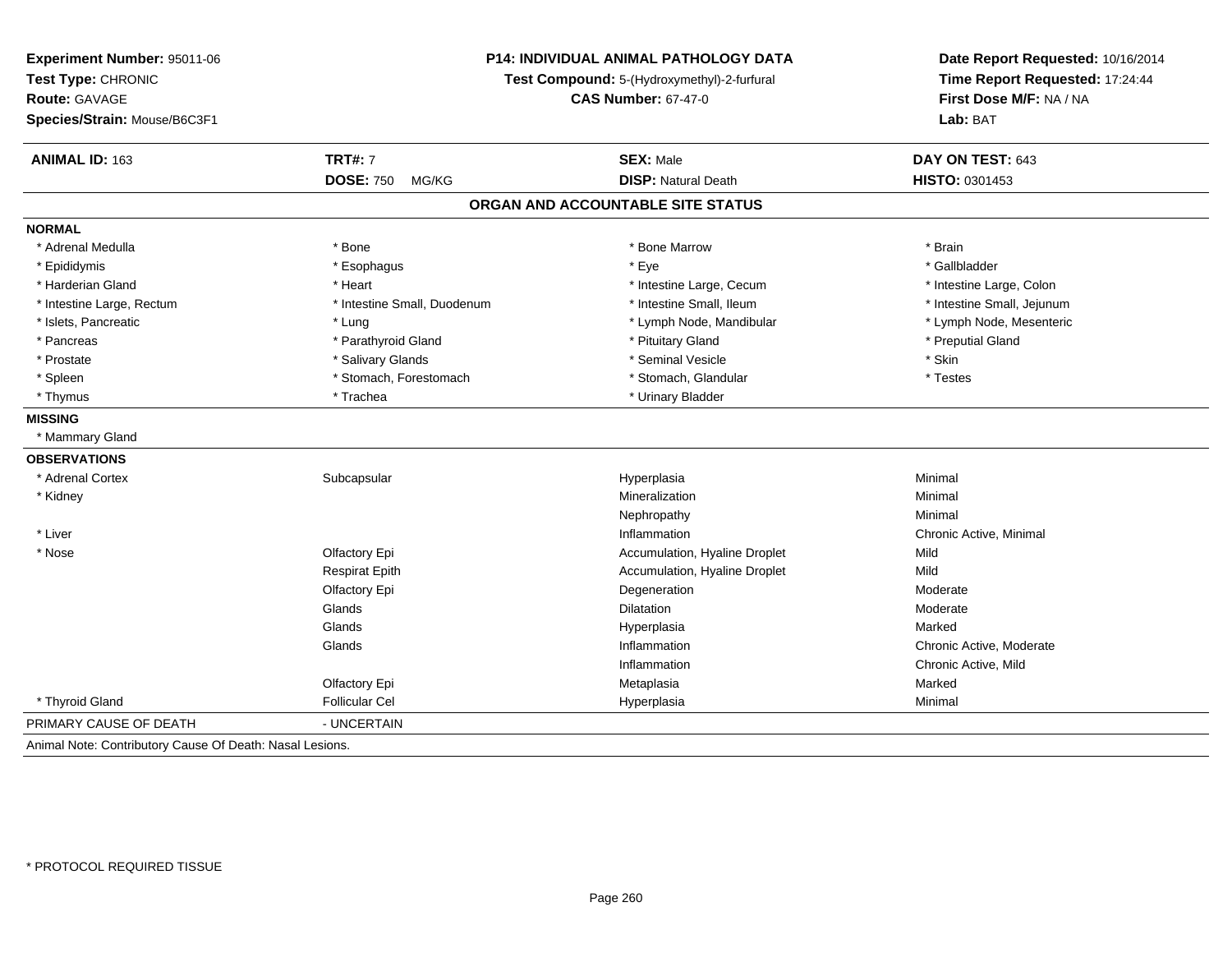**Experiment Number:** 95011-06
**Test Type:** CHRONIC
**Route:** GAVAGE
**Species/Strain:** Mouse/B6C3F1

**P14: INDIVIDUAL ANIMAL PATHOLOGY DATA**
**Test Compound:** 5-(Hydroxymethyl)-2-furfural
**CAS Number:** 67-47-0

**Date Report Requested:** 10/16/2014
**Time Report Requested:** 17:24:44
**First Dose M/F:** NA / NA
**Lab:** BAT

| **ANIMAL ID:** 163 | **TRT#:** 7 | **SEX:** Male | **DAY ON TEST:** 643 |
|---|---|---|---|
| | **DOSE:** 750 MG/KG | **DISP:** Natural Death | **HISTO:** 0301453 |

## ORGAN AND ACCOUNTABLE SITE STATUS

**NORMAL**

| | | | |
|---|---|---|---|
| * Adrenal Medulla | * Bone | * Bone Marrow | * Brain |
| * Epididymis | * Esophagus | * Eye | * Gallbladder |
| * Harderian Gland | * Heart | * Intestine Large, Cecum | * Intestine Large, Colon |
| * Intestine Large, Rectum | * Intestine Small, Duodenum | * Intestine Small, Ileum | * Intestine Small, Jejunum |
| * Islets, Pancreatic | * Lung | * Lymph Node, Mandibular | * Lymph Node, Mesenteric |
| * Pancreas | * Parathyroid Gland | * Pituitary Gland | * Preputial Gland |
| * Prostate | * Salivary Glands | * Seminal Vesicle | * Skin |
| * Spleen | * Stomach, Forestomach | * Stomach, Glandular | * Testes |
| * Thymus | * Trachea | * Urinary Bladder | |

**MISSING**

* Mammary Gland

**OBSERVATIONS**

| | | | |
|---|---|---|---|
| * Adrenal Cortex | Subcapsular | Hyperplasia | Minimal |
| * Kidney | | Mineralization | Minimal |
| | | Nephropathy | Minimal |
| * Liver | | Inflammation | Chronic Active, Minimal |
| * Nose | Olfactory Epi | Accumulation, Hyaline Droplet | Mild |
| | Respirat Epith | Accumulation, Hyaline Droplet | Mild |
| | Olfactory Epi | Degeneration | Moderate |
| | Glands | Dilatation | Moderate |
| | Glands | Hyperplasia | Marked |
| | Glands | Inflammation | Chronic Active, Moderate |
| | | Inflammation | Chronic Active, Mild |
| | Olfactory Epi | Metaplasia | Marked |
| * Thyroid Gland | Follicular Cel | Hyperplasia | Minimal |

PRIMARY CAUSE OF DEATH - UNCERTAIN

Animal Note: Contributory Cause Of Death: Nasal Lesions.

* PROTOCOL REQUIRED TISSUE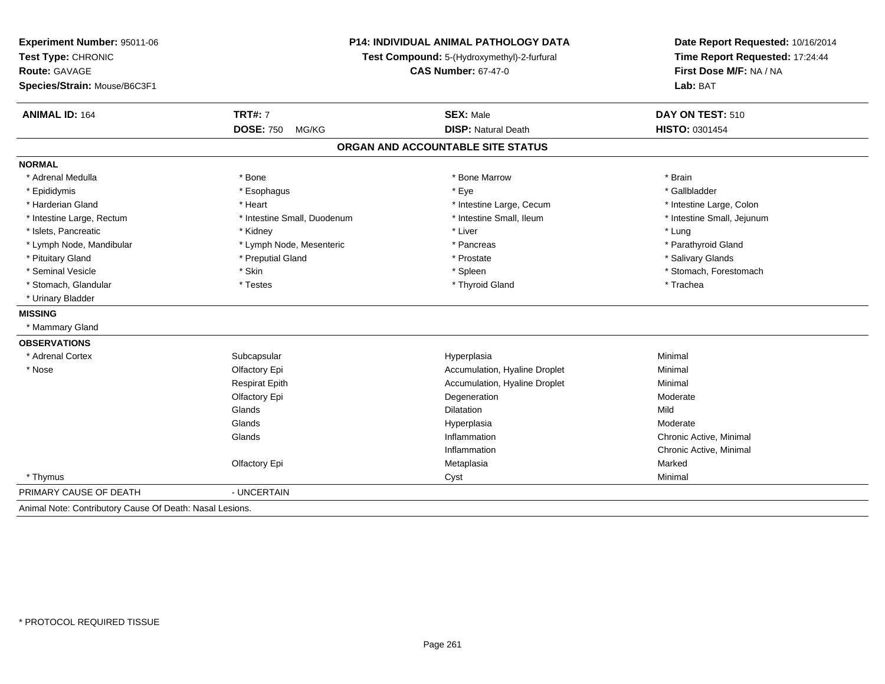**Experiment Number:** 95011-06
**Test Type:** CHRONIC
**Route:** GAVAGE
**Species/Strain:** Mouse/B6C3F1

**P14: INDIVIDUAL ANIMAL PATHOLOGY DATA**
**Test Compound:** 5-(Hydroxymethyl)-2-furfural
**CAS Number:** 67-47-0

**Date Report Requested:** 10/16/2014
**Time Report Requested:** 17:24:44
**First Dose M/F:** NA / NA
**Lab:** BAT

| **ANIMAL ID:** 164 | **TRT#:** 7 | **SEX:** Male | **DAY ON TEST:** 510 |
|---|---|---|---|
| | **DOSE:** 750 MG/KG | **DISP:** Natural Death | **HISTO:** 0301454 |

## ORGAN AND ACCOUNTABLE SITE STATUS

**NORMAL**

| | | | |
|---|---|---|---|
| * Adrenal Medulla | * Bone | * Bone Marrow | * Brain |
| * Epididymis | * Esophagus | * Eye | * Gallbladder |
| * Harderian Gland | * Heart | * Intestine Large, Cecum | * Intestine Large, Colon |
| * Intestine Large, Rectum | * Intestine Small, Duodenum | * Intestine Small, Ileum | * Intestine Small, Jejunum |
| * Islets, Pancreatic | * Kidney | * Liver | * Lung |
| * Lymph Node, Mandibular | * Lymph Node, Mesenteric | * Pancreas | * Parathyroid Gland |
| * Pituitary Gland | * Preputial Gland | * Prostate | * Salivary Glands |
| * Seminal Vesicle | * Skin | * Spleen | * Stomach, Forestomach |
| * Stomach, Glandular | * Testes | * Thyroid Gland | * Trachea |
| * Urinary Bladder | | | |

**MISSING**

* Mammary Gland

**OBSERVATIONS**

| | | | |
|---|---|---|---|
| * Adrenal Cortex | Subcapsular | Hyperplasia | Minimal |
| * Nose | Olfactory Epi | Accumulation, Hyaline Droplet | Minimal |
| | Respirat Epith | Accumulation, Hyaline Droplet | Minimal |
| | Olfactory Epi | Degeneration | Moderate |
| | Glands | Dilatation | Mild |
| | Glands | Hyperplasia | Moderate |
| | Glands | Inflammation | Chronic Active, Minimal |
| | | Inflammation | Chronic Active, Minimal |
| | Olfactory Epi | Metaplasia | Marked |
| * Thymus | | Cyst | Minimal |

PRIMARY CAUSE OF DEATH - UNCERTAIN

Animal Note: Contributory Cause Of Death: Nasal Lesions.

\* PROTOCOL REQUIRED TISSUE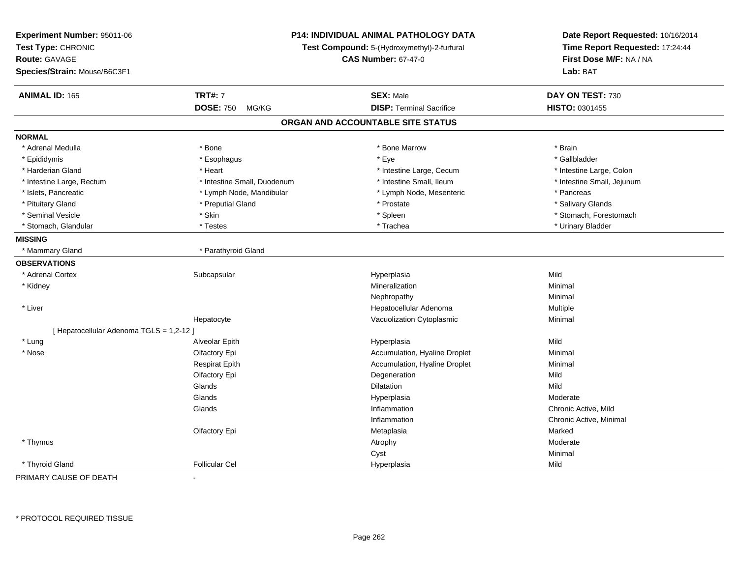**Experiment Number:** 95011-06
**Test Type:** CHRONIC
**Route:** GAVAGE
**Species/Strain:** Mouse/B6C3F1

**P14: INDIVIDUAL ANIMAL PATHOLOGY DATA**
**Test Compound:** 5-(Hydroxymethyl)-2-furfural
**CAS Number:** 67-47-0

**Date Report Requested:** 10/16/2014
**Time Report Requested:** 17:24:44
**First Dose M/F:** NA / NA
**Lab:** BAT

| **ANIMAL ID:** 165 | **TRT#:** 7 | **SEX:** Male | **DAY ON TEST:** 730 |
|---|---|---|---|
| | **DOSE:** 750 MG/KG | **DISP:** Terminal Sacrifice | **HISTO:** 0301455 |

## ORGAN AND ACCOUNTABLE SITE STATUS

**NORMAL**

| | | | |
|---|---|---|---|
| * Adrenal Medulla | * Bone | * Bone Marrow | * Brain |
| * Epididymis | * Esophagus | * Eye | * Gallbladder |
| * Harderian Gland | * Heart | * Intestine Large, Cecum | * Intestine Large, Colon |
| * Intestine Large, Rectum | * Intestine Small, Duodenum | * Intestine Small, Ileum | * Intestine Small, Jejunum |
| * Islets, Pancreatic | * Lymph Node, Mandibular | * Lymph Node, Mesenteric | * Pancreas |
| * Pituitary Gland | * Preputial Gland | * Prostate | * Salivary Glands |
| * Seminal Vesicle | * Skin | * Spleen | * Stomach, Forestomach |
| * Stomach, Glandular | * Testes | * Trachea | * Urinary Bladder |

**MISSING**

| | |
|---|---|
| * Mammary Gland | * Parathyroid Gland |

**OBSERVATIONS**

| | | | |
|---|---|---|---|
| * Adrenal Cortex | Subcapsular | Hyperplasia | Mild |
| * Kidney | | Mineralization | Minimal |
| | | Nephropathy | Minimal |
| * Liver | | Hepatocellular Adenoma | Multiple |
| | Hepatocyte | Vacuolization Cytoplasmic | Minimal |
| [ Hepatocellular Adenoma TGLS = 1,2-12 ] | | | |
| * Lung | Alveolar Epith | Hyperplasia | Mild |
| * Nose | Olfactory Epi | Accumulation, Hyaline Droplet | Minimal |
| | Respirat Epith | Accumulation, Hyaline Droplet | Minimal |
| | Olfactory Epi | Degeneration | Mild |
| | Glands | Dilatation | Mild |
| | Glands | Hyperplasia | Moderate |
| | Glands | Inflammation | Chronic Active, Mild |
| | | Inflammation | Chronic Active, Minimal |
| | Olfactory Epi | Metaplasia | Marked |
| * Thymus | | Atrophy | Moderate |
| | | Cyst | Minimal |
| * Thyroid Gland | Follicular Cel | Hyperplasia | Mild |

PRIMARY CAUSE OF DEATH -

* PROTOCOL REQUIRED TISSUE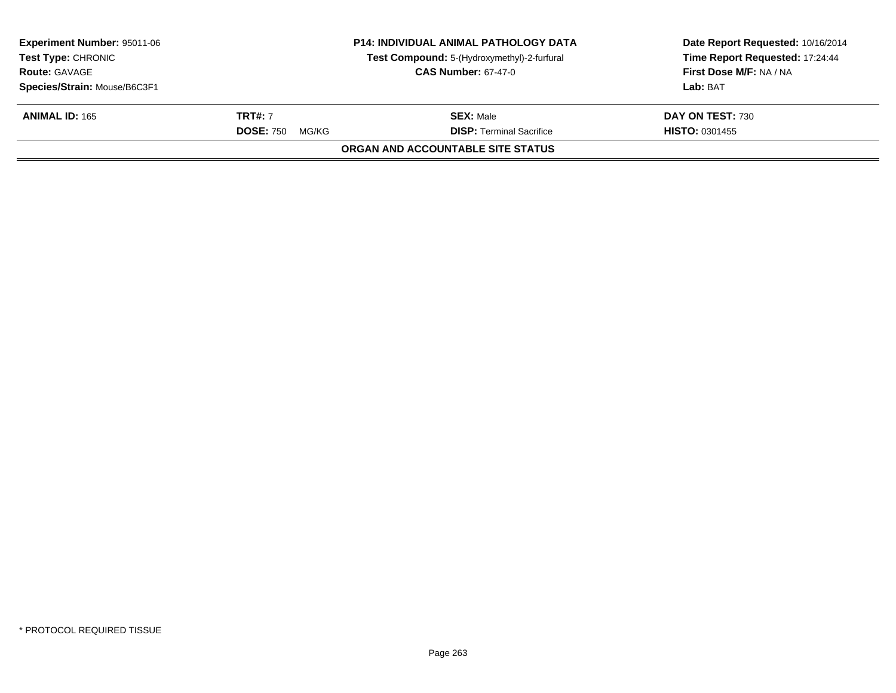| **Experiment Number:** 95011-06 | **P14: INDIVIDUAL ANIMAL PATHOLOGY DATA** | **Date Report Requested:** 10/16/2014 |
|---|---|---|
| **Test Type:** CHRONIC | **Test Compound:** 5-(Hydroxymethyl)-2-furfural | **Time Report Requested:** 17:24:44 |
| **Route:** GAVAGE | **CAS Number:** 67-47-0 | **First Dose M/F:** NA / NA |
| **Species/Strain:** Mouse/B6C3F1 | | **Lab:** BAT |

| **ANIMAL ID:** 165 | **TRT#:** 7 | **SEX:** Male | **DAY ON TEST:** 730 |
|---|---|---|---|
| | **DOSE:** 750 MG/KG | **DISP:** Terminal Sacrifice | **HISTO:** 0301455 |

**ORGAN AND ACCOUNTABLE SITE STATUS**

* PROTOCOL REQUIRED TISSUE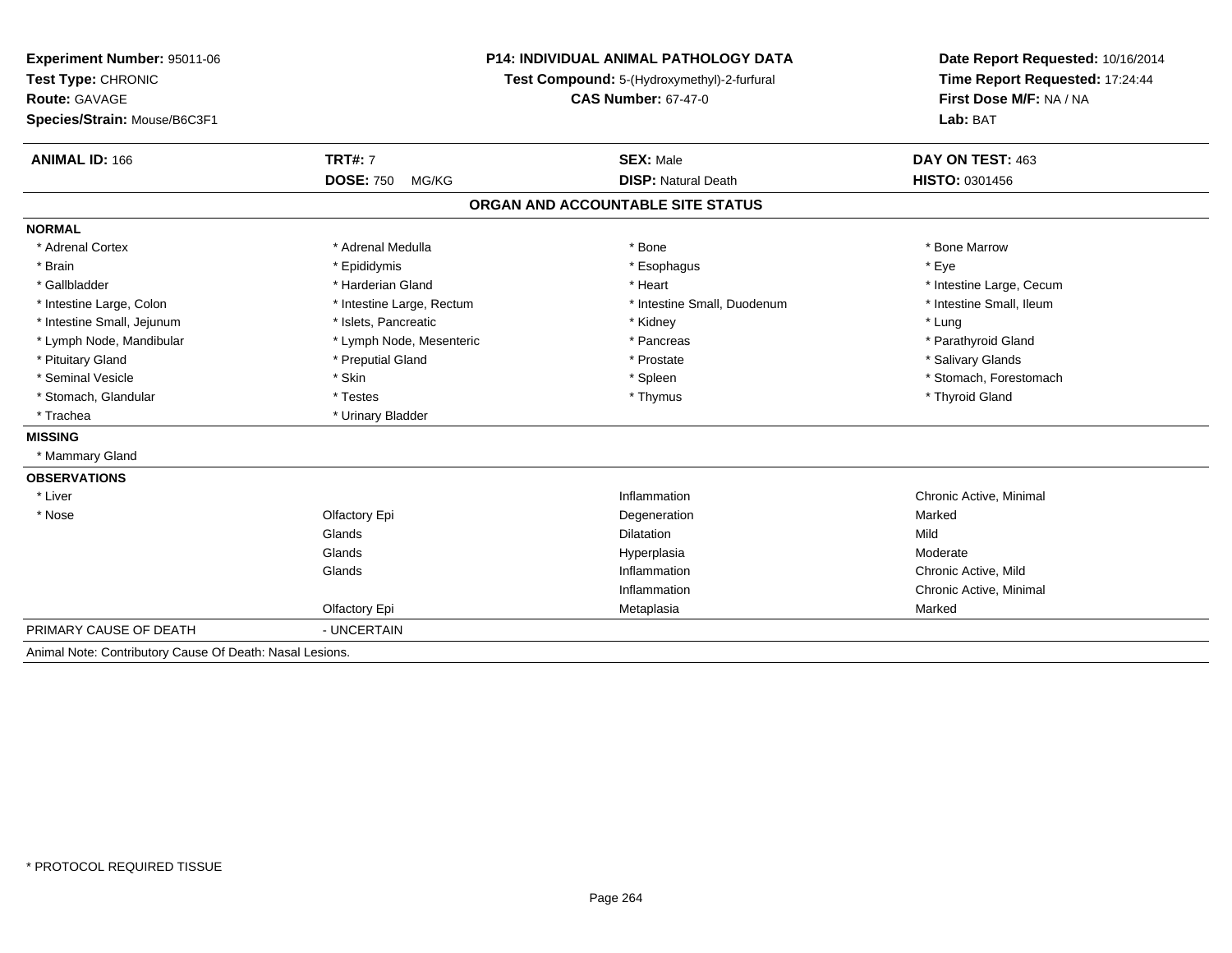**Experiment Number:** 95011-06
**Test Type:** CHRONIC
**Route:** GAVAGE
**Species/Strain:** Mouse/B6C3F1

**P14: INDIVIDUAL ANIMAL PATHOLOGY DATA**
**Test Compound:** 5-(Hydroxymethyl)-2-furfural
**CAS Number:** 67-47-0

**Date Report Requested:** 10/16/2014
**Time Report Requested:** 17:24:44
**First Dose M/F:** NA / NA
**Lab:** BAT

| **ANIMAL ID:** 166 | **TRT#:** 7 | **SEX:** Male | **DAY ON TEST:** 463 |
|---|---|---|---|
| | **DOSE:** 750 MG/KG | **DISP:** Natural Death | **HISTO:** 0301456 |

## ORGAN AND ACCOUNTABLE SITE STATUS

**NORMAL**

| | | | |
|---|---|---|---|
| * Adrenal Cortex | * Adrenal Medulla | * Bone | * Bone Marrow |
| * Brain | * Epididymis | * Esophagus | * Eye |
| * Gallbladder | * Harderian Gland | * Heart | * Intestine Large, Cecum |
| * Intestine Large, Colon | * Intestine Large, Rectum | * Intestine Small, Duodenum | * Intestine Small, Ileum |
| * Intestine Small, Jejunum | * Islets, Pancreatic | * Kidney | * Lung |
| * Lymph Node, Mandibular | * Lymph Node, Mesenteric | * Pancreas | * Parathyroid Gland |
| * Pituitary Gland | * Preputial Gland | * Prostate | * Salivary Glands |
| * Seminal Vesicle | * Skin | * Spleen | * Stomach, Forestomach |
| * Stomach, Glandular | * Testes | * Thymus | * Thyroid Gland |
| * Trachea | * Urinary Bladder | | |

**MISSING**

* Mammary Gland

**OBSERVATIONS**

| | | | |
|---|---|---|---|
| * Liver | | Inflammation | Chronic Active, Minimal |
| * Nose | Olfactory Epi | Degeneration | Marked |
| | Glands | Dilatation | Mild |
| | Glands | Hyperplasia | Moderate |
| | Glands | Inflammation | Chronic Active, Mild |
| | | Inflammation | Chronic Active, Minimal |
| | Olfactory Epi | Metaplasia | Marked |

PRIMARY CAUSE OF DEATH - UNCERTAIN

Animal Note: Contributory Cause Of Death: Nasal Lesions.

* PROTOCOL REQUIRED TISSUE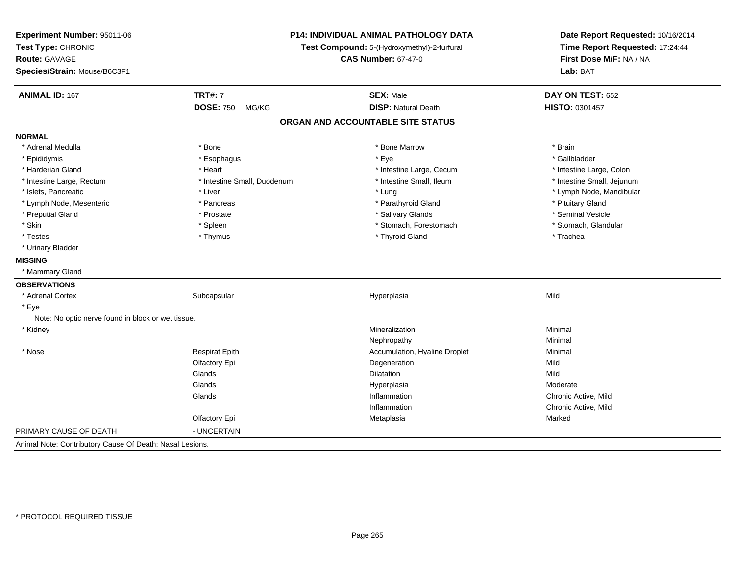**Experiment Number:** 95011-06
**Test Type:** CHRONIC
**Route:** GAVAGE
**Species/Strain:** Mouse/B6C3F1

**P14: INDIVIDUAL ANIMAL PATHOLOGY DATA**
**Test Compound:** 5-(Hydroxymethyl)-2-furfural
**CAS Number:** 67-47-0

**Date Report Requested:** 10/16/2014
**Time Report Requested:** 17:24:44
**First Dose M/F:** NA / NA
**Lab:** BAT

| **ANIMAL ID:** 167 | **TRT#:** 7 | **SEX:** Male | **DAY ON TEST:** 652 |
|---|---|---|---|
| | **DOSE:** 750 MG/KG | **DISP:** Natural Death | **HISTO:** 0301457 |

## ORGAN AND ACCOUNTABLE SITE STATUS

**NORMAL**

| | | | |
|---|---|---|---|
| * Adrenal Medulla | * Bone | * Bone Marrow | * Brain |
| * Epididymis | * Esophagus | * Eye | * Gallbladder |
| * Harderian Gland | * Heart | * Intestine Large, Cecum | * Intestine Large, Colon |
| * Intestine Large, Rectum | * Intestine Small, Duodenum | * Intestine Small, Ileum | * Intestine Small, Jejunum |
| * Islets, Pancreatic | * Liver | * Lung | * Lymph Node, Mandibular |
| * Lymph Node, Mesenteric | * Pancreas | * Parathyroid Gland | * Pituitary Gland |
| * Preputial Gland | * Prostate | * Salivary Glands | * Seminal Vesicle |
| * Skin | * Spleen | * Stomach, Forestomach | * Stomach, Glandular |
| * Testes | * Thymus | * Thyroid Gland | * Trachea |
| * Urinary Bladder | | | |

**MISSING**

* Mammary Gland

**OBSERVATIONS**

| | | | |
|---|---|---|---|
| * Adrenal Cortex | Subcapsular | Hyperplasia | Mild |
| * Eye | | | |
| Note: No optic nerve found in block or wet tissue. | | | |
| * Kidney | | Mineralization | Minimal |
| | | Nephropathy | Minimal |
| * Nose | Respirat Epith | Accumulation, Hyaline Droplet | Minimal |
| | Olfactory Epi | Degeneration | Mild |
| | Glands | Dilatation | Mild |
| | Glands | Hyperplasia | Moderate |
| | Glands | Inflammation | Chronic Active, Mild |
| | | Inflammation | Chronic Active, Mild |
| | Olfactory Epi | Metaplasia | Marked |

PRIMARY CAUSE OF DEATH - UNCERTAIN

Animal Note: Contributory Cause Of Death: Nasal Lesions.

* PROTOCOL REQUIRED TISSUE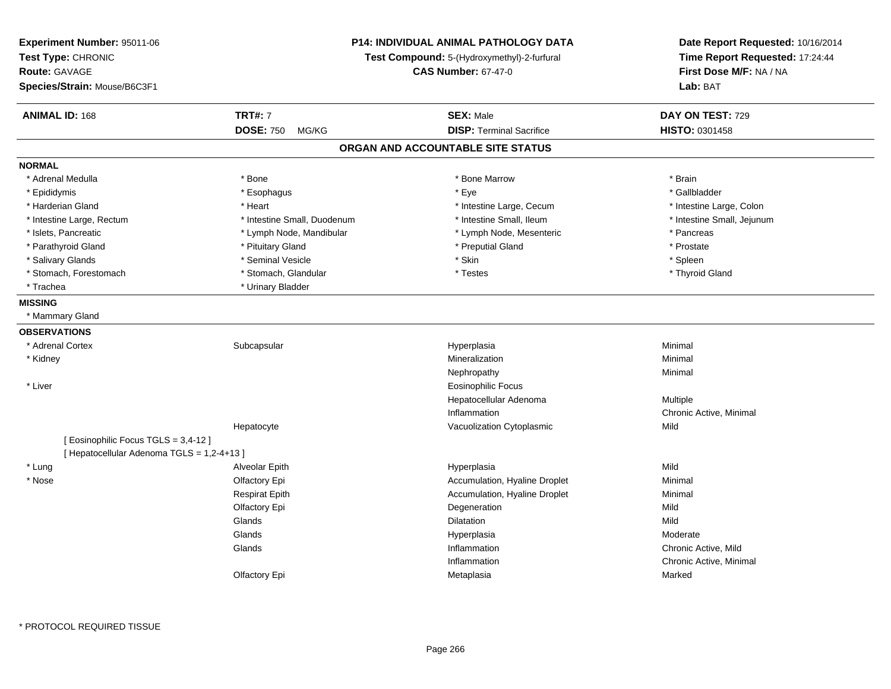**Experiment Number:** 95011-06
**Test Type:** CHRONIC
**Route:** GAVAGE
**Species/Strain:** Mouse/B6C3F1

**P14: INDIVIDUAL ANIMAL PATHOLOGY DATA**
**Test Compound:** 5-(Hydroxymethyl)-2-furfural
**CAS Number:** 67-47-0

**Date Report Requested:** 10/16/2014
**Time Report Requested:** 17:24:44
**First Dose M/F:** NA / NA
**Lab:** BAT

| **ANIMAL ID:** 168 | **TRT#:** 7 | **SEX:** Male | **DAY ON TEST:** 729 |
|---|---|---|---|
| | **DOSE:** 750 MG/KG | **DISP:** Terminal Sacrifice | **HISTO:** 0301458 |

## ORGAN AND ACCOUNTABLE SITE STATUS

**NORMAL**

| | | | |
|---|---|---|---|
| * Adrenal Medulla | * Bone | * Bone Marrow | * Brain |
| * Epididymis | * Esophagus | * Eye | * Gallbladder |
| * Harderian Gland | * Heart | * Intestine Large, Cecum | * Intestine Large, Colon |
| * Intestine Large, Rectum | * Intestine Small, Duodenum | * Intestine Small, Ileum | * Intestine Small, Jejunum |
| * Islets, Pancreatic | * Lymph Node, Mandibular | * Lymph Node, Mesenteric | * Pancreas |
| * Parathyroid Gland | * Pituitary Gland | * Preputial Gland | * Prostate |
| * Salivary Glands | * Seminal Vesicle | * Skin | * Spleen |
| * Stomach, Forestomach | * Stomach, Glandular | * Testes | * Thyroid Gland |
| * Trachea | * Urinary Bladder | | |

**MISSING**

* Mammary Gland

**OBSERVATIONS**

| | | | |
|---|---|---|---|
| * Adrenal Cortex | Subcapsular | Hyperplasia | Minimal |
| * Kidney | | Mineralization | Minimal |
| | | Nephropathy | Minimal |
| * Liver | | Eosinophilic Focus | |
| | | Hepatocellular Adenoma | Multiple |
| | | Inflammation | Chronic Active, Minimal |
| | Hepatocyte | Vacuolization Cytoplasmic | Mild |
| [ Eosinophilic Focus TGLS = 3,4-12 ] | | | |
| [ Hepatocellular Adenoma TGLS = 1,2-4+13 ] | | | |
| * Lung | Alveolar Epith | Hyperplasia | Mild |
| * Nose | Olfactory Epi | Accumulation, Hyaline Droplet | Minimal |
| | Respirat Epith | Accumulation, Hyaline Droplet | Minimal |
| | Olfactory Epi | Degeneration | Mild |
| | Glands | Dilatation | Mild |
| | Glands | Hyperplasia | Moderate |
| | Glands | Inflammation | Chronic Active, Mild |
| | | Inflammation | Chronic Active, Minimal |
| | Olfactory Epi | Metaplasia | Marked |

* PROTOCOL REQUIRED TISSUE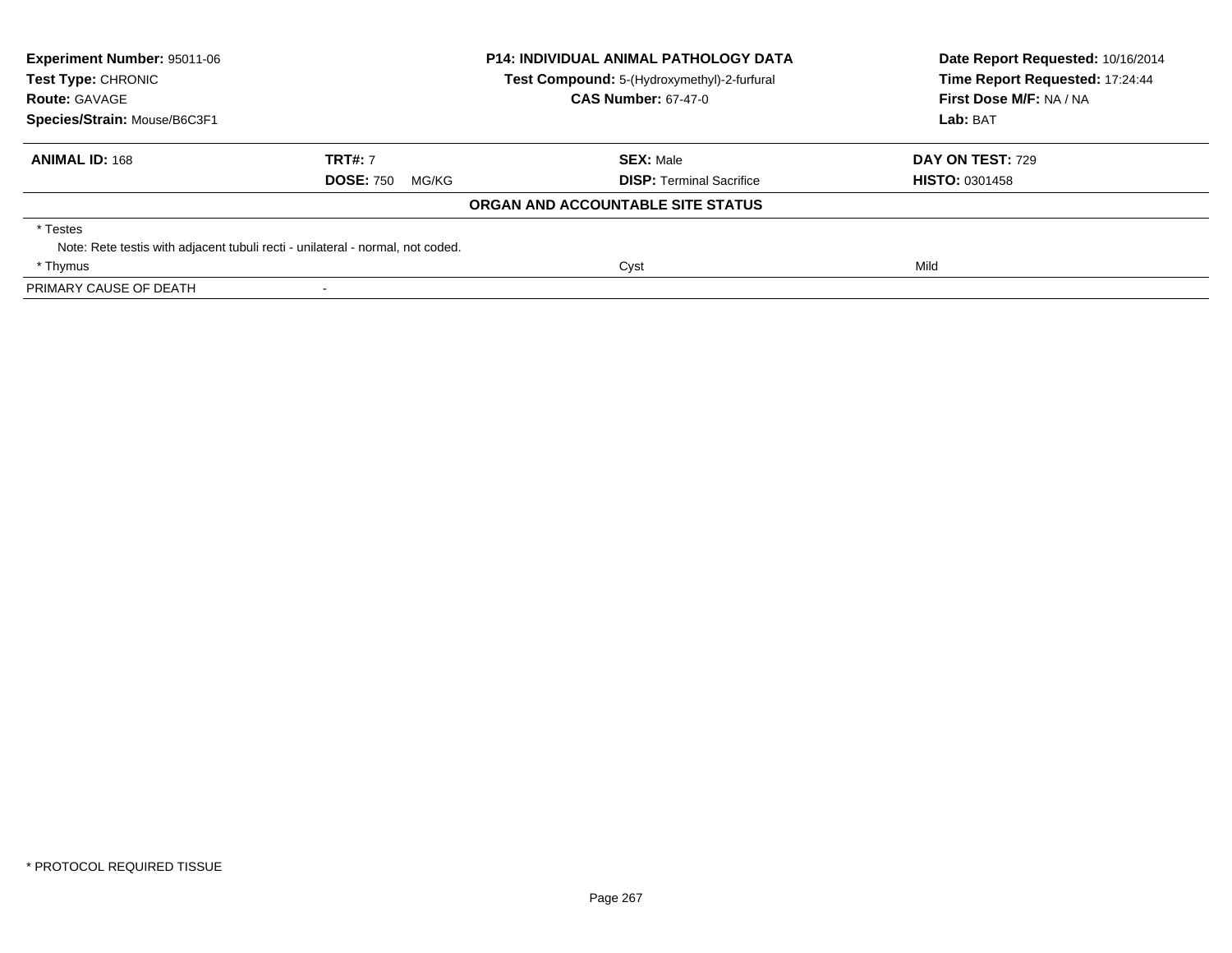| **Experiment Number:** 95011-06 | **P14: INDIVIDUAL ANIMAL PATHOLOGY DATA** | **Date Report Requested:** 10/16/2014 |
|---|---|---|
| **Test Type:** CHRONIC | **Test Compound:** 5-(Hydroxymethyl)-2-furfural | **Time Report Requested:** 17:24:44 |
| **Route:** GAVAGE | **CAS Number:** 67-47-0 | **First Dose M/F:** NA / NA |
| **Species/Strain:** Mouse/B6C3F1 | | **Lab:** BAT |

| **ANIMAL ID:** 168 | **TRT#:** 7 | **SEX:** Male | **DAY ON TEST:** 729 |
|---|---|---|---|
| | **DOSE:** 750 MG/KG | **DISP:** Terminal Sacrifice | **HISTO:** 0301458 |

**ORGAN AND ACCOUNTABLE SITE STATUS**

| | | |
|---|---|---|
| * Testes | | |
| Note: Rete testis with adjacent tubuli recti - unilateral - normal, not coded. | | |
| * Thymus | Cyst | Mild |
| PRIMARY CAUSE OF DEATH | - | |

* PROTOCOL REQUIRED TISSUE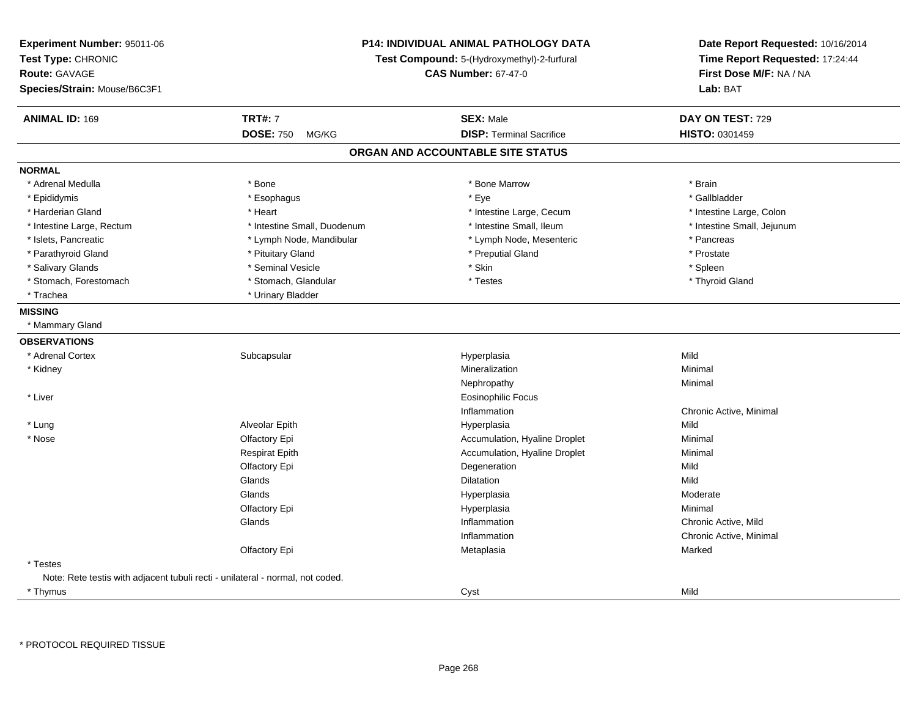**Experiment Number:** 95011-06
**Test Type:** CHRONIC
**Route:** GAVAGE
**Species/Strain:** Mouse/B6C3F1

**P14: INDIVIDUAL ANIMAL PATHOLOGY DATA**
**Test Compound:** 5-(Hydroxymethyl)-2-furfural
**CAS Number:** 67-47-0

**Date Report Requested:** 10/16/2014
**Time Report Requested:** 17:24:44
**First Dose M/F:** NA / NA
**Lab:** BAT

| **ANIMAL ID:** 169 | **TRT#:** 7 | **SEX:** Male | **DAY ON TEST:** 729 |
|---|---|---|---|
| | **DOSE:** 750 MG/KG | **DISP:** Terminal Sacrifice | **HISTO:** 0301459 |

## ORGAN AND ACCOUNTABLE SITE STATUS

**NORMAL**

| | | | |
|---|---|---|---|
| * Adrenal Medulla | * Bone | * Bone Marrow | * Brain |
| * Epididymis | * Esophagus | * Eye | * Gallbladder |
| * Harderian Gland | * Heart | * Intestine Large, Cecum | * Intestine Large, Colon |
| * Intestine Large, Rectum | * Intestine Small, Duodenum | * Intestine Small, Ileum | * Intestine Small, Jejunum |
| * Islets, Pancreatic | * Lymph Node, Mandibular | * Lymph Node, Mesenteric | * Pancreas |
| * Parathyroid Gland | * Pituitary Gland | * Preputial Gland | * Prostate |
| * Salivary Glands | * Seminal Vesicle | * Skin | * Spleen |
| * Stomach, Forestomach | * Stomach, Glandular | * Testes | * Thyroid Gland |
| * Trachea | * Urinary Bladder | | |

**MISSING**

* Mammary Gland

**OBSERVATIONS**

| | | | |
|---|---|---|---|
| * Adrenal Cortex | Subcapsular | Hyperplasia | Mild |
| * Kidney | | Mineralization | Minimal |
| | | Nephropathy | Minimal |
| * Liver | | Eosinophilic Focus | |
| | | Inflammation | Chronic Active, Minimal |
| * Lung | Alveolar Epith | Hyperplasia | Mild |
| * Nose | Olfactory Epi | Accumulation, Hyaline Droplet | Minimal |
| | Respirat Epith | Accumulation, Hyaline Droplet | Minimal |
| | Olfactory Epi | Degeneration | Mild |
| | Glands | Dilatation | Mild |
| | Glands | Hyperplasia | Moderate |
| | Olfactory Epi | Hyperplasia | Minimal |
| | Glands | Inflammation | Chronic Active, Mild |
| | | Inflammation | Chronic Active, Minimal |
| | Olfactory Epi | Metaplasia | Marked |
| * Testes | | | |

Note: Rete testis with adjacent tubuli recti - unilateral - normal, not coded.

| | | | |
|---|---|---|---|
| * Thymus | | Cyst | Mild |

\* PROTOCOL REQUIRED TISSUE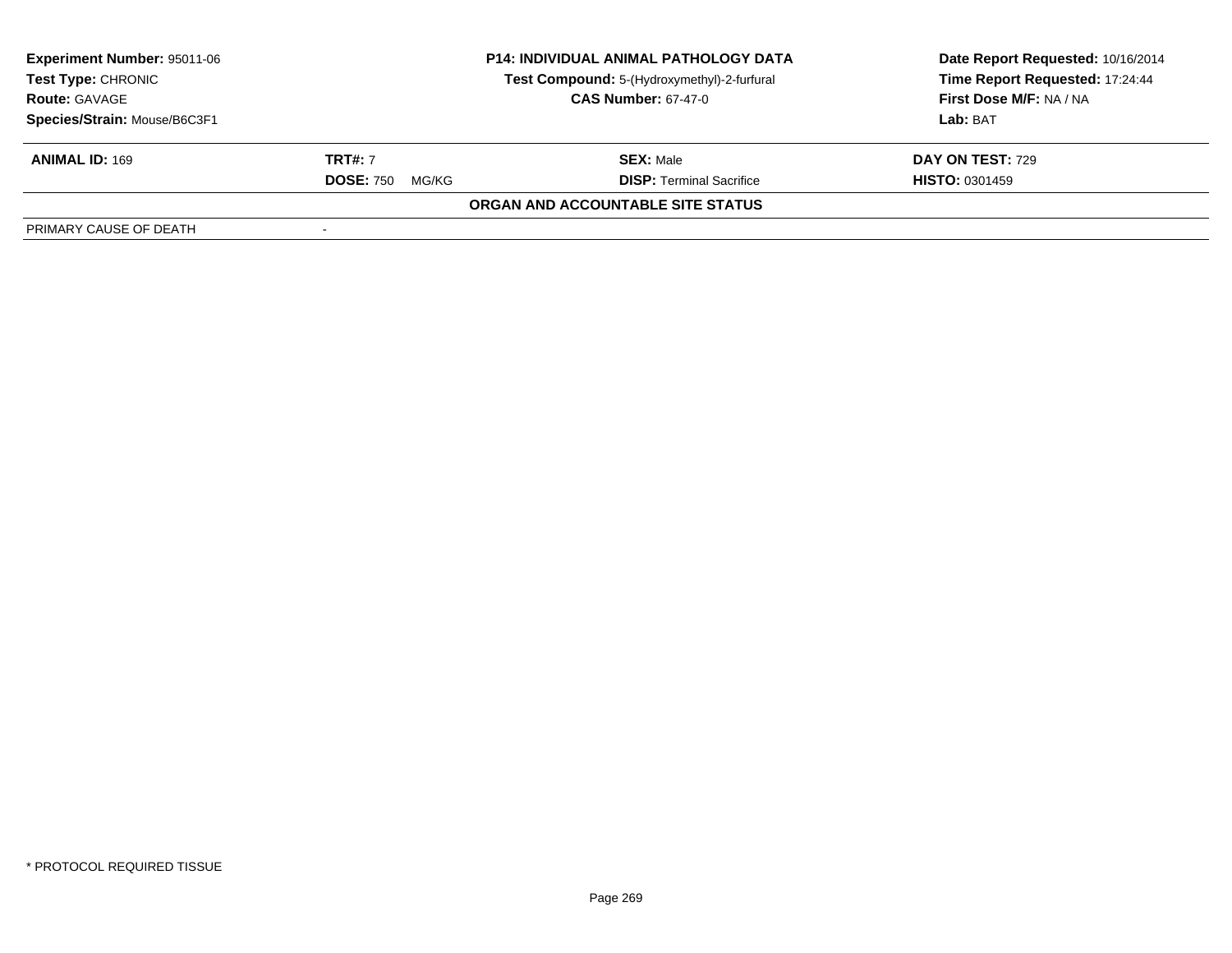**Experiment Number:** 95011-06
**Test Type:** CHRONIC
**Route:** GAVAGE
**Species/Strain:** Mouse/B6C3F1

**P14: INDIVIDUAL ANIMAL PATHOLOGY DATA**
**Test Compound:** 5-(Hydroxymethyl)-2-furfural
**CAS Number:** 67-47-0

**Date Report Requested:** 10/16/2014
**Time Report Requested:** 17:24:44
**First Dose M/F:** NA / NA
**Lab:** BAT

| **ANIMAL ID:** 169 | **TRT#:** 7 | **SEX:** Male | **DAY ON TEST:** 729 |
|---|---|---|---|
| | **DOSE:** 750 MG/KG | **DISP:** Terminal Sacrifice | **HISTO:** 0301459 |

**ORGAN AND ACCOUNTABLE SITE STATUS**

| | |
|---|---|
| PRIMARY CAUSE OF DEATH | - |

* PROTOCOL REQUIRED TISSUE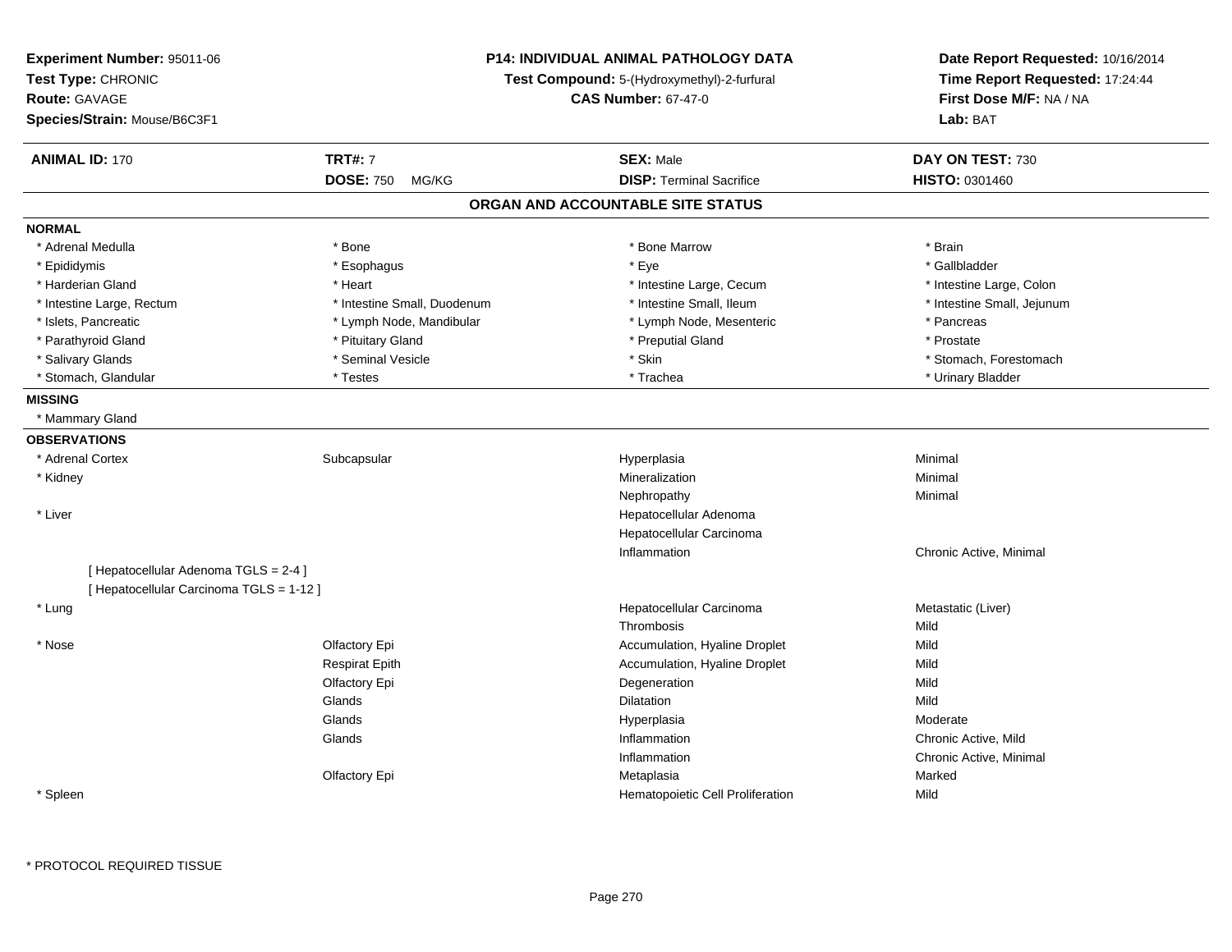**Experiment Number:** 95011-06
**Test Type:** CHRONIC
**Route:** GAVAGE
**Species/Strain:** Mouse/B6C3F1

**P14: INDIVIDUAL ANIMAL PATHOLOGY DATA**
**Test Compound:** 5-(Hydroxymethyl)-2-furfural
**CAS Number:** 67-47-0

**Date Report Requested:** 10/16/2014
**Time Report Requested:** 17:24:44
**First Dose M/F:** NA / NA
**Lab:** BAT

| **ANIMAL ID:** 170 | **TRT#:** 7 | **SEX:** Male | **DAY ON TEST:** 730 |
|---|---|---|---|
| | **DOSE:** 750 MG/KG | **DISP:** Terminal Sacrifice | **HISTO:** 0301460 |

## ORGAN AND ACCOUNTABLE SITE STATUS

**NORMAL**

| | | | |
|---|---|---|---|
| * Adrenal Medulla | * Bone | * Bone Marrow | * Brain |
| * Epididymis | * Esophagus | * Eye | * Gallbladder |
| * Harderian Gland | * Heart | * Intestine Large, Cecum | * Intestine Large, Colon |
| * Intestine Large, Rectum | * Intestine Small, Duodenum | * Intestine Small, Ileum | * Intestine Small, Jejunum |
| * Islets, Pancreatic | * Lymph Node, Mandibular | * Lymph Node, Mesenteric | * Pancreas |
| * Parathyroid Gland | * Pituitary Gland | * Preputial Gland | * Prostate |
| * Salivary Glands | * Seminal Vesicle | * Skin | * Stomach, Forestomach |
| * Stomach, Glandular | * Testes | * Trachea | * Urinary Bladder |

**MISSING**

* Mammary Gland

**OBSERVATIONS**

| | | | |
|---|---|---|---|
| * Adrenal Cortex | Subcapsular | Hyperplasia | Minimal |
| * Kidney | | Mineralization | Minimal |
| | | Nephropathy | Minimal |
| * Liver | | Hepatocellular Adenoma | |
| | | Hepatocellular Carcinoma | |
| | | Inflammation | Chronic Active, Minimal |
| [ Hepatocellular Adenoma TGLS = 2-4 ] | | | |
| [ Hepatocellular Carcinoma TGLS = 1-12 ] | | | |
| * Lung | | Hepatocellular Carcinoma | Metastatic (Liver) |
| | | Thrombosis | Mild |
| * Nose | Olfactory Epi | Accumulation, Hyaline Droplet | Mild |
| | Respirat Epith | Accumulation, Hyaline Droplet | Mild |
| | Olfactory Epi | Degeneration | Mild |
| | Glands | Dilatation | Mild |
| | Glands | Hyperplasia | Moderate |
| | Glands | Inflammation | Chronic Active, Mild |
| | | Inflammation | Chronic Active, Minimal |
| | Olfactory Epi | Metaplasia | Marked |
| * Spleen | | Hematopoietic Cell Proliferation | Mild |

* PROTOCOL REQUIRED TISSUE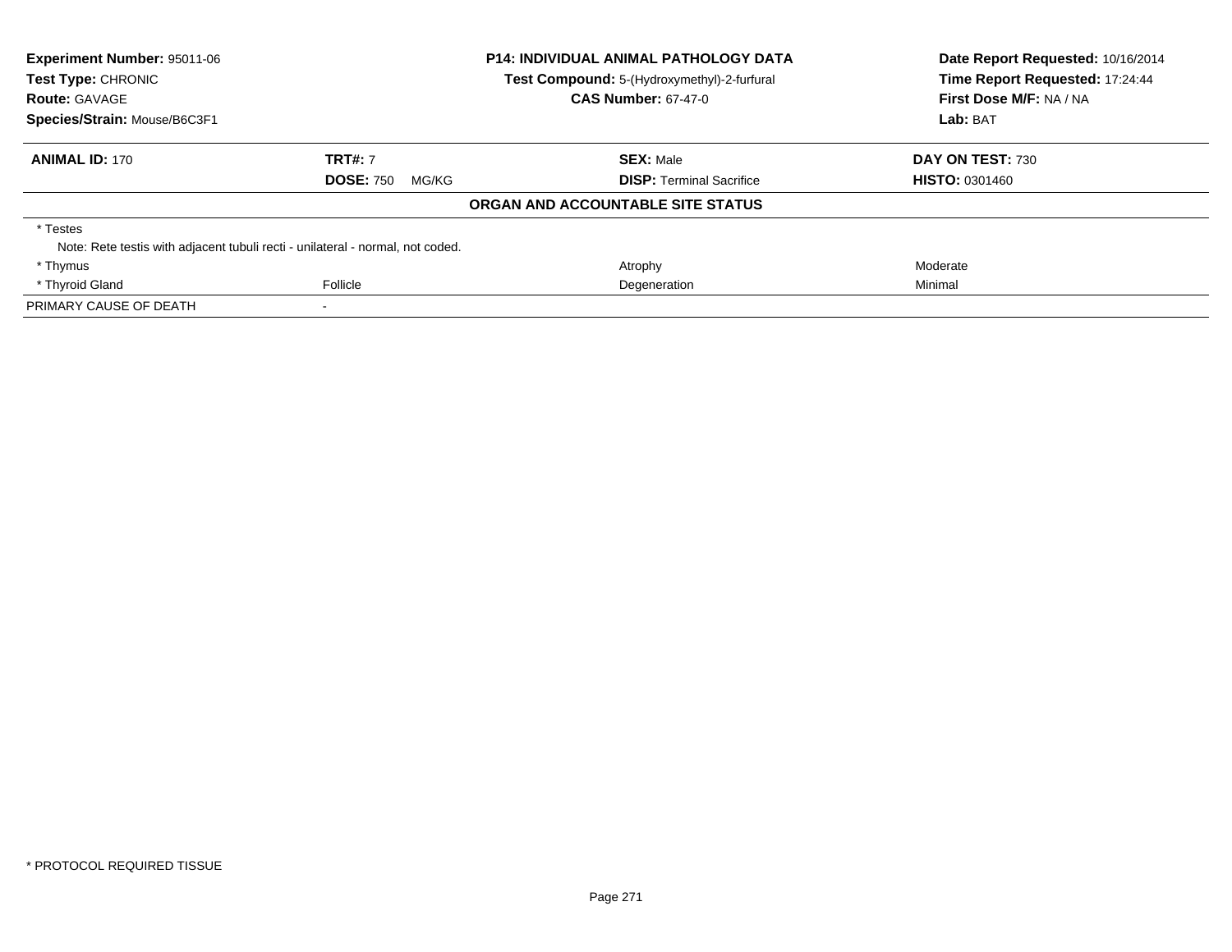**Experiment Number:** 95011-06
**Test Type:** CHRONIC
**Route:** GAVAGE
**Species/Strain:** Mouse/B6C3F1

**P14: INDIVIDUAL ANIMAL PATHOLOGY DATA**
**Test Compound:** 5-(Hydroxymethyl)-2-furfural
**CAS Number:** 67-47-0

**Date Report Requested:** 10/16/2014
**Time Report Requested:** 17:24:44
**First Dose M/F:** NA / NA
**Lab:** BAT

| **ANIMAL ID:** 170 | **TRT#:** 7 | **SEX:** Male | **DAY ON TEST:** 730 |
|---|---|---|---|
| | **DOSE:** 750 MG/KG | **DISP:** Terminal Sacrifice | **HISTO:** 0301460 |

**ORGAN AND ACCOUNTABLE SITE STATUS**

| | | | |
|---|---|---|---|
| * Testes | | | |
| Note: Rete testis with adjacent tubuli recti - unilateral - normal, not coded. | | | |
| * Thymus | | Atrophy | Moderate |
| * Thyroid Gland | Follicle | Degeneration | Minimal |
| PRIMARY CAUSE OF DEATH | - | | |

* PROTOCOL REQUIRED TISSUE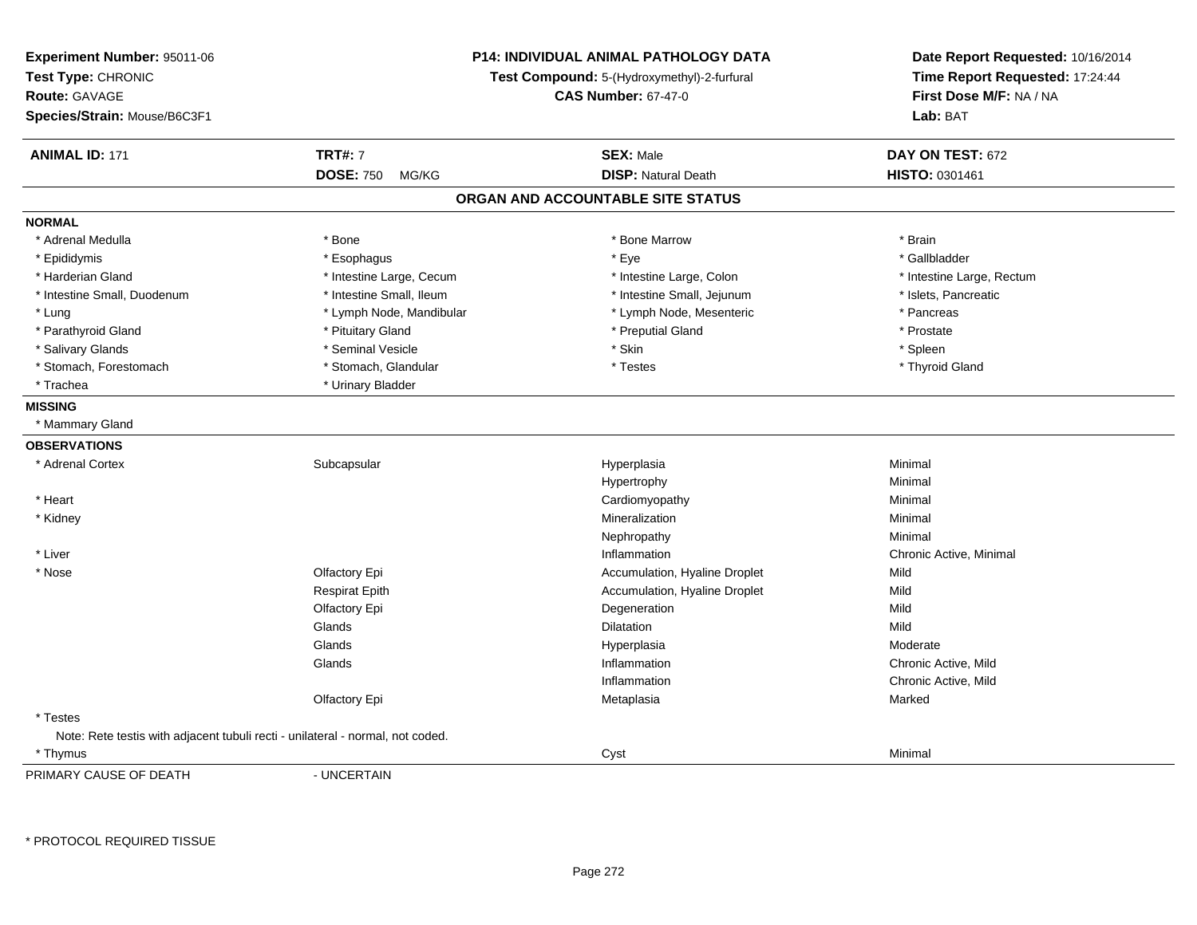**Experiment Number:** 95011-06
**Test Type:** CHRONIC
**Route:** GAVAGE
**Species/Strain:** Mouse/B6C3F1

**P14: INDIVIDUAL ANIMAL PATHOLOGY DATA**
**Test Compound:** 5-(Hydroxymethyl)-2-furfural
**CAS Number:** 67-47-0

**Date Report Requested:** 10/16/2014
**Time Report Requested:** 17:24:44
**First Dose M/F:** NA / NA
**Lab:** BAT

| **ANIMAL ID:** 171 | **TRT#:** 7 | **SEX:** Male | **DAY ON TEST:** 672 |
|---|---|---|---|
| | **DOSE:** 750 MG/KG | **DISP:** Natural Death | **HISTO:** 0301461 |

## ORGAN AND ACCOUNTABLE SITE STATUS

**NORMAL**

| | | | |
|---|---|---|---|
| * Adrenal Medulla | * Bone | * Bone Marrow | * Brain |
| * Epididymis | * Esophagus | * Eye | * Gallbladder |
| * Harderian Gland | * Intestine Large, Cecum | * Intestine Large, Colon | * Intestine Large, Rectum |
| * Intestine Small, Duodenum | * Intestine Small, Ileum | * Intestine Small, Jejunum | * Islets, Pancreatic |
| * Lung | * Lymph Node, Mandibular | * Lymph Node, Mesenteric | * Pancreas |
| * Parathyroid Gland | * Pituitary Gland | * Preputial Gland | * Prostate |
| * Salivary Glands | * Seminal Vesicle | * Skin | * Spleen |
| * Stomach, Forestomach | * Stomach, Glandular | * Testes | * Thyroid Gland |
| * Trachea | * Urinary Bladder | | |

**MISSING**

* Mammary Gland

**OBSERVATIONS**

| | | | |
|---|---|---|---|
| * Adrenal Cortex | Subcapsular | Hyperplasia | Minimal |
| | | Hypertrophy | Minimal |
| * Heart | | Cardiomyopathy | Minimal |
| * Kidney | | Mineralization | Minimal |
| | | Nephropathy | Minimal |
| * Liver | | Inflammation | Chronic Active, Minimal |
| * Nose | Olfactory Epi | Accumulation, Hyaline Droplet | Mild |
| | Respirat Epith | Accumulation, Hyaline Droplet | Mild |
| | Olfactory Epi | Degeneration | Mild |
| | Glands | Dilatation | Mild |
| | Glands | Hyperplasia | Moderate |
| | Glands | Inflammation | Chronic Active, Mild |
| | | Inflammation | Chronic Active, Mild |
| | Olfactory Epi | Metaplasia | Marked |
| * Testes | | | |

Note: Rete testis with adjacent tubuli recti - unilateral - normal, not coded.

| | | | |
|---|---|---|---|
| * Thymus | | Cyst | Minimal |

PRIMARY CAUSE OF DEATH - UNCERTAIN

* PROTOCOL REQUIRED TISSUE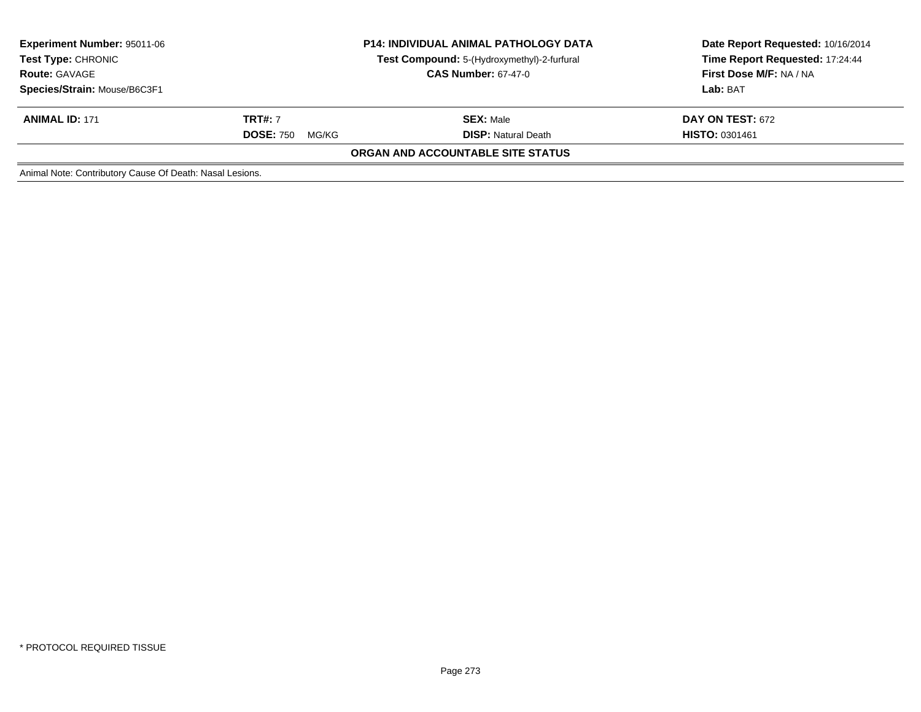**Experiment Number:** 95011-06
**Test Type:** CHRONIC
**Route:** GAVAGE
**Species/Strain:** Mouse/B6C3F1

**P14: INDIVIDUAL ANIMAL PATHOLOGY DATA**
**Test Compound:** 5-(Hydroxymethyl)-2-furfural
**CAS Number:** 67-47-0

**Date Report Requested:** 10/16/2014
**Time Report Requested:** 17:24:44
**First Dose M/F:** NA / NA
**Lab:** BAT

| **ANIMAL ID:** 171 | **TRT#:** 7 | **SEX:** Male | **DAY ON TEST:** 672 |
|---|---|---|---|
| | **DOSE:** 750 MG/KG | **DISP:** Natural Death | **HISTO:** 0301461 |

**ORGAN AND ACCOUNTABLE SITE STATUS**

Animal Note: Contributory Cause Of Death: Nasal Lesions.

* PROTOCOL REQUIRED TISSUE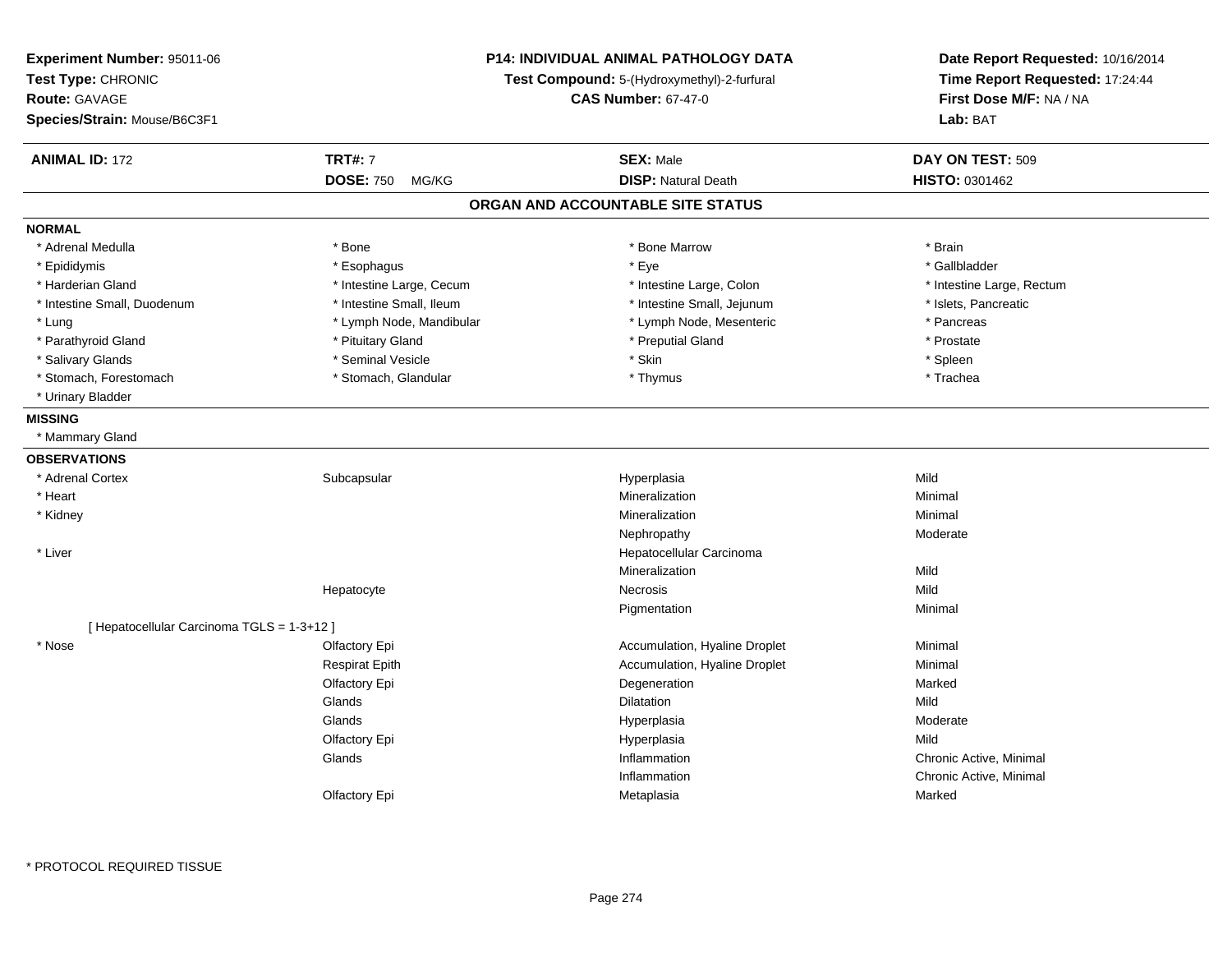**Experiment Number:** 95011-06
**Test Type:** CHRONIC
**Route:** GAVAGE
**Species/Strain:** Mouse/B6C3F1

**P14: INDIVIDUAL ANIMAL PATHOLOGY DATA**
**Test Compound:** 5-(Hydroxymethyl)-2-furfural
**CAS Number:** 67-47-0

**Date Report Requested:** 10/16/2014
**Time Report Requested:** 17:24:44
**First Dose M/F:** NA / NA
**Lab:** BAT

| **ANIMAL ID:** 172 | **TRT#:** 7 | **SEX:** Male | **DAY ON TEST:** 509 |
|---|---|---|---|
| | **DOSE:** 750 MG/KG | **DISP:** Natural Death | **HISTO:** 0301462 |

## ORGAN AND ACCOUNTABLE SITE STATUS

### NORMAL

| | | | |
|---|---|---|---|
| * Adrenal Medulla | * Bone | * Bone Marrow | * Brain |
| * Epididymis | * Esophagus | * Eye | * Gallbladder |
| * Harderian Gland | * Intestine Large, Cecum | * Intestine Large, Colon | * Intestine Large, Rectum |
| * Intestine Small, Duodenum | * Intestine Small, Ileum | * Intestine Small, Jejunum | * Islets, Pancreatic |
| * Lung | * Lymph Node, Mandibular | * Lymph Node, Mesenteric | * Pancreas |
| * Parathyroid Gland | * Pituitary Gland | * Preputial Gland | * Prostate |
| * Salivary Glands | * Seminal Vesicle | * Skin | * Spleen |
| * Stomach, Forestomach | * Stomach, Glandular | * Thymus | * Trachea |
| * Urinary Bladder | | | |

### MISSING

* Mammary Gland

### OBSERVATIONS

| | | | |
|---|---|---|---|
| * Adrenal Cortex | Subcapsular | Hyperplasia | Mild |
| * Heart | | Mineralization | Minimal |
| * Kidney | | Mineralization | Minimal |
| | | Nephropathy | Moderate |
| * Liver | | Hepatocellular Carcinoma | |
| | | Mineralization | Mild |
| | Hepatocyte | Necrosis | Mild |
| | | Pigmentation | Minimal |
| [ Hepatocellular Carcinoma TGLS = 1-3+12 ] | | | |
| * Nose | Olfactory Epi | Accumulation, Hyaline Droplet | Minimal |
| | Respirat Epith | Accumulation, Hyaline Droplet | Minimal |
| | Olfactory Epi | Degeneration | Marked |
| | Glands | Dilatation | Mild |
| | Glands | Hyperplasia | Moderate |
| | Olfactory Epi | Hyperplasia | Mild |
| | Glands | Inflammation | Chronic Active, Minimal |
| | | Inflammation | Chronic Active, Minimal |
| | Olfactory Epi | Metaplasia | Marked |

* PROTOCOL REQUIRED TISSUE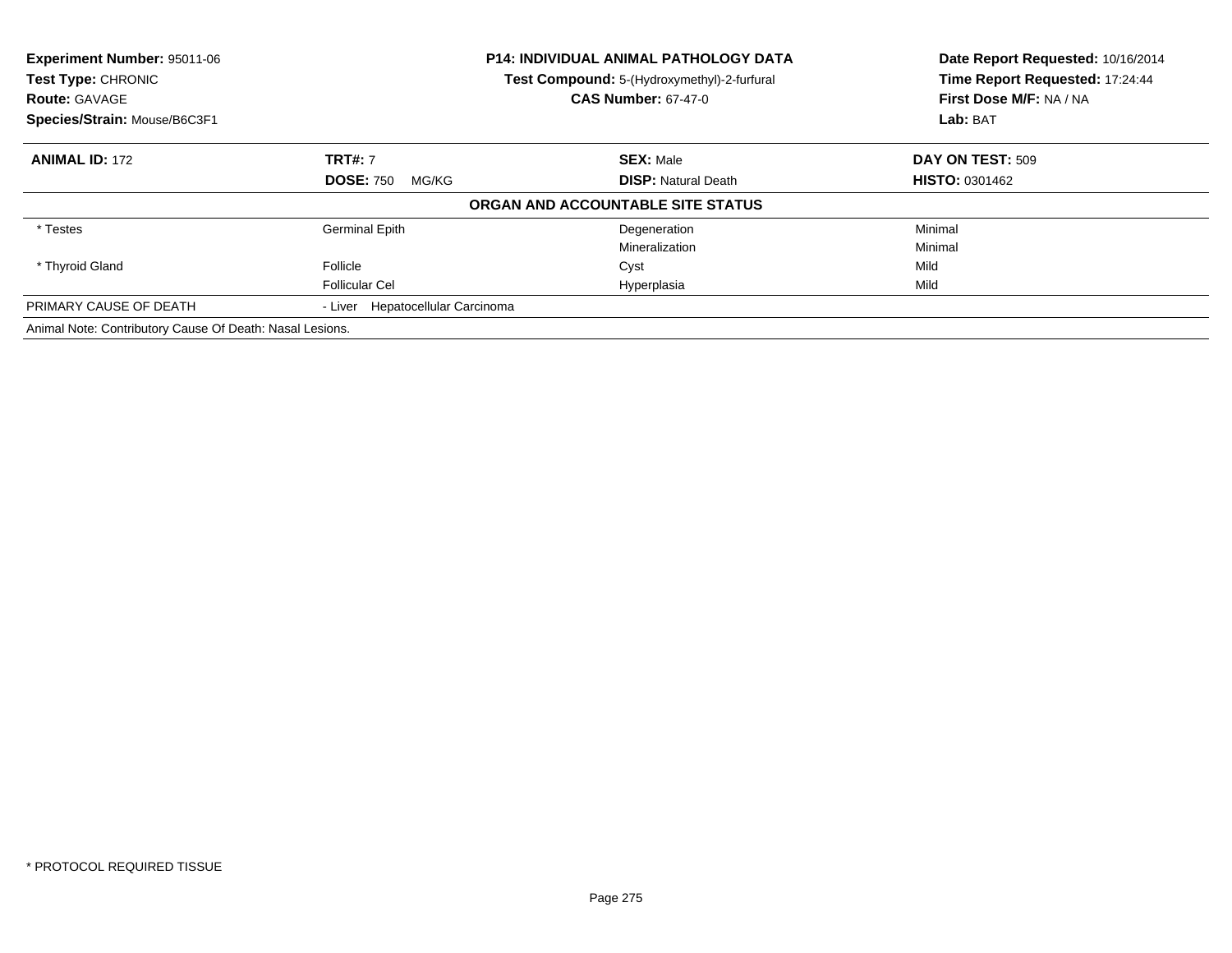**Experiment Number:** 95011-06
**Test Type:** CHRONIC
**Route:** GAVAGE
**Species/Strain:** Mouse/B6C3F1

**P14: INDIVIDUAL ANIMAL PATHOLOGY DATA**
**Test Compound:** 5-(Hydroxymethyl)-2-furfural
**CAS Number:** 67-47-0

**Date Report Requested:** 10/16/2014
**Time Report Requested:** 17:24:44
**First Dose M/F:** NA / NA
**Lab:** BAT

| **ANIMAL ID:** 172 | **TRT#:** 7 | **SEX:** Male | **DAY ON TEST:** 509 |
|---|---|---|---|
| | **DOSE:** 750 MG/KG | **DISP:** Natural Death | **HISTO:** 0301462 |

**ORGAN AND ACCOUNTABLE SITE STATUS**

| | | | |
|---|---|---|---|
| * Testes | Germinal Epith | Degeneration | Minimal |
| | | Mineralization | Minimal |
| * Thyroid Gland | Follicle | Cyst | Mild |
| | Follicular Cel | Hyperplasia | Mild |
| PRIMARY CAUSE OF DEATH | - Liver Hepatocellular Carcinoma | | |

Animal Note: Contributory Cause Of Death: Nasal Lesions.

* PROTOCOL REQUIRED TISSUE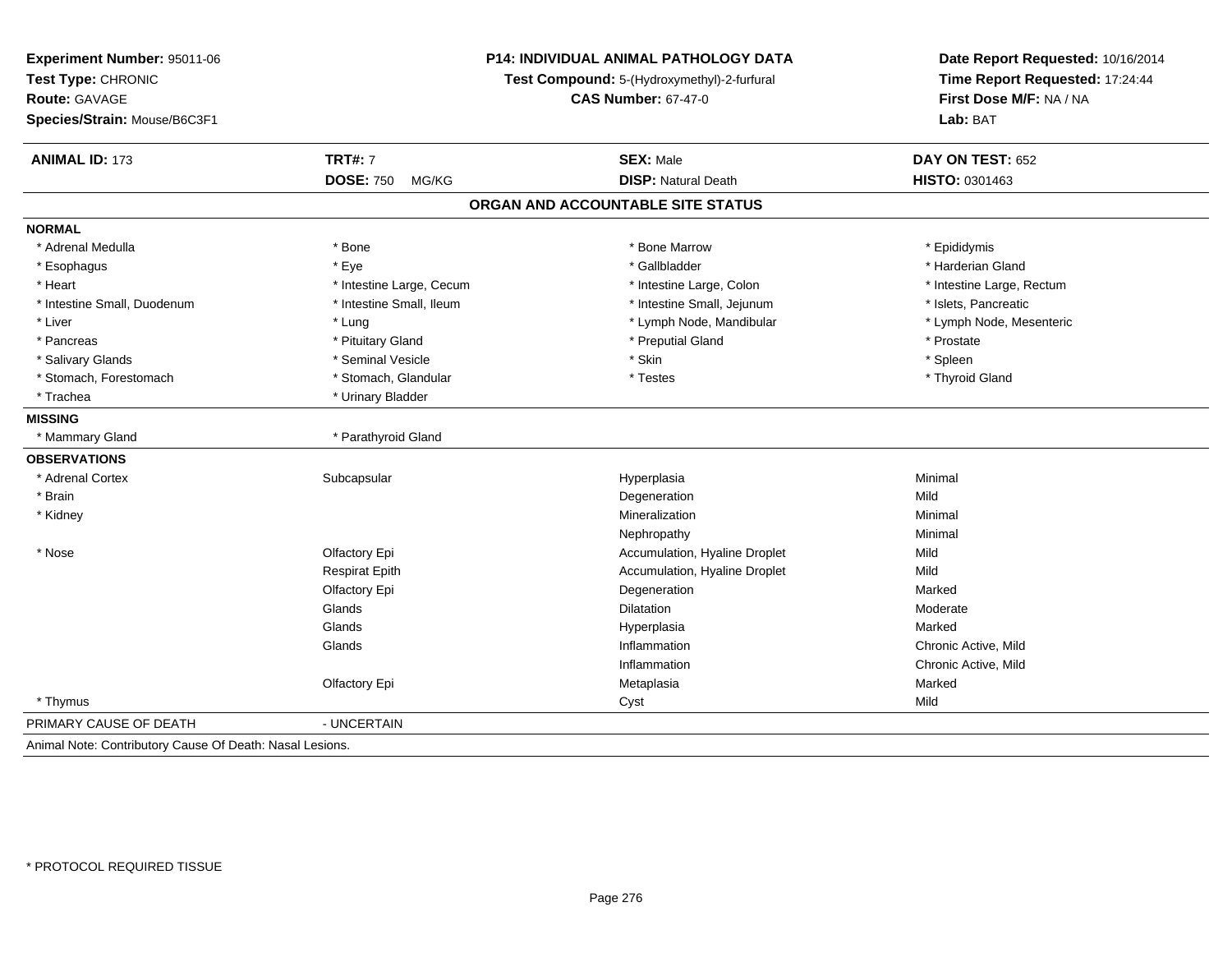**Experiment Number:** 95011-06
**Test Type:** CHRONIC
**Route:** GAVAGE
**Species/Strain:** Mouse/B6C3F1

**P14: INDIVIDUAL ANIMAL PATHOLOGY DATA**
**Test Compound:** 5-(Hydroxymethyl)-2-furfural
**CAS Number:** 67-47-0

**Date Report Requested:** 10/16/2014
**Time Report Requested:** 17:24:44
**First Dose M/F:** NA / NA
**Lab:** BAT

| **ANIMAL ID:** 173 | **TRT#:** 7 | **SEX:** Male | **DAY ON TEST:** 652 |
|---|---|---|---|
| | **DOSE:** 750 MG/KG | **DISP:** Natural Death | **HISTO:** 0301463 |

## ORGAN AND ACCOUNTABLE SITE STATUS

**NORMAL**

| | | | |
|---|---|---|---|
| * Adrenal Medulla | * Bone | * Bone Marrow | * Epididymis |
| * Esophagus | * Eye | * Gallbladder | * Harderian Gland |
| * Heart | * Intestine Large, Cecum | * Intestine Large, Colon | * Intestine Large, Rectum |
| * Intestine Small, Duodenum | * Intestine Small, Ileum | * Intestine Small, Jejunum | * Islets, Pancreatic |
| * Liver | * Lung | * Lymph Node, Mandibular | * Lymph Node, Mesenteric |
| * Pancreas | * Pituitary Gland | * Preputial Gland | * Prostate |
| * Salivary Glands | * Seminal Vesicle | * Skin | * Spleen |
| * Stomach, Forestomach | * Stomach, Glandular | * Testes | * Thyroid Gland |
| * Trachea | * Urinary Bladder | | |

**MISSING**

| | |
|---|---|
| * Mammary Gland | * Parathyroid Gland |

**OBSERVATIONS**

| | | | |
|---|---|---|---|
| * Adrenal Cortex | Subcapsular | Hyperplasia | Minimal |
| * Brain | | Degeneration | Mild |
| * Kidney | | Mineralization | Minimal |
| | | Nephropathy | Minimal |
| * Nose | Olfactory Epi | Accumulation, Hyaline Droplet | Mild |
| | Respirat Epith | Accumulation, Hyaline Droplet | Mild |
| | Olfactory Epi | Degeneration | Marked |
| | Glands | Dilatation | Moderate |
| | Glands | Hyperplasia | Marked |
| | Glands | Inflammation | Chronic Active, Mild |
| | | Inflammation | Chronic Active, Mild |
| | Olfactory Epi | Metaplasia | Marked |
| * Thymus | | Cyst | Mild |

PRIMARY CAUSE OF DEATH - UNCERTAIN

Animal Note: Contributory Cause Of Death: Nasal Lesions.

\* PROTOCOL REQUIRED TISSUE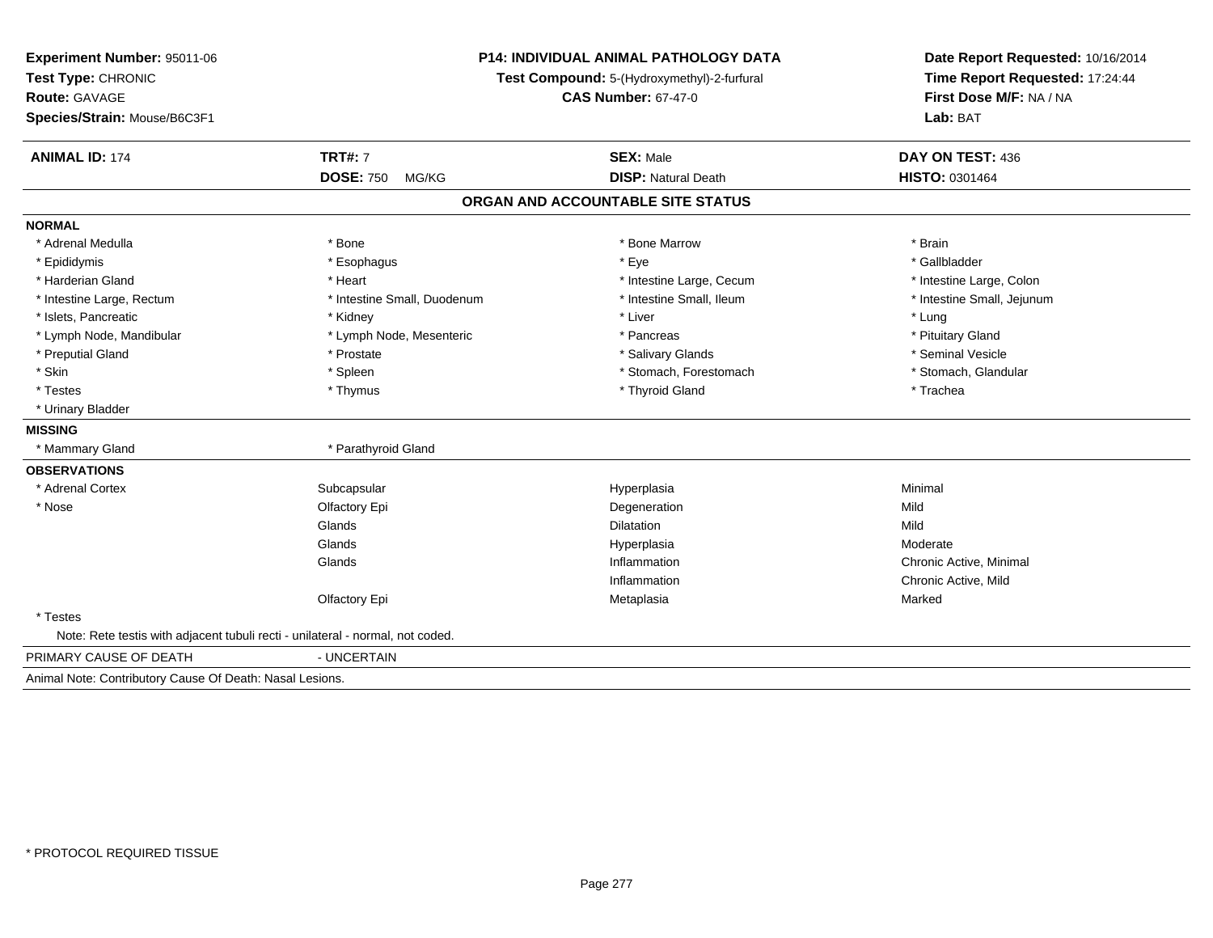**Experiment Number:** 95011-06
**Test Type:** CHRONIC
**Route:** GAVAGE
**Species/Strain:** Mouse/B6C3F1

**P14: INDIVIDUAL ANIMAL PATHOLOGY DATA**
**Test Compound:** 5-(Hydroxymethyl)-2-furfural
**CAS Number:** 67-47-0

**Date Report Requested:** 10/16/2014
**Time Report Requested:** 17:24:44
**First Dose M/F:** NA / NA
**Lab:** BAT

| **ANIMAL ID:** 174 | **TRT#:** 7 | **SEX:** Male | **DAY ON TEST:** 436 |
|---|---|---|---|
| | **DOSE:** 750 MG/KG | **DISP:** Natural Death | **HISTO:** 0301464 |

## ORGAN AND ACCOUNTABLE SITE STATUS

**NORMAL**

| | | | |
|---|---|---|---|
| * Adrenal Medulla | * Bone | * Bone Marrow | * Brain |
| * Epididymis | * Esophagus | * Eye | * Gallbladder |
| * Harderian Gland | * Heart | * Intestine Large, Cecum | * Intestine Large, Colon |
| * Intestine Large, Rectum | * Intestine Small, Duodenum | * Intestine Small, Ileum | * Intestine Small, Jejunum |
| * Islets, Pancreatic | * Kidney | * Liver | * Lung |
| * Lymph Node, Mandibular | * Lymph Node, Mesenteric | * Pancreas | * Pituitary Gland |
| * Preputial Gland | * Prostate | * Salivary Glands | * Seminal Vesicle |
| * Skin | * Spleen | * Stomach, Forestomach | * Stomach, Glandular |
| * Testes | * Thymus | * Thyroid Gland | * Trachea |
| * Urinary Bladder | | | |

**MISSING**

| | |
|---|---|
| * Mammary Gland | * Parathyroid Gland |

**OBSERVATIONS**

| | | | |
|---|---|---|---|
| * Adrenal Cortex | Subcapsular | Hyperplasia | Minimal |
| * Nose | Olfactory Epi | Degeneration | Mild |
| | Glands | Dilatation | Mild |
| | Glands | Hyperplasia | Moderate |
| | Glands | Inflammation | Chronic Active, Minimal |
| | | Inflammation | Chronic Active, Mild |
| | Olfactory Epi | Metaplasia | Marked |
| * Testes | | | |

Note: Rete testis with adjacent tubuli recti - unilateral - normal, not coded.

PRIMARY CAUSE OF DEATH - UNCERTAIN

Animal Note: Contributory Cause Of Death: Nasal Lesions.

* PROTOCOL REQUIRED TISSUE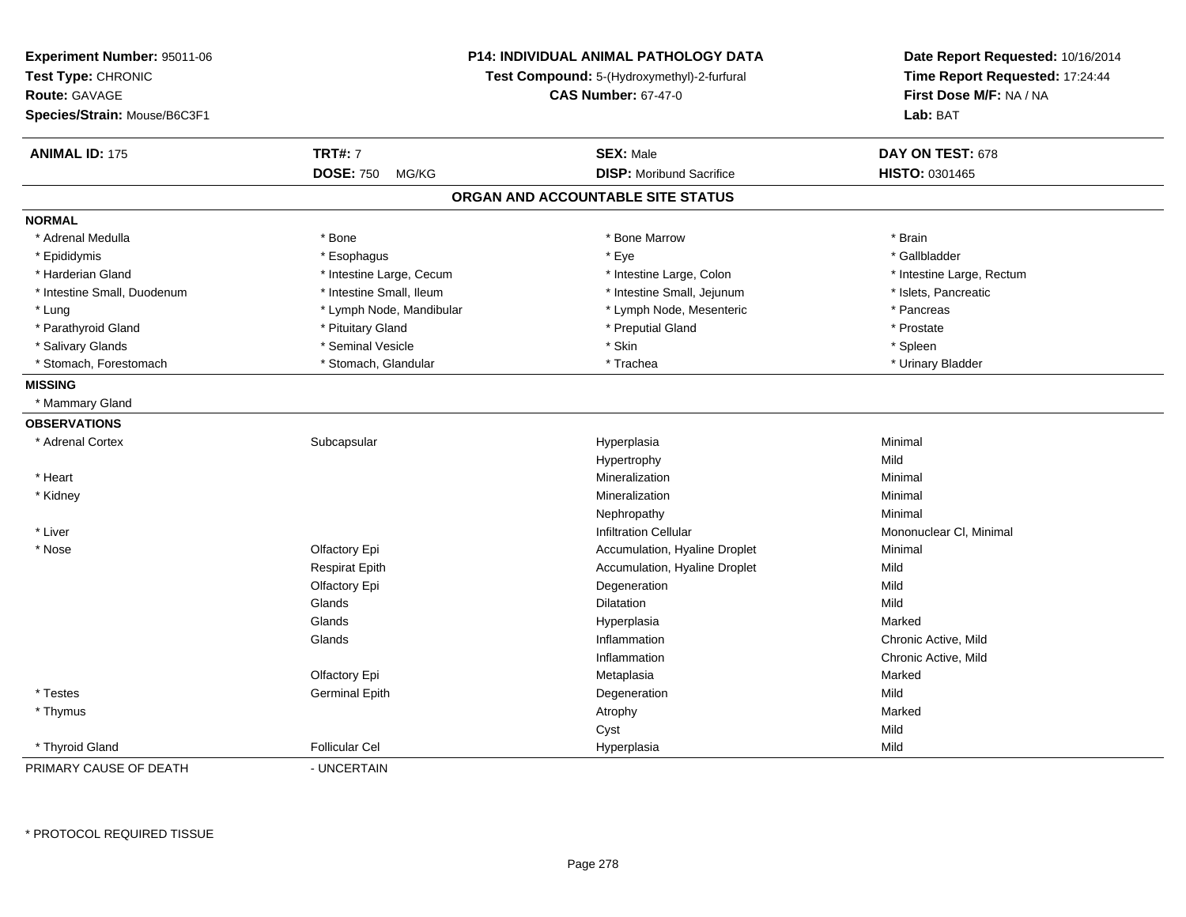**Experiment Number:** 95011-06
**Test Type:** CHRONIC
**Route:** GAVAGE
**Species/Strain:** Mouse/B6C3F1

**P14: INDIVIDUAL ANIMAL PATHOLOGY DATA**
**Test Compound:** 5-(Hydroxymethyl)-2-furfural
**CAS Number:** 67-47-0

**Date Report Requested:** 10/16/2014
**Time Report Requested:** 17:24:44
**First Dose M/F:** NA / NA
**Lab:** BAT

| **ANIMAL ID:** 175 | **TRT#:** 7 | **SEX:** Male | **DAY ON TEST:** 678 |
|---|---|---|---|
| | **DOSE:** 750 MG/KG | **DISP:** Moribund Sacrifice | **HISTO:** 0301465 |

## ORGAN AND ACCOUNTABLE SITE STATUS

**NORMAL**

| | | | |
|---|---|---|---|
| * Adrenal Medulla | * Bone | * Bone Marrow | * Brain |
| * Epididymis | * Esophagus | * Eye | * Gallbladder |
| * Harderian Gland | * Intestine Large, Cecum | * Intestine Large, Colon | * Intestine Large, Rectum |
| * Intestine Small, Duodenum | * Intestine Small, Ileum | * Intestine Small, Jejunum | * Islets, Pancreatic |
| * Lung | * Lymph Node, Mandibular | * Lymph Node, Mesenteric | * Pancreas |
| * Parathyroid Gland | * Pituitary Gland | * Preputial Gland | * Prostate |
| * Salivary Glands | * Seminal Vesicle | * Skin | * Spleen |
| * Stomach, Forestomach | * Stomach, Glandular | * Trachea | * Urinary Bladder |

**MISSING**

* Mammary Gland

**OBSERVATIONS**

| | | | |
|---|---|---|---|
| * Adrenal Cortex | Subcapsular | Hyperplasia | Minimal |
| | | Hypertrophy | Mild |
| * Heart | | Mineralization | Minimal |
| * Kidney | | Mineralization | Minimal |
| | | Nephropathy | Minimal |
| * Liver | | Infiltration Cellular | Mononuclear Cl, Minimal |
| * Nose | Olfactory Epi | Accumulation, Hyaline Droplet | Minimal |
| | Respirat Epith | Accumulation, Hyaline Droplet | Mild |
| | Olfactory Epi | Degeneration | Mild |
| | Glands | Dilatation | Mild |
| | Glands | Hyperplasia | Marked |
| | Glands | Inflammation | Chronic Active, Mild |
| | | Inflammation | Chronic Active, Mild |
| | Olfactory Epi | Metaplasia | Marked |
| * Testes | Germinal Epith | Degeneration | Mild |
| * Thymus | | Atrophy | Marked |
| | | Cyst | Mild |
| * Thyroid Gland | Follicular Cel | Hyperplasia | Mild |

PRIMARY CAUSE OF DEATH - UNCERTAIN

\* PROTOCOL REQUIRED TISSUE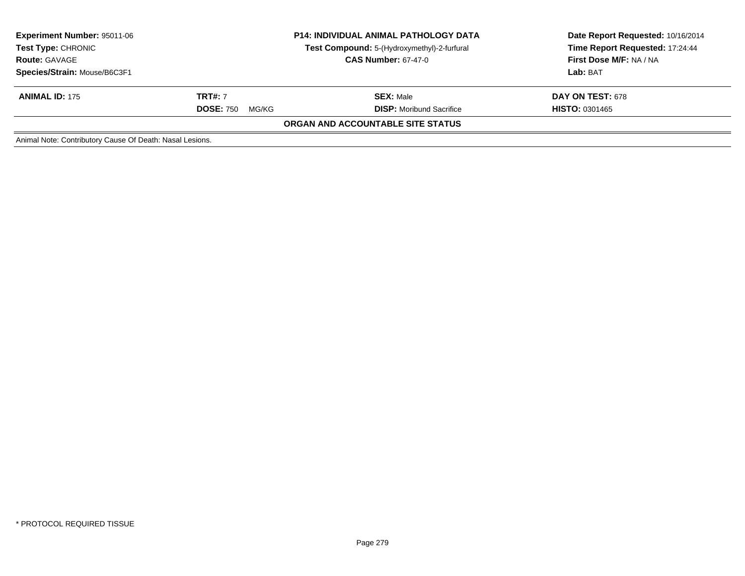| **Experiment Number:** 95011-06 | | **P14: INDIVIDUAL ANIMAL PATHOLOGY DATA** | **Date Report Requested:** 10/16/2014 |
|---|---|---|---|
| **Test Type:** CHRONIC | | **Test Compound:** 5-(Hydroxymethyl)-2-furfural | **Time Report Requested:** 17:24:44 |
| **Route:** GAVAGE | | **CAS Number:** 67-47-0 | **First Dose M/F:** NA / NA |
| **Species/Strain:** Mouse/B6C3F1 | | | **Lab:** BAT |

| **ANIMAL ID:** 175 | **TRT#:** 7 | **SEX:** Male | **DAY ON TEST:** 678 |
|---|---|---|---|
| | **DOSE:** 750 MG/KG | **DISP:** Moribund Sacrifice | **HISTO:** 0301465 |

**ORGAN AND ACCOUNTABLE SITE STATUS**

Animal Note: Contributory Cause Of Death: Nasal Lesions.

* PROTOCOL REQUIRED TISSUE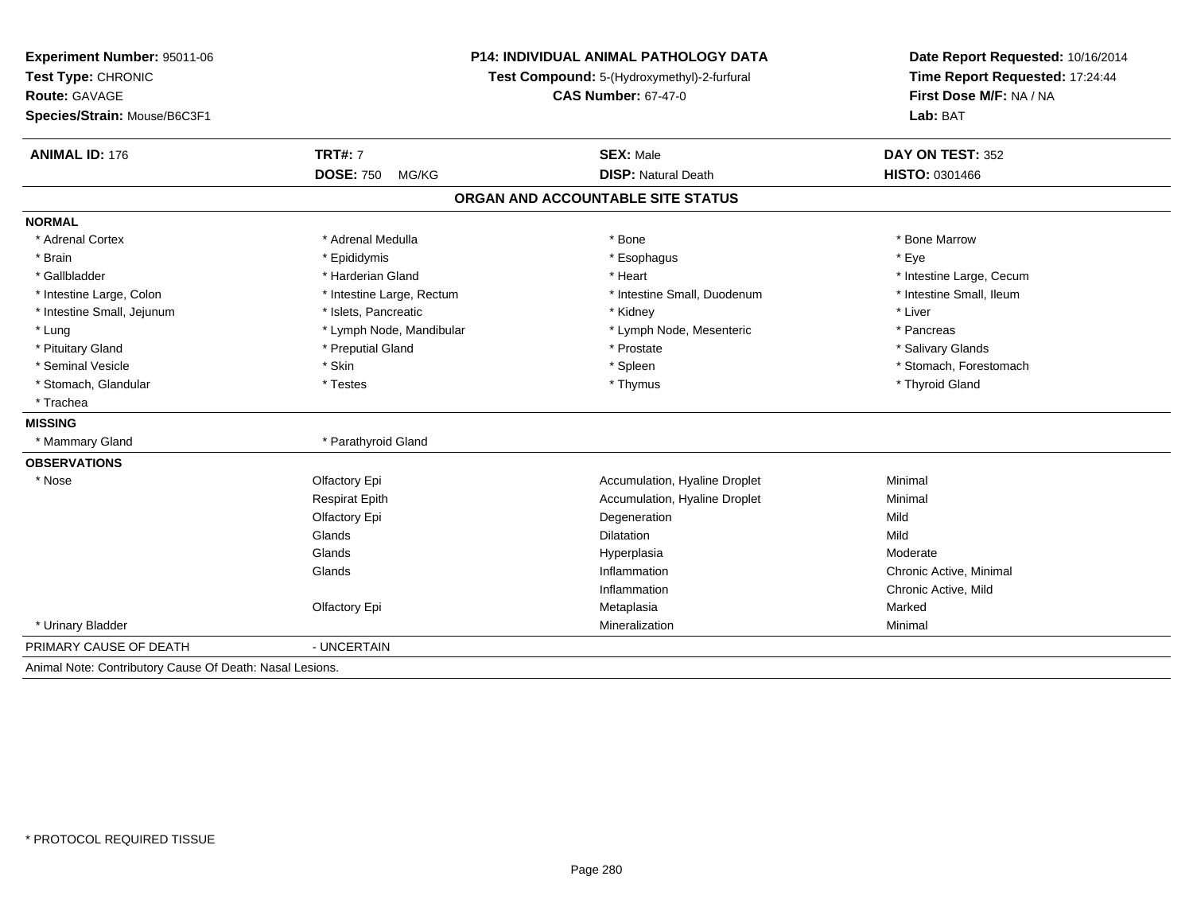**Experiment Number:** 95011-06
**Test Type:** CHRONIC
**Route:** GAVAGE
**Species/Strain:** Mouse/B6C3F1

**P14: INDIVIDUAL ANIMAL PATHOLOGY DATA**
**Test Compound:** 5-(Hydroxymethyl)-2-furfural
**CAS Number:** 67-47-0

**Date Report Requested:** 10/16/2014
**Time Report Requested:** 17:24:44
**First Dose M/F:** NA / NA
**Lab:** BAT

| **ANIMAL ID:** 176 | **TRT#:** 7 | **SEX:** Male | **DAY ON TEST:** 352 |
|---|---|---|---|
| | **DOSE:** 750 MG/KG | **DISP:** Natural Death | **HISTO:** 0301466 |

## ORGAN AND ACCOUNTABLE SITE STATUS

**NORMAL**

| | | | |
|---|---|---|---|
| * Adrenal Cortex | * Adrenal Medulla | * Bone | * Bone Marrow |
| * Brain | * Epididymis | * Esophagus | * Eye |
| * Gallbladder | * Harderian Gland | * Heart | * Intestine Large, Cecum |
| * Intestine Large, Colon | * Intestine Large, Rectum | * Intestine Small, Duodenum | * Intestine Small, Ileum |
| * Intestine Small, Jejunum | * Islets, Pancreatic | * Kidney | * Liver |
| * Lung | * Lymph Node, Mandibular | * Lymph Node, Mesenteric | * Pancreas |
| * Pituitary Gland | * Preputial Gland | * Prostate | * Salivary Glands |
| * Seminal Vesicle | * Skin | * Spleen | * Stomach, Forestomach |
| * Stomach, Glandular | * Testes | * Thymus | * Thyroid Gland |
| * Trachea | | | |

**MISSING**

| | |
|---|---|
| * Mammary Gland | * Parathyroid Gland |

**OBSERVATIONS**

| | | | |
|---|---|---|---|
| * Nose | Olfactory Epi | Accumulation, Hyaline Droplet | Minimal |
| | Respirat Epith | Accumulation, Hyaline Droplet | Minimal |
| | Olfactory Epi | Degeneration | Mild |
| | Glands | Dilatation | Mild |
| | Glands | Hyperplasia | Moderate |
| | Glands | Inflammation | Chronic Active, Minimal |
| | | Inflammation | Chronic Active, Mild |
| | Olfactory Epi | Metaplasia | Marked |
| * Urinary Bladder | | Mineralization | Minimal |

PRIMARY CAUSE OF DEATH - UNCERTAIN

Animal Note: Contributory Cause Of Death: Nasal Lesions.

* PROTOCOL REQUIRED TISSUE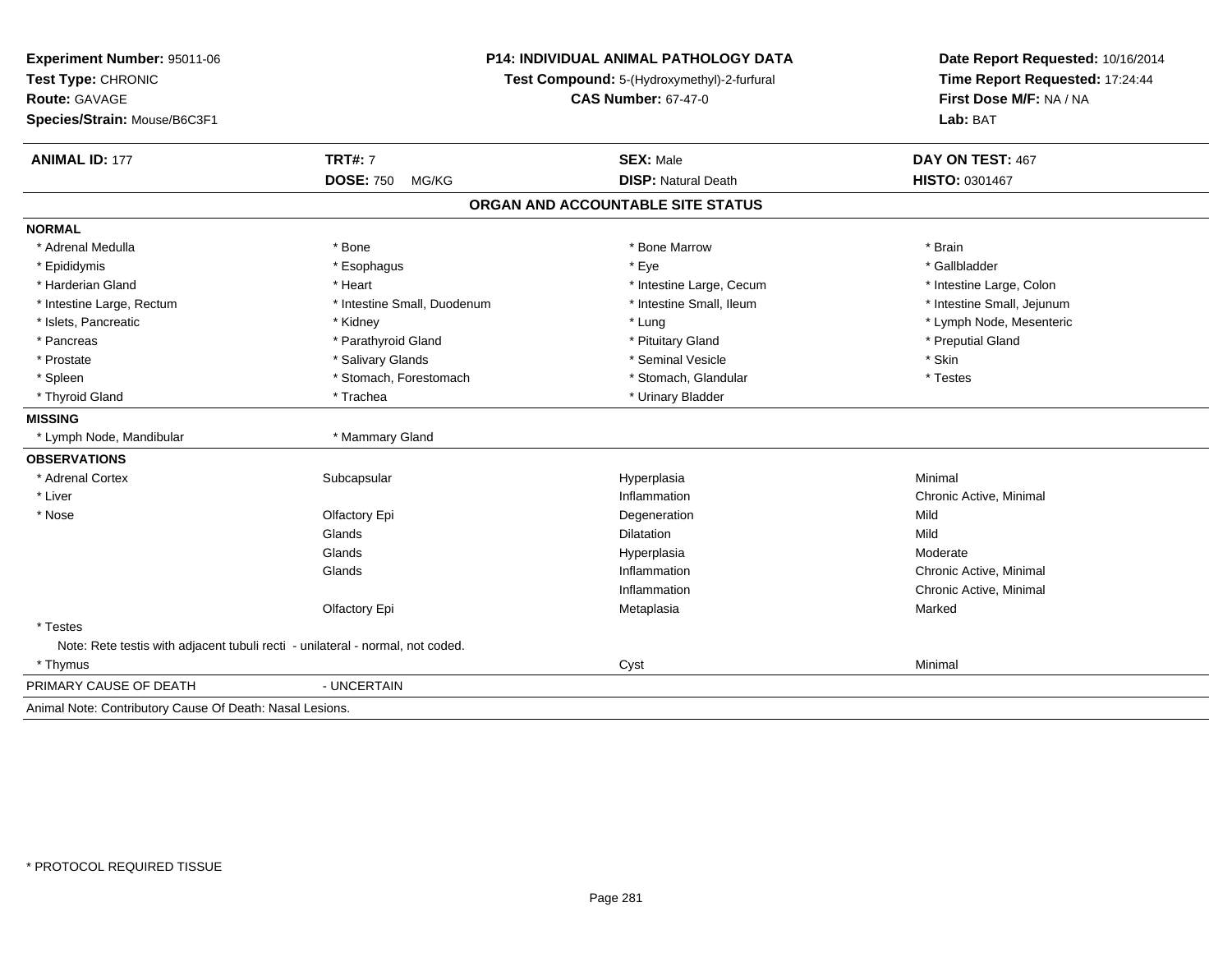**Experiment Number:** 95011-06
**Test Type:** CHRONIC
**Route:** GAVAGE
**Species/Strain:** Mouse/B6C3F1

**P14: INDIVIDUAL ANIMAL PATHOLOGY DATA**
**Test Compound:** 5-(Hydroxymethyl)-2-furfural
**CAS Number:** 67-47-0

**Date Report Requested:** 10/16/2014
**Time Report Requested:** 17:24:44
**First Dose M/F:** NA / NA
**Lab:** BAT

| **ANIMAL ID:** 177 | **TRT#:** 7 | **SEX:** Male | **DAY ON TEST:** 467 |
|---|---|---|---|
| | **DOSE:** 750 MG/KG | **DISP:** Natural Death | **HISTO:** 0301467 |

## ORGAN AND ACCOUNTABLE SITE STATUS

**NORMAL**

| | | | |
|---|---|---|---|
| * Adrenal Medulla | * Bone | * Bone Marrow | * Brain |
| * Epididymis | * Esophagus | * Eye | * Gallbladder |
| * Harderian Gland | * Heart | * Intestine Large, Cecum | * Intestine Large, Colon |
| * Intestine Large, Rectum | * Intestine Small, Duodenum | * Intestine Small, Ileum | * Intestine Small, Jejunum |
| * Islets, Pancreatic | * Kidney | * Lung | * Lymph Node, Mesenteric |
| * Pancreas | * Parathyroid Gland | * Pituitary Gland | * Preputial Gland |
| * Prostate | * Salivary Glands | * Seminal Vesicle | * Skin |
| * Spleen | * Stomach, Forestomach | * Stomach, Glandular | * Testes |
| * Thyroid Gland | * Trachea | * Urinary Bladder | |

**MISSING**

| | |
|---|---|
| * Lymph Node, Mandibular | * Mammary Gland |

**OBSERVATIONS**

| | | | |
|---|---|---|---|
| * Adrenal Cortex | Subcapsular | Hyperplasia | Minimal |
| * Liver | | Inflammation | Chronic Active, Minimal |
| * Nose | Olfactory Epi | Degeneration | Mild |
| | Glands | Dilatation | Mild |
| | Glands | Hyperplasia | Moderate |
| | Glands | Inflammation | Chronic Active, Minimal |
| | | Inflammation | Chronic Active, Minimal |
| | Olfactory Epi | Metaplasia | Marked |
| * Testes | | | |
| Note: Rete testis with adjacent tubuli recti - unilateral - normal, not coded. | | | |
| * Thymus | | Cyst | Minimal |

PRIMARY CAUSE OF DEATH - UNCERTAIN

Animal Note: Contributory Cause Of Death: Nasal Lesions.

* PROTOCOL REQUIRED TISSUE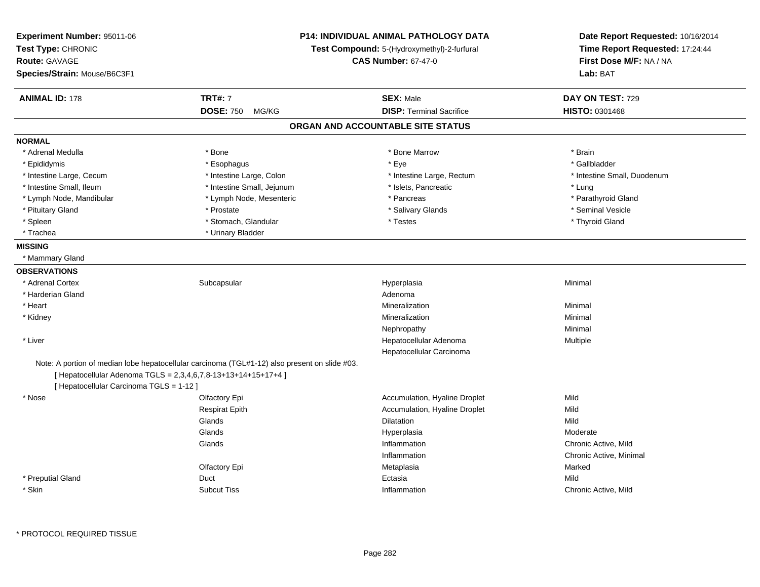**Experiment Number:** 95011-06
**Test Type:** CHRONIC
**Route:** GAVAGE
**Species/Strain:** Mouse/B6C3F1

**P14: INDIVIDUAL ANIMAL PATHOLOGY DATA**
**Test Compound:** 5-(Hydroxymethyl)-2-furfural
**CAS Number:** 67-47-0

**Date Report Requested:** 10/16/2014
**Time Report Requested:** 17:24:44
**First Dose M/F:** NA / NA
**Lab:** BAT

| **ANIMAL ID:** 178 | **TRT#:** 7 | **SEX:** Male | **DAY ON TEST:** 729 |
|---|---|---|---|
| | **DOSE:** 750 MG/KG | **DISP:** Terminal Sacrifice | **HISTO:** 0301468 |

## ORGAN AND ACCOUNTABLE SITE STATUS

**NORMAL**

| | | | |
|---|---|---|---|
| * Adrenal Medulla | * Bone | * Bone Marrow | * Brain |
| * Epididymis | * Esophagus | * Eye | * Gallbladder |
| * Intestine Large, Cecum | * Intestine Large, Colon | * Intestine Large, Rectum | * Intestine Small, Duodenum |
| * Intestine Small, Ileum | * Intestine Small, Jejunum | * Islets, Pancreatic | * Lung |
| * Lymph Node, Mandibular | * Lymph Node, Mesenteric | * Pancreas | * Parathyroid Gland |
| * Pituitary Gland | * Prostate | * Salivary Glands | * Seminal Vesicle |
| * Spleen | * Stomach, Glandular | * Testes | * Thyroid Gland |
| * Trachea | * Urinary Bladder | | |

**MISSING**

* Mammary Gland

**OBSERVATIONS**

| | | | |
|---|---|---|---|
| * Adrenal Cortex | Subcapsular | Hyperplasia | Minimal |
| * Harderian Gland | | Adenoma | |
| * Heart | | Mineralization | Minimal |
| * Kidney | | Mineralization | Minimal |
| | | Nephropathy | Minimal |
| * Liver | | Hepatocellular Adenoma | Multiple |
| | | Hepatocellular Carcinoma | |

Note: A portion of median lobe hepatocellular carcinoma (TGL#1-12) also present on slide #03.
[ Hepatocellular Adenoma TGLS = 2,3,4,6,7,8-13+13+14+15+17+4 ]
[ Hepatocellular Carcinoma TGLS = 1-12 ]

| | | | |
|---|---|---|---|
| * Nose | Olfactory Epi | Accumulation, Hyaline Droplet | Mild |
| | Respirat Epith | Accumulation, Hyaline Droplet | Mild |
| | Glands | Dilatation | Mild |
| | Glands | Hyperplasia | Moderate |
| | Glands | Inflammation | Chronic Active, Mild |
| | | Inflammation | Chronic Active, Minimal |
| | Olfactory Epi | Metaplasia | Marked |
| * Preputial Gland | Duct | Ectasia | Mild |
| * Skin | Subcut Tiss | Inflammation | Chronic Active, Mild |

* PROTOCOL REQUIRED TISSUE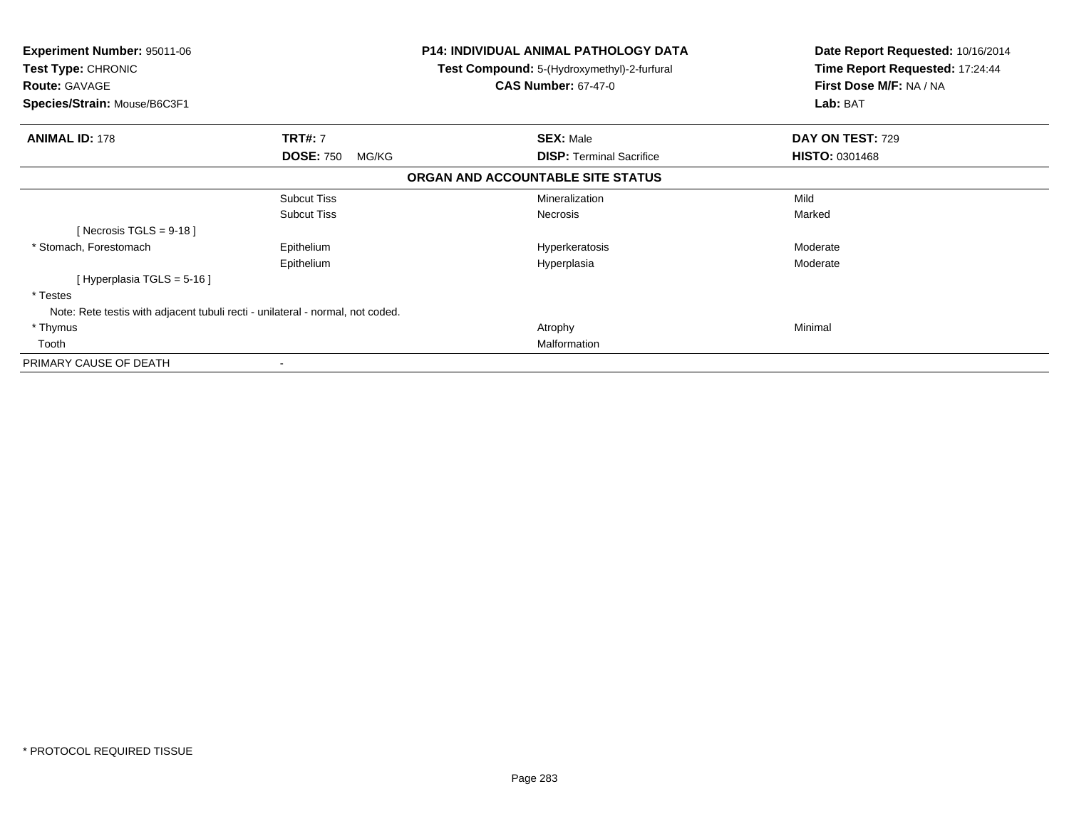**Experiment Number:** 95011-06
**Test Type:** CHRONIC
**Route:** GAVAGE
**Species/Strain:** Mouse/B6C3F1

**P14: INDIVIDUAL ANIMAL PATHOLOGY DATA**
**Test Compound:** 5-(Hydroxymethyl)-2-furfural
**CAS Number:** 67-47-0

**Date Report Requested:** 10/16/2014
**Time Report Requested:** 17:24:44
**First Dose M/F:** NA / NA
**Lab:** BAT

| **ANIMAL ID:** 178 | **TRT#:** 7 | **SEX:** Male | **DAY ON TEST:** 729 |
|---|---|---|---|
| | **DOSE:** 750 MG/KG | **DISP:** Terminal Sacrifice | **HISTO:** 0301468 |

**ORGAN AND ACCOUNTABLE SITE STATUS**

| | | | |
|---|---|---|---|
| | Subcut Tiss | Mineralization | Mild |
| | Subcut Tiss | Necrosis | Marked |
| [ Necrosis TGLS = 9-18 ] | | | |
| * Stomach, Forestomach | Epithelium | Hyperkeratosis | Moderate |
| | Epithelium | Hyperplasia | Moderate |
| [ Hyperplasia TGLS = 5-16 ] | | | |
| * Testes | | | |
| Note: Rete testis with adjacent tubuli recti - unilateral - normal, not coded. | | | |
| * Thymus | | Atrophy | Minimal |
| Tooth | | Malformation | |
| PRIMARY CAUSE OF DEATH | - | | |

* PROTOCOL REQUIRED TISSUE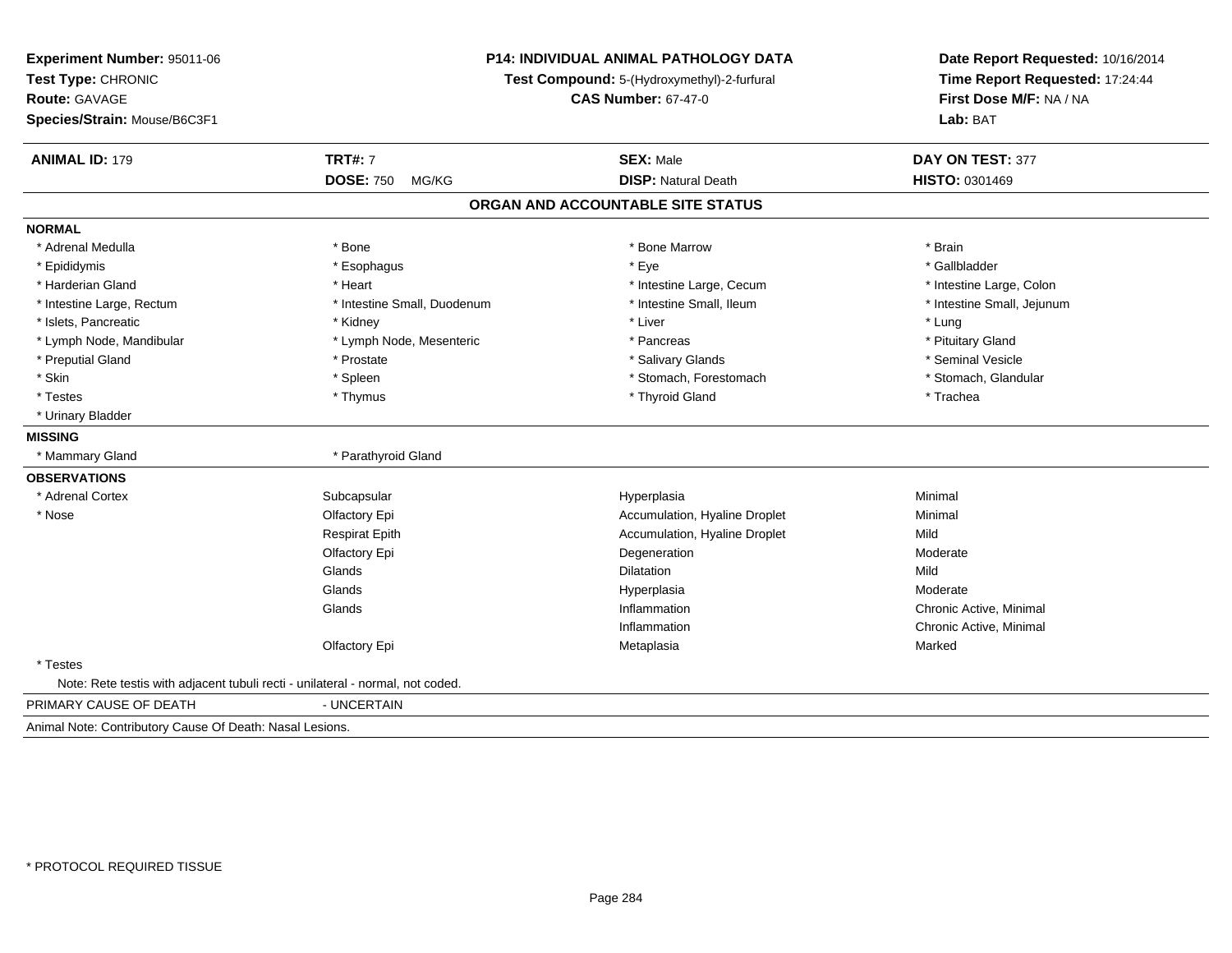**Experiment Number:** 95011-06
**Test Type:** CHRONIC
**Route:** GAVAGE
**Species/Strain:** Mouse/B6C3F1

**P14: INDIVIDUAL ANIMAL PATHOLOGY DATA**
**Test Compound:** 5-(Hydroxymethyl)-2-furfural
**CAS Number:** 67-47-0

**Date Report Requested:** 10/16/2014
**Time Report Requested:** 17:24:44
**First Dose M/F:** NA / NA
**Lab:** BAT

| **ANIMAL ID:** 179 | **TRT#:** 7 | **SEX:** Male | **DAY ON TEST:** 377 |
|---|---|---|---|
| | **DOSE:** 750 MG/KG | **DISP:** Natural Death | **HISTO:** 0301469 |

## ORGAN AND ACCOUNTABLE SITE STATUS

**NORMAL**

| | | | |
|---|---|---|---|
| * Adrenal Medulla | * Bone | * Bone Marrow | * Brain |
| * Epididymis | * Esophagus | * Eye | * Gallbladder |
| * Harderian Gland | * Heart | * Intestine Large, Cecum | * Intestine Large, Colon |
| * Intestine Large, Rectum | * Intestine Small, Duodenum | * Intestine Small, Ileum | * Intestine Small, Jejunum |
| * Islets, Pancreatic | * Kidney | * Liver | * Lung |
| * Lymph Node, Mandibular | * Lymph Node, Mesenteric | * Pancreas | * Pituitary Gland |
| * Preputial Gland | * Prostate | * Salivary Glands | * Seminal Vesicle |
| * Skin | * Spleen | * Stomach, Forestomach | * Stomach, Glandular |
| * Testes | * Thymus | * Thyroid Gland | * Trachea |
| * Urinary Bladder | | | |

**MISSING**

| | |
|---|---|
| * Mammary Gland | * Parathyroid Gland |

**OBSERVATIONS**

| | | | |
|---|---|---|---|
| * Adrenal Cortex | Subcapsular | Hyperplasia | Minimal |
| * Nose | Olfactory Epi | Accumulation, Hyaline Droplet | Minimal |
| | Respirat Epith | Accumulation, Hyaline Droplet | Mild |
| | Olfactory Epi | Degeneration | Moderate |
| | Glands | Dilatation | Mild |
| | Glands | Hyperplasia | Moderate |
| | Glands | Inflammation | Chronic Active, Minimal |
| | | Inflammation | Chronic Active, Minimal |
| | Olfactory Epi | Metaplasia | Marked |
| * Testes | | | |

Note: Rete testis with adjacent tubuli recti - unilateral - normal, not coded.

PRIMARY CAUSE OF DEATH - UNCERTAIN

Animal Note: Contributory Cause Of Death: Nasal Lesions.

* PROTOCOL REQUIRED TISSUE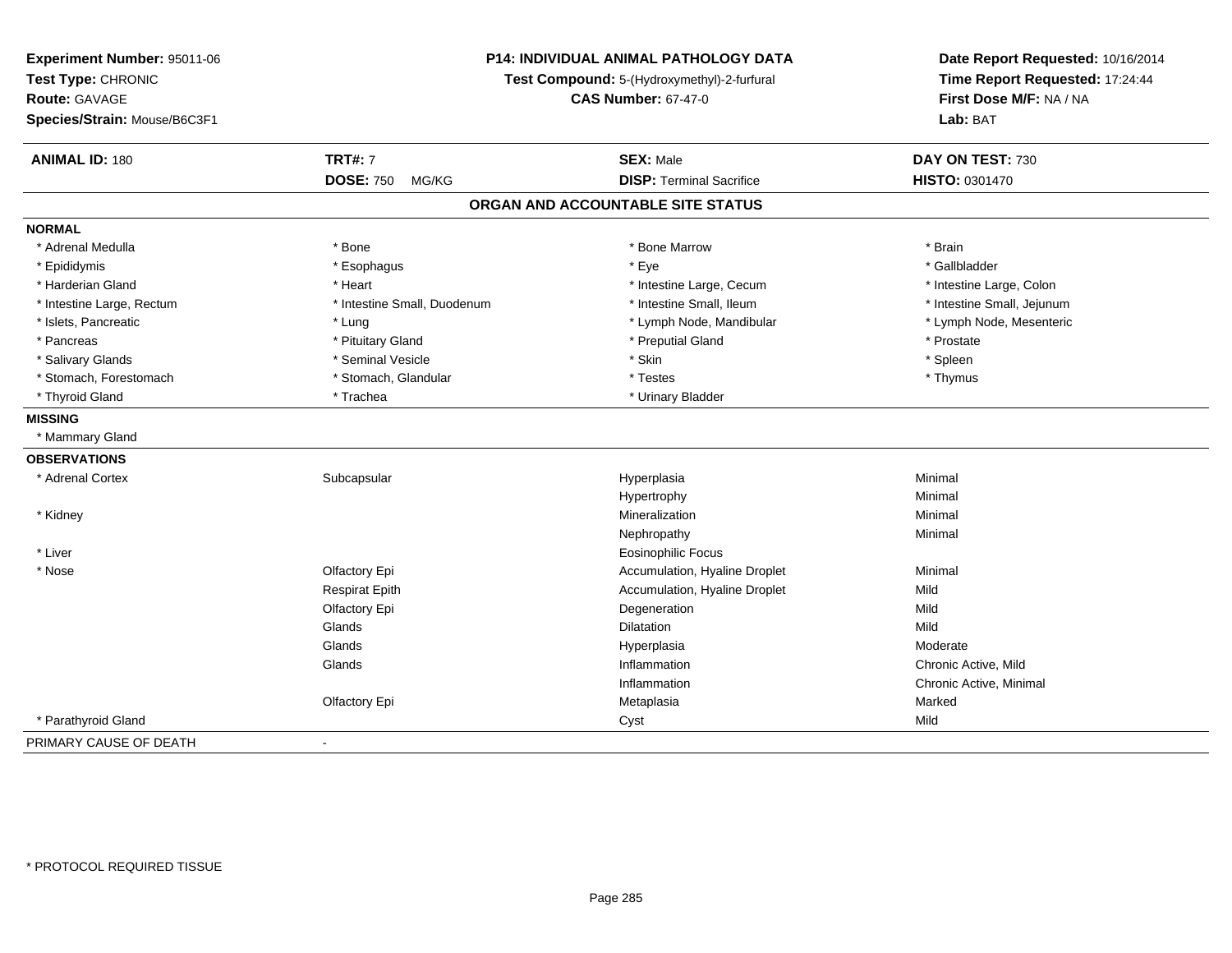**Experiment Number:** 95011-06
**Test Type:** CHRONIC
**Route:** GAVAGE
**Species/Strain:** Mouse/B6C3F1

**P14: INDIVIDUAL ANIMAL PATHOLOGY DATA**
**Test Compound:** 5-(Hydroxymethyl)-2-furfural
**CAS Number:** 67-47-0

**Date Report Requested:** 10/16/2014
**Time Report Requested:** 17:24:44
**First Dose M/F:** NA / NA
**Lab:** BAT

| **ANIMAL ID:** 180 | **TRT#:** 7 | **SEX:** Male | **DAY ON TEST:** 730 |
|---|---|---|---|
| | **DOSE:** 750 MG/KG | **DISP:** Terminal Sacrifice | **HISTO:** 0301470 |

## ORGAN AND ACCOUNTABLE SITE STATUS

**NORMAL**

| | | | |
|---|---|---|---|
| * Adrenal Medulla | * Bone | * Bone Marrow | * Brain |
| * Epididymis | * Esophagus | * Eye | * Gallbladder |
| * Harderian Gland | * Heart | * Intestine Large, Cecum | * Intestine Large, Colon |
| * Intestine Large, Rectum | * Intestine Small, Duodenum | * Intestine Small, Ileum | * Intestine Small, Jejunum |
| * Islets, Pancreatic | * Lung | * Lymph Node, Mandibular | * Lymph Node, Mesenteric |
| * Pancreas | * Pituitary Gland | * Preputial Gland | * Prostate |
| * Salivary Glands | * Seminal Vesicle | * Skin | * Spleen |
| * Stomach, Forestomach | * Stomach, Glandular | * Testes | * Thymus |
| * Thyroid Gland | * Trachea | * Urinary Bladder | |

**MISSING**

* Mammary Gland

**OBSERVATIONS**

| | | | |
|---|---|---|---|
| * Adrenal Cortex | Subcapsular | Hyperplasia | Minimal |
| | | Hypertrophy | Minimal |
| * Kidney | | Mineralization | Minimal |
| | | Nephropathy | Minimal |
| * Liver | | Eosinophilic Focus | |
| * Nose | Olfactory Epi | Accumulation, Hyaline Droplet | Minimal |
| | Respirat Epith | Accumulation, Hyaline Droplet | Mild |
| | Olfactory Epi | Degeneration | Mild |
| | Glands | Dilatation | Mild |
| | Glands | Hyperplasia | Moderate |
| | Glands | Inflammation | Chronic Active, Mild |
| | | Inflammation | Chronic Active, Minimal |
| | Olfactory Epi | Metaplasia | Marked |
| * Parathyroid Gland | | Cyst | Mild |

PRIMARY CAUSE OF DEATH -

\* PROTOCOL REQUIRED TISSUE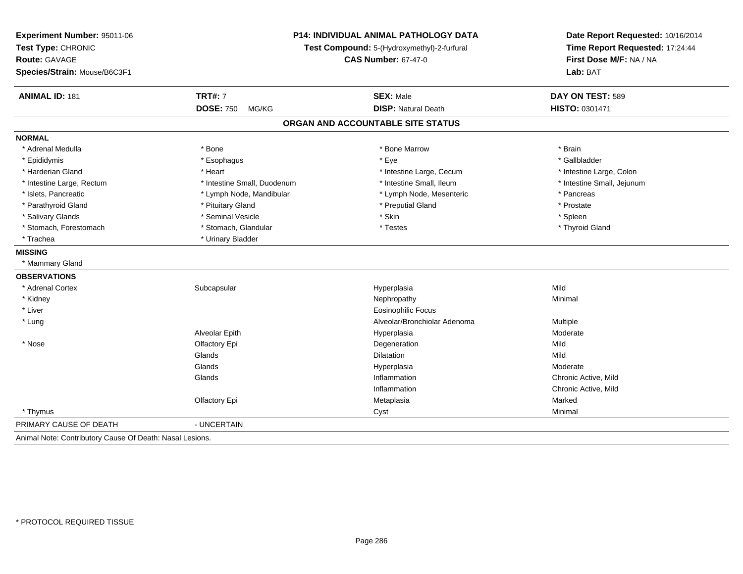**Experiment Number:** 95011-06
**Test Type:** CHRONIC
**Route:** GAVAGE
**Species/Strain:** Mouse/B6C3F1

**P14: INDIVIDUAL ANIMAL PATHOLOGY DATA**
**Test Compound:** 5-(Hydroxymethyl)-2-furfural
**CAS Number:** 67-47-0

**Date Report Requested:** 10/16/2014
**Time Report Requested:** 17:24:44
**First Dose M/F:** NA / NA
**Lab:** BAT

| **ANIMAL ID:** 181 | **TRT#:** 7 | **SEX:** Male | **DAY ON TEST:** 589 |
|---|---|---|---|
| | **DOSE:** 750 MG/KG | **DISP:** Natural Death | **HISTO:** 0301471 |

## ORGAN AND ACCOUNTABLE SITE STATUS

**NORMAL**

| | | | |
|---|---|---|---|
| * Adrenal Medulla | * Bone | * Bone Marrow | * Brain |
| * Epididymis | * Esophagus | * Eye | * Gallbladder |
| * Harderian Gland | * Heart | * Intestine Large, Cecum | * Intestine Large, Colon |
| * Intestine Large, Rectum | * Intestine Small, Duodenum | * Intestine Small, Ileum | * Intestine Small, Jejunum |
| * Islets, Pancreatic | * Lymph Node, Mandibular | * Lymph Node, Mesenteric | * Pancreas |
| * Parathyroid Gland | * Pituitary Gland | * Preputial Gland | * Prostate |
| * Salivary Glands | * Seminal Vesicle | * Skin | * Spleen |
| * Stomach, Forestomach | * Stomach, Glandular | * Testes | * Thyroid Gland |
| * Trachea | * Urinary Bladder | | |

**MISSING**

* Mammary Gland

**OBSERVATIONS**

| | | | |
|---|---|---|---|
| * Adrenal Cortex | Subcapsular | Hyperplasia | Mild |
| * Kidney | | Nephropathy | Minimal |
| * Liver | | Eosinophilic Focus | |
| * Lung | | Alveolar/Bronchiolar Adenoma | Multiple |
| | Alveolar Epith | Hyperplasia | Moderate |
| * Nose | Olfactory Epi | Degeneration | Mild |
| | Glands | Dilatation | Mild |
| | Glands | Hyperplasia | Moderate |
| | Glands | Inflammation | Chronic Active, Mild |
| | | Inflammation | Chronic Active, Mild |
| | Olfactory Epi | Metaplasia | Marked |
| * Thymus | | Cyst | Minimal |

PRIMARY CAUSE OF DEATH - UNCERTAIN

Animal Note: Contributory Cause Of Death: Nasal Lesions.

* PROTOCOL REQUIRED TISSUE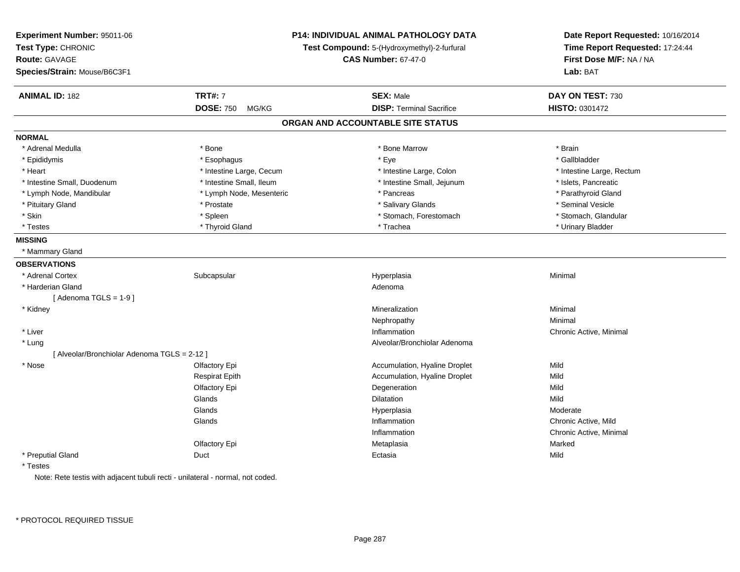**Experiment Number:** 95011-06
**Test Type:** CHRONIC
**Route:** GAVAGE
**Species/Strain:** Mouse/B6C3F1

**P14: INDIVIDUAL ANIMAL PATHOLOGY DATA**
**Test Compound:** 5-(Hydroxymethyl)-2-furfural
**CAS Number:** 67-47-0

**Date Report Requested:** 10/16/2014
**Time Report Requested:** 17:24:44
**First Dose M/F:** NA / NA
**Lab:** BAT

| **ANIMAL ID:** 182 | **TRT#:** 7 | **SEX:** Male | **DAY ON TEST:** 730 |
|---|---|---|---|
| | **DOSE:** 750 MG/KG | **DISP:** Terminal Sacrifice | **HISTO:** 0301472 |

## ORGAN AND ACCOUNTABLE SITE STATUS

**NORMAL**

| | | | |
|---|---|---|---|
| * Adrenal Medulla | * Bone | * Bone Marrow | * Brain |
| * Epididymis | * Esophagus | * Eye | * Gallbladder |
| * Heart | * Intestine Large, Cecum | * Intestine Large, Colon | * Intestine Large, Rectum |
| * Intestine Small, Duodenum | * Intestine Small, Ileum | * Intestine Small, Jejunum | * Islets, Pancreatic |
| * Lymph Node, Mandibular | * Lymph Node, Mesenteric | * Pancreas | * Parathyroid Gland |
| * Pituitary Gland | * Prostate | * Salivary Glands | * Seminal Vesicle |
| * Skin | * Spleen | * Stomach, Forestomach | * Stomach, Glandular |
| * Testes | * Thyroid Gland | * Trachea | * Urinary Bladder |

**MISSING**

* Mammary Gland

**OBSERVATIONS**

| | | | |
|---|---|---|---|
| * Adrenal Cortex | Subcapsular | Hyperplasia | Minimal |
| * Harderian Gland | | Adenoma | |
| [ Adenoma TGLS = 1-9 ] | | | |
| * Kidney | | Mineralization | Minimal |
| | | Nephropathy | Minimal |
| * Liver | | Inflammation | Chronic Active, Minimal |
| * Lung | | Alveolar/Bronchiolar Adenoma | |
| [ Alveolar/Bronchiolar Adenoma TGLS = 2-12 ] | | | |
| * Nose | Olfactory Epi | Accumulation, Hyaline Droplet | Mild |
| | Respirat Epith | Accumulation, Hyaline Droplet | Mild |
| | Olfactory Epi | Degeneration | Mild |
| | Glands | Dilatation | Mild |
| | Glands | Hyperplasia | Moderate |
| | Glands | Inflammation | Chronic Active, Mild |
| | | Inflammation | Chronic Active, Minimal |
| | Olfactory Epi | Metaplasia | Marked |
| * Preputial Gland | Duct | Ectasia | Mild |
| * Testes | | | |

Note: Rete testis with adjacent tubuli recti - unilateral - normal, not coded.

* PROTOCOL REQUIRED TISSUE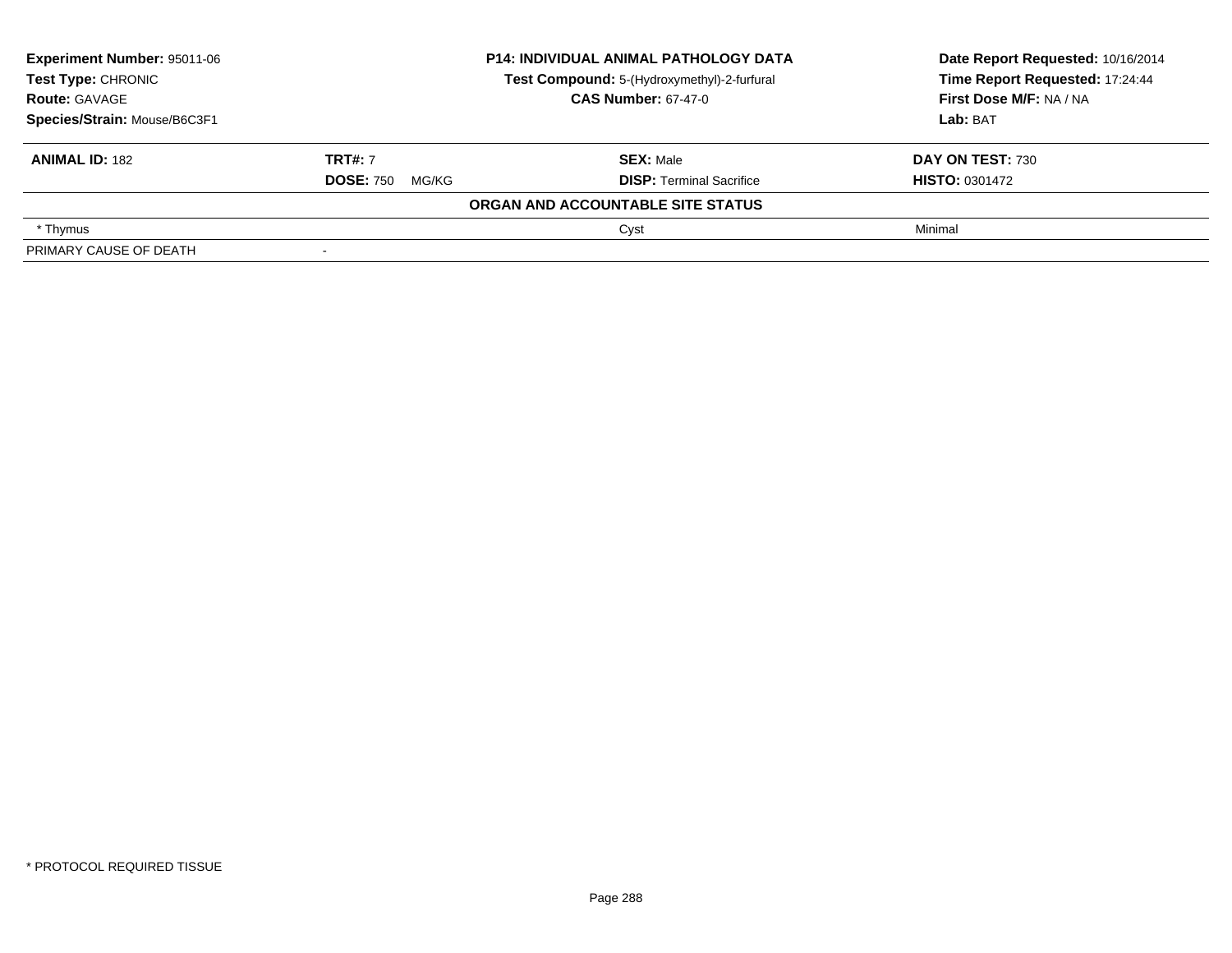**Experiment Number:** 95011-06
**Test Type:** CHRONIC
**Route:** GAVAGE
**Species/Strain:** Mouse/B6C3F1

**P14: INDIVIDUAL ANIMAL PATHOLOGY DATA**
**Test Compound:** 5-(Hydroxymethyl)-2-furfural
**CAS Number:** 67-47-0

**Date Report Requested:** 10/16/2014
**Time Report Requested:** 17:24:44
**First Dose M/F:** NA / NA
**Lab:** BAT

| **ANIMAL ID:** 182 | **TRT#:** 7 | **SEX:** Male | **DAY ON TEST:** 730 |
|---|---|---|---|
| | **DOSE:** 750 MG/KG | **DISP:** Terminal Sacrifice | **HISTO:** 0301472 |

**ORGAN AND ACCOUNTABLE SITE STATUS**

| | | | |
|---|---|---|---|
| * Thymus | | Cyst | Minimal |
| PRIMARY CAUSE OF DEATH | - | | |

* PROTOCOL REQUIRED TISSUE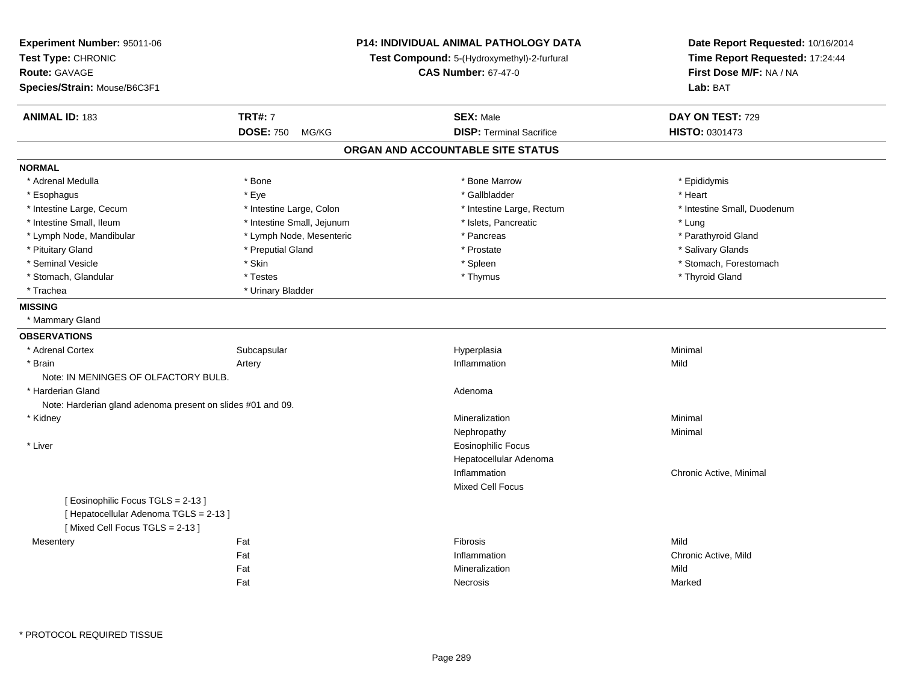**Experiment Number:** 95011-06
**Test Type:** CHRONIC
**Route:** GAVAGE
**Species/Strain:** Mouse/B6C3F1

**P14: INDIVIDUAL ANIMAL PATHOLOGY DATA**
**Test Compound:** 5-(Hydroxymethyl)-2-furfural
**CAS Number:** 67-47-0

**Date Report Requested:** 10/16/2014
**Time Report Requested:** 17:24:44
**First Dose M/F:** NA / NA
**Lab:** BAT

| **ANIMAL ID:** 183 | **TRT#:** 7 | **SEX:** Male | **DAY ON TEST:** 729 |
|---|---|---|---|
| | **DOSE:** 750 MG/KG | **DISP:** Terminal Sacrifice | **HISTO:** 0301473 |

## ORGAN AND ACCOUNTABLE SITE STATUS

**NORMAL**

| | | | |
|---|---|---|---|
| * Adrenal Medulla | * Bone | * Bone Marrow | * Epididymis |
| * Esophagus | * Eye | * Gallbladder | * Heart |
| * Intestine Large, Cecum | * Intestine Large, Colon | * Intestine Large, Rectum | * Intestine Small, Duodenum |
| * Intestine Small, Ileum | * Intestine Small, Jejunum | * Islets, Pancreatic | * Lung |
| * Lymph Node, Mandibular | * Lymph Node, Mesenteric | * Pancreas | * Parathyroid Gland |
| * Pituitary Gland | * Preputial Gland | * Prostate | * Salivary Glands |
| * Seminal Vesicle | * Skin | * Spleen | * Stomach, Forestomach |
| * Stomach, Glandular | * Testes | * Thymus | * Thyroid Gland |
| * Trachea | * Urinary Bladder | | |

**MISSING**

* Mammary Gland

**OBSERVATIONS**

| | | | |
|---|---|---|---|
| * Adrenal Cortex | Subcapsular | Hyperplasia | Minimal |
| * Brain | Artery | Inflammation | Mild |
| Note: IN MENINGES OF OLFACTORY BULB. | | | |
| * Harderian Gland | | Adenoma | |
| Note: Harderian gland adenoma present on slides #01 and 09. | | | |
| * Kidney | | Mineralization | Minimal |
| | | Nephropathy | Minimal |
| * Liver | | Eosinophilic Focus | |
| | | Hepatocellular Adenoma | |
| | | Inflammation | Chronic Active, Minimal |
| | | Mixed Cell Focus | |
| [ Eosinophilic Focus TGLS = 2-13 ] | | | |
| [ Hepatocellular Adenoma TGLS = 2-13 ] | | | |
| [ Mixed Cell Focus TGLS = 2-13 ] | | | |
| Mesentery | Fat | Fibrosis | Mild |
| | Fat | Inflammation | Chronic Active, Mild |
| | Fat | Mineralization | Mild |
| | Fat | Necrosis | Marked |

\* PROTOCOL REQUIRED TISSUE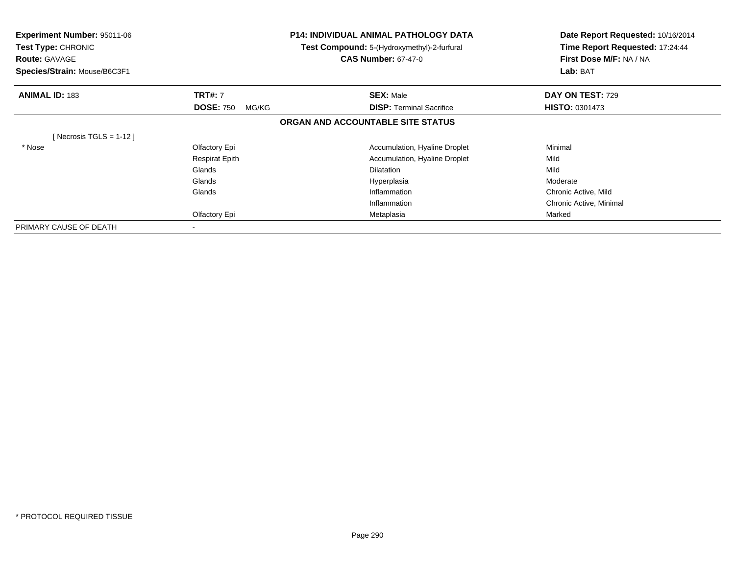**Experiment Number:** 95011-06
**Test Type:** CHRONIC
**Route:** GAVAGE
**Species/Strain:** Mouse/B6C3F1

**P14: INDIVIDUAL ANIMAL PATHOLOGY DATA**
**Test Compound:** 5-(Hydroxymethyl)-2-furfural
**CAS Number:** 67-47-0

**Date Report Requested:** 10/16/2014
**Time Report Requested:** 17:24:44
**First Dose M/F:** NA / NA
**Lab:** BAT

| **ANIMAL ID:** 183 | **TRT#:** 7 | **SEX:** Male | **DAY ON TEST:** 729 |
|---|---|---|---|
| | **DOSE:** 750 MG/KG | **DISP:** Terminal Sacrifice | **HISTO:** 0301473 |

**ORGAN AND ACCOUNTABLE SITE STATUS**

| | | | |
|---|---|---|---|
| [ Necrosis TGLS = 1-12 ] | | | |
| * Nose | Olfactory Epi | Accumulation, Hyaline Droplet | Minimal |
| | Respirat Epith | Accumulation, Hyaline Droplet | Mild |
| | Glands | Dilatation | Mild |
| | Glands | Hyperplasia | Moderate |
| | Glands | Inflammation | Chronic Active, Mild |
| | | Inflammation | Chronic Active, Minimal |
| | Olfactory Epi | Metaplasia | Marked |
| PRIMARY CAUSE OF DEATH | - | | |

* PROTOCOL REQUIRED TISSUE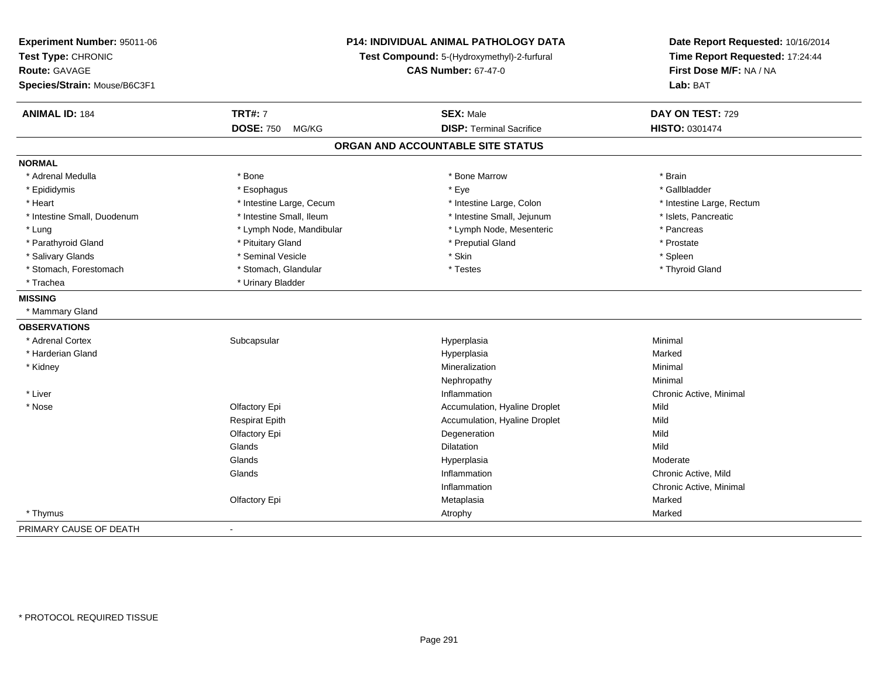**Experiment Number:** 95011-06
**Test Type:** CHRONIC
**Route:** GAVAGE
**Species/Strain:** Mouse/B6C3F1

**P14: INDIVIDUAL ANIMAL PATHOLOGY DATA**
**Test Compound:** 5-(Hydroxymethyl)-2-furfural
**CAS Number:** 67-47-0

**Date Report Requested:** 10/16/2014
**Time Report Requested:** 17:24:44
**First Dose M/F:** NA / NA
**Lab:** BAT

| **ANIMAL ID:** 184 | **TRT#:** 7 | **SEX:** Male | **DAY ON TEST:** 729 |
|---|---|---|---|
| | **DOSE:** 750 MG/KG | **DISP:** Terminal Sacrifice | **HISTO:** 0301474 |

## ORGAN AND ACCOUNTABLE SITE STATUS

**NORMAL**

| | | | |
|---|---|---|---|
| * Adrenal Medulla | * Bone | * Bone Marrow | * Brain |
| * Epididymis | * Esophagus | * Eye | * Gallbladder |
| * Heart | * Intestine Large, Cecum | * Intestine Large, Colon | * Intestine Large, Rectum |
| * Intestine Small, Duodenum | * Intestine Small, Ileum | * Intestine Small, Jejunum | * Islets, Pancreatic |
| * Lung | * Lymph Node, Mandibular | * Lymph Node, Mesenteric | * Pancreas |
| * Parathyroid Gland | * Pituitary Gland | * Preputial Gland | * Prostate |
| * Salivary Glands | * Seminal Vesicle | * Skin | * Spleen |
| * Stomach, Forestomach | * Stomach, Glandular | * Testes | * Thyroid Gland |
| * Trachea | * Urinary Bladder | | |

**MISSING**

* Mammary Gland

**OBSERVATIONS**

| | | | |
|---|---|---|---|
| * Adrenal Cortex | Subcapsular | Hyperplasia | Minimal |
| * Harderian Gland | | Hyperplasia | Marked |
| * Kidney | | Mineralization | Minimal |
| | | Nephropathy | Minimal |
| * Liver | | Inflammation | Chronic Active, Minimal |
| * Nose | Olfactory Epi | Accumulation, Hyaline Droplet | Mild |
| | Respirat Epith | Accumulation, Hyaline Droplet | Mild |
| | Olfactory Epi | Degeneration | Mild |
| | Glands | Dilatation | Mild |
| | Glands | Hyperplasia | Moderate |
| | Glands | Inflammation | Chronic Active, Mild |
| | | Inflammation | Chronic Active, Minimal |
| | Olfactory Epi | Metaplasia | Marked |
| * Thymus | | Atrophy | Marked |

PRIMARY CAUSE OF DEATH -

\* PROTOCOL REQUIRED TISSUE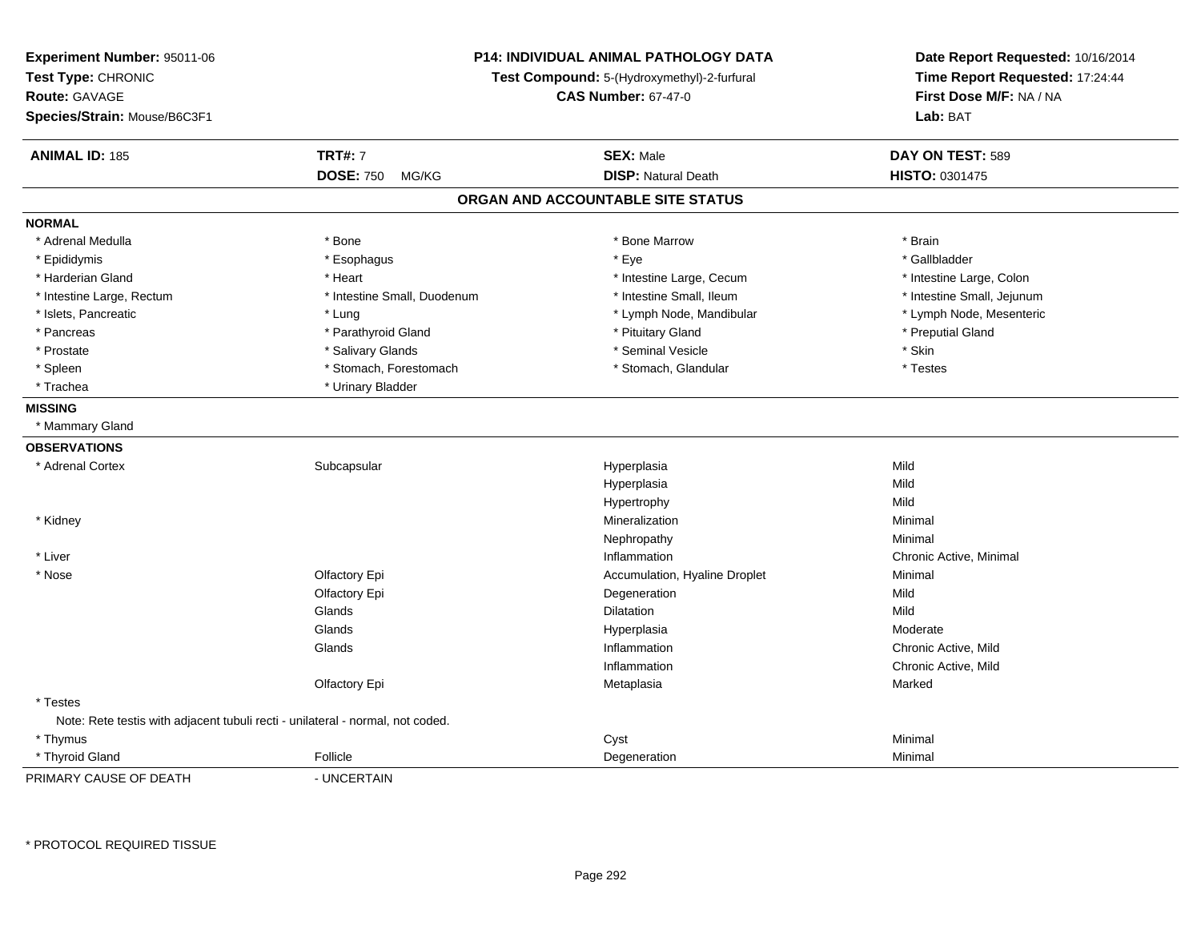**Experiment Number:** 95011-06
**Test Type:** CHRONIC
**Route:** GAVAGE
**Species/Strain:** Mouse/B6C3F1

**P14: INDIVIDUAL ANIMAL PATHOLOGY DATA**
**Test Compound:** 5-(Hydroxymethyl)-2-furfural
**CAS Number:** 67-47-0

**Date Report Requested:** 10/16/2014
**Time Report Requested:** 17:24:44
**First Dose M/F:** NA / NA
**Lab:** BAT

| **ANIMAL ID:** 185 | **TRT#:** 7 | **SEX:** Male | **DAY ON TEST:** 589 |
|---|---|---|---|
| | **DOSE:** 750 MG/KG | **DISP:** Natural Death | **HISTO:** 0301475 |

## ORGAN AND ACCOUNTABLE SITE STATUS

**NORMAL**

| | | | |
|---|---|---|---|
| * Adrenal Medulla | * Bone | * Bone Marrow | * Brain |
| * Epididymis | * Esophagus | * Eye | * Gallbladder |
| * Harderian Gland | * Heart | * Intestine Large, Cecum | * Intestine Large, Colon |
| * Intestine Large, Rectum | * Intestine Small, Duodenum | * Intestine Small, Ileum | * Intestine Small, Jejunum |
| * Islets, Pancreatic | * Lung | * Lymph Node, Mandibular | * Lymph Node, Mesenteric |
| * Pancreas | * Parathyroid Gland | * Pituitary Gland | * Preputial Gland |
| * Prostate | * Salivary Glands | * Seminal Vesicle | * Skin |
| * Spleen | * Stomach, Forestomach | * Stomach, Glandular | * Testes |
| * Trachea | * Urinary Bladder | | |

**MISSING**

* Mammary Gland

**OBSERVATIONS**

| | | | |
|---|---|---|---|
| * Adrenal Cortex | Subcapsular | Hyperplasia | Mild |
| | | Hyperplasia | Mild |
| | | Hypertrophy | Mild |
| * Kidney | | Mineralization | Minimal |
| | | Nephropathy | Minimal |
| * Liver | | Inflammation | Chronic Active, Minimal |
| * Nose | Olfactory Epi | Accumulation, Hyaline Droplet | Minimal |
| | Olfactory Epi | Degeneration | Mild |
| | Glands | Dilatation | Mild |
| | Glands | Hyperplasia | Moderate |
| | Glands | Inflammation | Chronic Active, Mild |
| | | Inflammation | Chronic Active, Mild |
| | Olfactory Epi | Metaplasia | Marked |
| * Testes | | | |
| Note: Rete testis with adjacent tubuli recti - unilateral - normal, not coded. | | | |
| * Thymus | | Cyst | Minimal |
| * Thyroid Gland | Follicle | Degeneration | Minimal |

PRIMARY CAUSE OF DEATH - UNCERTAIN

\* PROTOCOL REQUIRED TISSUE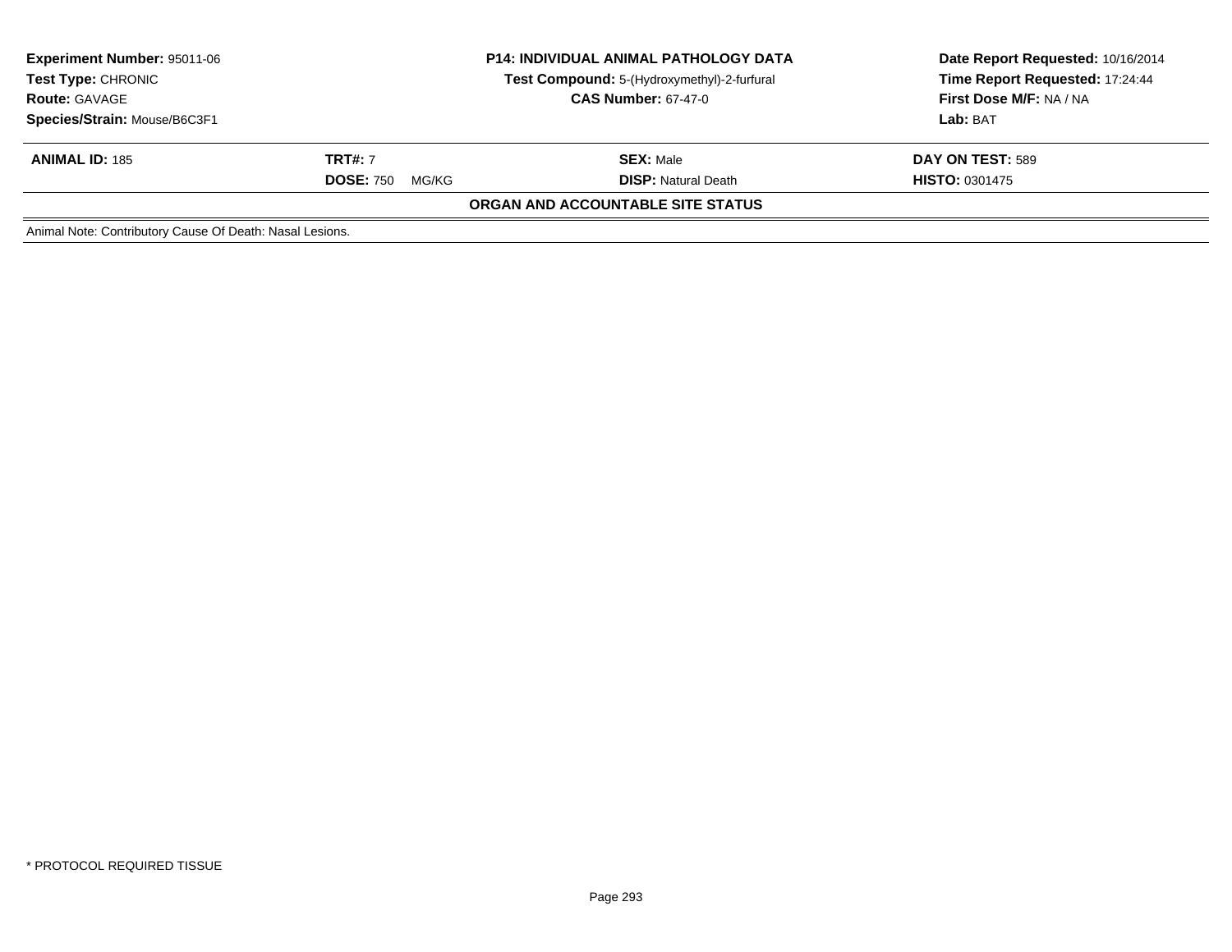| **Experiment Number:** 95011-06 | **P14: INDIVIDUAL ANIMAL PATHOLOGY DATA** | **Date Report Requested:** 10/16/2014 |
|---|---|---|
| **Test Type:** CHRONIC | **Test Compound:** 5-(Hydroxymethyl)-2-furfural | **Time Report Requested:** 17:24:44 |
| **Route:** GAVAGE | **CAS Number:** 67-47-0 | **First Dose M/F:** NA / NA |
| **Species/Strain:** Mouse/B6C3F1 | | **Lab:** BAT |

| **ANIMAL ID:** 185 | **TRT#:** 7 | **SEX:** Male | **DAY ON TEST:** 589 |
|---|---|---|---|
| | **DOSE:** 750 MG/KG | **DISP:** Natural Death | **HISTO:** 0301475 |

**ORGAN AND ACCOUNTABLE SITE STATUS**

Animal Note: Contributory Cause Of Death: Nasal Lesions.

* PROTOCOL REQUIRED TISSUE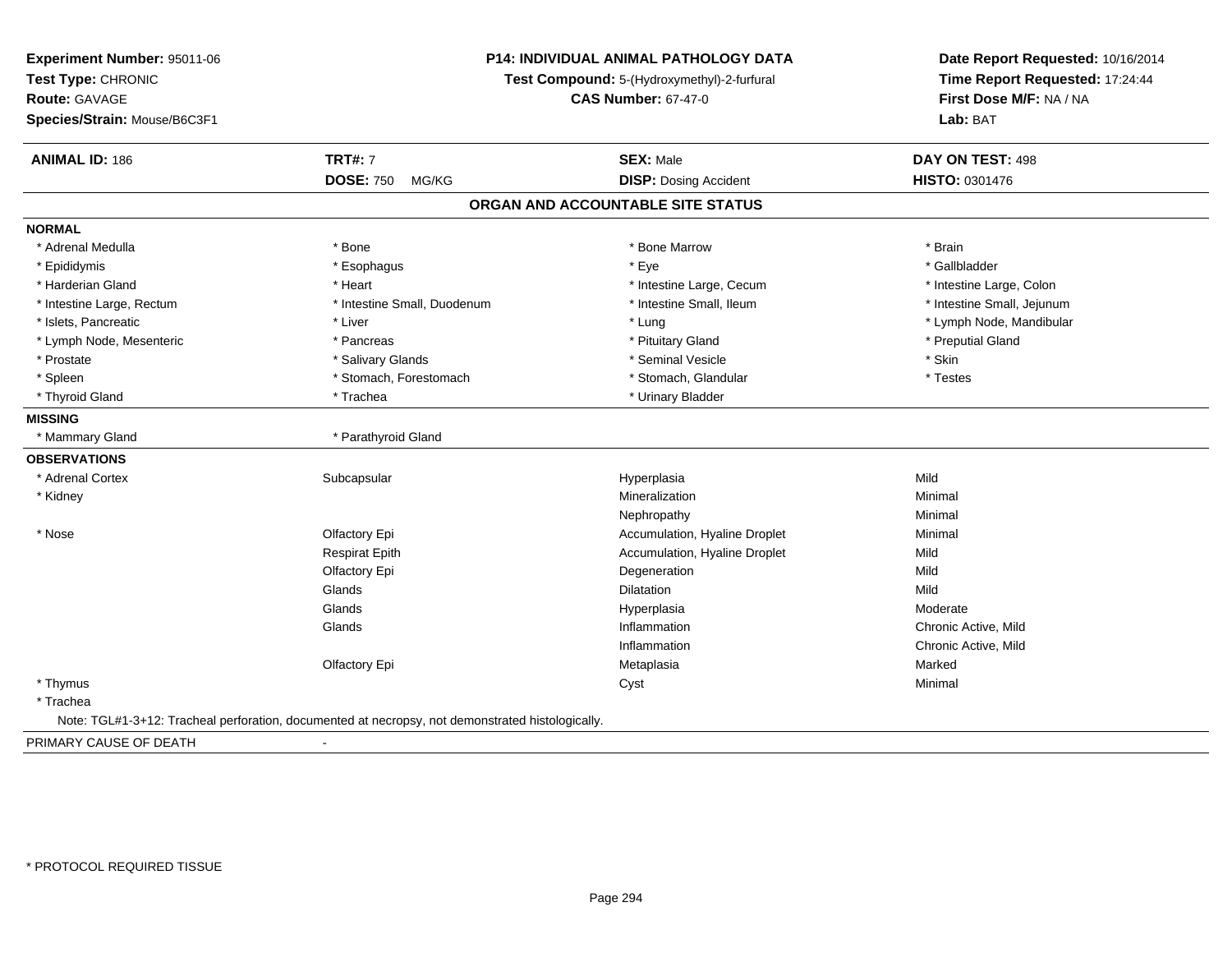**Experiment Number:** 95011-06
**Test Type:** CHRONIC
**Route:** GAVAGE
**Species/Strain:** Mouse/B6C3F1

**P14: INDIVIDUAL ANIMAL PATHOLOGY DATA**
**Test Compound:** 5-(Hydroxymethyl)-2-furfural
**CAS Number:** 67-47-0

**Date Report Requested:** 10/16/2014
**Time Report Requested:** 17:24:44
**First Dose M/F:** NA / NA
**Lab:** BAT

| **ANIMAL ID:** 186 | **TRT#:** 7 | **SEX:** Male | **DAY ON TEST:** 498 |
|---|---|---|---|
| | **DOSE:** 750 MG/KG | **DISP:** Dosing Accident | **HISTO:** 0301476 |

## ORGAN AND ACCOUNTABLE SITE STATUS

**NORMAL**

| | | | |
|---|---|---|---|
| * Adrenal Medulla | * Bone | * Bone Marrow | * Brain |
| * Epididymis | * Esophagus | * Eye | * Gallbladder |
| * Harderian Gland | * Heart | * Intestine Large, Cecum | * Intestine Large, Colon |
| * Intestine Large, Rectum | * Intestine Small, Duodenum | * Intestine Small, Ileum | * Intestine Small, Jejunum |
| * Islets, Pancreatic | * Liver | * Lung | * Lymph Node, Mandibular |
| * Lymph Node, Mesenteric | * Pancreas | * Pituitary Gland | * Preputial Gland |
| * Prostate | * Salivary Glands | * Seminal Vesicle | * Skin |
| * Spleen | * Stomach, Forestomach | * Stomach, Glandular | * Testes |
| * Thyroid Gland | * Trachea | * Urinary Bladder | |

**MISSING**

| | |
|---|---|
| * Mammary Gland | * Parathyroid Gland |

**OBSERVATIONS**

| | | | |
|---|---|---|---|
| * Adrenal Cortex | Subcapsular | Hyperplasia | Mild |
| * Kidney | | Mineralization | Minimal |
| | | Nephropathy | Minimal |
| * Nose | Olfactory Epi | Accumulation, Hyaline Droplet | Minimal |
| | Respirat Epith | Accumulation, Hyaline Droplet | Mild |
| | Olfactory Epi | Degeneration | Mild |
| | Glands | Dilatation | Mild |
| | Glands | Hyperplasia | Moderate |
| | Glands | Inflammation | Chronic Active, Mild |
| | | Inflammation | Chronic Active, Mild |
| | Olfactory Epi | Metaplasia | Marked |
| * Thymus | | Cyst | Minimal |
| * Trachea | | | |

Note: TGL#1-3+12: Tracheal perforation, documented at necropsy, not demonstrated histologically.

PRIMARY CAUSE OF DEATH -

\* PROTOCOL REQUIRED TISSUE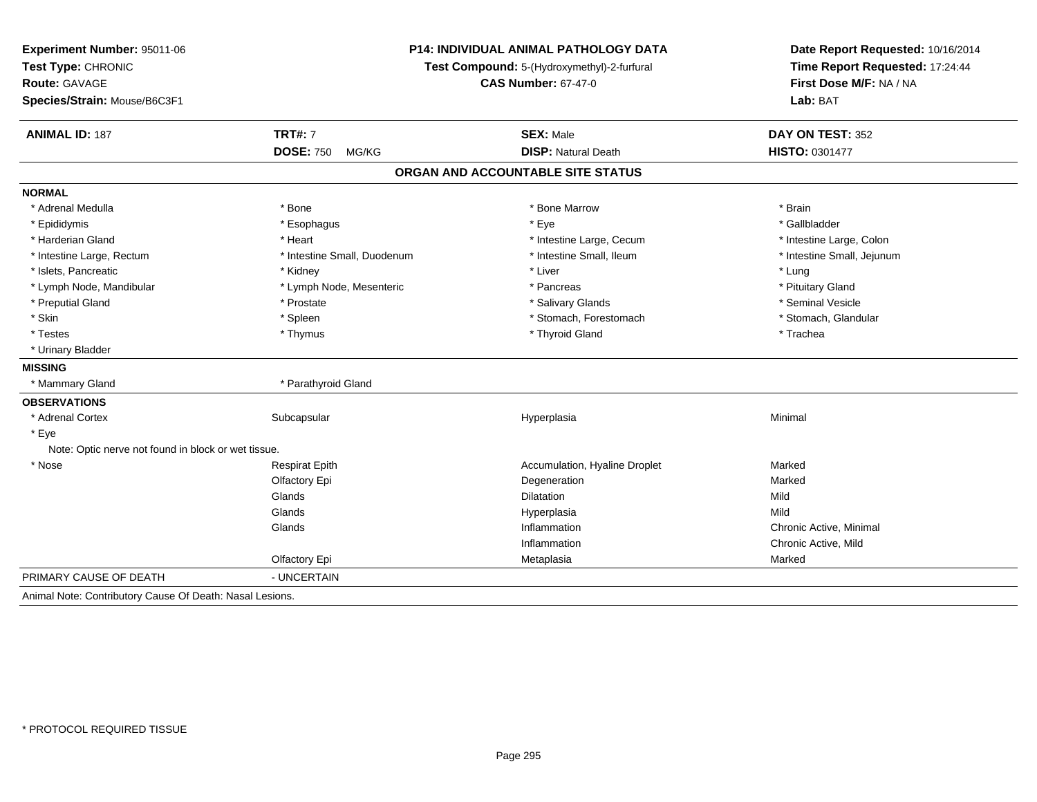**Experiment Number:** 95011-06
**Test Type:** CHRONIC
**Route:** GAVAGE
**Species/Strain:** Mouse/B6C3F1

**P14: INDIVIDUAL ANIMAL PATHOLOGY DATA**
**Test Compound:** 5-(Hydroxymethyl)-2-furfural
**CAS Number:** 67-47-0

**Date Report Requested:** 10/16/2014
**Time Report Requested:** 17:24:44
**First Dose M/F:** NA / NA
**Lab:** BAT

| **ANIMAL ID:** 187 | **TRT#:** 7 | **SEX:** Male | **DAY ON TEST:** 352 |
|---|---|---|---|
| | **DOSE:** 750 MG/KG | **DISP:** Natural Death | **HISTO:** 0301477 |

## ORGAN AND ACCOUNTABLE SITE STATUS

**NORMAL**

| | | | |
|---|---|---|---|
| * Adrenal Medulla | * Bone | * Bone Marrow | * Brain |
| * Epididymis | * Esophagus | * Eye | * Gallbladder |
| * Harderian Gland | * Heart | * Intestine Large, Cecum | * Intestine Large, Colon |
| * Intestine Large, Rectum | * Intestine Small, Duodenum | * Intestine Small, Ileum | * Intestine Small, Jejunum |
| * Islets, Pancreatic | * Kidney | * Liver | * Lung |
| * Lymph Node, Mandibular | * Lymph Node, Mesenteric | * Pancreas | * Pituitary Gland |
| * Preputial Gland | * Prostate | * Salivary Glands | * Seminal Vesicle |
| * Skin | * Spleen | * Stomach, Forestomach | * Stomach, Glandular |
| * Testes | * Thymus | * Thyroid Gland | * Trachea |
| * Urinary Bladder | | | |

**MISSING**

| | |
|---|---|
| * Mammary Gland | * Parathyroid Gland |

**OBSERVATIONS**

| | | | |
|---|---|---|---|
| * Adrenal Cortex | Subcapsular | Hyperplasia | Minimal |
| * Eye | | | |
| Note: Optic nerve not found in block or wet tissue. | | | |
| * Nose | Respirat Epith | Accumulation, Hyaline Droplet | Marked |
| | Olfactory Epi | Degeneration | Marked |
| | Glands | Dilatation | Mild |
| | Glands | Hyperplasia | Mild |
| | Glands | Inflammation | Chronic Active, Minimal |
| | | Inflammation | Chronic Active, Mild |
| | Olfactory Epi | Metaplasia | Marked |

PRIMARY CAUSE OF DEATH - UNCERTAIN

Animal Note: Contributory Cause Of Death: Nasal Lesions.

* PROTOCOL REQUIRED TISSUE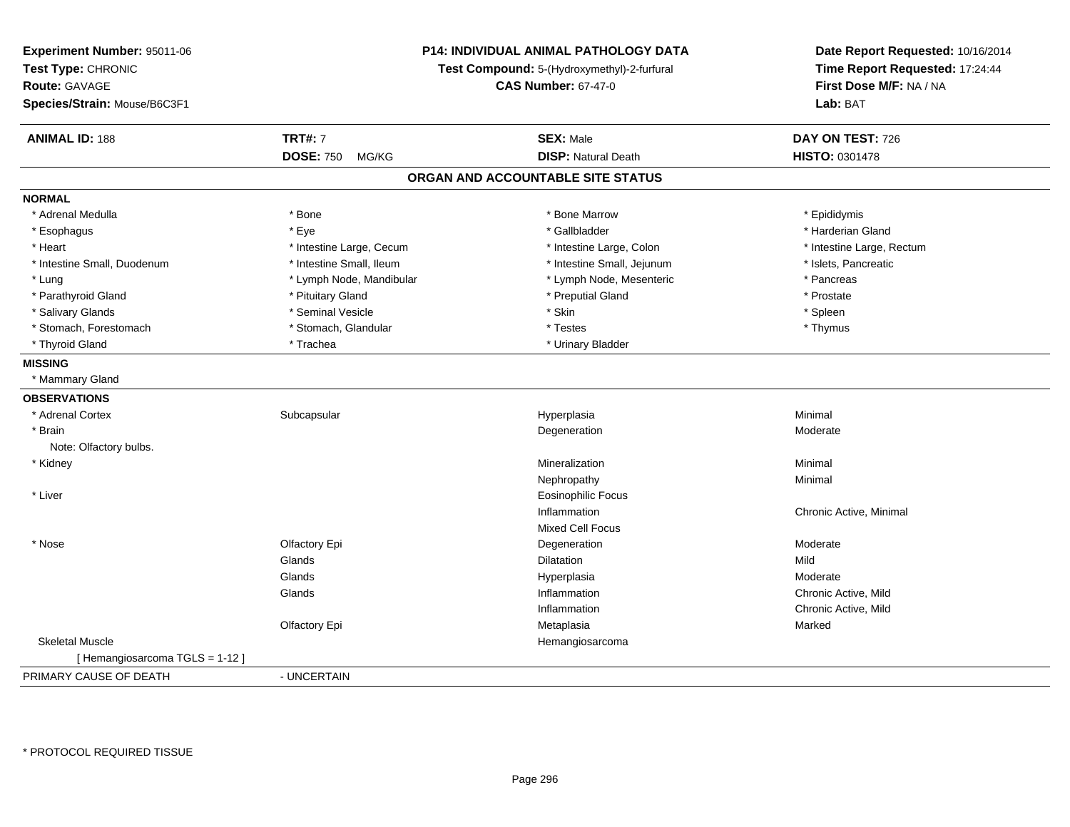**Experiment Number:** 95011-06
**Test Type:** CHRONIC
**Route:** GAVAGE
**Species/Strain:** Mouse/B6C3F1

**P14: INDIVIDUAL ANIMAL PATHOLOGY DATA**
**Test Compound:** 5-(Hydroxymethyl)-2-furfural
**CAS Number:** 67-47-0

**Date Report Requested:** 10/16/2014
**Time Report Requested:** 17:24:44
**First Dose M/F:** NA / NA
**Lab:** BAT

| **ANIMAL ID:** 188 | **TRT#:** 7 | **SEX:** Male | **DAY ON TEST:** 726 |
|---|---|---|---|
| | **DOSE:** 750 MG/KG | **DISP:** Natural Death | **HISTO:** 0301478 |

## ORGAN AND ACCOUNTABLE SITE STATUS

**NORMAL**

| | | | |
|---|---|---|---|
| * Adrenal Medulla | * Bone | * Bone Marrow | * Epididymis |
| * Esophagus | * Eye | * Gallbladder | * Harderian Gland |
| * Heart | * Intestine Large, Cecum | * Intestine Large, Colon | * Intestine Large, Rectum |
| * Intestine Small, Duodenum | * Intestine Small, Ileum | * Intestine Small, Jejunum | * Islets, Pancreatic |
| * Lung | * Lymph Node, Mandibular | * Lymph Node, Mesenteric | * Pancreas |
| * Parathyroid Gland | * Pituitary Gland | * Preputial Gland | * Prostate |
| * Salivary Glands | * Seminal Vesicle | * Skin | * Spleen |
| * Stomach, Forestomach | * Stomach, Glandular | * Testes | * Thymus |
| * Thyroid Gland | * Trachea | * Urinary Bladder | |

**MISSING**

* Mammary Gland

**OBSERVATIONS**

| | | | |
|---|---|---|---|
| * Adrenal Cortex | Subcapsular | Hyperplasia | Minimal |
| * Brain | | Degeneration | Moderate |
| Note: Olfactory bulbs. | | | |
| * Kidney | | Mineralization | Minimal |
| | | Nephropathy | Minimal |
| * Liver | | Eosinophilic Focus | |
| | | Inflammation | Chronic Active, Minimal |
| | | Mixed Cell Focus | |
| * Nose | Olfactory Epi | Degeneration | Moderate |
| | Glands | Dilatation | Mild |
| | Glands | Hyperplasia | Moderate |
| | Glands | Inflammation | Chronic Active, Mild |
| | | Inflammation | Chronic Active, Mild |
| | Olfactory Epi | Metaplasia | Marked |
| Skeletal Muscle | | Hemangiosarcoma | |
| [ Hemangiosarcoma TGLS = 1-12 ] | | | |

PRIMARY CAUSE OF DEATH - UNCERTAIN

* PROTOCOL REQUIRED TISSUE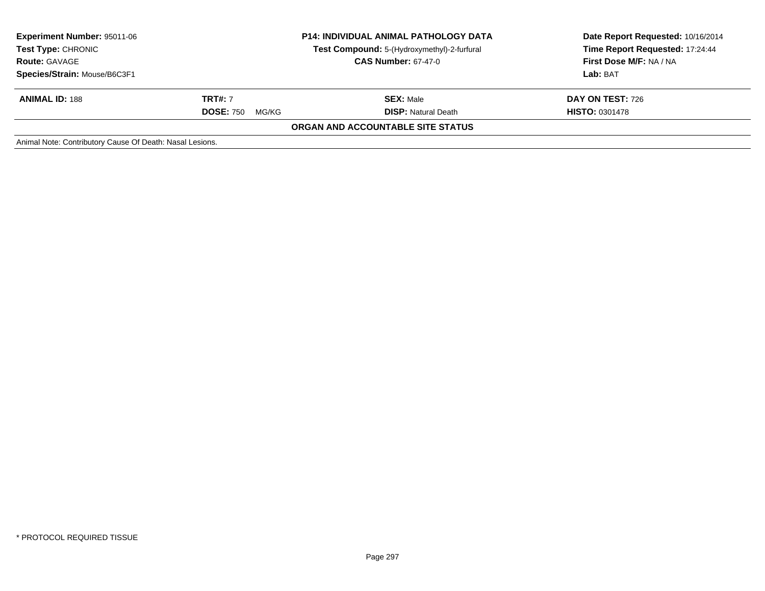**Experiment Number:** 95011-06
**Test Type:** CHRONIC
**Route:** GAVAGE
**Species/Strain:** Mouse/B6C3F1

**P14: INDIVIDUAL ANIMAL PATHOLOGY DATA**
**Test Compound:** 5-(Hydroxymethyl)-2-furfural
**CAS Number:** 67-47-0

**Date Report Requested:** 10/16/2014
**Time Report Requested:** 17:24:44
**First Dose M/F:** NA / NA
**Lab:** BAT

| **ANIMAL ID:** 188 | **TRT#:** 7 | **SEX:** Male | **DAY ON TEST:** 726 |
|---|---|---|---|
| | **DOSE:** 750 MG/KG | **DISP:** Natural Death | **HISTO:** 0301478 |

**ORGAN AND ACCOUNTABLE SITE STATUS**

Animal Note: Contributory Cause Of Death: Nasal Lesions.

* PROTOCOL REQUIRED TISSUE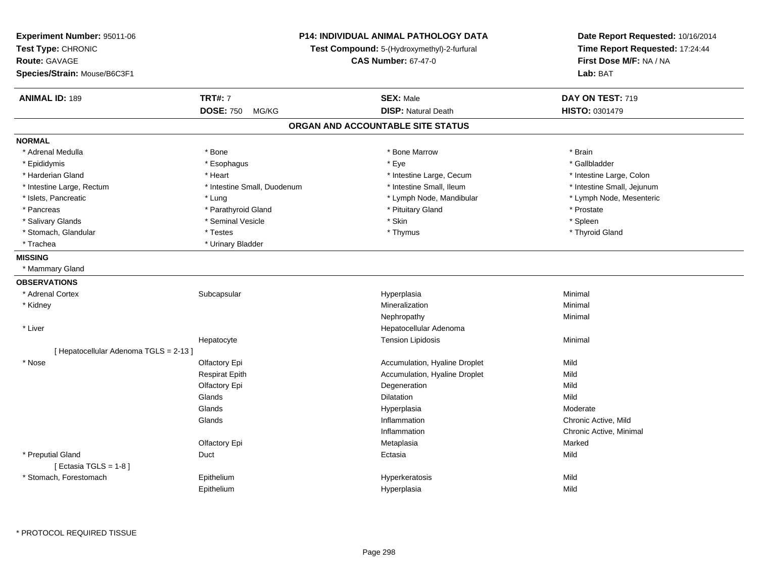**Experiment Number:** 95011-06
**Test Type:** CHRONIC
**Route:** GAVAGE
**Species/Strain:** Mouse/B6C3F1

**P14: INDIVIDUAL ANIMAL PATHOLOGY DATA**
**Test Compound:** 5-(Hydroxymethyl)-2-furfural
**CAS Number:** 67-47-0

**Date Report Requested:** 10/16/2014
**Time Report Requested:** 17:24:44
**First Dose M/F:** NA / NA
**Lab:** BAT

| **ANIMAL ID:** 189 | **TRT#:** 7 | **SEX:** Male | **DAY ON TEST:** 719 |
|---|---|---|---|
| | **DOSE:** 750 MG/KG | **DISP:** Natural Death | **HISTO:** 0301479 |

## ORGAN AND ACCOUNTABLE SITE STATUS

**NORMAL**

| | | | |
|---|---|---|---|
| * Adrenal Medulla | * Bone | * Bone Marrow | * Brain |
| * Epididymis | * Esophagus | * Eye | * Gallbladder |
| * Harderian Gland | * Heart | * Intestine Large, Cecum | * Intestine Large, Colon |
| * Intestine Large, Rectum | * Intestine Small, Duodenum | * Intestine Small, Ileum | * Intestine Small, Jejunum |
| * Islets, Pancreatic | * Lung | * Lymph Node, Mandibular | * Lymph Node, Mesenteric |
| * Pancreas | * Parathyroid Gland | * Pituitary Gland | * Prostate |
| * Salivary Glands | * Seminal Vesicle | * Skin | * Spleen |
| * Stomach, Glandular | * Testes | * Thymus | * Thyroid Gland |
| * Trachea | * Urinary Bladder | | |

**MISSING**

* Mammary Gland

**OBSERVATIONS**

| | | | |
|---|---|---|---|
| * Adrenal Cortex | Subcapsular | Hyperplasia | Minimal |
| * Kidney | | Mineralization | Minimal |
| | | Nephropathy | Minimal |
| * Liver | | Hepatocellular Adenoma | |
| | Hepatocyte | Tension Lipidosis | Minimal |
| [ Hepatocellular Adenoma TGLS = 2-13 ] | | | |
| * Nose | Olfactory Epi | Accumulation, Hyaline Droplet | Mild |
| | Respirat Epith | Accumulation, Hyaline Droplet | Mild |
| | Olfactory Epi | Degeneration | Mild |
| | Glands | Dilatation | Mild |
| | Glands | Hyperplasia | Moderate |
| | Glands | Inflammation | Chronic Active, Mild |
| | | Inflammation | Chronic Active, Minimal |
| | Olfactory Epi | Metaplasia | Marked |
| * Preputial Gland | Duct | Ectasia | Mild |
| [ Ectasia TGLS = 1-8 ] | | | |
| * Stomach, Forestomach | Epithelium | Hyperkeratosis | Mild |
| | Epithelium | Hyperplasia | Mild |

* PROTOCOL REQUIRED TISSUE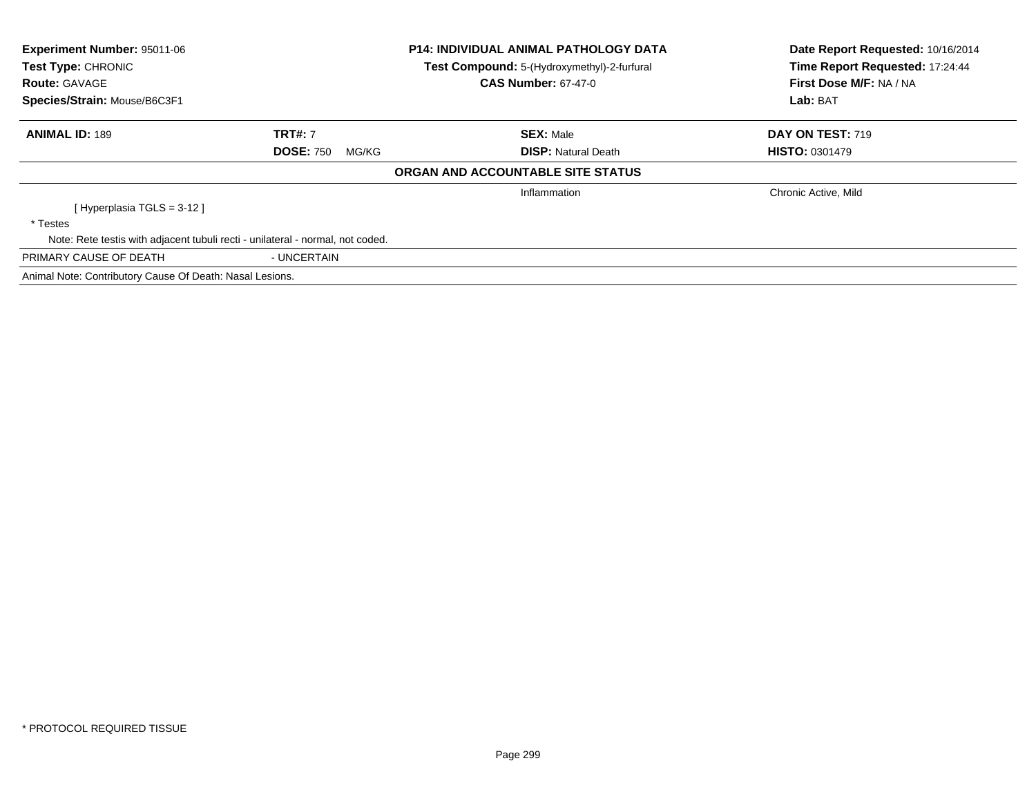**Experiment Number:** 95011-06
**Test Type:** CHRONIC
**Route:** GAVAGE
**Species/Strain:** Mouse/B6C3F1

**P14: INDIVIDUAL ANIMAL PATHOLOGY DATA**
**Test Compound:** 5-(Hydroxymethyl)-2-furfural
**CAS Number:** 67-47-0

**Date Report Requested:** 10/16/2014
**Time Report Requested:** 17:24:44
**First Dose M/F:** NA / NA
**Lab:** BAT

| **ANIMAL ID:** 189 | **TRT#:** 7 | **SEX:** Male | **DAY ON TEST:** 719 |
|---|---|---|---|
| | **DOSE:** 750 MG/KG | **DISP:** Natural Death | **HISTO:** 0301479 |

**ORGAN AND ACCOUNTABLE SITE STATUS**

| | | | |
|---|---|---|---|
| | | Inflammation | Chronic Active, Mild |
| [ Hyperplasia TGLS = 3-12 ] | | | |
| * Testes | | | |
| Note: Rete testis with adjacent tubuli recti - unilateral - normal, not coded. | | | |
| PRIMARY CAUSE OF DEATH | - UNCERTAIN | | |
| Animal Note: Contributory Cause Of Death: Nasal Lesions. | | | |

* PROTOCOL REQUIRED TISSUE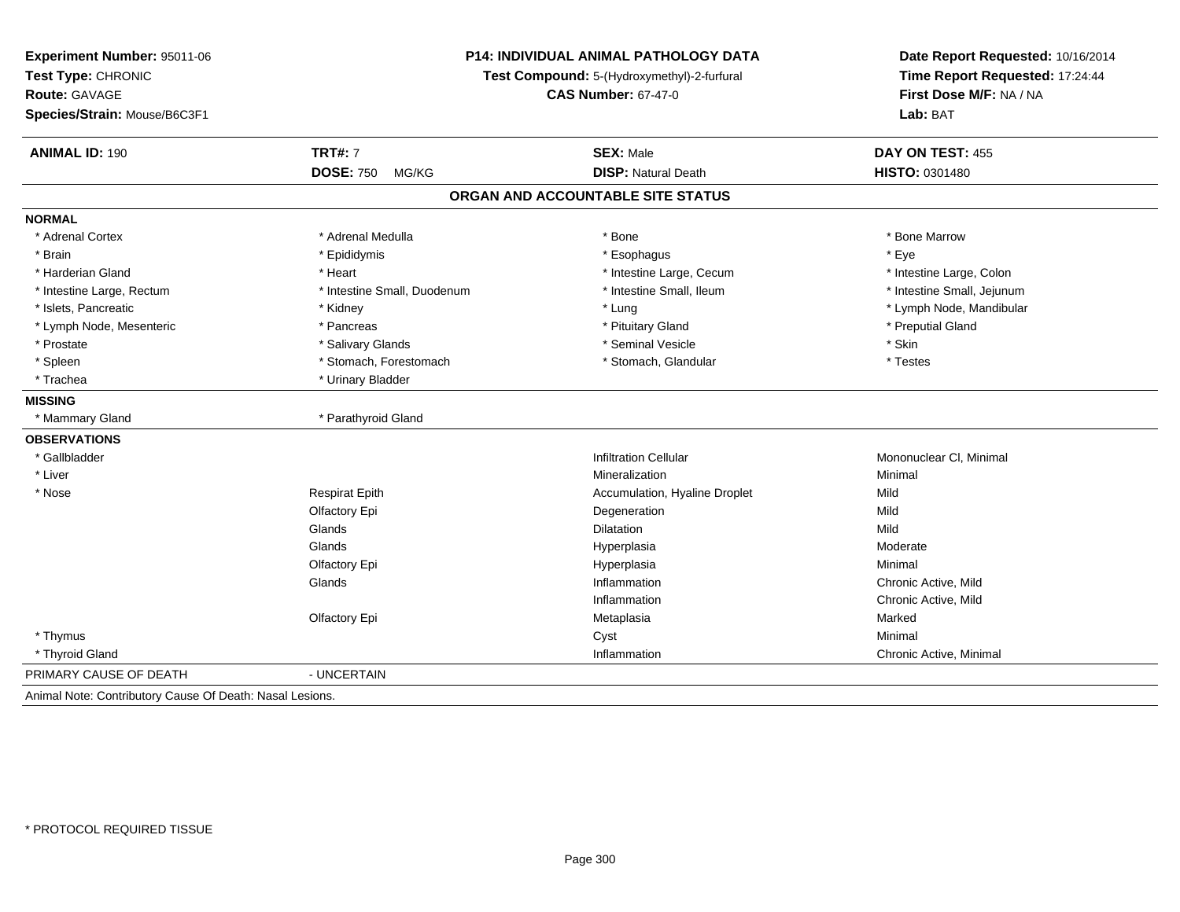**Experiment Number:** 95011-06
**Test Type:** CHRONIC
**Route:** GAVAGE
**Species/Strain:** Mouse/B6C3F1

**P14: INDIVIDUAL ANIMAL PATHOLOGY DATA**
**Test Compound:** 5-(Hydroxymethyl)-2-furfural
**CAS Number:** 67-47-0

**Date Report Requested:** 10/16/2014
**Time Report Requested:** 17:24:44
**First Dose M/F:** NA / NA
**Lab:** BAT

| **ANIMAL ID:** 190 | **TRT#:** 7 | **SEX:** Male | **DAY ON TEST:** 455 |
|---|---|---|---|
| | **DOSE:** 750 MG/KG | **DISP:** Natural Death | **HISTO:** 0301480 |

## ORGAN AND ACCOUNTABLE SITE STATUS

**NORMAL**

| | | | |
|---|---|---|---|
| * Adrenal Cortex | * Adrenal Medulla | * Bone | * Bone Marrow |
| * Brain | * Epididymis | * Esophagus | * Eye |
| * Harderian Gland | * Heart | * Intestine Large, Cecum | * Intestine Large, Colon |
| * Intestine Large, Rectum | * Intestine Small, Duodenum | * Intestine Small, Ileum | * Intestine Small, Jejunum |
| * Islets, Pancreatic | * Kidney | * Lung | * Lymph Node, Mandibular |
| * Lymph Node, Mesenteric | * Pancreas | * Pituitary Gland | * Preputial Gland |
| * Prostate | * Salivary Glands | * Seminal Vesicle | * Skin |
| * Spleen | * Stomach, Forestomach | * Stomach, Glandular | * Testes |
| * Trachea | * Urinary Bladder | | |

**MISSING**

| | |
|---|---|
| * Mammary Gland | * Parathyroid Gland |

**OBSERVATIONS**

| Organ | Site | Observation | Severity |
|---|---|---|---|
| * Gallbladder | | Infiltration Cellular | Mononuclear Cl, Minimal |
| * Liver | | Mineralization | Minimal |
| * Nose | Respirat Epith | Accumulation, Hyaline Droplet | Mild |
| | Olfactory Epi | Degeneration | Mild |
| | Glands | Dilatation | Mild |
| | Glands | Hyperplasia | Moderate |
| | Olfactory Epi | Hyperplasia | Minimal |
| | Glands | Inflammation | Chronic Active, Mild |
| | | Inflammation | Chronic Active, Mild |
| | Olfactory Epi | Metaplasia | Marked |
| * Thymus | | Cyst | Minimal |
| * Thyroid Gland | | Inflammation | Chronic Active, Minimal |

PRIMARY CAUSE OF DEATH - UNCERTAIN

Animal Note: Contributory Cause Of Death: Nasal Lesions.

* PROTOCOL REQUIRED TISSUE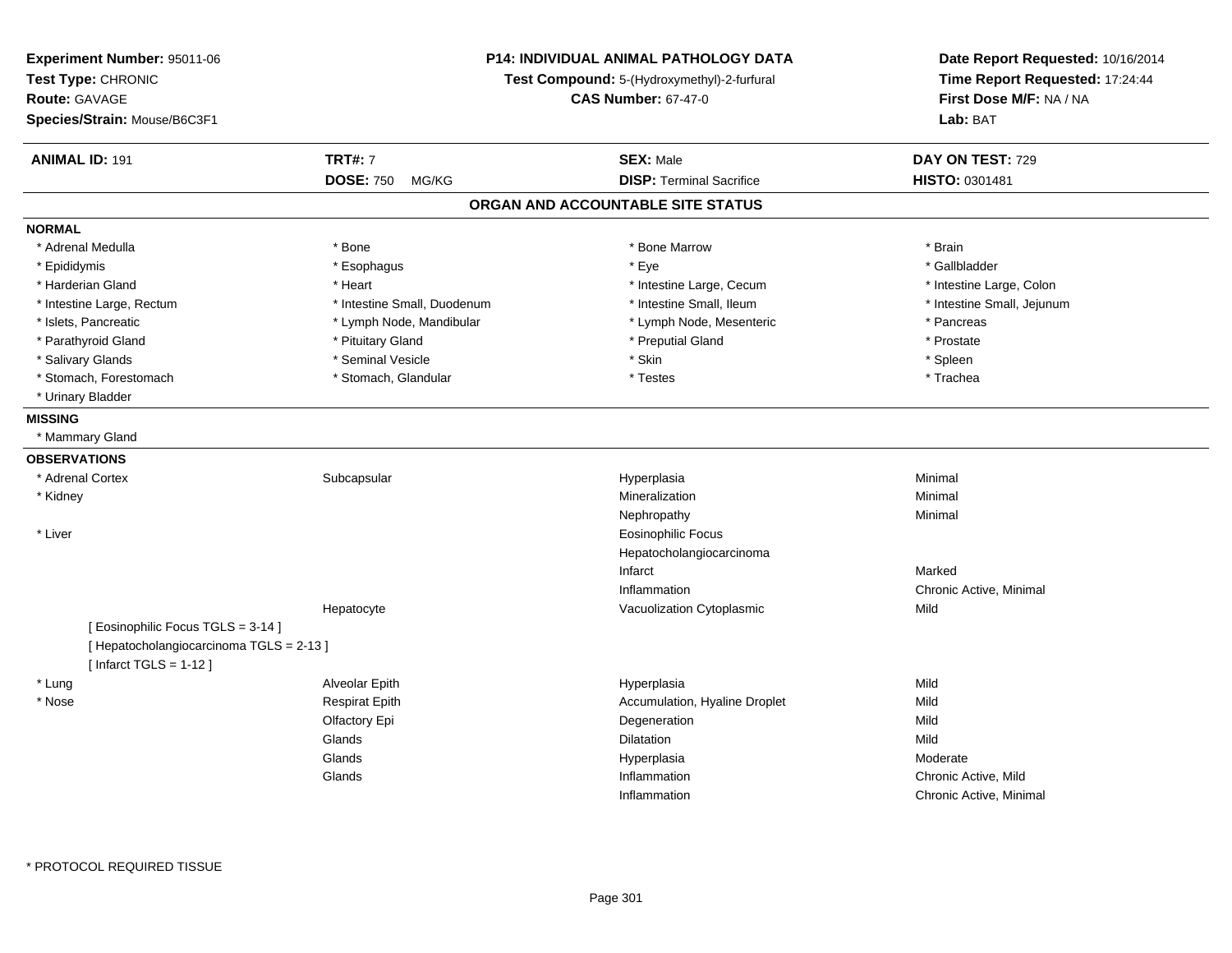**Experiment Number:** 95011-06
**Test Type:** CHRONIC
**Route:** GAVAGE
**Species/Strain:** Mouse/B6C3F1

**P14: INDIVIDUAL ANIMAL PATHOLOGY DATA**
**Test Compound:** 5-(Hydroxymethyl)-2-furfural
**CAS Number:** 67-47-0

**Date Report Requested:** 10/16/2014
**Time Report Requested:** 17:24:44
**First Dose M/F:** NA / NA
**Lab:** BAT

| **ANIMAL ID:** 191 | **TRT#:** 7 | **SEX:** Male | **DAY ON TEST:** 729 |
|---|---|---|---|
| | **DOSE:** 750 MG/KG | **DISP:** Terminal Sacrifice | **HISTO:** 0301481 |

## ORGAN AND ACCOUNTABLE SITE STATUS

**NORMAL**

| | | | |
|---|---|---|---|
| * Adrenal Medulla | * Bone | * Bone Marrow | * Brain |
| * Epididymis | * Esophagus | * Eye | * Gallbladder |
| * Harderian Gland | * Heart | * Intestine Large, Cecum | * Intestine Large, Colon |
| * Intestine Large, Rectum | * Intestine Small, Duodenum | * Intestine Small, Ileum | * Intestine Small, Jejunum |
| * Islets, Pancreatic | * Lymph Node, Mandibular | * Lymph Node, Mesenteric | * Pancreas |
| * Parathyroid Gland | * Pituitary Gland | * Preputial Gland | * Prostate |
| * Salivary Glands | * Seminal Vesicle | * Skin | * Spleen |
| * Stomach, Forestomach | * Stomach, Glandular | * Testes | * Trachea |
| * Urinary Bladder | | | |

**MISSING**

* Mammary Gland

**OBSERVATIONS**

| | | | |
|---|---|---|---|
| * Adrenal Cortex | Subcapsular | Hyperplasia | Minimal |
| * Kidney | | Mineralization | Minimal |
| | | Nephropathy | Minimal |
| * Liver | | Eosinophilic Focus | |
| | | Hepatocholangiocarcinoma | |
| | | Infarct | Marked |
| | | Inflammation | Chronic Active, Minimal |
| | Hepatocyte | Vacuolization Cytoplasmic | Mild |
| [ Eosinophilic Focus TGLS = 3-14 ] | | | |
| [ Hepatocholangiocarcinoma TGLS = 2-13 ] | | | |
| [ Infarct TGLS = 1-12 ] | | | |
| * Lung | Alveolar Epith | Hyperplasia | Mild |
| * Nose | Respirat Epith | Accumulation, Hyaline Droplet | Mild |
| | Olfactory Epi | Degeneration | Mild |
| | Glands | Dilatation | Mild |
| | Glands | Hyperplasia | Moderate |
| | Glands | Inflammation | Chronic Active, Mild |
| | | Inflammation | Chronic Active, Minimal |

* PROTOCOL REQUIRED TISSUE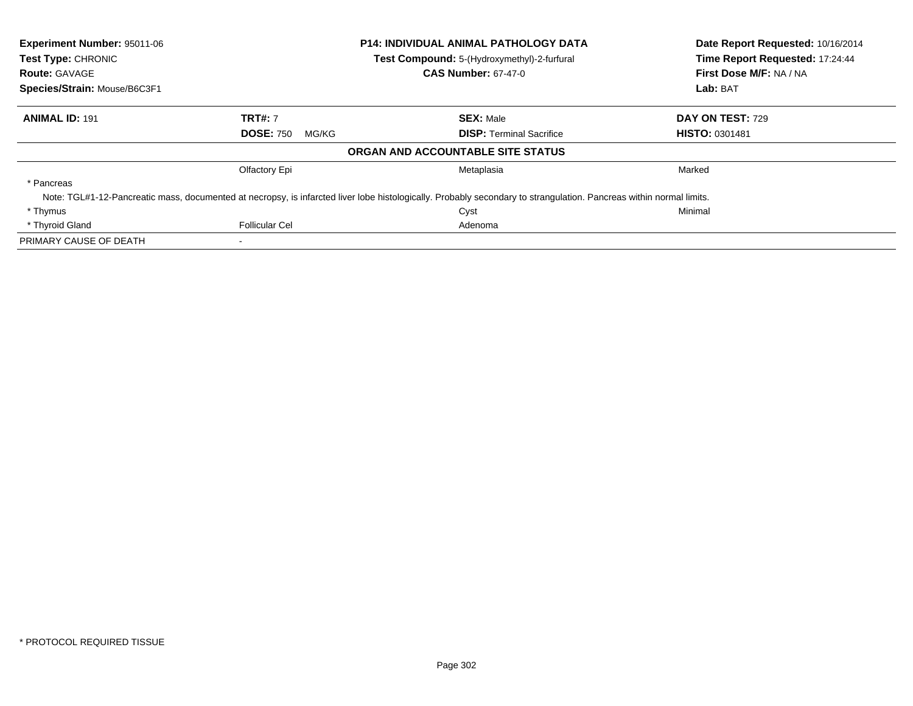**Experiment Number:** 95011-06
**Test Type:** CHRONIC
**Route:** GAVAGE
**Species/Strain:** Mouse/B6C3F1

**P14: INDIVIDUAL ANIMAL PATHOLOGY DATA**
**Test Compound:** 5-(Hydroxymethyl)-2-furfural
**CAS Number:** 67-47-0

**Date Report Requested:** 10/16/2014
**Time Report Requested:** 17:24:44
**First Dose M/F:** NA / NA
**Lab:** BAT

| **ANIMAL ID:** 191 | **TRT#:** 7 | **SEX:** Male | **DAY ON TEST:** 729 |
|---|---|---|---|
| | **DOSE:** 750 MG/KG | **DISP:** Terminal Sacrifice | **HISTO:** 0301481 |

**ORGAN AND ACCOUNTABLE SITE STATUS**

| | | | |
|---|---|---|---|
| | Olfactory Epi | Metaplasia | Marked |
| * Pancreas | | | |
| Note: TGL#1-12-Pancreatic mass, documented at necropsy, is infarcted liver lobe histologically. Probably secondary to strangulation. Pancreas within normal limits. | | | |
| * Thymus | | Cyst | Minimal |
| * Thyroid Gland | Follicular Cel | Adenoma | |
| PRIMARY CAUSE OF DEATH | - | | |

* PROTOCOL REQUIRED TISSUE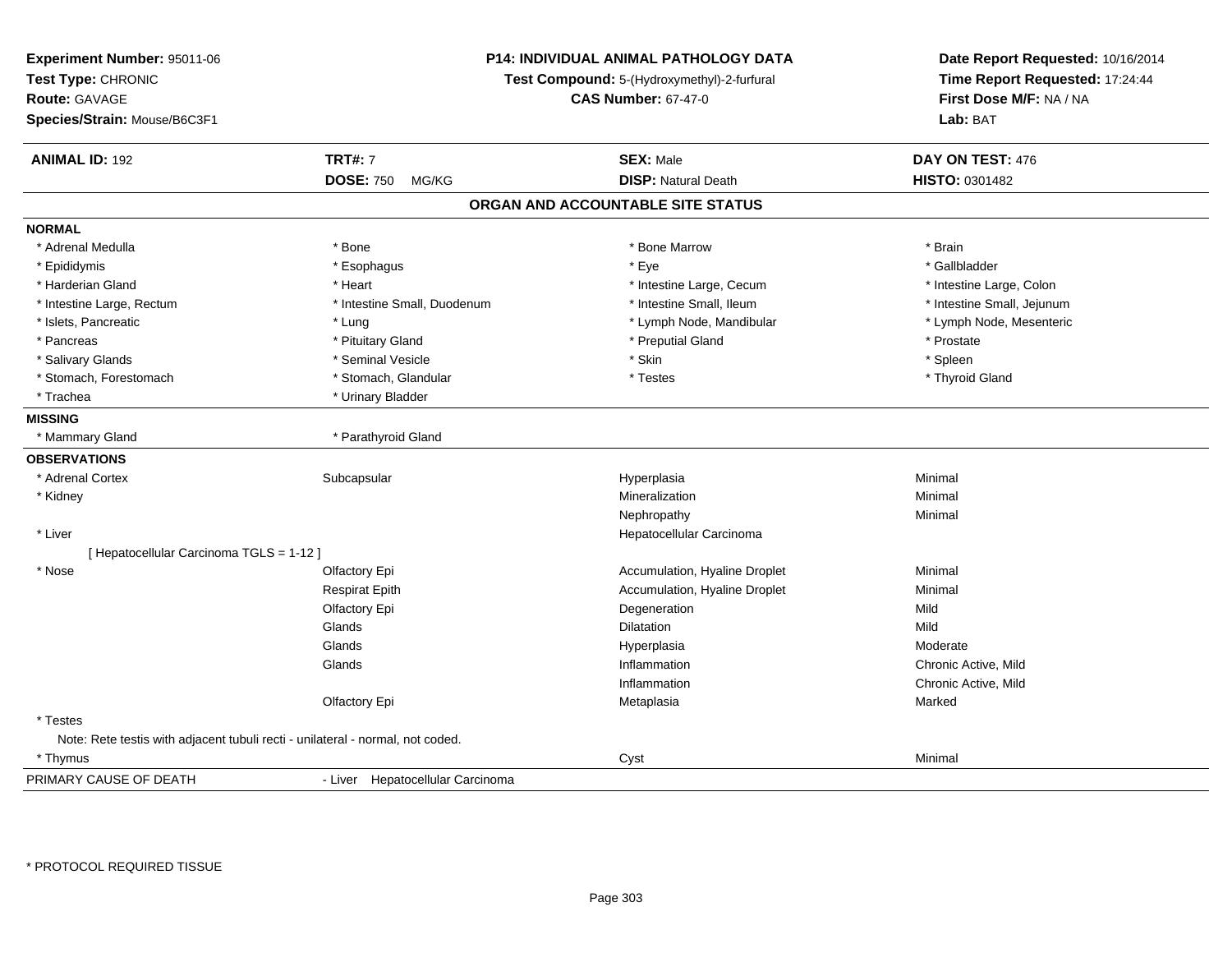**Experiment Number:** 95011-06
**Test Type:** CHRONIC
**Route:** GAVAGE
**Species/Strain:** Mouse/B6C3F1

**P14: INDIVIDUAL ANIMAL PATHOLOGY DATA**
**Test Compound:** 5-(Hydroxymethyl)-2-furfural
**CAS Number:** 67-47-0

**Date Report Requested:** 10/16/2014
**Time Report Requested:** 17:24:44
**First Dose M/F:** NA / NA
**Lab:** BAT

| **ANIMAL ID:** 192 | **TRT#:** 7 | **SEX:** Male | **DAY ON TEST:** 476 |
|---|---|---|---|
| | **DOSE:** 750 MG/KG | **DISP:** Natural Death | **HISTO:** 0301482 |

## ORGAN AND ACCOUNTABLE SITE STATUS

**NORMAL**

| | | | |
|---|---|---|---|
| * Adrenal Medulla | * Bone | * Bone Marrow | * Brain |
| * Epididymis | * Esophagus | * Eye | * Gallbladder |
| * Harderian Gland | * Heart | * Intestine Large, Cecum | * Intestine Large, Colon |
| * Intestine Large, Rectum | * Intestine Small, Duodenum | * Intestine Small, Ileum | * Intestine Small, Jejunum |
| * Islets, Pancreatic | * Lung | * Lymph Node, Mandibular | * Lymph Node, Mesenteric |
| * Pancreas | * Pituitary Gland | * Preputial Gland | * Prostate |
| * Salivary Glands | * Seminal Vesicle | * Skin | * Spleen |
| * Stomach, Forestomach | * Stomach, Glandular | * Testes | * Thyroid Gland |
| * Trachea | * Urinary Bladder | | |

**MISSING**

| | |
|---|---|
| * Mammary Gland | * Parathyroid Gland |

**OBSERVATIONS**

| Organ | Site | Finding | Severity |
|---|---|---|---|
| * Adrenal Cortex | Subcapsular | Hyperplasia | Minimal |
| * Kidney | | Mineralization | Minimal |
| | | Nephropathy | Minimal |
| * Liver | | Hepatocellular Carcinoma | |
| [ Hepatocellular Carcinoma TGLS = 1-12 ] | | | |
| * Nose | Olfactory Epi | Accumulation, Hyaline Droplet | Minimal |
| | Respirat Epith | Accumulation, Hyaline Droplet | Minimal |
| | Olfactory Epi | Degeneration | Mild |
| | Glands | Dilatation | Mild |
| | Glands | Hyperplasia | Moderate |
| | Glands | Inflammation | Chronic Active, Mild |
| | | Inflammation | Chronic Active, Mild |
| | Olfactory Epi | Metaplasia | Marked |
| * Testes | | | |
| Note: Rete testis with adjacent tubuli recti - unilateral - normal, not coded. | | | |
| * Thymus | | Cyst | Minimal |

PRIMARY CAUSE OF DEATH - Liver Hepatocellular Carcinoma

* PROTOCOL REQUIRED TISSUE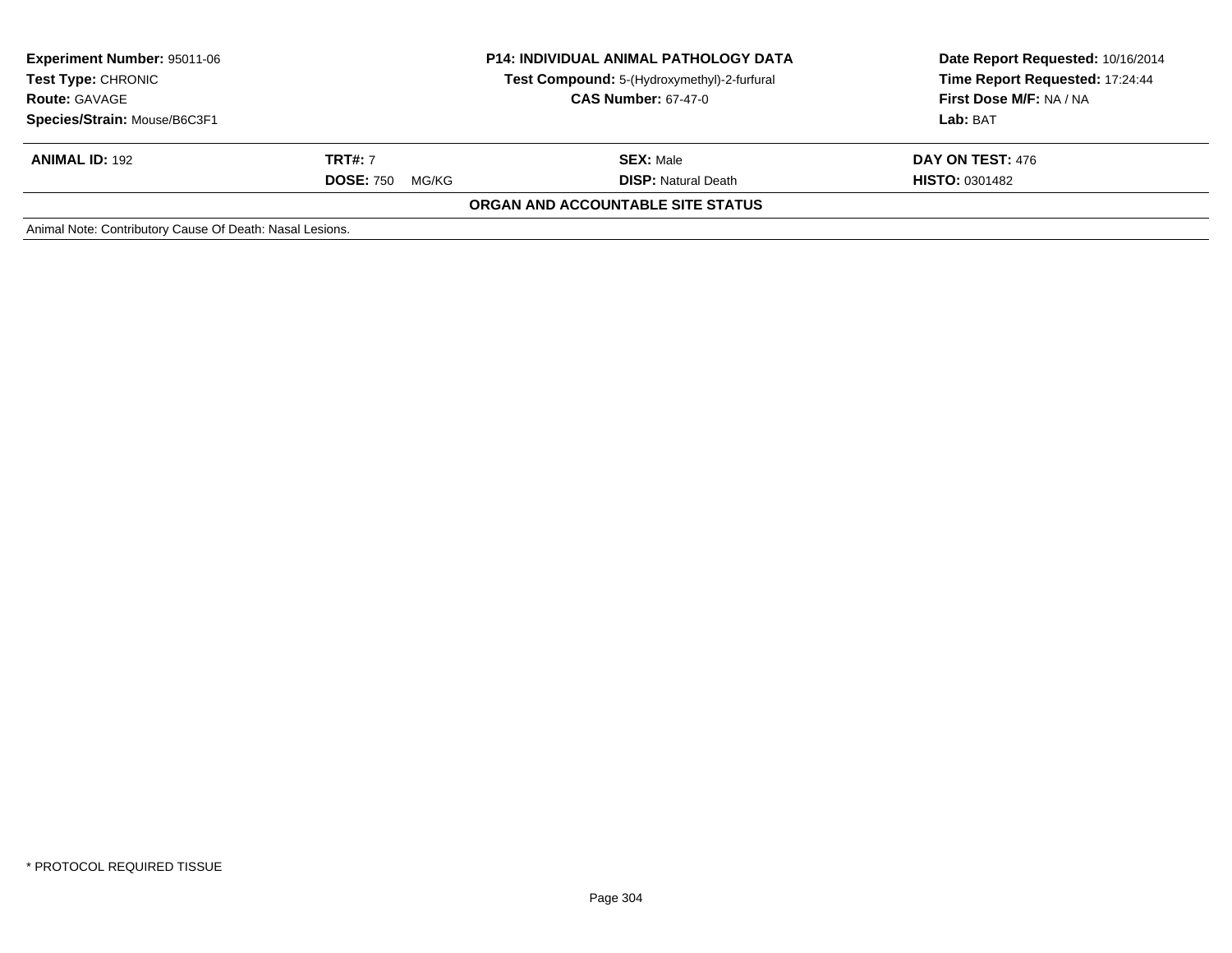| Experiment Number: 95011-06 | P14: INDIVIDUAL ANIMAL PATHOLOGY DATA | Date Report Requested: 10/16/2014 |
|---|---|---|
| Test Type: CHRONIC | Test Compound: 5-(Hydroxymethyl)-2-furfural | Time Report Requested: 17:24:44 |
| Route: GAVAGE | CAS Number: 67-47-0 | First Dose M/F: NA / NA |
| Species/Strain: Mouse/B6C3F1 | | Lab: BAT |

| ANIMAL ID: 192 | TRT#: 7 | SEX: Male | DAY ON TEST: 476 |
|---|---|---|---|
| | DOSE: 750 MG/KG | DISP: Natural Death | HISTO: 0301482 |

**ORGAN AND ACCOUNTABLE SITE STATUS**

Animal Note: Contributory Cause Of Death: Nasal Lesions.

* PROTOCOL REQUIRED TISSUE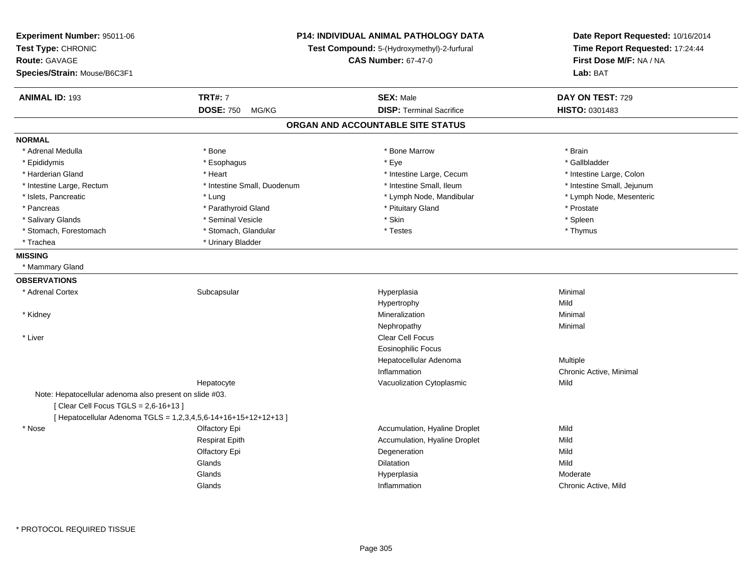**Experiment Number:** 95011-06
**Test Type:** CHRONIC
**Route:** GAVAGE
**Species/Strain:** Mouse/B6C3F1

**P14: INDIVIDUAL ANIMAL PATHOLOGY DATA**
**Test Compound:** 5-(Hydroxymethyl)-2-furfural
**CAS Number:** 67-47-0

**Date Report Requested:** 10/16/2014
**Time Report Requested:** 17:24:44
**First Dose M/F:** NA / NA
**Lab:** BAT

| **ANIMAL ID:** 193 | **TRT#:** 7 | **SEX:** Male | **DAY ON TEST:** 729 |
|---|---|---|---|
| | **DOSE:** 750 MG/KG | **DISP:** Terminal Sacrifice | **HISTO:** 0301483 |

## ORGAN AND ACCOUNTABLE SITE STATUS

**NORMAL**

| | | | |
|---|---|---|---|
| * Adrenal Medulla | * Bone | * Bone Marrow | * Brain |
| * Epididymis | * Esophagus | * Eye | * Gallbladder |
| * Harderian Gland | * Heart | * Intestine Large, Cecum | * Intestine Large, Colon |
| * Intestine Large, Rectum | * Intestine Small, Duodenum | * Intestine Small, Ileum | * Intestine Small, Jejunum |
| * Islets, Pancreatic | * Lung | * Lymph Node, Mandibular | * Lymph Node, Mesenteric |
| * Pancreas | * Parathyroid Gland | * Pituitary Gland | * Prostate |
| * Salivary Glands | * Seminal Vesicle | * Skin | * Spleen |
| * Stomach, Forestomach | * Stomach, Glandular | * Testes | * Thymus |
| * Trachea | * Urinary Bladder | | |

**MISSING**

* Mammary Gland

**OBSERVATIONS**

| Organ | Site | Observation | Severity |
|---|---|---|---|
| * Adrenal Cortex | Subcapsular | Hyperplasia | Minimal |
| | | Hypertrophy | Mild |
| * Kidney | | Mineralization | Minimal |
| | | Nephropathy | Minimal |
| * Liver | | Clear Cell Focus | |
| | | Eosinophilic Focus | |
| | | Hepatocellular Adenoma | Multiple |
| | | Inflammation | Chronic Active, Minimal |
| | Hepatocyte | Vacuolization Cytoplasmic | Mild |

Note: Hepatocellular adenoma also present on slide #03.
[ Clear Cell Focus TGLS = 2,6-16+13 ]
[ Hepatocellular Adenoma TGLS = 1,2,3,4,5,6-14+16+15+12+12+13 ]

| Organ | Site | Observation | Severity |
|---|---|---|---|
| * Nose | Olfactory Epi | Accumulation, Hyaline Droplet | Mild |
| | Respirat Epith | Accumulation, Hyaline Droplet | Mild |
| | Olfactory Epi | Degeneration | Mild |
| | Glands | Dilatation | Mild |
| | Glands | Hyperplasia | Moderate |
| | Glands | Inflammation | Chronic Active, Mild |

* PROTOCOL REQUIRED TISSUE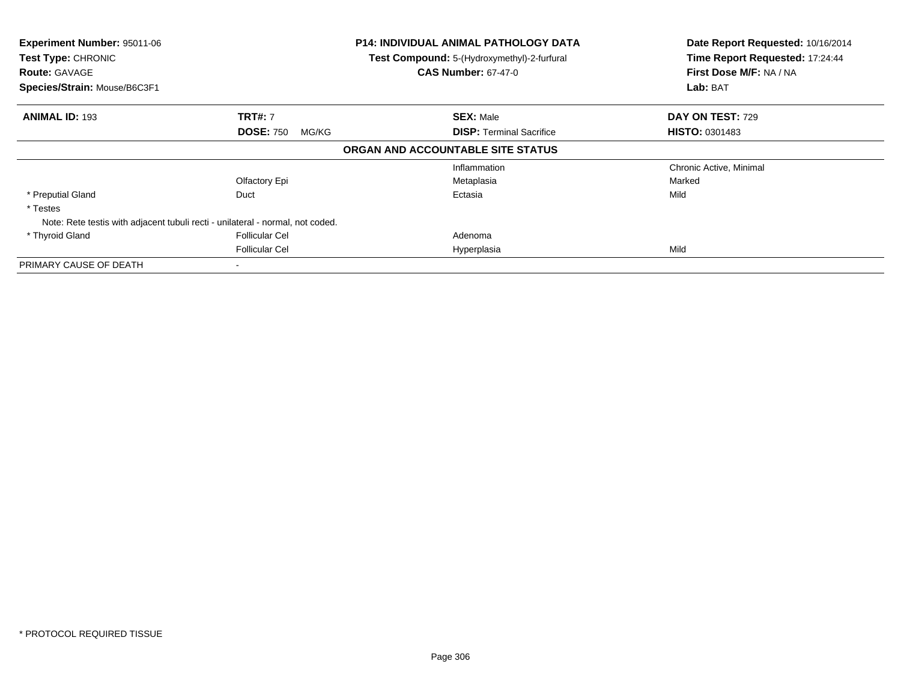**Experiment Number:** 95011-06
**Test Type:** CHRONIC
**Route:** GAVAGE
**Species/Strain:** Mouse/B6C3F1

**P14: INDIVIDUAL ANIMAL PATHOLOGY DATA**
**Test Compound:** 5-(Hydroxymethyl)-2-furfural
**CAS Number:** 67-47-0

**Date Report Requested:** 10/16/2014
**Time Report Requested:** 17:24:44
**First Dose M/F:** NA / NA
**Lab:** BAT

| **ANIMAL ID:** 193 | **TRT#:** 7 | **SEX:** Male | **DAY ON TEST:** 729 |
|---|---|---|---|
| | **DOSE:** 750 MG/KG | **DISP:** Terminal Sacrifice | **HISTO:** 0301483 |

**ORGAN AND ACCOUNTABLE SITE STATUS**

| | | | |
|---|---|---|---|
| | | Inflammation | Chronic Active, Minimal |
| | Olfactory Epi | Metaplasia | Marked |
| * Preputial Gland | Duct | Ectasia | Mild |
| * Testes | | | |
| Note: Rete testis with adjacent tubuli recti - unilateral - normal, not coded. | | | |
| * Thyroid Gland | Follicular Cel | Adenoma | |
| | Follicular Cel | Hyperplasia | Mild |
| PRIMARY CAUSE OF DEATH | - | | |

* PROTOCOL REQUIRED TISSUE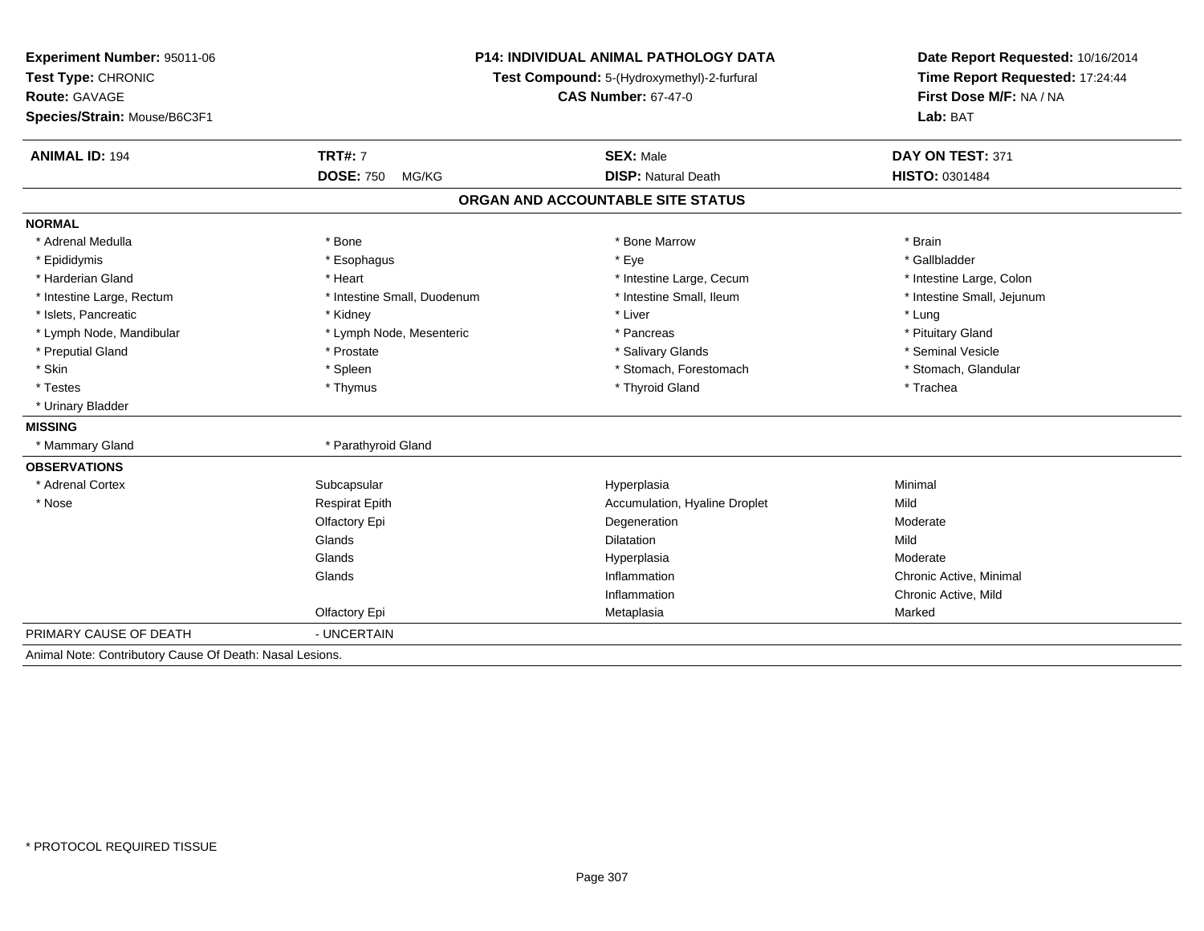**Experiment Number:** 95011-06
**Test Type:** CHRONIC
**Route:** GAVAGE
**Species/Strain:** Mouse/B6C3F1

**P14: INDIVIDUAL ANIMAL PATHOLOGY DATA**
**Test Compound:** 5-(Hydroxymethyl)-2-furfural
**CAS Number:** 67-47-0

**Date Report Requested:** 10/16/2014
**Time Report Requested:** 17:24:44
**First Dose M/F:** NA / NA
**Lab:** BAT

| **ANIMAL ID:** 194 | **TRT#:** 7 | **SEX:** Male | **DAY ON TEST:** 371 |
|---|---|---|---|
| | **DOSE:** 750 MG/KG | **DISP:** Natural Death | **HISTO:** 0301484 |

## ORGAN AND ACCOUNTABLE SITE STATUS

**NORMAL**

| | | | |
|---|---|---|---|
| * Adrenal Medulla | * Bone | * Bone Marrow | * Brain |
| * Epididymis | * Esophagus | * Eye | * Gallbladder |
| * Harderian Gland | * Heart | * Intestine Large, Cecum | * Intestine Large, Colon |
| * Intestine Large, Rectum | * Intestine Small, Duodenum | * Intestine Small, Ileum | * Intestine Small, Jejunum |
| * Islets, Pancreatic | * Kidney | * Liver | * Lung |
| * Lymph Node, Mandibular | * Lymph Node, Mesenteric | * Pancreas | * Pituitary Gland |
| * Preputial Gland | * Prostate | * Salivary Glands | * Seminal Vesicle |
| * Skin | * Spleen | * Stomach, Forestomach | * Stomach, Glandular |
| * Testes | * Thymus | * Thyroid Gland | * Trachea |
| * Urinary Bladder | | | |

**MISSING**

| | |
|---|---|
| * Mammary Gland | * Parathyroid Gland |

**OBSERVATIONS**

| | | | |
|---|---|---|---|
| * Adrenal Cortex | Subcapsular | Hyperplasia | Minimal |
| * Nose | Respirat Epith | Accumulation, Hyaline Droplet | Mild |
| | Olfactory Epi | Degeneration | Moderate |
| | Glands | Dilatation | Mild |
| | Glands | Hyperplasia | Moderate |
| | Glands | Inflammation | Chronic Active, Minimal |
| | | Inflammation | Chronic Active, Mild |
| | Olfactory Epi | Metaplasia | Marked |

PRIMARY CAUSE OF DEATH - UNCERTAIN

Animal Note: Contributory Cause Of Death: Nasal Lesions.

* PROTOCOL REQUIRED TISSUE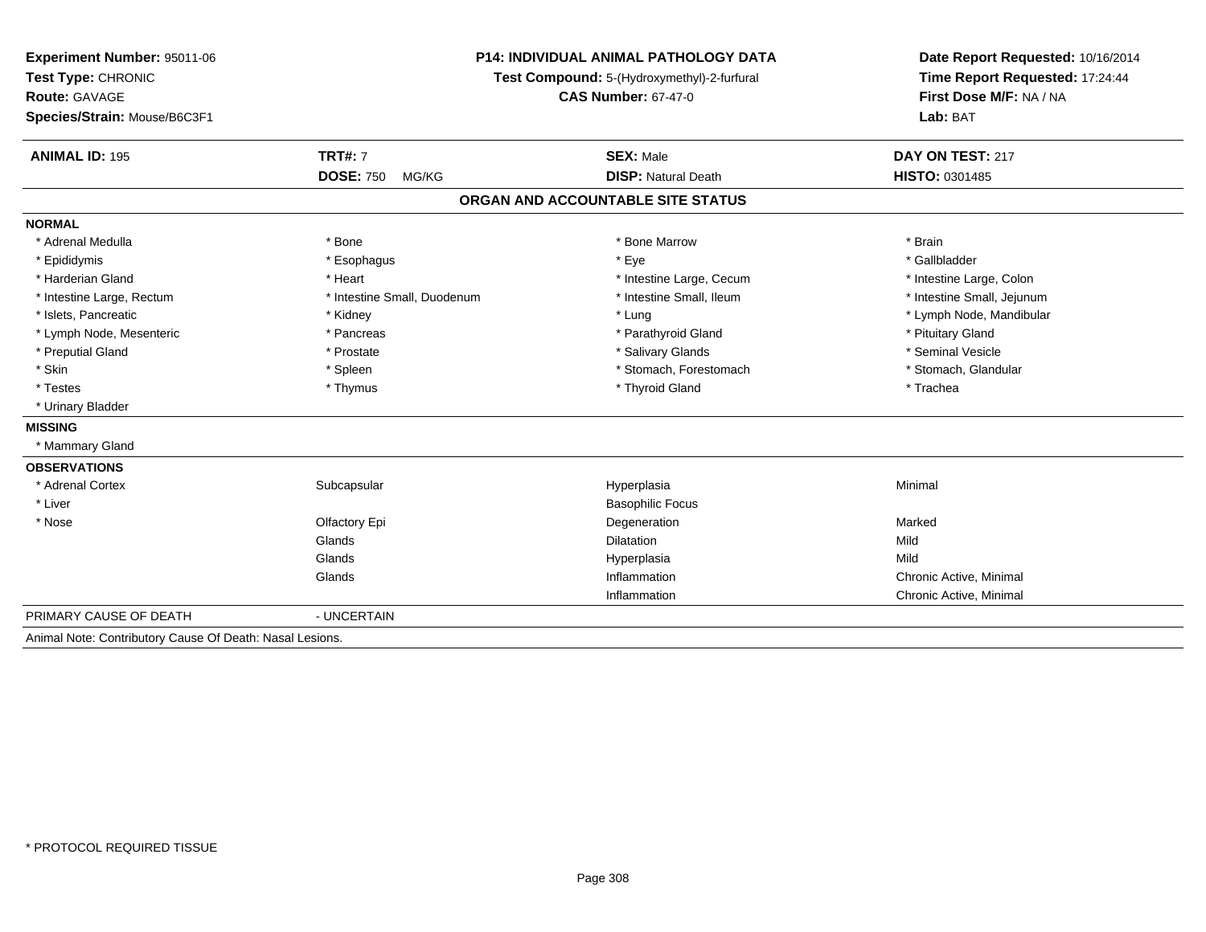**Experiment Number:** 95011-06
**Test Type:** CHRONIC
**Route:** GAVAGE
**Species/Strain:** Mouse/B6C3F1

**P14: INDIVIDUAL ANIMAL PATHOLOGY DATA**
**Test Compound:** 5-(Hydroxymethyl)-2-furfural
**CAS Number:** 67-47-0

**Date Report Requested:** 10/16/2014
**Time Report Requested:** 17:24:44
**First Dose M/F:** NA / NA
**Lab:** BAT

| **ANIMAL ID:** 195 | **TRT#:** 7 | **SEX:** Male | **DAY ON TEST:** 217 |
|---|---|---|---|
| | **DOSE:** 750 MG/KG | **DISP:** Natural Death | **HISTO:** 0301485 |

## ORGAN AND ACCOUNTABLE SITE STATUS

**NORMAL**

| | | | |
|---|---|---|---|
| * Adrenal Medulla | * Bone | * Bone Marrow | * Brain |
| * Epididymis | * Esophagus | * Eye | * Gallbladder |
| * Harderian Gland | * Heart | * Intestine Large, Cecum | * Intestine Large, Colon |
| * Intestine Large, Rectum | * Intestine Small, Duodenum | * Intestine Small, Ileum | * Intestine Small, Jejunum |
| * Islets, Pancreatic | * Kidney | * Lung | * Lymph Node, Mandibular |
| * Lymph Node, Mesenteric | * Pancreas | * Parathyroid Gland | * Pituitary Gland |
| * Preputial Gland | * Prostate | * Salivary Glands | * Seminal Vesicle |
| * Skin | * Spleen | * Stomach, Forestomach | * Stomach, Glandular |
| * Testes | * Thymus | * Thyroid Gland | * Trachea |
| * Urinary Bladder | | | |

**MISSING**

* Mammary Gland

**OBSERVATIONS**

| | | | |
|---|---|---|---|
| * Adrenal Cortex | Subcapsular | Hyperplasia | Minimal |
| * Liver | | Basophilic Focus | |
| * Nose | Olfactory Epi | Degeneration | Marked |
| | Glands | Dilatation | Mild |
| | Glands | Hyperplasia | Mild |
| | Glands | Inflammation | Chronic Active, Minimal |
| | | Inflammation | Chronic Active, Minimal |

PRIMARY CAUSE OF DEATH - UNCERTAIN

Animal Note: Contributory Cause Of Death: Nasal Lesions.

* PROTOCOL REQUIRED TISSUE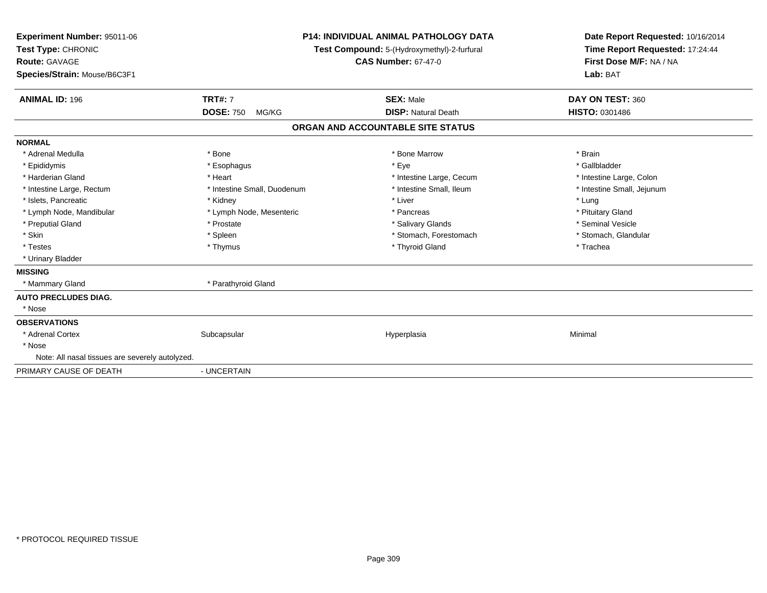**Experiment Number:** 95011-06
**Test Type:** CHRONIC
**Route:** GAVAGE
**Species/Strain:** Mouse/B6C3F1

**P14: INDIVIDUAL ANIMAL PATHOLOGY DATA**
**Test Compound:** 5-(Hydroxymethyl)-2-furfural
**CAS Number:** 67-47-0

**Date Report Requested:** 10/16/2014
**Time Report Requested:** 17:24:44
**First Dose M/F:** NA / NA
**Lab:** BAT

| **ANIMAL ID:** 196 | **TRT#:** 7 | **SEX:** Male | **DAY ON TEST:** 360 |
|---|---|---|---|
| | **DOSE:** 750 MG/KG | **DISP:** Natural Death | **HISTO:** 0301486 |

## ORGAN AND ACCOUNTABLE SITE STATUS

| | | | |
|---|---|---|---|
| **NORMAL** | | | |
| * Adrenal Medulla | * Bone | * Bone Marrow | * Brain |
| * Epididymis | * Esophagus | * Eye | * Gallbladder |
| * Harderian Gland | * Heart | * Intestine Large, Cecum | * Intestine Large, Colon |
| * Intestine Large, Rectum | * Intestine Small, Duodenum | * Intestine Small, Ileum | * Intestine Small, Jejunum |
| * Islets, Pancreatic | * Kidney | * Liver | * Lung |
| * Lymph Node, Mandibular | * Lymph Node, Mesenteric | * Pancreas | * Pituitary Gland |
| * Preputial Gland | * Prostate | * Salivary Glands | * Seminal Vesicle |
| * Skin | * Spleen | * Stomach, Forestomach | * Stomach, Glandular |
| * Testes | * Thymus | * Thyroid Gland | * Trachea |
| * Urinary Bladder | | | |
| **MISSING** | | | |
| * Mammary Gland | * Parathyroid Gland | | |
| **AUTO PRECLUDES DIAG.** | | | |
| * Nose | | | |
| **OBSERVATIONS** | | | |
| * Adrenal Cortex | Subcapsular | Hyperplasia | Minimal |
| * Nose | | | |
| Note: All nasal tissues are severely autolyzed. | | | |
| PRIMARY CAUSE OF DEATH | - UNCERTAIN | | |

\* PROTOCOL REQUIRED TISSUE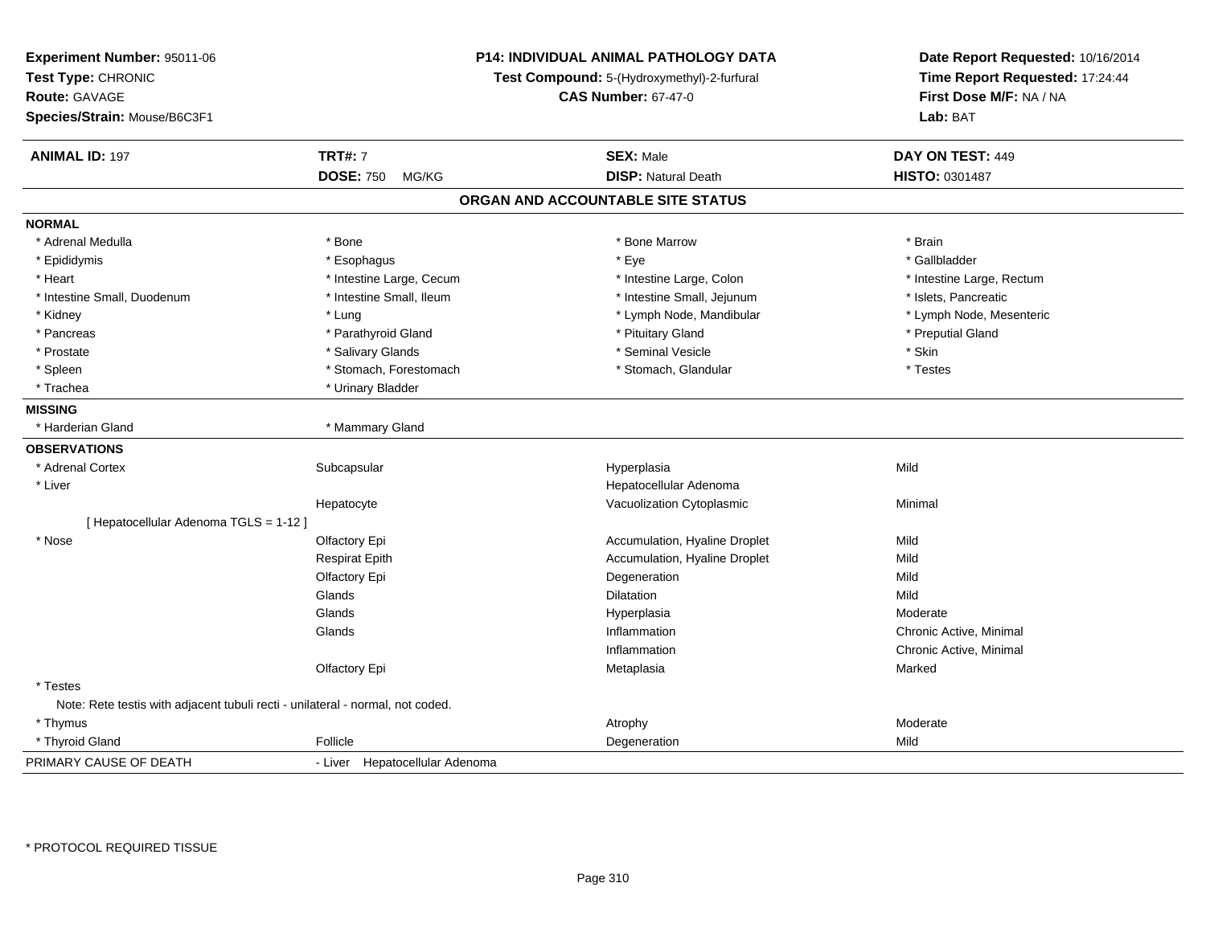**Experiment Number:** 95011-06
**Test Type:** CHRONIC
**Route:** GAVAGE
**Species/Strain:** Mouse/B6C3F1

**P14: INDIVIDUAL ANIMAL PATHOLOGY DATA**
**Test Compound:** 5-(Hydroxymethyl)-2-furfural
**CAS Number:** 67-47-0

**Date Report Requested:** 10/16/2014
**Time Report Requested:** 17:24:44
**First Dose M/F:** NA / NA
**Lab:** BAT

| **ANIMAL ID:** 197 | **TRT#:** 7 | **SEX:** Male | **DAY ON TEST:** 449 |
|---|---|---|---|
| | **DOSE:** 750 MG/KG | **DISP:** Natural Death | **HISTO:** 0301487 |

## ORGAN AND ACCOUNTABLE SITE STATUS

**NORMAL**

| | | | |
|---|---|---|---|
| * Adrenal Medulla | * Bone | * Bone Marrow | * Brain |
| * Epididymis | * Esophagus | * Eye | * Gallbladder |
| * Heart | * Intestine Large, Cecum | * Intestine Large, Colon | * Intestine Large, Rectum |
| * Intestine Small, Duodenum | * Intestine Small, Ileum | * Intestine Small, Jejunum | * Islets, Pancreatic |
| * Kidney | * Lung | * Lymph Node, Mandibular | * Lymph Node, Mesenteric |
| * Pancreas | * Parathyroid Gland | * Pituitary Gland | * Preputial Gland |
| * Prostate | * Salivary Glands | * Seminal Vesicle | * Skin |
| * Spleen | * Stomach, Forestomach | * Stomach, Glandular | * Testes |
| * Trachea | * Urinary Bladder | | |

**MISSING**

| | |
|---|---|
| * Harderian Gland | * Mammary Gland |

**OBSERVATIONS**

| | | | |
|---|---|---|---|
| * Adrenal Cortex | Subcapsular | Hyperplasia | Mild |
| * Liver | | Hepatocellular Adenoma | |
| | Hepatocyte | Vacuolization Cytoplasmic | Minimal |
| [ Hepatocellular Adenoma TGLS = 1-12 ] | | | |
| * Nose | Olfactory Epi | Accumulation, Hyaline Droplet | Mild |
| | Respirat Epith | Accumulation, Hyaline Droplet | Mild |
| | Olfactory Epi | Degeneration | Mild |
| | Glands | Dilatation | Mild |
| | Glands | Hyperplasia | Moderate |
| | Glands | Inflammation | Chronic Active, Minimal |
| | | Inflammation | Chronic Active, Minimal |
| | Olfactory Epi | Metaplasia | Marked |
| * Testes | | | |
| Note: Rete testis with adjacent tubuli recti - unilateral - normal, not coded. | | | |
| * Thymus | | Atrophy | Moderate |
| * Thyroid Gland | Follicle | Degeneration | Mild |

PRIMARY CAUSE OF DEATH - Liver Hepatocellular Adenoma

* PROTOCOL REQUIRED TISSUE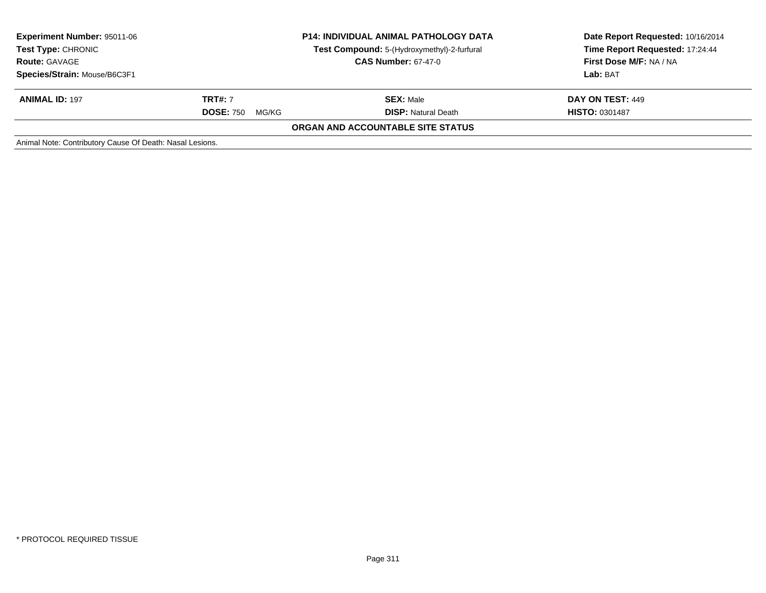**Experiment Number:** 95011-06
**Test Type:** CHRONIC
**Route:** GAVAGE
**Species/Strain:** Mouse/B6C3F1

**P14: INDIVIDUAL ANIMAL PATHOLOGY DATA**
**Test Compound:** 5-(Hydroxymethyl)-2-furfural
**CAS Number:** 67-47-0

**Date Report Requested:** 10/16/2014
**Time Report Requested:** 17:24:44
**First Dose M/F:** NA / NA
**Lab:** BAT

| **ANIMAL ID:** 197 | **TRT#:** 7 | **SEX:** Male | **DAY ON TEST:** 449 |
|---|---|---|---|
| | **DOSE:** 750 MG/KG | **DISP:** Natural Death | **HISTO:** 0301487 |

**ORGAN AND ACCOUNTABLE SITE STATUS**

Animal Note: Contributory Cause Of Death: Nasal Lesions.

* PROTOCOL REQUIRED TISSUE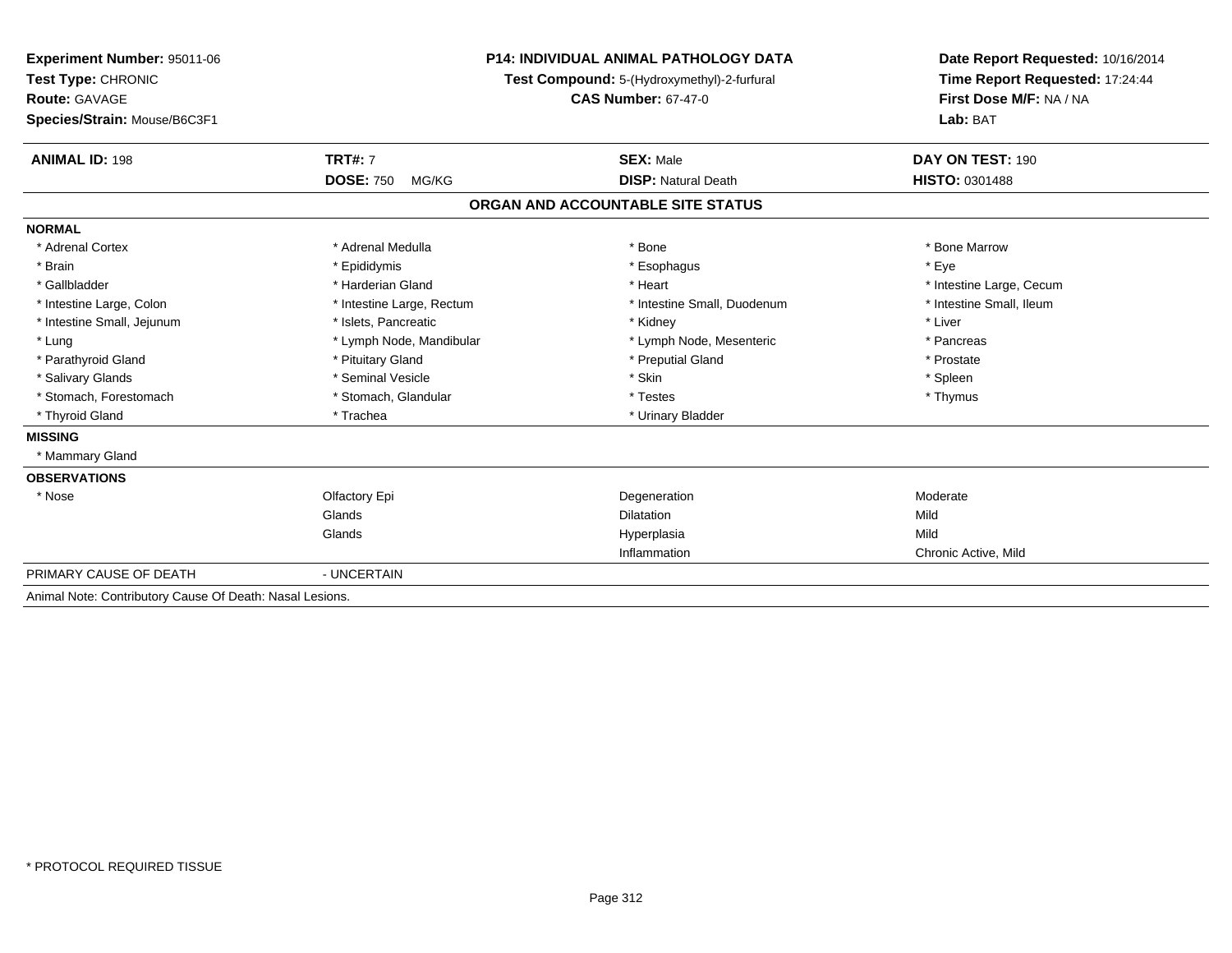**Experiment Number:** 95011-06
**Test Type:** CHRONIC
**Route:** GAVAGE
**Species/Strain:** Mouse/B6C3F1

**P14: INDIVIDUAL ANIMAL PATHOLOGY DATA**
**Test Compound:** 5-(Hydroxymethyl)-2-furfural
**CAS Number:** 67-47-0

**Date Report Requested:** 10/16/2014
**Time Report Requested:** 17:24:44
**First Dose M/F:** NA / NA
**Lab:** BAT

| **ANIMAL ID:** 198 | **TRT#:** 7 | **SEX:** Male | **DAY ON TEST:** 190 |
|---|---|---|---|
| | **DOSE:** 750 MG/KG | **DISP:** Natural Death | **HISTO:** 0301488 |

## ORGAN AND ACCOUNTABLE SITE STATUS

**NORMAL**

| | | | |
|---|---|---|---|
| * Adrenal Cortex | * Adrenal Medulla | * Bone | * Bone Marrow |
| * Brain | * Epididymis | * Esophagus | * Eye |
| * Gallbladder | * Harderian Gland | * Heart | * Intestine Large, Cecum |
| * Intestine Large, Colon | * Intestine Large, Rectum | * Intestine Small, Duodenum | * Intestine Small, Ileum |
| * Intestine Small, Jejunum | * Islets, Pancreatic | * Kidney | * Liver |
| * Lung | * Lymph Node, Mandibular | * Lymph Node, Mesenteric | * Pancreas |
| * Parathyroid Gland | * Pituitary Gland | * Preputial Gland | * Prostate |
| * Salivary Glands | * Seminal Vesicle | * Skin | * Spleen |
| * Stomach, Forestomach | * Stomach, Glandular | * Testes | * Thymus |
| * Thyroid Gland | * Trachea | * Urinary Bladder | |

**MISSING**

* Mammary Gland

**OBSERVATIONS**

| | | | |
|---|---|---|---|
| * Nose | Olfactory Epi | Degeneration | Moderate |
| | Glands | Dilatation | Mild |
| | Glands | Hyperplasia | Mild |
| | | Inflammation | Chronic Active, Mild |

PRIMARY CAUSE OF DEATH - UNCERTAIN

Animal Note: Contributory Cause Of Death: Nasal Lesions.

* PROTOCOL REQUIRED TISSUE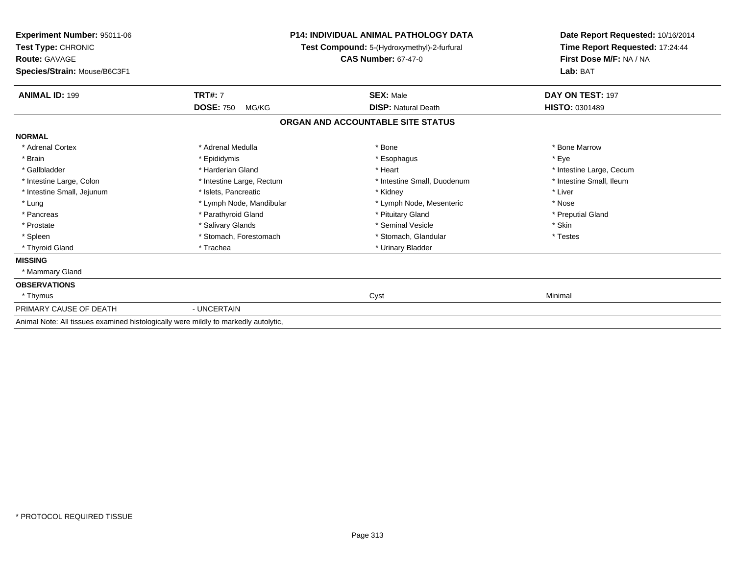**Experiment Number:** 95011-06
**Test Type:** CHRONIC
**Route:** GAVAGE
**Species/Strain:** Mouse/B6C3F1

**P14: INDIVIDUAL ANIMAL PATHOLOGY DATA**
**Test Compound:** 5-(Hydroxymethyl)-2-furfural
**CAS Number:** 67-47-0

**Date Report Requested:** 10/16/2014
**Time Report Requested:** 17:24:44
**First Dose M/F:** NA / NA
**Lab:** BAT

| **ANIMAL ID:** 199 | **TRT#:** 7 | **SEX:** Male | **DAY ON TEST:** 197 |
|---|---|---|---|
| | **DOSE:** 750 MG/KG | **DISP:** Natural Death | **HISTO:** 0301489 |

**ORGAN AND ACCOUNTABLE SITE STATUS**

| | | | |
|---|---|---|---|
| **NORMAL** | | | |
| * Adrenal Cortex | * Adrenal Medulla | * Bone | * Bone Marrow |
| * Brain | * Epididymis | * Esophagus | * Eye |
| * Gallbladder | * Harderian Gland | * Heart | * Intestine Large, Cecum |
| * Intestine Large, Colon | * Intestine Large, Rectum | * Intestine Small, Duodenum | * Intestine Small, Ileum |
| * Intestine Small, Jejunum | * Islets, Pancreatic | * Kidney | * Liver |
| * Lung | * Lymph Node, Mandibular | * Lymph Node, Mesenteric | * Nose |
| * Pancreas | * Parathyroid Gland | * Pituitary Gland | * Preputial Gland |
| * Prostate | * Salivary Glands | * Seminal Vesicle | * Skin |
| * Spleen | * Stomach, Forestomach | * Stomach, Glandular | * Testes |
| * Thyroid Gland | * Trachea | * Urinary Bladder | |
| **MISSING** | | | |
| * Mammary Gland | | | |
| **OBSERVATIONS** | | | |
| * Thymus | | Cyst | Minimal |
| PRIMARY CAUSE OF DEATH | - UNCERTAIN | | |

Animal Note: All tissues examined histologically were mildly to markedly autolytic,

* PROTOCOL REQUIRED TISSUE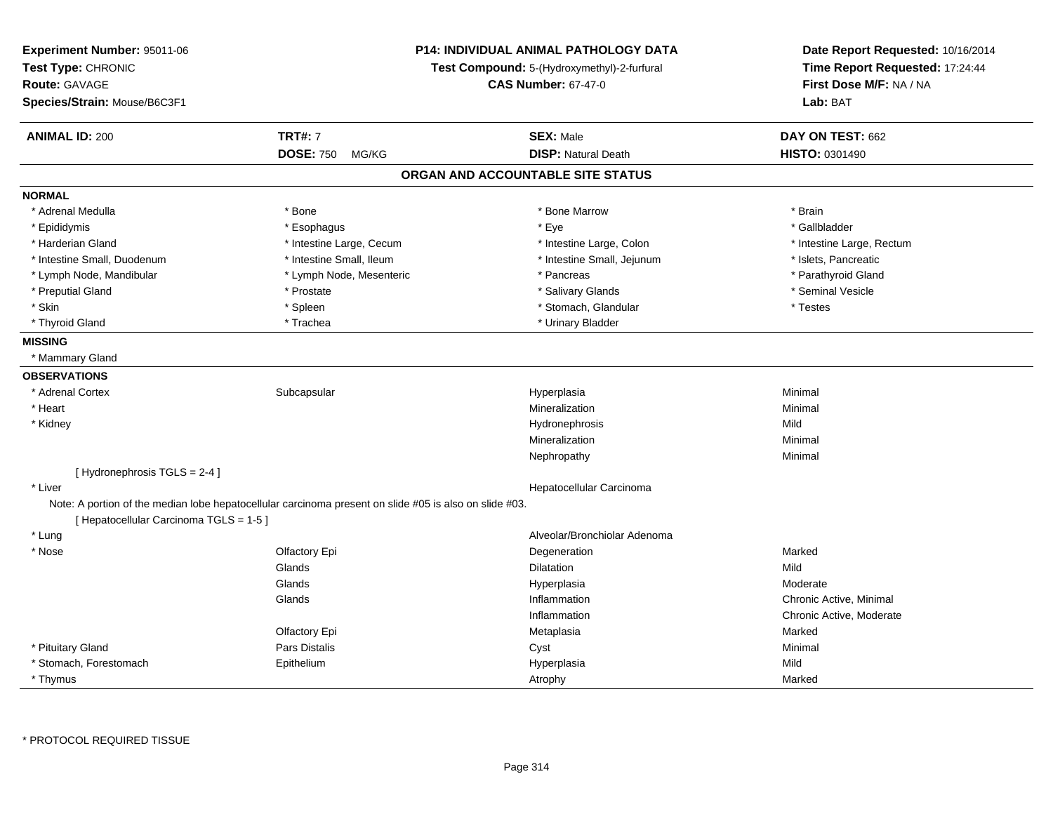**Experiment Number:** 95011-06
**Test Type:** CHRONIC
**Route:** GAVAGE
**Species/Strain:** Mouse/B6C3F1

**P14: INDIVIDUAL ANIMAL PATHOLOGY DATA**
**Test Compound:** 5-(Hydroxymethyl)-2-furfural
**CAS Number:** 67-47-0

**Date Report Requested:** 10/16/2014
**Time Report Requested:** 17:24:44
**First Dose M/F:** NA / NA
**Lab:** BAT

| **ANIMAL ID:** 200 | **TRT#:** 7 | **SEX:** Male | **DAY ON TEST:** 662 |
|---|---|---|---|
| | **DOSE:** 750 MG/KG | **DISP:** Natural Death | **HISTO:** 0301490 |

## ORGAN AND ACCOUNTABLE SITE STATUS

**NORMAL**

| | | | |
|---|---|---|---|
| * Adrenal Medulla | * Bone | * Bone Marrow | * Brain |
| * Epididymis | * Esophagus | * Eye | * Gallbladder |
| * Harderian Gland | * Intestine Large, Cecum | * Intestine Large, Colon | * Intestine Large, Rectum |
| * Intestine Small, Duodenum | * Intestine Small, Ileum | * Intestine Small, Jejunum | * Islets, Pancreatic |
| * Lymph Node, Mandibular | * Lymph Node, Mesenteric | * Pancreas | * Parathyroid Gland |
| * Preputial Gland | * Prostate | * Salivary Glands | * Seminal Vesicle |
| * Skin | * Spleen | * Stomach, Glandular | * Testes |
| * Thyroid Gland | * Trachea | * Urinary Bladder | |

**MISSING**

* Mammary Gland

**OBSERVATIONS**

| | | | |
|---|---|---|---|
| * Adrenal Cortex | Subcapsular | Hyperplasia | Minimal |
| * Heart | | Mineralization | Minimal |
| * Kidney | | Hydronephrosis | Mild |
| | | Mineralization | Minimal |
| | | Nephropathy | Minimal |
| [ Hydronephrosis TGLS = 2-4 ] | | | |
| * Liver | | Hepatocellular Carcinoma | |
| Note: A portion of the median lobe hepatocellular carcinoma present on slide #05 is also on slide #03. | | | |
| [ Hepatocellular Carcinoma TGLS = 1-5 ] | | | |
| * Lung | | Alveolar/Bronchiolar Adenoma | |
| * Nose | Olfactory Epi | Degeneration | Marked |
| | Glands | Dilatation | Mild |
| | Glands | Hyperplasia | Moderate |
| | Glands | Inflammation | Chronic Active, Minimal |
| | | Inflammation | Chronic Active, Moderate |
| | Olfactory Epi | Metaplasia | Marked |
| * Pituitary Gland | Pars Distalis | Cyst | Minimal |
| * Stomach, Forestomach | Epithelium | Hyperplasia | Mild |
| * Thymus | | Atrophy | Marked |

* PROTOCOL REQUIRED TISSUE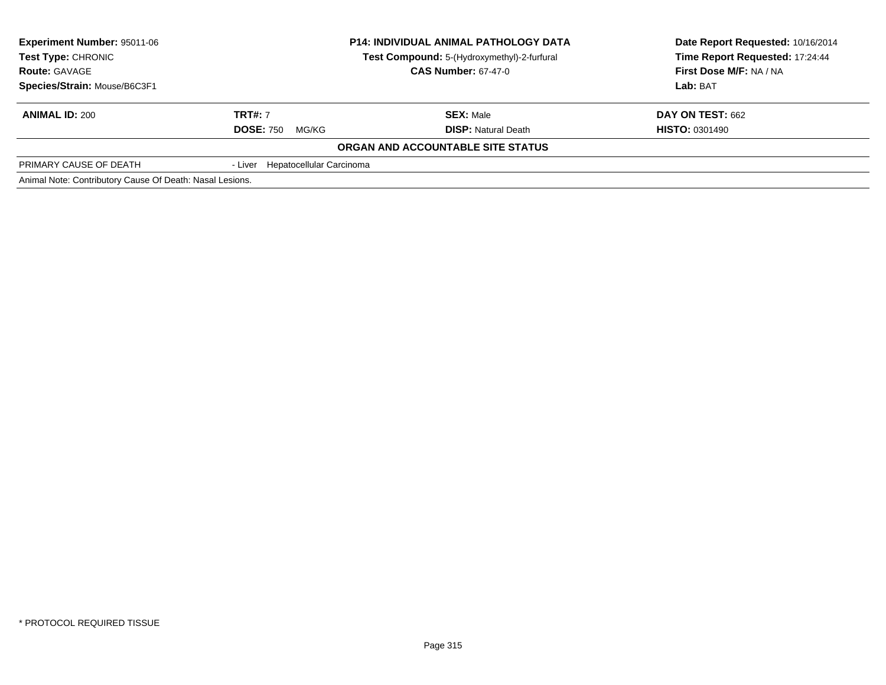**Experiment Number:** 95011-06
**Test Type:** CHRONIC
**Route:** GAVAGE
**Species/Strain:** Mouse/B6C3F1

**P14: INDIVIDUAL ANIMAL PATHOLOGY DATA**
**Test Compound:** 5-(Hydroxymethyl)-2-furfural
**CAS Number:** 67-47-0

**Date Report Requested:** 10/16/2014
**Time Report Requested:** 17:24:44
**First Dose M/F:** NA / NA
**Lab:** BAT

| **ANIMAL ID:** 200 | **TRT#:** 7 | **SEX:** Male | **DAY ON TEST:** 662 |
|---|---|---|---|
| | **DOSE:** 750 MG/KG | **DISP:** Natural Death | **HISTO:** 0301490 |

**ORGAN AND ACCOUNTABLE SITE STATUS**

| PRIMARY CAUSE OF DEATH | - Liver Hepatocellular Carcinoma |
|---|---|

Animal Note: Contributory Cause Of Death: Nasal Lesions.

* PROTOCOL REQUIRED TISSUE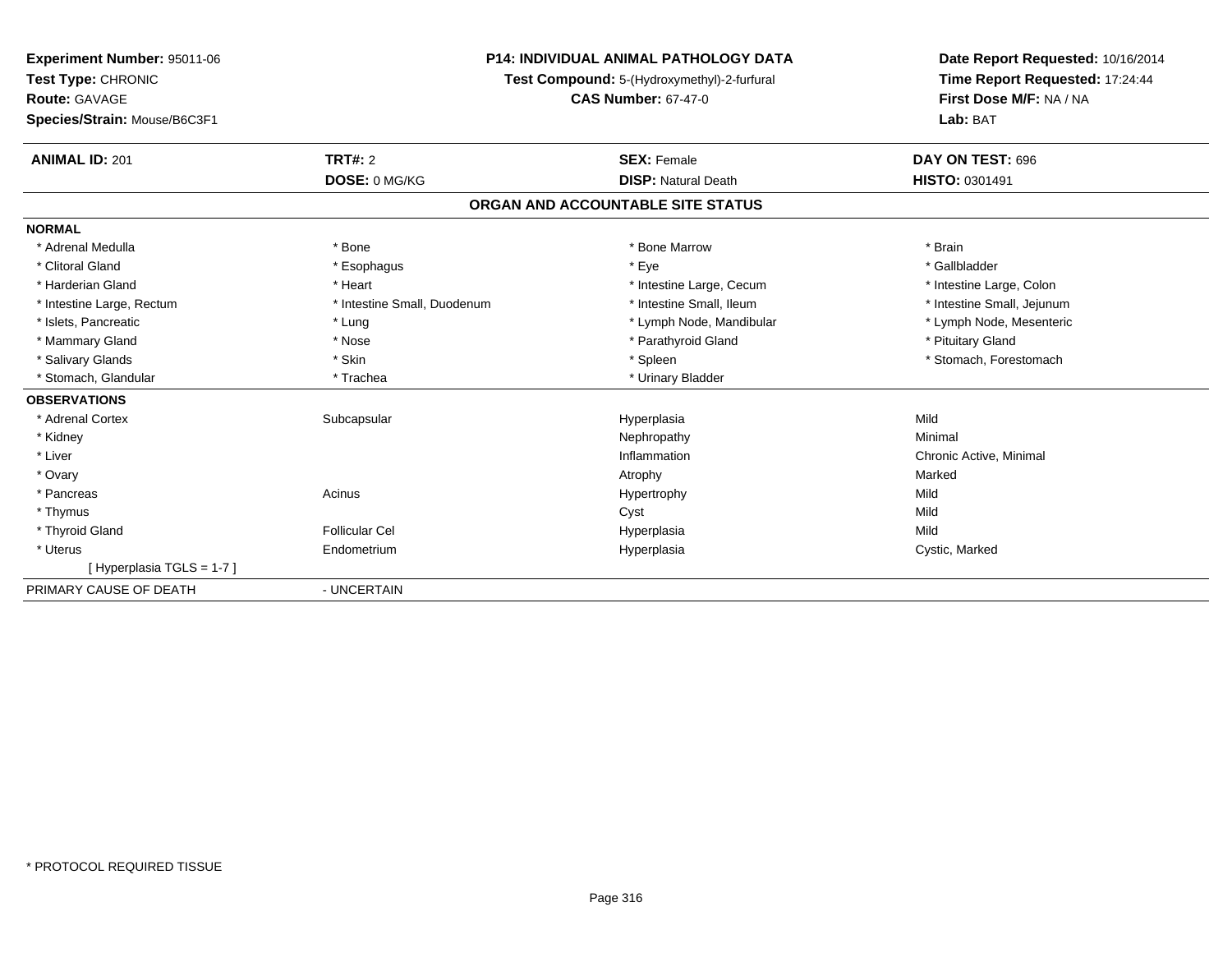**Experiment Number:** 95011-06
**Test Type:** CHRONIC
**Route:** GAVAGE
**Species/Strain:** Mouse/B6C3F1

**P14: INDIVIDUAL ANIMAL PATHOLOGY DATA**
**Test Compound:** 5-(Hydroxymethyl)-2-furfural
**CAS Number:** 67-47-0

**Date Report Requested:** 10/16/2014
**Time Report Requested:** 17:24:44
**First Dose M/F:** NA / NA
**Lab:** BAT

| **ANIMAL ID:** 201 | **TRT#:** 2 | **SEX:** Female | **DAY ON TEST:** 696 |
|---|---|---|---|
| | **DOSE:** 0 MG/KG | **DISP:** Natural Death | **HISTO:** 0301491 |

## ORGAN AND ACCOUNTABLE SITE STATUS

**NORMAL**

| | | | |
|---|---|---|---|
| * Adrenal Medulla | * Bone | * Bone Marrow | * Brain |
| * Clitoral Gland | * Esophagus | * Eye | * Gallbladder |
| * Harderian Gland | * Heart | * Intestine Large, Cecum | * Intestine Large, Colon |
| * Intestine Large, Rectum | * Intestine Small, Duodenum | * Intestine Small, Ileum | * Intestine Small, Jejunum |
| * Islets, Pancreatic | * Lung | * Lymph Node, Mandibular | * Lymph Node, Mesenteric |
| * Mammary Gland | * Nose | * Parathyroid Gland | * Pituitary Gland |
| * Salivary Glands | * Skin | * Spleen | * Stomach, Forestomach |
| * Stomach, Glandular | * Trachea | * Urinary Bladder | |

**OBSERVATIONS**

| | | | |
|---|---|---|---|
| * Adrenal Cortex | Subcapsular | Hyperplasia | Mild |
| * Kidney | | Nephropathy | Minimal |
| * Liver | | Inflammation | Chronic Active, Minimal |
| * Ovary | | Atrophy | Marked |
| * Pancreas | Acinus | Hypertrophy | Mild |
| * Thymus | | Cyst | Mild |
| * Thyroid Gland | Follicular Cel | Hyperplasia | Mild |
| * Uterus | Endometrium | Hyperplasia | Cystic, Marked |
| [ Hyperplasia TGLS = 1-7 ] | | | |

PRIMARY CAUSE OF DEATH - UNCERTAIN

* PROTOCOL REQUIRED TISSUE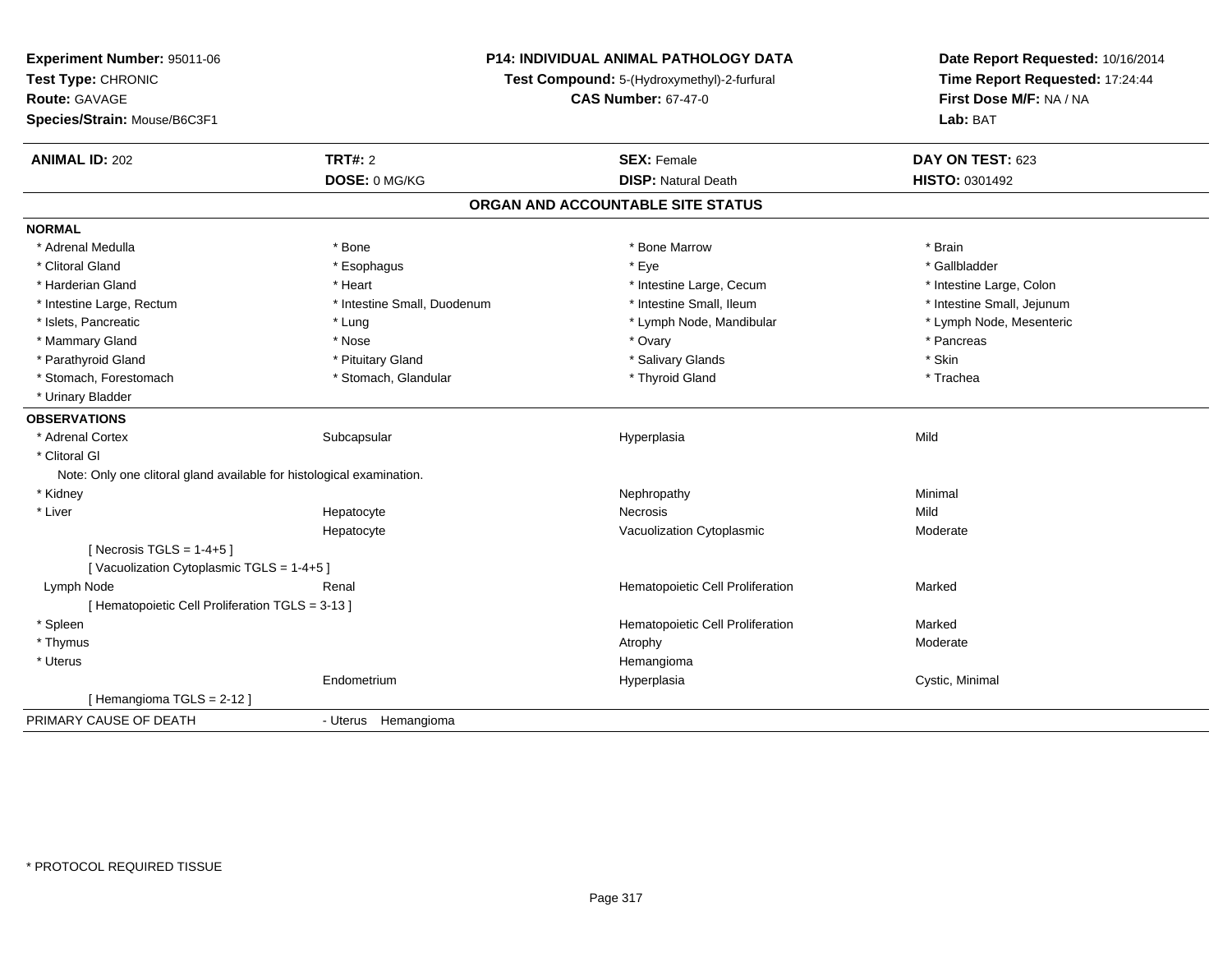**Experiment Number:** 95011-06
**Test Type:** CHRONIC
**Route:** GAVAGE
**Species/Strain:** Mouse/B6C3F1

**P14: INDIVIDUAL ANIMAL PATHOLOGY DATA**
**Test Compound:** 5-(Hydroxymethyl)-2-furfural
**CAS Number:** 67-47-0

**Date Report Requested:** 10/16/2014
**Time Report Requested:** 17:24:44
**First Dose M/F:** NA / NA
**Lab:** BAT

| **ANIMAL ID:** 202 | **TRT#:** 2 | **SEX:** Female | **DAY ON TEST:** 623 |
|---|---|---|---|
| | **DOSE:** 0 MG/KG | **DISP:** Natural Death | **HISTO:** 0301492 |

## ORGAN AND ACCOUNTABLE SITE STATUS

**NORMAL**

| | | | |
|---|---|---|---|
| * Adrenal Medulla | * Bone | * Bone Marrow | * Brain |
| * Clitoral Gland | * Esophagus | * Eye | * Gallbladder |
| * Harderian Gland | * Heart | * Intestine Large, Cecum | * Intestine Large, Colon |
| * Intestine Large, Rectum | * Intestine Small, Duodenum | * Intestine Small, Ileum | * Intestine Small, Jejunum |
| * Islets, Pancreatic | * Lung | * Lymph Node, Mandibular | * Lymph Node, Mesenteric |
| * Mammary Gland | * Nose | * Ovary | * Pancreas |
| * Parathyroid Gland | * Pituitary Gland | * Salivary Glands | * Skin |
| * Stomach, Forestomach | * Stomach, Glandular | * Thyroid Gland | * Trachea |
| * Urinary Bladder | | | |

**OBSERVATIONS**

| | | | |
|---|---|---|---|
| * Adrenal Cortex | Subcapsular | Hyperplasia | Mild |
| * Clitoral Gl | | | |
| Note: Only one clitoral gland available for histological examination. | | | |
| * Kidney | | Nephropathy | Minimal |
| * Liver | Hepatocyte | Necrosis | Mild |
| | Hepatocyte | Vacuolization Cytoplasmic | Moderate |
| [ Necrosis TGLS = 1-4+5 ] | | | |
| [ Vacuolization Cytoplasmic TGLS = 1-4+5 ] | | | |
| Lymph Node | Renal | Hematopoietic Cell Proliferation | Marked |
| [ Hematopoietic Cell Proliferation TGLS = 3-13 ] | | | |
| * Spleen | | Hematopoietic Cell Proliferation | Marked |
| * Thymus | | Atrophy | Moderate |
| * Uterus | | Hemangioma | |
| | Endometrium | Hyperplasia | Cystic, Minimal |
| [ Hemangioma TGLS = 2-12 ] | | | |

PRIMARY CAUSE OF DEATH - Uterus Hemangioma

* PROTOCOL REQUIRED TISSUE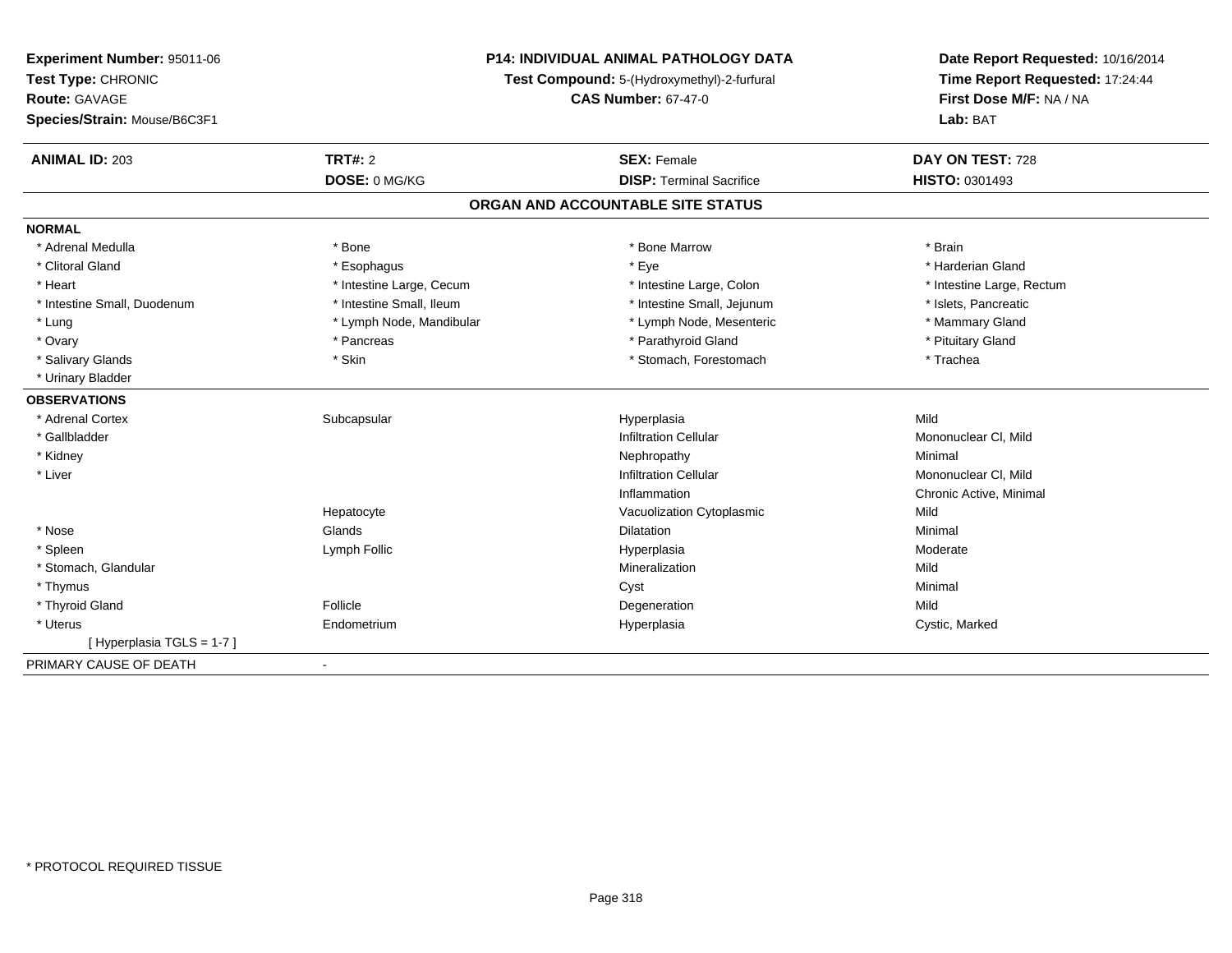**Experiment Number:** 95011-06
**Test Type:** CHRONIC
**Route:** GAVAGE
**Species/Strain:** Mouse/B6C3F1

**P14: INDIVIDUAL ANIMAL PATHOLOGY DATA**
**Test Compound:** 5-(Hydroxymethyl)-2-furfural
**CAS Number:** 67-47-0

**Date Report Requested:** 10/16/2014
**Time Report Requested:** 17:24:44
**First Dose M/F:** NA / NA
**Lab:** BAT

| **ANIMAL ID:** 203 | **TRT#:** 2 | **SEX:** Female | **DAY ON TEST:** 728 |
|---|---|---|---|
| | **DOSE:** 0 MG/KG | **DISP:** Terminal Sacrifice | **HISTO:** 0301493 |

## ORGAN AND ACCOUNTABLE SITE STATUS

**NORMAL**

| | | | |
|---|---|---|---|
| * Adrenal Medulla | * Bone | * Bone Marrow | * Brain |
| * Clitoral Gland | * Esophagus | * Eye | * Harderian Gland |
| * Heart | * Intestine Large, Cecum | * Intestine Large, Colon | * Intestine Large, Rectum |
| * Intestine Small, Duodenum | * Intestine Small, Ileum | * Intestine Small, Jejunum | * Islets, Pancreatic |
| * Lung | * Lymph Node, Mandibular | * Lymph Node, Mesenteric | * Mammary Gland |
| * Ovary | * Pancreas | * Parathyroid Gland | * Pituitary Gland |
| * Salivary Glands | * Skin | * Stomach, Forestomach | * Trachea |
| * Urinary Bladder | | | |

**OBSERVATIONS**

| | | | |
|---|---|---|---|
| * Adrenal Cortex | Subcapsular | Hyperplasia | Mild |
| * Gallbladder | | Infiltration Cellular | Mononuclear Cl, Mild |
| * Kidney | | Nephropathy | Minimal |
| * Liver | | Infiltration Cellular | Mononuclear Cl, Mild |
| | | Inflammation | Chronic Active, Minimal |
| | Hepatocyte | Vacuolization Cytoplasmic | Mild |
| * Nose | Glands | Dilatation | Minimal |
| * Spleen | Lymph Follic | Hyperplasia | Moderate |
| * Stomach, Glandular | | Mineralization | Mild |
| * Thymus | | Cyst | Minimal |
| * Thyroid Gland | Follicle | Degeneration | Mild |
| * Uterus | Endometrium | Hyperplasia | Cystic, Marked |
| [ Hyperplasia TGLS = 1-7 ] | | | |

PRIMARY CAUSE OF DEATH -

* PROTOCOL REQUIRED TISSUE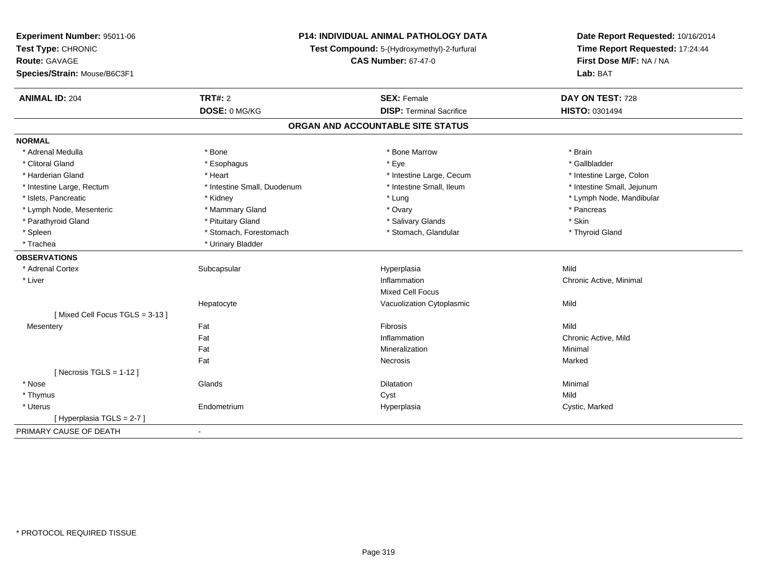**Experiment Number:** 95011-06
**Test Type:** CHRONIC
**Route:** GAVAGE
**Species/Strain:** Mouse/B6C3F1

**P14: INDIVIDUAL ANIMAL PATHOLOGY DATA**
**Test Compound:** 5-(Hydroxymethyl)-2-furfural
**CAS Number:** 67-47-0

**Date Report Requested:** 10/16/2014
**Time Report Requested:** 17:24:44
**First Dose M/F:** NA / NA
**Lab:** BAT

| **ANIMAL ID:** 204 | **TRT#:** 2 | **SEX:** Female | **DAY ON TEST:** 728 |
|---|---|---|---|
| | **DOSE:** 0 MG/KG | **DISP:** Terminal Sacrifice | **HISTO:** 0301494 |

## ORGAN AND ACCOUNTABLE SITE STATUS

**NORMAL**

| | | | |
|---|---|---|---|
| * Adrenal Medulla | * Bone | * Bone Marrow | * Brain |
| * Clitoral Gland | * Esophagus | * Eye | * Gallbladder |
| * Harderian Gland | * Heart | * Intestine Large, Cecum | * Intestine Large, Colon |
| * Intestine Large, Rectum | * Intestine Small, Duodenum | * Intestine Small, Ileum | * Intestine Small, Jejunum |
| * Islets, Pancreatic | * Kidney | * Lung | * Lymph Node, Mandibular |
| * Lymph Node, Mesenteric | * Mammary Gland | * Ovary | * Pancreas |
| * Parathyroid Gland | * Pituitary Gland | * Salivary Glands | * Skin |
| * Spleen | * Stomach, Forestomach | * Stomach, Glandular | * Thyroid Gland |
| * Trachea | * Urinary Bladder | | |

**OBSERVATIONS**

| | | | |
|---|---|---|---|
| * Adrenal Cortex | Subcapsular | Hyperplasia | Mild |
| * Liver | | Inflammation | Chronic Active, Minimal |
| | | Mixed Cell Focus | |
| | Hepatocyte | Vacuolization Cytoplasmic | Mild |
| [ Mixed Cell Focus TGLS = 3-13 ] | | | |
| Mesentery | Fat | Fibrosis | Mild |
| | Fat | Inflammation | Chronic Active, Mild |
| | Fat | Mineralization | Minimal |
| | Fat | Necrosis | Marked |
| [ Necrosis TGLS = 1-12 ] | | | |
| * Nose | Glands | Dilatation | Minimal |
| * Thymus | | Cyst | Mild |
| * Uterus | Endometrium | Hyperplasia | Cystic, Marked |
| [ Hyperplasia TGLS = 2-7 ] | | | |

PRIMARY CAUSE OF DEATH -

* PROTOCOL REQUIRED TISSUE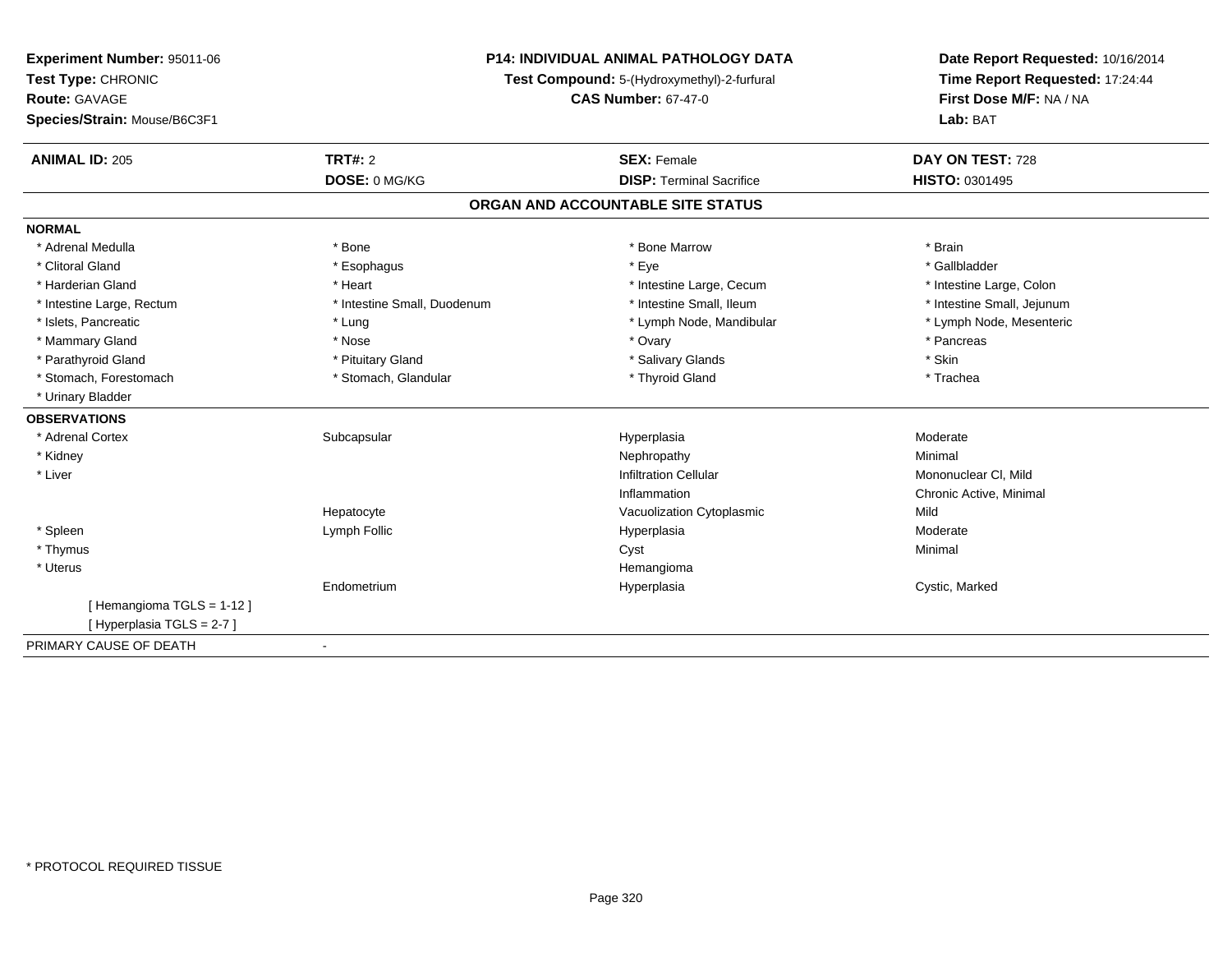**Experiment Number:** 95011-06
**Test Type:** CHRONIC
**Route:** GAVAGE
**Species/Strain:** Mouse/B6C3F1

**P14: INDIVIDUAL ANIMAL PATHOLOGY DATA**
**Test Compound:** 5-(Hydroxymethyl)-2-furfural
**CAS Number:** 67-47-0

**Date Report Requested:** 10/16/2014
**Time Report Requested:** 17:24:44
**First Dose M/F:** NA / NA
**Lab:** BAT

| **ANIMAL ID:** 205 | **TRT#:** 2 | **SEX:** Female | **DAY ON TEST:** 728 |
|---|---|---|---|
| | **DOSE:** 0 MG/KG | **DISP:** Terminal Sacrifice | **HISTO:** 0301495 |

## ORGAN AND ACCOUNTABLE SITE STATUS

**NORMAL**

| | | | |
|---|---|---|---|
| * Adrenal Medulla | * Bone | * Bone Marrow | * Brain |
| * Clitoral Gland | * Esophagus | * Eye | * Gallbladder |
| * Harderian Gland | * Heart | * Intestine Large, Cecum | * Intestine Large, Colon |
| * Intestine Large, Rectum | * Intestine Small, Duodenum | * Intestine Small, Ileum | * Intestine Small, Jejunum |
| * Islets, Pancreatic | * Lung | * Lymph Node, Mandibular | * Lymph Node, Mesenteric |
| * Mammary Gland | * Nose | * Ovary | * Pancreas |
| * Parathyroid Gland | * Pituitary Gland | * Salivary Glands | * Skin |
| * Stomach, Forestomach | * Stomach, Glandular | * Thyroid Gland | * Trachea |
| * Urinary Bladder | | | |

**OBSERVATIONS**

| | | | |
|---|---|---|---|
| * Adrenal Cortex | Subcapsular | Hyperplasia | Moderate |
| * Kidney | | Nephropathy | Minimal |
| * Liver | | Infiltration Cellular | Mononuclear Cl, Mild |
| | | Inflammation | Chronic Active, Minimal |
| | Hepatocyte | Vacuolization Cytoplasmic | Mild |
| * Spleen | Lymph Follic | Hyperplasia | Moderate |
| * Thymus | | Cyst | Minimal |
| * Uterus | | Hemangioma | |
| | Endometrium | Hyperplasia | Cystic, Marked |
| [ Hemangioma TGLS = 1-12 ] | | | |
| [ Hyperplasia TGLS = 2-7 ] | | | |

PRIMARY CAUSE OF DEATH -

\* PROTOCOL REQUIRED TISSUE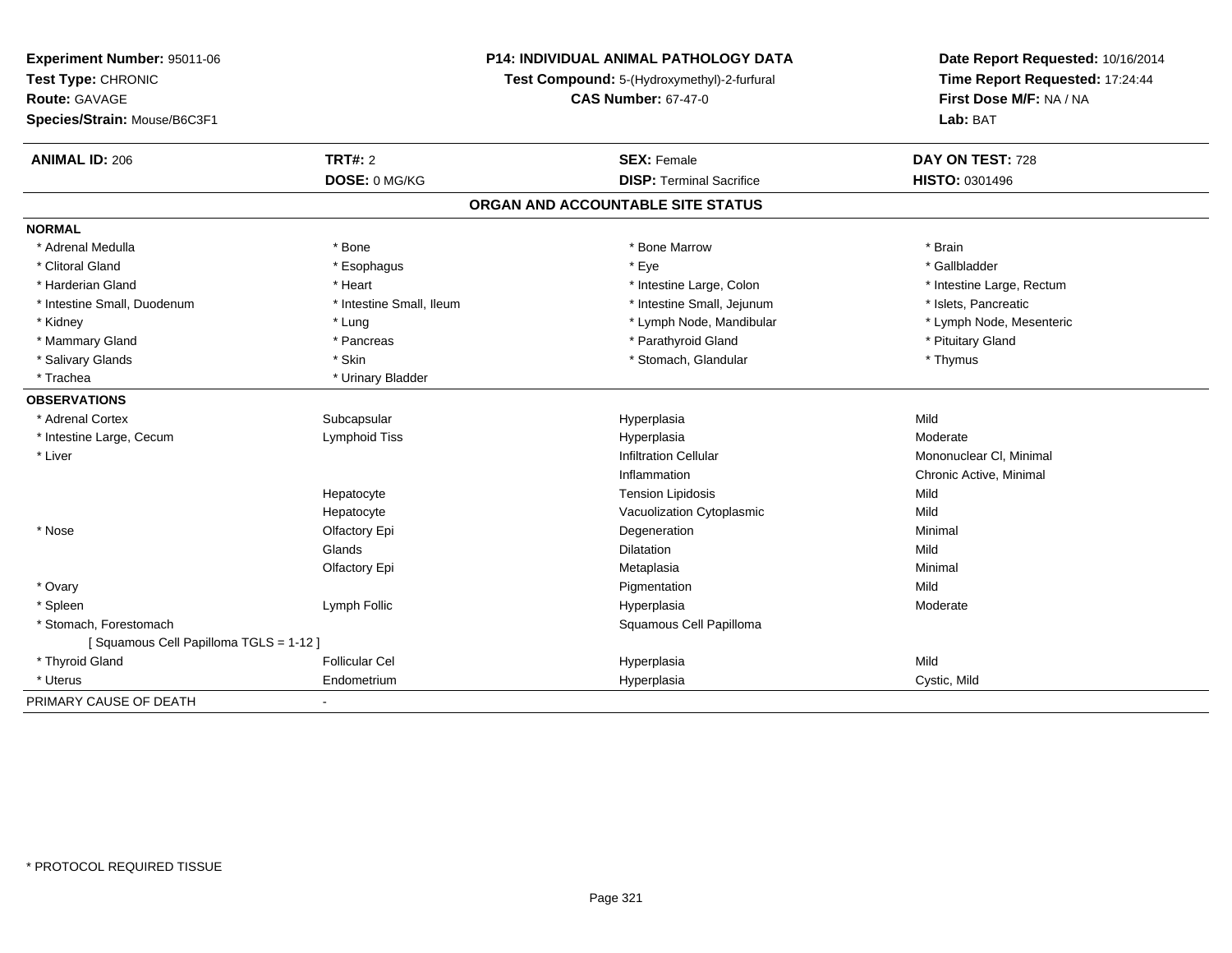**Experiment Number:** 95011-06
**Test Type:** CHRONIC
**Route:** GAVAGE
**Species/Strain:** Mouse/B6C3F1

**P14: INDIVIDUAL ANIMAL PATHOLOGY DATA**
**Test Compound:** 5-(Hydroxymethyl)-2-furfural
**CAS Number:** 67-47-0

**Date Report Requested:** 10/16/2014
**Time Report Requested:** 17:24:44
**First Dose M/F:** NA / NA
**Lab:** BAT

| **ANIMAL ID:** 206 | **TRT#:** 2 | **SEX:** Female | **DAY ON TEST:** 728 |
|---|---|---|---|
| | **DOSE:** 0 MG/KG | **DISP:** Terminal Sacrifice | **HISTO:** 0301496 |

## ORGAN AND ACCOUNTABLE SITE STATUS

**NORMAL**

| | | | |
|---|---|---|---|
| * Adrenal Medulla | * Bone | * Bone Marrow | * Brain |
| * Clitoral Gland | * Esophagus | * Eye | * Gallbladder |
| * Harderian Gland | * Heart | * Intestine Large, Colon | * Intestine Large, Rectum |
| * Intestine Small, Duodenum | * Intestine Small, Ileum | * Intestine Small, Jejunum | * Islets, Pancreatic |
| * Kidney | * Lung | * Lymph Node, Mandibular | * Lymph Node, Mesenteric |
| * Mammary Gland | * Pancreas | * Parathyroid Gland | * Pituitary Gland |
| * Salivary Glands | * Skin | * Stomach, Glandular | * Thymus |
| * Trachea | * Urinary Bladder | | |

**OBSERVATIONS**

| | | | |
|---|---|---|---|
| * Adrenal Cortex | Subcapsular | Hyperplasia | Mild |
| * Intestine Large, Cecum | Lymphoid Tiss | Hyperplasia | Moderate |
| * Liver | | Infiltration Cellular | Mononuclear Cl, Minimal |
| | | Inflammation | Chronic Active, Minimal |
| | Hepatocyte | Tension Lipidosis | Mild |
| | Hepatocyte | Vacuolization Cytoplasmic | Mild |
| * Nose | Olfactory Epi | Degeneration | Minimal |
| | Glands | Dilatation | Mild |
| | Olfactory Epi | Metaplasia | Minimal |
| * Ovary | | Pigmentation | Mild |
| * Spleen | Lymph Follic | Hyperplasia | Moderate |
| * Stomach, Forestomach | | Squamous Cell Papilloma | |
| [ Squamous Cell Papilloma TGLS = 1-12 ] | | | |
| * Thyroid Gland | Follicular Cel | Hyperplasia | Mild |
| * Uterus | Endometrium | Hyperplasia | Cystic, Mild |

PRIMARY CAUSE OF DEATH -

* PROTOCOL REQUIRED TISSUE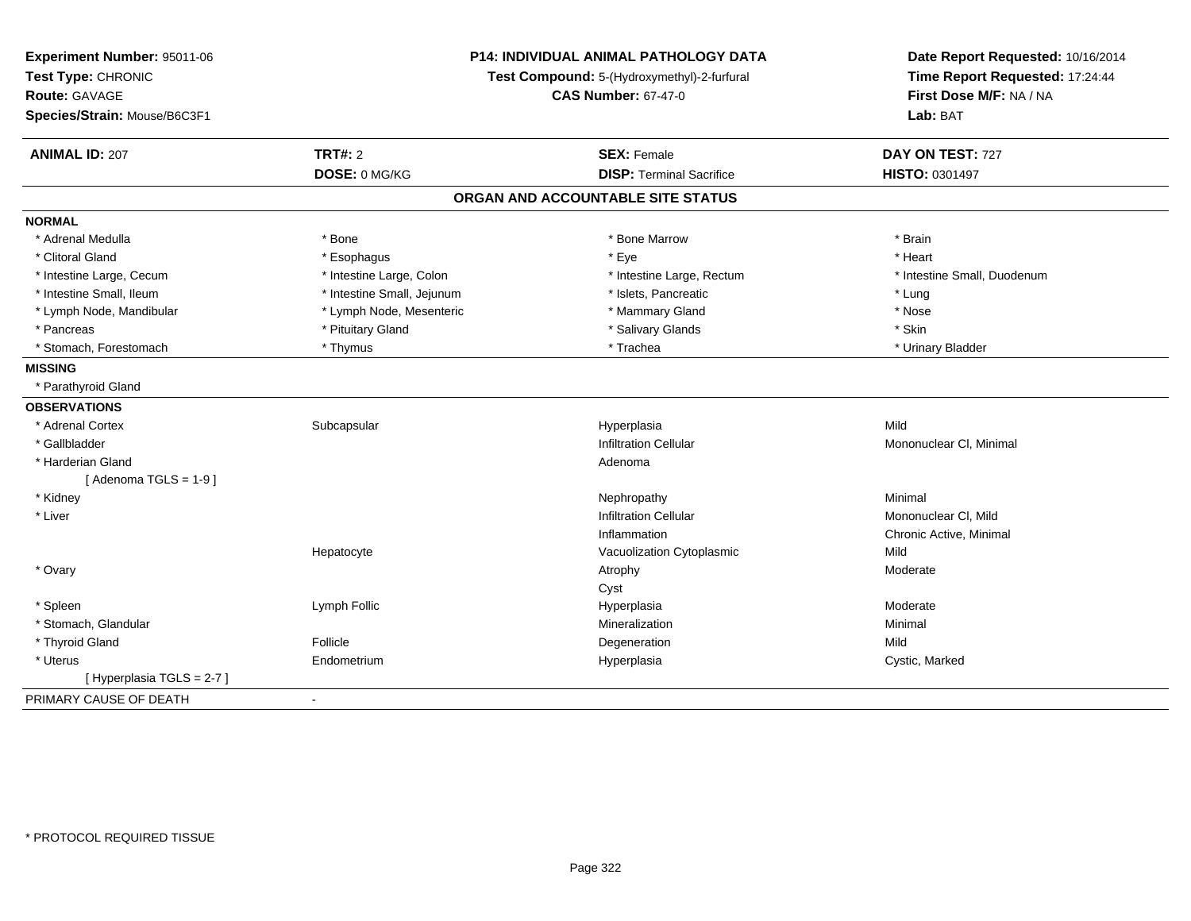**Experiment Number:** 95011-06
**Test Type:** CHRONIC
**Route:** GAVAGE
**Species/Strain:** Mouse/B6C3F1

**P14: INDIVIDUAL ANIMAL PATHOLOGY DATA**
**Test Compound:** 5-(Hydroxymethyl)-2-furfural
**CAS Number:** 67-47-0

**Date Report Requested:** 10/16/2014
**Time Report Requested:** 17:24:44
**First Dose M/F:** NA / NA
**Lab:** BAT

| **ANIMAL ID:** 207 | **TRT#:** 2 | **SEX:** Female | **DAY ON TEST:** 727 |
|---|---|---|---|
| | **DOSE:** 0 MG/KG | **DISP:** Terminal Sacrifice | **HISTO:** 0301497 |

## ORGAN AND ACCOUNTABLE SITE STATUS

**NORMAL**

| | | | |
|---|---|---|---|
| * Adrenal Medulla | * Bone | * Bone Marrow | * Brain |
| * Clitoral Gland | * Esophagus | * Eye | * Heart |
| * Intestine Large, Cecum | * Intestine Large, Colon | * Intestine Large, Rectum | * Intestine Small, Duodenum |
| * Intestine Small, Ileum | * Intestine Small, Jejunum | * Islets, Pancreatic | * Lung |
| * Lymph Node, Mandibular | * Lymph Node, Mesenteric | * Mammary Gland | * Nose |
| * Pancreas | * Pituitary Gland | * Salivary Glands | * Skin |
| * Stomach, Forestomach | * Thymus | * Trachea | * Urinary Bladder |

**MISSING**

* Parathyroid Gland

**OBSERVATIONS**

| | | | |
|---|---|---|---|
| * Adrenal Cortex | Subcapsular | Hyperplasia | Mild |
| * Gallbladder | | Infiltration Cellular | Mononuclear Cl, Minimal |
| * Harderian Gland | | Adenoma | |
| [ Adenoma TGLS = 1-9 ] | | | |
| * Kidney | | Nephropathy | Minimal |
| * Liver | | Infiltration Cellular | Mononuclear Cl, Mild |
| | | Inflammation | Chronic Active, Minimal |
| | Hepatocyte | Vacuolization Cytoplasmic | Mild |
| * Ovary | | Atrophy | Moderate |
| | | Cyst | |
| * Spleen | Lymph Follic | Hyperplasia | Moderate |
| * Stomach, Glandular | | Mineralization | Minimal |
| * Thyroid Gland | Follicle | Degeneration | Mild |
| * Uterus | Endometrium | Hyperplasia | Cystic, Marked |
| [ Hyperplasia TGLS = 2-7 ] | | | |

PRIMARY CAUSE OF DEATH -

* PROTOCOL REQUIRED TISSUE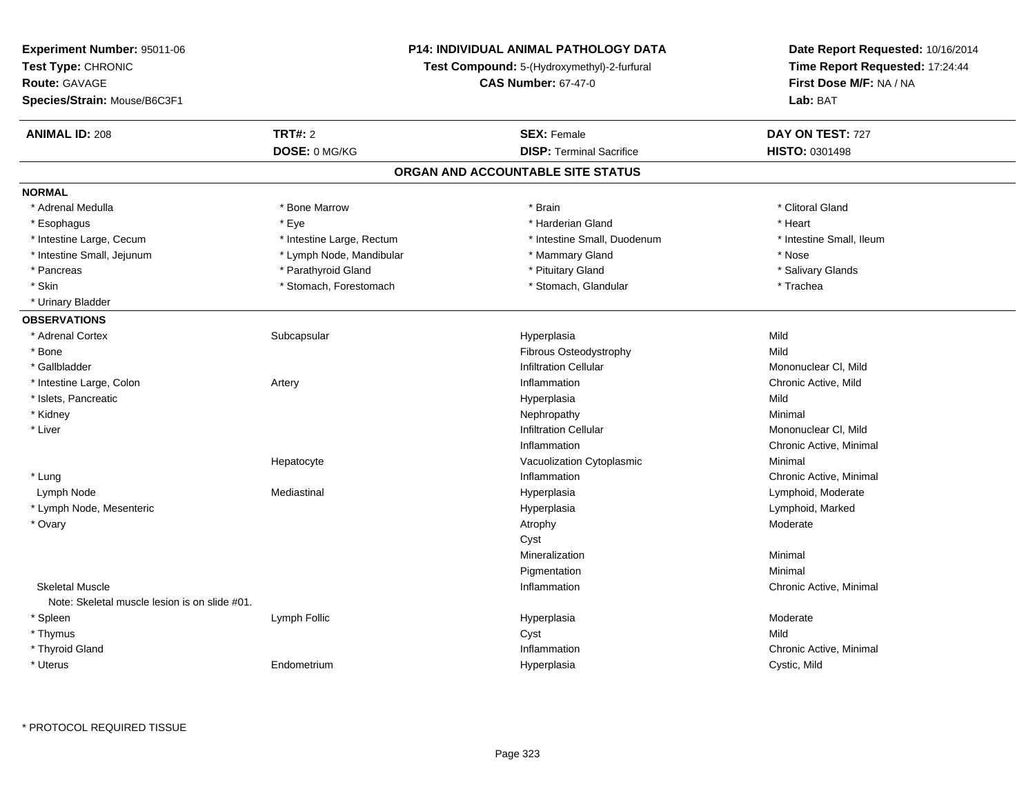**Experiment Number:** 95011-06
**Test Type:** CHRONIC
**Route:** GAVAGE
**Species/Strain:** Mouse/B6C3F1

**P14: INDIVIDUAL ANIMAL PATHOLOGY DATA**
**Test Compound:** 5-(Hydroxymethyl)-2-furfural
**CAS Number:** 67-47-0

**Date Report Requested:** 10/16/2014
**Time Report Requested:** 17:24:44
**First Dose M/F:** NA / NA
**Lab:** BAT

| **ANIMAL ID:** 208 | **TRT#:** 2 | **SEX:** Female | **DAY ON TEST:** 727 |
|---|---|---|---|
| | **DOSE:** 0 MG/KG | **DISP:** Terminal Sacrifice | **HISTO:** 0301498 |

## ORGAN AND ACCOUNTABLE SITE STATUS

**NORMAL**

| | | | |
|---|---|---|---|
| * Adrenal Medulla | * Bone Marrow | * Brain | * Clitoral Gland |
| * Esophagus | * Eye | * Harderian Gland | * Heart |
| * Intestine Large, Cecum | * Intestine Large, Rectum | * Intestine Small, Duodenum | * Intestine Small, Ileum |
| * Intestine Small, Jejunum | * Lymph Node, Mandibular | * Mammary Gland | * Nose |
| * Pancreas | * Parathyroid Gland | * Pituitary Gland | * Salivary Glands |
| * Skin | * Stomach, Forestomach | * Stomach, Glandular | * Trachea |
| * Urinary Bladder | | | |

**OBSERVATIONS**

| Organ | Site | Observation | Severity |
|---|---|---|---|
| * Adrenal Cortex | Subcapsular | Hyperplasia | Mild |
| * Bone | | Fibrous Osteodystrophy | Mild |
| * Gallbladder | | Infiltration Cellular | Mononuclear Cl, Mild |
| * Intestine Large, Colon | Artery | Inflammation | Chronic Active, Mild |
| * Islets, Pancreatic | | Hyperplasia | Mild |
| * Kidney | | Nephropathy | Minimal |
| * Liver | | Infiltration Cellular | Mononuclear Cl, Mild |
| | | Inflammation | Chronic Active, Minimal |
| | Hepatocyte | Vacuolization Cytoplasmic | Minimal |
| * Lung | | Inflammation | Chronic Active, Minimal |
| Lymph Node | Mediastinal | Hyperplasia | Lymphoid, Moderate |
| * Lymph Node, Mesenteric | | Hyperplasia | Lymphoid, Marked |
| * Ovary | | Atrophy | Moderate |
| | | Cyst | |
| | | Mineralization | Minimal |
| | | Pigmentation | Minimal |
| Skeletal Muscle | | Inflammation | Chronic Active, Minimal |
| Note: Skeletal muscle lesion is on slide #01. | | | |
| * Spleen | Lymph Follic | Hyperplasia | Moderate |
| * Thymus | | Cyst | Mild |
| * Thyroid Gland | | Inflammation | Chronic Active, Minimal |
| * Uterus | Endometrium | Hyperplasia | Cystic, Mild |

* PROTOCOL REQUIRED TISSUE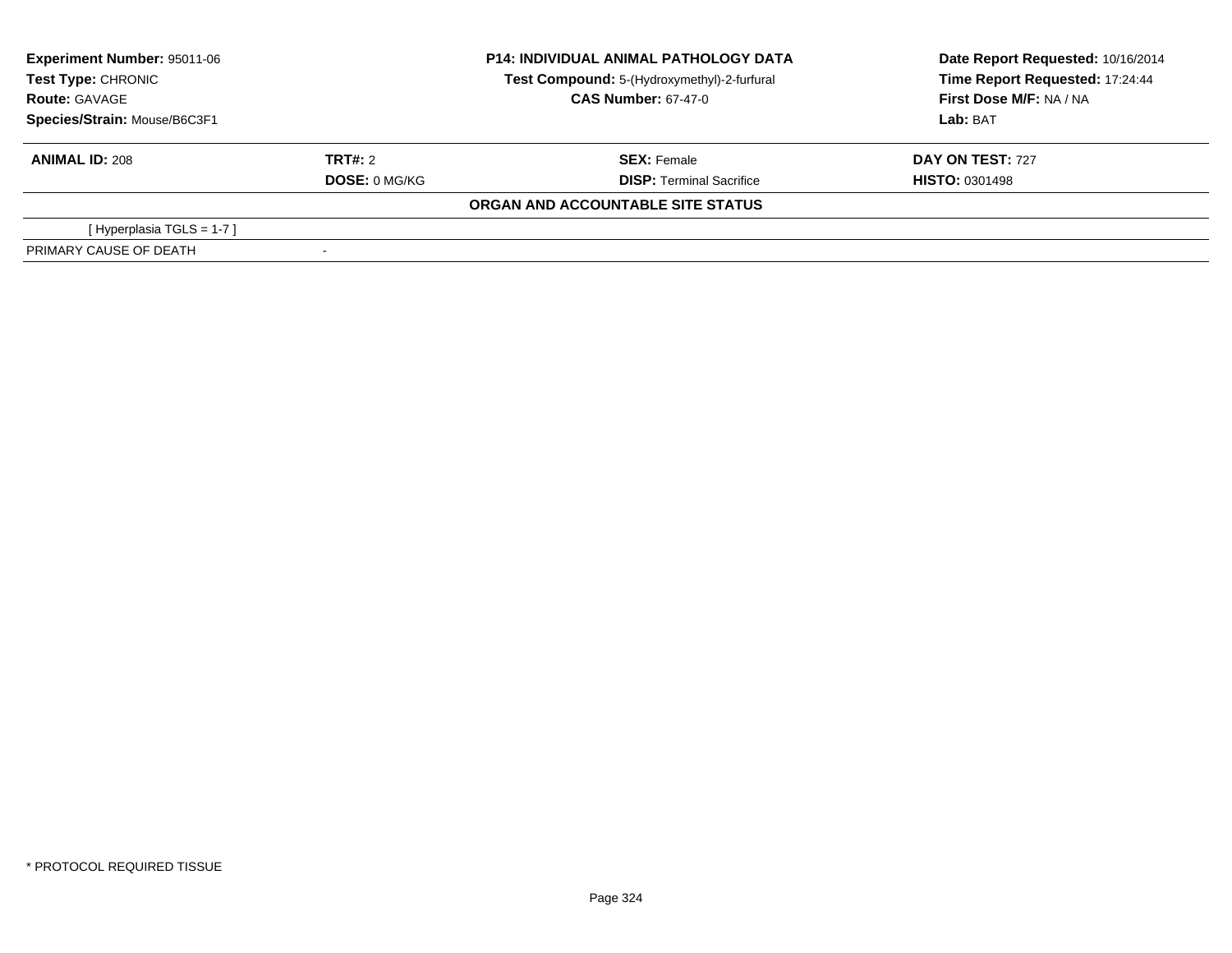| **Experiment Number:** 95011-06 | **P14: INDIVIDUAL ANIMAL PATHOLOGY DATA** | **Date Report Requested:** 10/16/2014 |
|---|---|---|
| **Test Type:** CHRONIC | **Test Compound:** 5-(Hydroxymethyl)-2-furfural | **Time Report Requested:** 17:24:44 |
| **Route:** GAVAGE | **CAS Number:** 67-47-0 | **First Dose M/F:** NA / NA |
| **Species/Strain:** Mouse/B6C3F1 | | **Lab:** BAT |

| **ANIMAL ID:** 208 | **TRT#:** 2 | **SEX:** Female | **DAY ON TEST:** 727 |
|---|---|---|---|
| | **DOSE:** 0 MG/KG | **DISP:** Terminal Sacrifice | **HISTO:** 0301498 |

**ORGAN AND ACCOUNTABLE SITE STATUS**

| | |
|---|---|
| [ Hyperplasia TGLS = 1-7 ] | |
| PRIMARY CAUSE OF DEATH | - |

* PROTOCOL REQUIRED TISSUE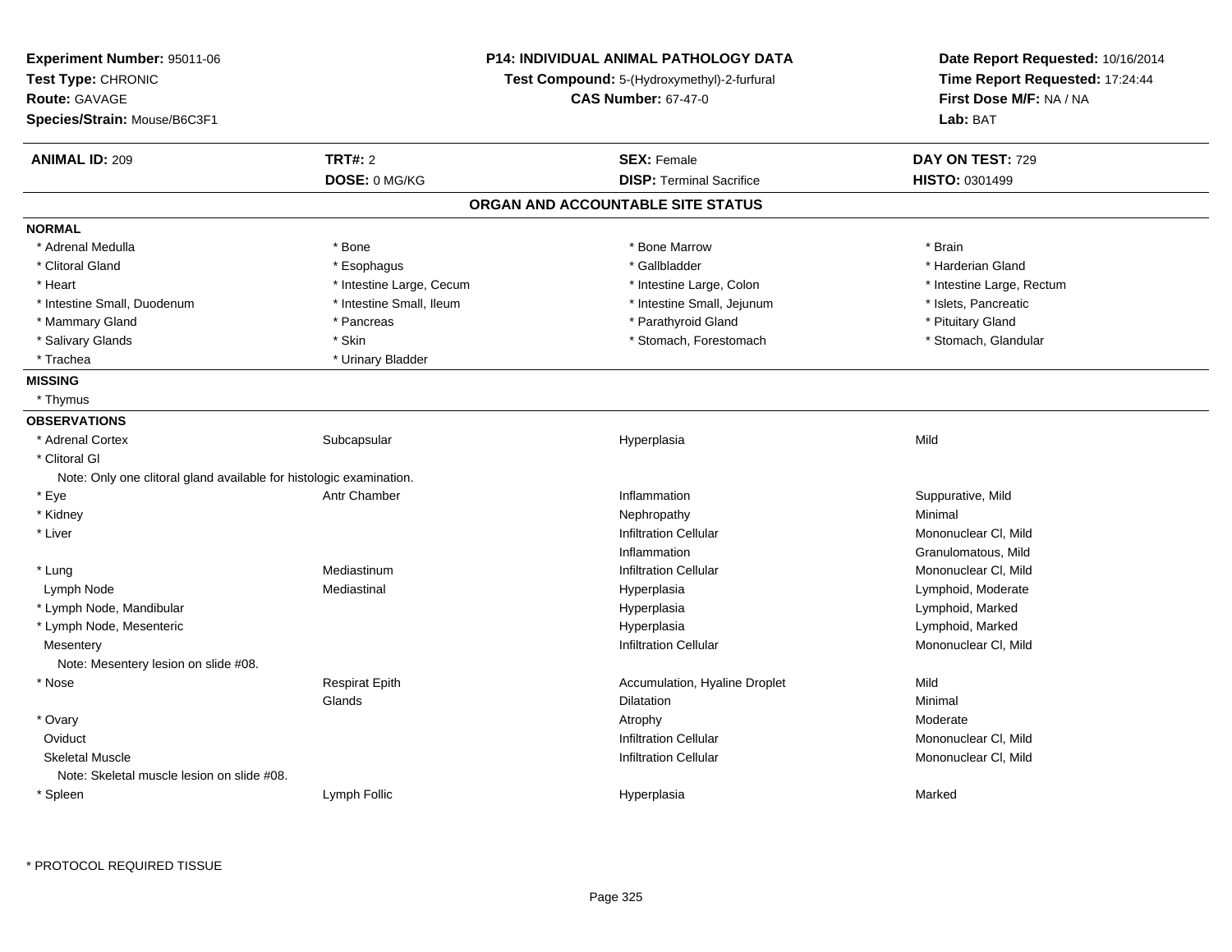**Experiment Number:** 95011-06
**Test Type:** CHRONIC
**Route:** GAVAGE
**Species/Strain:** Mouse/B6C3F1

**P14: INDIVIDUAL ANIMAL PATHOLOGY DATA**
**Test Compound:** 5-(Hydroxymethyl)-2-furfural
**CAS Number:** 67-47-0

**Date Report Requested:** 10/16/2014
**Time Report Requested:** 17:24:44
**First Dose M/F:** NA / NA
**Lab:** BAT

| **ANIMAL ID:** 209 | **TRT#:** 2 | **SEX:** Female | **DAY ON TEST:** 729 |
|---|---|---|---|
| | **DOSE:** 0 MG/KG | **DISP:** Terminal Sacrifice | **HISTO:** 0301499 |

## ORGAN AND ACCOUNTABLE SITE STATUS

**NORMAL**

| | | | |
|---|---|---|---|
| * Adrenal Medulla | * Bone | * Bone Marrow | * Brain |
| * Clitoral Gland | * Esophagus | * Gallbladder | * Harderian Gland |
| * Heart | * Intestine Large, Cecum | * Intestine Large, Colon | * Intestine Large, Rectum |
| * Intestine Small, Duodenum | * Intestine Small, Ileum | * Intestine Small, Jejunum | * Islets, Pancreatic |
| * Mammary Gland | * Pancreas | * Parathyroid Gland | * Pituitary Gland |
| * Salivary Glands | * Skin | * Stomach, Forestomach | * Stomach, Glandular |
| * Trachea | * Urinary Bladder | | |

**MISSING**

* Thymus

**OBSERVATIONS**

| | | | |
|---|---|---|---|
| * Adrenal Cortex | Subcapsular | Hyperplasia | Mild |
| * Clitoral Gl | | | |
| Note: Only one clitoral gland available for histologic examination. | | | |
| * Eye | Antr Chamber | Inflammation | Suppurative, Mild |
| * Kidney | | Nephropathy | Minimal |
| * Liver | | Infiltration Cellular | Mononuclear Cl, Mild |
| | | Inflammation | Granulomatous, Mild |
| * Lung | Mediastinum | Infiltration Cellular | Mononuclear Cl, Mild |
| Lymph Node | Mediastinal | Hyperplasia | Lymphoid, Moderate |
| * Lymph Node, Mandibular | | Hyperplasia | Lymphoid, Marked |
| * Lymph Node, Mesenteric | | Hyperplasia | Lymphoid, Marked |
| Mesentery | | Infiltration Cellular | Mononuclear Cl, Mild |
| Note: Mesentery lesion on slide #08. | | | |
| * Nose | Respirat Epith | Accumulation, Hyaline Droplet | Mild |
| | Glands | Dilatation | Minimal |
| * Ovary | | Atrophy | Moderate |
| Oviduct | | Infiltration Cellular | Mononuclear Cl, Mild |
| Skeletal Muscle | | Infiltration Cellular | Mononuclear Cl, Mild |
| Note: Skeletal muscle lesion on slide #08. | | | |
| * Spleen | Lymph Follic | Hyperplasia | Marked |

* PROTOCOL REQUIRED TISSUE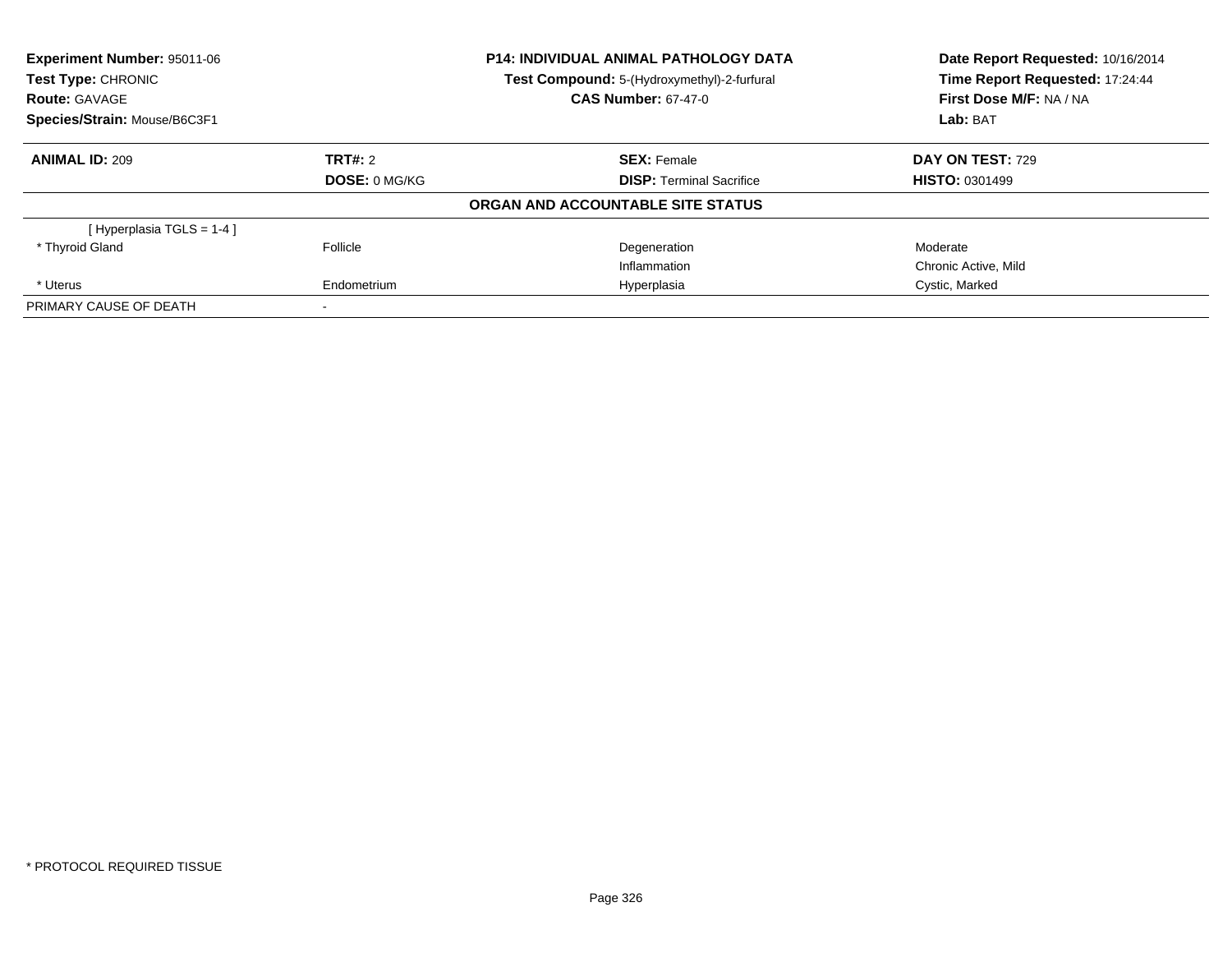**Experiment Number:** 95011-06
**Test Type:** CHRONIC
**Route:** GAVAGE
**Species/Strain:** Mouse/B6C3F1

**P14: INDIVIDUAL ANIMAL PATHOLOGY DATA**
**Test Compound:** 5-(Hydroxymethyl)-2-furfural
**CAS Number:** 67-47-0

**Date Report Requested:** 10/16/2014
**Time Report Requested:** 17:24:44
**First Dose M/F:** NA / NA
**Lab:** BAT

| **ANIMAL ID:** 209 | **TRT#:** 2 | **SEX:** Female | **DAY ON TEST:** 729 |
|---|---|---|---|
| | **DOSE:** 0 MG/KG | **DISP:** Terminal Sacrifice | **HISTO:** 0301499 |

**ORGAN AND ACCOUNTABLE SITE STATUS**

| | | | |
|---|---|---|---|
| [ Hyperplasia TGLS = 1-4 ] | | | |
| * Thyroid Gland | Follicle | Degeneration | Moderate |
| | | Inflammation | Chronic Active, Mild |
| * Uterus | Endometrium | Hyperplasia | Cystic, Marked |
| PRIMARY CAUSE OF DEATH | - | | |

* PROTOCOL REQUIRED TISSUE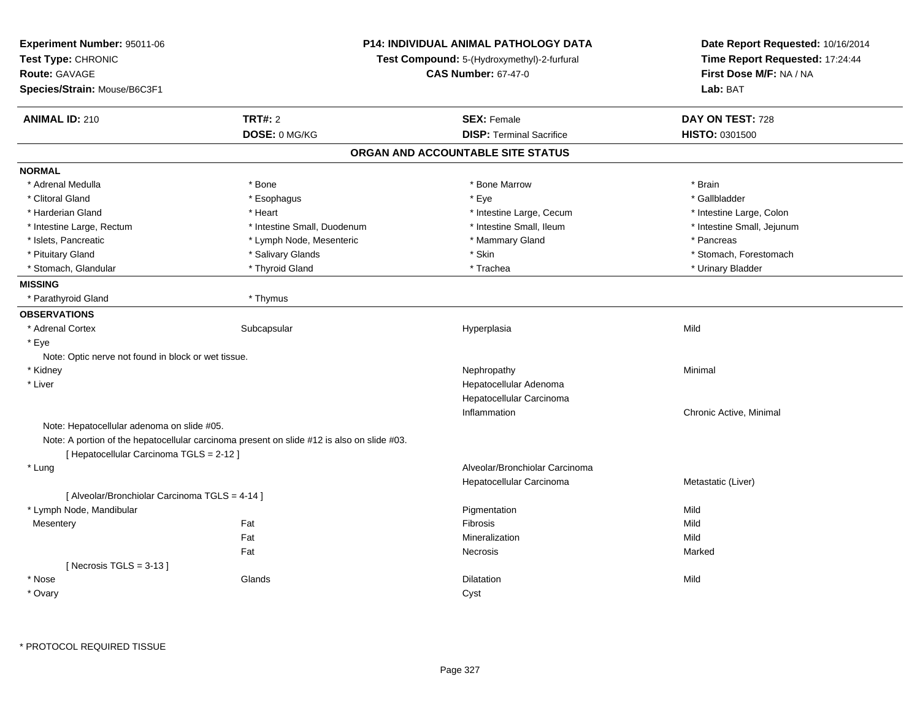**Experiment Number:** 95011-06
**Test Type:** CHRONIC
**Route:** GAVAGE
**Species/Strain:** Mouse/B6C3F1

**P14: INDIVIDUAL ANIMAL PATHOLOGY DATA**
**Test Compound:** 5-(Hydroxymethyl)-2-furfural
**CAS Number:** 67-47-0

**Date Report Requested:** 10/16/2014
**Time Report Requested:** 17:24:44
**First Dose M/F:** NA / NA
**Lab:** BAT

| **ANIMAL ID:** 210 | **TRT#:** 2 | **SEX:** Female | **DAY ON TEST:** 728 |
|---|---|---|---|
| | **DOSE:** 0 MG/KG | **DISP:** Terminal Sacrifice | **HISTO:** 0301500 |

## ORGAN AND ACCOUNTABLE SITE STATUS

**NORMAL**

| | | | |
|---|---|---|---|
| * Adrenal Medulla | * Bone | * Bone Marrow | * Brain |
| * Clitoral Gland | * Esophagus | * Eye | * Gallbladder |
| * Harderian Gland | * Heart | * Intestine Large, Cecum | * Intestine Large, Colon |
| * Intestine Large, Rectum | * Intestine Small, Duodenum | * Intestine Small, Ileum | * Intestine Small, Jejunum |
| * Islets, Pancreatic | * Lymph Node, Mesenteric | * Mammary Gland | * Pancreas |
| * Pituitary Gland | * Salivary Glands | * Skin | * Stomach, Forestomach |
| * Stomach, Glandular | * Thyroid Gland | * Trachea | * Urinary Bladder |

**MISSING**

| | |
|---|---|
| * Parathyroid Gland | * Thymus |

**OBSERVATIONS**

| | | | |
|---|---|---|---|
| * Adrenal Cortex | Subcapsular | Hyperplasia | Mild |
| * Eye | | | |
| Note: Optic nerve not found in block or wet tissue. | | | |
| * Kidney | | Nephropathy | Minimal |
| * Liver | | Hepatocellular Adenoma | |
| | | Hepatocellular Carcinoma | |
| | | Inflammation | Chronic Active, Minimal |
| Note: Hepatocellular adenoma on slide #05. | | | |
| Note: A portion of the hepatocellular carcinoma present on slide #12 is also on slide #03. | | | |
| [ Hepatocellular Carcinoma TGLS = 2-12 ] | | | |
| * Lung | | Alveolar/Bronchiolar Carcinoma | |
| | | Hepatocellular Carcinoma | Metastatic (Liver) |
| [ Alveolar/Bronchiolar Carcinoma TGLS = 4-14 ] | | | |
| * Lymph Node, Mandibular | | Pigmentation | Mild |
| Mesentery | Fat | Fibrosis | Mild |
| | Fat | Mineralization | Mild |
| | Fat | Necrosis | Marked |
| [ Necrosis TGLS = 3-13 ] | | | |
| * Nose | Glands | Dilatation | Mild |
| * Ovary | | Cyst | |

* PROTOCOL REQUIRED TISSUE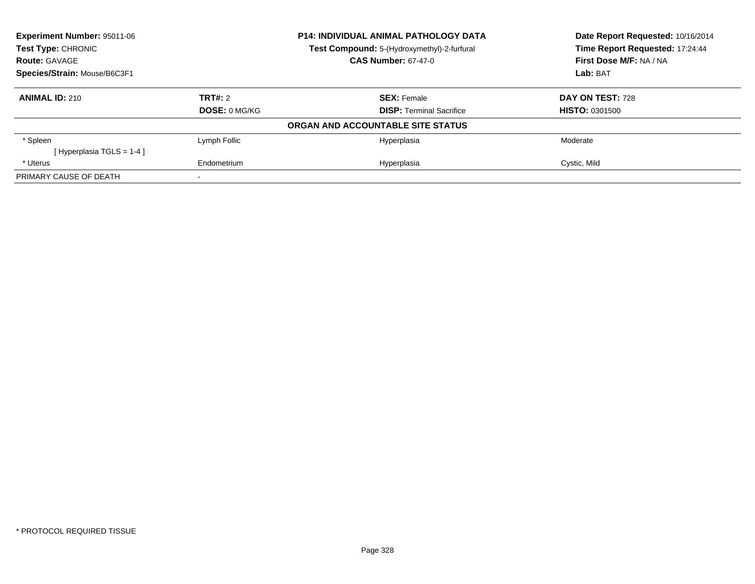**Experiment Number:** 95011-06
**Test Type:** CHRONIC
**Route:** GAVAGE
**Species/Strain:** Mouse/B6C3F1

**P14: INDIVIDUAL ANIMAL PATHOLOGY DATA**
**Test Compound:** 5-(Hydroxymethyl)-2-furfural
**CAS Number:** 67-47-0

**Date Report Requested:** 10/16/2014
**Time Report Requested:** 17:24:44
**First Dose M/F:** NA / NA
**Lab:** BAT

| **ANIMAL ID:** 210 | **TRT#:** 2 | **SEX:** Female | **DAY ON TEST:** 728 |
|---|---|---|---|
| | **DOSE:** 0 MG/KG | **DISP:** Terminal Sacrifice | **HISTO:** 0301500 |

**ORGAN AND ACCOUNTABLE SITE STATUS**

| | | | |
|---|---|---|---|
| * Spleen | Lymph Follic | Hyperplasia | Moderate |
| [ Hyperplasia TGLS = 1-4 ] | | | |
| * Uterus | Endometrium | Hyperplasia | Cystic, Mild |
| PRIMARY CAUSE OF DEATH | - | | |

* PROTOCOL REQUIRED TISSUE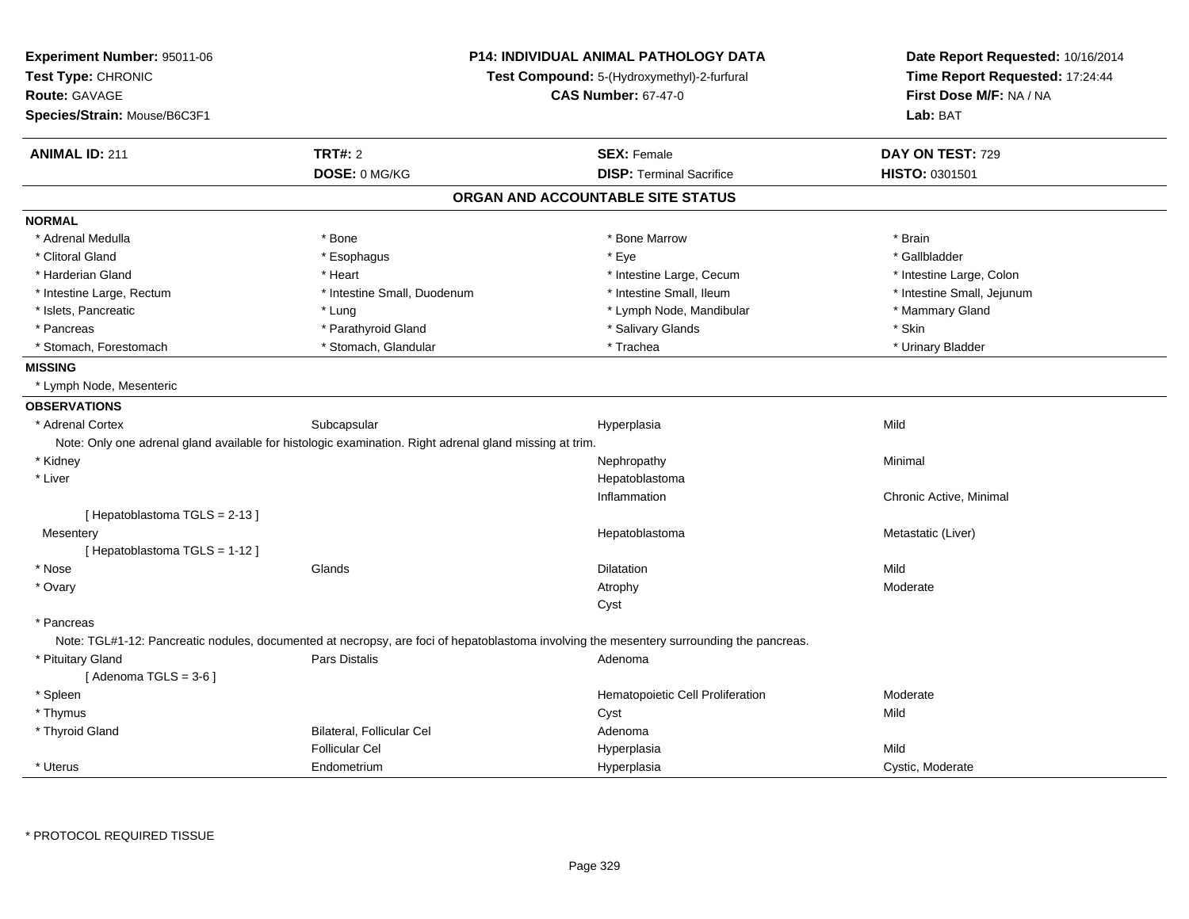**Experiment Number:** 95011-06
**Test Type:** CHRONIC
**Route:** GAVAGE
**Species/Strain:** Mouse/B6C3F1

**P14: INDIVIDUAL ANIMAL PATHOLOGY DATA**
**Test Compound:** 5-(Hydroxymethyl)-2-furfural
**CAS Number:** 67-47-0

**Date Report Requested:** 10/16/2014
**Time Report Requested:** 17:24:44
**First Dose M/F:** NA / NA
**Lab:** BAT

| **ANIMAL ID:** 211 | **TRT#:** 2 | **SEX:** Female | **DAY ON TEST:** 729 |
|---|---|---|---|
| | **DOSE:** 0 MG/KG | **DISP:** Terminal Sacrifice | **HISTO:** 0301501 |

## ORGAN AND ACCOUNTABLE SITE STATUS

**NORMAL**

| | | | |
|---|---|---|---|
| * Adrenal Medulla | * Bone | * Bone Marrow | * Brain |
| * Clitoral Gland | * Esophagus | * Eye | * Gallbladder |
| * Harderian Gland | * Heart | * Intestine Large, Cecum | * Intestine Large, Colon |
| * Intestine Large, Rectum | * Intestine Small, Duodenum | * Intestine Small, Ileum | * Intestine Small, Jejunum |
| * Islets, Pancreatic | * Lung | * Lymph Node, Mandibular | * Mammary Gland |
| * Pancreas | * Parathyroid Gland | * Salivary Glands | * Skin |
| * Stomach, Forestomach | * Stomach, Glandular | * Trachea | * Urinary Bladder |

**MISSING**

* Lymph Node, Mesenteric

**OBSERVATIONS**

| | | | |
|---|---|---|---|
| * Adrenal Cortex | Subcapsular | Hyperplasia | Mild |
| Note: Only one adrenal gland available for histologic examination. Right adrenal gland missing at trim. | | | |
| * Kidney | | Nephropathy | Minimal |
| * Liver | | Hepatoblastoma | |
| | | Inflammation | Chronic Active, Minimal |
| [ Hepatoblastoma TGLS = 2-13 ] | | | |
| Mesentery | | Hepatoblastoma | Metastatic (Liver) |
| [ Hepatoblastoma TGLS = 1-12 ] | | | |
| * Nose | Glands | Dilatation | Mild |
| * Ovary | | Atrophy | Moderate |
| | | Cyst | |
| * Pancreas | | | |
| Note: TGL#1-12: Pancreatic nodules, documented at necropsy, are foci of hepatoblastoma involving the mesentery surrounding the pancreas. | | | |
| * Pituitary Gland | Pars Distalis | Adenoma | |
| [ Adenoma TGLS = 3-6 ] | | | |
| * Spleen | | Hematopoietic Cell Proliferation | Moderate |
| * Thymus | | Cyst | Mild |
| * Thyroid Gland | Bilateral, Follicular Cel | Adenoma | |
| | Follicular Cel | Hyperplasia | Mild |
| * Uterus | Endometrium | Hyperplasia | Cystic, Moderate |

* PROTOCOL REQUIRED TISSUE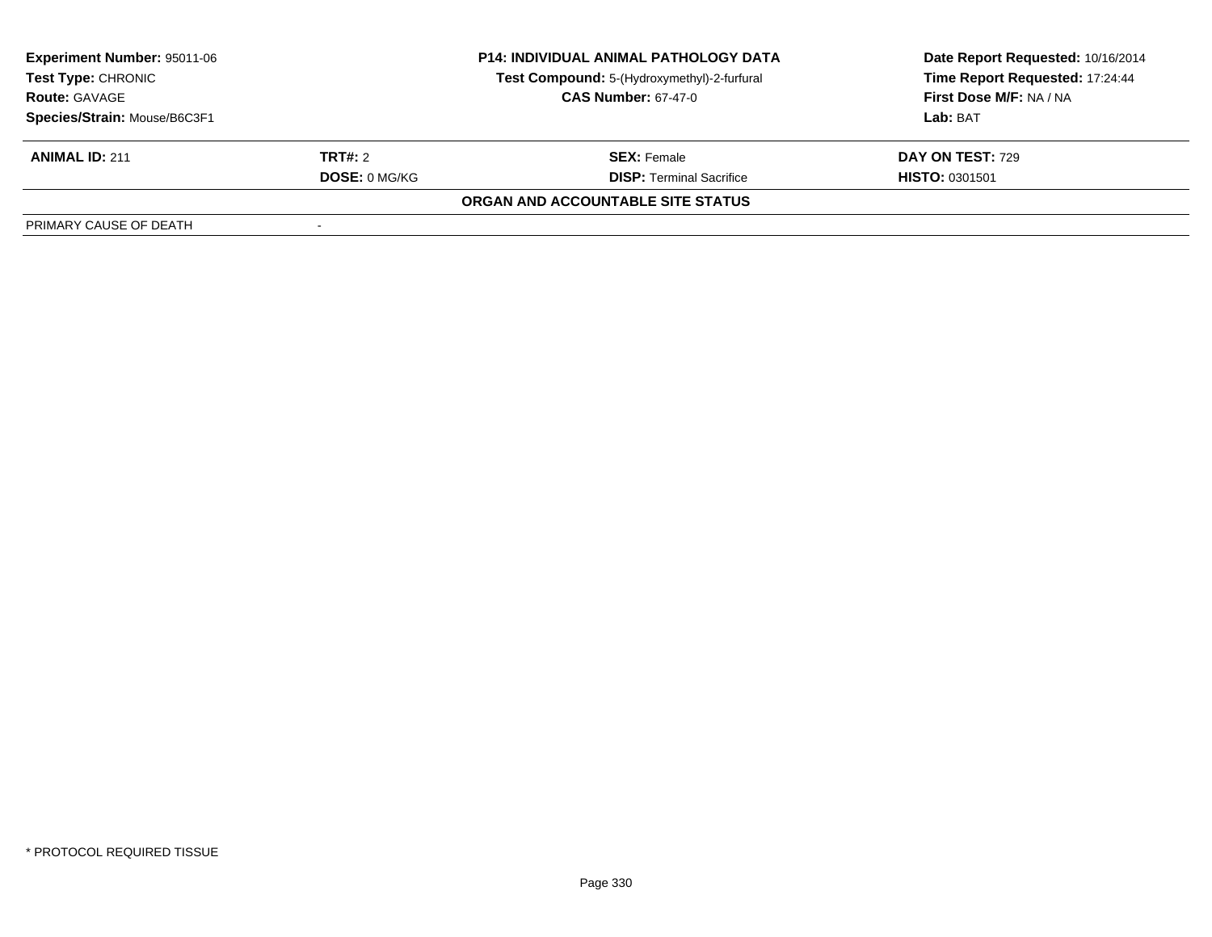**Experiment Number:** 95011-06
**Test Type:** CHRONIC
**Route:** GAVAGE
**Species/Strain:** Mouse/B6C3F1

**P14: INDIVIDUAL ANIMAL PATHOLOGY DATA**
**Test Compound:** 5-(Hydroxymethyl)-2-furfural
**CAS Number:** 67-47-0

**Date Report Requested:** 10/16/2014
**Time Report Requested:** 17:24:44
**First Dose M/F:** NA / NA
**Lab:** BAT

| **ANIMAL ID:** 211 | **TRT#:** 2 | **SEX:** Female | **DAY ON TEST:** 729 |
|---|---|---|---|
| | **DOSE:** 0 MG/KG | **DISP:** Terminal Sacrifice | **HISTO:** 0301501 |

**ORGAN AND ACCOUNTABLE SITE STATUS**

| PRIMARY CAUSE OF DEATH | - |
|---|---|

\* PROTOCOL REQUIRED TISSUE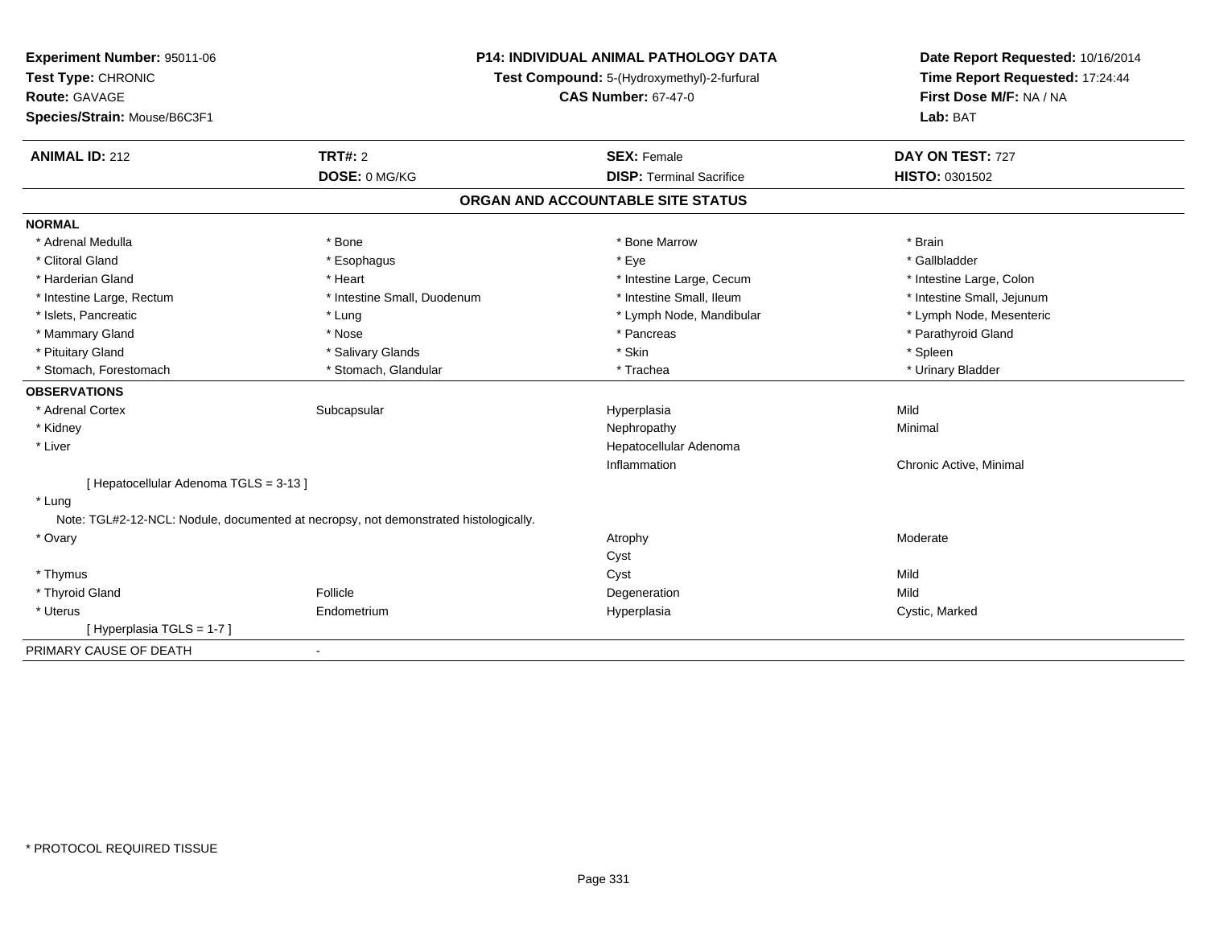**Experiment Number:** 95011-06
**Test Type:** CHRONIC
**Route:** GAVAGE
**Species/Strain:** Mouse/B6C3F1

**P14: INDIVIDUAL ANIMAL PATHOLOGY DATA**
**Test Compound:** 5-(Hydroxymethyl)-2-furfural
**CAS Number:** 67-47-0

**Date Report Requested:** 10/16/2014
**Time Report Requested:** 17:24:44
**First Dose M/F:** NA / NA
**Lab:** BAT

| **ANIMAL ID:** 212 | **TRT#:** 2 | **SEX:** Female | **DAY ON TEST:** 727 |
|---|---|---|---|
| | **DOSE:** 0 MG/KG | **DISP:** Terminal Sacrifice | **HISTO:** 0301502 |

## ORGAN AND ACCOUNTABLE SITE STATUS

**NORMAL**

| | | | |
|---|---|---|---|
| * Adrenal Medulla | * Bone | * Bone Marrow | * Brain |
| * Clitoral Gland | * Esophagus | * Eye | * Gallbladder |
| * Harderian Gland | * Heart | * Intestine Large, Cecum | * Intestine Large, Colon |
| * Intestine Large, Rectum | * Intestine Small, Duodenum | * Intestine Small, Ileum | * Intestine Small, Jejunum |
| * Islets, Pancreatic | * Lung | * Lymph Node, Mandibular | * Lymph Node, Mesenteric |
| * Mammary Gland | * Nose | * Pancreas | * Parathyroid Gland |
| * Pituitary Gland | * Salivary Glands | * Skin | * Spleen |
| * Stomach, Forestomach | * Stomach, Glandular | * Trachea | * Urinary Bladder |

**OBSERVATIONS**

| | | | |
|---|---|---|---|
| * Adrenal Cortex | Subcapsular | Hyperplasia | Mild |
| * Kidney | | Nephropathy | Minimal |
| * Liver | | Hepatocellular Adenoma | |
| | | Inflammation | Chronic Active, Minimal |
| [ Hepatocellular Adenoma TGLS = 3-13 ] | | | |
| * Lung | | | |
| Note: TGL#2-12-NCL: Nodule, documented at necropsy, not demonstrated histologically. | | | |
| * Ovary | | Atrophy | Moderate |
| | | Cyst | |
| * Thymus | | Cyst | Mild |
| * Thyroid Gland | Follicle | Degeneration | Mild |
| * Uterus | Endometrium | Hyperplasia | Cystic, Marked |
| [ Hyperplasia TGLS = 1-7 ] | | | |

PRIMARY CAUSE OF DEATH -

* PROTOCOL REQUIRED TISSUE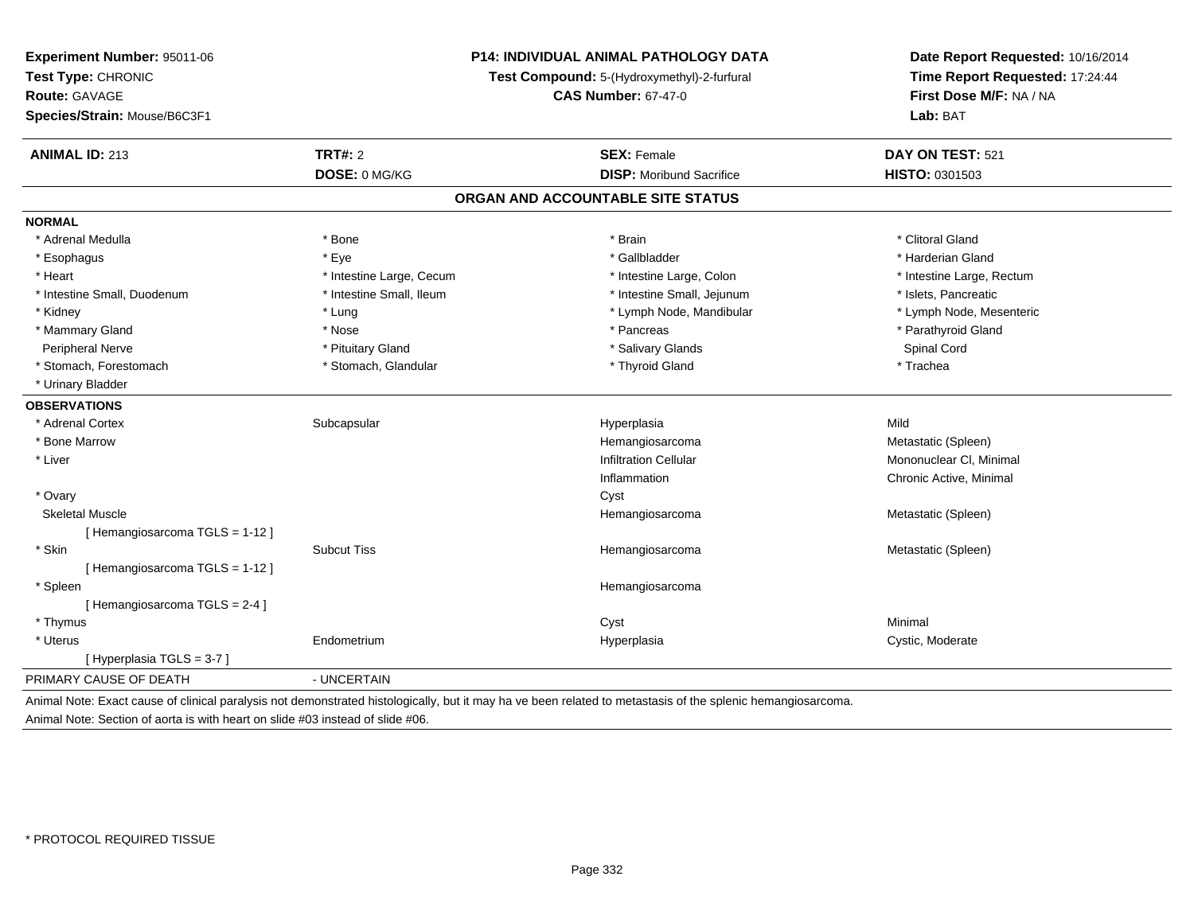**Experiment Number:** 95011-06
**Test Type:** CHRONIC
**Route:** GAVAGE
**Species/Strain:** Mouse/B6C3F1

**P14: INDIVIDUAL ANIMAL PATHOLOGY DATA**
**Test Compound:** 5-(Hydroxymethyl)-2-furfural
**CAS Number:** 67-47-0

**Date Report Requested:** 10/16/2014
**Time Report Requested:** 17:24:44
**First Dose M/F:** NA / NA
**Lab:** BAT

| **ANIMAL ID:** 213 | **TRT#:** 2 | **SEX:** Female | **DAY ON TEST:** 521 |
|---|---|---|---|
| | **DOSE:** 0 MG/KG | **DISP:** Moribund Sacrifice | **HISTO:** 0301503 |

## ORGAN AND ACCOUNTABLE SITE STATUS

**NORMAL**

| | | | |
|---|---|---|---|
| * Adrenal Medulla | * Bone | * Brain | * Clitoral Gland |
| * Esophagus | * Eye | * Gallbladder | * Harderian Gland |
| * Heart | * Intestine Large, Cecum | * Intestine Large, Colon | * Intestine Large, Rectum |
| * Intestine Small, Duodenum | * Intestine Small, Ileum | * Intestine Small, Jejunum | * Islets, Pancreatic |
| * Kidney | * Lung | * Lymph Node, Mandibular | * Lymph Node, Mesenteric |
| * Mammary Gland | * Nose | * Pancreas | * Parathyroid Gland |
| Peripheral Nerve | * Pituitary Gland | * Salivary Glands | Spinal Cord |
| * Stomach, Forestomach | * Stomach, Glandular | * Thyroid Gland | * Trachea |
| * Urinary Bladder | | | |

**OBSERVATIONS**

| | | | |
|---|---|---|---|
| * Adrenal Cortex | Subcapsular | Hyperplasia | Mild |
| * Bone Marrow | | Hemangiosarcoma | Metastatic (Spleen) |
| * Liver | | Infiltration Cellular | Mononuclear Cl, Minimal |
| | | Inflammation | Chronic Active, Minimal |
| * Ovary | | Cyst | |
| Skeletal Muscle | | Hemangiosarcoma | Metastatic (Spleen) |
| [ Hemangiosarcoma TGLS = 1-12 ] | | | |
| * Skin | Subcut Tiss | Hemangiosarcoma | Metastatic (Spleen) |
| [ Hemangiosarcoma TGLS = 1-12 ] | | | |
| * Spleen | | Hemangiosarcoma | |
| [ Hemangiosarcoma TGLS = 2-4 ] | | | |
| * Thymus | | Cyst | Minimal |
| * Uterus | Endometrium | Hyperplasia | Cystic, Moderate |
| [ Hyperplasia TGLS = 3-7 ] | | | |

PRIMARY CAUSE OF DEATH - UNCERTAIN

Animal Note: Exact cause of clinical paralysis not demonstrated histologically, but it may ha ve been related to metastasis of the splenic hemangiosarcoma.

Animal Note: Section of aorta is with heart on slide #03 instead of slide #06.

* PROTOCOL REQUIRED TISSUE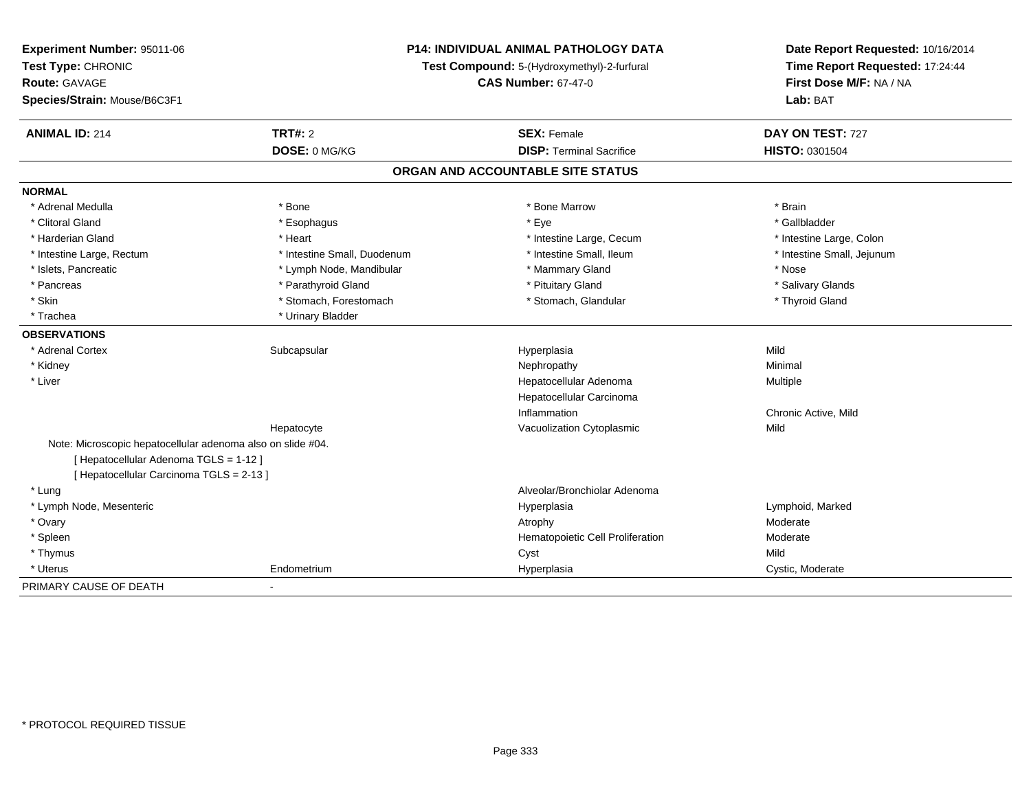**Experiment Number:** 95011-06
**Test Type:** CHRONIC
**Route:** GAVAGE
**Species/Strain:** Mouse/B6C3F1

**P14: INDIVIDUAL ANIMAL PATHOLOGY DATA**
**Test Compound:** 5-(Hydroxymethyl)-2-furfural
**CAS Number:** 67-47-0

**Date Report Requested:** 10/16/2014
**Time Report Requested:** 17:24:44
**First Dose M/F:** NA / NA
**Lab:** BAT

| **ANIMAL ID:** 214 | **TRT#:** 2 | **SEX:** Female | **DAY ON TEST:** 727 |
|---|---|---|---|
| | **DOSE:** 0 MG/KG | **DISP:** Terminal Sacrifice | **HISTO:** 0301504 |

## ORGAN AND ACCOUNTABLE SITE STATUS

**NORMAL**

| | | | |
|---|---|---|---|
| * Adrenal Medulla | * Bone | * Bone Marrow | * Brain |
| * Clitoral Gland | * Esophagus | * Eye | * Gallbladder |
| * Harderian Gland | * Heart | * Intestine Large, Cecum | * Intestine Large, Colon |
| * Intestine Large, Rectum | * Intestine Small, Duodenum | * Intestine Small, Ileum | * Intestine Small, Jejunum |
| * Islets, Pancreatic | * Lymph Node, Mandibular | * Mammary Gland | * Nose |
| * Pancreas | * Parathyroid Gland | * Pituitary Gland | * Salivary Glands |
| * Skin | * Stomach, Forestomach | * Stomach, Glandular | * Thyroid Gland |
| * Trachea | * Urinary Bladder | | |

**OBSERVATIONS**

| | | | |
|---|---|---|---|
| * Adrenal Cortex | Subcapsular | Hyperplasia | Mild |
| * Kidney | | Nephropathy | Minimal |
| * Liver | | Hepatocellular Adenoma | Multiple |
| | | Hepatocellular Carcinoma | |
| | | Inflammation | Chronic Active, Mild |
| | Hepatocyte | Vacuolization Cytoplasmic | Mild |

Note: Microscopic hepatocellular adenoma also on slide #04.
[ Hepatocellular Adenoma TGLS = 1-12 ]
[ Hepatocellular Carcinoma TGLS = 2-13 ]

| | | | |
|---|---|---|---|
| * Lung | | Alveolar/Bronchiolar Adenoma | |
| * Lymph Node, Mesenteric | | Hyperplasia | Lymphoid, Marked |
| * Ovary | | Atrophy | Moderate |
| * Spleen | | Hematopoietic Cell Proliferation | Moderate |
| * Thymus | | Cyst | Mild |
| * Uterus | Endometrium | Hyperplasia | Cystic, Moderate |

PRIMARY CAUSE OF DEATH -

* PROTOCOL REQUIRED TISSUE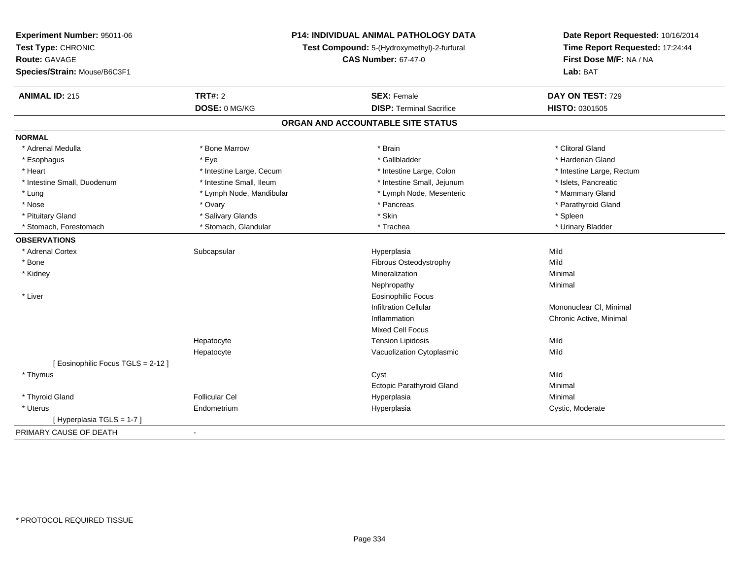**Experiment Number:** 95011-06
**Test Type:** CHRONIC
**Route:** GAVAGE
**Species/Strain:** Mouse/B6C3F1

**P14: INDIVIDUAL ANIMAL PATHOLOGY DATA**
**Test Compound:** 5-(Hydroxymethyl)-2-furfural
**CAS Number:** 67-47-0

**Date Report Requested:** 10/16/2014
**Time Report Requested:** 17:24:44
**First Dose M/F:** NA / NA
**Lab:** BAT

| **ANIMAL ID:** 215 | **TRT#:** 2 | **SEX:** Female | **DAY ON TEST:** 729 |
|---|---|---|---|
| | **DOSE:** 0 MG/KG | **DISP:** Terminal Sacrifice | **HISTO:** 0301505 |

## ORGAN AND ACCOUNTABLE SITE STATUS

**NORMAL**

| | | | |
|---|---|---|---|
| * Adrenal Medulla | * Bone Marrow | * Brain | * Clitoral Gland |
| * Esophagus | * Eye | * Gallbladder | * Harderian Gland |
| * Heart | * Intestine Large, Cecum | * Intestine Large, Colon | * Intestine Large, Rectum |
| * Intestine Small, Duodenum | * Intestine Small, Ileum | * Intestine Small, Jejunum | * Islets, Pancreatic |
| * Lung | * Lymph Node, Mandibular | * Lymph Node, Mesenteric | * Mammary Gland |
| * Nose | * Ovary | * Pancreas | * Parathyroid Gland |
| * Pituitary Gland | * Salivary Glands | * Skin | * Spleen |
| * Stomach, Forestomach | * Stomach, Glandular | * Trachea | * Urinary Bladder |

**OBSERVATIONS**

| | | | |
|---|---|---|---|
| * Adrenal Cortex | Subcapsular | Hyperplasia | Mild |
| * Bone | | Fibrous Osteodystrophy | Mild |
| * Kidney | | Mineralization | Minimal |
| | | Nephropathy | Minimal |
| * Liver | | Eosinophilic Focus | |
| | | Infiltration Cellular | Mononuclear Cl, Minimal |
| | | Inflammation | Chronic Active, Minimal |
| | | Mixed Cell Focus | |
| | Hepatocyte | Tension Lipidosis | Mild |
| | Hepatocyte | Vacuolization Cytoplasmic | Mild |
| [ Eosinophilic Focus TGLS = 2-12 ] | | | |
| * Thymus | | Cyst | Mild |
| | | Ectopic Parathyroid Gland | Minimal |
| * Thyroid Gland | Follicular Cel | Hyperplasia | Minimal |
| * Uterus | Endometrium | Hyperplasia | Cystic, Moderate |
| [ Hyperplasia TGLS = 1-7 ] | | | |

PRIMARY CAUSE OF DEATH -

* PROTOCOL REQUIRED TISSUE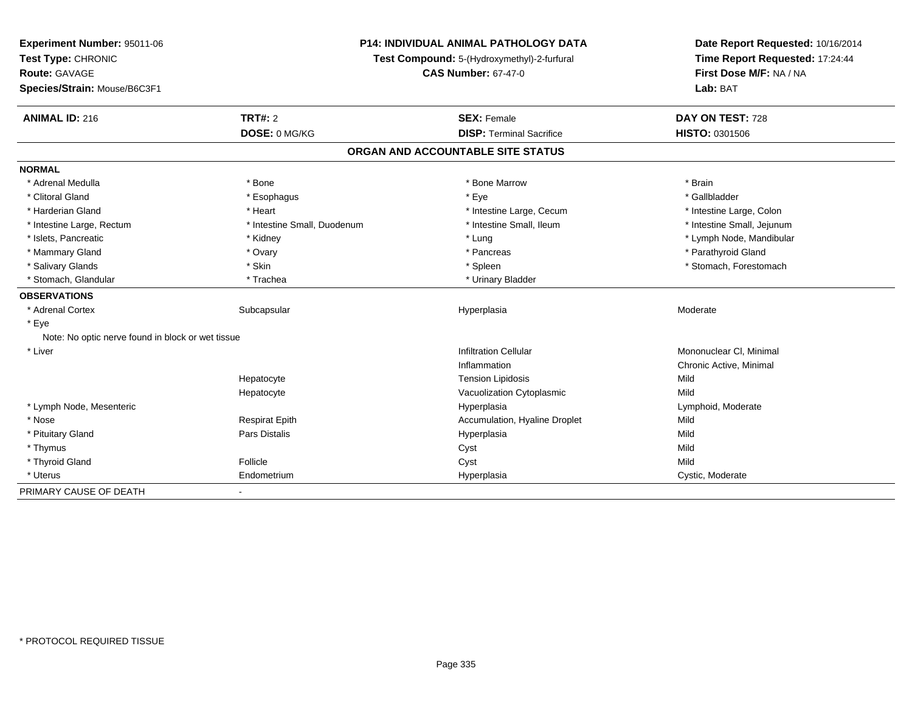**Experiment Number:** 95011-06
**Test Type:** CHRONIC
**Route:** GAVAGE
**Species/Strain:** Mouse/B6C3F1

**P14: INDIVIDUAL ANIMAL PATHOLOGY DATA**
**Test Compound:** 5-(Hydroxymethyl)-2-furfural
**CAS Number:** 67-47-0

**Date Report Requested:** 10/16/2014
**Time Report Requested:** 17:24:44
**First Dose M/F:** NA / NA
**Lab:** BAT

| **ANIMAL ID:** 216 | **TRT#:** 2 | **SEX:** Female | **DAY ON TEST:** 728 |
|---|---|---|---|
| | **DOSE:** 0 MG/KG | **DISP:** Terminal Sacrifice | **HISTO:** 0301506 |

## ORGAN AND ACCOUNTABLE SITE STATUS

**NORMAL**

| | | | |
|---|---|---|---|
| * Adrenal Medulla | * Bone | * Bone Marrow | * Brain |
| * Clitoral Gland | * Esophagus | * Eye | * Gallbladder |
| * Harderian Gland | * Heart | * Intestine Large, Cecum | * Intestine Large, Colon |
| * Intestine Large, Rectum | * Intestine Small, Duodenum | * Intestine Small, Ileum | * Intestine Small, Jejunum |
| * Islets, Pancreatic | * Kidney | * Lung | * Lymph Node, Mandibular |
| * Mammary Gland | * Ovary | * Pancreas | * Parathyroid Gland |
| * Salivary Glands | * Skin | * Spleen | * Stomach, Forestomach |
| * Stomach, Glandular | * Trachea | * Urinary Bladder | |

**OBSERVATIONS**

| | | | |
|---|---|---|---|
| * Adrenal Cortex | Subcapsular | Hyperplasia | Moderate |
| * Eye | | | |
| Note: No optic nerve found in block or wet tissue | | | |
| * Liver | | Infiltration Cellular | Mononuclear Cl, Minimal |
| | | Inflammation | Chronic Active, Minimal |
| | Hepatocyte | Tension Lipidosis | Mild |
| | Hepatocyte | Vacuolization Cytoplasmic | Mild |
| * Lymph Node, Mesenteric | | Hyperplasia | Lymphoid, Moderate |
| * Nose | Respirat Epith | Accumulation, Hyaline Droplet | Mild |
| * Pituitary Gland | Pars Distalis | Hyperplasia | Mild |
| * Thymus | | Cyst | Mild |
| * Thyroid Gland | Follicle | Cyst | Mild |
| * Uterus | Endometrium | Hyperplasia | Cystic, Moderate |

PRIMARY CAUSE OF DEATH -

* PROTOCOL REQUIRED TISSUE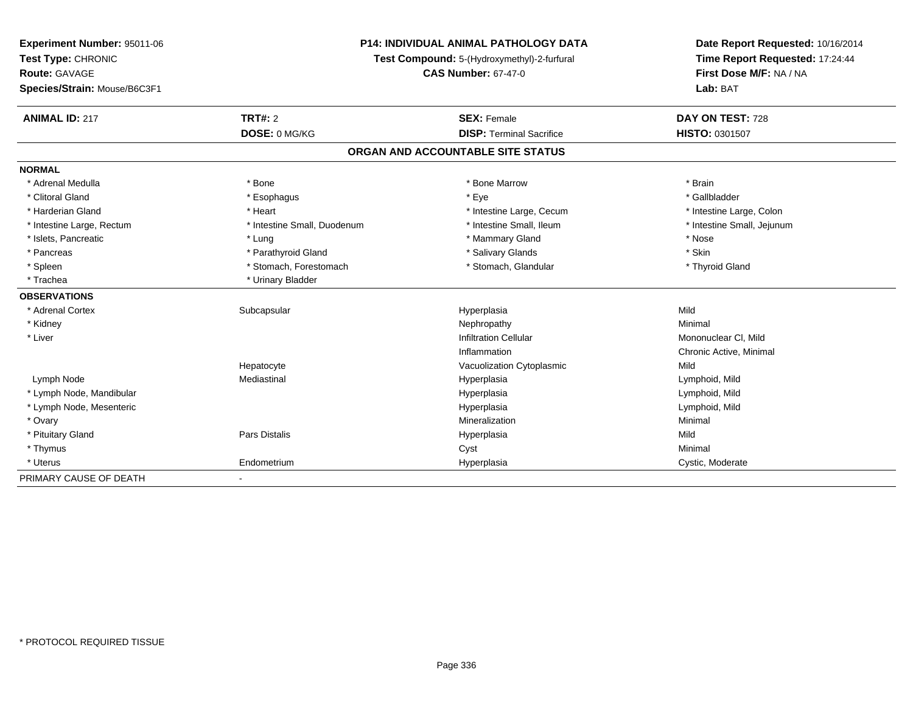**Experiment Number:** 95011-06
**Test Type:** CHRONIC
**Route:** GAVAGE
**Species/Strain:** Mouse/B6C3F1

**P14: INDIVIDUAL ANIMAL PATHOLOGY DATA**
**Test Compound:** 5-(Hydroxymethyl)-2-furfural
**CAS Number:** 67-47-0

**Date Report Requested:** 10/16/2014
**Time Report Requested:** 17:24:44
**First Dose M/F:** NA / NA
**Lab:** BAT

| **ANIMAL ID:** 217 | **TRT#:** 2 | **SEX:** Female | **DAY ON TEST:** 728 |
|---|---|---|---|
| | **DOSE:** 0 MG/KG | **DISP:** Terminal Sacrifice | **HISTO:** 0301507 |

## ORGAN AND ACCOUNTABLE SITE STATUS

| | | | |
|---|---|---|---|
| **NORMAL** | | | |
| * Adrenal Medulla | * Bone | * Bone Marrow | * Brain |
| * Clitoral Gland | * Esophagus | * Eye | * Gallbladder |
| * Harderian Gland | * Heart | * Intestine Large, Cecum | * Intestine Large, Colon |
| * Intestine Large, Rectum | * Intestine Small, Duodenum | * Intestine Small, Ileum | * Intestine Small, Jejunum |
| * Islets, Pancreatic | * Lung | * Mammary Gland | * Nose |
| * Pancreas | * Parathyroid Gland | * Salivary Glands | * Skin |
| * Spleen | * Stomach, Forestomach | * Stomach, Glandular | * Thyroid Gland |
| * Trachea | * Urinary Bladder | | |
| **OBSERVATIONS** | | | |
| * Adrenal Cortex | Subcapsular | Hyperplasia | Mild |
| * Kidney | | Nephropathy | Minimal |
| * Liver | | Infiltration Cellular | Mononuclear Cl, Mild |
| | | Inflammation | Chronic Active, Minimal |
| | Hepatocyte | Vacuolization Cytoplasmic | Mild |
| Lymph Node | Mediastinal | Hyperplasia | Lymphoid, Mild |
| * Lymph Node, Mandibular | | Hyperplasia | Lymphoid, Mild |
| * Lymph Node, Mesenteric | | Hyperplasia | Lymphoid, Mild |
| * Ovary | | Mineralization | Minimal |
| * Pituitary Gland | Pars Distalis | Hyperplasia | Mild |
| * Thymus | | Cyst | Minimal |
| * Uterus | Endometrium | Hyperplasia | Cystic, Moderate |
| PRIMARY CAUSE OF DEATH | - | | |

\* PROTOCOL REQUIRED TISSUE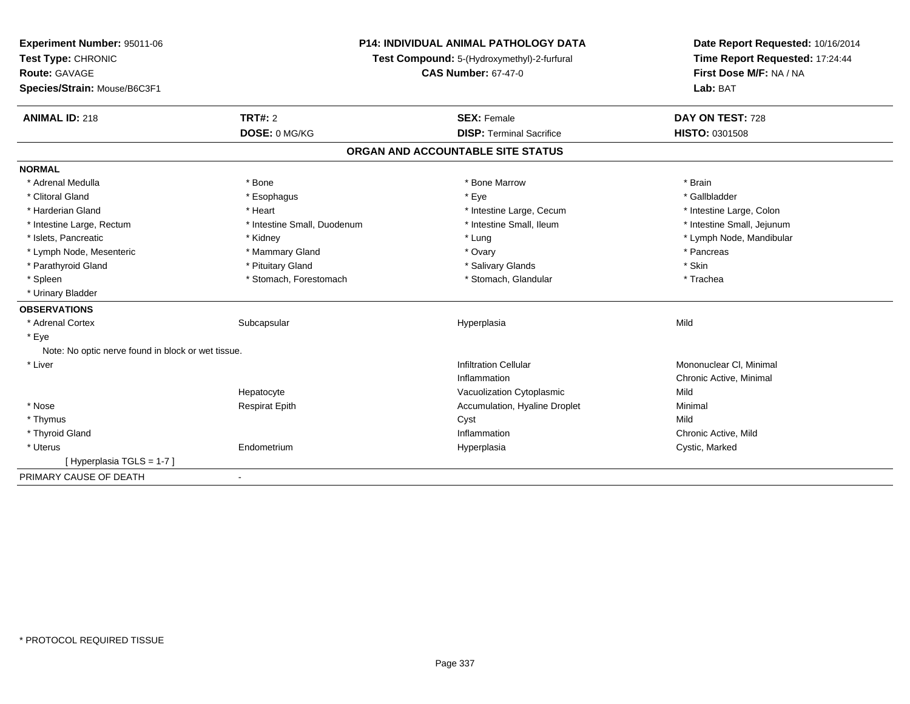**Experiment Number:** 95011-06
**Test Type:** CHRONIC
**Route:** GAVAGE
**Species/Strain:** Mouse/B6C3F1

**P14: INDIVIDUAL ANIMAL PATHOLOGY DATA**
**Test Compound:** 5-(Hydroxymethyl)-2-furfural
**CAS Number:** 67-47-0

**Date Report Requested:** 10/16/2014
**Time Report Requested:** 17:24:44
**First Dose M/F:** NA / NA
**Lab:** BAT

| **ANIMAL ID:** 218 | **TRT#:** 2 | **SEX:** Female | **DAY ON TEST:** 728 |
|---|---|---|---|
| | **DOSE:** 0 MG/KG | **DISP:** Terminal Sacrifice | **HISTO:** 0301508 |

## ORGAN AND ACCOUNTABLE SITE STATUS

**NORMAL**

| | | | |
|---|---|---|---|
| * Adrenal Medulla | * Bone | * Bone Marrow | * Brain |
| * Clitoral Gland | * Esophagus | * Eye | * Gallbladder |
| * Harderian Gland | * Heart | * Intestine Large, Cecum | * Intestine Large, Colon |
| * Intestine Large, Rectum | * Intestine Small, Duodenum | * Intestine Small, Ileum | * Intestine Small, Jejunum |
| * Islets, Pancreatic | * Kidney | * Lung | * Lymph Node, Mandibular |
| * Lymph Node, Mesenteric | * Mammary Gland | * Ovary | * Pancreas |
| * Parathyroid Gland | * Pituitary Gland | * Salivary Glands | * Skin |
| * Spleen | * Stomach, Forestomach | * Stomach, Glandular | * Trachea |
| * Urinary Bladder | | | |

**OBSERVATIONS**

| | | | |
|---|---|---|---|
| * Adrenal Cortex | Subcapsular | Hyperplasia | Mild |
| * Eye | | | |
| Note: No optic nerve found in block or wet tissue. | | | |
| * Liver | | Infiltration Cellular | Mononuclear Cl, Minimal |
| | | Inflammation | Chronic Active, Minimal |
| | Hepatocyte | Vacuolization Cytoplasmic | Mild |
| * Nose | Respirat Epith | Accumulation, Hyaline Droplet | Minimal |
| * Thymus | | Cyst | Mild |
| * Thyroid Gland | | Inflammation | Chronic Active, Mild |
| * Uterus | Endometrium | Hyperplasia | Cystic, Marked |
| [ Hyperplasia TGLS = 1-7 ] | | | |

PRIMARY CAUSE OF DEATH -

\* PROTOCOL REQUIRED TISSUE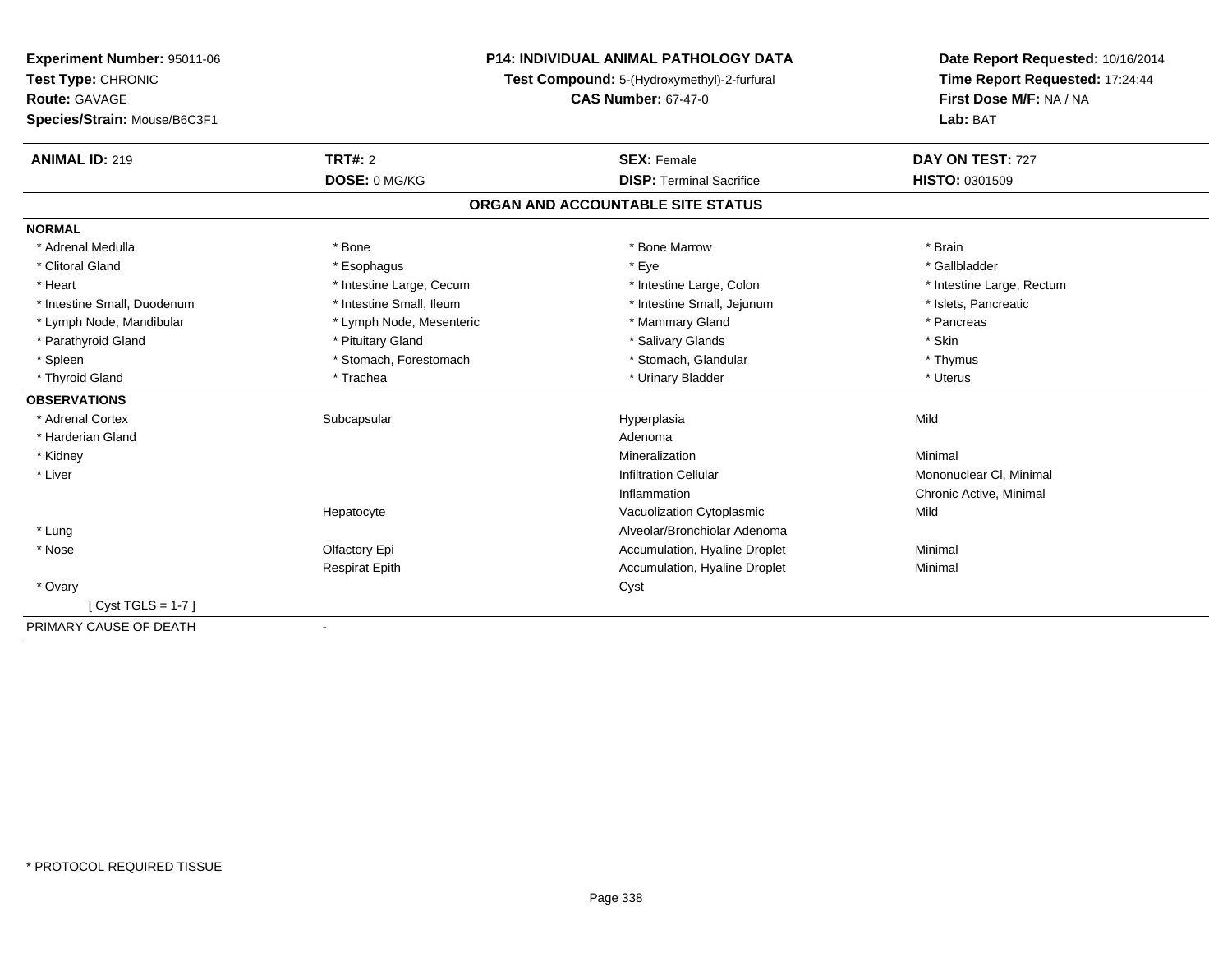**Experiment Number:** 95011-06
**Test Type:** CHRONIC
**Route:** GAVAGE
**Species/Strain:** Mouse/B6C3F1

**P14: INDIVIDUAL ANIMAL PATHOLOGY DATA**
**Test Compound:** 5-(Hydroxymethyl)-2-furfural
**CAS Number:** 67-47-0

**Date Report Requested:** 10/16/2014
**Time Report Requested:** 17:24:44
**First Dose M/F:** NA / NA
**Lab:** BAT

| **ANIMAL ID:** 219 | **TRT#:** 2 | **SEX:** Female | **DAY ON TEST:** 727 |
|---|---|---|---|
| | **DOSE:** 0 MG/KG | **DISP:** Terminal Sacrifice | **HISTO:** 0301509 |

## ORGAN AND ACCOUNTABLE SITE STATUS

| | | | |
|---|---|---|---|
| **NORMAL** | | | |
| * Adrenal Medulla | * Bone | * Bone Marrow | * Brain |
| * Clitoral Gland | * Esophagus | * Eye | * Gallbladder |
| * Heart | * Intestine Large, Cecum | * Intestine Large, Colon | * Intestine Large, Rectum |
| * Intestine Small, Duodenum | * Intestine Small, Ileum | * Intestine Small, Jejunum | * Islets, Pancreatic |
| * Lymph Node, Mandibular | * Lymph Node, Mesenteric | * Mammary Gland | * Pancreas |
| * Parathyroid Gland | * Pituitary Gland | * Salivary Glands | * Skin |
| * Spleen | * Stomach, Forestomach | * Stomach, Glandular | * Thymus |
| * Thyroid Gland | * Trachea | * Urinary Bladder | * Uterus |
| **OBSERVATIONS** | | | |
| * Adrenal Cortex | Subcapsular | Hyperplasia | Mild |
| * Harderian Gland | | Adenoma | |
| * Kidney | | Mineralization | Minimal |
| * Liver | | Infiltration Cellular | Mononuclear Cl, Minimal |
| | | Inflammation | Chronic Active, Minimal |
| | Hepatocyte | Vacuolization Cytoplasmic | Mild |
| * Lung | | Alveolar/Bronchiolar Adenoma | |
| * Nose | Olfactory Epi | Accumulation, Hyaline Droplet | Minimal |
| | Respirat Epith | Accumulation, Hyaline Droplet | Minimal |
| * Ovary | | Cyst | |
| [ Cyst TGLS = 1-7 ] | | | |
| PRIMARY CAUSE OF DEATH | - | | |

* PROTOCOL REQUIRED TISSUE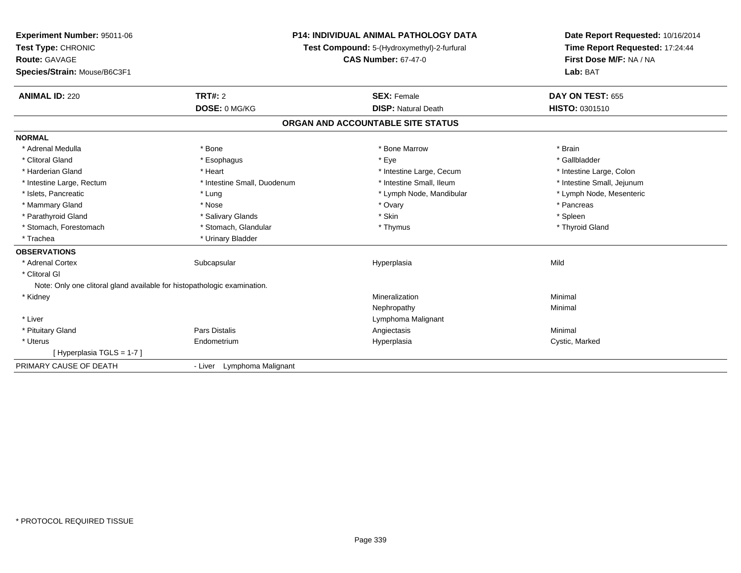**Experiment Number:** 95011-06
**Test Type:** CHRONIC
**Route:** GAVAGE
**Species/Strain:** Mouse/B6C3F1

**P14: INDIVIDUAL ANIMAL PATHOLOGY DATA**
**Test Compound:** 5-(Hydroxymethyl)-2-furfural
**CAS Number:** 67-47-0

**Date Report Requested:** 10/16/2014
**Time Report Requested:** 17:24:44
**First Dose M/F:** NA / NA
**Lab:** BAT

| **ANIMAL ID:** 220 | **TRT#:** 2 | **SEX:** Female | **DAY ON TEST:** 655 |
|---|---|---|---|
| | **DOSE:** 0 MG/KG | **DISP:** Natural Death | **HISTO:** 0301510 |

## ORGAN AND ACCOUNTABLE SITE STATUS

**NORMAL**

| | | | |
|---|---|---|---|
| * Adrenal Medulla | * Bone | * Bone Marrow | * Brain |
| * Clitoral Gland | * Esophagus | * Eye | * Gallbladder |
| * Harderian Gland | * Heart | * Intestine Large, Cecum | * Intestine Large, Colon |
| * Intestine Large, Rectum | * Intestine Small, Duodenum | * Intestine Small, Ileum | * Intestine Small, Jejunum |
| * Islets, Pancreatic | * Lung | * Lymph Node, Mandibular | * Lymph Node, Mesenteric |
| * Mammary Gland | * Nose | * Ovary | * Pancreas |
| * Parathyroid Gland | * Salivary Glands | * Skin | * Spleen |
| * Stomach, Forestomach | * Stomach, Glandular | * Thymus | * Thyroid Gland |
| * Trachea | * Urinary Bladder | | |

**OBSERVATIONS**

| | | | |
|---|---|---|---|
| * Adrenal Cortex | Subcapsular | Hyperplasia | Mild |
| * Clitoral Gl | | | |
| Note: Only one clitoral gland available for histopathologic examination. | | | |
| * Kidney | | Mineralization | Minimal |
| | | Nephropathy | Minimal |
| * Liver | | Lymphoma Malignant | |
| * Pituitary Gland | Pars Distalis | Angiectasis | Minimal |
| * Uterus | Endometrium | Hyperplasia | Cystic, Marked |
| [ Hyperplasia TGLS = 1-7 ] | | | |

PRIMARY CAUSE OF DEATH - Liver Lymphoma Malignant

* PROTOCOL REQUIRED TISSUE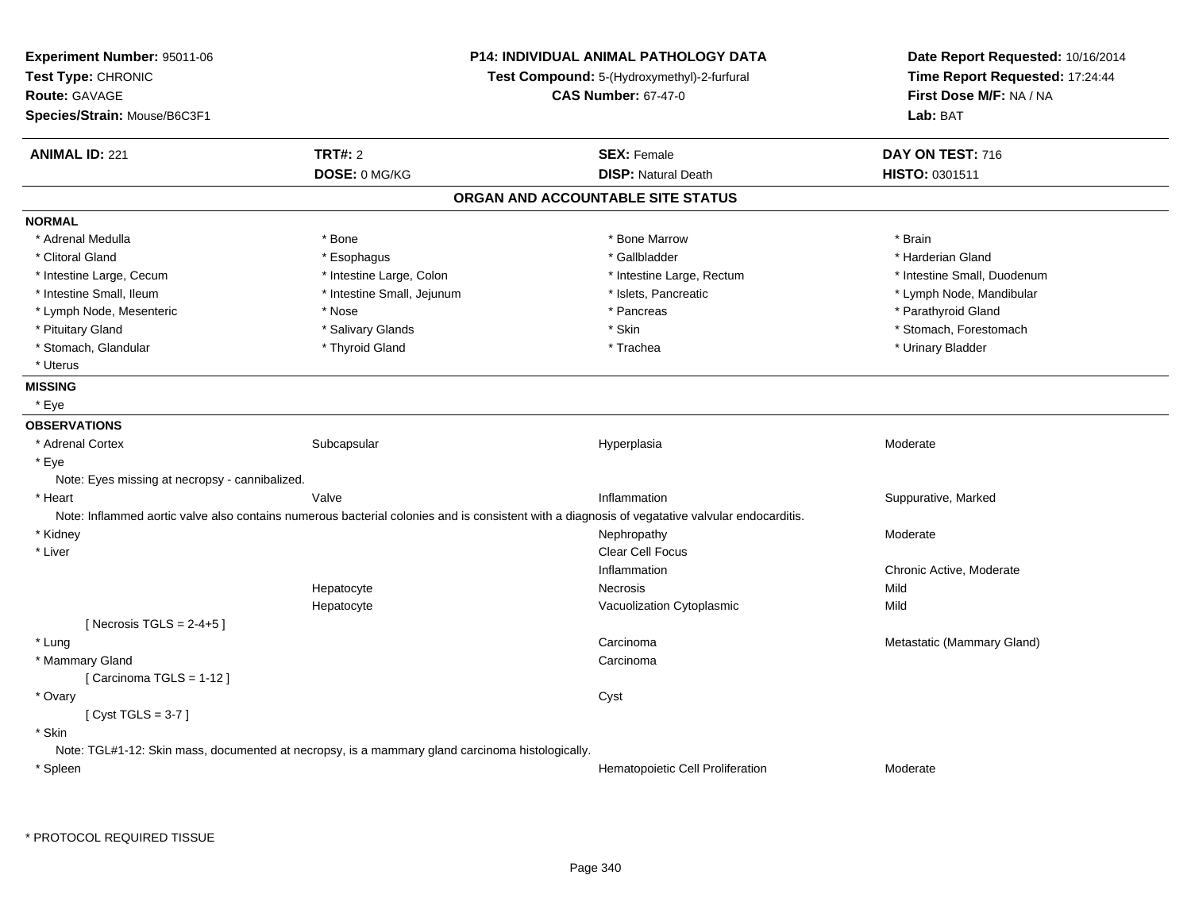**Experiment Number:** 95011-06
**Test Type:** CHRONIC
**Route:** GAVAGE
**Species/Strain:** Mouse/B6C3F1

**P14: INDIVIDUAL ANIMAL PATHOLOGY DATA**
**Test Compound:** 5-(Hydroxymethyl)-2-furfural
**CAS Number:** 67-47-0

**Date Report Requested:** 10/16/2014
**Time Report Requested:** 17:24:44
**First Dose M/F:** NA / NA
**Lab:** BAT

| **ANIMAL ID:** 221 | **TRT#:** 2 | **SEX:** Female | **DAY ON TEST:** 716 |
|---|---|---|---|
| | **DOSE:** 0 MG/KG | **DISP:** Natural Death | **HISTO:** 0301511 |

## ORGAN AND ACCOUNTABLE SITE STATUS

**NORMAL**

| | | | |
|---|---|---|---|
| * Adrenal Medulla | * Bone | * Bone Marrow | * Brain |
| * Clitoral Gland | * Esophagus | * Gallbladder | * Harderian Gland |
| * Intestine Large, Cecum | * Intestine Large, Colon | * Intestine Large, Rectum | * Intestine Small, Duodenum |
| * Intestine Small, Ileum | * Intestine Small, Jejunum | * Islets, Pancreatic | * Lymph Node, Mandibular |
| * Lymph Node, Mesenteric | * Nose | * Pancreas | * Parathyroid Gland |
| * Pituitary Gland | * Salivary Glands | * Skin | * Stomach, Forestomach |
| * Stomach, Glandular | * Thyroid Gland | * Trachea | * Urinary Bladder |
| * Uterus | | | |

**MISSING**

* Eye

**OBSERVATIONS**

| | | | |
|---|---|---|---|
| * Adrenal Cortex | Subcapsular | Hyperplasia | Moderate |
| * Eye | | | |
| Note: Eyes missing at necropsy - cannibalized. | | | |
| * Heart | Valve | Inflammation | Suppurative, Marked |
| Note: Inflammed aortic valve also contains numerous bacterial colonies and is consistent with a diagnosis of vegatative valvular endocarditis. | | | |
| * Kidney | | Nephropathy | Moderate |
| * Liver | | Clear Cell Focus | |
| | | Inflammation | Chronic Active, Moderate |
| | Hepatocyte | Necrosis | Mild |
| | Hepatocyte | Vacuolization Cytoplasmic | Mild |
| [ Necrosis TGLS = 2-4+5 ] | | | |
| * Lung | | Carcinoma | Metastatic (Mammary Gland) |
| * Mammary Gland | | Carcinoma | |
| [ Carcinoma TGLS = 1-12 ] | | | |
| * Ovary | | Cyst | |
| [ Cyst TGLS = 3-7 ] | | | |
| * Skin | | | |
| Note: TGL#1-12: Skin mass, documented at necropsy, is a mammary gland carcinoma histologically. | | | |
| * Spleen | | Hematopoietic Cell Proliferation | Moderate |

\* PROTOCOL REQUIRED TISSUE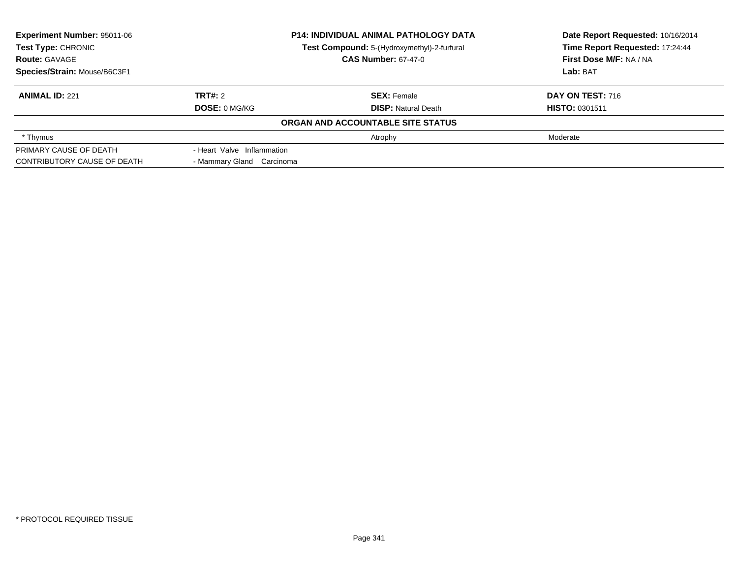| **Experiment Number:** 95011-06 | **P14: INDIVIDUAL ANIMAL PATHOLOGY DATA** | **Date Report Requested:** 10/16/2014 |
|---|---|---|
| **Test Type:** CHRONIC | **Test Compound:** 5-(Hydroxymethyl)-2-furfural | **Time Report Requested:** 17:24:44 |
| **Route:** GAVAGE | **CAS Number:** 67-47-0 | **First Dose M/F:** NA / NA |
| **Species/Strain:** Mouse/B6C3F1 | | **Lab:** BAT |

| **ANIMAL ID:** 221 | **TRT#:** 2 | **SEX:** Female | **DAY ON TEST:** 716 |
|---|---|---|---|
| | **DOSE:** 0 MG/KG | **DISP:** Natural Death | **HISTO:** 0301511 |
| | | **ORGAN AND ACCOUNTABLE SITE STATUS** | |
| * Thymus | | Atrophy | Moderate |
| PRIMARY CAUSE OF DEATH | - Heart Valve Inflammation | | |
| CONTRIBUTORY CAUSE OF DEATH | - Mammary Gland Carcinoma | | |

* PROTOCOL REQUIRED TISSUE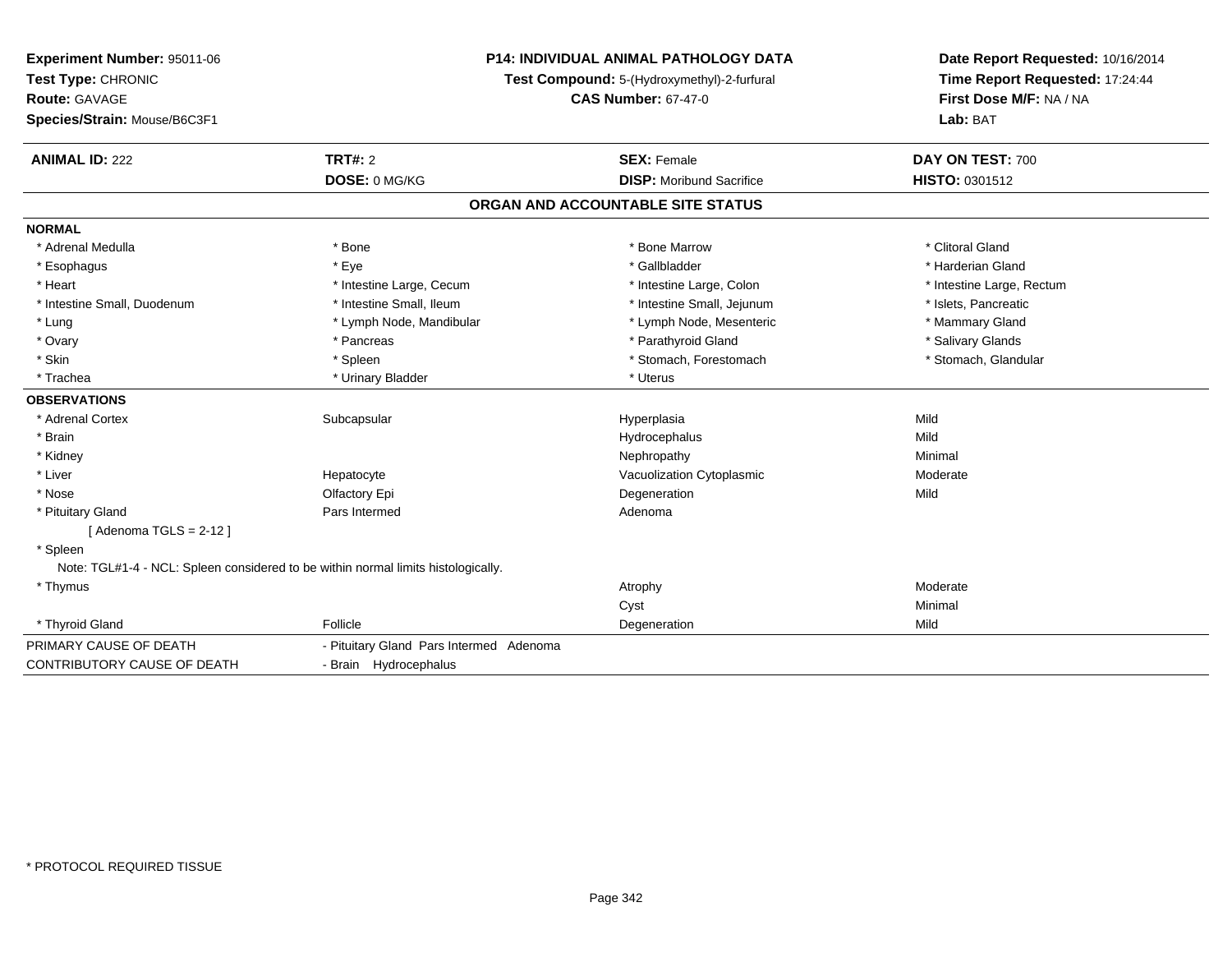**Experiment Number:** 95011-06
**Test Type:** CHRONIC
**Route:** GAVAGE
**Species/Strain:** Mouse/B6C3F1

**P14: INDIVIDUAL ANIMAL PATHOLOGY DATA**
**Test Compound:** 5-(Hydroxymethyl)-2-furfural
**CAS Number:** 67-47-0

**Date Report Requested:** 10/16/2014
**Time Report Requested:** 17:24:44
**First Dose M/F:** NA / NA
**Lab:** BAT

| **ANIMAL ID:** 222 | **TRT#:** 2 | **SEX:** Female | **DAY ON TEST:** 700 |
|---|---|---|---|
| | **DOSE:** 0 MG/KG | **DISP:** Moribund Sacrifice | **HISTO:** 0301512 |

## ORGAN AND ACCOUNTABLE SITE STATUS

**NORMAL**

| | | | |
|---|---|---|---|
| * Adrenal Medulla | * Bone | * Bone Marrow | * Clitoral Gland |
| * Esophagus | * Eye | * Gallbladder | * Harderian Gland |
| * Heart | * Intestine Large, Cecum | * Intestine Large, Colon | * Intestine Large, Rectum |
| * Intestine Small, Duodenum | * Intestine Small, Ileum | * Intestine Small, Jejunum | * Islets, Pancreatic |
| * Lung | * Lymph Node, Mandibular | * Lymph Node, Mesenteric | * Mammary Gland |
| * Ovary | * Pancreas | * Parathyroid Gland | * Salivary Glands |
| * Skin | * Spleen | * Stomach, Forestomach | * Stomach, Glandular |
| * Trachea | * Urinary Bladder | * Uterus | |

**OBSERVATIONS**

| | | | |
|---|---|---|---|
| * Adrenal Cortex | Subcapsular | Hyperplasia | Mild |
| * Brain | | Hydrocephalus | Mild |
| * Kidney | | Nephropathy | Minimal |
| * Liver | Hepatocyte | Vacuolization Cytoplasmic | Moderate |
| * Nose | Olfactory Epi | Degeneration | Mild |
| * Pituitary Gland | Pars Intermed | Adenoma | |
| [ Adenoma TGLS = 2-12 ] | | | |
| * Spleen | | | |
| Note: TGL#1-4 - NCL: Spleen considered to be within normal limits histologically. | | | |
| * Thymus | | Atrophy | Moderate |
| | | Cyst | Minimal |
| * Thyroid Gland | Follicle | Degeneration | Mild |

| | |
|---|---|
| PRIMARY CAUSE OF DEATH | - Pituitary Gland Pars Intermed Adenoma |
| CONTRIBUTORY CAUSE OF DEATH | - Brain Hydrocephalus |

* PROTOCOL REQUIRED TISSUE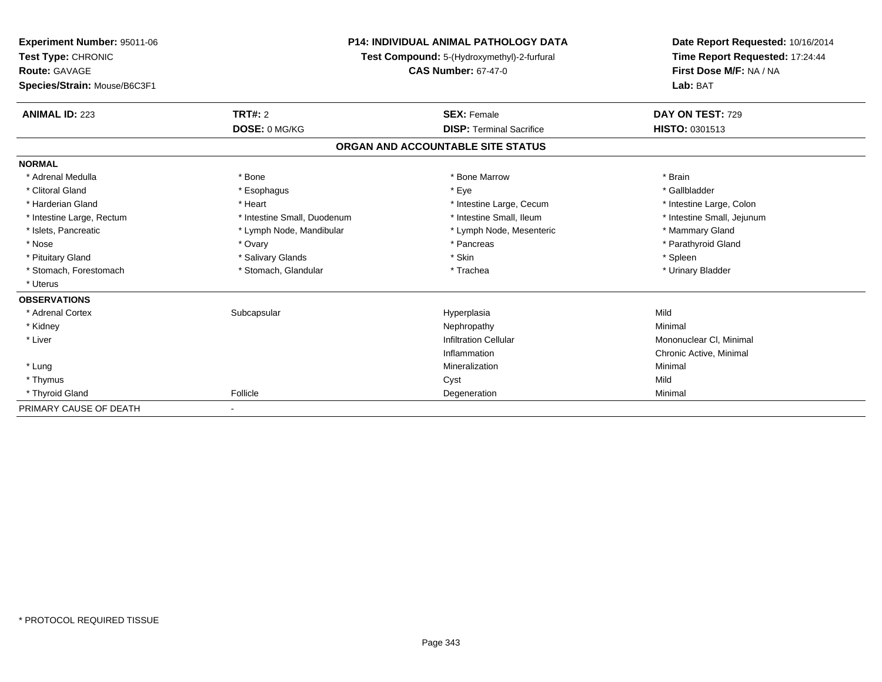**Experiment Number:** 95011-06
**Test Type:** CHRONIC
**Route:** GAVAGE
**Species/Strain:** Mouse/B6C3F1

**P14: INDIVIDUAL ANIMAL PATHOLOGY DATA**
**Test Compound:** 5-(Hydroxymethyl)-2-furfural
**CAS Number:** 67-47-0

**Date Report Requested:** 10/16/2014
**Time Report Requested:** 17:24:44
**First Dose M/F:** NA / NA
**Lab:** BAT

| **ANIMAL ID:** 223 | **TRT#:** 2 | **SEX:** Female | **DAY ON TEST:** 729 |
|---|---|---|---|
| | **DOSE:** 0 MG/KG | **DISP:** Terminal Sacrifice | **HISTO:** 0301513 |

**ORGAN AND ACCOUNTABLE SITE STATUS**

**NORMAL**

| | | | |
|---|---|---|---|
| * Adrenal Medulla | * Bone | * Bone Marrow | * Brain |
| * Clitoral Gland | * Esophagus | * Eye | * Gallbladder |
| * Harderian Gland | * Heart | * Intestine Large, Cecum | * Intestine Large, Colon |
| * Intestine Large, Rectum | * Intestine Small, Duodenum | * Intestine Small, Ileum | * Intestine Small, Jejunum |
| * Islets, Pancreatic | * Lymph Node, Mandibular | * Lymph Node, Mesenteric | * Mammary Gland |
| * Nose | * Ovary | * Pancreas | * Parathyroid Gland |
| * Pituitary Gland | * Salivary Glands | * Skin | * Spleen |
| * Stomach, Forestomach | * Stomach, Glandular | * Trachea | * Urinary Bladder |
| * Uterus | | | |

**OBSERVATIONS**

| | | | |
|---|---|---|---|
| * Adrenal Cortex | Subcapsular | Hyperplasia | Mild |
| * Kidney | | Nephropathy | Minimal |
| * Liver | | Infiltration Cellular | Mononuclear Cl, Minimal |
| | | Inflammation | Chronic Active, Minimal |
| * Lung | | Mineralization | Minimal |
| * Thymus | | Cyst | Mild |
| * Thyroid Gland | Follicle | Degeneration | Minimal |

PRIMARY CAUSE OF DEATH -

* PROTOCOL REQUIRED TISSUE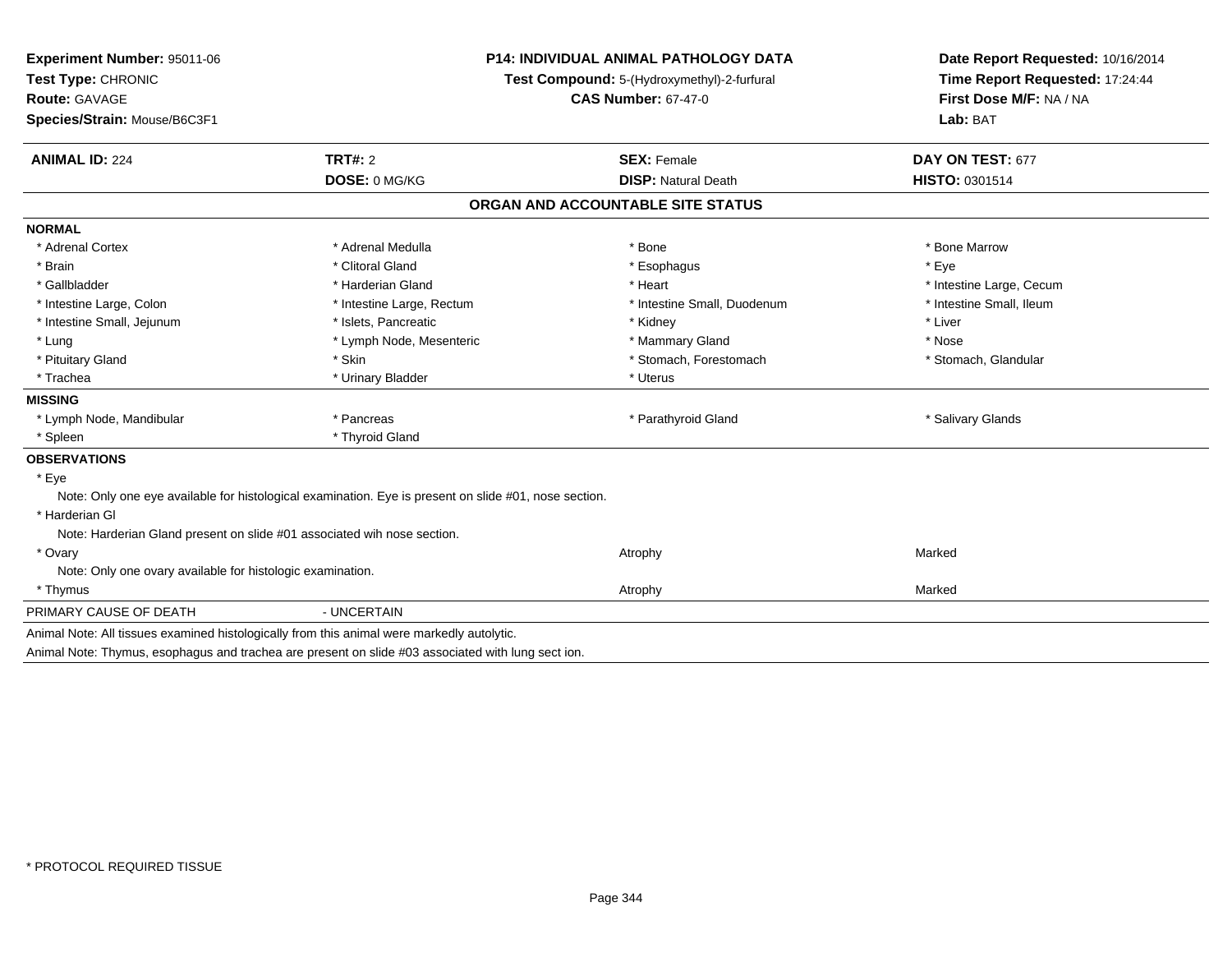**Experiment Number:** 95011-06
**Test Type:** CHRONIC
**Route:** GAVAGE
**Species/Strain:** Mouse/B6C3F1

**P14: INDIVIDUAL ANIMAL PATHOLOGY DATA**
**Test Compound:** 5-(Hydroxymethyl)-2-furfural
**CAS Number:** 67-47-0

**Date Report Requested:** 10/16/2014
**Time Report Requested:** 17:24:44
**First Dose M/F:** NA / NA
**Lab:** BAT

| **ANIMAL ID:** 224 | **TRT#:** 2 | **SEX:** Female | **DAY ON TEST:** 677 |
|---|---|---|---|
| | **DOSE:** 0 MG/KG | **DISP:** Natural Death | **HISTO:** 0301514 |

## ORGAN AND ACCOUNTABLE SITE STATUS

**NORMAL**

| | | | |
|---|---|---|---|
| * Adrenal Cortex | * Adrenal Medulla | * Bone | * Bone Marrow |
| * Brain | * Clitoral Gland | * Esophagus | * Eye |
| * Gallbladder | * Harderian Gland | * Heart | * Intestine Large, Cecum |
| * Intestine Large, Colon | * Intestine Large, Rectum | * Intestine Small, Duodenum | * Intestine Small, Ileum |
| * Intestine Small, Jejunum | * Islets, Pancreatic | * Kidney | * Liver |
| * Lung | * Lymph Node, Mesenteric | * Mammary Gland | * Nose |
| * Pituitary Gland | * Skin | * Stomach, Forestomach | * Stomach, Glandular |
| * Trachea | * Urinary Bladder | * Uterus | |

**MISSING**

| | | | |
|---|---|---|---|
| * Lymph Node, Mandibular | * Pancreas | * Parathyroid Gland | * Salivary Glands |
| * Spleen | * Thyroid Gland | | |

**OBSERVATIONS**

* Eye
  Note: Only one eye available for histological examination. Eye is present on slide #01, nose section.
* Harderian Gl
  Note: Harderian Gland present on slide #01 associated wih nose section.
* Ovary — Atrophy — Marked
  Note: Only one ovary available for histologic examination.
* Thymus — Atrophy — Marked

PRIMARY CAUSE OF DEATH - UNCERTAIN

Animal Note: All tissues examined histologically from this animal were markedly autolytic.
Animal Note: Thymus, esophagus and trachea are present on slide #03 associated with lung sect ion.

* PROTOCOL REQUIRED TISSUE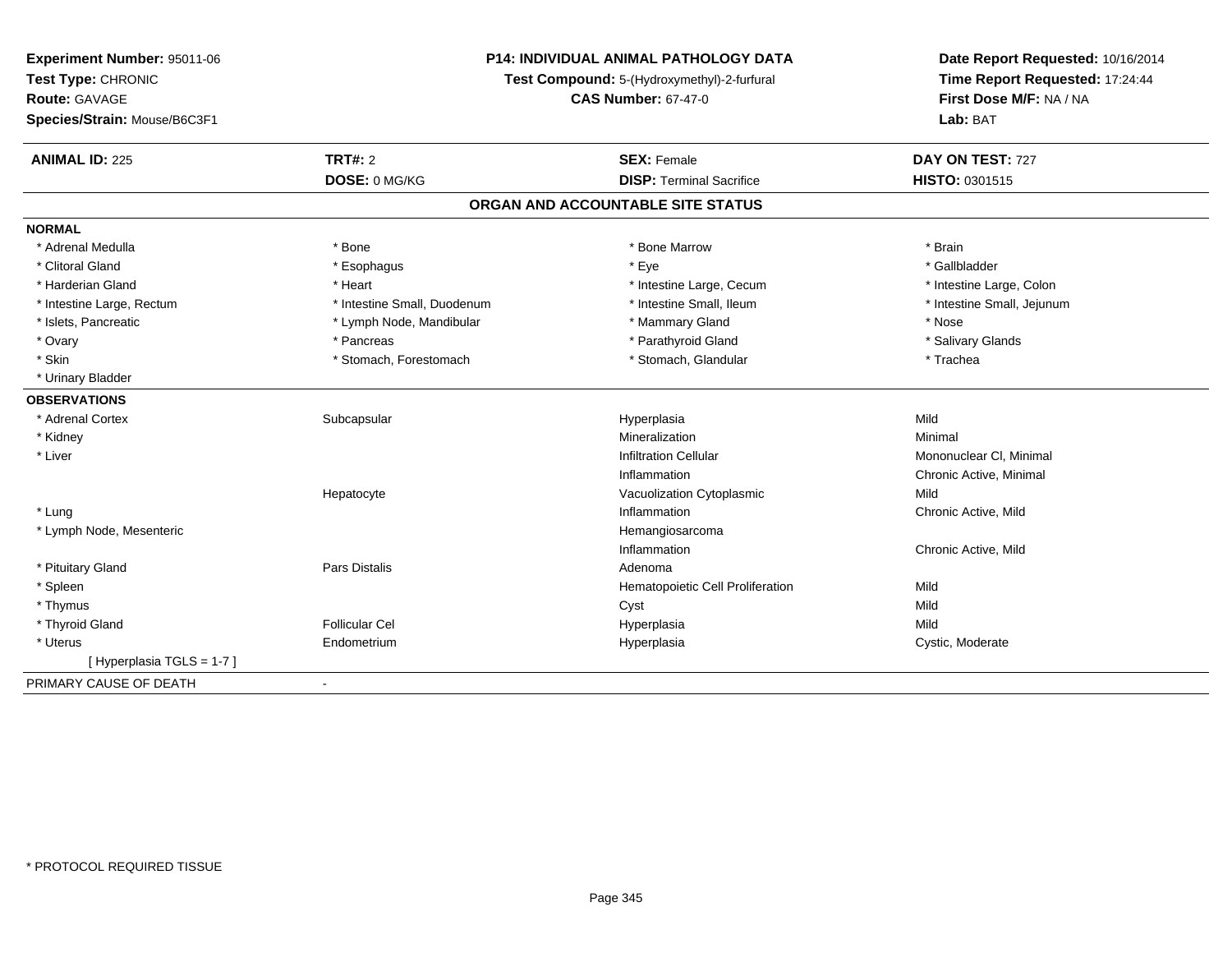**Experiment Number:** 95011-06
**Test Type:** CHRONIC
**Route:** GAVAGE
**Species/Strain:** Mouse/B6C3F1

**P14: INDIVIDUAL ANIMAL PATHOLOGY DATA**
**Test Compound:** 5-(Hydroxymethyl)-2-furfural
**CAS Number:** 67-47-0

**Date Report Requested:** 10/16/2014
**Time Report Requested:** 17:24:44
**First Dose M/F:** NA / NA
**Lab:** BAT

| **ANIMAL ID:** 225 | **TRT#:** 2 | **SEX:** Female | **DAY ON TEST:** 727 |
|---|---|---|---|
| | **DOSE:** 0 MG/KG | **DISP:** Terminal Sacrifice | **HISTO:** 0301515 |

## ORGAN AND ACCOUNTABLE SITE STATUS

**NORMAL**

| | | | |
|---|---|---|---|
| * Adrenal Medulla | * Bone | * Bone Marrow | * Brain |
| * Clitoral Gland | * Esophagus | * Eye | * Gallbladder |
| * Harderian Gland | * Heart | * Intestine Large, Cecum | * Intestine Large, Colon |
| * Intestine Large, Rectum | * Intestine Small, Duodenum | * Intestine Small, Ileum | * Intestine Small, Jejunum |
| * Islets, Pancreatic | * Lymph Node, Mandibular | * Mammary Gland | * Nose |
| * Ovary | * Pancreas | * Parathyroid Gland | * Salivary Glands |
| * Skin | * Stomach, Forestomach | * Stomach, Glandular | * Trachea |
| * Urinary Bladder | | | |

**OBSERVATIONS**

| | | | |
|---|---|---|---|
| * Adrenal Cortex | Subcapsular | Hyperplasia | Mild |
| * Kidney | | Mineralization | Minimal |
| * Liver | | Infiltration Cellular | Mononuclear Cl, Minimal |
| | | Inflammation | Chronic Active, Minimal |
| | Hepatocyte | Vacuolization Cytoplasmic | Mild |
| * Lung | | Inflammation | Chronic Active, Mild |
| * Lymph Node, Mesenteric | | Hemangiosarcoma | |
| | | Inflammation | Chronic Active, Mild |
| * Pituitary Gland | Pars Distalis | Adenoma | |
| * Spleen | | Hematopoietic Cell Proliferation | Mild |
| * Thymus | | Cyst | Mild |
| * Thyroid Gland | Follicular Cel | Hyperplasia | Mild |
| * Uterus | Endometrium | Hyperplasia | Cystic, Moderate |
| [ Hyperplasia TGLS = 1-7 ] | | | |

PRIMARY CAUSE OF DEATH -

* PROTOCOL REQUIRED TISSUE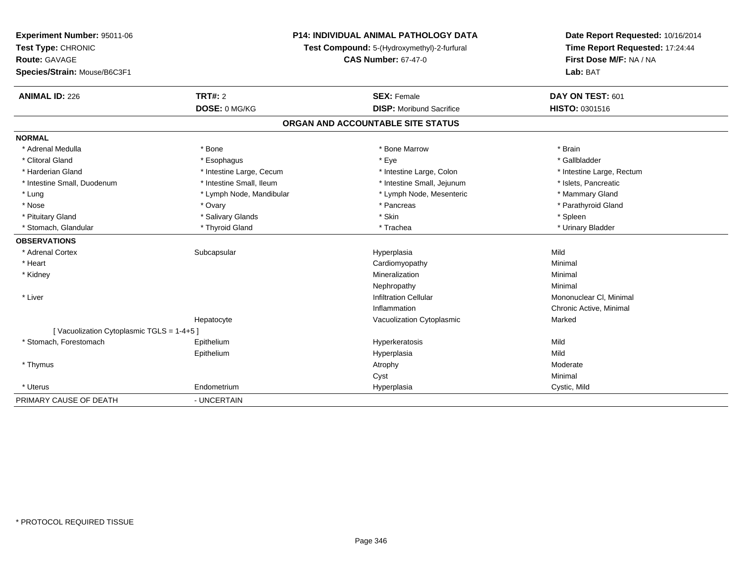**Experiment Number:** 95011-06
**Test Type:** CHRONIC
**Route:** GAVAGE
**Species/Strain:** Mouse/B6C3F1

**P14: INDIVIDUAL ANIMAL PATHOLOGY DATA**
**Test Compound:** 5-(Hydroxymethyl)-2-furfural
**CAS Number:** 67-47-0

**Date Report Requested:** 10/16/2014
**Time Report Requested:** 17:24:44
**First Dose M/F:** NA / NA
**Lab:** BAT

| **ANIMAL ID:** 226 | **TRT#:** 2 | **SEX:** Female | **DAY ON TEST:** 601 |
|---|---|---|---|
| | **DOSE:** 0 MG/KG | **DISP:** Moribund Sacrifice | **HISTO:** 0301516 |

## ORGAN AND ACCOUNTABLE SITE STATUS

| | | | |
|---|---|---|---|
| **NORMAL** | | | |
| * Adrenal Medulla | * Bone | * Bone Marrow | * Brain |
| * Clitoral Gland | * Esophagus | * Eye | * Gallbladder |
| * Harderian Gland | * Intestine Large, Cecum | * Intestine Large, Colon | * Intestine Large, Rectum |
| * Intestine Small, Duodenum | * Intestine Small, Ileum | * Intestine Small, Jejunum | * Islets, Pancreatic |
| * Lung | * Lymph Node, Mandibular | * Lymph Node, Mesenteric | * Mammary Gland |
| * Nose | * Ovary | * Pancreas | * Parathyroid Gland |
| * Pituitary Gland | * Salivary Glands | * Skin | * Spleen |
| * Stomach, Glandular | * Thyroid Gland | * Trachea | * Urinary Bladder |
| **OBSERVATIONS** | | | |
| * Adrenal Cortex | Subcapsular | Hyperplasia | Mild |
| * Heart | | Cardiomyopathy | Minimal |
| * Kidney | | Mineralization | Minimal |
| | | Nephropathy | Minimal |
| * Liver | | Infiltration Cellular | Mononuclear Cl, Minimal |
| | | Inflammation | Chronic Active, Minimal |
| | Hepatocyte | Vacuolization Cytoplasmic | Marked |
| [ Vacuolization Cytoplasmic TGLS = 1-4+5 ] | | | |
| * Stomach, Forestomach | Epithelium | Hyperkeratosis | Mild |
| | Epithelium | Hyperplasia | Mild |
| * Thymus | | Atrophy | Moderate |
| | | Cyst | Minimal |
| * Uterus | Endometrium | Hyperplasia | Cystic, Mild |
| PRIMARY CAUSE OF DEATH | - UNCERTAIN | | |

* PROTOCOL REQUIRED TISSUE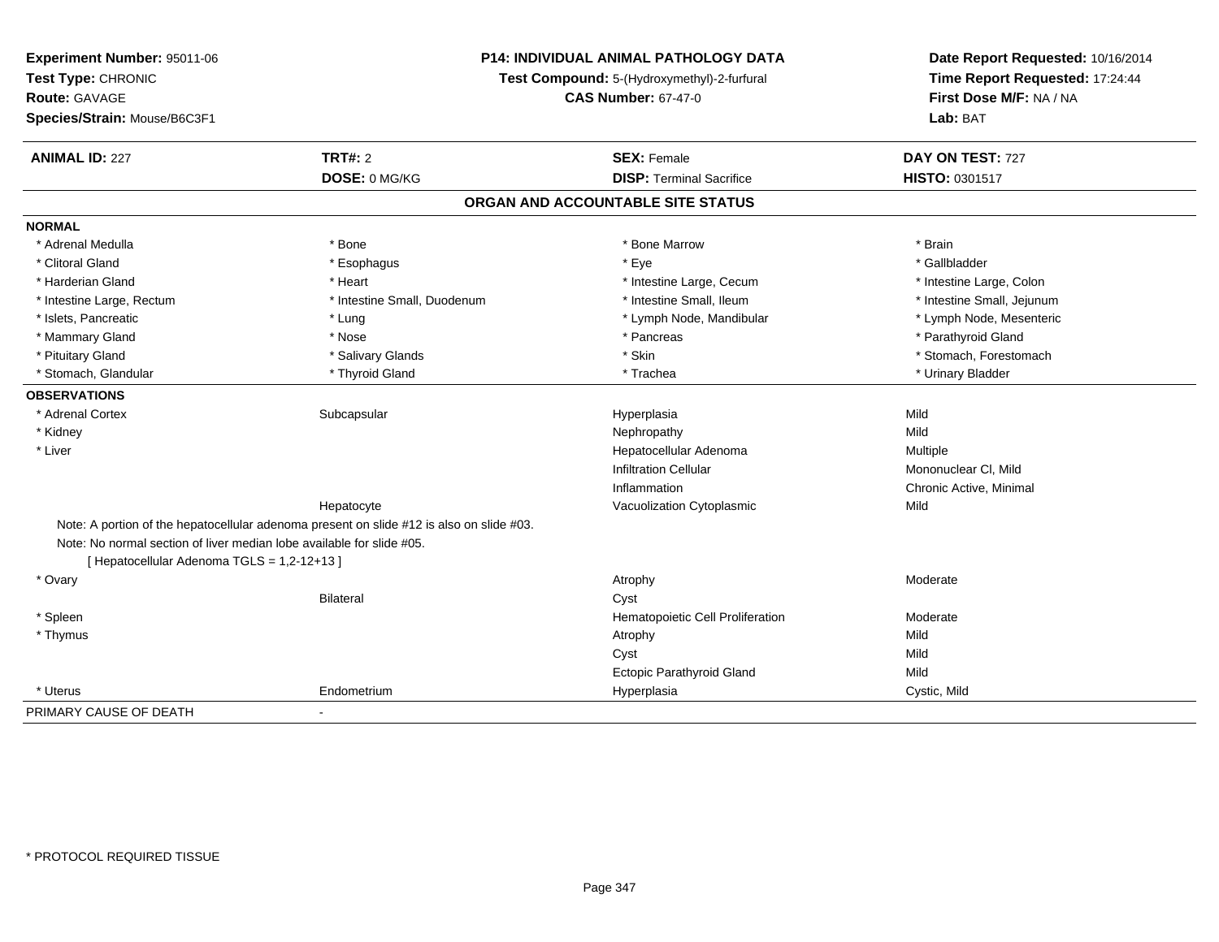**Experiment Number:** 95011-06
**Test Type:** CHRONIC
**Route:** GAVAGE
**Species/Strain:** Mouse/B6C3F1

**P14: INDIVIDUAL ANIMAL PATHOLOGY DATA**
**Test Compound:** 5-(Hydroxymethyl)-2-furfural
**CAS Number:** 67-47-0

**Date Report Requested:** 10/16/2014
**Time Report Requested:** 17:24:44
**First Dose M/F:** NA / NA
**Lab:** BAT

| **ANIMAL ID:** 227 | **TRT#:** 2 | **SEX:** Female | **DAY ON TEST:** 727 |
|---|---|---|---|
| | **DOSE:** 0 MG/KG | **DISP:** Terminal Sacrifice | **HISTO:** 0301517 |

## ORGAN AND ACCOUNTABLE SITE STATUS

**NORMAL**

| | | | |
|---|---|---|---|
| * Adrenal Medulla | * Bone | * Bone Marrow | * Brain |
| * Clitoral Gland | * Esophagus | * Eye | * Gallbladder |
| * Harderian Gland | * Heart | * Intestine Large, Cecum | * Intestine Large, Colon |
| * Intestine Large, Rectum | * Intestine Small, Duodenum | * Intestine Small, Ileum | * Intestine Small, Jejunum |
| * Islets, Pancreatic | * Lung | * Lymph Node, Mandibular | * Lymph Node, Mesenteric |
| * Mammary Gland | * Nose | * Pancreas | * Parathyroid Gland |
| * Pituitary Gland | * Salivary Glands | * Skin | * Stomach, Forestomach |
| * Stomach, Glandular | * Thyroid Gland | * Trachea | * Urinary Bladder |

**OBSERVATIONS**

| | | | |
|---|---|---|---|
| * Adrenal Cortex | Subcapsular | Hyperplasia | Mild |
| * Kidney | | Nephropathy | Mild |
| * Liver | | Hepatocellular Adenoma | Multiple |
| | | Infiltration Cellular | Mononuclear Cl, Mild |
| | | Inflammation | Chronic Active, Minimal |
| | Hepatocyte | Vacuolization Cytoplasmic | Mild |

Note: A portion of the hepatocellular adenoma present on slide #12 is also on slide #03.
Note: No normal section of liver median lobe available for slide #05.
[ Hepatocellular Adenoma TGLS = 1,2-12+13 ]

| | | | |
|---|---|---|---|
| * Ovary | | Atrophy | Moderate |
| | Bilateral | Cyst | |
| * Spleen | | Hematopoietic Cell Proliferation | Moderate |
| * Thymus | | Atrophy | Mild |
| | | Cyst | Mild |
| | | Ectopic Parathyroid Gland | Mild |
| * Uterus | Endometrium | Hyperplasia | Cystic, Mild |

PRIMARY CAUSE OF DEATH -

* PROTOCOL REQUIRED TISSUE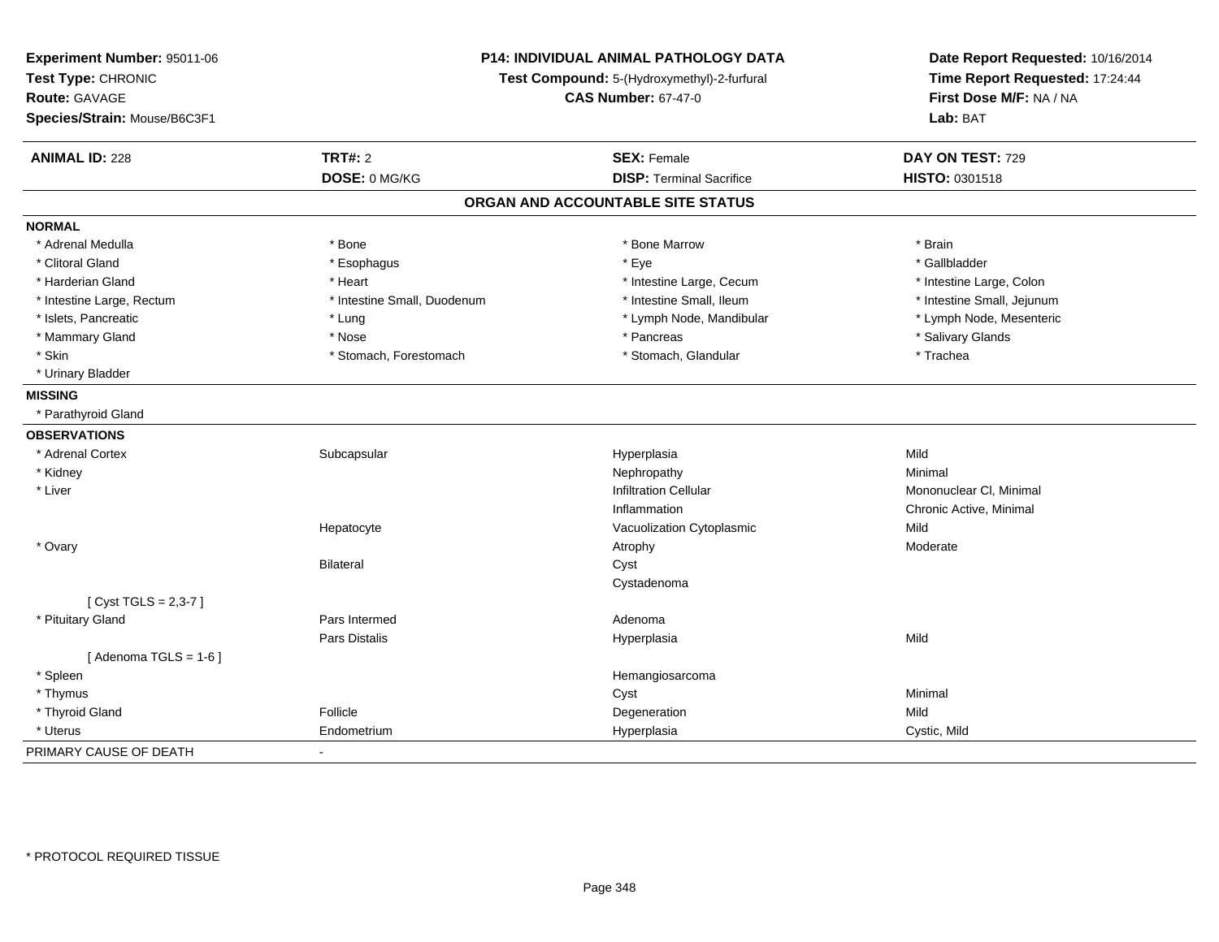**Experiment Number:** 95011-06
**Test Type:** CHRONIC
**Route:** GAVAGE
**Species/Strain:** Mouse/B6C3F1

**P14: INDIVIDUAL ANIMAL PATHOLOGY DATA**
**Test Compound:** 5-(Hydroxymethyl)-2-furfural
**CAS Number:** 67-47-0

**Date Report Requested:** 10/16/2014
**Time Report Requested:** 17:24:44
**First Dose M/F:** NA / NA
**Lab:** BAT

| **ANIMAL ID:** 228 | **TRT#:** 2 | **SEX:** Female | **DAY ON TEST:** 729 |
|---|---|---|---|
| | **DOSE:** 0 MG/KG | **DISP:** Terminal Sacrifice | **HISTO:** 0301518 |

## ORGAN AND ACCOUNTABLE SITE STATUS

**NORMAL**

| | | | |
|---|---|---|---|
| * Adrenal Medulla | * Bone | * Bone Marrow | * Brain |
| * Clitoral Gland | * Esophagus | * Eye | * Gallbladder |
| * Harderian Gland | * Heart | * Intestine Large, Cecum | * Intestine Large, Colon |
| * Intestine Large, Rectum | * Intestine Small, Duodenum | * Intestine Small, Ileum | * Intestine Small, Jejunum |
| * Islets, Pancreatic | * Lung | * Lymph Node, Mandibular | * Lymph Node, Mesenteric |
| * Mammary Gland | * Nose | * Pancreas | * Salivary Glands |
| * Skin | * Stomach, Forestomach | * Stomach, Glandular | * Trachea |
| * Urinary Bladder | | | |

**MISSING**

* Parathyroid Gland

**OBSERVATIONS**

| | | | |
|---|---|---|---|
| * Adrenal Cortex | Subcapsular | Hyperplasia | Mild |
| * Kidney | | Nephropathy | Minimal |
| * Liver | | Infiltration Cellular | Mononuclear Cl, Minimal |
| | | Inflammation | Chronic Active, Minimal |
| | Hepatocyte | Vacuolization Cytoplasmic | Mild |
| * Ovary | | Atrophy | Moderate |
| | Bilateral | Cyst | |
| | | Cystadenoma | |
| [ Cyst TGLS = 2,3-7 ] | | | |
| * Pituitary Gland | Pars Intermed | Adenoma | |
| | Pars Distalis | Hyperplasia | Mild |
| [ Adenoma TGLS = 1-6 ] | | | |
| * Spleen | | Hemangiosarcoma | |
| * Thymus | | Cyst | Minimal |
| * Thyroid Gland | Follicle | Degeneration | Mild |
| * Uterus | Endometrium | Hyperplasia | Cystic, Mild |

PRIMARY CAUSE OF DEATH -

* PROTOCOL REQUIRED TISSUE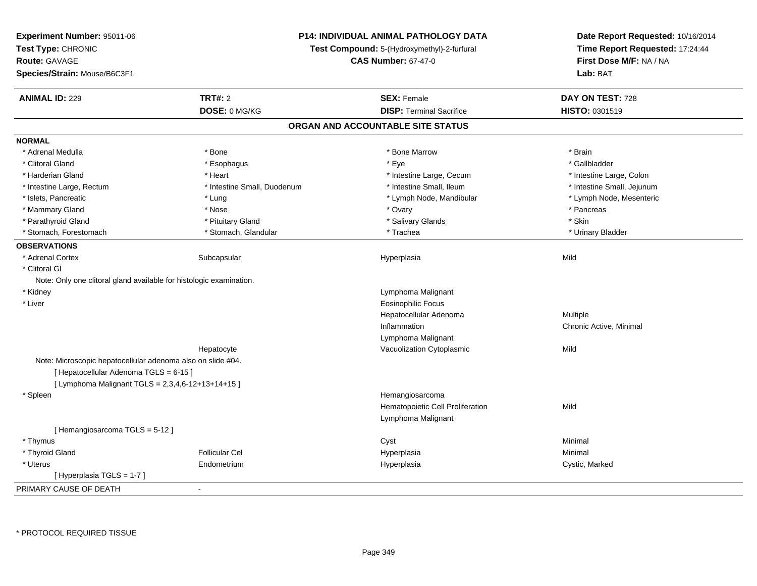**Experiment Number:** 95011-06
**Test Type:** CHRONIC
**Route:** GAVAGE
**Species/Strain:** Mouse/B6C3F1

**P14: INDIVIDUAL ANIMAL PATHOLOGY DATA**
**Test Compound:** 5-(Hydroxymethyl)-2-furfural
**CAS Number:** 67-47-0

**Date Report Requested:** 10/16/2014
**Time Report Requested:** 17:24:44
**First Dose M/F:** NA / NA
**Lab:** BAT

| **ANIMAL ID:** 229 | **TRT#:** 2 | **SEX:** Female | **DAY ON TEST:** 728 |
|---|---|---|---|
| | **DOSE:** 0 MG/KG | **DISP:** Terminal Sacrifice | **HISTO:** 0301519 |

## ORGAN AND ACCOUNTABLE SITE STATUS

**NORMAL**

| | | | |
|---|---|---|---|
| * Adrenal Medulla | * Bone | * Bone Marrow | * Brain |
| * Clitoral Gland | * Esophagus | * Eye | * Gallbladder |
| * Harderian Gland | * Heart | * Intestine Large, Cecum | * Intestine Large, Colon |
| * Intestine Large, Rectum | * Intestine Small, Duodenum | * Intestine Small, Ileum | * Intestine Small, Jejunum |
| * Islets, Pancreatic | * Lung | * Lymph Node, Mandibular | * Lymph Node, Mesenteric |
| * Mammary Gland | * Nose | * Ovary | * Pancreas |
| * Parathyroid Gland | * Pituitary Gland | * Salivary Glands | * Skin |
| * Stomach, Forestomach | * Stomach, Glandular | * Trachea | * Urinary Bladder |

**OBSERVATIONS**

| | | | |
|---|---|---|---|
| * Adrenal Cortex | Subcapsular | Hyperplasia | Mild |
| * Clitoral Gl | | | |
| Note: Only one clitoral gland available for histologic examination. | | | |
| * Kidney | | Lymphoma Malignant | |
| * Liver | | Eosinophilic Focus | |
| | | Hepatocellular Adenoma | Multiple |
| | | Inflammation | Chronic Active, Minimal |
| | | Lymphoma Malignant | |
| | Hepatocyte | Vacuolization Cytoplasmic | Mild |
| Note: Microscopic hepatocellular adenoma also on slide #04. | | | |
| [ Hepatocellular Adenoma TGLS = 6-15 ] | | | |
| [ Lymphoma Malignant TGLS = 2,3,4,6-12+13+14+15 ] | | | |
| * Spleen | | Hemangiosarcoma | |
| | | Hematopoietic Cell Proliferation | Mild |
| | | Lymphoma Malignant | |
| [ Hemangiosarcoma TGLS = 5-12 ] | | | |
| * Thymus | | Cyst | Minimal |
| * Thyroid Gland | Follicular Cel | Hyperplasia | Minimal |
| * Uterus | Endometrium | Hyperplasia | Cystic, Marked |
| [ Hyperplasia TGLS = 1-7 ] | | | |

PRIMARY CAUSE OF DEATH -

* PROTOCOL REQUIRED TISSUE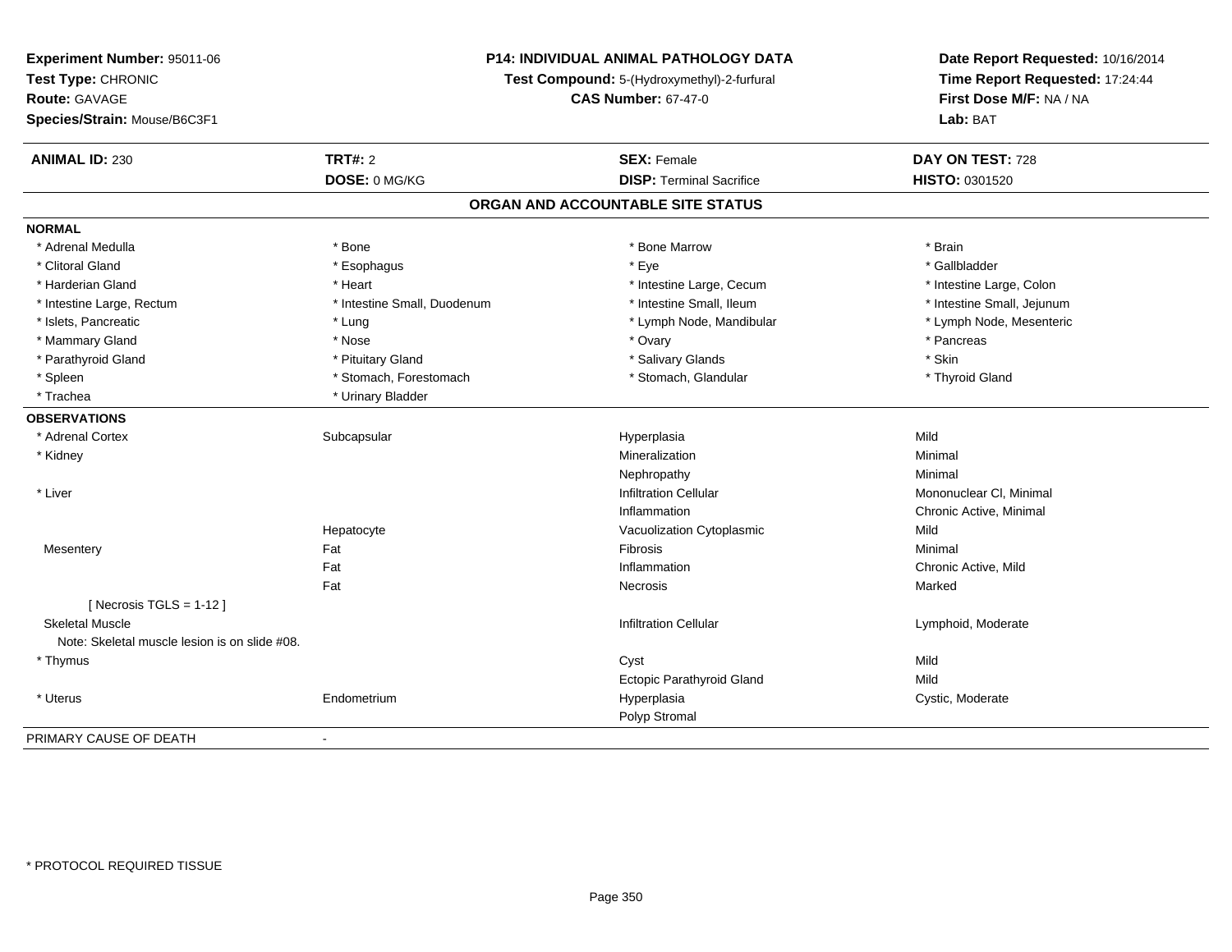**Experiment Number:** 95011-06
**Test Type:** CHRONIC
**Route:** GAVAGE
**Species/Strain:** Mouse/B6C3F1

**P14: INDIVIDUAL ANIMAL PATHOLOGY DATA**
**Test Compound:** 5-(Hydroxymethyl)-2-furfural
**CAS Number:** 67-47-0

**Date Report Requested:** 10/16/2014
**Time Report Requested:** 17:24:44
**First Dose M/F:** NA / NA
**Lab:** BAT

| **ANIMAL ID:** 230 | **TRT#:** 2 | **SEX:** Female | **DAY ON TEST:** 728 |
|---|---|---|---|
| | **DOSE:** 0 MG/KG | **DISP:** Terminal Sacrifice | **HISTO:** 0301520 |

## ORGAN AND ACCOUNTABLE SITE STATUS

**NORMAL**

| | | | |
|---|---|---|---|
| * Adrenal Medulla | * Bone | * Bone Marrow | * Brain |
| * Clitoral Gland | * Esophagus | * Eye | * Gallbladder |
| * Harderian Gland | * Heart | * Intestine Large, Cecum | * Intestine Large, Colon |
| * Intestine Large, Rectum | * Intestine Small, Duodenum | * Intestine Small, Ileum | * Intestine Small, Jejunum |
| * Islets, Pancreatic | * Lung | * Lymph Node, Mandibular | * Lymph Node, Mesenteric |
| * Mammary Gland | * Nose | * Ovary | * Pancreas |
| * Parathyroid Gland | * Pituitary Gland | * Salivary Glands | * Skin |
| * Spleen | * Stomach, Forestomach | * Stomach, Glandular | * Thyroid Gland |
| * Trachea | * Urinary Bladder | | |

**OBSERVATIONS**

| | | | |
|---|---|---|---|
| * Adrenal Cortex | Subcapsular | Hyperplasia | Mild |
| * Kidney | | Mineralization | Minimal |
| | | Nephropathy | Minimal |
| * Liver | | Infiltration Cellular | Mononuclear Cl, Minimal |
| | | Inflammation | Chronic Active, Minimal |
| | Hepatocyte | Vacuolization Cytoplasmic | Mild |
| Mesentery | Fat | Fibrosis | Minimal |
| | Fat | Inflammation | Chronic Active, Mild |
| | Fat | Necrosis | Marked |
| [ Necrosis TGLS = 1-12 ] | | | |
| Skeletal Muscle | | Infiltration Cellular | Lymphoid, Moderate |
| Note: Skeletal muscle lesion is on slide #08. | | | |
| * Thymus | | Cyst | Mild |
| | | Ectopic Parathyroid Gland | Mild |
| * Uterus | Endometrium | Hyperplasia | Cystic, Moderate |
| | | Polyp Stromal | |

PRIMARY CAUSE OF DEATH -

* PROTOCOL REQUIRED TISSUE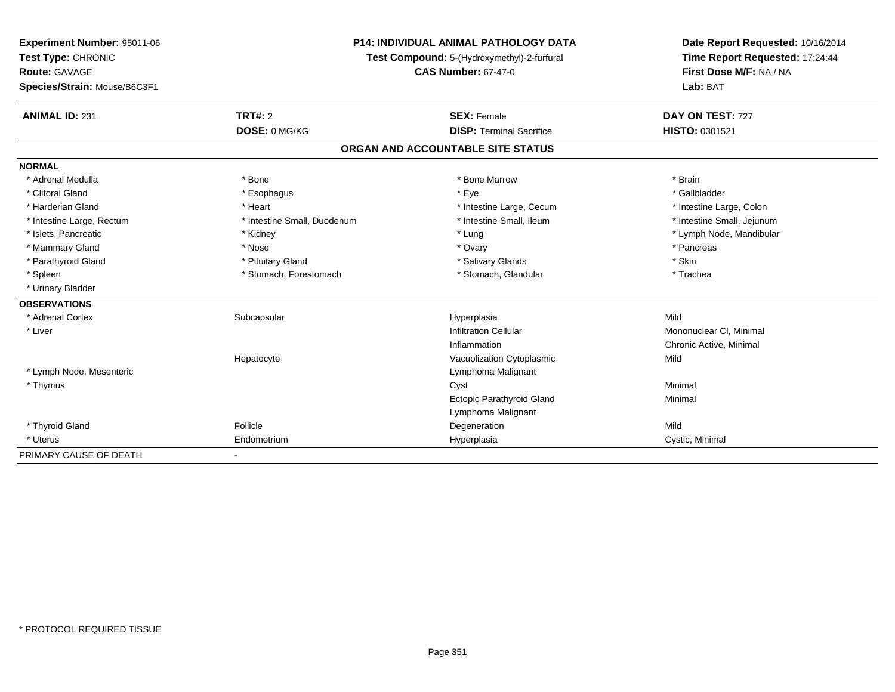**Experiment Number:** 95011-06
**Test Type:** CHRONIC
**Route:** GAVAGE
**Species/Strain:** Mouse/B6C3F1

**P14: INDIVIDUAL ANIMAL PATHOLOGY DATA**
**Test Compound:** 5-(Hydroxymethyl)-2-furfural
**CAS Number:** 67-47-0

**Date Report Requested:** 10/16/2014
**Time Report Requested:** 17:24:44
**First Dose M/F:** NA / NA
**Lab:** BAT

| **ANIMAL ID:** 231 | **TRT#:** 2 | **SEX:** Female | **DAY ON TEST:** 727 |
|---|---|---|---|
| | **DOSE:** 0 MG/KG | **DISP:** Terminal Sacrifice | **HISTO:** 0301521 |

## ORGAN AND ACCOUNTABLE SITE STATUS

| | | | |
|---|---|---|---|
| **NORMAL** | | | |
| * Adrenal Medulla | * Bone | * Bone Marrow | * Brain |
| * Clitoral Gland | * Esophagus | * Eye | * Gallbladder |
| * Harderian Gland | * Heart | * Intestine Large, Cecum | * Intestine Large, Colon |
| * Intestine Large, Rectum | * Intestine Small, Duodenum | * Intestine Small, Ileum | * Intestine Small, Jejunum |
| * Islets, Pancreatic | * Kidney | * Lung | * Lymph Node, Mandibular |
| * Mammary Gland | * Nose | * Ovary | * Pancreas |
| * Parathyroid Gland | * Pituitary Gland | * Salivary Glands | * Skin |
| * Spleen | * Stomach, Forestomach | * Stomach, Glandular | * Trachea |
| * Urinary Bladder | | | |
| **OBSERVATIONS** | | | |
| * Adrenal Cortex | Subcapsular | Hyperplasia | Mild |
| * Liver | | Infiltration Cellular | Mononuclear Cl, Minimal |
| | | Inflammation | Chronic Active, Minimal |
| | Hepatocyte | Vacuolization Cytoplasmic | Mild |
| * Lymph Node, Mesenteric | | Lymphoma Malignant | |
| * Thymus | | Cyst | Minimal |
| | | Ectopic Parathyroid Gland | Minimal |
| | | Lymphoma Malignant | |
| * Thyroid Gland | Follicle | Degeneration | Mild |
| * Uterus | Endometrium | Hyperplasia | Cystic, Minimal |
| PRIMARY CAUSE OF DEATH | - | | |

\* PROTOCOL REQUIRED TISSUE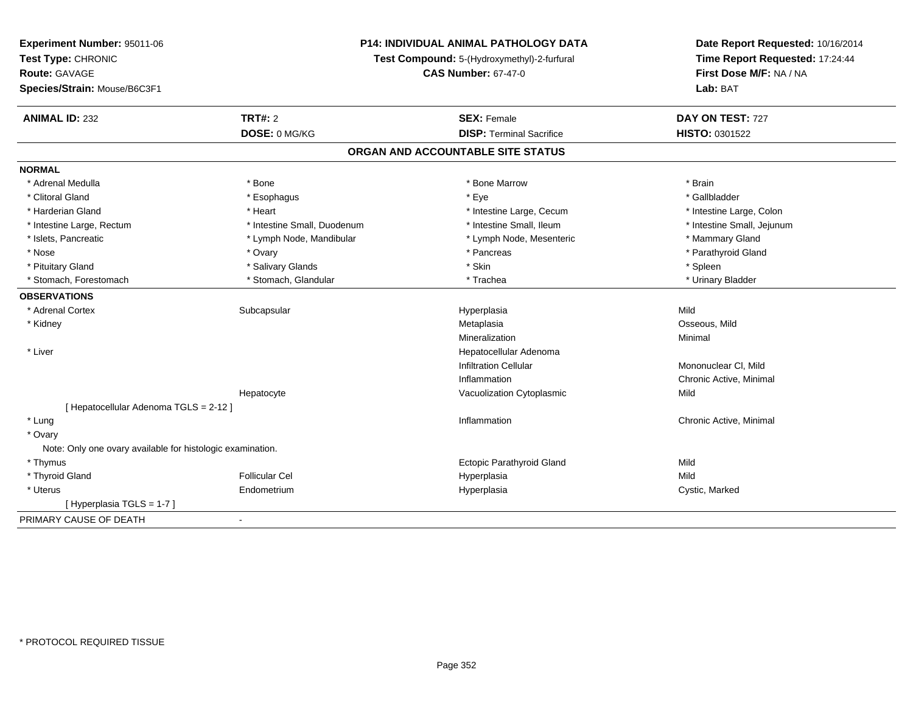**Experiment Number:** 95011-06
**Test Type:** CHRONIC
**Route:** GAVAGE
**Species/Strain:** Mouse/B6C3F1

**P14: INDIVIDUAL ANIMAL PATHOLOGY DATA**
**Test Compound:** 5-(Hydroxymethyl)-2-furfural
**CAS Number:** 67-47-0

**Date Report Requested:** 10/16/2014
**Time Report Requested:** 17:24:44
**First Dose M/F:** NA / NA
**Lab:** BAT

| **ANIMAL ID:** 232 | **TRT#:** 2 | **SEX:** Female | **DAY ON TEST:** 727 |
|---|---|---|---|
| | **DOSE:** 0 MG/KG | **DISP:** Terminal Sacrifice | **HISTO:** 0301522 |

## ORGAN AND ACCOUNTABLE SITE STATUS

**NORMAL**

| | | | |
|---|---|---|---|
| * Adrenal Medulla | * Bone | * Bone Marrow | * Brain |
| * Clitoral Gland | * Esophagus | * Eye | * Gallbladder |
| * Harderian Gland | * Heart | * Intestine Large, Cecum | * Intestine Large, Colon |
| * Intestine Large, Rectum | * Intestine Small, Duodenum | * Intestine Small, Ileum | * Intestine Small, Jejunum |
| * Islets, Pancreatic | * Lymph Node, Mandibular | * Lymph Node, Mesenteric | * Mammary Gland |
| * Nose | * Ovary | * Pancreas | * Parathyroid Gland |
| * Pituitary Gland | * Salivary Glands | * Skin | * Spleen |
| * Stomach, Forestomach | * Stomach, Glandular | * Trachea | * Urinary Bladder |

**OBSERVATIONS**

| | | | |
|---|---|---|---|
| * Adrenal Cortex | Subcapsular | Hyperplasia | Mild |
| * Kidney | | Metaplasia | Osseous, Mild |
| | | Mineralization | Minimal |
| * Liver | | Hepatocellular Adenoma | |
| | | Infiltration Cellular | Mononuclear Cl, Mild |
| | | Inflammation | Chronic Active, Minimal |
| | Hepatocyte | Vacuolization Cytoplasmic | Mild |
| [ Hepatocellular Adenoma TGLS = 2-12 ] | | | |
| * Lung | | Inflammation | Chronic Active, Minimal |
| * Ovary | | | |
| Note: Only one ovary available for histologic examination. | | | |
| * Thymus | | Ectopic Parathyroid Gland | Mild |
| * Thyroid Gland | Follicular Cel | Hyperplasia | Mild |
| * Uterus | Endometrium | Hyperplasia | Cystic, Marked |
| [ Hyperplasia TGLS = 1-7 ] | | | |

PRIMARY CAUSE OF DEATH -

* PROTOCOL REQUIRED TISSUE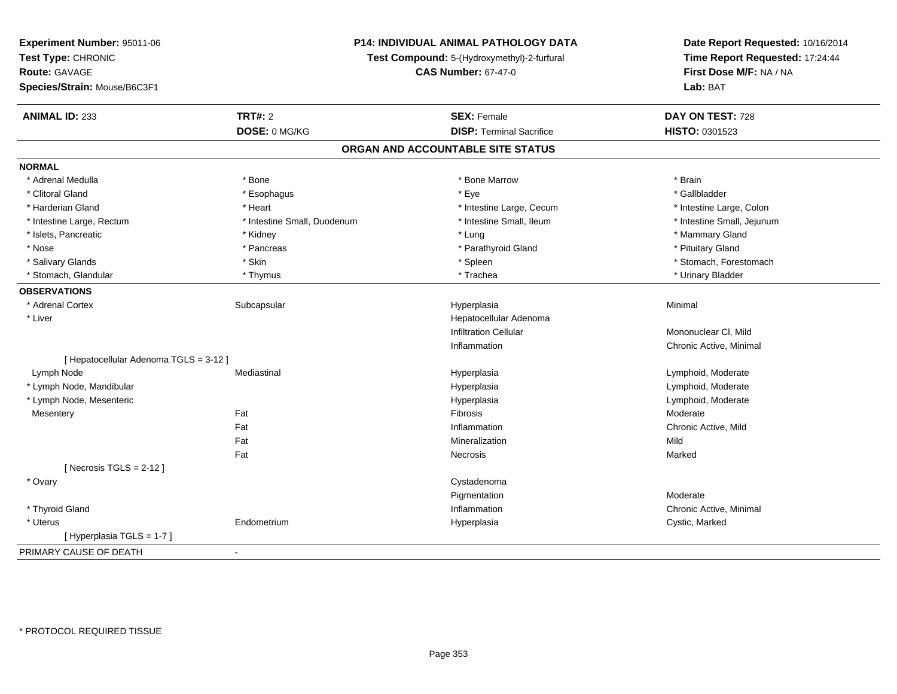**Experiment Number:** 95011-06
**Test Type:** CHRONIC
**Route:** GAVAGE
**Species/Strain:** Mouse/B6C3F1

**P14: INDIVIDUAL ANIMAL PATHOLOGY DATA**
**Test Compound:** 5-(Hydroxymethyl)-2-furfural
**CAS Number:** 67-47-0

**Date Report Requested:** 10/16/2014
**Time Report Requested:** 17:24:44
**First Dose M/F:** NA / NA
**Lab:** BAT

| **ANIMAL ID:** 233 | **TRT#:** 2 | **SEX:** Female | **DAY ON TEST:** 728 |
|---|---|---|---|
| | **DOSE:** 0 MG/KG | **DISP:** Terminal Sacrifice | **HISTO:** 0301523 |

## ORGAN AND ACCOUNTABLE SITE STATUS

**NORMAL**

| | | | |
|---|---|---|---|
| * Adrenal Medulla | * Bone | * Bone Marrow | * Brain |
| * Clitoral Gland | * Esophagus | * Eye | * Gallbladder |
| * Harderian Gland | * Heart | * Intestine Large, Cecum | * Intestine Large, Colon |
| * Intestine Large, Rectum | * Intestine Small, Duodenum | * Intestine Small, Ileum | * Intestine Small, Jejunum |
| * Islets, Pancreatic | * Kidney | * Lung | * Mammary Gland |
| * Nose | * Pancreas | * Parathyroid Gland | * Pituitary Gland |
| * Salivary Glands | * Skin | * Spleen | * Stomach, Forestomach |
| * Stomach, Glandular | * Thymus | * Trachea | * Urinary Bladder |

**OBSERVATIONS**

| | | | |
|---|---|---|---|
| * Adrenal Cortex | Subcapsular | Hyperplasia | Minimal |
| * Liver | | Hepatocellular Adenoma | |
| | | Infiltration Cellular | Mononuclear Cl, Mild |
| | | Inflammation | Chronic Active, Minimal |
| [ Hepatocellular Adenoma TGLS = 3-12 ] | | | |
| Lymph Node | Mediastinal | Hyperplasia | Lymphoid, Moderate |
| * Lymph Node, Mandibular | | Hyperplasia | Lymphoid, Moderate |
| * Lymph Node, Mesenteric | | Hyperplasia | Lymphoid, Moderate |
| Mesentery | Fat | Fibrosis | Moderate |
| | Fat | Inflammation | Chronic Active, Mild |
| | Fat | Mineralization | Mild |
| | Fat | Necrosis | Marked |
| [ Necrosis TGLS = 2-12 ] | | | |
| * Ovary | | Cystadenoma | |
| | | Pigmentation | Moderate |
| * Thyroid Gland | | Inflammation | Chronic Active, Minimal |
| * Uterus | Endometrium | Hyperplasia | Cystic, Marked |
| [ Hyperplasia TGLS = 1-7 ] | | | |

PRIMARY CAUSE OF DEATH -

* PROTOCOL REQUIRED TISSUE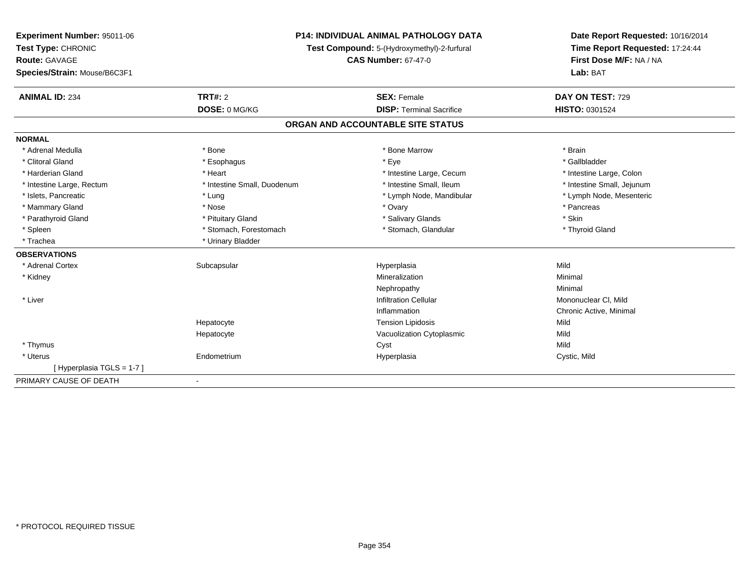**Experiment Number:** 95011-06
**Test Type:** CHRONIC
**Route:** GAVAGE
**Species/Strain:** Mouse/B6C3F1

**P14: INDIVIDUAL ANIMAL PATHOLOGY DATA**
**Test Compound:** 5-(Hydroxymethyl)-2-furfural
**CAS Number:** 67-47-0

**Date Report Requested:** 10/16/2014
**Time Report Requested:** 17:24:44
**First Dose M/F:** NA / NA
**Lab:** BAT

| **ANIMAL ID:** 234 | **TRT#:** 2 | **SEX:** Female | **DAY ON TEST:** 729 |
|---|---|---|---|
| | **DOSE:** 0 MG/KG | **DISP:** Terminal Sacrifice | **HISTO:** 0301524 |

## ORGAN AND ACCOUNTABLE SITE STATUS

**NORMAL**

| | | | |
|---|---|---|---|
| * Adrenal Medulla | * Bone | * Bone Marrow | * Brain |
| * Clitoral Gland | * Esophagus | * Eye | * Gallbladder |
| * Harderian Gland | * Heart | * Intestine Large, Cecum | * Intestine Large, Colon |
| * Intestine Large, Rectum | * Intestine Small, Duodenum | * Intestine Small, Ileum | * Intestine Small, Jejunum |
| * Islets, Pancreatic | * Lung | * Lymph Node, Mandibular | * Lymph Node, Mesenteric |
| * Mammary Gland | * Nose | * Ovary | * Pancreas |
| * Parathyroid Gland | * Pituitary Gland | * Salivary Glands | * Skin |
| * Spleen | * Stomach, Forestomach | * Stomach, Glandular | * Thyroid Gland |
| * Trachea | * Urinary Bladder | | |

**OBSERVATIONS**

| | | | |
|---|---|---|---|
| * Adrenal Cortex | Subcapsular | Hyperplasia | Mild |
| * Kidney | | Mineralization | Minimal |
| | | Nephropathy | Minimal |
| * Liver | | Infiltration Cellular | Mononuclear Cl, Mild |
| | | Inflammation | Chronic Active, Minimal |
| | Hepatocyte | Tension Lipidosis | Mild |
| | Hepatocyte | Vacuolization Cytoplasmic | Mild |
| * Thymus | | Cyst | Mild |
| * Uterus | Endometrium | Hyperplasia | Cystic, Mild |
| [ Hyperplasia TGLS = 1-7 ] | | | |

PRIMARY CAUSE OF DEATH -

* PROTOCOL REQUIRED TISSUE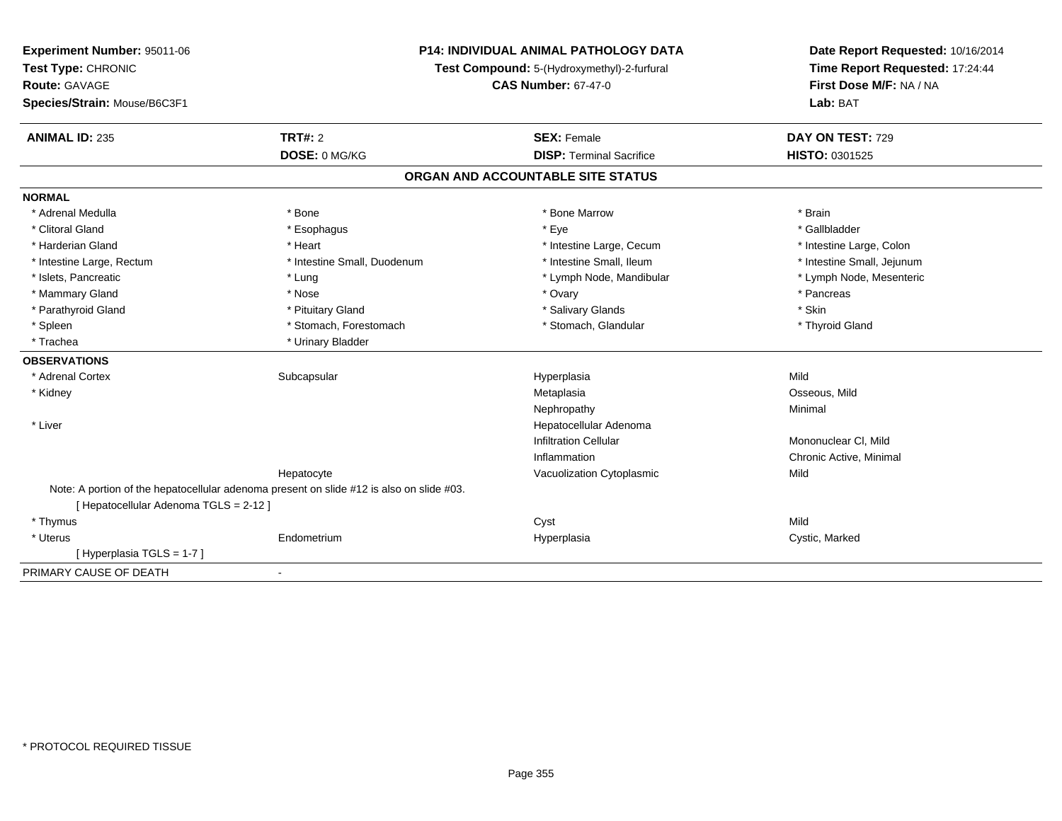**Experiment Number:** 95011-06
**Test Type:** CHRONIC
**Route:** GAVAGE
**Species/Strain:** Mouse/B6C3F1

**P14: INDIVIDUAL ANIMAL PATHOLOGY DATA**
**Test Compound:** 5-(Hydroxymethyl)-2-furfural
**CAS Number:** 67-47-0

**Date Report Requested:** 10/16/2014
**Time Report Requested:** 17:24:44
**First Dose M/F:** NA / NA
**Lab:** BAT

| **ANIMAL ID:** 235 | **TRT#:** 2 | **SEX:** Female | **DAY ON TEST:** 729 |
|---|---|---|---|
| | **DOSE:** 0 MG/KG | **DISP:** Terminal Sacrifice | **HISTO:** 0301525 |

## ORGAN AND ACCOUNTABLE SITE STATUS

**NORMAL**

| | | | |
|---|---|---|---|
| * Adrenal Medulla | * Bone | * Bone Marrow | * Brain |
| * Clitoral Gland | * Esophagus | * Eye | * Gallbladder |
| * Harderian Gland | * Heart | * Intestine Large, Cecum | * Intestine Large, Colon |
| * Intestine Large, Rectum | * Intestine Small, Duodenum | * Intestine Small, Ileum | * Intestine Small, Jejunum |
| * Islets, Pancreatic | * Lung | * Lymph Node, Mandibular | * Lymph Node, Mesenteric |
| * Mammary Gland | * Nose | * Ovary | * Pancreas |
| * Parathyroid Gland | * Pituitary Gland | * Salivary Glands | * Skin |
| * Spleen | * Stomach, Forestomach | * Stomach, Glandular | * Thyroid Gland |
| * Trachea | * Urinary Bladder | | |

**OBSERVATIONS**

| | | | |
|---|---|---|---|
| * Adrenal Cortex | Subcapsular | Hyperplasia | Mild |
| * Kidney | | Metaplasia | Osseous, Mild |
| | | Nephropathy | Minimal |
| * Liver | | Hepatocellular Adenoma | |
| | | Infiltration Cellular | Mononuclear Cl, Mild |
| | | Inflammation | Chronic Active, Minimal |
| | Hepatocyte | Vacuolization Cytoplasmic | Mild |

Note: A portion of the hepatocellular adenoma present on slide #12 is also on slide #03.
[ Hepatocellular Adenoma TGLS = 2-12 ]

| | | | |
|---|---|---|---|
| * Thymus | | Cyst | Mild |
| * Uterus | Endometrium | Hyperplasia | Cystic, Marked |

[ Hyperplasia TGLS = 1-7 ]

PRIMARY CAUSE OF DEATH -

* PROTOCOL REQUIRED TISSUE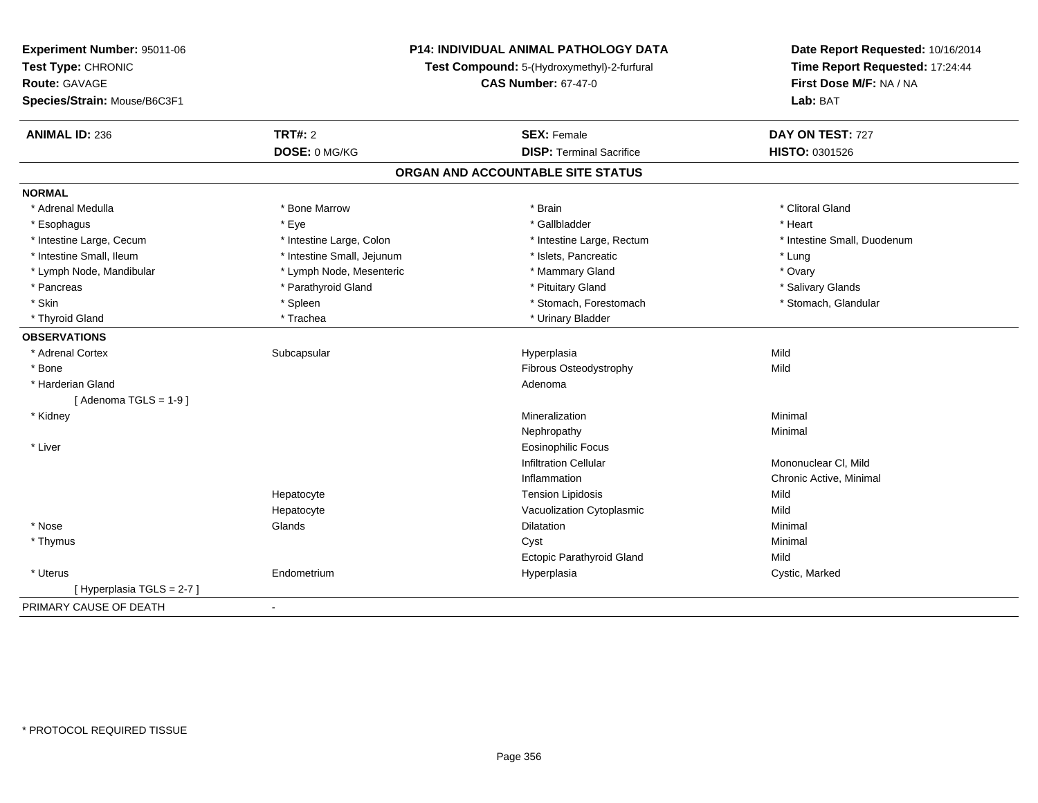**Experiment Number:** 95011-06
**Test Type:** CHRONIC
**Route:** GAVAGE
**Species/Strain:** Mouse/B6C3F1

**P14: INDIVIDUAL ANIMAL PATHOLOGY DATA**
**Test Compound:** 5-(Hydroxymethyl)-2-furfural
**CAS Number:** 67-47-0

**Date Report Requested:** 10/16/2014
**Time Report Requested:** 17:24:44
**First Dose M/F:** NA / NA
**Lab:** BAT

| **ANIMAL ID:** 236 | **TRT#:** 2 | **SEX:** Female | **DAY ON TEST:** 727 |
|---|---|---|---|
| | **DOSE:** 0 MG/KG | **DISP:** Terminal Sacrifice | **HISTO:** 0301526 |

## ORGAN AND ACCOUNTABLE SITE STATUS

**NORMAL**

| | | | |
|---|---|---|---|
| * Adrenal Medulla | * Bone Marrow | * Brain | * Clitoral Gland |
| * Esophagus | * Eye | * Gallbladder | * Heart |
| * Intestine Large, Cecum | * Intestine Large, Colon | * Intestine Large, Rectum | * Intestine Small, Duodenum |
| * Intestine Small, Ileum | * Intestine Small, Jejunum | * Islets, Pancreatic | * Lung |
| * Lymph Node, Mandibular | * Lymph Node, Mesenteric | * Mammary Gland | * Ovary |
| * Pancreas | * Parathyroid Gland | * Pituitary Gland | * Salivary Glands |
| * Skin | * Spleen | * Stomach, Forestomach | * Stomach, Glandular |
| * Thyroid Gland | * Trachea | * Urinary Bladder | |

**OBSERVATIONS**

| | | | |
|---|---|---|---|
| * Adrenal Cortex | Subcapsular | Hyperplasia | Mild |
| * Bone | | Fibrous Osteodystrophy | Mild |
| * Harderian Gland | | Adenoma | |
| [ Adenoma TGLS = 1-9 ] | | | |
| * Kidney | | Mineralization | Minimal |
| | | Nephropathy | Minimal |
| * Liver | | Eosinophilic Focus | |
| | | Infiltration Cellular | Mononuclear Cl, Mild |
| | | Inflammation | Chronic Active, Minimal |
| | Hepatocyte | Tension Lipidosis | Mild |
| | Hepatocyte | Vacuolization Cytoplasmic | Mild |
| * Nose | Glands | Dilatation | Minimal |
| * Thymus | | Cyst | Minimal |
| | | Ectopic Parathyroid Gland | Mild |
| * Uterus | Endometrium | Hyperplasia | Cystic, Marked |
| [ Hyperplasia TGLS = 2-7 ] | | | |

PRIMARY CAUSE OF DEATH -

* PROTOCOL REQUIRED TISSUE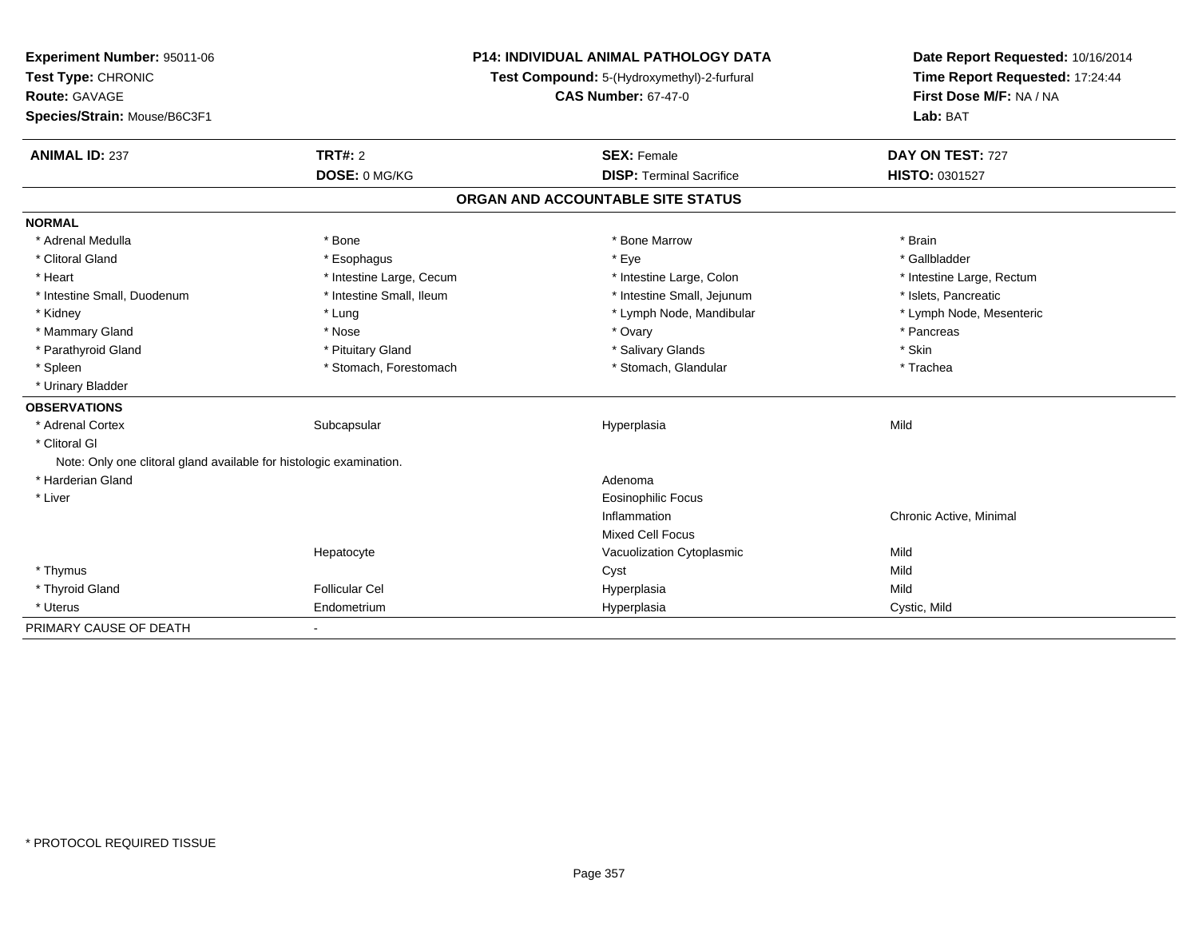**Experiment Number:** 95011-06
**Test Type:** CHRONIC
**Route:** GAVAGE
**Species/Strain:** Mouse/B6C3F1

**P14: INDIVIDUAL ANIMAL PATHOLOGY DATA**
**Test Compound:** 5-(Hydroxymethyl)-2-furfural
**CAS Number:** 67-47-0

**Date Report Requested:** 10/16/2014
**Time Report Requested:** 17:24:44
**First Dose M/F:** NA / NA
**Lab:** BAT

| **ANIMAL ID:** 237 | **TRT#:** 2 | **SEX:** Female | **DAY ON TEST:** 727 |
|---|---|---|---|
| | **DOSE:** 0 MG/KG | **DISP:** Terminal Sacrifice | **HISTO:** 0301527 |

## ORGAN AND ACCOUNTABLE SITE STATUS

**NORMAL**

| | | | |
|---|---|---|---|
| * Adrenal Medulla | * Bone | * Bone Marrow | * Brain |
| * Clitoral Gland | * Esophagus | * Eye | * Gallbladder |
| * Heart | * Intestine Large, Cecum | * Intestine Large, Colon | * Intestine Large, Rectum |
| * Intestine Small, Duodenum | * Intestine Small, Ileum | * Intestine Small, Jejunum | * Islets, Pancreatic |
| * Kidney | * Lung | * Lymph Node, Mandibular | * Lymph Node, Mesenteric |
| * Mammary Gland | * Nose | * Ovary | * Pancreas |
| * Parathyroid Gland | * Pituitary Gland | * Salivary Glands | * Skin |
| * Spleen | * Stomach, Forestomach | * Stomach, Glandular | * Trachea |
| * Urinary Bladder | | | |

**OBSERVATIONS**

| | | | |
|---|---|---|---|
| * Adrenal Cortex | Subcapsular | Hyperplasia | Mild |
| * Clitoral Gl | | | |
| Note: Only one clitoral gland available for histologic examination. | | | |
| * Harderian Gland | | Adenoma | |
| * Liver | | Eosinophilic Focus | |
| | | Inflammation | Chronic Active, Minimal |
| | | Mixed Cell Focus | |
| | Hepatocyte | Vacuolization Cytoplasmic | Mild |
| * Thymus | | Cyst | Mild |
| * Thyroid Gland | Follicular Cel | Hyperplasia | Mild |
| * Uterus | Endometrium | Hyperplasia | Cystic, Mild |

PRIMARY CAUSE OF DEATH -

* PROTOCOL REQUIRED TISSUE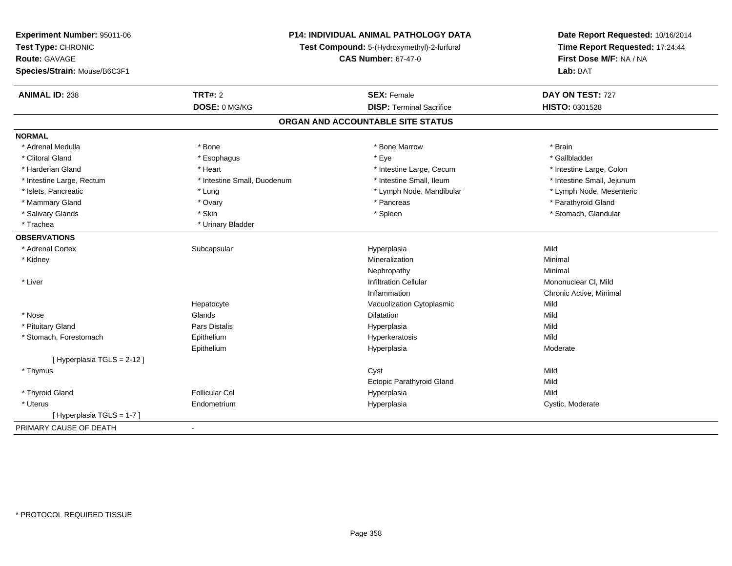**Experiment Number:** 95011-06
**Test Type:** CHRONIC
**Route:** GAVAGE
**Species/Strain:** Mouse/B6C3F1

**P14: INDIVIDUAL ANIMAL PATHOLOGY DATA**
**Test Compound:** 5-(Hydroxymethyl)-2-furfural
**CAS Number:** 67-47-0

**Date Report Requested:** 10/16/2014
**Time Report Requested:** 17:24:44
**First Dose M/F:** NA / NA
**Lab:** BAT

| **ANIMAL ID:** 238 | **TRT#:** 2 | **SEX:** Female | **DAY ON TEST:** 727 |
|---|---|---|---|
| | **DOSE:** 0 MG/KG | **DISP:** Terminal Sacrifice | **HISTO:** 0301528 |

## ORGAN AND ACCOUNTABLE SITE STATUS

**NORMAL**

| | | | |
|---|---|---|---|
| * Adrenal Medulla | * Bone | * Bone Marrow | * Brain |
| * Clitoral Gland | * Esophagus | * Eye | * Gallbladder |
| * Harderian Gland | * Heart | * Intestine Large, Cecum | * Intestine Large, Colon |
| * Intestine Large, Rectum | * Intestine Small, Duodenum | * Intestine Small, Ileum | * Intestine Small, Jejunum |
| * Islets, Pancreatic | * Lung | * Lymph Node, Mandibular | * Lymph Node, Mesenteric |
| * Mammary Gland | * Ovary | * Pancreas | * Parathyroid Gland |
| * Salivary Glands | * Skin | * Spleen | * Stomach, Glandular |
| * Trachea | * Urinary Bladder | | |

**OBSERVATIONS**

| | | | |
|---|---|---|---|
| * Adrenal Cortex | Subcapsular | Hyperplasia | Mild |
| * Kidney | | Mineralization | Minimal |
| | | Nephropathy | Minimal |
| * Liver | | Infiltration Cellular | Mononuclear Cl, Mild |
| | | Inflammation | Chronic Active, Minimal |
| | Hepatocyte | Vacuolization Cytoplasmic | Mild |
| * Nose | Glands | Dilatation | Mild |
| * Pituitary Gland | Pars Distalis | Hyperplasia | Mild |
| * Stomach, Forestomach | Epithelium | Hyperkeratosis | Mild |
| | Epithelium | Hyperplasia | Moderate |
| [ Hyperplasia TGLS = 2-12 ] | | | |
| * Thymus | | Cyst | Mild |
| | | Ectopic Parathyroid Gland | Mild |
| * Thyroid Gland | Follicular Cel | Hyperplasia | Mild |
| * Uterus | Endometrium | Hyperplasia | Cystic, Moderate |
| [ Hyperplasia TGLS = 1-7 ] | | | |

PRIMARY CAUSE OF DEATH -

* PROTOCOL REQUIRED TISSUE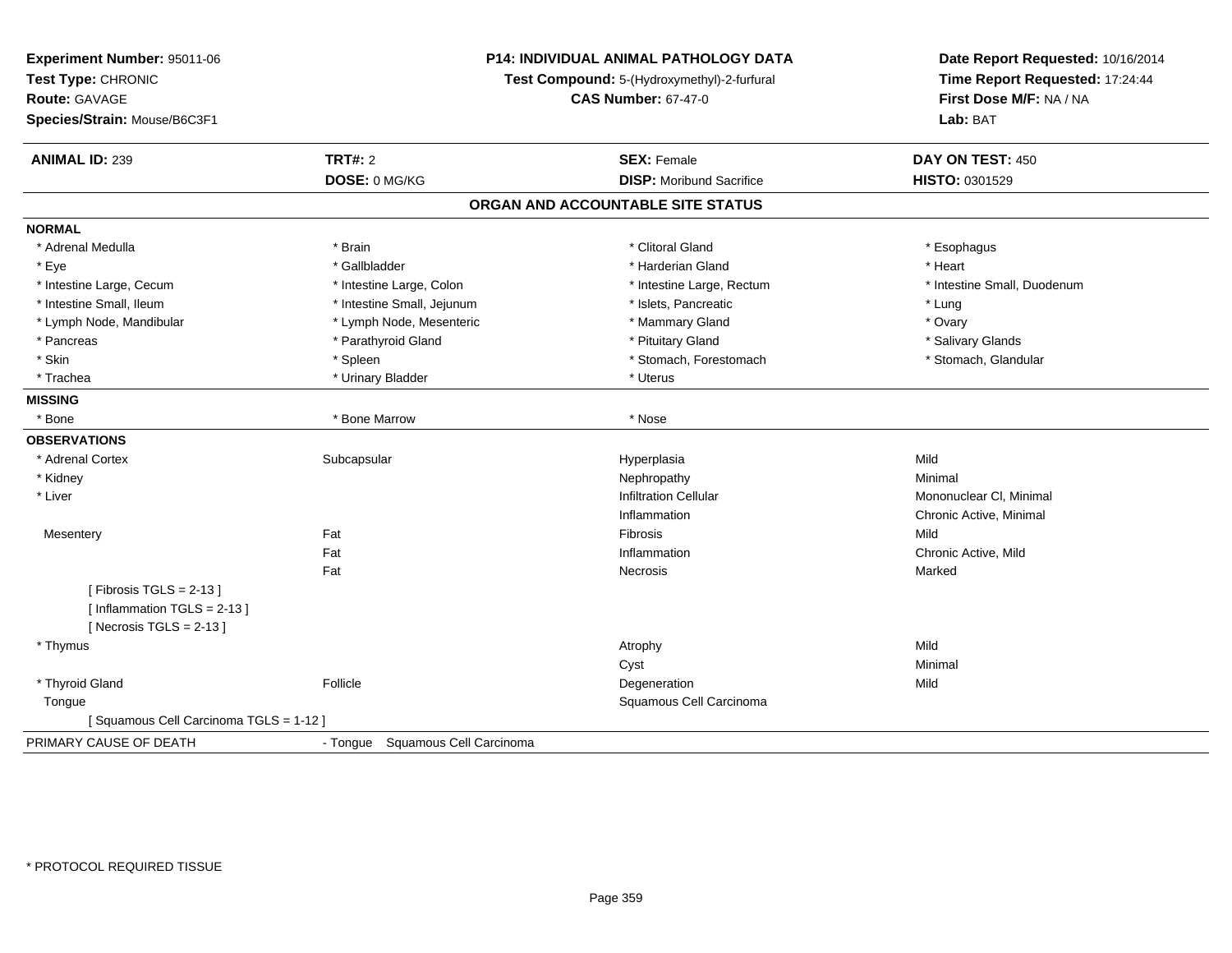**Experiment Number:** 95011-06
**Test Type:** CHRONIC
**Route:** GAVAGE
**Species/Strain:** Mouse/B6C3F1

**P14: INDIVIDUAL ANIMAL PATHOLOGY DATA**
**Test Compound:** 5-(Hydroxymethyl)-2-furfural
**CAS Number:** 67-47-0

**Date Report Requested:** 10/16/2014
**Time Report Requested:** 17:24:44
**First Dose M/F:** NA / NA
**Lab:** BAT

| **ANIMAL ID:** 239 | **TRT#:** 2 | **SEX:** Female | **DAY ON TEST:** 450 |
|---|---|---|---|
| | **DOSE:** 0 MG/KG | **DISP:** Moribund Sacrifice | **HISTO:** 0301529 |

## ORGAN AND ACCOUNTABLE SITE STATUS

**NORMAL**

| | | | |
|---|---|---|---|
| * Adrenal Medulla | * Brain | * Clitoral Gland | * Esophagus |
| * Eye | * Gallbladder | * Harderian Gland | * Heart |
| * Intestine Large, Cecum | * Intestine Large, Colon | * Intestine Large, Rectum | * Intestine Small, Duodenum |
| * Intestine Small, Ileum | * Intestine Small, Jejunum | * Islets, Pancreatic | * Lung |
| * Lymph Node, Mandibular | * Lymph Node, Mesenteric | * Mammary Gland | * Ovary |
| * Pancreas | * Parathyroid Gland | * Pituitary Gland | * Salivary Glands |
| * Skin | * Spleen | * Stomach, Forestomach | * Stomach, Glandular |
| * Trachea | * Urinary Bladder | * Uterus | |

**MISSING**

| | | |
|---|---|---|
| * Bone | * Bone Marrow | * Nose |

**OBSERVATIONS**

| | | | |
|---|---|---|---|
| * Adrenal Cortex | Subcapsular | Hyperplasia | Mild |
| * Kidney | | Nephropathy | Minimal |
| * Liver | | Infiltration Cellular | Mononuclear Cl, Minimal |
| | | Inflammation | Chronic Active, Minimal |
| Mesentery | Fat | Fibrosis | Mild |
| | Fat | Inflammation | Chronic Active, Mild |
| | Fat | Necrosis | Marked |
| [ Fibrosis TGLS = 2-13 ] | | | |
| [ Inflammation TGLS = 2-13 ] | | | |
| [ Necrosis TGLS = 2-13 ] | | | |
| * Thymus | | Atrophy | Mild |
| | | Cyst | Minimal |
| * Thyroid Gland | Follicle | Degeneration | Mild |
| Tongue | | Squamous Cell Carcinoma | |
| [ Squamous Cell Carcinoma TGLS = 1-12 ] | | | |

PRIMARY CAUSE OF DEATH - Tongue Squamous Cell Carcinoma

* PROTOCOL REQUIRED TISSUE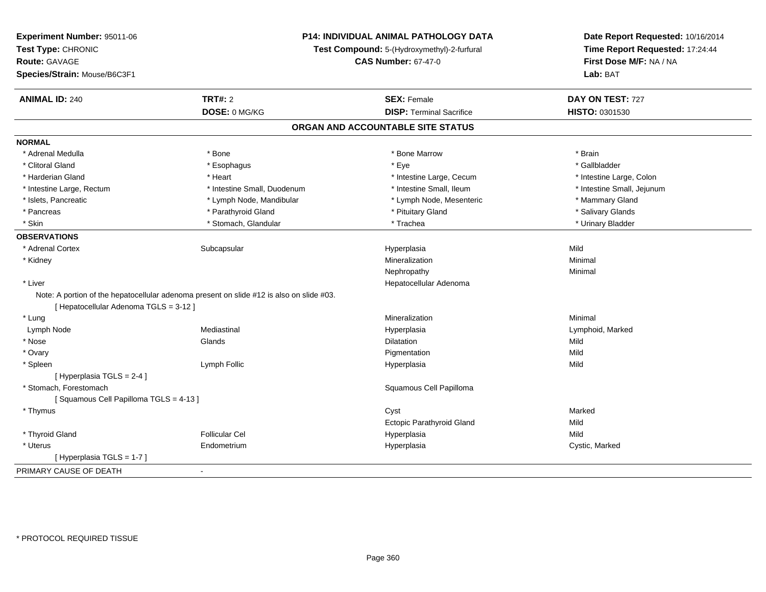**Experiment Number:** 95011-06
**Test Type:** CHRONIC
**Route:** GAVAGE
**Species/Strain:** Mouse/B6C3F1

**P14: INDIVIDUAL ANIMAL PATHOLOGY DATA**
**Test Compound:** 5-(Hydroxymethyl)-2-furfural
**CAS Number:** 67-47-0

**Date Report Requested:** 10/16/2014
**Time Report Requested:** 17:24:44
**First Dose M/F:** NA / NA
**Lab:** BAT

| **ANIMAL ID:** 240 | **TRT#:** 2 | **SEX:** Female | **DAY ON TEST:** 727 |
|---|---|---|---|
| | **DOSE:** 0 MG/KG | **DISP:** Terminal Sacrifice | **HISTO:** 0301530 |

## ORGAN AND ACCOUNTABLE SITE STATUS

**NORMAL**

| | | | |
|---|---|---|---|
| * Adrenal Medulla | * Bone | * Bone Marrow | * Brain |
| * Clitoral Gland | * Esophagus | * Eye | * Gallbladder |
| * Harderian Gland | * Heart | * Intestine Large, Cecum | * Intestine Large, Colon |
| * Intestine Large, Rectum | * Intestine Small, Duodenum | * Intestine Small, Ileum | * Intestine Small, Jejunum |
| * Islets, Pancreatic | * Lymph Node, Mandibular | * Lymph Node, Mesenteric | * Mammary Gland |
| * Pancreas | * Parathyroid Gland | * Pituitary Gland | * Salivary Glands |
| * Skin | * Stomach, Glandular | * Trachea | * Urinary Bladder |

**OBSERVATIONS**

| | | | |
|---|---|---|---|
| * Adrenal Cortex | Subcapsular | Hyperplasia | Mild |
| * Kidney | | Mineralization | Minimal |
| | | Nephropathy | Minimal |
| * Liver | | Hepatocellular Adenoma | |
| Note: A portion of the hepatocellular adenoma present on slide #12 is also on slide #03. | | | |
| [ Hepatocellular Adenoma TGLS = 3-12 ] | | | |
| * Lung | | Mineralization | Minimal |
| Lymph Node | Mediastinal | Hyperplasia | Lymphoid, Marked |
| * Nose | Glands | Dilatation | Mild |
| * Ovary | | Pigmentation | Mild |
| * Spleen | Lymph Follic | Hyperplasia | Mild |
| [ Hyperplasia TGLS = 2-4 ] | | | |
| * Stomach, Forestomach | | Squamous Cell Papilloma | |
| [ Squamous Cell Papilloma TGLS = 4-13 ] | | | |
| * Thymus | | Cyst | Marked |
| | | Ectopic Parathyroid Gland | Mild |
| * Thyroid Gland | Follicular Cel | Hyperplasia | Mild |
| * Uterus | Endometrium | Hyperplasia | Cystic, Marked |
| [ Hyperplasia TGLS = 1-7 ] | | | |

PRIMARY CAUSE OF DEATH -

\* PROTOCOL REQUIRED TISSUE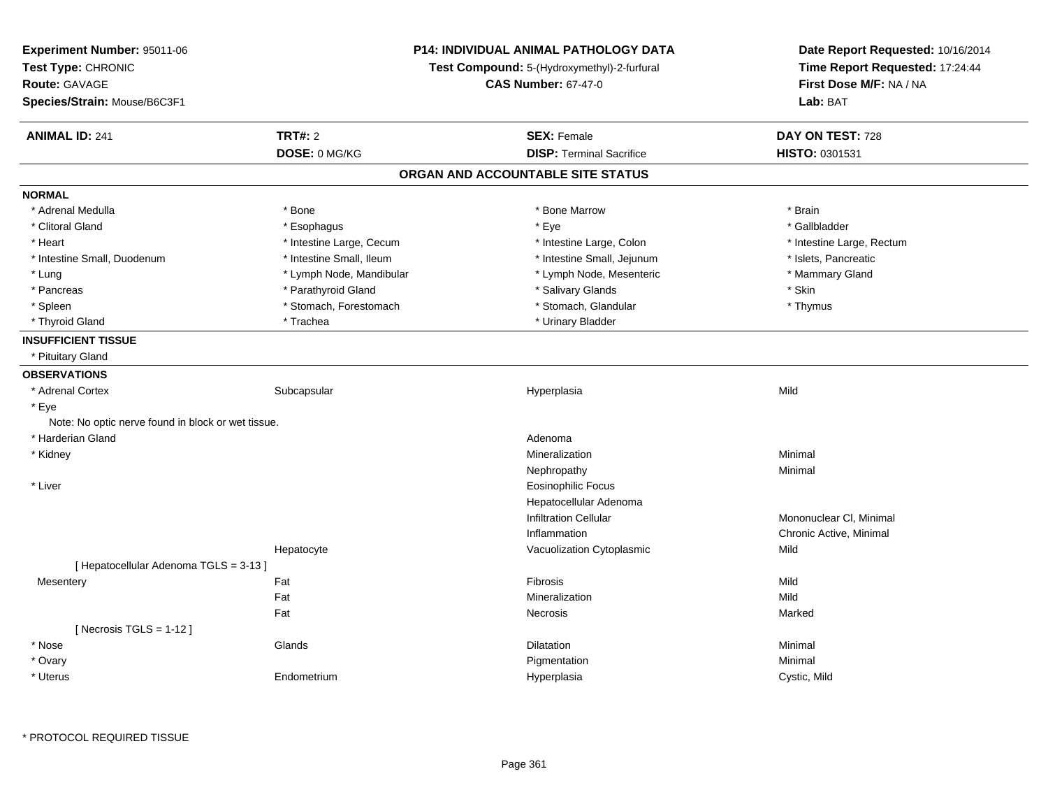**Experiment Number:** 95011-06
**Test Type:** CHRONIC
**Route:** GAVAGE
**Species/Strain:** Mouse/B6C3F1

**P14: INDIVIDUAL ANIMAL PATHOLOGY DATA**
**Test Compound:** 5-(Hydroxymethyl)-2-furfural
**CAS Number:** 67-47-0

**Date Report Requested:** 10/16/2014
**Time Report Requested:** 17:24:44
**First Dose M/F:** NA / NA
**Lab:** BAT

| **ANIMAL ID:** 241 | **TRT#:** 2 | **SEX:** Female | **DAY ON TEST:** 728 |
|---|---|---|---|
| | **DOSE:** 0 MG/KG | **DISP:** Terminal Sacrifice | **HISTO:** 0301531 |

## ORGAN AND ACCOUNTABLE SITE STATUS

**NORMAL**

| | | | |
|---|---|---|---|
| * Adrenal Medulla | * Bone | * Bone Marrow | * Brain |
| * Clitoral Gland | * Esophagus | * Eye | * Gallbladder |
| * Heart | * Intestine Large, Cecum | * Intestine Large, Colon | * Intestine Large, Rectum |
| * Intestine Small, Duodenum | * Intestine Small, Ileum | * Intestine Small, Jejunum | * Islets, Pancreatic |
| * Lung | * Lymph Node, Mandibular | * Lymph Node, Mesenteric | * Mammary Gland |
| * Pancreas | * Parathyroid Gland | * Salivary Glands | * Skin |
| * Spleen | * Stomach, Forestomach | * Stomach, Glandular | * Thymus |
| * Thyroid Gland | * Trachea | * Urinary Bladder | |

**INSUFFICIENT TISSUE**

* Pituitary Gland

**OBSERVATIONS**

| | | | |
|---|---|---|---|
| * Adrenal Cortex | Subcapsular | Hyperplasia | Mild |
| * Eye | | | |
| Note: No optic nerve found in block or wet tissue. | | | |
| * Harderian Gland | | Adenoma | |
| * Kidney | | Mineralization | Minimal |
| | | Nephropathy | Minimal |
| * Liver | | Eosinophilic Focus | |
| | | Hepatocellular Adenoma | |
| | | Infiltration Cellular | Mononuclear Cl, Minimal |
| | | Inflammation | Chronic Active, Minimal |
| | Hepatocyte | Vacuolization Cytoplasmic | Mild |
| [ Hepatocellular Adenoma TGLS = 3-13 ] | | | |
| Mesentery | Fat | Fibrosis | Mild |
| | Fat | Mineralization | Mild |
| | Fat | Necrosis | Marked |
| [ Necrosis TGLS = 1-12 ] | | | |
| * Nose | Glands | Dilatation | Minimal |
| * Ovary | | Pigmentation | Minimal |
| * Uterus | Endometrium | Hyperplasia | Cystic, Mild |

* PROTOCOL REQUIRED TISSUE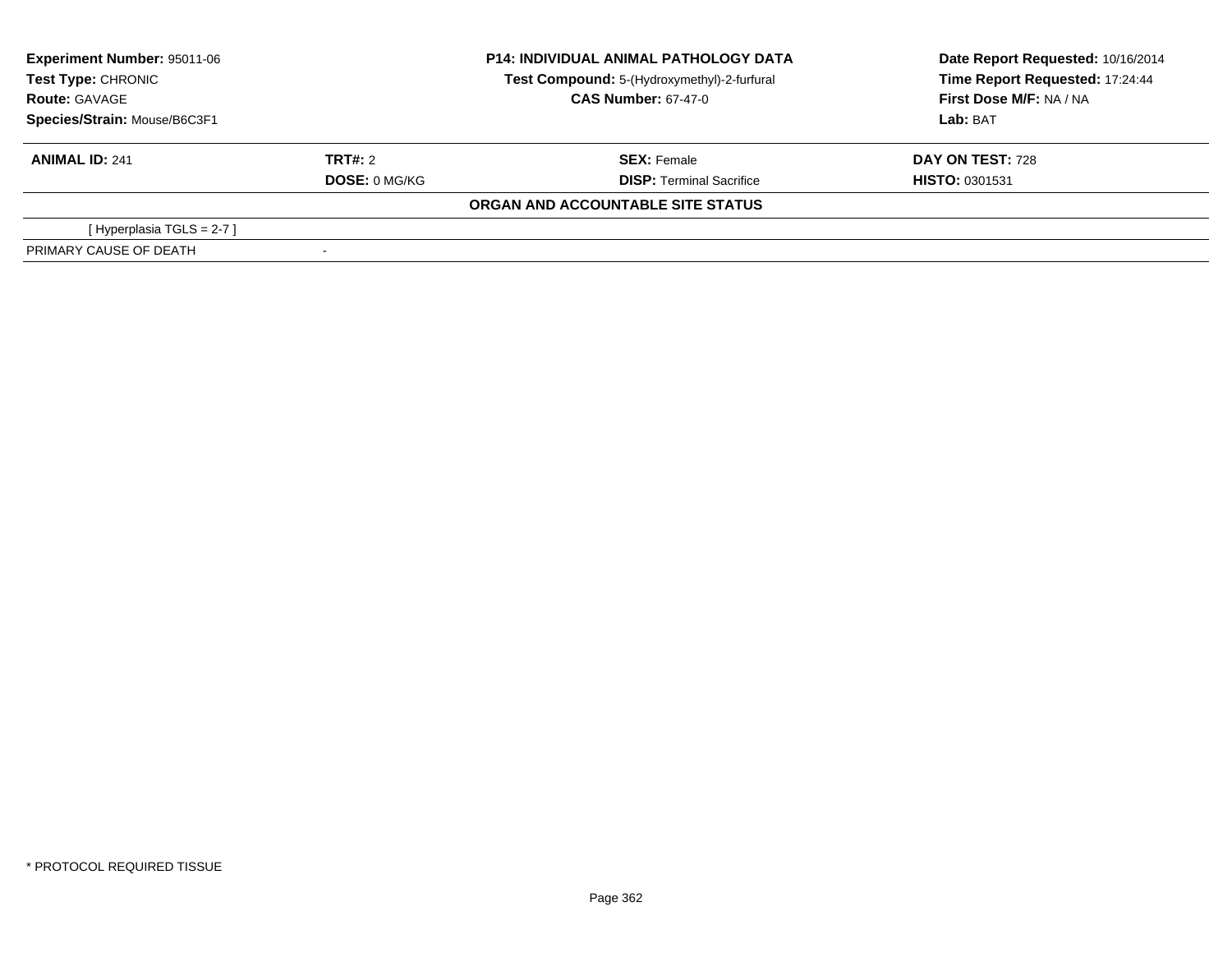| **Experiment Number:** 95011-06 | **P14: INDIVIDUAL ANIMAL PATHOLOGY DATA** | **Date Report Requested:** 10/16/2014 |
|---|---|---|
| **Test Type:** CHRONIC | **Test Compound:** 5-(Hydroxymethyl)-2-furfural | **Time Report Requested:** 17:24:44 |
| **Route:** GAVAGE | **CAS Number:** 67-47-0 | **First Dose M/F:** NA / NA |
| **Species/Strain:** Mouse/B6C3F1 | | **Lab:** BAT |

| **ANIMAL ID:** 241 | **TRT#:** 2 | **SEX:** Female | **DAY ON TEST:** 728 |
|---|---|---|---|
| | **DOSE:** 0 MG/KG | **DISP:** Terminal Sacrifice | **HISTO:** 0301531 |

**ORGAN AND ACCOUNTABLE SITE STATUS**

| | |
|---|---|
| [ Hyperplasia TGLS = 2-7 ] | |
| PRIMARY CAUSE OF DEATH | - |

* PROTOCOL REQUIRED TISSUE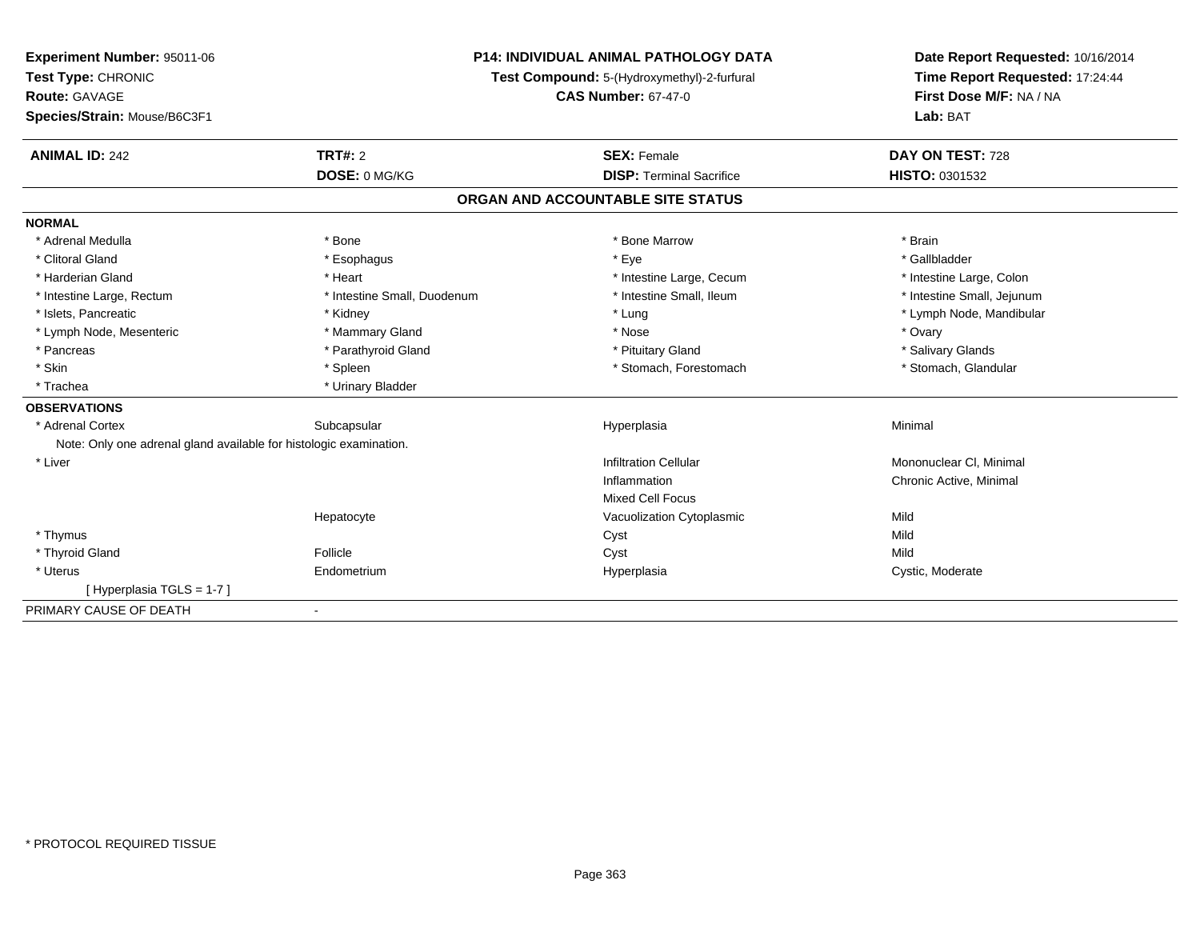**Experiment Number:** 95011-06
**Test Type:** CHRONIC
**Route:** GAVAGE
**Species/Strain:** Mouse/B6C3F1

**P14: INDIVIDUAL ANIMAL PATHOLOGY DATA**
**Test Compound:** 5-(Hydroxymethyl)-2-furfural
**CAS Number:** 67-47-0

**Date Report Requested:** 10/16/2014
**Time Report Requested:** 17:24:44
**First Dose M/F:** NA / NA
**Lab:** BAT

| **ANIMAL ID:** 242 | **TRT#:** 2 | **SEX:** Female | **DAY ON TEST:** 728 |
|---|---|---|---|
| | **DOSE:** 0 MG/KG | **DISP:** Terminal Sacrifice | **HISTO:** 0301532 |

## ORGAN AND ACCOUNTABLE SITE STATUS

**NORMAL**

| | | | |
|---|---|---|---|
| * Adrenal Medulla | * Bone | * Bone Marrow | * Brain |
| * Clitoral Gland | * Esophagus | * Eye | * Gallbladder |
| * Harderian Gland | * Heart | * Intestine Large, Cecum | * Intestine Large, Colon |
| * Intestine Large, Rectum | * Intestine Small, Duodenum | * Intestine Small, Ileum | * Intestine Small, Jejunum |
| * Islets, Pancreatic | * Kidney | * Lung | * Lymph Node, Mandibular |
| * Lymph Node, Mesenteric | * Mammary Gland | * Nose | * Ovary |
| * Pancreas | * Parathyroid Gland | * Pituitary Gland | * Salivary Glands |
| * Skin | * Spleen | * Stomach, Forestomach | * Stomach, Glandular |
| * Trachea | * Urinary Bladder | | |

**OBSERVATIONS**

| | | | |
|---|---|---|---|
| * Adrenal Cortex | Subcapsular | Hyperplasia | Minimal |
| Note: Only one adrenal gland available for histologic examination. | | | |
| * Liver | | Infiltration Cellular | Mononuclear Cl, Minimal |
| | | Inflammation | Chronic Active, Minimal |
| | | Mixed Cell Focus | |
| | Hepatocyte | Vacuolization Cytoplasmic | Mild |
| * Thymus | | Cyst | Mild |
| * Thyroid Gland | Follicle | Cyst | Mild |
| * Uterus | Endometrium | Hyperplasia | Cystic, Moderate |
| [ Hyperplasia TGLS = 1-7 ] | | | |

PRIMARY CAUSE OF DEATH -

* PROTOCOL REQUIRED TISSUE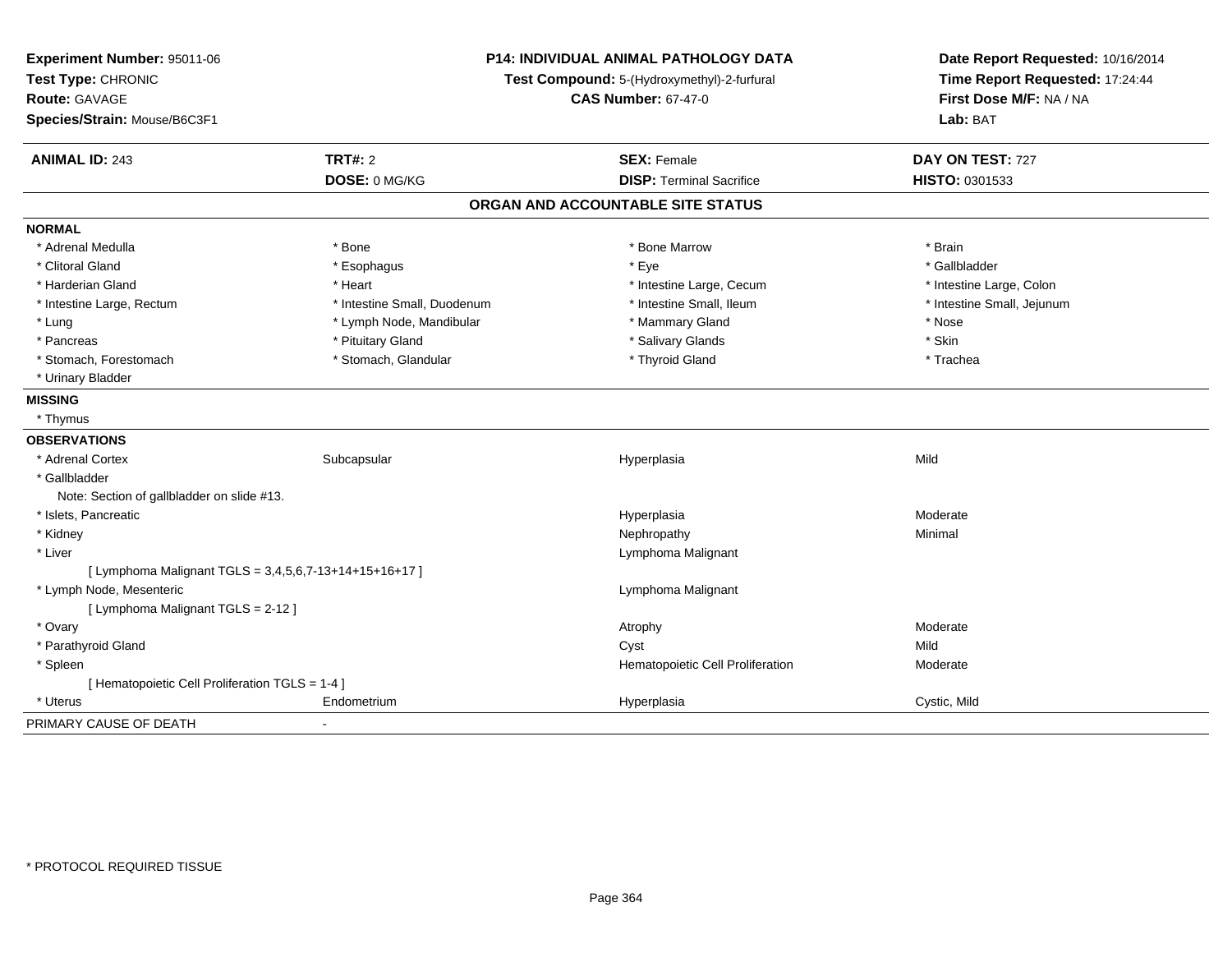**Experiment Number:** 95011-06
**Test Type:** CHRONIC
**Route:** GAVAGE
**Species/Strain:** Mouse/B6C3F1

**P14: INDIVIDUAL ANIMAL PATHOLOGY DATA**
**Test Compound:** 5-(Hydroxymethyl)-2-furfural
**CAS Number:** 67-47-0

**Date Report Requested:** 10/16/2014
**Time Report Requested:** 17:24:44
**First Dose M/F:** NA / NA
**Lab:** BAT

| **ANIMAL ID:** 243 | **TRT#:** 2 | **SEX:** Female | **DAY ON TEST:** 727 |
|---|---|---|---|
| | **DOSE:** 0 MG/KG | **DISP:** Terminal Sacrifice | **HISTO:** 0301533 |

## ORGAN AND ACCOUNTABLE SITE STATUS

**NORMAL**

| | | | |
|---|---|---|---|
| * Adrenal Medulla | * Bone | * Bone Marrow | * Brain |
| * Clitoral Gland | * Esophagus | * Eye | * Gallbladder |
| * Harderian Gland | * Heart | * Intestine Large, Cecum | * Intestine Large, Colon |
| * Intestine Large, Rectum | * Intestine Small, Duodenum | * Intestine Small, Ileum | * Intestine Small, Jejunum |
| * Lung | * Lymph Node, Mandibular | * Mammary Gland | * Nose |
| * Pancreas | * Pituitary Gland | * Salivary Glands | * Skin |
| * Stomach, Forestomach | * Stomach, Glandular | * Thyroid Gland | * Trachea |
| * Urinary Bladder | | | |

**MISSING**

* Thymus

**OBSERVATIONS**

| | | | |
|---|---|---|---|
| * Adrenal Cortex | Subcapsular | Hyperplasia | Mild |
| * Gallbladder | | | |
| Note: Section of gallbladder on slide #13. | | | |
| * Islets, Pancreatic | | Hyperplasia | Moderate |
| * Kidney | | Nephropathy | Minimal |
| * Liver | | Lymphoma Malignant | |
| [ Lymphoma Malignant TGLS = 3,4,5,6,7-13+14+15+16+17 ] | | | |
| * Lymph Node, Mesenteric | | Lymphoma Malignant | |
| [ Lymphoma Malignant TGLS = 2-12 ] | | | |
| * Ovary | | Atrophy | Moderate |
| * Parathyroid Gland | | Cyst | Mild |
| * Spleen | | Hematopoietic Cell Proliferation | Moderate |
| [ Hematopoietic Cell Proliferation TGLS = 1-4 ] | | | |
| * Uterus | Endometrium | Hyperplasia | Cystic, Mild |

PRIMARY CAUSE OF DEATH -

* PROTOCOL REQUIRED TISSUE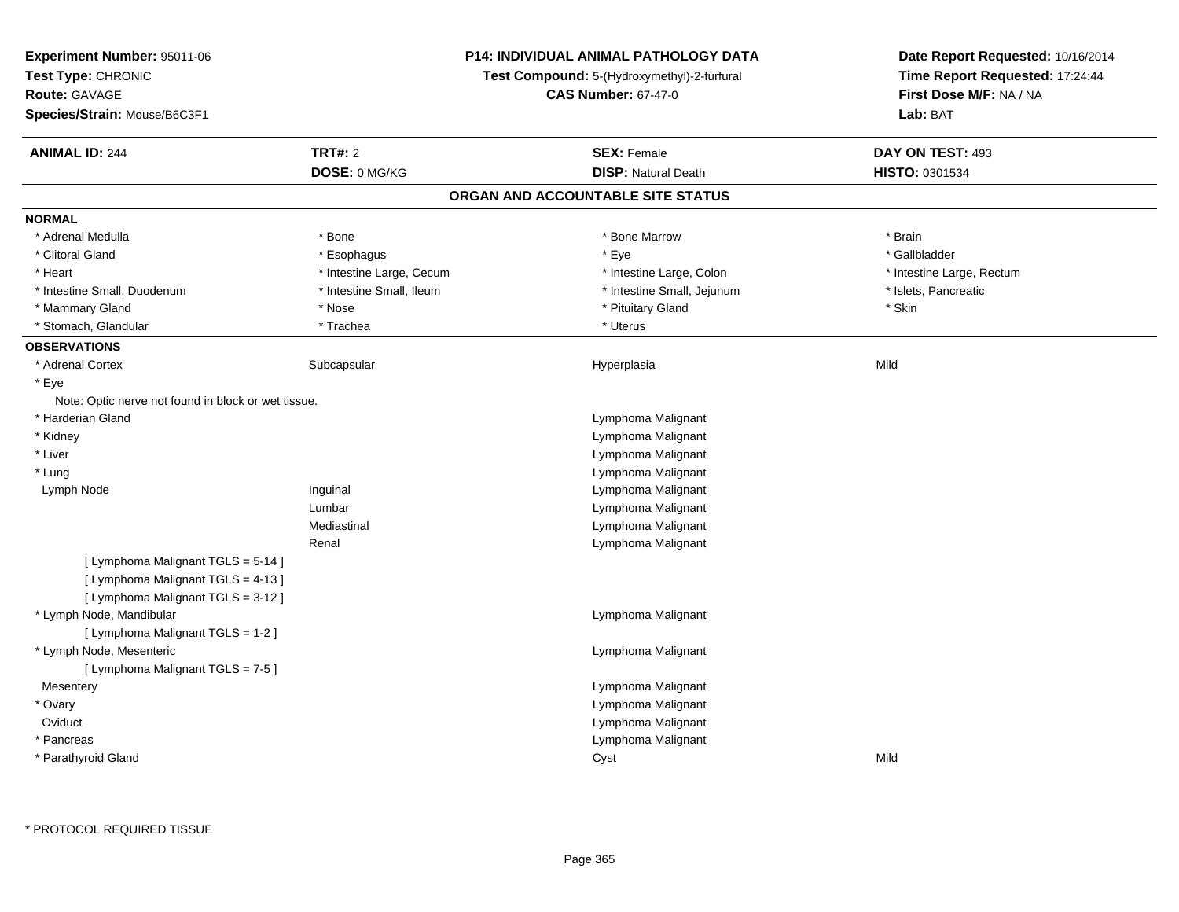**Experiment Number:** 95011-06
**Test Type:** CHRONIC
**Route:** GAVAGE
**Species/Strain:** Mouse/B6C3F1

**P14: INDIVIDUAL ANIMAL PATHOLOGY DATA**
**Test Compound:** 5-(Hydroxymethyl)-2-furfural
**CAS Number:** 67-47-0

**Date Report Requested:** 10/16/2014
**Time Report Requested:** 17:24:44
**First Dose M/F:** NA / NA
**Lab:** BAT

| **ANIMAL ID:** 244 | **TRT#:** 2 | **SEX:** Female | **DAY ON TEST:** 493 |
|---|---|---|---|
| | **DOSE:** 0 MG/KG | **DISP:** Natural Death | **HISTO:** 0301534 |

## ORGAN AND ACCOUNTABLE SITE STATUS

**NORMAL**

| | | | |
|---|---|---|---|
| * Adrenal Medulla | * Bone | * Bone Marrow | * Brain |
| * Clitoral Gland | * Esophagus | * Eye | * Gallbladder |
| * Heart | * Intestine Large, Cecum | * Intestine Large, Colon | * Intestine Large, Rectum |
| * Intestine Small, Duodenum | * Intestine Small, Ileum | * Intestine Small, Jejunum | * Islets, Pancreatic |
| * Mammary Gland | * Nose | * Pituitary Gland | * Skin |
| * Stomach, Glandular | * Trachea | * Uterus | |

**OBSERVATIONS**

| | | | |
|---|---|---|---|
| * Adrenal Cortex | Subcapsular | Hyperplasia | Mild |
| * Eye | | | |
| Note: Optic nerve not found in block or wet tissue. | | | |
| * Harderian Gland | | Lymphoma Malignant | |
| * Kidney | | Lymphoma Malignant | |
| * Liver | | Lymphoma Malignant | |
| * Lung | | Lymphoma Malignant | |
| Lymph Node | Inguinal | Lymphoma Malignant | |
| | Lumbar | Lymphoma Malignant | |
| | Mediastinal | Lymphoma Malignant | |
| | Renal | Lymphoma Malignant | |
| [ Lymphoma Malignant TGLS = 5-14 ] | | | |
| [ Lymphoma Malignant TGLS = 4-13 ] | | | |
| [ Lymphoma Malignant TGLS = 3-12 ] | | | |
| * Lymph Node, Mandibular | | Lymphoma Malignant | |
| [ Lymphoma Malignant TGLS = 1-2 ] | | | |
| * Lymph Node, Mesenteric | | Lymphoma Malignant | |
| [ Lymphoma Malignant TGLS = 7-5 ] | | | |
| Mesentery | | Lymphoma Malignant | |
| * Ovary | | Lymphoma Malignant | |
| Oviduct | | Lymphoma Malignant | |
| * Pancreas | | Lymphoma Malignant | |
| * Parathyroid Gland | | Cyst | Mild |

\* PROTOCOL REQUIRED TISSUE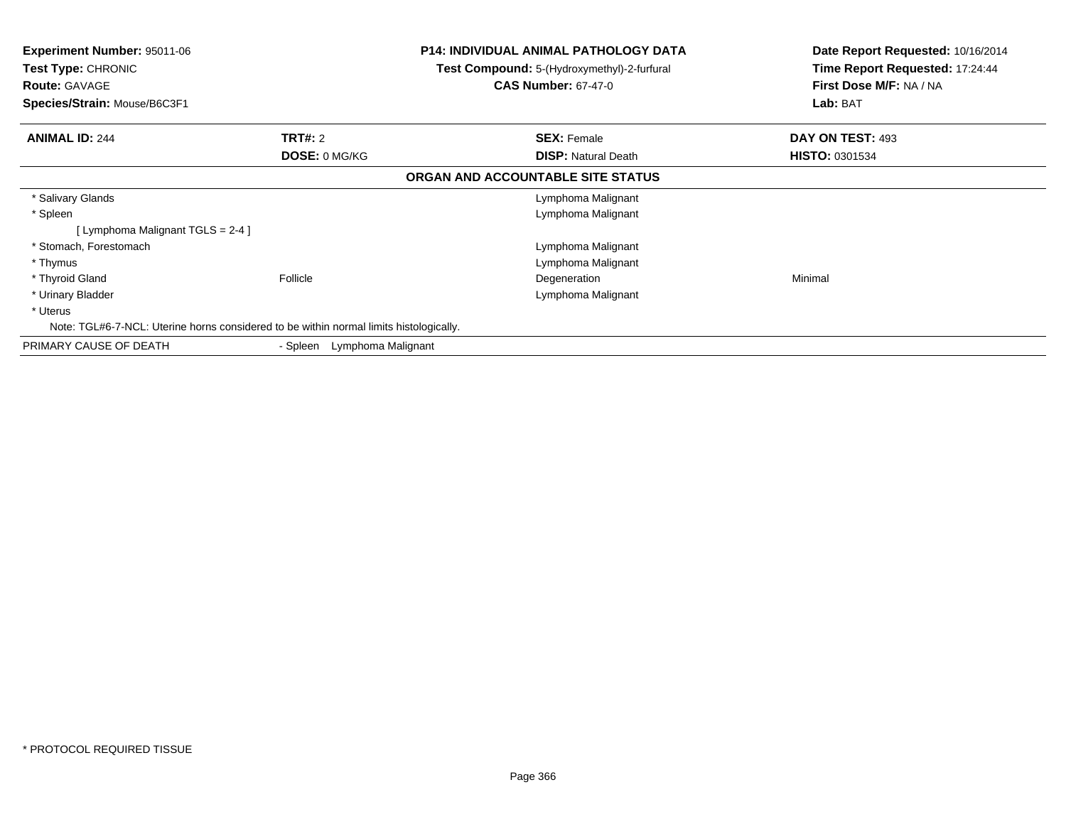**Experiment Number:** 95011-06
**Test Type:** CHRONIC
**Route:** GAVAGE
**Species/Strain:** Mouse/B6C3F1

**P14: INDIVIDUAL ANIMAL PATHOLOGY DATA**
**Test Compound:** 5-(Hydroxymethyl)-2-furfural
**CAS Number:** 67-47-0

**Date Report Requested:** 10/16/2014
**Time Report Requested:** 17:24:44
**First Dose M/F:** NA / NA
**Lab:** BAT

| **ANIMAL ID:** 244 | **TRT#:** 2 | **SEX:** Female | **DAY ON TEST:** 493 |
|---|---|---|---|
| | **DOSE:** 0 MG/KG | **DISP:** Natural Death | **HISTO:** 0301534 |

**ORGAN AND ACCOUNTABLE SITE STATUS**

| | | | |
|---|---|---|---|
| * Salivary Glands | | Lymphoma Malignant | |
| * Spleen | | Lymphoma Malignant | |
| [ Lymphoma Malignant TGLS = 2-4 ] | | | |
| * Stomach, Forestomach | | Lymphoma Malignant | |
| * Thymus | | Lymphoma Malignant | |
| * Thyroid Gland | Follicle | Degeneration | Minimal |
| * Urinary Bladder | | Lymphoma Malignant | |
| * Uterus | | | |

Note: TGL#6-7-NCL: Uterine horns considered to be within normal limits histologically.

PRIMARY CAUSE OF DEATH - Spleen Lymphoma Malignant

* PROTOCOL REQUIRED TISSUE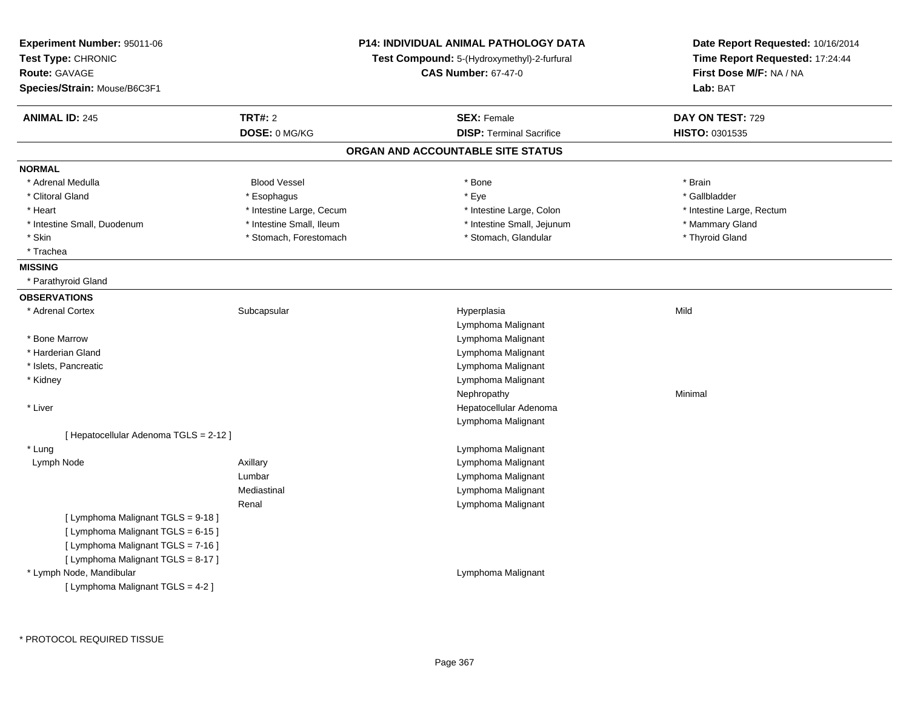**Experiment Number:** 95011-06
**Test Type:** CHRONIC
**Route:** GAVAGE
**Species/Strain:** Mouse/B6C3F1

**P14: INDIVIDUAL ANIMAL PATHOLOGY DATA**
**Test Compound:** 5-(Hydroxymethyl)-2-furfural
**CAS Number:** 67-47-0

**Date Report Requested:** 10/16/2014
**Time Report Requested:** 17:24:44
**First Dose M/F:** NA / NA
**Lab:** BAT

| **ANIMAL ID:** 245 | **TRT#:** 2 | **SEX:** Female | **DAY ON TEST:** 729 |
|---|---|---|---|
| | **DOSE:** 0 MG/KG | **DISP:** Terminal Sacrifice | **HISTO:** 0301535 |

## ORGAN AND ACCOUNTABLE SITE STATUS

**NORMAL**

| | | | |
|---|---|---|---|
| * Adrenal Medulla | Blood Vessel | * Bone | * Brain |
| * Clitoral Gland | * Esophagus | * Eye | * Gallbladder |
| * Heart | * Intestine Large, Cecum | * Intestine Large, Colon | * Intestine Large, Rectum |
| * Intestine Small, Duodenum | * Intestine Small, Ileum | * Intestine Small, Jejunum | * Mammary Gland |
| * Skin | * Stomach, Forestomach | * Stomach, Glandular | * Thyroid Gland |
| * Trachea | | | |

**MISSING**

* Parathyroid Gland

**OBSERVATIONS**

| | | | |
|---|---|---|---|
| * Adrenal Cortex | Subcapsular | Hyperplasia | Mild |
| | | Lymphoma Malignant | |
| * Bone Marrow | | Lymphoma Malignant | |
| * Harderian Gland | | Lymphoma Malignant | |
| * Islets, Pancreatic | | Lymphoma Malignant | |
| * Kidney | | Lymphoma Malignant | |
| | | Nephropathy | Minimal |
| * Liver | | Hepatocellular Adenoma | |
| | | Lymphoma Malignant | |
| [ Hepatocellular Adenoma TGLS = 2-12 ] | | | |
| * Lung | | Lymphoma Malignant | |
| Lymph Node | Axillary | Lymphoma Malignant | |
| | Lumbar | Lymphoma Malignant | |
| | Mediastinal | Lymphoma Malignant | |
| | Renal | Lymphoma Malignant | |
| [ Lymphoma Malignant TGLS = 9-18 ] | | | |
| [ Lymphoma Malignant TGLS = 6-15 ] | | | |
| [ Lymphoma Malignant TGLS = 7-16 ] | | | |
| [ Lymphoma Malignant TGLS = 8-17 ] | | | |
| * Lymph Node, Mandibular | | Lymphoma Malignant | |
| [ Lymphoma Malignant TGLS = 4-2 ] | | | |

* PROTOCOL REQUIRED TISSUE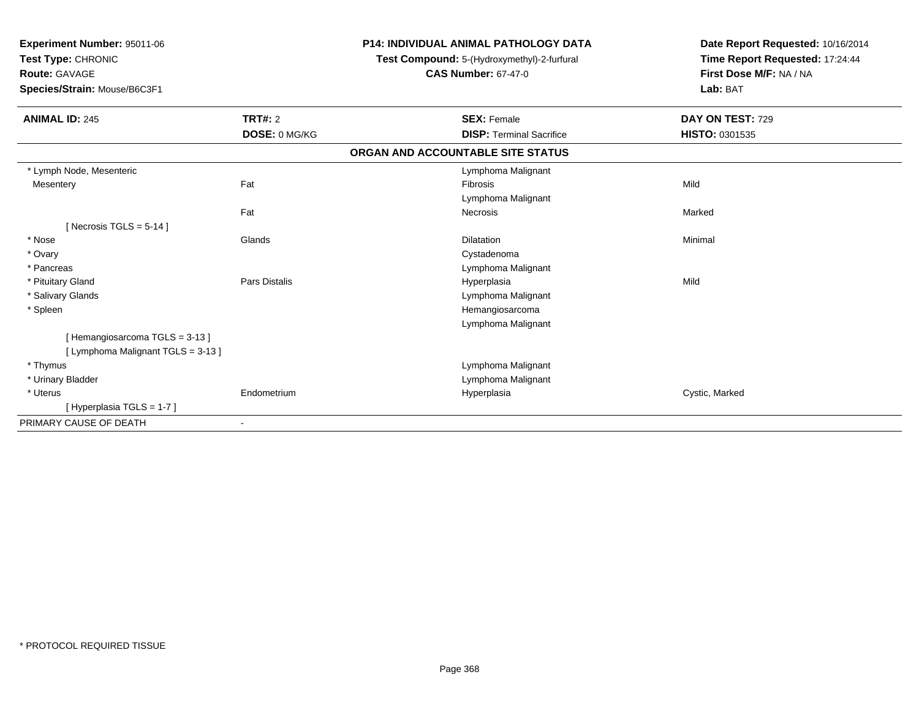**Experiment Number:** 95011-06
**Test Type:** CHRONIC
**Route:** GAVAGE
**Species/Strain:** Mouse/B6C3F1

**P14: INDIVIDUAL ANIMAL PATHOLOGY DATA**
**Test Compound:** 5-(Hydroxymethyl)-2-furfural
**CAS Number:** 67-47-0

**Date Report Requested:** 10/16/2014
**Time Report Requested:** 17:24:44
**First Dose M/F:** NA / NA
**Lab:** BAT

| **ANIMAL ID:** 245 | **TRT#:** 2 | **SEX:** Female | **DAY ON TEST:** 729 |
|---|---|---|---|
| | **DOSE:** 0 MG/KG | **DISP:** Terminal Sacrifice | **HISTO:** 0301535 |

**ORGAN AND ACCOUNTABLE SITE STATUS**

| | | | |
|---|---|---|---|
| * Lymph Node, Mesenteric | | Lymphoma Malignant | |
| Mesentery | Fat | Fibrosis | Mild |
| | | Lymphoma Malignant | |
| | Fat | Necrosis | Marked |
| [ Necrosis TGLS = 5-14 ] | | | |
| * Nose | Glands | Dilatation | Minimal |
| * Ovary | | Cystadenoma | |
| * Pancreas | | Lymphoma Malignant | |
| * Pituitary Gland | Pars Distalis | Hyperplasia | Mild |
| * Salivary Glands | | Lymphoma Malignant | |
| * Spleen | | Hemangiosarcoma | |
| | | Lymphoma Malignant | |
| [ Hemangiosarcoma TGLS = 3-13 ] | | | |
| [ Lymphoma Malignant TGLS = 3-13 ] | | | |
| * Thymus | | Lymphoma Malignant | |
| * Urinary Bladder | | Lymphoma Malignant | |
| * Uterus | Endometrium | Hyperplasia | Cystic, Marked |
| [ Hyperplasia TGLS = 1-7 ] | | | |
| PRIMARY CAUSE OF DEATH | - | | |

* PROTOCOL REQUIRED TISSUE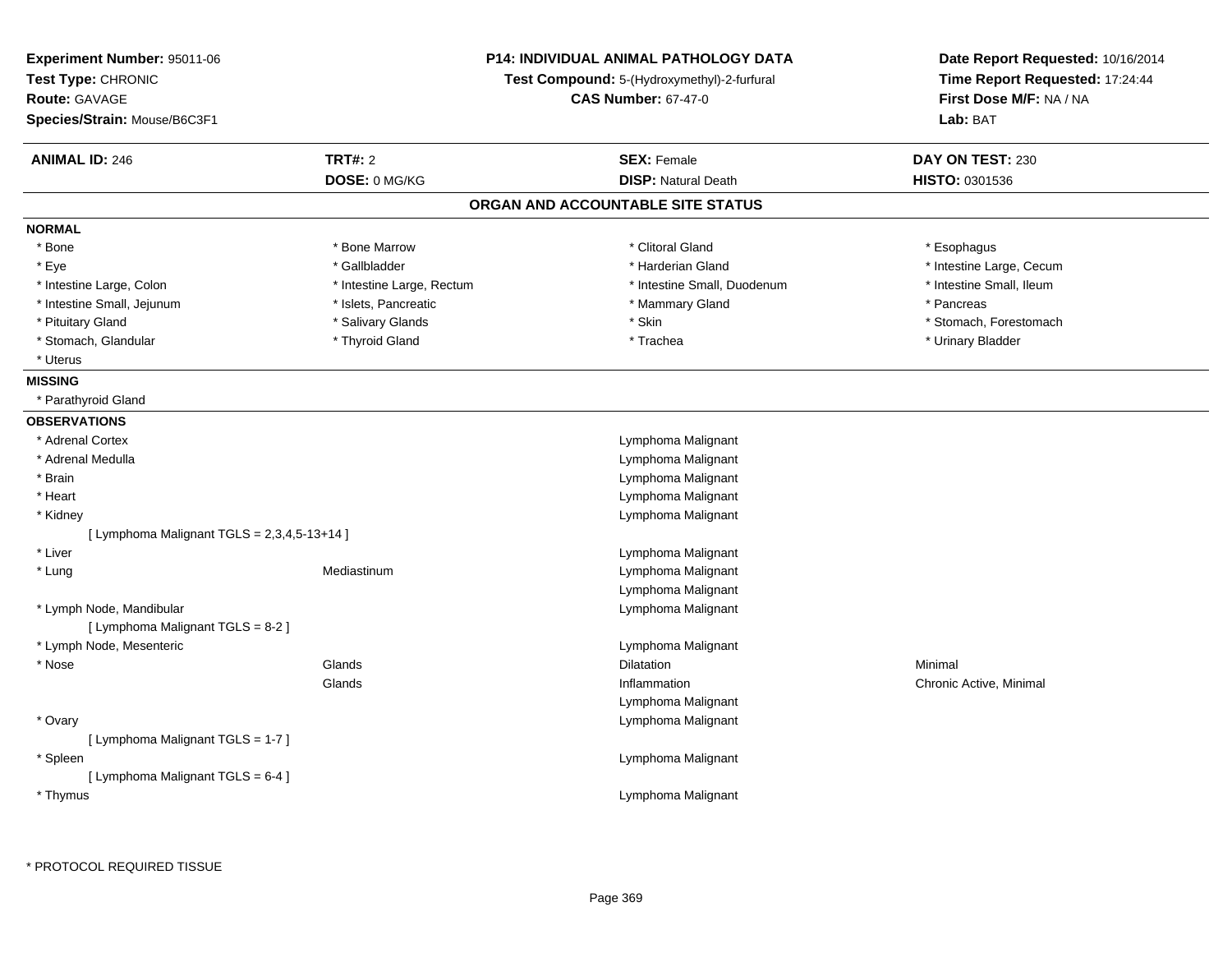**Experiment Number:** 95011-06
**Test Type:** CHRONIC
**Route:** GAVAGE
**Species/Strain:** Mouse/B6C3F1

**P14: INDIVIDUAL ANIMAL PATHOLOGY DATA**
**Test Compound:** 5-(Hydroxymethyl)-2-furfural
**CAS Number:** 67-47-0

**Date Report Requested:** 10/16/2014
**Time Report Requested:** 17:24:44
**First Dose M/F:** NA / NA
**Lab:** BAT

| **ANIMAL ID:** 246 | **TRT#:** 2 | **SEX:** Female | **DAY ON TEST:** 230 |
|---|---|---|---|
| | **DOSE:** 0 MG/KG | **DISP:** Natural Death | **HISTO:** 0301536 |

## ORGAN AND ACCOUNTABLE SITE STATUS

**NORMAL**

| | | | |
|---|---|---|---|
| * Bone | * Bone Marrow | * Clitoral Gland | * Esophagus |
| * Eye | * Gallbladder | * Harderian Gland | * Intestine Large, Cecum |
| * Intestine Large, Colon | * Intestine Large, Rectum | * Intestine Small, Duodenum | * Intestine Small, Ileum |
| * Intestine Small, Jejunum | * Islets, Pancreatic | * Mammary Gland | * Pancreas |
| * Pituitary Gland | * Salivary Glands | * Skin | * Stomach, Forestomach |
| * Stomach, Glandular | * Thyroid Gland | * Trachea | * Urinary Bladder |
| * Uterus | | | |

**MISSING**

* Parathyroid Gland

**OBSERVATIONS**

| | | | |
|---|---|---|---|
| * Adrenal Cortex | | Lymphoma Malignant | |
| * Adrenal Medulla | | Lymphoma Malignant | |
| * Brain | | Lymphoma Malignant | |
| * Heart | | Lymphoma Malignant | |
| * Kidney | | Lymphoma Malignant | |
| [ Lymphoma Malignant TGLS = 2,3,4,5-13+14 ] | | | |
| * Liver | | Lymphoma Malignant | |
| * Lung | Mediastinum | Lymphoma Malignant | |
| | | Lymphoma Malignant | |
| * Lymph Node, Mandibular | | Lymphoma Malignant | |
| [ Lymphoma Malignant TGLS = 8-2 ] | | | |
| * Lymph Node, Mesenteric | | Lymphoma Malignant | |
| * Nose | Glands | Dilatation | Minimal |
| | Glands | Inflammation | Chronic Active, Minimal |
| | | Lymphoma Malignant | |
| * Ovary | | Lymphoma Malignant | |
| [ Lymphoma Malignant TGLS = 1-7 ] | | | |
| * Spleen | | Lymphoma Malignant | |
| [ Lymphoma Malignant TGLS = 6-4 ] | | | |
| * Thymus | | Lymphoma Malignant | |

* PROTOCOL REQUIRED TISSUE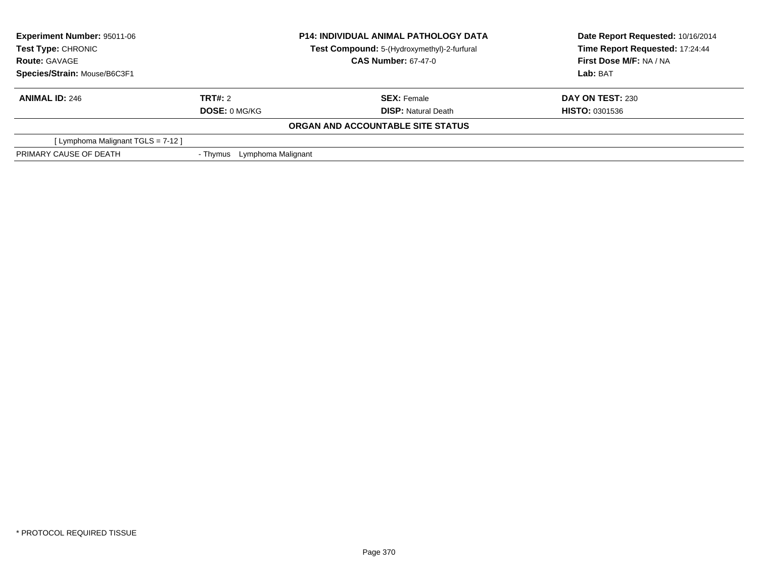**Experiment Number:** 95011-06
**Test Type:** CHRONIC
**Route:** GAVAGE
**Species/Strain:** Mouse/B6C3F1

**P14: INDIVIDUAL ANIMAL PATHOLOGY DATA**
**Test Compound:** 5-(Hydroxymethyl)-2-furfural
**CAS Number:** 67-47-0

**Date Report Requested:** 10/16/2014
**Time Report Requested:** 17:24:44
**First Dose M/F:** NA / NA
**Lab:** BAT

| **ANIMAL ID:** 246 | **TRT#:** 2 | **SEX:** Female | **DAY ON TEST:** 230 |
|---|---|---|---|
| | **DOSE:** 0 MG/KG | **DISP:** Natural Death | **HISTO:** 0301536 |

**ORGAN AND ACCOUNTABLE SITE STATUS**

[ Lymphoma Malignant TGLS = 7-12 ]

| PRIMARY CAUSE OF DEATH | - Thymus Lymphoma Malignant |
|---|---|

* PROTOCOL REQUIRED TISSUE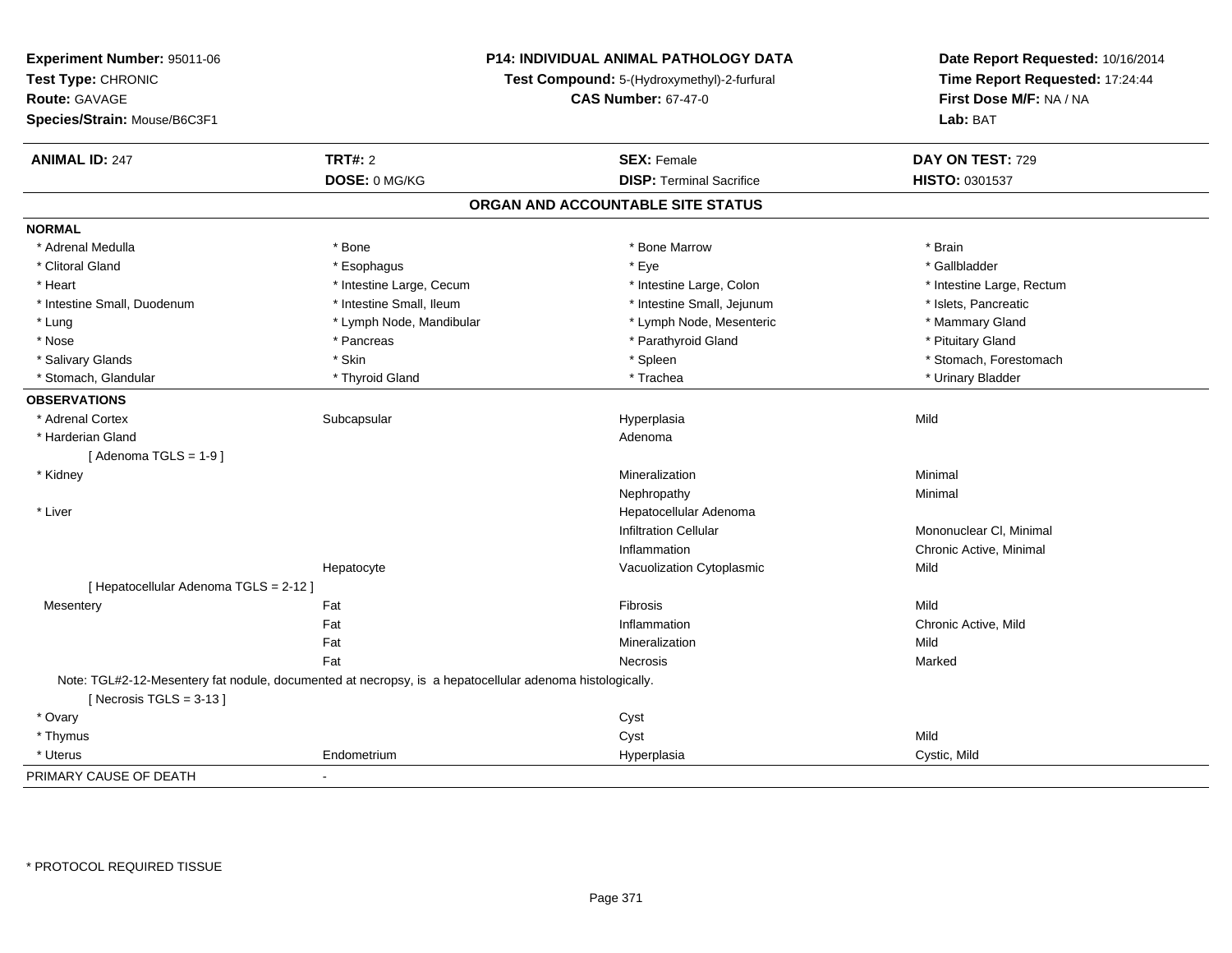**Experiment Number:** 95011-06
**Test Type:** CHRONIC
**Route:** GAVAGE
**Species/Strain:** Mouse/B6C3F1

**P14: INDIVIDUAL ANIMAL PATHOLOGY DATA**
**Test Compound:** 5-(Hydroxymethyl)-2-furfural
**CAS Number:** 67-47-0

**Date Report Requested:** 10/16/2014
**Time Report Requested:** 17:24:44
**First Dose M/F:** NA / NA
**Lab:** BAT

| **ANIMAL ID:** 247 | **TRT#:** 2 | **SEX:** Female | **DAY ON TEST:** 729 |
|---|---|---|---|
| | **DOSE:** 0 MG/KG | **DISP:** Terminal Sacrifice | **HISTO:** 0301537 |

## ORGAN AND ACCOUNTABLE SITE STATUS

**NORMAL**

| | | | |
|---|---|---|---|
| * Adrenal Medulla | * Bone | * Bone Marrow | * Brain |
| * Clitoral Gland | * Esophagus | * Eye | * Gallbladder |
| * Heart | * Intestine Large, Cecum | * Intestine Large, Colon | * Intestine Large, Rectum |
| * Intestine Small, Duodenum | * Intestine Small, Ileum | * Intestine Small, Jejunum | * Islets, Pancreatic |
| * Lung | * Lymph Node, Mandibular | * Lymph Node, Mesenteric | * Mammary Gland |
| * Nose | * Pancreas | * Parathyroid Gland | * Pituitary Gland |
| * Salivary Glands | * Skin | * Spleen | * Stomach, Forestomach |
| * Stomach, Glandular | * Thyroid Gland | * Trachea | * Urinary Bladder |

**OBSERVATIONS**

| | | | |
|---|---|---|---|
| * Adrenal Cortex | Subcapsular | Hyperplasia | Mild |
| * Harderian Gland | | Adenoma | |
| [ Adenoma TGLS = 1-9 ] | | | |
| * Kidney | | Mineralization | Minimal |
| | | Nephropathy | Minimal |
| * Liver | | Hepatocellular Adenoma | |
| | | Infiltration Cellular | Mononuclear Cl, Minimal |
| | | Inflammation | Chronic Active, Minimal |
| | Hepatocyte | Vacuolization Cytoplasmic | Mild |
| [ Hepatocellular Adenoma TGLS = 2-12 ] | | | |
| Mesentery | Fat | Fibrosis | Mild |
| | Fat | Inflammation | Chronic Active, Mild |
| | Fat | Mineralization | Mild |
| | Fat | Necrosis | Marked |

Note: TGL#2-12-Mesentery fat nodule, documented at necropsy, is a hepatocellular adenoma histologically.

| | | | |
|---|---|---|---|
| [ Necrosis TGLS = 3-13 ] | | | |
| * Ovary | | Cyst | |
| * Thymus | | Cyst | Mild |
| * Uterus | Endometrium | Hyperplasia | Cystic, Mild |

PRIMARY CAUSE OF DEATH -

* PROTOCOL REQUIRED TISSUE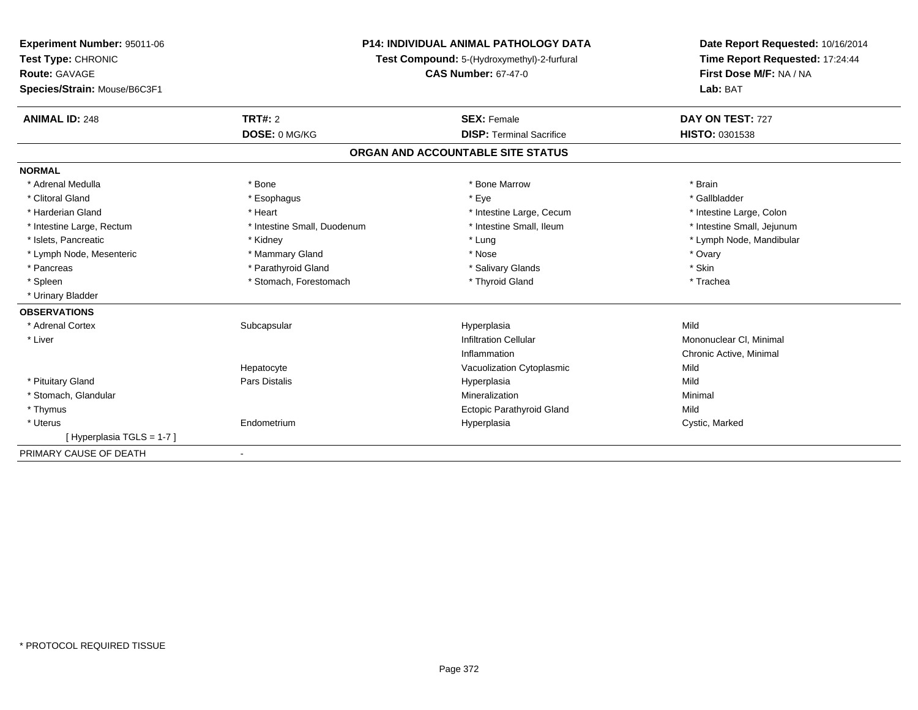**Experiment Number:** 95011-06
**Test Type:** CHRONIC
**Route:** GAVAGE
**Species/Strain:** Mouse/B6C3F1

**P14: INDIVIDUAL ANIMAL PATHOLOGY DATA**
**Test Compound:** 5-(Hydroxymethyl)-2-furfural
**CAS Number:** 67-47-0

**Date Report Requested:** 10/16/2014
**Time Report Requested:** 17:24:44
**First Dose M/F:** NA / NA
**Lab:** BAT

| **ANIMAL ID:** 248 | **TRT#:** 2 | **SEX:** Female | **DAY ON TEST:** 727 |
|---|---|---|---|
| | **DOSE:** 0 MG/KG | **DISP:** Terminal Sacrifice | **HISTO:** 0301538 |

## ORGAN AND ACCOUNTABLE SITE STATUS

**NORMAL**

| | | | |
|---|---|---|---|
| * Adrenal Medulla | * Bone | * Bone Marrow | * Brain |
| * Clitoral Gland | * Esophagus | * Eye | * Gallbladder |
| * Harderian Gland | * Heart | * Intestine Large, Cecum | * Intestine Large, Colon |
| * Intestine Large, Rectum | * Intestine Small, Duodenum | * Intestine Small, Ileum | * Intestine Small, Jejunum |
| * Islets, Pancreatic | * Kidney | * Lung | * Lymph Node, Mandibular |
| * Lymph Node, Mesenteric | * Mammary Gland | * Nose | * Ovary |
| * Pancreas | * Parathyroid Gland | * Salivary Glands | * Skin |
| * Spleen | * Stomach, Forestomach | * Thyroid Gland | * Trachea |
| * Urinary Bladder | | | |

**OBSERVATIONS**

| | | | |
|---|---|---|---|
| * Adrenal Cortex | Subcapsular | Hyperplasia | Mild |
| * Liver | | Infiltration Cellular | Mononuclear Cl, Minimal |
| | | Inflammation | Chronic Active, Minimal |
| | Hepatocyte | Vacuolization Cytoplasmic | Mild |
| * Pituitary Gland | Pars Distalis | Hyperplasia | Mild |
| * Stomach, Glandular | | Mineralization | Minimal |
| * Thymus | | Ectopic Parathyroid Gland | Mild |
| * Uterus | Endometrium | Hyperplasia | Cystic, Marked |
| [ Hyperplasia TGLS = 1-7 ] | | | |

PRIMARY CAUSE OF DEATH -

* PROTOCOL REQUIRED TISSUE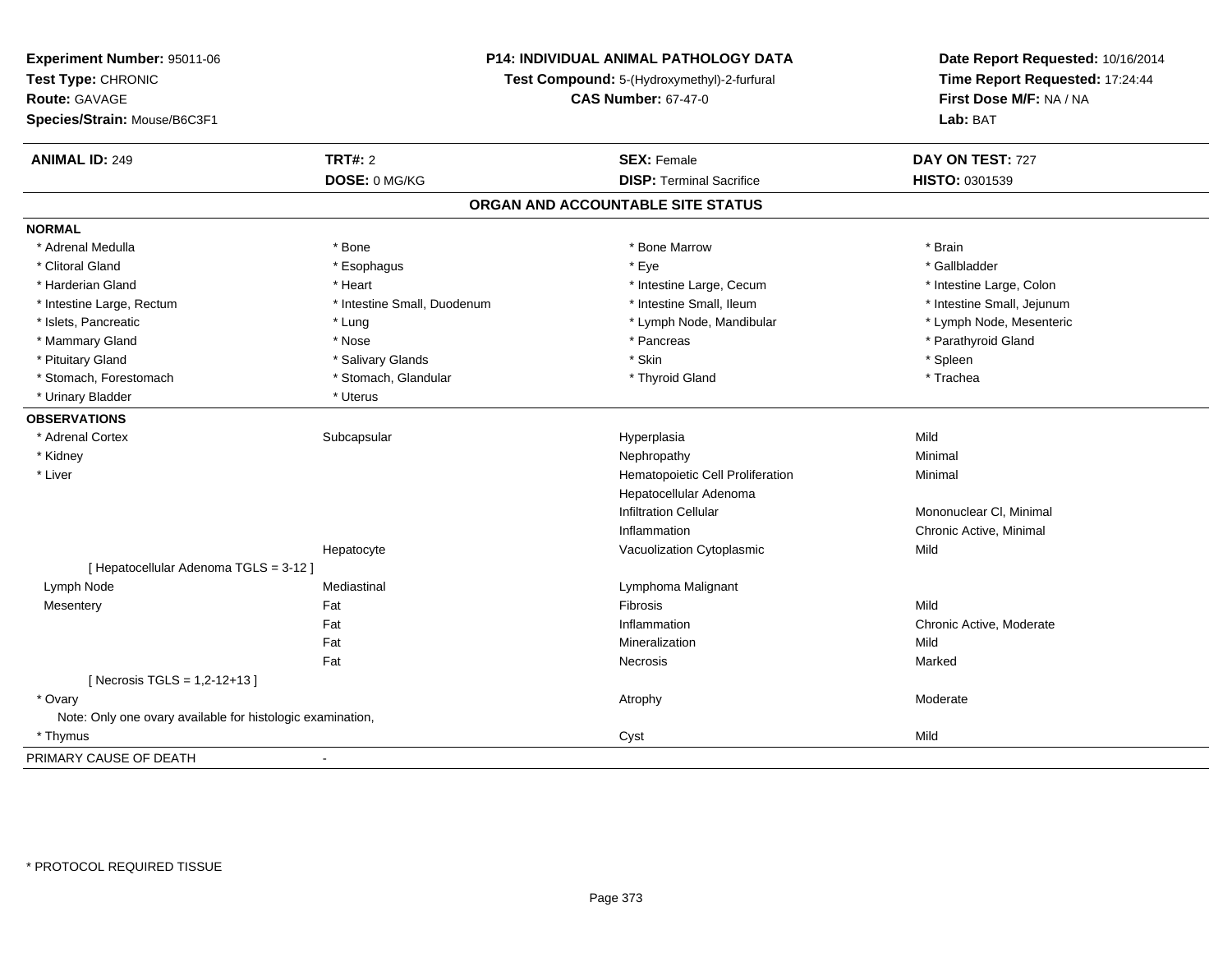**Experiment Number:** 95011-06
**Test Type:** CHRONIC
**Route:** GAVAGE
**Species/Strain:** Mouse/B6C3F1

**P14: INDIVIDUAL ANIMAL PATHOLOGY DATA**
**Test Compound:** 5-(Hydroxymethyl)-2-furfural
**CAS Number:** 67-47-0

**Date Report Requested:** 10/16/2014
**Time Report Requested:** 17:24:44
**First Dose M/F:** NA / NA
**Lab:** BAT

| **ANIMAL ID:** 249 | **TRT#:** 2 | **SEX:** Female | **DAY ON TEST:** 727 |
|---|---|---|---|
| | **DOSE:** 0 MG/KG | **DISP:** Terminal Sacrifice | **HISTO:** 0301539 |

## ORGAN AND ACCOUNTABLE SITE STATUS

**NORMAL**

| | | | |
|---|---|---|---|
| * Adrenal Medulla | * Bone | * Bone Marrow | * Brain |
| * Clitoral Gland | * Esophagus | * Eye | * Gallbladder |
| * Harderian Gland | * Heart | * Intestine Large, Cecum | * Intestine Large, Colon |
| * Intestine Large, Rectum | * Intestine Small, Duodenum | * Intestine Small, Ileum | * Intestine Small, Jejunum |
| * Islets, Pancreatic | * Lung | * Lymph Node, Mandibular | * Lymph Node, Mesenteric |
| * Mammary Gland | * Nose | * Pancreas | * Parathyroid Gland |
| * Pituitary Gland | * Salivary Glands | * Skin | * Spleen |
| * Stomach, Forestomach | * Stomach, Glandular | * Thyroid Gland | * Trachea |
| * Urinary Bladder | * Uterus | | |

**OBSERVATIONS**

| | | | |
|---|---|---|---|
| * Adrenal Cortex | Subcapsular | Hyperplasia | Mild |
| * Kidney | | Nephropathy | Minimal |
| * Liver | | Hematopoietic Cell Proliferation | Minimal |
| | | Hepatocellular Adenoma | |
| | | Infiltration Cellular | Mononuclear Cl, Minimal |
| | | Inflammation | Chronic Active, Minimal |
| | Hepatocyte | Vacuolization Cytoplasmic | Mild |
| [ Hepatocellular Adenoma TGLS = 3-12 ] | | | |
| Lymph Node | Mediastinal | Lymphoma Malignant | |
| Mesentery | Fat | Fibrosis | Mild |
| | Fat | Inflammation | Chronic Active, Moderate |
| | Fat | Mineralization | Mild |
| | Fat | Necrosis | Marked |
| [ Necrosis TGLS = 1,2-12+13 ] | | | |
| * Ovary | | Atrophy | Moderate |
| Note: Only one ovary available for histologic examination, | | | |
| * Thymus | | Cyst | Mild |

PRIMARY CAUSE OF DEATH -

\* PROTOCOL REQUIRED TISSUE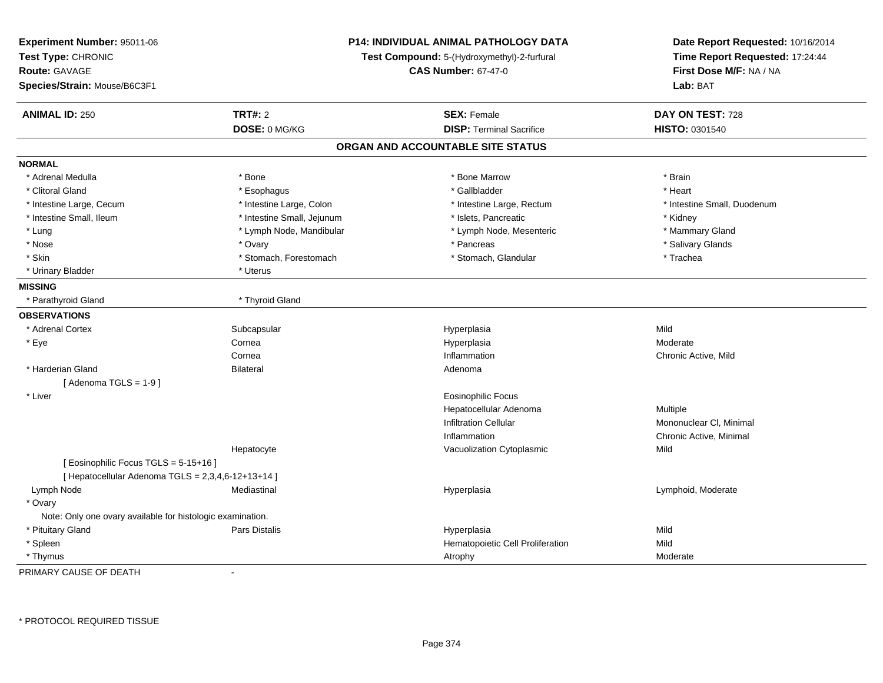**Experiment Number:** 95011-06
**Test Type:** CHRONIC
**Route:** GAVAGE
**Species/Strain:** Mouse/B6C3F1

**P14: INDIVIDUAL ANIMAL PATHOLOGY DATA**
**Test Compound:** 5-(Hydroxymethyl)-2-furfural
**CAS Number:** 67-47-0

**Date Report Requested:** 10/16/2014
**Time Report Requested:** 17:24:44
**First Dose M/F:** NA / NA
**Lab:** BAT

| **ANIMAL ID:** 250 | **TRT#:** 2 | **SEX:** Female | **DAY ON TEST:** 728 |
|---|---|---|---|
| | **DOSE:** 0 MG/KG | **DISP:** Terminal Sacrifice | **HISTO:** 0301540 |

## ORGAN AND ACCOUNTABLE SITE STATUS

**NORMAL**

| | | | |
|---|---|---|---|
| * Adrenal Medulla | * Bone | * Bone Marrow | * Brain |
| * Clitoral Gland | * Esophagus | * Gallbladder | * Heart |
| * Intestine Large, Cecum | * Intestine Large, Colon | * Intestine Large, Rectum | * Intestine Small, Duodenum |
| * Intestine Small, Ileum | * Intestine Small, Jejunum | * Islets, Pancreatic | * Kidney |
| * Lung | * Lymph Node, Mandibular | * Lymph Node, Mesenteric | * Mammary Gland |
| * Nose | * Ovary | * Pancreas | * Salivary Glands |
| * Skin | * Stomach, Forestomach | * Stomach, Glandular | * Trachea |
| * Urinary Bladder | * Uterus | | |

**MISSING**

| | |
|---|---|
| * Parathyroid Gland | * Thyroid Gland |

**OBSERVATIONS**

| | | | |
|---|---|---|---|
| * Adrenal Cortex | Subcapsular | Hyperplasia | Mild |
| * Eye | Cornea | Hyperplasia | Moderate |
| | Cornea | Inflammation | Chronic Active, Mild |
| * Harderian Gland | Bilateral | Adenoma | |
| [ Adenoma TGLS = 1-9 ] | | | |
| * Liver | | Eosinophilic Focus | |
| | | Hepatocellular Adenoma | Multiple |
| | | Infiltration Cellular | Mononuclear Cl, Minimal |
| | | Inflammation | Chronic Active, Minimal |
| | Hepatocyte | Vacuolization Cytoplasmic | Mild |
| [ Eosinophilic Focus TGLS = 5-15+16 ] | | | |
| [ Hepatocellular Adenoma TGLS = 2,3,4,6-12+13+14 ] | | | |
| Lymph Node | Mediastinal | Hyperplasia | Lymphoid, Moderate |
| * Ovary | | | |
| Note: Only one ovary available for histologic examination. | | | |
| * Pituitary Gland | Pars Distalis | Hyperplasia | Mild |
| * Spleen | | Hematopoietic Cell Proliferation | Mild |
| * Thymus | | Atrophy | Moderate |

PRIMARY CAUSE OF DEATH -

* PROTOCOL REQUIRED TISSUE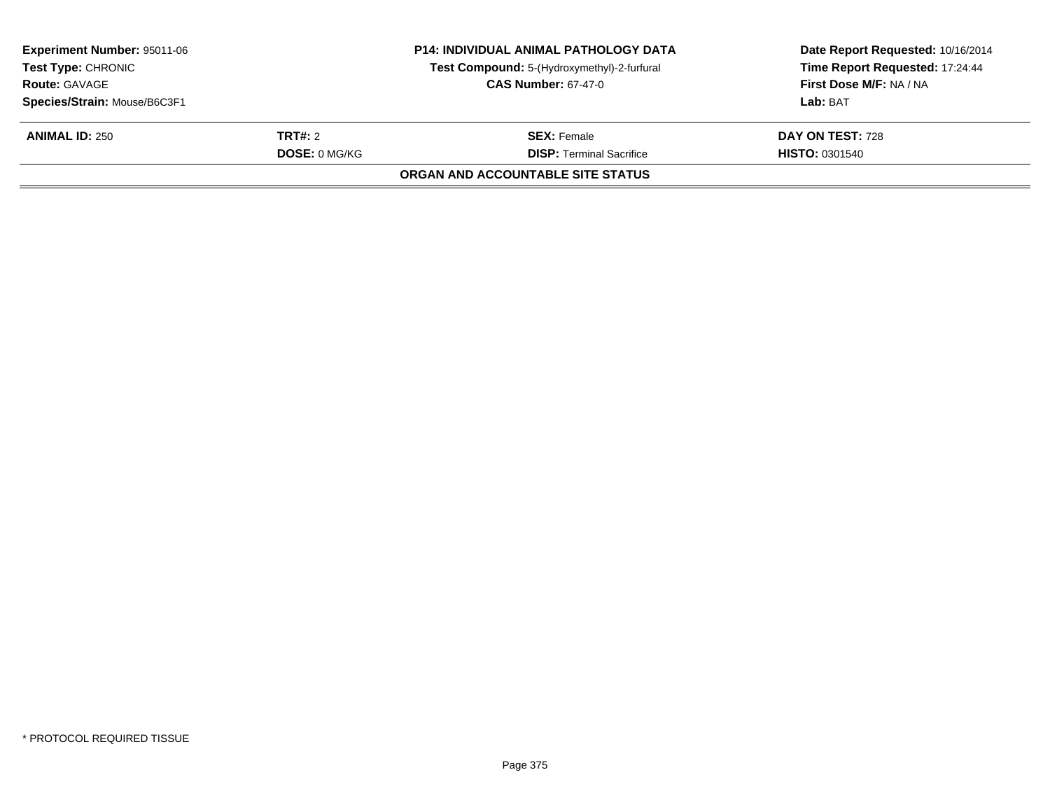**Experiment Number:** 95011-06
**Test Type:** CHRONIC
**Route:** GAVAGE
**Species/Strain:** Mouse/B6C3F1

**P14: INDIVIDUAL ANIMAL PATHOLOGY DATA**
**Test Compound:** 5-(Hydroxymethyl)-2-furfural
**CAS Number:** 67-47-0

**Date Report Requested:** 10/16/2014
**Time Report Requested:** 17:24:44
**First Dose M/F:** NA / NA
**Lab:** BAT

| **ANIMAL ID:** 250 | **TRT#:** 2 | **SEX:** Female | **DAY ON TEST:** 728 |
|---|---|---|---|
| | **DOSE:** 0 MG/KG | **DISP:** Terminal Sacrifice | **HISTO:** 0301540 |

**ORGAN AND ACCOUNTABLE SITE STATUS**

* PROTOCOL REQUIRED TISSUE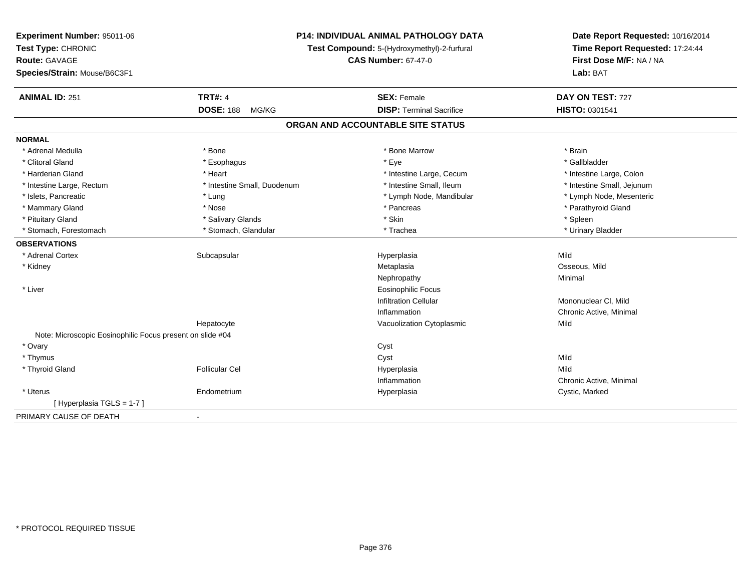**Experiment Number:** 95011-06
**Test Type:** CHRONIC
**Route:** GAVAGE
**Species/Strain:** Mouse/B6C3F1

**P14: INDIVIDUAL ANIMAL PATHOLOGY DATA**
**Test Compound:** 5-(Hydroxymethyl)-2-furfural
**CAS Number:** 67-47-0

**Date Report Requested:** 10/16/2014
**Time Report Requested:** 17:24:44
**First Dose M/F:** NA / NA
**Lab:** BAT

| **ANIMAL ID:** 251 | **TRT#:** 4 | **SEX:** Female | **DAY ON TEST:** 727 |
|---|---|---|---|
| | **DOSE:** 188 MG/KG | **DISP:** Terminal Sacrifice | **HISTO:** 0301541 |

## ORGAN AND ACCOUNTABLE SITE STATUS

**NORMAL**

| | | | |
|---|---|---|---|
| * Adrenal Medulla | * Bone | * Bone Marrow | * Brain |
| * Clitoral Gland | * Esophagus | * Eye | * Gallbladder |
| * Harderian Gland | * Heart | * Intestine Large, Cecum | * Intestine Large, Colon |
| * Intestine Large, Rectum | * Intestine Small, Duodenum | * Intestine Small, Ileum | * Intestine Small, Jejunum |
| * Islets, Pancreatic | * Lung | * Lymph Node, Mandibular | * Lymph Node, Mesenteric |
| * Mammary Gland | * Nose | * Pancreas | * Parathyroid Gland |
| * Pituitary Gland | * Salivary Glands | * Skin | * Spleen |
| * Stomach, Forestomach | * Stomach, Glandular | * Trachea | * Urinary Bladder |

**OBSERVATIONS**

| | | | |
|---|---|---|---|
| * Adrenal Cortex | Subcapsular | Hyperplasia | Mild |
| * Kidney | | Metaplasia | Osseous, Mild |
| | | Nephropathy | Minimal |
| * Liver | | Eosinophilic Focus | |
| | | Infiltration Cellular | Mononuclear Cl, Mild |
| | | Inflammation | Chronic Active, Minimal |
| | Hepatocyte | Vacuolization Cytoplasmic | Mild |
| Note: Microscopic Eosinophilic Focus present on slide #04 | | | |
| * Ovary | | Cyst | |
| * Thymus | | Cyst | Mild |
| * Thyroid Gland | Follicular Cel | Hyperplasia | Mild |
| | | Inflammation | Chronic Active, Minimal |
| * Uterus | Endometrium | Hyperplasia | Cystic, Marked |
| [ Hyperplasia TGLS = 1-7 ] | | | |

PRIMARY CAUSE OF DEATH -

* PROTOCOL REQUIRED TISSUE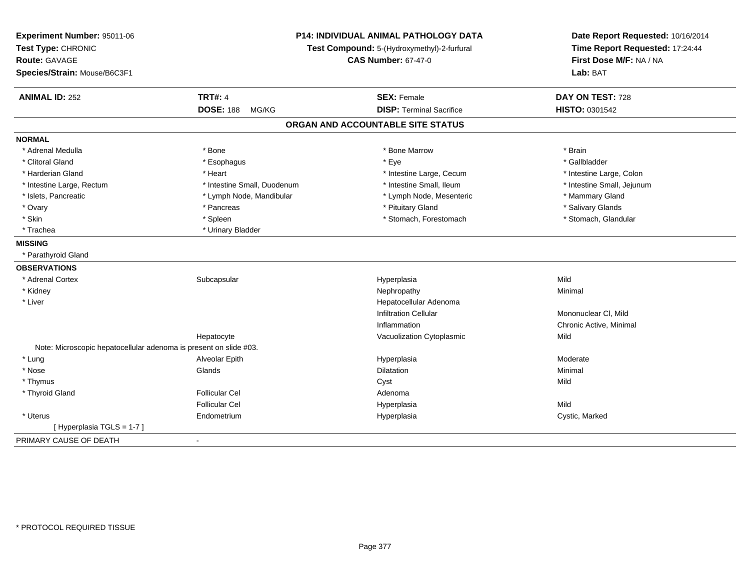**Experiment Number:** 95011-06
**Test Type:** CHRONIC
**Route:** GAVAGE
**Species/Strain:** Mouse/B6C3F1

## P14: INDIVIDUAL ANIMAL PATHOLOGY DATA

**Test Compound:** 5-(Hydroxymethyl)-2-furfural
**CAS Number:** 67-47-0

**Date Report Requested:** 10/16/2014
**Time Report Requested:** 17:24:44
**First Dose M/F:** NA / NA
**Lab:** BAT

| **ANIMAL ID:** 252 | **TRT#:** 4 | **SEX:** Female | **DAY ON TEST:** 728 |
|---|---|---|---|
| | **DOSE:** 188 MG/KG | **DISP:** Terminal Sacrifice | **HISTO:** 0301542 |

### ORGAN AND ACCOUNTABLE SITE STATUS

**NORMAL**

| | | | |
|---|---|---|---|
| * Adrenal Medulla | * Bone | * Bone Marrow | * Brain |
| * Clitoral Gland | * Esophagus | * Eye | * Gallbladder |
| * Harderian Gland | * Heart | * Intestine Large, Cecum | * Intestine Large, Colon |
| * Intestine Large, Rectum | * Intestine Small, Duodenum | * Intestine Small, Ileum | * Intestine Small, Jejunum |
| * Islets, Pancreatic | * Lymph Node, Mandibular | * Lymph Node, Mesenteric | * Mammary Gland |
| * Ovary | * Pancreas | * Pituitary Gland | * Salivary Glands |
| * Skin | * Spleen | * Stomach, Forestomach | * Stomach, Glandular |
| * Trachea | * Urinary Bladder | | |

**MISSING**

* Parathyroid Gland

**OBSERVATIONS**

| | | | |
|---|---|---|---|
| * Adrenal Cortex | Subcapsular | Hyperplasia | Mild |
| * Kidney | | Nephropathy | Minimal |
| * Liver | | Hepatocellular Adenoma | |
| | | Infiltration Cellular | Mononuclear Cl, Mild |
| | | Inflammation | Chronic Active, Minimal |
| | Hepatocyte | Vacuolization Cytoplasmic | Mild |
| Note: Microscopic hepatocellular adenoma is present on slide #03. | | | |
| * Lung | Alveolar Epith | Hyperplasia | Moderate |
| * Nose | Glands | Dilatation | Minimal |
| * Thymus | | Cyst | Mild |
| * Thyroid Gland | Follicular Cel | Adenoma | |
| | Follicular Cel | Hyperplasia | Mild |
| * Uterus | Endometrium | Hyperplasia | Cystic, Marked |
| [ Hyperplasia TGLS = 1-7 ] | | | |

PRIMARY CAUSE OF DEATH -

* PROTOCOL REQUIRED TISSUE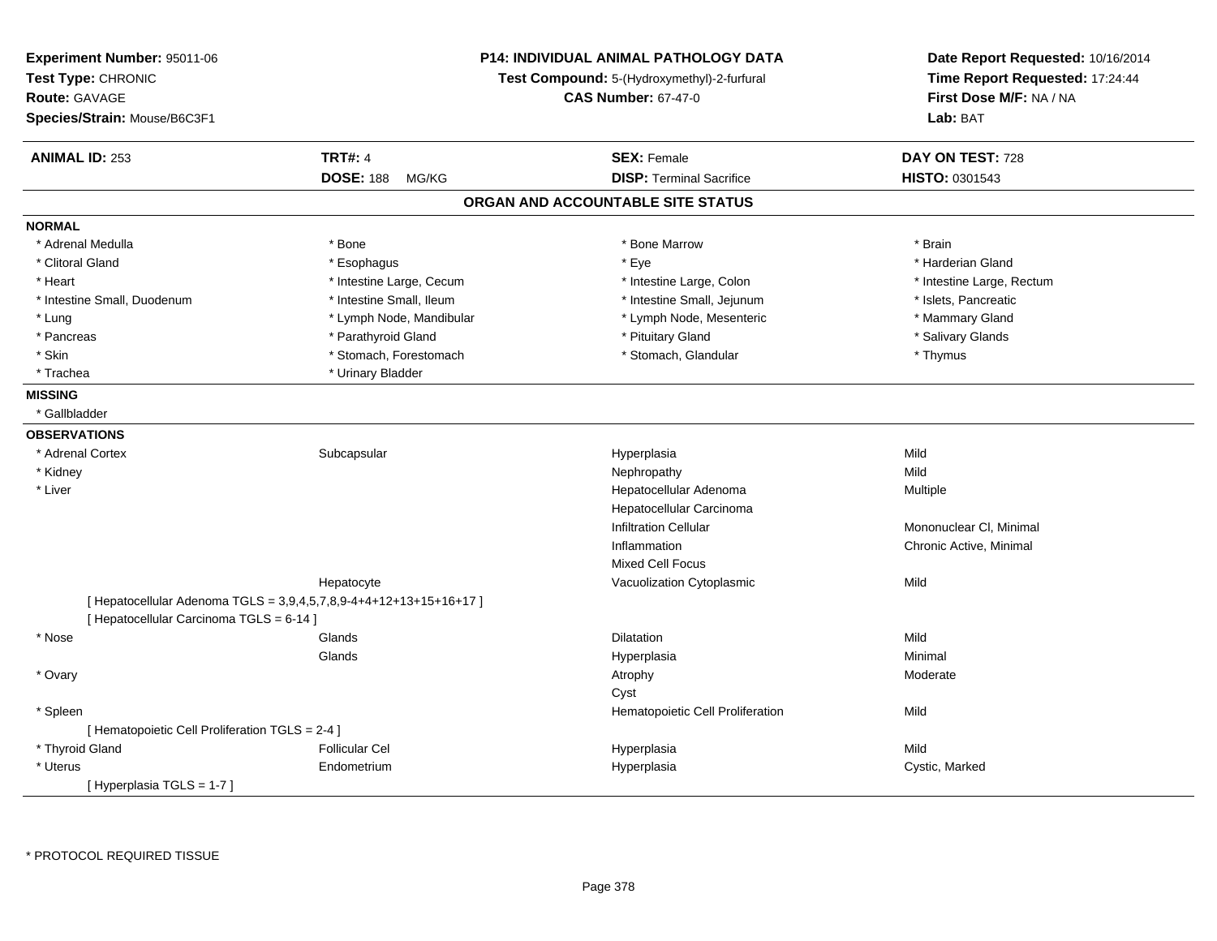**Experiment Number:** 95011-06
**Test Type:** CHRONIC
**Route:** GAVAGE
**Species/Strain:** Mouse/B6C3F1

**P14: INDIVIDUAL ANIMAL PATHOLOGY DATA**
**Test Compound:** 5-(Hydroxymethyl)-2-furfural
**CAS Number:** 67-47-0

**Date Report Requested:** 10/16/2014
**Time Report Requested:** 17:24:44
**First Dose M/F:** NA / NA
**Lab:** BAT

| **ANIMAL ID:** 253 | **TRT#:** 4 | **SEX:** Female | **DAY ON TEST:** 728 |
|---|---|---|---|
| | **DOSE:** 188 MG/KG | **DISP:** Terminal Sacrifice | **HISTO:** 0301543 |

## ORGAN AND ACCOUNTABLE SITE STATUS

**NORMAL**

| | | | |
|---|---|---|---|
| * Adrenal Medulla | * Bone | * Bone Marrow | * Brain |
| * Clitoral Gland | * Esophagus | * Eye | * Harderian Gland |
| * Heart | * Intestine Large, Cecum | * Intestine Large, Colon | * Intestine Large, Rectum |
| * Intestine Small, Duodenum | * Intestine Small, Ileum | * Intestine Small, Jejunum | * Islets, Pancreatic |
| * Lung | * Lymph Node, Mandibular | * Lymph Node, Mesenteric | * Mammary Gland |
| * Pancreas | * Parathyroid Gland | * Pituitary Gland | * Salivary Glands |
| * Skin | * Stomach, Forestomach | * Stomach, Glandular | * Thymus |
| * Trachea | * Urinary Bladder | | |

**MISSING**

* Gallbladder

**OBSERVATIONS**

| | | | |
|---|---|---|---|
| * Adrenal Cortex | Subcapsular | Hyperplasia | Mild |
| * Kidney | | Nephropathy | Mild |
| * Liver | | Hepatocellular Adenoma | Multiple |
| | | Hepatocellular Carcinoma | |
| | | Infiltration Cellular | Mononuclear Cl, Minimal |
| | | Inflammation | Chronic Active, Minimal |
| | | Mixed Cell Focus | |
| | Hepatocyte | Vacuolization Cytoplasmic | Mild |
| [ Hepatocellular Adenoma TGLS = 3,9,4,5,7,8,9-4+4+12+13+15+16+17 ] | | | |
| [ Hepatocellular Carcinoma TGLS = 6-14 ] | | | |
| * Nose | Glands | Dilatation | Mild |
| | Glands | Hyperplasia | Minimal |
| * Ovary | | Atrophy | Moderate |
| | | Cyst | |
| * Spleen | | Hematopoietic Cell Proliferation | Mild |
| [ Hematopoietic Cell Proliferation TGLS = 2-4 ] | | | |
| * Thyroid Gland | Follicular Cel | Hyperplasia | Mild |
| * Uterus | Endometrium | Hyperplasia | Cystic, Marked |
| [ Hyperplasia TGLS = 1-7 ] | | | |

* PROTOCOL REQUIRED TISSUE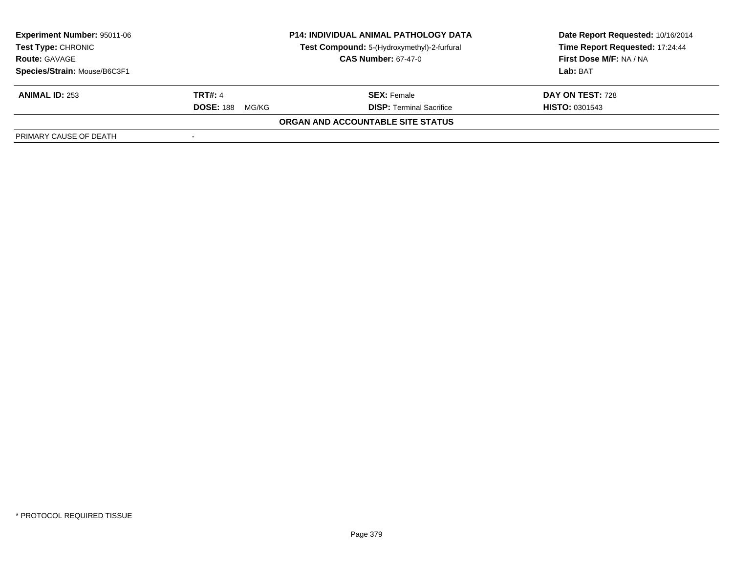**Experiment Number:** 95011-06
**Test Type:** CHRONIC
**Route:** GAVAGE
**Species/Strain:** Mouse/B6C3F1

**P14: INDIVIDUAL ANIMAL PATHOLOGY DATA**
**Test Compound:** 5-(Hydroxymethyl)-2-furfural
**CAS Number:** 67-47-0

**Date Report Requested:** 10/16/2014
**Time Report Requested:** 17:24:44
**First Dose M/F:** NA / NA
**Lab:** BAT

| **ANIMAL ID:** 253 | **TRT#:** 4 | **SEX:** Female | **DAY ON TEST:** 728 |
|---|---|---|---|
| | **DOSE:** 188 MG/KG | **DISP:** Terminal Sacrifice | **HISTO:** 0301543 |

**ORGAN AND ACCOUNTABLE SITE STATUS**

| PRIMARY CAUSE OF DEATH | - |
|---|---|

\* PROTOCOL REQUIRED TISSUE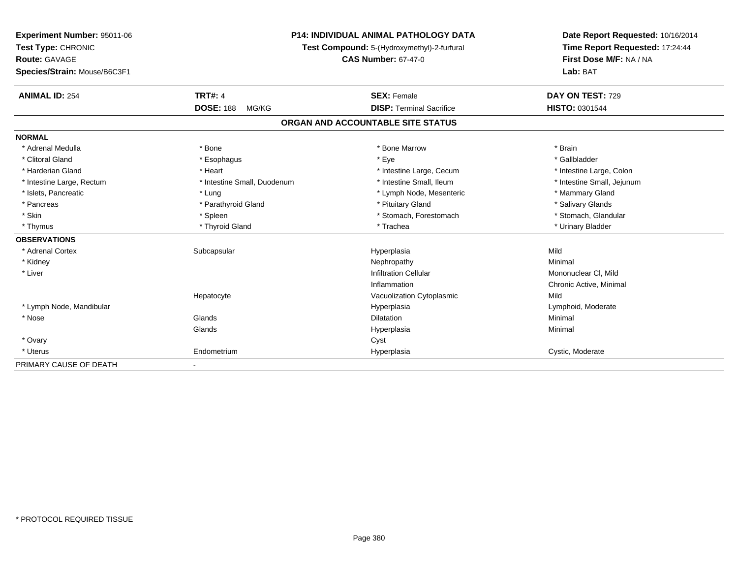**Experiment Number:** 95011-06
**Test Type:** CHRONIC
**Route:** GAVAGE
**Species/Strain:** Mouse/B6C3F1

**P14: INDIVIDUAL ANIMAL PATHOLOGY DATA**
**Test Compound:** 5-(Hydroxymethyl)-2-furfural
**CAS Number:** 67-47-0

**Date Report Requested:** 10/16/2014
**Time Report Requested:** 17:24:44
**First Dose M/F:** NA / NA
**Lab:** BAT

| **ANIMAL ID:** 254 | **TRT#:** 4 | **SEX:** Female | **DAY ON TEST:** 729 |
|---|---|---|---|
| | **DOSE:** 188 MG/KG | **DISP:** Terminal Sacrifice | **HISTO:** 0301544 |

## ORGAN AND ACCOUNTABLE SITE STATUS

| | | | |
|---|---|---|---|
| **NORMAL** | | | |
| * Adrenal Medulla | * Bone | * Bone Marrow | * Brain |
| * Clitoral Gland | * Esophagus | * Eye | * Gallbladder |
| * Harderian Gland | * Heart | * Intestine Large, Cecum | * Intestine Large, Colon |
| * Intestine Large, Rectum | * Intestine Small, Duodenum | * Intestine Small, Ileum | * Intestine Small, Jejunum |
| * Islets, Pancreatic | * Lung | * Lymph Node, Mesenteric | * Mammary Gland |
| * Pancreas | * Parathyroid Gland | * Pituitary Gland | * Salivary Glands |
| * Skin | * Spleen | * Stomach, Forestomach | * Stomach, Glandular |
| * Thymus | * Thyroid Gland | * Trachea | * Urinary Bladder |
| **OBSERVATIONS** | | | |
| * Adrenal Cortex | Subcapsular | Hyperplasia | Mild |
| * Kidney | | Nephropathy | Minimal |
| * Liver | | Infiltration Cellular | Mononuclear Cl, Mild |
| | | Inflammation | Chronic Active, Minimal |
| | Hepatocyte | Vacuolization Cytoplasmic | Mild |
| * Lymph Node, Mandibular | | Hyperplasia | Lymphoid, Moderate |
| * Nose | Glands | Dilatation | Minimal |
| | Glands | Hyperplasia | Minimal |
| * Ovary | | Cyst | |
| * Uterus | Endometrium | Hyperplasia | Cystic, Moderate |
| PRIMARY CAUSE OF DEATH | - | | |

* PROTOCOL REQUIRED TISSUE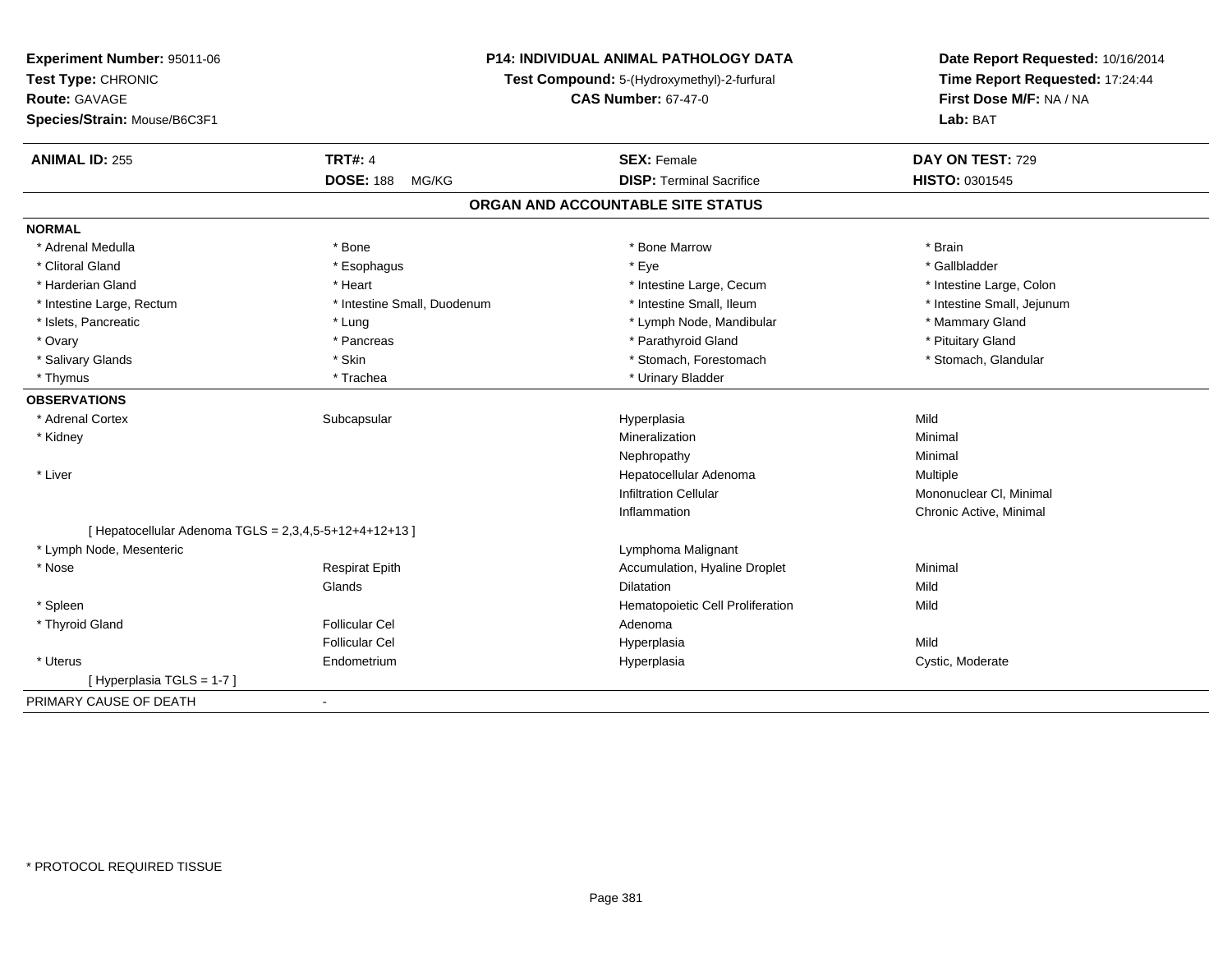**Experiment Number:** 95011-06
**Test Type:** CHRONIC
**Route:** GAVAGE
**Species/Strain:** Mouse/B6C3F1

**P14: INDIVIDUAL ANIMAL PATHOLOGY DATA**
**Test Compound:** 5-(Hydroxymethyl)-2-furfural
**CAS Number:** 67-47-0

**Date Report Requested:** 10/16/2014
**Time Report Requested:** 17:24:44
**First Dose M/F:** NA / NA
**Lab:** BAT

| **ANIMAL ID:** 255 | **TRT#:** 4 | **SEX:** Female | **DAY ON TEST:** 729 |
|---|---|---|---|
| | **DOSE:** 188 MG/KG | **DISP:** Terminal Sacrifice | **HISTO:** 0301545 |

## ORGAN AND ACCOUNTABLE SITE STATUS

**NORMAL**

| | | | |
|---|---|---|---|
| * Adrenal Medulla | * Bone | * Bone Marrow | * Brain |
| * Clitoral Gland | * Esophagus | * Eye | * Gallbladder |
| * Harderian Gland | * Heart | * Intestine Large, Cecum | * Intestine Large, Colon |
| * Intestine Large, Rectum | * Intestine Small, Duodenum | * Intestine Small, Ileum | * Intestine Small, Jejunum |
| * Islets, Pancreatic | * Lung | * Lymph Node, Mandibular | * Mammary Gland |
| * Ovary | * Pancreas | * Parathyroid Gland | * Pituitary Gland |
| * Salivary Glands | * Skin | * Stomach, Forestomach | * Stomach, Glandular |
| * Thymus | * Trachea | * Urinary Bladder | |

**OBSERVATIONS**

| | | | |
|---|---|---|---|
| * Adrenal Cortex | Subcapsular | Hyperplasia | Mild |
| * Kidney | | Mineralization | Minimal |
| | | Nephropathy | Minimal |
| * Liver | | Hepatocellular Adenoma | Multiple |
| | | Infiltration Cellular | Mononuclear Cl, Minimal |
| | | Inflammation | Chronic Active, Minimal |
| [ Hepatocellular Adenoma TGLS = 2,3,4,5-5+12+4+12+13 ] | | | |
| * Lymph Node, Mesenteric | | Lymphoma Malignant | |
| * Nose | Respirat Epith | Accumulation, Hyaline Droplet | Minimal |
| | Glands | Dilatation | Mild |
| * Spleen | | Hematopoietic Cell Proliferation | Mild |
| * Thyroid Gland | Follicular Cel | Adenoma | |
| | Follicular Cel | Hyperplasia | Mild |
| * Uterus | Endometrium | Hyperplasia | Cystic, Moderate |
| [ Hyperplasia TGLS = 1-7 ] | | | |

PRIMARY CAUSE OF DEATH -

\* PROTOCOL REQUIRED TISSUE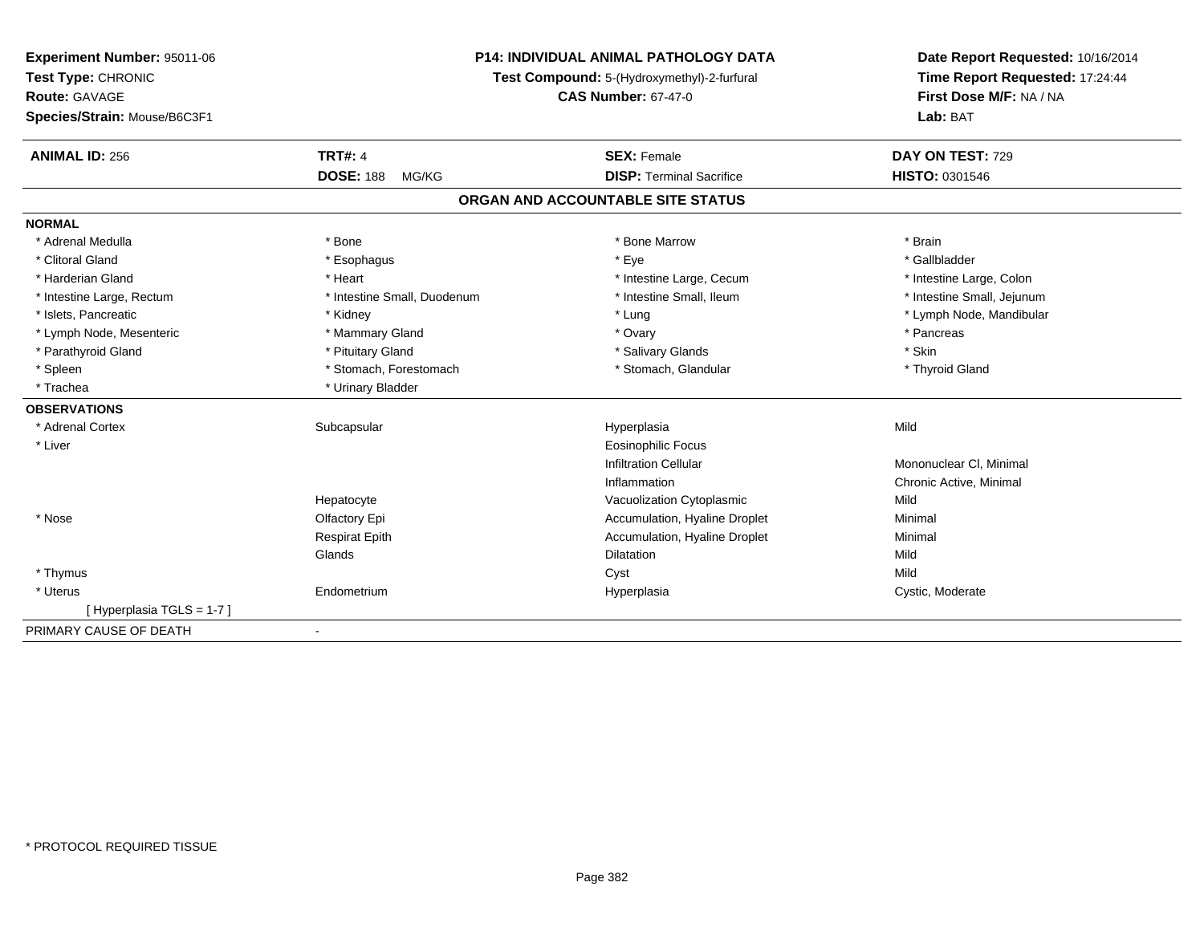**Experiment Number:** 95011-06
**Test Type:** CHRONIC
**Route:** GAVAGE
**Species/Strain:** Mouse/B6C3F1

**P14: INDIVIDUAL ANIMAL PATHOLOGY DATA**
**Test Compound:** 5-(Hydroxymethyl)-2-furfural
**CAS Number:** 67-47-0

**Date Report Requested:** 10/16/2014
**Time Report Requested:** 17:24:44
**First Dose M/F:** NA / NA
**Lab:** BAT

| **ANIMAL ID:** 256 | **TRT#:** 4 | **SEX:** Female | **DAY ON TEST:** 729 |
|---|---|---|---|
| | **DOSE:** 188 MG/KG | **DISP:** Terminal Sacrifice | **HISTO:** 0301546 |

## ORGAN AND ACCOUNTABLE SITE STATUS

**NORMAL**

| | | | |
|---|---|---|---|
| * Adrenal Medulla | * Bone | * Bone Marrow | * Brain |
| * Clitoral Gland | * Esophagus | * Eye | * Gallbladder |
| * Harderian Gland | * Heart | * Intestine Large, Cecum | * Intestine Large, Colon |
| * Intestine Large, Rectum | * Intestine Small, Duodenum | * Intestine Small, Ileum | * Intestine Small, Jejunum |
| * Islets, Pancreatic | * Kidney | * Lung | * Lymph Node, Mandibular |
| * Lymph Node, Mesenteric | * Mammary Gland | * Ovary | * Pancreas |
| * Parathyroid Gland | * Pituitary Gland | * Salivary Glands | * Skin |
| * Spleen | * Stomach, Forestomach | * Stomach, Glandular | * Thyroid Gland |
| * Trachea | * Urinary Bladder | | |

**OBSERVATIONS**

| | | | |
|---|---|---|---|
| * Adrenal Cortex | Subcapsular | Hyperplasia | Mild |
| * Liver | | Eosinophilic Focus | |
| | | Infiltration Cellular | Mononuclear Cl, Minimal |
| | | Inflammation | Chronic Active, Minimal |
| | Hepatocyte | Vacuolization Cytoplasmic | Mild |
| * Nose | Olfactory Epi | Accumulation, Hyaline Droplet | Minimal |
| | Respirat Epith | Accumulation, Hyaline Droplet | Minimal |
| | Glands | Dilatation | Mild |
| * Thymus | | Cyst | Mild |
| * Uterus | Endometrium | Hyperplasia | Cystic, Moderate |
| [ Hyperplasia TGLS = 1-7 ] | | | |

PRIMARY CAUSE OF DEATH -

* PROTOCOL REQUIRED TISSUE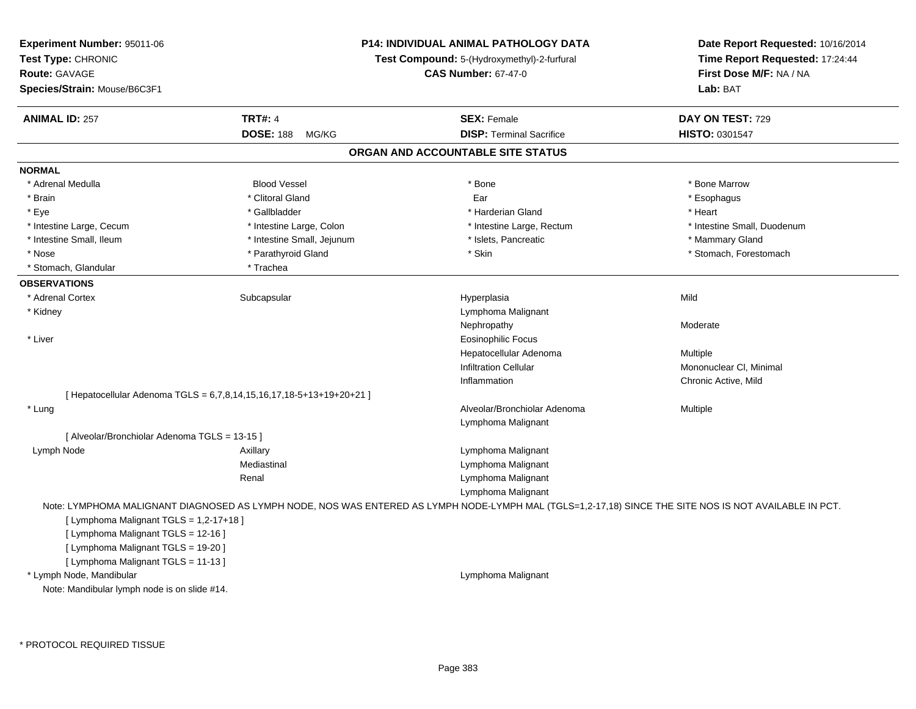**Experiment Number:** 95011-06
**Test Type:** CHRONIC
**Route:** GAVAGE
**Species/Strain:** Mouse/B6C3F1

**P14: INDIVIDUAL ANIMAL PATHOLOGY DATA**
**Test Compound:** 5-(Hydroxymethyl)-2-furfural
**CAS Number:** 67-47-0

**Date Report Requested:** 10/16/2014
**Time Report Requested:** 17:24:44
**First Dose M/F:** NA / NA
**Lab:** BAT

| **ANIMAL ID:** 257 | **TRT#:** 4 | **SEX:** Female | **DAY ON TEST:** 729 |
|---|---|---|---|
| | **DOSE:** 188 MG/KG | **DISP:** Terminal Sacrifice | **HISTO:** 0301547 |

## ORGAN AND ACCOUNTABLE SITE STATUS

**NORMAL**

| | | | |
|---|---|---|---|
| * Adrenal Medulla | Blood Vessel | * Bone | * Bone Marrow |
| * Brain | * Clitoral Gland | Ear | * Esophagus |
| * Eye | * Gallbladder | * Harderian Gland | * Heart |
| * Intestine Large, Cecum | * Intestine Large, Colon | * Intestine Large, Rectum | * Intestine Small, Duodenum |
| * Intestine Small, Ileum | * Intestine Small, Jejunum | * Islets, Pancreatic | * Mammary Gland |
| * Nose | * Parathyroid Gland | * Skin | * Stomach, Forestomach |
| * Stomach, Glandular | * Trachea | | |

**OBSERVATIONS**

| | | | |
|---|---|---|---|
| * Adrenal Cortex | Subcapsular | Hyperplasia | Mild |
| * Kidney | | Lymphoma Malignant | |
| | | Nephropathy | Moderate |
| * Liver | | Eosinophilic Focus | |
| | | Hepatocellular Adenoma | Multiple |
| | | Infiltration Cellular | Mononuclear Cl, Minimal |
| | | Inflammation | Chronic Active, Mild |

[ Hepatocellular Adenoma TGLS = 6,7,8,14,15,16,17,18-5+13+19+20+21 ]

| | | | |
|---|---|---|---|
| * Lung | | Alveolar/Bronchiolar Adenoma | Multiple |
| | | Lymphoma Malignant | |

[ Alveolar/Bronchiolar Adenoma TGLS = 13-15 ]

| | | | |
|---|---|---|---|
| Lymph Node | Axillary | Lymphoma Malignant | |
| | Mediastinal | Lymphoma Malignant | |
| | Renal | Lymphoma Malignant | |
| | | Lymphoma Malignant | |

Note: LYMPHOMA MALIGNANT DIAGNOSED AS LYMPH NODE, NOS WAS ENTERED AS LYMPH NODE-LYMPH MAL (TGLS=1,2-17,18) SINCE THE SITE NOS IS NOT AVAILABLE IN PCT.

[ Lymphoma Malignant TGLS = 1,2-17+18 ]
[ Lymphoma Malignant TGLS = 12-16 ]
[ Lymphoma Malignant TGLS = 19-20 ]
[ Lymphoma Malignant TGLS = 11-13 ]

| | | | |
|---|---|---|---|
| * Lymph Node, Mandibular | | Lymphoma Malignant | |

Note: Mandibular lymph node is on slide #14.

\* PROTOCOL REQUIRED TISSUE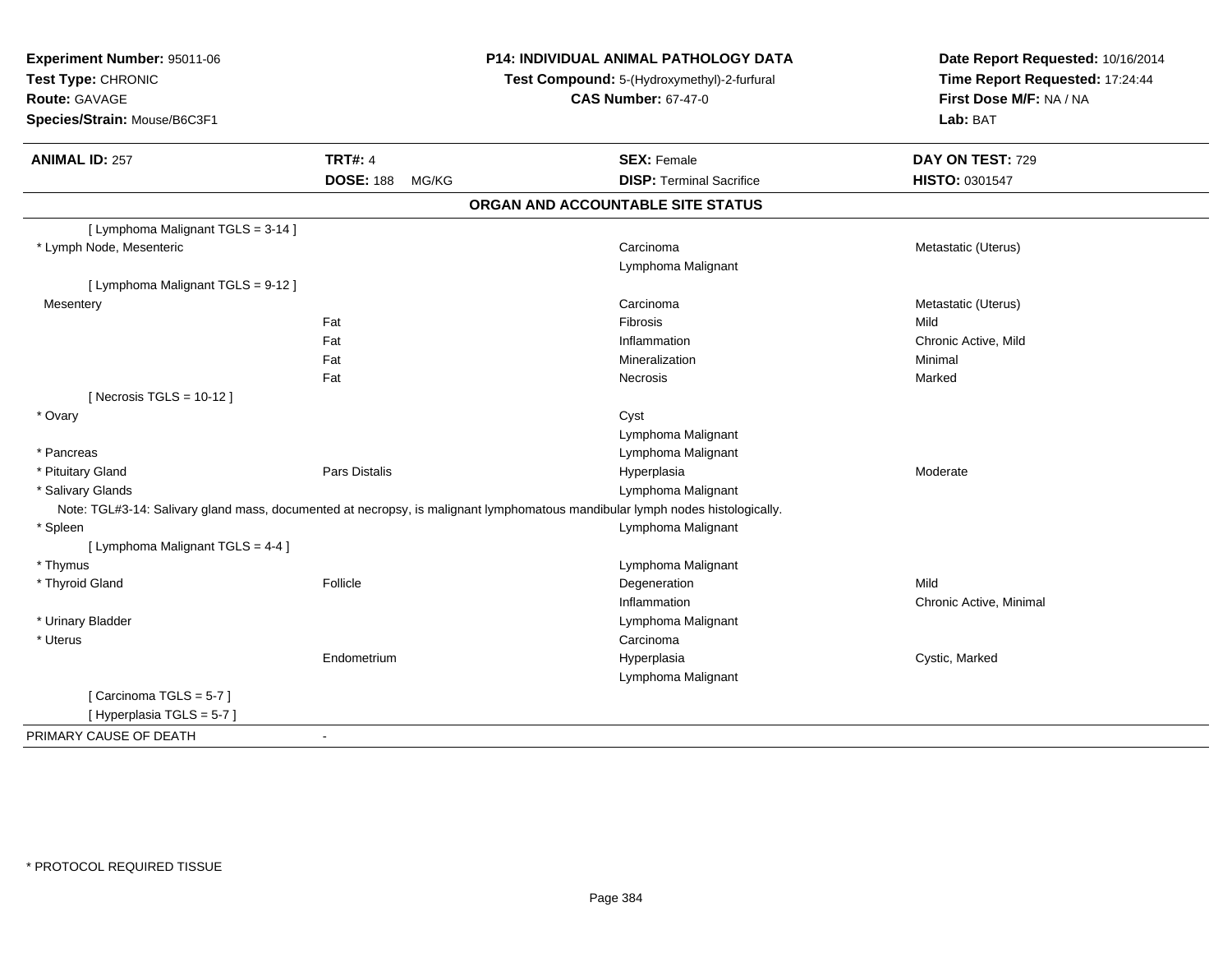**Experiment Number:** 95011-06
**Test Type:** CHRONIC
**Route:** GAVAGE
**Species/Strain:** Mouse/B6C3F1

**P14: INDIVIDUAL ANIMAL PATHOLOGY DATA**
**Test Compound:** 5-(Hydroxymethyl)-2-furfural
**CAS Number:** 67-47-0

**Date Report Requested:** 10/16/2014
**Time Report Requested:** 17:24:44
**First Dose M/F:** NA / NA
**Lab:** BAT

| **ANIMAL ID:** 257 | **TRT#:** 4 | **SEX:** Female | **DAY ON TEST:** 729 |
|---|---|---|---|
| | **DOSE:** 188 MG/KG | **DISP:** Terminal Sacrifice | **HISTO:** 0301547 |

## ORGAN AND ACCOUNTABLE SITE STATUS

| | | | |
|---|---|---|---|
| [ Lymphoma Malignant TGLS = 3-14 ] | | | |
| * Lymph Node, Mesenteric | | Carcinoma | Metastatic (Uterus) |
| | | Lymphoma Malignant | |
| [ Lymphoma Malignant TGLS = 9-12 ] | | | |
| Mesentery | | Carcinoma | Metastatic (Uterus) |
| | Fat | Fibrosis | Mild |
| | Fat | Inflammation | Chronic Active, Mild |
| | Fat | Mineralization | Minimal |
| | Fat | Necrosis | Marked |
| [ Necrosis TGLS = 10-12 ] | | | |
| * Ovary | | Cyst | |
| | | Lymphoma Malignant | |
| * Pancreas | | Lymphoma Malignant | |
| * Pituitary Gland | Pars Distalis | Hyperplasia | Moderate |
| * Salivary Glands | | Lymphoma Malignant | |
| Note: TGL#3-14: Salivary gland mass, documented at necropsy, is malignant lymphomatous mandibular lymph nodes histologically. | | | |
| * Spleen | | Lymphoma Malignant | |
| [ Lymphoma Malignant TGLS = 4-4 ] | | | |
| * Thymus | | Lymphoma Malignant | |
| * Thyroid Gland | Follicle | Degeneration | Mild |
| | | Inflammation | Chronic Active, Minimal |
| * Urinary Bladder | | Lymphoma Malignant | |
| * Uterus | | Carcinoma | |
| | Endometrium | Hyperplasia | Cystic, Marked |
| | | Lymphoma Malignant | |
| [ Carcinoma TGLS = 5-7 ] | | | |
| [ Hyperplasia TGLS = 5-7 ] | | | |
| PRIMARY CAUSE OF DEATH | - | | |

* PROTOCOL REQUIRED TISSUE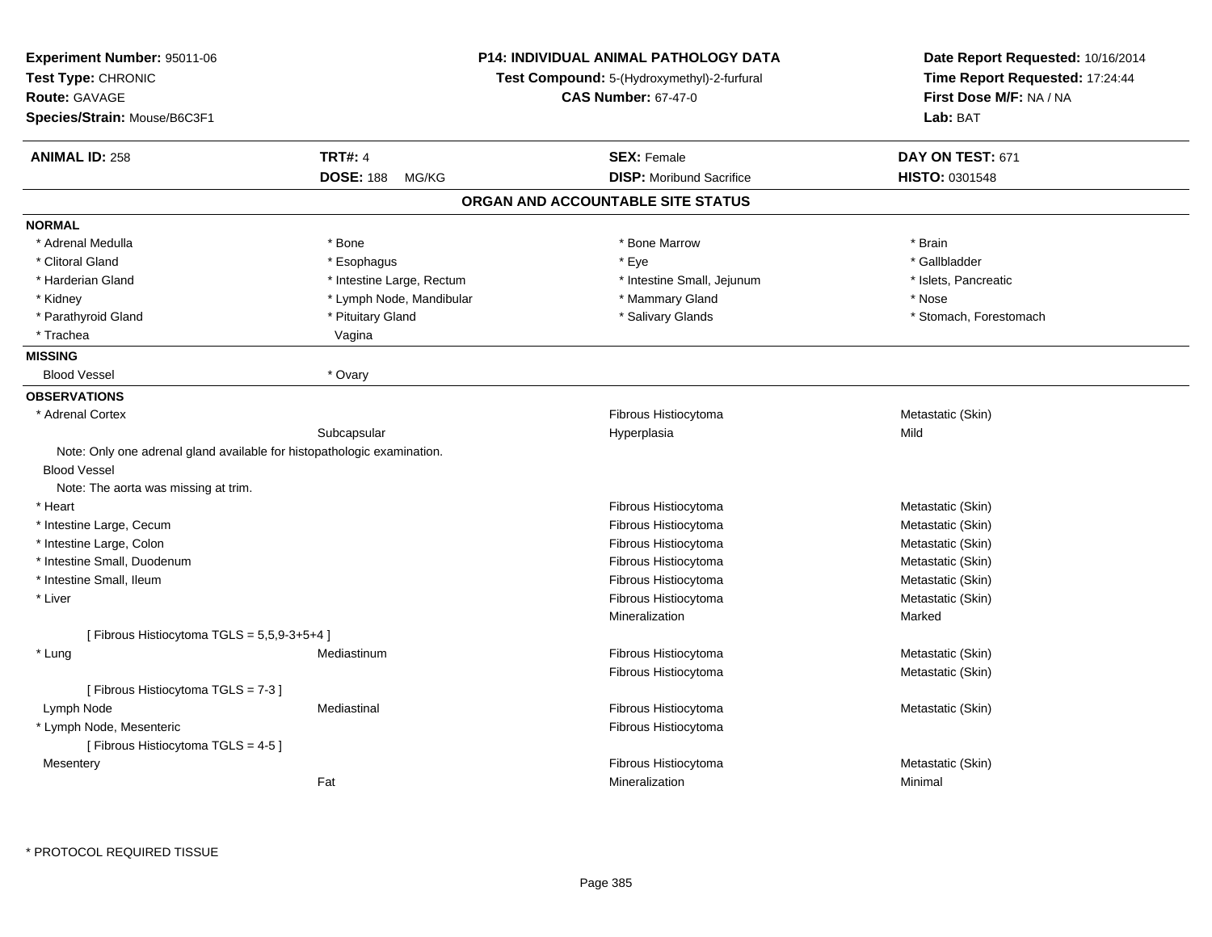**Experiment Number:** 95011-06
**Test Type:** CHRONIC
**Route:** GAVAGE
**Species/Strain:** Mouse/B6C3F1

**P14: INDIVIDUAL ANIMAL PATHOLOGY DATA**
**Test Compound:** 5-(Hydroxymethyl)-2-furfural
**CAS Number:** 67-47-0

**Date Report Requested:** 10/16/2014
**Time Report Requested:** 17:24:44
**First Dose M/F:** NA / NA
**Lab:** BAT

| **ANIMAL ID:** 258 | **TRT#:** 4 | **SEX:** Female | **DAY ON TEST:** 671 |
|---|---|---|---|
| | **DOSE:** 188 MG/KG | **DISP:** Moribund Sacrifice | **HISTO:** 0301548 |

## ORGAN AND ACCOUNTABLE SITE STATUS

**NORMAL**

| | | | |
|---|---|---|---|
| * Adrenal Medulla | * Bone | * Bone Marrow | * Brain |
| * Clitoral Gland | * Esophagus | * Eye | * Gallbladder |
| * Harderian Gland | * Intestine Large, Rectum | * Intestine Small, Jejunum | * Islets, Pancreatic |
| * Kidney | * Lymph Node, Mandibular | * Mammary Gland | * Nose |
| * Parathyroid Gland | * Pituitary Gland | * Salivary Glands | * Stomach, Forestomach |
| * Trachea | Vagina | | |

**MISSING**

| | |
|---|---|
| Blood Vessel | * Ovary |

**OBSERVATIONS**

| Organ | Site | Observation | Qualifier |
|---|---|---|---|
| * Adrenal Cortex | | Fibrous Histiocytoma | Metastatic (Skin) |
| | Subcapsular | Hyperplasia | Mild |
| Note: Only one adrenal gland available for histopathologic examination. | | | |
| Blood Vessel | | | |
| Note: The aorta was missing at trim. | | | |
| * Heart | | Fibrous Histiocytoma | Metastatic (Skin) |
| * Intestine Large, Cecum | | Fibrous Histiocytoma | Metastatic (Skin) |
| * Intestine Large, Colon | | Fibrous Histiocytoma | Metastatic (Skin) |
| * Intestine Small, Duodenum | | Fibrous Histiocytoma | Metastatic (Skin) |
| * Intestine Small, Ileum | | Fibrous Histiocytoma | Metastatic (Skin) |
| * Liver | | Fibrous Histiocytoma | Metastatic (Skin) |
| | | Mineralization | Marked |
| [ Fibrous Histiocytoma TGLS = 5,5,9-3+5+4 ] | | | |
| * Lung | Mediastinum | Fibrous Histiocytoma | Metastatic (Skin) |
| | | Fibrous Histiocytoma | Metastatic (Skin) |
| [ Fibrous Histiocytoma TGLS = 7-3 ] | | | |
| Lymph Node | Mediastinal | Fibrous Histiocytoma | Metastatic (Skin) |
| * Lymph Node, Mesenteric | | Fibrous Histiocytoma | |
| [ Fibrous Histiocytoma TGLS = 4-5 ] | | | |
| Mesentery | | Fibrous Histiocytoma | Metastatic (Skin) |
| | Fat | Mineralization | Minimal |

\* PROTOCOL REQUIRED TISSUE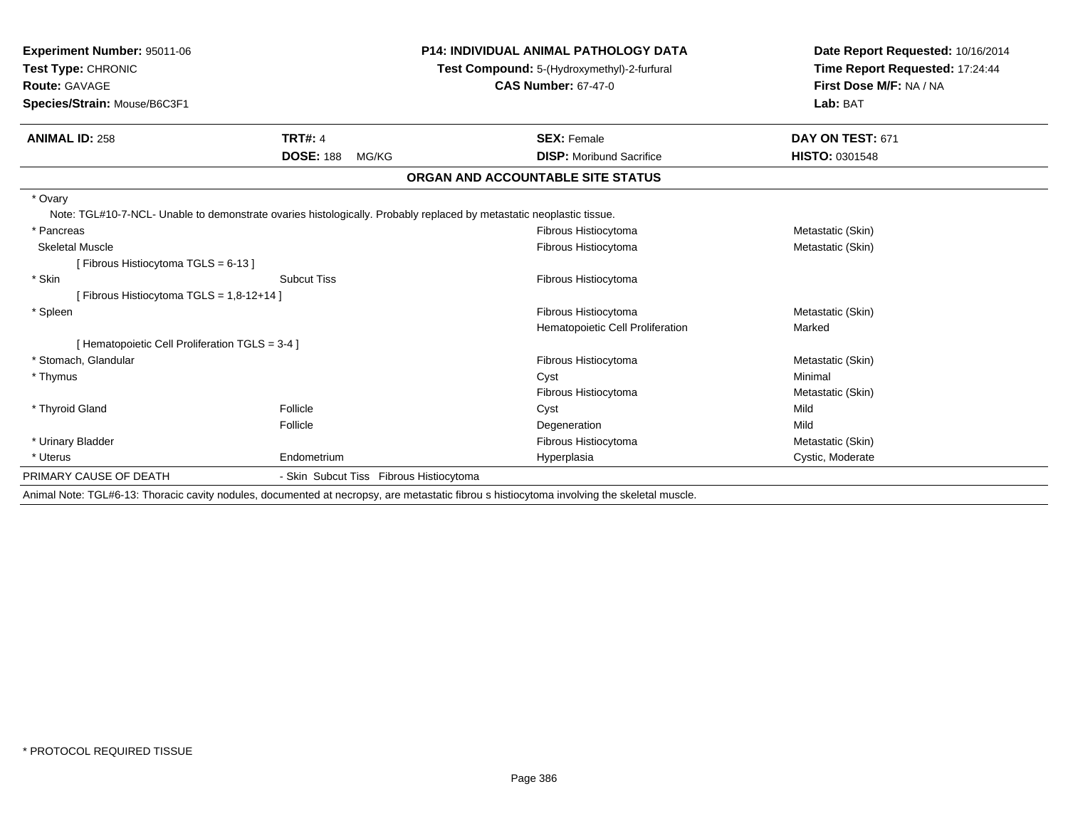**Experiment Number:** 95011-06
**Test Type:** CHRONIC
**Route:** GAVAGE
**Species/Strain:** Mouse/B6C3F1

**P14: INDIVIDUAL ANIMAL PATHOLOGY DATA**
**Test Compound:** 5-(Hydroxymethyl)-2-furfural
**CAS Number:** 67-47-0

**Date Report Requested:** 10/16/2014
**Time Report Requested:** 17:24:44
**First Dose M/F:** NA / NA
**Lab:** BAT

| **ANIMAL ID:** 258 | **TRT#:** 4 | **SEX:** Female | **DAY ON TEST:** 671 |
|---|---|---|---|
| | **DOSE:** 188 MG/KG | **DISP:** Moribund Sacrifice | **HISTO:** 0301548 |

## ORGAN AND ACCOUNTABLE SITE STATUS

| | | | |
|---|---|---|---|
| * Ovary | | | |
| Note: TGL#10-7-NCL- Unable to demonstrate ovaries histologically. Probably replaced by metastatic neoplastic tissue. | | | |
| * Pancreas | | Fibrous Histiocytoma | Metastatic (Skin) |
| Skeletal Muscle | | Fibrous Histiocytoma | Metastatic (Skin) |
| [ Fibrous Histiocytoma TGLS = 6-13 ] | | | |
| * Skin | Subcut Tiss | Fibrous Histiocytoma | |
| [ Fibrous Histiocytoma TGLS = 1,8-12+14 ] | | | |
| * Spleen | | Fibrous Histiocytoma | Metastatic (Skin) |
| | | Hematopoietic Cell Proliferation | Marked |
| [ Hematopoietic Cell Proliferation TGLS = 3-4 ] | | | |
| * Stomach, Glandular | | Fibrous Histiocytoma | Metastatic (Skin) |
| * Thymus | | Cyst | Minimal |
| | | Fibrous Histiocytoma | Metastatic (Skin) |
| * Thyroid Gland | Follicle | Cyst | Mild |
| | Follicle | Degeneration | Mild |
| * Urinary Bladder | | Fibrous Histiocytoma | Metastatic (Skin) |
| * Uterus | Endometrium | Hyperplasia | Cystic, Moderate |
| PRIMARY CAUSE OF DEATH | - Skin Subcut Tiss Fibrous Histiocytoma | | |

Animal Note: TGL#6-13: Thoracic cavity nodules, documented at necropsy, are metastatic fibrou s histiocytoma involving the skeletal muscle.

* PROTOCOL REQUIRED TISSUE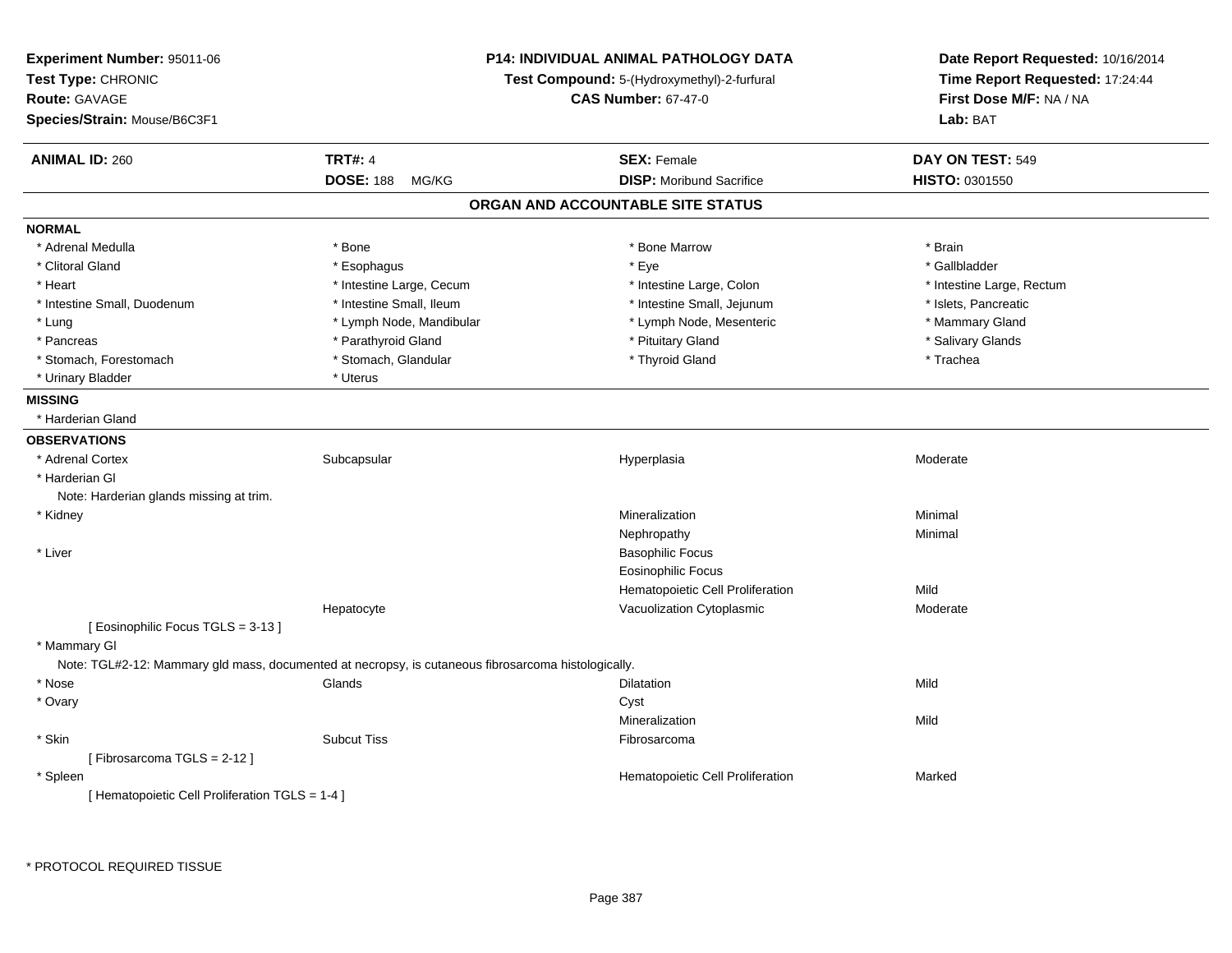**Experiment Number:** 95011-06
**Test Type:** CHRONIC
**Route:** GAVAGE
**Species/Strain:** Mouse/B6C3F1

**P14: INDIVIDUAL ANIMAL PATHOLOGY DATA**
**Test Compound:** 5-(Hydroxymethyl)-2-furfural
**CAS Number:** 67-47-0

**Date Report Requested:** 10/16/2014
**Time Report Requested:** 17:24:44
**First Dose M/F:** NA / NA
**Lab:** BAT

| **ANIMAL ID:** 260 | **TRT#:** 4 | **SEX:** Female | **DAY ON TEST:** 549 |
|---|---|---|---|
| | **DOSE:** 188 MG/KG | **DISP:** Moribund Sacrifice | **HISTO:** 0301550 |

## ORGAN AND ACCOUNTABLE SITE STATUS

**NORMAL**

| | | | |
|---|---|---|---|
| * Adrenal Medulla | * Bone | * Bone Marrow | * Brain |
| * Clitoral Gland | * Esophagus | * Eye | * Gallbladder |
| * Heart | * Intestine Large, Cecum | * Intestine Large, Colon | * Intestine Large, Rectum |
| * Intestine Small, Duodenum | * Intestine Small, Ileum | * Intestine Small, Jejunum | * Islets, Pancreatic |
| * Lung | * Lymph Node, Mandibular | * Lymph Node, Mesenteric | * Mammary Gland |
| * Pancreas | * Parathyroid Gland | * Pituitary Gland | * Salivary Glands |
| * Stomach, Forestomach | * Stomach, Glandular | * Thyroid Gland | * Trachea |
| * Urinary Bladder | * Uterus | | |

**MISSING**

* Harderian Gland

**OBSERVATIONS**

| | | | |
|---|---|---|---|
| * Adrenal Cortex | Subcapsular | Hyperplasia | Moderate |
| * Harderian Gl | | | |
| Note: Harderian glands missing at trim. | | | |
| * Kidney | | Mineralization | Minimal |
| | | Nephropathy | Minimal |
| * Liver | | Basophilic Focus | |
| | | Eosinophilic Focus | |
| | | Hematopoietic Cell Proliferation | Mild |
| | Hepatocyte | Vacuolization Cytoplasmic | Moderate |
| [ Eosinophilic Focus TGLS = 3-13 ] | | | |
| * Mammary Gl | | | |
| Note: TGL#2-12: Mammary gld mass, documented at necropsy, is cutaneous fibrosarcoma histologically. | | | |
| * Nose | Glands | Dilatation | Mild |
| * Ovary | | Cyst | |
| | | Mineralization | Mild |
| * Skin | Subcut Tiss | Fibrosarcoma | |
| [ Fibrosarcoma TGLS = 2-12 ] | | | |
| * Spleen | | Hematopoietic Cell Proliferation | Marked |
| [ Hematopoietic Cell Proliferation TGLS = 1-4 ] | | | |

\* PROTOCOL REQUIRED TISSUE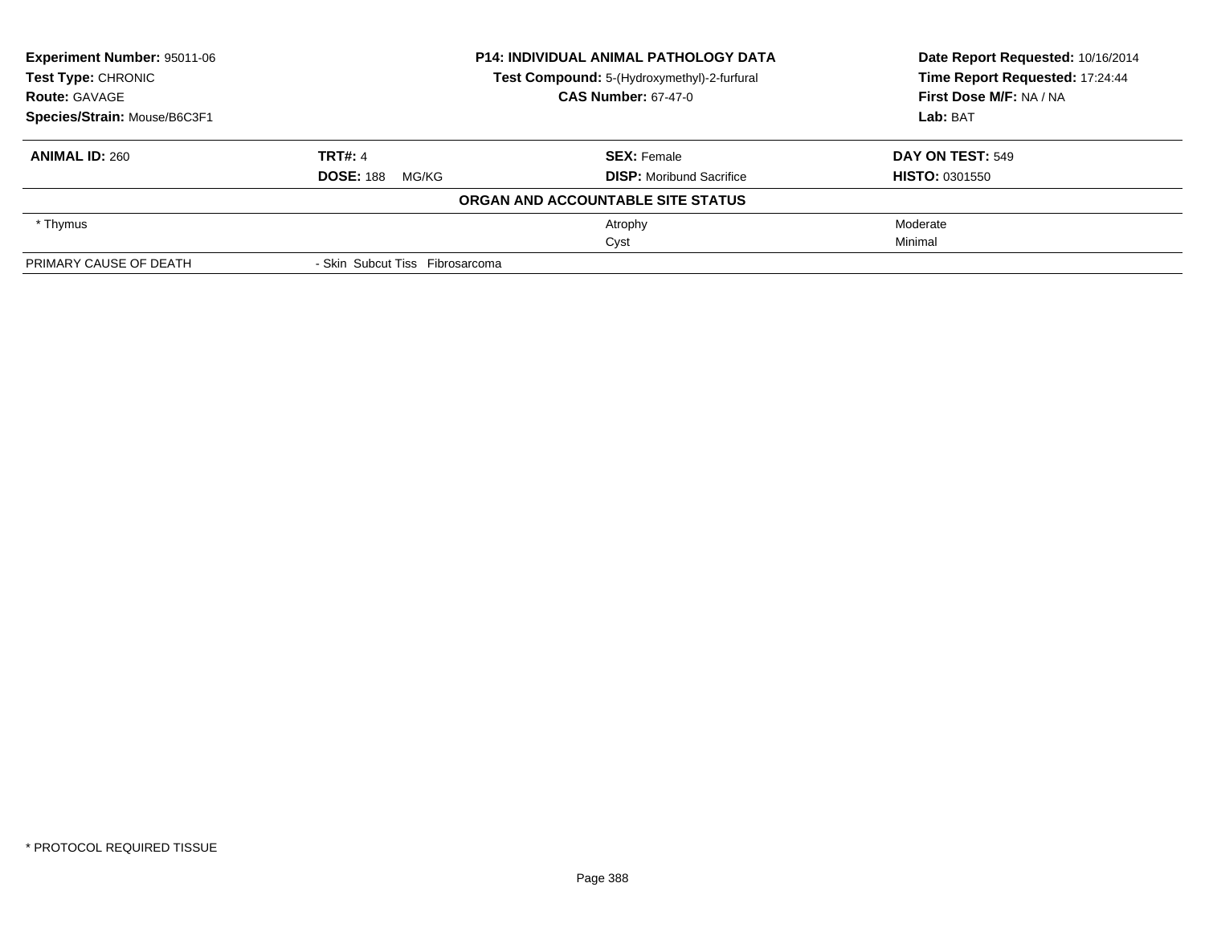| **Experiment Number:** 95011-06 | **P14: INDIVIDUAL ANIMAL PATHOLOGY DATA** | **Date Report Requested:** 10/16/2014 |
|---|---|---|
| **Test Type:** CHRONIC | **Test Compound:** 5-(Hydroxymethyl)-2-furfural | **Time Report Requested:** 17:24:44 |
| **Route:** GAVAGE | **CAS Number:** 67-47-0 | **First Dose M/F:** NA / NA |
| **Species/Strain:** Mouse/B6C3F1 | | **Lab:** BAT |

| **ANIMAL ID:** 260 | **TRT#:** 4 | **SEX:** Female | **DAY ON TEST:** 549 |
|---|---|---|---|
| | **DOSE:** 188 MG/KG | **DISP:** Moribund Sacrifice | **HISTO:** 0301550 |
| **ORGAN AND ACCOUNTABLE SITE STATUS** | | | |
| * Thymus | | Atrophy | Moderate |
| | | Cyst | Minimal |
| PRIMARY CAUSE OF DEATH | - Skin Subcut Tiss Fibrosarcoma | | |

* PROTOCOL REQUIRED TISSUE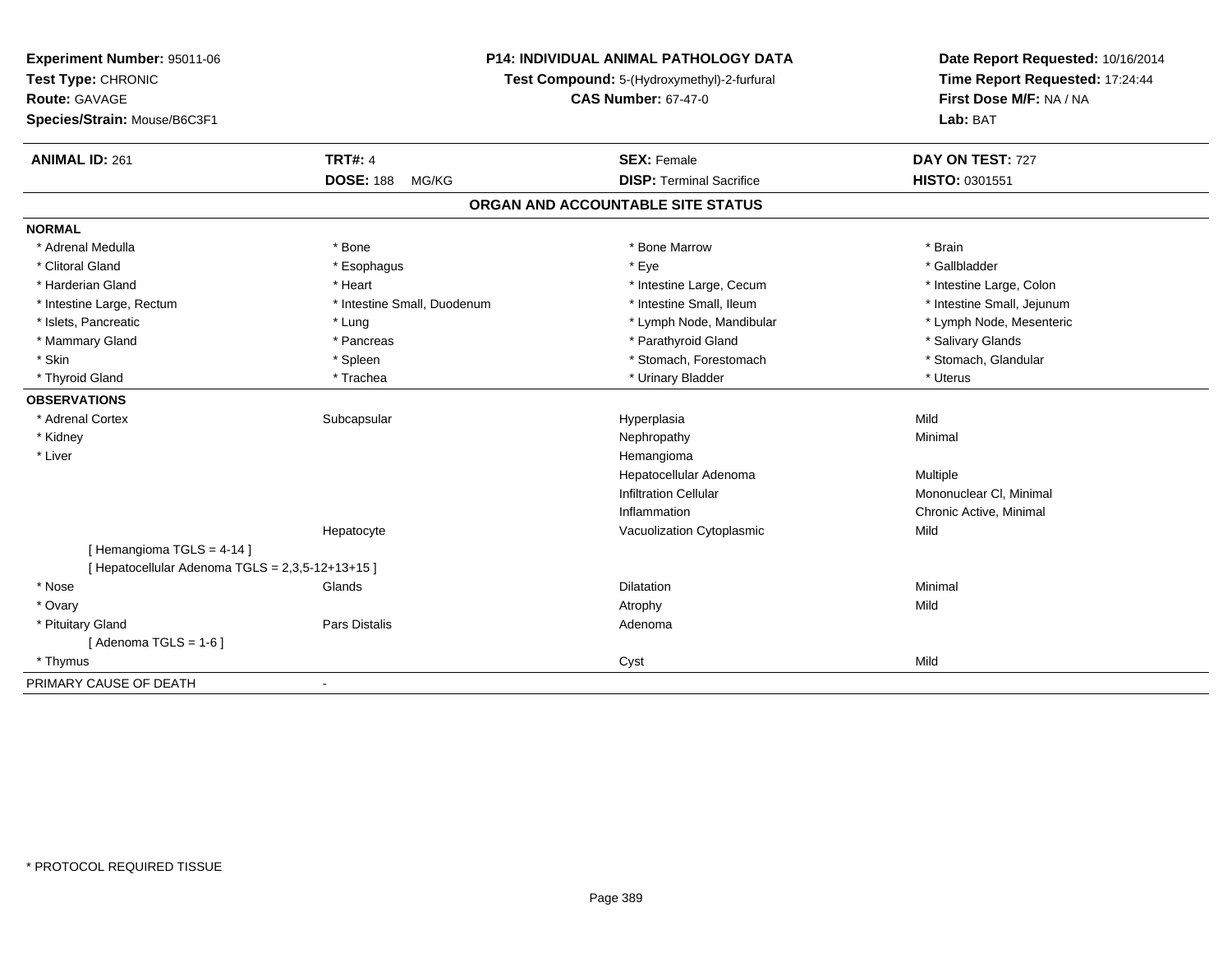**Experiment Number:** 95011-06
**Test Type:** CHRONIC
**Route:** GAVAGE
**Species/Strain:** Mouse/B6C3F1

**P14: INDIVIDUAL ANIMAL PATHOLOGY DATA**
**Test Compound:** 5-(Hydroxymethyl)-2-furfural
**CAS Number:** 67-47-0

**Date Report Requested:** 10/16/2014
**Time Report Requested:** 17:24:44
**First Dose M/F:** NA / NA
**Lab:** BAT

| **ANIMAL ID:** 261 | **TRT#:** 4 | **SEX:** Female | **DAY ON TEST:** 727 |
|---|---|---|---|
| | **DOSE:** 188 MG/KG | **DISP:** Terminal Sacrifice | **HISTO:** 0301551 |

## ORGAN AND ACCOUNTABLE SITE STATUS

| | | | |
|---|---|---|---|
| **NORMAL** | | | |
| * Adrenal Medulla | * Bone | * Bone Marrow | * Brain |
| * Clitoral Gland | * Esophagus | * Eye | * Gallbladder |
| * Harderian Gland | * Heart | * Intestine Large, Cecum | * Intestine Large, Colon |
| * Intestine Large, Rectum | * Intestine Small, Duodenum | * Intestine Small, Ileum | * Intestine Small, Jejunum |
| * Islets, Pancreatic | * Lung | * Lymph Node, Mandibular | * Lymph Node, Mesenteric |
| * Mammary Gland | * Pancreas | * Parathyroid Gland | * Salivary Glands |
| * Skin | * Spleen | * Stomach, Forestomach | * Stomach, Glandular |
| * Thyroid Gland | * Trachea | * Urinary Bladder | * Uterus |
| **OBSERVATIONS** | | | |
| * Adrenal Cortex | Subcapsular | Hyperplasia | Mild |
| * Kidney | | Nephropathy | Minimal |
| * Liver | | Hemangioma | |
| | | Hepatocellular Adenoma | Multiple |
| | | Infiltration Cellular | Mononuclear Cl, Minimal |
| | | Inflammation | Chronic Active, Minimal |
| | Hepatocyte | Vacuolization Cytoplasmic | Mild |
| [ Hemangioma TGLS = 4-14 ] | | | |
| [ Hepatocellular Adenoma TGLS = 2,3,5-12+13+15 ] | | | |
| * Nose | Glands | Dilatation | Minimal |
| * Ovary | | Atrophy | Mild |
| * Pituitary Gland | Pars Distalis | Adenoma | |
| [ Adenoma TGLS = 1-6 ] | | | |
| * Thymus | | Cyst | Mild |
| PRIMARY CAUSE OF DEATH | - | | |

* PROTOCOL REQUIRED TISSUE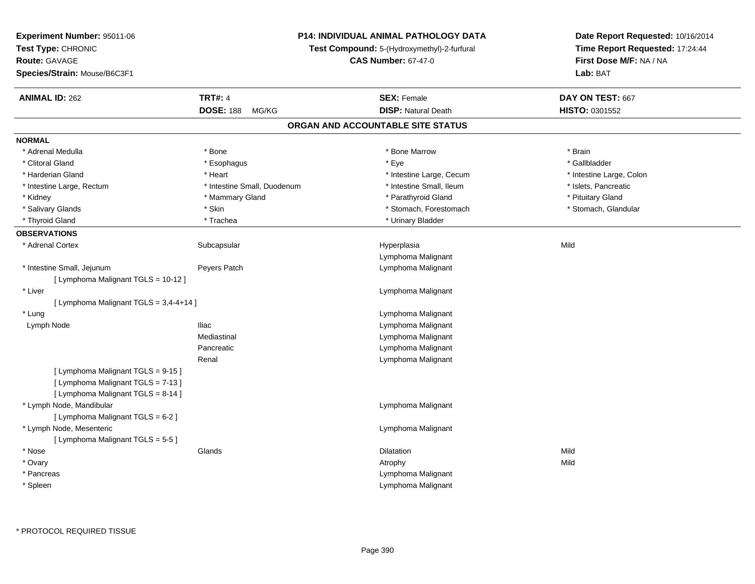**Experiment Number:** 95011-06
**Test Type:** CHRONIC
**Route:** GAVAGE
**Species/Strain:** Mouse/B6C3F1

**P14: INDIVIDUAL ANIMAL PATHOLOGY DATA**
**Test Compound:** 5-(Hydroxymethyl)-2-furfural
**CAS Number:** 67-47-0

**Date Report Requested:** 10/16/2014
**Time Report Requested:** 17:24:44
**First Dose M/F:** NA / NA
**Lab:** BAT

| **ANIMAL ID:** 262 | **TRT#:** 4 | **SEX:** Female | **DAY ON TEST:** 667 |
|---|---|---|---|
| | **DOSE:** 188 MG/KG | **DISP:** Natural Death | **HISTO:** 0301552 |

## ORGAN AND ACCOUNTABLE SITE STATUS

**NORMAL**

| | | | |
|---|---|---|---|
| * Adrenal Medulla | * Bone | * Bone Marrow | * Brain |
| * Clitoral Gland | * Esophagus | * Eye | * Gallbladder |
| * Harderian Gland | * Heart | * Intestine Large, Cecum | * Intestine Large, Colon |
| * Intestine Large, Rectum | * Intestine Small, Duodenum | * Intestine Small, Ileum | * Islets, Pancreatic |
| * Kidney | * Mammary Gland | * Parathyroid Gland | * Pituitary Gland |
| * Salivary Glands | * Skin | * Stomach, Forestomach | * Stomach, Glandular |
| * Thyroid Gland | * Trachea | * Urinary Bladder | |

**OBSERVATIONS**

| | | | |
|---|---|---|---|
| * Adrenal Cortex | Subcapsular | Hyperplasia | Mild |
| | | Lymphoma Malignant | |
| * Intestine Small, Jejunum | Peyers Patch | Lymphoma Malignant | |
| [ Lymphoma Malignant TGLS = 10-12 ] | | | |
| * Liver | | Lymphoma Malignant | |
| [ Lymphoma Malignant TGLS = 3,4-4+14 ] | | | |
| * Lung | | Lymphoma Malignant | |
| Lymph Node | Iliac | Lymphoma Malignant | |
| | Mediastinal | Lymphoma Malignant | |
| | Pancreatic | Lymphoma Malignant | |
| | Renal | Lymphoma Malignant | |
| [ Lymphoma Malignant TGLS = 9-15 ] | | | |
| [ Lymphoma Malignant TGLS = 7-13 ] | | | |
| [ Lymphoma Malignant TGLS = 8-14 ] | | | |
| * Lymph Node, Mandibular | | Lymphoma Malignant | |
| [ Lymphoma Malignant TGLS = 6-2 ] | | | |
| * Lymph Node, Mesenteric | | Lymphoma Malignant | |
| [ Lymphoma Malignant TGLS = 5-5 ] | | | |
| * Nose | Glands | Dilatation | Mild |
| * Ovary | | Atrophy | Mild |
| * Pancreas | | Lymphoma Malignant | |
| * Spleen | | Lymphoma Malignant | |

* PROTOCOL REQUIRED TISSUE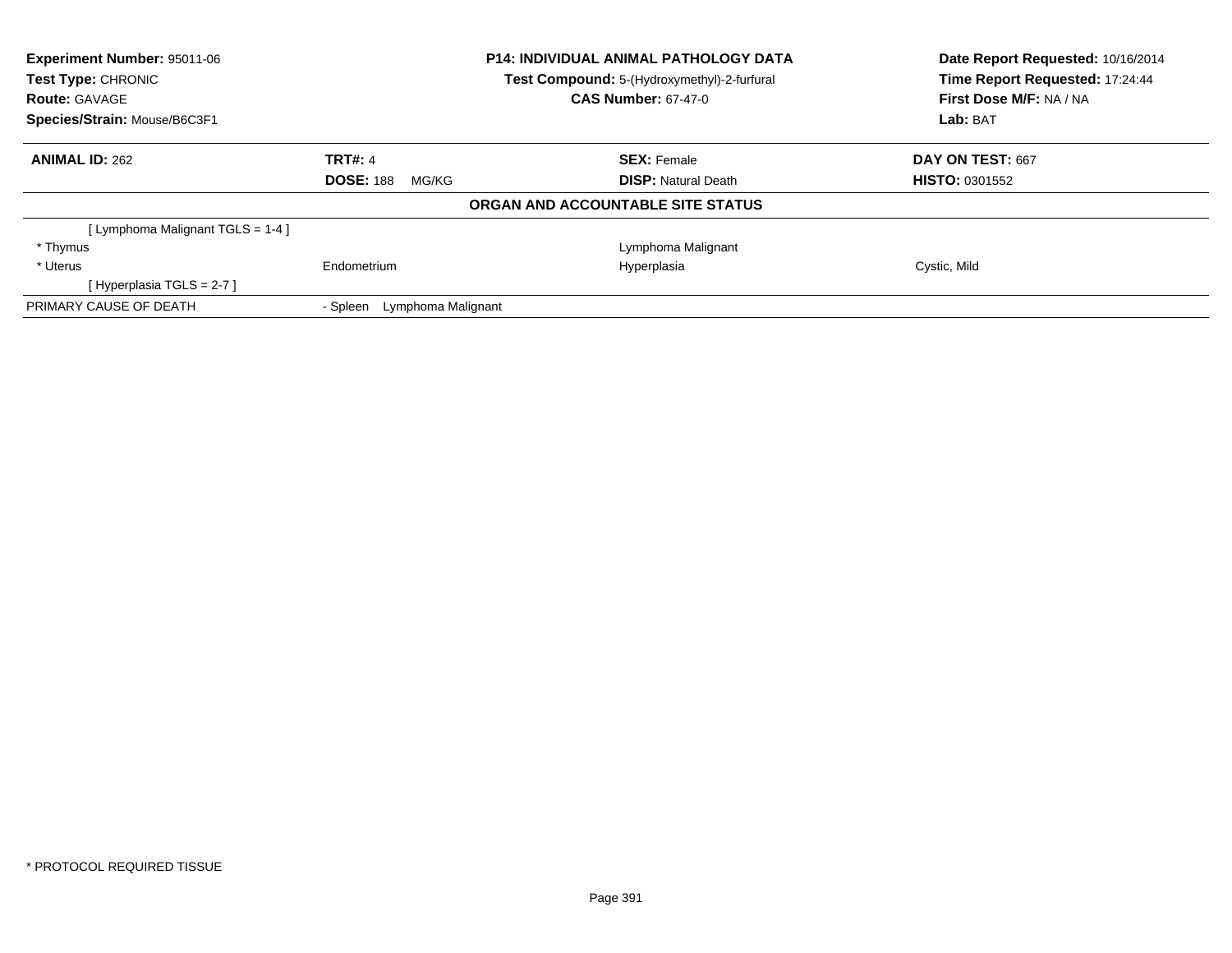**Experiment Number:** 95011-06
**Test Type:** CHRONIC
**Route:** GAVAGE
**Species/Strain:** Mouse/B6C3F1

**P14: INDIVIDUAL ANIMAL PATHOLOGY DATA**
**Test Compound:** 5-(Hydroxymethyl)-2-furfural
**CAS Number:** 67-47-0

**Date Report Requested:** 10/16/2014
**Time Report Requested:** 17:24:44
**First Dose M/F:** NA / NA
**Lab:** BAT

| **ANIMAL ID:** 262 | **TRT#:** 4 | **SEX:** Female | **DAY ON TEST:** 667 |
|---|---|---|---|
| | **DOSE:** 188 MG/KG | **DISP:** Natural Death | **HISTO:** 0301552 |

**ORGAN AND ACCOUNTABLE SITE STATUS**

| | | | |
|---|---|---|---|
| [ Lymphoma Malignant TGLS = 1-4 ] | | | |
| * Thymus | | Lymphoma Malignant | |
| * Uterus | Endometrium | Hyperplasia | Cystic, Mild |
| [ Hyperplasia TGLS = 2-7 ] | | | |
| PRIMARY CAUSE OF DEATH | - Spleen Lymphoma Malignant | | |

* PROTOCOL REQUIRED TISSUE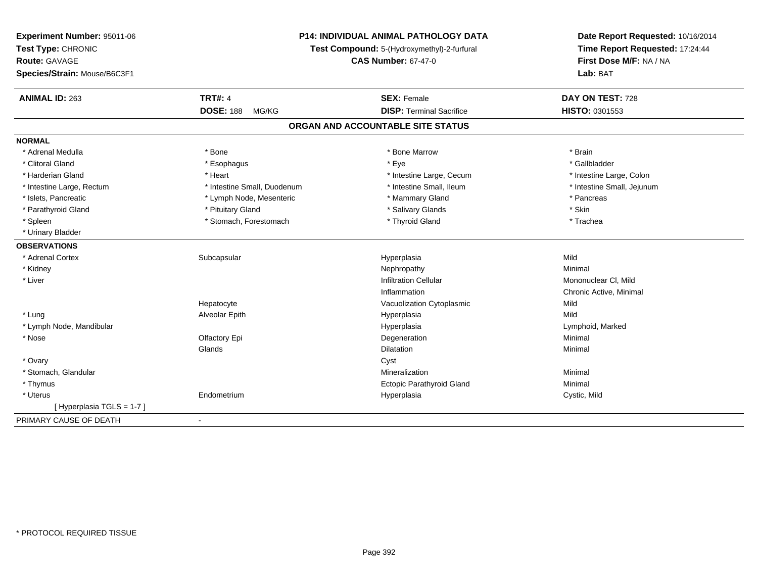**Experiment Number:** 95011-06
**Test Type:** CHRONIC
**Route:** GAVAGE
**Species/Strain:** Mouse/B6C3F1

**P14: INDIVIDUAL ANIMAL PATHOLOGY DATA**
**Test Compound:** 5-(Hydroxymethyl)-2-furfural
**CAS Number:** 67-47-0

**Date Report Requested:** 10/16/2014
**Time Report Requested:** 17:24:44
**First Dose M/F:** NA / NA
**Lab:** BAT

| **ANIMAL ID:** 263 | **TRT#:** 4 | **SEX:** Female | **DAY ON TEST:** 728 |
|---|---|---|---|
| | **DOSE:** 188 MG/KG | **DISP:** Terminal Sacrifice | **HISTO:** 0301553 |

## ORGAN AND ACCOUNTABLE SITE STATUS

**NORMAL**

| | | | |
|---|---|---|---|
| * Adrenal Medulla | * Bone | * Bone Marrow | * Brain |
| * Clitoral Gland | * Esophagus | * Eye | * Gallbladder |
| * Harderian Gland | * Heart | * Intestine Large, Cecum | * Intestine Large, Colon |
| * Intestine Large, Rectum | * Intestine Small, Duodenum | * Intestine Small, Ileum | * Intestine Small, Jejunum |
| * Islets, Pancreatic | * Lymph Node, Mesenteric | * Mammary Gland | * Pancreas |
| * Parathyroid Gland | * Pituitary Gland | * Salivary Glands | * Skin |
| * Spleen | * Stomach, Forestomach | * Thyroid Gland | * Trachea |
| * Urinary Bladder | | | |

**OBSERVATIONS**

| | | | |
|---|---|---|---|
| * Adrenal Cortex | Subcapsular | Hyperplasia | Mild |
| * Kidney | | Nephropathy | Minimal |
| * Liver | | Infiltration Cellular | Mononuclear Cl, Mild |
| | | Inflammation | Chronic Active, Minimal |
| | Hepatocyte | Vacuolization Cytoplasmic | Mild |
| * Lung | Alveolar Epith | Hyperplasia | Mild |
| * Lymph Node, Mandibular | | Hyperplasia | Lymphoid, Marked |
| * Nose | Olfactory Epi | Degeneration | Minimal |
| | Glands | Dilatation | Minimal |
| * Ovary | | Cyst | |
| * Stomach, Glandular | | Mineralization | Minimal |
| * Thymus | | Ectopic Parathyroid Gland | Minimal |
| * Uterus | Endometrium | Hyperplasia | Cystic, Mild |
| [ Hyperplasia TGLS = 1-7 ] | | | |

PRIMARY CAUSE OF DEATH -

* PROTOCOL REQUIRED TISSUE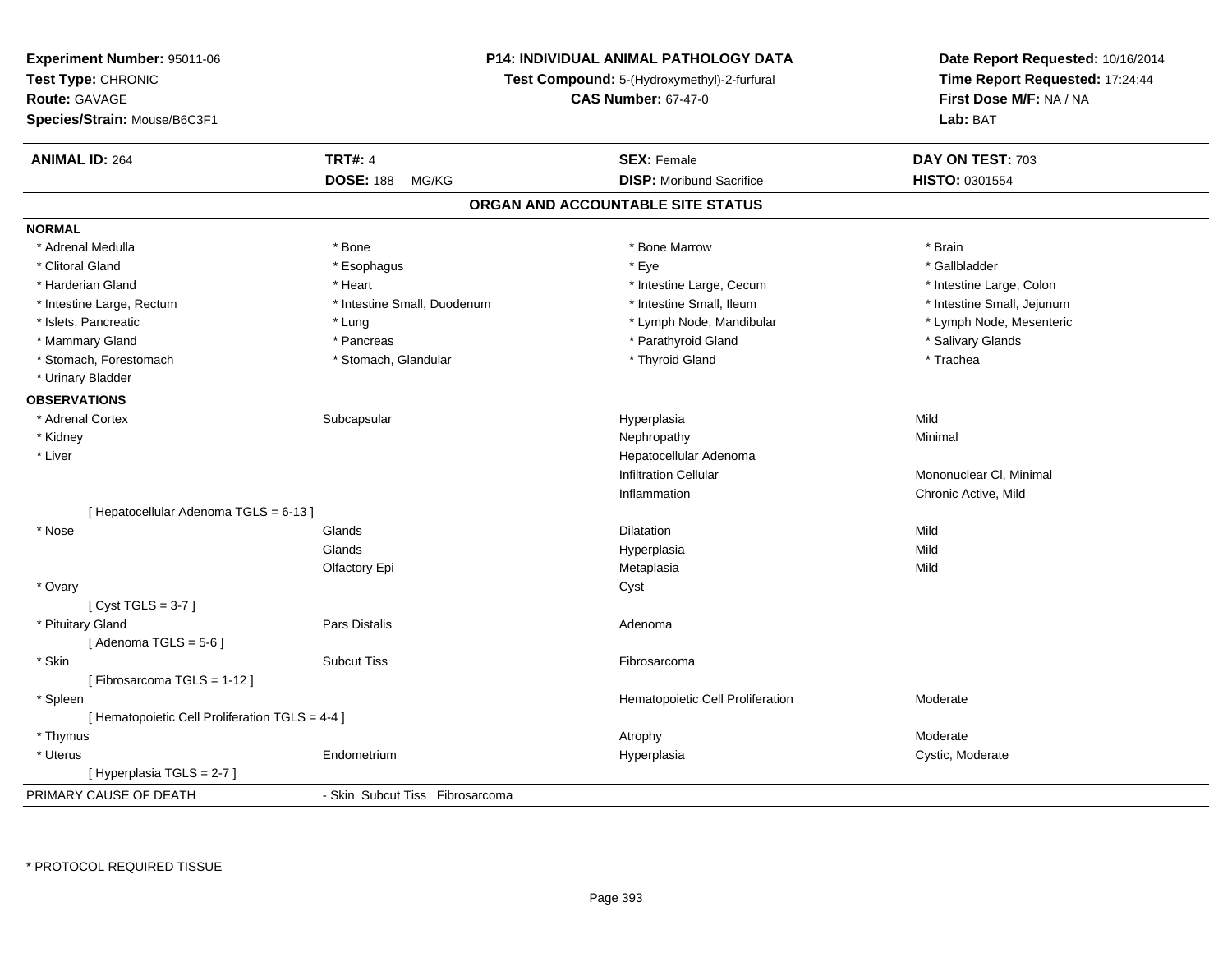**Experiment Number:** 95011-06
**Test Type:** CHRONIC
**Route:** GAVAGE
**Species/Strain:** Mouse/B6C3F1

**P14: INDIVIDUAL ANIMAL PATHOLOGY DATA**
**Test Compound:** 5-(Hydroxymethyl)-2-furfural
**CAS Number:** 67-47-0

**Date Report Requested:** 10/16/2014
**Time Report Requested:** 17:24:44
**First Dose M/F:** NA / NA
**Lab:** BAT

| **ANIMAL ID:** 264 | **TRT#:** 4 | **SEX:** Female | **DAY ON TEST:** 703 |
|---|---|---|---|
| | **DOSE:** 188 MG/KG | **DISP:** Moribund Sacrifice | **HISTO:** 0301554 |

## ORGAN AND ACCOUNTABLE SITE STATUS

**NORMAL**

| | | | |
|---|---|---|---|
| * Adrenal Medulla | * Bone | * Bone Marrow | * Brain |
| * Clitoral Gland | * Esophagus | * Eye | * Gallbladder |
| * Harderian Gland | * Heart | * Intestine Large, Cecum | * Intestine Large, Colon |
| * Intestine Large, Rectum | * Intestine Small, Duodenum | * Intestine Small, Ileum | * Intestine Small, Jejunum |
| * Islets, Pancreatic | * Lung | * Lymph Node, Mandibular | * Lymph Node, Mesenteric |
| * Mammary Gland | * Pancreas | * Parathyroid Gland | * Salivary Glands |
| * Stomach, Forestomach | * Stomach, Glandular | * Thyroid Gland | * Trachea |
| * Urinary Bladder | | | |

**OBSERVATIONS**

| | | | |
|---|---|---|---|
| * Adrenal Cortex | Subcapsular | Hyperplasia | Mild |
| * Kidney | | Nephropathy | Minimal |
| * Liver | | Hepatocellular Adenoma | |
| | | Infiltration Cellular | Mononuclear Cl, Minimal |
| | | Inflammation | Chronic Active, Mild |
| [ Hepatocellular Adenoma TGLS = 6-13 ] | | | |
| * Nose | Glands | Dilatation | Mild |
| | Glands | Hyperplasia | Mild |
| | Olfactory Epi | Metaplasia | Mild |
| * Ovary | | Cyst | |
| [ Cyst TGLS = 3-7 ] | | | |
| * Pituitary Gland | Pars Distalis | Adenoma | |
| [ Adenoma TGLS = 5-6 ] | | | |
| * Skin | Subcut Tiss | Fibrosarcoma | |
| [ Fibrosarcoma TGLS = 1-12 ] | | | |
| * Spleen | | Hematopoietic Cell Proliferation | Moderate |
| [ Hematopoietic Cell Proliferation TGLS = 4-4 ] | | | |
| * Thymus | | Atrophy | Moderate |
| * Uterus | Endometrium | Hyperplasia | Cystic, Moderate |
| [ Hyperplasia TGLS = 2-7 ] | | | |

PRIMARY CAUSE OF DEATH - Skin Subcut Tiss Fibrosarcoma

\* PROTOCOL REQUIRED TISSUE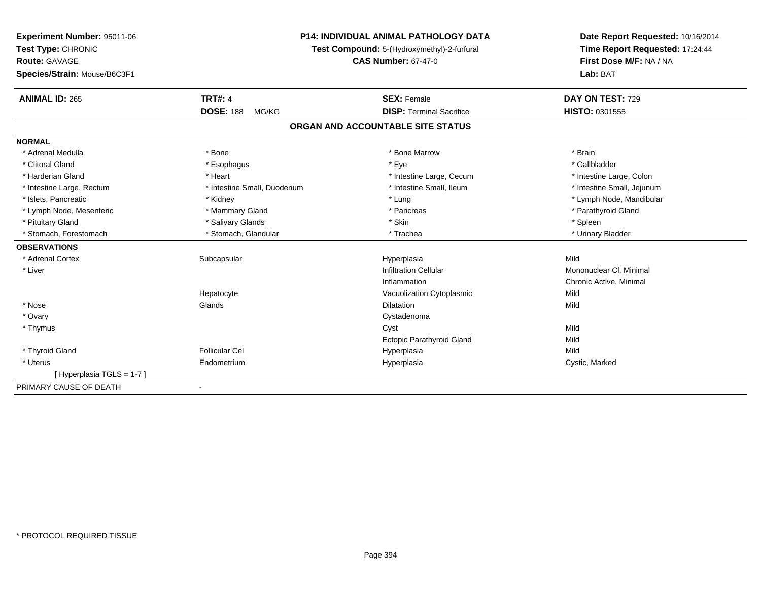**Experiment Number:** 95011-06
**Test Type:** CHRONIC
**Route:** GAVAGE
**Species/Strain:** Mouse/B6C3F1

**P14: INDIVIDUAL ANIMAL PATHOLOGY DATA**
**Test Compound:** 5-(Hydroxymethyl)-2-furfural
**CAS Number:** 67-47-0

**Date Report Requested:** 10/16/2014
**Time Report Requested:** 17:24:44
**First Dose M/F:** NA / NA
**Lab:** BAT

| **ANIMAL ID:** 265 | **TRT#:** 4 | **SEX:** Female | **DAY ON TEST:** 729 |
|---|---|---|---|
| | **DOSE:** 188 MG/KG | **DISP:** Terminal Sacrifice | **HISTO:** 0301555 |

## ORGAN AND ACCOUNTABLE SITE STATUS

**NORMAL**

| | | | |
|---|---|---|---|
| * Adrenal Medulla | * Bone | * Bone Marrow | * Brain |
| * Clitoral Gland | * Esophagus | * Eye | * Gallbladder |
| * Harderian Gland | * Heart | * Intestine Large, Cecum | * Intestine Large, Colon |
| * Intestine Large, Rectum | * Intestine Small, Duodenum | * Intestine Small, Ileum | * Intestine Small, Jejunum |
| * Islets, Pancreatic | * Kidney | * Lung | * Lymph Node, Mandibular |
| * Lymph Node, Mesenteric | * Mammary Gland | * Pancreas | * Parathyroid Gland |
| * Pituitary Gland | * Salivary Glands | * Skin | * Spleen |
| * Stomach, Forestomach | * Stomach, Glandular | * Trachea | * Urinary Bladder |

**OBSERVATIONS**

| | | | |
|---|---|---|---|
| * Adrenal Cortex | Subcapsular | Hyperplasia | Mild |
| * Liver | | Infiltration Cellular | Mononuclear Cl, Minimal |
| | | Inflammation | Chronic Active, Minimal |
| | Hepatocyte | Vacuolization Cytoplasmic | Mild |
| * Nose | Glands | Dilatation | Mild |
| * Ovary | | Cystadenoma | |
| * Thymus | | Cyst | Mild |
| | | Ectopic Parathyroid Gland | Mild |
| * Thyroid Gland | Follicular Cel | Hyperplasia | Mild |
| * Uterus | Endometrium | Hyperplasia | Cystic, Marked |
| [ Hyperplasia TGLS = 1-7 ] | | | |

PRIMARY CAUSE OF DEATH -

* PROTOCOL REQUIRED TISSUE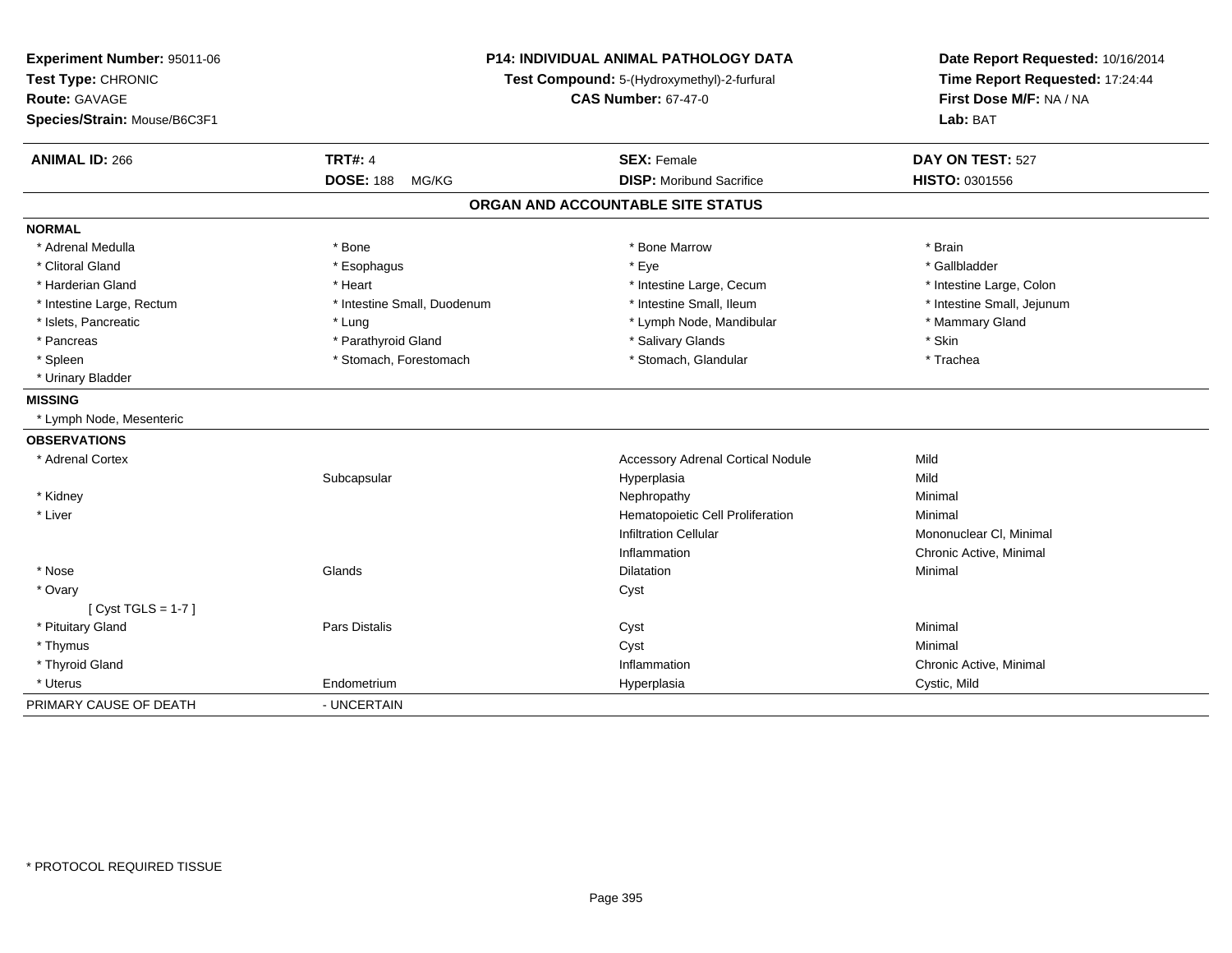**Experiment Number:** 95011-06
**Test Type:** CHRONIC
**Route:** GAVAGE
**Species/Strain:** Mouse/B6C3F1

**P14: INDIVIDUAL ANIMAL PATHOLOGY DATA**
**Test Compound:** 5-(Hydroxymethyl)-2-furfural
**CAS Number:** 67-47-0

**Date Report Requested:** 10/16/2014
**Time Report Requested:** 17:24:44
**First Dose M/F:** NA / NA
**Lab:** BAT

| **ANIMAL ID:** 266 | **TRT#:** 4 | **SEX:** Female | **DAY ON TEST:** 527 |
|---|---|---|---|
| | **DOSE:** 188 MG/KG | **DISP:** Moribund Sacrifice | **HISTO:** 0301556 |

## ORGAN AND ACCOUNTABLE SITE STATUS

**NORMAL**

| | | | |
|---|---|---|---|
| * Adrenal Medulla | * Bone | * Bone Marrow | * Brain |
| * Clitoral Gland | * Esophagus | * Eye | * Gallbladder |
| * Harderian Gland | * Heart | * Intestine Large, Cecum | * Intestine Large, Colon |
| * Intestine Large, Rectum | * Intestine Small, Duodenum | * Intestine Small, Ileum | * Intestine Small, Jejunum |
| * Islets, Pancreatic | * Lung | * Lymph Node, Mandibular | * Mammary Gland |
| * Pancreas | * Parathyroid Gland | * Salivary Glands | * Skin |
| * Spleen | * Stomach, Forestomach | * Stomach, Glandular | * Trachea |
| * Urinary Bladder | | | |

**MISSING**

* Lymph Node, Mesenteric

**OBSERVATIONS**

| | | | |
|---|---|---|---|
| * Adrenal Cortex | | Accessory Adrenal Cortical Nodule | Mild |
| | Subcapsular | Hyperplasia | Mild |
| * Kidney | | Nephropathy | Minimal |
| * Liver | | Hematopoietic Cell Proliferation | Minimal |
| | | Infiltration Cellular | Mononuclear Cl, Minimal |
| | | Inflammation | Chronic Active, Minimal |
| * Nose | Glands | Dilatation | Minimal |
| * Ovary | | Cyst | |
| [ Cyst TGLS = 1-7 ] | | | |
| * Pituitary Gland | Pars Distalis | Cyst | Minimal |
| * Thymus | | Cyst | Minimal |
| * Thyroid Gland | | Inflammation | Chronic Active, Minimal |
| * Uterus | Endometrium | Hyperplasia | Cystic, Mild |

PRIMARY CAUSE OF DEATH - UNCERTAIN

* PROTOCOL REQUIRED TISSUE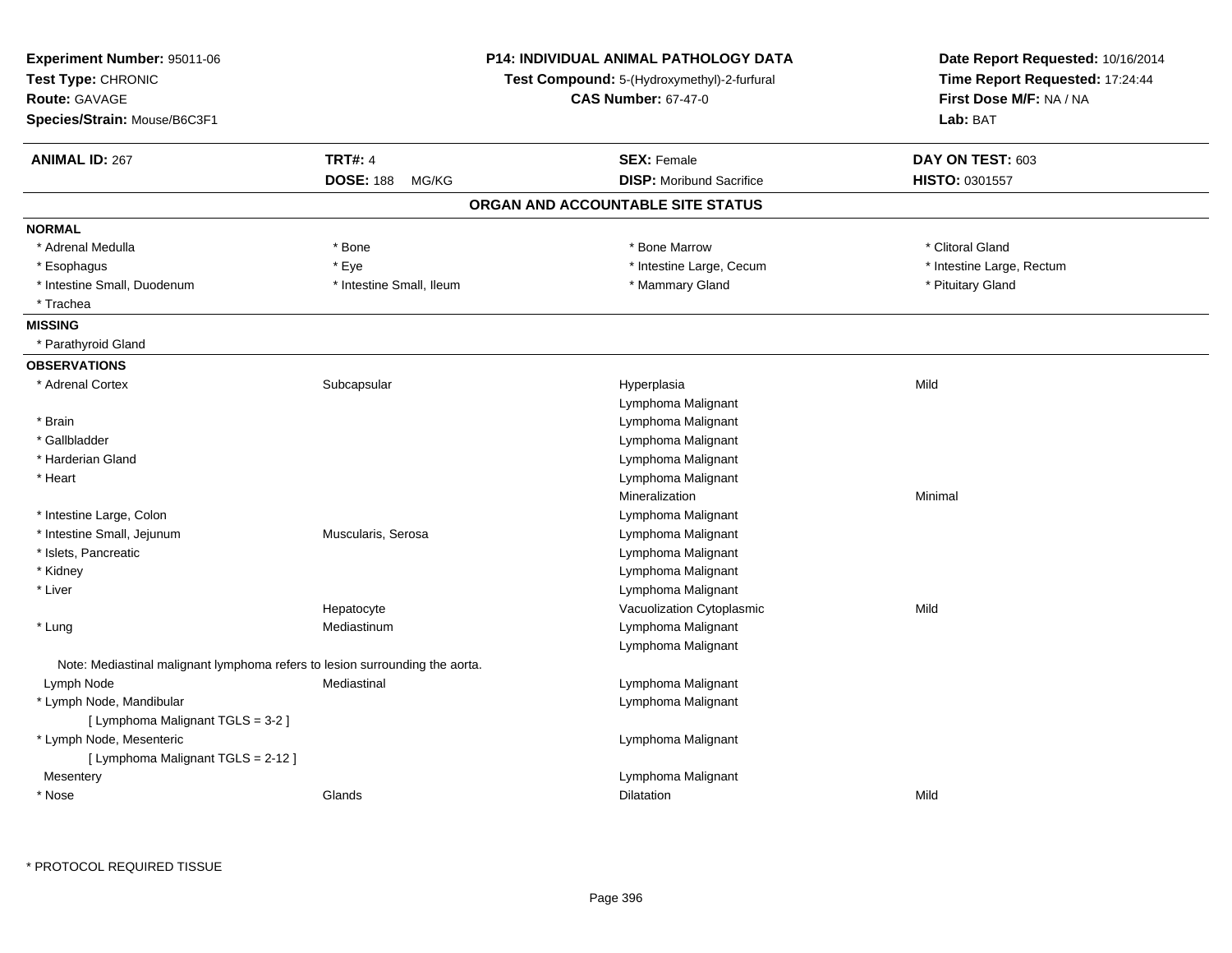**Experiment Number:** 95011-06
**Test Type:** CHRONIC
**Route:** GAVAGE
**Species/Strain:** Mouse/B6C3F1

**P14: INDIVIDUAL ANIMAL PATHOLOGY DATA**
**Test Compound:** 5-(Hydroxymethyl)-2-furfural
**CAS Number:** 67-47-0

**Date Report Requested:** 10/16/2014
**Time Report Requested:** 17:24:44
**First Dose M/F:** NA / NA
**Lab:** BAT

| **ANIMAL ID:** 267 | **TRT#:** 4 | **SEX:** Female | **DAY ON TEST:** 603 |
|---|---|---|---|
| | **DOSE:** 188 MG/KG | **DISP:** Moribund Sacrifice | **HISTO:** 0301557 |

## ORGAN AND ACCOUNTABLE SITE STATUS

**NORMAL**

| | | | |
|---|---|---|---|
| * Adrenal Medulla | * Bone | * Bone Marrow | * Clitoral Gland |
| * Esophagus | * Eye | * Intestine Large, Cecum | * Intestine Large, Rectum |
| * Intestine Small, Duodenum | * Intestine Small, Ileum | * Mammary Gland | * Pituitary Gland |
| * Trachea | | | |

**MISSING**

* Parathyroid Gland

**OBSERVATIONS**

| Organ | Site | Observation | Severity |
|---|---|---|---|
| * Adrenal Cortex | Subcapsular | Hyperplasia | Mild |
| | | Lymphoma Malignant | |
| * Brain | | Lymphoma Malignant | |
| * Gallbladder | | Lymphoma Malignant | |
| * Harderian Gland | | Lymphoma Malignant | |
| * Heart | | Lymphoma Malignant | |
| | | Mineralization | Minimal |
| * Intestine Large, Colon | | Lymphoma Malignant | |
| * Intestine Small, Jejunum | Muscularis, Serosa | Lymphoma Malignant | |
| * Islets, Pancreatic | | Lymphoma Malignant | |
| * Kidney | | Lymphoma Malignant | |
| * Liver | | Lymphoma Malignant | |
| | Hepatocyte | Vacuolization Cytoplasmic | Mild |
| * Lung | Mediastinum | Lymphoma Malignant | |
| | | Lymphoma Malignant | |
| Note: Mediastinal malignant lymphoma refers to lesion surrounding the aorta. | | | |
| Lymph Node | Mediastinal | Lymphoma Malignant | |
| * Lymph Node, Mandibular | | Lymphoma Malignant | |
| [ Lymphoma Malignant TGLS = 3-2 ] | | | |
| * Lymph Node, Mesenteric | | Lymphoma Malignant | |
| [ Lymphoma Malignant TGLS = 2-12 ] | | | |
| Mesentery | | Lymphoma Malignant | |
| * Nose | Glands | Dilatation | Mild |

* PROTOCOL REQUIRED TISSUE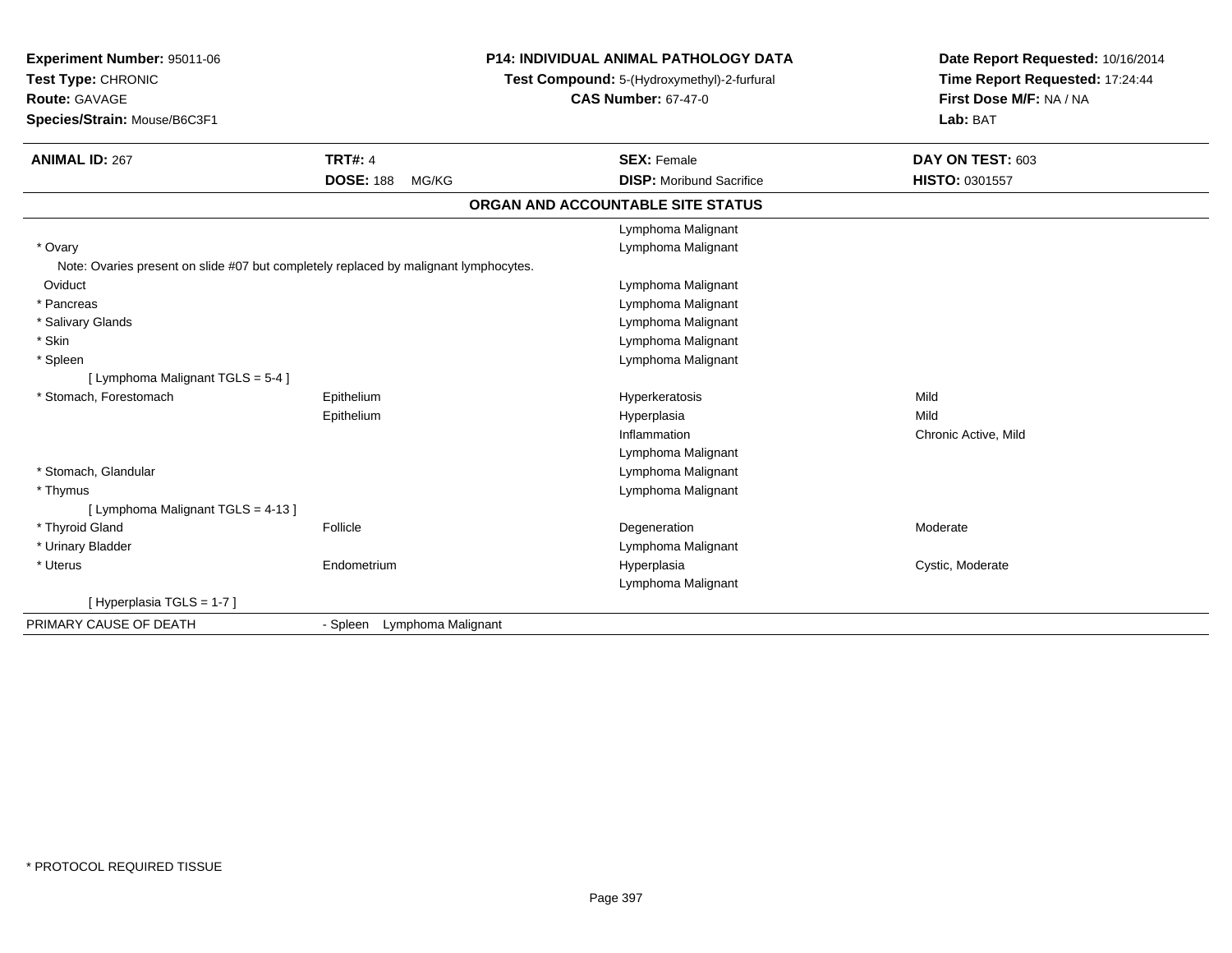**Experiment Number:** 95011-06
**Test Type:** CHRONIC
**Route:** GAVAGE
**Species/Strain:** Mouse/B6C3F1

**P14: INDIVIDUAL ANIMAL PATHOLOGY DATA**
**Test Compound:** 5-(Hydroxymethyl)-2-furfural
**CAS Number:** 67-47-0

**Date Report Requested:** 10/16/2014
**Time Report Requested:** 17:24:44
**First Dose M/F:** NA / NA
**Lab:** BAT

| **ANIMAL ID:** 267 | **TRT#:** 4 | **SEX:** Female | **DAY ON TEST:** 603 |
|---|---|---|---|
| | **DOSE:** 188 MG/KG | **DISP:** Moribund Sacrifice | **HISTO:** 0301557 |

## ORGAN AND ACCOUNTABLE SITE STATUS

| | | | |
|---|---|---|---|
| | | Lymphoma Malignant | |
| * Ovary | | Lymphoma Malignant | |
| Note: Ovaries present on slide #07 but completely replaced by malignant lymphocytes. | | | |
| Oviduct | | Lymphoma Malignant | |
| * Pancreas | | Lymphoma Malignant | |
| * Salivary Glands | | Lymphoma Malignant | |
| * Skin | | Lymphoma Malignant | |
| * Spleen | | Lymphoma Malignant | |
| [ Lymphoma Malignant TGLS = 5-4 ] | | | |
| * Stomach, Forestomach | Epithelium | Hyperkeratosis | Mild |
| | Epithelium | Hyperplasia | Mild |
| | | Inflammation | Chronic Active, Mild |
| | | Lymphoma Malignant | |
| * Stomach, Glandular | | Lymphoma Malignant | |
| * Thymus | | Lymphoma Malignant | |
| [ Lymphoma Malignant TGLS = 4-13 ] | | | |
| * Thyroid Gland | Follicle | Degeneration | Moderate |
| * Urinary Bladder | | Lymphoma Malignant | |
| * Uterus | Endometrium | Hyperplasia | Cystic, Moderate |
| | | Lymphoma Malignant | |
| [ Hyperplasia TGLS = 1-7 ] | | | |

PRIMARY CAUSE OF DEATH - Spleen Lymphoma Malignant

* PROTOCOL REQUIRED TISSUE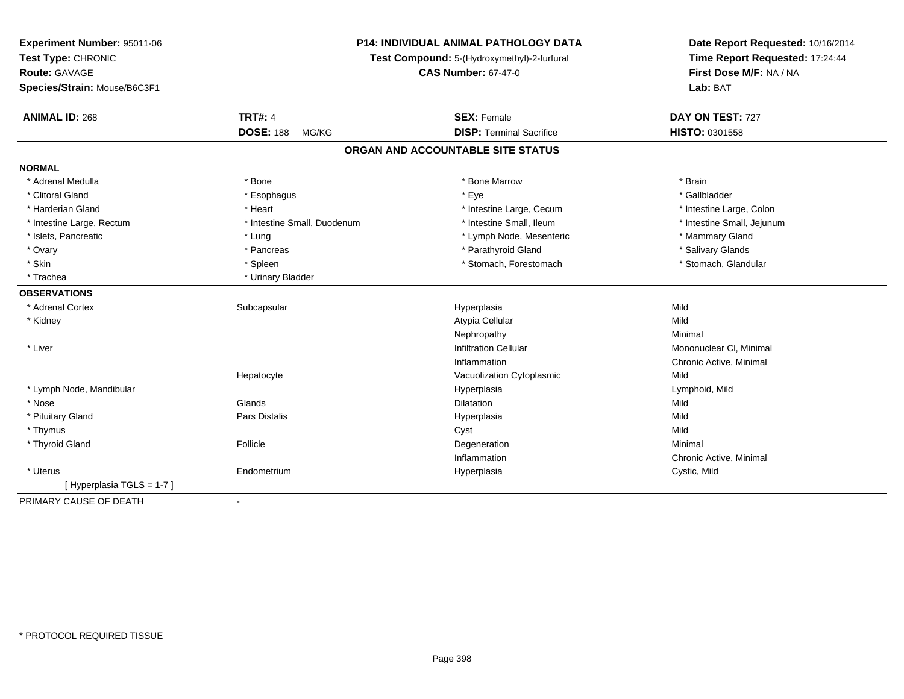**Experiment Number:** 95011-06
**Test Type:** CHRONIC
**Route:** GAVAGE
**Species/Strain:** Mouse/B6C3F1

**P14: INDIVIDUAL ANIMAL PATHOLOGY DATA**
**Test Compound:** 5-(Hydroxymethyl)-2-furfural
**CAS Number:** 67-47-0

**Date Report Requested:** 10/16/2014
**Time Report Requested:** 17:24:44
**First Dose M/F:** NA / NA
**Lab:** BAT

| **ANIMAL ID:** 268 | **TRT#:** 4 | **SEX:** Female | **DAY ON TEST:** 727 |
|---|---|---|---|
| | **DOSE:** 188 MG/KG | **DISP:** Terminal Sacrifice | **HISTO:** 0301558 |

## ORGAN AND ACCOUNTABLE SITE STATUS

**NORMAL**

| | | | |
|---|---|---|---|
| * Adrenal Medulla | * Bone | * Bone Marrow | * Brain |
| * Clitoral Gland | * Esophagus | * Eye | * Gallbladder |
| * Harderian Gland | * Heart | * Intestine Large, Cecum | * Intestine Large, Colon |
| * Intestine Large, Rectum | * Intestine Small, Duodenum | * Intestine Small, Ileum | * Intestine Small, Jejunum |
| * Islets, Pancreatic | * Lung | * Lymph Node, Mesenteric | * Mammary Gland |
| * Ovary | * Pancreas | * Parathyroid Gland | * Salivary Glands |
| * Skin | * Spleen | * Stomach, Forestomach | * Stomach, Glandular |
| * Trachea | * Urinary Bladder | | |

**OBSERVATIONS**

| | | | |
|---|---|---|---|
| * Adrenal Cortex | Subcapsular | Hyperplasia | Mild |
| * Kidney | | Atypia Cellular | Mild |
| | | Nephropathy | Minimal |
| * Liver | | Infiltration Cellular | Mononuclear Cl, Minimal |
| | | Inflammation | Chronic Active, Minimal |
| | Hepatocyte | Vacuolization Cytoplasmic | Mild |
| * Lymph Node, Mandibular | | Hyperplasia | Lymphoid, Mild |
| * Nose | Glands | Dilatation | Mild |
| * Pituitary Gland | Pars Distalis | Hyperplasia | Mild |
| * Thymus | | Cyst | Mild |
| * Thyroid Gland | Follicle | Degeneration | Minimal |
| | | Inflammation | Chronic Active, Minimal |
| * Uterus | Endometrium | Hyperplasia | Cystic, Mild |
| [ Hyperplasia TGLS = 1-7 ] | | | |

| | |
|---|---|
| PRIMARY CAUSE OF DEATH | - |

* PROTOCOL REQUIRED TISSUE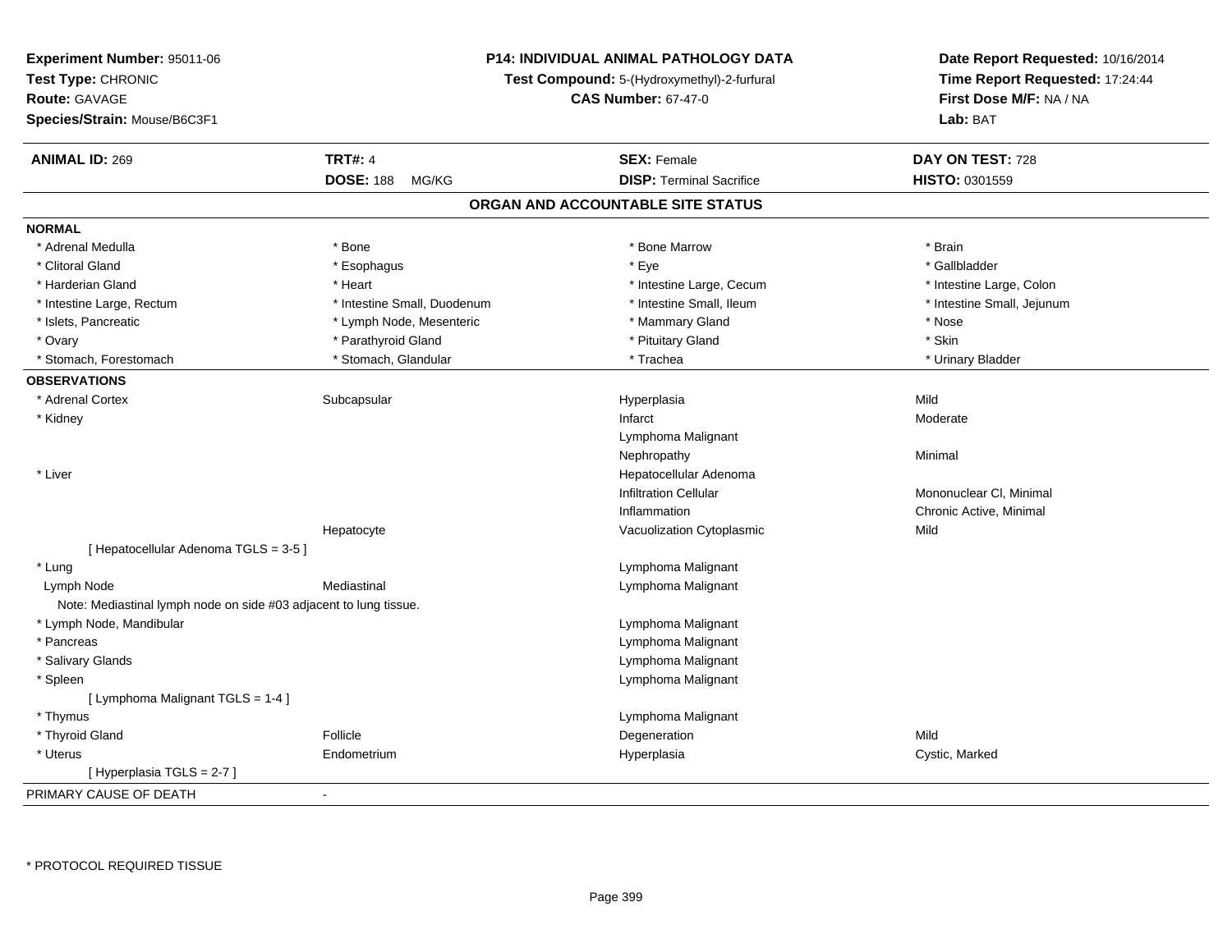**Experiment Number:** 95011-06
**Test Type:** CHRONIC
**Route:** GAVAGE
**Species/Strain:** Mouse/B6C3F1

**P14: INDIVIDUAL ANIMAL PATHOLOGY DATA**
**Test Compound:** 5-(Hydroxymethyl)-2-furfural
**CAS Number:** 67-47-0

**Date Report Requested:** 10/16/2014
**Time Report Requested:** 17:24:44
**First Dose M/F:** NA / NA
**Lab:** BAT

| **ANIMAL ID:** 269 | **TRT#:** 4 | **SEX:** Female | **DAY ON TEST:** 728 |
|---|---|---|---|
| | **DOSE:** 188 MG/KG | **DISP:** Terminal Sacrifice | **HISTO:** 0301559 |

## ORGAN AND ACCOUNTABLE SITE STATUS

| | | | |
|---|---|---|---|
| **NORMAL** | | | |
| * Adrenal Medulla | * Bone | * Bone Marrow | * Brain |
| * Clitoral Gland | * Esophagus | * Eye | * Gallbladder |
| * Harderian Gland | * Heart | * Intestine Large, Cecum | * Intestine Large, Colon |
| * Intestine Large, Rectum | * Intestine Small, Duodenum | * Intestine Small, Ileum | * Intestine Small, Jejunum |
| * Islets, Pancreatic | * Lymph Node, Mesenteric | * Mammary Gland | * Nose |
| * Ovary | * Parathyroid Gland | * Pituitary Gland | * Skin |
| * Stomach, Forestomach | * Stomach, Glandular | * Trachea | * Urinary Bladder |
| **OBSERVATIONS** | | | |
| * Adrenal Cortex | Subcapsular | Hyperplasia | Mild |
| * Kidney | | Infarct | Moderate |
| | | Lymphoma Malignant | |
| | | Nephropathy | Minimal |
| * Liver | | Hepatocellular Adenoma | |
| | | Infiltration Cellular | Mononuclear Cl, Minimal |
| | | Inflammation | Chronic Active, Minimal |
| | Hepatocyte | Vacuolization Cytoplasmic | Mild |
| [ Hepatocellular Adenoma TGLS = 3-5 ] | | | |
| * Lung | | Lymphoma Malignant | |
| Lymph Node | Mediastinal | Lymphoma Malignant | |
| Note: Mediastinal lymph node on side #03 adjacent to lung tissue. | | | |
| * Lymph Node, Mandibular | | Lymphoma Malignant | |
| * Pancreas | | Lymphoma Malignant | |
| * Salivary Glands | | Lymphoma Malignant | |
| * Spleen | | Lymphoma Malignant | |
| [ Lymphoma Malignant TGLS = 1-4 ] | | | |
| * Thymus | | Lymphoma Malignant | |
| * Thyroid Gland | Follicle | Degeneration | Mild |
| * Uterus | Endometrium | Hyperplasia | Cystic, Marked |
| [ Hyperplasia TGLS = 2-7 ] | | | |
| PRIMARY CAUSE OF DEATH | - | | |

* PROTOCOL REQUIRED TISSUE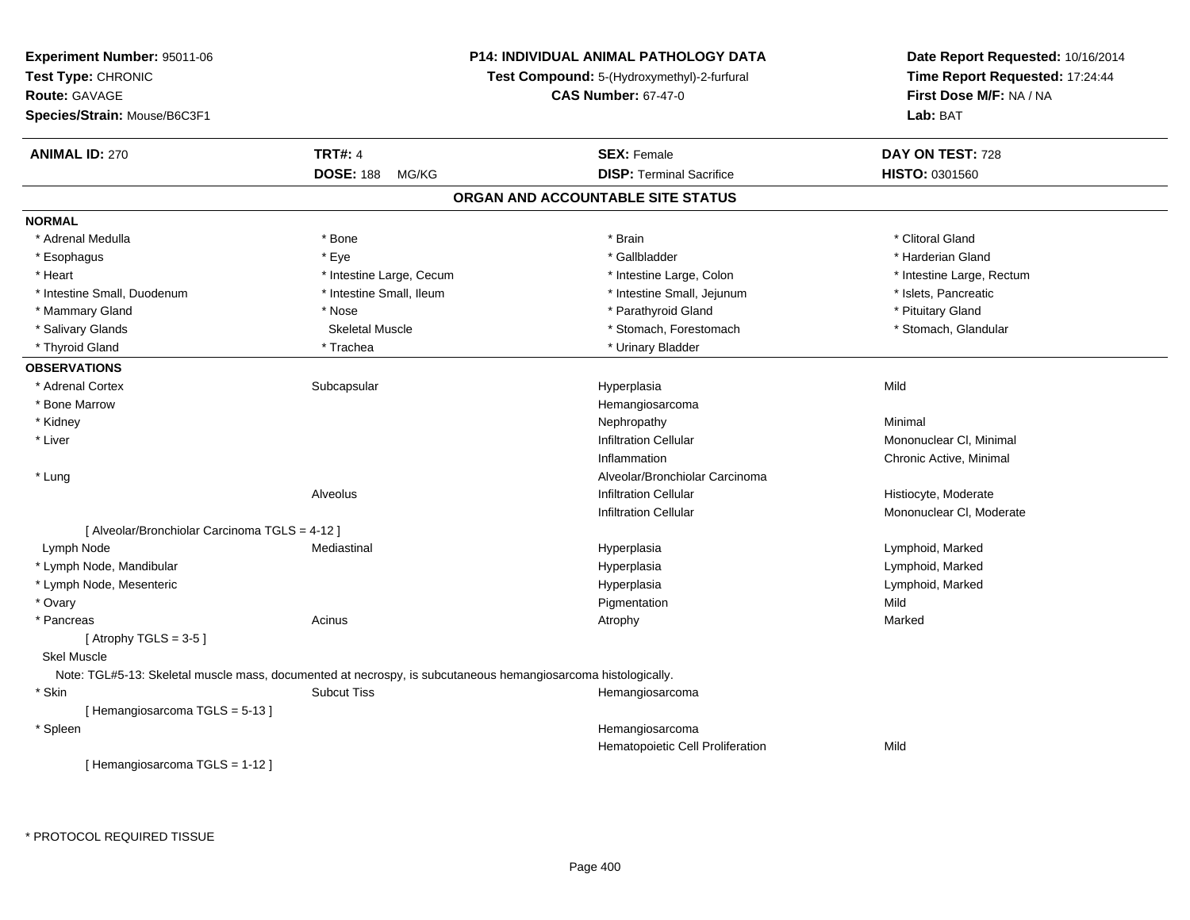**Experiment Number:** 95011-06
**Test Type:** CHRONIC
**Route:** GAVAGE
**Species/Strain:** Mouse/B6C3F1

**P14: INDIVIDUAL ANIMAL PATHOLOGY DATA**
**Test Compound:** 5-(Hydroxymethyl)-2-furfural
**CAS Number:** 67-47-0

**Date Report Requested:** 10/16/2014
**Time Report Requested:** 17:24:44
**First Dose M/F:** NA / NA
**Lab:** BAT

| **ANIMAL ID:** 270 | **TRT#:** 4 | **SEX:** Female | **DAY ON TEST:** 728 |
|---|---|---|---|
| | **DOSE:** 188 MG/KG | **DISP:** Terminal Sacrifice | **HISTO:** 0301560 |

## ORGAN AND ACCOUNTABLE SITE STATUS

**NORMAL**

| | | | |
|---|---|---|---|
| * Adrenal Medulla | * Bone | * Brain | * Clitoral Gland |
| * Esophagus | * Eye | * Gallbladder | * Harderian Gland |
| * Heart | * Intestine Large, Cecum | * Intestine Large, Colon | * Intestine Large, Rectum |
| * Intestine Small, Duodenum | * Intestine Small, Ileum | * Intestine Small, Jejunum | * Islets, Pancreatic |
| * Mammary Gland | * Nose | * Parathyroid Gland | * Pituitary Gland |
| * Salivary Glands | Skeletal Muscle | * Stomach, Forestomach | * Stomach, Glandular |
| * Thyroid Gland | * Trachea | * Urinary Bladder | |

**OBSERVATIONS**

| | | | |
|---|---|---|---|
| * Adrenal Cortex | Subcapsular | Hyperplasia | Mild |
| * Bone Marrow | | Hemangiosarcoma | |
| * Kidney | | Nephropathy | Minimal |
| * Liver | | Infiltration Cellular | Mononuclear Cl, Minimal |
| | | Inflammation | Chronic Active, Minimal |
| * Lung | | Alveolar/Bronchiolar Carcinoma | |
| | Alveolus | Infiltration Cellular | Histiocyte, Moderate |
| | | Infiltration Cellular | Mononuclear Cl, Moderate |
| [ Alveolar/Bronchiolar Carcinoma TGLS = 4-12 ] | | | |
| Lymph Node | Mediastinal | Hyperplasia | Lymphoid, Marked |
| * Lymph Node, Mandibular | | Hyperplasia | Lymphoid, Marked |
| * Lymph Node, Mesenteric | | Hyperplasia | Lymphoid, Marked |
| * Ovary | | Pigmentation | Mild |
| * Pancreas | Acinus | Atrophy | Marked |
| [ Atrophy TGLS = 3-5 ] | | | |
| Skel Muscle | | | |

Note: TGL#5-13: Skeletal muscle mass, documented at necrospy, is subcutaneous hemangiosarcoma histologically.

| | | | |
|---|---|---|---|
| * Skin | Subcut Tiss | Hemangiosarcoma | |
| [ Hemangiosarcoma TGLS = 5-13 ] | | | |
| * Spleen | | Hemangiosarcoma | |
| | | Hematopoietic Cell Proliferation | Mild |
| [ Hemangiosarcoma TGLS = 1-12 ] | | | |

* PROTOCOL REQUIRED TISSUE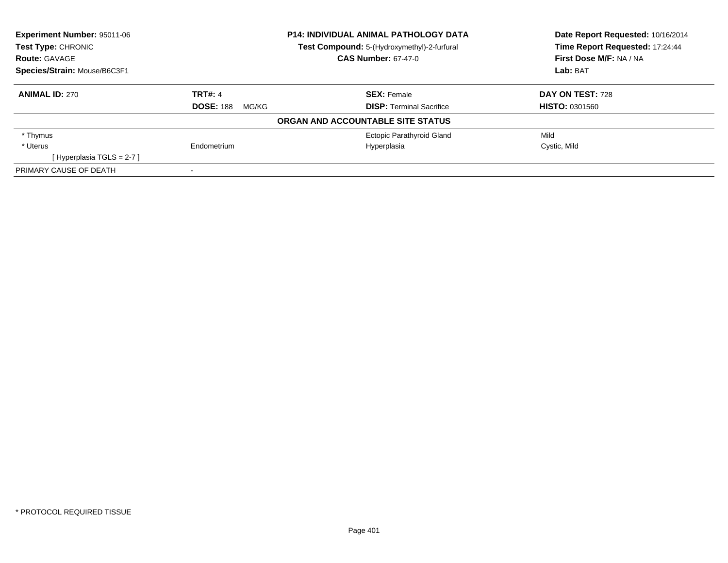**Experiment Number:** 95011-06
**Test Type:** CHRONIC
**Route:** GAVAGE
**Species/Strain:** Mouse/B6C3F1

**P14: INDIVIDUAL ANIMAL PATHOLOGY DATA**
**Test Compound:** 5-(Hydroxymethyl)-2-furfural
**CAS Number:** 67-47-0

**Date Report Requested:** 10/16/2014
**Time Report Requested:** 17:24:44
**First Dose M/F:** NA / NA
**Lab:** BAT

| **ANIMAL ID:** 270 | **TRT#:** 4 | **SEX:** Female | **DAY ON TEST:** 728 |
|---|---|---|---|
| | **DOSE:** 188 MG/KG | **DISP:** Terminal Sacrifice | **HISTO:** 0301560 |

**ORGAN AND ACCOUNTABLE SITE STATUS**

| | | | |
|---|---|---|---|
| * Thymus | | Ectopic Parathyroid Gland | Mild |
| * Uterus | Endometrium | Hyperplasia | Cystic, Mild |
| [ Hyperplasia TGLS = 2-7 ] | | | |
| PRIMARY CAUSE OF DEATH | - | | |

* PROTOCOL REQUIRED TISSUE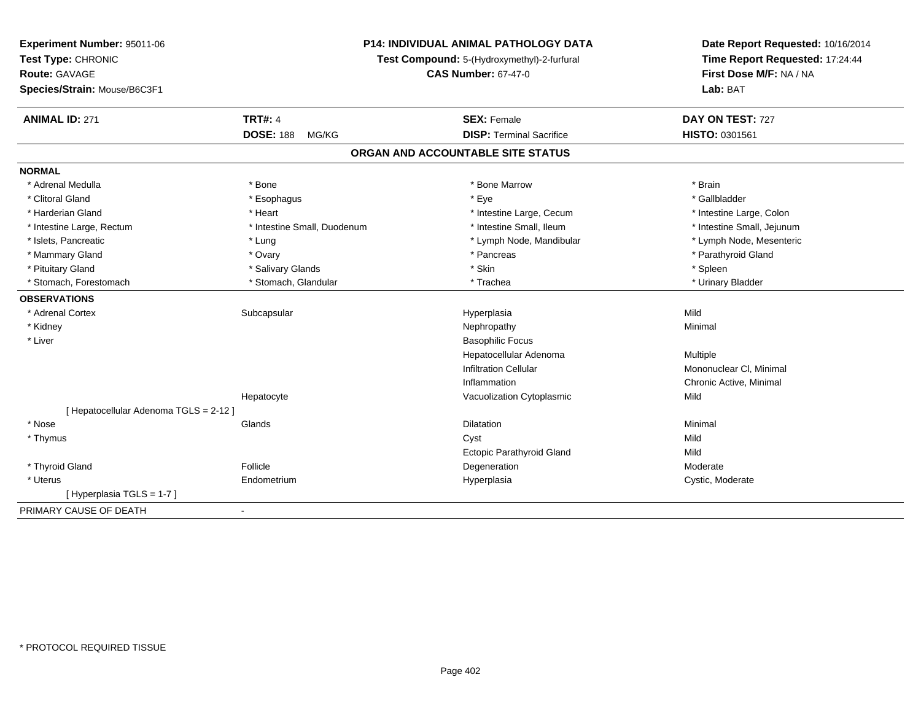**Experiment Number:** 95011-06
**Test Type:** CHRONIC
**Route:** GAVAGE
**Species/Strain:** Mouse/B6C3F1

**P14: INDIVIDUAL ANIMAL PATHOLOGY DATA**
**Test Compound:** 5-(Hydroxymethyl)-2-furfural
**CAS Number:** 67-47-0

**Date Report Requested:** 10/16/2014
**Time Report Requested:** 17:24:44
**First Dose M/F:** NA / NA
**Lab:** BAT

| **ANIMAL ID:** 271 | **TRT#:** 4 | **SEX:** Female | **DAY ON TEST:** 727 |
|---|---|---|---|
| | **DOSE:** 188 MG/KG | **DISP:** Terminal Sacrifice | **HISTO:** 0301561 |

## ORGAN AND ACCOUNTABLE SITE STATUS

**NORMAL**

| | | | |
|---|---|---|---|
| * Adrenal Medulla | * Bone | * Bone Marrow | * Brain |
| * Clitoral Gland | * Esophagus | * Eye | * Gallbladder |
| * Harderian Gland | * Heart | * Intestine Large, Cecum | * Intestine Large, Colon |
| * Intestine Large, Rectum | * Intestine Small, Duodenum | * Intestine Small, Ileum | * Intestine Small, Jejunum |
| * Islets, Pancreatic | * Lung | * Lymph Node, Mandibular | * Lymph Node, Mesenteric |
| * Mammary Gland | * Ovary | * Pancreas | * Parathyroid Gland |
| * Pituitary Gland | * Salivary Glands | * Skin | * Spleen |
| * Stomach, Forestomach | * Stomach, Glandular | * Trachea | * Urinary Bladder |

**OBSERVATIONS**

| | | | |
|---|---|---|---|
| * Adrenal Cortex | Subcapsular | Hyperplasia | Mild |
| * Kidney | | Nephropathy | Minimal |
| * Liver | | Basophilic Focus | |
| | | Hepatocellular Adenoma | Multiple |
| | | Infiltration Cellular | Mononuclear Cl, Minimal |
| | | Inflammation | Chronic Active, Minimal |
| | Hepatocyte | Vacuolization Cytoplasmic | Mild |
| [ Hepatocellular Adenoma TGLS = 2-12 ] | | | |
| * Nose | Glands | Dilatation | Minimal |
| * Thymus | | Cyst | Mild |
| | | Ectopic Parathyroid Gland | Mild |
| * Thyroid Gland | Follicle | Degeneration | Moderate |
| * Uterus | Endometrium | Hyperplasia | Cystic, Moderate |
| [ Hyperplasia TGLS = 1-7 ] | | | |

PRIMARY CAUSE OF DEATH -

* PROTOCOL REQUIRED TISSUE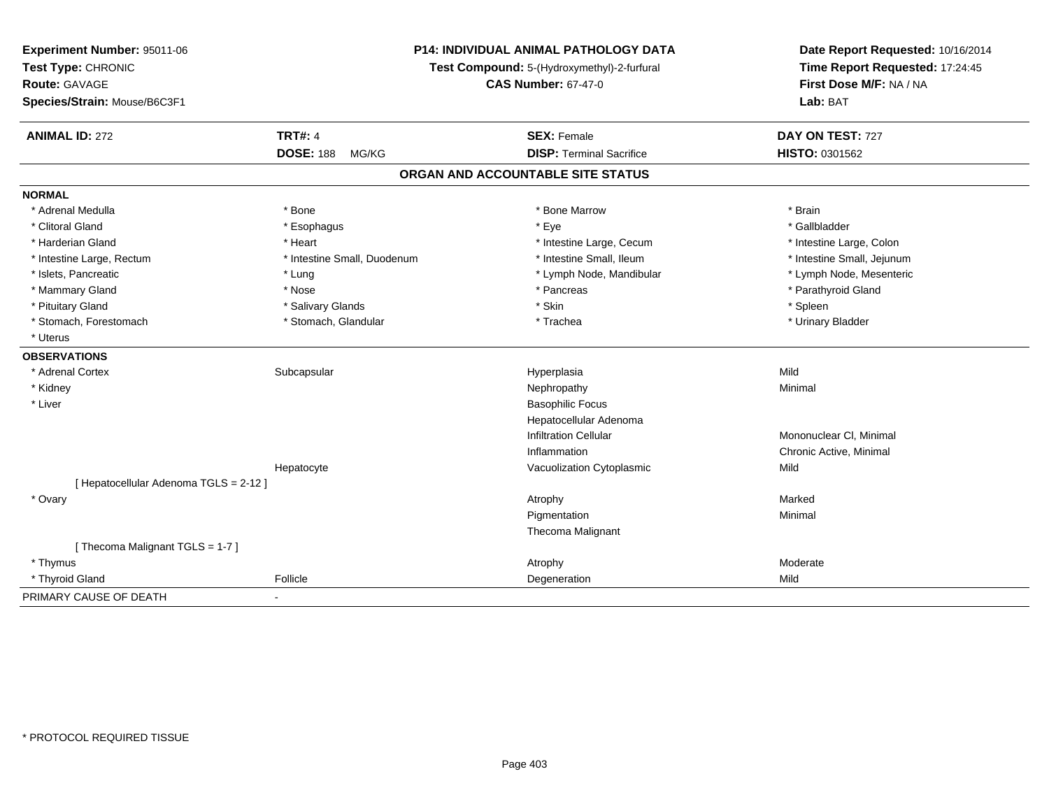**Experiment Number:** 95011-06
**Test Type:** CHRONIC
**Route:** GAVAGE
**Species/Strain:** Mouse/B6C3F1

**P14: INDIVIDUAL ANIMAL PATHOLOGY DATA**
**Test Compound:** 5-(Hydroxymethyl)-2-furfural
**CAS Number:** 67-47-0

**Date Report Requested:** 10/16/2014
**Time Report Requested:** 17:24:45
**First Dose M/F:** NA / NA
**Lab:** BAT

| **ANIMAL ID:** 272 | **TRT#:** 4 | **SEX:** Female | **DAY ON TEST:** 727 |
|---|---|---|---|
| | **DOSE:** 188 MG/KG | **DISP:** Terminal Sacrifice | **HISTO:** 0301562 |

## ORGAN AND ACCOUNTABLE SITE STATUS

| | | | |
|---|---|---|---|
| **NORMAL** | | | |
| * Adrenal Medulla | * Bone | * Bone Marrow | * Brain |
| * Clitoral Gland | * Esophagus | * Eye | * Gallbladder |
| * Harderian Gland | * Heart | * Intestine Large, Cecum | * Intestine Large, Colon |
| * Intestine Large, Rectum | * Intestine Small, Duodenum | * Intestine Small, Ileum | * Intestine Small, Jejunum |
| * Islets, Pancreatic | * Lung | * Lymph Node, Mandibular | * Lymph Node, Mesenteric |
| * Mammary Gland | * Nose | * Pancreas | * Parathyroid Gland |
| * Pituitary Gland | * Salivary Glands | * Skin | * Spleen |
| * Stomach, Forestomach | * Stomach, Glandular | * Trachea | * Urinary Bladder |
| * Uterus | | | |
| **OBSERVATIONS** | | | |
| * Adrenal Cortex | Subcapsular | Hyperplasia | Mild |
| * Kidney | | Nephropathy | Minimal |
| * Liver | | Basophilic Focus | |
| | | Hepatocellular Adenoma | |
| | | Infiltration Cellular | Mononuclear Cl, Minimal |
| | | Inflammation | Chronic Active, Minimal |
| | Hepatocyte | Vacuolization Cytoplasmic | Mild |
| [ Hepatocellular Adenoma TGLS = 2-12 ] | | | |
| * Ovary | | Atrophy | Marked |
| | | Pigmentation | Minimal |
| | | Thecoma Malignant | |
| [ Thecoma Malignant TGLS = 1-7 ] | | | |
| * Thymus | | Atrophy | Moderate |
| * Thyroid Gland | Follicle | Degeneration | Mild |
| PRIMARY CAUSE OF DEATH | - | | |

* PROTOCOL REQUIRED TISSUE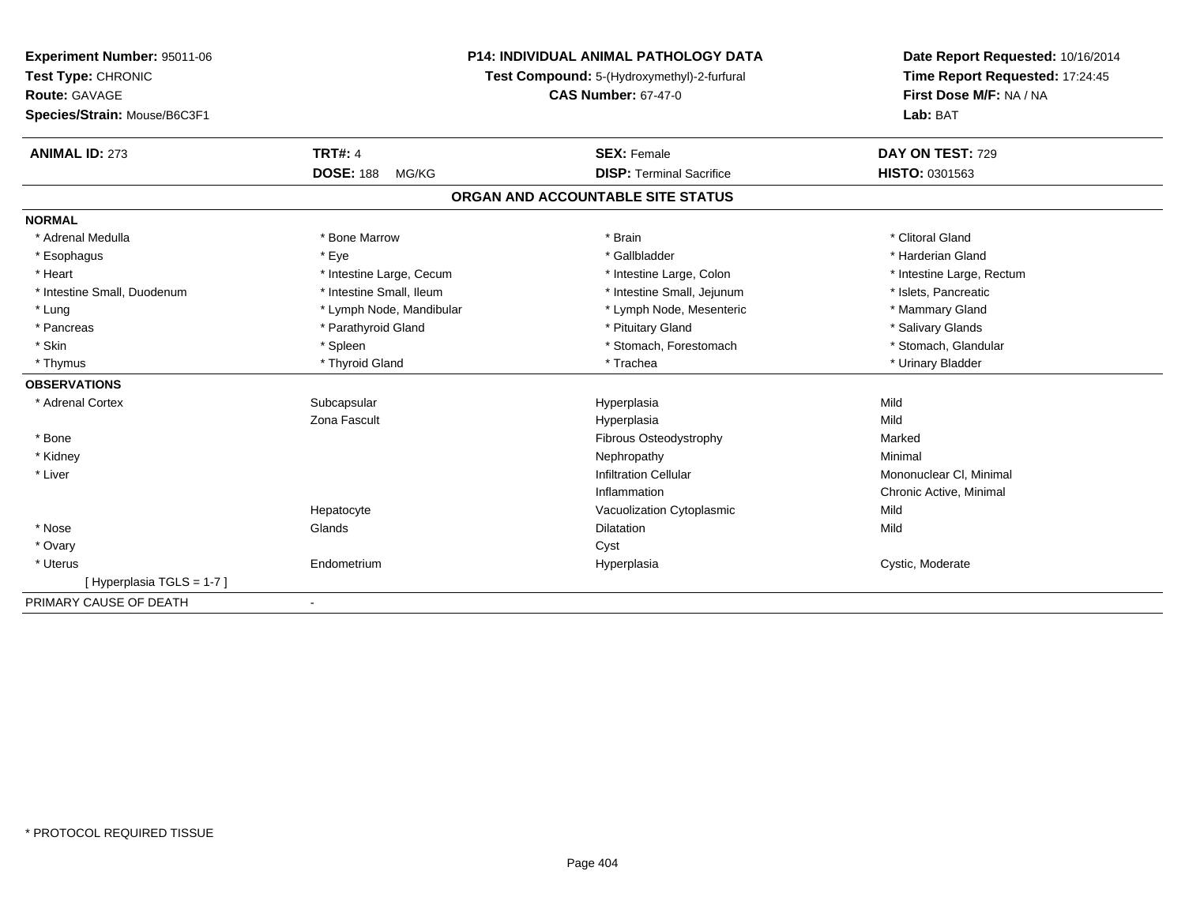**Experiment Number:** 95011-06
**Test Type:** CHRONIC
**Route:** GAVAGE
**Species/Strain:** Mouse/B6C3F1

**P14: INDIVIDUAL ANIMAL PATHOLOGY DATA**
**Test Compound:** 5-(Hydroxymethyl)-2-furfural
**CAS Number:** 67-47-0

**Date Report Requested:** 10/16/2014
**Time Report Requested:** 17:24:45
**First Dose M/F:** NA / NA
**Lab:** BAT

| **ANIMAL ID:** 273 | **TRT#:** 4 | **SEX:** Female | **DAY ON TEST:** 729 |
|---|---|---|---|
| | **DOSE:** 188 MG/KG | **DISP:** Terminal Sacrifice | **HISTO:** 0301563 |

## ORGAN AND ACCOUNTABLE SITE STATUS

**NORMAL**

| | | | |
|---|---|---|---|
| * Adrenal Medulla | * Bone Marrow | * Brain | * Clitoral Gland |
| * Esophagus | * Eye | * Gallbladder | * Harderian Gland |
| * Heart | * Intestine Large, Cecum | * Intestine Large, Colon | * Intestine Large, Rectum |
| * Intestine Small, Duodenum | * Intestine Small, Ileum | * Intestine Small, Jejunum | * Islets, Pancreatic |
| * Lung | * Lymph Node, Mandibular | * Lymph Node, Mesenteric | * Mammary Gland |
| * Pancreas | * Parathyroid Gland | * Pituitary Gland | * Salivary Glands |
| * Skin | * Spleen | * Stomach, Forestomach | * Stomach, Glandular |
| * Thymus | * Thyroid Gland | * Trachea | * Urinary Bladder |

**OBSERVATIONS**

| | | | |
|---|---|---|---|
| * Adrenal Cortex | Subcapsular | Hyperplasia | Mild |
| | Zona Fascult | Hyperplasia | Mild |
| * Bone | | Fibrous Osteodystrophy | Marked |
| * Kidney | | Nephropathy | Minimal |
| * Liver | | Infiltration Cellular | Mononuclear Cl, Minimal |
| | | Inflammation | Chronic Active, Minimal |
| | Hepatocyte | Vacuolization Cytoplasmic | Mild |
| * Nose | Glands | Dilatation | Mild |
| * Ovary | | Cyst | |
| * Uterus | Endometrium | Hyperplasia | Cystic, Moderate |
| [ Hyperplasia TGLS = 1-7 ] | | | |

PRIMARY CAUSE OF DEATH -

* PROTOCOL REQUIRED TISSUE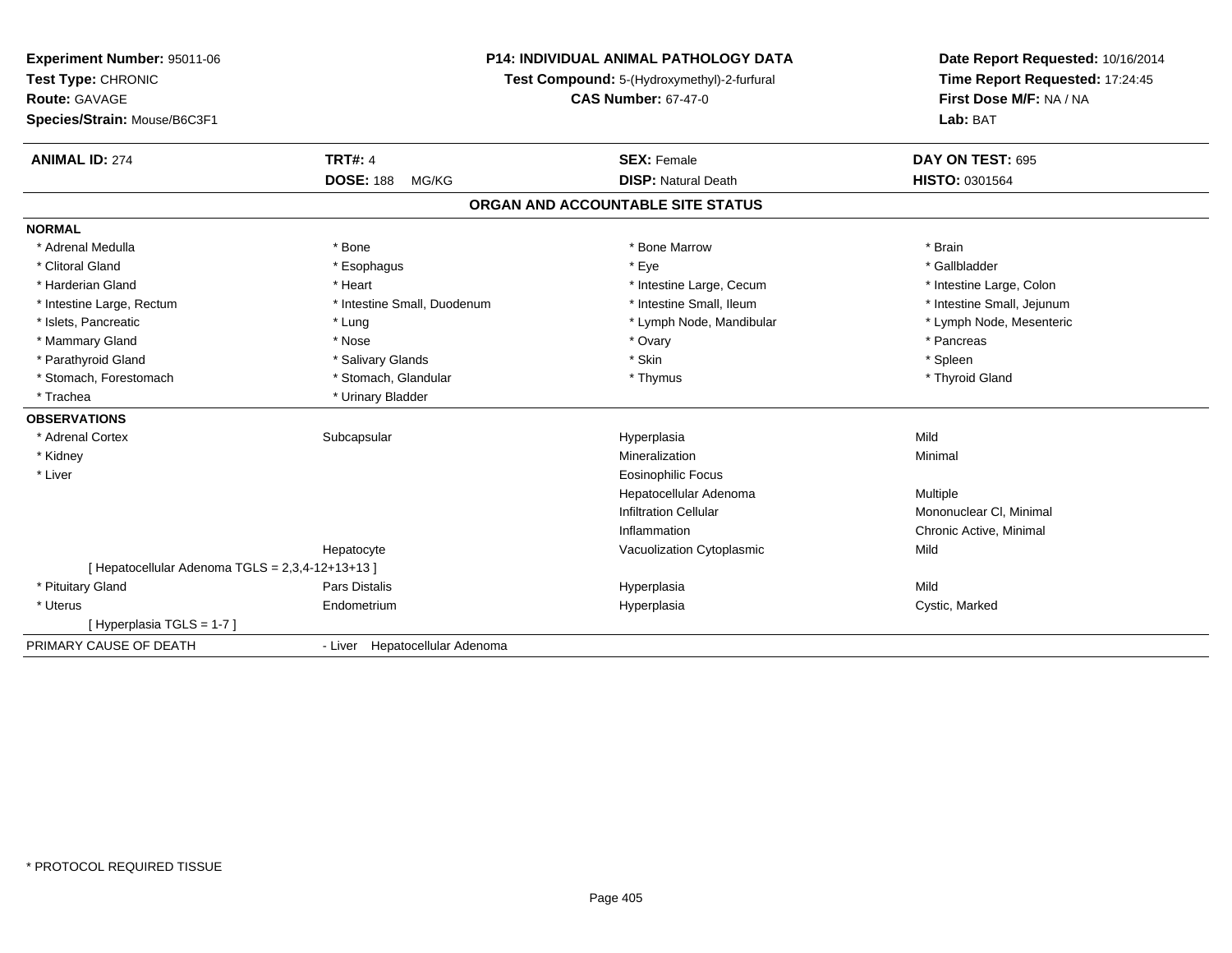**Experiment Number:** 95011-06
**Test Type:** CHRONIC
**Route:** GAVAGE
**Species/Strain:** Mouse/B6C3F1

**P14: INDIVIDUAL ANIMAL PATHOLOGY DATA**
**Test Compound:** 5-(Hydroxymethyl)-2-furfural
**CAS Number:** 67-47-0

**Date Report Requested:** 10/16/2014
**Time Report Requested:** 17:24:45
**First Dose M/F:** NA / NA
**Lab:** BAT

| **ANIMAL ID:** 274 | **TRT#:** 4 | **SEX:** Female | **DAY ON TEST:** 695 |
|---|---|---|---|
| | **DOSE:** 188 MG/KG | **DISP:** Natural Death | **HISTO:** 0301564 |

## ORGAN AND ACCOUNTABLE SITE STATUS

**NORMAL**

| | | | |
|---|---|---|---|
| * Adrenal Medulla | * Bone | * Bone Marrow | * Brain |
| * Clitoral Gland | * Esophagus | * Eye | * Gallbladder |
| * Harderian Gland | * Heart | * Intestine Large, Cecum | * Intestine Large, Colon |
| * Intestine Large, Rectum | * Intestine Small, Duodenum | * Intestine Small, Ileum | * Intestine Small, Jejunum |
| * Islets, Pancreatic | * Lung | * Lymph Node, Mandibular | * Lymph Node, Mesenteric |
| * Mammary Gland | * Nose | * Ovary | * Pancreas |
| * Parathyroid Gland | * Salivary Glands | * Skin | * Spleen |
| * Stomach, Forestomach | * Stomach, Glandular | * Thymus | * Thyroid Gland |
| * Trachea | * Urinary Bladder | | |

**OBSERVATIONS**

| | | | |
|---|---|---|---|
| * Adrenal Cortex | Subcapsular | Hyperplasia | Mild |
| * Kidney | | Mineralization | Minimal |
| * Liver | | Eosinophilic Focus | |
| | | Hepatocellular Adenoma | Multiple |
| | | Infiltration Cellular | Mononuclear Cl, Minimal |
| | | Inflammation | Chronic Active, Minimal |
| | Hepatocyte | Vacuolization Cytoplasmic | Mild |
| [ Hepatocellular Adenoma TGLS = 2,3,4-12+13+13 ] | | | |
| * Pituitary Gland | Pars Distalis | Hyperplasia | Mild |
| * Uterus | Endometrium | Hyperplasia | Cystic, Marked |
| [ Hyperplasia TGLS = 1-7 ] | | | |

PRIMARY CAUSE OF DEATH - Liver Hepatocellular Adenoma

* PROTOCOL REQUIRED TISSUE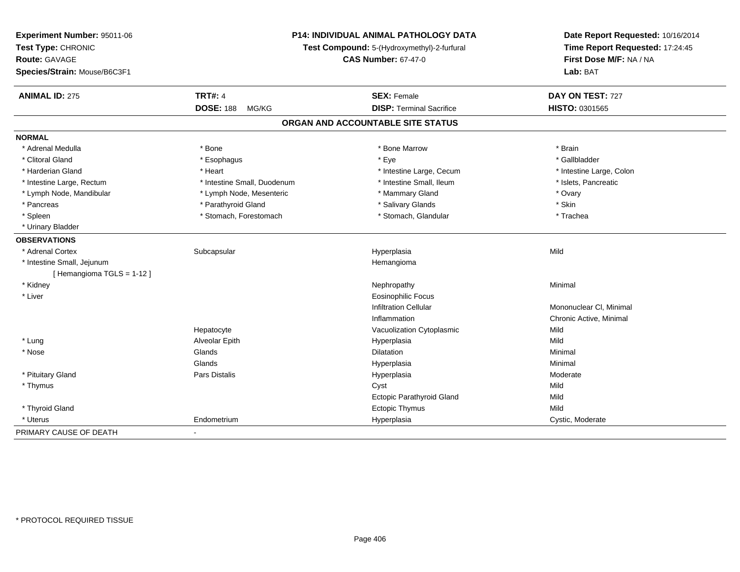**Experiment Number:** 95011-06
**Test Type:** CHRONIC
**Route:** GAVAGE
**Species/Strain:** Mouse/B6C3F1

**P14: INDIVIDUAL ANIMAL PATHOLOGY DATA**
**Test Compound:** 5-(Hydroxymethyl)-2-furfural
**CAS Number:** 67-47-0

**Date Report Requested:** 10/16/2014
**Time Report Requested:** 17:24:45
**First Dose M/F:** NA / NA
**Lab:** BAT

| **ANIMAL ID:** 275 | **TRT#:** 4 | **SEX:** Female | **DAY ON TEST:** 727 |
|---|---|---|---|
| | **DOSE:** 188 MG/KG | **DISP:** Terminal Sacrifice | **HISTO:** 0301565 |

## ORGAN AND ACCOUNTABLE SITE STATUS

**NORMAL**

| | | | |
|---|---|---|---|
| * Adrenal Medulla | * Bone | * Bone Marrow | * Brain |
| * Clitoral Gland | * Esophagus | * Eye | * Gallbladder |
| * Harderian Gland | * Heart | * Intestine Large, Cecum | * Intestine Large, Colon |
| * Intestine Large, Rectum | * Intestine Small, Duodenum | * Intestine Small, Ileum | * Islets, Pancreatic |
| * Lymph Node, Mandibular | * Lymph Node, Mesenteric | * Mammary Gland | * Ovary |
| * Pancreas | * Parathyroid Gland | * Salivary Glands | * Skin |
| * Spleen | * Stomach, Forestomach | * Stomach, Glandular | * Trachea |
| * Urinary Bladder | | | |

**OBSERVATIONS**

| | | | |
|---|---|---|---|
| * Adrenal Cortex | Subcapsular | Hyperplasia | Mild |
| * Intestine Small, Jejunum | | Hemangioma | |
| [ Hemangioma TGLS = 1-12 ] | | | |
| * Kidney | | Nephropathy | Minimal |
| * Liver | | Eosinophilic Focus | |
| | | Infiltration Cellular | Mononuclear Cl, Minimal |
| | | Inflammation | Chronic Active, Minimal |
| | Hepatocyte | Vacuolization Cytoplasmic | Mild |
| * Lung | Alveolar Epith | Hyperplasia | Mild |
| * Nose | Glands | Dilatation | Minimal |
| | Glands | Hyperplasia | Minimal |
| * Pituitary Gland | Pars Distalis | Hyperplasia | Moderate |
| * Thymus | | Cyst | Mild |
| | | Ectopic Parathyroid Gland | Mild |
| * Thyroid Gland | | Ectopic Thymus | Mild |
| * Uterus | Endometrium | Hyperplasia | Cystic, Moderate |

PRIMARY CAUSE OF DEATH -

\* PROTOCOL REQUIRED TISSUE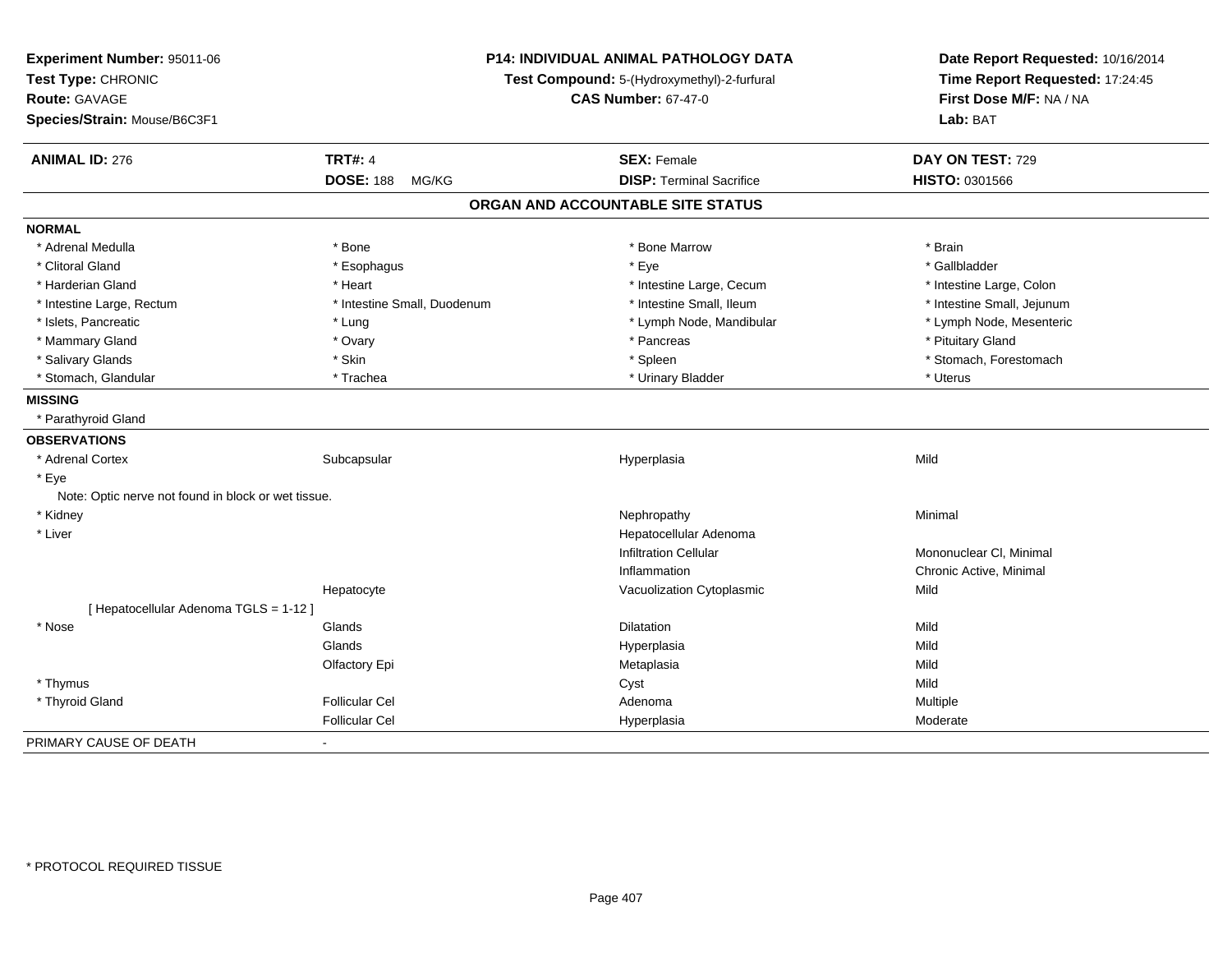**Experiment Number:** 95011-06
**Test Type:** CHRONIC
**Route:** GAVAGE
**Species/Strain:** Mouse/B6C3F1

**P14: INDIVIDUAL ANIMAL PATHOLOGY DATA**
**Test Compound:** 5-(Hydroxymethyl)-2-furfural
**CAS Number:** 67-47-0

**Date Report Requested:** 10/16/2014
**Time Report Requested:** 17:24:45
**First Dose M/F:** NA / NA
**Lab:** BAT

| **ANIMAL ID:** 276 | **TRT#:** 4 | **SEX:** Female | **DAY ON TEST:** 729 |
|---|---|---|---|
| | **DOSE:** 188 MG/KG | **DISP:** Terminal Sacrifice | **HISTO:** 0301566 |

## ORGAN AND ACCOUNTABLE SITE STATUS

| | | | |
|---|---|---|---|
| **NORMAL** | | | |
| * Adrenal Medulla | * Bone | * Bone Marrow | * Brain |
| * Clitoral Gland | * Esophagus | * Eye | * Gallbladder |
| * Harderian Gland | * Heart | * Intestine Large, Cecum | * Intestine Large, Colon |
| * Intestine Large, Rectum | * Intestine Small, Duodenum | * Intestine Small, Ileum | * Intestine Small, Jejunum |
| * Islets, Pancreatic | * Lung | * Lymph Node, Mandibular | * Lymph Node, Mesenteric |
| * Mammary Gland | * Ovary | * Pancreas | * Pituitary Gland |
| * Salivary Glands | * Skin | * Spleen | * Stomach, Forestomach |
| * Stomach, Glandular | * Trachea | * Urinary Bladder | * Uterus |
| **MISSING** | | | |
| * Parathyroid Gland | | | |
| **OBSERVATIONS** | | | |
| * Adrenal Cortex | Subcapsular | Hyperplasia | Mild |
| * Eye | | | |
| Note: Optic nerve not found in block or wet tissue. | | | |
| * Kidney | | Nephropathy | Minimal |
| * Liver | | Hepatocellular Adenoma | |
| | | Infiltration Cellular | Mononuclear Cl, Minimal |
| | | Inflammation | Chronic Active, Minimal |
| | Hepatocyte | Vacuolization Cytoplasmic | Mild |
| [ Hepatocellular Adenoma TGLS = 1-12 ] | | | |
| * Nose | Glands | Dilatation | Mild |
| | Glands | Hyperplasia | Mild |
| | Olfactory Epi | Metaplasia | Mild |
| * Thymus | | Cyst | Mild |
| * Thyroid Gland | Follicular Cel | Adenoma | Multiple |
| | Follicular Cel | Hyperplasia | Moderate |
| PRIMARY CAUSE OF DEATH | - | | |

* PROTOCOL REQUIRED TISSUE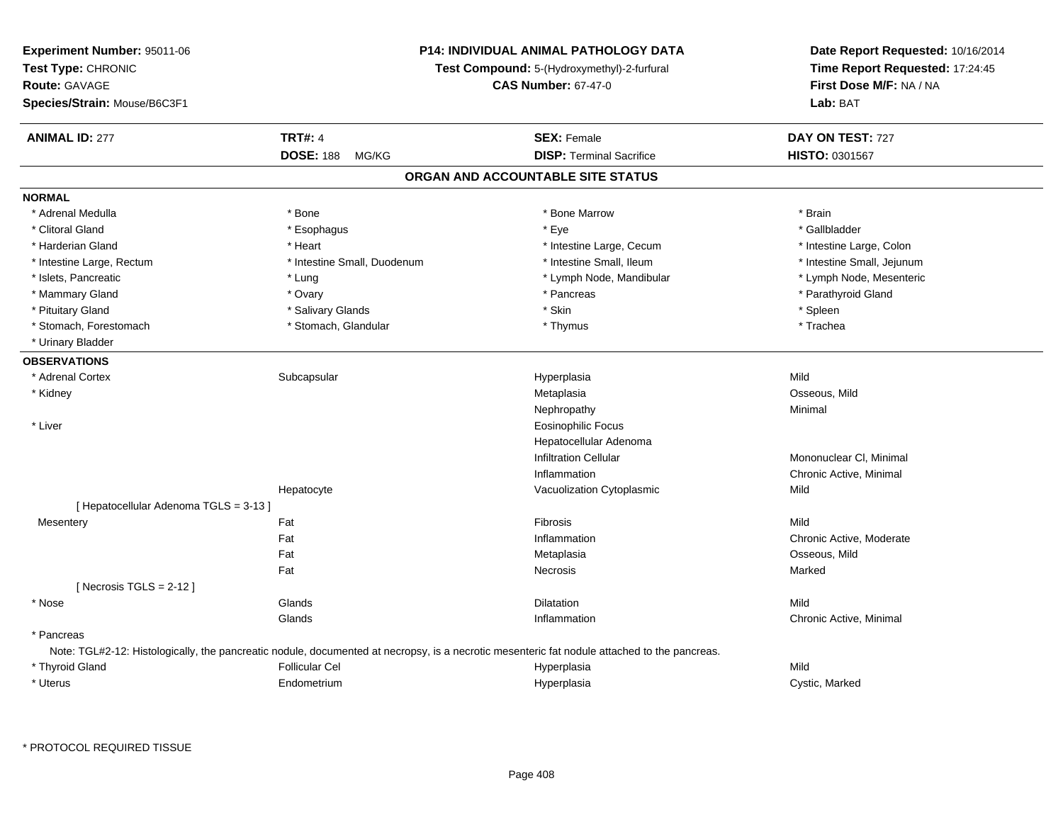**Experiment Number:** 95011-06
**Test Type:** CHRONIC
**Route:** GAVAGE
**Species/Strain:** Mouse/B6C3F1

**P14: INDIVIDUAL ANIMAL PATHOLOGY DATA**
**Test Compound:** 5-(Hydroxymethyl)-2-furfural
**CAS Number:** 67-47-0

**Date Report Requested:** 10/16/2014
**Time Report Requested:** 17:24:45
**First Dose M/F:** NA / NA
**Lab:** BAT

| **ANIMAL ID:** 277 | **TRT#:** 4 | **SEX:** Female | **DAY ON TEST:** 727 |
|---|---|---|---|
| | **DOSE:** 188 MG/KG | **DISP:** Terminal Sacrifice | **HISTO:** 0301567 |

## ORGAN AND ACCOUNTABLE SITE STATUS

**NORMAL**

| | | | |
|---|---|---|---|
| * Adrenal Medulla | * Bone | * Bone Marrow | * Brain |
| * Clitoral Gland | * Esophagus | * Eye | * Gallbladder |
| * Harderian Gland | * Heart | * Intestine Large, Cecum | * Intestine Large, Colon |
| * Intestine Large, Rectum | * Intestine Small, Duodenum | * Intestine Small, Ileum | * Intestine Small, Jejunum |
| * Islets, Pancreatic | * Lung | * Lymph Node, Mandibular | * Lymph Node, Mesenteric |
| * Mammary Gland | * Ovary | * Pancreas | * Parathyroid Gland |
| * Pituitary Gland | * Salivary Glands | * Skin | * Spleen |
| * Stomach, Forestomach | * Stomach, Glandular | * Thymus | * Trachea |
| * Urinary Bladder | | | |

**OBSERVATIONS**

| | | | |
|---|---|---|---|
| * Adrenal Cortex | Subcapsular | Hyperplasia | Mild |
| * Kidney | | Metaplasia | Osseous, Mild |
| | | Nephropathy | Minimal |
| * Liver | | Eosinophilic Focus | |
| | | Hepatocellular Adenoma | |
| | | Infiltration Cellular | Mononuclear Cl, Minimal |
| | | Inflammation | Chronic Active, Minimal |
| | Hepatocyte | Vacuolization Cytoplasmic | Mild |
| [ Hepatocellular Adenoma TGLS = 3-13 ] | | | |
| Mesentery | Fat | Fibrosis | Mild |
| | Fat | Inflammation | Chronic Active, Moderate |
| | Fat | Metaplasia | Osseous, Mild |
| | Fat | Necrosis | Marked |
| [ Necrosis TGLS = 2-12 ] | | | |
| * Nose | Glands | Dilatation | Mild |
| | Glands | Inflammation | Chronic Active, Minimal |
| * Pancreas | | | |

Note: TGL#2-12: Histologically, the pancreatic nodule, documented at necropsy, is a necrotic mesenteric fat nodule attached to the pancreas.

| | | | |
|---|---|---|---|
| * Thyroid Gland | Follicular Cel | Hyperplasia | Mild |
| * Uterus | Endometrium | Hyperplasia | Cystic, Marked |

* PROTOCOL REQUIRED TISSUE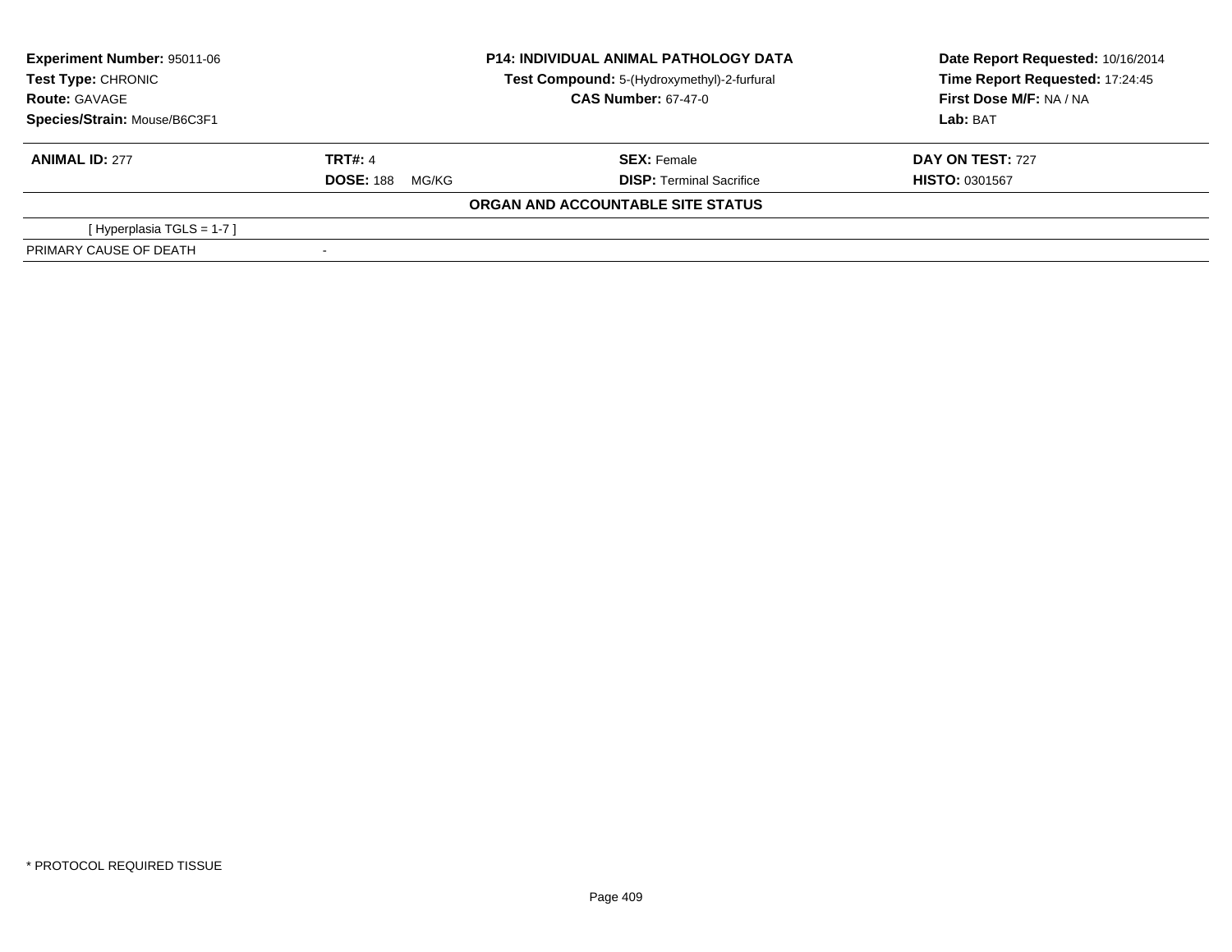**Experiment Number:** 95011-06
**Test Type:** CHRONIC
**Route:** GAVAGE
**Species/Strain:** Mouse/B6C3F1

**P14: INDIVIDUAL ANIMAL PATHOLOGY DATA**
**Test Compound:** 5-(Hydroxymethyl)-2-furfural
**CAS Number:** 67-47-0

**Date Report Requested:** 10/16/2014
**Time Report Requested:** 17:24:45
**First Dose M/F:** NA / NA
**Lab:** BAT

| **ANIMAL ID:** 277 | **TRT#:** 4 | **SEX:** Female | **DAY ON TEST:** 727 |
|---|---|---|---|
| | **DOSE:** 188 MG/KG | **DISP:** Terminal Sacrifice | **HISTO:** 0301567 |

**ORGAN AND ACCOUNTABLE SITE STATUS**

| | |
|---|---|
| [ Hyperplasia TGLS = 1-7 ] | |
| PRIMARY CAUSE OF DEATH | - |

* PROTOCOL REQUIRED TISSUE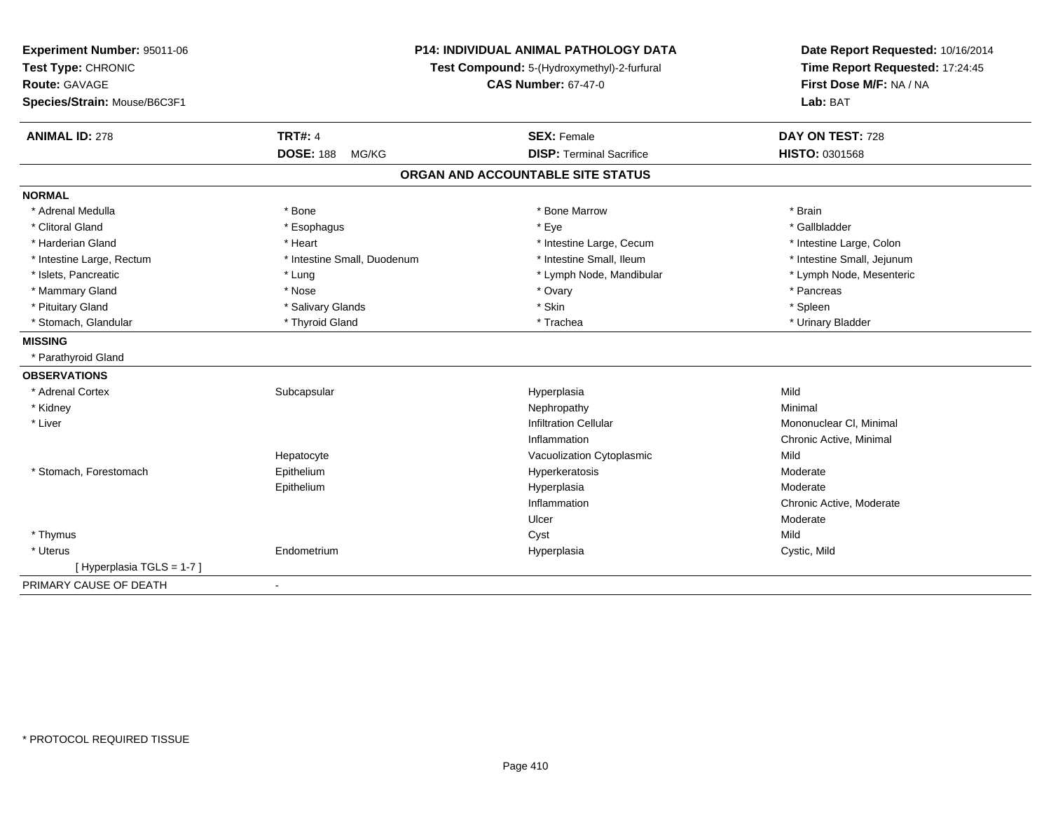**Experiment Number:** 95011-06
**Test Type:** CHRONIC
**Route:** GAVAGE
**Species/Strain:** Mouse/B6C3F1

**P14: INDIVIDUAL ANIMAL PATHOLOGY DATA**
**Test Compound:** 5-(Hydroxymethyl)-2-furfural
**CAS Number:** 67-47-0

**Date Report Requested:** 10/16/2014
**Time Report Requested:** 17:24:45
**First Dose M/F:** NA / NA
**Lab:** BAT

| **ANIMAL ID:** 278 | **TRT#:** 4 | **SEX:** Female | **DAY ON TEST:** 728 |
|---|---|---|---|
| | **DOSE:** 188 MG/KG | **DISP:** Terminal Sacrifice | **HISTO:** 0301568 |

## ORGAN AND ACCOUNTABLE SITE STATUS

**NORMAL**

| | | | |
|---|---|---|---|
| * Adrenal Medulla | * Bone | * Bone Marrow | * Brain |
| * Clitoral Gland | * Esophagus | * Eye | * Gallbladder |
| * Harderian Gland | * Heart | * Intestine Large, Cecum | * Intestine Large, Colon |
| * Intestine Large, Rectum | * Intestine Small, Duodenum | * Intestine Small, Ileum | * Intestine Small, Jejunum |
| * Islets, Pancreatic | * Lung | * Lymph Node, Mandibular | * Lymph Node, Mesenteric |
| * Mammary Gland | * Nose | * Ovary | * Pancreas |
| * Pituitary Gland | * Salivary Glands | * Skin | * Spleen |
| * Stomach, Glandular | * Thyroid Gland | * Trachea | * Urinary Bladder |

**MISSING**

* Parathyroid Gland

**OBSERVATIONS**

| | | | |
|---|---|---|---|
| * Adrenal Cortex | Subcapsular | Hyperplasia | Mild |
| * Kidney | | Nephropathy | Minimal |
| * Liver | | Infiltration Cellular | Mononuclear Cl, Minimal |
| | | Inflammation | Chronic Active, Minimal |
| | Hepatocyte | Vacuolization Cytoplasmic | Mild |
| * Stomach, Forestomach | Epithelium | Hyperkeratosis | Moderate |
| | Epithelium | Hyperplasia | Moderate |
| | | Inflammation | Chronic Active, Moderate |
| | | Ulcer | Moderate |
| * Thymus | | Cyst | Mild |
| * Uterus | Endometrium | Hyperplasia | Cystic, Mild |
| [ Hyperplasia TGLS = 1-7 ] | | | |

PRIMARY CAUSE OF DEATH -

* PROTOCOL REQUIRED TISSUE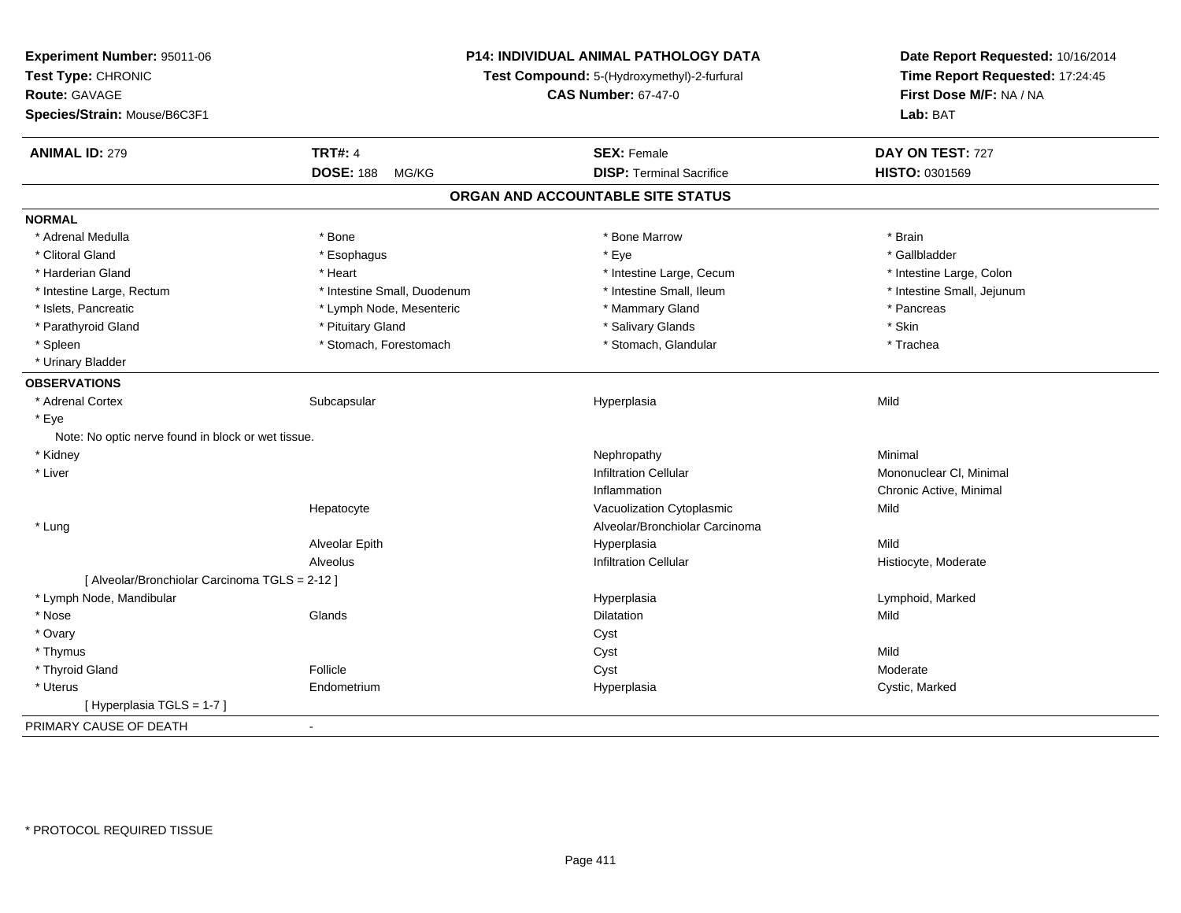**Experiment Number:** 95011-06
**Test Type:** CHRONIC
**Route:** GAVAGE
**Species/Strain:** Mouse/B6C3F1

**P14: INDIVIDUAL ANIMAL PATHOLOGY DATA**
**Test Compound:** 5-(Hydroxymethyl)-2-furfural
**CAS Number:** 67-47-0

**Date Report Requested:** 10/16/2014
**Time Report Requested:** 17:24:45
**First Dose M/F:** NA / NA
**Lab:** BAT

| **ANIMAL ID:** 279 | **TRT#:** 4 | **SEX:** Female | **DAY ON TEST:** 727 |
|---|---|---|---|
| | **DOSE:** 188 MG/KG | **DISP:** Terminal Sacrifice | **HISTO:** 0301569 |

## ORGAN AND ACCOUNTABLE SITE STATUS

**NORMAL**

| | | | |
|---|---|---|---|
| * Adrenal Medulla | * Bone | * Bone Marrow | * Brain |
| * Clitoral Gland | * Esophagus | * Eye | * Gallbladder |
| * Harderian Gland | * Heart | * Intestine Large, Cecum | * Intestine Large, Colon |
| * Intestine Large, Rectum | * Intestine Small, Duodenum | * Intestine Small, Ileum | * Intestine Small, Jejunum |
| * Islets, Pancreatic | * Lymph Node, Mesenteric | * Mammary Gland | * Pancreas |
| * Parathyroid Gland | * Pituitary Gland | * Salivary Glands | * Skin |
| * Spleen | * Stomach, Forestomach | * Stomach, Glandular | * Trachea |
| * Urinary Bladder | | | |

**OBSERVATIONS**

| | | | |
|---|---|---|---|
| * Adrenal Cortex | Subcapsular | Hyperplasia | Mild |
| * Eye | | | |
| Note: No optic nerve found in block or wet tissue. | | | |
| * Kidney | | Nephropathy | Minimal |
| * Liver | | Infiltration Cellular | Mononuclear Cl, Minimal |
| | | Inflammation | Chronic Active, Minimal |
| | Hepatocyte | Vacuolization Cytoplasmic | Mild |
| * Lung | | Alveolar/Bronchiolar Carcinoma | |
| | Alveolar Epith | Hyperplasia | Mild |
| | Alveolus | Infiltration Cellular | Histiocyte, Moderate |
| [ Alveolar/Bronchiolar Carcinoma TGLS = 2-12 ] | | | |
| * Lymph Node, Mandibular | | Hyperplasia | Lymphoid, Marked |
| * Nose | Glands | Dilatation | Mild |
| * Ovary | | Cyst | |
| * Thymus | | Cyst | Mild |
| * Thyroid Gland | Follicle | Cyst | Moderate |
| * Uterus | Endometrium | Hyperplasia | Cystic, Marked |
| [ Hyperplasia TGLS = 1-7 ] | | | |

PRIMARY CAUSE OF DEATH -

* PROTOCOL REQUIRED TISSUE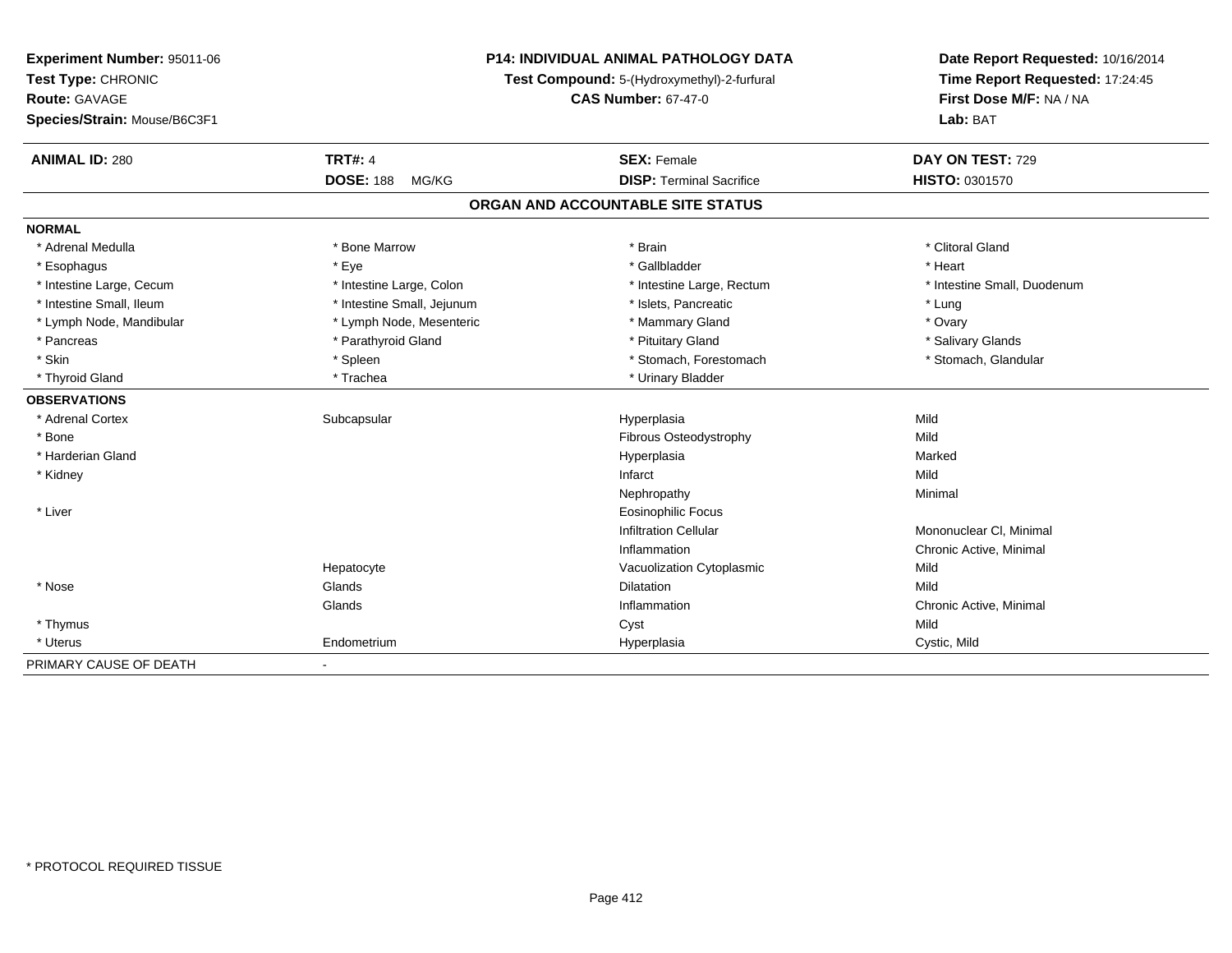**Experiment Number:** 95011-06
**Test Type:** CHRONIC
**Route:** GAVAGE
**Species/Strain:** Mouse/B6C3F1

**P14: INDIVIDUAL ANIMAL PATHOLOGY DATA**
**Test Compound:** 5-(Hydroxymethyl)-2-furfural
**CAS Number:** 67-47-0

**Date Report Requested:** 10/16/2014
**Time Report Requested:** 17:24:45
**First Dose M/F:** NA / NA
**Lab:** BAT

| **ANIMAL ID:** 280 | **TRT#:** 4 | **SEX:** Female | **DAY ON TEST:** 729 |
|---|---|---|---|
| | **DOSE:** 188 MG/KG | **DISP:** Terminal Sacrifice | **HISTO:** 0301570 |

## ORGAN AND ACCOUNTABLE SITE STATUS

**NORMAL**

| | | | |
|---|---|---|---|
| * Adrenal Medulla | * Bone Marrow | * Brain | * Clitoral Gland |
| * Esophagus | * Eye | * Gallbladder | * Heart |
| * Intestine Large, Cecum | * Intestine Large, Colon | * Intestine Large, Rectum | * Intestine Small, Duodenum |
| * Intestine Small, Ileum | * Intestine Small, Jejunum | * Islets, Pancreatic | * Lung |
| * Lymph Node, Mandibular | * Lymph Node, Mesenteric | * Mammary Gland | * Ovary |
| * Pancreas | * Parathyroid Gland | * Pituitary Gland | * Salivary Glands |
| * Skin | * Spleen | * Stomach, Forestomach | * Stomach, Glandular |
| * Thyroid Gland | * Trachea | * Urinary Bladder | |

**OBSERVATIONS**

| | | | |
|---|---|---|---|
| * Adrenal Cortex | Subcapsular | Hyperplasia | Mild |
| * Bone | | Fibrous Osteodystrophy | Mild |
| * Harderian Gland | | Hyperplasia | Marked |
| * Kidney | | Infarct | Mild |
| | | Nephropathy | Minimal |
| * Liver | | Eosinophilic Focus | |
| | | Infiltration Cellular | Mononuclear Cl, Minimal |
| | | Inflammation | Chronic Active, Minimal |
| | Hepatocyte | Vacuolization Cytoplasmic | Mild |
| * Nose | Glands | Dilatation | Mild |
| | Glands | Inflammation | Chronic Active, Minimal |
| * Thymus | | Cyst | Mild |
| * Uterus | Endometrium | Hyperplasia | Cystic, Mild |

PRIMARY CAUSE OF DEATH -

* PROTOCOL REQUIRED TISSUE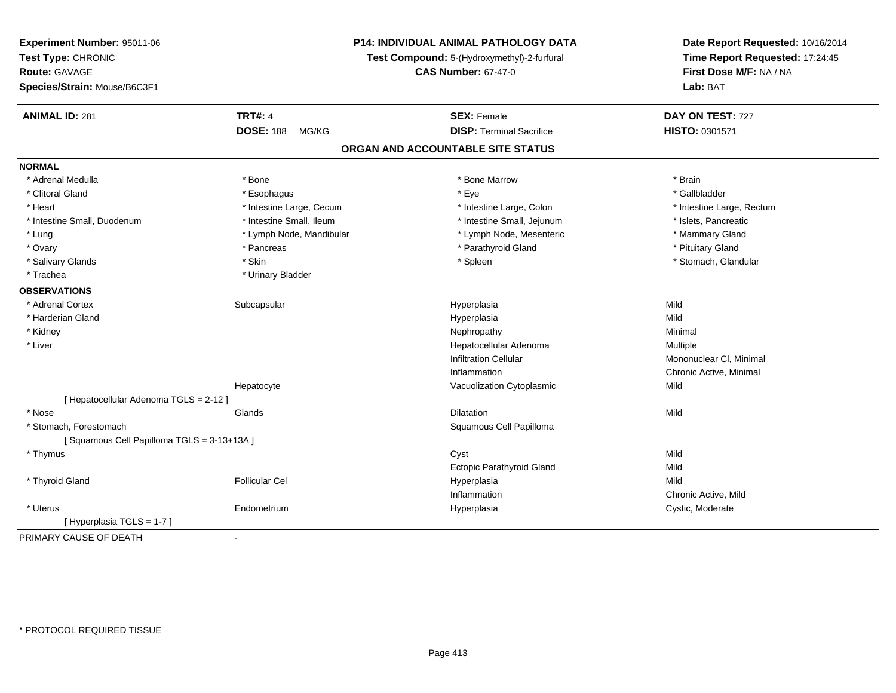**Experiment Number:** 95011-06
**Test Type:** CHRONIC
**Route:** GAVAGE
**Species/Strain:** Mouse/B6C3F1

**P14: INDIVIDUAL ANIMAL PATHOLOGY DATA**
**Test Compound:** 5-(Hydroxymethyl)-2-furfural
**CAS Number:** 67-47-0

**Date Report Requested:** 10/16/2014
**Time Report Requested:** 17:24:45
**First Dose M/F:** NA / NA
**Lab:** BAT

| **ANIMAL ID:** 281 | **TRT#:** 4 | **SEX:** Female | **DAY ON TEST:** 727 |
|---|---|---|---|
| | **DOSE:** 188 MG/KG | **DISP:** Terminal Sacrifice | **HISTO:** 0301571 |

## ORGAN AND ACCOUNTABLE SITE STATUS

**NORMAL**

| | | | |
|---|---|---|---|
| * Adrenal Medulla | * Bone | * Bone Marrow | * Brain |
| * Clitoral Gland | * Esophagus | * Eye | * Gallbladder |
| * Heart | * Intestine Large, Cecum | * Intestine Large, Colon | * Intestine Large, Rectum |
| * Intestine Small, Duodenum | * Intestine Small, Ileum | * Intestine Small, Jejunum | * Islets, Pancreatic |
| * Lung | * Lymph Node, Mandibular | * Lymph Node, Mesenteric | * Mammary Gland |
| * Ovary | * Pancreas | * Parathyroid Gland | * Pituitary Gland |
| * Salivary Glands | * Skin | * Spleen | * Stomach, Glandular |
| * Trachea | * Urinary Bladder | | |

**OBSERVATIONS**

| | | | |
|---|---|---|---|
| * Adrenal Cortex | Subcapsular | Hyperplasia | Mild |
| * Harderian Gland | | Hyperplasia | Mild |
| * Kidney | | Nephropathy | Minimal |
| * Liver | | Hepatocellular Adenoma | Multiple |
| | | Infiltration Cellular | Mononuclear Cl, Minimal |
| | | Inflammation | Chronic Active, Minimal |
| | Hepatocyte | Vacuolization Cytoplasmic | Mild |
| [ Hepatocellular Adenoma TGLS = 2-12 ] | | | |
| * Nose | Glands | Dilatation | Mild |
| * Stomach, Forestomach | | Squamous Cell Papilloma | |
| [ Squamous Cell Papilloma TGLS = 3-13+13A ] | | | |
| * Thymus | | Cyst | Mild |
| | | Ectopic Parathyroid Gland | Mild |
| * Thyroid Gland | Follicular Cel | Hyperplasia | Mild |
| | | Inflammation | Chronic Active, Mild |
| * Uterus | Endometrium | Hyperplasia | Cystic, Moderate |
| [ Hyperplasia TGLS = 1-7 ] | | | |

PRIMARY CAUSE OF DEATH -

* PROTOCOL REQUIRED TISSUE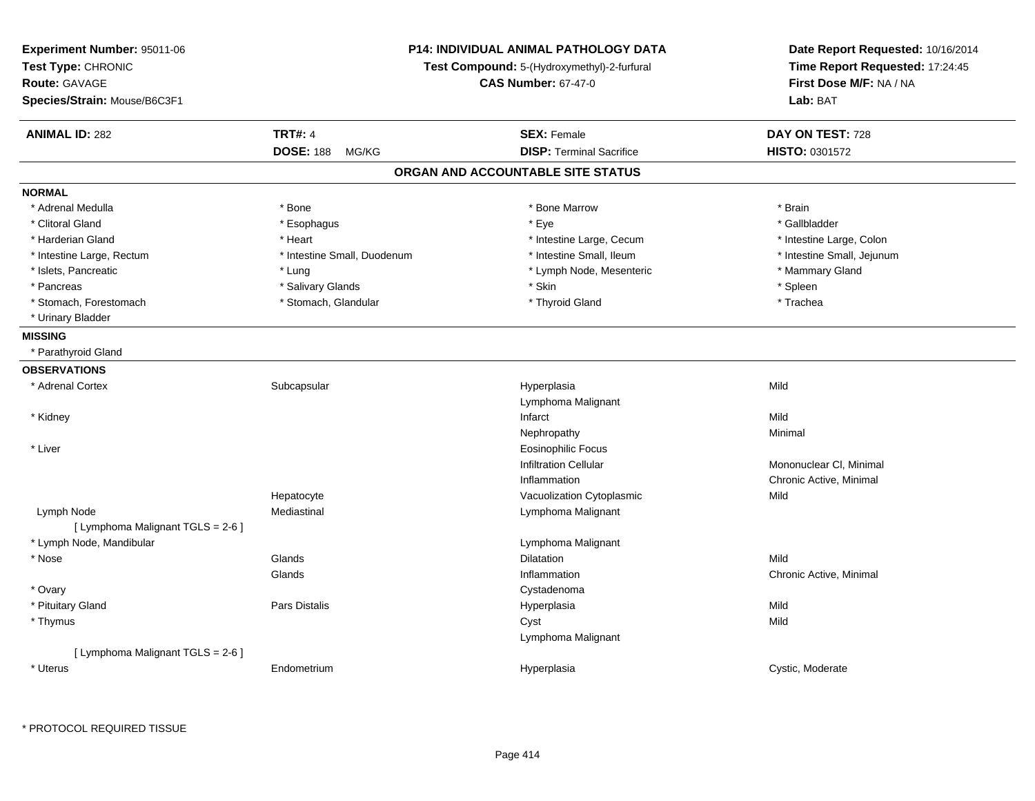**Experiment Number:** 95011-06
**Test Type:** CHRONIC
**Route:** GAVAGE
**Species/Strain:** Mouse/B6C3F1

**P14: INDIVIDUAL ANIMAL PATHOLOGY DATA**
**Test Compound:** 5-(Hydroxymethyl)-2-furfural
**CAS Number:** 67-47-0

**Date Report Requested:** 10/16/2014
**Time Report Requested:** 17:24:45
**First Dose M/F:** NA / NA
**Lab:** BAT

| **ANIMAL ID:** 282 | **TRT#:** 4 | **SEX:** Female | **DAY ON TEST:** 728 |
|---|---|---|---|
| | **DOSE:** 188 MG/KG | **DISP:** Terminal Sacrifice | **HISTO:** 0301572 |

## ORGAN AND ACCOUNTABLE SITE STATUS

**NORMAL**

| | | | |
|---|---|---|---|
| * Adrenal Medulla | * Bone | * Bone Marrow | * Brain |
| * Clitoral Gland | * Esophagus | * Eye | * Gallbladder |
| * Harderian Gland | * Heart | * Intestine Large, Cecum | * Intestine Large, Colon |
| * Intestine Large, Rectum | * Intestine Small, Duodenum | * Intestine Small, Ileum | * Intestine Small, Jejunum |
| * Islets, Pancreatic | * Lung | * Lymph Node, Mesenteric | * Mammary Gland |
| * Pancreas | * Salivary Glands | * Skin | * Spleen |
| * Stomach, Forestomach | * Stomach, Glandular | * Thyroid Gland | * Trachea |
| * Urinary Bladder | | | |

**MISSING**

* Parathyroid Gland

**OBSERVATIONS**

| Organ | Site | Finding | Severity |
|---|---|---|---|
| * Adrenal Cortex | Subcapsular | Hyperplasia | Mild |
| | | Lymphoma Malignant | |
| * Kidney | | Infarct | Mild |
| | | Nephropathy | Minimal |
| * Liver | | Eosinophilic Focus | |
| | | Infiltration Cellular | Mononuclear Cl, Minimal |
| | | Inflammation | Chronic Active, Minimal |
| | Hepatocyte | Vacuolization Cytoplasmic | Mild |
| Lymph Node | Mediastinal | Lymphoma Malignant | |
| [ Lymphoma Malignant TGLS = 2-6 ] | | | |
| * Lymph Node, Mandibular | | Lymphoma Malignant | |
| * Nose | Glands | Dilatation | Mild |
| | Glands | Inflammation | Chronic Active, Minimal |
| * Ovary | | Cystadenoma | |
| * Pituitary Gland | Pars Distalis | Hyperplasia | Mild |
| * Thymus | | Cyst | Mild |
| | | Lymphoma Malignant | |
| [ Lymphoma Malignant TGLS = 2-6 ] | | | |
| * Uterus | Endometrium | Hyperplasia | Cystic, Moderate |

* PROTOCOL REQUIRED TISSUE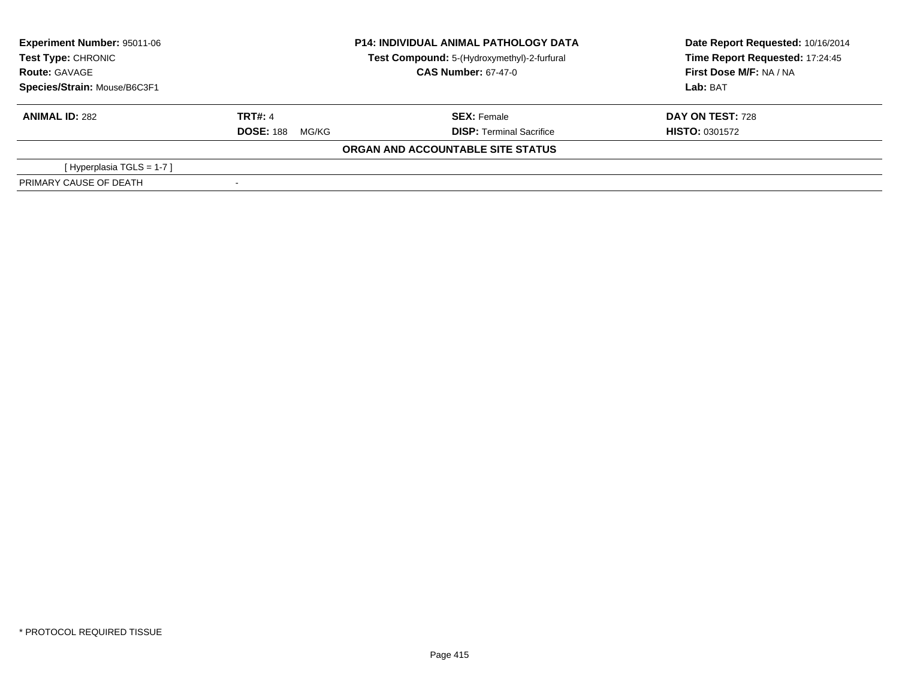**Experiment Number:** 95011-06
**Test Type:** CHRONIC
**Route:** GAVAGE
**Species/Strain:** Mouse/B6C3F1

**P14: INDIVIDUAL ANIMAL PATHOLOGY DATA**
**Test Compound:** 5-(Hydroxymethyl)-2-furfural
**CAS Number:** 67-47-0

**Date Report Requested:** 10/16/2014
**Time Report Requested:** 17:24:45
**First Dose M/F:** NA / NA
**Lab:** BAT

| **ANIMAL ID:** 282 | **TRT#:** 4 | **SEX:** Female | **DAY ON TEST:** 728 |
|---|---|---|---|
| | **DOSE:** 188 MG/KG | **DISP:** Terminal Sacrifice | **HISTO:** 0301572 |

**ORGAN AND ACCOUNTABLE SITE STATUS**

| | |
|---|---|
| [ Hyperplasia TGLS = 1-7 ] | |
| PRIMARY CAUSE OF DEATH | - |

* PROTOCOL REQUIRED TISSUE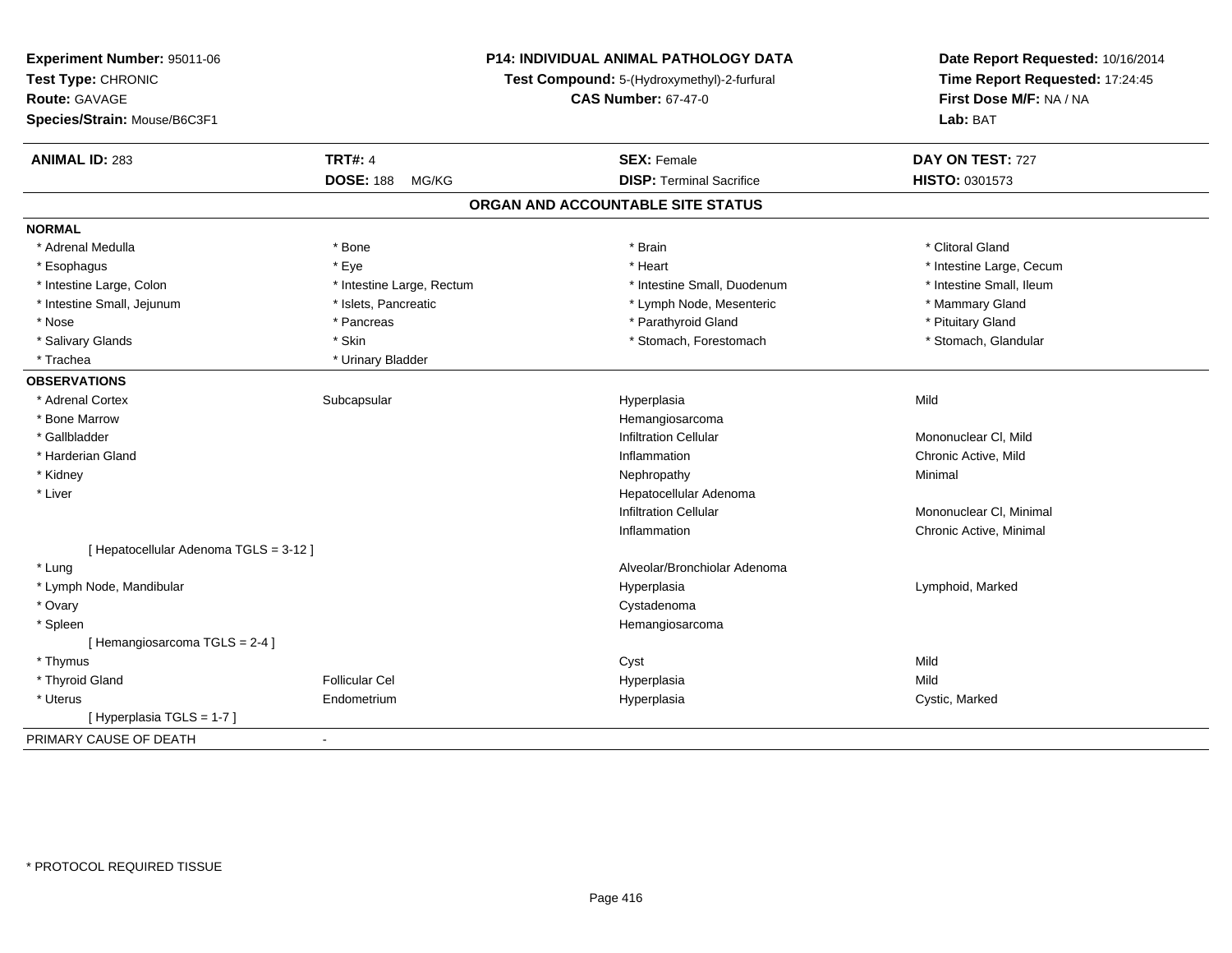**Experiment Number:** 95011-06
**Test Type:** CHRONIC
**Route:** GAVAGE
**Species/Strain:** Mouse/B6C3F1

**P14: INDIVIDUAL ANIMAL PATHOLOGY DATA**
**Test Compound:** 5-(Hydroxymethyl)-2-furfural
**CAS Number:** 67-47-0

**Date Report Requested:** 10/16/2014
**Time Report Requested:** 17:24:45
**First Dose M/F:** NA / NA
**Lab:** BAT

| **ANIMAL ID:** 283 | **TRT#:** 4 | **SEX:** Female | **DAY ON TEST:** 727 |
|---|---|---|---|
| | **DOSE:** 188 MG/KG | **DISP:** Terminal Sacrifice | **HISTO:** 0301573 |

## ORGAN AND ACCOUNTABLE SITE STATUS

**NORMAL**

| | | | |
|---|---|---|---|
| * Adrenal Medulla | * Bone | * Brain | * Clitoral Gland |
| * Esophagus | * Eye | * Heart | * Intestine Large, Cecum |
| * Intestine Large, Colon | * Intestine Large, Rectum | * Intestine Small, Duodenum | * Intestine Small, Ileum |
| * Intestine Small, Jejunum | * Islets, Pancreatic | * Lymph Node, Mesenteric | * Mammary Gland |
| * Nose | * Pancreas | * Parathyroid Gland | * Pituitary Gland |
| * Salivary Glands | * Skin | * Stomach, Forestomach | * Stomach, Glandular |
| * Trachea | * Urinary Bladder | | |

**OBSERVATIONS**

| | | | |
|---|---|---|---|
| * Adrenal Cortex | Subcapsular | Hyperplasia | Mild |
| * Bone Marrow | | Hemangiosarcoma | |
| * Gallbladder | | Infiltration Cellular | Mononuclear Cl, Mild |
| * Harderian Gland | | Inflammation | Chronic Active, Mild |
| * Kidney | | Nephropathy | Minimal |
| * Liver | | Hepatocellular Adenoma | |
| | | Infiltration Cellular | Mononuclear Cl, Minimal |
| | | Inflammation | Chronic Active, Minimal |
| [ Hepatocellular Adenoma TGLS = 3-12 ] | | | |
| * Lung | | Alveolar/Bronchiolar Adenoma | |
| * Lymph Node, Mandibular | | Hyperplasia | Lymphoid, Marked |
| * Ovary | | Cystadenoma | |
| * Spleen | | Hemangiosarcoma | |
| [ Hemangiosarcoma TGLS = 2-4 ] | | | |
| * Thymus | | Cyst | Mild |
| * Thyroid Gland | Follicular Cel | Hyperplasia | Mild |
| * Uterus | Endometrium | Hyperplasia | Cystic, Marked |
| [ Hyperplasia TGLS = 1-7 ] | | | |

PRIMARY CAUSE OF DEATH -

* PROTOCOL REQUIRED TISSUE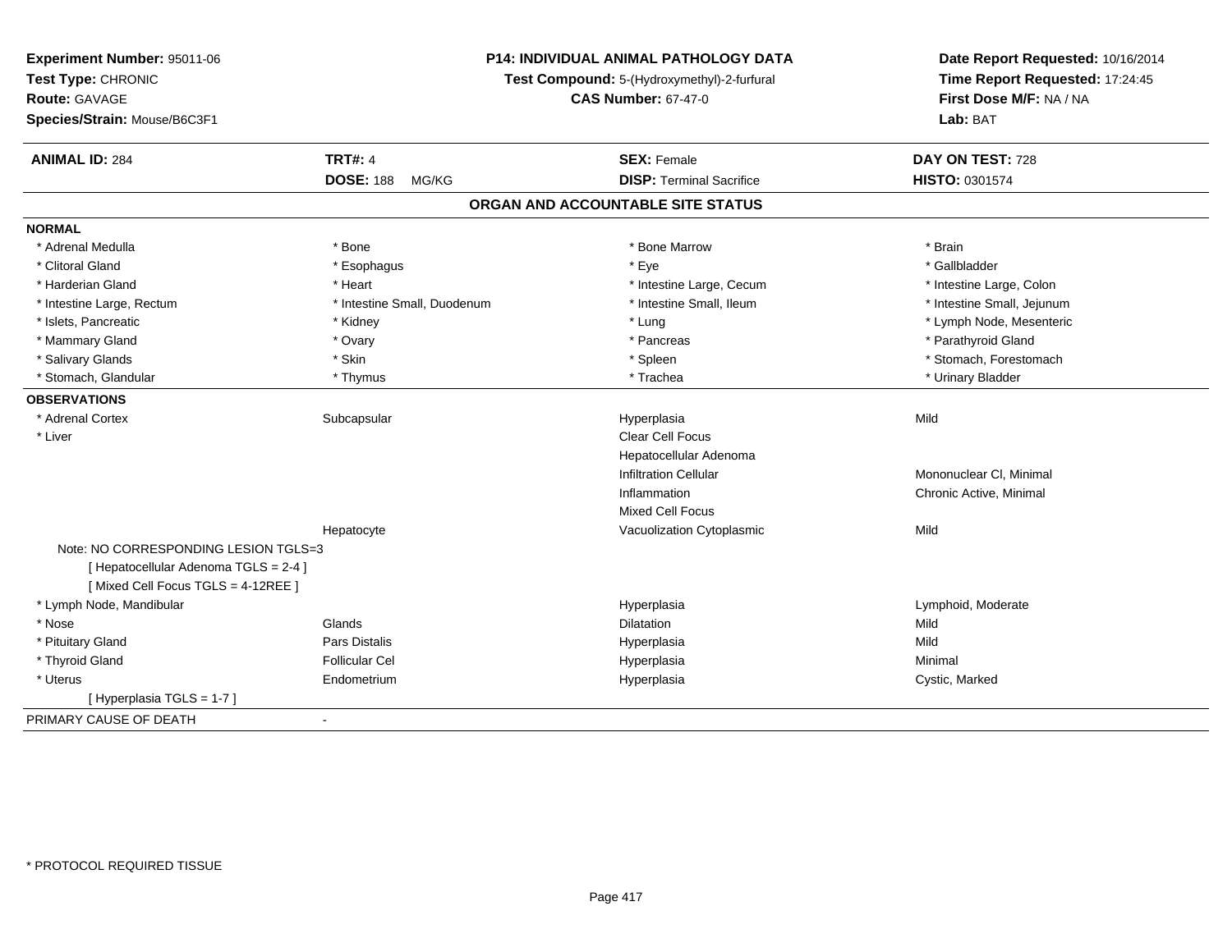**Experiment Number:** 95011-06
**Test Type:** CHRONIC
**Route:** GAVAGE
**Species/Strain:** Mouse/B6C3F1

**P14: INDIVIDUAL ANIMAL PATHOLOGY DATA**
**Test Compound:** 5-(Hydroxymethyl)-2-furfural
**CAS Number:** 67-47-0

**Date Report Requested:** 10/16/2014
**Time Report Requested:** 17:24:45
**First Dose M/F:** NA / NA
**Lab:** BAT

| **ANIMAL ID:** 284 | **TRT#:** 4 | **SEX:** Female | **DAY ON TEST:** 728 |
|---|---|---|---|
| | **DOSE:** 188 MG/KG | **DISP:** Terminal Sacrifice | **HISTO:** 0301574 |

## ORGAN AND ACCOUNTABLE SITE STATUS

**NORMAL**

| | | | |
|---|---|---|---|
| * Adrenal Medulla | * Bone | * Bone Marrow | * Brain |
| * Clitoral Gland | * Esophagus | * Eye | * Gallbladder |
| * Harderian Gland | * Heart | * Intestine Large, Cecum | * Intestine Large, Colon |
| * Intestine Large, Rectum | * Intestine Small, Duodenum | * Intestine Small, Ileum | * Intestine Small, Jejunum |
| * Islets, Pancreatic | * Kidney | * Lung | * Lymph Node, Mesenteric |
| * Mammary Gland | * Ovary | * Pancreas | * Parathyroid Gland |
| * Salivary Glands | * Skin | * Spleen | * Stomach, Forestomach |
| * Stomach, Glandular | * Thymus | * Trachea | * Urinary Bladder |

**OBSERVATIONS**

| | | | |
|---|---|---|---|
| * Adrenal Cortex | Subcapsular | Hyperplasia | Mild |
| * Liver | | Clear Cell Focus | |
| | | Hepatocellular Adenoma | |
| | | Infiltration Cellular | Mononuclear Cl, Minimal |
| | | Inflammation | Chronic Active, Minimal |
| | | Mixed Cell Focus | |
| | Hepatocyte | Vacuolization Cytoplasmic | Mild |
| Note: NO CORRESPONDING LESION TGLS=3 | | | |
| [ Hepatocellular Adenoma TGLS = 2-4 ] | | | |
| [ Mixed Cell Focus TGLS = 4-12REE ] | | | |
| * Lymph Node, Mandibular | | Hyperplasia | Lymphoid, Moderate |
| * Nose | Glands | Dilatation | Mild |
| * Pituitary Gland | Pars Distalis | Hyperplasia | Mild |
| * Thyroid Gland | Follicular Cel | Hyperplasia | Minimal |
| * Uterus | Endometrium | Hyperplasia | Cystic, Marked |
| [ Hyperplasia TGLS = 1-7 ] | | | |

PRIMARY CAUSE OF DEATH -

* PROTOCOL REQUIRED TISSUE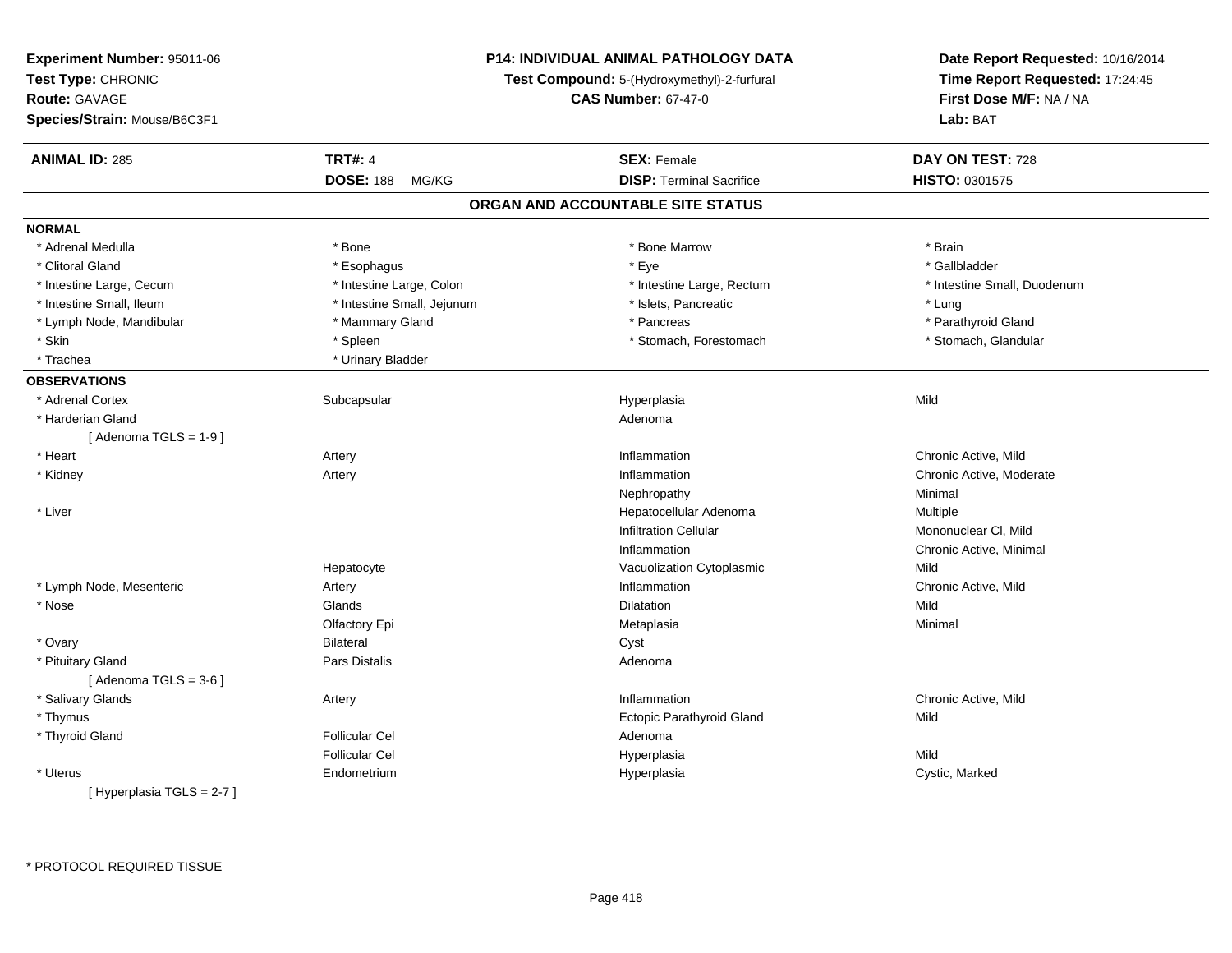**Experiment Number:** 95011-06
**Test Type:** CHRONIC
**Route:** GAVAGE
**Species/Strain:** Mouse/B6C3F1

**P14: INDIVIDUAL ANIMAL PATHOLOGY DATA**
**Test Compound:** 5-(Hydroxymethyl)-2-furfural
**CAS Number:** 67-47-0

**Date Report Requested:** 10/16/2014
**Time Report Requested:** 17:24:45
**First Dose M/F:** NA / NA
**Lab:** BAT

| **ANIMAL ID:** 285 | **TRT#:** 4 | **SEX:** Female | **DAY ON TEST:** 728 |
|---|---|---|---|
| | **DOSE:** 188 MG/KG | **DISP:** Terminal Sacrifice | **HISTO:** 0301575 |

## ORGAN AND ACCOUNTABLE SITE STATUS

**NORMAL**

| | | | |
|---|---|---|---|
| * Adrenal Medulla | * Bone | * Bone Marrow | * Brain |
| * Clitoral Gland | * Esophagus | * Eye | * Gallbladder |
| * Intestine Large, Cecum | * Intestine Large, Colon | * Intestine Large, Rectum | * Intestine Small, Duodenum |
| * Intestine Small, Ileum | * Intestine Small, Jejunum | * Islets, Pancreatic | * Lung |
| * Lymph Node, Mandibular | * Mammary Gland | * Pancreas | * Parathyroid Gland |
| * Skin | * Spleen | * Stomach, Forestomach | * Stomach, Glandular |
| * Trachea | * Urinary Bladder | | |

**OBSERVATIONS**

| | | | |
|---|---|---|---|
| * Adrenal Cortex | Subcapsular | Hyperplasia | Mild |
| * Harderian Gland | | Adenoma | |
| [ Adenoma TGLS = 1-9 ] | | | |
| * Heart | Artery | Inflammation | Chronic Active, Mild |
| * Kidney | Artery | Inflammation | Chronic Active, Moderate |
| | | Nephropathy | Minimal |
| * Liver | | Hepatocellular Adenoma | Multiple |
| | | Infiltration Cellular | Mononuclear Cl, Mild |
| | | Inflammation | Chronic Active, Minimal |
| | Hepatocyte | Vacuolization Cytoplasmic | Mild |
| * Lymph Node, Mesenteric | Artery | Inflammation | Chronic Active, Mild |
| * Nose | Glands | Dilatation | Mild |
| | Olfactory Epi | Metaplasia | Minimal |
| * Ovary | Bilateral | Cyst | |
| * Pituitary Gland | Pars Distalis | Adenoma | |
| [ Adenoma TGLS = 3-6 ] | | | |
| * Salivary Glands | Artery | Inflammation | Chronic Active, Mild |
| * Thymus | | Ectopic Parathyroid Gland | Mild |
| * Thyroid Gland | Follicular Cel | Adenoma | |
| | Follicular Cel | Hyperplasia | Mild |
| * Uterus | Endometrium | Hyperplasia | Cystic, Marked |
| [ Hyperplasia TGLS = 2-7 ] | | | |

* PROTOCOL REQUIRED TISSUE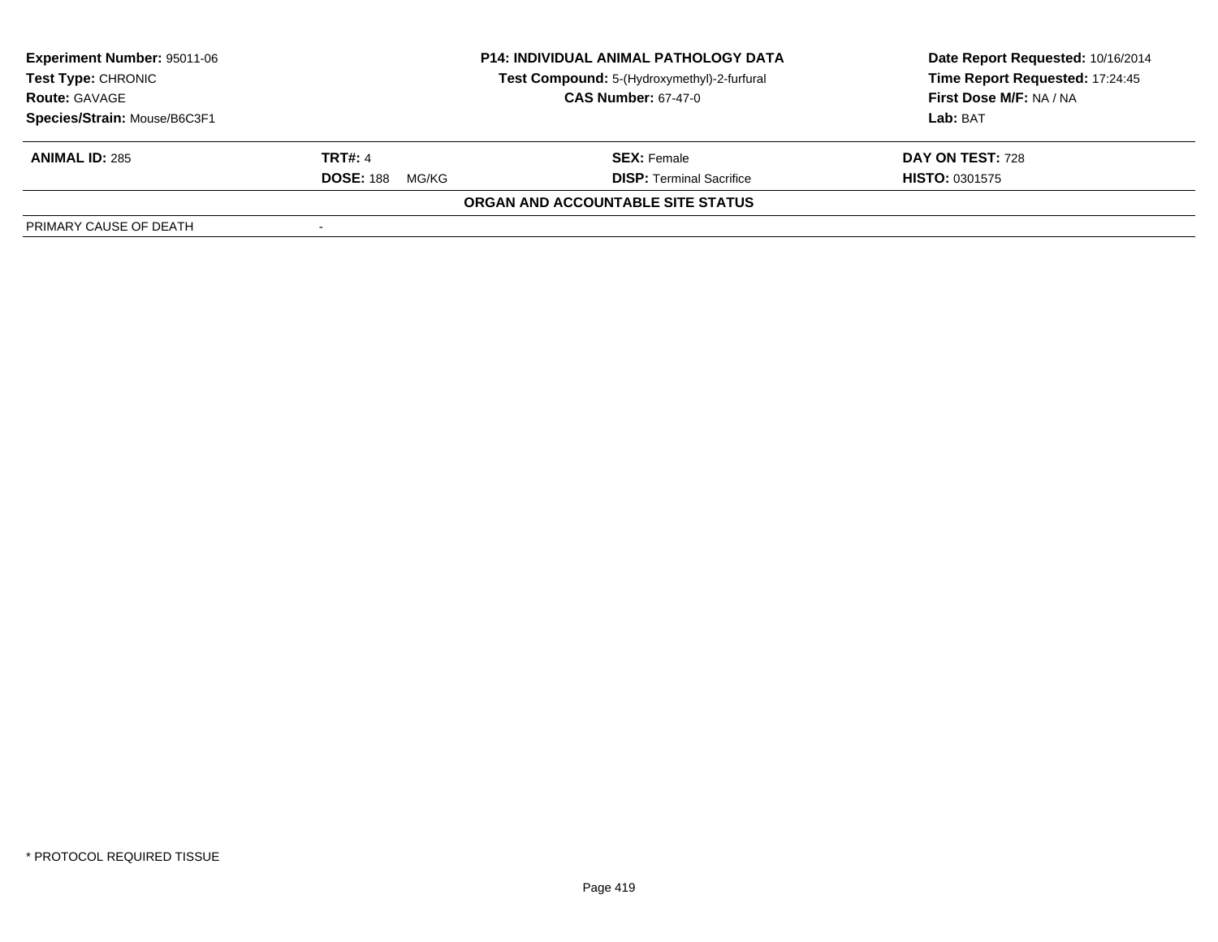**Experiment Number:** 95011-06
**Test Type:** CHRONIC
**Route:** GAVAGE
**Species/Strain:** Mouse/B6C3F1

**P14: INDIVIDUAL ANIMAL PATHOLOGY DATA**
**Test Compound:** 5-(Hydroxymethyl)-2-furfural
**CAS Number:** 67-47-0

**Date Report Requested:** 10/16/2014
**Time Report Requested:** 17:24:45
**First Dose M/F:** NA / NA
**Lab:** BAT

| **ANIMAL ID:** 285 | **TRT#:** 4 | **SEX:** Female | **DAY ON TEST:** 728 |
|---|---|---|---|
| | **DOSE:** 188 MG/KG | **DISP:** Terminal Sacrifice | **HISTO:** 0301575 |

**ORGAN AND ACCOUNTABLE SITE STATUS**

| PRIMARY CAUSE OF DEATH | - |
|---|---|

* PROTOCOL REQUIRED TISSUE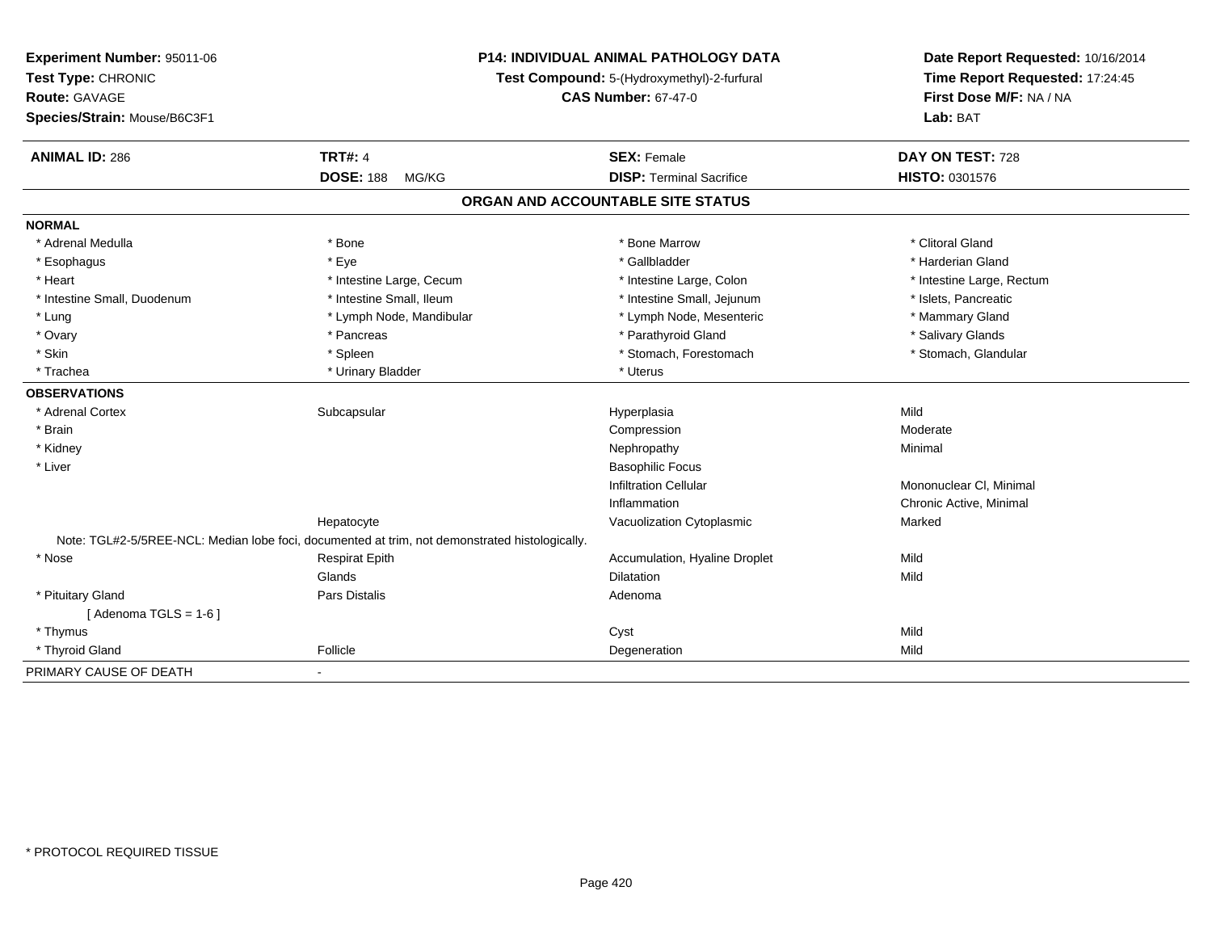**Experiment Number:** 95011-06
**Test Type:** CHRONIC
**Route:** GAVAGE
**Species/Strain:** Mouse/B6C3F1

**P14: INDIVIDUAL ANIMAL PATHOLOGY DATA**
**Test Compound:** 5-(Hydroxymethyl)-2-furfural
**CAS Number:** 67-47-0

**Date Report Requested:** 10/16/2014
**Time Report Requested:** 17:24:45
**First Dose M/F:** NA / NA
**Lab:** BAT

| **ANIMAL ID:** 286 | **TRT#:** 4 | **SEX:** Female | **DAY ON TEST:** 728 |
|---|---|---|---|
| | **DOSE:** 188 MG/KG | **DISP:** Terminal Sacrifice | **HISTO:** 0301576 |

## ORGAN AND ACCOUNTABLE SITE STATUS

**NORMAL**

| | | | |
|---|---|---|---|
| * Adrenal Medulla | * Bone | * Bone Marrow | * Clitoral Gland |
| * Esophagus | * Eye | * Gallbladder | * Harderian Gland |
| * Heart | * Intestine Large, Cecum | * Intestine Large, Colon | * Intestine Large, Rectum |
| * Intestine Small, Duodenum | * Intestine Small, Ileum | * Intestine Small, Jejunum | * Islets, Pancreatic |
| * Lung | * Lymph Node, Mandibular | * Lymph Node, Mesenteric | * Mammary Gland |
| * Ovary | * Pancreas | * Parathyroid Gland | * Salivary Glands |
| * Skin | * Spleen | * Stomach, Forestomach | * Stomach, Glandular |
| * Trachea | * Urinary Bladder | * Uterus | |

**OBSERVATIONS**

| | | | |
|---|---|---|---|
| * Adrenal Cortex | Subcapsular | Hyperplasia | Mild |
| * Brain | | Compression | Moderate |
| * Kidney | | Nephropathy | Minimal |
| * Liver | | Basophilic Focus | |
| | | Infiltration Cellular | Mononuclear Cl, Minimal |
| | | Inflammation | Chronic Active, Minimal |
| | Hepatocyte | Vacuolization Cytoplasmic | Marked |

Note: TGL#2-5/5REE-NCL: Median lobe foci, documented at trim, not demonstrated histologically.

| | | | |
|---|---|---|---|
| * Nose | Respirat Epith | Accumulation, Hyaline Droplet | Mild |
| | Glands | Dilatation | Mild |
| * Pituitary Gland | Pars Distalis | Adenoma | |
| [ Adenoma TGLS = 1-6 ] | | | |
| * Thymus | | Cyst | Mild |
| * Thyroid Gland | Follicle | Degeneration | Mild |

PRIMARY CAUSE OF DEATH -

* PROTOCOL REQUIRED TISSUE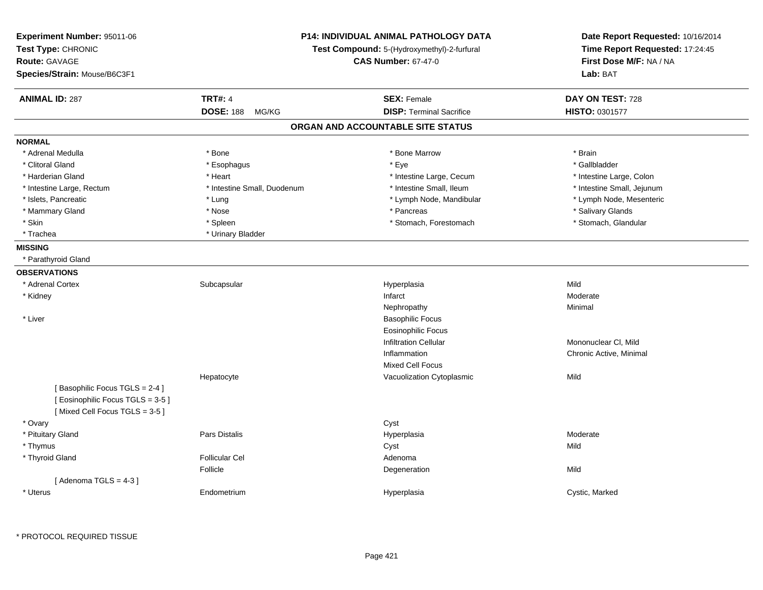**Experiment Number:** 95011-06
**Test Type:** CHRONIC
**Route:** GAVAGE
**Species/Strain:** Mouse/B6C3F1

**P14: INDIVIDUAL ANIMAL PATHOLOGY DATA**
**Test Compound:** 5-(Hydroxymethyl)-2-furfural
**CAS Number:** 67-47-0

**Date Report Requested:** 10/16/2014
**Time Report Requested:** 17:24:45
**First Dose M/F:** NA / NA
**Lab:** BAT

| **ANIMAL ID:** 287 | **TRT#:** 4 | **SEX:** Female | **DAY ON TEST:** 728 |
|---|---|---|---|
| | **DOSE:** 188 MG/KG | **DISP:** Terminal Sacrifice | **HISTO:** 0301577 |

## ORGAN AND ACCOUNTABLE SITE STATUS

**NORMAL**

| | | | |
|---|---|---|---|
| * Adrenal Medulla | * Bone | * Bone Marrow | * Brain |
| * Clitoral Gland | * Esophagus | * Eye | * Gallbladder |
| * Harderian Gland | * Heart | * Intestine Large, Cecum | * Intestine Large, Colon |
| * Intestine Large, Rectum | * Intestine Small, Duodenum | * Intestine Small, Ileum | * Intestine Small, Jejunum |
| * Islets, Pancreatic | * Lung | * Lymph Node, Mandibular | * Lymph Node, Mesenteric |
| * Mammary Gland | * Nose | * Pancreas | * Salivary Glands |
| * Skin | * Spleen | * Stomach, Forestomach | * Stomach, Glandular |
| * Trachea | * Urinary Bladder | | |

**MISSING**

* Parathyroid Gland

**OBSERVATIONS**

| | | | |
|---|---|---|---|
| * Adrenal Cortex | Subcapsular | Hyperplasia | Mild |
| * Kidney | | Infarct | Moderate |
| | | Nephropathy | Minimal |
| * Liver | | Basophilic Focus | |
| | | Eosinophilic Focus | |
| | | Infiltration Cellular | Mononuclear Cl, Mild |
| | | Inflammation | Chronic Active, Minimal |
| | | Mixed Cell Focus | |
| | Hepatocyte | Vacuolization Cytoplasmic | Mild |
| [ Basophilic Focus TGLS = 2-4 ] | | | |
| [ Eosinophilic Focus TGLS = 3-5 ] | | | |
| [ Mixed Cell Focus TGLS = 3-5 ] | | | |
| * Ovary | | Cyst | |
| * Pituitary Gland | Pars Distalis | Hyperplasia | Moderate |
| * Thymus | | Cyst | Mild |
| * Thyroid Gland | Follicular Cel | Adenoma | |
| | Follicle | Degeneration | Mild |
| [ Adenoma TGLS = 4-3 ] | | | |
| * Uterus | Endometrium | Hyperplasia | Cystic, Marked |

* PROTOCOL REQUIRED TISSUE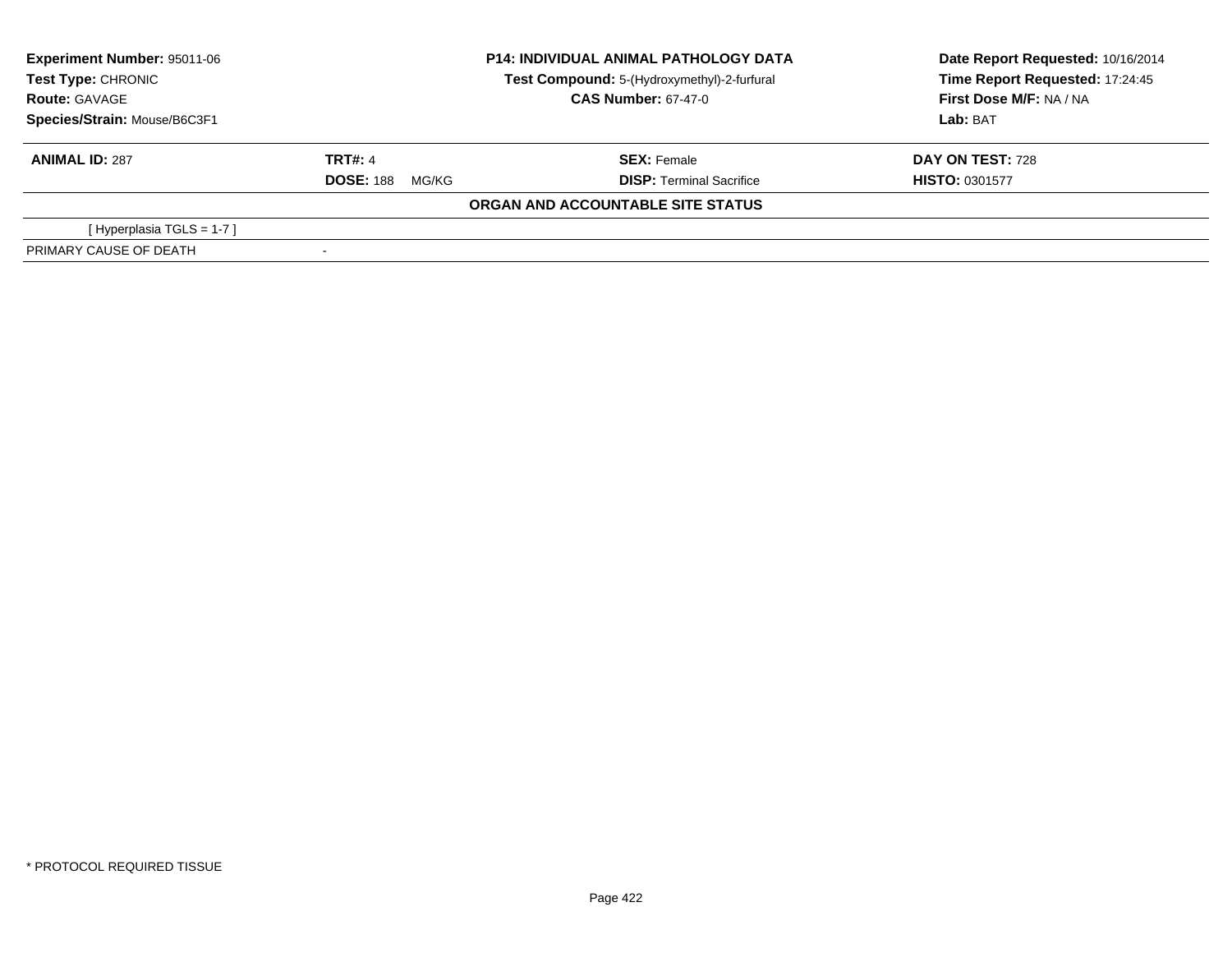**Experiment Number:** 95011-06
**Test Type:** CHRONIC
**Route:** GAVAGE
**Species/Strain:** Mouse/B6C3F1

**P14: INDIVIDUAL ANIMAL PATHOLOGY DATA**
**Test Compound:** 5-(Hydroxymethyl)-2-furfural
**CAS Number:** 67-47-0

**Date Report Requested:** 10/16/2014
**Time Report Requested:** 17:24:45
**First Dose M/F:** NA / NA
**Lab:** BAT

| **ANIMAL ID:** 287 | **TRT#:** 4 | **SEX:** Female | **DAY ON TEST:** 728 |
|---|---|---|---|
| | **DOSE:** 188 MG/KG | **DISP:** Terminal Sacrifice | **HISTO:** 0301577 |

**ORGAN AND ACCOUNTABLE SITE STATUS**

| | |
|---|---|
| [ Hyperplasia TGLS = 1-7 ] | |
| PRIMARY CAUSE OF DEATH | - |

* PROTOCOL REQUIRED TISSUE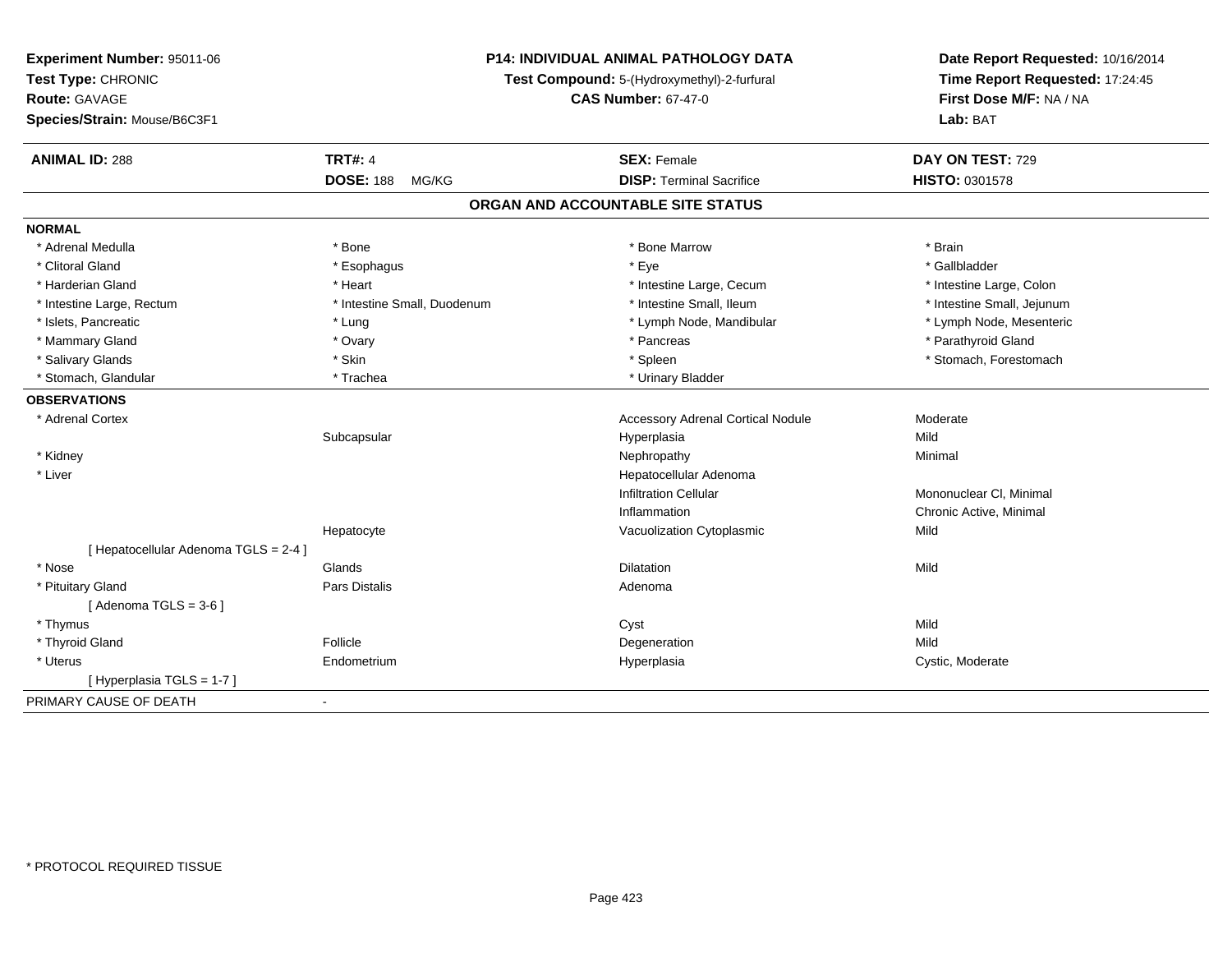**Experiment Number:** 95011-06
**Test Type:** CHRONIC
**Route:** GAVAGE
**Species/Strain:** Mouse/B6C3F1

**P14: INDIVIDUAL ANIMAL PATHOLOGY DATA**
**Test Compound:** 5-(Hydroxymethyl)-2-furfural
**CAS Number:** 67-47-0

**Date Report Requested:** 10/16/2014
**Time Report Requested:** 17:24:45
**First Dose M/F:** NA / NA
**Lab:** BAT

| **ANIMAL ID:** 288 | **TRT#:** 4 | **SEX:** Female | **DAY ON TEST:** 729 |
|---|---|---|---|
| | **DOSE:** 188 MG/KG | **DISP:** Terminal Sacrifice | **HISTO:** 0301578 |

## ORGAN AND ACCOUNTABLE SITE STATUS

**NORMAL**

| | | | |
|---|---|---|---|
| * Adrenal Medulla | * Bone | * Bone Marrow | * Brain |
| * Clitoral Gland | * Esophagus | * Eye | * Gallbladder |
| * Harderian Gland | * Heart | * Intestine Large, Cecum | * Intestine Large, Colon |
| * Intestine Large, Rectum | * Intestine Small, Duodenum | * Intestine Small, Ileum | * Intestine Small, Jejunum |
| * Islets, Pancreatic | * Lung | * Lymph Node, Mandibular | * Lymph Node, Mesenteric |
| * Mammary Gland | * Ovary | * Pancreas | * Parathyroid Gland |
| * Salivary Glands | * Skin | * Spleen | * Stomach, Forestomach |
| * Stomach, Glandular | * Trachea | * Urinary Bladder | |

**OBSERVATIONS**

| | | | |
|---|---|---|---|
| * Adrenal Cortex | | Accessory Adrenal Cortical Nodule | Moderate |
| | Subcapsular | Hyperplasia | Mild |
| * Kidney | | Nephropathy | Minimal |
| * Liver | | Hepatocellular Adenoma | |
| | | Infiltration Cellular | Mononuclear Cl, Minimal |
| | | Inflammation | Chronic Active, Minimal |
| | Hepatocyte | Vacuolization Cytoplasmic | Mild |
| [ Hepatocellular Adenoma TGLS = 2-4 ] | | | |
| * Nose | Glands | Dilatation | Mild |
| * Pituitary Gland | Pars Distalis | Adenoma | |
| [ Adenoma TGLS = 3-6 ] | | | |
| * Thymus | | Cyst | Mild |
| * Thyroid Gland | Follicle | Degeneration | Mild |
| * Uterus | Endometrium | Hyperplasia | Cystic, Moderate |
| [ Hyperplasia TGLS = 1-7 ] | | | |

PRIMARY CAUSE OF DEATH -

* PROTOCOL REQUIRED TISSUE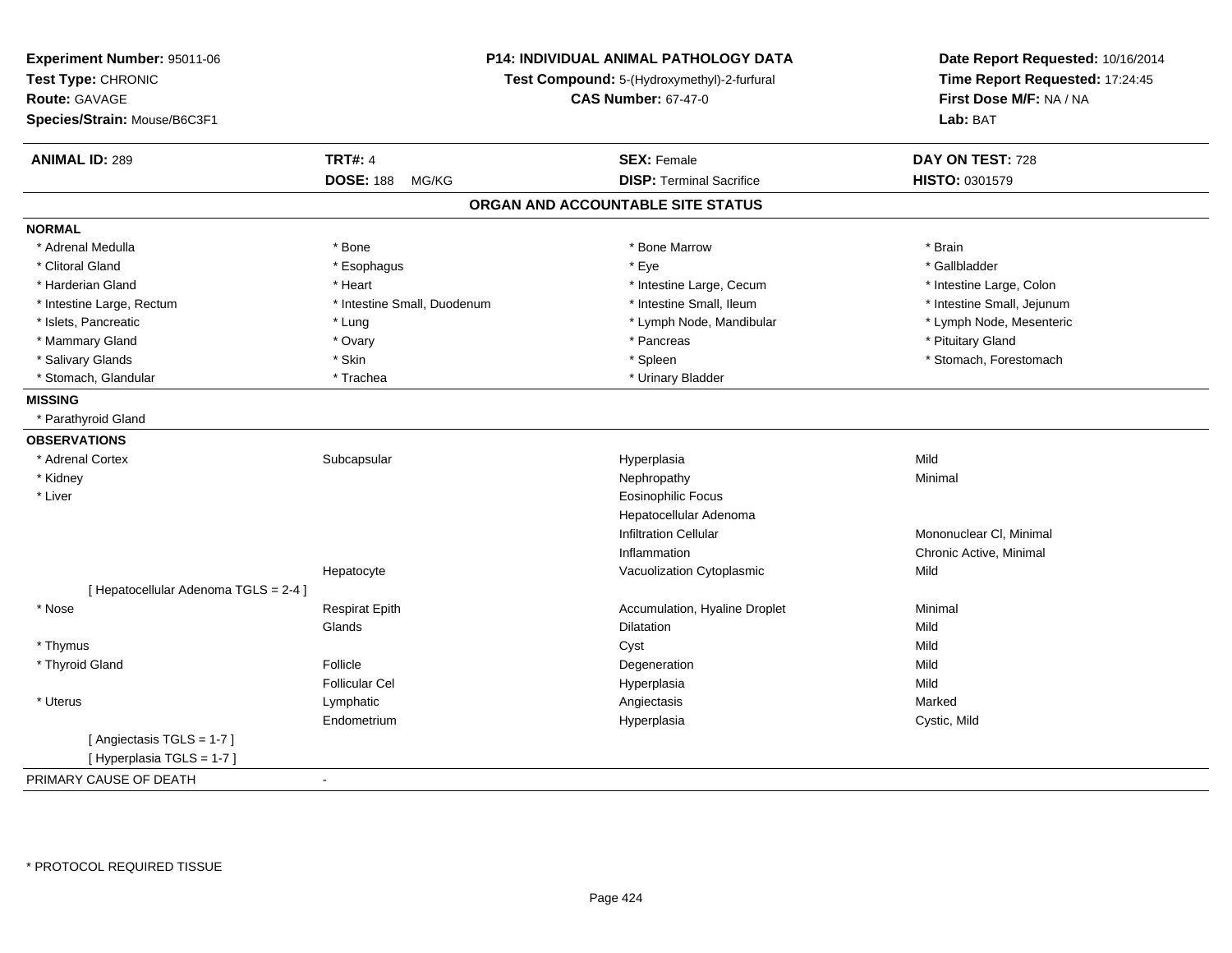**Experiment Number:** 95011-06
**Test Type:** CHRONIC
**Route:** GAVAGE
**Species/Strain:** Mouse/B6C3F1

**P14: INDIVIDUAL ANIMAL PATHOLOGY DATA**
**Test Compound:** 5-(Hydroxymethyl)-2-furfural
**CAS Number:** 67-47-0

**Date Report Requested:** 10/16/2014
**Time Report Requested:** 17:24:45
**First Dose M/F:** NA / NA
**Lab:** BAT

| **ANIMAL ID:** 289 | **TRT#:** 4 | **SEX:** Female | **DAY ON TEST:** 728 |
|---|---|---|---|
| | **DOSE:** 188 MG/KG | **DISP:** Terminal Sacrifice | **HISTO:** 0301579 |

## ORGAN AND ACCOUNTABLE SITE STATUS

**NORMAL**

| | | | |
|---|---|---|---|
| * Adrenal Medulla | * Bone | * Bone Marrow | * Brain |
| * Clitoral Gland | * Esophagus | * Eye | * Gallbladder |
| * Harderian Gland | * Heart | * Intestine Large, Cecum | * Intestine Large, Colon |
| * Intestine Large, Rectum | * Intestine Small, Duodenum | * Intestine Small, Ileum | * Intestine Small, Jejunum |
| * Islets, Pancreatic | * Lung | * Lymph Node, Mandibular | * Lymph Node, Mesenteric |
| * Mammary Gland | * Ovary | * Pancreas | * Pituitary Gland |
| * Salivary Glands | * Skin | * Spleen | * Stomach, Forestomach |
| * Stomach, Glandular | * Trachea | * Urinary Bladder | |

**MISSING**

* Parathyroid Gland

**OBSERVATIONS**

| | | | |
|---|---|---|---|
| * Adrenal Cortex | Subcapsular | Hyperplasia | Mild |
| * Kidney | | Nephropathy | Minimal |
| * Liver | | Eosinophilic Focus | |
| | | Hepatocellular Adenoma | |
| | | Infiltration Cellular | Mononuclear Cl, Minimal |
| | | Inflammation | Chronic Active, Minimal |
| | Hepatocyte | Vacuolization Cytoplasmic | Mild |
| [ Hepatocellular Adenoma TGLS = 2-4 ] | | | |
| * Nose | Respirat Epith | Accumulation, Hyaline Droplet | Minimal |
| | Glands | Dilatation | Mild |
| * Thymus | | Cyst | Mild |
| * Thyroid Gland | Follicle | Degeneration | Mild |
| | Follicular Cel | Hyperplasia | Mild |
| * Uterus | Lymphatic | Angiectasis | Marked |
| | Endometrium | Hyperplasia | Cystic, Mild |
| [ Angiectasis TGLS = 1-7 ] | | | |
| [ Hyperplasia TGLS = 1-7 ] | | | |

PRIMARY CAUSE OF DEATH -

* PROTOCOL REQUIRED TISSUE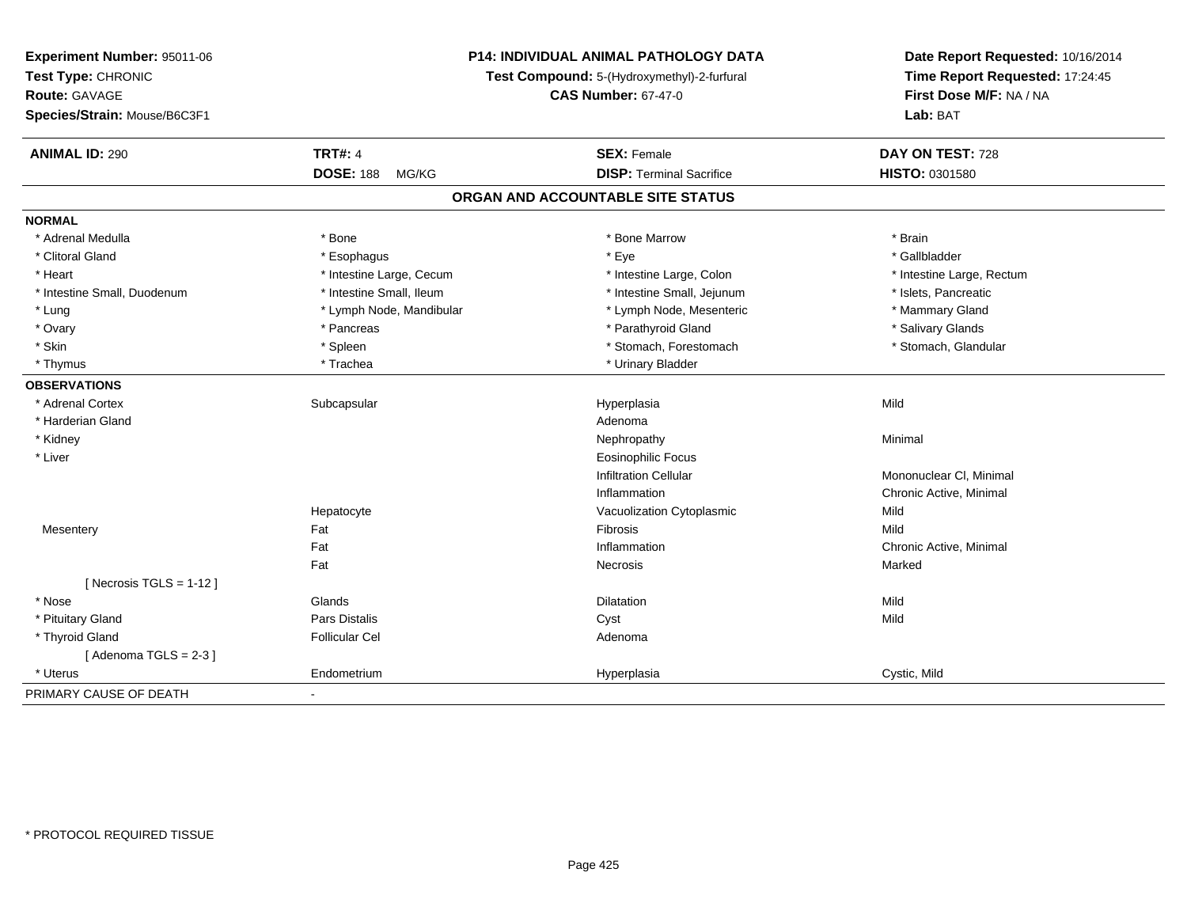**Experiment Number:** 95011-06
**Test Type:** CHRONIC
**Route:** GAVAGE
**Species/Strain:** Mouse/B6C3F1

**P14: INDIVIDUAL ANIMAL PATHOLOGY DATA**
**Test Compound:** 5-(Hydroxymethyl)-2-furfural
**CAS Number:** 67-47-0

**Date Report Requested:** 10/16/2014
**Time Report Requested:** 17:24:45
**First Dose M/F:** NA / NA
**Lab:** BAT

| **ANIMAL ID:** 290 | **TRT#:** 4 | **SEX:** Female | **DAY ON TEST:** 728 |
|---|---|---|---|
| | **DOSE:** 188 MG/KG | **DISP:** Terminal Sacrifice | **HISTO:** 0301580 |

## ORGAN AND ACCOUNTABLE SITE STATUS

| | | | |
|---|---|---|---|
| **NORMAL** | | | |
| * Adrenal Medulla | * Bone | * Bone Marrow | * Brain |
| * Clitoral Gland | * Esophagus | * Eye | * Gallbladder |
| * Heart | * Intestine Large, Cecum | * Intestine Large, Colon | * Intestine Large, Rectum |
| * Intestine Small, Duodenum | * Intestine Small, Ileum | * Intestine Small, Jejunum | * Islets, Pancreatic |
| * Lung | * Lymph Node, Mandibular | * Lymph Node, Mesenteric | * Mammary Gland |
| * Ovary | * Pancreas | * Parathyroid Gland | * Salivary Glands |
| * Skin | * Spleen | * Stomach, Forestomach | * Stomach, Glandular |
| * Thymus | * Trachea | * Urinary Bladder | |
| **OBSERVATIONS** | | | |
| * Adrenal Cortex | Subcapsular | Hyperplasia | Mild |
| * Harderian Gland | | Adenoma | |
| * Kidney | | Nephropathy | Minimal |
| * Liver | | Eosinophilic Focus | |
| | | Infiltration Cellular | Mononuclear Cl, Minimal |
| | | Inflammation | Chronic Active, Minimal |
| | Hepatocyte | Vacuolization Cytoplasmic | Mild |
| Mesentery | Fat | Fibrosis | Mild |
| | Fat | Inflammation | Chronic Active, Minimal |
| | Fat | Necrosis | Marked |
| [ Necrosis TGLS = 1-12 ] | | | |
| * Nose | Glands | Dilatation | Mild |
| * Pituitary Gland | Pars Distalis | Cyst | Mild |
| * Thyroid Gland | Follicular Cel | Adenoma | |
| [ Adenoma TGLS = 2-3 ] | | | |
| * Uterus | Endometrium | Hyperplasia | Cystic, Mild |
| PRIMARY CAUSE OF DEATH | - | | |

* PROTOCOL REQUIRED TISSUE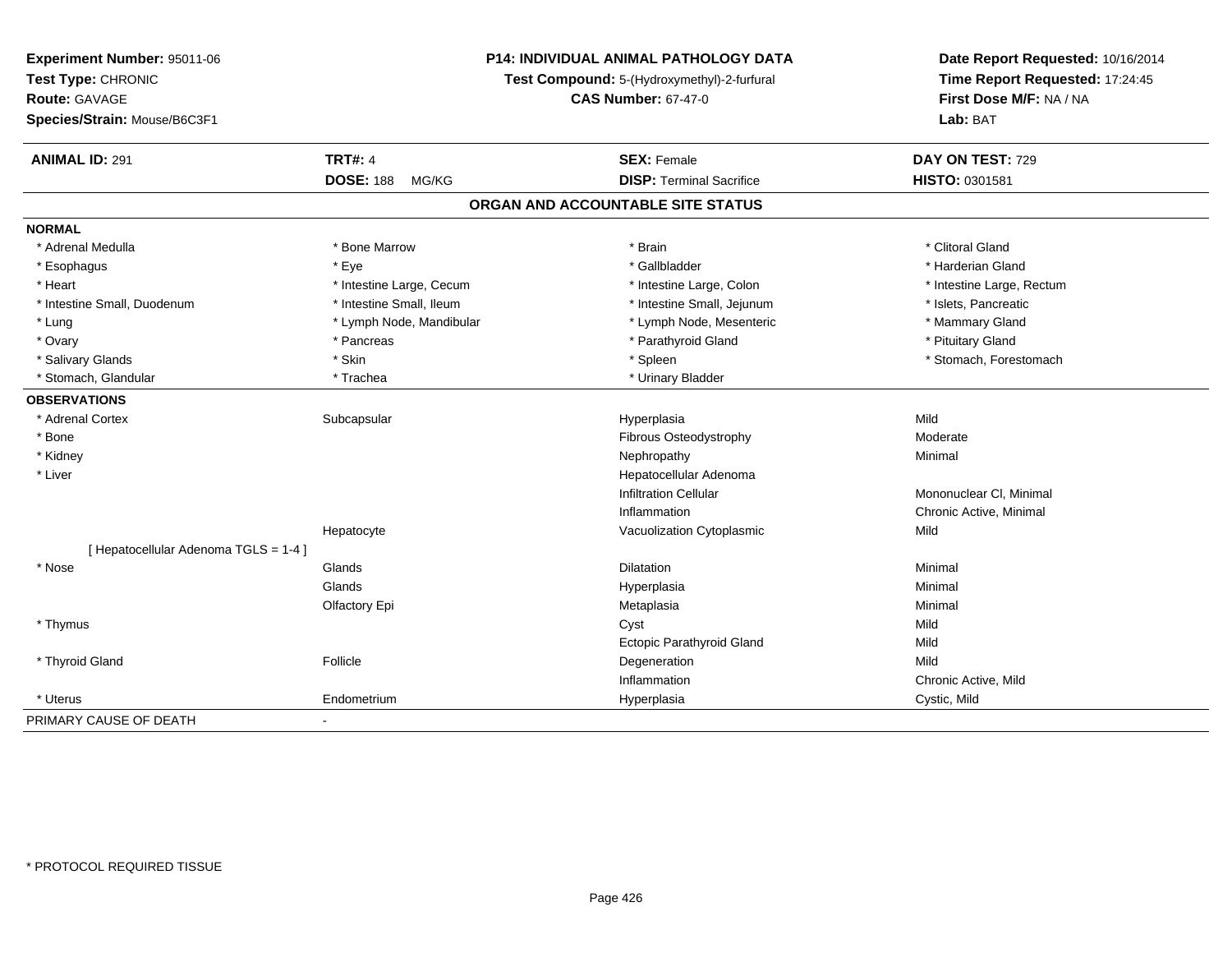**Experiment Number:** 95011-06
**Test Type:** CHRONIC
**Route:** GAVAGE
**Species/Strain:** Mouse/B6C3F1

**P14: INDIVIDUAL ANIMAL PATHOLOGY DATA**
**Test Compound:** 5-(Hydroxymethyl)-2-furfural
**CAS Number:** 67-47-0

**Date Report Requested:** 10/16/2014
**Time Report Requested:** 17:24:45
**First Dose M/F:** NA / NA
**Lab:** BAT

| **ANIMAL ID:** 291 | **TRT#:** 4 | **SEX:** Female | **DAY ON TEST:** 729 |
|---|---|---|---|
| | **DOSE:** 188 MG/KG | **DISP:** Terminal Sacrifice | **HISTO:** 0301581 |

## ORGAN AND ACCOUNTABLE SITE STATUS

**NORMAL**

| | | | |
|---|---|---|---|
| * Adrenal Medulla | * Bone Marrow | * Brain | * Clitoral Gland |
| * Esophagus | * Eye | * Gallbladder | * Harderian Gland |
| * Heart | * Intestine Large, Cecum | * Intestine Large, Colon | * Intestine Large, Rectum |
| * Intestine Small, Duodenum | * Intestine Small, Ileum | * Intestine Small, Jejunum | * Islets, Pancreatic |
| * Lung | * Lymph Node, Mandibular | * Lymph Node, Mesenteric | * Mammary Gland |
| * Ovary | * Pancreas | * Parathyroid Gland | * Pituitary Gland |
| * Salivary Glands | * Skin | * Spleen | * Stomach, Forestomach |
| * Stomach, Glandular | * Trachea | * Urinary Bladder | |

**OBSERVATIONS**

| | | | |
|---|---|---|---|
| * Adrenal Cortex | Subcapsular | Hyperplasia | Mild |
| * Bone | | Fibrous Osteodystrophy | Moderate |
| * Kidney | | Nephropathy | Minimal |
| * Liver | | Hepatocellular Adenoma | |
| | | Infiltration Cellular | Mononuclear Cl, Minimal |
| | | Inflammation | Chronic Active, Minimal |
| | Hepatocyte | Vacuolization Cytoplasmic | Mild |
| [ Hepatocellular Adenoma TGLS = 1-4 ] | | | |
| * Nose | Glands | Dilatation | Minimal |
| | Glands | Hyperplasia | Minimal |
| | Olfactory Epi | Metaplasia | Minimal |
| * Thymus | | Cyst | Mild |
| | | Ectopic Parathyroid Gland | Mild |
| * Thyroid Gland | Follicle | Degeneration | Mild |
| | | Inflammation | Chronic Active, Mild |
| * Uterus | Endometrium | Hyperplasia | Cystic, Mild |

PRIMARY CAUSE OF DEATH -

* PROTOCOL REQUIRED TISSUE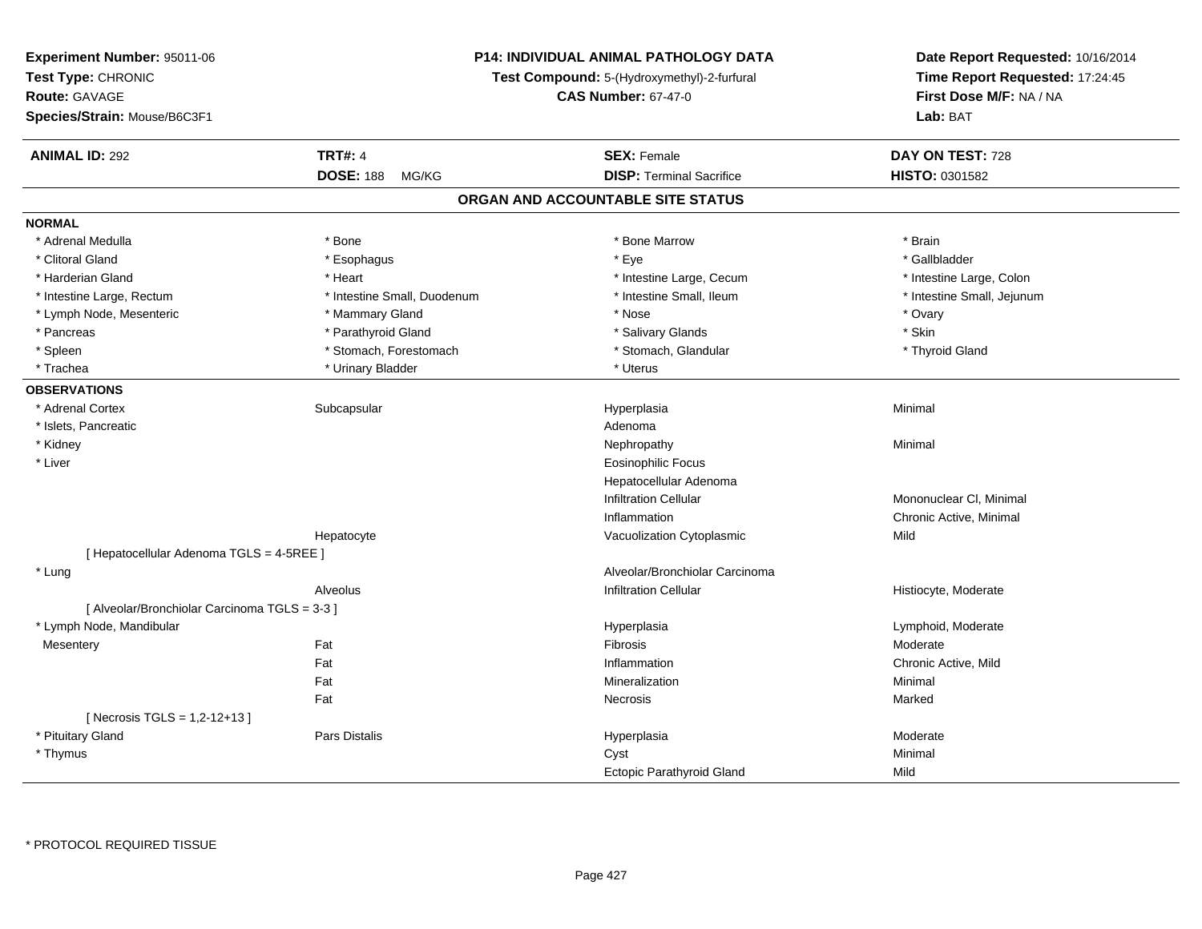**Experiment Number:** 95011-06
**Test Type:** CHRONIC
**Route:** GAVAGE
**Species/Strain:** Mouse/B6C3F1

**P14: INDIVIDUAL ANIMAL PATHOLOGY DATA**
**Test Compound:** 5-(Hydroxymethyl)-2-furfural
**CAS Number:** 67-47-0

**Date Report Requested:** 10/16/2014
**Time Report Requested:** 17:24:45
**First Dose M/F:** NA / NA
**Lab:** BAT

| **ANIMAL ID:** 292 | **TRT#:** 4 | **SEX:** Female | **DAY ON TEST:** 728 |
|---|---|---|---|
| | **DOSE:** 188 MG/KG | **DISP:** Terminal Sacrifice | **HISTO:** 0301582 |

## ORGAN AND ACCOUNTABLE SITE STATUS

**NORMAL**

| | | | |
|---|---|---|---|
| * Adrenal Medulla | * Bone | * Bone Marrow | * Brain |
| * Clitoral Gland | * Esophagus | * Eye | * Gallbladder |
| * Harderian Gland | * Heart | * Intestine Large, Cecum | * Intestine Large, Colon |
| * Intestine Large, Rectum | * Intestine Small, Duodenum | * Intestine Small, Ileum | * Intestine Small, Jejunum |
| * Lymph Node, Mesenteric | * Mammary Gland | * Nose | * Ovary |
| * Pancreas | * Parathyroid Gland | * Salivary Glands | * Skin |
| * Spleen | * Stomach, Forestomach | * Stomach, Glandular | * Thyroid Gland |
| * Trachea | * Urinary Bladder | * Uterus | |

**OBSERVATIONS**

| | | | |
|---|---|---|---|
| * Adrenal Cortex | Subcapsular | Hyperplasia | Minimal |
| * Islets, Pancreatic | | Adenoma | |
| * Kidney | | Nephropathy | Minimal |
| * Liver | | Eosinophilic Focus | |
| | | Hepatocellular Adenoma | |
| | | Infiltration Cellular | Mononuclear Cl, Minimal |
| | | Inflammation | Chronic Active, Minimal |
| | Hepatocyte | Vacuolization Cytoplasmic | Mild |
| [ Hepatocellular Adenoma TGLS = 4-5REE ] | | | |
| * Lung | | Alveolar/Bronchiolar Carcinoma | |
| | Alveolus | Infiltration Cellular | Histiocyte, Moderate |
| [ Alveolar/Bronchiolar Carcinoma TGLS = 3-3 ] | | | |
| * Lymph Node, Mandibular | | Hyperplasia | Lymphoid, Moderate |
| Mesentery | Fat | Fibrosis | Moderate |
| | Fat | Inflammation | Chronic Active, Mild |
| | Fat | Mineralization | Minimal |
| | Fat | Necrosis | Marked |
| [ Necrosis TGLS = 1,2-12+13 ] | | | |
| * Pituitary Gland | Pars Distalis | Hyperplasia | Moderate |
| * Thymus | | Cyst | Minimal |
| | | Ectopic Parathyroid Gland | Mild |

* PROTOCOL REQUIRED TISSUE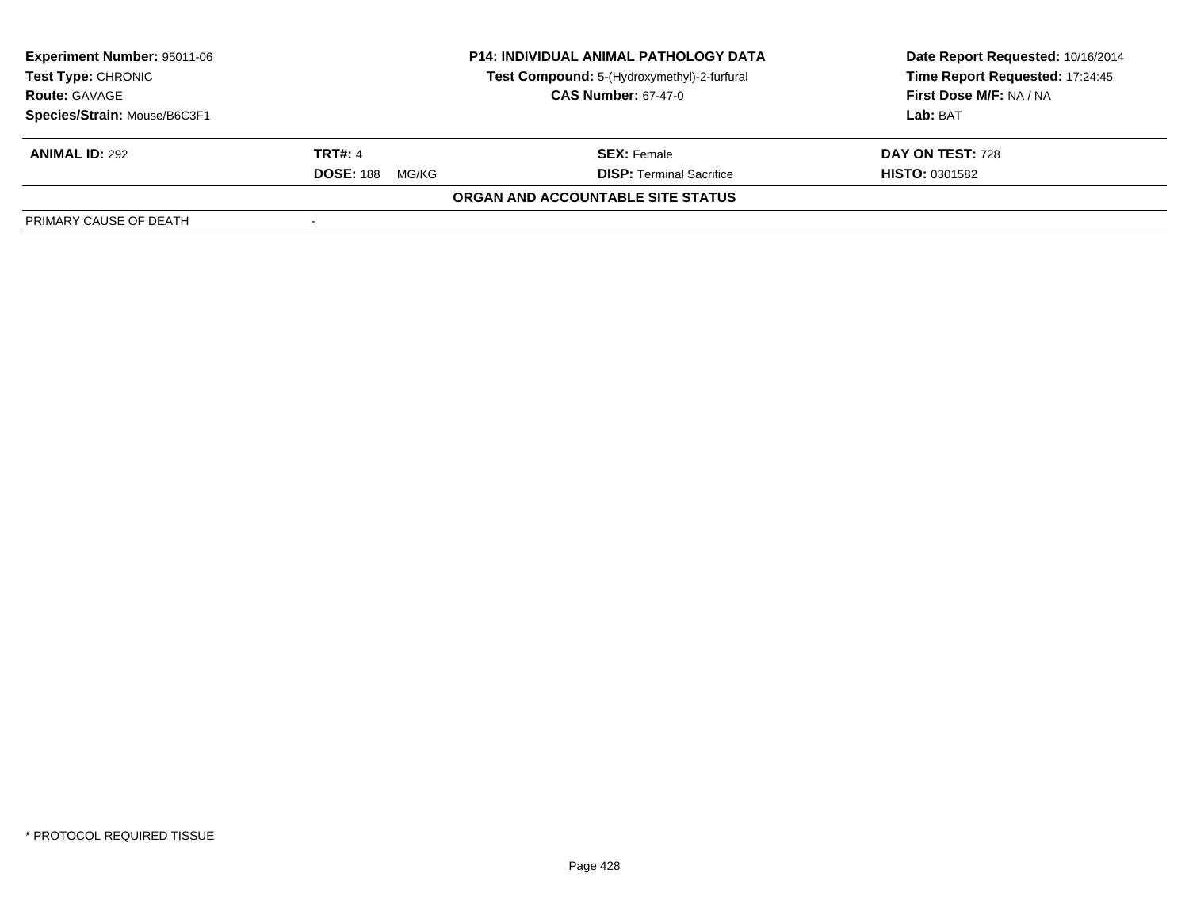**Experiment Number:** 95011-06
**Test Type:** CHRONIC
**Route:** GAVAGE
**Species/Strain:** Mouse/B6C3F1

**P14: INDIVIDUAL ANIMAL PATHOLOGY DATA**
**Test Compound:** 5-(Hydroxymethyl)-2-furfural
**CAS Number:** 67-47-0

**Date Report Requested:** 10/16/2014
**Time Report Requested:** 17:24:45
**First Dose M/F:** NA / NA
**Lab:** BAT

| **ANIMAL ID:** 292 | **TRT#:** 4 | **SEX:** Female | **DAY ON TEST:** 728 |
|---|---|---|---|
| | **DOSE:** 188 MG/KG | **DISP:** Terminal Sacrifice | **HISTO:** 0301582 |

**ORGAN AND ACCOUNTABLE SITE STATUS**

| PRIMARY CAUSE OF DEATH | - |
|---|---|

* PROTOCOL REQUIRED TISSUE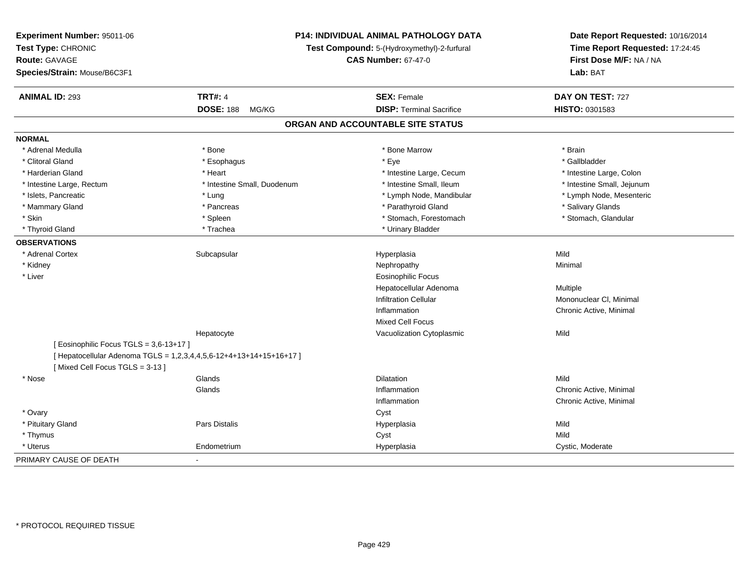**Experiment Number:** 95011-06
**Test Type:** CHRONIC
**Route:** GAVAGE
**Species/Strain:** Mouse/B6C3F1

**P14: INDIVIDUAL ANIMAL PATHOLOGY DATA**
**Test Compound:** 5-(Hydroxymethyl)-2-furfural
**CAS Number:** 67-47-0

**Date Report Requested:** 10/16/2014
**Time Report Requested:** 17:24:45
**First Dose M/F:** NA / NA
**Lab:** BAT

| **ANIMAL ID:** 293 | **TRT#:** 4 | **SEX:** Female | **DAY ON TEST:** 727 |
|---|---|---|---|
| | **DOSE:** 188 MG/KG | **DISP:** Terminal Sacrifice | **HISTO:** 0301583 |

## ORGAN AND ACCOUNTABLE SITE STATUS

**NORMAL**

| | | | |
|---|---|---|---|
| * Adrenal Medulla | * Bone | * Bone Marrow | * Brain |
| * Clitoral Gland | * Esophagus | * Eye | * Gallbladder |
| * Harderian Gland | * Heart | * Intestine Large, Cecum | * Intestine Large, Colon |
| * Intestine Large, Rectum | * Intestine Small, Duodenum | * Intestine Small, Ileum | * Intestine Small, Jejunum |
| * Islets, Pancreatic | * Lung | * Lymph Node, Mandibular | * Lymph Node, Mesenteric |
| * Mammary Gland | * Pancreas | * Parathyroid Gland | * Salivary Glands |
| * Skin | * Spleen | * Stomach, Forestomach | * Stomach, Glandular |
| * Thyroid Gland | * Trachea | * Urinary Bladder | |

**OBSERVATIONS**

| | | | |
|---|---|---|---|
| * Adrenal Cortex | Subcapsular | Hyperplasia | Mild |
| * Kidney | | Nephropathy | Minimal |
| * Liver | | Eosinophilic Focus | |
| | | Hepatocellular Adenoma | Multiple |
| | | Infiltration Cellular | Mononuclear Cl, Minimal |
| | | Inflammation | Chronic Active, Minimal |
| | | Mixed Cell Focus | |
| | Hepatocyte | Vacuolization Cytoplasmic | Mild |
| [ Eosinophilic Focus TGLS = 3,6-13+17 ] | | | |
| [ Hepatocellular Adenoma TGLS = 1,2,3,4,4,5,6-12+4+13+14+15+16+17 ] | | | |
| [ Mixed Cell Focus TGLS = 3-13 ] | | | |
| * Nose | Glands | Dilatation | Mild |
| | Glands | Inflammation | Chronic Active, Minimal |
| | | Inflammation | Chronic Active, Minimal |
| * Ovary | | Cyst | |
| * Pituitary Gland | Pars Distalis | Hyperplasia | Mild |
| * Thymus | | Cyst | Mild |
| * Uterus | Endometrium | Hyperplasia | Cystic, Moderate |

PRIMARY CAUSE OF DEATH -

\* PROTOCOL REQUIRED TISSUE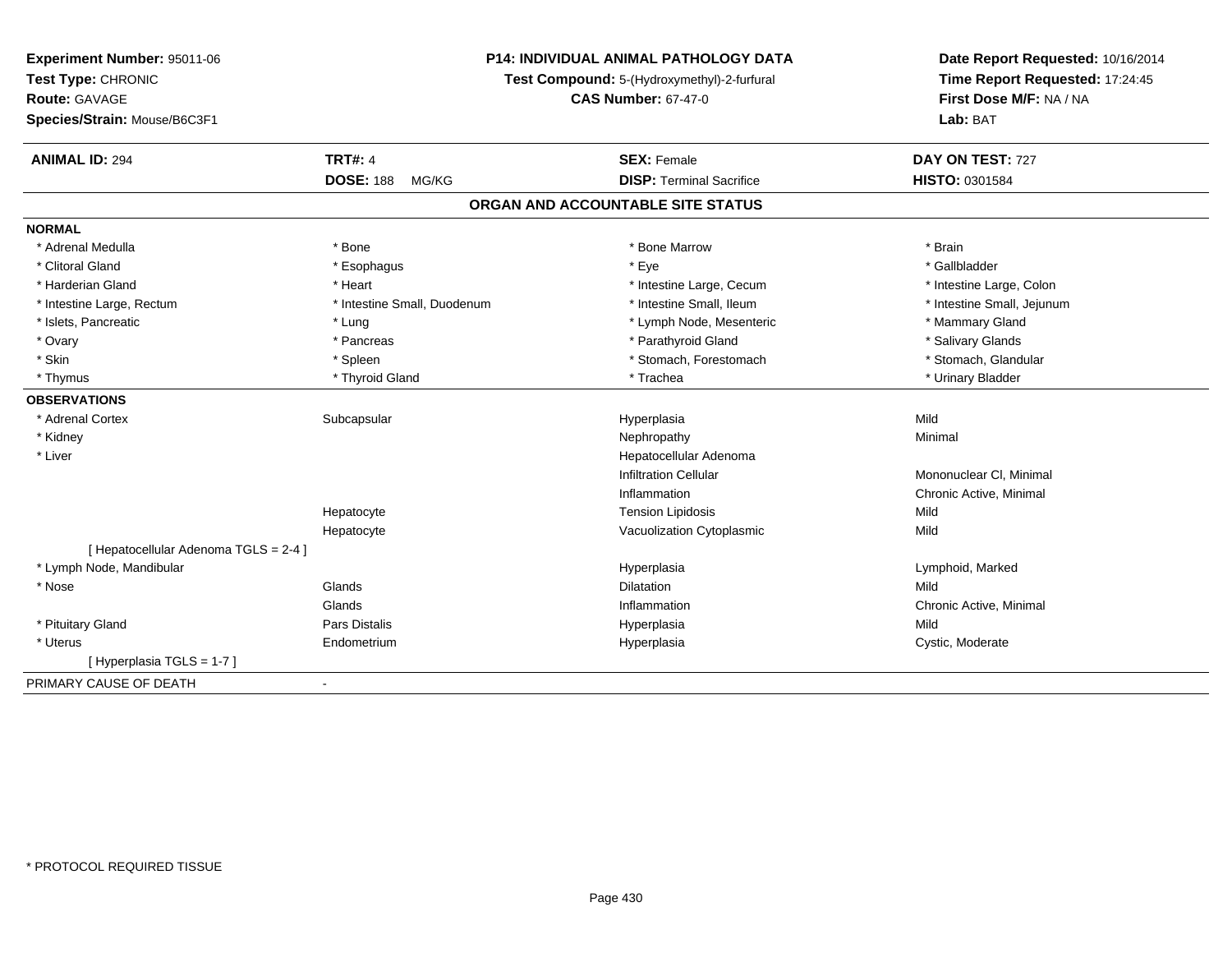**Experiment Number:** 95011-06
**Test Type:** CHRONIC
**Route:** GAVAGE
**Species/Strain:** Mouse/B6C3F1

**P14: INDIVIDUAL ANIMAL PATHOLOGY DATA**
**Test Compound:** 5-(Hydroxymethyl)-2-furfural
**CAS Number:** 67-47-0

**Date Report Requested:** 10/16/2014
**Time Report Requested:** 17:24:45
**First Dose M/F:** NA / NA
**Lab:** BAT

| **ANIMAL ID:** 294 | **TRT#:** 4 | **SEX:** Female | **DAY ON TEST:** 727 |
|---|---|---|---|
| | **DOSE:** 188 MG/KG | **DISP:** Terminal Sacrifice | **HISTO:** 0301584 |

## ORGAN AND ACCOUNTABLE SITE STATUS

**NORMAL**

| | | | |
|---|---|---|---|
| * Adrenal Medulla | * Bone | * Bone Marrow | * Brain |
| * Clitoral Gland | * Esophagus | * Eye | * Gallbladder |
| * Harderian Gland | * Heart | * Intestine Large, Cecum | * Intestine Large, Colon |
| * Intestine Large, Rectum | * Intestine Small, Duodenum | * Intestine Small, Ileum | * Intestine Small, Jejunum |
| * Islets, Pancreatic | * Lung | * Lymph Node, Mesenteric | * Mammary Gland |
| * Ovary | * Pancreas | * Parathyroid Gland | * Salivary Glands |
| * Skin | * Spleen | * Stomach, Forestomach | * Stomach, Glandular |
| * Thymus | * Thyroid Gland | * Trachea | * Urinary Bladder |

**OBSERVATIONS**

| | | | |
|---|---|---|---|
| * Adrenal Cortex | Subcapsular | Hyperplasia | Mild |
| * Kidney | | Nephropathy | Minimal |
| * Liver | | Hepatocellular Adenoma | |
| | | Infiltration Cellular | Mononuclear Cl, Minimal |
| | | Inflammation | Chronic Active, Minimal |
| | Hepatocyte | Tension Lipidosis | Mild |
| | Hepatocyte | Vacuolization Cytoplasmic | Mild |
| [ Hepatocellular Adenoma TGLS = 2-4 ] | | | |
| * Lymph Node, Mandibular | | Hyperplasia | Lymphoid, Marked |
| * Nose | Glands | Dilatation | Mild |
| | Glands | Inflammation | Chronic Active, Minimal |
| * Pituitary Gland | Pars Distalis | Hyperplasia | Mild |
| * Uterus | Endometrium | Hyperplasia | Cystic, Moderate |
| [ Hyperplasia TGLS = 1-7 ] | | | |

PRIMARY CAUSE OF DEATH -

* PROTOCOL REQUIRED TISSUE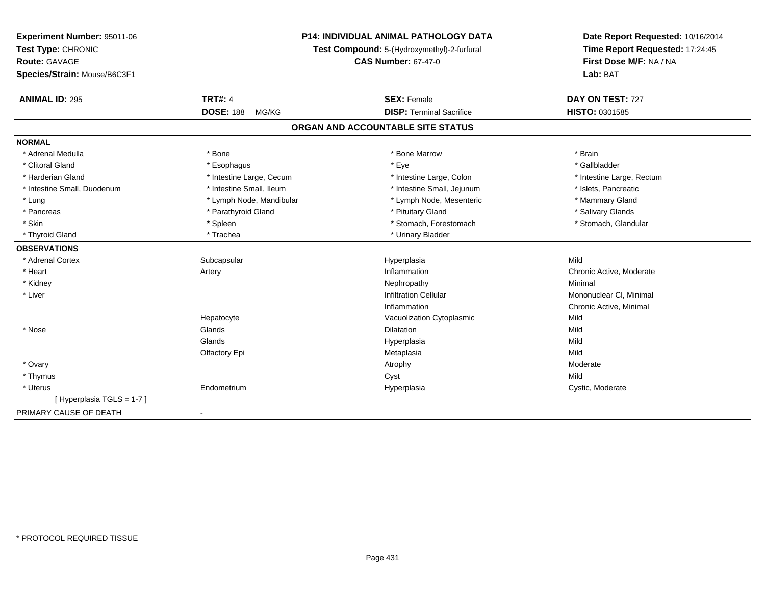**Experiment Number:** 95011-06
**Test Type:** CHRONIC
**Route:** GAVAGE
**Species/Strain:** Mouse/B6C3F1

**P14: INDIVIDUAL ANIMAL PATHOLOGY DATA**
**Test Compound:** 5-(Hydroxymethyl)-2-furfural
**CAS Number:** 67-47-0

**Date Report Requested:** 10/16/2014
**Time Report Requested:** 17:24:45
**First Dose M/F:** NA / NA
**Lab:** BAT

| **ANIMAL ID:** 295 | **TRT#:** 4 | **SEX:** Female | **DAY ON TEST:** 727 |
|---|---|---|---|
| | **DOSE:** 188 MG/KG | **DISP:** Terminal Sacrifice | **HISTO:** 0301585 |

## ORGAN AND ACCOUNTABLE SITE STATUS

| | | | |
|---|---|---|---|
| **NORMAL** | | | |
| * Adrenal Medulla | * Bone | * Bone Marrow | * Brain |
| * Clitoral Gland | * Esophagus | * Eye | * Gallbladder |
| * Harderian Gland | * Intestine Large, Cecum | * Intestine Large, Colon | * Intestine Large, Rectum |
| * Intestine Small, Duodenum | * Intestine Small, Ileum | * Intestine Small, Jejunum | * Islets, Pancreatic |
| * Lung | * Lymph Node, Mandibular | * Lymph Node, Mesenteric | * Mammary Gland |
| * Pancreas | * Parathyroid Gland | * Pituitary Gland | * Salivary Glands |
| * Skin | * Spleen | * Stomach, Forestomach | * Stomach, Glandular |
| * Thyroid Gland | * Trachea | * Urinary Bladder | |
| **OBSERVATIONS** | | | |
| * Adrenal Cortex | Subcapsular | Hyperplasia | Mild |
| * Heart | Artery | Inflammation | Chronic Active, Moderate |
| * Kidney | | Nephropathy | Minimal |
| * Liver | | Infiltration Cellular | Mononuclear Cl, Minimal |
| | | Inflammation | Chronic Active, Minimal |
| | Hepatocyte | Vacuolization Cytoplasmic | Mild |
| * Nose | Glands | Dilatation | Mild |
| | Glands | Hyperplasia | Mild |
| | Olfactory Epi | Metaplasia | Mild |
| * Ovary | | Atrophy | Moderate |
| * Thymus | | Cyst | Mild |
| * Uterus | Endometrium | Hyperplasia | Cystic, Moderate |
| [ Hyperplasia TGLS = 1-7 ] | | | |
| PRIMARY CAUSE OF DEATH | - | | |

* PROTOCOL REQUIRED TISSUE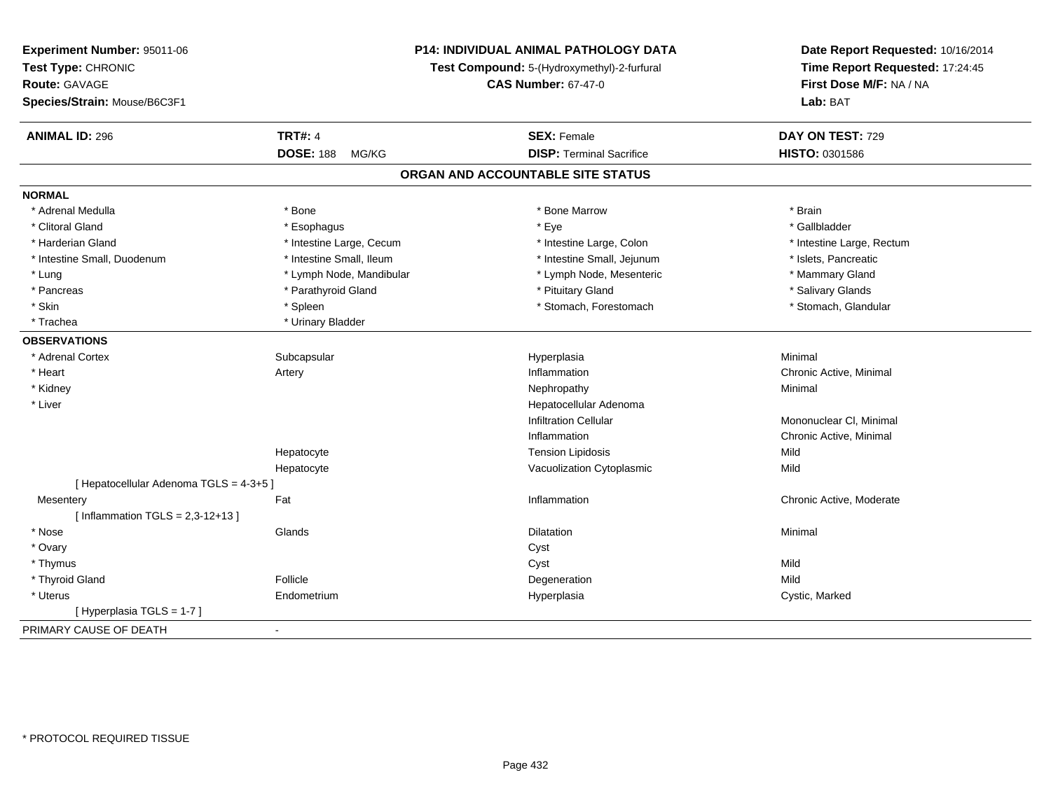**Experiment Number:** 95011-06
**Test Type:** CHRONIC
**Route:** GAVAGE
**Species/Strain:** Mouse/B6C3F1

**P14: INDIVIDUAL ANIMAL PATHOLOGY DATA**
**Test Compound:** 5-(Hydroxymethyl)-2-furfural
**CAS Number:** 67-47-0

**Date Report Requested:** 10/16/2014
**Time Report Requested:** 17:24:45
**First Dose M/F:** NA / NA
**Lab:** BAT

| **ANIMAL ID:** 296 | **TRT#:** 4 | **SEX:** Female | **DAY ON TEST:** 729 |
|---|---|---|---|
| | **DOSE:** 188 MG/KG | **DISP:** Terminal Sacrifice | **HISTO:** 0301586 |

## ORGAN AND ACCOUNTABLE SITE STATUS

**NORMAL**

| | | | |
|---|---|---|---|
| * Adrenal Medulla | * Bone | * Bone Marrow | * Brain |
| * Clitoral Gland | * Esophagus | * Eye | * Gallbladder |
| * Harderian Gland | * Intestine Large, Cecum | * Intestine Large, Colon | * Intestine Large, Rectum |
| * Intestine Small, Duodenum | * Intestine Small, Ileum | * Intestine Small, Jejunum | * Islets, Pancreatic |
| * Lung | * Lymph Node, Mandibular | * Lymph Node, Mesenteric | * Mammary Gland |
| * Pancreas | * Parathyroid Gland | * Pituitary Gland | * Salivary Glands |
| * Skin | * Spleen | * Stomach, Forestomach | * Stomach, Glandular |
| * Trachea | * Urinary Bladder | | |

**OBSERVATIONS**

| | | | |
|---|---|---|---|
| * Adrenal Cortex | Subcapsular | Hyperplasia | Minimal |
| * Heart | Artery | Inflammation | Chronic Active, Minimal |
| * Kidney | | Nephropathy | Minimal |
| * Liver | | Hepatocellular Adenoma | |
| | | Infiltration Cellular | Mononuclear Cl, Minimal |
| | | Inflammation | Chronic Active, Minimal |
| | Hepatocyte | Tension Lipidosis | Mild |
| | Hepatocyte | Vacuolization Cytoplasmic | Mild |
| [ Hepatocellular Adenoma TGLS = 4-3+5 ] | | | |
| Mesentery | Fat | Inflammation | Chronic Active, Moderate |
| [ Inflammation TGLS = 2,3-12+13 ] | | | |
| * Nose | Glands | Dilatation | Minimal |
| * Ovary | | Cyst | |
| * Thymus | | Cyst | Mild |
| * Thyroid Gland | Follicle | Degeneration | Mild |
| * Uterus | Endometrium | Hyperplasia | Cystic, Marked |
| [ Hyperplasia TGLS = 1-7 ] | | | |

PRIMARY CAUSE OF DEATH -

\* PROTOCOL REQUIRED TISSUE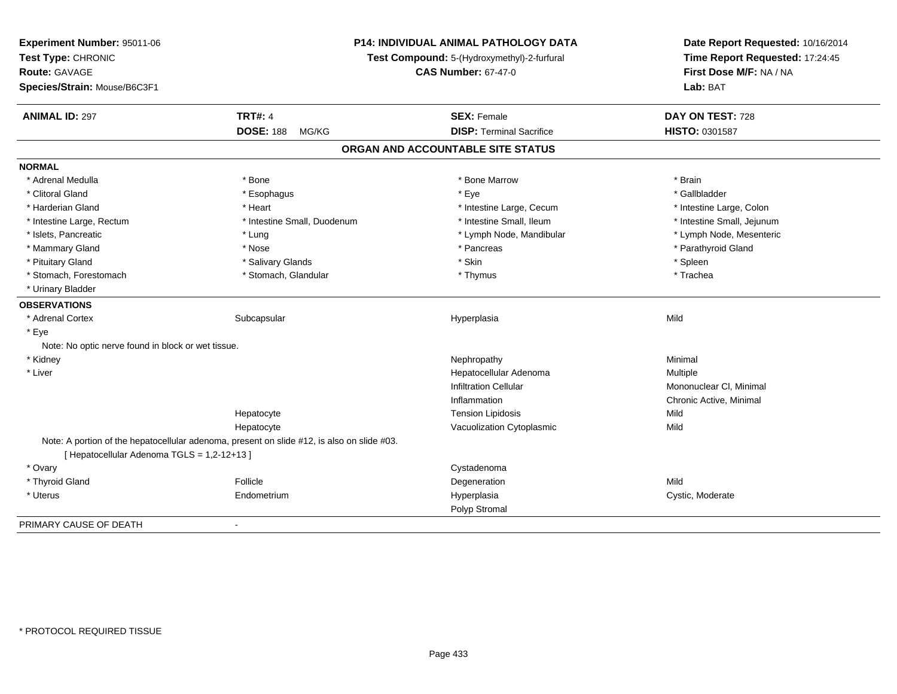**Experiment Number:** 95011-06
**Test Type:** CHRONIC
**Route:** GAVAGE
**Species/Strain:** Mouse/B6C3F1

**P14: INDIVIDUAL ANIMAL PATHOLOGY DATA**
**Test Compound:** 5-(Hydroxymethyl)-2-furfural
**CAS Number:** 67-47-0

**Date Report Requested:** 10/16/2014
**Time Report Requested:** 17:24:45
**First Dose M/F:** NA / NA
**Lab:** BAT

| **ANIMAL ID:** 297 | **TRT#:** 4 | **SEX:** Female | **DAY ON TEST:** 728 |
|---|---|---|---|
| | **DOSE:** 188 MG/KG | **DISP:** Terminal Sacrifice | **HISTO:** 0301587 |

## ORGAN AND ACCOUNTABLE SITE STATUS

**NORMAL**

| | | | |
|---|---|---|---|
| * Adrenal Medulla | * Bone | * Bone Marrow | * Brain |
| * Clitoral Gland | * Esophagus | * Eye | * Gallbladder |
| * Harderian Gland | * Heart | * Intestine Large, Cecum | * Intestine Large, Colon |
| * Intestine Large, Rectum | * Intestine Small, Duodenum | * Intestine Small, Ileum | * Intestine Small, Jejunum |
| * Islets, Pancreatic | * Lung | * Lymph Node, Mandibular | * Lymph Node, Mesenteric |
| * Mammary Gland | * Nose | * Pancreas | * Parathyroid Gland |
| * Pituitary Gland | * Salivary Glands | * Skin | * Spleen |
| * Stomach, Forestomach | * Stomach, Glandular | * Thymus | * Trachea |
| * Urinary Bladder | | | |

**OBSERVATIONS**

| | | | |
|---|---|---|---|
| * Adrenal Cortex | Subcapsular | Hyperplasia | Mild |
| * Eye | | | |
| Note: No optic nerve found in block or wet tissue. | | | |
| * Kidney | | Nephropathy | Minimal |
| * Liver | | Hepatocellular Adenoma | Multiple |
| | | Infiltration Cellular | Mononuclear Cl, Minimal |
| | | Inflammation | Chronic Active, Minimal |
| | Hepatocyte | Tension Lipidosis | Mild |
| | Hepatocyte | Vacuolization Cytoplasmic | Mild |
| Note: A portion of the hepatocellular adenoma, present on slide #12, is also on slide #03. | | | |
| [ Hepatocellular Adenoma TGLS = 1,2-12+13 ] | | | |
| * Ovary | | Cystadenoma | |
| * Thyroid Gland | Follicle | Degeneration | Mild |
| * Uterus | Endometrium | Hyperplasia | Cystic, Moderate |
| | | Polyp Stromal | |

PRIMARY CAUSE OF DEATH -

\* PROTOCOL REQUIRED TISSUE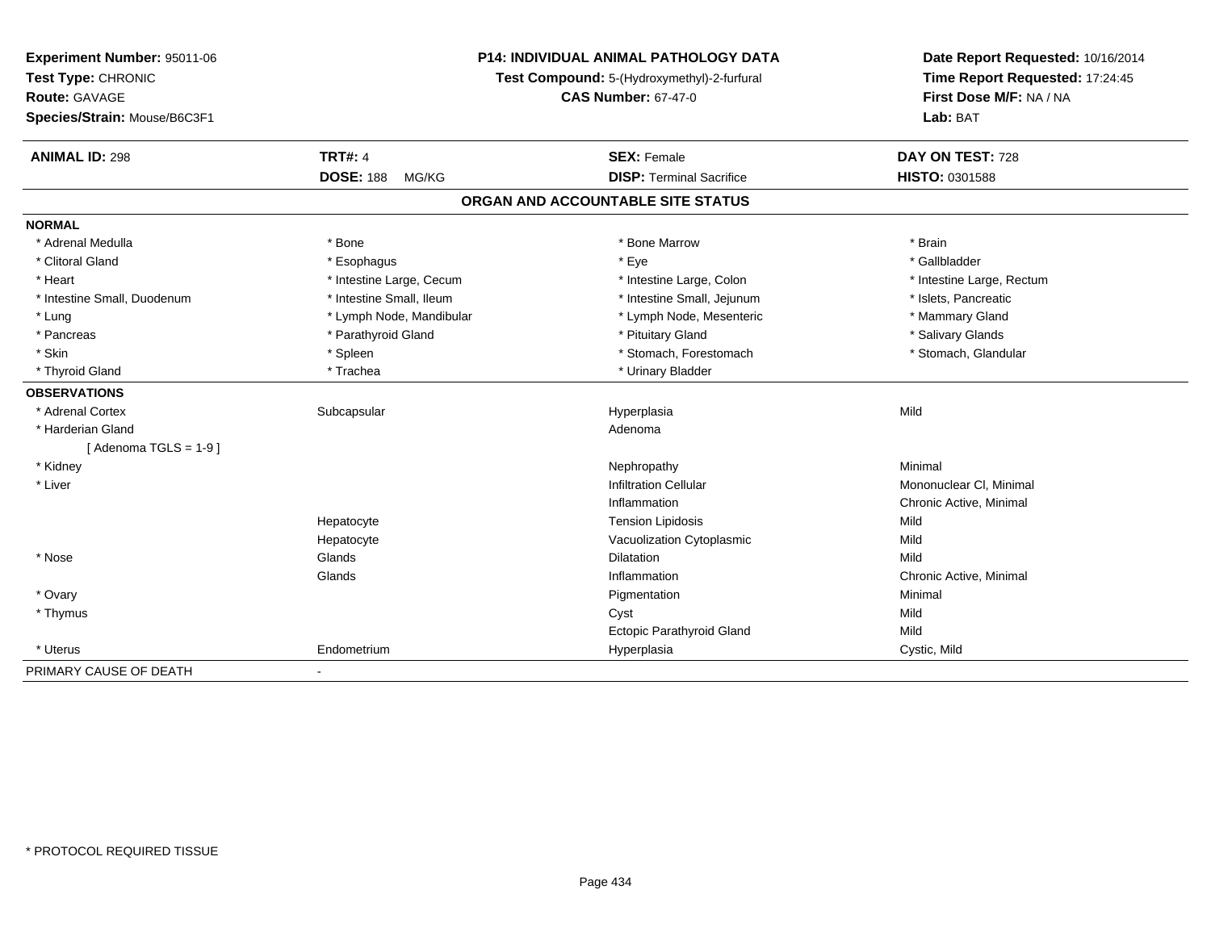**Experiment Number:** 95011-06
**Test Type:** CHRONIC
**Route:** GAVAGE
**Species/Strain:** Mouse/B6C3F1

**P14: INDIVIDUAL ANIMAL PATHOLOGY DATA**
**Test Compound:** 5-(Hydroxymethyl)-2-furfural
**CAS Number:** 67-47-0

**Date Report Requested:** 10/16/2014
**Time Report Requested:** 17:24:45
**First Dose M/F:** NA / NA
**Lab:** BAT

| **ANIMAL ID:** 298 | **TRT#:** 4 | **SEX:** Female | **DAY ON TEST:** 728 |
|---|---|---|---|
| | **DOSE:** 188 MG/KG | **DISP:** Terminal Sacrifice | **HISTO:** 0301588 |

## ORGAN AND ACCOUNTABLE SITE STATUS

**NORMAL**

| | | | |
|---|---|---|---|
| * Adrenal Medulla | * Bone | * Bone Marrow | * Brain |
| * Clitoral Gland | * Esophagus | * Eye | * Gallbladder |
| * Heart | * Intestine Large, Cecum | * Intestine Large, Colon | * Intestine Large, Rectum |
| * Intestine Small, Duodenum | * Intestine Small, Ileum | * Intestine Small, Jejunum | * Islets, Pancreatic |
| * Lung | * Lymph Node, Mandibular | * Lymph Node, Mesenteric | * Mammary Gland |
| * Pancreas | * Parathyroid Gland | * Pituitary Gland | * Salivary Glands |
| * Skin | * Spleen | * Stomach, Forestomach | * Stomach, Glandular |
| * Thyroid Gland | * Trachea | * Urinary Bladder | |

**OBSERVATIONS**

| | | | |
|---|---|---|---|
| * Adrenal Cortex | Subcapsular | Hyperplasia | Mild |
| * Harderian Gland | | Adenoma | |
| [ Adenoma TGLS = 1-9 ] | | | |
| * Kidney | | Nephropathy | Minimal |
| * Liver | | Infiltration Cellular | Mononuclear Cl, Minimal |
| | | Inflammation | Chronic Active, Minimal |
| | Hepatocyte | Tension Lipidosis | Mild |
| | Hepatocyte | Vacuolization Cytoplasmic | Mild |
| * Nose | Glands | Dilatation | Mild |
| | Glands | Inflammation | Chronic Active, Minimal |
| * Ovary | | Pigmentation | Minimal |
| * Thymus | | Cyst | Mild |
| | | Ectopic Parathyroid Gland | Mild |
| * Uterus | Endometrium | Hyperplasia | Cystic, Mild |

PRIMARY CAUSE OF DEATH -

* PROTOCOL REQUIRED TISSUE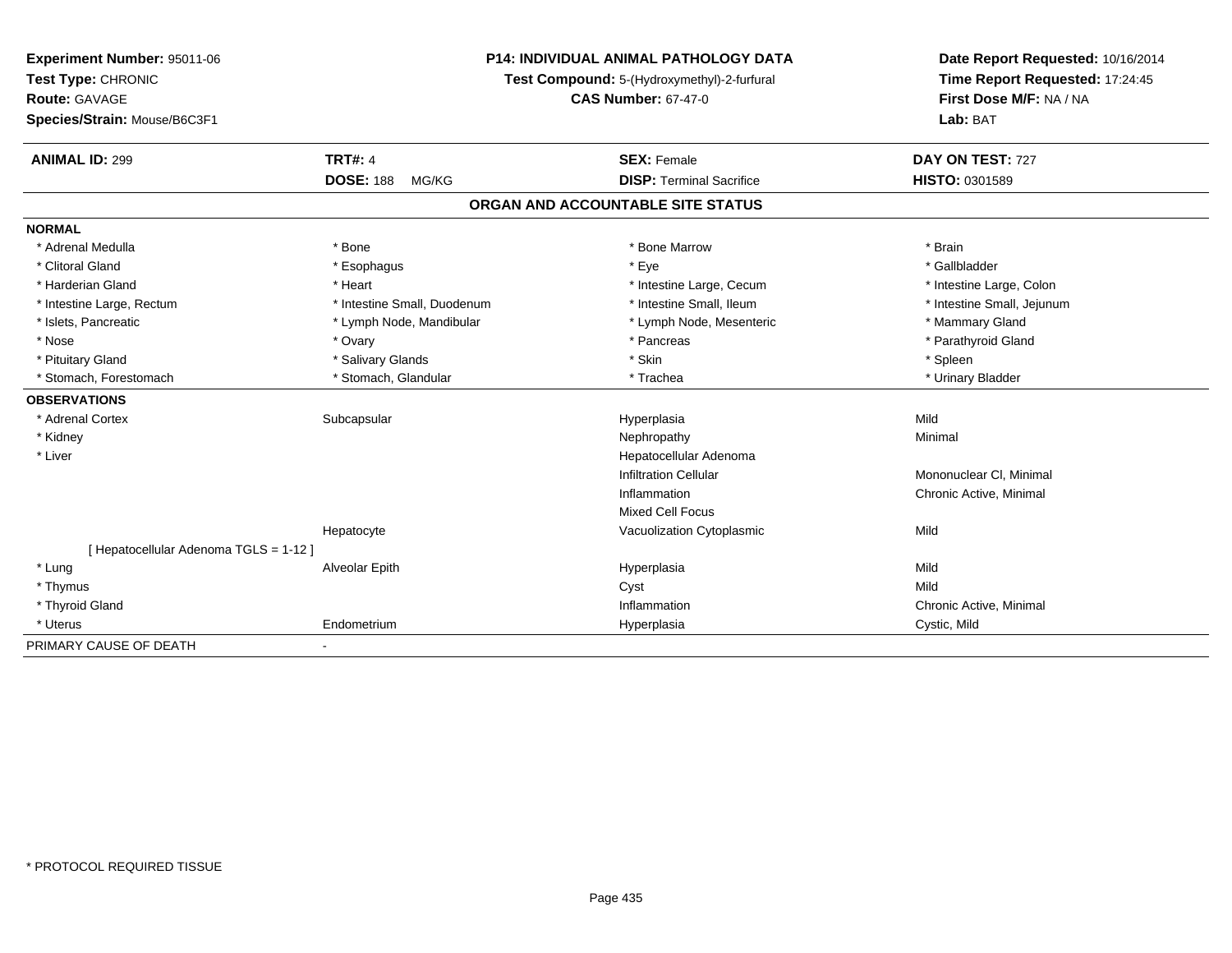**Experiment Number:** 95011-06
**Test Type:** CHRONIC
**Route:** GAVAGE
**Species/Strain:** Mouse/B6C3F1

**P14: INDIVIDUAL ANIMAL PATHOLOGY DATA**
**Test Compound:** 5-(Hydroxymethyl)-2-furfural
**CAS Number:** 67-47-0

**Date Report Requested:** 10/16/2014
**Time Report Requested:** 17:24:45
**First Dose M/F:** NA / NA
**Lab:** BAT

| **ANIMAL ID:** 299 | **TRT#:** 4 | **SEX:** Female | **DAY ON TEST:** 727 |
|---|---|---|---|
| | **DOSE:** 188 MG/KG | **DISP:** Terminal Sacrifice | **HISTO:** 0301589 |

## ORGAN AND ACCOUNTABLE SITE STATUS

**NORMAL**

| | | | |
|---|---|---|---|
| * Adrenal Medulla | * Bone | * Bone Marrow | * Brain |
| * Clitoral Gland | * Esophagus | * Eye | * Gallbladder |
| * Harderian Gland | * Heart | * Intestine Large, Cecum | * Intestine Large, Colon |
| * Intestine Large, Rectum | * Intestine Small, Duodenum | * Intestine Small, Ileum | * Intestine Small, Jejunum |
| * Islets, Pancreatic | * Lymph Node, Mandibular | * Lymph Node, Mesenteric | * Mammary Gland |
| * Nose | * Ovary | * Pancreas | * Parathyroid Gland |
| * Pituitary Gland | * Salivary Glands | * Skin | * Spleen |
| * Stomach, Forestomach | * Stomach, Glandular | * Trachea | * Urinary Bladder |

**OBSERVATIONS**

| | | | |
|---|---|---|---|
| * Adrenal Cortex | Subcapsular | Hyperplasia | Mild |
| * Kidney | | Nephropathy | Minimal |
| * Liver | | Hepatocellular Adenoma | |
| | | Infiltration Cellular | Mononuclear Cl, Minimal |
| | | Inflammation | Chronic Active, Minimal |
| | | Mixed Cell Focus | |
| | Hepatocyte | Vacuolization Cytoplasmic | Mild |
| [ Hepatocellular Adenoma TGLS = 1-12 ] | | | |
| * Lung | Alveolar Epith | Hyperplasia | Mild |
| * Thymus | | Cyst | Mild |
| * Thyroid Gland | | Inflammation | Chronic Active, Minimal |
| * Uterus | Endometrium | Hyperplasia | Cystic, Mild |

PRIMARY CAUSE OF DEATH -

* PROTOCOL REQUIRED TISSUE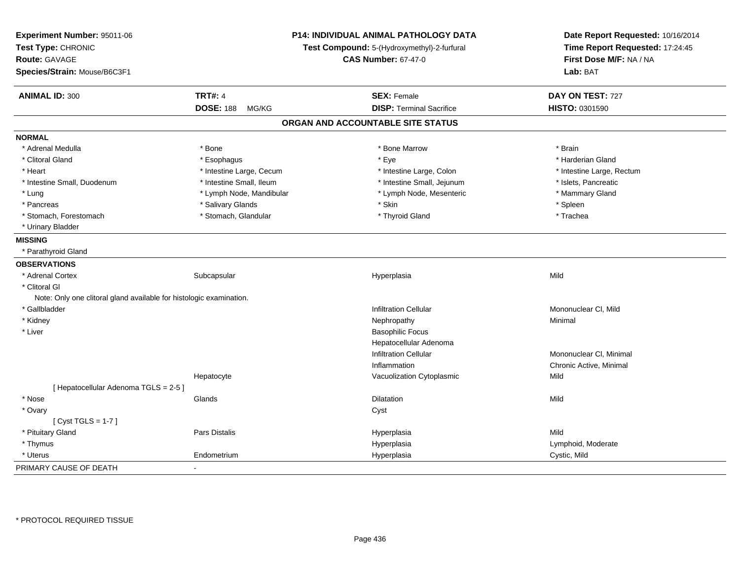**Experiment Number:** 95011-06
**Test Type:** CHRONIC
**Route:** GAVAGE
**Species/Strain:** Mouse/B6C3F1

**P14: INDIVIDUAL ANIMAL PATHOLOGY DATA**
**Test Compound:** 5-(Hydroxymethyl)-2-furfural
**CAS Number:** 67-47-0

**Date Report Requested:** 10/16/2014
**Time Report Requested:** 17:24:45
**First Dose M/F:** NA / NA
**Lab:** BAT

| **ANIMAL ID:** 300 | **TRT#:** 4 | **SEX:** Female | **DAY ON TEST:** 727 |
|---|---|---|---|
| | **DOSE:** 188 MG/KG | **DISP:** Terminal Sacrifice | **HISTO:** 0301590 |

## ORGAN AND ACCOUNTABLE SITE STATUS

**NORMAL**

| | | | |
|---|---|---|---|
| * Adrenal Medulla | * Bone | * Bone Marrow | * Brain |
| * Clitoral Gland | * Esophagus | * Eye | * Harderian Gland |
| * Heart | * Intestine Large, Cecum | * Intestine Large, Colon | * Intestine Large, Rectum |
| * Intestine Small, Duodenum | * Intestine Small, Ileum | * Intestine Small, Jejunum | * Islets, Pancreatic |
| * Lung | * Lymph Node, Mandibular | * Lymph Node, Mesenteric | * Mammary Gland |
| * Pancreas | * Salivary Glands | * Skin | * Spleen |
| * Stomach, Forestomach | * Stomach, Glandular | * Thyroid Gland | * Trachea |
| * Urinary Bladder | | | |

**MISSING**

* Parathyroid Gland

**OBSERVATIONS**

| | | | |
|---|---|---|---|
| * Adrenal Cortex | Subcapsular | Hyperplasia | Mild |
| * Clitoral Gl | | | |
| Note: Only one clitoral gland available for histologic examination. | | | |
| * Gallbladder | | Infiltration Cellular | Mononuclear Cl, Mild |
| * Kidney | | Nephropathy | Minimal |
| * Liver | | Basophilic Focus | |
| | | Hepatocellular Adenoma | |
| | | Infiltration Cellular | Mononuclear Cl, Minimal |
| | | Inflammation | Chronic Active, Minimal |
| | Hepatocyte | Vacuolization Cytoplasmic | Mild |
| [ Hepatocellular Adenoma TGLS = 2-5 ] | | | |
| * Nose | Glands | Dilatation | Mild |
| * Ovary | | Cyst | |
| [ Cyst TGLS = 1-7 ] | | | |
| * Pituitary Gland | Pars Distalis | Hyperplasia | Mild |
| * Thymus | | Hyperplasia | Lymphoid, Moderate |
| * Uterus | Endometrium | Hyperplasia | Cystic, Mild |

PRIMARY CAUSE OF DEATH -

\* PROTOCOL REQUIRED TISSUE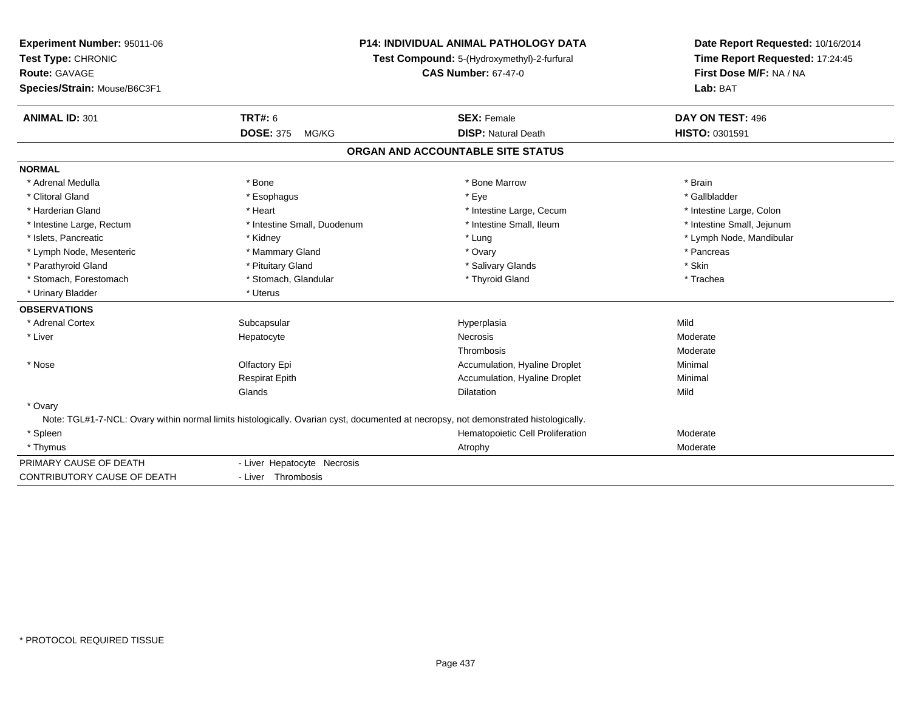**Experiment Number:** 95011-06
**Test Type:** CHRONIC
**Route:** GAVAGE
**Species/Strain:** Mouse/B6C3F1

**P14: INDIVIDUAL ANIMAL PATHOLOGY DATA**
**Test Compound:** 5-(Hydroxymethyl)-2-furfural
**CAS Number:** 67-47-0

**Date Report Requested:** 10/16/2014
**Time Report Requested:** 17:24:45
**First Dose M/F:** NA / NA
**Lab:** BAT

| **ANIMAL ID:** 301 | **TRT#:** 6 | **SEX:** Female | **DAY ON TEST:** 496 |
|---|---|---|---|
| | **DOSE:** 375 MG/KG | **DISP:** Natural Death | **HISTO:** 0301591 |

## ORGAN AND ACCOUNTABLE SITE STATUS

**NORMAL**

| | | | |
|---|---|---|---|
| * Adrenal Medulla | * Bone | * Bone Marrow | * Brain |
| * Clitoral Gland | * Esophagus | * Eye | * Gallbladder |
| * Harderian Gland | * Heart | * Intestine Large, Cecum | * Intestine Large, Colon |
| * Intestine Large, Rectum | * Intestine Small, Duodenum | * Intestine Small, Ileum | * Intestine Small, Jejunum |
| * Islets, Pancreatic | * Kidney | * Lung | * Lymph Node, Mandibular |
| * Lymph Node, Mesenteric | * Mammary Gland | * Ovary | * Pancreas |
| * Parathyroid Gland | * Pituitary Gland | * Salivary Glands | * Skin |
| * Stomach, Forestomach | * Stomach, Glandular | * Thyroid Gland | * Trachea |
| * Urinary Bladder | * Uterus | | |

**OBSERVATIONS**

| | | | |
|---|---|---|---|
| * Adrenal Cortex | Subcapsular | Hyperplasia | Mild |
| * Liver | Hepatocyte | Necrosis | Moderate |
| | | Thrombosis | Moderate |
| * Nose | Olfactory Epi | Accumulation, Hyaline Droplet | Minimal |
| | Respirat Epith | Accumulation, Hyaline Droplet | Minimal |
| | Glands | Dilatation | Mild |
| * Ovary | | | |

Note: TGL#1-7-NCL: Ovary within normal limits histologically. Ovarian cyst, documented at necropsy, not demonstrated histologically.

| | | | |
|---|---|---|---|
| * Spleen | | Hematopoietic Cell Proliferation | Moderate |
| * Thymus | | Atrophy | Moderate |

| | |
|---|---|
| PRIMARY CAUSE OF DEATH | - Liver Hepatocyte Necrosis |
| CONTRIBUTORY CAUSE OF DEATH | - Liver Thrombosis |

\* PROTOCOL REQUIRED TISSUE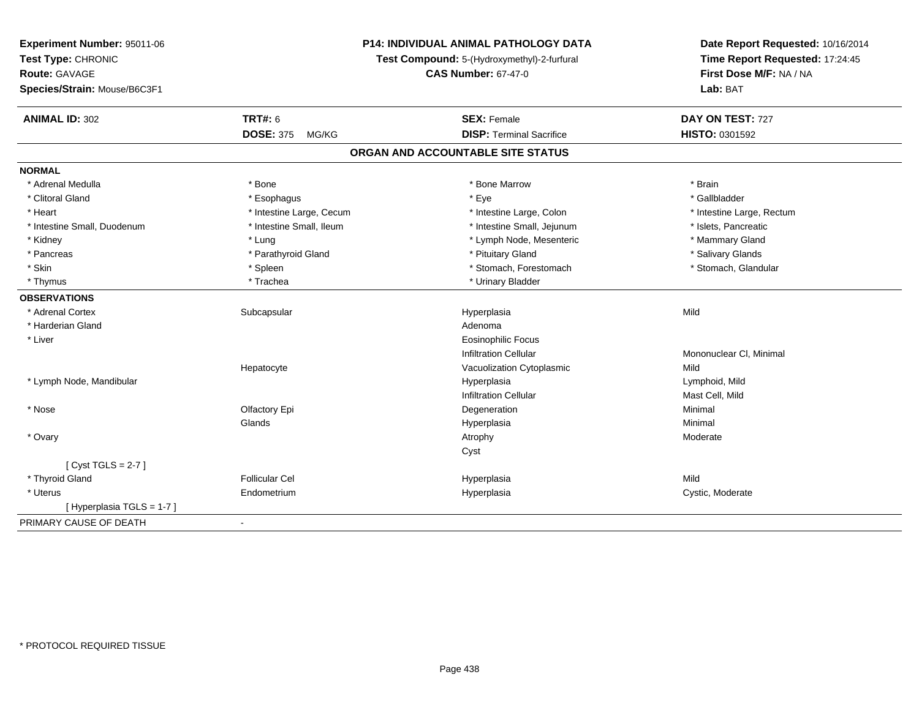**Experiment Number:** 95011-06
**Test Type:** CHRONIC
**Route:** GAVAGE
**Species/Strain:** Mouse/B6C3F1

**P14: INDIVIDUAL ANIMAL PATHOLOGY DATA**
**Test Compound:** 5-(Hydroxymethyl)-2-furfural
**CAS Number:** 67-47-0

**Date Report Requested:** 10/16/2014
**Time Report Requested:** 17:24:45
**First Dose M/F:** NA / NA
**Lab:** BAT

| **ANIMAL ID:** 302 | **TRT#:** 6 | **SEX:** Female | **DAY ON TEST:** 727 |
|---|---|---|---|
| | **DOSE:** 375 MG/KG | **DISP:** Terminal Sacrifice | **HISTO:** 0301592 |

## ORGAN AND ACCOUNTABLE SITE STATUS

**NORMAL**

| | | | |
|---|---|---|---|
| * Adrenal Medulla | * Bone | * Bone Marrow | * Brain |
| * Clitoral Gland | * Esophagus | * Eye | * Gallbladder |
| * Heart | * Intestine Large, Cecum | * Intestine Large, Colon | * Intestine Large, Rectum |
| * Intestine Small, Duodenum | * Intestine Small, Ileum | * Intestine Small, Jejunum | * Islets, Pancreatic |
| * Kidney | * Lung | * Lymph Node, Mesenteric | * Mammary Gland |
| * Pancreas | * Parathyroid Gland | * Pituitary Gland | * Salivary Glands |
| * Skin | * Spleen | * Stomach, Forestomach | * Stomach, Glandular |
| * Thymus | * Trachea | * Urinary Bladder | |

**OBSERVATIONS**

| | | | |
|---|---|---|---|
| * Adrenal Cortex | Subcapsular | Hyperplasia | Mild |
| * Harderian Gland | | Adenoma | |
| * Liver | | Eosinophilic Focus | |
| | | Infiltration Cellular | Mononuclear Cl, Minimal |
| | Hepatocyte | Vacuolization Cytoplasmic | Mild |
| * Lymph Node, Mandibular | | Hyperplasia | Lymphoid, Mild |
| | | Infiltration Cellular | Mast Cell, Mild |
| * Nose | Olfactory Epi | Degeneration | Minimal |
| | Glands | Hyperplasia | Minimal |
| * Ovary | | Atrophy | Moderate |
| | | Cyst | |
| [ Cyst TGLS = 2-7 ] | | | |
| * Thyroid Gland | Follicular Cel | Hyperplasia | Mild |
| * Uterus | Endometrium | Hyperplasia | Cystic, Moderate |
| [ Hyperplasia TGLS = 1-7 ] | | | |

PRIMARY CAUSE OF DEATH -

* PROTOCOL REQUIRED TISSUE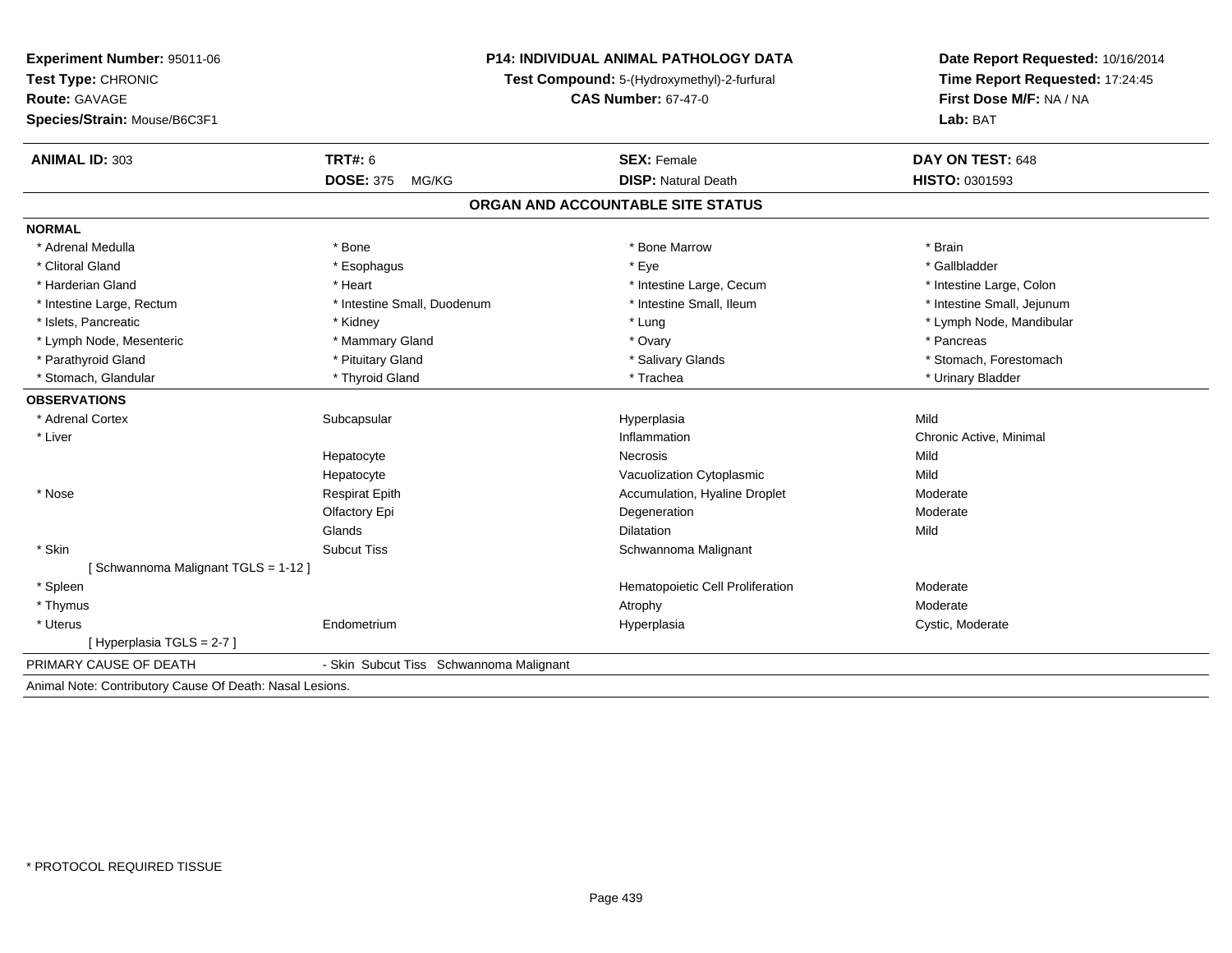**Experiment Number:** 95011-06
**Test Type:** CHRONIC
**Route:** GAVAGE
**Species/Strain:** Mouse/B6C3F1

**P14: INDIVIDUAL ANIMAL PATHOLOGY DATA**
**Test Compound:** 5-(Hydroxymethyl)-2-furfural
**CAS Number:** 67-47-0

**Date Report Requested:** 10/16/2014
**Time Report Requested:** 17:24:45
**First Dose M/F:** NA / NA
**Lab:** BAT

| **ANIMAL ID:** 303 | **TRT#:** 6 | **SEX:** Female | **DAY ON TEST:** 648 |
|---|---|---|---|
| | **DOSE:** 375 MG/KG | **DISP:** Natural Death | **HISTO:** 0301593 |

## ORGAN AND ACCOUNTABLE SITE STATUS

**NORMAL**

| | | | |
|---|---|---|---|
| * Adrenal Medulla | * Bone | * Bone Marrow | * Brain |
| * Clitoral Gland | * Esophagus | * Eye | * Gallbladder |
| * Harderian Gland | * Heart | * Intestine Large, Cecum | * Intestine Large, Colon |
| * Intestine Large, Rectum | * Intestine Small, Duodenum | * Intestine Small, Ileum | * Intestine Small, Jejunum |
| * Islets, Pancreatic | * Kidney | * Lung | * Lymph Node, Mandibular |
| * Lymph Node, Mesenteric | * Mammary Gland | * Ovary | * Pancreas |
| * Parathyroid Gland | * Pituitary Gland | * Salivary Glands | * Stomach, Forestomach |
| * Stomach, Glandular | * Thyroid Gland | * Trachea | * Urinary Bladder |

**OBSERVATIONS**

| | | | |
|---|---|---|---|
| * Adrenal Cortex | Subcapsular | Hyperplasia | Mild |
| * Liver | | Inflammation | Chronic Active, Minimal |
| | Hepatocyte | Necrosis | Mild |
| | Hepatocyte | Vacuolization Cytoplasmic | Mild |
| * Nose | Respirat Epith | Accumulation, Hyaline Droplet | Moderate |
| | Olfactory Epi | Degeneration | Moderate |
| | Glands | Dilatation | Mild |
| * Skin | Subcut Tiss | Schwannoma Malignant | |
| [ Schwannoma Malignant TGLS = 1-12 ] | | | |
| * Spleen | | Hematopoietic Cell Proliferation | Moderate |
| * Thymus | | Atrophy | Moderate |
| * Uterus | Endometrium | Hyperplasia | Cystic, Moderate |
| [ Hyperplasia TGLS = 2-7 ] | | | |

PRIMARY CAUSE OF DEATH - Skin Subcut Tiss Schwannoma Malignant

Animal Note: Contributory Cause Of Death: Nasal Lesions.

* PROTOCOL REQUIRED TISSUE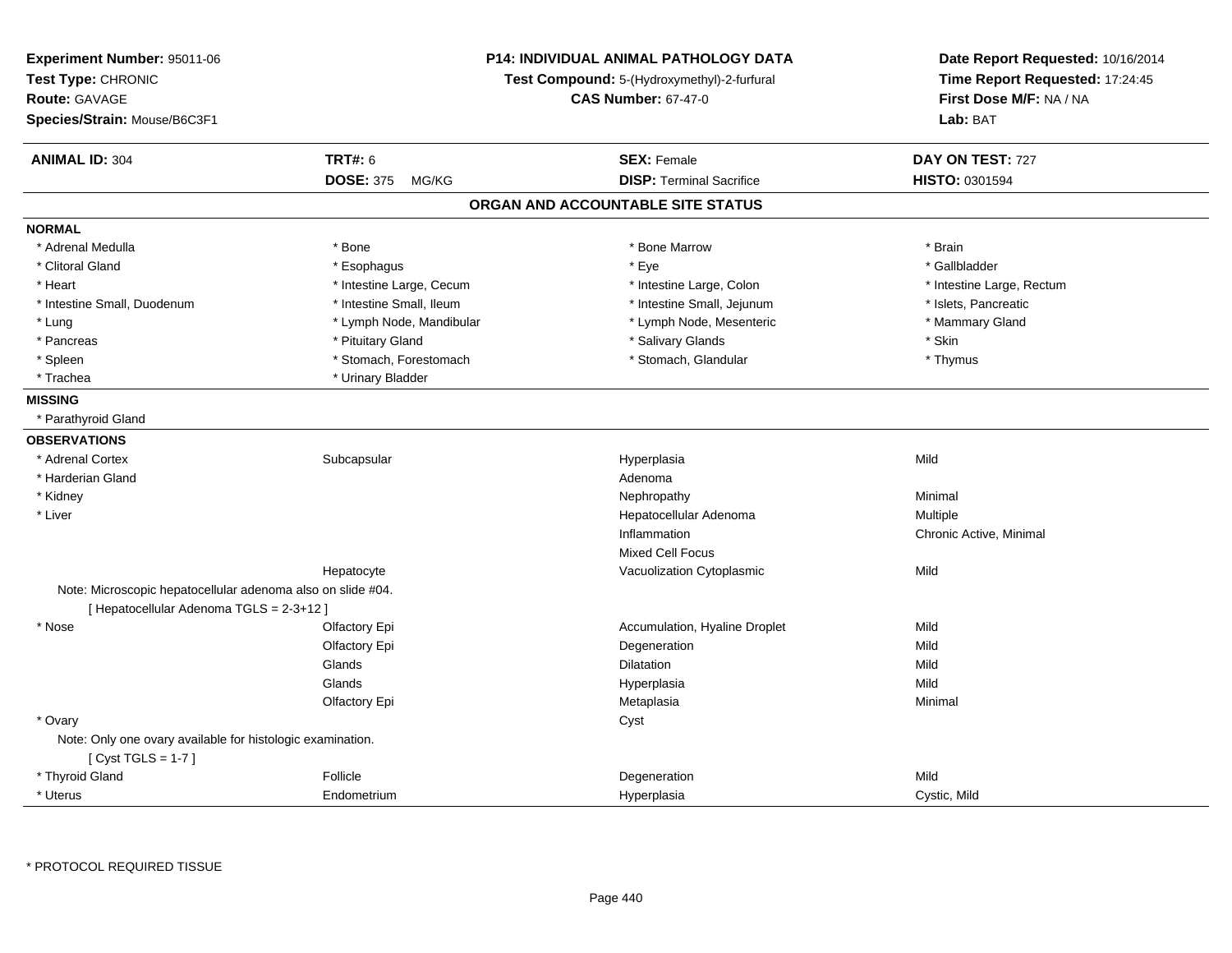**Experiment Number:** 95011-06
**Test Type:** CHRONIC
**Route:** GAVAGE
**Species/Strain:** Mouse/B6C3F1

**P14: INDIVIDUAL ANIMAL PATHOLOGY DATA**
**Test Compound:** 5-(Hydroxymethyl)-2-furfural
**CAS Number:** 67-47-0

**Date Report Requested:** 10/16/2014
**Time Report Requested:** 17:24:45
**First Dose M/F:** NA / NA
**Lab:** BAT

| **ANIMAL ID:** 304 | **TRT#:** 6 | **SEX:** Female | **DAY ON TEST:** 727 |
|---|---|---|---|
| | **DOSE:** 375 MG/KG | **DISP:** Terminal Sacrifice | **HISTO:** 0301594 |

## ORGAN AND ACCOUNTABLE SITE STATUS

**NORMAL**

| | | | |
|---|---|---|---|
| * Adrenal Medulla | * Bone | * Bone Marrow | * Brain |
| * Clitoral Gland | * Esophagus | * Eye | * Gallbladder |
| * Heart | * Intestine Large, Cecum | * Intestine Large, Colon | * Intestine Large, Rectum |
| * Intestine Small, Duodenum | * Intestine Small, Ileum | * Intestine Small, Jejunum | * Islets, Pancreatic |
| * Lung | * Lymph Node, Mandibular | * Lymph Node, Mesenteric | * Mammary Gland |
| * Pancreas | * Pituitary Gland | * Salivary Glands | * Skin |
| * Spleen | * Stomach, Forestomach | * Stomach, Glandular | * Thymus |
| * Trachea | * Urinary Bladder | | |

**MISSING**

* Parathyroid Gland

**OBSERVATIONS**

| | | | |
|---|---|---|---|
| * Adrenal Cortex | Subcapsular | Hyperplasia | Mild |
| * Harderian Gland | | Adenoma | |
| * Kidney | | Nephropathy | Minimal |
| * Liver | | Hepatocellular Adenoma | Multiple |
| | | Inflammation | Chronic Active, Minimal |
| | | Mixed Cell Focus | |
| | Hepatocyte | Vacuolization Cytoplasmic | Mild |

Note: Microscopic hepatocellular adenoma also on slide #04.
[ Hepatocellular Adenoma TGLS = 2-3+12 ]

| | | | |
|---|---|---|---|
| * Nose | Olfactory Epi | Accumulation, Hyaline Droplet | Mild |
| | Olfactory Epi | Degeneration | Mild |
| | Glands | Dilatation | Mild |
| | Glands | Hyperplasia | Mild |
| | Olfactory Epi | Metaplasia | Minimal |
| * Ovary | | Cyst | |

Note: Only one ovary available for histologic examination.
[ Cyst TGLS = 1-7 ]

| | | | |
|---|---|---|---|
| * Thyroid Gland | Follicle | Degeneration | Mild |
| * Uterus | Endometrium | Hyperplasia | Cystic, Mild |

* PROTOCOL REQUIRED TISSUE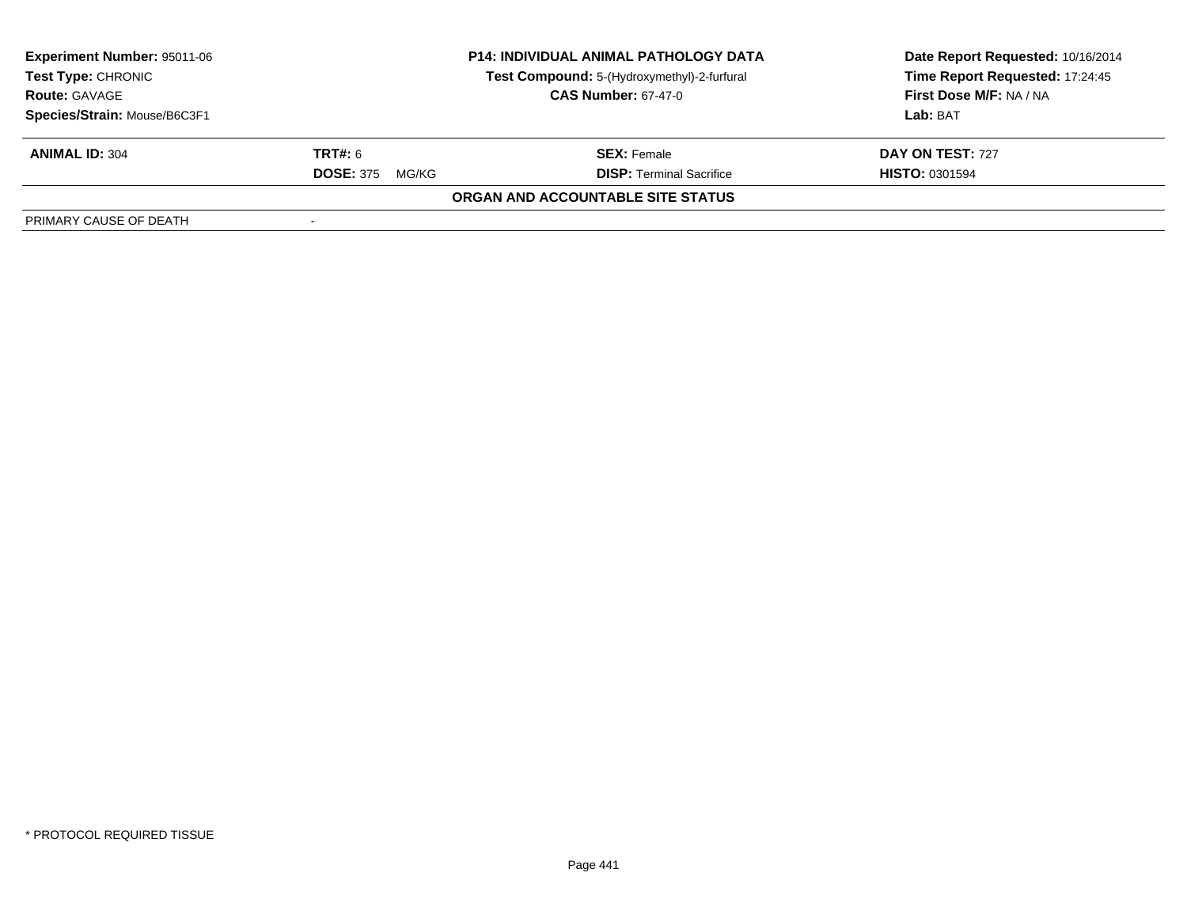**Experiment Number:** 95011-06
**Test Type:** CHRONIC
**Route:** GAVAGE
**Species/Strain:** Mouse/B6C3F1

**P14: INDIVIDUAL ANIMAL PATHOLOGY DATA**
**Test Compound:** 5-(Hydroxymethyl)-2-furfural
**CAS Number:** 67-47-0

**Date Report Requested:** 10/16/2014
**Time Report Requested:** 17:24:45
**First Dose M/F:** NA / NA
**Lab:** BAT

| **ANIMAL ID:** 304 | **TRT#:** 6 | **SEX:** Female | **DAY ON TEST:** 727 |
|---|---|---|---|
| | **DOSE:** 375 MG/KG | **DISP:** Terminal Sacrifice | **HISTO:** 0301594 |

**ORGAN AND ACCOUNTABLE SITE STATUS**

| PRIMARY CAUSE OF DEATH | - |
|---|---|

* PROTOCOL REQUIRED TISSUE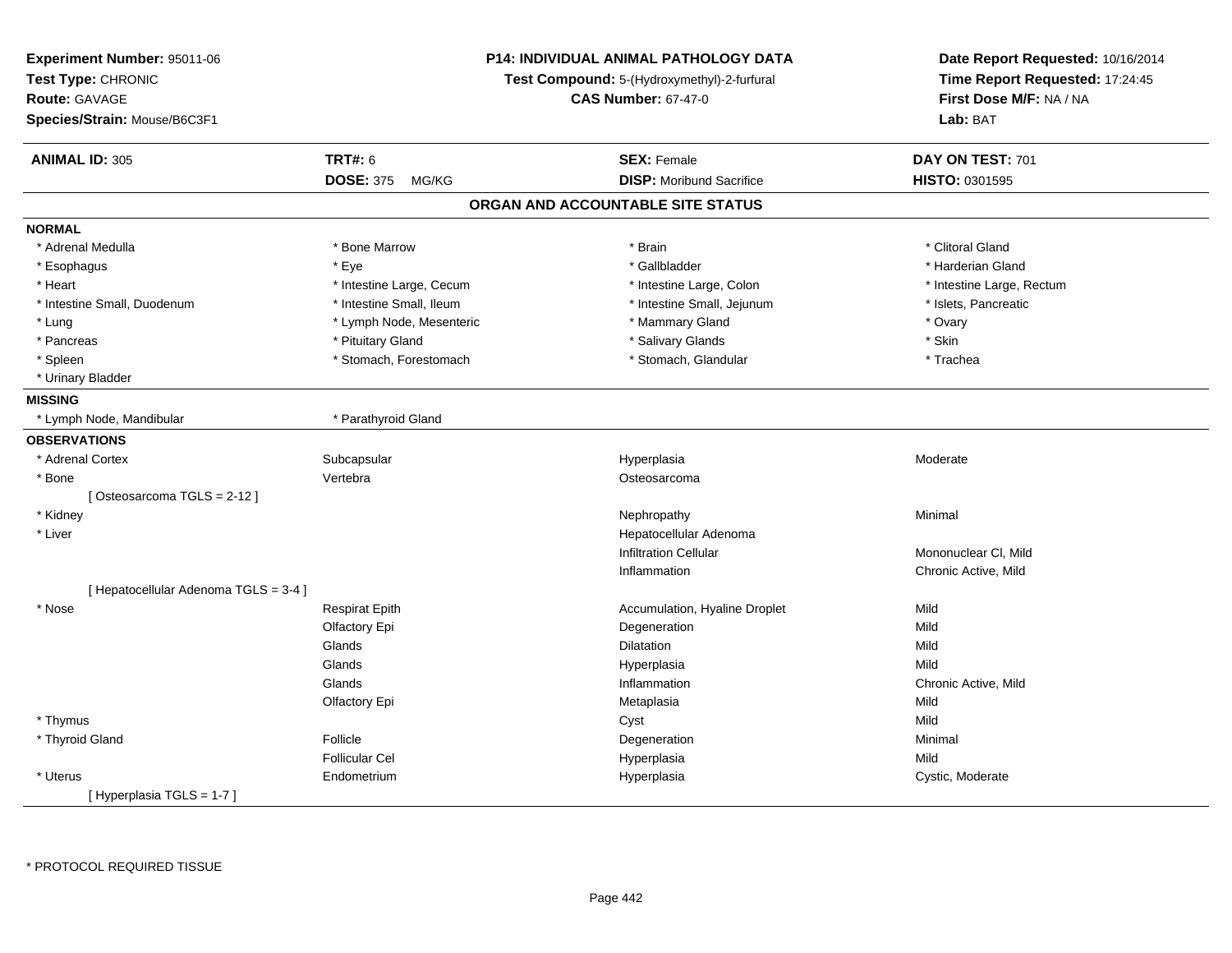**Experiment Number:** 95011-06
**Test Type:** CHRONIC
**Route:** GAVAGE
**Species/Strain:** Mouse/B6C3F1

**P14: INDIVIDUAL ANIMAL PATHOLOGY DATA**
**Test Compound:** 5-(Hydroxymethyl)-2-furfural
**CAS Number:** 67-47-0

**Date Report Requested:** 10/16/2014
**Time Report Requested:** 17:24:45
**First Dose M/F:** NA / NA
**Lab:** BAT

| **ANIMAL ID:** 305 | **TRT#:** 6 | **SEX:** Female | **DAY ON TEST:** 701 |
|---|---|---|---|
| | **DOSE:** 375 MG/KG | **DISP:** Moribund Sacrifice | **HISTO:** 0301595 |

## ORGAN AND ACCOUNTABLE SITE STATUS

**NORMAL**

| | | | |
|---|---|---|---|
| * Adrenal Medulla | * Bone Marrow | * Brain | * Clitoral Gland |
| * Esophagus | * Eye | * Gallbladder | * Harderian Gland |
| * Heart | * Intestine Large, Cecum | * Intestine Large, Colon | * Intestine Large, Rectum |
| * Intestine Small, Duodenum | * Intestine Small, Ileum | * Intestine Small, Jejunum | * Islets, Pancreatic |
| * Lung | * Lymph Node, Mesenteric | * Mammary Gland | * Ovary |
| * Pancreas | * Pituitary Gland | * Salivary Glands | * Skin |
| * Spleen | * Stomach, Forestomach | * Stomach, Glandular | * Trachea |
| * Urinary Bladder | | | |

**MISSING**

| | |
|---|---|
| * Lymph Node, Mandibular | * Parathyroid Gland |

**OBSERVATIONS**

| | | | |
|---|---|---|---|
| * Adrenal Cortex | Subcapsular | Hyperplasia | Moderate |
| * Bone | Vertebra | Osteosarcoma | |
| [ Osteosarcoma TGLS = 2-12 ] | | | |
| * Kidney | | Nephropathy | Minimal |
| * Liver | | Hepatocellular Adenoma | |
| | | Infiltration Cellular | Mononuclear Cl, Mild |
| | | Inflammation | Chronic Active, Mild |
| [ Hepatocellular Adenoma TGLS = 3-4 ] | | | |
| * Nose | Respirat Epith | Accumulation, Hyaline Droplet | Mild |
| | Olfactory Epi | Degeneration | Mild |
| | Glands | Dilatation | Mild |
| | Glands | Hyperplasia | Mild |
| | Glands | Inflammation | Chronic Active, Mild |
| | Olfactory Epi | Metaplasia | Mild |
| * Thymus | | Cyst | Mild |
| * Thyroid Gland | Follicle | Degeneration | Minimal |
| | Follicular Cel | Hyperplasia | Mild |
| * Uterus | Endometrium | Hyperplasia | Cystic, Moderate |
| [ Hyperplasia TGLS = 1-7 ] | | | |

\* PROTOCOL REQUIRED TISSUE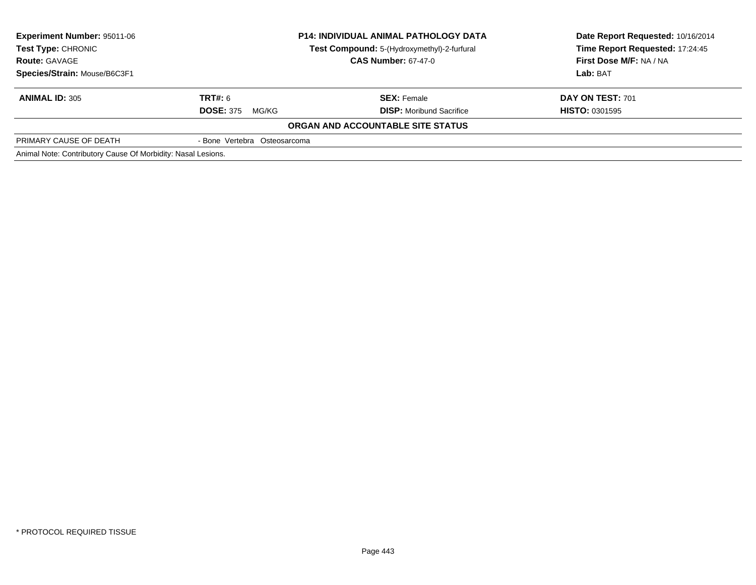**Experiment Number:** 95011-06
**Test Type:** CHRONIC
**Route:** GAVAGE
**Species/Strain:** Mouse/B6C3F1

**P14: INDIVIDUAL ANIMAL PATHOLOGY DATA**
**Test Compound:** 5-(Hydroxymethyl)-2-furfural
**CAS Number:** 67-47-0

**Date Report Requested:** 10/16/2014
**Time Report Requested:** 17:24:45
**First Dose M/F:** NA / NA
**Lab:** BAT

| **ANIMAL ID:** 305 | **TRT#:** 6 | **SEX:** Female | **DAY ON TEST:** 701 |
|---|---|---|---|
| | **DOSE:** 375 MG/KG | **DISP:** Moribund Sacrifice | **HISTO:** 0301595 |

**ORGAN AND ACCOUNTABLE SITE STATUS**

| PRIMARY CAUSE OF DEATH | - Bone Vertebra Osteosarcoma |
|---|---|

Animal Note: Contributory Cause Of Morbidity: Nasal Lesions.

* PROTOCOL REQUIRED TISSUE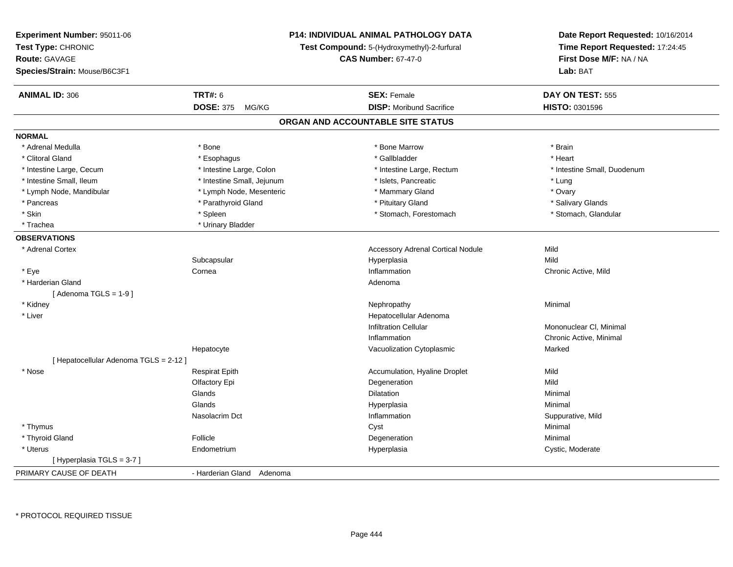**Experiment Number:** 95011-06
**Test Type:** CHRONIC
**Route:** GAVAGE
**Species/Strain:** Mouse/B6C3F1

**P14: INDIVIDUAL ANIMAL PATHOLOGY DATA**
**Test Compound:** 5-(Hydroxymethyl)-2-furfural
**CAS Number:** 67-47-0

**Date Report Requested:** 10/16/2014
**Time Report Requested:** 17:24:45
**First Dose M/F:** NA / NA
**Lab:** BAT

| **ANIMAL ID:** 306 | **TRT#:** 6 | **SEX:** Female | **DAY ON TEST:** 555 |
|---|---|---|---|
| | **DOSE:** 375 MG/KG | **DISP:** Moribund Sacrifice | **HISTO:** 0301596 |

## ORGAN AND ACCOUNTABLE SITE STATUS

**NORMAL**

| | | | |
|---|---|---|---|
| * Adrenal Medulla | * Bone | * Bone Marrow | * Brain |
| * Clitoral Gland | * Esophagus | * Gallbladder | * Heart |
| * Intestine Large, Cecum | * Intestine Large, Colon | * Intestine Large, Rectum | * Intestine Small, Duodenum |
| * Intestine Small, Ileum | * Intestine Small, Jejunum | * Islets, Pancreatic | * Lung |
| * Lymph Node, Mandibular | * Lymph Node, Mesenteric | * Mammary Gland | * Ovary |
| * Pancreas | * Parathyroid Gland | * Pituitary Gland | * Salivary Glands |
| * Skin | * Spleen | * Stomach, Forestomach | * Stomach, Glandular |
| * Trachea | * Urinary Bladder | | |

**OBSERVATIONS**

| | | | |
|---|---|---|---|
| * Adrenal Cortex | | Accessory Adrenal Cortical Nodule | Mild |
| | Subcapsular | Hyperplasia | Mild |
| * Eye | Cornea | Inflammation | Chronic Active, Mild |
| * Harderian Gland | | Adenoma | |
| [ Adenoma TGLS = 1-9 ] | | | |
| * Kidney | | Nephropathy | Minimal |
| * Liver | | Hepatocellular Adenoma | |
| | | Infiltration Cellular | Mononuclear Cl, Minimal |
| | | Inflammation | Chronic Active, Minimal |
| | Hepatocyte | Vacuolization Cytoplasmic | Marked |
| [ Hepatocellular Adenoma TGLS = 2-12 ] | | | |
| * Nose | Respirat Epith | Accumulation, Hyaline Droplet | Mild |
| | Olfactory Epi | Degeneration | Mild |
| | Glands | Dilatation | Minimal |
| | Glands | Hyperplasia | Minimal |
| | Nasolacrim Dct | Inflammation | Suppurative, Mild |
| * Thymus | | Cyst | Minimal |
| * Thyroid Gland | Follicle | Degeneration | Minimal |
| * Uterus | Endometrium | Hyperplasia | Cystic, Moderate |
| [ Hyperplasia TGLS = 3-7 ] | | | |

PRIMARY CAUSE OF DEATH - Harderian Gland Adenoma

\* PROTOCOL REQUIRED TISSUE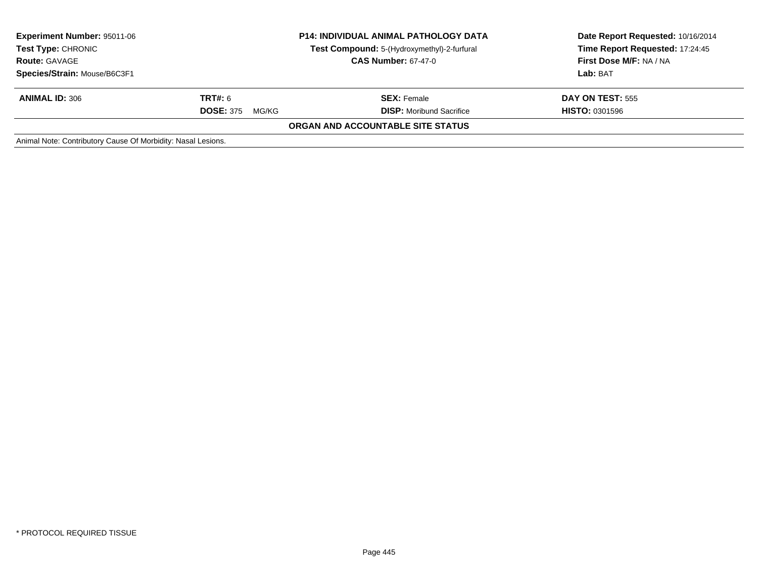**Experiment Number:** 95011-06
**Test Type:** CHRONIC
**Route:** GAVAGE
**Species/Strain:** Mouse/B6C3F1

**P14: INDIVIDUAL ANIMAL PATHOLOGY DATA**
**Test Compound:** 5-(Hydroxymethyl)-2-furfural
**CAS Number:** 67-47-0

**Date Report Requested:** 10/16/2014
**Time Report Requested:** 17:24:45
**First Dose M/F:** NA / NA
**Lab:** BAT

| **ANIMAL ID:** 306 | **TRT#:** 6 | **SEX:** Female | **DAY ON TEST:** 555 |
|---|---|---|---|
| | **DOSE:** 375 MG/KG | **DISP:** Moribund Sacrifice | **HISTO:** 0301596 |

**ORGAN AND ACCOUNTABLE SITE STATUS**

Animal Note: Contributory Cause Of Morbidity: Nasal Lesions.

* PROTOCOL REQUIRED TISSUE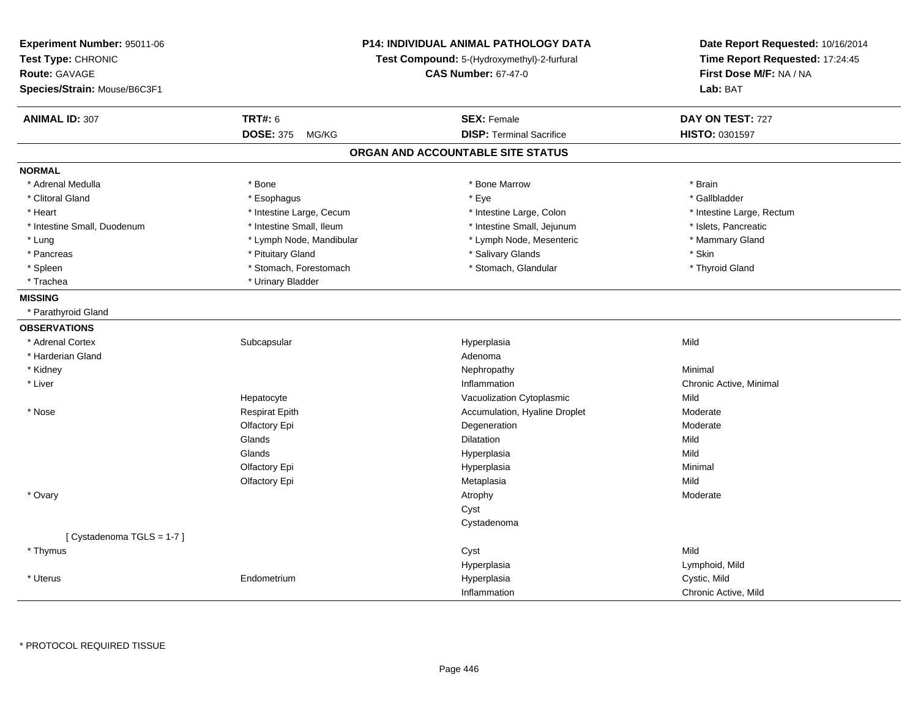**Experiment Number:** 95011-06
**Test Type:** CHRONIC
**Route:** GAVAGE
**Species/Strain:** Mouse/B6C3F1

**P14: INDIVIDUAL ANIMAL PATHOLOGY DATA**
**Test Compound:** 5-(Hydroxymethyl)-2-furfural
**CAS Number:** 67-47-0

**Date Report Requested:** 10/16/2014
**Time Report Requested:** 17:24:45
**First Dose M/F:** NA / NA
**Lab:** BAT

| **ANIMAL ID:** 307 | **TRT#:** 6 | **SEX:** Female | **DAY ON TEST:** 727 |
|---|---|---|---|
| | **DOSE:** 375 MG/KG | **DISP:** Terminal Sacrifice | **HISTO:** 0301597 |

## ORGAN AND ACCOUNTABLE SITE STATUS

**NORMAL**

| | | | |
|---|---|---|---|
| * Adrenal Medulla | * Bone | * Bone Marrow | * Brain |
| * Clitoral Gland | * Esophagus | * Eye | * Gallbladder |
| * Heart | * Intestine Large, Cecum | * Intestine Large, Colon | * Intestine Large, Rectum |
| * Intestine Small, Duodenum | * Intestine Small, Ileum | * Intestine Small, Jejunum | * Islets, Pancreatic |
| * Lung | * Lymph Node, Mandibular | * Lymph Node, Mesenteric | * Mammary Gland |
| * Pancreas | * Pituitary Gland | * Salivary Glands | * Skin |
| * Spleen | * Stomach, Forestomach | * Stomach, Glandular | * Thyroid Gland |
| * Trachea | * Urinary Bladder | | |

**MISSING**

* Parathyroid Gland

**OBSERVATIONS**

| | | | |
|---|---|---|---|
| * Adrenal Cortex | Subcapsular | Hyperplasia | Mild |
| * Harderian Gland | | Adenoma | |
| * Kidney | | Nephropathy | Minimal |
| * Liver | | Inflammation | Chronic Active, Minimal |
| | Hepatocyte | Vacuolization Cytoplasmic | Mild |
| * Nose | Respirat Epith | Accumulation, Hyaline Droplet | Moderate |
| | Olfactory Epi | Degeneration | Moderate |
| | Glands | Dilatation | Mild |
| | Glands | Hyperplasia | Mild |
| | Olfactory Epi | Hyperplasia | Minimal |
| | Olfactory Epi | Metaplasia | Mild |
| * Ovary | | Atrophy | Moderate |
| | | Cyst | |
| | | Cystadenoma | |
| [ Cystadenoma TGLS = 1-7 ] | | | |
| * Thymus | | Cyst | Mild |
| | | Hyperplasia | Lymphoid, Mild |
| * Uterus | Endometrium | Hyperplasia | Cystic, Mild |
| | | Inflammation | Chronic Active, Mild |

* PROTOCOL REQUIRED TISSUE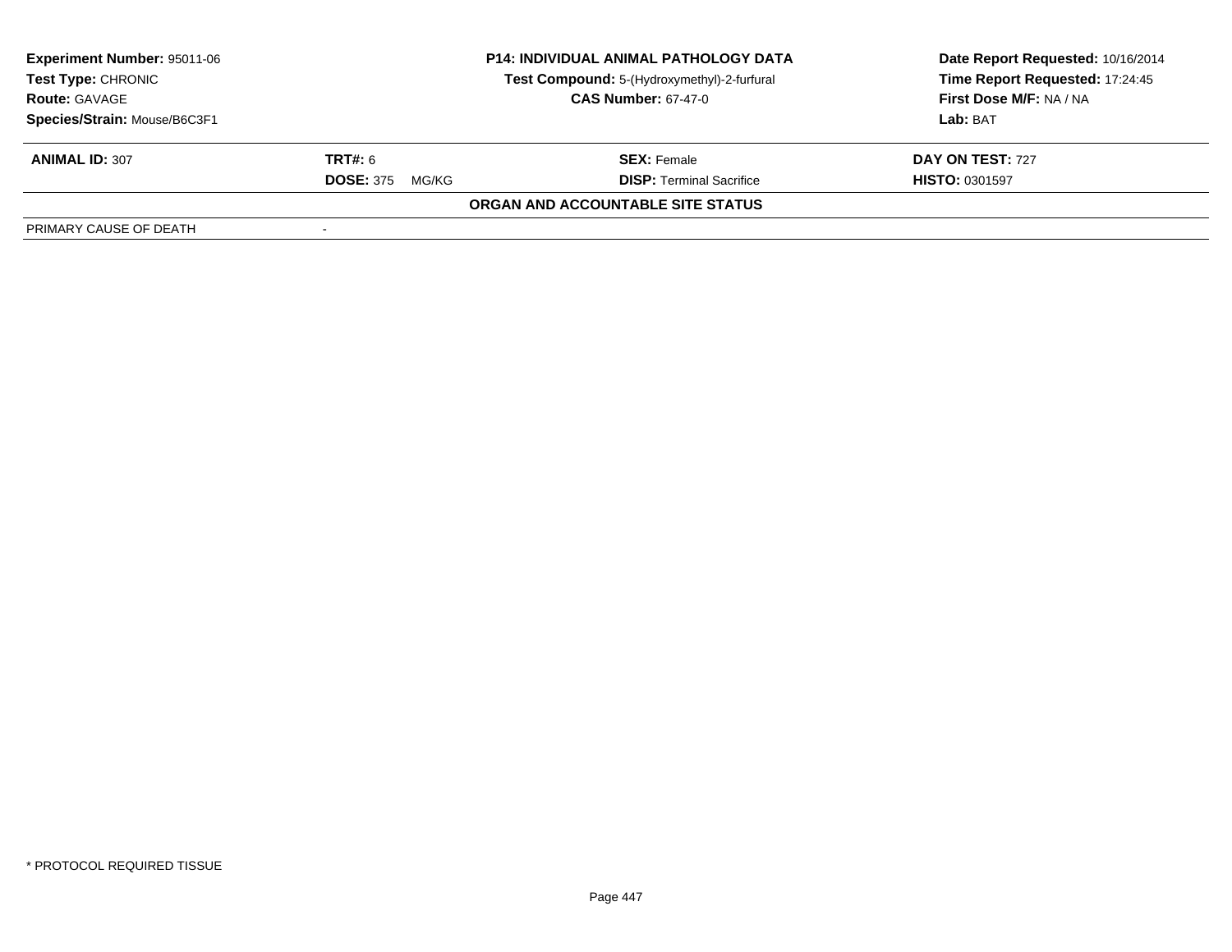**Experiment Number:** 95011-06
**Test Type:** CHRONIC
**Route:** GAVAGE
**Species/Strain:** Mouse/B6C3F1

**P14: INDIVIDUAL ANIMAL PATHOLOGY DATA**
**Test Compound:** 5-(Hydroxymethyl)-2-furfural
**CAS Number:** 67-47-0

**Date Report Requested:** 10/16/2014
**Time Report Requested:** 17:24:45
**First Dose M/F:** NA / NA
**Lab:** BAT

| **ANIMAL ID:** 307 | **TRT#:** 6 | **SEX:** Female | **DAY ON TEST:** 727 |
|---|---|---|---|
| | **DOSE:** 375 MG/KG | **DISP:** Terminal Sacrifice | **HISTO:** 0301597 |

**ORGAN AND ACCOUNTABLE SITE STATUS**

| PRIMARY CAUSE OF DEATH | - |
|---|---|

* PROTOCOL REQUIRED TISSUE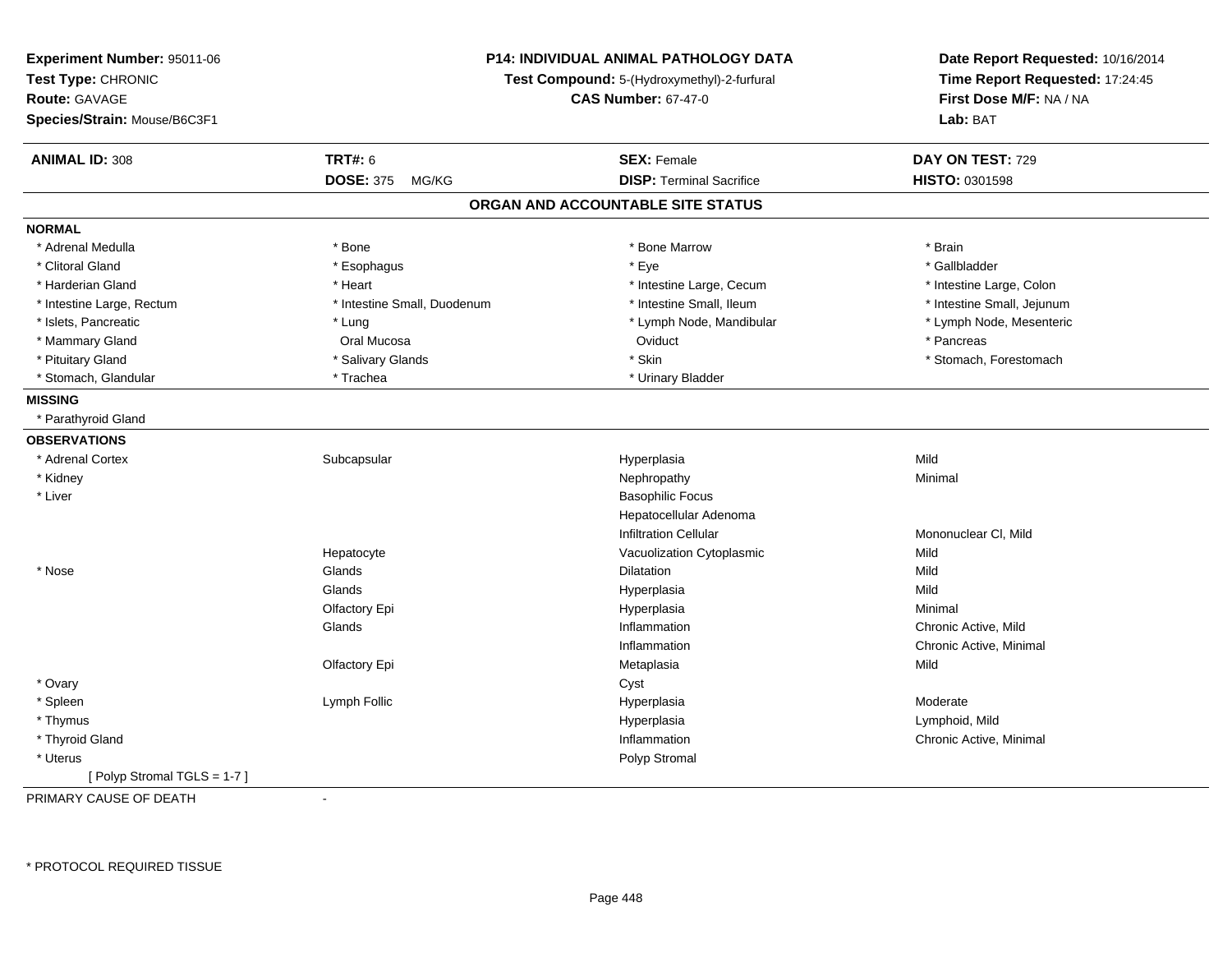**Experiment Number:** 95011-06
**Test Type:** CHRONIC
**Route:** GAVAGE
**Species/Strain:** Mouse/B6C3F1

**P14: INDIVIDUAL ANIMAL PATHOLOGY DATA**
**Test Compound:** 5-(Hydroxymethyl)-2-furfural
**CAS Number:** 67-47-0

**Date Report Requested:** 10/16/2014
**Time Report Requested:** 17:24:45
**First Dose M/F:** NA / NA
**Lab:** BAT

| **ANIMAL ID:** 308 | **TRT#:** 6 | **SEX:** Female | **DAY ON TEST:** 729 |
|---|---|---|---|
| | **DOSE:** 375 MG/KG | **DISP:** Terminal Sacrifice | **HISTO:** 0301598 |

## ORGAN AND ACCOUNTABLE SITE STATUS

**NORMAL**

| | | | |
|---|---|---|---|
| * Adrenal Medulla | * Bone | * Bone Marrow | * Brain |
| * Clitoral Gland | * Esophagus | * Eye | * Gallbladder |
| * Harderian Gland | * Heart | * Intestine Large, Cecum | * Intestine Large, Colon |
| * Intestine Large, Rectum | * Intestine Small, Duodenum | * Intestine Small, Ileum | * Intestine Small, Jejunum |
| * Islets, Pancreatic | * Lung | * Lymph Node, Mandibular | * Lymph Node, Mesenteric |
| * Mammary Gland | Oral Mucosa | Oviduct | * Pancreas |
| * Pituitary Gland | * Salivary Glands | * Skin | * Stomach, Forestomach |
| * Stomach, Glandular | * Trachea | * Urinary Bladder | |

**MISSING**

* Parathyroid Gland

**OBSERVATIONS**

| | | | |
|---|---|---|---|
| * Adrenal Cortex | Subcapsular | Hyperplasia | Mild |
| * Kidney | | Nephropathy | Minimal |
| * Liver | | Basophilic Focus | |
| | | Hepatocellular Adenoma | |
| | | Infiltration Cellular | Mononuclear Cl, Mild |
| | Hepatocyte | Vacuolization Cytoplasmic | Mild |
| * Nose | Glands | Dilatation | Mild |
| | Glands | Hyperplasia | Mild |
| | Olfactory Epi | Hyperplasia | Minimal |
| | Glands | Inflammation | Chronic Active, Mild |
| | | Inflammation | Chronic Active, Minimal |
| | Olfactory Epi | Metaplasia | Mild |
| * Ovary | | Cyst | |
| * Spleen | Lymph Follic | Hyperplasia | Moderate |
| * Thymus | | Hyperplasia | Lymphoid, Mild |
| * Thyroid Gland | | Inflammation | Chronic Active, Minimal |
| * Uterus | | Polyp Stromal | |
| [ Polyp Stromal TGLS = 1-7 ] | | | |

PRIMARY CAUSE OF DEATH -

\* PROTOCOL REQUIRED TISSUE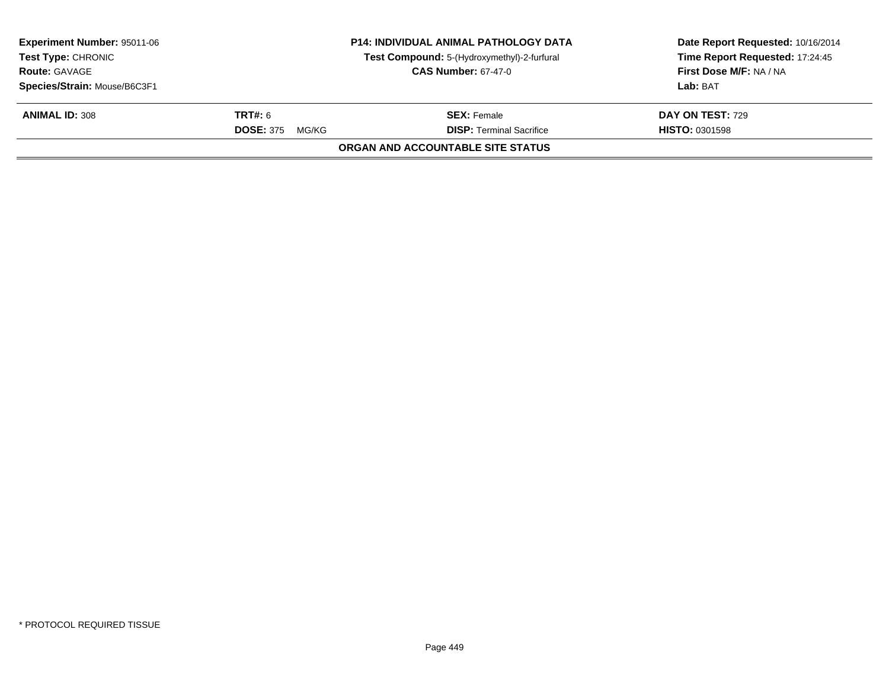**Experiment Number:** 95011-06
**Test Type:** CHRONIC
**Route:** GAVAGE
**Species/Strain:** Mouse/B6C3F1

**P14: INDIVIDUAL ANIMAL PATHOLOGY DATA**
**Test Compound:** 5-(Hydroxymethyl)-2-furfural
**CAS Number:** 67-47-0

**Date Report Requested:** 10/16/2014
**Time Report Requested:** 17:24:45
**First Dose M/F:** NA / NA
**Lab:** BAT

| **ANIMAL ID:** 308 | **TRT#:** 6 | **SEX:** Female | **DAY ON TEST:** 729 |
|---|---|---|---|
| | **DOSE:** 375 MG/KG | **DISP:** Terminal Sacrifice | **HISTO:** 0301598 |

**ORGAN AND ACCOUNTABLE SITE STATUS**

* PROTOCOL REQUIRED TISSUE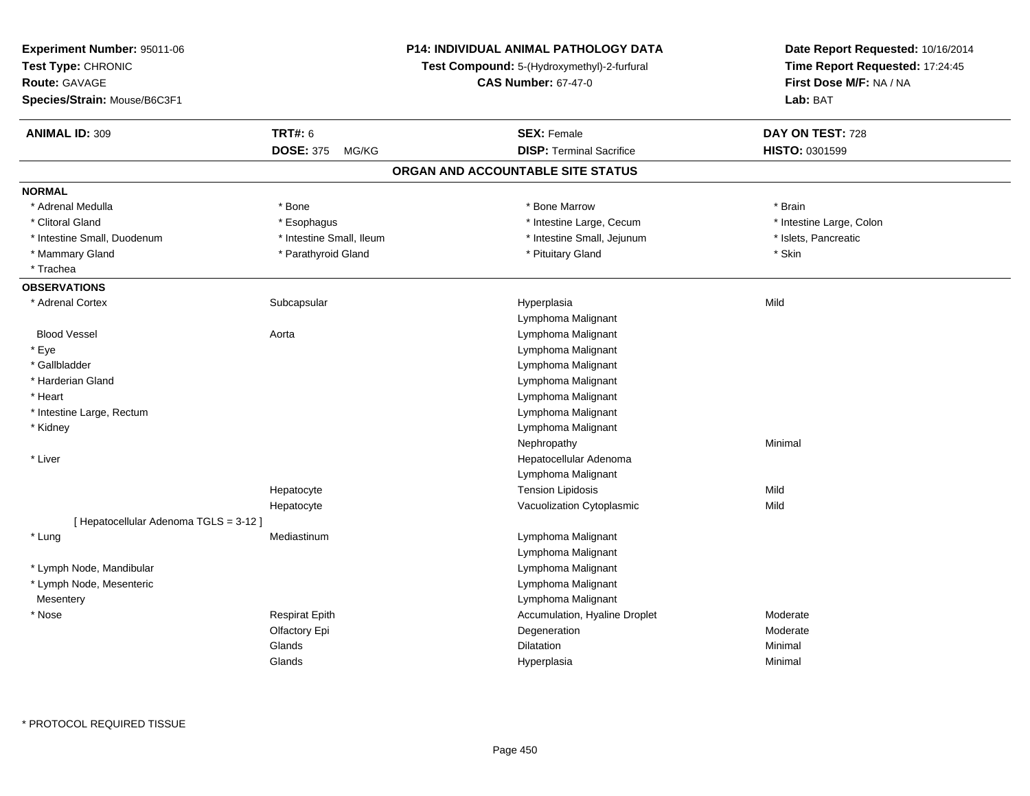**Experiment Number:** 95011-06
**Test Type:** CHRONIC
**Route:** GAVAGE
**Species/Strain:** Mouse/B6C3F1

**P14: INDIVIDUAL ANIMAL PATHOLOGY DATA**
**Test Compound:** 5-(Hydroxymethyl)-2-furfural
**CAS Number:** 67-47-0

**Date Report Requested:** 10/16/2014
**Time Report Requested:** 17:24:45
**First Dose M/F:** NA / NA
**Lab:** BAT

| **ANIMAL ID:** 309 | **TRT#:** 6 | **SEX:** Female | **DAY ON TEST:** 728 |
|---|---|---|---|
| | **DOSE:** 375 MG/KG | **DISP:** Terminal Sacrifice | **HISTO:** 0301599 |

## ORGAN AND ACCOUNTABLE SITE STATUS

**NORMAL**

| | | | |
|---|---|---|---|
| * Adrenal Medulla | * Bone | * Bone Marrow | * Brain |
| * Clitoral Gland | * Esophagus | * Intestine Large, Cecum | * Intestine Large, Colon |
| * Intestine Small, Duodenum | * Intestine Small, Ileum | * Intestine Small, Jejunum | * Islets, Pancreatic |
| * Mammary Gland | * Parathyroid Gland | * Pituitary Gland | * Skin |
| * Trachea | | | |

**OBSERVATIONS**

| Organ | Site | Observation | Severity |
|---|---|---|---|
| * Adrenal Cortex | Subcapsular | Hyperplasia | Mild |
| | | Lymphoma Malignant | |
| Blood Vessel | Aorta | Lymphoma Malignant | |
| * Eye | | Lymphoma Malignant | |
| * Gallbladder | | Lymphoma Malignant | |
| * Harderian Gland | | Lymphoma Malignant | |
| * Heart | | Lymphoma Malignant | |
| * Intestine Large, Rectum | | Lymphoma Malignant | |
| * Kidney | | Lymphoma Malignant | |
| | | Nephropathy | Minimal |
| * Liver | | Hepatocellular Adenoma | |
| | | Lymphoma Malignant | |
| | Hepatocyte | Tension Lipidosis | Mild |
| | Hepatocyte | Vacuolization Cytoplasmic | Mild |
| [ Hepatocellular Adenoma TGLS = 3-12 ] | | | |
| * Lung | Mediastinum | Lymphoma Malignant | |
| | | Lymphoma Malignant | |
| * Lymph Node, Mandibular | | Lymphoma Malignant | |
| * Lymph Node, Mesenteric | | Lymphoma Malignant | |
| Mesentery | | Lymphoma Malignant | |
| * Nose | Respirat Epith | Accumulation, Hyaline Droplet | Moderate |
| | Olfactory Epi | Degeneration | Moderate |
| | Glands | Dilatation | Minimal |
| | Glands | Hyperplasia | Minimal |

* PROTOCOL REQUIRED TISSUE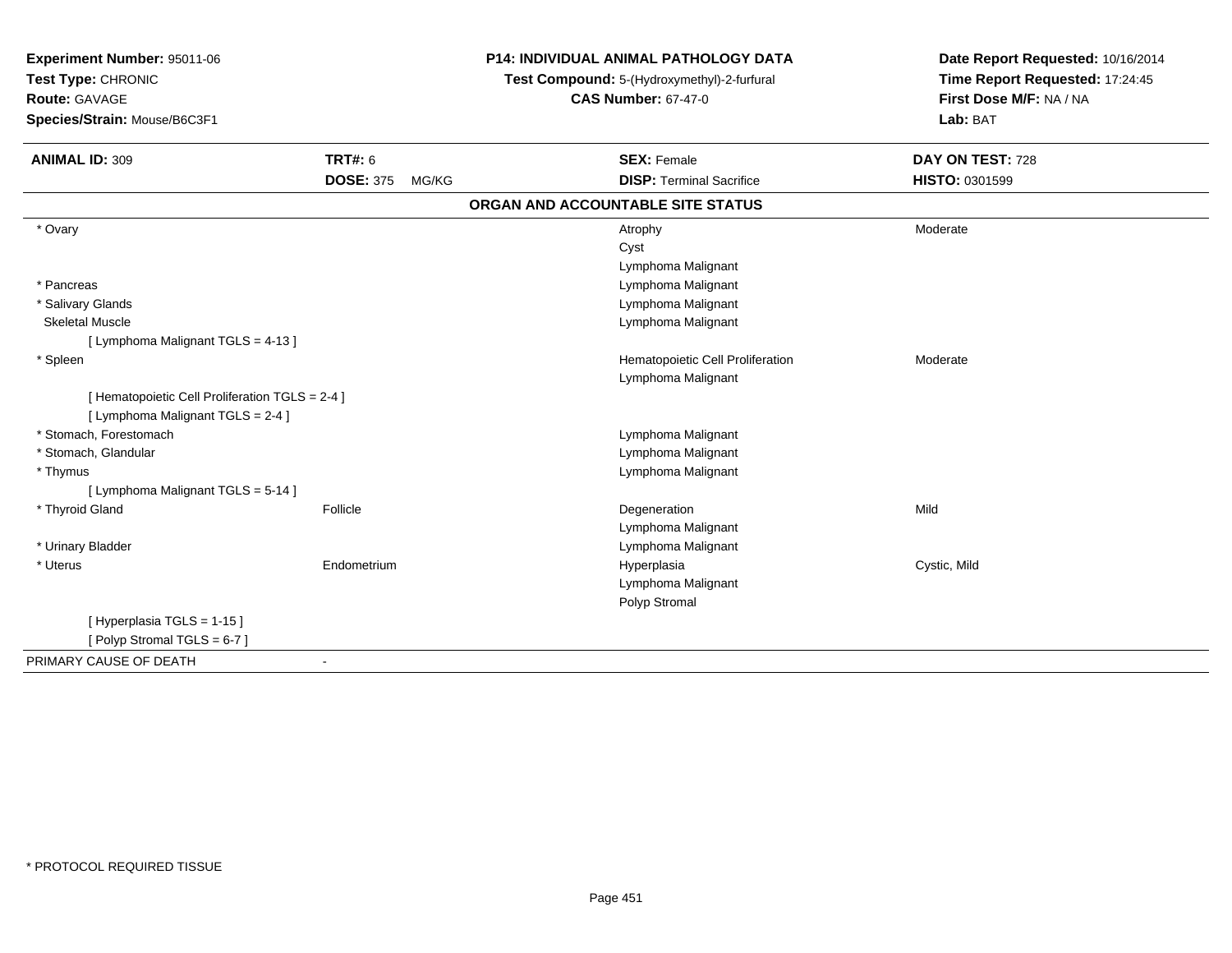**Experiment Number:** 95011-06
**Test Type:** CHRONIC
**Route:** GAVAGE
**Species/Strain:** Mouse/B6C3F1

**P14: INDIVIDUAL ANIMAL PATHOLOGY DATA**
**Test Compound:** 5-(Hydroxymethyl)-2-furfural
**CAS Number:** 67-47-0

**Date Report Requested:** 10/16/2014
**Time Report Requested:** 17:24:45
**First Dose M/F:** NA / NA
**Lab:** BAT

| **ANIMAL ID:** 309 | **TRT#:** 6 | **SEX:** Female | **DAY ON TEST:** 728 |
|---|---|---|---|
| | **DOSE:** 375 MG/KG | **DISP:** Terminal Sacrifice | **HISTO:** 0301599 |

**ORGAN AND ACCOUNTABLE SITE STATUS**

| Organ | Site | Finding | Severity |
|---|---|---|---|
| * Ovary | | Atrophy | Moderate |
| | | Cyst | |
| | | Lymphoma Malignant | |
| * Pancreas | | Lymphoma Malignant | |
| * Salivary Glands | | Lymphoma Malignant | |
| Skeletal Muscle | | Lymphoma Malignant | |
| [ Lymphoma Malignant TGLS = 4-13 ] | | | |
| * Spleen | | Hematopoietic Cell Proliferation | Moderate |
| | | Lymphoma Malignant | |
| [ Hematopoietic Cell Proliferation TGLS = 2-4 ] | | | |
| [ Lymphoma Malignant TGLS = 2-4 ] | | | |
| * Stomach, Forestomach | | Lymphoma Malignant | |
| * Stomach, Glandular | | Lymphoma Malignant | |
| * Thymus | | Lymphoma Malignant | |
| [ Lymphoma Malignant TGLS = 5-14 ] | | | |
| * Thyroid Gland | Follicle | Degeneration | Mild |
| | | Lymphoma Malignant | |
| * Urinary Bladder | | Lymphoma Malignant | |
| * Uterus | Endometrium | Hyperplasia | Cystic, Mild |
| | | Lymphoma Malignant | |
| | | Polyp Stromal | |
| [ Hyperplasia TGLS = 1-15 ] | | | |
| [ Polyp Stromal TGLS = 6-7 ] | | | |
| PRIMARY CAUSE OF DEATH | - | | |

* PROTOCOL REQUIRED TISSUE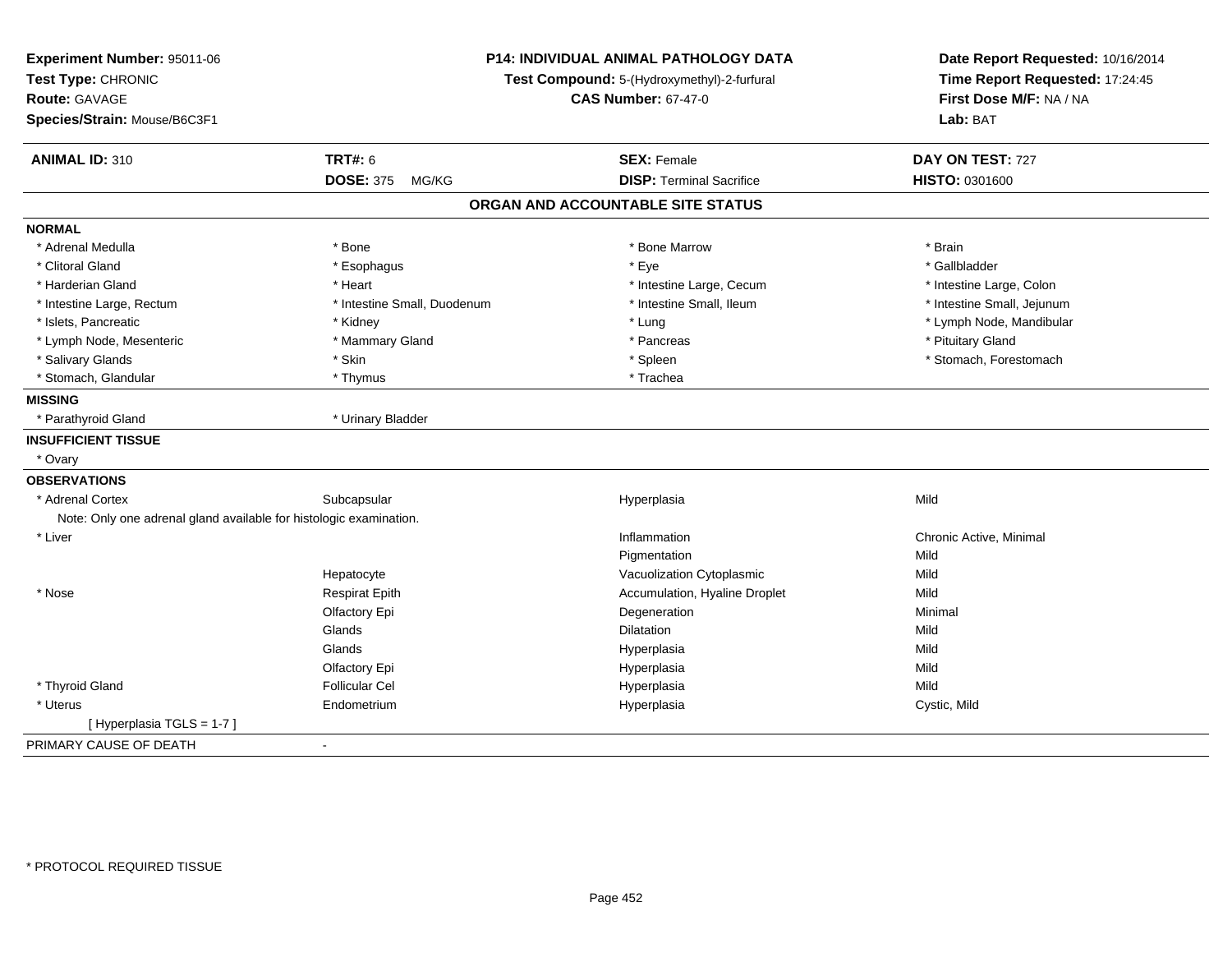**Experiment Number:** 95011-06
**Test Type:** CHRONIC
**Route:** GAVAGE
**Species/Strain:** Mouse/B6C3F1

**P14: INDIVIDUAL ANIMAL PATHOLOGY DATA**
**Test Compound:** 5-(Hydroxymethyl)-2-furfural
**CAS Number:** 67-47-0

**Date Report Requested:** 10/16/2014
**Time Report Requested:** 17:24:45
**First Dose M/F:** NA / NA
**Lab:** BAT

| **ANIMAL ID:** 310 | **TRT#:** 6 | **SEX:** Female | **DAY ON TEST:** 727 |
|---|---|---|---|
| | **DOSE:** 375 MG/KG | **DISP:** Terminal Sacrifice | **HISTO:** 0301600 |

## ORGAN AND ACCOUNTABLE SITE STATUS

**NORMAL**

| | | | |
|---|---|---|---|
| * Adrenal Medulla | * Bone | * Bone Marrow | * Brain |
| * Clitoral Gland | * Esophagus | * Eye | * Gallbladder |
| * Harderian Gland | * Heart | * Intestine Large, Cecum | * Intestine Large, Colon |
| * Intestine Large, Rectum | * Intestine Small, Duodenum | * Intestine Small, Ileum | * Intestine Small, Jejunum |
| * Islets, Pancreatic | * Kidney | * Lung | * Lymph Node, Mandibular |
| * Lymph Node, Mesenteric | * Mammary Gland | * Pancreas | * Pituitary Gland |
| * Salivary Glands | * Skin | * Spleen | * Stomach, Forestomach |
| * Stomach, Glandular | * Thymus | * Trachea | |

**MISSING**

| | |
|---|---|
| * Parathyroid Gland | * Urinary Bladder |

**INSUFFICIENT TISSUE**

* Ovary

**OBSERVATIONS**

| | | | |
|---|---|---|---|
| * Adrenal Cortex | Subcapsular | Hyperplasia | Mild |
| Note: Only one adrenal gland available for histologic examination. | | | |
| * Liver | | Inflammation | Chronic Active, Minimal |
| | | Pigmentation | Mild |
| | Hepatocyte | Vacuolization Cytoplasmic | Mild |
| * Nose | Respirat Epith | Accumulation, Hyaline Droplet | Mild |
| | Olfactory Epi | Degeneration | Minimal |
| | Glands | Dilatation | Mild |
| | Glands | Hyperplasia | Mild |
| | Olfactory Epi | Hyperplasia | Mild |
| * Thyroid Gland | Follicular Cel | Hyperplasia | Mild |
| * Uterus | Endometrium | Hyperplasia | Cystic, Mild |
| [ Hyperplasia TGLS = 1-7 ] | | | |

PRIMARY CAUSE OF DEATH -

* PROTOCOL REQUIRED TISSUE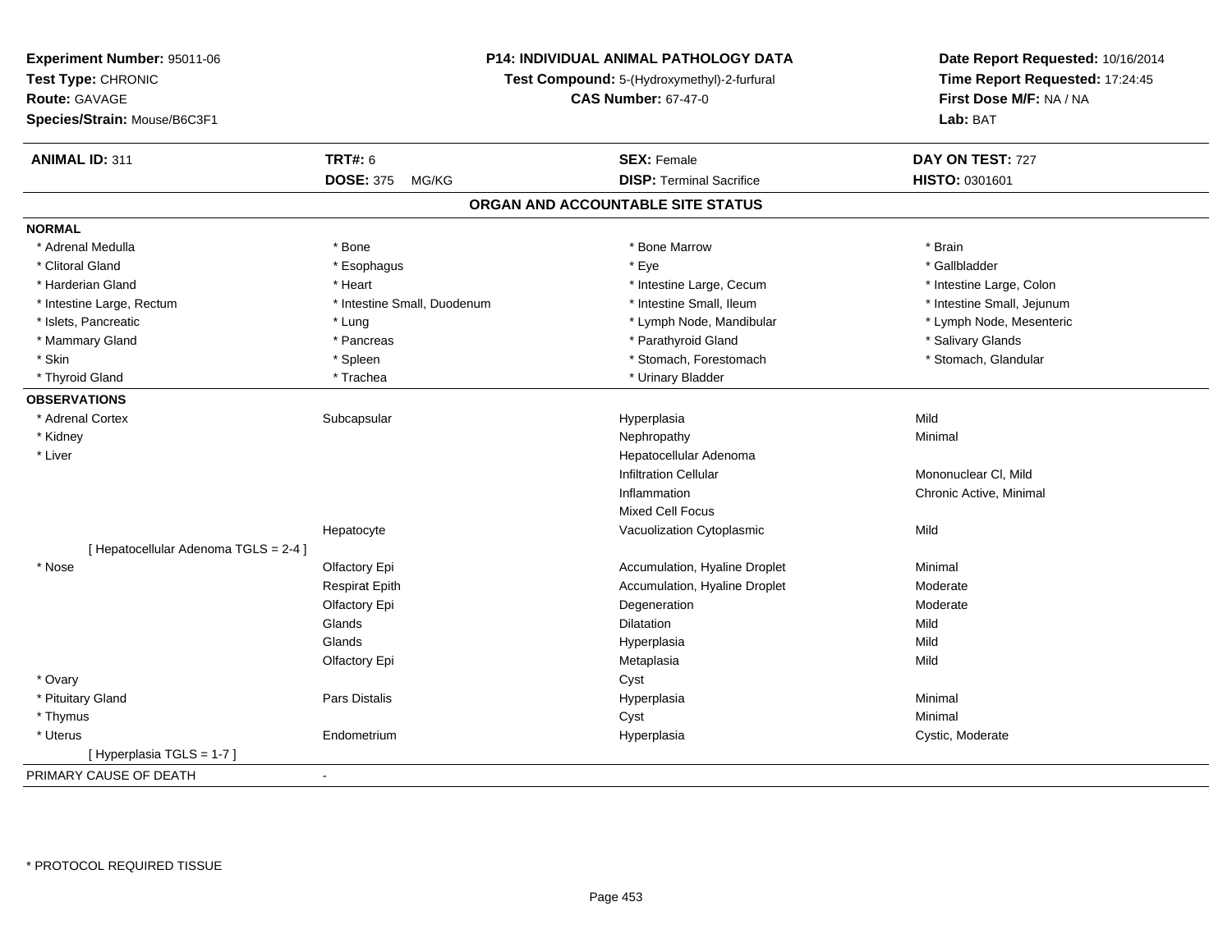**Experiment Number:** 95011-06
**Test Type:** CHRONIC
**Route:** GAVAGE
**Species/Strain:** Mouse/B6C3F1

**P14: INDIVIDUAL ANIMAL PATHOLOGY DATA**
**Test Compound:** 5-(Hydroxymethyl)-2-furfural
**CAS Number:** 67-47-0

**Date Report Requested:** 10/16/2014
**Time Report Requested:** 17:24:45
**First Dose M/F:** NA / NA
**Lab:** BAT

| **ANIMAL ID:** 311 | **TRT#:** 6 | **SEX:** Female | **DAY ON TEST:** 727 |
|---|---|---|---|
| | **DOSE:** 375 MG/KG | **DISP:** Terminal Sacrifice | **HISTO:** 0301601 |

## ORGAN AND ACCOUNTABLE SITE STATUS

**NORMAL**

| | | | |
|---|---|---|---|
| * Adrenal Medulla | * Bone | * Bone Marrow | * Brain |
| * Clitoral Gland | * Esophagus | * Eye | * Gallbladder |
| * Harderian Gland | * Heart | * Intestine Large, Cecum | * Intestine Large, Colon |
| * Intestine Large, Rectum | * Intestine Small, Duodenum | * Intestine Small, Ileum | * Intestine Small, Jejunum |
| * Islets, Pancreatic | * Lung | * Lymph Node, Mandibular | * Lymph Node, Mesenteric |
| * Mammary Gland | * Pancreas | * Parathyroid Gland | * Salivary Glands |
| * Skin | * Spleen | * Stomach, Forestomach | * Stomach, Glandular |
| * Thyroid Gland | * Trachea | * Urinary Bladder | |

**OBSERVATIONS**

| | | | |
|---|---|---|---|
| * Adrenal Cortex | Subcapsular | Hyperplasia | Mild |
| * Kidney | | Nephropathy | Minimal |
| * Liver | | Hepatocellular Adenoma | |
| | | Infiltration Cellular | Mononuclear Cl, Mild |
| | | Inflammation | Chronic Active, Minimal |
| | | Mixed Cell Focus | |
| | Hepatocyte | Vacuolization Cytoplasmic | Mild |
| [ Hepatocellular Adenoma TGLS = 2-4 ] | | | |
| * Nose | Olfactory Epi | Accumulation, Hyaline Droplet | Minimal |
| | Respirat Epith | Accumulation, Hyaline Droplet | Moderate |
| | Olfactory Epi | Degeneration | Moderate |
| | Glands | Dilatation | Mild |
| | Glands | Hyperplasia | Mild |
| | Olfactory Epi | Metaplasia | Mild |
| * Ovary | | Cyst | |
| * Pituitary Gland | Pars Distalis | Hyperplasia | Minimal |
| * Thymus | | Cyst | Minimal |
| * Uterus | Endometrium | Hyperplasia | Cystic, Moderate |
| [ Hyperplasia TGLS = 1-7 ] | | | |

PRIMARY CAUSE OF DEATH -

\* PROTOCOL REQUIRED TISSUE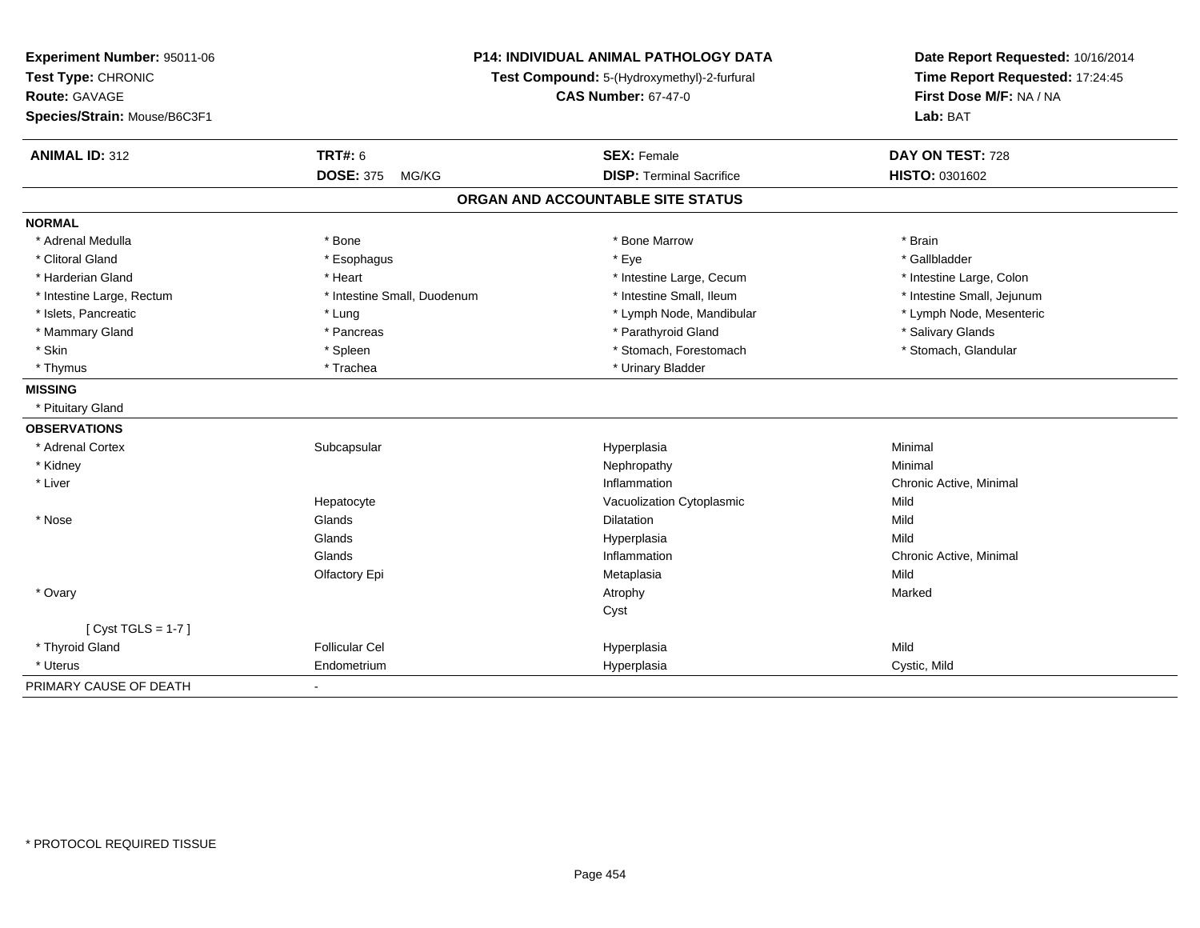**Experiment Number:** 95011-06
**Test Type:** CHRONIC
**Route:** GAVAGE
**Species/Strain:** Mouse/B6C3F1

**P14: INDIVIDUAL ANIMAL PATHOLOGY DATA**
**Test Compound:** 5-(Hydroxymethyl)-2-furfural
**CAS Number:** 67-47-0

**Date Report Requested:** 10/16/2014
**Time Report Requested:** 17:24:45
**First Dose M/F:** NA / NA
**Lab:** BAT

| **ANIMAL ID:** 312 | **TRT#:** 6 | **SEX:** Female | **DAY ON TEST:** 728 |
|---|---|---|---|
| | **DOSE:** 375 MG/KG | **DISP:** Terminal Sacrifice | **HISTO:** 0301602 |

## ORGAN AND ACCOUNTABLE SITE STATUS

**NORMAL**

| | | | |
|---|---|---|---|
| * Adrenal Medulla | * Bone | * Bone Marrow | * Brain |
| * Clitoral Gland | * Esophagus | * Eye | * Gallbladder |
| * Harderian Gland | * Heart | * Intestine Large, Cecum | * Intestine Large, Colon |
| * Intestine Large, Rectum | * Intestine Small, Duodenum | * Intestine Small, Ileum | * Intestine Small, Jejunum |
| * Islets, Pancreatic | * Lung | * Lymph Node, Mandibular | * Lymph Node, Mesenteric |
| * Mammary Gland | * Pancreas | * Parathyroid Gland | * Salivary Glands |
| * Skin | * Spleen | * Stomach, Forestomach | * Stomach, Glandular |
| * Thymus | * Trachea | * Urinary Bladder | |

**MISSING**

* Pituitary Gland

**OBSERVATIONS**

| | | | |
|---|---|---|---|
| * Adrenal Cortex | Subcapsular | Hyperplasia | Minimal |
| * Kidney | | Nephropathy | Minimal |
| * Liver | | Inflammation | Chronic Active, Minimal |
| | Hepatocyte | Vacuolization Cytoplasmic | Mild |
| * Nose | Glands | Dilatation | Mild |
| | Glands | Hyperplasia | Mild |
| | Glands | Inflammation | Chronic Active, Minimal |
| | Olfactory Epi | Metaplasia | Mild |
| * Ovary | | Atrophy | Marked |
| | | Cyst | |
| [ Cyst TGLS = 1-7 ] | | | |
| * Thyroid Gland | Follicular Cel | Hyperplasia | Mild |
| * Uterus | Endometrium | Hyperplasia | Cystic, Mild |

PRIMARY CAUSE OF DEATH -

* PROTOCOL REQUIRED TISSUE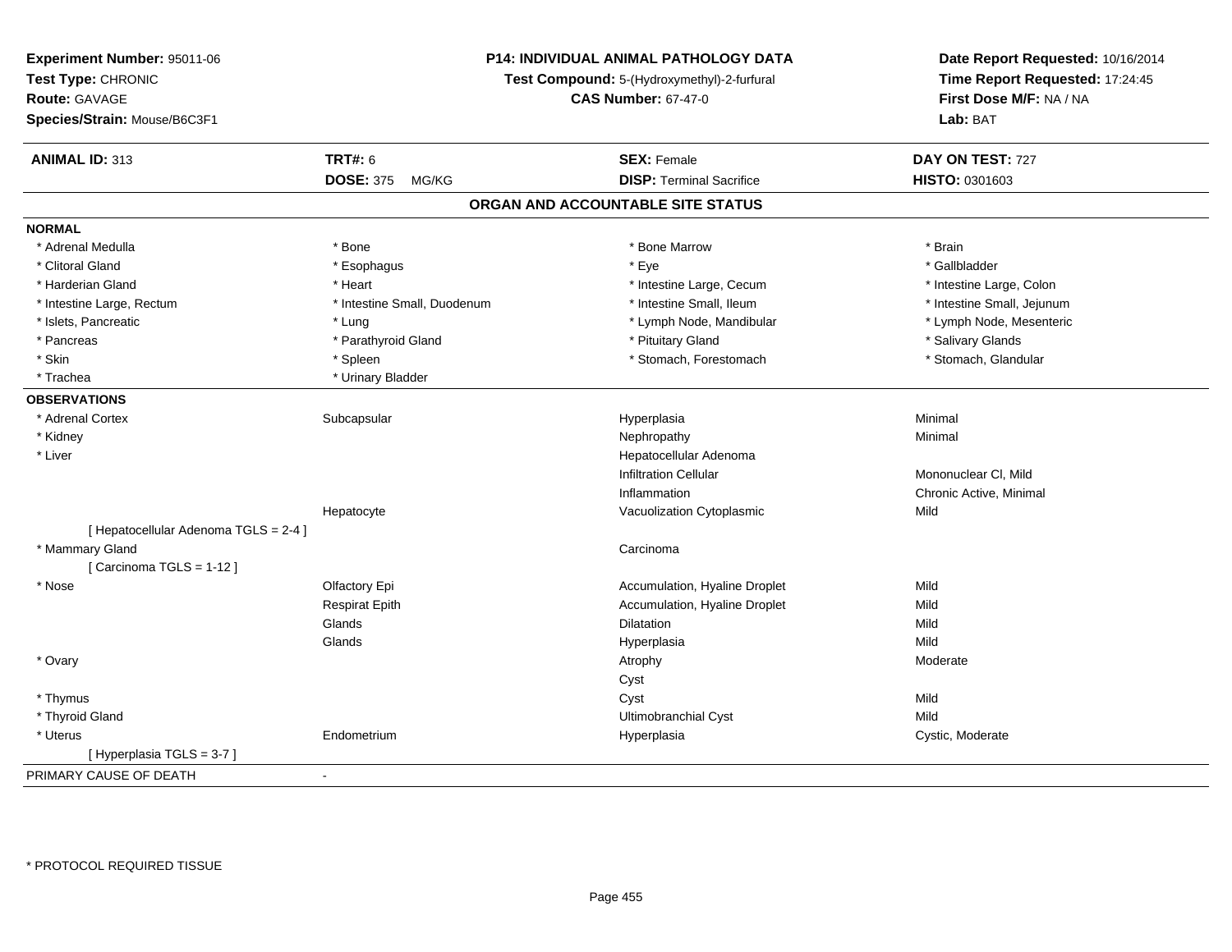**Experiment Number:** 95011-06
**Test Type:** CHRONIC
**Route:** GAVAGE
**Species/Strain:** Mouse/B6C3F1

**P14: INDIVIDUAL ANIMAL PATHOLOGY DATA**
**Test Compound:** 5-(Hydroxymethyl)-2-furfural
**CAS Number:** 67-47-0

**Date Report Requested:** 10/16/2014
**Time Report Requested:** 17:24:45
**First Dose M/F:** NA / NA
**Lab:** BAT

| **ANIMAL ID:** 313 | **TRT#:** 6 | **SEX:** Female | **DAY ON TEST:** 727 |
|---|---|---|---|
| | **DOSE:** 375 MG/KG | **DISP:** Terminal Sacrifice | **HISTO:** 0301603 |

## ORGAN AND ACCOUNTABLE SITE STATUS

**NORMAL**

| | | | |
|---|---|---|---|
| * Adrenal Medulla | * Bone | * Bone Marrow | * Brain |
| * Clitoral Gland | * Esophagus | * Eye | * Gallbladder |
| * Harderian Gland | * Heart | * Intestine Large, Cecum | * Intestine Large, Colon |
| * Intestine Large, Rectum | * Intestine Small, Duodenum | * Intestine Small, Ileum | * Intestine Small, Jejunum |
| * Islets, Pancreatic | * Lung | * Lymph Node, Mandibular | * Lymph Node, Mesenteric |
| * Pancreas | * Parathyroid Gland | * Pituitary Gland | * Salivary Glands |
| * Skin | * Spleen | * Stomach, Forestomach | * Stomach, Glandular |
| * Trachea | * Urinary Bladder | | |

**OBSERVATIONS**

| | | | |
|---|---|---|---|
| * Adrenal Cortex | Subcapsular | Hyperplasia | Minimal |
| * Kidney | | Nephropathy | Minimal |
| * Liver | | Hepatocellular Adenoma | |
| | | Infiltration Cellular | Mononuclear Cl, Mild |
| | | Inflammation | Chronic Active, Minimal |
| | Hepatocyte | Vacuolization Cytoplasmic | Mild |
| [ Hepatocellular Adenoma TGLS = 2-4 ] | | | |
| * Mammary Gland | | Carcinoma | |
| [ Carcinoma TGLS = 1-12 ] | | | |
| * Nose | Olfactory Epi | Accumulation, Hyaline Droplet | Mild |
| | Respirat Epith | Accumulation, Hyaline Droplet | Mild |
| | Glands | Dilatation | Mild |
| | Glands | Hyperplasia | Mild |
| * Ovary | | Atrophy | Moderate |
| | | Cyst | |
| * Thymus | | Cyst | Mild |
| * Thyroid Gland | | Ultimobranchial Cyst | Mild |
| * Uterus | Endometrium | Hyperplasia | Cystic, Moderate |
| [ Hyperplasia TGLS = 3-7 ] | | | |

PRIMARY CAUSE OF DEATH -

* PROTOCOL REQUIRED TISSUE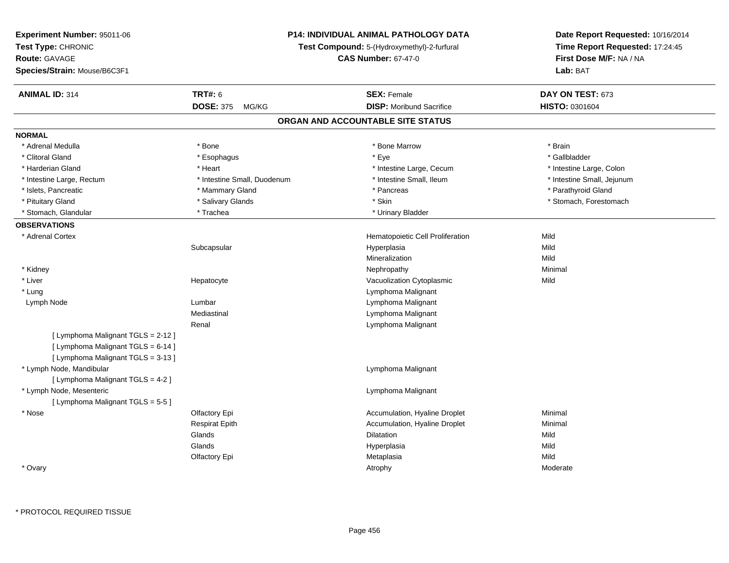**Experiment Number:** 95011-06
**Test Type:** CHRONIC
**Route:** GAVAGE
**Species/Strain:** Mouse/B6C3F1

**P14: INDIVIDUAL ANIMAL PATHOLOGY DATA**
**Test Compound:** 5-(Hydroxymethyl)-2-furfural
**CAS Number:** 67-47-0

**Date Report Requested:** 10/16/2014
**Time Report Requested:** 17:24:45
**First Dose M/F:** NA / NA
**Lab:** BAT

| **ANIMAL ID:** 314 | **TRT#:** 6 | **SEX:** Female | **DAY ON TEST:** 673 |
|---|---|---|---|
| | **DOSE:** 375 MG/KG | **DISP:** Moribund Sacrifice | **HISTO:** 0301604 |

## ORGAN AND ACCOUNTABLE SITE STATUS

**NORMAL**

| | | | |
|---|---|---|---|
| * Adrenal Medulla | * Bone | * Bone Marrow | * Brain |
| * Clitoral Gland | * Esophagus | * Eye | * Gallbladder |
| * Harderian Gland | * Heart | * Intestine Large, Cecum | * Intestine Large, Colon |
| * Intestine Large, Rectum | * Intestine Small, Duodenum | * Intestine Small, Ileum | * Intestine Small, Jejunum |
| * Islets, Pancreatic | * Mammary Gland | * Pancreas | * Parathyroid Gland |
| * Pituitary Gland | * Salivary Glands | * Skin | * Stomach, Forestomach |
| * Stomach, Glandular | * Trachea | * Urinary Bladder | |

**OBSERVATIONS**

| | | | |
|---|---|---|---|
| * Adrenal Cortex | | Hematopoietic Cell Proliferation | Mild |
| | Subcapsular | Hyperplasia | Mild |
| | | Mineralization | Mild |
| * Kidney | | Nephropathy | Minimal |
| * Liver | Hepatocyte | Vacuolization Cytoplasmic | Mild |
| * Lung | | Lymphoma Malignant | |
| Lymph Node | Lumbar | Lymphoma Malignant | |
| | Mediastinal | Lymphoma Malignant | |
| | Renal | Lymphoma Malignant | |
| [ Lymphoma Malignant TGLS = 2-12 ] | | | |
| [ Lymphoma Malignant TGLS = 6-14 ] | | | |
| [ Lymphoma Malignant TGLS = 3-13 ] | | | |
| * Lymph Node, Mandibular | | Lymphoma Malignant | |
| [ Lymphoma Malignant TGLS = 4-2 ] | | | |
| * Lymph Node, Mesenteric | | Lymphoma Malignant | |
| [ Lymphoma Malignant TGLS = 5-5 ] | | | |
| * Nose | Olfactory Epi | Accumulation, Hyaline Droplet | Minimal |
| | Respirat Epith | Accumulation, Hyaline Droplet | Minimal |
| | Glands | Dilatation | Mild |
| | Glands | Hyperplasia | Mild |
| | Olfactory Epi | Metaplasia | Mild |
| * Ovary | | Atrophy | Moderate |

* PROTOCOL REQUIRED TISSUE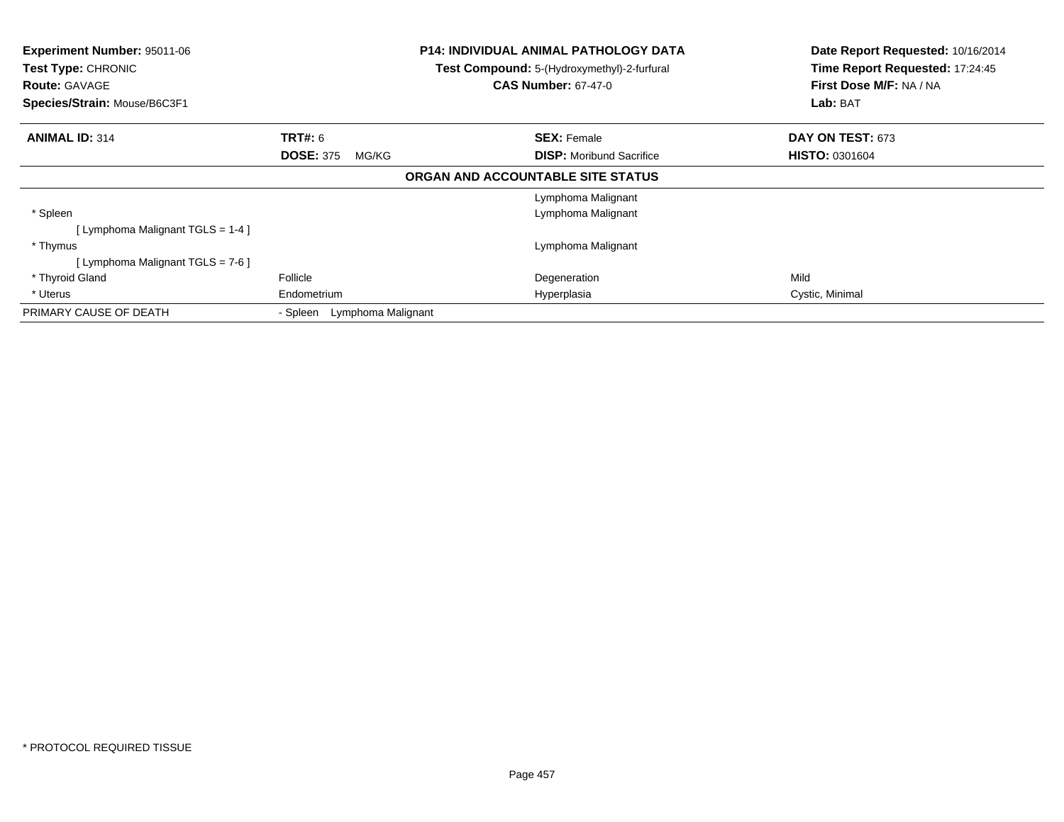**Experiment Number:** 95011-06
**Test Type:** CHRONIC
**Route:** GAVAGE
**Species/Strain:** Mouse/B6C3F1

**P14: INDIVIDUAL ANIMAL PATHOLOGY DATA**
**Test Compound:** 5-(Hydroxymethyl)-2-furfural
**CAS Number:** 67-47-0

**Date Report Requested:** 10/16/2014
**Time Report Requested:** 17:24:45
**First Dose M/F:** NA / NA
**Lab:** BAT

| **ANIMAL ID:** 314 | **TRT#:** 6 | **SEX:** Female | **DAY ON TEST:** 673 |
|---|---|---|---|
| | **DOSE:** 375 MG/KG | **DISP:** Moribund Sacrifice | **HISTO:** 0301604 |

**ORGAN AND ACCOUNTABLE SITE STATUS**

| | | | |
|---|---|---|---|
| | | Lymphoma Malignant | |
| * Spleen | | Lymphoma Malignant | |
| [ Lymphoma Malignant TGLS = 1-4 ] | | | |
| * Thymus | | Lymphoma Malignant | |
| [ Lymphoma Malignant TGLS = 7-6 ] | | | |
| * Thyroid Gland | Follicle | Degeneration | Mild |
| * Uterus | Endometrium | Hyperplasia | Cystic, Minimal |
| PRIMARY CAUSE OF DEATH | - Spleen Lymphoma Malignant | | |

* PROTOCOL REQUIRED TISSUE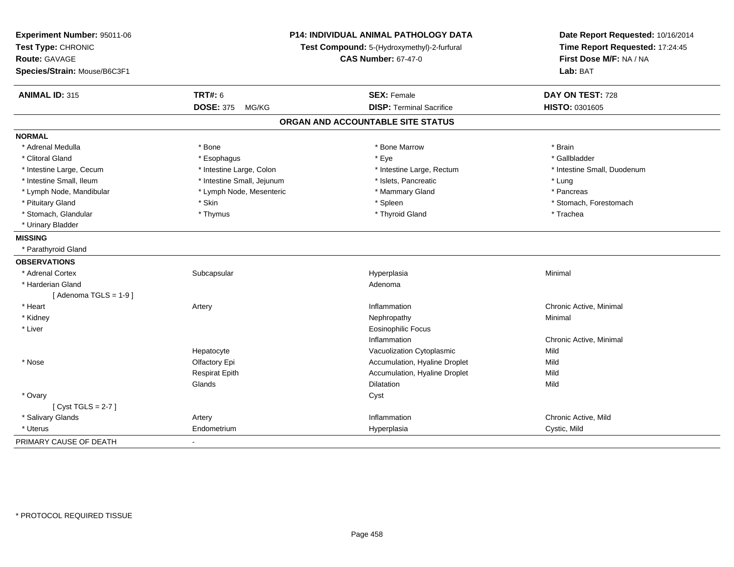**Experiment Number:** 95011-06
**Test Type:** CHRONIC
**Route:** GAVAGE
**Species/Strain:** Mouse/B6C3F1

**P14: INDIVIDUAL ANIMAL PATHOLOGY DATA**
**Test Compound:** 5-(Hydroxymethyl)-2-furfural
**CAS Number:** 67-47-0

**Date Report Requested:** 10/16/2014
**Time Report Requested:** 17:24:45
**First Dose M/F:** NA / NA
**Lab:** BAT

| **ANIMAL ID:** 315 | **TRT#:** 6 | **SEX:** Female | **DAY ON TEST:** 728 |
|---|---|---|---|
| | **DOSE:** 375 MG/KG | **DISP:** Terminal Sacrifice | **HISTO:** 0301605 |

## ORGAN AND ACCOUNTABLE SITE STATUS

**NORMAL**

| | | | |
|---|---|---|---|
| * Adrenal Medulla | * Bone | * Bone Marrow | * Brain |
| * Clitoral Gland | * Esophagus | * Eye | * Gallbladder |
| * Intestine Large, Cecum | * Intestine Large, Colon | * Intestine Large, Rectum | * Intestine Small, Duodenum |
| * Intestine Small, Ileum | * Intestine Small, Jejunum | * Islets, Pancreatic | * Lung |
| * Lymph Node, Mandibular | * Lymph Node, Mesenteric | * Mammary Gland | * Pancreas |
| * Pituitary Gland | * Skin | * Spleen | * Stomach, Forestomach |
| * Stomach, Glandular | * Thymus | * Thyroid Gland | * Trachea |
| * Urinary Bladder | | | |

**MISSING**

* Parathyroid Gland

**OBSERVATIONS**

| | | | |
|---|---|---|---|
| * Adrenal Cortex | Subcapsular | Hyperplasia | Minimal |
| * Harderian Gland | | Adenoma | |
| [ Adenoma TGLS = 1-9 ] | | | |
| * Heart | Artery | Inflammation | Chronic Active, Minimal |
| * Kidney | | Nephropathy | Minimal |
| * Liver | | Eosinophilic Focus | |
| | | Inflammation | Chronic Active, Minimal |
| | Hepatocyte | Vacuolization Cytoplasmic | Mild |
| * Nose | Olfactory Epi | Accumulation, Hyaline Droplet | Mild |
| | Respirat Epith | Accumulation, Hyaline Droplet | Mild |
| | Glands | Dilatation | Mild |
| * Ovary | | Cyst | |
| [ Cyst TGLS = 2-7 ] | | | |
| * Salivary Glands | Artery | Inflammation | Chronic Active, Mild |
| * Uterus | Endometrium | Hyperplasia | Cystic, Mild |

PRIMARY CAUSE OF DEATH -

* PROTOCOL REQUIRED TISSUE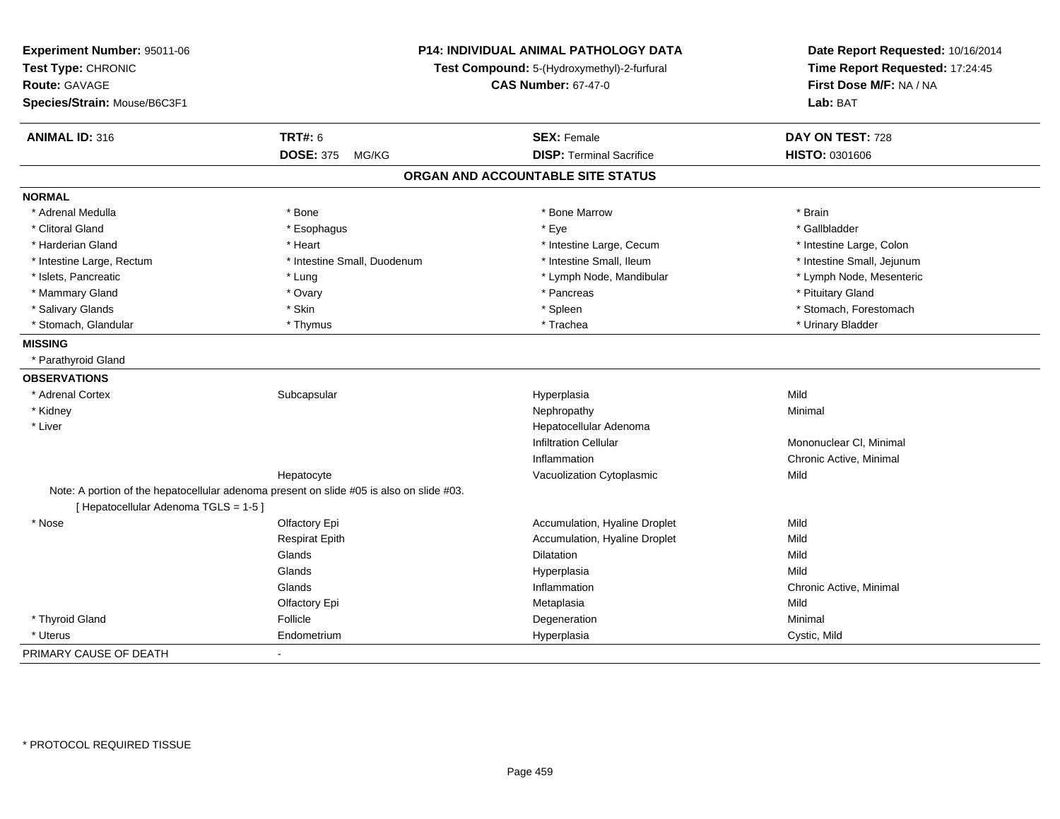**Experiment Number:** 95011-06
**Test Type:** CHRONIC
**Route:** GAVAGE
**Species/Strain:** Mouse/B6C3F1

**P14: INDIVIDUAL ANIMAL PATHOLOGY DATA**
**Test Compound:** 5-(Hydroxymethyl)-2-furfural
**CAS Number:** 67-47-0

**Date Report Requested:** 10/16/2014
**Time Report Requested:** 17:24:45
**First Dose M/F:** NA / NA
**Lab:** BAT

| **ANIMAL ID:** 316 | **TRT#:** 6 | **SEX:** Female | **DAY ON TEST:** 728 |
|---|---|---|---|
| | **DOSE:** 375 MG/KG | **DISP:** Terminal Sacrifice | **HISTO:** 0301606 |

## ORGAN AND ACCOUNTABLE SITE STATUS

**NORMAL**

| | | | |
|---|---|---|---|
| * Adrenal Medulla | * Bone | * Bone Marrow | * Brain |
| * Clitoral Gland | * Esophagus | * Eye | * Gallbladder |
| * Harderian Gland | * Heart | * Intestine Large, Cecum | * Intestine Large, Colon |
| * Intestine Large, Rectum | * Intestine Small, Duodenum | * Intestine Small, Ileum | * Intestine Small, Jejunum |
| * Islets, Pancreatic | * Lung | * Lymph Node, Mandibular | * Lymph Node, Mesenteric |
| * Mammary Gland | * Ovary | * Pancreas | * Pituitary Gland |
| * Salivary Glands | * Skin | * Spleen | * Stomach, Forestomach |
| * Stomach, Glandular | * Thymus | * Trachea | * Urinary Bladder |

**MISSING**

* Parathyroid Gland

**OBSERVATIONS**

| | | | |
|---|---|---|---|
| * Adrenal Cortex | Subcapsular | Hyperplasia | Mild |
| * Kidney | | Nephropathy | Minimal |
| * Liver | | Hepatocellular Adenoma | |
| | | Infiltration Cellular | Mononuclear Cl, Minimal |
| | | Inflammation | Chronic Active, Minimal |
| | Hepatocyte | Vacuolization Cytoplasmic | Mild |

Note: A portion of the hepatocellular adenoma present on slide #05 is also on slide #03.
[ Hepatocellular Adenoma TGLS = 1-5 ]

| | | | |
|---|---|---|---|
| * Nose | Olfactory Epi | Accumulation, Hyaline Droplet | Mild |
| | Respirat Epith | Accumulation, Hyaline Droplet | Mild |
| | Glands | Dilatation | Mild |
| | Glands | Hyperplasia | Mild |
| | Glands | Inflammation | Chronic Active, Minimal |
| | Olfactory Epi | Metaplasia | Mild |
| * Thyroid Gland | Follicle | Degeneration | Minimal |
| * Uterus | Endometrium | Hyperplasia | Cystic, Mild |

PRIMARY CAUSE OF DEATH -

* PROTOCOL REQUIRED TISSUE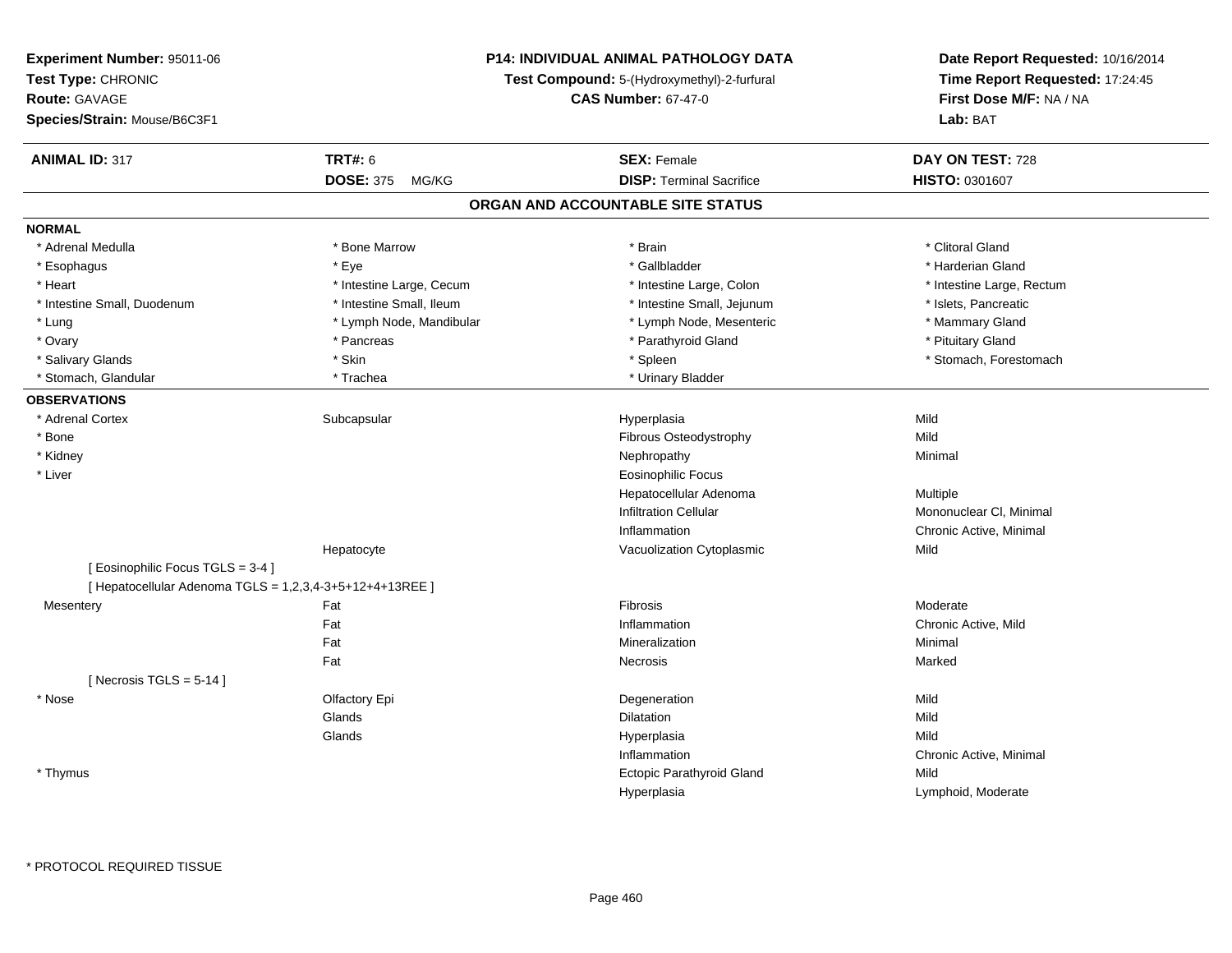**Experiment Number:** 95011-06
**Test Type:** CHRONIC
**Route:** GAVAGE
**Species/Strain:** Mouse/B6C3F1

**P14: INDIVIDUAL ANIMAL PATHOLOGY DATA**
**Test Compound:** 5-(Hydroxymethyl)-2-furfural
**CAS Number:** 67-47-0

**Date Report Requested:** 10/16/2014
**Time Report Requested:** 17:24:45
**First Dose M/F:** NA / NA
**Lab:** BAT

| **ANIMAL ID:** 317 | **TRT#:** 6 | **SEX:** Female | **DAY ON TEST:** 728 |
|---|---|---|---|
| | **DOSE:** 375 MG/KG | **DISP:** Terminal Sacrifice | **HISTO:** 0301607 |

## ORGAN AND ACCOUNTABLE SITE STATUS

**NORMAL**

| | | | |
|---|---|---|---|
| * Adrenal Medulla | * Bone Marrow | * Brain | * Clitoral Gland |
| * Esophagus | * Eye | * Gallbladder | * Harderian Gland |
| * Heart | * Intestine Large, Cecum | * Intestine Large, Colon | * Intestine Large, Rectum |
| * Intestine Small, Duodenum | * Intestine Small, Ileum | * Intestine Small, Jejunum | * Islets, Pancreatic |
| * Lung | * Lymph Node, Mandibular | * Lymph Node, Mesenteric | * Mammary Gland |
| * Ovary | * Pancreas | * Parathyroid Gland | * Pituitary Gland |
| * Salivary Glands | * Skin | * Spleen | * Stomach, Forestomach |
| * Stomach, Glandular | * Trachea | * Urinary Bladder | |

**OBSERVATIONS**

| | | | |
|---|---|---|---|
| * Adrenal Cortex | Subcapsular | Hyperplasia | Mild |
| * Bone | | Fibrous Osteodystrophy | Mild |
| * Kidney | | Nephropathy | Minimal |
| * Liver | | Eosinophilic Focus | |
| | | Hepatocellular Adenoma | Multiple |
| | | Infiltration Cellular | Mononuclear Cl, Minimal |
| | | Inflammation | Chronic Active, Minimal |
| | Hepatocyte | Vacuolization Cytoplasmic | Mild |
| [ Eosinophilic Focus TGLS = 3-4 ] | | | |
| [ Hepatocellular Adenoma TGLS = 1,2,3,4-3+5+12+4+13REE ] | | | |
| Mesentery | Fat | Fibrosis | Moderate |
| | Fat | Inflammation | Chronic Active, Mild |
| | Fat | Mineralization | Minimal |
| | Fat | Necrosis | Marked |
| [ Necrosis TGLS = 5-14 ] | | | |
| * Nose | Olfactory Epi | Degeneration | Mild |
| | Glands | Dilatation | Mild |
| | Glands | Hyperplasia | Mild |
| | | Inflammation | Chronic Active, Minimal |
| * Thymus | | Ectopic Parathyroid Gland | Mild |
| | | Hyperplasia | Lymphoid, Moderate |

* PROTOCOL REQUIRED TISSUE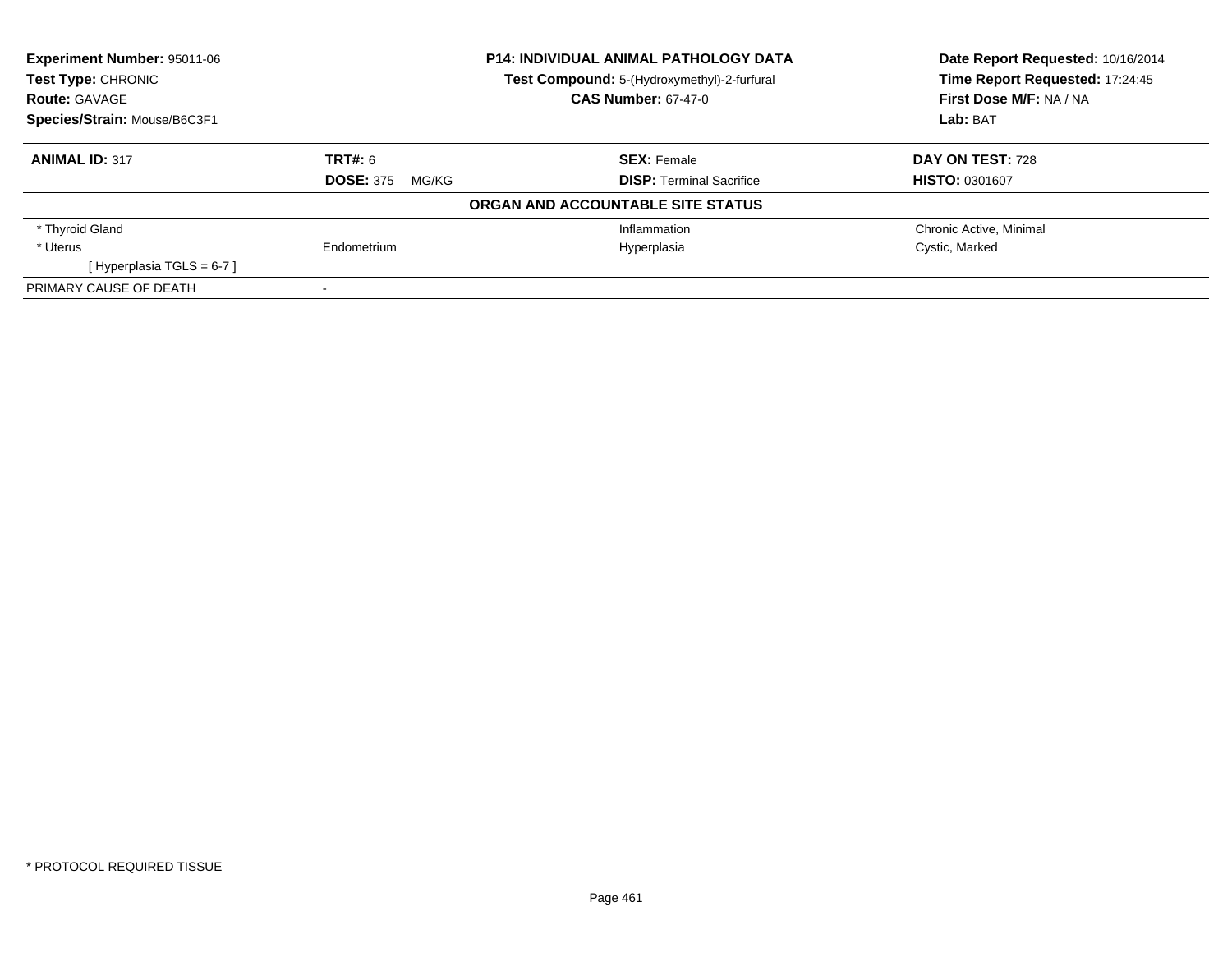**Experiment Number:** 95011-06
**Test Type:** CHRONIC
**Route:** GAVAGE
**Species/Strain:** Mouse/B6C3F1

**P14: INDIVIDUAL ANIMAL PATHOLOGY DATA**
**Test Compound:** 5-(Hydroxymethyl)-2-furfural
**CAS Number:** 67-47-0

**Date Report Requested:** 10/16/2014
**Time Report Requested:** 17:24:45
**First Dose M/F:** NA / NA
**Lab:** BAT

| **ANIMAL ID:** 317 | **TRT#:** 6 | **SEX:** Female | **DAY ON TEST:** 728 |
|---|---|---|---|
| | **DOSE:** 375 MG/KG | **DISP:** Terminal Sacrifice | **HISTO:** 0301607 |

**ORGAN AND ACCOUNTABLE SITE STATUS**

| | | | |
|---|---|---|---|
| * Thyroid Gland | | Inflammation | Chronic Active, Minimal |
| * Uterus | Endometrium | Hyperplasia | Cystic, Marked |
| [ Hyperplasia TGLS = 6-7 ] | | | |
| PRIMARY CAUSE OF DEATH | - | | |

* PROTOCOL REQUIRED TISSUE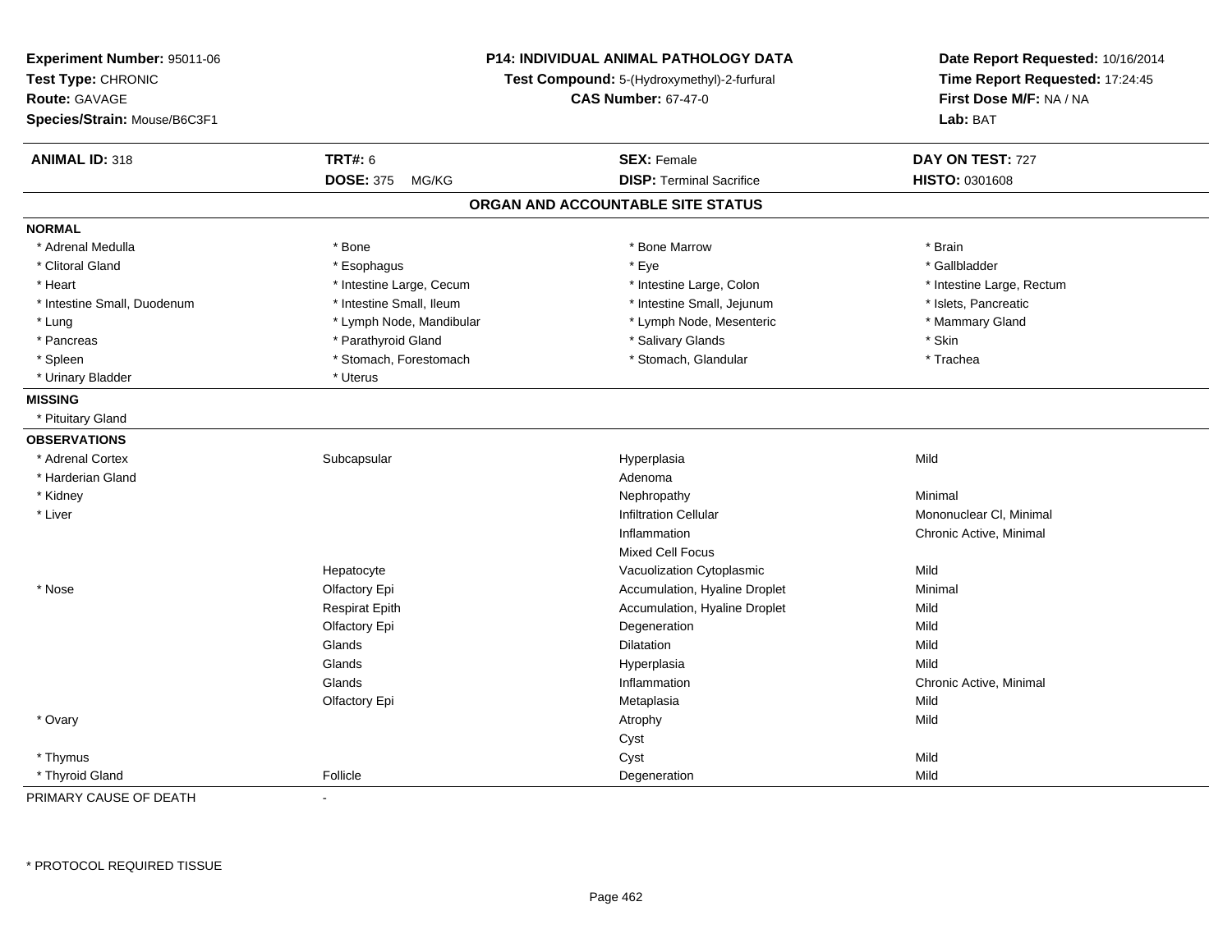**Experiment Number:** 95011-06
**Test Type:** CHRONIC
**Route:** GAVAGE
**Species/Strain:** Mouse/B6C3F1

**P14: INDIVIDUAL ANIMAL PATHOLOGY DATA**
**Test Compound:** 5-(Hydroxymethyl)-2-furfural
**CAS Number:** 67-47-0

**Date Report Requested:** 10/16/2014
**Time Report Requested:** 17:24:45
**First Dose M/F:** NA / NA
**Lab:** BAT

| **ANIMAL ID:** 318 | **TRT#:** 6 | **SEX:** Female | **DAY ON TEST:** 727 |
|---|---|---|---|
| | **DOSE:** 375 MG/KG | **DISP:** Terminal Sacrifice | **HISTO:** 0301608 |

## ORGAN AND ACCOUNTABLE SITE STATUS

**NORMAL**

| | | | |
|---|---|---|---|
| * Adrenal Medulla | * Bone | * Bone Marrow | * Brain |
| * Clitoral Gland | * Esophagus | * Eye | * Gallbladder |
| * Heart | * Intestine Large, Cecum | * Intestine Large, Colon | * Intestine Large, Rectum |
| * Intestine Small, Duodenum | * Intestine Small, Ileum | * Intestine Small, Jejunum | * Islets, Pancreatic |
| * Lung | * Lymph Node, Mandibular | * Lymph Node, Mesenteric | * Mammary Gland |
| * Pancreas | * Parathyroid Gland | * Salivary Glands | * Skin |
| * Spleen | * Stomach, Forestomach | * Stomach, Glandular | * Trachea |
| * Urinary Bladder | * Uterus | | |

**MISSING**

* Pituitary Gland

**OBSERVATIONS**

| Organ | Site | Observation | Severity |
|---|---|---|---|
| * Adrenal Cortex | Subcapsular | Hyperplasia | Mild |
| * Harderian Gland | | Adenoma | |
| * Kidney | | Nephropathy | Minimal |
| * Liver | | Infiltration Cellular | Mononuclear Cl, Minimal |
| | | Inflammation | Chronic Active, Minimal |
| | | Mixed Cell Focus | |
| | Hepatocyte | Vacuolization Cytoplasmic | Mild |
| * Nose | Olfactory Epi | Accumulation, Hyaline Droplet | Minimal |
| | Respirat Epith | Accumulation, Hyaline Droplet | Mild |
| | Olfactory Epi | Degeneration | Mild |
| | Glands | Dilatation | Mild |
| | Glands | Hyperplasia | Mild |
| | Glands | Inflammation | Chronic Active, Minimal |
| | Olfactory Epi | Metaplasia | Mild |
| * Ovary | | Atrophy | Mild |
| | | Cyst | |
| * Thymus | | Cyst | Mild |
| * Thyroid Gland | Follicle | Degeneration | Mild |

PRIMARY CAUSE OF DEATH -

* PROTOCOL REQUIRED TISSUE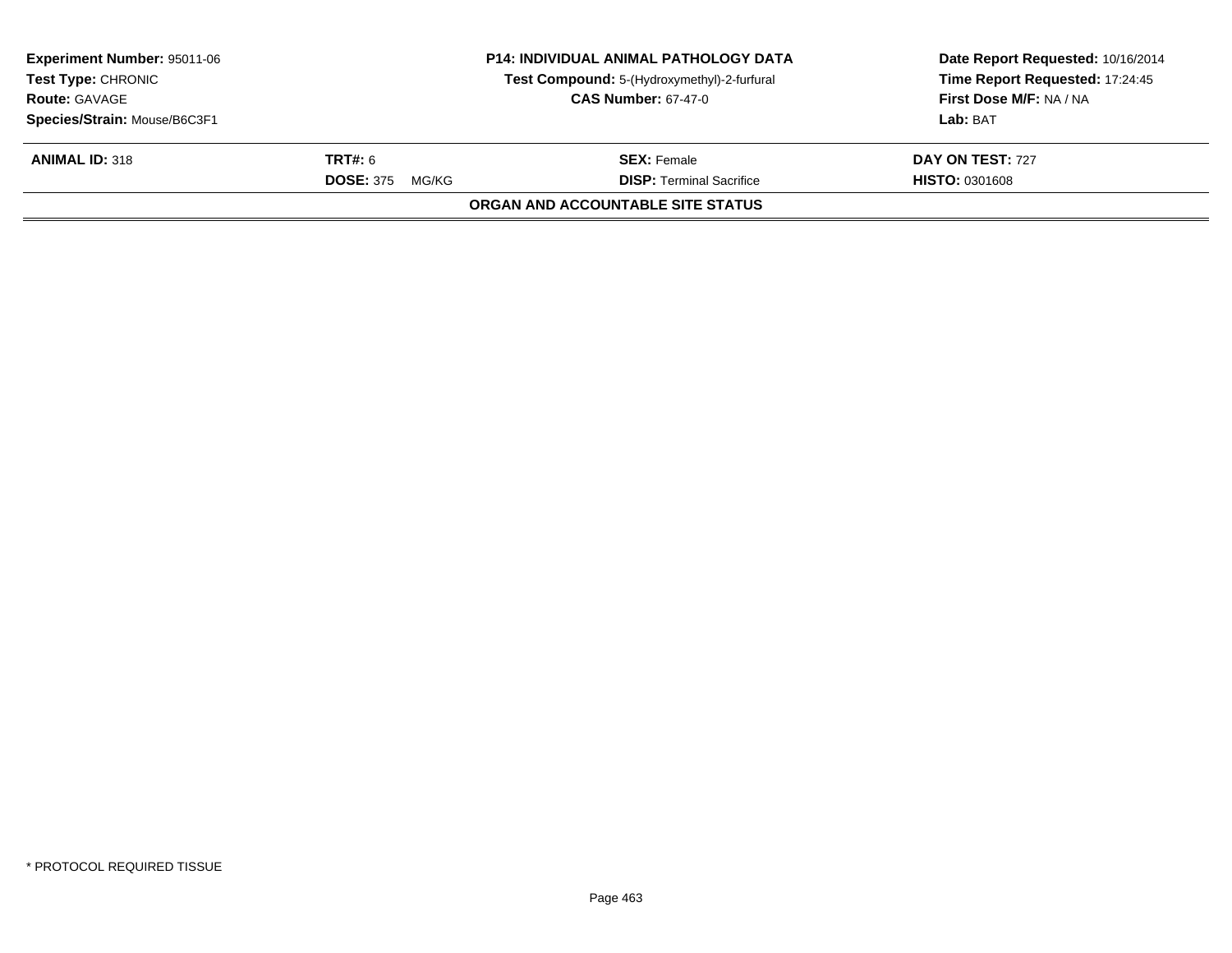**Experiment Number:** 95011-06
**Test Type:** CHRONIC
**Route:** GAVAGE
**Species/Strain:** Mouse/B6C3F1

**P14: INDIVIDUAL ANIMAL PATHOLOGY DATA**
**Test Compound:** 5-(Hydroxymethyl)-2-furfural
**CAS Number:** 67-47-0

**Date Report Requested:** 10/16/2014
**Time Report Requested:** 17:24:45
**First Dose M/F:** NA / NA
**Lab:** BAT

| **ANIMAL ID:** 318 | **TRT#:** 6 | **SEX:** Female | **DAY ON TEST:** 727 |
|---|---|---|---|
| | **DOSE:** 375 MG/KG | **DISP:** Terminal Sacrifice | **HISTO:** 0301608 |

**ORGAN AND ACCOUNTABLE SITE STATUS**

* PROTOCOL REQUIRED TISSUE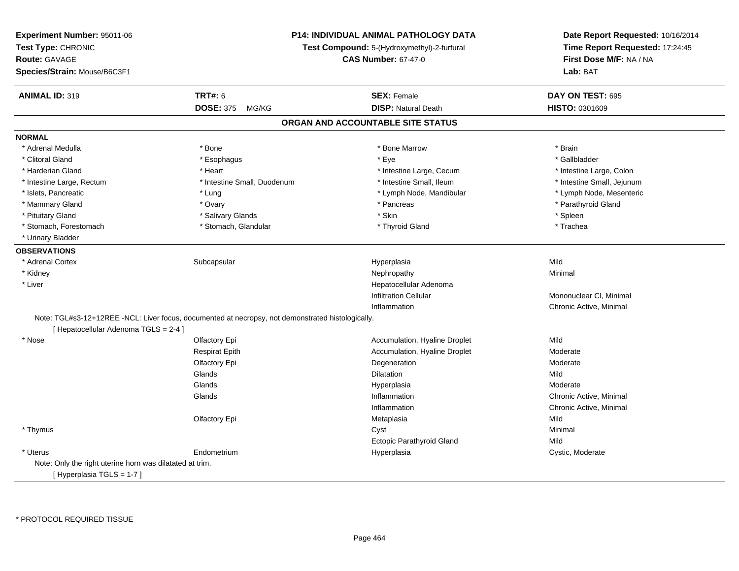**Experiment Number:** 95011-06
**Test Type:** CHRONIC
**Route:** GAVAGE
**Species/Strain:** Mouse/B6C3F1

**P14: INDIVIDUAL ANIMAL PATHOLOGY DATA**
**Test Compound:** 5-(Hydroxymethyl)-2-furfural
**CAS Number:** 67-47-0

**Date Report Requested:** 10/16/2014
**Time Report Requested:** 17:24:45
**First Dose M/F:** NA / NA
**Lab:** BAT

| **ANIMAL ID:** 319 | **TRT#:** 6 | **SEX:** Female | **DAY ON TEST:** 695 |
|---|---|---|---|
| | **DOSE:** 375 MG/KG | **DISP:** Natural Death | **HISTO:** 0301609 |

## ORGAN AND ACCOUNTABLE SITE STATUS

**NORMAL**

| | | | |
|---|---|---|---|
| * Adrenal Medulla | * Bone | * Bone Marrow | * Brain |
| * Clitoral Gland | * Esophagus | * Eye | * Gallbladder |
| * Harderian Gland | * Heart | * Intestine Large, Cecum | * Intestine Large, Colon |
| * Intestine Large, Rectum | * Intestine Small, Duodenum | * Intestine Small, Ileum | * Intestine Small, Jejunum |
| * Islets, Pancreatic | * Lung | * Lymph Node, Mandibular | * Lymph Node, Mesenteric |
| * Mammary Gland | * Ovary | * Pancreas | * Parathyroid Gland |
| * Pituitary Gland | * Salivary Glands | * Skin | * Spleen |
| * Stomach, Forestomach | * Stomach, Glandular | * Thyroid Gland | * Trachea |
| * Urinary Bladder | | | |

**OBSERVATIONS**

| | | | |
|---|---|---|---|
| * Adrenal Cortex | Subcapsular | Hyperplasia | Mild |
| * Kidney | | Nephropathy | Minimal |
| * Liver | | Hepatocellular Adenoma | |
| | | Infiltration Cellular | Mononuclear Cl, Minimal |
| | | Inflammation | Chronic Active, Minimal |

Note: TGL#s3-12+12REE -NCL: Liver focus, documented at necropsy, not demonstrated histologically.
[ Hepatocellular Adenoma TGLS = 2-4 ]

| | | | |
|---|---|---|---|
| * Nose | Olfactory Epi | Accumulation, Hyaline Droplet | Mild |
| | Respirat Epith | Accumulation, Hyaline Droplet | Moderate |
| | Olfactory Epi | Degeneration | Moderate |
| | Glands | Dilatation | Mild |
| | Glands | Hyperplasia | Moderate |
| | Glands | Inflammation | Chronic Active, Minimal |
| | | Inflammation | Chronic Active, Minimal |
| | Olfactory Epi | Metaplasia | Mild |
| * Thymus | | Cyst | Minimal |
| | | Ectopic Parathyroid Gland | Mild |
| * Uterus | Endometrium | Hyperplasia | Cystic, Moderate |

Note: Only the right uterine horn was dilatated at trim.
[ Hyperplasia TGLS = 1-7 ]

\* PROTOCOL REQUIRED TISSUE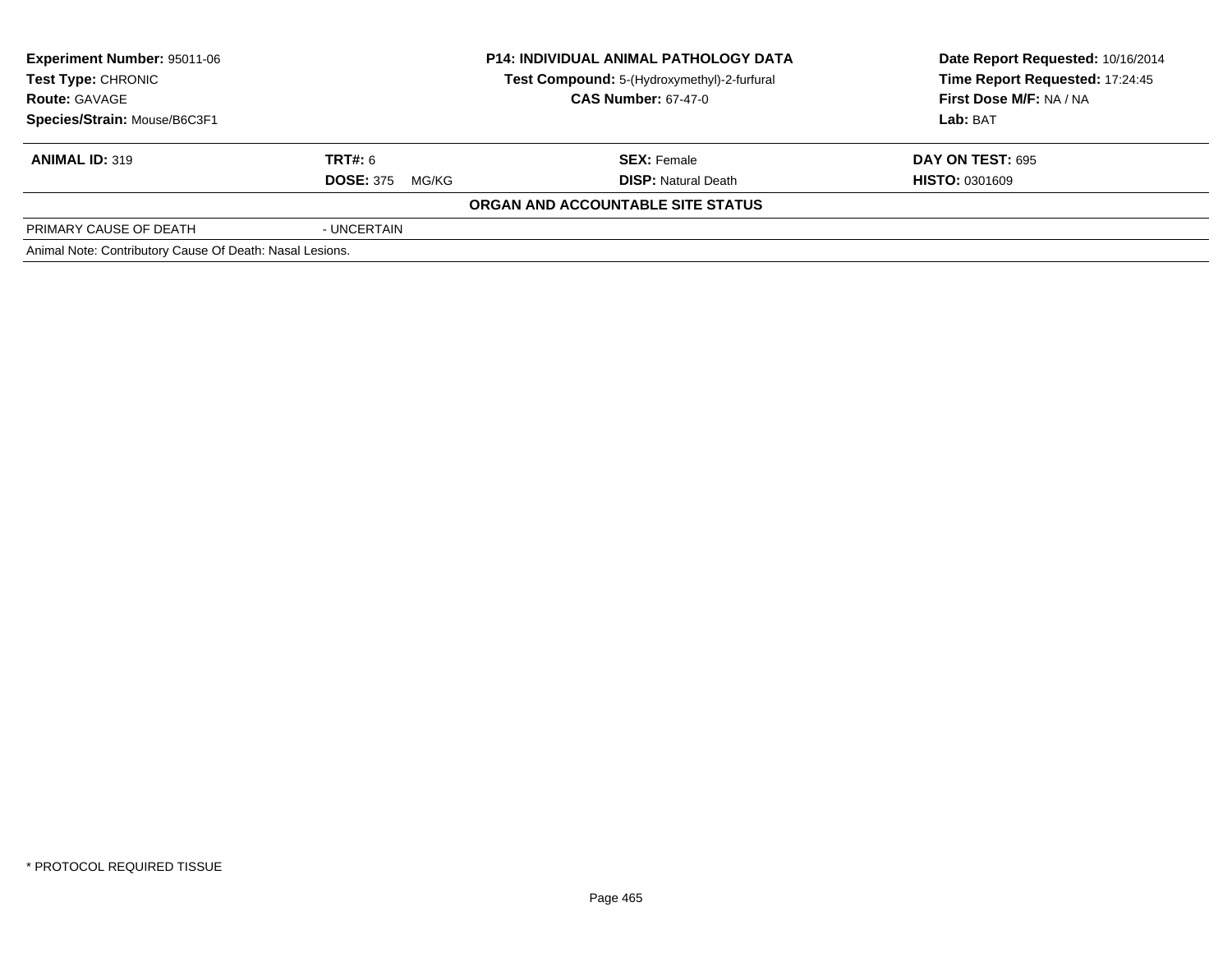| **Experiment Number:** 95011-06 | **P14: INDIVIDUAL ANIMAL PATHOLOGY DATA** | **Date Report Requested:** 10/16/2014 |
|---|---|---|
| **Test Type:** CHRONIC | **Test Compound:** 5-(Hydroxymethyl)-2-furfural | **Time Report Requested:** 17:24:45 |
| **Route:** GAVAGE | **CAS Number:** 67-47-0 | **First Dose M/F:** NA / NA |
| **Species/Strain:** Mouse/B6C3F1 | | **Lab:** BAT |

| **ANIMAL ID:** 319 | **TRT#:** 6 | **SEX:** Female | **DAY ON TEST:** 695 |
|---|---|---|---|
| | **DOSE:** 375 MG/KG | **DISP:** Natural Death | **HISTO:** 0301609 |

**ORGAN AND ACCOUNTABLE SITE STATUS**

| PRIMARY CAUSE OF DEATH | - UNCERTAIN |
|---|---|

Animal Note: Contributory Cause Of Death: Nasal Lesions.

* PROTOCOL REQUIRED TISSUE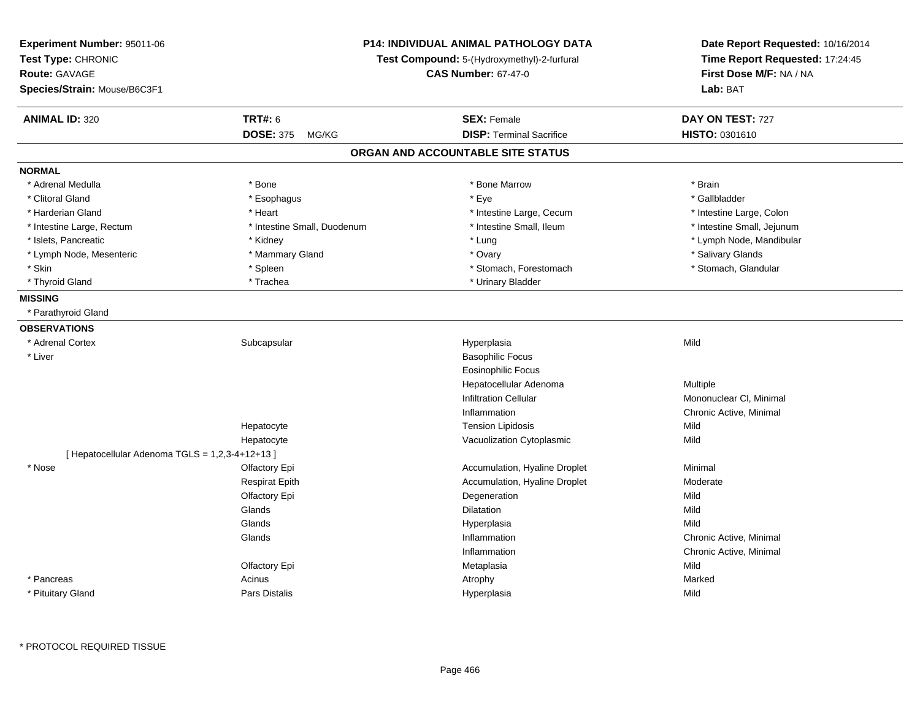**Experiment Number:** 95011-06
**Test Type:** CHRONIC
**Route:** GAVAGE
**Species/Strain:** Mouse/B6C3F1

**P14: INDIVIDUAL ANIMAL PATHOLOGY DATA**
**Test Compound:** 5-(Hydroxymethyl)-2-furfural
**CAS Number:** 67-47-0

**Date Report Requested:** 10/16/2014
**Time Report Requested:** 17:24:45
**First Dose M/F:** NA / NA
**Lab:** BAT

| **ANIMAL ID:** 320 | **TRT#:** 6 | **SEX:** Female | **DAY ON TEST:** 727 |
|---|---|---|---|
| | **DOSE:** 375 MG/KG | **DISP:** Terminal Sacrifice | **HISTO:** 0301610 |

## ORGAN AND ACCOUNTABLE SITE STATUS

**NORMAL**

| | | | |
|---|---|---|---|
| * Adrenal Medulla | * Bone | * Bone Marrow | * Brain |
| * Clitoral Gland | * Esophagus | * Eye | * Gallbladder |
| * Harderian Gland | * Heart | * Intestine Large, Cecum | * Intestine Large, Colon |
| * Intestine Large, Rectum | * Intestine Small, Duodenum | * Intestine Small, Ileum | * Intestine Small, Jejunum |
| * Islets, Pancreatic | * Kidney | * Lung | * Lymph Node, Mandibular |
| * Lymph Node, Mesenteric | * Mammary Gland | * Ovary | * Salivary Glands |
| * Skin | * Spleen | * Stomach, Forestomach | * Stomach, Glandular |
| * Thyroid Gland | * Trachea | * Urinary Bladder | |

**MISSING**

* Parathyroid Gland

**OBSERVATIONS**

| | | | |
|---|---|---|---|
| * Adrenal Cortex | Subcapsular | Hyperplasia | Mild |
| * Liver | | Basophilic Focus | |
| | | Eosinophilic Focus | |
| | | Hepatocellular Adenoma | Multiple |
| | | Infiltration Cellular | Mononuclear Cl, Minimal |
| | | Inflammation | Chronic Active, Minimal |
| | Hepatocyte | Tension Lipidosis | Mild |
| | Hepatocyte | Vacuolization Cytoplasmic | Mild |
| [ Hepatocellular Adenoma TGLS = 1,2,3-4+12+13 ] | | | |
| * Nose | Olfactory Epi | Accumulation, Hyaline Droplet | Minimal |
| | Respirat Epith | Accumulation, Hyaline Droplet | Moderate |
| | Olfactory Epi | Degeneration | Mild |
| | Glands | Dilatation | Mild |
| | Glands | Hyperplasia | Mild |
| | Glands | Inflammation | Chronic Active, Minimal |
| | | Inflammation | Chronic Active, Minimal |
| | Olfactory Epi | Metaplasia | Mild |
| * Pancreas | Acinus | Atrophy | Marked |
| * Pituitary Gland | Pars Distalis | Hyperplasia | Mild |

* PROTOCOL REQUIRED TISSUE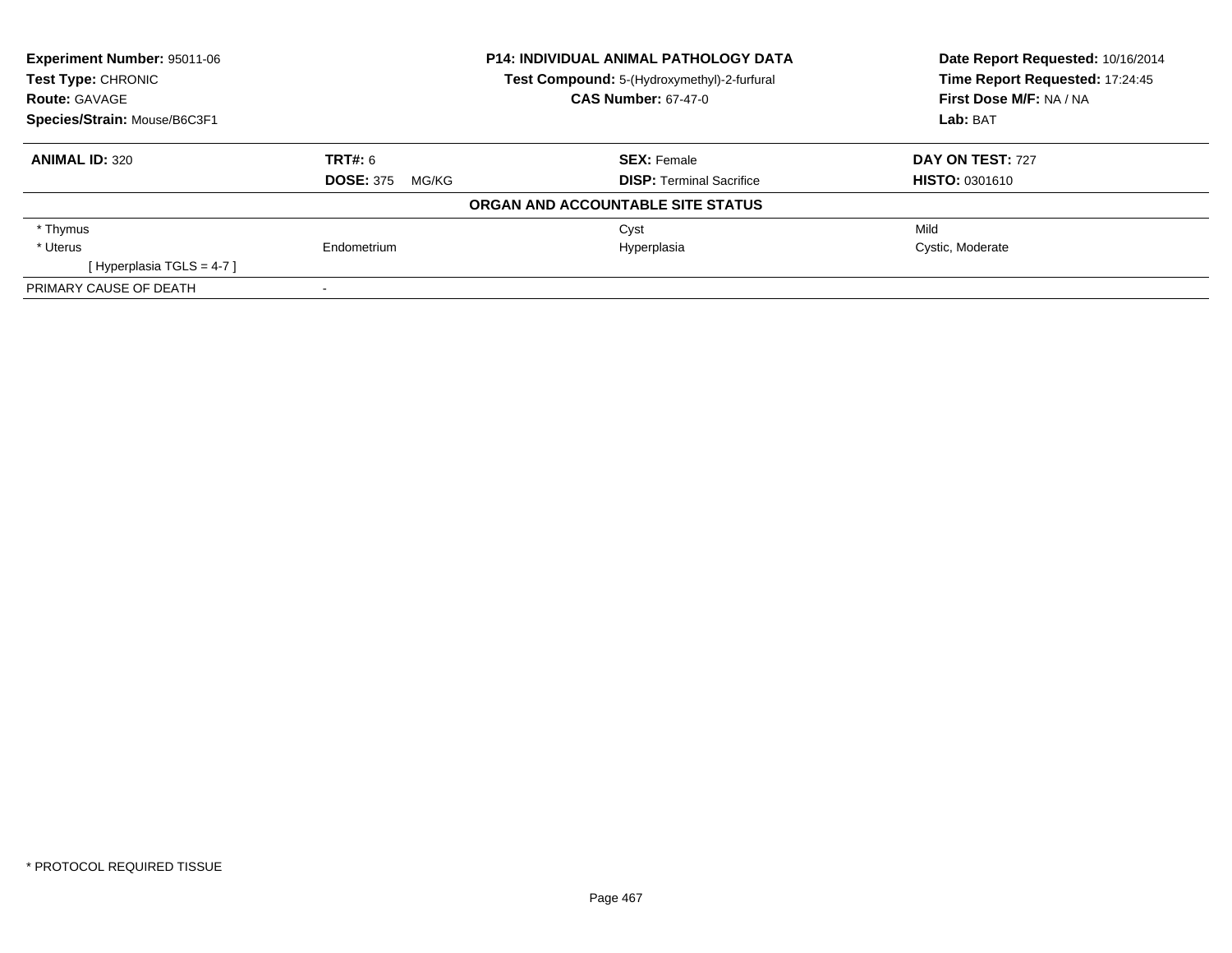**Experiment Number:** 95011-06
**Test Type:** CHRONIC
**Route:** GAVAGE
**Species/Strain:** Mouse/B6C3F1

**P14: INDIVIDUAL ANIMAL PATHOLOGY DATA**
**Test Compound:** 5-(Hydroxymethyl)-2-furfural
**CAS Number:** 67-47-0

**Date Report Requested:** 10/16/2014
**Time Report Requested:** 17:24:45
**First Dose M/F:** NA / NA
**Lab:** BAT

| **ANIMAL ID:** 320 | **TRT#:** 6 | **SEX:** Female | **DAY ON TEST:** 727 |
|---|---|---|---|
| | **DOSE:** 375 MG/KG | **DISP:** Terminal Sacrifice | **HISTO:** 0301610 |

**ORGAN AND ACCOUNTABLE SITE STATUS**

| | | | |
|---|---|---|---|
| * Thymus | | Cyst | Mild |
| * Uterus | Endometrium | Hyperplasia | Cystic, Moderate |
| [ Hyperplasia TGLS = 4-7 ] | | | |
| PRIMARY CAUSE OF DEATH | - | | |

* PROTOCOL REQUIRED TISSUE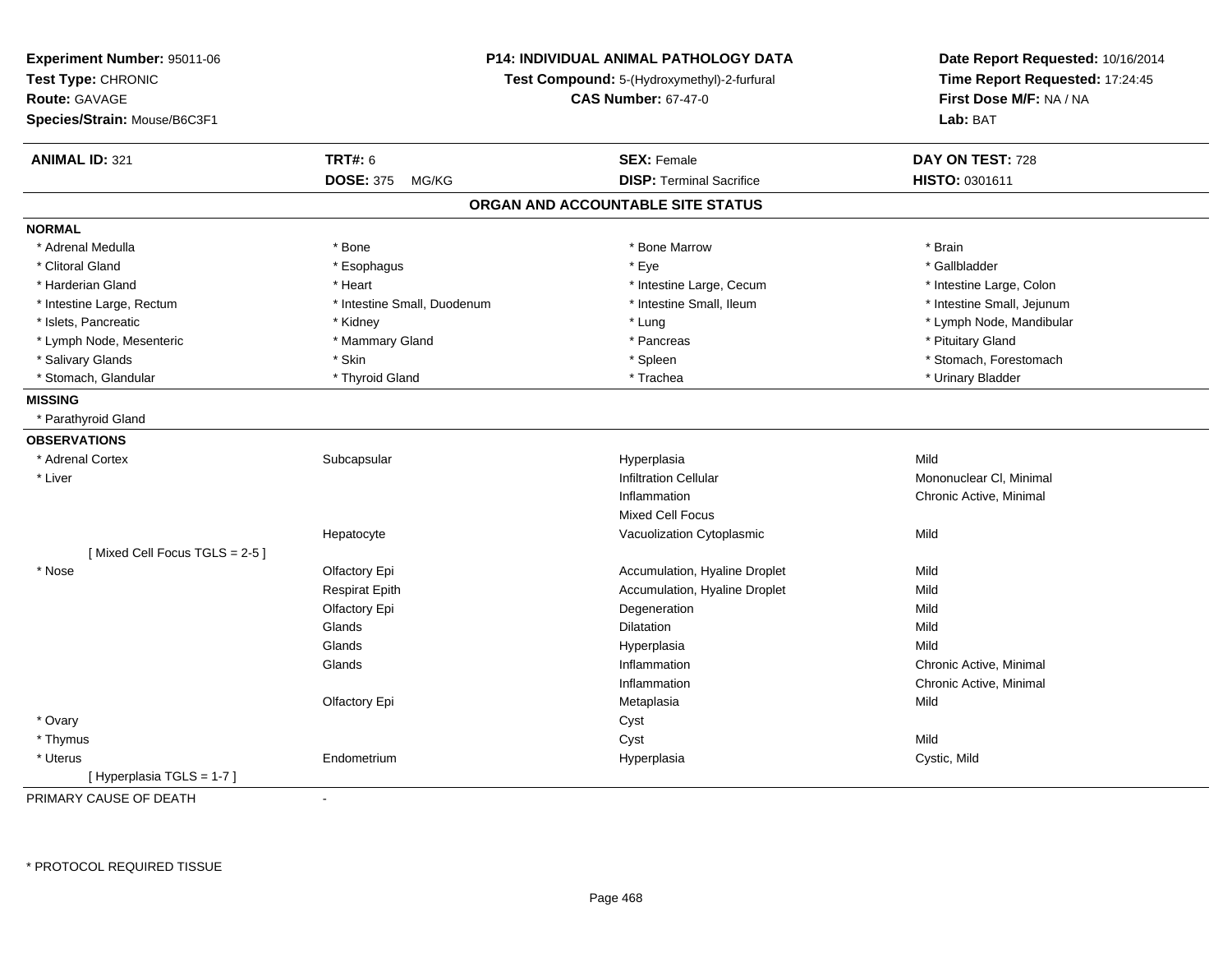**Experiment Number:** 95011-06
**Test Type:** CHRONIC
**Route:** GAVAGE
**Species/Strain:** Mouse/B6C3F1

**P14: INDIVIDUAL ANIMAL PATHOLOGY DATA**
**Test Compound:** 5-(Hydroxymethyl)-2-furfural
**CAS Number:** 67-47-0

**Date Report Requested:** 10/16/2014
**Time Report Requested:** 17:24:45
**First Dose M/F:** NA / NA
**Lab:** BAT

| **ANIMAL ID:** 321 | **TRT#:** 6 | **SEX:** Female | **DAY ON TEST:** 728 |
|---|---|---|---|
| | **DOSE:** 375 MG/KG | **DISP:** Terminal Sacrifice | **HISTO:** 0301611 |

## ORGAN AND ACCOUNTABLE SITE STATUS

**NORMAL**

| | | | |
|---|---|---|---|
| * Adrenal Medulla | * Bone | * Bone Marrow | * Brain |
| * Clitoral Gland | * Esophagus | * Eye | * Gallbladder |
| * Harderian Gland | * Heart | * Intestine Large, Cecum | * Intestine Large, Colon |
| * Intestine Large, Rectum | * Intestine Small, Duodenum | * Intestine Small, Ileum | * Intestine Small, Jejunum |
| * Islets, Pancreatic | * Kidney | * Lung | * Lymph Node, Mandibular |
| * Lymph Node, Mesenteric | * Mammary Gland | * Pancreas | * Pituitary Gland |
| * Salivary Glands | * Skin | * Spleen | * Stomach, Forestomach |
| * Stomach, Glandular | * Thyroid Gland | * Trachea | * Urinary Bladder |

**MISSING**

* Parathyroid Gland

**OBSERVATIONS**

| | | | |
|---|---|---|---|
| * Adrenal Cortex | Subcapsular | Hyperplasia | Mild |
| * Liver | | Infiltration Cellular | Mononuclear Cl, Minimal |
| | | Inflammation | Chronic Active, Minimal |
| | | Mixed Cell Focus | |
| | Hepatocyte | Vacuolization Cytoplasmic | Mild |
| [ Mixed Cell Focus TGLS = 2-5 ] | | | |
| * Nose | Olfactory Epi | Accumulation, Hyaline Droplet | Mild |
| | Respirat Epith | Accumulation, Hyaline Droplet | Mild |
| | Olfactory Epi | Degeneration | Mild |
| | Glands | Dilatation | Mild |
| | Glands | Hyperplasia | Mild |
| | Glands | Inflammation | Chronic Active, Minimal |
| | | Inflammation | Chronic Active, Minimal |
| | Olfactory Epi | Metaplasia | Mild |
| * Ovary | | Cyst | |
| * Thymus | | Cyst | Mild |
| * Uterus | Endometrium | Hyperplasia | Cystic, Mild |
| [ Hyperplasia TGLS = 1-7 ] | | | |

PRIMARY CAUSE OF DEATH -

* PROTOCOL REQUIRED TISSUE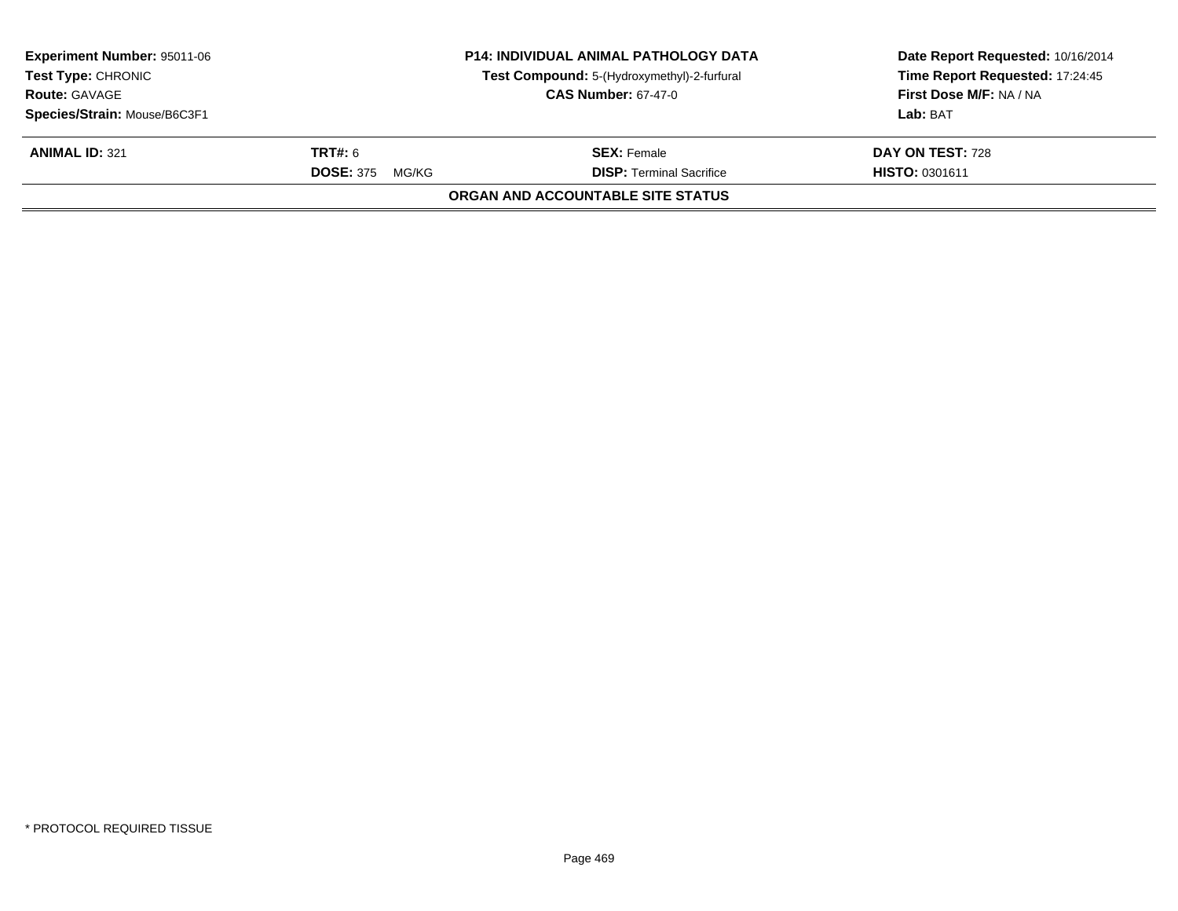**Experiment Number:** 95011-06
**Test Type:** CHRONIC
**Route:** GAVAGE
**Species/Strain:** Mouse/B6C3F1

**P14: INDIVIDUAL ANIMAL PATHOLOGY DATA**
**Test Compound:** 5-(Hydroxymethyl)-2-furfural
**CAS Number:** 67-47-0

**Date Report Requested:** 10/16/2014
**Time Report Requested:** 17:24:45
**First Dose M/F:** NA / NA
**Lab:** BAT

| **ANIMAL ID:** 321 | **TRT#:** 6 | **SEX:** Female | **DAY ON TEST:** 728 |
|---|---|---|---|
| | **DOSE:** 375 MG/KG | **DISP:** Terminal Sacrifice | **HISTO:** 0301611 |

**ORGAN AND ACCOUNTABLE SITE STATUS**

* PROTOCOL REQUIRED TISSUE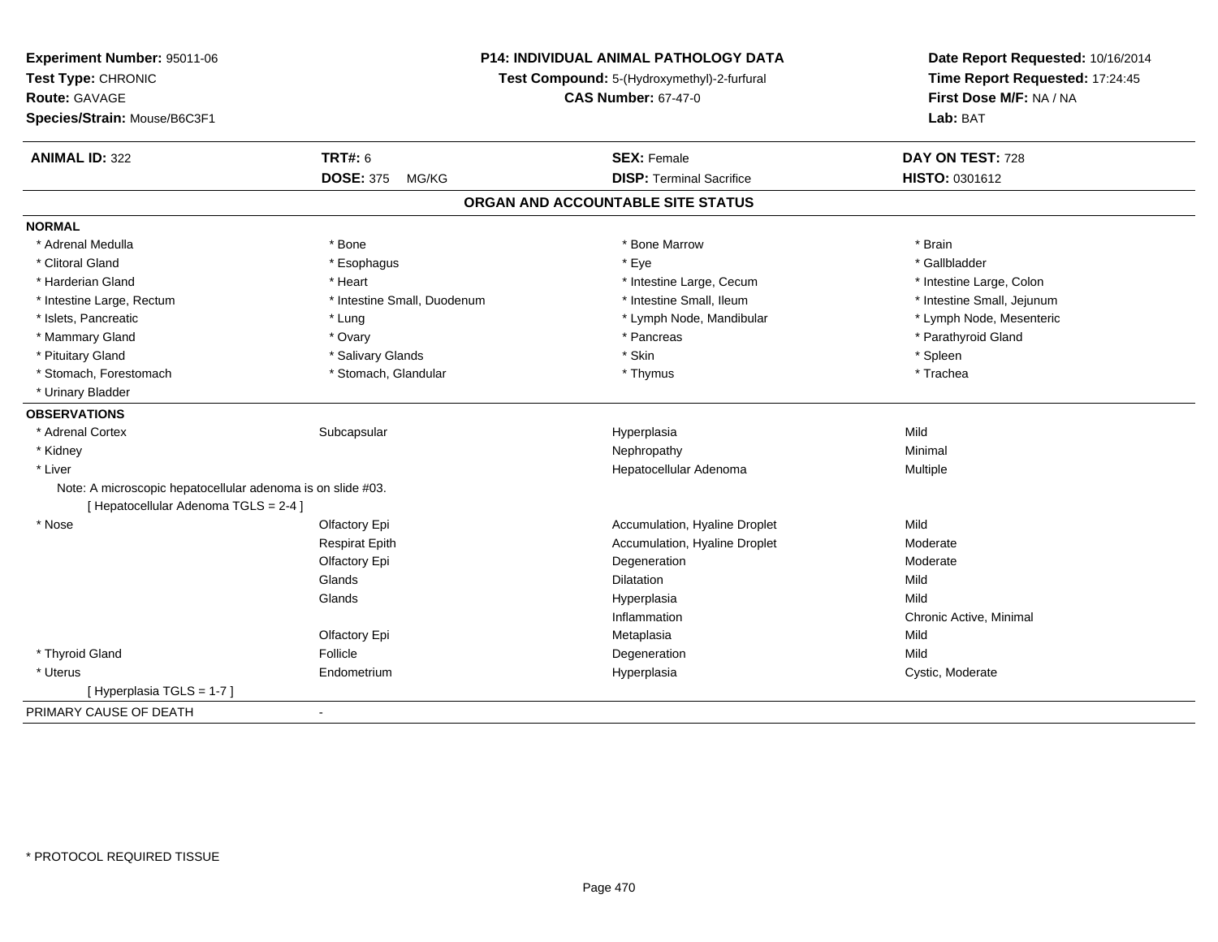**Experiment Number:** 95011-06
**Test Type:** CHRONIC
**Route:** GAVAGE
**Species/Strain:** Mouse/B6C3F1

**P14: INDIVIDUAL ANIMAL PATHOLOGY DATA**
**Test Compound:** 5-(Hydroxymethyl)-2-furfural
**CAS Number:** 67-47-0

**Date Report Requested:** 10/16/2014
**Time Report Requested:** 17:24:45
**First Dose M/F:** NA / NA
**Lab:** BAT

| **ANIMAL ID:** 322 | **TRT#:** 6 | **SEX:** Female | **DAY ON TEST:** 728 |
|---|---|---|---|
| | **DOSE:** 375 MG/KG | **DISP:** Terminal Sacrifice | **HISTO:** 0301612 |

## ORGAN AND ACCOUNTABLE SITE STATUS

**NORMAL**

| | | | |
|---|---|---|---|
| * Adrenal Medulla | * Bone | * Bone Marrow | * Brain |
| * Clitoral Gland | * Esophagus | * Eye | * Gallbladder |
| * Harderian Gland | * Heart | * Intestine Large, Cecum | * Intestine Large, Colon |
| * Intestine Large, Rectum | * Intestine Small, Duodenum | * Intestine Small, Ileum | * Intestine Small, Jejunum |
| * Islets, Pancreatic | * Lung | * Lymph Node, Mandibular | * Lymph Node, Mesenteric |
| * Mammary Gland | * Ovary | * Pancreas | * Parathyroid Gland |
| * Pituitary Gland | * Salivary Glands | * Skin | * Spleen |
| * Stomach, Forestomach | * Stomach, Glandular | * Thymus | * Trachea |
| * Urinary Bladder | | | |

**OBSERVATIONS**

| | | | |
|---|---|---|---|
| * Adrenal Cortex | Subcapsular | Hyperplasia | Mild |
| * Kidney | | Nephropathy | Minimal |
| * Liver | | Hepatocellular Adenoma | Multiple |
| Note: A microscopic hepatocellular adenoma is on slide #03. | | | |
| [ Hepatocellular Adenoma TGLS = 2-4 ] | | | |
| * Nose | Olfactory Epi | Accumulation, Hyaline Droplet | Mild |
| | Respirat Epith | Accumulation, Hyaline Droplet | Moderate |
| | Olfactory Epi | Degeneration | Moderate |
| | Glands | Dilatation | Mild |
| | Glands | Hyperplasia | Mild |
| | | Inflammation | Chronic Active, Minimal |
| | Olfactory Epi | Metaplasia | Mild |
| * Thyroid Gland | Follicle | Degeneration | Mild |
| * Uterus | Endometrium | Hyperplasia | Cystic, Moderate |
| [ Hyperplasia TGLS = 1-7 ] | | | |

PRIMARY CAUSE OF DEATH -

* PROTOCOL REQUIRED TISSUE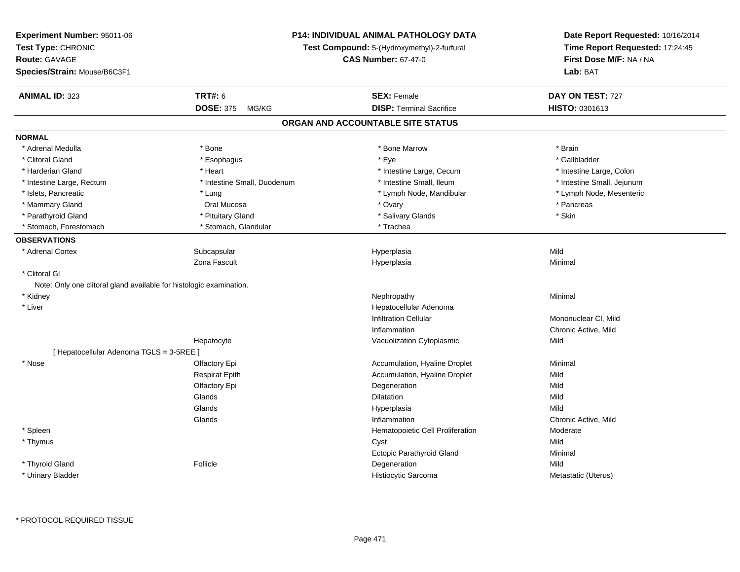**Experiment Number:** 95011-06
**Test Type:** CHRONIC
**Route:** GAVAGE
**Species/Strain:** Mouse/B6C3F1

**P14: INDIVIDUAL ANIMAL PATHOLOGY DATA**
**Test Compound:** 5-(Hydroxymethyl)-2-furfural
**CAS Number:** 67-47-0

**Date Report Requested:** 10/16/2014
**Time Report Requested:** 17:24:45
**First Dose M/F:** NA / NA
**Lab:** BAT

| **ANIMAL ID:** 323 | **TRT#:** 6 | **SEX:** Female | **DAY ON TEST:** 727 |
|---|---|---|---|
| | **DOSE:** 375 MG/KG | **DISP:** Terminal Sacrifice | **HISTO:** 0301613 |

## ORGAN AND ACCOUNTABLE SITE STATUS

**NORMAL**

| | | | |
|---|---|---|---|
| * Adrenal Medulla | * Bone | * Bone Marrow | * Brain |
| * Clitoral Gland | * Esophagus | * Eye | * Gallbladder |
| * Harderian Gland | * Heart | * Intestine Large, Cecum | * Intestine Large, Colon |
| * Intestine Large, Rectum | * Intestine Small, Duodenum | * Intestine Small, Ileum | * Intestine Small, Jejunum |
| * Islets, Pancreatic | * Lung | * Lymph Node, Mandibular | * Lymph Node, Mesenteric |
| * Mammary Gland | Oral Mucosa | * Ovary | * Pancreas |
| * Parathyroid Gland | * Pituitary Gland | * Salivary Glands | * Skin |
| * Stomach, Forestomach | * Stomach, Glandular | * Trachea | |

**OBSERVATIONS**

| | | | |
|---|---|---|---|
| * Adrenal Cortex | Subcapsular | Hyperplasia | Mild |
| | Zona Fascult | Hyperplasia | Minimal |
| * Clitoral Gl | | | |
| Note: Only one clitoral gland available for histologic examination. | | | |
| * Kidney | | Nephropathy | Minimal |
| * Liver | | Hepatocellular Adenoma | |
| | | Infiltration Cellular | Mononuclear Cl, Mild |
| | | Inflammation | Chronic Active, Mild |
| | Hepatocyte | Vacuolization Cytoplasmic | Mild |
| [ Hepatocellular Adenoma TGLS = 3-5REE ] | | | |
| * Nose | Olfactory Epi | Accumulation, Hyaline Droplet | Minimal |
| | Respirat Epith | Accumulation, Hyaline Droplet | Mild |
| | Olfactory Epi | Degeneration | Mild |
| | Glands | Dilatation | Mild |
| | Glands | Hyperplasia | Mild |
| | Glands | Inflammation | Chronic Active, Mild |
| * Spleen | | Hematopoietic Cell Proliferation | Moderate |
| * Thymus | | Cyst | Mild |
| | | Ectopic Parathyroid Gland | Minimal |
| * Thyroid Gland | Follicle | Degeneration | Mild |
| * Urinary Bladder | | Histiocytic Sarcoma | Metastatic (Uterus) |

* PROTOCOL REQUIRED TISSUE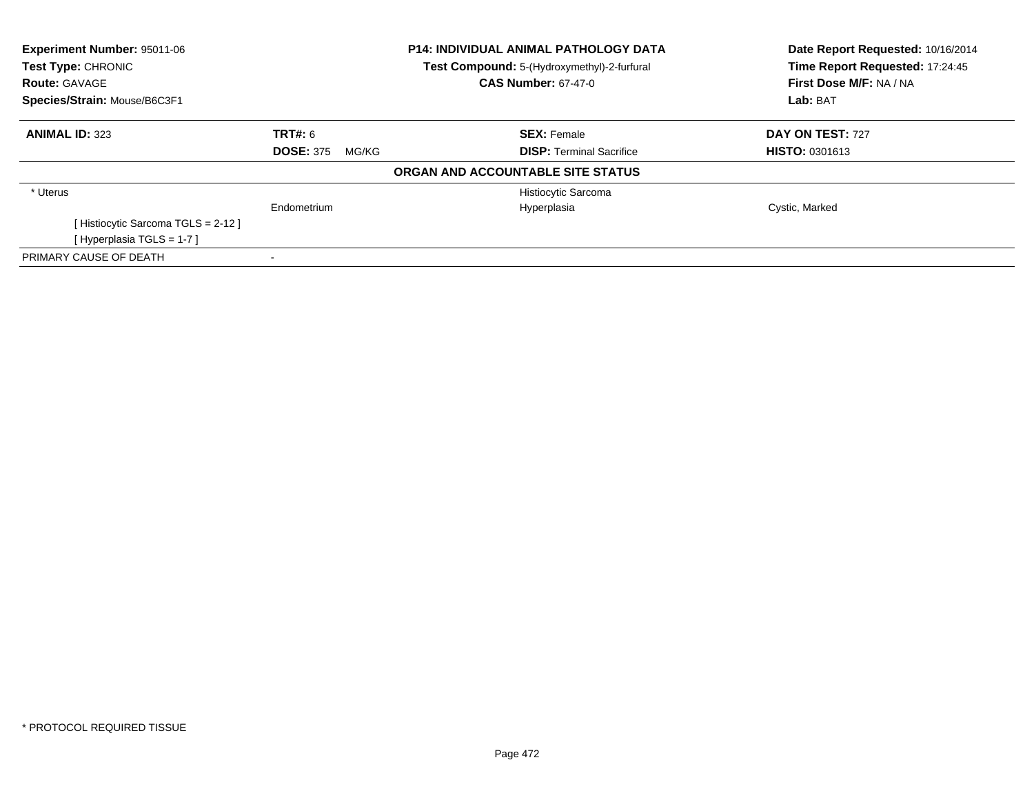**Experiment Number:** 95011-06
**Test Type:** CHRONIC
**Route:** GAVAGE
**Species/Strain:** Mouse/B6C3F1

**P14: INDIVIDUAL ANIMAL PATHOLOGY DATA**
**Test Compound:** 5-(Hydroxymethyl)-2-furfural
**CAS Number:** 67-47-0

**Date Report Requested:** 10/16/2014
**Time Report Requested:** 17:24:45
**First Dose M/F:** NA / NA
**Lab:** BAT

| **ANIMAL ID:** 323 | **TRT#:** 6 | **SEX:** Female | **DAY ON TEST:** 727 |
|---|---|---|---|
| | **DOSE:** 375 MG/KG | **DISP:** Terminal Sacrifice | **HISTO:** 0301613 |

**ORGAN AND ACCOUNTABLE SITE STATUS**

| | | | |
|---|---|---|---|
| * Uterus | | Histiocytic Sarcoma | |
| | Endometrium | Hyperplasia | Cystic, Marked |
| [ Histiocytic Sarcoma TGLS = 2-12 ] | | | |
| [ Hyperplasia TGLS = 1-7 ] | | | |
| PRIMARY CAUSE OF DEATH | - | | |

* PROTOCOL REQUIRED TISSUE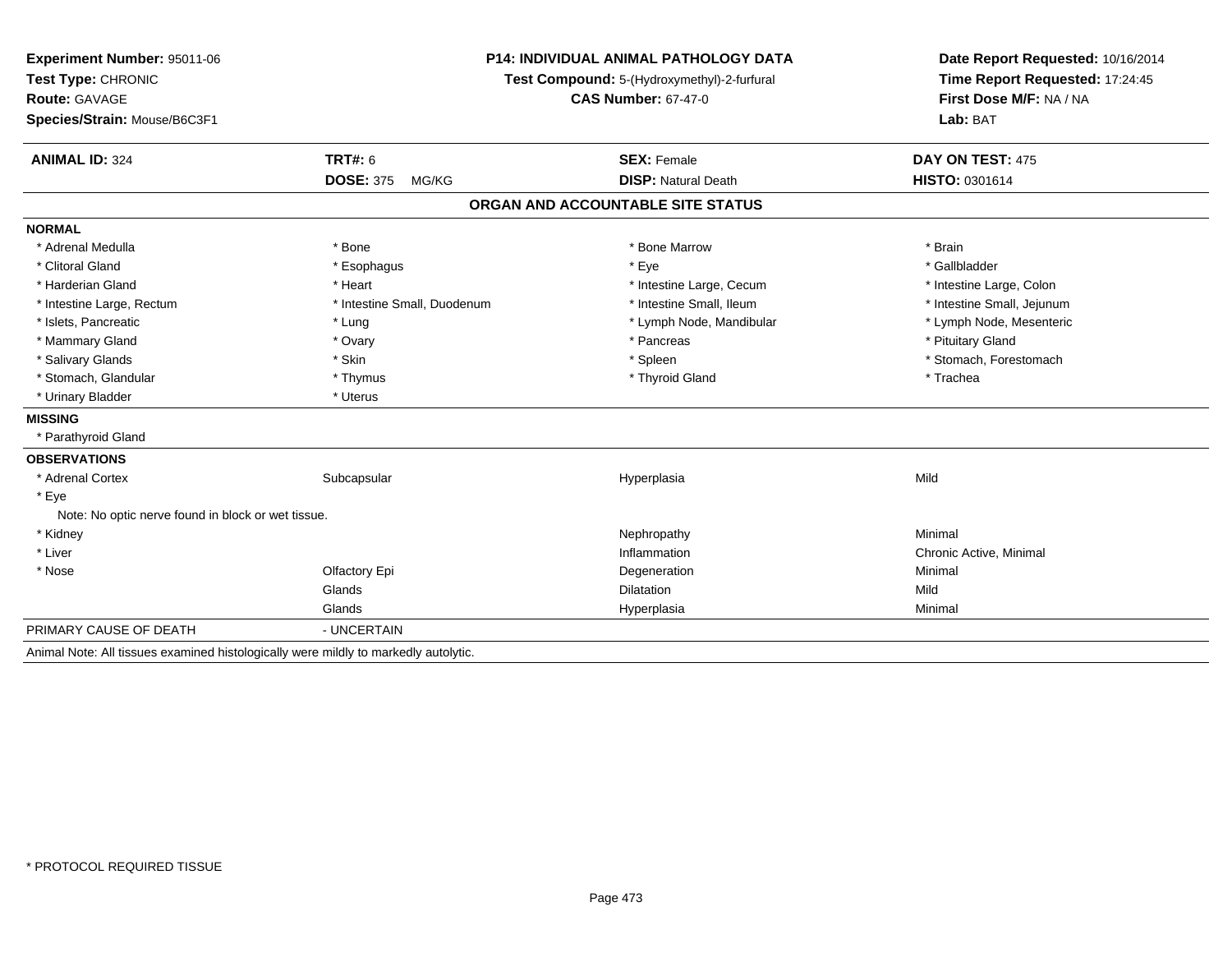**Experiment Number:** 95011-06
**Test Type:** CHRONIC
**Route:** GAVAGE
**Species/Strain:** Mouse/B6C3F1

**P14: INDIVIDUAL ANIMAL PATHOLOGY DATA**
**Test Compound:** 5-(Hydroxymethyl)-2-furfural
**CAS Number:** 67-47-0

**Date Report Requested:** 10/16/2014
**Time Report Requested:** 17:24:45
**First Dose M/F:** NA / NA
**Lab:** BAT

| **ANIMAL ID:** 324 | **TRT#:** 6 | **SEX:** Female | **DAY ON TEST:** 475 |
|---|---|---|---|
| | **DOSE:** 375 MG/KG | **DISP:** Natural Death | **HISTO:** 0301614 |

## ORGAN AND ACCOUNTABLE SITE STATUS

**NORMAL**

| | | | |
|---|---|---|---|
| * Adrenal Medulla | * Bone | * Bone Marrow | * Brain |
| * Clitoral Gland | * Esophagus | * Eye | * Gallbladder |
| * Harderian Gland | * Heart | * Intestine Large, Cecum | * Intestine Large, Colon |
| * Intestine Large, Rectum | * Intestine Small, Duodenum | * Intestine Small, Ileum | * Intestine Small, Jejunum |
| * Islets, Pancreatic | * Lung | * Lymph Node, Mandibular | * Lymph Node, Mesenteric |
| * Mammary Gland | * Ovary | * Pancreas | * Pituitary Gland |
| * Salivary Glands | * Skin | * Spleen | * Stomach, Forestomach |
| * Stomach, Glandular | * Thymus | * Thyroid Gland | * Trachea |
| * Urinary Bladder | * Uterus | | |

**MISSING**

* Parathyroid Gland

**OBSERVATIONS**

| | | | |
|---|---|---|---|
| * Adrenal Cortex | Subcapsular | Hyperplasia | Mild |
| * Eye | | | |
| Note: No optic nerve found in block or wet tissue. | | | |
| * Kidney | | Nephropathy | Minimal |
| * Liver | | Inflammation | Chronic Active, Minimal |
| * Nose | Olfactory Epi | Degeneration | Minimal |
| | Glands | Dilatation | Mild |
| | Glands | Hyperplasia | Minimal |

PRIMARY CAUSE OF DEATH - UNCERTAIN

Animal Note: All tissues examined histologically were mildly to markedly autolytic.

* PROTOCOL REQUIRED TISSUE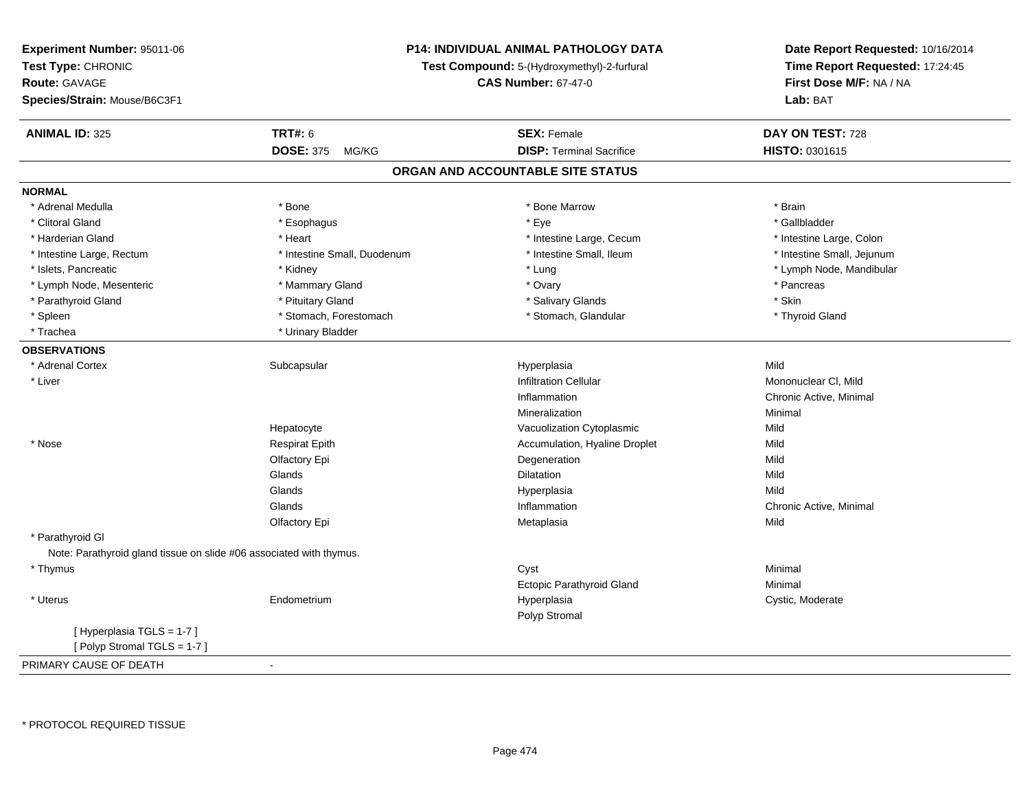**Experiment Number:** 95011-06
**Test Type:** CHRONIC
**Route:** GAVAGE
**Species/Strain:** Mouse/B6C3F1

**P14: INDIVIDUAL ANIMAL PATHOLOGY DATA**
**Test Compound:** 5-(Hydroxymethyl)-2-furfural
**CAS Number:** 67-47-0

**Date Report Requested:** 10/16/2014
**Time Report Requested:** 17:24:45
**First Dose M/F:** NA / NA
**Lab:** BAT

| **ANIMAL ID:** 325 | **TRT#:** 6 | **SEX:** Female | **DAY ON TEST:** 728 |
|---|---|---|---|
| | **DOSE:** 375 MG/KG | **DISP:** Terminal Sacrifice | **HISTO:** 0301615 |

## ORGAN AND ACCOUNTABLE SITE STATUS

**NORMAL**

| | | | |
|---|---|---|---|
| * Adrenal Medulla | * Bone | * Bone Marrow | * Brain |
| * Clitoral Gland | * Esophagus | * Eye | * Gallbladder |
| * Harderian Gland | * Heart | * Intestine Large, Cecum | * Intestine Large, Colon |
| * Intestine Large, Rectum | * Intestine Small, Duodenum | * Intestine Small, Ileum | * Intestine Small, Jejunum |
| * Islets, Pancreatic | * Kidney | * Lung | * Lymph Node, Mandibular |
| * Lymph Node, Mesenteric | * Mammary Gland | * Ovary | * Pancreas |
| * Parathyroid Gland | * Pituitary Gland | * Salivary Glands | * Skin |
| * Spleen | * Stomach, Forestomach | * Stomach, Glandular | * Thyroid Gland |
| * Trachea | * Urinary Bladder | | |

**OBSERVATIONS**

| | | | |
|---|---|---|---|
| * Adrenal Cortex | Subcapsular | Hyperplasia | Mild |
| * Liver | | Infiltration Cellular | Mononuclear Cl, Mild |
| | | Inflammation | Chronic Active, Minimal |
| | | Mineralization | Minimal |
| | Hepatocyte | Vacuolization Cytoplasmic | Mild |
| * Nose | Respirat Epith | Accumulation, Hyaline Droplet | Mild |
| | Olfactory Epi | Degeneration | Mild |
| | Glands | Dilatation | Mild |
| | Glands | Hyperplasia | Mild |
| | Glands | Inflammation | Chronic Active, Minimal |
| | Olfactory Epi | Metaplasia | Mild |
| * Parathyroid Gl | | | |

Note: Parathyroid gland tissue on slide #06 associated with thymus.

| | | | |
|---|---|---|---|
| * Thymus | | Cyst | Minimal |
| | | Ectopic Parathyroid Gland | Minimal |
| * Uterus | Endometrium | Hyperplasia | Cystic, Moderate |
| | | Polyp Stromal | |

[ Hyperplasia TGLS = 1-7 ]
[ Polyp Stromal TGLS = 1-7 ]

PRIMARY CAUSE OF DEATH -

* PROTOCOL REQUIRED TISSUE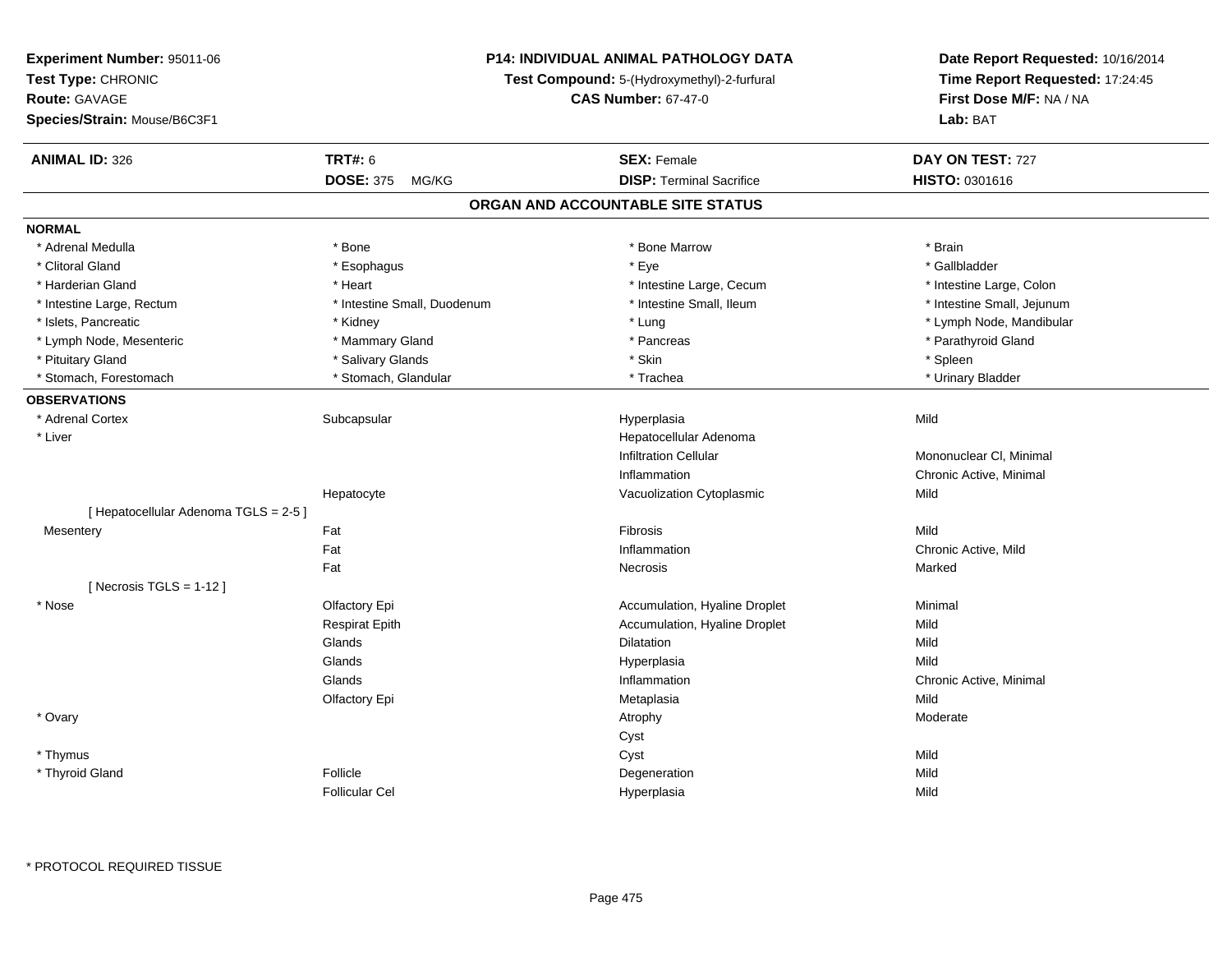**Experiment Number:** 95011-06
**Test Type:** CHRONIC
**Route:** GAVAGE
**Species/Strain:** Mouse/B6C3F1

**P14: INDIVIDUAL ANIMAL PATHOLOGY DATA**
**Test Compound:** 5-(Hydroxymethyl)-2-furfural
**CAS Number:** 67-47-0

**Date Report Requested:** 10/16/2014
**Time Report Requested:** 17:24:45
**First Dose M/F:** NA / NA
**Lab:** BAT

| **ANIMAL ID:** 326 | **TRT#:** 6 | **SEX:** Female | **DAY ON TEST:** 727 |
|---|---|---|---|
| | **DOSE:** 375 MG/KG | **DISP:** Terminal Sacrifice | **HISTO:** 0301616 |

## ORGAN AND ACCOUNTABLE SITE STATUS

**NORMAL**

| | | | |
|---|---|---|---|
| * Adrenal Medulla | * Bone | * Bone Marrow | * Brain |
| * Clitoral Gland | * Esophagus | * Eye | * Gallbladder |
| * Harderian Gland | * Heart | * Intestine Large, Cecum | * Intestine Large, Colon |
| * Intestine Large, Rectum | * Intestine Small, Duodenum | * Intestine Small, Ileum | * Intestine Small, Jejunum |
| * Islets, Pancreatic | * Kidney | * Lung | * Lymph Node, Mandibular |
| * Lymph Node, Mesenteric | * Mammary Gland | * Pancreas | * Parathyroid Gland |
| * Pituitary Gland | * Salivary Glands | * Skin | * Spleen |
| * Stomach, Forestomach | * Stomach, Glandular | * Trachea | * Urinary Bladder |

**OBSERVATIONS**

| | | | |
|---|---|---|---|
| * Adrenal Cortex | Subcapsular | Hyperplasia | Mild |
| * Liver | | Hepatocellular Adenoma | |
| | | Infiltration Cellular | Mononuclear Cl, Minimal |
| | | Inflammation | Chronic Active, Minimal |
| | Hepatocyte | Vacuolization Cytoplasmic | Mild |
| [ Hepatocellular Adenoma TGLS = 2-5 ] | | | |
| Mesentery | Fat | Fibrosis | Mild |
| | Fat | Inflammation | Chronic Active, Mild |
| | Fat | Necrosis | Marked |
| [ Necrosis TGLS = 1-12 ] | | | |
| * Nose | Olfactory Epi | Accumulation, Hyaline Droplet | Minimal |
| | Respirat Epith | Accumulation, Hyaline Droplet | Mild |
| | Glands | Dilatation | Mild |
| | Glands | Hyperplasia | Mild |
| | Glands | Inflammation | Chronic Active, Minimal |
| | Olfactory Epi | Metaplasia | Mild |
| * Ovary | | Atrophy | Moderate |
| | | Cyst | |
| * Thymus | | Cyst | Mild |
| * Thyroid Gland | Follicle | Degeneration | Mild |
| | Follicular Cel | Hyperplasia | Mild |

* PROTOCOL REQUIRED TISSUE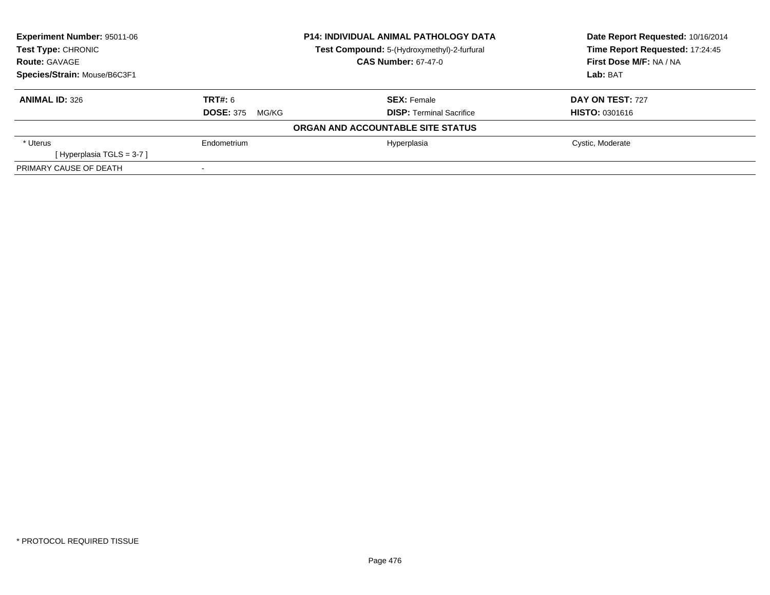**Experiment Number:** 95011-06
**Test Type:** CHRONIC
**Route:** GAVAGE
**Species/Strain:** Mouse/B6C3F1

**P14: INDIVIDUAL ANIMAL PATHOLOGY DATA**
**Test Compound:** 5-(Hydroxymethyl)-2-furfural
**CAS Number:** 67-47-0

**Date Report Requested:** 10/16/2014
**Time Report Requested:** 17:24:45
**First Dose M/F:** NA / NA
**Lab:** BAT

| **ANIMAL ID:** 326 | **TRT#:** 6 | **SEX:** Female | **DAY ON TEST:** 727 |
|---|---|---|---|
| | **DOSE:** 375 MG/KG | **DISP:** Terminal Sacrifice | **HISTO:** 0301616 |
| | **ORGAN AND ACCOUNTABLE SITE STATUS** | | |
| * Uterus | Endometrium | Hyperplasia | Cystic, Moderate |
| [ Hyperplasia TGLS = 3-7 ] | | | |
| PRIMARY CAUSE OF DEATH | - | | |

* PROTOCOL REQUIRED TISSUE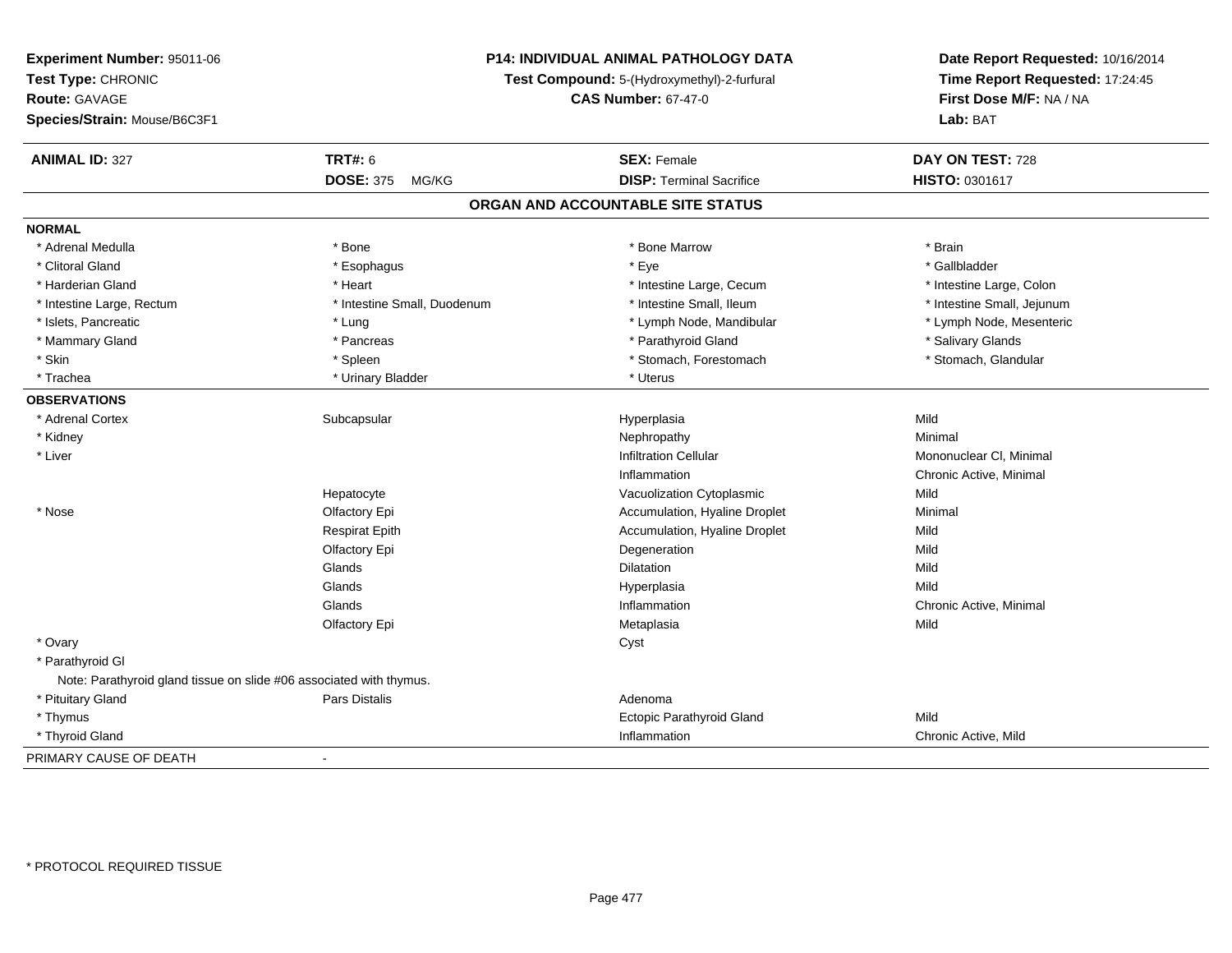**Experiment Number:** 95011-06
**Test Type:** CHRONIC
**Route:** GAVAGE
**Species/Strain:** Mouse/B6C3F1

**P14: INDIVIDUAL ANIMAL PATHOLOGY DATA**
**Test Compound:** 5-(Hydroxymethyl)-2-furfural
**CAS Number:** 67-47-0

**Date Report Requested:** 10/16/2014
**Time Report Requested:** 17:24:45
**First Dose M/F:** NA / NA
**Lab:** BAT

| **ANIMAL ID:** 327 | **TRT#:** 6 | **SEX:** Female | **DAY ON TEST:** 728 |
|---|---|---|---|
| | **DOSE:** 375 MG/KG | **DISP:** Terminal Sacrifice | **HISTO:** 0301617 |

## ORGAN AND ACCOUNTABLE SITE STATUS

**NORMAL**

| | | | |
|---|---|---|---|
| * Adrenal Medulla | * Bone | * Bone Marrow | * Brain |
| * Clitoral Gland | * Esophagus | * Eye | * Gallbladder |
| * Harderian Gland | * Heart | * Intestine Large, Cecum | * Intestine Large, Colon |
| * Intestine Large, Rectum | * Intestine Small, Duodenum | * Intestine Small, Ileum | * Intestine Small, Jejunum |
| * Islets, Pancreatic | * Lung | * Lymph Node, Mandibular | * Lymph Node, Mesenteric |
| * Mammary Gland | * Pancreas | * Parathyroid Gland | * Salivary Glands |
| * Skin | * Spleen | * Stomach, Forestomach | * Stomach, Glandular |
| * Trachea | * Urinary Bladder | * Uterus | |

**OBSERVATIONS**

| | | | |
|---|---|---|---|
| * Adrenal Cortex | Subcapsular | Hyperplasia | Mild |
| * Kidney | | Nephropathy | Minimal |
| * Liver | | Infiltration Cellular | Mononuclear Cl, Minimal |
| | | Inflammation | Chronic Active, Minimal |
| | Hepatocyte | Vacuolization Cytoplasmic | Mild |
| * Nose | Olfactory Epi | Accumulation, Hyaline Droplet | Minimal |
| | Respirat Epith | Accumulation, Hyaline Droplet | Mild |
| | Olfactory Epi | Degeneration | Mild |
| | Glands | Dilatation | Mild |
| | Glands | Hyperplasia | Mild |
| | Glands | Inflammation | Chronic Active, Minimal |
| | Olfactory Epi | Metaplasia | Mild |
| * Ovary | | Cyst | |
| * Parathyroid Gl | | | |
| Note: Parathyroid gland tissue on slide #06 associated with thymus. | | | |
| * Pituitary Gland | Pars Distalis | Adenoma | |
| * Thymus | | Ectopic Parathyroid Gland | Mild |
| * Thyroid Gland | | Inflammation | Chronic Active, Mild |

PRIMARY CAUSE OF DEATH -

\* PROTOCOL REQUIRED TISSUE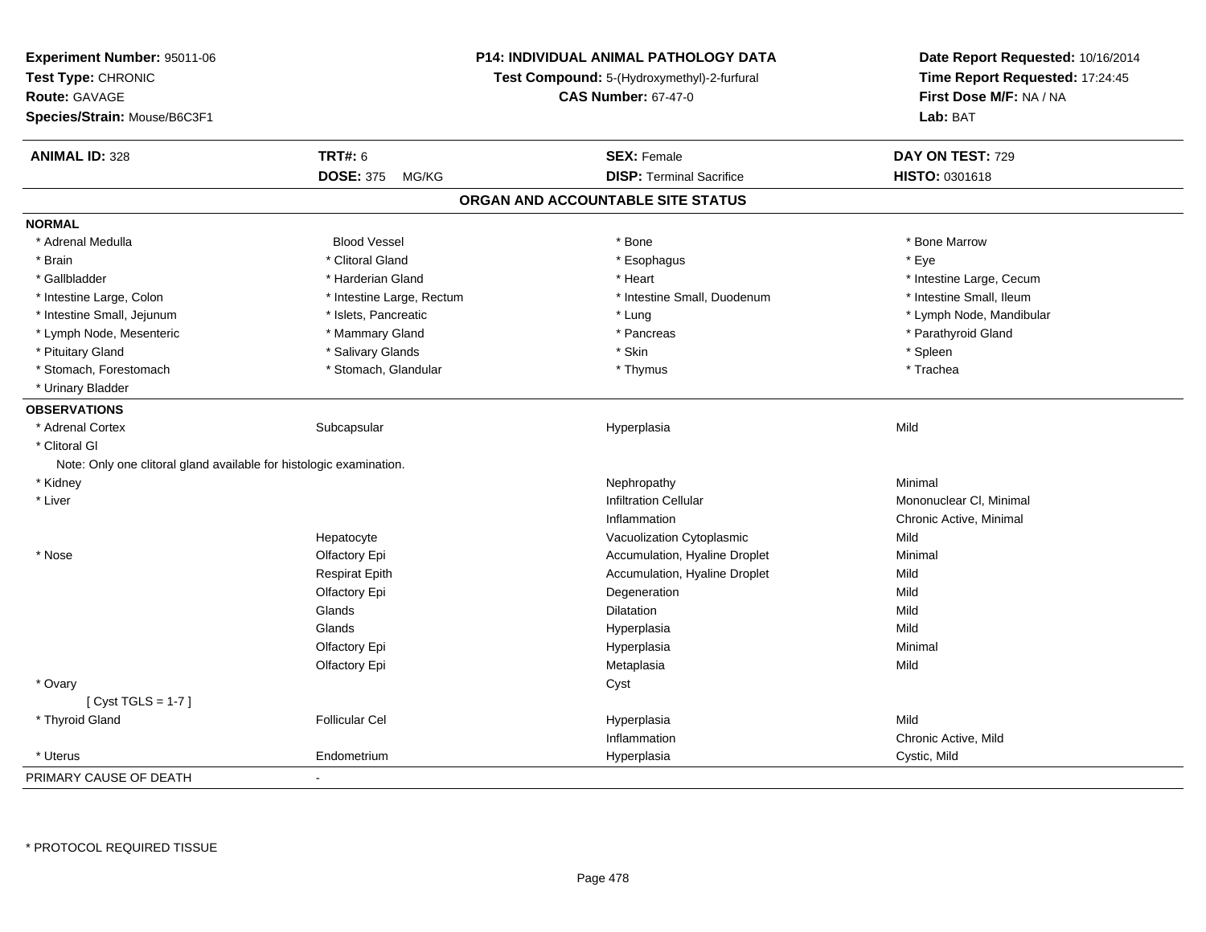**Experiment Number:** 95011-06
**Test Type:** CHRONIC
**Route:** GAVAGE
**Species/Strain:** Mouse/B6C3F1

**P14: INDIVIDUAL ANIMAL PATHOLOGY DATA**
**Test Compound:** 5-(Hydroxymethyl)-2-furfural
**CAS Number:** 67-47-0

**Date Report Requested:** 10/16/2014
**Time Report Requested:** 17:24:45
**First Dose M/F:** NA / NA
**Lab:** BAT

| **ANIMAL ID:** 328 | **TRT#:** 6 | **SEX:** Female | **DAY ON TEST:** 729 |
|---|---|---|---|
| | **DOSE:** 375 MG/KG | **DISP:** Terminal Sacrifice | **HISTO:** 0301618 |

## ORGAN AND ACCOUNTABLE SITE STATUS

**NORMAL**

| | | | |
|---|---|---|---|
| * Adrenal Medulla | Blood Vessel | * Bone | * Bone Marrow |
| * Brain | * Clitoral Gland | * Esophagus | * Eye |
| * Gallbladder | * Harderian Gland | * Heart | * Intestine Large, Cecum |
| * Intestine Large, Colon | * Intestine Large, Rectum | * Intestine Small, Duodenum | * Intestine Small, Ileum |
| * Intestine Small, Jejunum | * Islets, Pancreatic | * Lung | * Lymph Node, Mandibular |
| * Lymph Node, Mesenteric | * Mammary Gland | * Pancreas | * Parathyroid Gland |
| * Pituitary Gland | * Salivary Glands | * Skin | * Spleen |
| * Stomach, Forestomach | * Stomach, Glandular | * Thymus | * Trachea |
| * Urinary Bladder | | | |

**OBSERVATIONS**

| | | | |
|---|---|---|---|
| * Adrenal Cortex | Subcapsular | Hyperplasia | Mild |
| * Clitoral Gl | | | |
| Note: Only one clitoral gland available for histologic examination. | | | |
| * Kidney | | Nephropathy | Minimal |
| * Liver | | Infiltration Cellular | Mononuclear Cl, Minimal |
| | | Inflammation | Chronic Active, Minimal |
| | Hepatocyte | Vacuolization Cytoplasmic | Mild |
| * Nose | Olfactory Epi | Accumulation, Hyaline Droplet | Minimal |
| | Respirat Epith | Accumulation, Hyaline Droplet | Mild |
| | Olfactory Epi | Degeneration | Mild |
| | Glands | Dilatation | Mild |
| | Glands | Hyperplasia | Mild |
| | Olfactory Epi | Hyperplasia | Minimal |
| | Olfactory Epi | Metaplasia | Mild |
| * Ovary | | Cyst | |
| [ Cyst TGLS = 1-7 ] | | | |
| * Thyroid Gland | Follicular Cel | Hyperplasia | Mild |
| | | Inflammation | Chronic Active, Mild |
| * Uterus | Endometrium | Hyperplasia | Cystic, Mild |

PRIMARY CAUSE OF DEATH -

* PROTOCOL REQUIRED TISSUE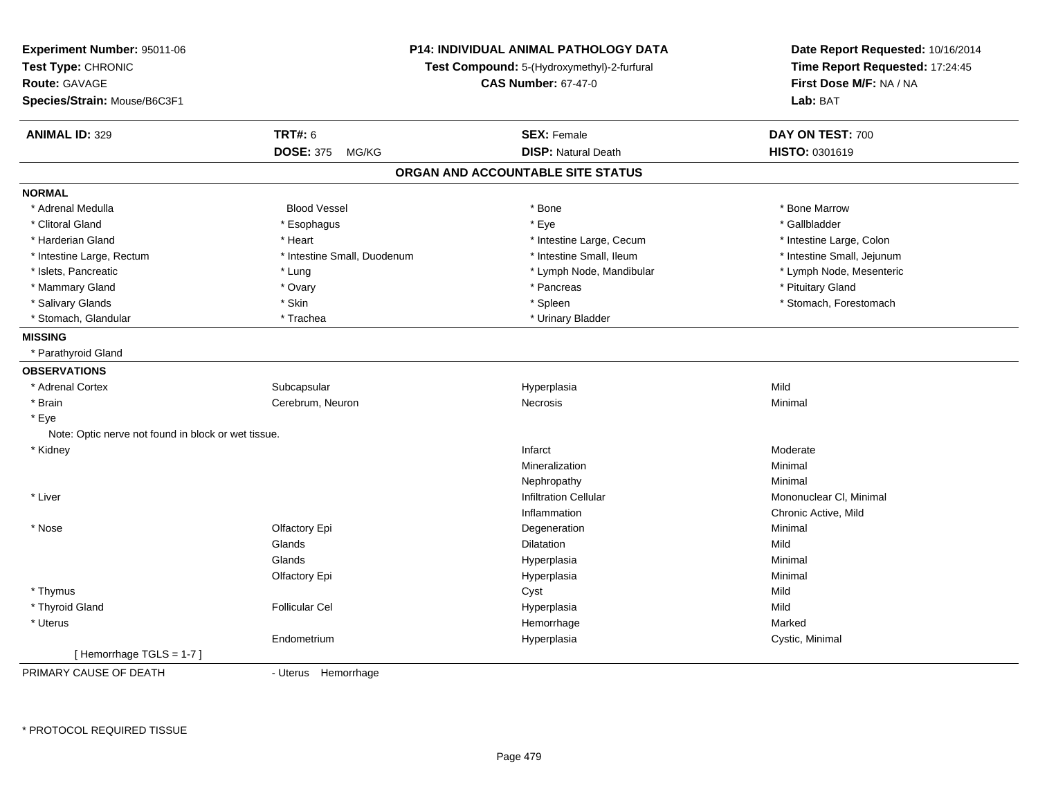**Experiment Number:** 95011-06
**Test Type:** CHRONIC
**Route:** GAVAGE
**Species/Strain:** Mouse/B6C3F1

**P14: INDIVIDUAL ANIMAL PATHOLOGY DATA**
**Test Compound:** 5-(Hydroxymethyl)-2-furfural
**CAS Number:** 67-47-0

**Date Report Requested:** 10/16/2014
**Time Report Requested:** 17:24:45
**First Dose M/F:** NA / NA
**Lab:** BAT

| **ANIMAL ID:** 329 | **TRT#:** 6 | **SEX:** Female | **DAY ON TEST:** 700 |
|---|---|---|---|
| | **DOSE:** 375 MG/KG | **DISP:** Natural Death | **HISTO:** 0301619 |

## ORGAN AND ACCOUNTABLE SITE STATUS

**NORMAL**

| | | | |
|---|---|---|---|
| * Adrenal Medulla | Blood Vessel | * Bone | * Bone Marrow |
| * Clitoral Gland | * Esophagus | * Eye | * Gallbladder |
| * Harderian Gland | * Heart | * Intestine Large, Cecum | * Intestine Large, Colon |
| * Intestine Large, Rectum | * Intestine Small, Duodenum | * Intestine Small, Ileum | * Intestine Small, Jejunum |
| * Islets, Pancreatic | * Lung | * Lymph Node, Mandibular | * Lymph Node, Mesenteric |
| * Mammary Gland | * Ovary | * Pancreas | * Pituitary Gland |
| * Salivary Glands | * Skin | * Spleen | * Stomach, Forestomach |
| * Stomach, Glandular | * Trachea | * Urinary Bladder | |

**MISSING**

* Parathyroid Gland

**OBSERVATIONS**

| | | | |
|---|---|---|---|
| * Adrenal Cortex | Subcapsular | Hyperplasia | Mild |
| * Brain | Cerebrum, Neuron | Necrosis | Minimal |
| * Eye | | | |
| Note: Optic nerve not found in block or wet tissue. | | | |
| * Kidney | | Infarct | Moderate |
| | | Mineralization | Minimal |
| | | Nephropathy | Minimal |
| * Liver | | Infiltration Cellular | Mononuclear Cl, Minimal |
| | | Inflammation | Chronic Active, Mild |
| * Nose | Olfactory Epi | Degeneration | Minimal |
| | Glands | Dilatation | Mild |
| | Glands | Hyperplasia | Minimal |
| | Olfactory Epi | Hyperplasia | Minimal |
| * Thymus | | Cyst | Mild |
| * Thyroid Gland | Follicular Cel | Hyperplasia | Mild |
| * Uterus | | Hemorrhage | Marked |
| | Endometrium | Hyperplasia | Cystic, Minimal |
| [ Hemorrhage TGLS = 1-7 ] | | | |

PRIMARY CAUSE OF DEATH - Uterus Hemorrhage

* PROTOCOL REQUIRED TISSUE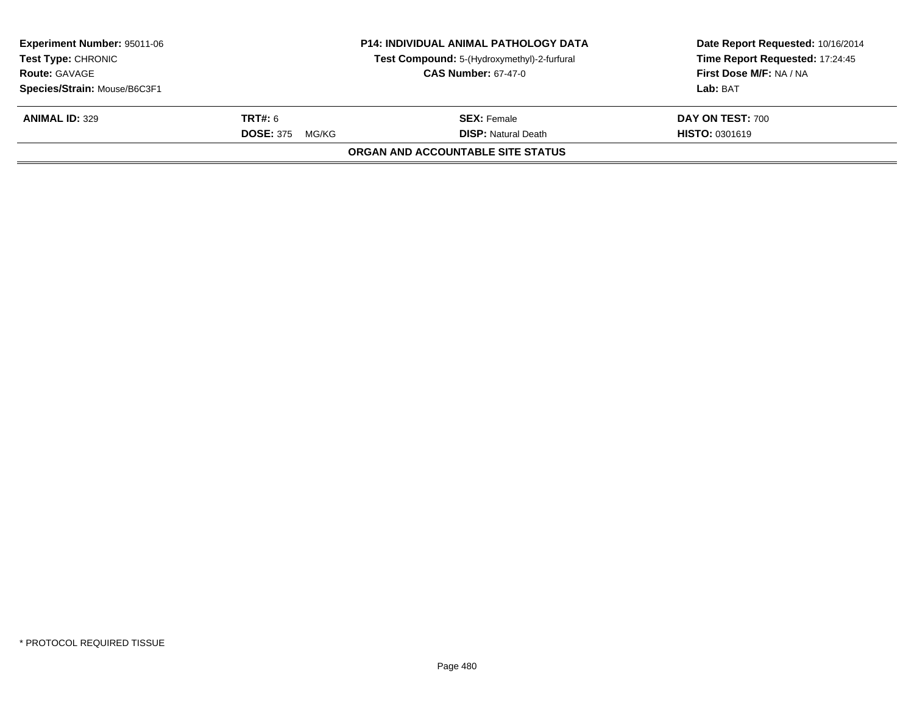| Experiment Number: 95011-06 | P14: INDIVIDUAL ANIMAL PATHOLOGY DATA | Date Report Requested: 10/16/2014 |
|---|---|---|
| Test Type: CHRONIC | Test Compound: 5-(Hydroxymethyl)-2-furfural | Time Report Requested: 17:24:45 |
| Route: GAVAGE | CAS Number: 67-47-0 | First Dose M/F: NA / NA |
| Species/Strain: Mouse/B6C3F1 | | Lab: BAT |

| ANIMAL ID: 329 | TRT#: 6 | SEX: Female | DAY ON TEST: 700 |
|---|---|---|---|
| | DOSE: 375 MG/KG | DISP: Natural Death | HISTO: 0301619 |

**ORGAN AND ACCOUNTABLE SITE STATUS**

\* PROTOCOL REQUIRED TISSUE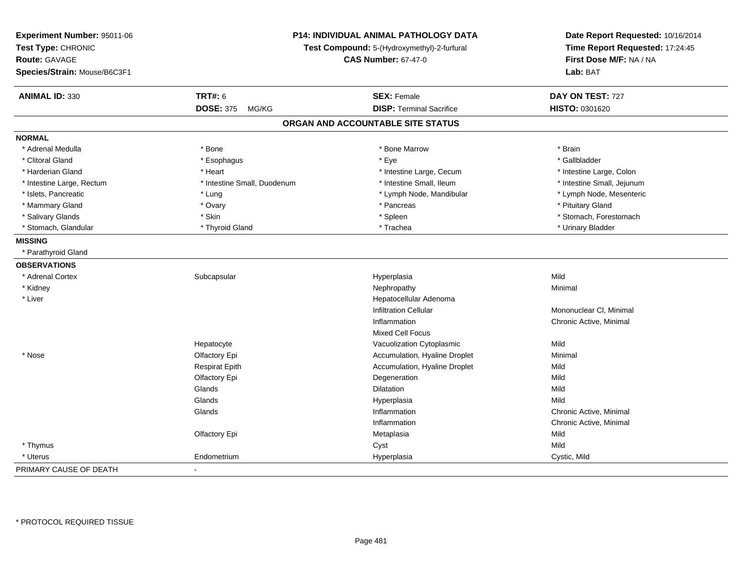**Experiment Number:** 95011-06
**Test Type:** CHRONIC
**Route:** GAVAGE
**Species/Strain:** Mouse/B6C3F1

**P14: INDIVIDUAL ANIMAL PATHOLOGY DATA**
**Test Compound:** 5-(Hydroxymethyl)-2-furfural
**CAS Number:** 67-47-0

**Date Report Requested:** 10/16/2014
**Time Report Requested:** 17:24:45
**First Dose M/F:** NA / NA
**Lab:** BAT

| **ANIMAL ID:** 330 | **TRT#:** 6 | **SEX:** Female | **DAY ON TEST:** 727 |
|---|---|---|---|
| | **DOSE:** 375 MG/KG | **DISP:** Terminal Sacrifice | **HISTO:** 0301620 |

## ORGAN AND ACCOUNTABLE SITE STATUS

**NORMAL**

| | | | |
|---|---|---|---|
| * Adrenal Medulla | * Bone | * Bone Marrow | * Brain |
| * Clitoral Gland | * Esophagus | * Eye | * Gallbladder |
| * Harderian Gland | * Heart | * Intestine Large, Cecum | * Intestine Large, Colon |
| * Intestine Large, Rectum | * Intestine Small, Duodenum | * Intestine Small, Ileum | * Intestine Small, Jejunum |
| * Islets, Pancreatic | * Lung | * Lymph Node, Mandibular | * Lymph Node, Mesenteric |
| * Mammary Gland | * Ovary | * Pancreas | * Pituitary Gland |
| * Salivary Glands | * Skin | * Spleen | * Stomach, Forestomach |
| * Stomach, Glandular | * Thyroid Gland | * Trachea | * Urinary Bladder |

**MISSING**

* Parathyroid Gland

**OBSERVATIONS**

| | | | |
|---|---|---|---|
| * Adrenal Cortex | Subcapsular | Hyperplasia | Mild |
| * Kidney | | Nephropathy | Minimal |
| * Liver | | Hepatocellular Adenoma | |
| | | Infiltration Cellular | Mononuclear Cl, Minimal |
| | | Inflammation | Chronic Active, Minimal |
| | | Mixed Cell Focus | |
| | Hepatocyte | Vacuolization Cytoplasmic | Mild |
| * Nose | Olfactory Epi | Accumulation, Hyaline Droplet | Minimal |
| | Respirat Epith | Accumulation, Hyaline Droplet | Mild |
| | Olfactory Epi | Degeneration | Mild |
| | Glands | Dilatation | Mild |
| | Glands | Hyperplasia | Mild |
| | Glands | Inflammation | Chronic Active, Minimal |
| | | Inflammation | Chronic Active, Minimal |
| | Olfactory Epi | Metaplasia | Mild |
| * Thymus | | Cyst | Mild |
| * Uterus | Endometrium | Hyperplasia | Cystic, Mild |

PRIMARY CAUSE OF DEATH -

\* PROTOCOL REQUIRED TISSUE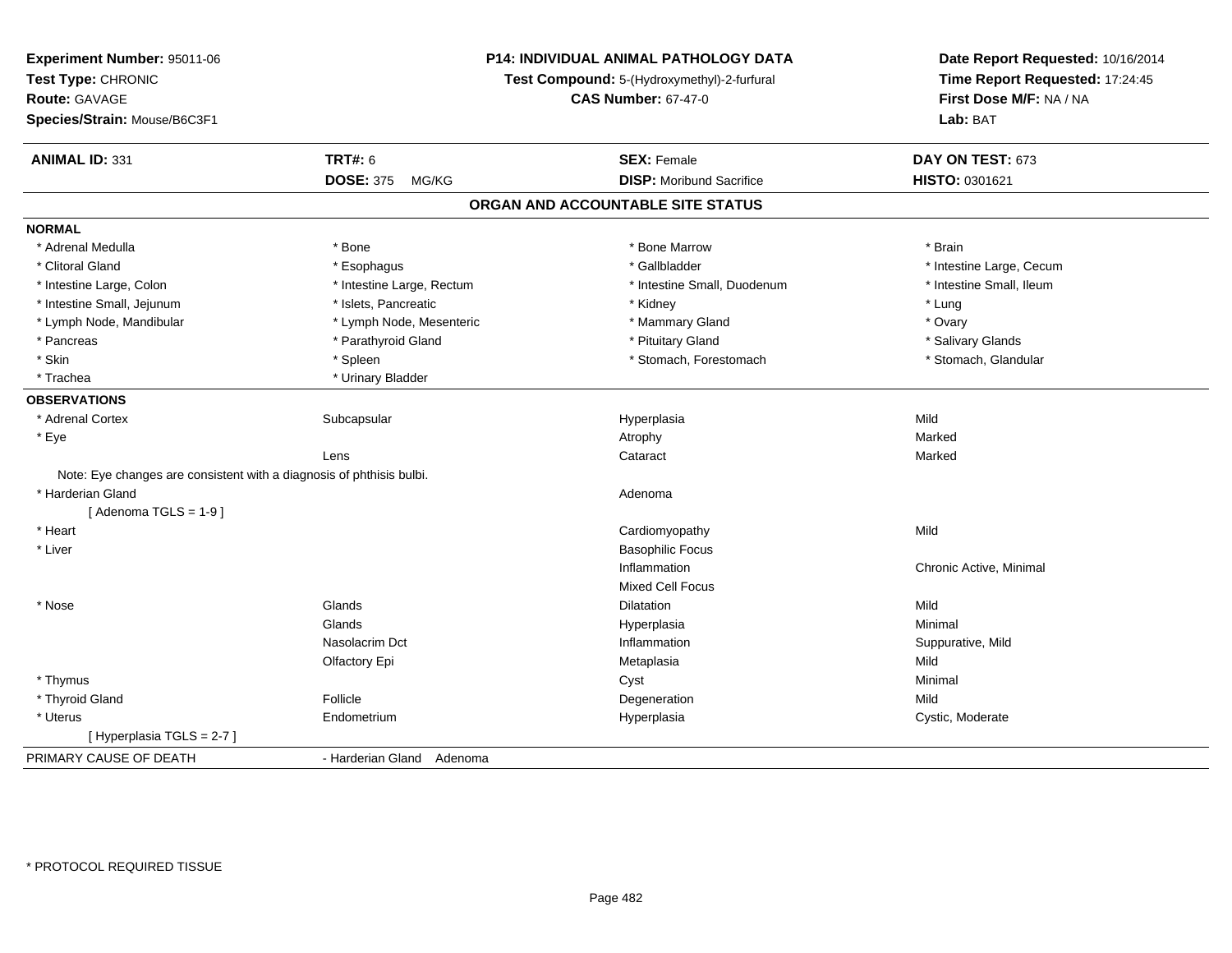**Experiment Number:** 95011-06
**Test Type:** CHRONIC
**Route:** GAVAGE
**Species/Strain:** Mouse/B6C3F1

**P14: INDIVIDUAL ANIMAL PATHOLOGY DATA**
**Test Compound:** 5-(Hydroxymethyl)-2-furfural
**CAS Number:** 67-47-0

**Date Report Requested:** 10/16/2014
**Time Report Requested:** 17:24:45
**First Dose M/F:** NA / NA
**Lab:** BAT

| **ANIMAL ID:** 331 | **TRT#:** 6 | **SEX:** Female | **DAY ON TEST:** 673 |
|---|---|---|---|
| | **DOSE:** 375 MG/KG | **DISP:** Moribund Sacrifice | **HISTO:** 0301621 |

## ORGAN AND ACCOUNTABLE SITE STATUS

**NORMAL**

| | | | |
|---|---|---|---|
| * Adrenal Medulla | * Bone | * Bone Marrow | * Brain |
| * Clitoral Gland | * Esophagus | * Gallbladder | * Intestine Large, Cecum |
| * Intestine Large, Colon | * Intestine Large, Rectum | * Intestine Small, Duodenum | * Intestine Small, Ileum |
| * Intestine Small, Jejunum | * Islets, Pancreatic | * Kidney | * Lung |
| * Lymph Node, Mandibular | * Lymph Node, Mesenteric | * Mammary Gland | * Ovary |
| * Pancreas | * Parathyroid Gland | * Pituitary Gland | * Salivary Glands |
| * Skin | * Spleen | * Stomach, Forestomach | * Stomach, Glandular |
| * Trachea | * Urinary Bladder | | |

**OBSERVATIONS**

| | | | |
|---|---|---|---|
| * Adrenal Cortex | Subcapsular | Hyperplasia | Mild |
| * Eye | | Atrophy | Marked |
| | Lens | Cataract | Marked |
| Note: Eye changes are consistent with a diagnosis of phthisis bulbi. | | | |
| * Harderian Gland | | Adenoma | |
| [ Adenoma TGLS = 1-9 ] | | | |
| * Heart | | Cardiomyopathy | Mild |
| * Liver | | Basophilic Focus | |
| | | Inflammation | Chronic Active, Minimal |
| | | Mixed Cell Focus | |
| * Nose | Glands | Dilatation | Mild |
| | Glands | Hyperplasia | Minimal |
| | Nasolacrim Dct | Inflammation | Suppurative, Mild |
| | Olfactory Epi | Metaplasia | Mild |
| * Thymus | | Cyst | Minimal |
| * Thyroid Gland | Follicle | Degeneration | Mild |
| * Uterus | Endometrium | Hyperplasia | Cystic, Moderate |
| [ Hyperplasia TGLS = 2-7 ] | | | |

PRIMARY CAUSE OF DEATH - Harderian Gland Adenoma

\* PROTOCOL REQUIRED TISSUE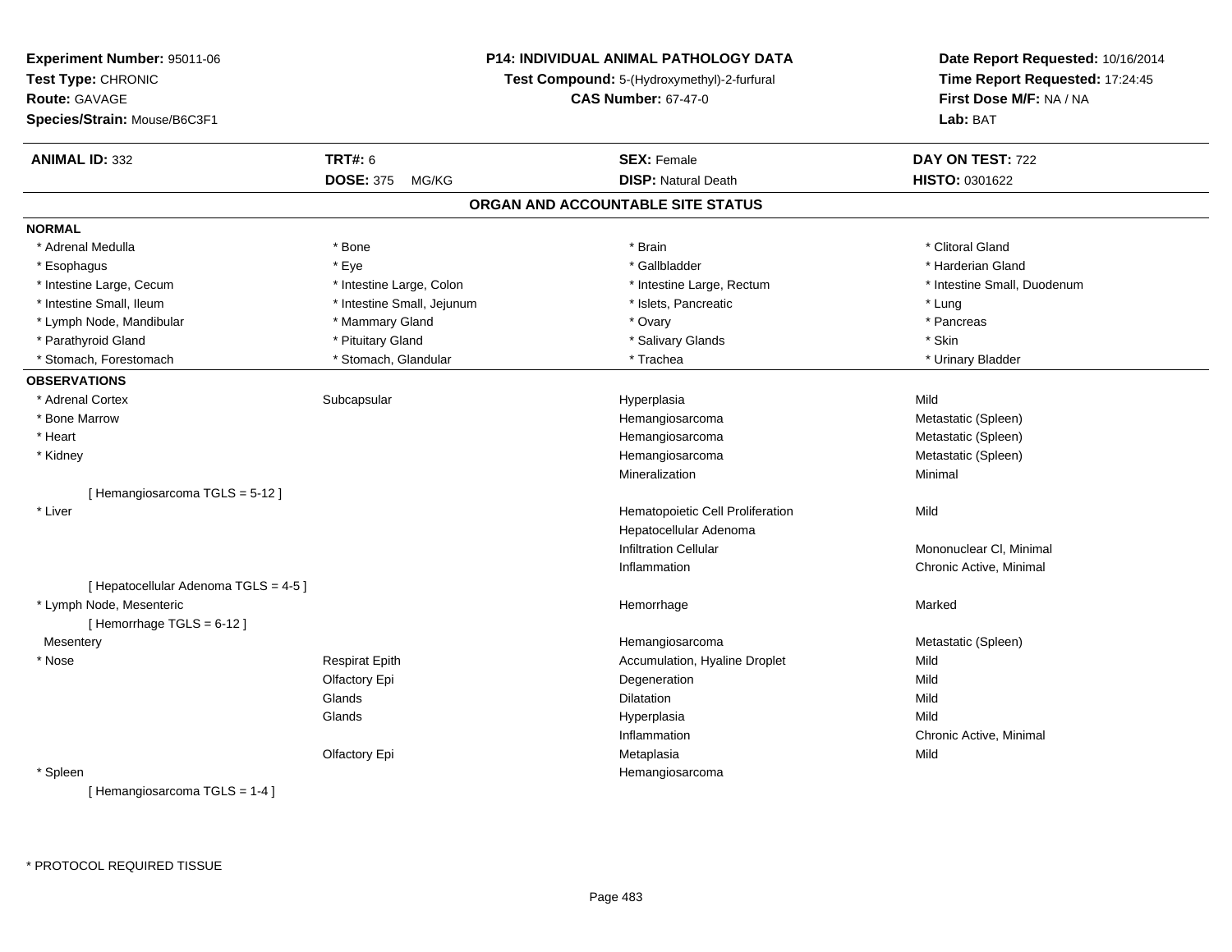**Experiment Number:** 95011-06
**Test Type:** CHRONIC
**Route:** GAVAGE
**Species/Strain:** Mouse/B6C3F1

**P14: INDIVIDUAL ANIMAL PATHOLOGY DATA**
**Test Compound:** 5-(Hydroxymethyl)-2-furfural
**CAS Number:** 67-47-0

**Date Report Requested:** 10/16/2014
**Time Report Requested:** 17:24:45
**First Dose M/F:** NA / NA
**Lab:** BAT

| **ANIMAL ID:** 332 | **TRT#:** 6 | **SEX:** Female | **DAY ON TEST:** 722 |
|---|---|---|---|
| | **DOSE:** 375 MG/KG | **DISP:** Natural Death | **HISTO:** 0301622 |

## ORGAN AND ACCOUNTABLE SITE STATUS

**NORMAL**

| | | | |
|---|---|---|---|
| * Adrenal Medulla | * Bone | * Brain | * Clitoral Gland |
| * Esophagus | * Eye | * Gallbladder | * Harderian Gland |
| * Intestine Large, Cecum | * Intestine Large, Colon | * Intestine Large, Rectum | * Intestine Small, Duodenum |
| * Intestine Small, Ileum | * Intestine Small, Jejunum | * Islets, Pancreatic | * Lung |
| * Lymph Node, Mandibular | * Mammary Gland | * Ovary | * Pancreas |
| * Parathyroid Gland | * Pituitary Gland | * Salivary Glands | * Skin |
| * Stomach, Forestomach | * Stomach, Glandular | * Trachea | * Urinary Bladder |

**OBSERVATIONS**

| | | | |
|---|---|---|---|
| * Adrenal Cortex | Subcapsular | Hyperplasia | Mild |
| * Bone Marrow | | Hemangiosarcoma | Metastatic (Spleen) |
| * Heart | | Hemangiosarcoma | Metastatic (Spleen) |
| * Kidney | | Hemangiosarcoma | Metastatic (Spleen) |
| | | Mineralization | Minimal |
| [ Hemangiosarcoma TGLS = 5-12 ] | | | |
| * Liver | | Hematopoietic Cell Proliferation | Mild |
| | | Hepatocellular Adenoma | |
| | | Infiltration Cellular | Mononuclear Cl, Minimal |
| | | Inflammation | Chronic Active, Minimal |
| [ Hepatocellular Adenoma TGLS = 4-5 ] | | | |
| * Lymph Node, Mesenteric | | Hemorrhage | Marked |
| [ Hemorrhage TGLS = 6-12 ] | | | |
| Mesentery | | Hemangiosarcoma | Metastatic (Spleen) |
| * Nose | Respirat Epith | Accumulation, Hyaline Droplet | Mild |
| | Olfactory Epi | Degeneration | Mild |
| | Glands | Dilatation | Mild |
| | Glands | Hyperplasia | Mild |
| | | Inflammation | Chronic Active, Minimal |
| | Olfactory Epi | Metaplasia | Mild |
| * Spleen | | Hemangiosarcoma | |
| [ Hemangiosarcoma TGLS = 1-4 ] | | | |

* PROTOCOL REQUIRED TISSUE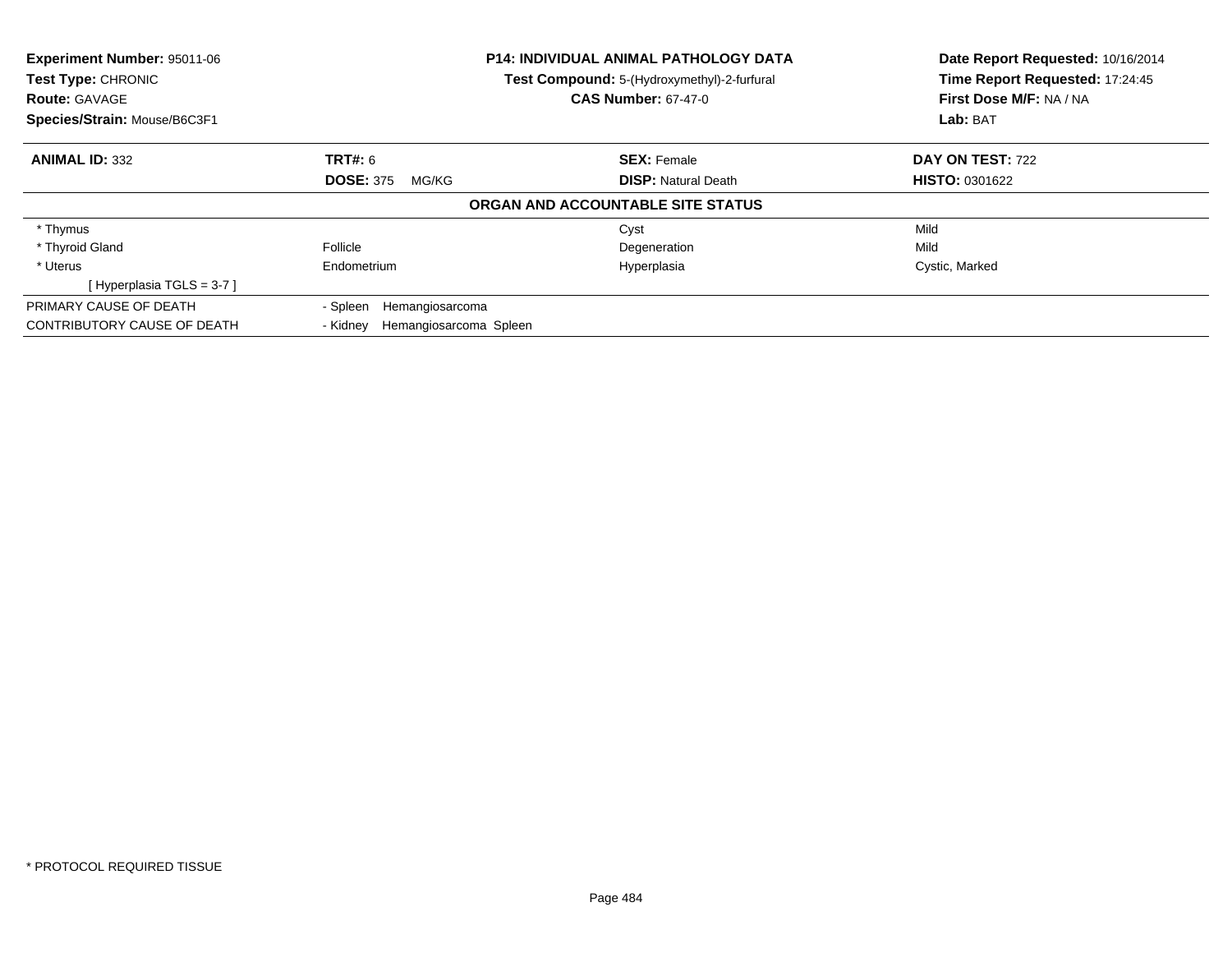**Experiment Number:** 95011-06
**Test Type:** CHRONIC
**Route:** GAVAGE
**Species/Strain:** Mouse/B6C3F1

**P14: INDIVIDUAL ANIMAL PATHOLOGY DATA**
**Test Compound:** 5-(Hydroxymethyl)-2-furfural
**CAS Number:** 67-47-0

**Date Report Requested:** 10/16/2014
**Time Report Requested:** 17:24:45
**First Dose M/F:** NA / NA
**Lab:** BAT

| **ANIMAL ID:** 332 | **TRT#:** 6 | **SEX:** Female | **DAY ON TEST:** 722 |
|---|---|---|---|
| | **DOSE:** 375 MG/KG | **DISP:** Natural Death | **HISTO:** 0301622 |

**ORGAN AND ACCOUNTABLE SITE STATUS**

| | | | |
|---|---|---|---|
| * Thymus | | Cyst | Mild |
| * Thyroid Gland | Follicle | Degeneration | Mild |
| * Uterus | Endometrium | Hyperplasia | Cystic, Marked |
| [ Hyperplasia TGLS = 3-7 ] | | | |

| | |
|---|---|
| PRIMARY CAUSE OF DEATH | - Spleen Hemangiosarcoma |
| CONTRIBUTORY CAUSE OF DEATH | - Kidney Hemangiosarcoma Spleen |

* PROTOCOL REQUIRED TISSUE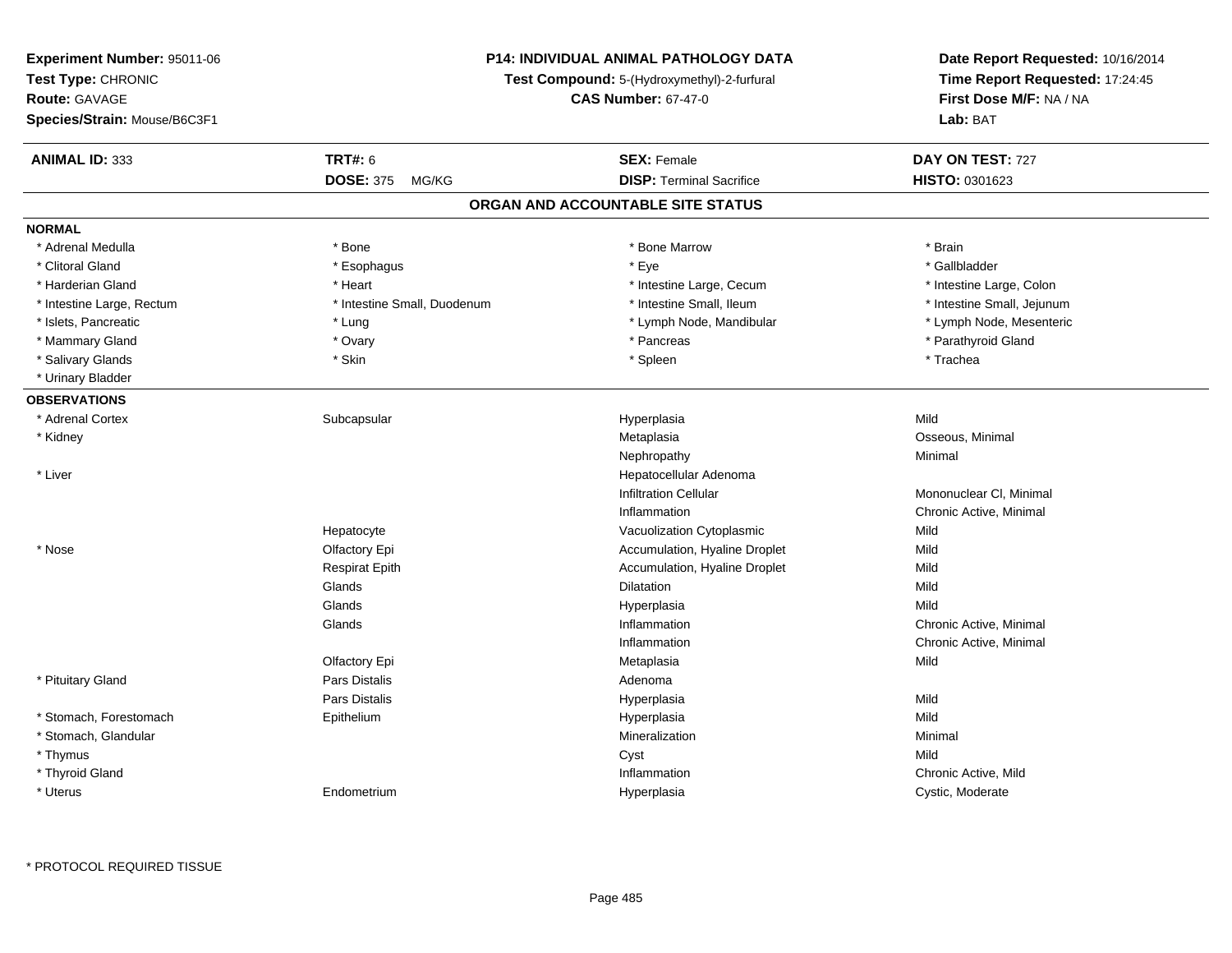**Experiment Number:** 95011-06
**Test Type:** CHRONIC
**Route:** GAVAGE
**Species/Strain:** Mouse/B6C3F1

**P14: INDIVIDUAL ANIMAL PATHOLOGY DATA**
**Test Compound:** 5-(Hydroxymethyl)-2-furfural
**CAS Number:** 67-47-0

**Date Report Requested:** 10/16/2014
**Time Report Requested:** 17:24:45
**First Dose M/F:** NA / NA
**Lab:** BAT

| **ANIMAL ID:** 333 | **TRT#:** 6 | **SEX:** Female | **DAY ON TEST:** 727 |
|---|---|---|---|
| | **DOSE:** 375 MG/KG | **DISP:** Terminal Sacrifice | **HISTO:** 0301623 |

## ORGAN AND ACCOUNTABLE SITE STATUS

**NORMAL**

| | | | |
|---|---|---|---|
| * Adrenal Medulla | * Bone | * Bone Marrow | * Brain |
| * Clitoral Gland | * Esophagus | * Eye | * Gallbladder |
| * Harderian Gland | * Heart | * Intestine Large, Cecum | * Intestine Large, Colon |
| * Intestine Large, Rectum | * Intestine Small, Duodenum | * Intestine Small, Ileum | * Intestine Small, Jejunum |
| * Islets, Pancreatic | * Lung | * Lymph Node, Mandibular | * Lymph Node, Mesenteric |
| * Mammary Gland | * Ovary | * Pancreas | * Parathyroid Gland |
| * Salivary Glands | * Skin | * Spleen | * Trachea |
| * Urinary Bladder | | | |

**OBSERVATIONS**

| | | | |
|---|---|---|---|
| * Adrenal Cortex | Subcapsular | Hyperplasia | Mild |
| * Kidney | | Metaplasia | Osseous, Minimal |
| | | Nephropathy | Minimal |
| * Liver | | Hepatocellular Adenoma | |
| | | Infiltration Cellular | Mononuclear Cl, Minimal |
| | | Inflammation | Chronic Active, Minimal |
| | Hepatocyte | Vacuolization Cytoplasmic | Mild |
| * Nose | Olfactory Epi | Accumulation, Hyaline Droplet | Mild |
| | Respirat Epith | Accumulation, Hyaline Droplet | Mild |
| | Glands | Dilatation | Mild |
| | Glands | Hyperplasia | Mild |
| | Glands | Inflammation | Chronic Active, Minimal |
| | | Inflammation | Chronic Active, Minimal |
| | Olfactory Epi | Metaplasia | Mild |
| * Pituitary Gland | Pars Distalis | Adenoma | |
| | Pars Distalis | Hyperplasia | Mild |
| * Stomach, Forestomach | Epithelium | Hyperplasia | Mild |
| * Stomach, Glandular | | Mineralization | Minimal |
| * Thymus | | Cyst | Mild |
| * Thyroid Gland | | Inflammation | Chronic Active, Mild |
| * Uterus | Endometrium | Hyperplasia | Cystic, Moderate |

* PROTOCOL REQUIRED TISSUE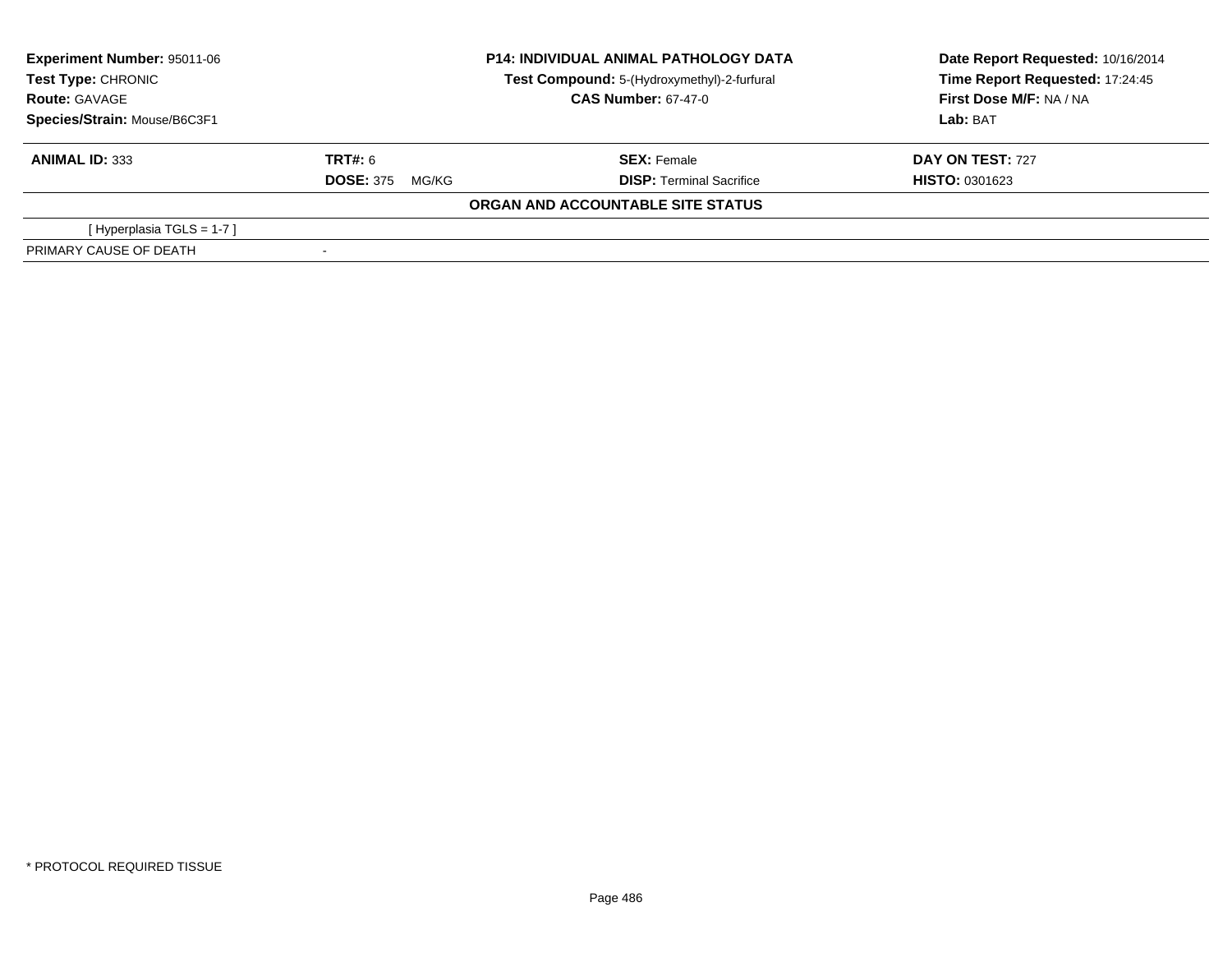**Experiment Number:** 95011-06
**Test Type:** CHRONIC
**Route:** GAVAGE
**Species/Strain:** Mouse/B6C3F1

**P14: INDIVIDUAL ANIMAL PATHOLOGY DATA**
**Test Compound:** 5-(Hydroxymethyl)-2-furfural
**CAS Number:** 67-47-0

**Date Report Requested:** 10/16/2014
**Time Report Requested:** 17:24:45
**First Dose M/F:** NA / NA
**Lab:** BAT

| **ANIMAL ID:** 333 | **TRT#:** 6 | **SEX:** Female | **DAY ON TEST:** 727 |
|---|---|---|---|
| | **DOSE:** 375 MG/KG | **DISP:** Terminal Sacrifice | **HISTO:** 0301623 |

**ORGAN AND ACCOUNTABLE SITE STATUS**

| | |
|---|---|
| [ Hyperplasia TGLS = 1-7 ] | |
| PRIMARY CAUSE OF DEATH | - |

* PROTOCOL REQUIRED TISSUE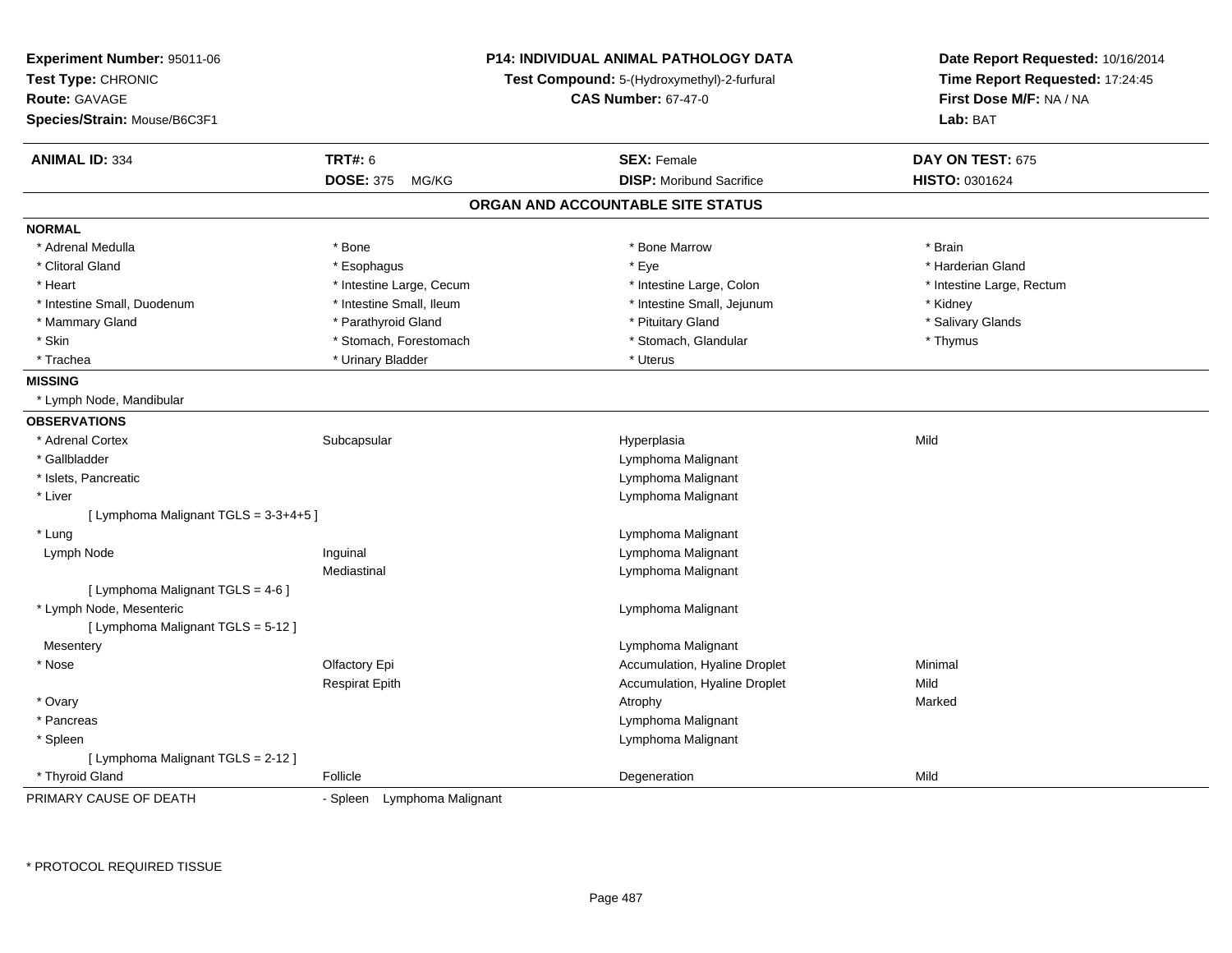**Experiment Number:** 95011-06
**Test Type:** CHRONIC
**Route:** GAVAGE
**Species/Strain:** Mouse/B6C3F1

**P14: INDIVIDUAL ANIMAL PATHOLOGY DATA**
**Test Compound:** 5-(Hydroxymethyl)-2-furfural
**CAS Number:** 67-47-0

**Date Report Requested:** 10/16/2014
**Time Report Requested:** 17:24:45
**First Dose M/F:** NA / NA
**Lab:** BAT

| **ANIMAL ID:** 334 | **TRT#:** 6 | **SEX:** Female | **DAY ON TEST:** 675 |
|---|---|---|---|
| | **DOSE:** 375 MG/KG | **DISP:** Moribund Sacrifice | **HISTO:** 0301624 |

## ORGAN AND ACCOUNTABLE SITE STATUS

**NORMAL**

| | | | |
|---|---|---|---|
| * Adrenal Medulla | * Bone | * Bone Marrow | * Brain |
| * Clitoral Gland | * Esophagus | * Eye | * Harderian Gland |
| * Heart | * Intestine Large, Cecum | * Intestine Large, Colon | * Intestine Large, Rectum |
| * Intestine Small, Duodenum | * Intestine Small, Ileum | * Intestine Small, Jejunum | * Kidney |
| * Mammary Gland | * Parathyroid Gland | * Pituitary Gland | * Salivary Glands |
| * Skin | * Stomach, Forestomach | * Stomach, Glandular | * Thymus |
| * Trachea | * Urinary Bladder | * Uterus | |

**MISSING**

* Lymph Node, Mandibular

**OBSERVATIONS**

| | | | |
|---|---|---|---|
| * Adrenal Cortex | Subcapsular | Hyperplasia | Mild |
| * Gallbladder | | Lymphoma Malignant | |
| * Islets, Pancreatic | | Lymphoma Malignant | |
| * Liver | | Lymphoma Malignant | |
| [ Lymphoma Malignant TGLS = 3-3+4+5 ] | | | |
| * Lung | | Lymphoma Malignant | |
| Lymph Node | Inguinal | Lymphoma Malignant | |
| | Mediastinal | Lymphoma Malignant | |
| [ Lymphoma Malignant TGLS = 4-6 ] | | | |
| * Lymph Node, Mesenteric | | Lymphoma Malignant | |
| [ Lymphoma Malignant TGLS = 5-12 ] | | | |
| Mesentery | | Lymphoma Malignant | |
| * Nose | Olfactory Epi | Accumulation, Hyaline Droplet | Minimal |
| | Respirat Epith | Accumulation, Hyaline Droplet | Mild |
| * Ovary | | Atrophy | Marked |
| * Pancreas | | Lymphoma Malignant | |
| * Spleen | | Lymphoma Malignant | |
| [ Lymphoma Malignant TGLS = 2-12 ] | | | |
| * Thyroid Gland | Follicle | Degeneration | Mild |

PRIMARY CAUSE OF DEATH - Spleen Lymphoma Malignant

\* PROTOCOL REQUIRED TISSUE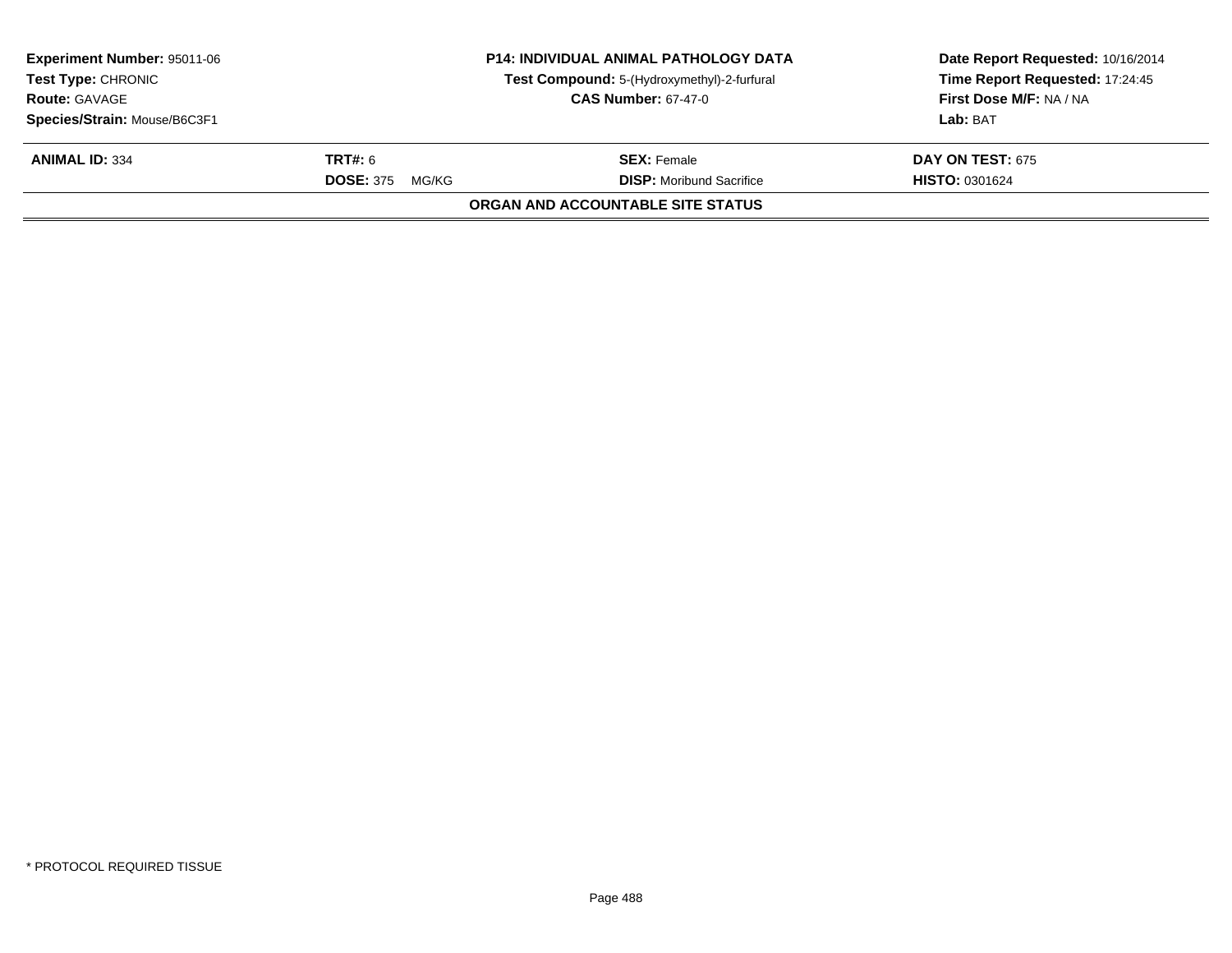**Experiment Number:** 95011-06
**Test Type:** CHRONIC
**Route:** GAVAGE
**Species/Strain:** Mouse/B6C3F1

**P14: INDIVIDUAL ANIMAL PATHOLOGY DATA**
**Test Compound:** 5-(Hydroxymethyl)-2-furfural
**CAS Number:** 67-47-0

**Date Report Requested:** 10/16/2014
**Time Report Requested:** 17:24:45
**First Dose M/F:** NA / NA
**Lab:** BAT

| **ANIMAL ID:** 334 | **TRT#:** 6 | **SEX:** Female | **DAY ON TEST:** 675 |
|---|---|---|---|
| | **DOSE:** 375 MG/KG | **DISP:** Moribund Sacrifice | **HISTO:** 0301624 |

**ORGAN AND ACCOUNTABLE SITE STATUS**

* PROTOCOL REQUIRED TISSUE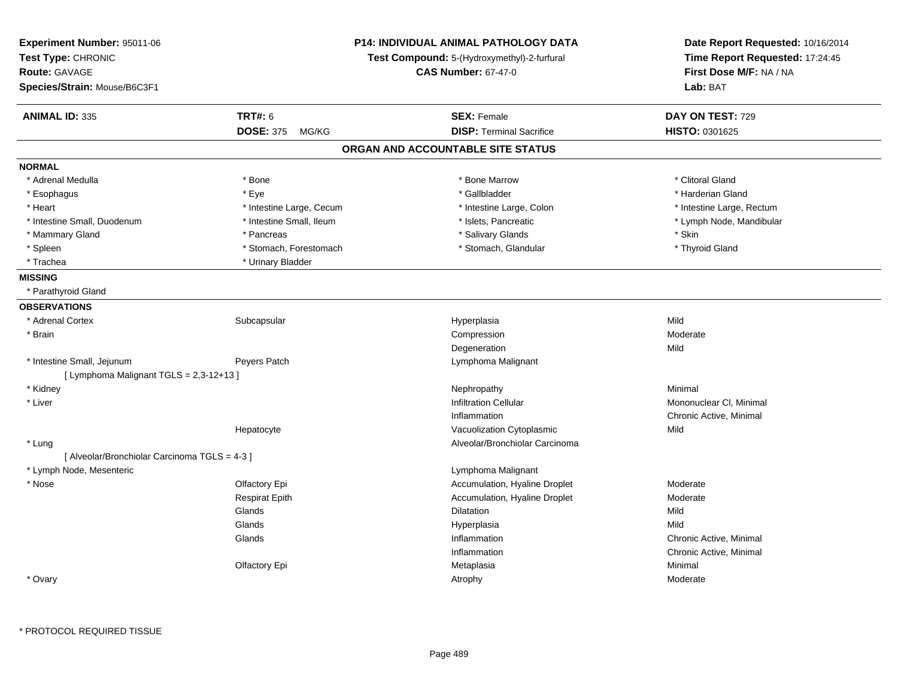**Experiment Number:** 95011-06
**Test Type:** CHRONIC
**Route:** GAVAGE
**Species/Strain:** Mouse/B6C3F1

**P14: INDIVIDUAL ANIMAL PATHOLOGY DATA**
**Test Compound:** 5-(Hydroxymethyl)-2-furfural
**CAS Number:** 67-47-0

**Date Report Requested:** 10/16/2014
**Time Report Requested:** 17:24:45
**First Dose M/F:** NA / NA
**Lab:** BAT

| **ANIMAL ID:** 335 | **TRT#:** 6 | **SEX:** Female | **DAY ON TEST:** 729 |
|---|---|---|---|
| | **DOSE:** 375 MG/KG | **DISP:** Terminal Sacrifice | **HISTO:** 0301625 |

## ORGAN AND ACCOUNTABLE SITE STATUS

**NORMAL**

| | | | |
|---|---|---|---|
| * Adrenal Medulla | * Bone | * Bone Marrow | * Clitoral Gland |
| * Esophagus | * Eye | * Gallbladder | * Harderian Gland |
| * Heart | * Intestine Large, Cecum | * Intestine Large, Colon | * Intestine Large, Rectum |
| * Intestine Small, Duodenum | * Intestine Small, Ileum | * Islets, Pancreatic | * Lymph Node, Mandibular |
| * Mammary Gland | * Pancreas | * Salivary Glands | * Skin |
| * Spleen | * Stomach, Forestomach | * Stomach, Glandular | * Thyroid Gland |
| * Trachea | * Urinary Bladder | | |

**MISSING**

* Parathyroid Gland

**OBSERVATIONS**

| | | | |
|---|---|---|---|
| * Adrenal Cortex | Subcapsular | Hyperplasia | Mild |
| * Brain | | Compression | Moderate |
| | | Degeneration | Mild |
| * Intestine Small, Jejunum | Peyers Patch | Lymphoma Malignant | |
| [ Lymphoma Malignant TGLS = 2,3-12+13 ] | | | |
| * Kidney | | Nephropathy | Minimal |
| * Liver | | Infiltration Cellular | Mononuclear Cl, Minimal |
| | | Inflammation | Chronic Active, Minimal |
| | Hepatocyte | Vacuolization Cytoplasmic | Mild |
| * Lung | | Alveolar/Bronchiolar Carcinoma | |
| [ Alveolar/Bronchiolar Carcinoma TGLS = 4-3 ] | | | |
| * Lymph Node, Mesenteric | | Lymphoma Malignant | |
| * Nose | Olfactory Epi | Accumulation, Hyaline Droplet | Moderate |
| | Respirat Epith | Accumulation, Hyaline Droplet | Moderate |
| | Glands | Dilatation | Mild |
| | Glands | Hyperplasia | Mild |
| | Glands | Inflammation | Chronic Active, Minimal |
| | | Inflammation | Chronic Active, Minimal |
| | Olfactory Epi | Metaplasia | Minimal |
| * Ovary | | Atrophy | Moderate |

\* PROTOCOL REQUIRED TISSUE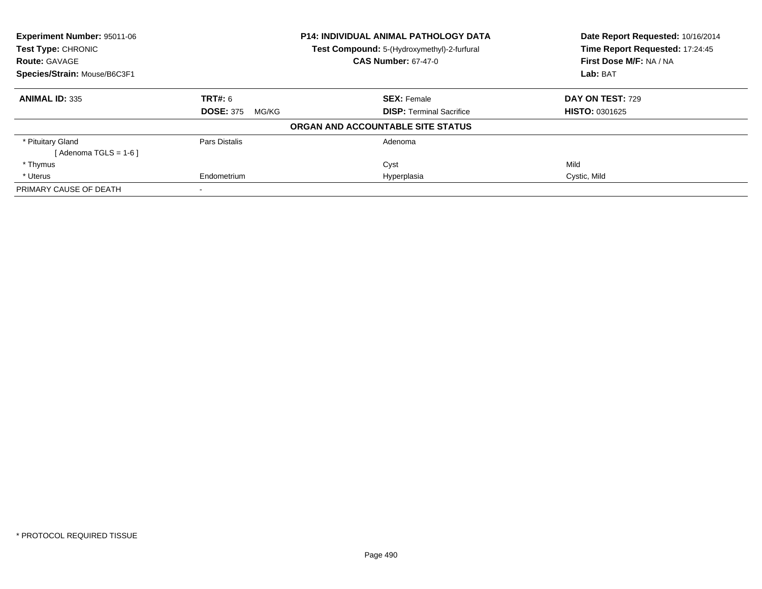**Experiment Number:** 95011-06
**Test Type:** CHRONIC
**Route:** GAVAGE
**Species/Strain:** Mouse/B6C3F1

**P14: INDIVIDUAL ANIMAL PATHOLOGY DATA**
**Test Compound:** 5-(Hydroxymethyl)-2-furfural
**CAS Number:** 67-47-0

**Date Report Requested:** 10/16/2014
**Time Report Requested:** 17:24:45
**First Dose M/F:** NA / NA
**Lab:** BAT

| **ANIMAL ID:** 335 | **TRT#:** 6 | **SEX:** Female | **DAY ON TEST:** 729 |
|---|---|---|---|
| | **DOSE:** 375 MG/KG | **DISP:** Terminal Sacrifice | **HISTO:** 0301625 |

**ORGAN AND ACCOUNTABLE SITE STATUS**

| | | | |
|---|---|---|---|
| * Pituitary Gland | Pars Distalis | Adenoma | |
| [ Adenoma TGLS = 1-6 ] | | | |
| * Thymus | | Cyst | Mild |
| * Uterus | Endometrium | Hyperplasia | Cystic, Mild |
| PRIMARY CAUSE OF DEATH | - | | |

* PROTOCOL REQUIRED TISSUE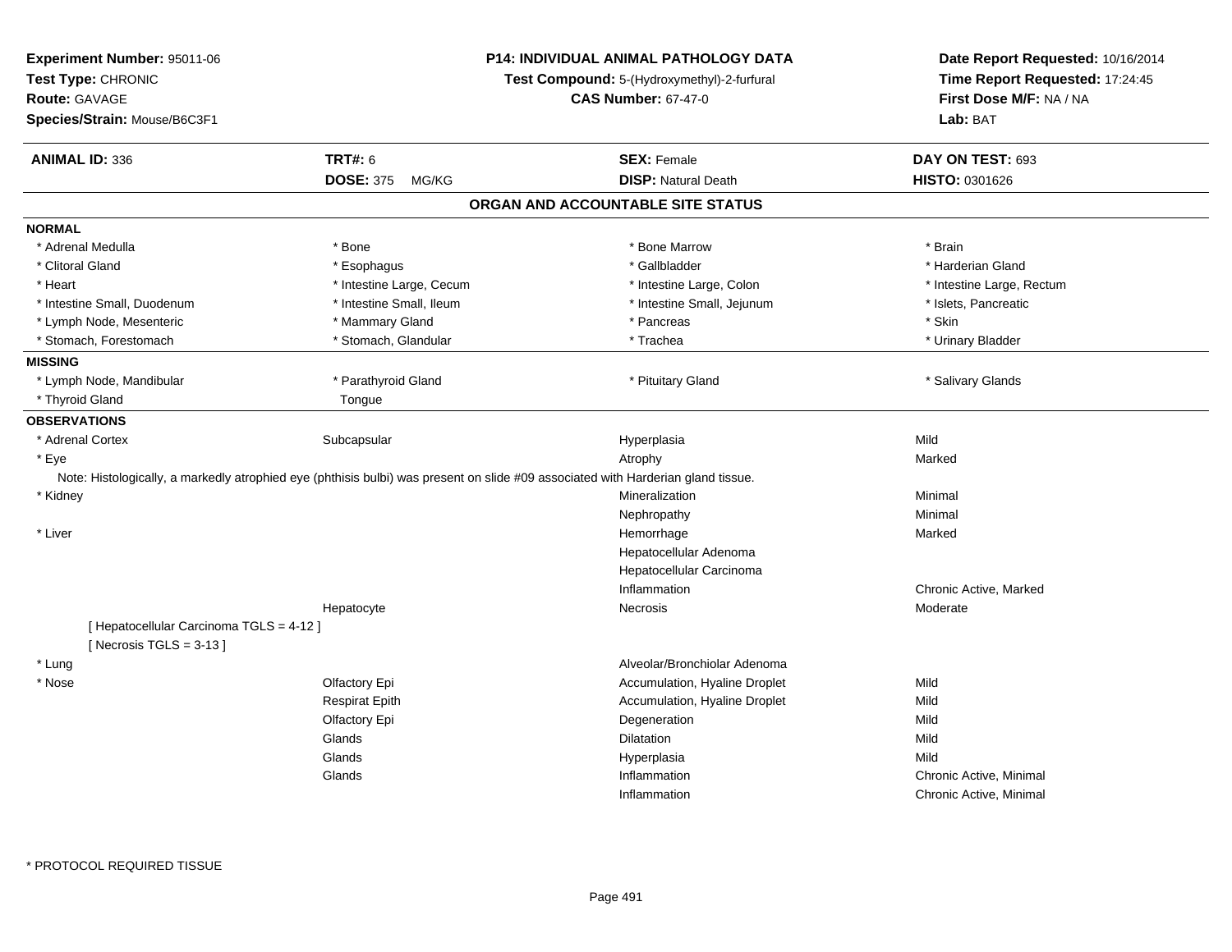**Experiment Number:** 95011-06
**Test Type:** CHRONIC
**Route:** GAVAGE
**Species/Strain:** Mouse/B6C3F1

**P14: INDIVIDUAL ANIMAL PATHOLOGY DATA**
**Test Compound:** 5-(Hydroxymethyl)-2-furfural
**CAS Number:** 67-47-0

**Date Report Requested:** 10/16/2014
**Time Report Requested:** 17:24:45
**First Dose M/F:** NA / NA
**Lab:** BAT

| **ANIMAL ID:** 336 | **TRT#:** 6 | **SEX:** Female | **DAY ON TEST:** 693 |
|---|---|---|---|
| | **DOSE:** 375 MG/KG | **DISP:** Natural Death | **HISTO:** 0301626 |

## ORGAN AND ACCOUNTABLE SITE STATUS

**NORMAL**

| | | | |
|---|---|---|---|
| * Adrenal Medulla | * Bone | * Bone Marrow | * Brain |
| * Clitoral Gland | * Esophagus | * Gallbladder | * Harderian Gland |
| * Heart | * Intestine Large, Cecum | * Intestine Large, Colon | * Intestine Large, Rectum |
| * Intestine Small, Duodenum | * Intestine Small, Ileum | * Intestine Small, Jejunum | * Islets, Pancreatic |
| * Lymph Node, Mesenteric | * Mammary Gland | * Pancreas | * Skin |
| * Stomach, Forestomach | * Stomach, Glandular | * Trachea | * Urinary Bladder |

**MISSING**

| | | | |
|---|---|---|---|
| * Lymph Node, Mandibular | * Parathyroid Gland | * Pituitary Gland | * Salivary Glands |
| * Thyroid Gland | Tongue | | |

**OBSERVATIONS**

| | | | |
|---|---|---|---|
| * Adrenal Cortex | Subcapsular | Hyperplasia | Mild |
| * Eye | | Atrophy | Marked |

Note: Histologically, a markedly atrophied eye (phthisis bulbi) was present on slide #09 associated with Harderian gland tissue.

| | | | |
|---|---|---|---|
| * Kidney | | Mineralization | Minimal |
| | | Nephropathy | Minimal |
| * Liver | | Hemorrhage | Marked |
| | | Hepatocellular Adenoma | |
| | | Hepatocellular Carcinoma | |
| | | Inflammation | Chronic Active, Marked |
| | Hepatocyte | Necrosis | Moderate |

[ Hepatocellular Carcinoma TGLS = 4-12 ]
[ Necrosis TGLS = 3-13 ]

| | | | |
|---|---|---|---|
| * Lung | | Alveolar/Bronchiolar Adenoma | |
| * Nose | Olfactory Epi | Accumulation, Hyaline Droplet | Mild |
| | Respirat Epith | Accumulation, Hyaline Droplet | Mild |
| | Olfactory Epi | Degeneration | Mild |
| | Glands | Dilatation | Mild |
| | Glands | Hyperplasia | Mild |
| | Glands | Inflammation | Chronic Active, Minimal |
| | | Inflammation | Chronic Active, Minimal |

\* PROTOCOL REQUIRED TISSUE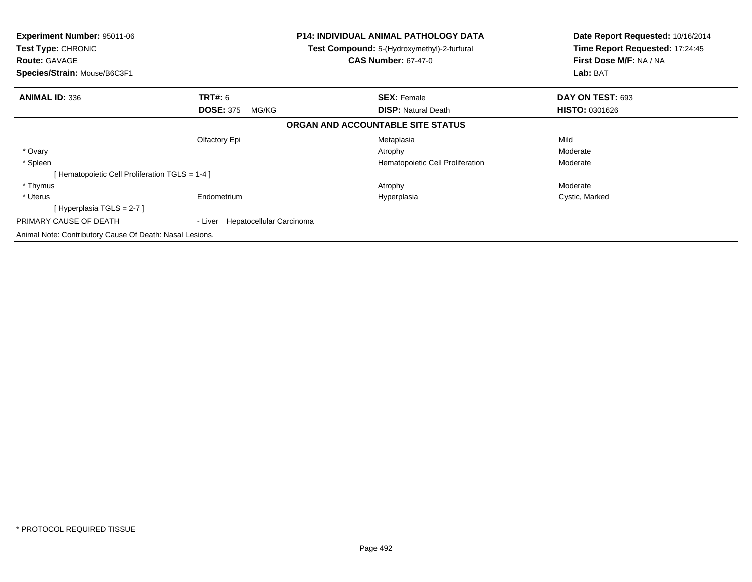**Experiment Number:** 95011-06
**Test Type:** CHRONIC
**Route:** GAVAGE
**Species/Strain:** Mouse/B6C3F1

**P14: INDIVIDUAL ANIMAL PATHOLOGY DATA**
**Test Compound:** 5-(Hydroxymethyl)-2-furfural
**CAS Number:** 67-47-0

**Date Report Requested:** 10/16/2014
**Time Report Requested:** 17:24:45
**First Dose M/F:** NA / NA
**Lab:** BAT

| **ANIMAL ID:** 336 | **TRT#:** 6 | **SEX:** Female | **DAY ON TEST:** 693 |
|---|---|---|---|
| | **DOSE:** 375 MG/KG | **DISP:** Natural Death | **HISTO:** 0301626 |

**ORGAN AND ACCOUNTABLE SITE STATUS**

| | | | |
|---|---|---|---|
| | Olfactory Epi | Metaplasia | Mild |
| * Ovary | | Atrophy | Moderate |
| * Spleen | | Hematopoietic Cell Proliferation | Moderate |
| [ Hematopoietic Cell Proliferation TGLS = 1-4 ] | | | |
| * Thymus | | Atrophy | Moderate |
| * Uterus | Endometrium | Hyperplasia | Cystic, Marked |
| [ Hyperplasia TGLS = 2-7 ] | | | |
| PRIMARY CAUSE OF DEATH | - Liver Hepatocellular Carcinoma | | |

Animal Note: Contributory Cause Of Death: Nasal Lesions.

* PROTOCOL REQUIRED TISSUE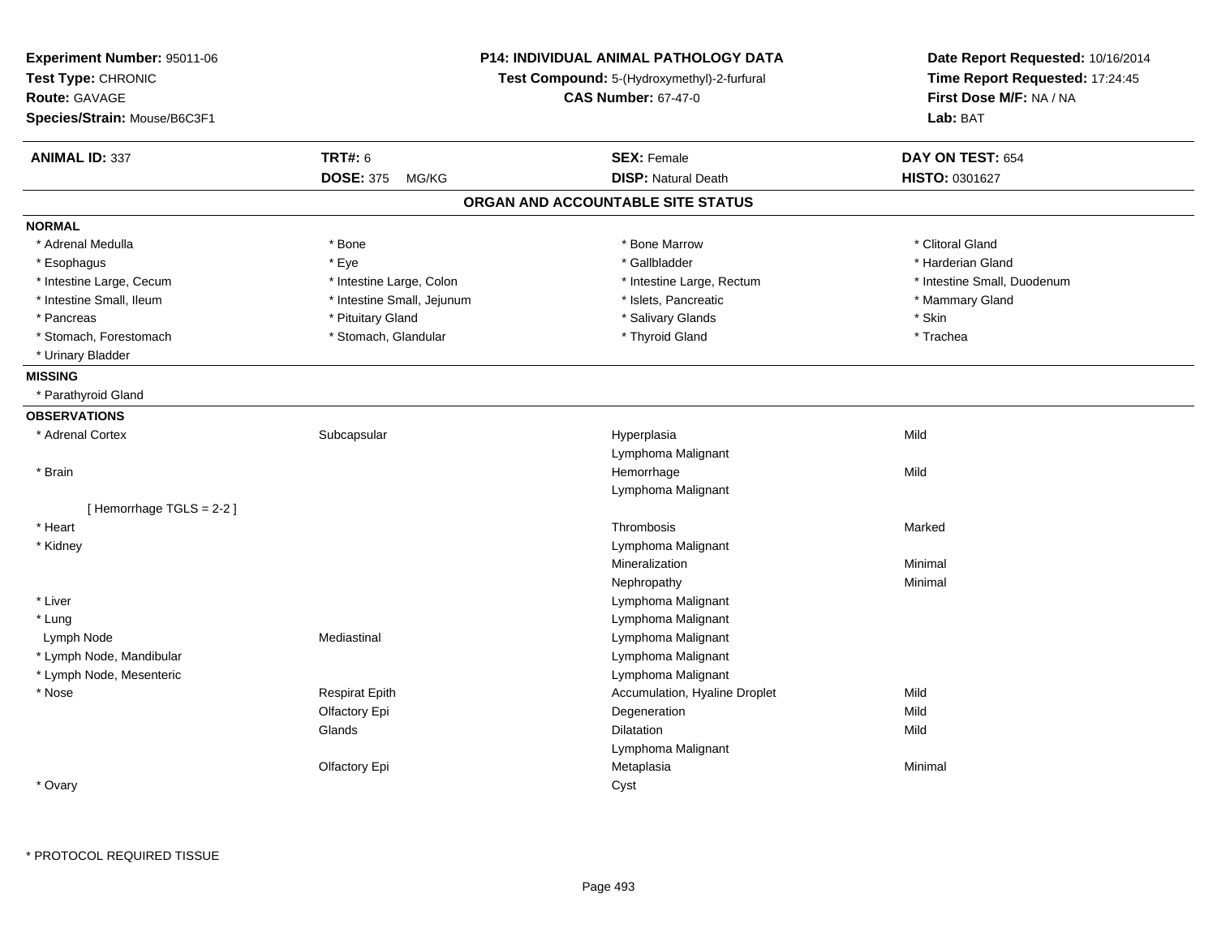**Experiment Number:** 95011-06
**Test Type:** CHRONIC
**Route:** GAVAGE
**Species/Strain:** Mouse/B6C3F1

**P14: INDIVIDUAL ANIMAL PATHOLOGY DATA**
**Test Compound:** 5-(Hydroxymethyl)-2-furfural
**CAS Number:** 67-47-0

**Date Report Requested:** 10/16/2014
**Time Report Requested:** 17:24:45
**First Dose M/F:** NA / NA
**Lab:** BAT

| **ANIMAL ID:** 337 | **TRT#:** 6 | **SEX:** Female | **DAY ON TEST:** 654 |
|---|---|---|---|
| | **DOSE:** 375 MG/KG | **DISP:** Natural Death | **HISTO:** 0301627 |

## ORGAN AND ACCOUNTABLE SITE STATUS

**NORMAL**

| | | | |
|---|---|---|---|
| * Adrenal Medulla | * Bone | * Bone Marrow | * Clitoral Gland |
| * Esophagus | * Eye | * Gallbladder | * Harderian Gland |
| * Intestine Large, Cecum | * Intestine Large, Colon | * Intestine Large, Rectum | * Intestine Small, Duodenum |
| * Intestine Small, Ileum | * Intestine Small, Jejunum | * Islets, Pancreatic | * Mammary Gland |
| * Pancreas | * Pituitary Gland | * Salivary Glands | * Skin |
| * Stomach, Forestomach | * Stomach, Glandular | * Thyroid Gland | * Trachea |
| * Urinary Bladder | | | |

**MISSING**

* Parathyroid Gland

**OBSERVATIONS**

| | | | |
|---|---|---|---|
| * Adrenal Cortex | Subcapsular | Hyperplasia | Mild |
| | | Lymphoma Malignant | |
| * Brain | | Hemorrhage | Mild |
| | | Lymphoma Malignant | |
| [ Hemorrhage TGLS = 2-2 ] | | | |
| * Heart | | Thrombosis | Marked |
| * Kidney | | Lymphoma Malignant | |
| | | Mineralization | Minimal |
| | | Nephropathy | Minimal |
| * Liver | | Lymphoma Malignant | |
| * Lung | | Lymphoma Malignant | |
| Lymph Node | Mediastinal | Lymphoma Malignant | |
| * Lymph Node, Mandibular | | Lymphoma Malignant | |
| * Lymph Node, Mesenteric | | Lymphoma Malignant | |
| * Nose | Respirat Epith | Accumulation, Hyaline Droplet | Mild |
| | Olfactory Epi | Degeneration | Mild |
| | Glands | Dilatation | Mild |
| | | Lymphoma Malignant | |
| | Olfactory Epi | Metaplasia | Minimal |
| * Ovary | | Cyst | |

\* PROTOCOL REQUIRED TISSUE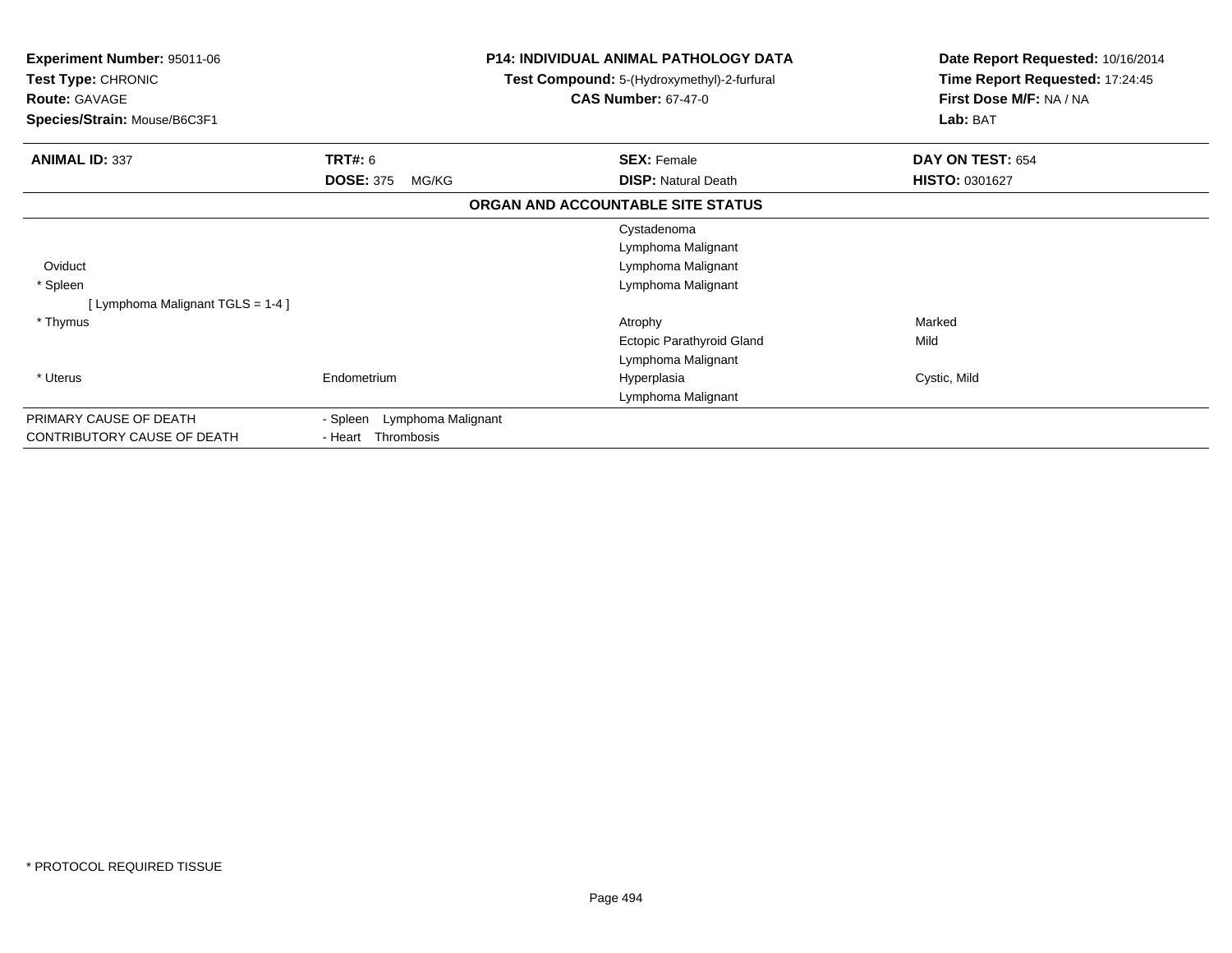**Experiment Number:** 95011-06
**Test Type:** CHRONIC
**Route:** GAVAGE
**Species/Strain:** Mouse/B6C3F1

**P14: INDIVIDUAL ANIMAL PATHOLOGY DATA**
**Test Compound:** 5-(Hydroxymethyl)-2-furfural
**CAS Number:** 67-47-0

**Date Report Requested:** 10/16/2014
**Time Report Requested:** 17:24:45
**First Dose M/F:** NA / NA
**Lab:** BAT

| **ANIMAL ID:** 337 | **TRT#:** 6 | **SEX:** Female | **DAY ON TEST:** 654 |
|---|---|---|---|
| | **DOSE:** 375 MG/KG | **DISP:** Natural Death | **HISTO:** 0301627 |

**ORGAN AND ACCOUNTABLE SITE STATUS**

| | | | |
|---|---|---|---|
| | | Cystadenoma | |
| | | Lymphoma Malignant | |
| Oviduct | | Lymphoma Malignant | |
| * Spleen | | Lymphoma Malignant | |
| [ Lymphoma Malignant TGLS = 1-4 ] | | | |
| * Thymus | | Atrophy | Marked |
| | | Ectopic Parathyroid Gland | Mild |
| | | Lymphoma Malignant | |
| * Uterus | Endometrium | Hyperplasia | Cystic, Mild |
| | | Lymphoma Malignant | |

| | |
|---|---|
| PRIMARY CAUSE OF DEATH | - Spleen Lymphoma Malignant |
| CONTRIBUTORY CAUSE OF DEATH | - Heart Thrombosis |

* PROTOCOL REQUIRED TISSUE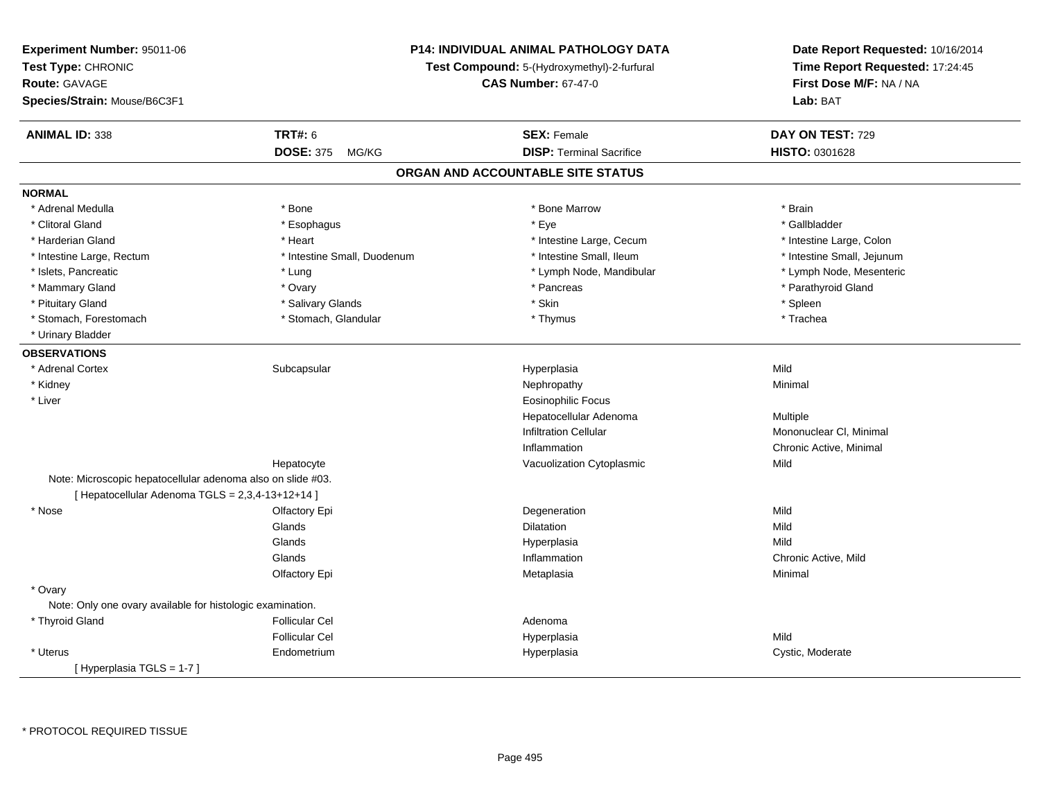**Experiment Number:** 95011-06
**Test Type:** CHRONIC
**Route:** GAVAGE
**Species/Strain:** Mouse/B6C3F1

**P14: INDIVIDUAL ANIMAL PATHOLOGY DATA**
**Test Compound:** 5-(Hydroxymethyl)-2-furfural
**CAS Number:** 67-47-0

**Date Report Requested:** 10/16/2014
**Time Report Requested:** 17:24:45
**First Dose M/F:** NA / NA
**Lab:** BAT

| **ANIMAL ID:** 338 | **TRT#:** 6 | **SEX:** Female | **DAY ON TEST:** 729 |
|---|---|---|---|
| | **DOSE:** 375 MG/KG | **DISP:** Terminal Sacrifice | **HISTO:** 0301628 |

## ORGAN AND ACCOUNTABLE SITE STATUS

**NORMAL**

| | | | |
|---|---|---|---|
| * Adrenal Medulla | * Bone | * Bone Marrow | * Brain |
| * Clitoral Gland | * Esophagus | * Eye | * Gallbladder |
| * Harderian Gland | * Heart | * Intestine Large, Cecum | * Intestine Large, Colon |
| * Intestine Large, Rectum | * Intestine Small, Duodenum | * Intestine Small, Ileum | * Intestine Small, Jejunum |
| * Islets, Pancreatic | * Lung | * Lymph Node, Mandibular | * Lymph Node, Mesenteric |
| * Mammary Gland | * Ovary | * Pancreas | * Parathyroid Gland |
| * Pituitary Gland | * Salivary Glands | * Skin | * Spleen |
| * Stomach, Forestomach | * Stomach, Glandular | * Thymus | * Trachea |
| * Urinary Bladder | | | |

**OBSERVATIONS**

| | | | |
|---|---|---|---|
| * Adrenal Cortex | Subcapsular | Hyperplasia | Mild |
| * Kidney | | Nephropathy | Minimal |
| * Liver | | Eosinophilic Focus | |
| | | Hepatocellular Adenoma | Multiple |
| | | Infiltration Cellular | Mononuclear Cl, Minimal |
| | | Inflammation | Chronic Active, Minimal |
| | Hepatocyte | Vacuolization Cytoplasmic | Mild |
| Note: Microscopic hepatocellular adenoma also on slide #03. | | | |
| [ Hepatocellular Adenoma TGLS = 2,3,4-13+12+14 ] | | | |
| * Nose | Olfactory Epi | Degeneration | Mild |
| | Glands | Dilatation | Mild |
| | Glands | Hyperplasia | Mild |
| | Glands | Inflammation | Chronic Active, Mild |
| | Olfactory Epi | Metaplasia | Minimal |
| * Ovary | | | |
| Note: Only one ovary available for histologic examination. | | | |
| * Thyroid Gland | Follicular Cel | Adenoma | |
| | Follicular Cel | Hyperplasia | Mild |
| * Uterus | Endometrium | Hyperplasia | Cystic, Moderate |
| [ Hyperplasia TGLS = 1-7 ] | | | |

* PROTOCOL REQUIRED TISSUE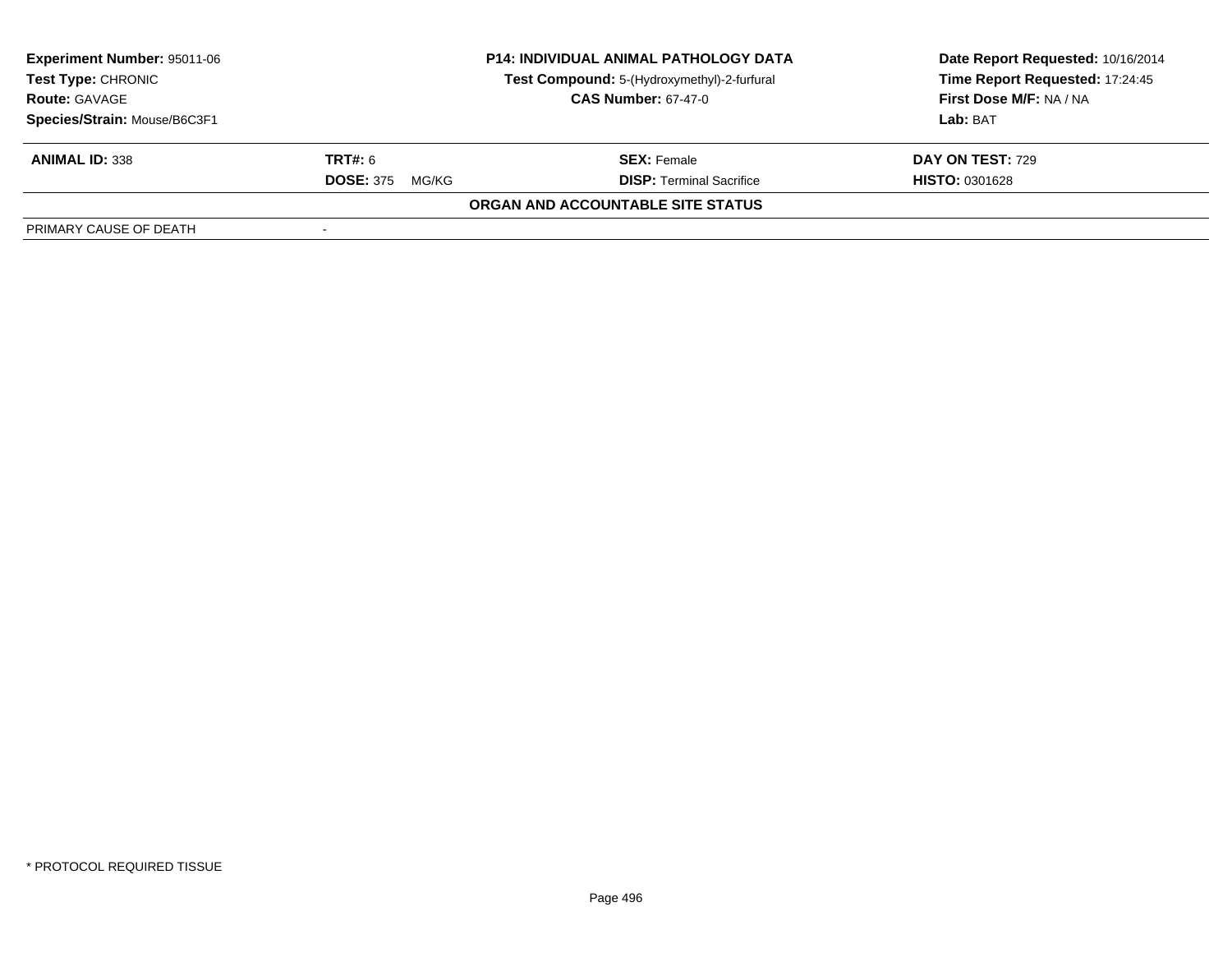**Experiment Number:** 95011-06
**Test Type:** CHRONIC
**Route:** GAVAGE
**Species/Strain:** Mouse/B6C3F1

**P14: INDIVIDUAL ANIMAL PATHOLOGY DATA**
**Test Compound:** 5-(Hydroxymethyl)-2-furfural
**CAS Number:** 67-47-0

**Date Report Requested:** 10/16/2014
**Time Report Requested:** 17:24:45
**First Dose M/F:** NA / NA
**Lab:** BAT

| **ANIMAL ID:** 338 | **TRT#:** 6 | **SEX:** Female | **DAY ON TEST:** 729 |
|---|---|---|---|
| | **DOSE:** 375 MG/KG | **DISP:** Terminal Sacrifice | **HISTO:** 0301628 |

**ORGAN AND ACCOUNTABLE SITE STATUS**

| PRIMARY CAUSE OF DEATH | - |
|---|---|

* PROTOCOL REQUIRED TISSUE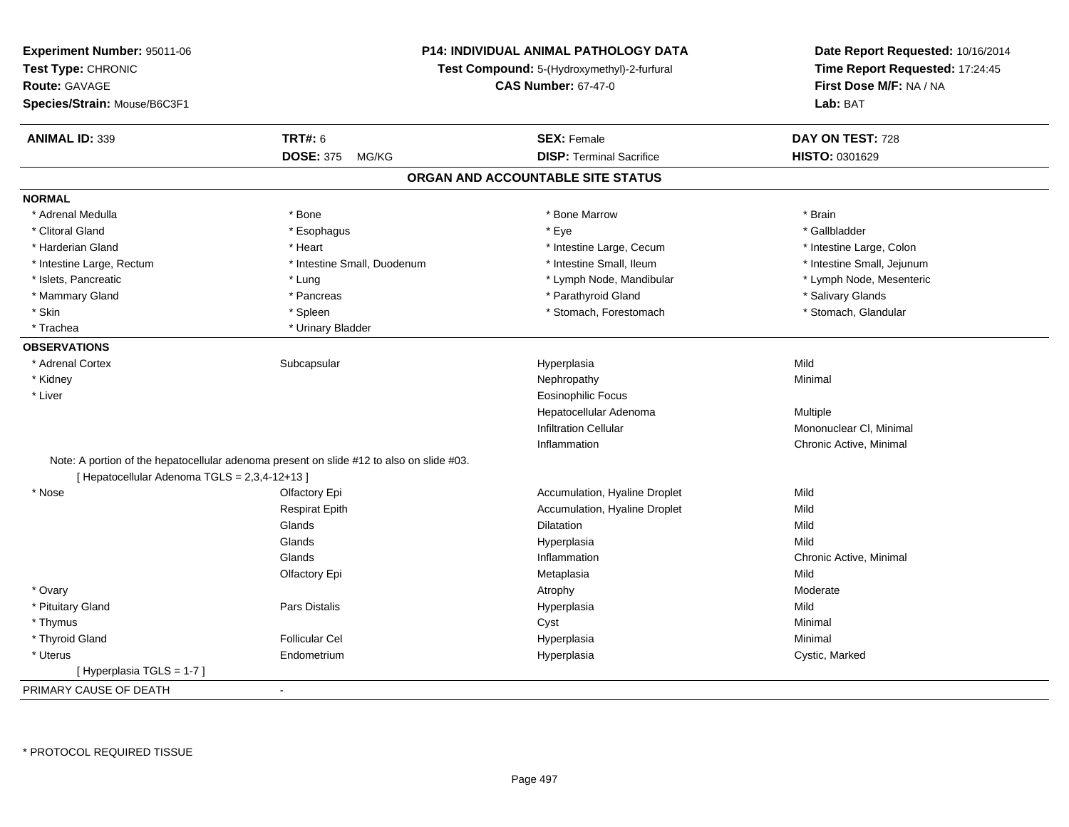**Experiment Number:** 95011-06
**Test Type:** CHRONIC
**Route:** GAVAGE
**Species/Strain:** Mouse/B6C3F1

**P14: INDIVIDUAL ANIMAL PATHOLOGY DATA**
**Test Compound:** 5-(Hydroxymethyl)-2-furfural
**CAS Number:** 67-47-0

**Date Report Requested:** 10/16/2014
**Time Report Requested:** 17:24:45
**First Dose M/F:** NA / NA
**Lab:** BAT

| **ANIMAL ID:** 339 | **TRT#:** 6 | **SEX:** Female | **DAY ON TEST:** 728 |
|---|---|---|---|
| | **DOSE:** 375 MG/KG | **DISP:** Terminal Sacrifice | **HISTO:** 0301629 |

## ORGAN AND ACCOUNTABLE SITE STATUS

**NORMAL**

| | | | |
|---|---|---|---|
| * Adrenal Medulla | * Bone | * Bone Marrow | * Brain |
| * Clitoral Gland | * Esophagus | * Eye | * Gallbladder |
| * Harderian Gland | * Heart | * Intestine Large, Cecum | * Intestine Large, Colon |
| * Intestine Large, Rectum | * Intestine Small, Duodenum | * Intestine Small, Ileum | * Intestine Small, Jejunum |
| * Islets, Pancreatic | * Lung | * Lymph Node, Mandibular | * Lymph Node, Mesenteric |
| * Mammary Gland | * Pancreas | * Parathyroid Gland | * Salivary Glands |
| * Skin | * Spleen | * Stomach, Forestomach | * Stomach, Glandular |
| * Trachea | * Urinary Bladder | | |

**OBSERVATIONS**

| | | | |
|---|---|---|---|
| * Adrenal Cortex | Subcapsular | Hyperplasia | Mild |
| * Kidney | | Nephropathy | Minimal |
| * Liver | | Eosinophilic Focus | |
| | | Hepatocellular Adenoma | Multiple |
| | | Infiltration Cellular | Mononuclear Cl, Minimal |
| | | Inflammation | Chronic Active, Minimal |

Note: A portion of the hepatocellular adenoma present on slide #12 to also on slide #03.
[ Hepatocellular Adenoma TGLS = 2,3,4-12+13 ]

| | | | |
|---|---|---|---|
| * Nose | Olfactory Epi | Accumulation, Hyaline Droplet | Mild |
| | Respirat Epith | Accumulation, Hyaline Droplet | Mild |
| | Glands | Dilatation | Mild |
| | Glands | Hyperplasia | Mild |
| | Glands | Inflammation | Chronic Active, Minimal |
| | Olfactory Epi | Metaplasia | Mild |
| * Ovary | | Atrophy | Moderate |
| * Pituitary Gland | Pars Distalis | Hyperplasia | Mild |
| * Thymus | | Cyst | Minimal |
| * Thyroid Gland | Follicular Cel | Hyperplasia | Minimal |
| * Uterus | Endometrium | Hyperplasia | Cystic, Marked |

[ Hyperplasia TGLS = 1-7 ]

PRIMARY CAUSE OF DEATH -

* PROTOCOL REQUIRED TISSUE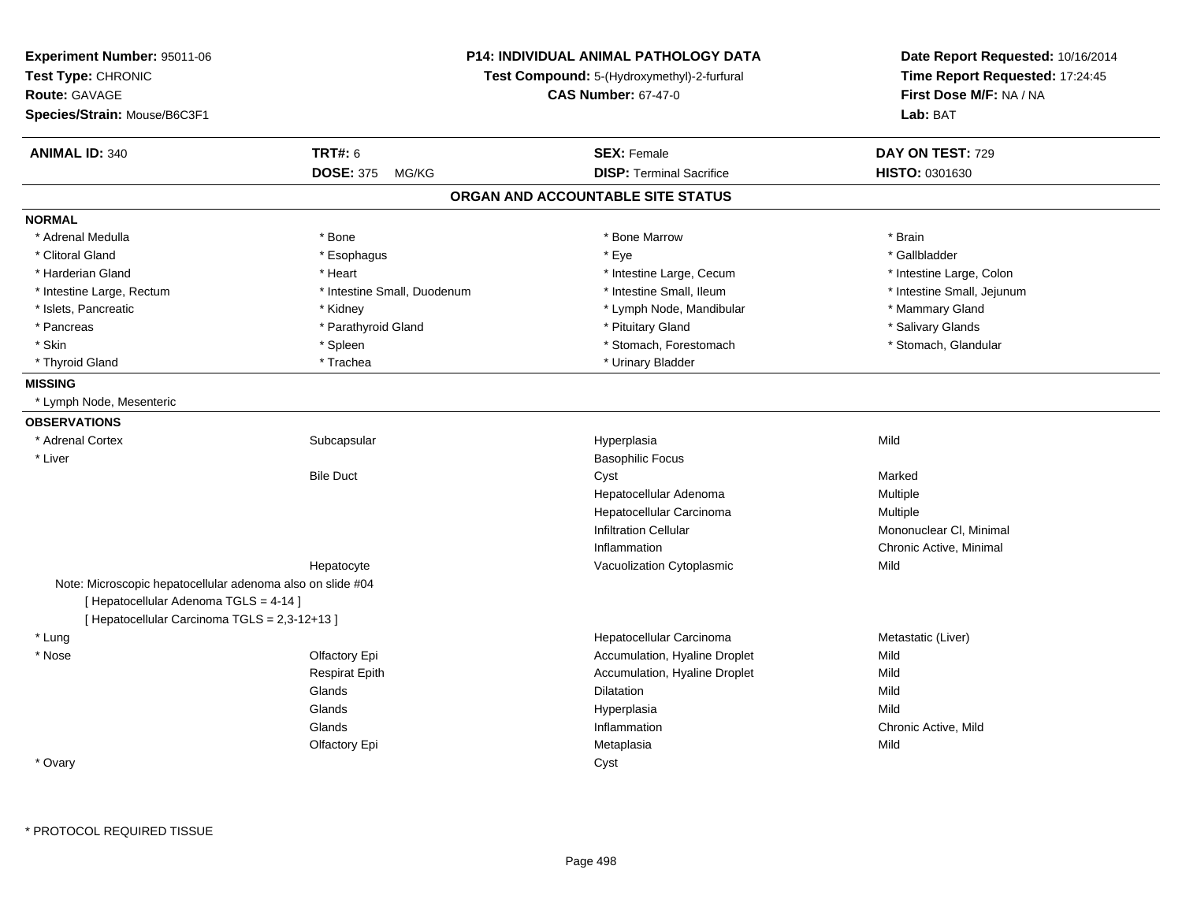**Experiment Number:** 95011-06
**Test Type:** CHRONIC
**Route:** GAVAGE
**Species/Strain:** Mouse/B6C3F1

**P14: INDIVIDUAL ANIMAL PATHOLOGY DATA**
**Test Compound:** 5-(Hydroxymethyl)-2-furfural
**CAS Number:** 67-47-0

**Date Report Requested:** 10/16/2014
**Time Report Requested:** 17:24:45
**First Dose M/F:** NA / NA
**Lab:** BAT

| **ANIMAL ID:** 340 | **TRT#:** 6 | **SEX:** Female | **DAY ON TEST:** 729 |
|---|---|---|---|
| | **DOSE:** 375 MG/KG | **DISP:** Terminal Sacrifice | **HISTO:** 0301630 |

## ORGAN AND ACCOUNTABLE SITE STATUS

**NORMAL**

| | | | |
|---|---|---|---|
| * Adrenal Medulla | * Bone | * Bone Marrow | * Brain |
| * Clitoral Gland | * Esophagus | * Eye | * Gallbladder |
| * Harderian Gland | * Heart | * Intestine Large, Cecum | * Intestine Large, Colon |
| * Intestine Large, Rectum | * Intestine Small, Duodenum | * Intestine Small, Ileum | * Intestine Small, Jejunum |
| * Islets, Pancreatic | * Kidney | * Lymph Node, Mandibular | * Mammary Gland |
| * Pancreas | * Parathyroid Gland | * Pituitary Gland | * Salivary Glands |
| * Skin | * Spleen | * Stomach, Forestomach | * Stomach, Glandular |
| * Thyroid Gland | * Trachea | * Urinary Bladder | |

**MISSING**

* Lymph Node, Mesenteric

**OBSERVATIONS**

| | | | |
|---|---|---|---|
| * Adrenal Cortex | Subcapsular | Hyperplasia | Mild |
| * Liver | | Basophilic Focus | |
| | Bile Duct | Cyst | Marked |
| | | Hepatocellular Adenoma | Multiple |
| | | Hepatocellular Carcinoma | Multiple |
| | | Infiltration Cellular | Mononuclear Cl, Minimal |
| | | Inflammation | Chronic Active, Minimal |
| | Hepatocyte | Vacuolization Cytoplasmic | Mild |

Note: Microscopic hepatocellular adenoma also on slide #04
[ Hepatocellular Adenoma TGLS = 4-14 ]
[ Hepatocellular Carcinoma TGLS = 2,3-12+13 ]

| | | | |
|---|---|---|---|
| * Lung | | Hepatocellular Carcinoma | Metastatic (Liver) |
| * Nose | Olfactory Epi | Accumulation, Hyaline Droplet | Mild |
| | Respirat Epith | Accumulation, Hyaline Droplet | Mild |
| | Glands | Dilatation | Mild |
| | Glands | Hyperplasia | Mild |
| | Glands | Inflammation | Chronic Active, Mild |
| | Olfactory Epi | Metaplasia | Mild |
| * Ovary | | Cyst | |

\* PROTOCOL REQUIRED TISSUE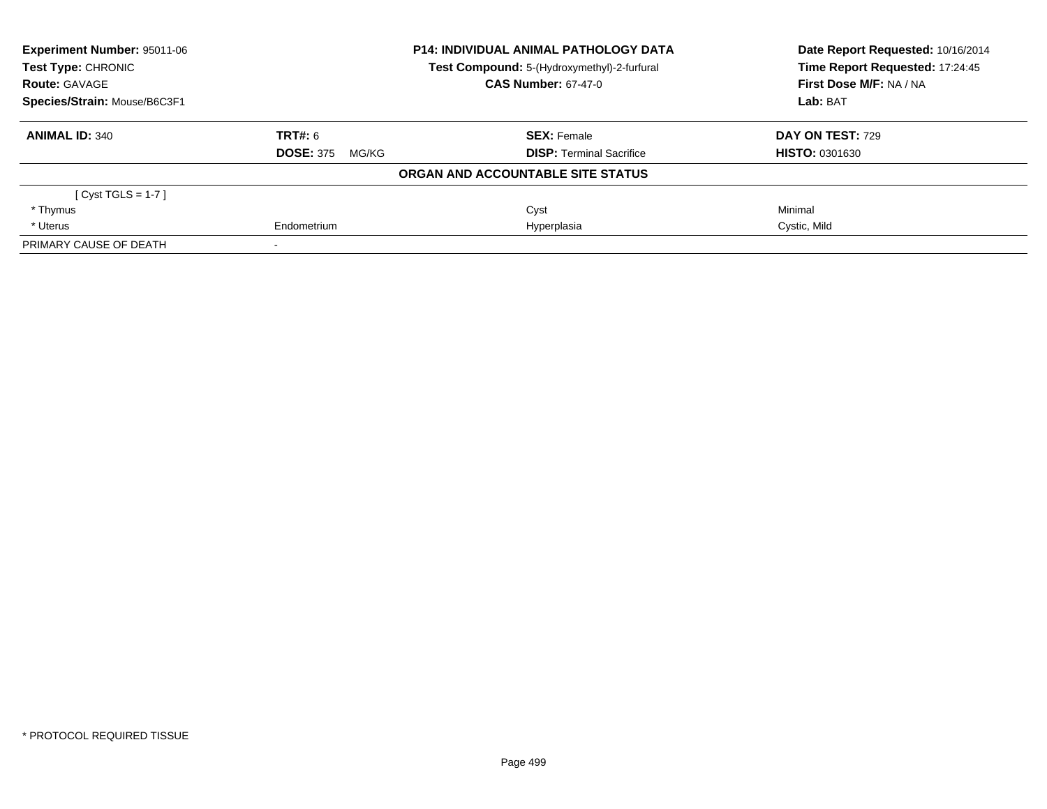**Experiment Number:** 95011-06
**Test Type:** CHRONIC
**Route:** GAVAGE
**Species/Strain:** Mouse/B6C3F1

**P14: INDIVIDUAL ANIMAL PATHOLOGY DATA**
**Test Compound:** 5-(Hydroxymethyl)-2-furfural
**CAS Number:** 67-47-0

**Date Report Requested:** 10/16/2014
**Time Report Requested:** 17:24:45
**First Dose M/F:** NA / NA
**Lab:** BAT

| **ANIMAL ID:** 340 | **TRT#:** 6 | **SEX:** Female | **DAY ON TEST:** 729 |
|---|---|---|---|
| | **DOSE:** 375 MG/KG | **DISP:** Terminal Sacrifice | **HISTO:** 0301630 |

**ORGAN AND ACCOUNTABLE SITE STATUS**

| | | | |
|---|---|---|---|
| [ Cyst TGLS = 1-7 ] | | | |
| * Thymus | | Cyst | Minimal |
| * Uterus | Endometrium | Hyperplasia | Cystic, Mild |
| PRIMARY CAUSE OF DEATH | - | | |

* PROTOCOL REQUIRED TISSUE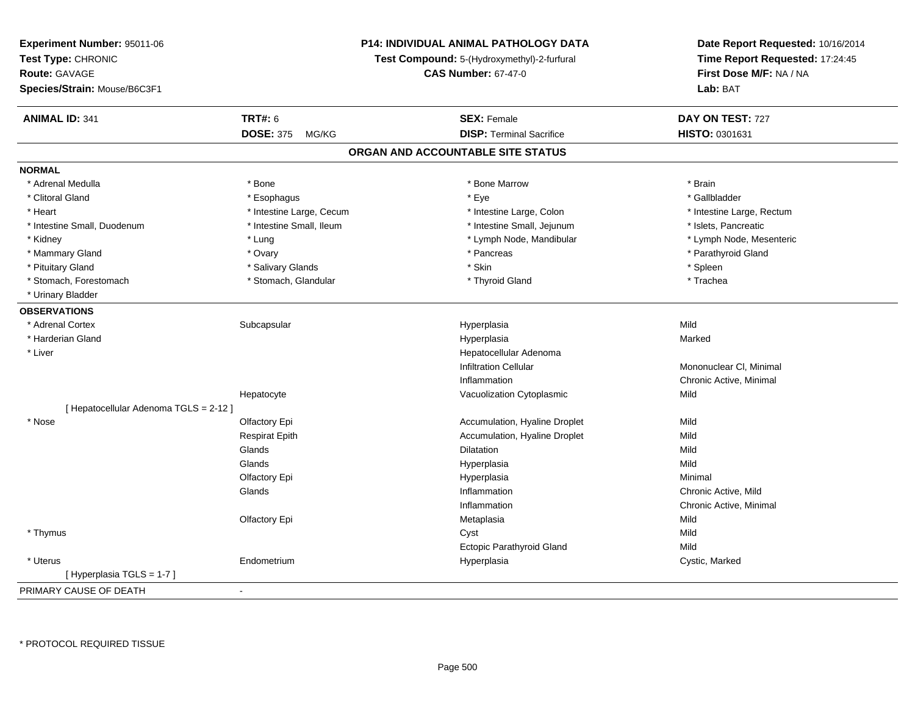**Experiment Number:** 95011-06
**Test Type:** CHRONIC
**Route:** GAVAGE
**Species/Strain:** Mouse/B6C3F1

**P14: INDIVIDUAL ANIMAL PATHOLOGY DATA**
**Test Compound:** 5-(Hydroxymethyl)-2-furfural
**CAS Number:** 67-47-0

**Date Report Requested:** 10/16/2014
**Time Report Requested:** 17:24:45
**First Dose M/F:** NA / NA
**Lab:** BAT

| **ANIMAL ID:** 341 | **TRT#:** 6 | **SEX:** Female | **DAY ON TEST:** 727 |
|---|---|---|---|
| | **DOSE:** 375 MG/KG | **DISP:** Terminal Sacrifice | **HISTO:** 0301631 |

## ORGAN AND ACCOUNTABLE SITE STATUS

**NORMAL**

| | | | |
|---|---|---|---|
| * Adrenal Medulla | * Bone | * Bone Marrow | * Brain |
| * Clitoral Gland | * Esophagus | * Eye | * Gallbladder |
| * Heart | * Intestine Large, Cecum | * Intestine Large, Colon | * Intestine Large, Rectum |
| * Intestine Small, Duodenum | * Intestine Small, Ileum | * Intestine Small, Jejunum | * Islets, Pancreatic |
| * Kidney | * Lung | * Lymph Node, Mandibular | * Lymph Node, Mesenteric |
| * Mammary Gland | * Ovary | * Pancreas | * Parathyroid Gland |
| * Pituitary Gland | * Salivary Glands | * Skin | * Spleen |
| * Stomach, Forestomach | * Stomach, Glandular | * Thyroid Gland | * Trachea |
| * Urinary Bladder | | | |

**OBSERVATIONS**

| | | | |
|---|---|---|---|
| * Adrenal Cortex | Subcapsular | Hyperplasia | Mild |
| * Harderian Gland | | Hyperplasia | Marked |
| * Liver | | Hepatocellular Adenoma | |
| | | Infiltration Cellular | Mononuclear Cl, Minimal |
| | | Inflammation | Chronic Active, Minimal |
| | Hepatocyte | Vacuolization Cytoplasmic | Mild |
| [ Hepatocellular Adenoma TGLS = 2-12 ] | | | |
| * Nose | Olfactory Epi | Accumulation, Hyaline Droplet | Mild |
| | Respirat Epith | Accumulation, Hyaline Droplet | Mild |
| | Glands | Dilatation | Mild |
| | Glands | Hyperplasia | Mild |
| | Olfactory Epi | Hyperplasia | Minimal |
| | Glands | Inflammation | Chronic Active, Mild |
| | | Inflammation | Chronic Active, Minimal |
| | Olfactory Epi | Metaplasia | Mild |
| * Thymus | | Cyst | Mild |
| | | Ectopic Parathyroid Gland | Mild |
| * Uterus | Endometrium | Hyperplasia | Cystic, Marked |
| [ Hyperplasia TGLS = 1-7 ] | | | |

PRIMARY CAUSE OF DEATH -

* PROTOCOL REQUIRED TISSUE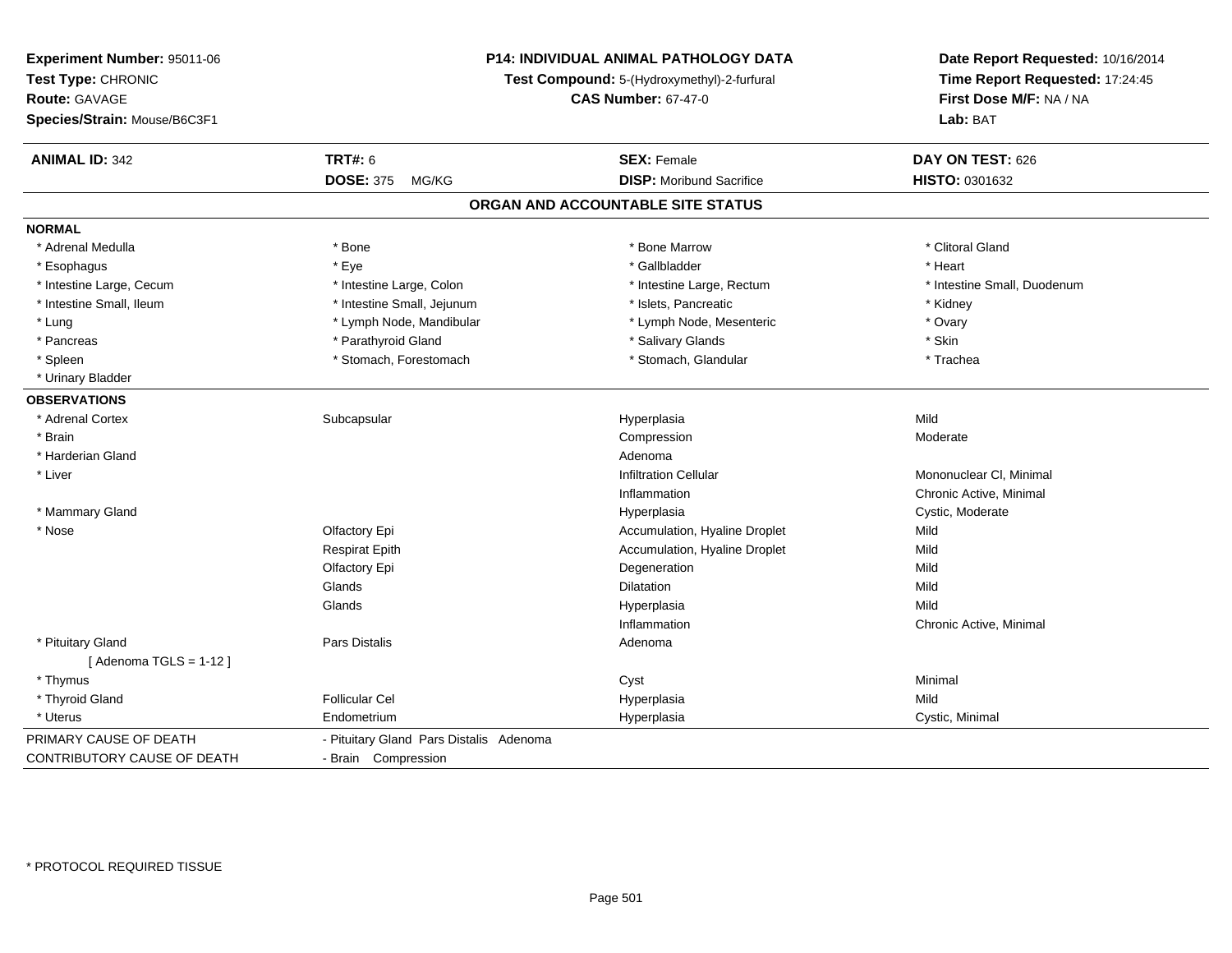**Experiment Number:** 95011-06
**Test Type:** CHRONIC
**Route:** GAVAGE
**Species/Strain:** Mouse/B6C3F1

**P14: INDIVIDUAL ANIMAL PATHOLOGY DATA**
**Test Compound:** 5-(Hydroxymethyl)-2-furfural
**CAS Number:** 67-47-0

**Date Report Requested:** 10/16/2014
**Time Report Requested:** 17:24:45
**First Dose M/F:** NA / NA
**Lab:** BAT

| **ANIMAL ID:** 342 | **TRT#:** 6 | **SEX:** Female | **DAY ON TEST:** 626 |
|---|---|---|---|
| | **DOSE:** 375 MG/KG | **DISP:** Moribund Sacrifice | **HISTO:** 0301632 |

## ORGAN AND ACCOUNTABLE SITE STATUS

**NORMAL**

| | | | |
|---|---|---|---|
| * Adrenal Medulla | * Bone | * Bone Marrow | * Clitoral Gland |
| * Esophagus | * Eye | * Gallbladder | * Heart |
| * Intestine Large, Cecum | * Intestine Large, Colon | * Intestine Large, Rectum | * Intestine Small, Duodenum |
| * Intestine Small, Ileum | * Intestine Small, Jejunum | * Islets, Pancreatic | * Kidney |
| * Lung | * Lymph Node, Mandibular | * Lymph Node, Mesenteric | * Ovary |
| * Pancreas | * Parathyroid Gland | * Salivary Glands | * Skin |
| * Spleen | * Stomach, Forestomach | * Stomach, Glandular | * Trachea |
| * Urinary Bladder | | | |

**OBSERVATIONS**

| | | | |
|---|---|---|---|
| * Adrenal Cortex | Subcapsular | Hyperplasia | Mild |
| * Brain | | Compression | Moderate |
| * Harderian Gland | | Adenoma | |
| * Liver | | Infiltration Cellular | Mononuclear Cl, Minimal |
| | | Inflammation | Chronic Active, Minimal |
| * Mammary Gland | | Hyperplasia | Cystic, Moderate |
| * Nose | Olfactory Epi | Accumulation, Hyaline Droplet | Mild |
| | Respirat Epith | Accumulation, Hyaline Droplet | Mild |
| | Olfactory Epi | Degeneration | Mild |
| | Glands | Dilatation | Mild |
| | Glands | Hyperplasia | Mild |
| | | Inflammation | Chronic Active, Minimal |
| * Pituitary Gland | Pars Distalis | Adenoma | |
| [ Adenoma TGLS = 1-12 ] | | | |
| * Thymus | | Cyst | Minimal |
| * Thyroid Gland | Follicular Cel | Hyperplasia | Mild |
| * Uterus | Endometrium | Hyperplasia | Cystic, Minimal |

| | |
|---|---|
| PRIMARY CAUSE OF DEATH | - Pituitary Gland Pars Distalis Adenoma |
| CONTRIBUTORY CAUSE OF DEATH | - Brain Compression |

* PROTOCOL REQUIRED TISSUE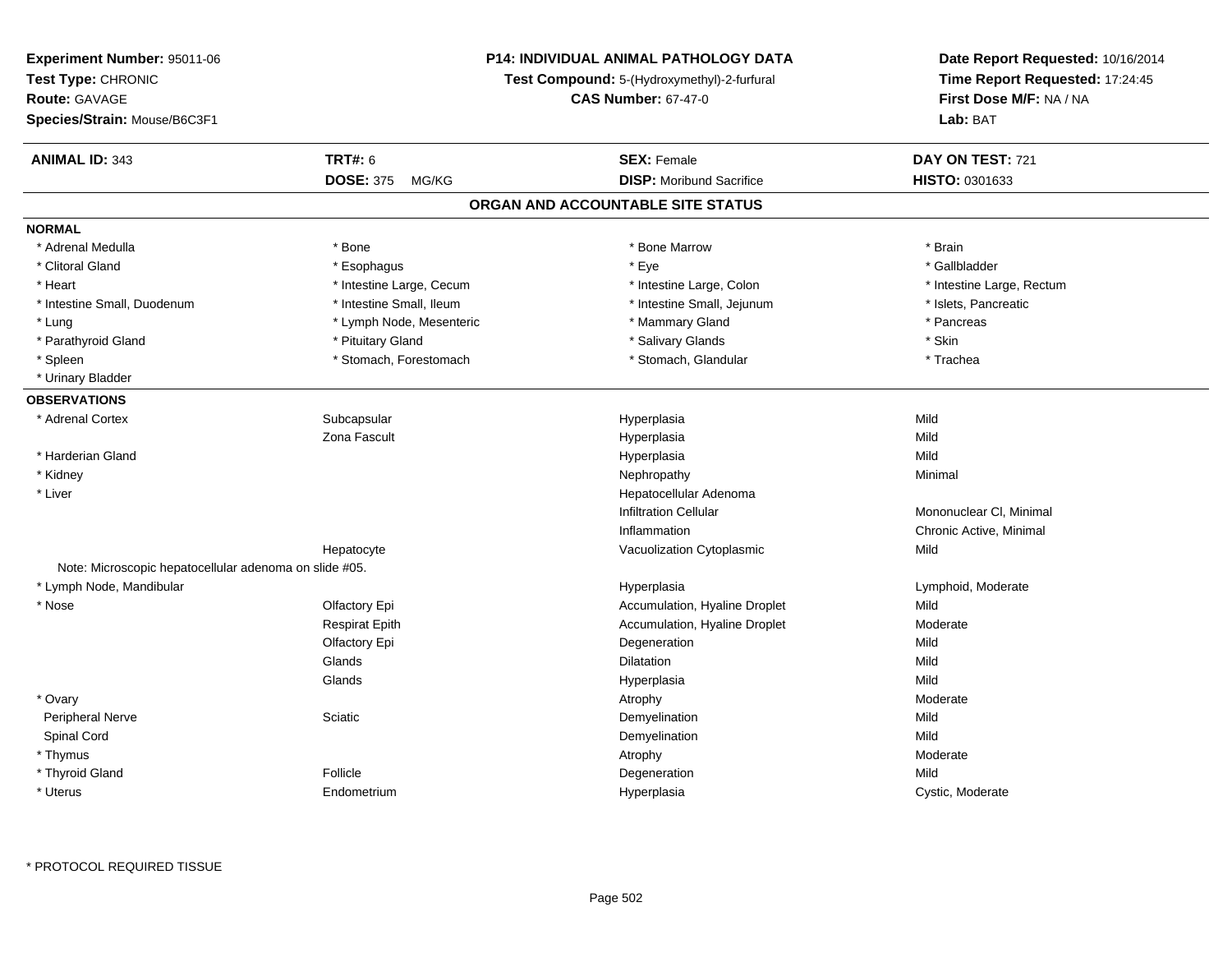**Experiment Number:** 95011-06
**Test Type:** CHRONIC
**Route:** GAVAGE
**Species/Strain:** Mouse/B6C3F1

**P14: INDIVIDUAL ANIMAL PATHOLOGY DATA**
**Test Compound:** 5-(Hydroxymethyl)-2-furfural
**CAS Number:** 67-47-0

**Date Report Requested:** 10/16/2014
**Time Report Requested:** 17:24:45
**First Dose M/F:** NA / NA
**Lab:** BAT

| **ANIMAL ID:** 343 | **TRT#:** 6 | **SEX:** Female | **DAY ON TEST:** 721 |
|---|---|---|---|
| | **DOSE:** 375 MG/KG | **DISP:** Moribund Sacrifice | **HISTO:** 0301633 |

## ORGAN AND ACCOUNTABLE SITE STATUS

**NORMAL**

| | | | |
|---|---|---|---|
| * Adrenal Medulla | * Bone | * Bone Marrow | * Brain |
| * Clitoral Gland | * Esophagus | * Eye | * Gallbladder |
| * Heart | * Intestine Large, Cecum | * Intestine Large, Colon | * Intestine Large, Rectum |
| * Intestine Small, Duodenum | * Intestine Small, Ileum | * Intestine Small, Jejunum | * Islets, Pancreatic |
| * Lung | * Lymph Node, Mesenteric | * Mammary Gland | * Pancreas |
| * Parathyroid Gland | * Pituitary Gland | * Salivary Glands | * Skin |
| * Spleen | * Stomach, Forestomach | * Stomach, Glandular | * Trachea |
| * Urinary Bladder | | | |

**OBSERVATIONS**

| | | | |
|---|---|---|---|
| * Adrenal Cortex | Subcapsular | Hyperplasia | Mild |
| | Zona Fascult | Hyperplasia | Mild |
| * Harderian Gland | | Hyperplasia | Mild |
| * Kidney | | Nephropathy | Minimal |
| * Liver | | Hepatocellular Adenoma | |
| | | Infiltration Cellular | Mononuclear Cl, Minimal |
| | | Inflammation | Chronic Active, Minimal |
| | Hepatocyte | Vacuolization Cytoplasmic | Mild |
| Note: Microscopic hepatocellular adenoma on slide #05. | | | |
| * Lymph Node, Mandibular | | Hyperplasia | Lymphoid, Moderate |
| * Nose | Olfactory Epi | Accumulation, Hyaline Droplet | Mild |
| | Respirat Epith | Accumulation, Hyaline Droplet | Moderate |
| | Olfactory Epi | Degeneration | Mild |
| | Glands | Dilatation | Mild |
| | Glands | Hyperplasia | Mild |
| * Ovary | | Atrophy | Moderate |
| Peripheral Nerve | Sciatic | Demyelination | Mild |
| Spinal Cord | | Demyelination | Mild |
| * Thymus | | Atrophy | Moderate |
| * Thyroid Gland | Follicle | Degeneration | Mild |
| * Uterus | Endometrium | Hyperplasia | Cystic, Moderate |

* PROTOCOL REQUIRED TISSUE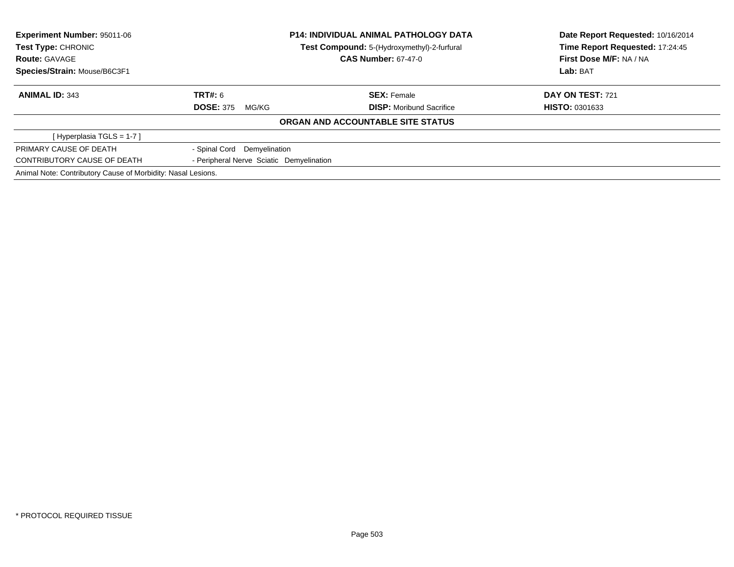**Experiment Number:** 95011-06
**Test Type:** CHRONIC
**Route:** GAVAGE
**Species/Strain:** Mouse/B6C3F1

**P14: INDIVIDUAL ANIMAL PATHOLOGY DATA**
**Test Compound:** 5-(Hydroxymethyl)-2-furfural
**CAS Number:** 67-47-0

**Date Report Requested:** 10/16/2014
**Time Report Requested:** 17:24:45
**First Dose M/F:** NA / NA
**Lab:** BAT

| **ANIMAL ID:** 343 | **TRT#:** 6 | **SEX:** Female | **DAY ON TEST:** 721 |
|---|---|---|---|
| | **DOSE:** 375 MG/KG | **DISP:** Moribund Sacrifice | **HISTO:** 0301633 |

## ORGAN AND ACCOUNTABLE SITE STATUS

[ Hyperplasia TGLS = 1-7 ]

| | |
|---|---|
| PRIMARY CAUSE OF DEATH | - Spinal Cord Demyelination |
| CONTRIBUTORY CAUSE OF DEATH | - Peripheral Nerve Sciatic Demyelination |

Animal Note: Contributory Cause of Morbidity: Nasal Lesions.

* PROTOCOL REQUIRED TISSUE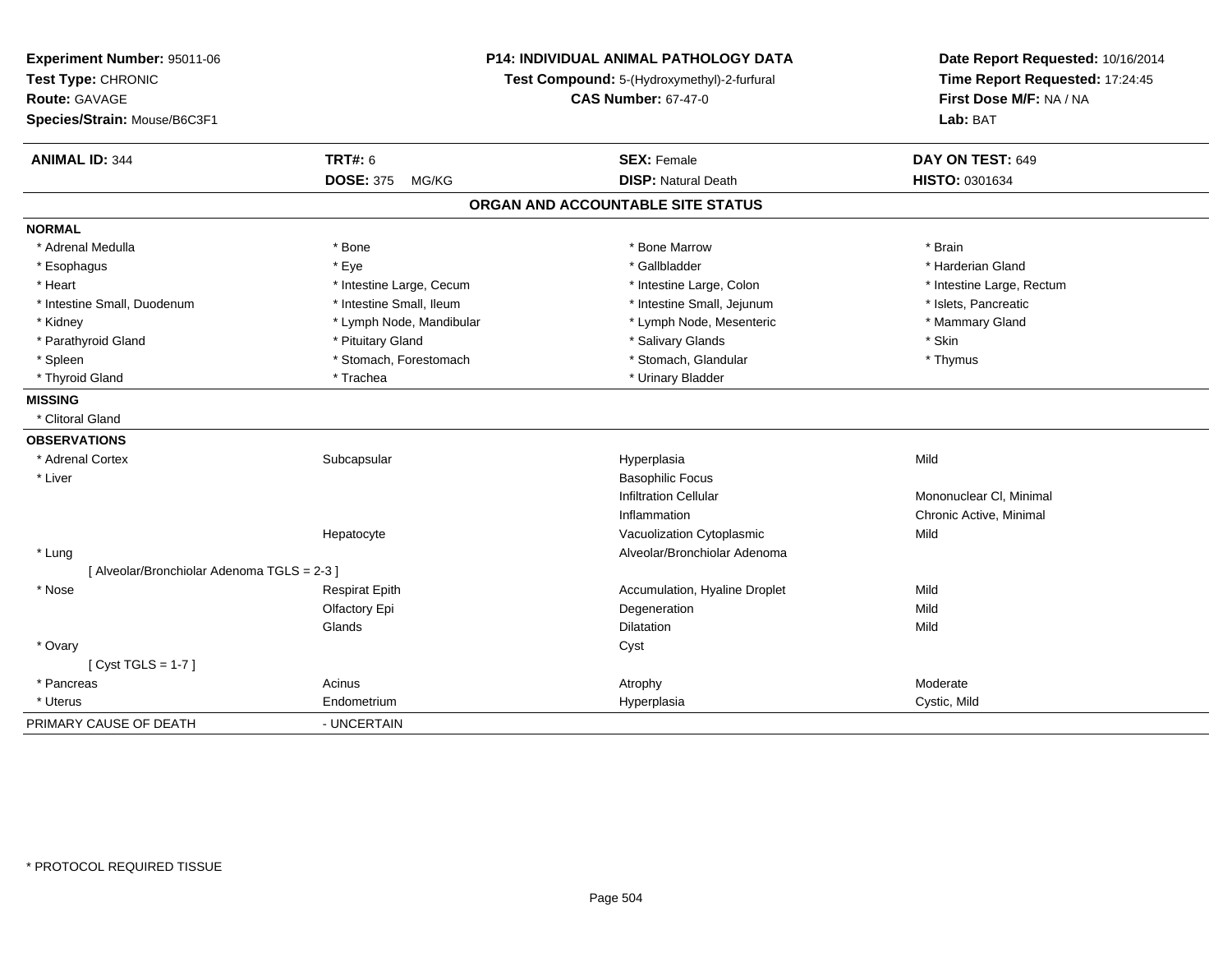**Experiment Number:** 95011-06
**Test Type:** CHRONIC
**Route:** GAVAGE
**Species/Strain:** Mouse/B6C3F1

**P14: INDIVIDUAL ANIMAL PATHOLOGY DATA**
**Test Compound:** 5-(Hydroxymethyl)-2-furfural
**CAS Number:** 67-47-0

**Date Report Requested:** 10/16/2014
**Time Report Requested:** 17:24:45
**First Dose M/F:** NA / NA
**Lab:** BAT

| **ANIMAL ID:** 344 | **TRT#:** 6 | **SEX:** Female | **DAY ON TEST:** 649 |
|---|---|---|---|
| | **DOSE:** 375 MG/KG | **DISP:** Natural Death | **HISTO:** 0301634 |

## ORGAN AND ACCOUNTABLE SITE STATUS

**NORMAL**

| | | | |
|---|---|---|---|
| * Adrenal Medulla | * Bone | * Bone Marrow | * Brain |
| * Esophagus | * Eye | * Gallbladder | * Harderian Gland |
| * Heart | * Intestine Large, Cecum | * Intestine Large, Colon | * Intestine Large, Rectum |
| * Intestine Small, Duodenum | * Intestine Small, Ileum | * Intestine Small, Jejunum | * Islets, Pancreatic |
| * Kidney | * Lymph Node, Mandibular | * Lymph Node, Mesenteric | * Mammary Gland |
| * Parathyroid Gland | * Pituitary Gland | * Salivary Glands | * Skin |
| * Spleen | * Stomach, Forestomach | * Stomach, Glandular | * Thymus |
| * Thyroid Gland | * Trachea | * Urinary Bladder | |

**MISSING**

* Clitoral Gland

**OBSERVATIONS**

| | | | |
|---|---|---|---|
| * Adrenal Cortex | Subcapsular | Hyperplasia | Mild |
| * Liver | | Basophilic Focus | |
| | | Infiltration Cellular | Mononuclear Cl, Minimal |
| | | Inflammation | Chronic Active, Minimal |
| | Hepatocyte | Vacuolization Cytoplasmic | Mild |
| * Lung | | Alveolar/Bronchiolar Adenoma | |
| [ Alveolar/Bronchiolar Adenoma TGLS = 2-3 ] | | | |
| * Nose | Respirat Epith | Accumulation, Hyaline Droplet | Mild |
| | Olfactory Epi | Degeneration | Mild |
| | Glands | Dilatation | Mild |
| * Ovary | | Cyst | |
| [ Cyst TGLS = 1-7 ] | | | |
| * Pancreas | Acinus | Atrophy | Moderate |
| * Uterus | Endometrium | Hyperplasia | Cystic, Mild |

PRIMARY CAUSE OF DEATH - UNCERTAIN

\* PROTOCOL REQUIRED TISSUE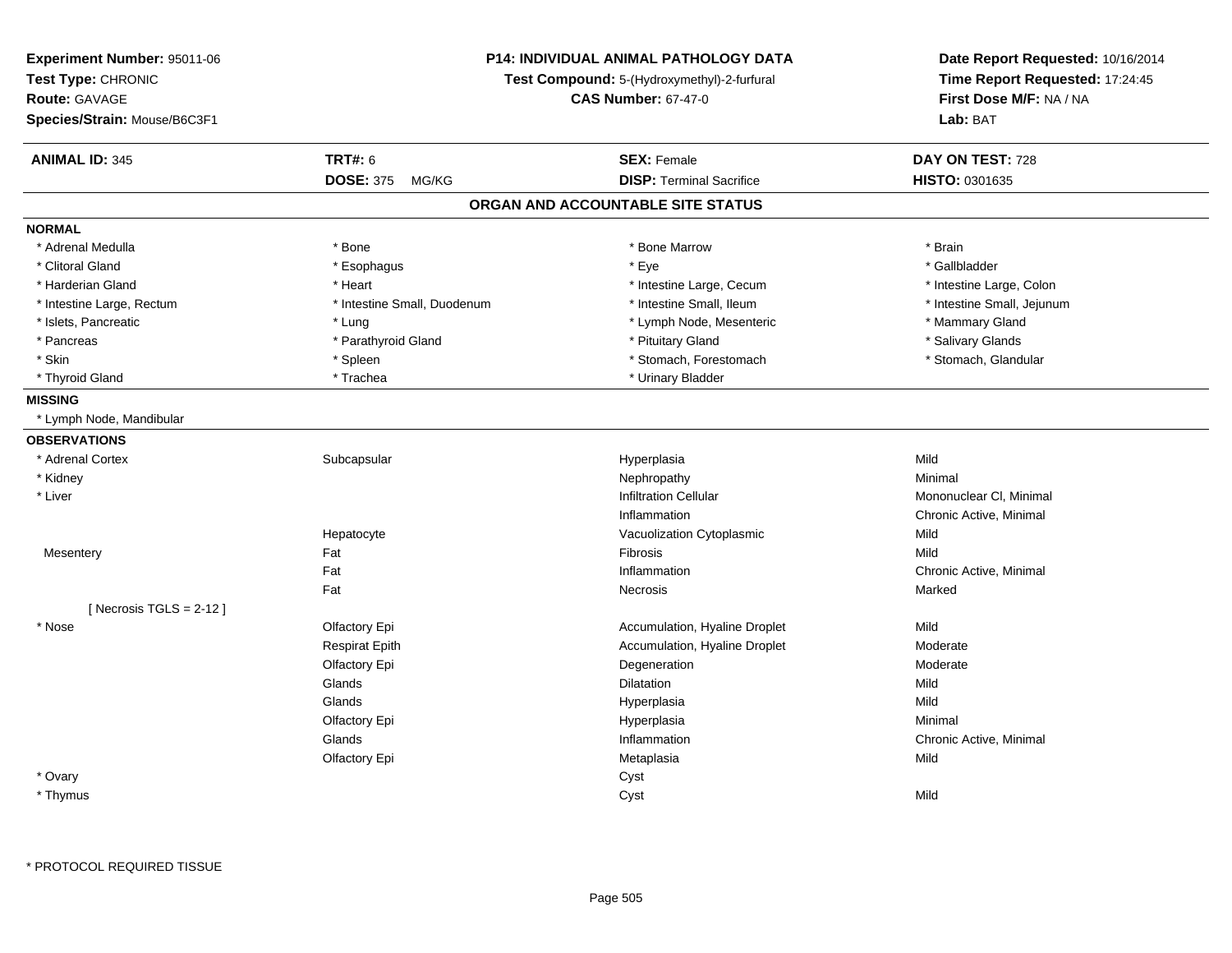**Experiment Number:** 95011-06
**Test Type:** CHRONIC
**Route:** GAVAGE
**Species/Strain:** Mouse/B6C3F1

**P14: INDIVIDUAL ANIMAL PATHOLOGY DATA**
**Test Compound:** 5-(Hydroxymethyl)-2-furfural
**CAS Number:** 67-47-0

**Date Report Requested:** 10/16/2014
**Time Report Requested:** 17:24:45
**First Dose M/F:** NA / NA
**Lab:** BAT

| **ANIMAL ID:** 345 | **TRT#:** 6 | **SEX:** Female | **DAY ON TEST:** 728 |
|---|---|---|---|
| | **DOSE:** 375 MG/KG | **DISP:** Terminal Sacrifice | **HISTO:** 0301635 |

## ORGAN AND ACCOUNTABLE SITE STATUS

**NORMAL**

| | | | |
|---|---|---|---|
| * Adrenal Medulla | * Bone | * Bone Marrow | * Brain |
| * Clitoral Gland | * Esophagus | * Eye | * Gallbladder |
| * Harderian Gland | * Heart | * Intestine Large, Cecum | * Intestine Large, Colon |
| * Intestine Large, Rectum | * Intestine Small, Duodenum | * Intestine Small, Ileum | * Intestine Small, Jejunum |
| * Islets, Pancreatic | * Lung | * Lymph Node, Mesenteric | * Mammary Gland |
| * Pancreas | * Parathyroid Gland | * Pituitary Gland | * Salivary Glands |
| * Skin | * Spleen | * Stomach, Forestomach | * Stomach, Glandular |
| * Thyroid Gland | * Trachea | * Urinary Bladder | |

**MISSING**

* Lymph Node, Mandibular

**OBSERVATIONS**

| | | | |
|---|---|---|---|
| * Adrenal Cortex | Subcapsular | Hyperplasia | Mild |
| * Kidney | | Nephropathy | Minimal |
| * Liver | | Infiltration Cellular | Mononuclear Cl, Minimal |
| | | Inflammation | Chronic Active, Minimal |
| | Hepatocyte | Vacuolization Cytoplasmic | Mild |
| Mesentery | Fat | Fibrosis | Mild |
| | Fat | Inflammation | Chronic Active, Minimal |
| | Fat | Necrosis | Marked |
| [ Necrosis TGLS = 2-12 ] | | | |
| * Nose | Olfactory Epi | Accumulation, Hyaline Droplet | Mild |
| | Respirat Epith | Accumulation, Hyaline Droplet | Moderate |
| | Olfactory Epi | Degeneration | Moderate |
| | Glands | Dilatation | Mild |
| | Glands | Hyperplasia | Mild |
| | Olfactory Epi | Hyperplasia | Minimal |
| | Glands | Inflammation | Chronic Active, Minimal |
| | Olfactory Epi | Metaplasia | Mild |
| * Ovary | | Cyst | |
| * Thymus | | Cyst | Mild |

\* PROTOCOL REQUIRED TISSUE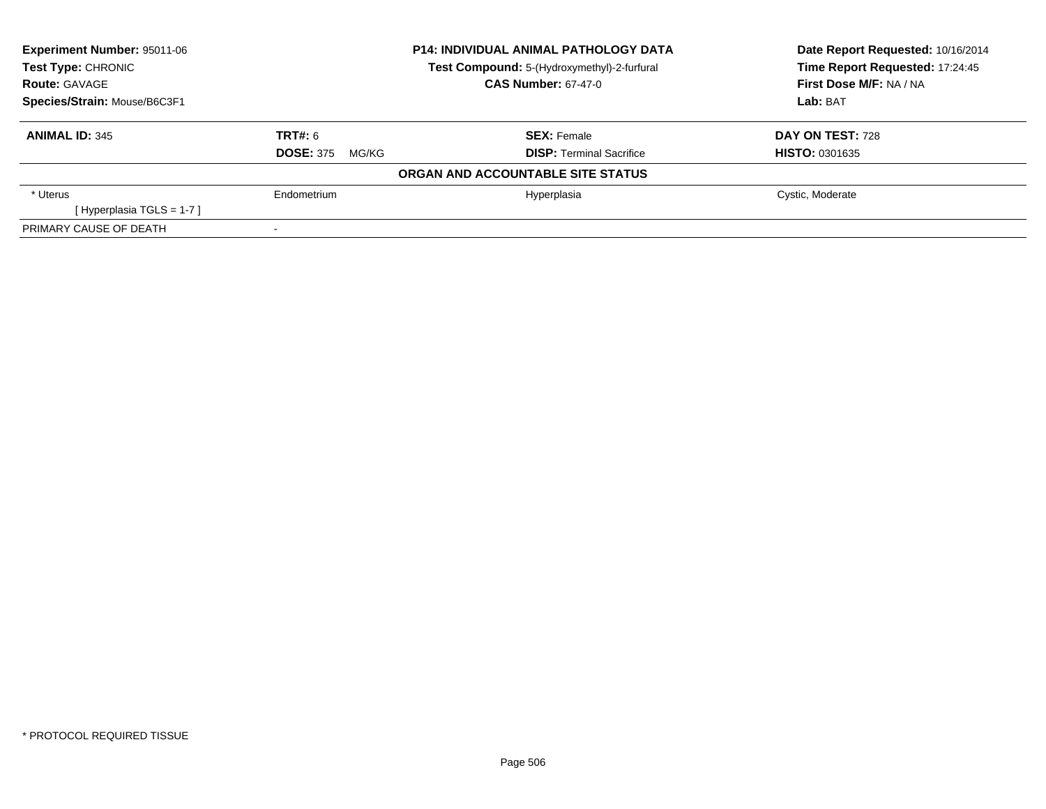**Experiment Number:** 95011-06
**Test Type:** CHRONIC
**Route:** GAVAGE
**Species/Strain:** Mouse/B6C3F1

**P14: INDIVIDUAL ANIMAL PATHOLOGY DATA**
**Test Compound:** 5-(Hydroxymethyl)-2-furfural
**CAS Number:** 67-47-0

**Date Report Requested:** 10/16/2014
**Time Report Requested:** 17:24:45
**First Dose M/F:** NA / NA
**Lab:** BAT

| **ANIMAL ID:** 345 | **TRT#:** 6 | **SEX:** Female | **DAY ON TEST:** 728 |
|---|---|---|---|
| | **DOSE:** 375 MG/KG | **DISP:** Terminal Sacrifice | **HISTO:** 0301635 |

**ORGAN AND ACCOUNTABLE SITE STATUS**

| | | | |
|---|---|---|---|
| * Uterus | Endometrium | Hyperplasia | Cystic, Moderate |
| [ Hyperplasia TGLS = 1-7 ] | | | |
| PRIMARY CAUSE OF DEATH | - | | |

* PROTOCOL REQUIRED TISSUE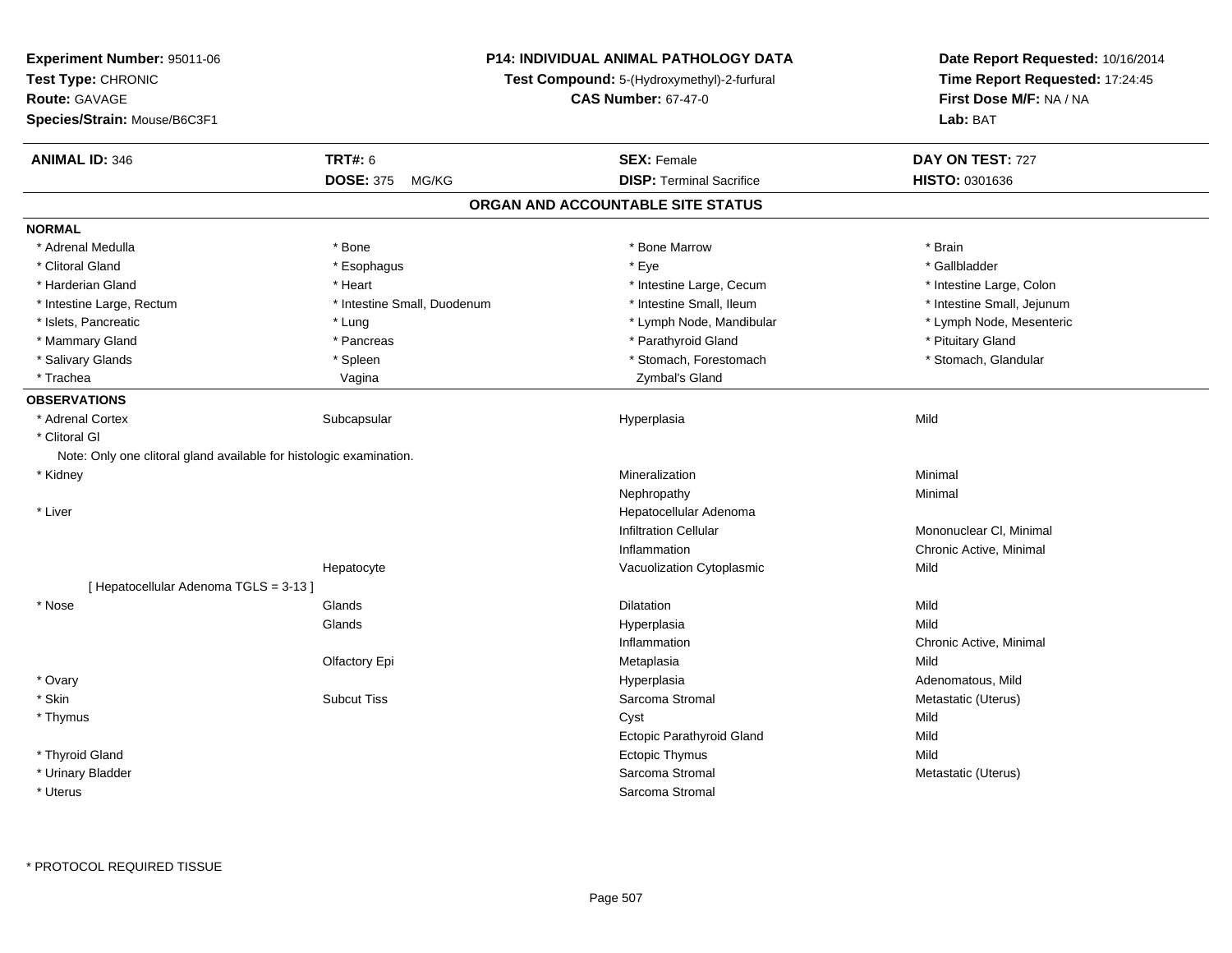**Experiment Number:** 95011-06
**Test Type:** CHRONIC
**Route:** GAVAGE
**Species/Strain:** Mouse/B6C3F1

**P14: INDIVIDUAL ANIMAL PATHOLOGY DATA**
**Test Compound:** 5-(Hydroxymethyl)-2-furfural
**CAS Number:** 67-47-0

**Date Report Requested:** 10/16/2014
**Time Report Requested:** 17:24:45
**First Dose M/F:** NA / NA
**Lab:** BAT

| **ANIMAL ID:** 346 | **TRT#:** 6 | **SEX:** Female | **DAY ON TEST:** 727 |
|---|---|---|---|
| | **DOSE:** 375 MG/KG | **DISP:** Terminal Sacrifice | **HISTO:** 0301636 |

## ORGAN AND ACCOUNTABLE SITE STATUS

**NORMAL**

| | | | |
|---|---|---|---|
| * Adrenal Medulla | * Bone | * Bone Marrow | * Brain |
| * Clitoral Gland | * Esophagus | * Eye | * Gallbladder |
| * Harderian Gland | * Heart | * Intestine Large, Cecum | * Intestine Large, Colon |
| * Intestine Large, Rectum | * Intestine Small, Duodenum | * Intestine Small, Ileum | * Intestine Small, Jejunum |
| * Islets, Pancreatic | * Lung | * Lymph Node, Mandibular | * Lymph Node, Mesenteric |
| * Mammary Gland | * Pancreas | * Parathyroid Gland | * Pituitary Gland |
| * Salivary Glands | * Spleen | * Stomach, Forestomach | * Stomach, Glandular |
| * Trachea | Vagina | Zymbal's Gland | |

**OBSERVATIONS**

| | | | |
|---|---|---|---|
| * Adrenal Cortex | Subcapsular | Hyperplasia | Mild |
| * Clitoral Gl | | | |
| Note: Only one clitoral gland available for histologic examination. | | | |
| * Kidney | | Mineralization | Minimal |
| | | Nephropathy | Minimal |
| * Liver | | Hepatocellular Adenoma | |
| | | Infiltration Cellular | Mononuclear Cl, Minimal |
| | | Inflammation | Chronic Active, Minimal |
| | Hepatocyte | Vacuolization Cytoplasmic | Mild |
| [ Hepatocellular Adenoma TGLS = 3-13 ] | | | |
| * Nose | Glands | Dilatation | Mild |
| | Glands | Hyperplasia | Mild |
| | | Inflammation | Chronic Active, Minimal |
| | Olfactory Epi | Metaplasia | Mild |
| * Ovary | | Hyperplasia | Adenomatous, Mild |
| * Skin | Subcut Tiss | Sarcoma Stromal | Metastatic (Uterus) |
| * Thymus | | Cyst | Mild |
| | | Ectopic Parathyroid Gland | Mild |
| * Thyroid Gland | | Ectopic Thymus | Mild |
| * Urinary Bladder | | Sarcoma Stromal | Metastatic (Uterus) |
| * Uterus | | Sarcoma Stromal | |

* PROTOCOL REQUIRED TISSUE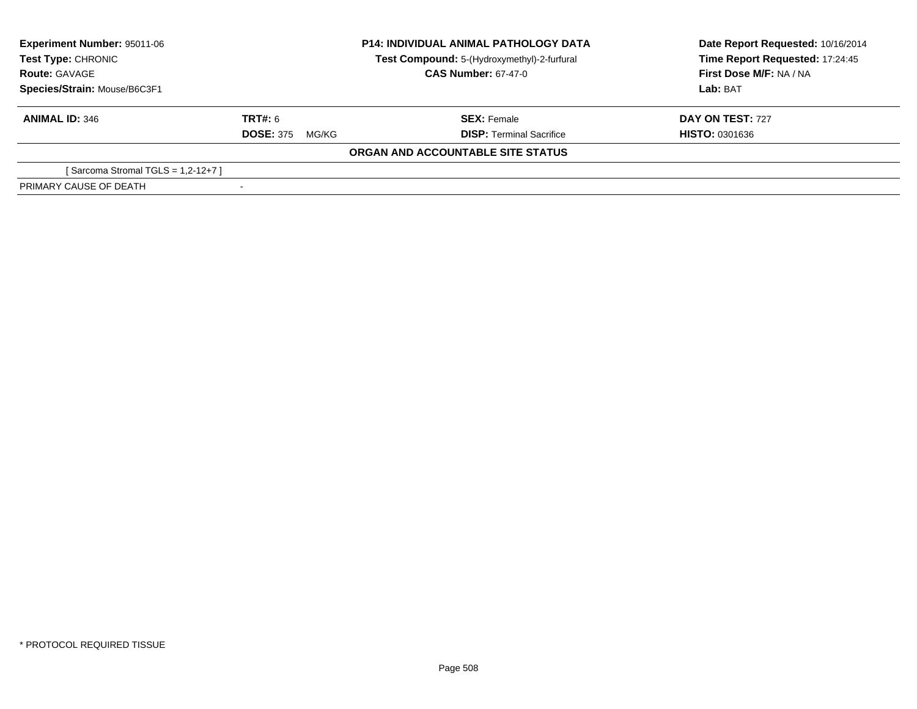**Experiment Number:** 95011-06
**Test Type:** CHRONIC
**Route:** GAVAGE
**Species/Strain:** Mouse/B6C3F1

**P14: INDIVIDUAL ANIMAL PATHOLOGY DATA**
**Test Compound:** 5-(Hydroxymethyl)-2-furfural
**CAS Number:** 67-47-0

**Date Report Requested:** 10/16/2014
**Time Report Requested:** 17:24:45
**First Dose M/F:** NA / NA
**Lab:** BAT

| **ANIMAL ID:** 346 | **TRT#:** 6 | **SEX:** Female | **DAY ON TEST:** 727 |
|---|---|---|---|
| | **DOSE:** 375 MG/KG | **DISP:** Terminal Sacrifice | **HISTO:** 0301636 |

**ORGAN AND ACCOUNTABLE SITE STATUS**

| | |
|---|---|
| [ Sarcoma Stromal TGLS = 1,2-12+7 ] | |
| PRIMARY CAUSE OF DEATH | - |

* PROTOCOL REQUIRED TISSUE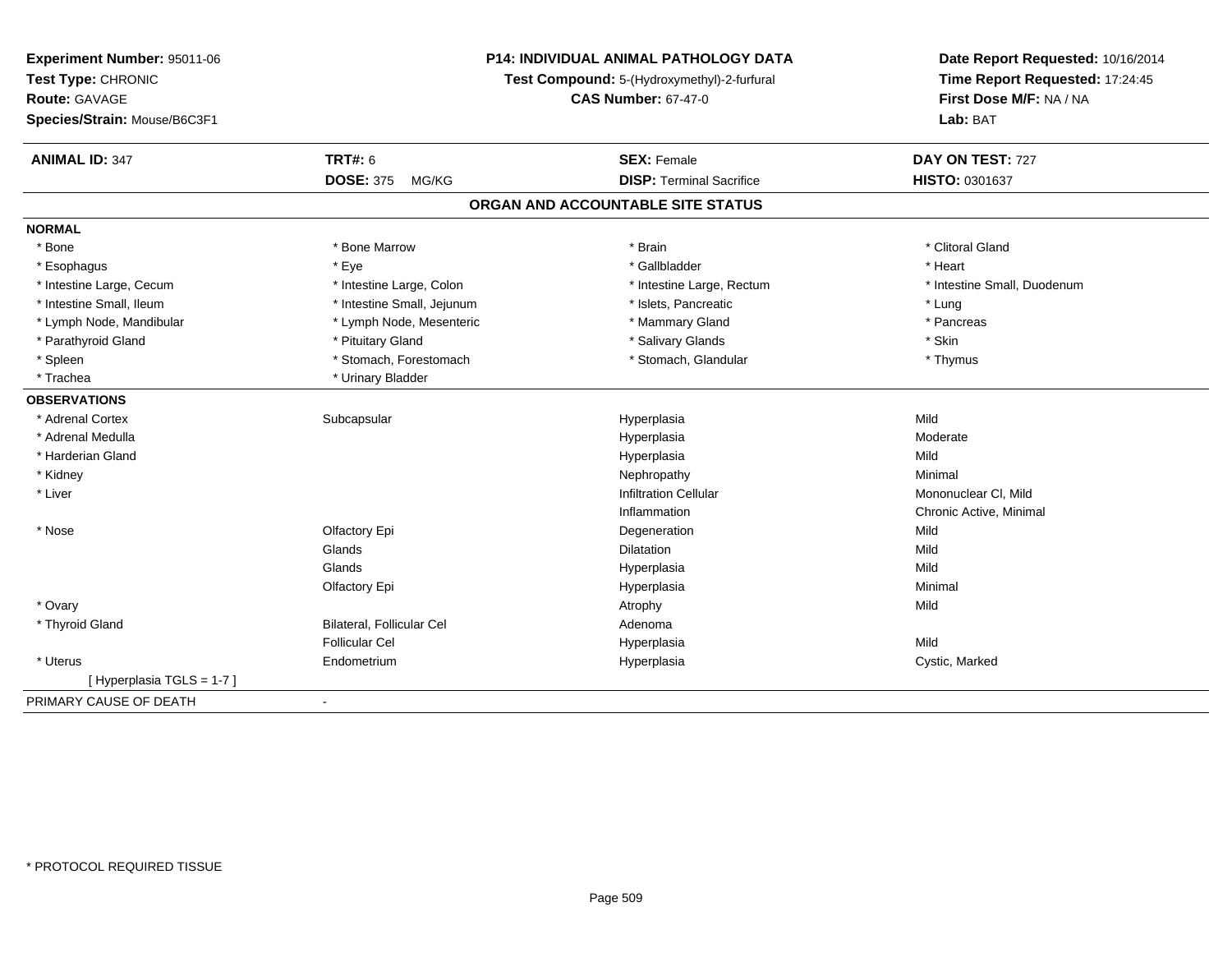**Experiment Number:** 95011-06
**Test Type:** CHRONIC
**Route:** GAVAGE
**Species/Strain:** Mouse/B6C3F1

**P14: INDIVIDUAL ANIMAL PATHOLOGY DATA**
**Test Compound:** 5-(Hydroxymethyl)-2-furfural
**CAS Number:** 67-47-0

**Date Report Requested:** 10/16/2014
**Time Report Requested:** 17:24:45
**First Dose M/F:** NA / NA
**Lab:** BAT

| **ANIMAL ID:** 347 | **TRT#:** 6 | **SEX:** Female | **DAY ON TEST:** 727 |
|---|---|---|---|
| | **DOSE:** 375 MG/KG | **DISP:** Terminal Sacrifice | **HISTO:** 0301637 |

## ORGAN AND ACCOUNTABLE SITE STATUS

**NORMAL**

| | | | |
|---|---|---|---|
| * Bone | * Bone Marrow | * Brain | * Clitoral Gland |
| * Esophagus | * Eye | * Gallbladder | * Heart |
| * Intestine Large, Cecum | * Intestine Large, Colon | * Intestine Large, Rectum | * Intestine Small, Duodenum |
| * Intestine Small, Ileum | * Intestine Small, Jejunum | * Islets, Pancreatic | * Lung |
| * Lymph Node, Mandibular | * Lymph Node, Mesenteric | * Mammary Gland | * Pancreas |
| * Parathyroid Gland | * Pituitary Gland | * Salivary Glands | * Skin |
| * Spleen | * Stomach, Forestomach | * Stomach, Glandular | * Thymus |
| * Trachea | * Urinary Bladder | | |

**OBSERVATIONS**

| | | | |
|---|---|---|---|
| * Adrenal Cortex | Subcapsular | Hyperplasia | Mild |
| * Adrenal Medulla | | Hyperplasia | Moderate |
| * Harderian Gland | | Hyperplasia | Mild |
| * Kidney | | Nephropathy | Minimal |
| * Liver | | Infiltration Cellular | Mononuclear Cl, Mild |
| | | Inflammation | Chronic Active, Minimal |
| * Nose | Olfactory Epi | Degeneration | Mild |
| | Glands | Dilatation | Mild |
| | Glands | Hyperplasia | Mild |
| | Olfactory Epi | Hyperplasia | Minimal |
| * Ovary | | Atrophy | Mild |
| * Thyroid Gland | Bilateral, Follicular Cel | Adenoma | |
| | Follicular Cel | Hyperplasia | Mild |
| * Uterus | Endometrium | Hyperplasia | Cystic, Marked |
| [ Hyperplasia TGLS = 1-7 ] | | | |

PRIMARY CAUSE OF DEATH -

* PROTOCOL REQUIRED TISSUE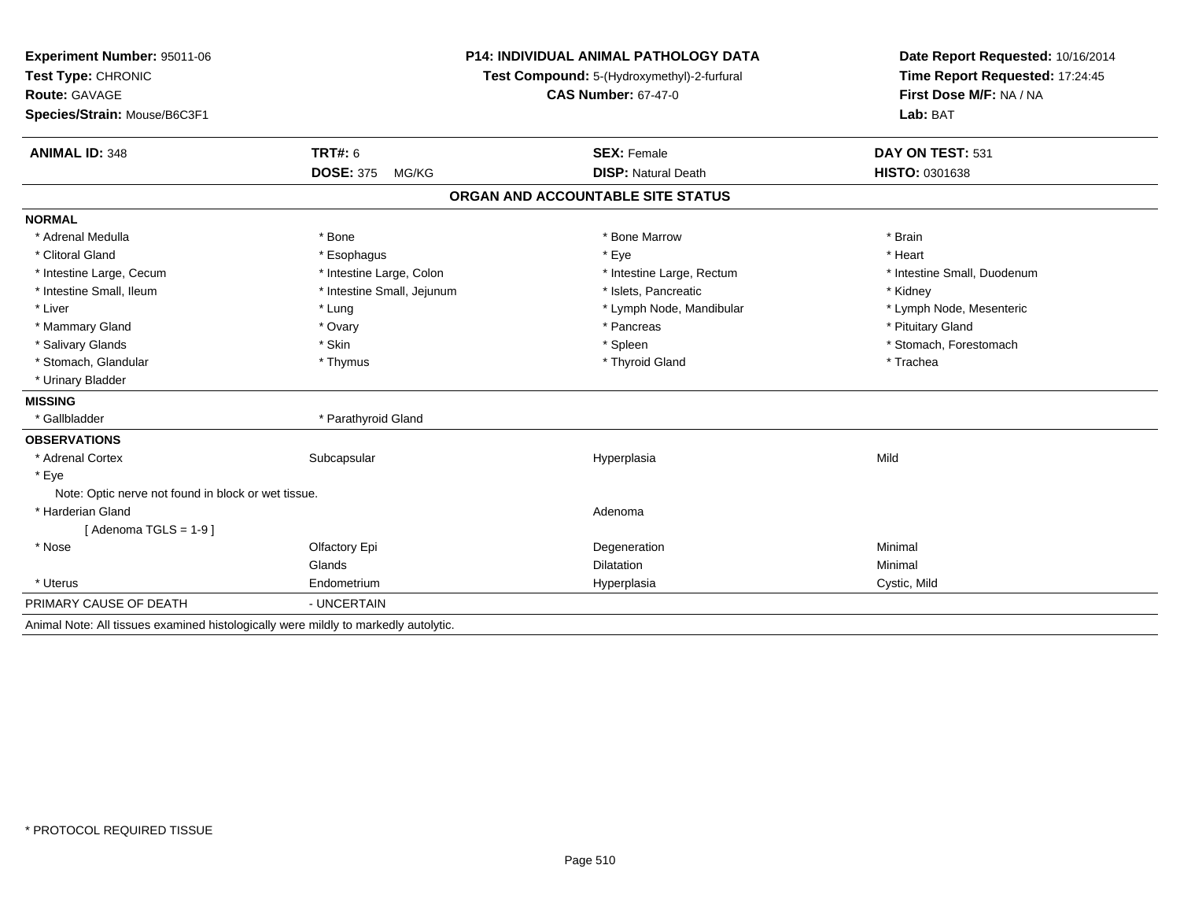**Experiment Number:** 95011-06
**Test Type:** CHRONIC
**Route:** GAVAGE
**Species/Strain:** Mouse/B6C3F1

**P14: INDIVIDUAL ANIMAL PATHOLOGY DATA**
**Test Compound:** 5-(Hydroxymethyl)-2-furfural
**CAS Number:** 67-47-0

**Date Report Requested:** 10/16/2014
**Time Report Requested:** 17:24:45
**First Dose M/F:** NA / NA
**Lab:** BAT

| **ANIMAL ID:** 348 | **TRT#:** 6 | **SEX:** Female | **DAY ON TEST:** 531 |
|---|---|---|---|
| | **DOSE:** 375 MG/KG | **DISP:** Natural Death | **HISTO:** 0301638 |

## ORGAN AND ACCOUNTABLE SITE STATUS

**NORMAL**

| | | | |
|---|---|---|---|
| * Adrenal Medulla | * Bone | * Bone Marrow | * Brain |
| * Clitoral Gland | * Esophagus | * Eye | * Heart |
| * Intestine Large, Cecum | * Intestine Large, Colon | * Intestine Large, Rectum | * Intestine Small, Duodenum |
| * Intestine Small, Ileum | * Intestine Small, Jejunum | * Islets, Pancreatic | * Kidney |
| * Liver | * Lung | * Lymph Node, Mandibular | * Lymph Node, Mesenteric |
| * Mammary Gland | * Ovary | * Pancreas | * Pituitary Gland |
| * Salivary Glands | * Skin | * Spleen | * Stomach, Forestomach |
| * Stomach, Glandular | * Thymus | * Thyroid Gland | * Trachea |
| * Urinary Bladder | | | |

**MISSING**

| | |
|---|---|
| * Gallbladder | * Parathyroid Gland |

**OBSERVATIONS**

| | | | |
|---|---|---|---|
| * Adrenal Cortex | Subcapsular | Hyperplasia | Mild |
| * Eye | | | |
| Note: Optic nerve not found in block or wet tissue. | | | |
| * Harderian Gland | | Adenoma | |
| [ Adenoma TGLS = 1-9 ] | | | |
| * Nose | Olfactory Epi | Degeneration | Minimal |
| | Glands | Dilatation | Minimal |
| * Uterus | Endometrium | Hyperplasia | Cystic, Mild |

PRIMARY CAUSE OF DEATH - UNCERTAIN

Animal Note: All tissues examined histologically were mildly to markedly autolytic.

* PROTOCOL REQUIRED TISSUE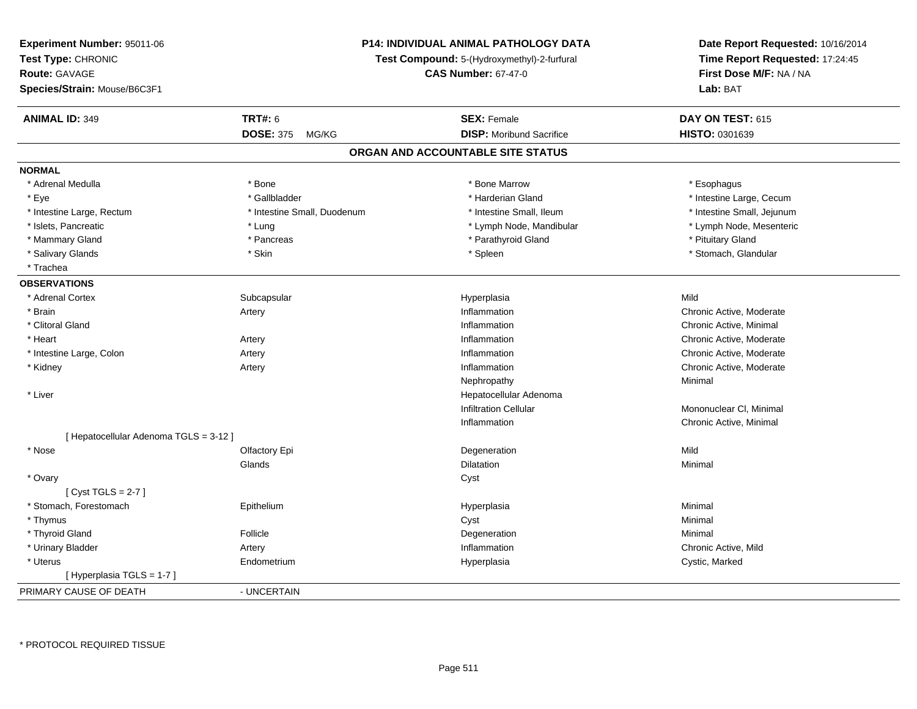**Experiment Number:** 95011-06
**Test Type:** CHRONIC
**Route:** GAVAGE
**Species/Strain:** Mouse/B6C3F1

**P14: INDIVIDUAL ANIMAL PATHOLOGY DATA**
**Test Compound:** 5-(Hydroxymethyl)-2-furfural
**CAS Number:** 67-47-0

**Date Report Requested:** 10/16/2014
**Time Report Requested:** 17:24:45
**First Dose M/F:** NA / NA
**Lab:** BAT

| **ANIMAL ID:** 349 | **TRT#:** 6 | **SEX:** Female | **DAY ON TEST:** 615 |
|---|---|---|---|
| | **DOSE:** 375 MG/KG | **DISP:** Moribund Sacrifice | **HISTO:** 0301639 |

## ORGAN AND ACCOUNTABLE SITE STATUS

| | | | |
|---|---|---|---|
| **NORMAL** | | | |
| * Adrenal Medulla | * Bone | * Bone Marrow | * Esophagus |
| * Eye | * Gallbladder | * Harderian Gland | * Intestine Large, Cecum |
| * Intestine Large, Rectum | * Intestine Small, Duodenum | * Intestine Small, Ileum | * Intestine Small, Jejunum |
| * Islets, Pancreatic | * Lung | * Lymph Node, Mandibular | * Lymph Node, Mesenteric |
| * Mammary Gland | * Pancreas | * Parathyroid Gland | * Pituitary Gland |
| * Salivary Glands | * Skin | * Spleen | * Stomach, Glandular |
| * Trachea | | | |
| **OBSERVATIONS** | | | |
| * Adrenal Cortex | Subcapsular | Hyperplasia | Mild |
| * Brain | Artery | Inflammation | Chronic Active, Moderate |
| * Clitoral Gland | | Inflammation | Chronic Active, Minimal |
| * Heart | Artery | Inflammation | Chronic Active, Moderate |
| * Intestine Large, Colon | Artery | Inflammation | Chronic Active, Moderate |
| * Kidney | Artery | Inflammation | Chronic Active, Moderate |
| | | Nephropathy | Minimal |
| * Liver | | Hepatocellular Adenoma | |
| | | Infiltration Cellular | Mononuclear Cl, Minimal |
| | | Inflammation | Chronic Active, Minimal |
| [ Hepatocellular Adenoma TGLS = 3-12 ] | | | |
| * Nose | Olfactory Epi | Degeneration | Mild |
| | Glands | Dilatation | Minimal |
| * Ovary | | Cyst | |
| [ Cyst TGLS = 2-7 ] | | | |
| * Stomach, Forestomach | Epithelium | Hyperplasia | Minimal |
| * Thymus | | Cyst | Minimal |
| * Thyroid Gland | Follicle | Degeneration | Minimal |
| * Urinary Bladder | Artery | Inflammation | Chronic Active, Mild |
| * Uterus | Endometrium | Hyperplasia | Cystic, Marked |
| [ Hyperplasia TGLS = 1-7 ] | | | |
| PRIMARY CAUSE OF DEATH | - UNCERTAIN | | |

* PROTOCOL REQUIRED TISSUE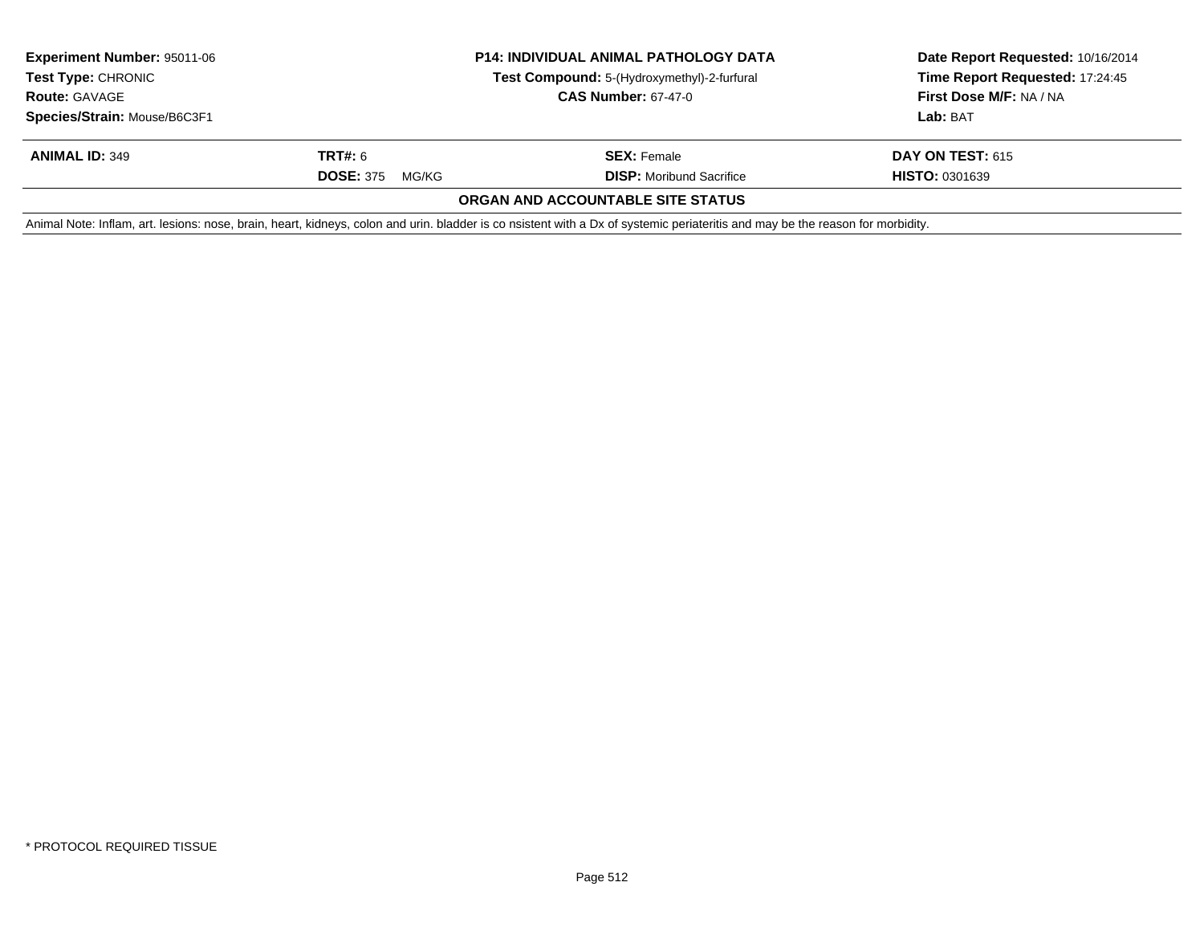**Experiment Number:** 95011-06
**Test Type:** CHRONIC
**Route:** GAVAGE
**Species/Strain:** Mouse/B6C3F1

**P14: INDIVIDUAL ANIMAL PATHOLOGY DATA**
**Test Compound:** 5-(Hydroxymethyl)-2-furfural
**CAS Number:** 67-47-0

**Date Report Requested:** 10/16/2014
**Time Report Requested:** 17:24:45
**First Dose M/F:** NA / NA
**Lab:** BAT

| **ANIMAL ID:** 349 | **TRT#:** 6 | **SEX:** Female | **DAY ON TEST:** 615 |
|---|---|---|---|
| | **DOSE:** 375 MG/KG | **DISP:** Moribund Sacrifice | **HISTO:** 0301639 |

**ORGAN AND ACCOUNTABLE SITE STATUS**

Animal Note: Inflam, art. lesions: nose, brain, heart, kidneys, colon and urin. bladder is co nsistent with a Dx of systemic periateritis and may be the reason for morbidity.

* PROTOCOL REQUIRED TISSUE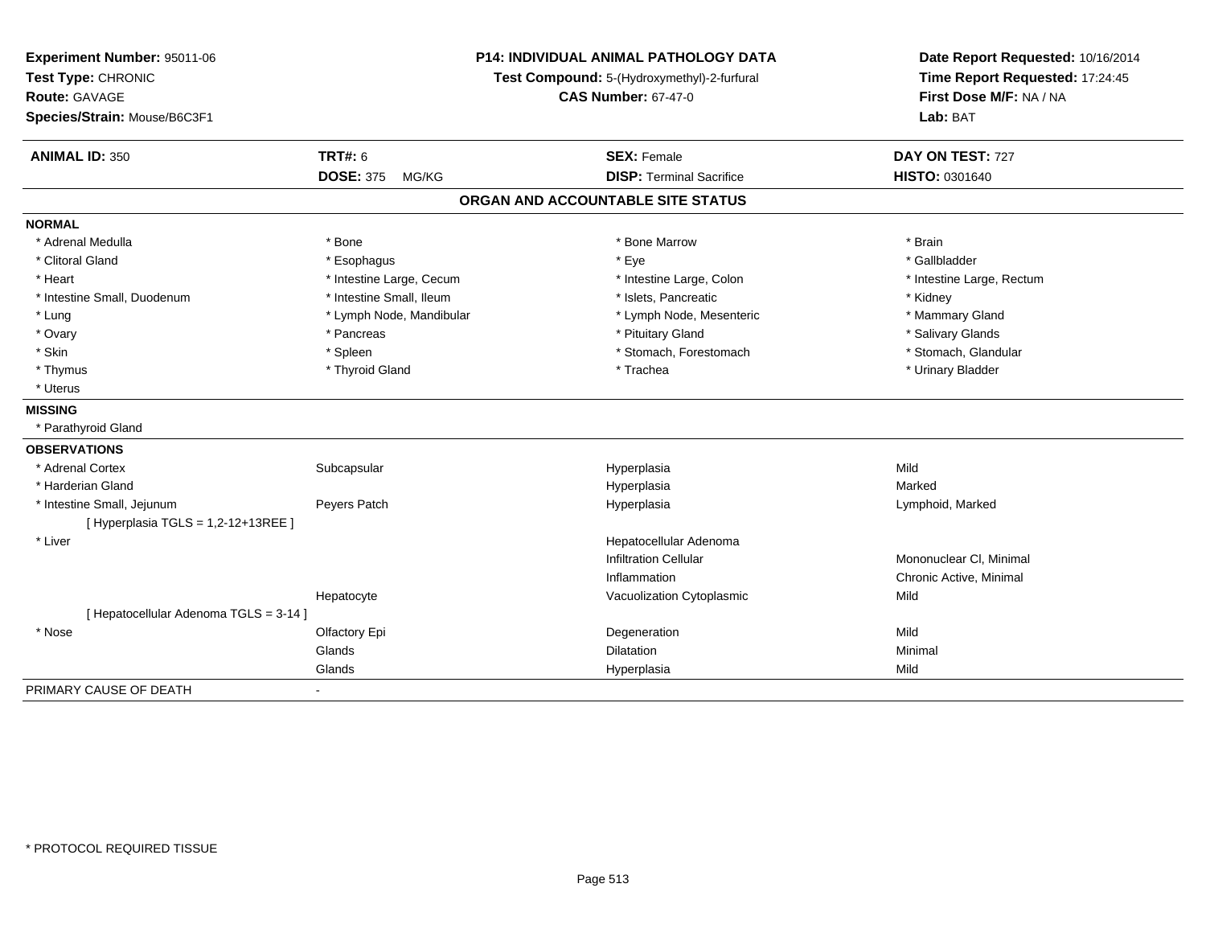**Experiment Number:** 95011-06
**Test Type:** CHRONIC
**Route:** GAVAGE
**Species/Strain:** Mouse/B6C3F1

**P14: INDIVIDUAL ANIMAL PATHOLOGY DATA**
**Test Compound:** 5-(Hydroxymethyl)-2-furfural
**CAS Number:** 67-47-0

**Date Report Requested:** 10/16/2014
**Time Report Requested:** 17:24:45
**First Dose M/F:** NA / NA
**Lab:** BAT

| **ANIMAL ID:** 350 | **TRT#:** 6 | **SEX:** Female | **DAY ON TEST:** 727 |
|---|---|---|---|
| | **DOSE:** 375 MG/KG | **DISP:** Terminal Sacrifice | **HISTO:** 0301640 |

## ORGAN AND ACCOUNTABLE SITE STATUS

**NORMAL**

| | | | |
|---|---|---|---|
| * Adrenal Medulla | * Bone | * Bone Marrow | * Brain |
| * Clitoral Gland | * Esophagus | * Eye | * Gallbladder |
| * Heart | * Intestine Large, Cecum | * Intestine Large, Colon | * Intestine Large, Rectum |
| * Intestine Small, Duodenum | * Intestine Small, Ileum | * Islets, Pancreatic | * Kidney |
| * Lung | * Lymph Node, Mandibular | * Lymph Node, Mesenteric | * Mammary Gland |
| * Ovary | * Pancreas | * Pituitary Gland | * Salivary Glands |
| * Skin | * Spleen | * Stomach, Forestomach | * Stomach, Glandular |
| * Thymus | * Thyroid Gland | * Trachea | * Urinary Bladder |
| * Uterus | | | |

**MISSING**

* Parathyroid Gland

**OBSERVATIONS**

| | | | |
|---|---|---|---|
| * Adrenal Cortex | Subcapsular | Hyperplasia | Mild |
| * Harderian Gland | | Hyperplasia | Marked |
| * Intestine Small, Jejunum | Peyers Patch | Hyperplasia | Lymphoid, Marked |
| [ Hyperplasia TGLS = 1,2-12+13REE ] | | | |
| * Liver | | Hepatocellular Adenoma | |
| | | Infiltration Cellular | Mononuclear Cl, Minimal |
| | | Inflammation | Chronic Active, Minimal |
| | Hepatocyte | Vacuolization Cytoplasmic | Mild |
| [ Hepatocellular Adenoma TGLS = 3-14 ] | | | |
| * Nose | Olfactory Epi | Degeneration | Mild |
| | Glands | Dilatation | Minimal |
| | Glands | Hyperplasia | Mild |

PRIMARY CAUSE OF DEATH -

* PROTOCOL REQUIRED TISSUE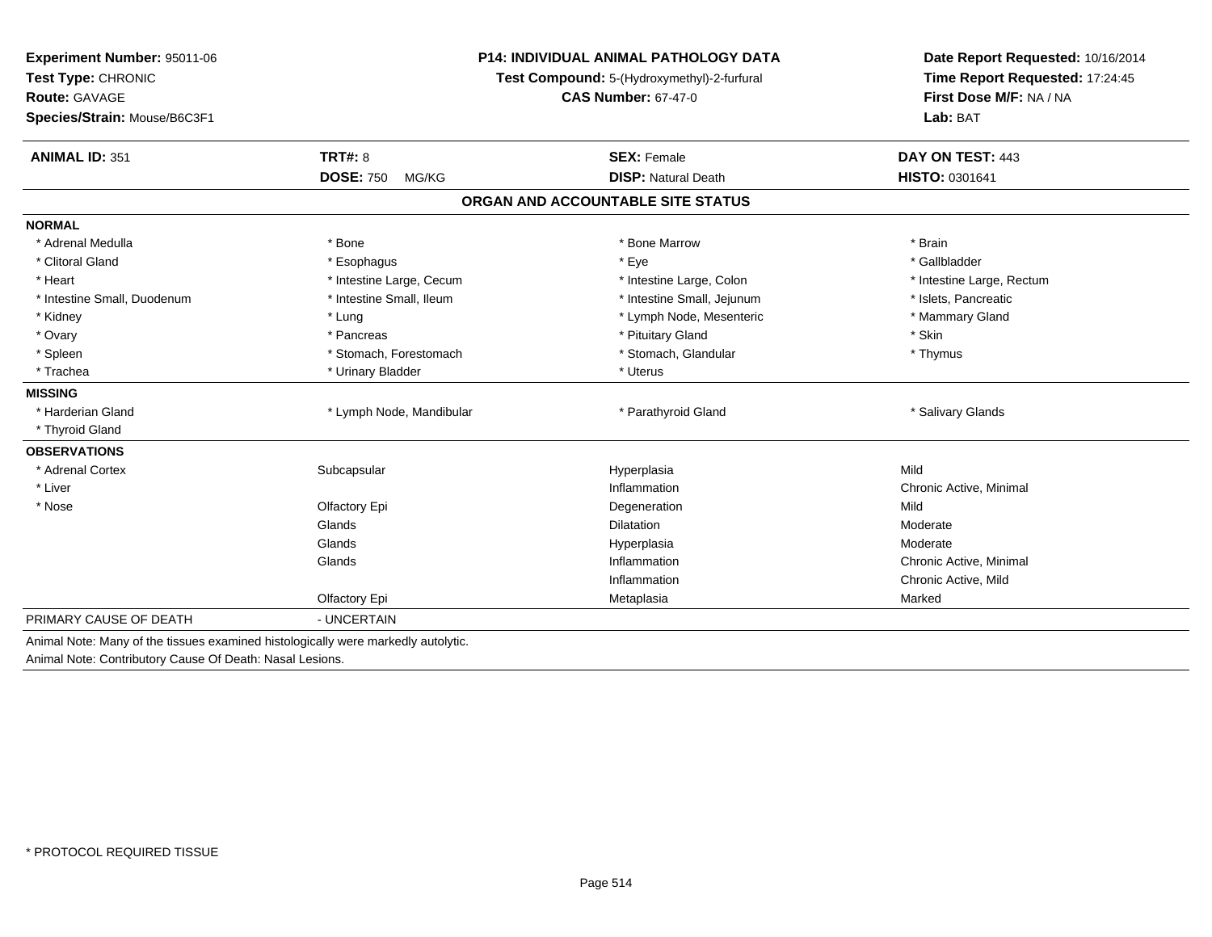**Experiment Number:** 95011-06
**Test Type:** CHRONIC
**Route:** GAVAGE
**Species/Strain:** Mouse/B6C3F1

**P14: INDIVIDUAL ANIMAL PATHOLOGY DATA**
**Test Compound:** 5-(Hydroxymethyl)-2-furfural
**CAS Number:** 67-47-0

**Date Report Requested:** 10/16/2014
**Time Report Requested:** 17:24:45
**First Dose M/F:** NA / NA
**Lab:** BAT

| **ANIMAL ID:** 351 | **TRT#:** 8 | **SEX:** Female | **DAY ON TEST:** 443 |
|---|---|---|---|
| | **DOSE:** 750 MG/KG | **DISP:** Natural Death | **HISTO:** 0301641 |

## ORGAN AND ACCOUNTABLE SITE STATUS

**NORMAL**

| | | | |
|---|---|---|---|
| * Adrenal Medulla | * Bone | * Bone Marrow | * Brain |
| * Clitoral Gland | * Esophagus | * Eye | * Gallbladder |
| * Heart | * Intestine Large, Cecum | * Intestine Large, Colon | * Intestine Large, Rectum |
| * Intestine Small, Duodenum | * Intestine Small, Ileum | * Intestine Small, Jejunum | * Islets, Pancreatic |
| * Kidney | * Lung | * Lymph Node, Mesenteric | * Mammary Gland |
| * Ovary | * Pancreas | * Pituitary Gland | * Skin |
| * Spleen | * Stomach, Forestomach | * Stomach, Glandular | * Thymus |
| * Trachea | * Urinary Bladder | * Uterus | |

**MISSING**

| | | | |
|---|---|---|---|
| * Harderian Gland | * Lymph Node, Mandibular | * Parathyroid Gland | * Salivary Glands |
| * Thyroid Gland | | | |

**OBSERVATIONS**

| | | | |
|---|---|---|---|
| * Adrenal Cortex | Subcapsular | Hyperplasia | Mild |
| * Liver | | Inflammation | Chronic Active, Minimal |
| * Nose | Olfactory Epi | Degeneration | Mild |
| | Glands | Dilatation | Moderate |
| | Glands | Hyperplasia | Moderate |
| | Glands | Inflammation | Chronic Active, Minimal |
| | | Inflammation | Chronic Active, Mild |
| | Olfactory Epi | Metaplasia | Marked |

PRIMARY CAUSE OF DEATH - UNCERTAIN

Animal Note: Many of the tissues examined histologically were markedly autolytic.
Animal Note: Contributory Cause Of Death: Nasal Lesions.

* PROTOCOL REQUIRED TISSUE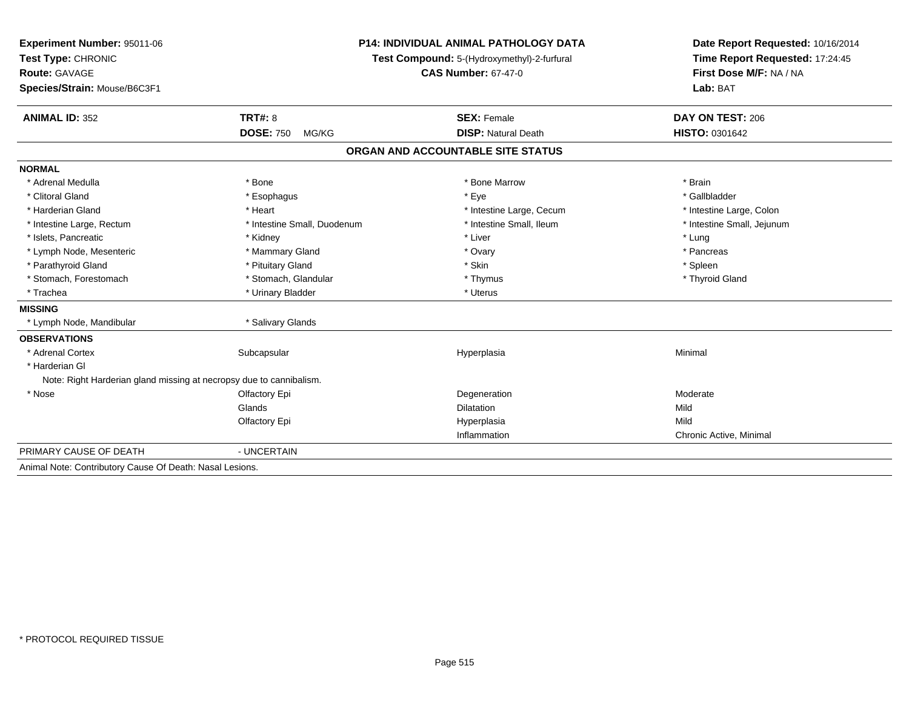**Experiment Number:** 95011-06
**Test Type:** CHRONIC
**Route:** GAVAGE
**Species/Strain:** Mouse/B6C3F1

**P14: INDIVIDUAL ANIMAL PATHOLOGY DATA**
**Test Compound:** 5-(Hydroxymethyl)-2-furfural
**CAS Number:** 67-47-0

**Date Report Requested:** 10/16/2014
**Time Report Requested:** 17:24:45
**First Dose M/F:** NA / NA
**Lab:** BAT

| **ANIMAL ID:** 352 | **TRT#:** 8 | **SEX:** Female | **DAY ON TEST:** 206 |
|---|---|---|---|
| | **DOSE:** 750 MG/KG | **DISP:** Natural Death | **HISTO:** 0301642 |

## ORGAN AND ACCOUNTABLE SITE STATUS

**NORMAL**

| | | | |
|---|---|---|---|
| * Adrenal Medulla | * Bone | * Bone Marrow | * Brain |
| * Clitoral Gland | * Esophagus | * Eye | * Gallbladder |
| * Harderian Gland | * Heart | * Intestine Large, Cecum | * Intestine Large, Colon |
| * Intestine Large, Rectum | * Intestine Small, Duodenum | * Intestine Small, Ileum | * Intestine Small, Jejunum |
| * Islets, Pancreatic | * Kidney | * Liver | * Lung |
| * Lymph Node, Mesenteric | * Mammary Gland | * Ovary | * Pancreas |
| * Parathyroid Gland | * Pituitary Gland | * Skin | * Spleen |
| * Stomach, Forestomach | * Stomach, Glandular | * Thymus | * Thyroid Gland |
| * Trachea | * Urinary Bladder | * Uterus | |

**MISSING**

| | |
|---|---|
| * Lymph Node, Mandibular | * Salivary Glands |

**OBSERVATIONS**

| | | | |
|---|---|---|---|
| * Adrenal Cortex | Subcapsular | Hyperplasia | Minimal |
| * Harderian Gl | | | |
| Note: Right Harderian gland missing at necropsy due to cannibalism. | | | |
| * Nose | Olfactory Epi | Degeneration | Moderate |
| | Glands | Dilatation | Mild |
| | Olfactory Epi | Hyperplasia | Mild |
| | | Inflammation | Chronic Active, Minimal |

PRIMARY CAUSE OF DEATH - UNCERTAIN

Animal Note: Contributory Cause Of Death: Nasal Lesions.

* PROTOCOL REQUIRED TISSUE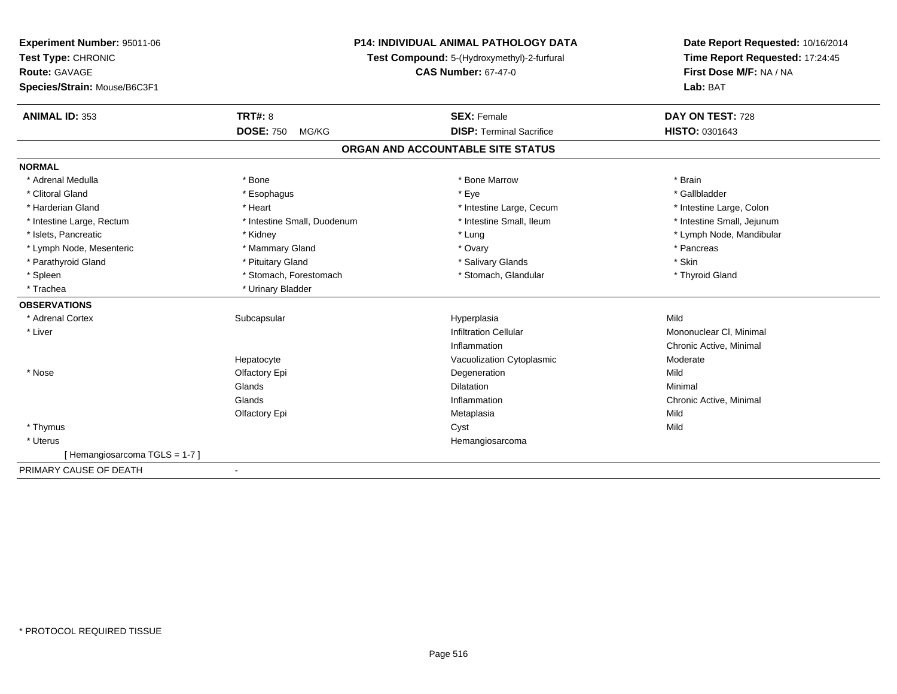**Experiment Number:** 95011-06
**Test Type:** CHRONIC
**Route:** GAVAGE
**Species/Strain:** Mouse/B6C3F1

**P14: INDIVIDUAL ANIMAL PATHOLOGY DATA**
**Test Compound:** 5-(Hydroxymethyl)-2-furfural
**CAS Number:** 67-47-0

**Date Report Requested:** 10/16/2014
**Time Report Requested:** 17:24:45
**First Dose M/F:** NA / NA
**Lab:** BAT

| **ANIMAL ID:** 353 | **TRT#:** 8 | **SEX:** Female | **DAY ON TEST:** 728 |
|---|---|---|---|
| | **DOSE:** 750 MG/KG | **DISP:** Terminal Sacrifice | **HISTO:** 0301643 |

## ORGAN AND ACCOUNTABLE SITE STATUS

| | | | |
|---|---|---|---|
| **NORMAL** | | | |
| * Adrenal Medulla | * Bone | * Bone Marrow | * Brain |
| * Clitoral Gland | * Esophagus | * Eye | * Gallbladder |
| * Harderian Gland | * Heart | * Intestine Large, Cecum | * Intestine Large, Colon |
| * Intestine Large, Rectum | * Intestine Small, Duodenum | * Intestine Small, Ileum | * Intestine Small, Jejunum |
| * Islets, Pancreatic | * Kidney | * Lung | * Lymph Node, Mandibular |
| * Lymph Node, Mesenteric | * Mammary Gland | * Ovary | * Pancreas |
| * Parathyroid Gland | * Pituitary Gland | * Salivary Glands | * Skin |
| * Spleen | * Stomach, Forestomach | * Stomach, Glandular | * Thyroid Gland |
| * Trachea | * Urinary Bladder | | |
| **OBSERVATIONS** | | | |
| * Adrenal Cortex | Subcapsular | Hyperplasia | Mild |
| * Liver | | Infiltration Cellular | Mononuclear Cl, Minimal |
| | | Inflammation | Chronic Active, Minimal |
| | Hepatocyte | Vacuolization Cytoplasmic | Moderate |
| * Nose | Olfactory Epi | Degeneration | Mild |
| | Glands | Dilatation | Minimal |
| | Glands | Inflammation | Chronic Active, Minimal |
| | Olfactory Epi | Metaplasia | Mild |
| * Thymus | | Cyst | Mild |
| * Uterus | | Hemangiosarcoma | |
| [ Hemangiosarcoma TGLS = 1-7 ] | | | |
| PRIMARY CAUSE OF DEATH | - | | |

* PROTOCOL REQUIRED TISSUE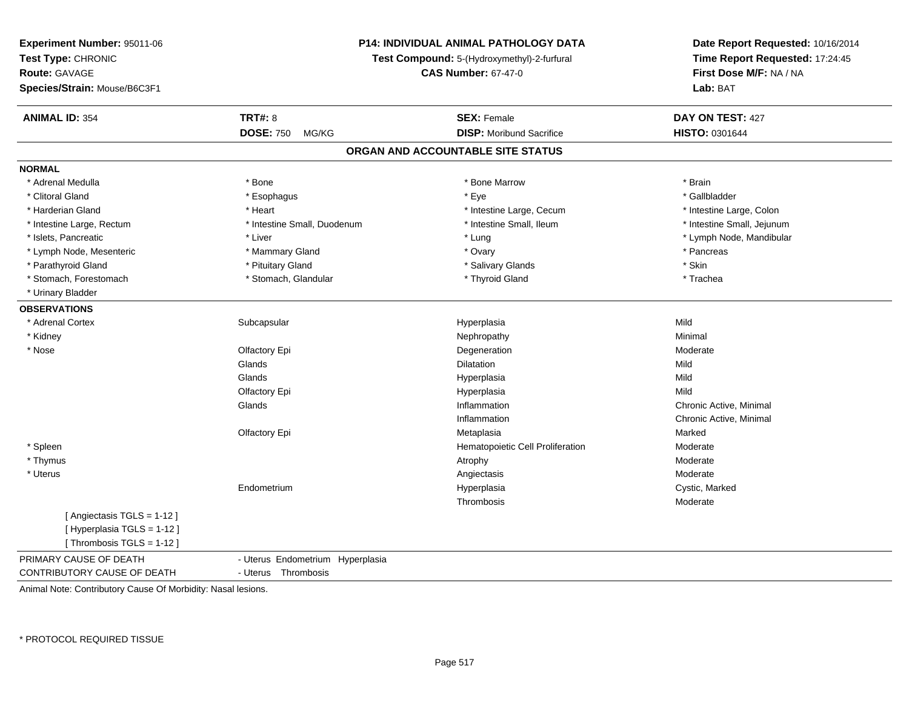**Experiment Number:** 95011-06
**Test Type:** CHRONIC
**Route:** GAVAGE
**Species/Strain:** Mouse/B6C3F1

**P14: INDIVIDUAL ANIMAL PATHOLOGY DATA**
**Test Compound:** 5-(Hydroxymethyl)-2-furfural
**CAS Number:** 67-47-0

**Date Report Requested:** 10/16/2014
**Time Report Requested:** 17:24:45
**First Dose M/F:** NA / NA
**Lab:** BAT

| **ANIMAL ID:** 354 | **TRT#:** 8 | **SEX:** Female | **DAY ON TEST:** 427 |
|---|---|---|---|
| | **DOSE:** 750 MG/KG | **DISP:** Moribund Sacrifice | **HISTO:** 0301644 |

## ORGAN AND ACCOUNTABLE SITE STATUS

**NORMAL**

| | | | |
|---|---|---|---|
| * Adrenal Medulla | * Bone | * Bone Marrow | * Brain |
| * Clitoral Gland | * Esophagus | * Eye | * Gallbladder |
| * Harderian Gland | * Heart | * Intestine Large, Cecum | * Intestine Large, Colon |
| * Intestine Large, Rectum | * Intestine Small, Duodenum | * Intestine Small, Ileum | * Intestine Small, Jejunum |
| * Islets, Pancreatic | * Liver | * Lung | * Lymph Node, Mandibular |
| * Lymph Node, Mesenteric | * Mammary Gland | * Ovary | * Pancreas |
| * Parathyroid Gland | * Pituitary Gland | * Salivary Glands | * Skin |
| * Stomach, Forestomach | * Stomach, Glandular | * Thyroid Gland | * Trachea |
| * Urinary Bladder | | | |

**OBSERVATIONS**

| | | | |
|---|---|---|---|
| * Adrenal Cortex | Subcapsular | Hyperplasia | Mild |
| * Kidney | | Nephropathy | Minimal |
| * Nose | Olfactory Epi | Degeneration | Moderate |
| | Glands | Dilatation | Mild |
| | Glands | Hyperplasia | Mild |
| | Olfactory Epi | Hyperplasia | Mild |
| | Glands | Inflammation | Chronic Active, Minimal |
| | | Inflammation | Chronic Active, Minimal |
| | Olfactory Epi | Metaplasia | Marked |
| * Spleen | | Hematopoietic Cell Proliferation | Moderate |
| * Thymus | | Atrophy | Moderate |
| * Uterus | | Angiectasis | Moderate |
| | Endometrium | Hyperplasia | Cystic, Marked |
| | | Thrombosis | Moderate |
| [ Angiectasis TGLS = 1-12 ] | | | |
| [ Hyperplasia TGLS = 1-12 ] | | | |
| [ Thrombosis TGLS = 1-12 ] | | | |

| | |
|---|---|
| PRIMARY CAUSE OF DEATH | - Uterus Endometrium Hyperplasia |
| CONTRIBUTORY CAUSE OF DEATH | - Uterus Thrombosis |

Animal Note: Contributory Cause Of Morbidity: Nasal lesions.

* PROTOCOL REQUIRED TISSUE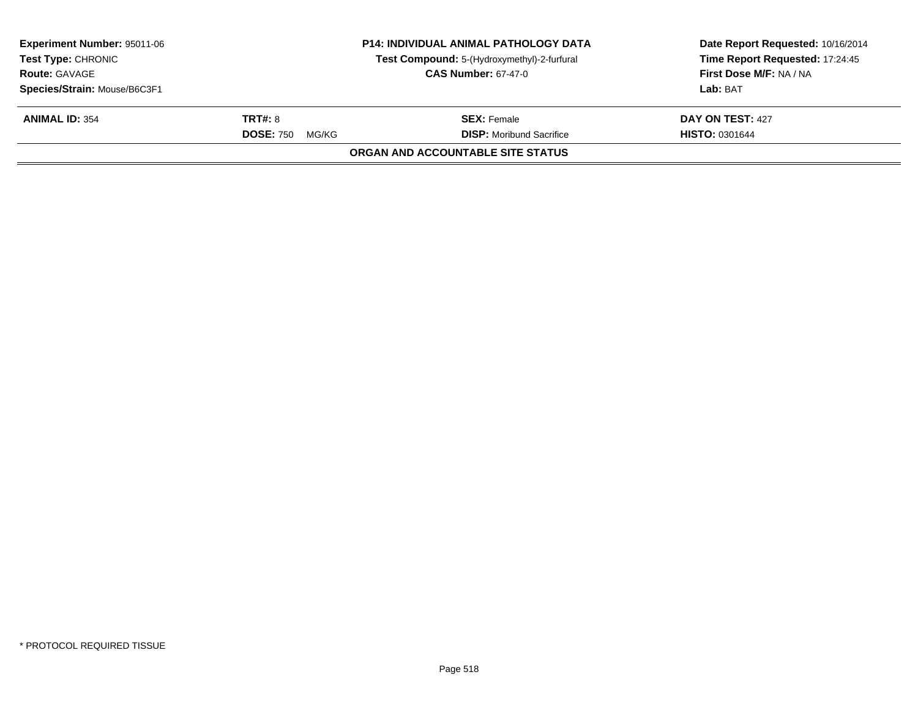**Experiment Number:** 95011-06
**Test Type:** CHRONIC
**Route:** GAVAGE
**Species/Strain:** Mouse/B6C3F1

**P14: INDIVIDUAL ANIMAL PATHOLOGY DATA**
**Test Compound:** 5-(Hydroxymethyl)-2-furfural
**CAS Number:** 67-47-0

**Date Report Requested:** 10/16/2014
**Time Report Requested:** 17:24:45
**First Dose M/F:** NA / NA
**Lab:** BAT

| **ANIMAL ID:** 354 | **TRT#:** 8 | **SEX:** Female | **DAY ON TEST:** 427 |
|---|---|---|---|
| | **DOSE:** 750 MG/KG | **DISP:** Moribund Sacrifice | **HISTO:** 0301644 |

**ORGAN AND ACCOUNTABLE SITE STATUS**

* PROTOCOL REQUIRED TISSUE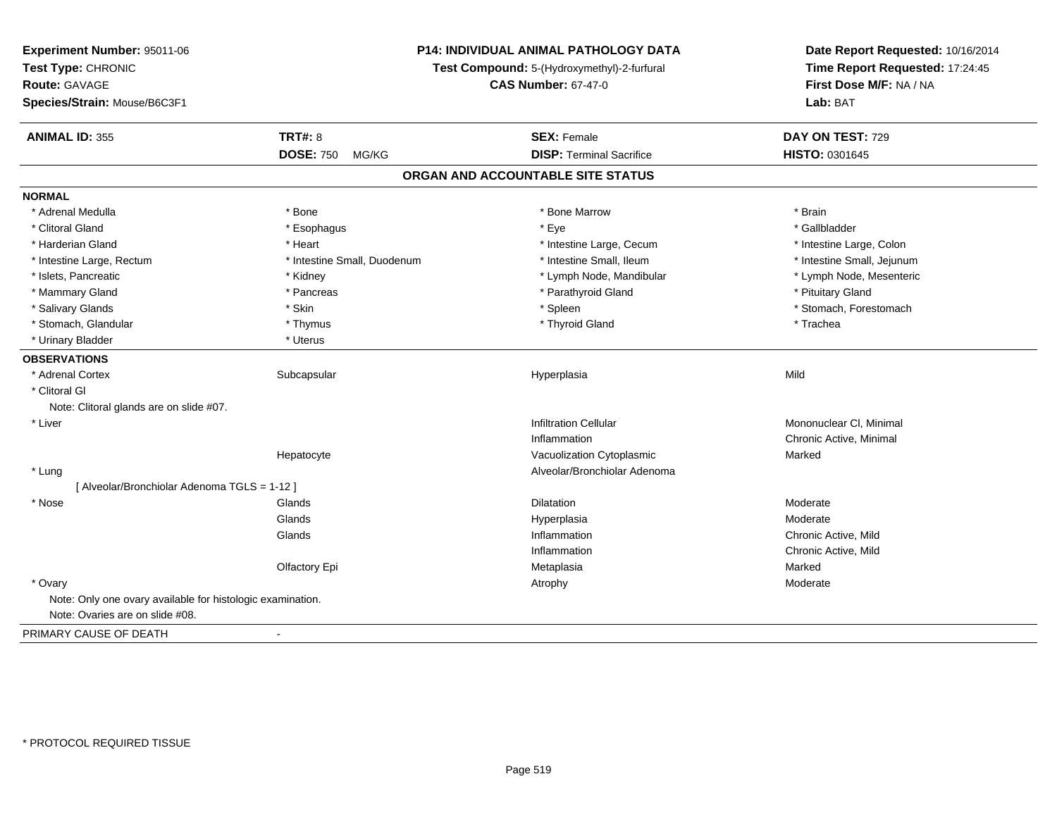**Experiment Number:** 95011-06
**Test Type:** CHRONIC
**Route:** GAVAGE
**Species/Strain:** Mouse/B6C3F1

**P14: INDIVIDUAL ANIMAL PATHOLOGY DATA**
**Test Compound:** 5-(Hydroxymethyl)-2-furfural
**CAS Number:** 67-47-0

**Date Report Requested:** 10/16/2014
**Time Report Requested:** 17:24:45
**First Dose M/F:** NA / NA
**Lab:** BAT

| **ANIMAL ID:** 355 | **TRT#:** 8 | **SEX:** Female | **DAY ON TEST:** 729 |
|---|---|---|---|
| | **DOSE:** 750 MG/KG | **DISP:** Terminal Sacrifice | **HISTO:** 0301645 |

## ORGAN AND ACCOUNTABLE SITE STATUS

**NORMAL**

| | | | |
|---|---|---|---|
| * Adrenal Medulla | * Bone | * Bone Marrow | * Brain |
| * Clitoral Gland | * Esophagus | * Eye | * Gallbladder |
| * Harderian Gland | * Heart | * Intestine Large, Cecum | * Intestine Large, Colon |
| * Intestine Large, Rectum | * Intestine Small, Duodenum | * Intestine Small, Ileum | * Intestine Small, Jejunum |
| * Islets, Pancreatic | * Kidney | * Lymph Node, Mandibular | * Lymph Node, Mesenteric |
| * Mammary Gland | * Pancreas | * Parathyroid Gland | * Pituitary Gland |
| * Salivary Glands | * Skin | * Spleen | * Stomach, Forestomach |
| * Stomach, Glandular | * Thymus | * Thyroid Gland | * Trachea |
| * Urinary Bladder | * Uterus | | |

**OBSERVATIONS**

| | | | |
|---|---|---|---|
| * Adrenal Cortex | Subcapsular | Hyperplasia | Mild |
| * Clitoral Gl | | | |
| Note: Clitoral glands are on slide #07. | | | |
| * Liver | | Infiltration Cellular | Mononuclear Cl, Minimal |
| | | Inflammation | Chronic Active, Minimal |
| | Hepatocyte | Vacuolization Cytoplasmic | Marked |
| * Lung | | Alveolar/Bronchiolar Adenoma | |
| [ Alveolar/Bronchiolar Adenoma TGLS = 1-12 ] | | | |
| * Nose | Glands | Dilatation | Moderate |
| | Glands | Hyperplasia | Moderate |
| | Glands | Inflammation | Chronic Active, Mild |
| | | Inflammation | Chronic Active, Mild |
| | Olfactory Epi | Metaplasia | Marked |
| * Ovary | | Atrophy | Moderate |
| Note: Only one ovary available for histologic examination. | | | |
| Note: Ovaries are on slide #08. | | | |

PRIMARY CAUSE OF DEATH -

* PROTOCOL REQUIRED TISSUE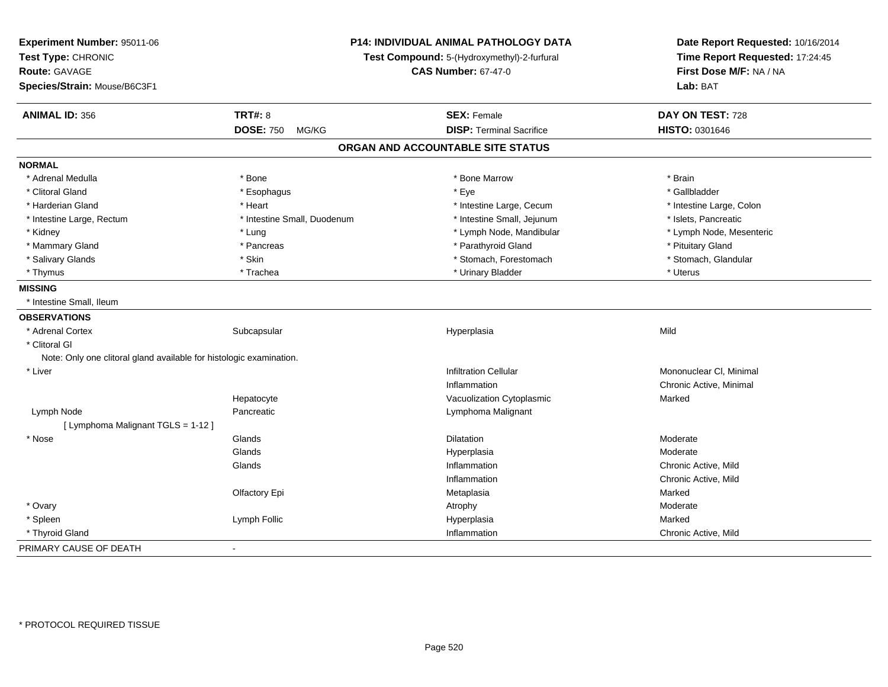**Experiment Number:** 95011-06
**Test Type:** CHRONIC
**Route:** GAVAGE
**Species/Strain:** Mouse/B6C3F1

**P14: INDIVIDUAL ANIMAL PATHOLOGY DATA**
**Test Compound:** 5-(Hydroxymethyl)-2-furfural
**CAS Number:** 67-47-0

**Date Report Requested:** 10/16/2014
**Time Report Requested:** 17:24:45
**First Dose M/F:** NA / NA
**Lab:** BAT

| **ANIMAL ID:** 356 | **TRT#:** 8 | **SEX:** Female | **DAY ON TEST:** 728 |
|---|---|---|---|
| | **DOSE:** 750 MG/KG | **DISP:** Terminal Sacrifice | **HISTO:** 0301646 |

## ORGAN AND ACCOUNTABLE SITE STATUS

**NORMAL**

| | | | |
|---|---|---|---|
| * Adrenal Medulla | * Bone | * Bone Marrow | * Brain |
| * Clitoral Gland | * Esophagus | * Eye | * Gallbladder |
| * Harderian Gland | * Heart | * Intestine Large, Cecum | * Intestine Large, Colon |
| * Intestine Large, Rectum | * Intestine Small, Duodenum | * Intestine Small, Jejunum | * Islets, Pancreatic |
| * Kidney | * Lung | * Lymph Node, Mandibular | * Lymph Node, Mesenteric |
| * Mammary Gland | * Pancreas | * Parathyroid Gland | * Pituitary Gland |
| * Salivary Glands | * Skin | * Stomach, Forestomach | * Stomach, Glandular |
| * Thymus | * Trachea | * Urinary Bladder | * Uterus |

**MISSING**

* Intestine Small, Ileum

**OBSERVATIONS**

| | | | |
|---|---|---|---|
| * Adrenal Cortex | Subcapsular | Hyperplasia | Mild |
| * Clitoral Gl | | | |
| Note: Only one clitoral gland available for histologic examination. | | | |
| * Liver | | Infiltration Cellular | Mononuclear Cl, Minimal |
| | | Inflammation | Chronic Active, Minimal |
| | Hepatocyte | Vacuolization Cytoplasmic | Marked |
| Lymph Node | Pancreatic | Lymphoma Malignant | |
| [ Lymphoma Malignant TGLS = 1-12 ] | | | |
| * Nose | Glands | Dilatation | Moderate |
| | Glands | Hyperplasia | Moderate |
| | Glands | Inflammation | Chronic Active, Mild |
| | | Inflammation | Chronic Active, Mild |
| | Olfactory Epi | Metaplasia | Marked |
| * Ovary | | Atrophy | Moderate |
| * Spleen | Lymph Follic | Hyperplasia | Marked |
| * Thyroid Gland | | Inflammation | Chronic Active, Mild |

PRIMARY CAUSE OF DEATH -

* PROTOCOL REQUIRED TISSUE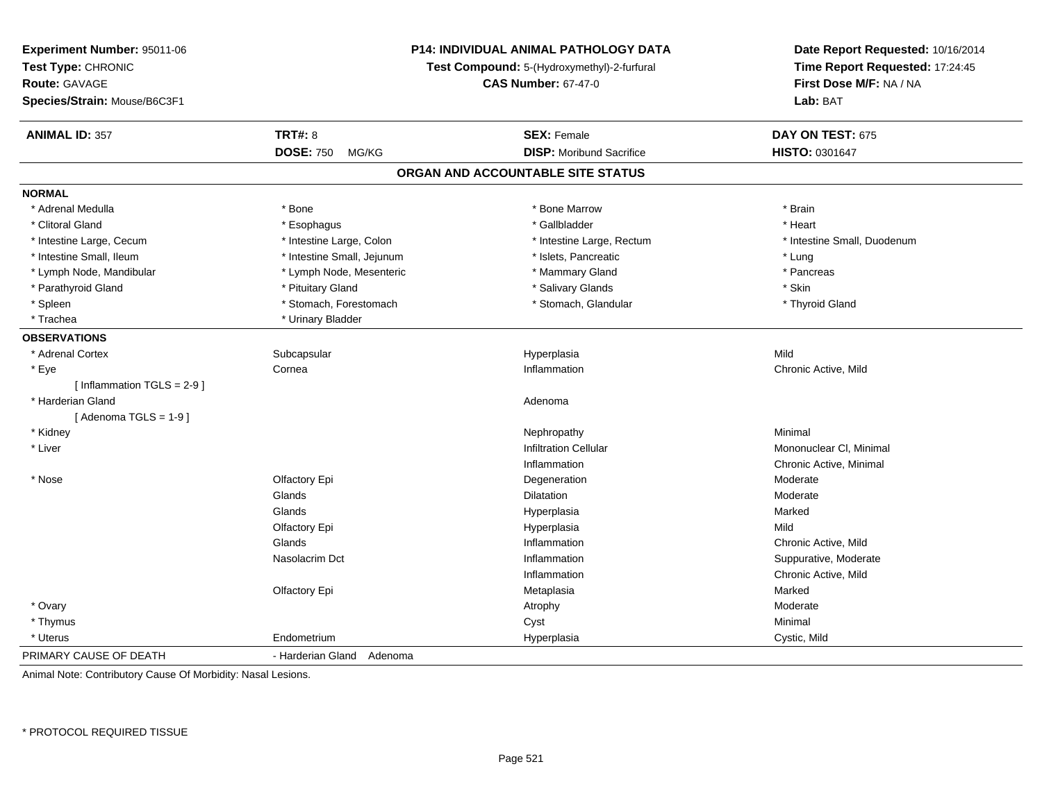**Experiment Number:** 95011-06
**Test Type:** CHRONIC
**Route:** GAVAGE
**Species/Strain:** Mouse/B6C3F1

**P14: INDIVIDUAL ANIMAL PATHOLOGY DATA**
**Test Compound:** 5-(Hydroxymethyl)-2-furfural
**CAS Number:** 67-47-0

**Date Report Requested:** 10/16/2014
**Time Report Requested:** 17:24:45
**First Dose M/F:** NA / NA
**Lab:** BAT

| **ANIMAL ID:** 357 | **TRT#:** 8 | **SEX:** Female | **DAY ON TEST:** 675 |
|---|---|---|---|
| | **DOSE:** 750 MG/KG | **DISP:** Moribund Sacrifice | **HISTO:** 0301647 |

## ORGAN AND ACCOUNTABLE SITE STATUS

**NORMAL**

| | | | |
|---|---|---|---|
| * Adrenal Medulla | * Bone | * Bone Marrow | * Brain |
| * Clitoral Gland | * Esophagus | * Gallbladder | * Heart |
| * Intestine Large, Cecum | * Intestine Large, Colon | * Intestine Large, Rectum | * Intestine Small, Duodenum |
| * Intestine Small, Ileum | * Intestine Small, Jejunum | * Islets, Pancreatic | * Lung |
| * Lymph Node, Mandibular | * Lymph Node, Mesenteric | * Mammary Gland | * Pancreas |
| * Parathyroid Gland | * Pituitary Gland | * Salivary Glands | * Skin |
| * Spleen | * Stomach, Forestomach | * Stomach, Glandular | * Thyroid Gland |
| * Trachea | * Urinary Bladder | | |

**OBSERVATIONS**

| | | | |
|---|---|---|---|
| * Adrenal Cortex | Subcapsular | Hyperplasia | Mild |
| * Eye | Cornea | Inflammation | Chronic Active, Mild |
| [ Inflammation TGLS = 2-9 ] | | | |
| * Harderian Gland | | Adenoma | |
| [ Adenoma TGLS = 1-9 ] | | | |
| * Kidney | | Nephropathy | Minimal |
| * Liver | | Infiltration Cellular | Mononuclear Cl, Minimal |
| | | Inflammation | Chronic Active, Minimal |
| * Nose | Olfactory Epi | Degeneration | Moderate |
| | Glands | Dilatation | Moderate |
| | Glands | Hyperplasia | Marked |
| | Olfactory Epi | Hyperplasia | Mild |
| | Glands | Inflammation | Chronic Active, Mild |
| | Nasolacrim Dct | Inflammation | Suppurative, Moderate |
| | | Inflammation | Chronic Active, Mild |
| | Olfactory Epi | Metaplasia | Marked |
| * Ovary | | Atrophy | Moderate |
| * Thymus | | Cyst | Minimal |
| * Uterus | Endometrium | Hyperplasia | Cystic, Mild |
| PRIMARY CAUSE OF DEATH | - Harderian Gland Adenoma | | |

Animal Note: Contributory Cause Of Morbidity: Nasal Lesions.

* PROTOCOL REQUIRED TISSUE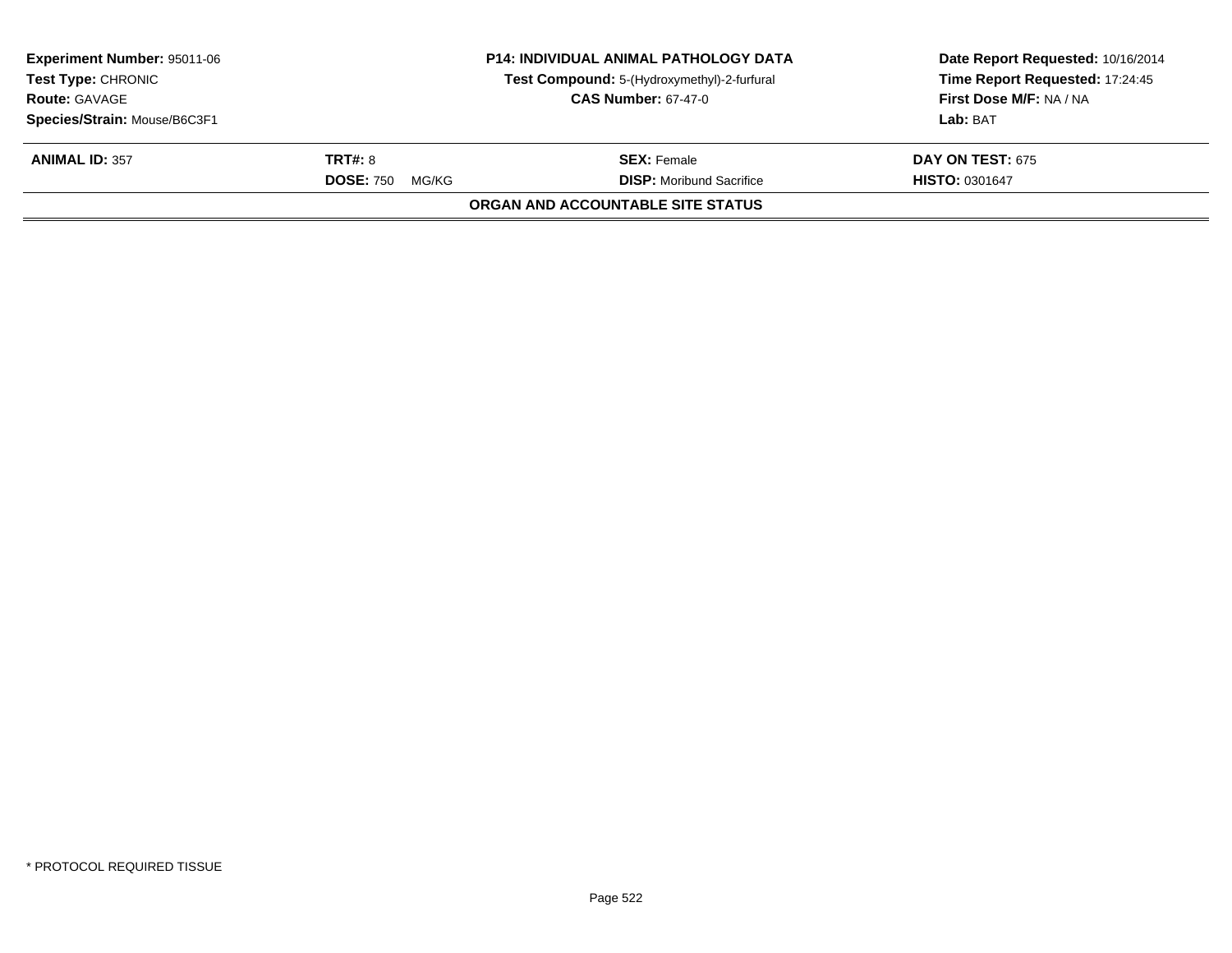| **Experiment Number:** 95011-06 | **P14: INDIVIDUAL ANIMAL PATHOLOGY DATA** | **Date Report Requested:** 10/16/2014 |
|---|---|---|
| **Test Type:** CHRONIC | **Test Compound:** 5-(Hydroxymethyl)-2-furfural | **Time Report Requested:** 17:24:45 |
| **Route:** GAVAGE | **CAS Number:** 67-47-0 | **First Dose M/F:** NA / NA |
| **Species/Strain:** Mouse/B6C3F1 | | **Lab:** BAT |

| **ANIMAL ID:** 357 | **TRT#:** 8 | **SEX:** Female | **DAY ON TEST:** 675 |
|---|---|---|---|
| | **DOSE:** 750 MG/KG | **DISP:** Moribund Sacrifice | **HISTO:** 0301647 |

**ORGAN AND ACCOUNTABLE SITE STATUS**

* PROTOCOL REQUIRED TISSUE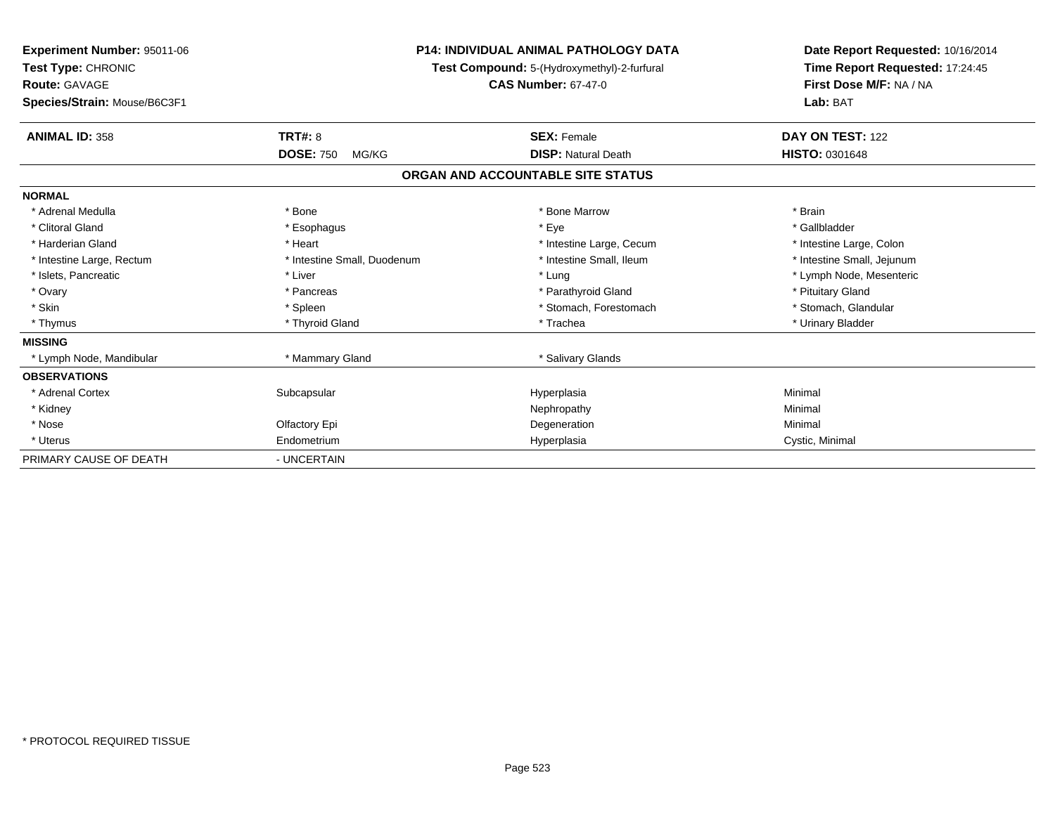**Experiment Number:** 95011-06
**Test Type:** CHRONIC
**Route:** GAVAGE
**Species/Strain:** Mouse/B6C3F1

**P14: INDIVIDUAL ANIMAL PATHOLOGY DATA**
**Test Compound:** 5-(Hydroxymethyl)-2-furfural
**CAS Number:** 67-47-0

**Date Report Requested:** 10/16/2014
**Time Report Requested:** 17:24:45
**First Dose M/F:** NA / NA
**Lab:** BAT

| **ANIMAL ID:** 358 | **TRT#:** 8 | **SEX:** Female | **DAY ON TEST:** 122 |
|---|---|---|---|
| | **DOSE:** 750 MG/KG | **DISP:** Natural Death | **HISTO:** 0301648 |

## ORGAN AND ACCOUNTABLE SITE STATUS

| | | | |
|---|---|---|---|
| **NORMAL** | | | |
| * Adrenal Medulla | * Bone | * Bone Marrow | * Brain |
| * Clitoral Gland | * Esophagus | * Eye | * Gallbladder |
| * Harderian Gland | * Heart | * Intestine Large, Cecum | * Intestine Large, Colon |
| * Intestine Large, Rectum | * Intestine Small, Duodenum | * Intestine Small, Ileum | * Intestine Small, Jejunum |
| * Islets, Pancreatic | * Liver | * Lung | * Lymph Node, Mesenteric |
| * Ovary | * Pancreas | * Parathyroid Gland | * Pituitary Gland |
| * Skin | * Spleen | * Stomach, Forestomach | * Stomach, Glandular |
| * Thymus | * Thyroid Gland | * Trachea | * Urinary Bladder |
| **MISSING** | | | |
| * Lymph Node, Mandibular | * Mammary Gland | * Salivary Glands | |
| **OBSERVATIONS** | | | |
| * Adrenal Cortex | Subcapsular | Hyperplasia | Minimal |
| * Kidney | | Nephropathy | Minimal |
| * Nose | Olfactory Epi | Degeneration | Minimal |
| * Uterus | Endometrium | Hyperplasia | Cystic, Minimal |
| PRIMARY CAUSE OF DEATH | - UNCERTAIN | | |

* PROTOCOL REQUIRED TISSUE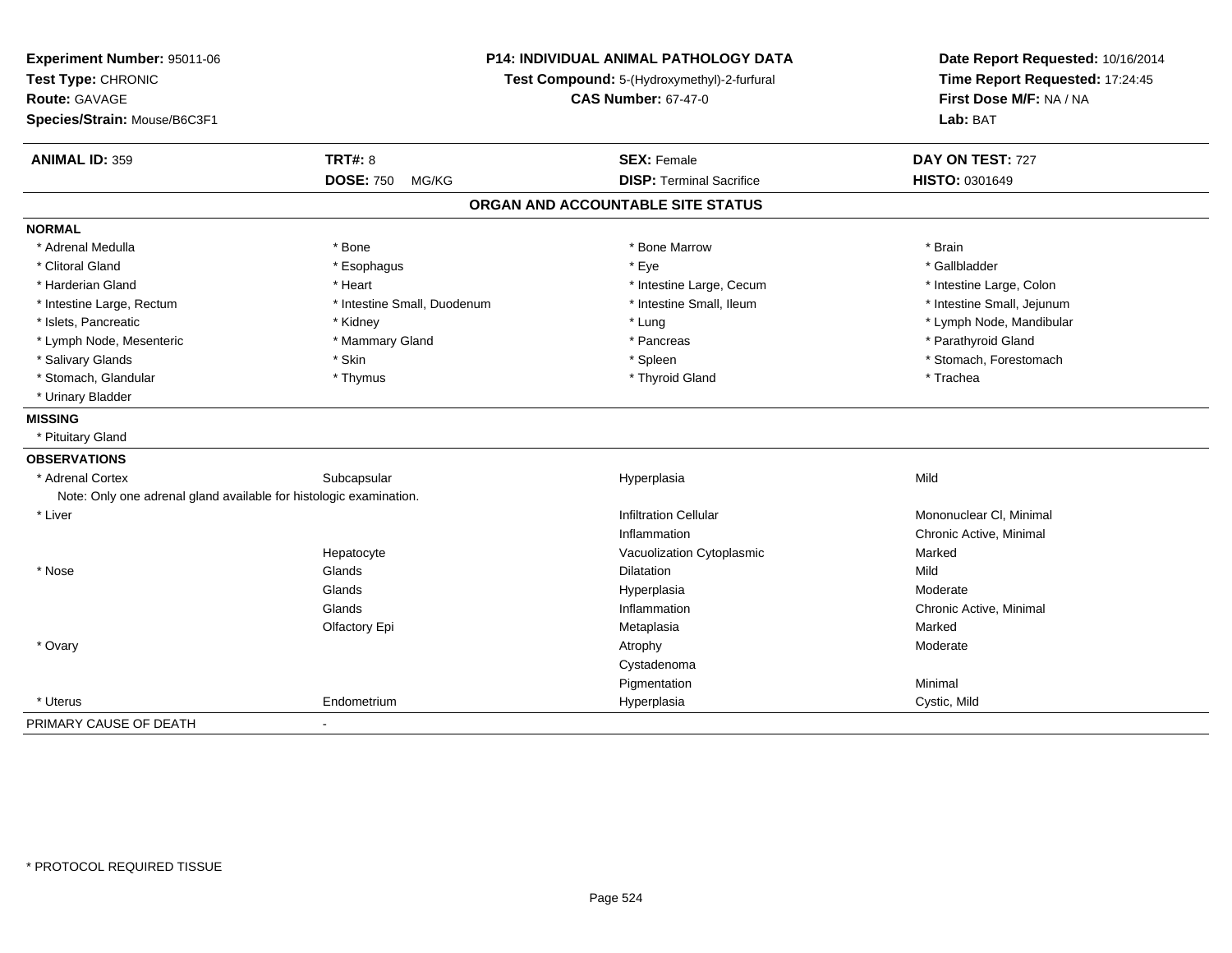**Experiment Number:** 95011-06
**Test Type:** CHRONIC
**Route:** GAVAGE
**Species/Strain:** Mouse/B6C3F1

**P14: INDIVIDUAL ANIMAL PATHOLOGY DATA**
**Test Compound:** 5-(Hydroxymethyl)-2-furfural
**CAS Number:** 67-47-0

**Date Report Requested:** 10/16/2014
**Time Report Requested:** 17:24:45
**First Dose M/F:** NA / NA
**Lab:** BAT

| **ANIMAL ID:** 359 | **TRT#:** 8 | **SEX:** Female | **DAY ON TEST:** 727 |
|---|---|---|---|
| | **DOSE:** 750 MG/KG | **DISP:** Terminal Sacrifice | **HISTO:** 0301649 |

## ORGAN AND ACCOUNTABLE SITE STATUS

**NORMAL**

| | | | |
|---|---|---|---|
| * Adrenal Medulla | * Bone | * Bone Marrow | * Brain |
| * Clitoral Gland | * Esophagus | * Eye | * Gallbladder |
| * Harderian Gland | * Heart | * Intestine Large, Cecum | * Intestine Large, Colon |
| * Intestine Large, Rectum | * Intestine Small, Duodenum | * Intestine Small, Ileum | * Intestine Small, Jejunum |
| * Islets, Pancreatic | * Kidney | * Lung | * Lymph Node, Mandibular |
| * Lymph Node, Mesenteric | * Mammary Gland | * Pancreas | * Parathyroid Gland |
| * Salivary Glands | * Skin | * Spleen | * Stomach, Forestomach |
| * Stomach, Glandular | * Thymus | * Thyroid Gland | * Trachea |
| * Urinary Bladder | | | |

**MISSING**

* Pituitary Gland

**OBSERVATIONS**

| | | | |
|---|---|---|---|
| * Adrenal Cortex | Subcapsular | Hyperplasia | Mild |
| Note: Only one adrenal gland available for histologic examination. | | | |
| * Liver | | Infiltration Cellular | Mononuclear Cl, Minimal |
| | | Inflammation | Chronic Active, Minimal |
| | Hepatocyte | Vacuolization Cytoplasmic | Marked |
| * Nose | Glands | Dilatation | Mild |
| | Glands | Hyperplasia | Moderate |
| | Glands | Inflammation | Chronic Active, Minimal |
| | Olfactory Epi | Metaplasia | Marked |
| * Ovary | | Atrophy | Moderate |
| | | Cystadenoma | |
| | | Pigmentation | Minimal |
| * Uterus | Endometrium | Hyperplasia | Cystic, Mild |

PRIMARY CAUSE OF DEATH -

\* PROTOCOL REQUIRED TISSUE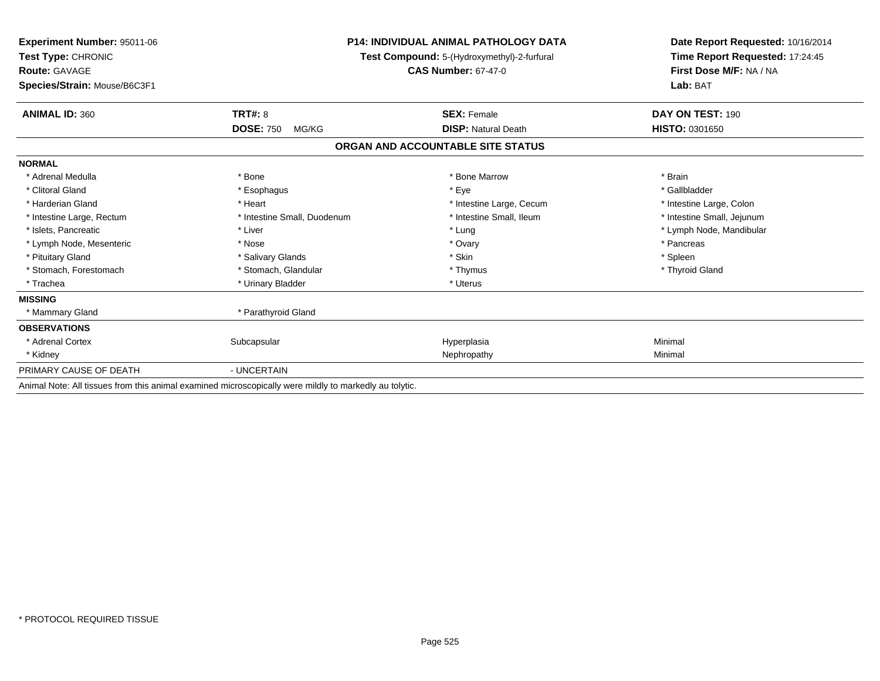**Experiment Number:** 95011-06
**Test Type:** CHRONIC
**Route:** GAVAGE
**Species/Strain:** Mouse/B6C3F1

**P14: INDIVIDUAL ANIMAL PATHOLOGY DATA**
**Test Compound:** 5-(Hydroxymethyl)-2-furfural
**CAS Number:** 67-47-0

**Date Report Requested:** 10/16/2014
**Time Report Requested:** 17:24:45
**First Dose M/F:** NA / NA
**Lab:** BAT

| **ANIMAL ID:** 360 | **TRT#:** 8 | **SEX:** Female | **DAY ON TEST:** 190 |
|---|---|---|---|
| | **DOSE:** 750 MG/KG | **DISP:** Natural Death | **HISTO:** 0301650 |

## ORGAN AND ACCOUNTABLE SITE STATUS

| | | | |
|---|---|---|---|
| **NORMAL** | | | |
| * Adrenal Medulla | * Bone | * Bone Marrow | * Brain |
| * Clitoral Gland | * Esophagus | * Eye | * Gallbladder |
| * Harderian Gland | * Heart | * Intestine Large, Cecum | * Intestine Large, Colon |
| * Intestine Large, Rectum | * Intestine Small, Duodenum | * Intestine Small, Ileum | * Intestine Small, Jejunum |
| * Islets, Pancreatic | * Liver | * Lung | * Lymph Node, Mandibular |
| * Lymph Node, Mesenteric | * Nose | * Ovary | * Pancreas |
| * Pituitary Gland | * Salivary Glands | * Skin | * Spleen |
| * Stomach, Forestomach | * Stomach, Glandular | * Thymus | * Thyroid Gland |
| * Trachea | * Urinary Bladder | * Uterus | |
| **MISSING** | | | |
| * Mammary Gland | * Parathyroid Gland | | |
| **OBSERVATIONS** | | | |
| * Adrenal Cortex | Subcapsular | Hyperplasia | Minimal |
| * Kidney | | Nephropathy | Minimal |
| PRIMARY CAUSE OF DEATH | - UNCERTAIN | | |

Animal Note: All tissues from this animal examined microscopically were mildly to markedly au tolytic.

\* PROTOCOL REQUIRED TISSUE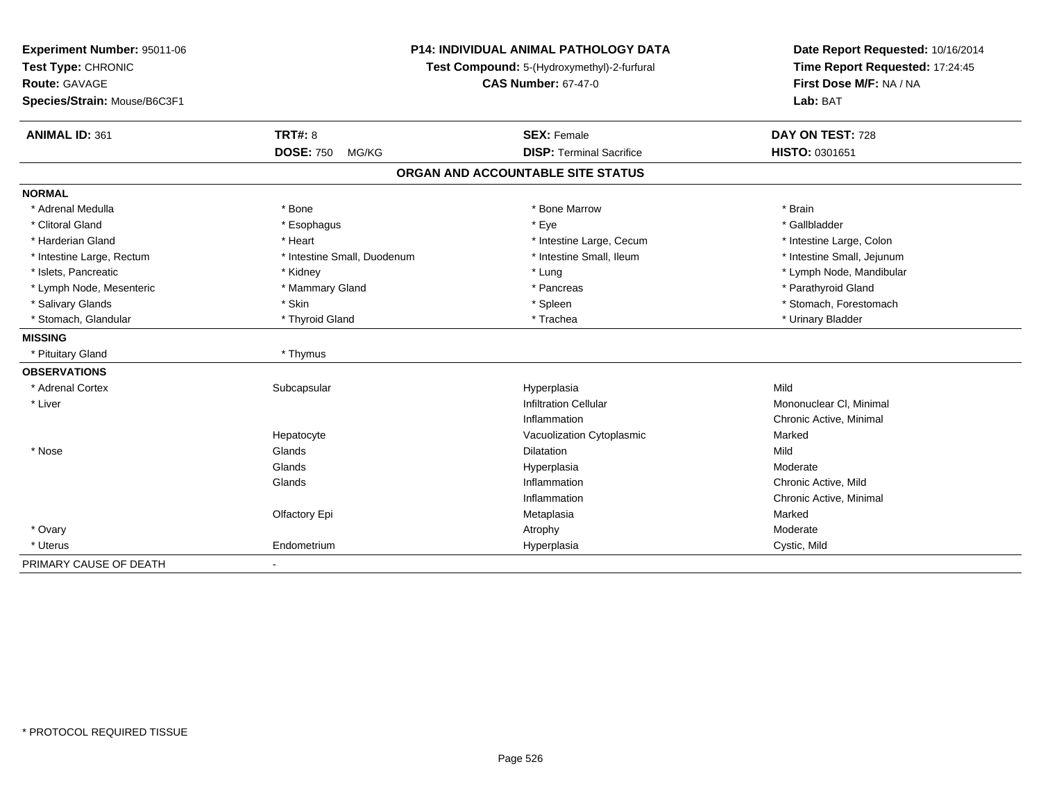**Experiment Number:** 95011-06
**Test Type:** CHRONIC
**Route:** GAVAGE
**Species/Strain:** Mouse/B6C3F1

**P14: INDIVIDUAL ANIMAL PATHOLOGY DATA**
**Test Compound:** 5-(Hydroxymethyl)-2-furfural
**CAS Number:** 67-47-0

**Date Report Requested:** 10/16/2014
**Time Report Requested:** 17:24:45
**First Dose M/F:** NA / NA
**Lab:** BAT

| **ANIMAL ID:** 361 | **TRT#:** 8 | **SEX:** Female | **DAY ON TEST:** 728 |
|---|---|---|---|
| | **DOSE:** 750 MG/KG | **DISP:** Terminal Sacrifice | **HISTO:** 0301651 |

## ORGAN AND ACCOUNTABLE SITE STATUS

**NORMAL**

| | | | |
|---|---|---|---|
| * Adrenal Medulla | * Bone | * Bone Marrow | * Brain |
| * Clitoral Gland | * Esophagus | * Eye | * Gallbladder |
| * Harderian Gland | * Heart | * Intestine Large, Cecum | * Intestine Large, Colon |
| * Intestine Large, Rectum | * Intestine Small, Duodenum | * Intestine Small, Ileum | * Intestine Small, Jejunum |
| * Islets, Pancreatic | * Kidney | * Lung | * Lymph Node, Mandibular |
| * Lymph Node, Mesenteric | * Mammary Gland | * Pancreas | * Parathyroid Gland |
| * Salivary Glands | * Skin | * Spleen | * Stomach, Forestomach |
| * Stomach, Glandular | * Thyroid Gland | * Trachea | * Urinary Bladder |

**MISSING**

| | |
|---|---|
| * Pituitary Gland | * Thymus |

**OBSERVATIONS**

| | | | |
|---|---|---|---|
| * Adrenal Cortex | Subcapsular | Hyperplasia | Mild |
| * Liver | | Infiltration Cellular | Mononuclear Cl, Minimal |
| | | Inflammation | Chronic Active, Minimal |
| | Hepatocyte | Vacuolization Cytoplasmic | Marked |
| * Nose | Glands | Dilatation | Mild |
| | Glands | Hyperplasia | Moderate |
| | Glands | Inflammation | Chronic Active, Mild |
| | | Inflammation | Chronic Active, Minimal |
| | Olfactory Epi | Metaplasia | Marked |
| * Ovary | | Atrophy | Moderate |
| * Uterus | Endometrium | Hyperplasia | Cystic, Mild |

PRIMARY CAUSE OF DEATH -

* PROTOCOL REQUIRED TISSUE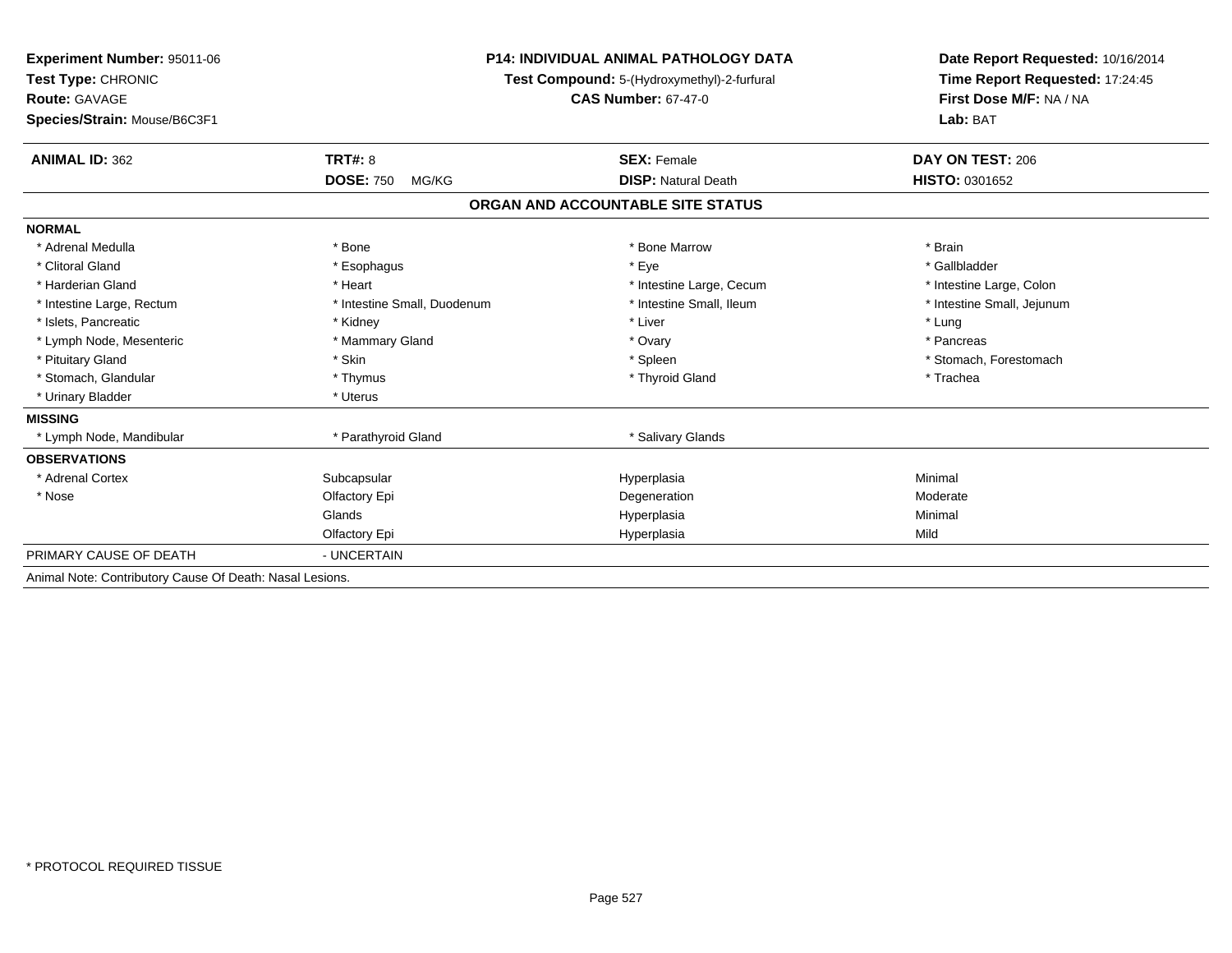**Experiment Number:** 95011-06
**Test Type:** CHRONIC
**Route:** GAVAGE
**Species/Strain:** Mouse/B6C3F1

**P14: INDIVIDUAL ANIMAL PATHOLOGY DATA**
**Test Compound:** 5-(Hydroxymethyl)-2-furfural
**CAS Number:** 67-47-0

**Date Report Requested:** 10/16/2014
**Time Report Requested:** 17:24:45
**First Dose M/F:** NA / NA
**Lab:** BAT

| **ANIMAL ID:** 362 | **TRT#:** 8 | **SEX:** Female | **DAY ON TEST:** 206 |
|---|---|---|---|
| | **DOSE:** 750 MG/KG | **DISP:** Natural Death | **HISTO:** 0301652 |

**ORGAN AND ACCOUNTABLE SITE STATUS**

| | | | |
|---|---|---|---|
| **NORMAL** | | | |
| * Adrenal Medulla | * Bone | * Bone Marrow | * Brain |
| * Clitoral Gland | * Esophagus | * Eye | * Gallbladder |
| * Harderian Gland | * Heart | * Intestine Large, Cecum | * Intestine Large, Colon |
| * Intestine Large, Rectum | * Intestine Small, Duodenum | * Intestine Small, Ileum | * Intestine Small, Jejunum |
| * Islets, Pancreatic | * Kidney | * Liver | * Lung |
| * Lymph Node, Mesenteric | * Mammary Gland | * Ovary | * Pancreas |
| * Pituitary Gland | * Skin | * Spleen | * Stomach, Forestomach |
| * Stomach, Glandular | * Thymus | * Thyroid Gland | * Trachea |
| * Urinary Bladder | * Uterus | | |
| **MISSING** | | | |
| * Lymph Node, Mandibular | * Parathyroid Gland | * Salivary Glands | |
| **OBSERVATIONS** | | | |
| * Adrenal Cortex | Subcapsular | Hyperplasia | Minimal |
| * Nose | Olfactory Epi | Degeneration | Moderate |
| | Glands | Hyperplasia | Minimal |
| | Olfactory Epi | Hyperplasia | Mild |
| PRIMARY CAUSE OF DEATH | - UNCERTAIN | | |

Animal Note: Contributory Cause Of Death: Nasal Lesions.

* PROTOCOL REQUIRED TISSUE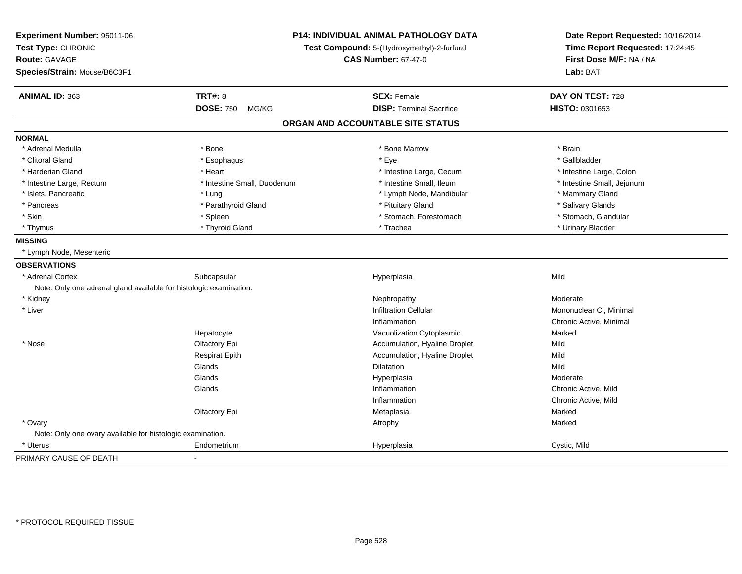**Experiment Number:** 95011-06
**Test Type:** CHRONIC
**Route:** GAVAGE
**Species/Strain:** Mouse/B6C3F1

## P14: INDIVIDUAL ANIMAL PATHOLOGY DATA

**Test Compound:** 5-(Hydroxymethyl)-2-furfural
**CAS Number:** 67-47-0

**Date Report Requested:** 10/16/2014
**Time Report Requested:** 17:24:45
**First Dose M/F:** NA / NA
**Lab:** BAT

| **ANIMAL ID:** 363 | **TRT#:** 8 | **SEX:** Female | **DAY ON TEST:** 728 |
|---|---|---|---|
| | **DOSE:** 750 MG/KG | **DISP:** Terminal Sacrifice | **HISTO:** 0301653 |

### ORGAN AND ACCOUNTABLE SITE STATUS

**NORMAL**

| | | | |
|---|---|---|---|
| * Adrenal Medulla | * Bone | * Bone Marrow | * Brain |
| * Clitoral Gland | * Esophagus | * Eye | * Gallbladder |
| * Harderian Gland | * Heart | * Intestine Large, Cecum | * Intestine Large, Colon |
| * Intestine Large, Rectum | * Intestine Small, Duodenum | * Intestine Small, Ileum | * Intestine Small, Jejunum |
| * Islets, Pancreatic | * Lung | * Lymph Node, Mandibular | * Mammary Gland |
| * Pancreas | * Parathyroid Gland | * Pituitary Gland | * Salivary Glands |
| * Skin | * Spleen | * Stomach, Forestomach | * Stomach, Glandular |
| * Thymus | * Thyroid Gland | * Trachea | * Urinary Bladder |

**MISSING**

* Lymph Node, Mesenteric

**OBSERVATIONS**

| | | | |
|---|---|---|---|
| * Adrenal Cortex | Subcapsular | Hyperplasia | Mild |
| Note: Only one adrenal gland available for histologic examination. | | | |
| * Kidney | | Nephropathy | Moderate |
| * Liver | | Infiltration Cellular | Mononuclear Cl, Minimal |
| | | Inflammation | Chronic Active, Minimal |
| | Hepatocyte | Vacuolization Cytoplasmic | Marked |
| * Nose | Olfactory Epi | Accumulation, Hyaline Droplet | Mild |
| | Respirat Epith | Accumulation, Hyaline Droplet | Mild |
| | Glands | Dilatation | Mild |
| | Glands | Hyperplasia | Moderate |
| | Glands | Inflammation | Chronic Active, Mild |
| | | Inflammation | Chronic Active, Mild |
| | Olfactory Epi | Metaplasia | Marked |
| * Ovary | | Atrophy | Marked |
| Note: Only one ovary available for histologic examination. | | | |
| * Uterus | Endometrium | Hyperplasia | Cystic, Mild |

PRIMARY CAUSE OF DEATH -

\* PROTOCOL REQUIRED TISSUE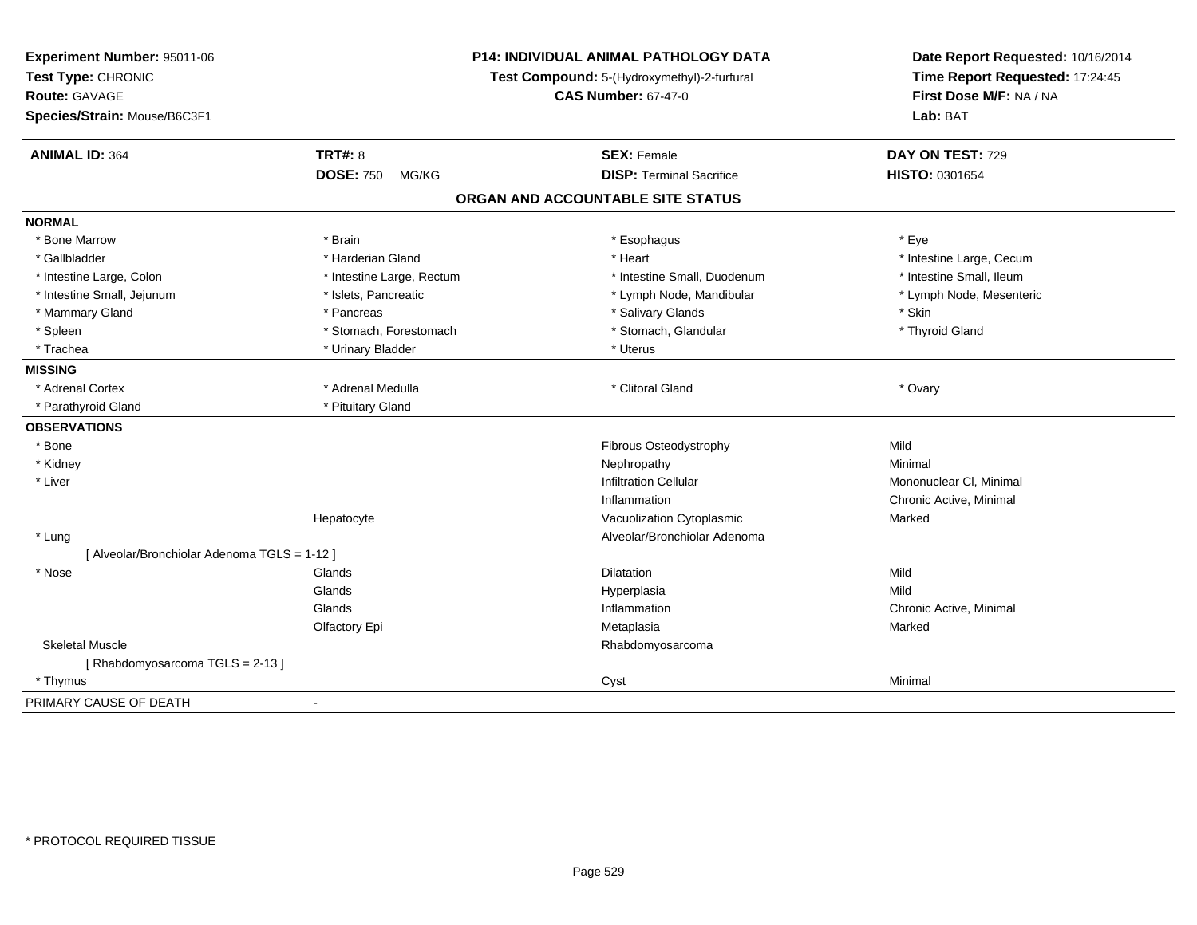**Experiment Number:** 95011-06
**Test Type:** CHRONIC
**Route:** GAVAGE
**Species/Strain:** Mouse/B6C3F1

**P14: INDIVIDUAL ANIMAL PATHOLOGY DATA**
**Test Compound:** 5-(Hydroxymethyl)-2-furfural
**CAS Number:** 67-47-0

**Date Report Requested:** 10/16/2014
**Time Report Requested:** 17:24:45
**First Dose M/F:** NA / NA
**Lab:** BAT

| **ANIMAL ID:** 364 | **TRT#:** 8 | **SEX:** Female | **DAY ON TEST:** 729 |
|---|---|---|---|
| | **DOSE:** 750 MG/KG | **DISP:** Terminal Sacrifice | **HISTO:** 0301654 |

## ORGAN AND ACCOUNTABLE SITE STATUS

| | | | |
|---|---|---|---|
| **NORMAL** | | | |
| * Bone Marrow | * Brain | * Esophagus | * Eye |
| * Gallbladder | * Harderian Gland | * Heart | * Intestine Large, Cecum |
| * Intestine Large, Colon | * Intestine Large, Rectum | * Intestine Small, Duodenum | * Intestine Small, Ileum |
| * Intestine Small, Jejunum | * Islets, Pancreatic | * Lymph Node, Mandibular | * Lymph Node, Mesenteric |
| * Mammary Gland | * Pancreas | * Salivary Glands | * Skin |
| * Spleen | * Stomach, Forestomach | * Stomach, Glandular | * Thyroid Gland |
| * Trachea | * Urinary Bladder | * Uterus | |
| **MISSING** | | | |
| * Adrenal Cortex | * Adrenal Medulla | * Clitoral Gland | * Ovary |
| * Parathyroid Gland | * Pituitary Gland | | |
| **OBSERVATIONS** | | | |
| * Bone | | Fibrous Osteodystrophy | Mild |
| * Kidney | | Nephropathy | Minimal |
| * Liver | | Infiltration Cellular | Mononuclear Cl, Minimal |
| | | Inflammation | Chronic Active, Minimal |
| | Hepatocyte | Vacuolization Cytoplasmic | Marked |
| * Lung | | Alveolar/Bronchiolar Adenoma | |
| [ Alveolar/Bronchiolar Adenoma TGLS = 1-12 ] | | | |
| * Nose | Glands | Dilatation | Mild |
| | Glands | Hyperplasia | Mild |
| | Glands | Inflammation | Chronic Active, Minimal |
| | Olfactory Epi | Metaplasia | Marked |
| Skeletal Muscle | | Rhabdomyosarcoma | |
| [ Rhabdomyosarcoma TGLS = 2-13 ] | | | |
| * Thymus | | Cyst | Minimal |
| PRIMARY CAUSE OF DEATH | - | | |

* PROTOCOL REQUIRED TISSUE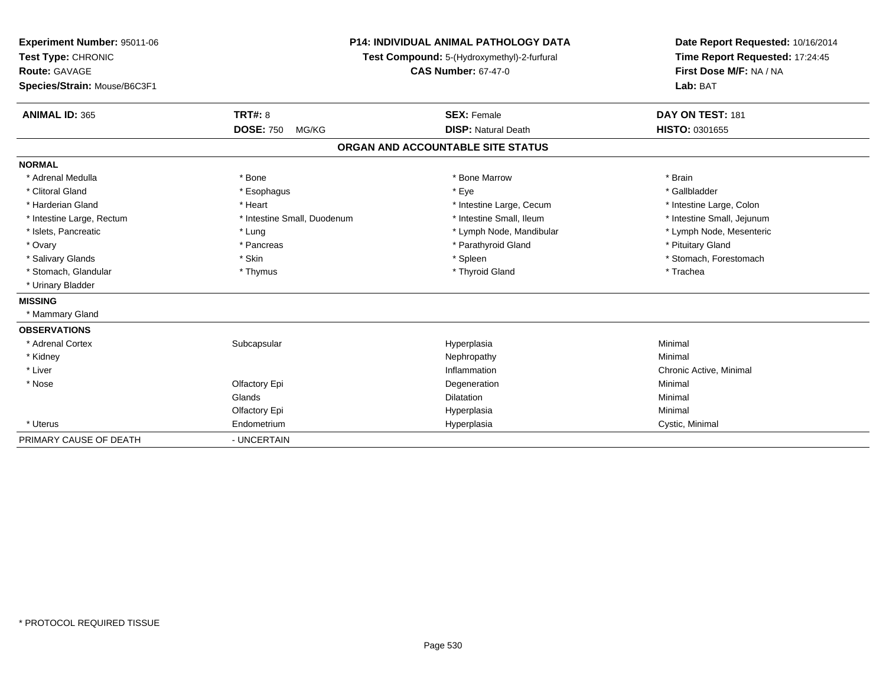**Experiment Number:** 95011-06
**Test Type:** CHRONIC
**Route:** GAVAGE
**Species/Strain:** Mouse/B6C3F1

**P14: INDIVIDUAL ANIMAL PATHOLOGY DATA**
**Test Compound:** 5-(Hydroxymethyl)-2-furfural
**CAS Number:** 67-47-0

**Date Report Requested:** 10/16/2014
**Time Report Requested:** 17:24:45
**First Dose M/F:** NA / NA
**Lab:** BAT

| **ANIMAL ID:** 365 | **TRT#:** 8 | **SEX:** Female | **DAY ON TEST:** 181 |
|---|---|---|---|
| | **DOSE:** 750 MG/KG | **DISP:** Natural Death | **HISTO:** 0301655 |

## ORGAN AND ACCOUNTABLE SITE STATUS

| | | | |
|---|---|---|---|
| **NORMAL** | | | |
| * Adrenal Medulla | * Bone | * Bone Marrow | * Brain |
| * Clitoral Gland | * Esophagus | * Eye | * Gallbladder |
| * Harderian Gland | * Heart | * Intestine Large, Cecum | * Intestine Large, Colon |
| * Intestine Large, Rectum | * Intestine Small, Duodenum | * Intestine Small, Ileum | * Intestine Small, Jejunum |
| * Islets, Pancreatic | * Lung | * Lymph Node, Mandibular | * Lymph Node, Mesenteric |
| * Ovary | * Pancreas | * Parathyroid Gland | * Pituitary Gland |
| * Salivary Glands | * Skin | * Spleen | * Stomach, Forestomach |
| * Stomach, Glandular | * Thymus | * Thyroid Gland | * Trachea |
| * Urinary Bladder | | | |
| **MISSING** | | | |
| * Mammary Gland | | | |
| **OBSERVATIONS** | | | |
| * Adrenal Cortex | Subcapsular | Hyperplasia | Minimal |
| * Kidney | | Nephropathy | Minimal |
| * Liver | | Inflammation | Chronic Active, Minimal |
| * Nose | Olfactory Epi | Degeneration | Minimal |
| | Glands | Dilatation | Minimal |
| | Olfactory Epi | Hyperplasia | Minimal |
| * Uterus | Endometrium | Hyperplasia | Cystic, Minimal |
| PRIMARY CAUSE OF DEATH | - UNCERTAIN | | |

* PROTOCOL REQUIRED TISSUE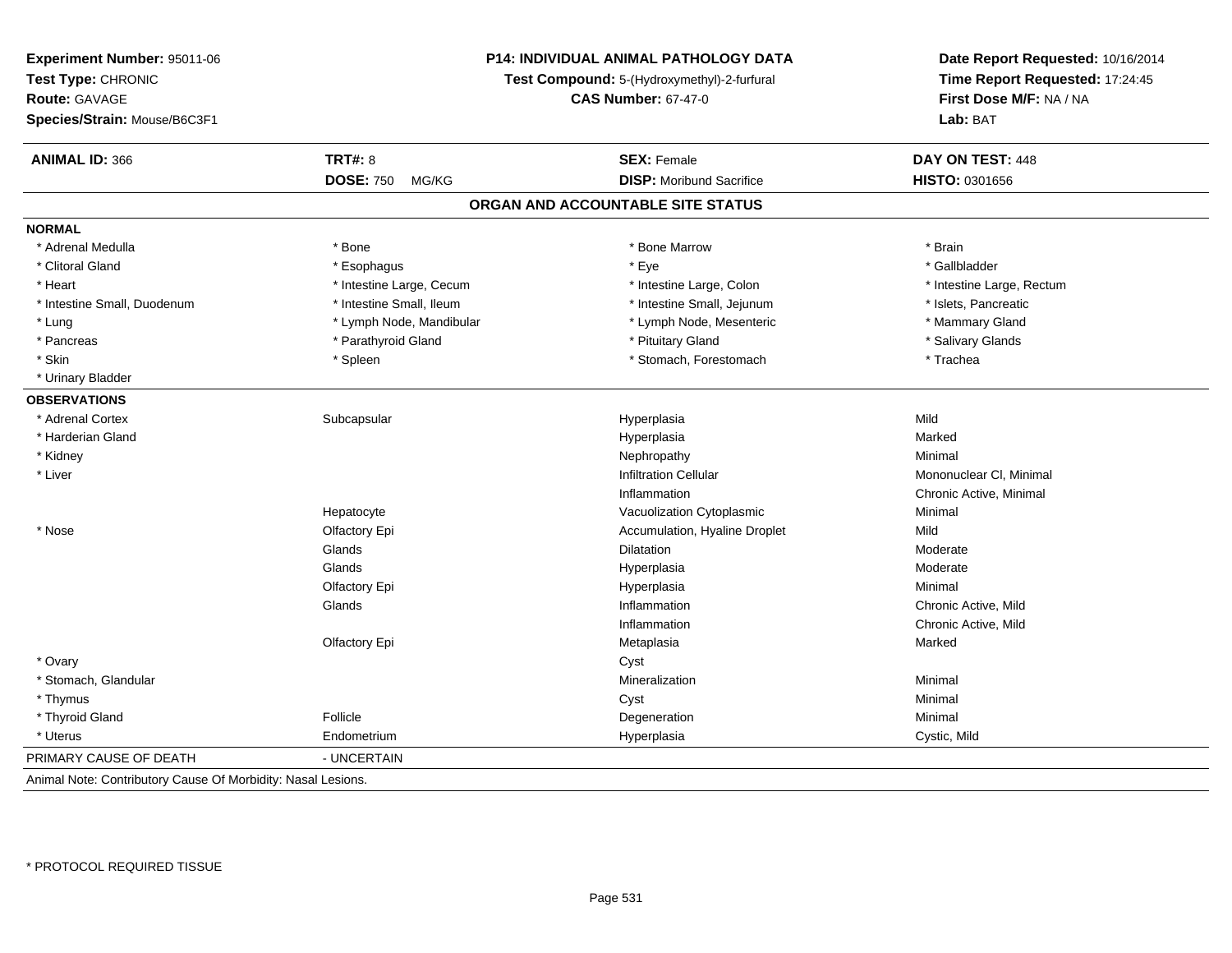**Experiment Number:** 95011-06
**Test Type:** CHRONIC
**Route:** GAVAGE
**Species/Strain:** Mouse/B6C3F1

**P14: INDIVIDUAL ANIMAL PATHOLOGY DATA**
**Test Compound:** 5-(Hydroxymethyl)-2-furfural
**CAS Number:** 67-47-0

**Date Report Requested:** 10/16/2014
**Time Report Requested:** 17:24:45
**First Dose M/F:** NA / NA
**Lab:** BAT

| **ANIMAL ID:** 366 | **TRT#:** 8 | **SEX:** Female | **DAY ON TEST:** 448 |
|---|---|---|---|
| | **DOSE:** 750 MG/KG | **DISP:** Moribund Sacrifice | **HISTO:** 0301656 |

## ORGAN AND ACCOUNTABLE SITE STATUS

**NORMAL**

| | | | |
|---|---|---|---|
| * Adrenal Medulla | * Bone | * Bone Marrow | * Brain |
| * Clitoral Gland | * Esophagus | * Eye | * Gallbladder |
| * Heart | * Intestine Large, Cecum | * Intestine Large, Colon | * Intestine Large, Rectum |
| * Intestine Small, Duodenum | * Intestine Small, Ileum | * Intestine Small, Jejunum | * Islets, Pancreatic |
| * Lung | * Lymph Node, Mandibular | * Lymph Node, Mesenteric | * Mammary Gland |
| * Pancreas | * Parathyroid Gland | * Pituitary Gland | * Salivary Glands |
| * Skin | * Spleen | * Stomach, Forestomach | * Trachea |
| * Urinary Bladder | | | |

**OBSERVATIONS**

| | | | |
|---|---|---|---|
| * Adrenal Cortex | Subcapsular | Hyperplasia | Mild |
| * Harderian Gland | | Hyperplasia | Marked |
| * Kidney | | Nephropathy | Minimal |
| * Liver | | Infiltration Cellular | Mononuclear Cl, Minimal |
| | | Inflammation | Chronic Active, Minimal |
| | Hepatocyte | Vacuolization Cytoplasmic | Minimal |
| * Nose | Olfactory Epi | Accumulation, Hyaline Droplet | Mild |
| | Glands | Dilatation | Moderate |
| | Glands | Hyperplasia | Moderate |
| | Olfactory Epi | Hyperplasia | Minimal |
| | Glands | Inflammation | Chronic Active, Mild |
| | | Inflammation | Chronic Active, Mild |
| | Olfactory Epi | Metaplasia | Marked |
| * Ovary | | Cyst | |
| * Stomach, Glandular | | Mineralization | Minimal |
| * Thymus | | Cyst | Minimal |
| * Thyroid Gland | Follicle | Degeneration | Minimal |
| * Uterus | Endometrium | Hyperplasia | Cystic, Mild |

PRIMARY CAUSE OF DEATH - UNCERTAIN

Animal Note: Contributory Cause Of Morbidity: Nasal Lesions.

\* PROTOCOL REQUIRED TISSUE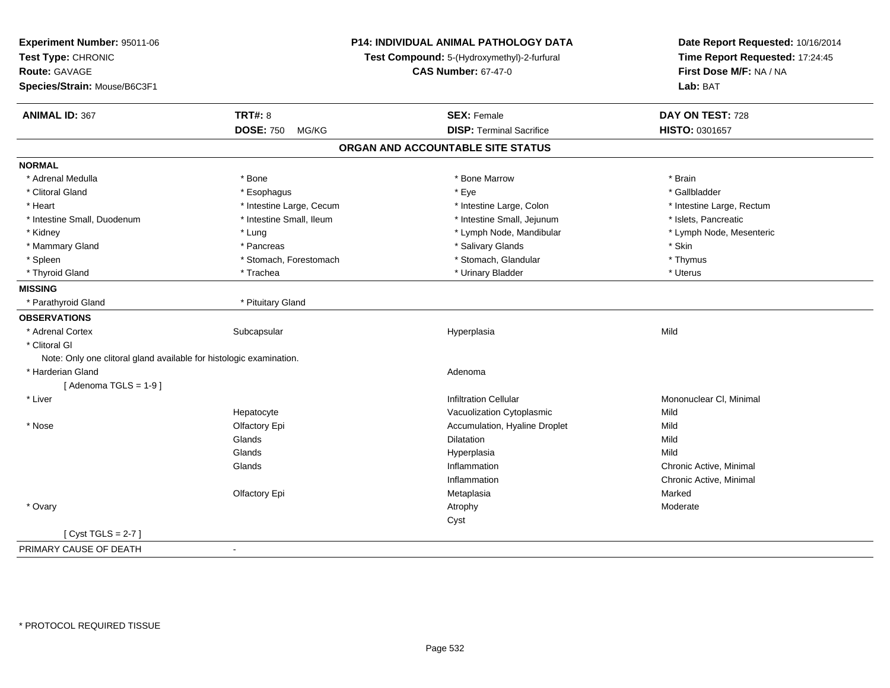**Experiment Number:** 95011-06
**Test Type:** CHRONIC
**Route:** GAVAGE
**Species/Strain:** Mouse/B6C3F1

**P14: INDIVIDUAL ANIMAL PATHOLOGY DATA**
**Test Compound:** 5-(Hydroxymethyl)-2-furfural
**CAS Number:** 67-47-0

**Date Report Requested:** 10/16/2014
**Time Report Requested:** 17:24:45
**First Dose M/F:** NA / NA
**Lab:** BAT

| **ANIMAL ID:** 367 | **TRT#:** 8 | **SEX:** Female | **DAY ON TEST:** 728 |
|---|---|---|---|
| | **DOSE:** 750 MG/KG | **DISP:** Terminal Sacrifice | **HISTO:** 0301657 |

## ORGAN AND ACCOUNTABLE SITE STATUS

**NORMAL**

| | | | |
|---|---|---|---|
| * Adrenal Medulla | * Bone | * Bone Marrow | * Brain |
| * Clitoral Gland | * Esophagus | * Eye | * Gallbladder |
| * Heart | * Intestine Large, Cecum | * Intestine Large, Colon | * Intestine Large, Rectum |
| * Intestine Small, Duodenum | * Intestine Small, Ileum | * Intestine Small, Jejunum | * Islets, Pancreatic |
| * Kidney | * Lung | * Lymph Node, Mandibular | * Lymph Node, Mesenteric |
| * Mammary Gland | * Pancreas | * Salivary Glands | * Skin |
| * Spleen | * Stomach, Forestomach | * Stomach, Glandular | * Thymus |
| * Thyroid Gland | * Trachea | * Urinary Bladder | * Uterus |

**MISSING**

| | |
|---|---|
| * Parathyroid Gland | * Pituitary Gland |

**OBSERVATIONS**

| | | | |
|---|---|---|---|
| * Adrenal Cortex | Subcapsular | Hyperplasia | Mild |
| * Clitoral Gl | | | |
| Note: Only one clitoral gland available for histologic examination. | | | |
| * Harderian Gland | | Adenoma | |
| [ Adenoma TGLS = 1-9 ] | | | |
| * Liver | | Infiltration Cellular | Mononuclear Cl, Minimal |
| | Hepatocyte | Vacuolization Cytoplasmic | Mild |
| * Nose | Olfactory Epi | Accumulation, Hyaline Droplet | Mild |
| | Glands | Dilatation | Mild |
| | Glands | Hyperplasia | Mild |
| | Glands | Inflammation | Chronic Active, Minimal |
| | | Inflammation | Chronic Active, Minimal |
| | Olfactory Epi | Metaplasia | Marked |
| * Ovary | | Atrophy | Moderate |
| | | Cyst | |
| [ Cyst TGLS = 2-7 ] | | | |

| | |
|---|---|
| PRIMARY CAUSE OF DEATH | - |

* PROTOCOL REQUIRED TISSUE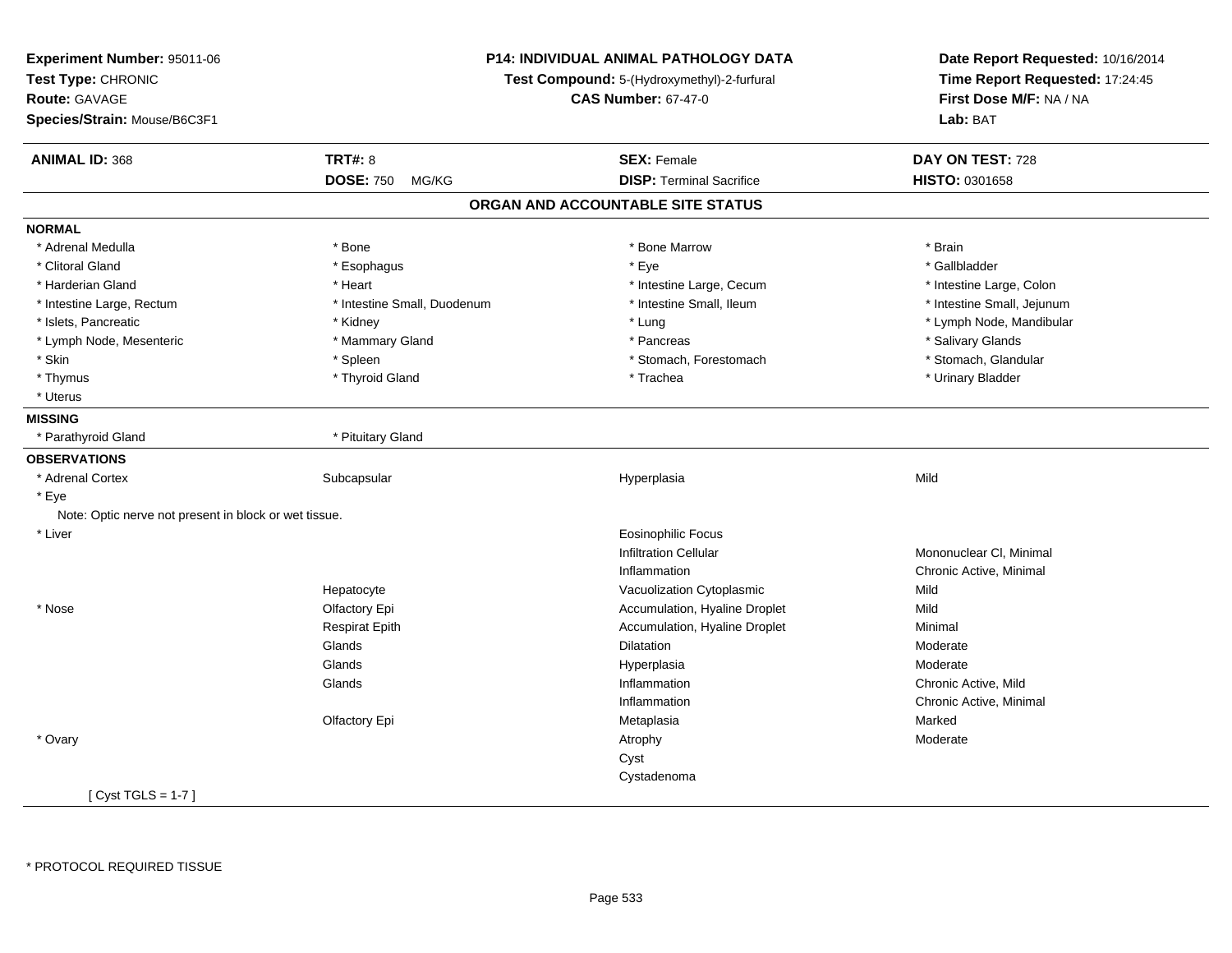**Experiment Number:** 95011-06
**Test Type:** CHRONIC
**Route:** GAVAGE
**Species/Strain:** Mouse/B6C3F1

**P14: INDIVIDUAL ANIMAL PATHOLOGY DATA**
**Test Compound:** 5-(Hydroxymethyl)-2-furfural
**CAS Number:** 67-47-0

**Date Report Requested:** 10/16/2014
**Time Report Requested:** 17:24:45
**First Dose M/F:** NA / NA
**Lab:** BAT

| **ANIMAL ID:** 368 | **TRT#:** 8 | **SEX:** Female | **DAY ON TEST:** 728 |
|---|---|---|---|
| | **DOSE:** 750 MG/KG | **DISP:** Terminal Sacrifice | **HISTO:** 0301658 |

## ORGAN AND ACCOUNTABLE SITE STATUS

**NORMAL**

| | | | |
|---|---|---|---|
| * Adrenal Medulla | * Bone | * Bone Marrow | * Brain |
| * Clitoral Gland | * Esophagus | * Eye | * Gallbladder |
| * Harderian Gland | * Heart | * Intestine Large, Cecum | * Intestine Large, Colon |
| * Intestine Large, Rectum | * Intestine Small, Duodenum | * Intestine Small, Ileum | * Intestine Small, Jejunum |
| * Islets, Pancreatic | * Kidney | * Lung | * Lymph Node, Mandibular |
| * Lymph Node, Mesenteric | * Mammary Gland | * Pancreas | * Salivary Glands |
| * Skin | * Spleen | * Stomach, Forestomach | * Stomach, Glandular |
| * Thymus | * Thyroid Gland | * Trachea | * Urinary Bladder |
| * Uterus | | | |

**MISSING**

| | |
|---|---|
| * Parathyroid Gland | * Pituitary Gland |

**OBSERVATIONS**

| | | | |
|---|---|---|---|
| * Adrenal Cortex | Subcapsular | Hyperplasia | Mild |
| * Eye | | | |
| Note: Optic nerve not present in block or wet tissue. | | | |
| * Liver | | Eosinophilic Focus | |
| | | Infiltration Cellular | Mononuclear Cl, Minimal |
| | | Inflammation | Chronic Active, Minimal |
| | Hepatocyte | Vacuolization Cytoplasmic | Mild |
| * Nose | Olfactory Epi | Accumulation, Hyaline Droplet | Mild |
| | Respirat Epith | Accumulation, Hyaline Droplet | Minimal |
| | Glands | Dilatation | Moderate |
| | Glands | Hyperplasia | Moderate |
| | Glands | Inflammation | Chronic Active, Mild |
| | | Inflammation | Chronic Active, Minimal |
| | Olfactory Epi | Metaplasia | Marked |
| * Ovary | | Atrophy | Moderate |
| | | Cyst | |
| | | Cystadenoma | |
| [ Cyst TGLS = 1-7 ] | | | |

* PROTOCOL REQUIRED TISSUE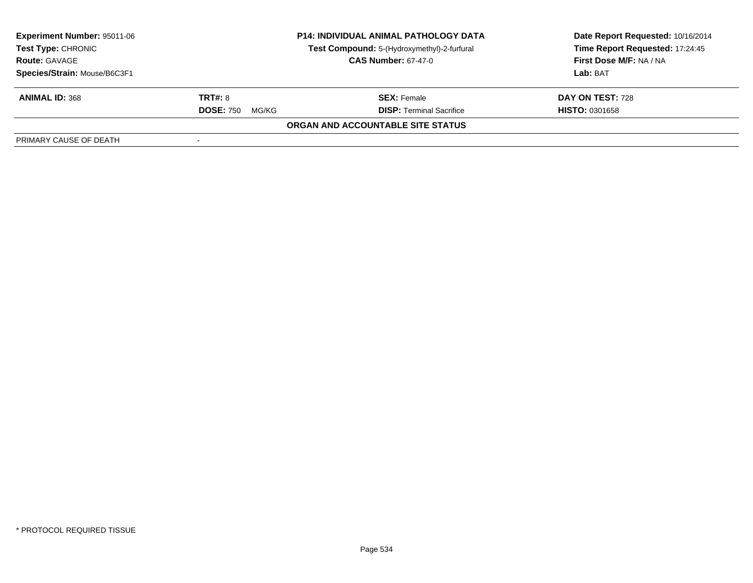**Experiment Number:** 95011-06
**Test Type:** CHRONIC
**Route:** GAVAGE
**Species/Strain:** Mouse/B6C3F1

**P14: INDIVIDUAL ANIMAL PATHOLOGY DATA**
**Test Compound:** 5-(Hydroxymethyl)-2-furfural
**CAS Number:** 67-47-0

**Date Report Requested:** 10/16/2014
**Time Report Requested:** 17:24:45
**First Dose M/F:** NA / NA
**Lab:** BAT

| **ANIMAL ID:** 368 | **TRT#:** 8 | **SEX:** Female | **DAY ON TEST:** 728 |
|---|---|---|---|
| | **DOSE:** 750 MG/KG | **DISP:** Terminal Sacrifice | **HISTO:** 0301658 |

**ORGAN AND ACCOUNTABLE SITE STATUS**

| | |
|---|---|
| PRIMARY CAUSE OF DEATH | - |

* PROTOCOL REQUIRED TISSUE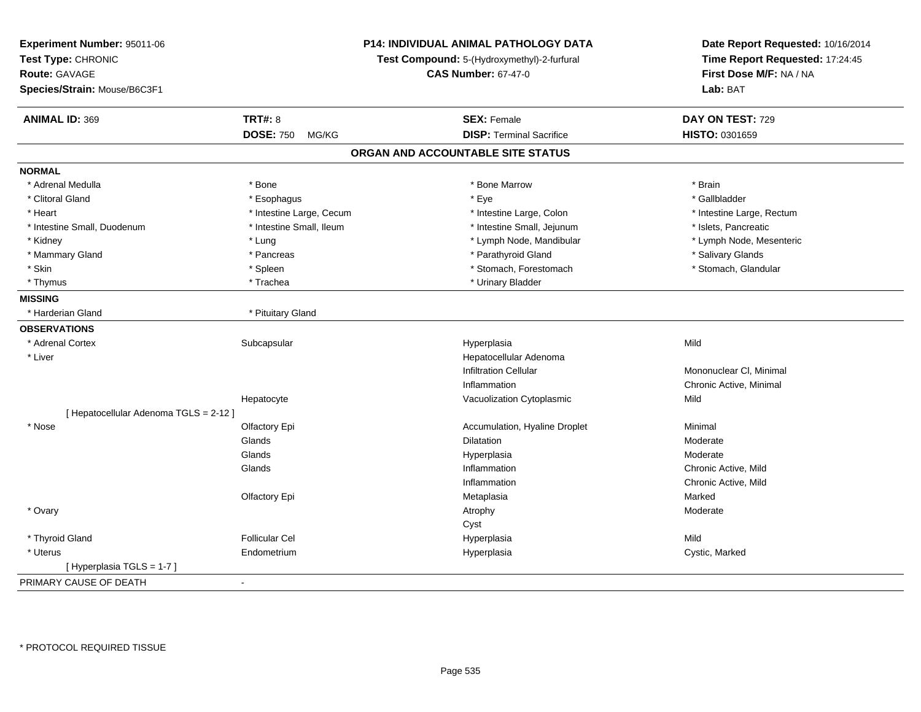**Experiment Number:** 95011-06
**Test Type:** CHRONIC
**Route:** GAVAGE
**Species/Strain:** Mouse/B6C3F1

**P14: INDIVIDUAL ANIMAL PATHOLOGY DATA**
**Test Compound:** 5-(Hydroxymethyl)-2-furfural
**CAS Number:** 67-47-0

**Date Report Requested:** 10/16/2014
**Time Report Requested:** 17:24:45
**First Dose M/F:** NA / NA
**Lab:** BAT

| **ANIMAL ID:** 369 | **TRT#:** 8 | **SEX:** Female | **DAY ON TEST:** 729 |
|---|---|---|---|
| | **DOSE:** 750 MG/KG | **DISP:** Terminal Sacrifice | **HISTO:** 0301659 |

## ORGAN AND ACCOUNTABLE SITE STATUS

**NORMAL**

| | | | |
|---|---|---|---|
| * Adrenal Medulla | * Bone | * Bone Marrow | * Brain |
| * Clitoral Gland | * Esophagus | * Eye | * Gallbladder |
| * Heart | * Intestine Large, Cecum | * Intestine Large, Colon | * Intestine Large, Rectum |
| * Intestine Small, Duodenum | * Intestine Small, Ileum | * Intestine Small, Jejunum | * Islets, Pancreatic |
| * Kidney | * Lung | * Lymph Node, Mandibular | * Lymph Node, Mesenteric |
| * Mammary Gland | * Pancreas | * Parathyroid Gland | * Salivary Glands |
| * Skin | * Spleen | * Stomach, Forestomach | * Stomach, Glandular |
| * Thymus | * Trachea | * Urinary Bladder | |

**MISSING**

| | |
|---|---|
| * Harderian Gland | * Pituitary Gland |

**OBSERVATIONS**

| | | | |
|---|---|---|---|
| * Adrenal Cortex | Subcapsular | Hyperplasia | Mild |
| * Liver | | Hepatocellular Adenoma | |
| | | Infiltration Cellular | Mononuclear Cl, Minimal |
| | | Inflammation | Chronic Active, Minimal |
| | Hepatocyte | Vacuolization Cytoplasmic | Mild |
| [ Hepatocellular Adenoma TGLS = 2-12 ] | | | |
| * Nose | Olfactory Epi | Accumulation, Hyaline Droplet | Minimal |
| | Glands | Dilatation | Moderate |
| | Glands | Hyperplasia | Moderate |
| | Glands | Inflammation | Chronic Active, Mild |
| | | Inflammation | Chronic Active, Mild |
| | Olfactory Epi | Metaplasia | Marked |
| * Ovary | | Atrophy | Moderate |
| | | Cyst | |
| * Thyroid Gland | Follicular Cel | Hyperplasia | Mild |
| * Uterus | Endometrium | Hyperplasia | Cystic, Marked |
| [ Hyperplasia TGLS = 1-7 ] | | | |

PRIMARY CAUSE OF DEATH -

* PROTOCOL REQUIRED TISSUE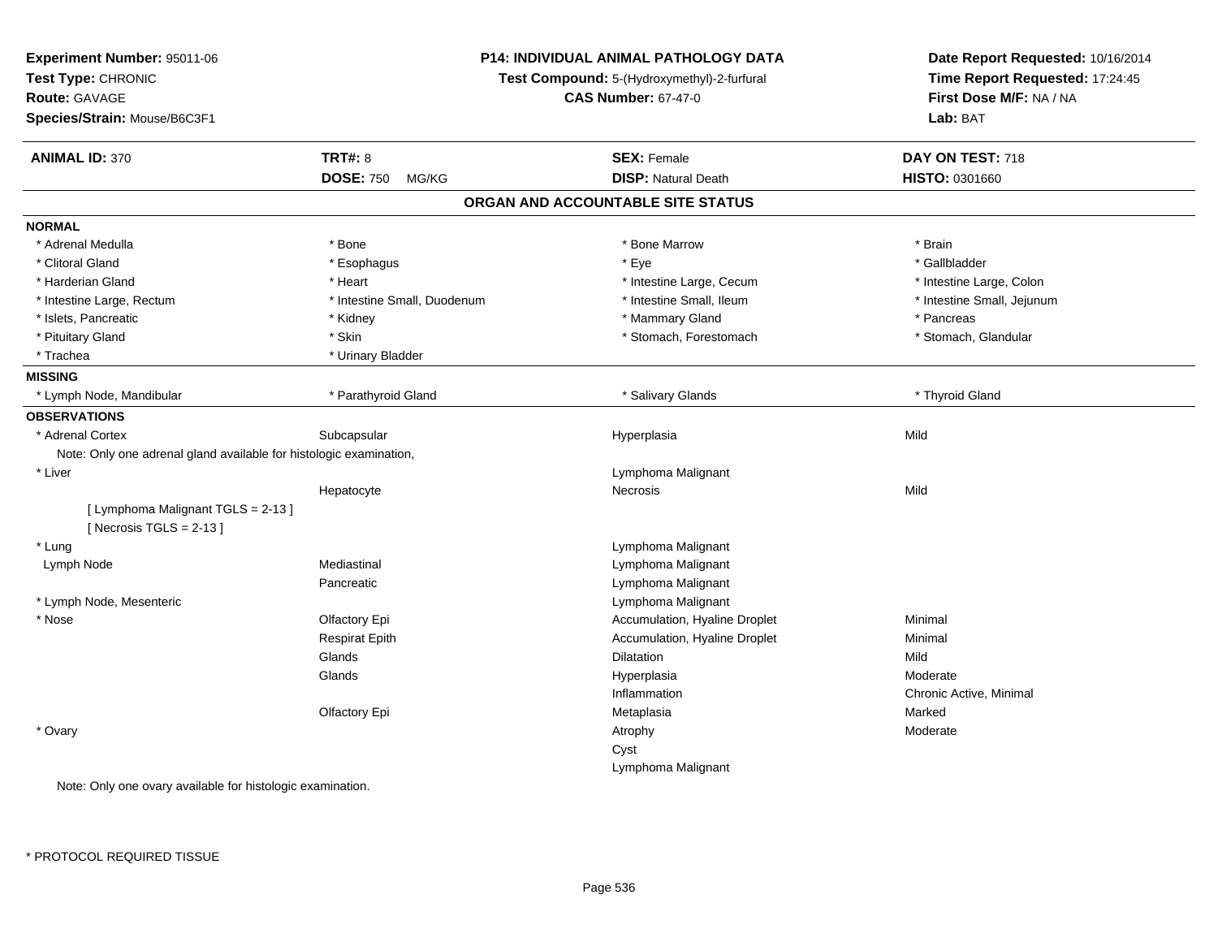**Experiment Number:** 95011-06
**Test Type:** CHRONIC
**Route:** GAVAGE
**Species/Strain:** Mouse/B6C3F1

**P14: INDIVIDUAL ANIMAL PATHOLOGY DATA**
**Test Compound:** 5-(Hydroxymethyl)-2-furfural
**CAS Number:** 67-47-0

**Date Report Requested:** 10/16/2014
**Time Report Requested:** 17:24:45
**First Dose M/F:** NA / NA
**Lab:** BAT

| **ANIMAL ID:** 370 | **TRT#:** 8 | **SEX:** Female | **DAY ON TEST:** 718 |
|---|---|---|---|
| | **DOSE:** 750 MG/KG | **DISP:** Natural Death | **HISTO:** 0301660 |

## ORGAN AND ACCOUNTABLE SITE STATUS

**NORMAL**

| | | | |
|---|---|---|---|
| * Adrenal Medulla | * Bone | * Bone Marrow | * Brain |
| * Clitoral Gland | * Esophagus | * Eye | * Gallbladder |
| * Harderian Gland | * Heart | * Intestine Large, Cecum | * Intestine Large, Colon |
| * Intestine Large, Rectum | * Intestine Small, Duodenum | * Intestine Small, Ileum | * Intestine Small, Jejunum |
| * Islets, Pancreatic | * Kidney | * Mammary Gland | * Pancreas |
| * Pituitary Gland | * Skin | * Stomach, Forestomach | * Stomach, Glandular |
| * Trachea | * Urinary Bladder | | |

**MISSING**

| | | | |
|---|---|---|---|
| * Lymph Node, Mandibular | * Parathyroid Gland | * Salivary Glands | * Thyroid Gland |

**OBSERVATIONS**

| | | | |
|---|---|---|---|
| * Adrenal Cortex | Subcapsular | Hyperplasia | Mild |
| Note: Only one adrenal gland available for histologic examination, | | | |
| * Liver | | Lymphoma Malignant | |
| | Hepatocyte | Necrosis | Mild |
| [ Lymphoma Malignant TGLS = 2-13 ] | | | |
| [ Necrosis TGLS = 2-13 ] | | | |
| * Lung | | Lymphoma Malignant | |
| Lymph Node | Mediastinal | Lymphoma Malignant | |
| | Pancreatic | Lymphoma Malignant | |
| * Lymph Node, Mesenteric | | Lymphoma Malignant | |
| * Nose | Olfactory Epi | Accumulation, Hyaline Droplet | Minimal |
| | Respirat Epith | Accumulation, Hyaline Droplet | Minimal |
| | Glands | Dilatation | Mild |
| | Glands | Hyperplasia | Moderate |
| | | Inflammation | Chronic Active, Minimal |
| | Olfactory Epi | Metaplasia | Marked |
| * Ovary | | Atrophy | Moderate |
| | | Cyst | |
| | | Lymphoma Malignant | |
| Note: Only one ovary available for histologic examination. | | | |

\* PROTOCOL REQUIRED TISSUE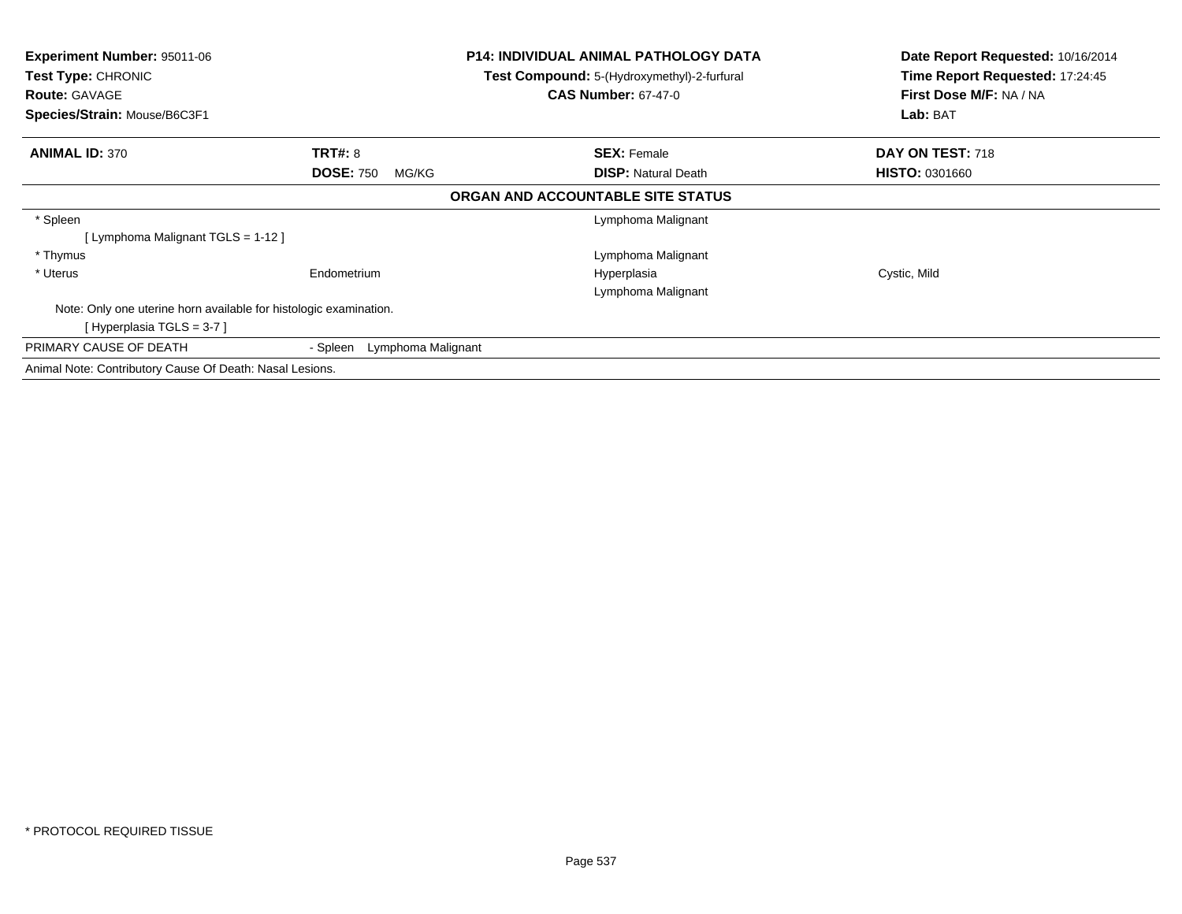**Experiment Number:** 95011-06
**Test Type:** CHRONIC
**Route:** GAVAGE
**Species/Strain:** Mouse/B6C3F1

**P14: INDIVIDUAL ANIMAL PATHOLOGY DATA**
**Test Compound:** 5-(Hydroxymethyl)-2-furfural
**CAS Number:** 67-47-0

**Date Report Requested:** 10/16/2014
**Time Report Requested:** 17:24:45
**First Dose M/F:** NA / NA
**Lab:** BAT

| **ANIMAL ID:** 370 | **TRT#:** 8 | **SEX:** Female | **DAY ON TEST:** 718 |
|---|---|---|---|
| | **DOSE:** 750 MG/KG | **DISP:** Natural Death | **HISTO:** 0301660 |

**ORGAN AND ACCOUNTABLE SITE STATUS**

| | | | |
|---|---|---|---|
| * Spleen | | Lymphoma Malignant | |
| [ Lymphoma Malignant TGLS = 1-12 ] | | | |
| * Thymus | | Lymphoma Malignant | |
| * Uterus | Endometrium | Hyperplasia | Cystic, Mild |
| | | Lymphoma Malignant | |
| Note: Only one uterine horn available for histologic examination. | | | |
| [ Hyperplasia TGLS = 3-7 ] | | | |
| PRIMARY CAUSE OF DEATH | - Spleen Lymphoma Malignant | | |

Animal Note: Contributory Cause Of Death: Nasal Lesions.

* PROTOCOL REQUIRED TISSUE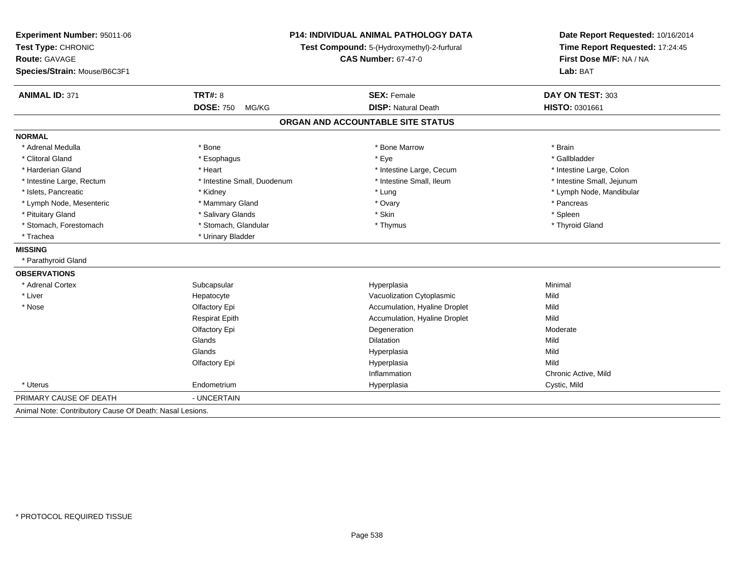**Experiment Number:** 95011-06
**Test Type:** CHRONIC
**Route:** GAVAGE
**Species/Strain:** Mouse/B6C3F1

**P14: INDIVIDUAL ANIMAL PATHOLOGY DATA**
**Test Compound:** 5-(Hydroxymethyl)-2-furfural
**CAS Number:** 67-47-0

**Date Report Requested:** 10/16/2014
**Time Report Requested:** 17:24:45
**First Dose M/F:** NA / NA
**Lab:** BAT

| **ANIMAL ID:** 371 | **TRT#:** 8 | **SEX:** Female | **DAY ON TEST:** 303 |
|---|---|---|---|
| | **DOSE:** 750 MG/KG | **DISP:** Natural Death | **HISTO:** 0301661 |

## ORGAN AND ACCOUNTABLE SITE STATUS

**NORMAL**

| | | | |
|---|---|---|---|
| * Adrenal Medulla | * Bone | * Bone Marrow | * Brain |
| * Clitoral Gland | * Esophagus | * Eye | * Gallbladder |
| * Harderian Gland | * Heart | * Intestine Large, Cecum | * Intestine Large, Colon |
| * Intestine Large, Rectum | * Intestine Small, Duodenum | * Intestine Small, Ileum | * Intestine Small, Jejunum |
| * Islets, Pancreatic | * Kidney | * Lung | * Lymph Node, Mandibular |
| * Lymph Node, Mesenteric | * Mammary Gland | * Ovary | * Pancreas |
| * Pituitary Gland | * Salivary Glands | * Skin | * Spleen |
| * Stomach, Forestomach | * Stomach, Glandular | * Thymus | * Thyroid Gland |
| * Trachea | * Urinary Bladder | | |

**MISSING**

* Parathyroid Gland

**OBSERVATIONS**

| | | | |
|---|---|---|---|
| * Adrenal Cortex | Subcapsular | Hyperplasia | Minimal |
| * Liver | Hepatocyte | Vacuolization Cytoplasmic | Mild |
| * Nose | Olfactory Epi | Accumulation, Hyaline Droplet | Mild |
| | Respirat Epith | Accumulation, Hyaline Droplet | Mild |
| | Olfactory Epi | Degeneration | Moderate |
| | Glands | Dilatation | Mild |
| | Glands | Hyperplasia | Mild |
| | Olfactory Epi | Hyperplasia | Mild |
| | | Inflammation | Chronic Active, Mild |
| * Uterus | Endometrium | Hyperplasia | Cystic, Mild |

PRIMARY CAUSE OF DEATH - UNCERTAIN

Animal Note: Contributory Cause Of Death: Nasal Lesions.

* PROTOCOL REQUIRED TISSUE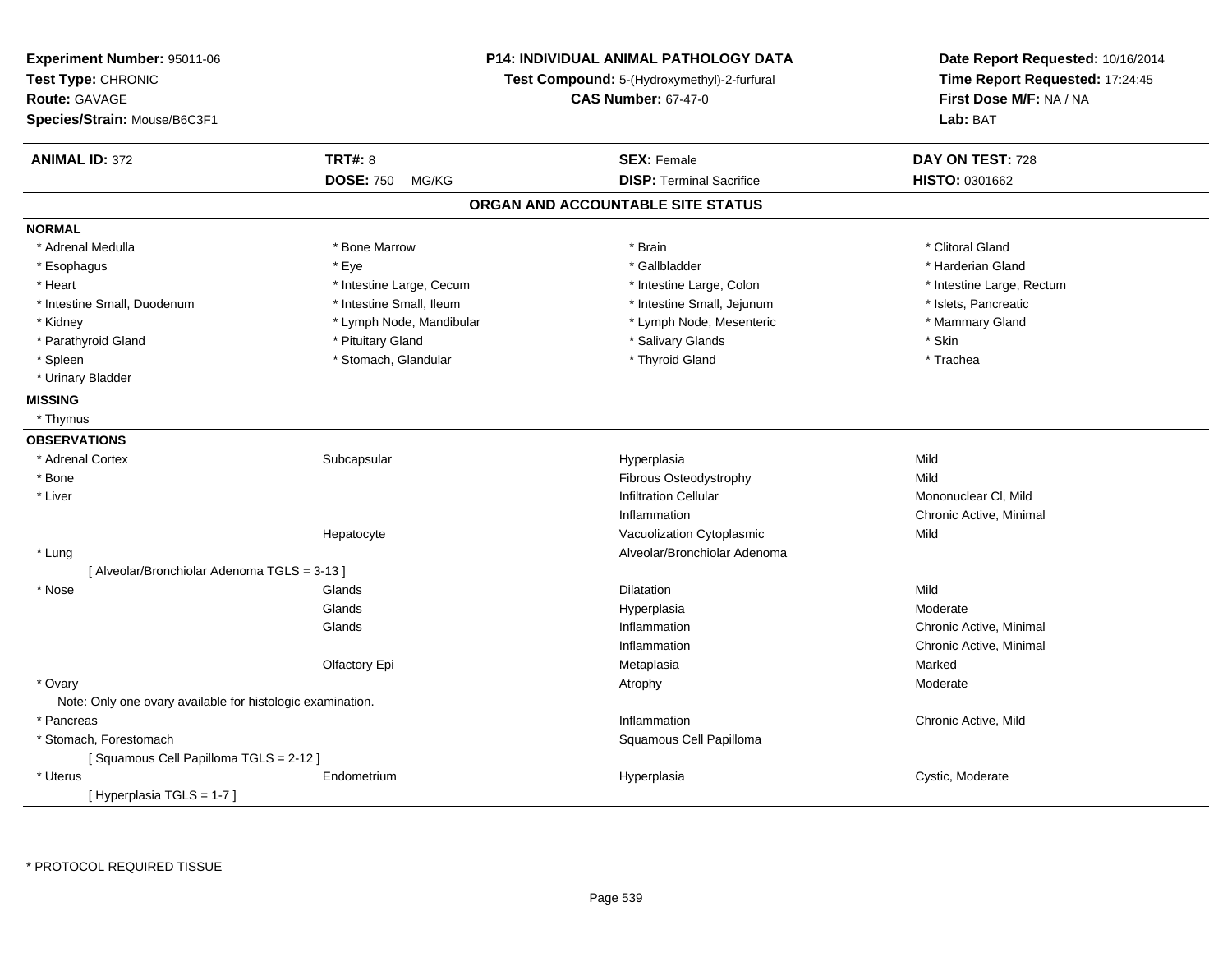**Experiment Number:** 95011-06
**Test Type:** CHRONIC
**Route:** GAVAGE
**Species/Strain:** Mouse/B6C3F1

**P14: INDIVIDUAL ANIMAL PATHOLOGY DATA**
**Test Compound:** 5-(Hydroxymethyl)-2-furfural
**CAS Number:** 67-47-0

**Date Report Requested:** 10/16/2014
**Time Report Requested:** 17:24:45
**First Dose M/F:** NA / NA
**Lab:** BAT

| **ANIMAL ID:** 372 | **TRT#:** 8 | **SEX:** Female | **DAY ON TEST:** 728 |
|---|---|---|---|
| | **DOSE:** 750 MG/KG | **DISP:** Terminal Sacrifice | **HISTO:** 0301662 |

## ORGAN AND ACCOUNTABLE SITE STATUS

**NORMAL**

| | | | |
|---|---|---|---|
| * Adrenal Medulla | * Bone Marrow | * Brain | * Clitoral Gland |
| * Esophagus | * Eye | * Gallbladder | * Harderian Gland |
| * Heart | * Intestine Large, Cecum | * Intestine Large, Colon | * Intestine Large, Rectum |
| * Intestine Small, Duodenum | * Intestine Small, Ileum | * Intestine Small, Jejunum | * Islets, Pancreatic |
| * Kidney | * Lymph Node, Mandibular | * Lymph Node, Mesenteric | * Mammary Gland |
| * Parathyroid Gland | * Pituitary Gland | * Salivary Glands | * Skin |
| * Spleen | * Stomach, Glandular | * Thyroid Gland | * Trachea |
| * Urinary Bladder | | | |

**MISSING**

* Thymus

**OBSERVATIONS**

| | | | |
|---|---|---|---|
| * Adrenal Cortex | Subcapsular | Hyperplasia | Mild |
| * Bone | | Fibrous Osteodystrophy | Mild |
| * Liver | | Infiltration Cellular | Mononuclear Cl, Mild |
| | | Inflammation | Chronic Active, Minimal |
| | Hepatocyte | Vacuolization Cytoplasmic | Mild |
| * Lung | | Alveolar/Bronchiolar Adenoma | |
| [ Alveolar/Bronchiolar Adenoma TGLS = 3-13 ] | | | |
| * Nose | Glands | Dilatation | Mild |
| | Glands | Hyperplasia | Moderate |
| | Glands | Inflammation | Chronic Active, Minimal |
| | | Inflammation | Chronic Active, Minimal |
| | Olfactory Epi | Metaplasia | Marked |
| * Ovary | | Atrophy | Moderate |
| Note: Only one ovary available for histologic examination. | | | |
| * Pancreas | | Inflammation | Chronic Active, Mild |
| * Stomach, Forestomach | | Squamous Cell Papilloma | |
| [ Squamous Cell Papilloma TGLS = 2-12 ] | | | |
| * Uterus | Endometrium | Hyperplasia | Cystic, Moderate |
| [ Hyperplasia TGLS = 1-7 ] | | | |

\* PROTOCOL REQUIRED TISSUE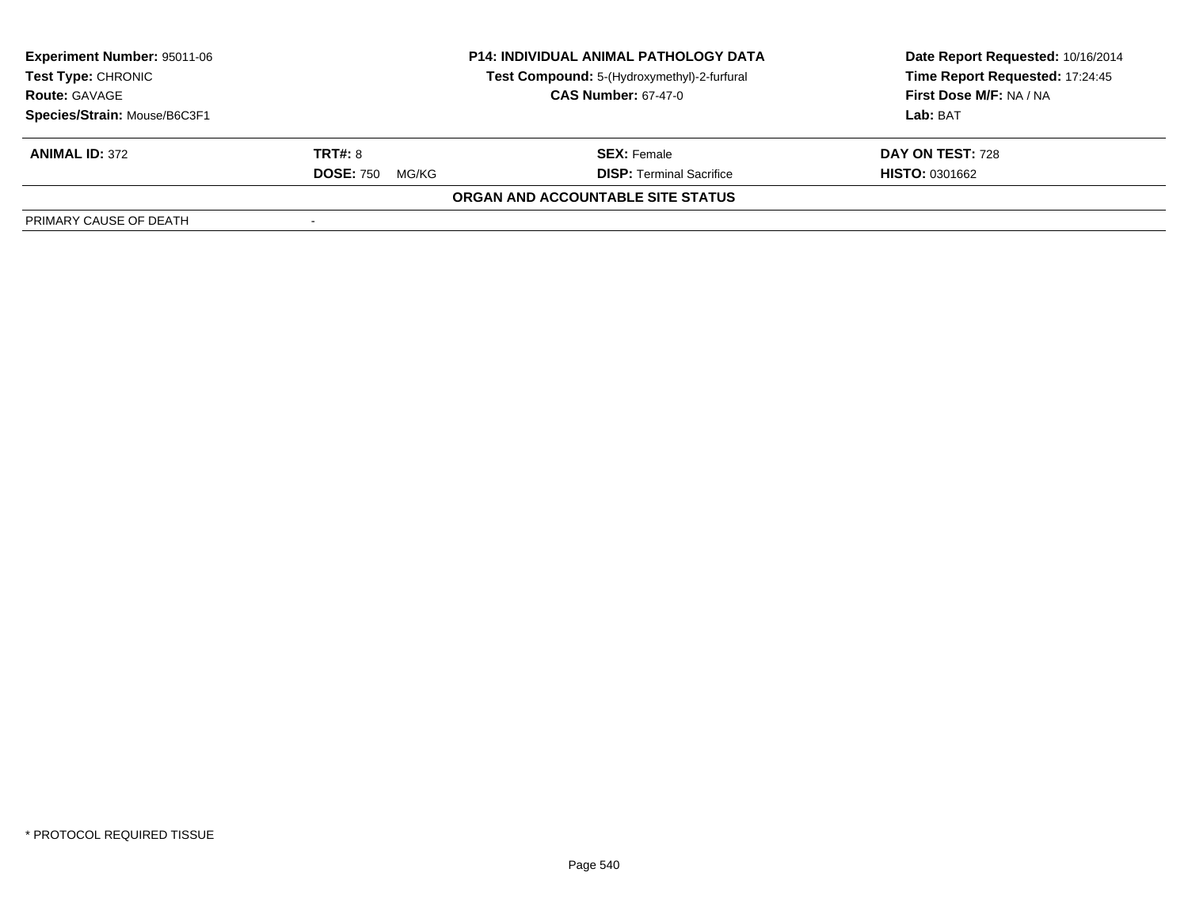| **Experiment Number:** 95011-06 | **P14: INDIVIDUAL ANIMAL PATHOLOGY DATA** | **Date Report Requested:** 10/16/2014 |
|---|---|---|
| **Test Type:** CHRONIC | **Test Compound:** 5-(Hydroxymethyl)-2-furfural | **Time Report Requested:** 17:24:45 |
| **Route:** GAVAGE | **CAS Number:** 67-47-0 | **First Dose M/F:** NA / NA |
| **Species/Strain:** Mouse/B6C3F1 | | **Lab:** BAT |

| **ANIMAL ID:** 372 | **TRT#:** 8 | **SEX:** Female | **DAY ON TEST:** 728 |
|---|---|---|---|
| | **DOSE:** 750 MG/KG | **DISP:** Terminal Sacrifice | **HISTO:** 0301662 |

**ORGAN AND ACCOUNTABLE SITE STATUS**

| PRIMARY CAUSE OF DEATH | - |
|---|---|

* PROTOCOL REQUIRED TISSUE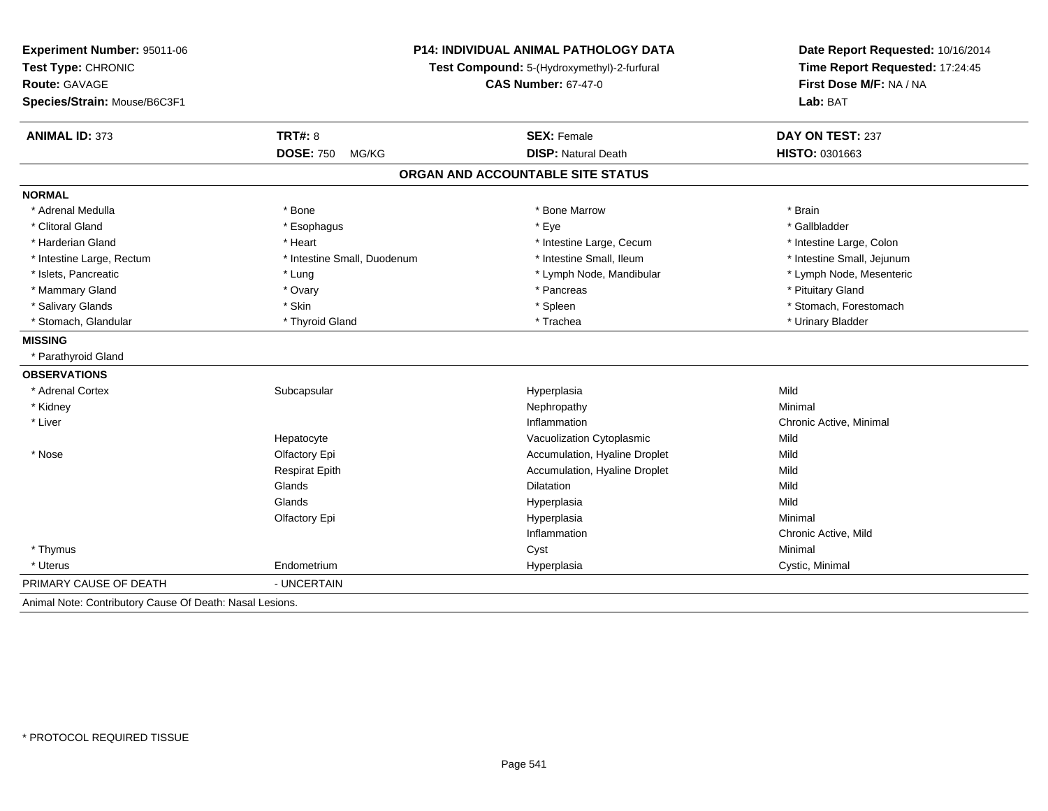**Experiment Number:** 95011-06
**Test Type:** CHRONIC
**Route:** GAVAGE
**Species/Strain:** Mouse/B6C3F1

**P14: INDIVIDUAL ANIMAL PATHOLOGY DATA**
**Test Compound:** 5-(Hydroxymethyl)-2-furfural
**CAS Number:** 67-47-0

**Date Report Requested:** 10/16/2014
**Time Report Requested:** 17:24:45
**First Dose M/F:** NA / NA
**Lab:** BAT

| **ANIMAL ID:** 373 | **TRT#:** 8 | **SEX:** Female | **DAY ON TEST:** 237 |
|---|---|---|---|
| | **DOSE:** 750 MG/KG | **DISP:** Natural Death | **HISTO:** 0301663 |

## ORGAN AND ACCOUNTABLE SITE STATUS

| | | | |
|---|---|---|---|
| **NORMAL** | | | |
| * Adrenal Medulla | * Bone | * Bone Marrow | * Brain |
| * Clitoral Gland | * Esophagus | * Eye | * Gallbladder |
| * Harderian Gland | * Heart | * Intestine Large, Cecum | * Intestine Large, Colon |
| * Intestine Large, Rectum | * Intestine Small, Duodenum | * Intestine Small, Ileum | * Intestine Small, Jejunum |
| * Islets, Pancreatic | * Lung | * Lymph Node, Mandibular | * Lymph Node, Mesenteric |
| * Mammary Gland | * Ovary | * Pancreas | * Pituitary Gland |
| * Salivary Glands | * Skin | * Spleen | * Stomach, Forestomach |
| * Stomach, Glandular | * Thyroid Gland | * Trachea | * Urinary Bladder |
| **MISSING** | | | |
| * Parathyroid Gland | | | |
| **OBSERVATIONS** | | | |
| * Adrenal Cortex | Subcapsular | Hyperplasia | Mild |
| * Kidney | | Nephropathy | Minimal |
| * Liver | | Inflammation | Chronic Active, Minimal |
| | Hepatocyte | Vacuolization Cytoplasmic | Mild |
| * Nose | Olfactory Epi | Accumulation, Hyaline Droplet | Mild |
| | Respirat Epith | Accumulation, Hyaline Droplet | Mild |
| | Glands | Dilatation | Mild |
| | Glands | Hyperplasia | Mild |
| | Olfactory Epi | Hyperplasia | Minimal |
| | | Inflammation | Chronic Active, Mild |
| * Thymus | | Cyst | Minimal |
| * Uterus | Endometrium | Hyperplasia | Cystic, Minimal |
| PRIMARY CAUSE OF DEATH | - UNCERTAIN | | |

Animal Note: Contributory Cause Of Death: Nasal Lesions.

* PROTOCOL REQUIRED TISSUE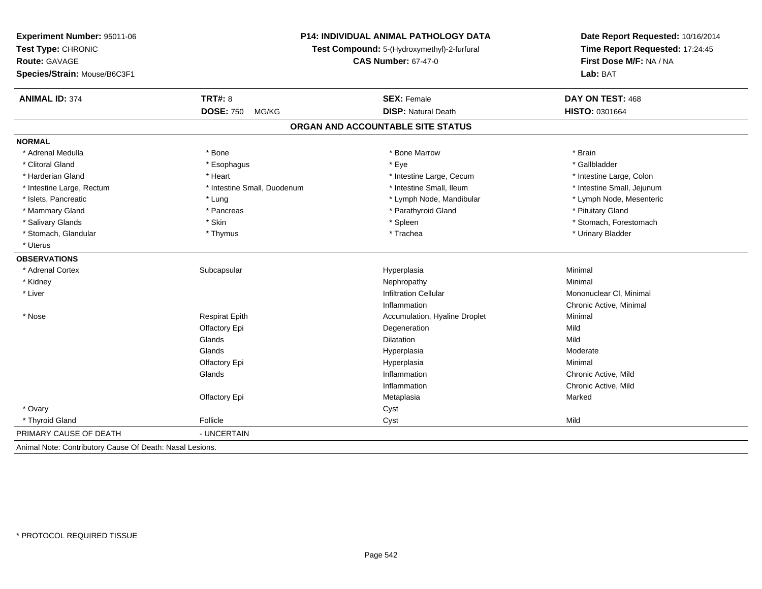**Experiment Number:** 95011-06
**Test Type:** CHRONIC
**Route:** GAVAGE
**Species/Strain:** Mouse/B6C3F1

**P14: INDIVIDUAL ANIMAL PATHOLOGY DATA**
**Test Compound:** 5-(Hydroxymethyl)-2-furfural
**CAS Number:** 67-47-0

**Date Report Requested:** 10/16/2014
**Time Report Requested:** 17:24:45
**First Dose M/F:** NA / NA
**Lab:** BAT

| **ANIMAL ID:** 374 | **TRT#:** 8 | **SEX:** Female | **DAY ON TEST:** 468 |
|---|---|---|---|
| | **DOSE:** 750 MG/KG | **DISP:** Natural Death | **HISTO:** 0301664 |

## ORGAN AND ACCOUNTABLE SITE STATUS

| | | | |
|---|---|---|---|
| **NORMAL** | | | |
| * Adrenal Medulla | * Bone | * Bone Marrow | * Brain |
| * Clitoral Gland | * Esophagus | * Eye | * Gallbladder |
| * Harderian Gland | * Heart | * Intestine Large, Cecum | * Intestine Large, Colon |
| * Intestine Large, Rectum | * Intestine Small, Duodenum | * Intestine Small, Ileum | * Intestine Small, Jejunum |
| * Islets, Pancreatic | * Lung | * Lymph Node, Mandibular | * Lymph Node, Mesenteric |
| * Mammary Gland | * Pancreas | * Parathyroid Gland | * Pituitary Gland |
| * Salivary Glands | * Skin | * Spleen | * Stomach, Forestomach |
| * Stomach, Glandular | * Thymus | * Trachea | * Urinary Bladder |
| * Uterus | | | |
| **OBSERVATIONS** | | | |
| * Adrenal Cortex | Subcapsular | Hyperplasia | Minimal |
| * Kidney | | Nephropathy | Minimal |
| * Liver | | Infiltration Cellular | Mononuclear Cl, Minimal |
| | | Inflammation | Chronic Active, Minimal |
| * Nose | Respirat Epith | Accumulation, Hyaline Droplet | Minimal |
| | Olfactory Epi | Degeneration | Mild |
| | Glands | Dilatation | Mild |
| | Glands | Hyperplasia | Moderate |
| | Olfactory Epi | Hyperplasia | Minimal |
| | Glands | Inflammation | Chronic Active, Mild |
| | | Inflammation | Chronic Active, Mild |
| | Olfactory Epi | Metaplasia | Marked |
| * Ovary | | Cyst | |
| * Thyroid Gland | Follicle | Cyst | Mild |
| PRIMARY CAUSE OF DEATH | - UNCERTAIN | | |

Animal Note: Contributory Cause Of Death: Nasal Lesions.

* PROTOCOL REQUIRED TISSUE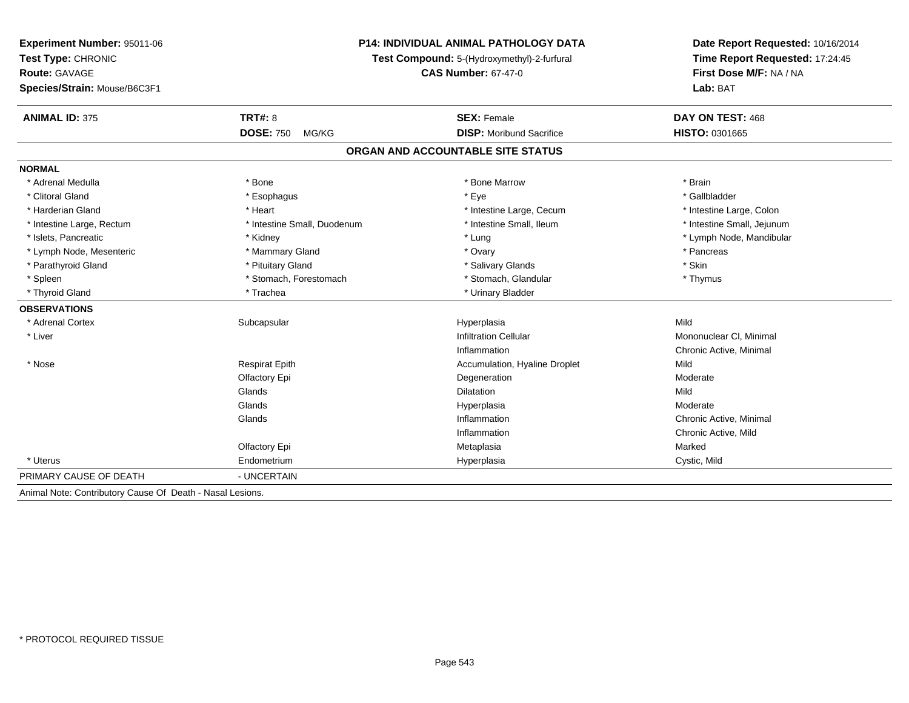**Experiment Number:** 95011-06
**Test Type:** CHRONIC
**Route:** GAVAGE
**Species/Strain:** Mouse/B6C3F1

**P14: INDIVIDUAL ANIMAL PATHOLOGY DATA**
**Test Compound:** 5-(Hydroxymethyl)-2-furfural
**CAS Number:** 67-47-0

**Date Report Requested:** 10/16/2014
**Time Report Requested:** 17:24:45
**First Dose M/F:** NA / NA
**Lab:** BAT

| **ANIMAL ID:** 375 | **TRT#:** 8 | **SEX:** Female | **DAY ON TEST:** 468 |
|---|---|---|---|
| | **DOSE:** 750 MG/KG | **DISP:** Moribund Sacrifice | **HISTO:** 0301665 |

## ORGAN AND ACCOUNTABLE SITE STATUS

**NORMAL**

| | | | |
|---|---|---|---|
| * Adrenal Medulla | * Bone | * Bone Marrow | * Brain |
| * Clitoral Gland | * Esophagus | * Eye | * Gallbladder |
| * Harderian Gland | * Heart | * Intestine Large, Cecum | * Intestine Large, Colon |
| * Intestine Large, Rectum | * Intestine Small, Duodenum | * Intestine Small, Ileum | * Intestine Small, Jejunum |
| * Islets, Pancreatic | * Kidney | * Lung | * Lymph Node, Mandibular |
| * Lymph Node, Mesenteric | * Mammary Gland | * Ovary | * Pancreas |
| * Parathyroid Gland | * Pituitary Gland | * Salivary Glands | * Skin |
| * Spleen | * Stomach, Forestomach | * Stomach, Glandular | * Thymus |
| * Thyroid Gland | * Trachea | * Urinary Bladder | |

**OBSERVATIONS**

| | | | |
|---|---|---|---|
| * Adrenal Cortex | Subcapsular | Hyperplasia | Mild |
| * Liver | | Infiltration Cellular | Mononuclear Cl, Minimal |
| | | Inflammation | Chronic Active, Minimal |
| * Nose | Respirat Epith | Accumulation, Hyaline Droplet | Mild |
| | Olfactory Epi | Degeneration | Moderate |
| | Glands | Dilatation | Mild |
| | Glands | Hyperplasia | Moderate |
| | Glands | Inflammation | Chronic Active, Minimal |
| | | Inflammation | Chronic Active, Mild |
| | Olfactory Epi | Metaplasia | Marked |
| * Uterus | Endometrium | Hyperplasia | Cystic, Mild |

PRIMARY CAUSE OF DEATH - UNCERTAIN

Animal Note: Contributory Cause Of Death - Nasal Lesions.

\* PROTOCOL REQUIRED TISSUE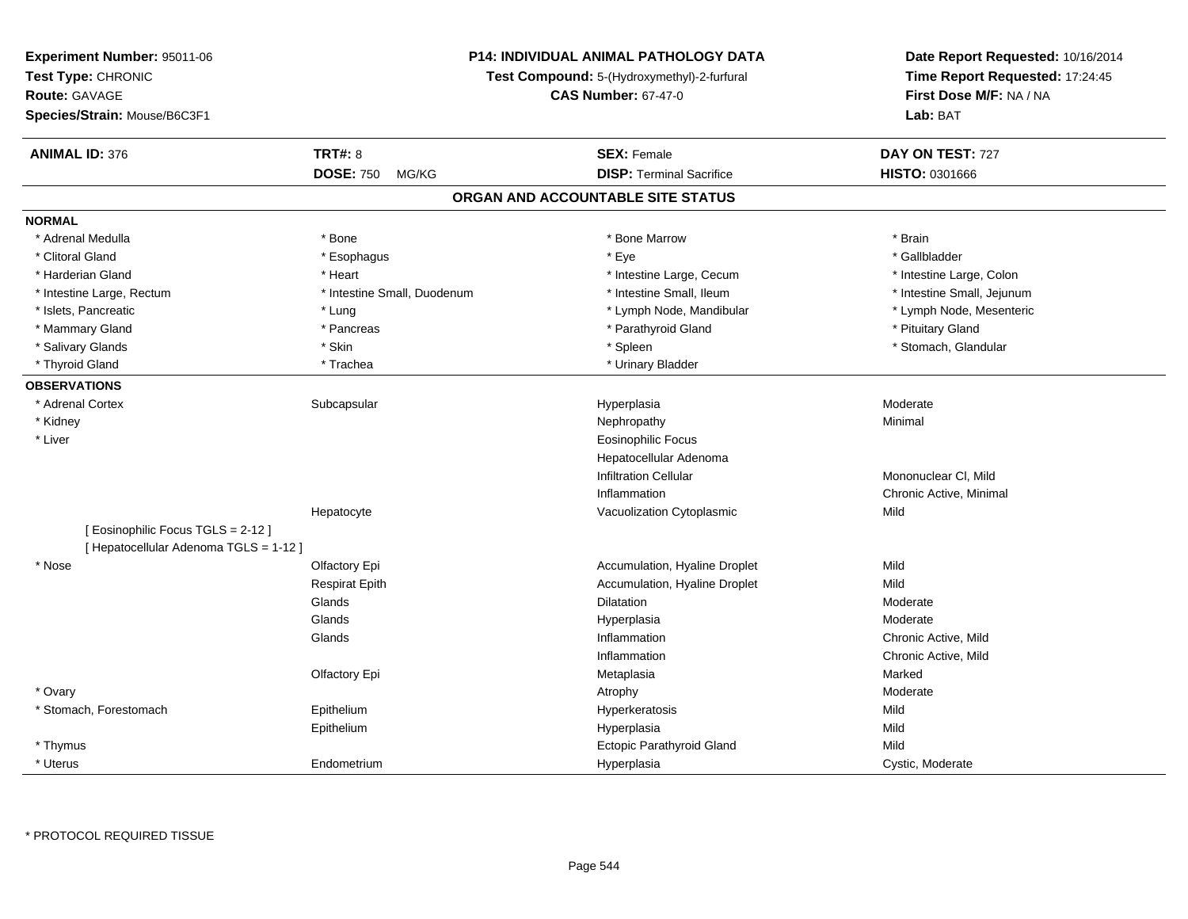**Experiment Number:** 95011-06
**Test Type:** CHRONIC
**Route:** GAVAGE
**Species/Strain:** Mouse/B6C3F1

**P14: INDIVIDUAL ANIMAL PATHOLOGY DATA**
**Test Compound:** 5-(Hydroxymethyl)-2-furfural
**CAS Number:** 67-47-0

**Date Report Requested:** 10/16/2014
**Time Report Requested:** 17:24:45
**First Dose M/F:** NA / NA
**Lab:** BAT

| **ANIMAL ID:** 376 | **TRT#:** 8 | **SEX:** Female | **DAY ON TEST:** 727 |
|---|---|---|---|
| | **DOSE:** 750 MG/KG | **DISP:** Terminal Sacrifice | **HISTO:** 0301666 |

## ORGAN AND ACCOUNTABLE SITE STATUS

**NORMAL**

| | | | |
|---|---|---|---|
| * Adrenal Medulla | * Bone | * Bone Marrow | * Brain |
| * Clitoral Gland | * Esophagus | * Eye | * Gallbladder |
| * Harderian Gland | * Heart | * Intestine Large, Cecum | * Intestine Large, Colon |
| * Intestine Large, Rectum | * Intestine Small, Duodenum | * Intestine Small, Ileum | * Intestine Small, Jejunum |
| * Islets, Pancreatic | * Lung | * Lymph Node, Mandibular | * Lymph Node, Mesenteric |
| * Mammary Gland | * Pancreas | * Parathyroid Gland | * Pituitary Gland |
| * Salivary Glands | * Skin | * Spleen | * Stomach, Glandular |
| * Thyroid Gland | * Trachea | * Urinary Bladder | |

**OBSERVATIONS**

| | | | |
|---|---|---|---|
| * Adrenal Cortex | Subcapsular | Hyperplasia | Moderate |
| * Kidney | | Nephropathy | Minimal |
| * Liver | | Eosinophilic Focus | |
| | | Hepatocellular Adenoma | |
| | | Infiltration Cellular | Mononuclear Cl, Mild |
| | | Inflammation | Chronic Active, Minimal |
| | Hepatocyte | Vacuolization Cytoplasmic | Mild |
| [ Eosinophilic Focus TGLS = 2-12 ] | | | |
| [ Hepatocellular Adenoma TGLS = 1-12 ] | | | |
| * Nose | Olfactory Epi | Accumulation, Hyaline Droplet | Mild |
| | Respirat Epith | Accumulation, Hyaline Droplet | Mild |
| | Glands | Dilatation | Moderate |
| | Glands | Hyperplasia | Moderate |
| | Glands | Inflammation | Chronic Active, Mild |
| | | Inflammation | Chronic Active, Mild |
| | Olfactory Epi | Metaplasia | Marked |
| * Ovary | | Atrophy | Moderate |
| * Stomach, Forestomach | Epithelium | Hyperkeratosis | Mild |
| | Epithelium | Hyperplasia | Mild |
| * Thymus | | Ectopic Parathyroid Gland | Mild |
| * Uterus | Endometrium | Hyperplasia | Cystic, Moderate |

* PROTOCOL REQUIRED TISSUE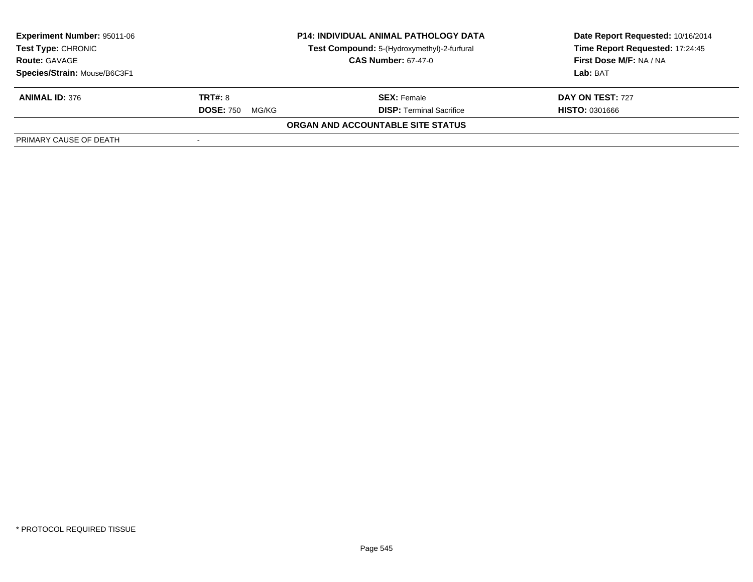**Experiment Number:** 95011-06
**Test Type:** CHRONIC
**Route:** GAVAGE
**Species/Strain:** Mouse/B6C3F1

**P14: INDIVIDUAL ANIMAL PATHOLOGY DATA**
**Test Compound:** 5-(Hydroxymethyl)-2-furfural
**CAS Number:** 67-47-0

**Date Report Requested:** 10/16/2014
**Time Report Requested:** 17:24:45
**First Dose M/F:** NA / NA
**Lab:** BAT

| **ANIMAL ID:** 376 | **TRT#:** 8 | **SEX:** Female | **DAY ON TEST:** 727 |
|---|---|---|---|
| | **DOSE:** 750 MG/KG | **DISP:** Terminal Sacrifice | **HISTO:** 0301666 |

**ORGAN AND ACCOUNTABLE SITE STATUS**

| PRIMARY CAUSE OF DEATH | - |
|---|---|

\* PROTOCOL REQUIRED TISSUE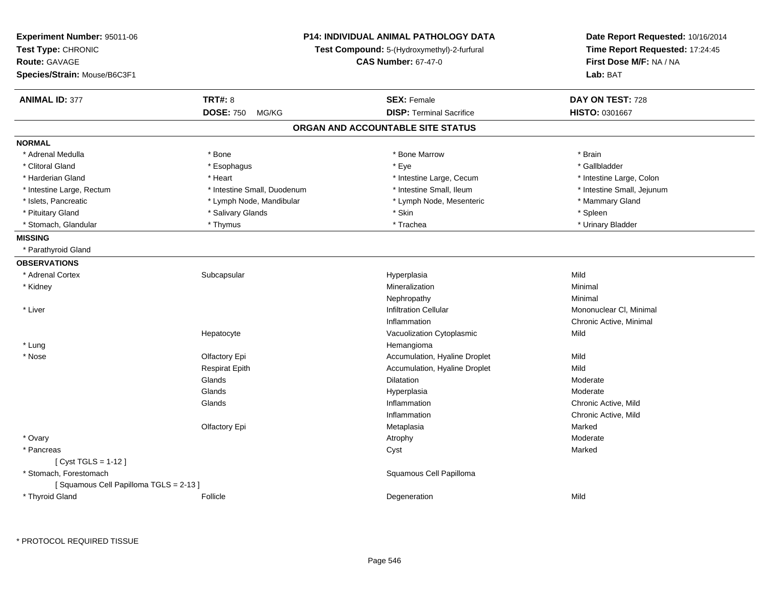**Experiment Number:** 95011-06
**Test Type:** CHRONIC
**Route:** GAVAGE
**Species/Strain:** Mouse/B6C3F1

**P14: INDIVIDUAL ANIMAL PATHOLOGY DATA**
**Test Compound:** 5-(Hydroxymethyl)-2-furfural
**CAS Number:** 67-47-0

**Date Report Requested:** 10/16/2014
**Time Report Requested:** 17:24:45
**First Dose M/F:** NA / NA
**Lab:** BAT

| **ANIMAL ID:** 377 | **TRT#:** 8 | **SEX:** Female | **DAY ON TEST:** 728 |
|---|---|---|---|
| | **DOSE:** 750 MG/KG | **DISP:** Terminal Sacrifice | **HISTO:** 0301667 |

## ORGAN AND ACCOUNTABLE SITE STATUS

**NORMAL**

| | | | |
|---|---|---|---|
| * Adrenal Medulla | * Bone | * Bone Marrow | * Brain |
| * Clitoral Gland | * Esophagus | * Eye | * Gallbladder |
| * Harderian Gland | * Heart | * Intestine Large, Cecum | * Intestine Large, Colon |
| * Intestine Large, Rectum | * Intestine Small, Duodenum | * Intestine Small, Ileum | * Intestine Small, Jejunum |
| * Islets, Pancreatic | * Lymph Node, Mandibular | * Lymph Node, Mesenteric | * Mammary Gland |
| * Pituitary Gland | * Salivary Glands | * Skin | * Spleen |
| * Stomach, Glandular | * Thymus | * Trachea | * Urinary Bladder |

**MISSING**

* Parathyroid Gland

**OBSERVATIONS**

| | | | |
|---|---|---|---|
| * Adrenal Cortex | Subcapsular | Hyperplasia | Mild |
| * Kidney | | Mineralization | Minimal |
| | | Nephropathy | Minimal |
| * Liver | | Infiltration Cellular | Mononuclear Cl, Minimal |
| | | Inflammation | Chronic Active, Minimal |
| | Hepatocyte | Vacuolization Cytoplasmic | Mild |
| * Lung | | Hemangioma | |
| * Nose | Olfactory Epi | Accumulation, Hyaline Droplet | Mild |
| | Respirat Epith | Accumulation, Hyaline Droplet | Mild |
| | Glands | Dilatation | Moderate |
| | Glands | Hyperplasia | Moderate |
| | Glands | Inflammation | Chronic Active, Mild |
| | | Inflammation | Chronic Active, Mild |
| | Olfactory Epi | Metaplasia | Marked |
| * Ovary | | Atrophy | Moderate |
| * Pancreas | | Cyst | Marked |
| [ Cyst TGLS = 1-12 ] | | | |
| * Stomach, Forestomach | | Squamous Cell Papilloma | |
| [ Squamous Cell Papilloma TGLS = 2-13 ] | | | |
| * Thyroid Gland | Follicle | Degeneration | Mild |

\* PROTOCOL REQUIRED TISSUE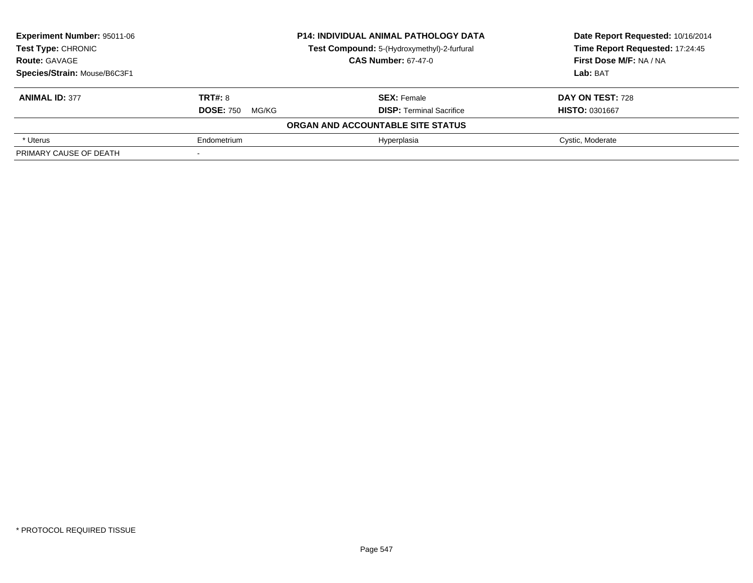**Experiment Number:** 95011-06
**Test Type:** CHRONIC
**Route:** GAVAGE
**Species/Strain:** Mouse/B6C3F1

**P14: INDIVIDUAL ANIMAL PATHOLOGY DATA**
**Test Compound:** 5-(Hydroxymethyl)-2-furfural
**CAS Number:** 67-47-0

**Date Report Requested:** 10/16/2014
**Time Report Requested:** 17:24:45
**First Dose M/F:** NA / NA
**Lab:** BAT

| **ANIMAL ID:** 377 | **TRT#:** 8 | **SEX:** Female | **DAY ON TEST:** 728 |
|---|---|---|---|
| | **DOSE:** 750 MG/KG | **DISP:** Terminal Sacrifice | **HISTO:** 0301667 |
| | | **ORGAN AND ACCOUNTABLE SITE STATUS** | |
| * Uterus | Endometrium | Hyperplasia | Cystic, Moderate |
| PRIMARY CAUSE OF DEATH | - | | |

* PROTOCOL REQUIRED TISSUE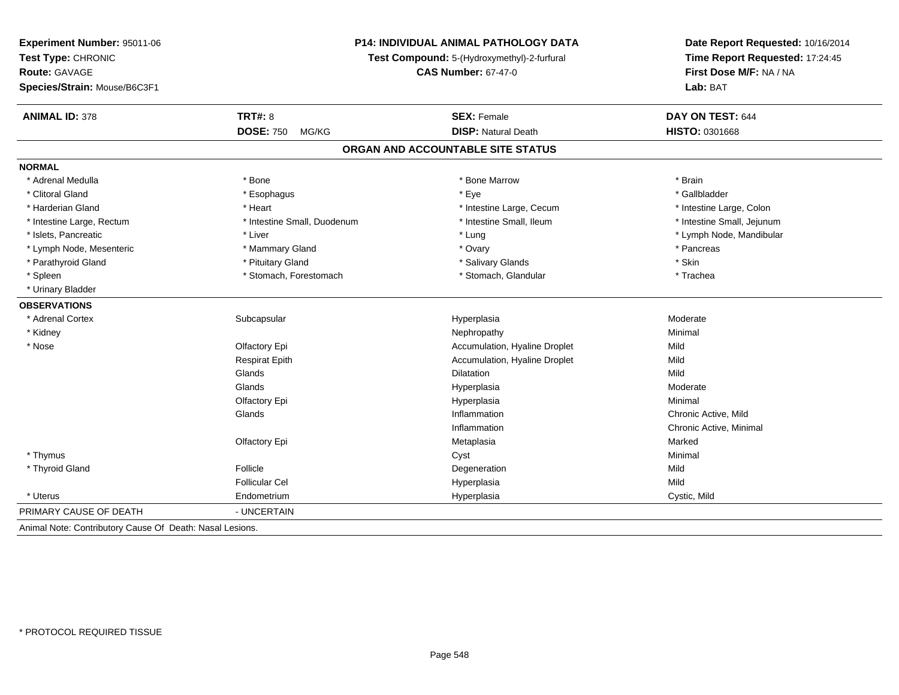**Experiment Number:** 95011-06
**Test Type:** CHRONIC
**Route:** GAVAGE
**Species/Strain:** Mouse/B6C3F1

**P14: INDIVIDUAL ANIMAL PATHOLOGY DATA**
**Test Compound:** 5-(Hydroxymethyl)-2-furfural
**CAS Number:** 67-47-0

**Date Report Requested:** 10/16/2014
**Time Report Requested:** 17:24:45
**First Dose M/F:** NA / NA
**Lab:** BAT

| **ANIMAL ID:** 378 | **TRT#:** 8 | **SEX:** Female | **DAY ON TEST:** 644 |
|---|---|---|---|
| | **DOSE:** 750 MG/KG | **DISP:** Natural Death | **HISTO:** 0301668 |

## ORGAN AND ACCOUNTABLE SITE STATUS

**NORMAL**

| | | | |
|---|---|---|---|
| * Adrenal Medulla | * Bone | * Bone Marrow | * Brain |
| * Clitoral Gland | * Esophagus | * Eye | * Gallbladder |
| * Harderian Gland | * Heart | * Intestine Large, Cecum | * Intestine Large, Colon |
| * Intestine Large, Rectum | * Intestine Small, Duodenum | * Intestine Small, Ileum | * Intestine Small, Jejunum |
| * Islets, Pancreatic | * Liver | * Lung | * Lymph Node, Mandibular |
| * Lymph Node, Mesenteric | * Mammary Gland | * Ovary | * Pancreas |
| * Parathyroid Gland | * Pituitary Gland | * Salivary Glands | * Skin |
| * Spleen | * Stomach, Forestomach | * Stomach, Glandular | * Trachea |
| * Urinary Bladder | | | |

**OBSERVATIONS**

| | | | |
|---|---|---|---|
| * Adrenal Cortex | Subcapsular | Hyperplasia | Moderate |
| * Kidney | | Nephropathy | Minimal |
| * Nose | Olfactory Epi | Accumulation, Hyaline Droplet | Mild |
| | Respirat Epith | Accumulation, Hyaline Droplet | Mild |
| | Glands | Dilatation | Mild |
| | Glands | Hyperplasia | Moderate |
| | Olfactory Epi | Hyperplasia | Minimal |
| | Glands | Inflammation | Chronic Active, Mild |
| | | Inflammation | Chronic Active, Minimal |
| | Olfactory Epi | Metaplasia | Marked |
| * Thymus | | Cyst | Minimal |
| * Thyroid Gland | Follicle | Degeneration | Mild |
| | Follicular Cel | Hyperplasia | Mild |
| * Uterus | Endometrium | Hyperplasia | Cystic, Mild |

PRIMARY CAUSE OF DEATH - UNCERTAIN

Animal Note: Contributory Cause Of Death: Nasal Lesions.

* PROTOCOL REQUIRED TISSUE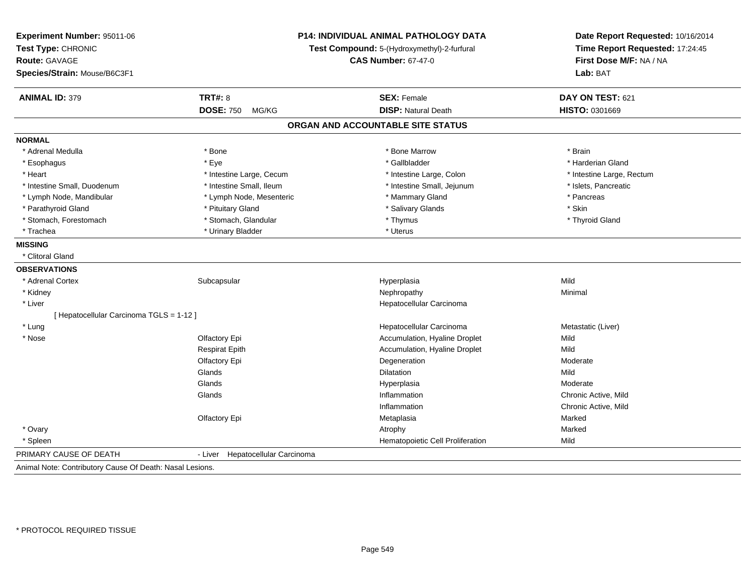**Experiment Number:** 95011-06
**Test Type:** CHRONIC
**Route:** GAVAGE
**Species/Strain:** Mouse/B6C3F1

**P14: INDIVIDUAL ANIMAL PATHOLOGY DATA**
**Test Compound:** 5-(Hydroxymethyl)-2-furfural
**CAS Number:** 67-47-0

**Date Report Requested:** 10/16/2014
**Time Report Requested:** 17:24:45
**First Dose M/F:** NA / NA
**Lab:** BAT

| **ANIMAL ID:** 379 | **TRT#:** 8 | **SEX:** Female | **DAY ON TEST:** 621 |
|---|---|---|---|
| | **DOSE:** 750 MG/KG | **DISP:** Natural Death | **HISTO:** 0301669 |

## ORGAN AND ACCOUNTABLE SITE STATUS

**NORMAL**

| | | | |
|---|---|---|---|
| * Adrenal Medulla | * Bone | * Bone Marrow | * Brain |
| * Esophagus | * Eye | * Gallbladder | * Harderian Gland |
| * Heart | * Intestine Large, Cecum | * Intestine Large, Colon | * Intestine Large, Rectum |
| * Intestine Small, Duodenum | * Intestine Small, Ileum | * Intestine Small, Jejunum | * Islets, Pancreatic |
| * Lymph Node, Mandibular | * Lymph Node, Mesenteric | * Mammary Gland | * Pancreas |
| * Parathyroid Gland | * Pituitary Gland | * Salivary Glands | * Skin |
| * Stomach, Forestomach | * Stomach, Glandular | * Thymus | * Thyroid Gland |
| * Trachea | * Urinary Bladder | * Uterus | |

**MISSING**

* Clitoral Gland

**OBSERVATIONS**

| | | | |
|---|---|---|---|
| * Adrenal Cortex | Subcapsular | Hyperplasia | Mild |
| * Kidney | | Nephropathy | Minimal |
| * Liver | | Hepatocellular Carcinoma | |
| [ Hepatocellular Carcinoma TGLS = 1-12 ] | | | |
| * Lung | | Hepatocellular Carcinoma | Metastatic (Liver) |
| * Nose | Olfactory Epi | Accumulation, Hyaline Droplet | Mild |
| | Respirat Epith | Accumulation, Hyaline Droplet | Mild |
| | Olfactory Epi | Degeneration | Moderate |
| | Glands | Dilatation | Mild |
| | Glands | Hyperplasia | Moderate |
| | Glands | Inflammation | Chronic Active, Mild |
| | | Inflammation | Chronic Active, Mild |
| | Olfactory Epi | Metaplasia | Marked |
| * Ovary | | Atrophy | Marked |
| * Spleen | | Hematopoietic Cell Proliferation | Mild |

PRIMARY CAUSE OF DEATH - Liver Hepatocellular Carcinoma

Animal Note: Contributory Cause Of Death: Nasal Lesions.

* PROTOCOL REQUIRED TISSUE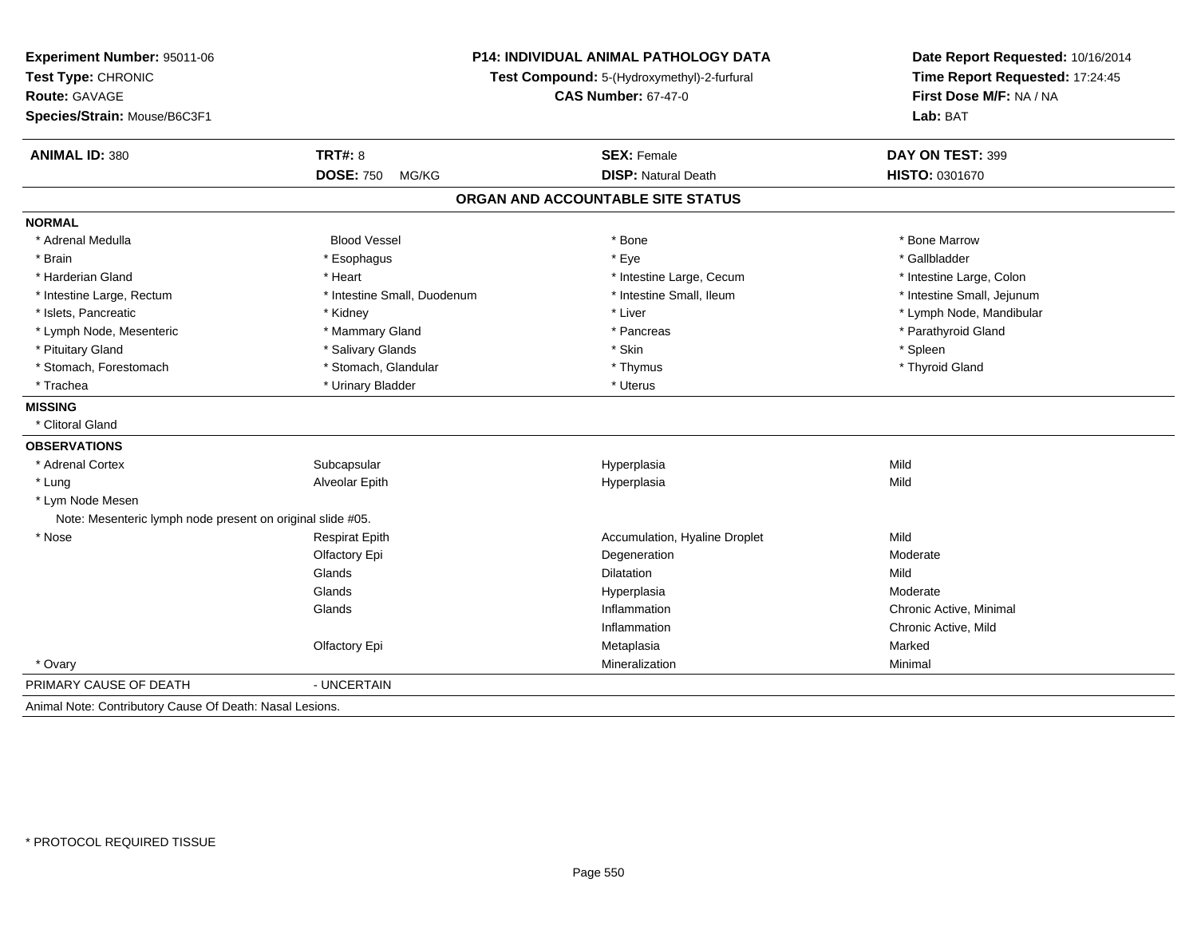**Experiment Number:** 95011-06
**Test Type:** CHRONIC
**Route:** GAVAGE
**Species/Strain:** Mouse/B6C3F1

**P14: INDIVIDUAL ANIMAL PATHOLOGY DATA**
**Test Compound:** 5-(Hydroxymethyl)-2-furfural
**CAS Number:** 67-47-0

**Date Report Requested:** 10/16/2014
**Time Report Requested:** 17:24:45
**First Dose M/F:** NA / NA
**Lab:** BAT

| **ANIMAL ID:** 380 | **TRT#:** 8 | **SEX:** Female | **DAY ON TEST:** 399 |
|---|---|---|---|
| | **DOSE:** 750 MG/KG | **DISP:** Natural Death | **HISTO:** 0301670 |

## ORGAN AND ACCOUNTABLE SITE STATUS

| | | | |
|---|---|---|---|
| **NORMAL** | | | |
| * Adrenal Medulla | Blood Vessel | * Bone | * Bone Marrow |
| * Brain | * Esophagus | * Eye | * Gallbladder |
| * Harderian Gland | * Heart | * Intestine Large, Cecum | * Intestine Large, Colon |
| * Intestine Large, Rectum | * Intestine Small, Duodenum | * Intestine Small, Ileum | * Intestine Small, Jejunum |
| * Islets, Pancreatic | * Kidney | * Liver | * Lymph Node, Mandibular |
| * Lymph Node, Mesenteric | * Mammary Gland | * Pancreas | * Parathyroid Gland |
| * Pituitary Gland | * Salivary Glands | * Skin | * Spleen |
| * Stomach, Forestomach | * Stomach, Glandular | * Thymus | * Thyroid Gland |
| * Trachea | * Urinary Bladder | * Uterus | |
| **MISSING** | | | |
| * Clitoral Gland | | | |
| **OBSERVATIONS** | | | |
| * Adrenal Cortex | Subcapsular | Hyperplasia | Mild |
| * Lung | Alveolar Epith | Hyperplasia | Mild |
| * Lym Node Mesen | | | |
| Note: Mesenteric lymph node present on original slide #05. | | | |
| * Nose | Respirat Epith | Accumulation, Hyaline Droplet | Mild |
| | Olfactory Epi | Degeneration | Moderate |
| | Glands | Dilatation | Mild |
| | Glands | Hyperplasia | Moderate |
| | Glands | Inflammation | Chronic Active, Minimal |
| | | Inflammation | Chronic Active, Mild |
| | Olfactory Epi | Metaplasia | Marked |
| * Ovary | | Mineralization | Minimal |
| PRIMARY CAUSE OF DEATH | - UNCERTAIN | | |

Animal Note: Contributory Cause Of Death: Nasal Lesions.

* PROTOCOL REQUIRED TISSUE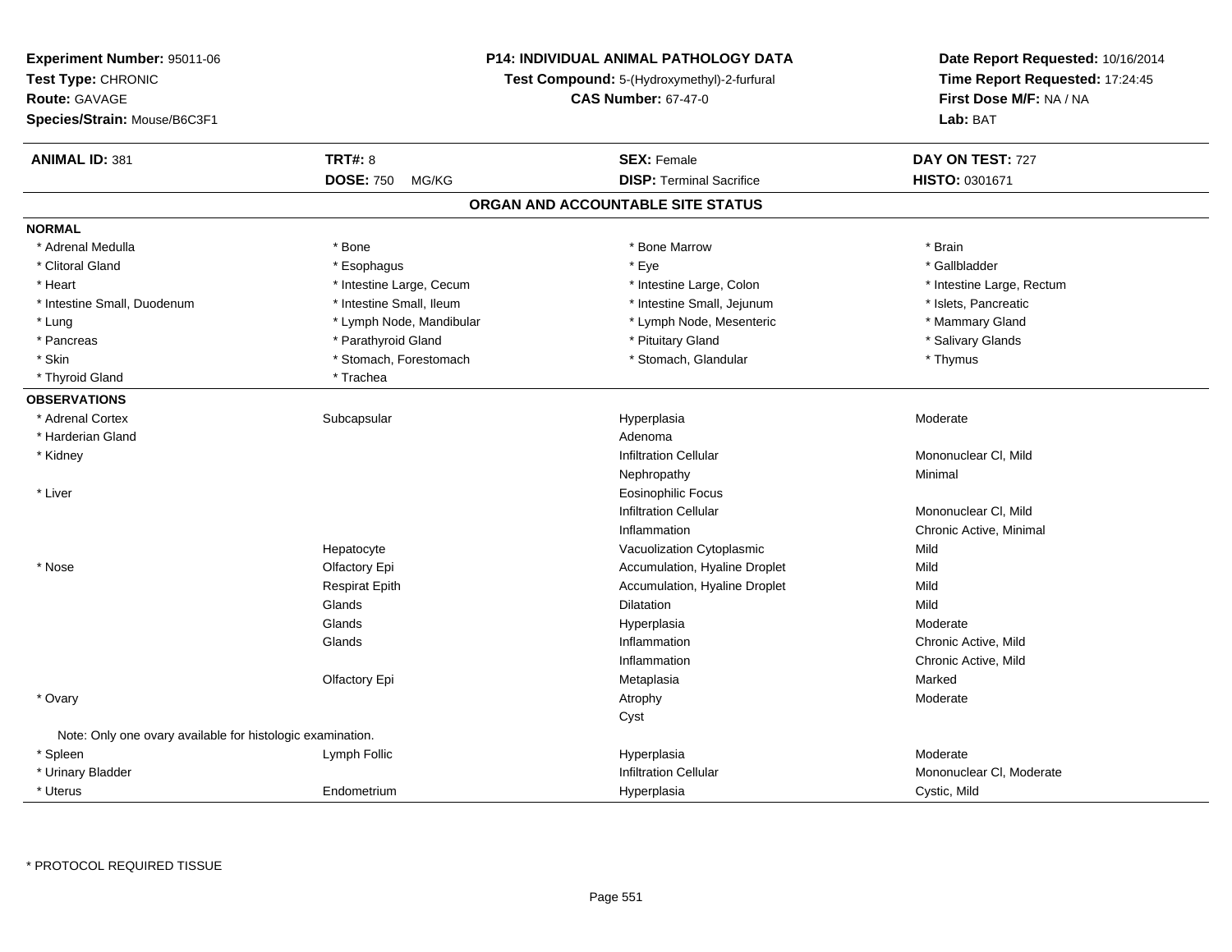**Experiment Number:** 95011-06
**Test Type:** CHRONIC
**Route:** GAVAGE
**Species/Strain:** Mouse/B6C3F1

**P14: INDIVIDUAL ANIMAL PATHOLOGY DATA**
**Test Compound:** 5-(Hydroxymethyl)-2-furfural
**CAS Number:** 67-47-0

**Date Report Requested:** 10/16/2014
**Time Report Requested:** 17:24:45
**First Dose M/F:** NA / NA
**Lab:** BAT

| **ANIMAL ID:** 381 | **TRT#:** 8 | **SEX:** Female | **DAY ON TEST:** 727 |
|---|---|---|---|
| | **DOSE:** 750 MG/KG | **DISP:** Terminal Sacrifice | **HISTO:** 0301671 |

## ORGAN AND ACCOUNTABLE SITE STATUS

**NORMAL**

| | | | |
|---|---|---|---|
| * Adrenal Medulla | * Bone | * Bone Marrow | * Brain |
| * Clitoral Gland | * Esophagus | * Eye | * Gallbladder |
| * Heart | * Intestine Large, Cecum | * Intestine Large, Colon | * Intestine Large, Rectum |
| * Intestine Small, Duodenum | * Intestine Small, Ileum | * Intestine Small, Jejunum | * Islets, Pancreatic |
| * Lung | * Lymph Node, Mandibular | * Lymph Node, Mesenteric | * Mammary Gland |
| * Pancreas | * Parathyroid Gland | * Pituitary Gland | * Salivary Glands |
| * Skin | * Stomach, Forestomach | * Stomach, Glandular | * Thymus |
| * Thyroid Gland | * Trachea | | |

**OBSERVATIONS**

| | | | |
|---|---|---|---|
| * Adrenal Cortex | Subcapsular | Hyperplasia | Moderate |
| * Harderian Gland | | Adenoma | |
| * Kidney | | Infiltration Cellular | Mononuclear Cl, Mild |
| | | Nephropathy | Minimal |
| * Liver | | Eosinophilic Focus | |
| | | Infiltration Cellular | Mononuclear Cl, Mild |
| | | Inflammation | Chronic Active, Minimal |
| | Hepatocyte | Vacuolization Cytoplasmic | Mild |
| * Nose | Olfactory Epi | Accumulation, Hyaline Droplet | Mild |
| | Respirat Epith | Accumulation, Hyaline Droplet | Mild |
| | Glands | Dilatation | Mild |
| | Glands | Hyperplasia | Moderate |
| | Glands | Inflammation | Chronic Active, Mild |
| | | Inflammation | Chronic Active, Mild |
| | Olfactory Epi | Metaplasia | Marked |
| * Ovary | | Atrophy | Moderate |
| | | Cyst | |
| Note: Only one ovary available for histologic examination. | | | |
| * Spleen | Lymph Follic | Hyperplasia | Moderate |
| * Urinary Bladder | | Infiltration Cellular | Mononuclear Cl, Moderate |
| * Uterus | Endometrium | Hyperplasia | Cystic, Mild |

* PROTOCOL REQUIRED TISSUE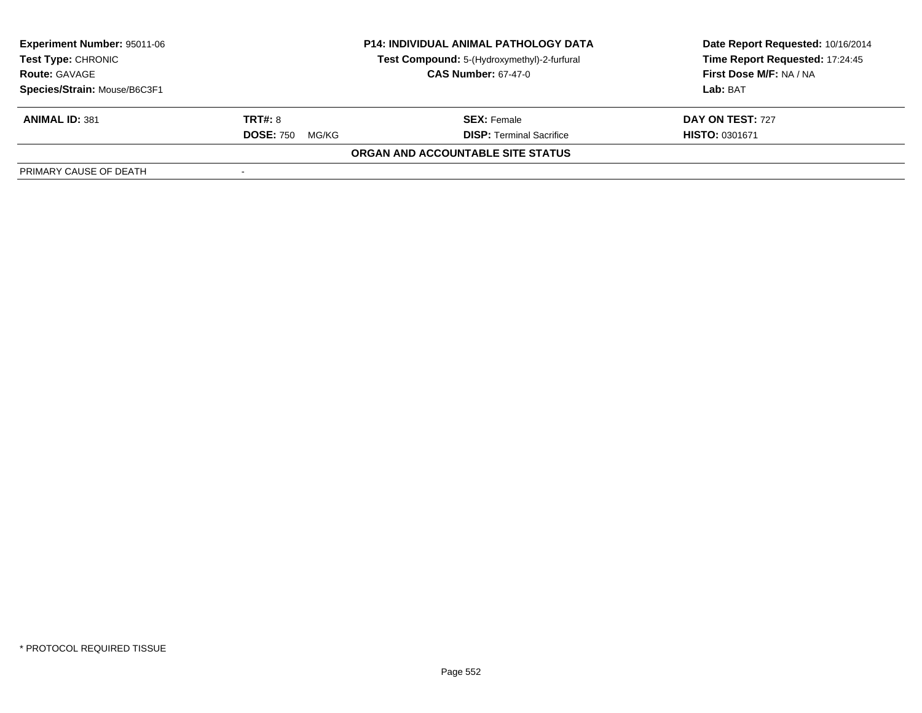**Experiment Number:** 95011-06
**Test Type:** CHRONIC
**Route:** GAVAGE
**Species/Strain:** Mouse/B6C3F1

**P14: INDIVIDUAL ANIMAL PATHOLOGY DATA**
**Test Compound:** 5-(Hydroxymethyl)-2-furfural
**CAS Number:** 67-47-0

**Date Report Requested:** 10/16/2014
**Time Report Requested:** 17:24:45
**First Dose M/F:** NA / NA
**Lab:** BAT

| **ANIMAL ID:** 381 | **TRT#:** 8 | **SEX:** Female | **DAY ON TEST:** 727 |
|---|---|---|---|
| | **DOSE:** 750 MG/KG | **DISP:** Terminal Sacrifice | **HISTO:** 0301671 |

**ORGAN AND ACCOUNTABLE SITE STATUS**

| PRIMARY CAUSE OF DEATH | - |
|---|---|

* PROTOCOL REQUIRED TISSUE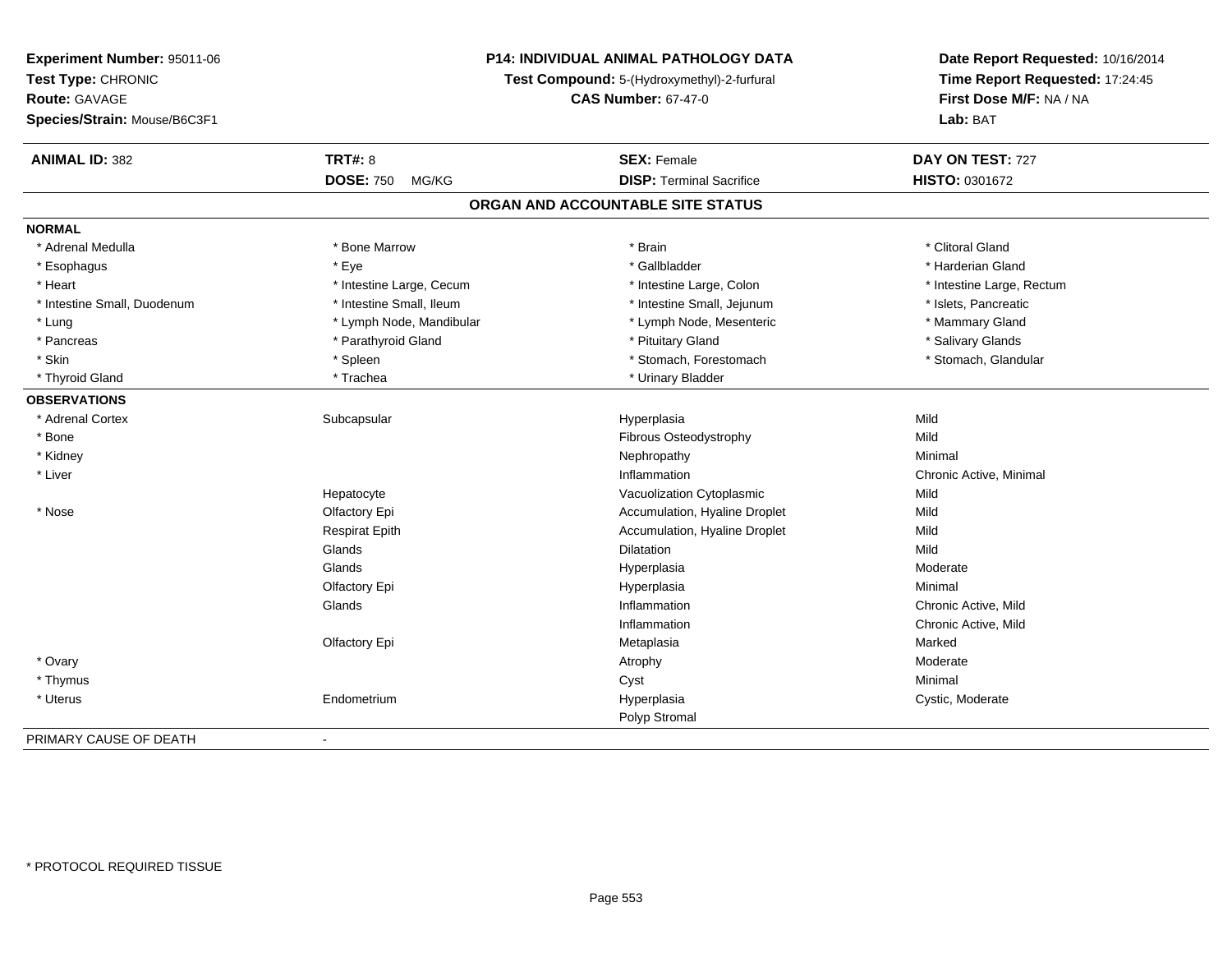**Experiment Number:** 95011-06
**Test Type:** CHRONIC
**Route:** GAVAGE
**Species/Strain:** Mouse/B6C3F1

**P14: INDIVIDUAL ANIMAL PATHOLOGY DATA**
**Test Compound:** 5-(Hydroxymethyl)-2-furfural
**CAS Number:** 67-47-0

**Date Report Requested:** 10/16/2014
**Time Report Requested:** 17:24:45
**First Dose M/F:** NA / NA
**Lab:** BAT

| **ANIMAL ID:** 382 | **TRT#:** 8 | **SEX:** Female | **DAY ON TEST:** 727 |
|---|---|---|---|
| | **DOSE:** 750 MG/KG | **DISP:** Terminal Sacrifice | **HISTO:** 0301672 |

## ORGAN AND ACCOUNTABLE SITE STATUS

**NORMAL**

| | | | |
|---|---|---|---|
| * Adrenal Medulla | * Bone Marrow | * Brain | * Clitoral Gland |
| * Esophagus | * Eye | * Gallbladder | * Harderian Gland |
| * Heart | * Intestine Large, Cecum | * Intestine Large, Colon | * Intestine Large, Rectum |
| * Intestine Small, Duodenum | * Intestine Small, Ileum | * Intestine Small, Jejunum | * Islets, Pancreatic |
| * Lung | * Lymph Node, Mandibular | * Lymph Node, Mesenteric | * Mammary Gland |
| * Pancreas | * Parathyroid Gland | * Pituitary Gland | * Salivary Glands |
| * Skin | * Spleen | * Stomach, Forestomach | * Stomach, Glandular |
| * Thyroid Gland | * Trachea | * Urinary Bladder | |

**OBSERVATIONS**

| | | | |
|---|---|---|---|
| * Adrenal Cortex | Subcapsular | Hyperplasia | Mild |
| * Bone | | Fibrous Osteodystrophy | Mild |
| * Kidney | | Nephropathy | Minimal |
| * Liver | | Inflammation | Chronic Active, Minimal |
| | Hepatocyte | Vacuolization Cytoplasmic | Mild |
| * Nose | Olfactory Epi | Accumulation, Hyaline Droplet | Mild |
| | Respirat Epith | Accumulation, Hyaline Droplet | Mild |
| | Glands | Dilatation | Mild |
| | Glands | Hyperplasia | Moderate |
| | Olfactory Epi | Hyperplasia | Minimal |
| | Glands | Inflammation | Chronic Active, Mild |
| | | Inflammation | Chronic Active, Mild |
| | Olfactory Epi | Metaplasia | Marked |
| * Ovary | | Atrophy | Moderate |
| * Thymus | | Cyst | Minimal |
| * Uterus | Endometrium | Hyperplasia | Cystic, Moderate |
| | | Polyp Stromal | |

PRIMARY CAUSE OF DEATH -

* PROTOCOL REQUIRED TISSUE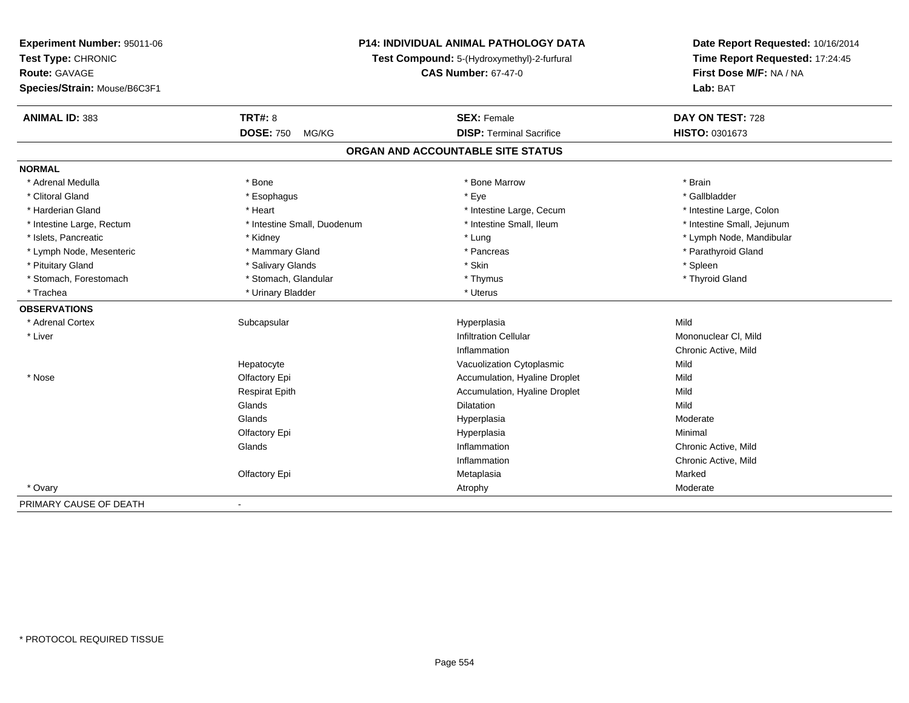**Experiment Number:** 95011-06
**Test Type:** CHRONIC
**Route:** GAVAGE
**Species/Strain:** Mouse/B6C3F1

**P14: INDIVIDUAL ANIMAL PATHOLOGY DATA**
**Test Compound:** 5-(Hydroxymethyl)-2-furfural
**CAS Number:** 67-47-0

**Date Report Requested:** 10/16/2014
**Time Report Requested:** 17:24:45
**First Dose M/F:** NA / NA
**Lab:** BAT

| **ANIMAL ID:** 383 | **TRT#:** 8 | **SEX:** Female | **DAY ON TEST:** 728 |
|---|---|---|---|
| | **DOSE:** 750 MG/KG | **DISP:** Terminal Sacrifice | **HISTO:** 0301673 |

## ORGAN AND ACCOUNTABLE SITE STATUS

**NORMAL**

| | | | |
|---|---|---|---|
| * Adrenal Medulla | * Bone | * Bone Marrow | * Brain |
| * Clitoral Gland | * Esophagus | * Eye | * Gallbladder |
| * Harderian Gland | * Heart | * Intestine Large, Cecum | * Intestine Large, Colon |
| * Intestine Large, Rectum | * Intestine Small, Duodenum | * Intestine Small, Ileum | * Intestine Small, Jejunum |
| * Islets, Pancreatic | * Kidney | * Lung | * Lymph Node, Mandibular |
| * Lymph Node, Mesenteric | * Mammary Gland | * Pancreas | * Parathyroid Gland |
| * Pituitary Gland | * Salivary Glands | * Skin | * Spleen |
| * Stomach, Forestomach | * Stomach, Glandular | * Thymus | * Thyroid Gland |
| * Trachea | * Urinary Bladder | * Uterus | |

**OBSERVATIONS**

| | | | |
|---|---|---|---|
| * Adrenal Cortex | Subcapsular | Hyperplasia | Mild |
| * Liver | | Infiltration Cellular | Mononuclear Cl, Mild |
| | | Inflammation | Chronic Active, Mild |
| | Hepatocyte | Vacuolization Cytoplasmic | Mild |
| * Nose | Olfactory Epi | Accumulation, Hyaline Droplet | Mild |
| | Respirat Epith | Accumulation, Hyaline Droplet | Mild |
| | Glands | Dilatation | Mild |
| | Glands | Hyperplasia | Moderate |
| | Olfactory Epi | Hyperplasia | Minimal |
| | Glands | Inflammation | Chronic Active, Mild |
| | | Inflammation | Chronic Active, Mild |
| | Olfactory Epi | Metaplasia | Marked |
| * Ovary | | Atrophy | Moderate |

PRIMARY CAUSE OF DEATH -

* PROTOCOL REQUIRED TISSUE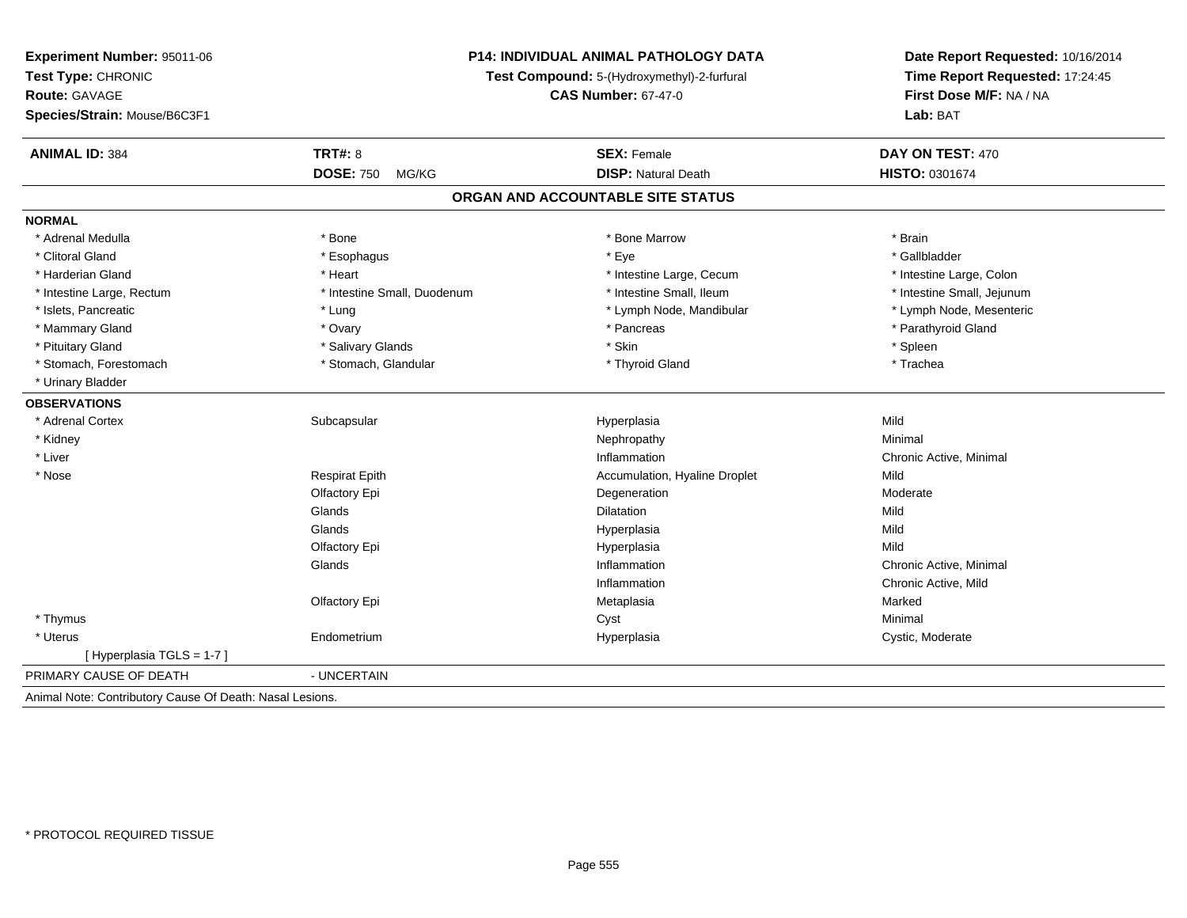**Experiment Number:** 95011-06
**Test Type:** CHRONIC
**Route:** GAVAGE
**Species/Strain:** Mouse/B6C3F1

**P14: INDIVIDUAL ANIMAL PATHOLOGY DATA**
**Test Compound:** 5-(Hydroxymethyl)-2-furfural
**CAS Number:** 67-47-0

**Date Report Requested:** 10/16/2014
**Time Report Requested:** 17:24:45
**First Dose M/F:** NA / NA
**Lab:** BAT

| **ANIMAL ID:** 384 | **TRT#:** 8 | **SEX:** Female | **DAY ON TEST:** 470 |
|---|---|---|---|
| | **DOSE:** 750 MG/KG | **DISP:** Natural Death | **HISTO:** 0301674 |

## ORGAN AND ACCOUNTABLE SITE STATUS

**NORMAL**

| | | | |
|---|---|---|---|
| * Adrenal Medulla | * Bone | * Bone Marrow | * Brain |
| * Clitoral Gland | * Esophagus | * Eye | * Gallbladder |
| * Harderian Gland | * Heart | * Intestine Large, Cecum | * Intestine Large, Colon |
| * Intestine Large, Rectum | * Intestine Small, Duodenum | * Intestine Small, Ileum | * Intestine Small, Jejunum |
| * Islets, Pancreatic | * Lung | * Lymph Node, Mandibular | * Lymph Node, Mesenteric |
| * Mammary Gland | * Ovary | * Pancreas | * Parathyroid Gland |
| * Pituitary Gland | * Salivary Glands | * Skin | * Spleen |
| * Stomach, Forestomach | * Stomach, Glandular | * Thyroid Gland | * Trachea |
| * Urinary Bladder | | | |

**OBSERVATIONS**

| | | | |
|---|---|---|---|
| * Adrenal Cortex | Subcapsular | Hyperplasia | Mild |
| * Kidney | | Nephropathy | Minimal |
| * Liver | | Inflammation | Chronic Active, Minimal |
| * Nose | Respirat Epith | Accumulation, Hyaline Droplet | Mild |
| | Olfactory Epi | Degeneration | Moderate |
| | Glands | Dilatation | Mild |
| | Glands | Hyperplasia | Mild |
| | Olfactory Epi | Hyperplasia | Mild |
| | Glands | Inflammation | Chronic Active, Minimal |
| | | Inflammation | Chronic Active, Mild |
| | Olfactory Epi | Metaplasia | Marked |
| * Thymus | | Cyst | Minimal |
| * Uterus | Endometrium | Hyperplasia | Cystic, Moderate |
| [ Hyperplasia TGLS = 1-7 ] | | | |

PRIMARY CAUSE OF DEATH - UNCERTAIN

Animal Note: Contributory Cause Of Death: Nasal Lesions.

* PROTOCOL REQUIRED TISSUE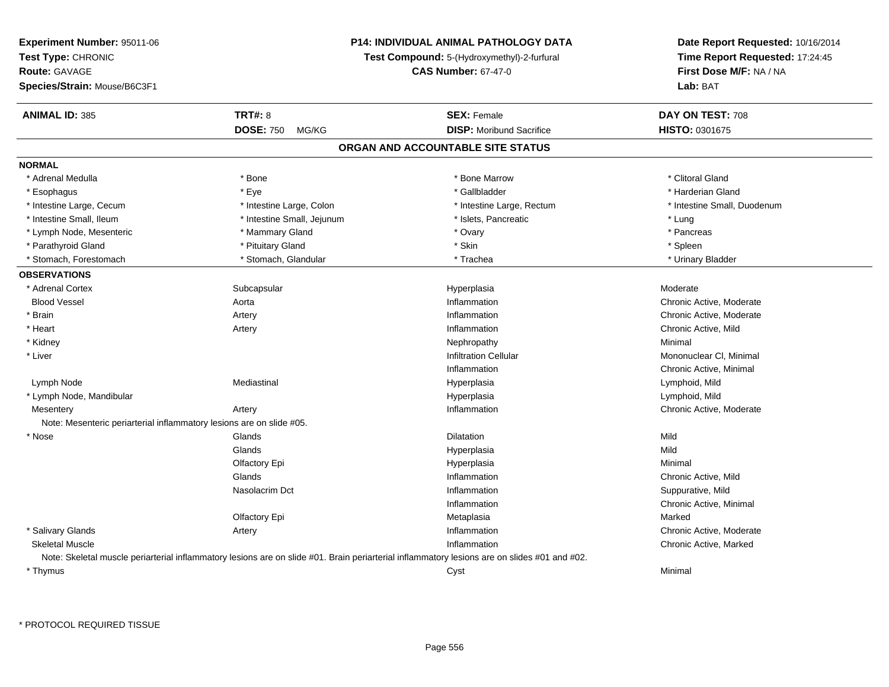**Experiment Number:** 95011-06
**Test Type:** CHRONIC
**Route:** GAVAGE
**Species/Strain:** Mouse/B6C3F1

**P14: INDIVIDUAL ANIMAL PATHOLOGY DATA**
**Test Compound:** 5-(Hydroxymethyl)-2-furfural
**CAS Number:** 67-47-0

**Date Report Requested:** 10/16/2014
**Time Report Requested:** 17:24:45
**First Dose M/F:** NA / NA
**Lab:** BAT

| **ANIMAL ID:** 385 | **TRT#:** 8 | **SEX:** Female | **DAY ON TEST:** 708 |
|---|---|---|---|
| | **DOSE:** 750 MG/KG | **DISP:** Moribund Sacrifice | **HISTO:** 0301675 |

## ORGAN AND ACCOUNTABLE SITE STATUS

**NORMAL**

| | | | |
|---|---|---|---|
| * Adrenal Medulla | * Bone | * Bone Marrow | * Clitoral Gland |
| * Esophagus | * Eye | * Gallbladder | * Harderian Gland |
| * Intestine Large, Cecum | * Intestine Large, Colon | * Intestine Large, Rectum | * Intestine Small, Duodenum |
| * Intestine Small, Ileum | * Intestine Small, Jejunum | * Islets, Pancreatic | * Lung |
| * Lymph Node, Mesenteric | * Mammary Gland | * Ovary | * Pancreas |
| * Parathyroid Gland | * Pituitary Gland | * Skin | * Spleen |
| * Stomach, Forestomach | * Stomach, Glandular | * Trachea | * Urinary Bladder |

**OBSERVATIONS**

| | | | |
|---|---|---|---|
| * Adrenal Cortex | Subcapsular | Hyperplasia | Moderate |
| Blood Vessel | Aorta | Inflammation | Chronic Active, Moderate |
| * Brain | Artery | Inflammation | Chronic Active, Moderate |
| * Heart | Artery | Inflammation | Chronic Active, Mild |
| * Kidney | | Nephropathy | Minimal |
| * Liver | | Infiltration Cellular | Mononuclear Cl, Minimal |
| | | Inflammation | Chronic Active, Minimal |
| Lymph Node | Mediastinal | Hyperplasia | Lymphoid, Mild |
| * Lymph Node, Mandibular | | Hyperplasia | Lymphoid, Mild |
| Mesentery | Artery | Inflammation | Chronic Active, Moderate |
| Note: Mesenteric periarterial inflammatory lesions are on slide #05. | | | |
| * Nose | Glands | Dilatation | Mild |
| | Glands | Hyperplasia | Mild |
| | Olfactory Epi | Hyperplasia | Minimal |
| | Glands | Inflammation | Chronic Active, Mild |
| | Nasolacrim Dct | Inflammation | Suppurative, Mild |
| | | Inflammation | Chronic Active, Minimal |
| | Olfactory Epi | Metaplasia | Marked |
| * Salivary Glands | Artery | Inflammation | Chronic Active, Moderate |
| Skeletal Muscle | | Inflammation | Chronic Active, Marked |
| Note: Skeletal muscle periarterial inflammatory lesions are on slide #01. Brain periarterial inflammatory lesions are on slides #01 and #02. | | | |
| * Thymus | | Cyst | Minimal |

* PROTOCOL REQUIRED TISSUE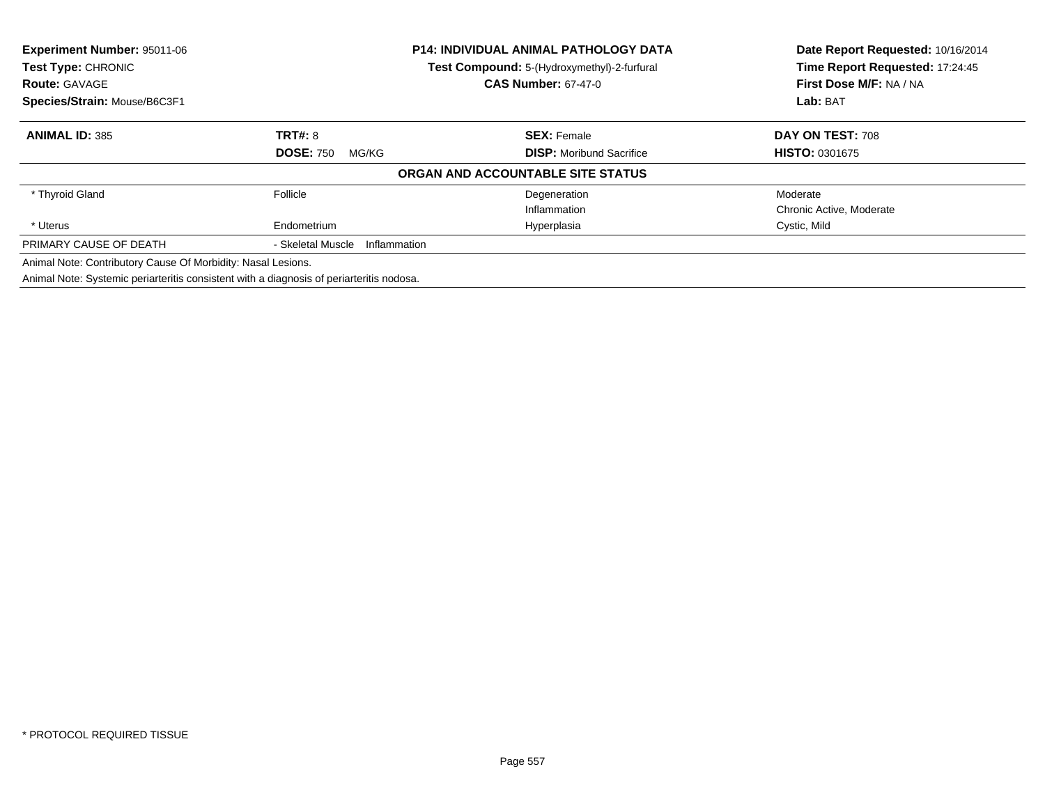**Experiment Number:** 95011-06
**Test Type:** CHRONIC
**Route:** GAVAGE
**Species/Strain:** Mouse/B6C3F1

**P14: INDIVIDUAL ANIMAL PATHOLOGY DATA**
**Test Compound:** 5-(Hydroxymethyl)-2-furfural
**CAS Number:** 67-47-0

**Date Report Requested:** 10/16/2014
**Time Report Requested:** 17:24:45
**First Dose M/F:** NA / NA
**Lab:** BAT

| **ANIMAL ID:** 385 | **TRT#:** 8 | **SEX:** Female | **DAY ON TEST:** 708 |
|---|---|---|---|
| | **DOSE:** 750 MG/KG | **DISP:** Moribund Sacrifice | **HISTO:** 0301675 |

**ORGAN AND ACCOUNTABLE SITE STATUS**

| | | | |
|---|---|---|---|
| * Thyroid Gland | Follicle | Degeneration | Moderate |
| | | Inflammation | Chronic Active, Moderate |
| * Uterus | Endometrium | Hyperplasia | Cystic, Mild |
| PRIMARY CAUSE OF DEATH | - Skeletal Muscle Inflammation | | |

Animal Note: Contributory Cause Of Morbidity: Nasal Lesions.

Animal Note: Systemic periarteritis consistent with a diagnosis of periarteritis nodosa.

* PROTOCOL REQUIRED TISSUE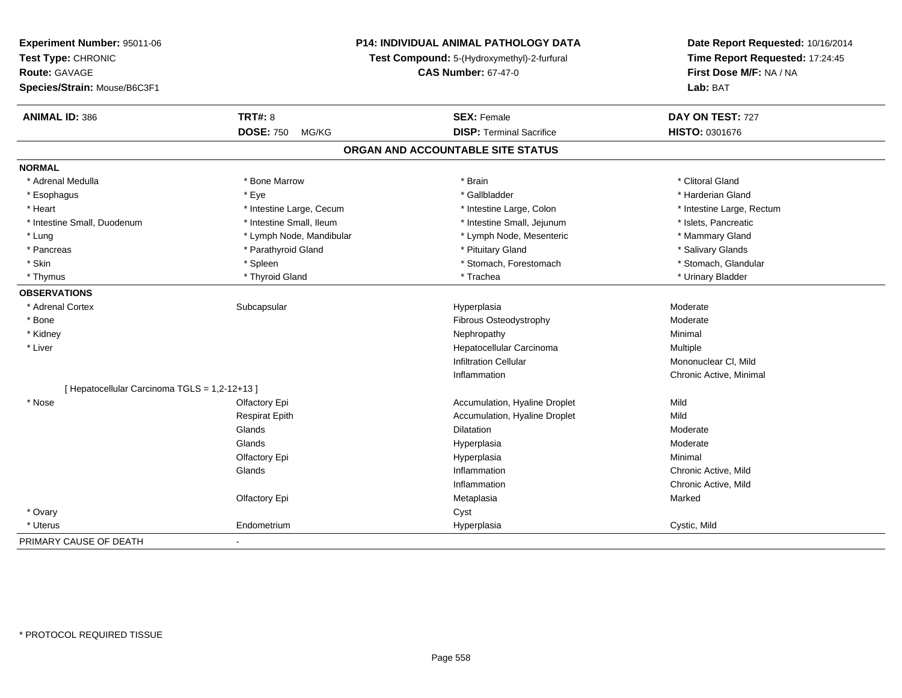**Experiment Number:** 95011-06
**Test Type:** CHRONIC
**Route:** GAVAGE
**Species/Strain:** Mouse/B6C3F1

**P14: INDIVIDUAL ANIMAL PATHOLOGY DATA**
**Test Compound:** 5-(Hydroxymethyl)-2-furfural
**CAS Number:** 67-47-0

**Date Report Requested:** 10/16/2014
**Time Report Requested:** 17:24:45
**First Dose M/F:** NA / NA
**Lab:** BAT

| **ANIMAL ID:** 386 | **TRT#:** 8 | **SEX:** Female | **DAY ON TEST:** 727 |
|---|---|---|---|
| | **DOSE:** 750 MG/KG | **DISP:** Terminal Sacrifice | **HISTO:** 0301676 |

## ORGAN AND ACCOUNTABLE SITE STATUS

**NORMAL**

| | | | |
|---|---|---|---|
| * Adrenal Medulla | * Bone Marrow | * Brain | * Clitoral Gland |
| * Esophagus | * Eye | * Gallbladder | * Harderian Gland |
| * Heart | * Intestine Large, Cecum | * Intestine Large, Colon | * Intestine Large, Rectum |
| * Intestine Small, Duodenum | * Intestine Small, Ileum | * Intestine Small, Jejunum | * Islets, Pancreatic |
| * Lung | * Lymph Node, Mandibular | * Lymph Node, Mesenteric | * Mammary Gland |
| * Pancreas | * Parathyroid Gland | * Pituitary Gland | * Salivary Glands |
| * Skin | * Spleen | * Stomach, Forestomach | * Stomach, Glandular |
| * Thymus | * Thyroid Gland | * Trachea | * Urinary Bladder |

**OBSERVATIONS**

| | | | |
|---|---|---|---|
| * Adrenal Cortex | Subcapsular | Hyperplasia | Moderate |
| * Bone | | Fibrous Osteodystrophy | Moderate |
| * Kidney | | Nephropathy | Minimal |
| * Liver | | Hepatocellular Carcinoma | Multiple |
| | | Infiltration Cellular | Mononuclear Cl, Mild |
| | | Inflammation | Chronic Active, Minimal |
| [ Hepatocellular Carcinoma TGLS = 1,2-12+13 ] | | | |
| * Nose | Olfactory Epi | Accumulation, Hyaline Droplet | Mild |
| | Respirat Epith | Accumulation, Hyaline Droplet | Mild |
| | Glands | Dilatation | Moderate |
| | Glands | Hyperplasia | Moderate |
| | Olfactory Epi | Hyperplasia | Minimal |
| | Glands | Inflammation | Chronic Active, Mild |
| | | Inflammation | Chronic Active, Mild |
| | Olfactory Epi | Metaplasia | Marked |
| * Ovary | | Cyst | |
| * Uterus | Endometrium | Hyperplasia | Cystic, Mild |

PRIMARY CAUSE OF DEATH -

* PROTOCOL REQUIRED TISSUE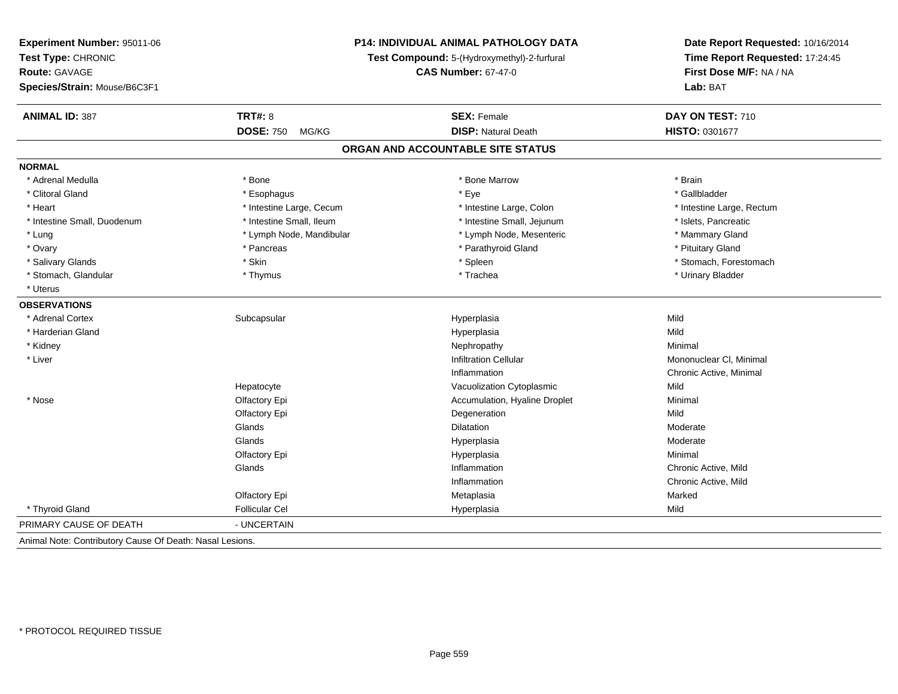**Experiment Number:** 95011-06
**Test Type:** CHRONIC
**Route:** GAVAGE
**Species/Strain:** Mouse/B6C3F1

**P14: INDIVIDUAL ANIMAL PATHOLOGY DATA**
**Test Compound:** 5-(Hydroxymethyl)-2-furfural
**CAS Number:** 67-47-0

**Date Report Requested:** 10/16/2014
**Time Report Requested:** 17:24:45
**First Dose M/F:** NA / NA
**Lab:** BAT

| **ANIMAL ID:** 387 | **TRT#:** 8 | **SEX:** Female | **DAY ON TEST:** 710 |
|---|---|---|---|
| | **DOSE:** 750 MG/KG | **DISP:** Natural Death | **HISTO:** 0301677 |

## ORGAN AND ACCOUNTABLE SITE STATUS

**NORMAL**

| | | | |
|---|---|---|---|
| * Adrenal Medulla | * Bone | * Bone Marrow | * Brain |
| * Clitoral Gland | * Esophagus | * Eye | * Gallbladder |
| * Heart | * Intestine Large, Cecum | * Intestine Large, Colon | * Intestine Large, Rectum |
| * Intestine Small, Duodenum | * Intestine Small, Ileum | * Intestine Small, Jejunum | * Islets, Pancreatic |
| * Lung | * Lymph Node, Mandibular | * Lymph Node, Mesenteric | * Mammary Gland |
| * Ovary | * Pancreas | * Parathyroid Gland | * Pituitary Gland |
| * Salivary Glands | * Skin | * Spleen | * Stomach, Forestomach |
| * Stomach, Glandular | * Thymus | * Trachea | * Urinary Bladder |
| * Uterus | | | |

**OBSERVATIONS**

| | | | |
|---|---|---|---|
| * Adrenal Cortex | Subcapsular | Hyperplasia | Mild |
| * Harderian Gland | | Hyperplasia | Mild |
| * Kidney | | Nephropathy | Minimal |
| * Liver | | Infiltration Cellular | Mononuclear Cl, Minimal |
| | | Inflammation | Chronic Active, Minimal |
| | Hepatocyte | Vacuolization Cytoplasmic | Mild |
| * Nose | Olfactory Epi | Accumulation, Hyaline Droplet | Minimal |
| | Olfactory Epi | Degeneration | Mild |
| | Glands | Dilatation | Moderate |
| | Glands | Hyperplasia | Moderate |
| | Olfactory Epi | Hyperplasia | Minimal |
| | Glands | Inflammation | Chronic Active, Mild |
| | | Inflammation | Chronic Active, Mild |
| | Olfactory Epi | Metaplasia | Marked |
| * Thyroid Gland | Follicular Cel | Hyperplasia | Mild |

PRIMARY CAUSE OF DEATH - UNCERTAIN

Animal Note: Contributory Cause Of Death: Nasal Lesions.

* PROTOCOL REQUIRED TISSUE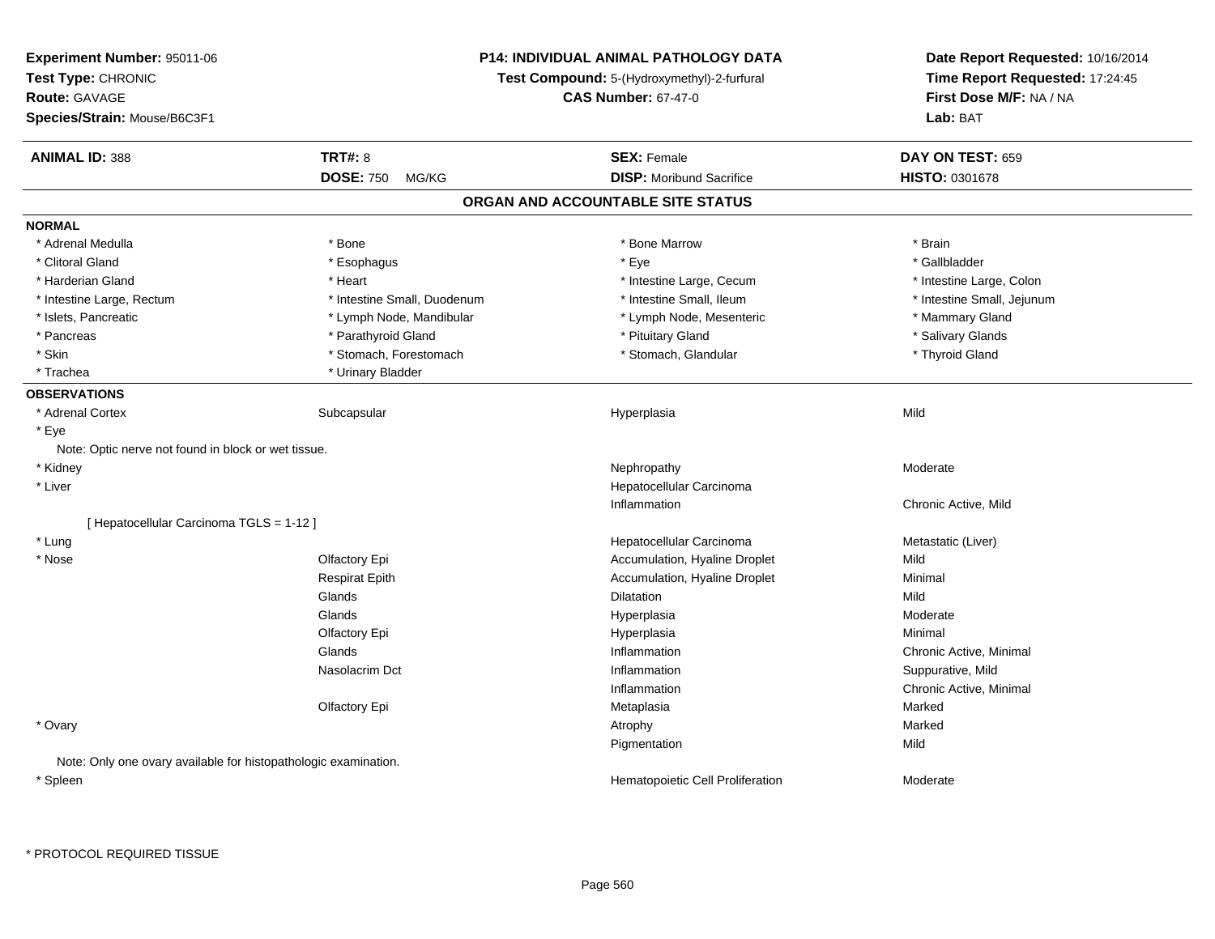**Experiment Number:** 95011-06
**Test Type:** CHRONIC
**Route:** GAVAGE
**Species/Strain:** Mouse/B6C3F1

**P14: INDIVIDUAL ANIMAL PATHOLOGY DATA**
**Test Compound:** 5-(Hydroxymethyl)-2-furfural
**CAS Number:** 67-47-0

**Date Report Requested:** 10/16/2014
**Time Report Requested:** 17:24:45
**First Dose M/F:** NA / NA
**Lab:** BAT

| **ANIMAL ID:** 388 | **TRT#:** 8 | **SEX:** Female | **DAY ON TEST:** 659 |
|---|---|---|---|
| | **DOSE:** 750 MG/KG | **DISP:** Moribund Sacrifice | **HISTO:** 0301678 |

## ORGAN AND ACCOUNTABLE SITE STATUS

**NORMAL**

| | | | |
|---|---|---|---|
| * Adrenal Medulla | * Bone | * Bone Marrow | * Brain |
| * Clitoral Gland | * Esophagus | * Eye | * Gallbladder |
| * Harderian Gland | * Heart | * Intestine Large, Cecum | * Intestine Large, Colon |
| * Intestine Large, Rectum | * Intestine Small, Duodenum | * Intestine Small, Ileum | * Intestine Small, Jejunum |
| * Islets, Pancreatic | * Lymph Node, Mandibular | * Lymph Node, Mesenteric | * Mammary Gland |
| * Pancreas | * Parathyroid Gland | * Pituitary Gland | * Salivary Glands |
| * Skin | * Stomach, Forestomach | * Stomach, Glandular | * Thyroid Gland |
| * Trachea | * Urinary Bladder | | |

**OBSERVATIONS**

| | | | |
|---|---|---|---|
| * Adrenal Cortex | Subcapsular | Hyperplasia | Mild |
| * Eye | | | |
| Note: Optic nerve not found in block or wet tissue. | | | |
| * Kidney | | Nephropathy | Moderate |
| * Liver | | Hepatocellular Carcinoma | |
| | | Inflammation | Chronic Active, Mild |
| [ Hepatocellular Carcinoma TGLS = 1-12 ] | | | |
| * Lung | | Hepatocellular Carcinoma | Metastatic (Liver) |
| * Nose | Olfactory Epi | Accumulation, Hyaline Droplet | Mild |
| | Respirat Epith | Accumulation, Hyaline Droplet | Minimal |
| | Glands | Dilatation | Mild |
| | Glands | Hyperplasia | Moderate |
| | Olfactory Epi | Hyperplasia | Minimal |
| | Glands | Inflammation | Chronic Active, Minimal |
| | Nasolacrim Dct | Inflammation | Suppurative, Mild |
| | | Inflammation | Chronic Active, Minimal |
| | Olfactory Epi | Metaplasia | Marked |
| * Ovary | | Atrophy | Marked |
| | | Pigmentation | Mild |
| Note: Only one ovary available for histopathologic examination. | | | |
| * Spleen | | Hematopoietic Cell Proliferation | Moderate |

\* PROTOCOL REQUIRED TISSUE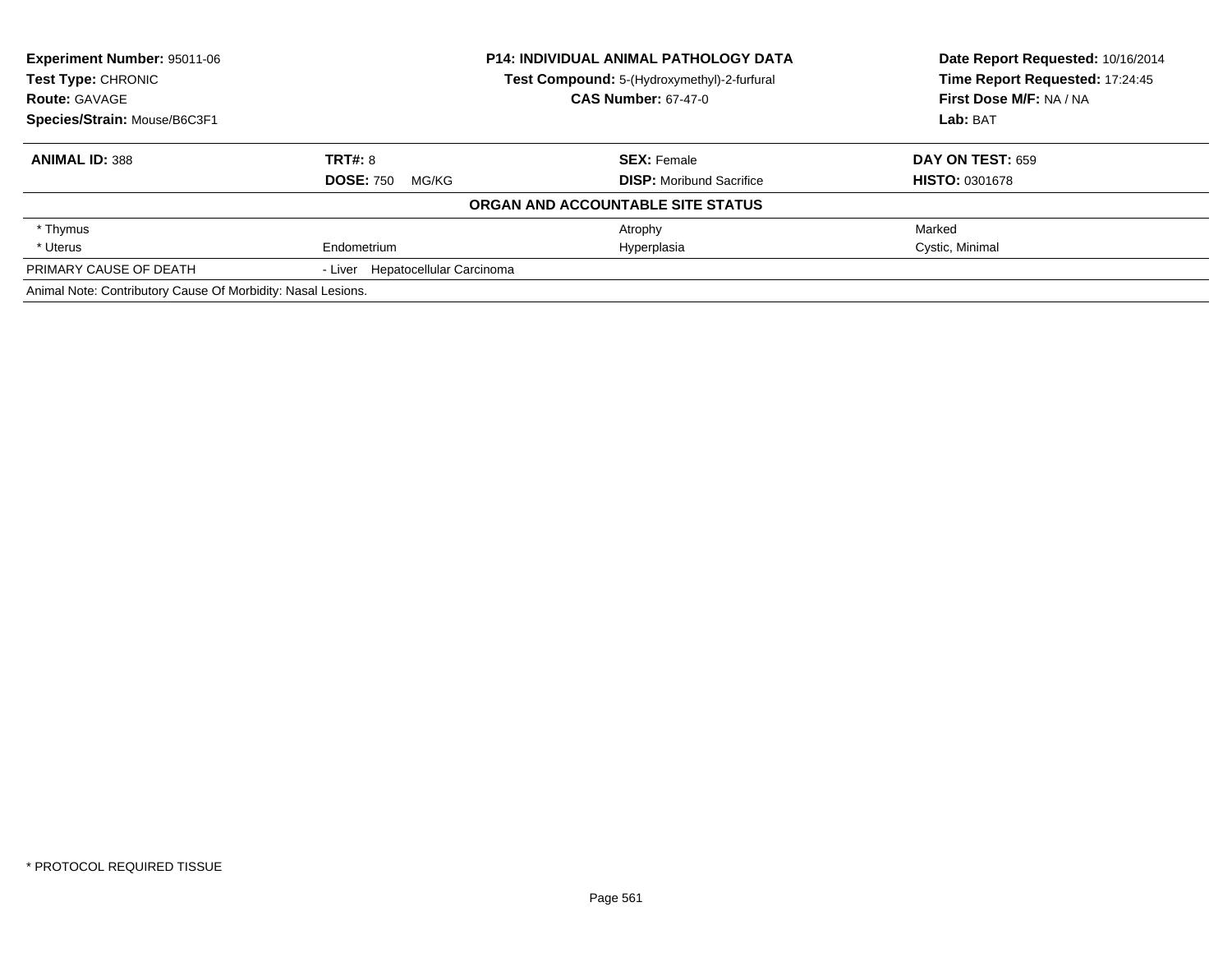**Experiment Number:** 95011-06
**Test Type:** CHRONIC
**Route:** GAVAGE
**Species/Strain:** Mouse/B6C3F1

**P14: INDIVIDUAL ANIMAL PATHOLOGY DATA**
**Test Compound:** 5-(Hydroxymethyl)-2-furfural
**CAS Number:** 67-47-0

**Date Report Requested:** 10/16/2014
**Time Report Requested:** 17:24:45
**First Dose M/F:** NA / NA
**Lab:** BAT

| **ANIMAL ID:** 388 | **TRT#:** 8 | **SEX:** Female | **DAY ON TEST:** 659 |
|---|---|---|---|
| | **DOSE:** 750 MG/KG | **DISP:** Moribund Sacrifice | **HISTO:** 0301678 |

**ORGAN AND ACCOUNTABLE SITE STATUS**

| | | | |
|---|---|---|---|
| * Thymus | | Atrophy | Marked |
| * Uterus | Endometrium | Hyperplasia | Cystic, Minimal |
| PRIMARY CAUSE OF DEATH | - Liver Hepatocellular Carcinoma | | |

Animal Note: Contributory Cause Of Morbidity: Nasal Lesions.

* PROTOCOL REQUIRED TISSUE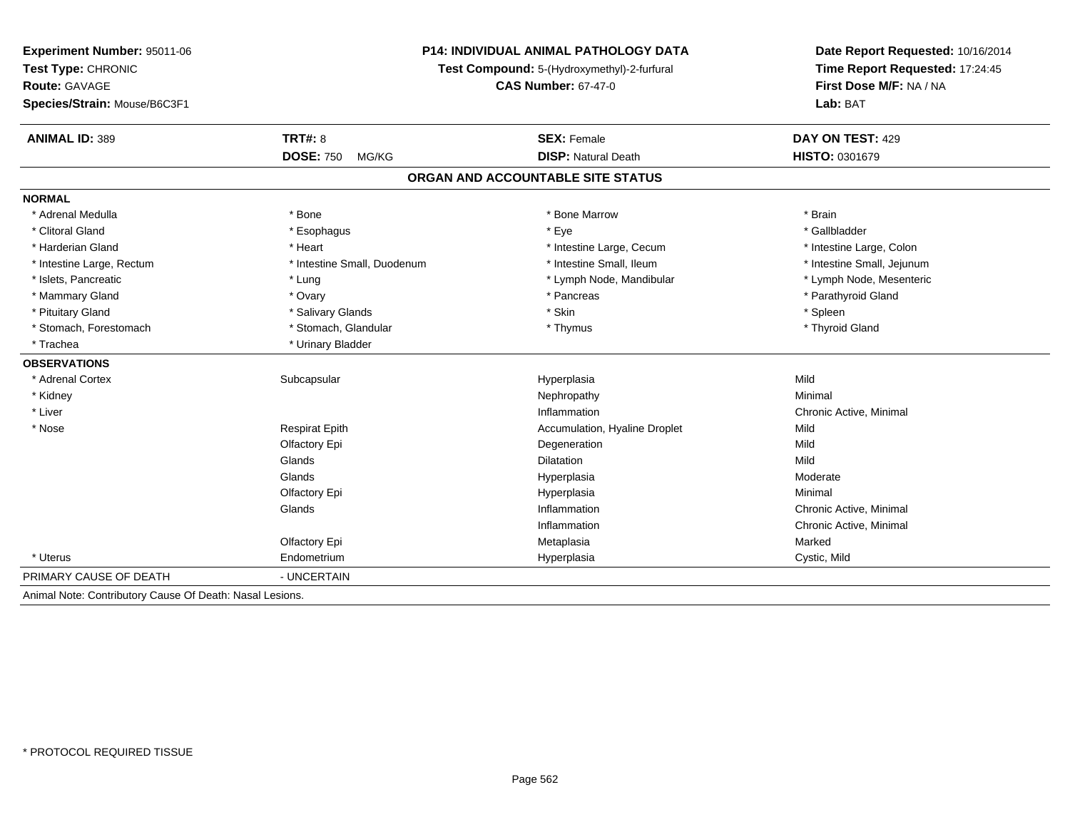**Experiment Number:** 95011-06
**Test Type:** CHRONIC
**Route:** GAVAGE
**Species/Strain:** Mouse/B6C3F1

**P14: INDIVIDUAL ANIMAL PATHOLOGY DATA**
**Test Compound:** 5-(Hydroxymethyl)-2-furfural
**CAS Number:** 67-47-0

**Date Report Requested:** 10/16/2014
**Time Report Requested:** 17:24:45
**First Dose M/F:** NA / NA
**Lab:** BAT

| **ANIMAL ID:** 389 | **TRT#:** 8 | **SEX:** Female | **DAY ON TEST:** 429 |
|---|---|---|---|
| | **DOSE:** 750 MG/KG | **DISP:** Natural Death | **HISTO:** 0301679 |

## ORGAN AND ACCOUNTABLE SITE STATUS

**NORMAL**

| | | | |
|---|---|---|---|
| * Adrenal Medulla | * Bone | * Bone Marrow | * Brain |
| * Clitoral Gland | * Esophagus | * Eye | * Gallbladder |
| * Harderian Gland | * Heart | * Intestine Large, Cecum | * Intestine Large, Colon |
| * Intestine Large, Rectum | * Intestine Small, Duodenum | * Intestine Small, Ileum | * Intestine Small, Jejunum |
| * Islets, Pancreatic | * Lung | * Lymph Node, Mandibular | * Lymph Node, Mesenteric |
| * Mammary Gland | * Ovary | * Pancreas | * Parathyroid Gland |
| * Pituitary Gland | * Salivary Glands | * Skin | * Spleen |
| * Stomach, Forestomach | * Stomach, Glandular | * Thymus | * Thyroid Gland |
| * Trachea | * Urinary Bladder | | |

**OBSERVATIONS**

| | | | |
|---|---|---|---|
| * Adrenal Cortex | Subcapsular | Hyperplasia | Mild |
| * Kidney | | Nephropathy | Minimal |
| * Liver | | Inflammation | Chronic Active, Minimal |
| * Nose | Respirat Epith | Accumulation, Hyaline Droplet | Mild |
| | Olfactory Epi | Degeneration | Mild |
| | Glands | Dilatation | Mild |
| | Glands | Hyperplasia | Moderate |
| | Olfactory Epi | Hyperplasia | Minimal |
| | Glands | Inflammation | Chronic Active, Minimal |
| | | Inflammation | Chronic Active, Minimal |
| | Olfactory Epi | Metaplasia | Marked |
| * Uterus | Endometrium | Hyperplasia | Cystic, Mild |

PRIMARY CAUSE OF DEATH - UNCERTAIN

Animal Note: Contributory Cause Of Death: Nasal Lesions.

* PROTOCOL REQUIRED TISSUE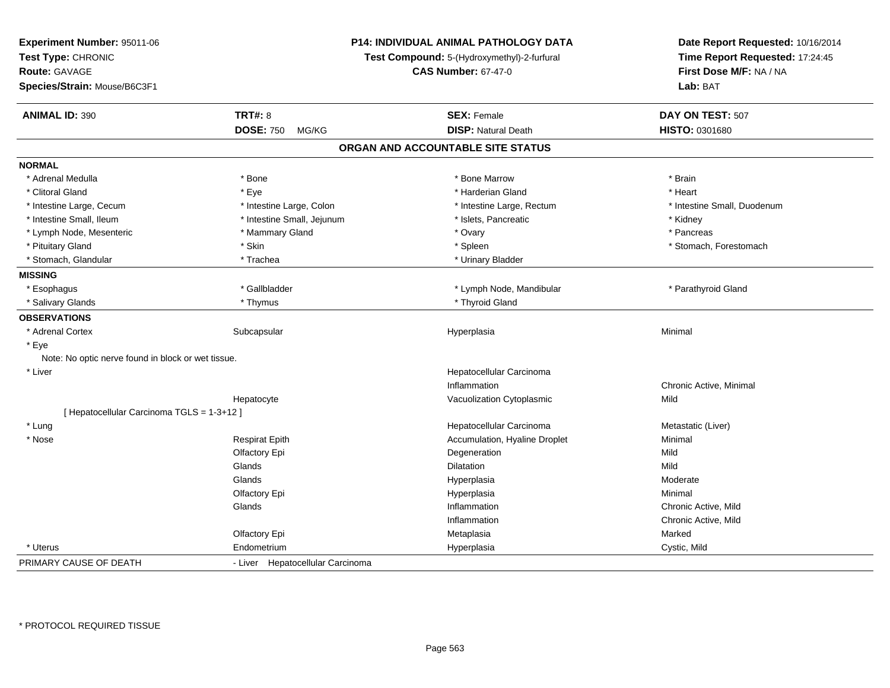**Experiment Number:** 95011-06
**Test Type:** CHRONIC
**Route:** GAVAGE
**Species/Strain:** Mouse/B6C3F1

**P14: INDIVIDUAL ANIMAL PATHOLOGY DATA**
**Test Compound:** 5-(Hydroxymethyl)-2-furfural
**CAS Number:** 67-47-0

**Date Report Requested:** 10/16/2014
**Time Report Requested:** 17:24:45
**First Dose M/F:** NA / NA
**Lab:** BAT

| **ANIMAL ID:** 390 | **TRT#:** 8 | **SEX:** Female | **DAY ON TEST:** 507 |
|---|---|---|---|
| | **DOSE:** 750 MG/KG | **DISP:** Natural Death | **HISTO:** 0301680 |

## ORGAN AND ACCOUNTABLE SITE STATUS

**NORMAL**

| | | | |
|---|---|---|---|
| * Adrenal Medulla | * Bone | * Bone Marrow | * Brain |
| * Clitoral Gland | * Eye | * Harderian Gland | * Heart |
| * Intestine Large, Cecum | * Intestine Large, Colon | * Intestine Large, Rectum | * Intestine Small, Duodenum |
| * Intestine Small, Ileum | * Intestine Small, Jejunum | * Islets, Pancreatic | * Kidney |
| * Lymph Node, Mesenteric | * Mammary Gland | * Ovary | * Pancreas |
| * Pituitary Gland | * Skin | * Spleen | * Stomach, Forestomach |
| * Stomach, Glandular | * Trachea | * Urinary Bladder | |

**MISSING**

| | | | |
|---|---|---|---|
| * Esophagus | * Gallbladder | * Lymph Node, Mandibular | * Parathyroid Gland |
| * Salivary Glands | * Thymus | * Thyroid Gland | |

**OBSERVATIONS**

| | | | |
|---|---|---|---|
| * Adrenal Cortex | Subcapsular | Hyperplasia | Minimal |
| * Eye | | | |
| Note: No optic nerve found in block or wet tissue. | | | |
| * Liver | | Hepatocellular Carcinoma | |
| | | Inflammation | Chronic Active, Minimal |
| | Hepatocyte | Vacuolization Cytoplasmic | Mild |
| [ Hepatocellular Carcinoma TGLS = 1-3+12 ] | | | |
| * Lung | | Hepatocellular Carcinoma | Metastatic (Liver) |
| * Nose | Respirat Epith | Accumulation, Hyaline Droplet | Minimal |
| | Olfactory Epi | Degeneration | Mild |
| | Glands | Dilatation | Mild |
| | Glands | Hyperplasia | Moderate |
| | Olfactory Epi | Hyperplasia | Minimal |
| | Glands | Inflammation | Chronic Active, Mild |
| | | Inflammation | Chronic Active, Mild |
| | Olfactory Epi | Metaplasia | Marked |
| * Uterus | Endometrium | Hyperplasia | Cystic, Mild |

PRIMARY CAUSE OF DEATH - Liver Hepatocellular Carcinoma

\* PROTOCOL REQUIRED TISSUE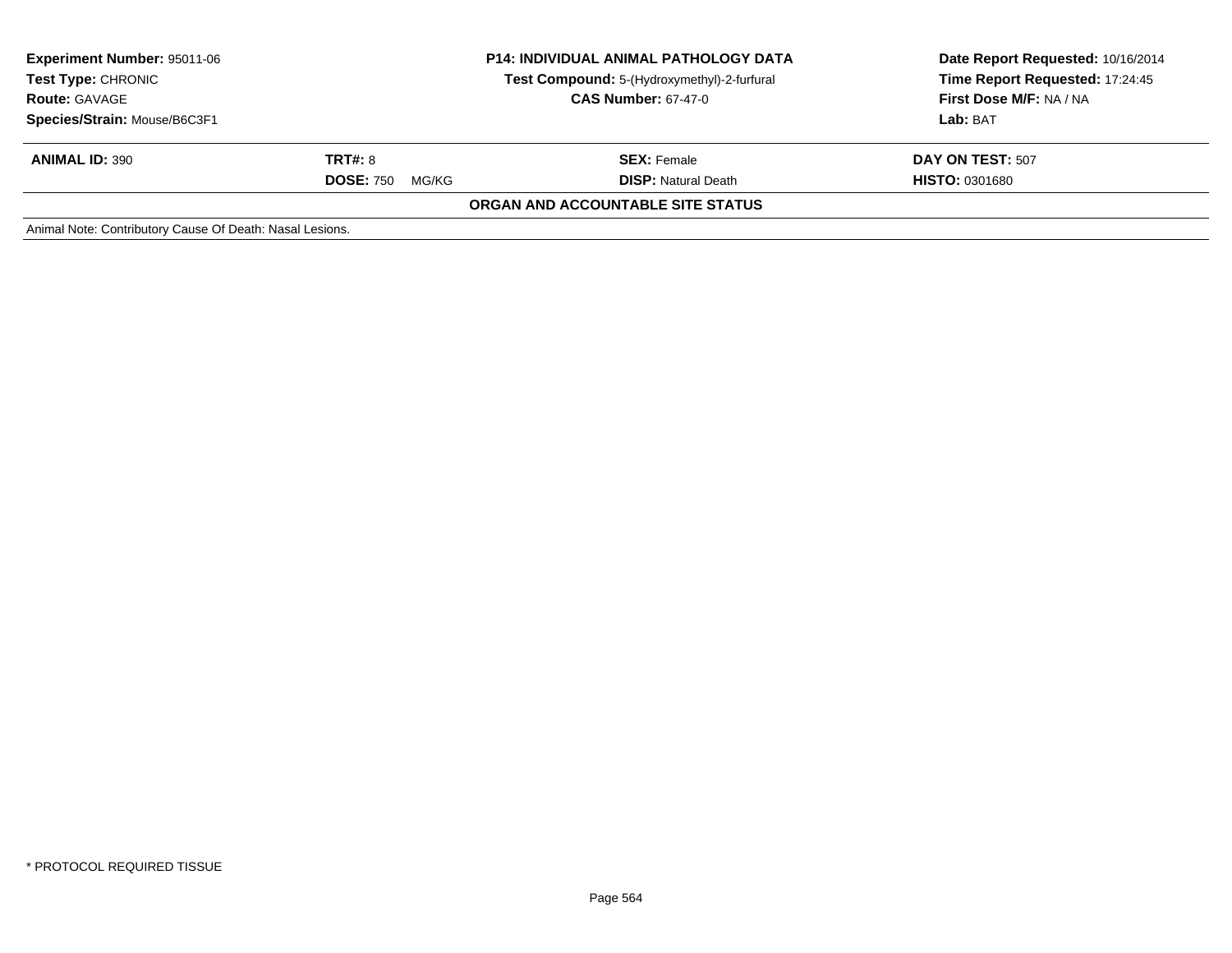**Experiment Number:** 95011-06
**Test Type:** CHRONIC
**Route:** GAVAGE
**Species/Strain:** Mouse/B6C3F1

**P14: INDIVIDUAL ANIMAL PATHOLOGY DATA**
**Test Compound:** 5-(Hydroxymethyl)-2-furfural
**CAS Number:** 67-47-0

**Date Report Requested:** 10/16/2014
**Time Report Requested:** 17:24:45
**First Dose M/F:** NA / NA
**Lab:** BAT

| **ANIMAL ID:** 390 | **TRT#:** 8 | **SEX:** Female | **DAY ON TEST:** 507 |
|---|---|---|---|
| | **DOSE:** 750 MG/KG | **DISP:** Natural Death | **HISTO:** 0301680 |

**ORGAN AND ACCOUNTABLE SITE STATUS**

Animal Note: Contributory Cause Of Death: Nasal Lesions.

* PROTOCOL REQUIRED TISSUE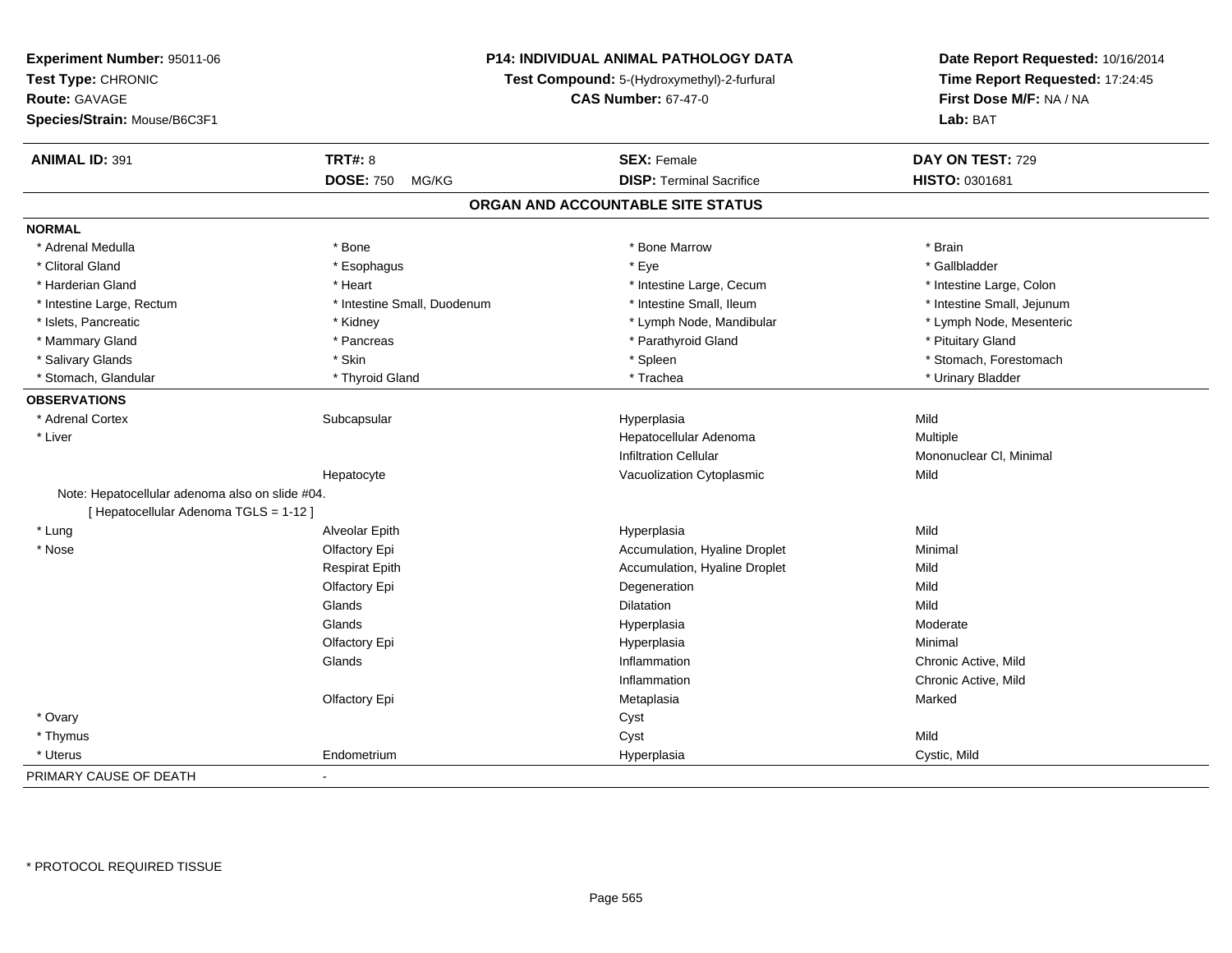**Experiment Number:** 95011-06
**Test Type:** CHRONIC
**Route:** GAVAGE
**Species/Strain:** Mouse/B6C3F1

**P14: INDIVIDUAL ANIMAL PATHOLOGY DATA**
**Test Compound:** 5-(Hydroxymethyl)-2-furfural
**CAS Number:** 67-47-0

**Date Report Requested:** 10/16/2014
**Time Report Requested:** 17:24:45
**First Dose M/F:** NA / NA
**Lab:** BAT

| **ANIMAL ID:** 391 | **TRT#:** 8 | **SEX:** Female | **DAY ON TEST:** 729 |
|---|---|---|---|
| | **DOSE:** 750 MG/KG | **DISP:** Terminal Sacrifice | **HISTO:** 0301681 |

## ORGAN AND ACCOUNTABLE SITE STATUS

**NORMAL**

| | | | |
|---|---|---|---|
| * Adrenal Medulla | * Bone | * Bone Marrow | * Brain |
| * Clitoral Gland | * Esophagus | * Eye | * Gallbladder |
| * Harderian Gland | * Heart | * Intestine Large, Cecum | * Intestine Large, Colon |
| * Intestine Large, Rectum | * Intestine Small, Duodenum | * Intestine Small, Ileum | * Intestine Small, Jejunum |
| * Islets, Pancreatic | * Kidney | * Lymph Node, Mandibular | * Lymph Node, Mesenteric |
| * Mammary Gland | * Pancreas | * Parathyroid Gland | * Pituitary Gland |
| * Salivary Glands | * Skin | * Spleen | * Stomach, Forestomach |
| * Stomach, Glandular | * Thyroid Gland | * Trachea | * Urinary Bladder |

**OBSERVATIONS**

| | | | |
|---|---|---|---|
| * Adrenal Cortex | Subcapsular | Hyperplasia | Mild |
| * Liver | | Hepatocellular Adenoma | Multiple |
| | | Infiltration Cellular | Mononuclear Cl, Minimal |
| | Hepatocyte | Vacuolization Cytoplasmic | Mild |
| Note: Hepatocellular adenoma also on slide #04. | | | |
| [ Hepatocellular Adenoma TGLS = 1-12 ] | | | |
| * Lung | Alveolar Epith | Hyperplasia | Mild |
| * Nose | Olfactory Epi | Accumulation, Hyaline Droplet | Minimal |
| | Respirat Epith | Accumulation, Hyaline Droplet | Mild |
| | Olfactory Epi | Degeneration | Mild |
| | Glands | Dilatation | Mild |
| | Glands | Hyperplasia | Moderate |
| | Olfactory Epi | Hyperplasia | Minimal |
| | Glands | Inflammation | Chronic Active, Mild |
| | | Inflammation | Chronic Active, Mild |
| | Olfactory Epi | Metaplasia | Marked |
| * Ovary | | Cyst | |
| * Thymus | | Cyst | Mild |
| * Uterus | Endometrium | Hyperplasia | Cystic, Mild |

PRIMARY CAUSE OF DEATH -

* PROTOCOL REQUIRED TISSUE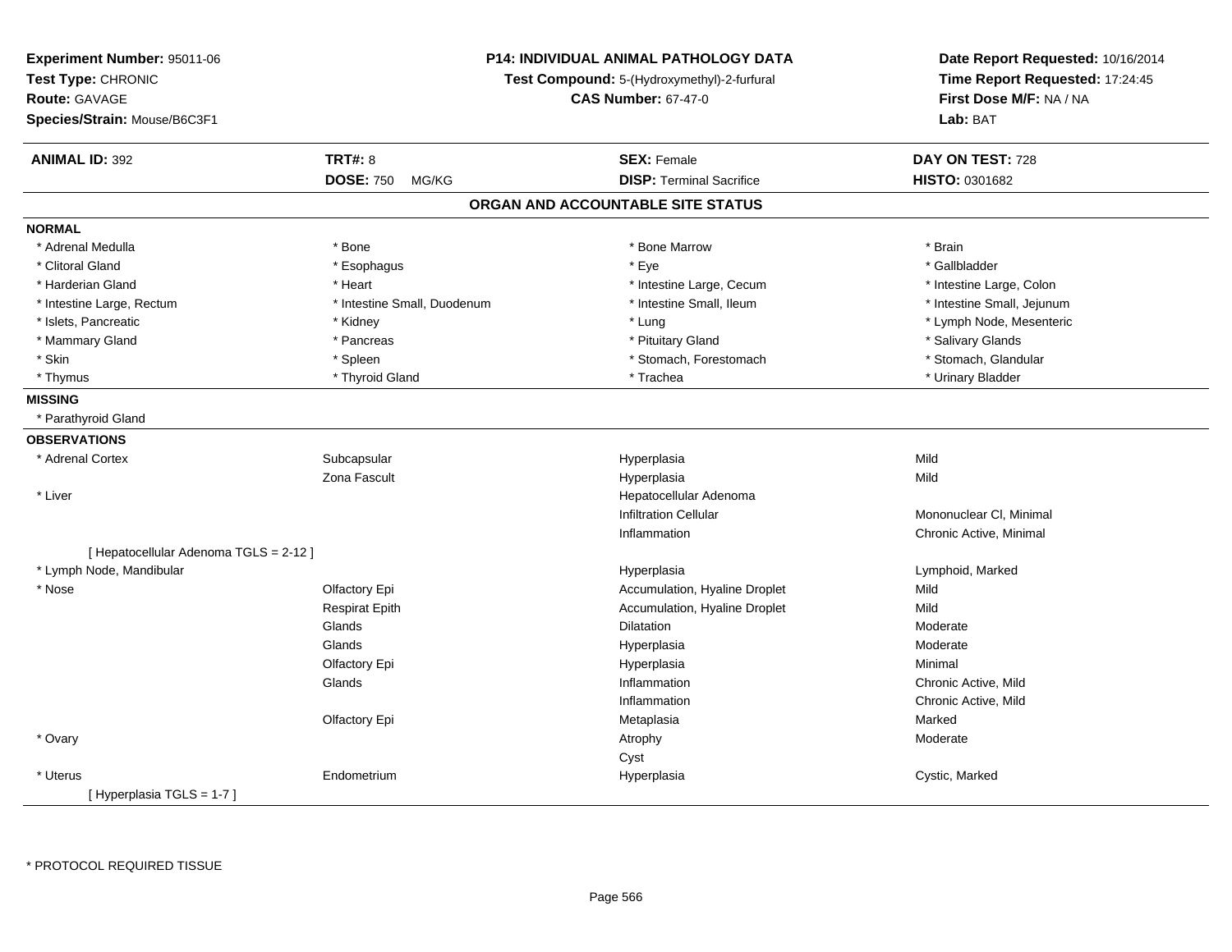**Experiment Number:** 95011-06
**Test Type:** CHRONIC
**Route:** GAVAGE
**Species/Strain:** Mouse/B6C3F1

**P14: INDIVIDUAL ANIMAL PATHOLOGY DATA**
**Test Compound:** 5-(Hydroxymethyl)-2-furfural
**CAS Number:** 67-47-0

**Date Report Requested:** 10/16/2014
**Time Report Requested:** 17:24:45
**First Dose M/F:** NA / NA
**Lab:** BAT

| **ANIMAL ID:** 392 | **TRT#:** 8 | **SEX:** Female | **DAY ON TEST:** 728 |
|---|---|---|---|
| | **DOSE:** 750 MG/KG | **DISP:** Terminal Sacrifice | **HISTO:** 0301682 |

## ORGAN AND ACCOUNTABLE SITE STATUS

**NORMAL**

| | | | |
|---|---|---|---|
| * Adrenal Medulla | * Bone | * Bone Marrow | * Brain |
| * Clitoral Gland | * Esophagus | * Eye | * Gallbladder |
| * Harderian Gland | * Heart | * Intestine Large, Cecum | * Intestine Large, Colon |
| * Intestine Large, Rectum | * Intestine Small, Duodenum | * Intestine Small, Ileum | * Intestine Small, Jejunum |
| * Islets, Pancreatic | * Kidney | * Lung | * Lymph Node, Mesenteric |
| * Mammary Gland | * Pancreas | * Pituitary Gland | * Salivary Glands |
| * Skin | * Spleen | * Stomach, Forestomach | * Stomach, Glandular |
| * Thymus | * Thyroid Gland | * Trachea | * Urinary Bladder |

**MISSING**

* Parathyroid Gland

**OBSERVATIONS**

| | | | |
|---|---|---|---|
| * Adrenal Cortex | Subcapsular | Hyperplasia | Mild |
| | Zona Fascult | Hyperplasia | Mild |
| * Liver | | Hepatocellular Adenoma | |
| | | Infiltration Cellular | Mononuclear Cl, Minimal |
| | | Inflammation | Chronic Active, Minimal |
| [ Hepatocellular Adenoma TGLS = 2-12 ] | | | |
| * Lymph Node, Mandibular | | Hyperplasia | Lymphoid, Marked |
| * Nose | Olfactory Epi | Accumulation, Hyaline Droplet | Mild |
| | Respirat Epith | Accumulation, Hyaline Droplet | Mild |
| | Glands | Dilatation | Moderate |
| | Glands | Hyperplasia | Moderate |
| | Olfactory Epi | Hyperplasia | Minimal |
| | Glands | Inflammation | Chronic Active, Mild |
| | | Inflammation | Chronic Active, Mild |
| | Olfactory Epi | Metaplasia | Marked |
| * Ovary | | Atrophy | Moderate |
| | | Cyst | |
| * Uterus | Endometrium | Hyperplasia | Cystic, Marked |
| [ Hyperplasia TGLS = 1-7 ] | | | |

* PROTOCOL REQUIRED TISSUE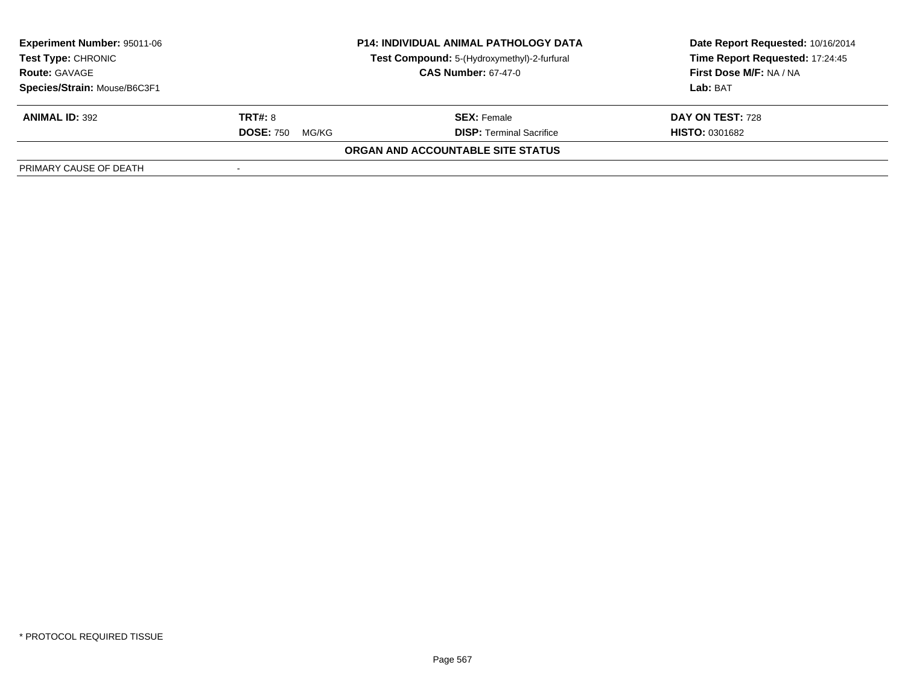| **Experiment Number:** 95011-06 | **P14: INDIVIDUAL ANIMAL PATHOLOGY DATA** | **Date Report Requested:** 10/16/2014 |
|---|---|---|
| **Test Type:** CHRONIC | **Test Compound:** 5-(Hydroxymethyl)-2-furfural | **Time Report Requested:** 17:24:45 |
| **Route:** GAVAGE | **CAS Number:** 67-47-0 | **First Dose M/F:** NA / NA |
| **Species/Strain:** Mouse/B6C3F1 | | **Lab:** BAT |

| **ANIMAL ID:** 392 | **TRT#:** 8 | **SEX:** Female | **DAY ON TEST:** 728 |
|---|---|---|---|
| | **DOSE:** 750 MG/KG | **DISP:** Terminal Sacrifice | **HISTO:** 0301682 |

**ORGAN AND ACCOUNTABLE SITE STATUS**

| PRIMARY CAUSE OF DEATH | - |
|---|---|

\* PROTOCOL REQUIRED TISSUE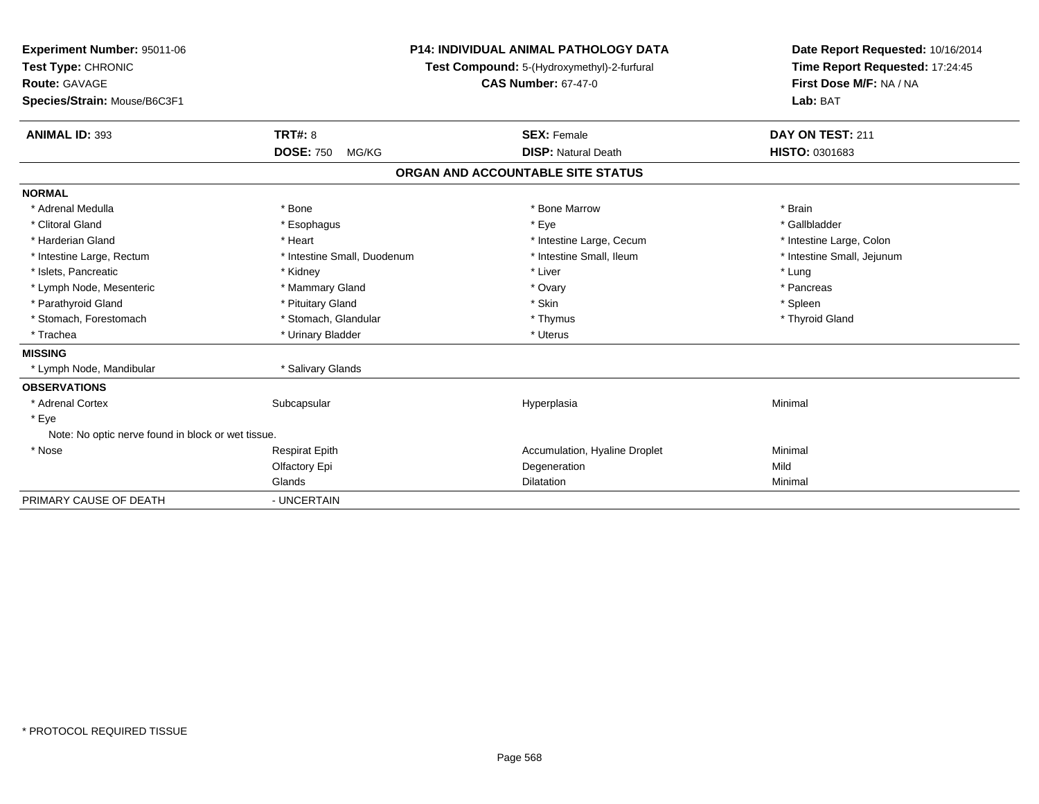**Experiment Number:** 95011-06
**Test Type:** CHRONIC
**Route:** GAVAGE
**Species/Strain:** Mouse/B6C3F1

**P14: INDIVIDUAL ANIMAL PATHOLOGY DATA**
**Test Compound:** 5-(Hydroxymethyl)-2-furfural
**CAS Number:** 67-47-0

**Date Report Requested:** 10/16/2014
**Time Report Requested:** 17:24:45
**First Dose M/F:** NA / NA
**Lab:** BAT

| **ANIMAL ID:** 393 | **TRT#:** 8 | **SEX:** Female | **DAY ON TEST:** 211 |
|---|---|---|---|
| | **DOSE:** 750 MG/KG | **DISP:** Natural Death | **HISTO:** 0301683 |

## ORGAN AND ACCOUNTABLE SITE STATUS

**NORMAL**

| | | | |
|---|---|---|---|
| * Adrenal Medulla | * Bone | * Bone Marrow | * Brain |
| * Clitoral Gland | * Esophagus | * Eye | * Gallbladder |
| * Harderian Gland | * Heart | * Intestine Large, Cecum | * Intestine Large, Colon |
| * Intestine Large, Rectum | * Intestine Small, Duodenum | * Intestine Small, Ileum | * Intestine Small, Jejunum |
| * Islets, Pancreatic | * Kidney | * Liver | * Lung |
| * Lymph Node, Mesenteric | * Mammary Gland | * Ovary | * Pancreas |
| * Parathyroid Gland | * Pituitary Gland | * Skin | * Spleen |
| * Stomach, Forestomach | * Stomach, Glandular | * Thymus | * Thyroid Gland |
| * Trachea | * Urinary Bladder | * Uterus | |

**MISSING**

| | |
|---|---|
| * Lymph Node, Mandibular | * Salivary Glands |

**OBSERVATIONS**

| | | | |
|---|---|---|---|
| * Adrenal Cortex | Subcapsular | Hyperplasia | Minimal |
| * Eye | | | |
| Note: No optic nerve found in block or wet tissue. | | | |
| * Nose | Respirat Epith | Accumulation, Hyaline Droplet | Minimal |
| | Olfactory Epi | Degeneration | Mild |
| | Glands | Dilatation | Minimal |

PRIMARY CAUSE OF DEATH - UNCERTAIN

\* PROTOCOL REQUIRED TISSUE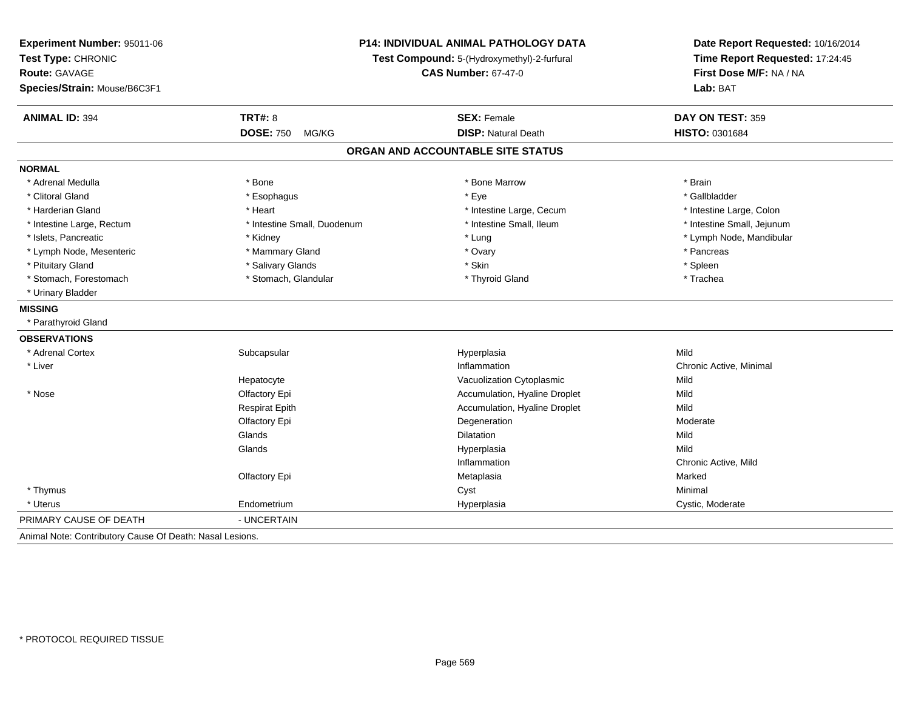**Experiment Number:** 95011-06
**Test Type:** CHRONIC
**Route:** GAVAGE
**Species/Strain:** Mouse/B6C3F1

**P14: INDIVIDUAL ANIMAL PATHOLOGY DATA**
**Test Compound:** 5-(Hydroxymethyl)-2-furfural
**CAS Number:** 67-47-0

**Date Report Requested:** 10/16/2014
**Time Report Requested:** 17:24:45
**First Dose M/F:** NA / NA
**Lab:** BAT

| **ANIMAL ID:** 394 | **TRT#:** 8 | **SEX:** Female | **DAY ON TEST:** 359 |
|---|---|---|---|
| | **DOSE:** 750 MG/KG | **DISP:** Natural Death | **HISTO:** 0301684 |

## ORGAN AND ACCOUNTABLE SITE STATUS

**NORMAL**

| | | | |
|---|---|---|---|
| * Adrenal Medulla | * Bone | * Bone Marrow | * Brain |
| * Clitoral Gland | * Esophagus | * Eye | * Gallbladder |
| * Harderian Gland | * Heart | * Intestine Large, Cecum | * Intestine Large, Colon |
| * Intestine Large, Rectum | * Intestine Small, Duodenum | * Intestine Small, Ileum | * Intestine Small, Jejunum |
| * Islets, Pancreatic | * Kidney | * Lung | * Lymph Node, Mandibular |
| * Lymph Node, Mesenteric | * Mammary Gland | * Ovary | * Pancreas |
| * Pituitary Gland | * Salivary Glands | * Skin | * Spleen |
| * Stomach, Forestomach | * Stomach, Glandular | * Thyroid Gland | * Trachea |
| * Urinary Bladder | | | |

**MISSING**

* Parathyroid Gland

**OBSERVATIONS**

| | | | |
|---|---|---|---|
| * Adrenal Cortex | Subcapsular | Hyperplasia | Mild |
| * Liver | | Inflammation | Chronic Active, Minimal |
| | Hepatocyte | Vacuolization Cytoplasmic | Mild |
| * Nose | Olfactory Epi | Accumulation, Hyaline Droplet | Mild |
| | Respirat Epith | Accumulation, Hyaline Droplet | Mild |
| | Olfactory Epi | Degeneration | Moderate |
| | Glands | Dilatation | Mild |
| | Glands | Hyperplasia | Mild |
| | | Inflammation | Chronic Active, Mild |
| | Olfactory Epi | Metaplasia | Marked |
| * Thymus | | Cyst | Minimal |
| * Uterus | Endometrium | Hyperplasia | Cystic, Moderate |

PRIMARY CAUSE OF DEATH - UNCERTAIN

Animal Note: Contributory Cause Of Death: Nasal Lesions.

* PROTOCOL REQUIRED TISSUE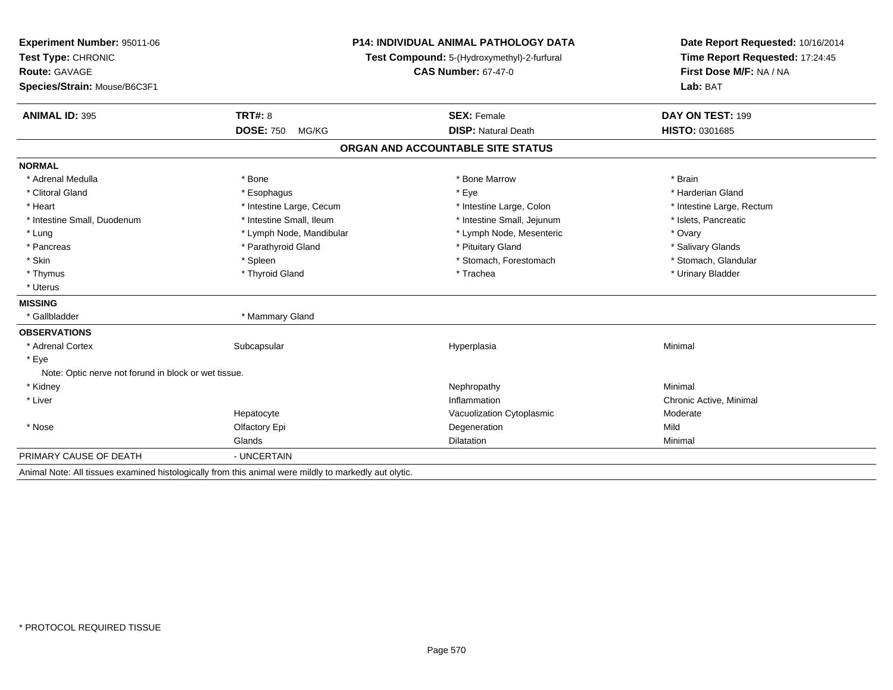**Experiment Number:** 95011-06
**Test Type:** CHRONIC
**Route:** GAVAGE
**Species/Strain:** Mouse/B6C3F1

**P14: INDIVIDUAL ANIMAL PATHOLOGY DATA**
**Test Compound:** 5-(Hydroxymethyl)-2-furfural
**CAS Number:** 67-47-0

**Date Report Requested:** 10/16/2014
**Time Report Requested:** 17:24:45
**First Dose M/F:** NA / NA
**Lab:** BAT

| **ANIMAL ID:** 395 | **TRT#:** 8 | **SEX:** Female | **DAY ON TEST:** 199 |
|---|---|---|---|
| | **DOSE:** 750 MG/KG | **DISP:** Natural Death | **HISTO:** 0301685 |

## ORGAN AND ACCOUNTABLE SITE STATUS

| | | | |
|---|---|---|---|
| **NORMAL** | | | |
| * Adrenal Medulla | * Bone | * Bone Marrow | * Brain |
| * Clitoral Gland | * Esophagus | * Eye | * Harderian Gland |
| * Heart | * Intestine Large, Cecum | * Intestine Large, Colon | * Intestine Large, Rectum |
| * Intestine Small, Duodenum | * Intestine Small, Ileum | * Intestine Small, Jejunum | * Islets, Pancreatic |
| * Lung | * Lymph Node, Mandibular | * Lymph Node, Mesenteric | * Ovary |
| * Pancreas | * Parathyroid Gland | * Pituitary Gland | * Salivary Glands |
| * Skin | * Spleen | * Stomach, Forestomach | * Stomach, Glandular |
| * Thymus | * Thyroid Gland | * Trachea | * Urinary Bladder |
| * Uterus | | | |
| **MISSING** | | | |
| * Gallbladder | * Mammary Gland | | |
| **OBSERVATIONS** | | | |
| * Adrenal Cortex | Subcapsular | Hyperplasia | Minimal |
| * Eye | | | |
| Note: Optic nerve not forund in block or wet tissue. | | | |
| * Kidney | | Nephropathy | Minimal |
| * Liver | | Inflammation | Chronic Active, Minimal |
| | Hepatocyte | Vacuolization Cytoplasmic | Moderate |
| * Nose | Olfactory Epi | Degeneration | Mild |
| | Glands | Dilatation | Minimal |
| PRIMARY CAUSE OF DEATH | - UNCERTAIN | | |

Animal Note: All tissues examined histologically from this animal were mildly to markedly aut olytic.

* PROTOCOL REQUIRED TISSUE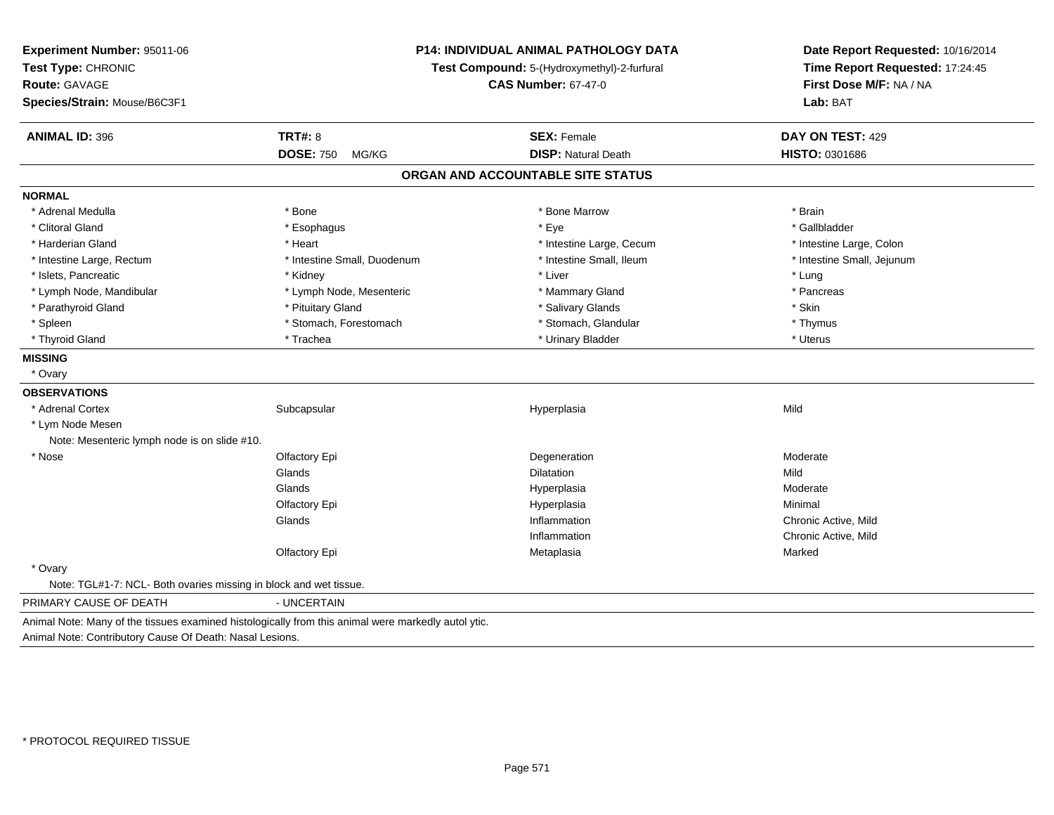**Experiment Number:** 95011-06
**Test Type:** CHRONIC
**Route:** GAVAGE
**Species/Strain:** Mouse/B6C3F1

**P14: INDIVIDUAL ANIMAL PATHOLOGY DATA**
**Test Compound:** 5-(Hydroxymethyl)-2-furfural
**CAS Number:** 67-47-0

**Date Report Requested:** 10/16/2014
**Time Report Requested:** 17:24:45
**First Dose M/F:** NA / NA
**Lab:** BAT

| **ANIMAL ID:** 396 | **TRT#:** 8 | **SEX:** Female | **DAY ON TEST:** 429 |
|---|---|---|---|
| | **DOSE:** 750 MG/KG | **DISP:** Natural Death | **HISTO:** 0301686 |

## ORGAN AND ACCOUNTABLE SITE STATUS

**NORMAL**

| | | | |
|---|---|---|---|
| * Adrenal Medulla | * Bone | * Bone Marrow | * Brain |
| * Clitoral Gland | * Esophagus | * Eye | * Gallbladder |
| * Harderian Gland | * Heart | * Intestine Large, Cecum | * Intestine Large, Colon |
| * Intestine Large, Rectum | * Intestine Small, Duodenum | * Intestine Small, Ileum | * Intestine Small, Jejunum |
| * Islets, Pancreatic | * Kidney | * Liver | * Lung |
| * Lymph Node, Mandibular | * Lymph Node, Mesenteric | * Mammary Gland | * Pancreas |
| * Parathyroid Gland | * Pituitary Gland | * Salivary Glands | * Skin |
| * Spleen | * Stomach, Forestomach | * Stomach, Glandular | * Thymus |
| * Thyroid Gland | * Trachea | * Urinary Bladder | * Uterus |

**MISSING**

* Ovary

**OBSERVATIONS**

| | | | |
|---|---|---|---|
| * Adrenal Cortex | Subcapsular | Hyperplasia | Mild |
| * Lym Node Mesen | | | |
| Note: Mesenteric lymph node is on slide #10. | | | |
| * Nose | Olfactory Epi | Degeneration | Moderate |
| | Glands | Dilatation | Mild |
| | Glands | Hyperplasia | Moderate |
| | Olfactory Epi | Hyperplasia | Minimal |
| | Glands | Inflammation | Chronic Active, Mild |
| | | Inflammation | Chronic Active, Mild |
| | Olfactory Epi | Metaplasia | Marked |
| * Ovary | | | |
| Note: TGL#1-7: NCL- Both ovaries missing in block and wet tissue. | | | |

PRIMARY CAUSE OF DEATH - UNCERTAIN

Animal Note: Many of the tissues examined histologically from this animal were markedly autol ytic.
Animal Note: Contributory Cause Of Death: Nasal Lesions.

* PROTOCOL REQUIRED TISSUE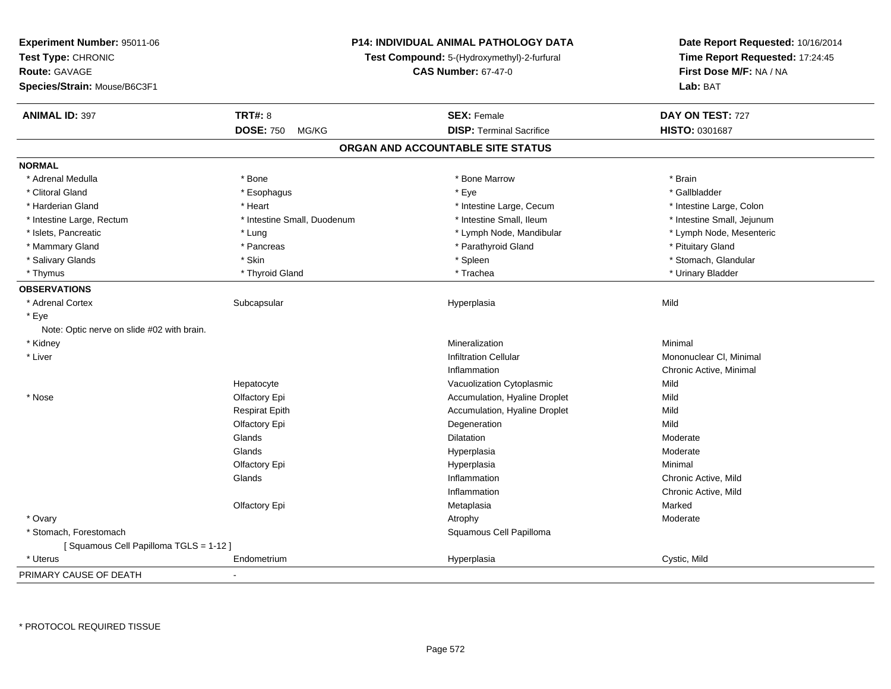**Experiment Number:** 95011-06
**Test Type:** CHRONIC
**Route:** GAVAGE
**Species/Strain:** Mouse/B6C3F1

**P14: INDIVIDUAL ANIMAL PATHOLOGY DATA**
**Test Compound:** 5-(Hydroxymethyl)-2-furfural
**CAS Number:** 67-47-0

**Date Report Requested:** 10/16/2014
**Time Report Requested:** 17:24:45
**First Dose M/F:** NA / NA
**Lab:** BAT

| **ANIMAL ID:** 397 | **TRT#:** 8 | **SEX:** Female | **DAY ON TEST:** 727 |
|---|---|---|---|
| | **DOSE:** 750 MG/KG | **DISP:** Terminal Sacrifice | **HISTO:** 0301687 |

## ORGAN AND ACCOUNTABLE SITE STATUS

**NORMAL**

| | | | |
|---|---|---|---|
| * Adrenal Medulla | * Bone | * Bone Marrow | * Brain |
| * Clitoral Gland | * Esophagus | * Eye | * Gallbladder |
| * Harderian Gland | * Heart | * Intestine Large, Cecum | * Intestine Large, Colon |
| * Intestine Large, Rectum | * Intestine Small, Duodenum | * Intestine Small, Ileum | * Intestine Small, Jejunum |
| * Islets, Pancreatic | * Lung | * Lymph Node, Mandibular | * Lymph Node, Mesenteric |
| * Mammary Gland | * Pancreas | * Parathyroid Gland | * Pituitary Gland |
| * Salivary Glands | * Skin | * Spleen | * Stomach, Glandular |
| * Thymus | * Thyroid Gland | * Trachea | * Urinary Bladder |

**OBSERVATIONS**

| | | | |
|---|---|---|---|
| * Adrenal Cortex | Subcapsular | Hyperplasia | Mild |
| * Eye | | | |
| Note: Optic nerve on slide #02 with brain. | | | |
| * Kidney | | Mineralization | Minimal |
| * Liver | | Infiltration Cellular | Mononuclear Cl, Minimal |
| | | Inflammation | Chronic Active, Minimal |
| | Hepatocyte | Vacuolization Cytoplasmic | Mild |
| * Nose | Olfactory Epi | Accumulation, Hyaline Droplet | Mild |
| | Respirat Epith | Accumulation, Hyaline Droplet | Mild |
| | Olfactory Epi | Degeneration | Mild |
| | Glands | Dilatation | Moderate |
| | Glands | Hyperplasia | Moderate |
| | Olfactory Epi | Hyperplasia | Minimal |
| | Glands | Inflammation | Chronic Active, Mild |
| | | Inflammation | Chronic Active, Mild |
| | Olfactory Epi | Metaplasia | Marked |
| * Ovary | | Atrophy | Moderate |
| * Stomach, Forestomach | | Squamous Cell Papilloma | |
| [ Squamous Cell Papilloma TGLS = 1-12 ] | | | |
| * Uterus | Endometrium | Hyperplasia | Cystic, Mild |

PRIMARY CAUSE OF DEATH -

* PROTOCOL REQUIRED TISSUE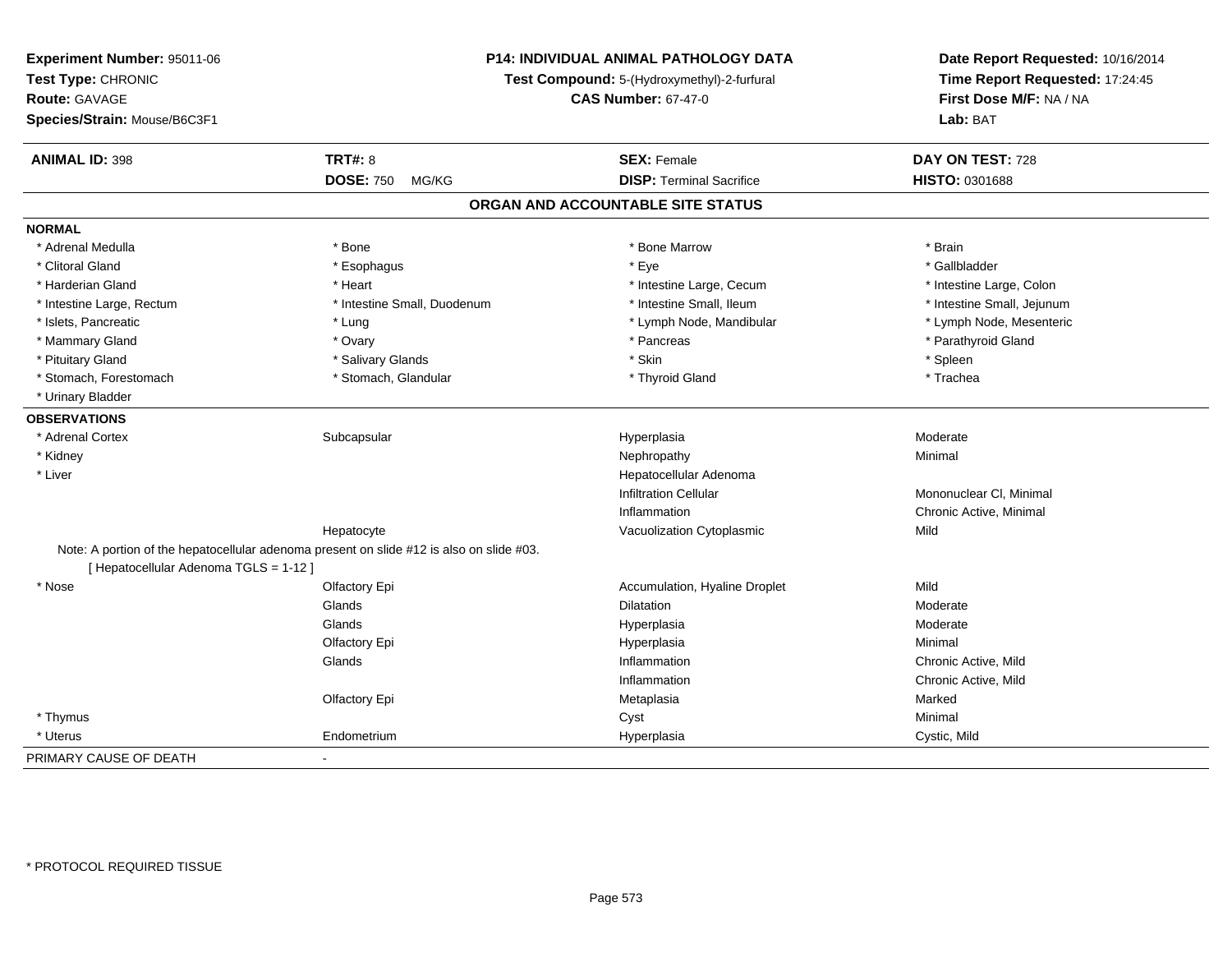**Experiment Number:** 95011-06
**Test Type:** CHRONIC
**Route:** GAVAGE
**Species/Strain:** Mouse/B6C3F1

# P14: INDIVIDUAL ANIMAL PATHOLOGY DATA

**Test Compound:** 5-(Hydroxymethyl)-2-furfural
**CAS Number:** 67-47-0

**Date Report Requested:** 10/16/2014
**Time Report Requested:** 17:24:45
**First Dose M/F:** NA / NA
**Lab:** BAT

| **ANIMAL ID:** 398 | **TRT#:** 8 | **SEX:** Female | **DAY ON TEST:** 728 |
|---|---|---|---|
| | **DOSE:** 750 MG/KG | **DISP:** Terminal Sacrifice | **HISTO:** 0301688 |

## ORGAN AND ACCOUNTABLE SITE STATUS

**NORMAL**

| | | | |
|---|---|---|---|
| * Adrenal Medulla | * Bone | * Bone Marrow | * Brain |
| * Clitoral Gland | * Esophagus | * Eye | * Gallbladder |
| * Harderian Gland | * Heart | * Intestine Large, Cecum | * Intestine Large, Colon |
| * Intestine Large, Rectum | * Intestine Small, Duodenum | * Intestine Small, Ileum | * Intestine Small, Jejunum |
| * Islets, Pancreatic | * Lung | * Lymph Node, Mandibular | * Lymph Node, Mesenteric |
| * Mammary Gland | * Ovary | * Pancreas | * Parathyroid Gland |
| * Pituitary Gland | * Salivary Glands | * Skin | * Spleen |
| * Stomach, Forestomach | * Stomach, Glandular | * Thyroid Gland | * Trachea |
| * Urinary Bladder | | | |

**OBSERVATIONS**

| | | | |
|---|---|---|---|
| * Adrenal Cortex | Subcapsular | Hyperplasia | Moderate |
| * Kidney | | Nephropathy | Minimal |
| * Liver | | Hepatocellular Adenoma | |
| | | Infiltration Cellular | Mononuclear Cl, Minimal |
| | | Inflammation | Chronic Active, Minimal |
| | Hepatocyte | Vacuolization Cytoplasmic | Mild |

Note: A portion of the hepatocellular adenoma present on slide #12 is also on slide #03.
[ Hepatocellular Adenoma TGLS = 1-12 ]

| | | | |
|---|---|---|---|
| * Nose | Olfactory Epi | Accumulation, Hyaline Droplet | Mild |
| | Glands | Dilatation | Moderate |
| | Glands | Hyperplasia | Moderate |
| | Olfactory Epi | Hyperplasia | Minimal |
| | Glands | Inflammation | Chronic Active, Mild |
| | | Inflammation | Chronic Active, Mild |
| | Olfactory Epi | Metaplasia | Marked |
| * Thymus | | Cyst | Minimal |
| * Uterus | Endometrium | Hyperplasia | Cystic, Mild |

PRIMARY CAUSE OF DEATH -

* PROTOCOL REQUIRED TISSUE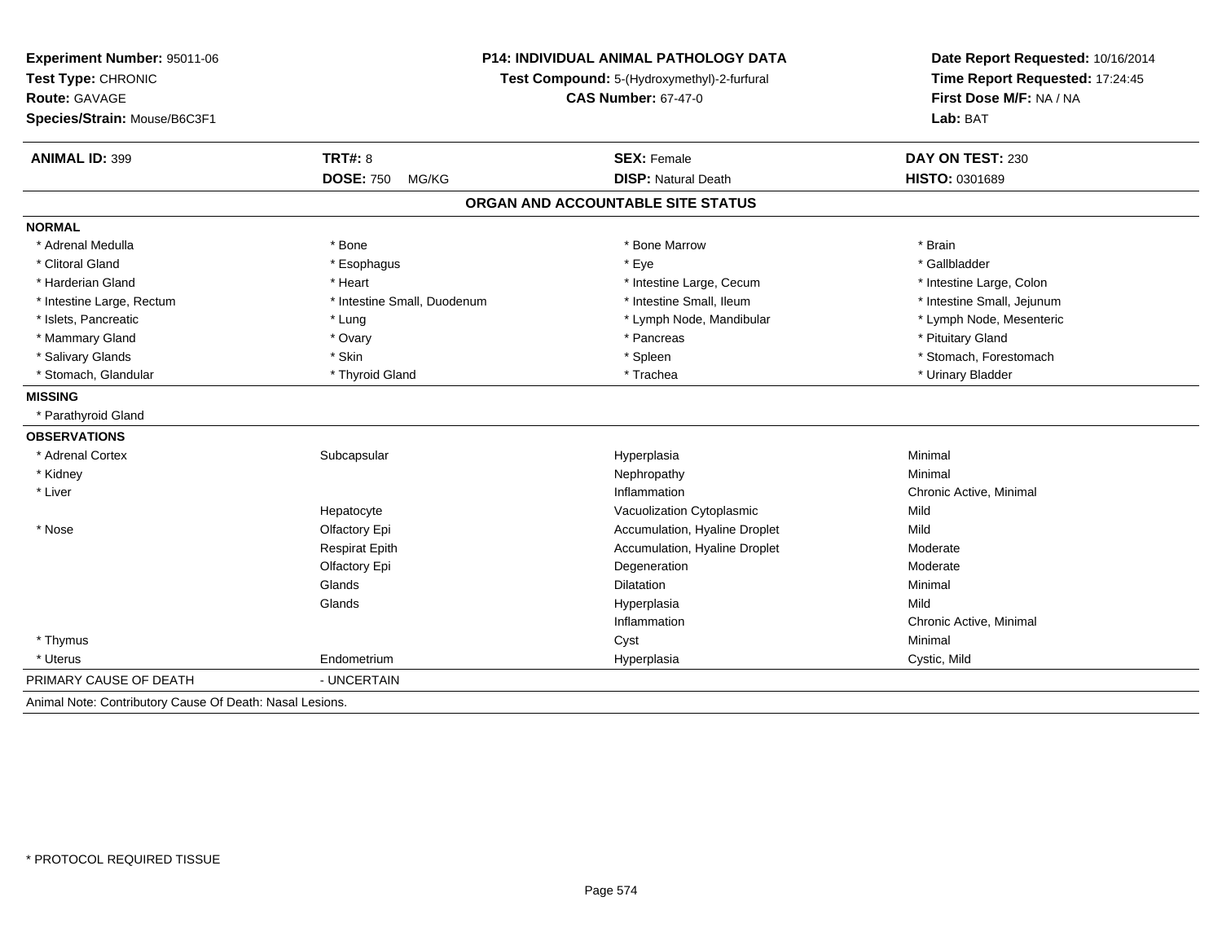**Experiment Number:** 95011-06
**Test Type:** CHRONIC
**Route:** GAVAGE
**Species/Strain:** Mouse/B6C3F1

**P14: INDIVIDUAL ANIMAL PATHOLOGY DATA**
**Test Compound:** 5-(Hydroxymethyl)-2-furfural
**CAS Number:** 67-47-0

**Date Report Requested:** 10/16/2014
**Time Report Requested:** 17:24:45
**First Dose M/F:** NA / NA
**Lab:** BAT

| **ANIMAL ID:** 399 | **TRT#:** 8 | **SEX:** Female | **DAY ON TEST:** 230 |
|---|---|---|---|
| | **DOSE:** 750 MG/KG | **DISP:** Natural Death | **HISTO:** 0301689 |

## ORGAN AND ACCOUNTABLE SITE STATUS

**NORMAL**

| | | | |
|---|---|---|---|
| * Adrenal Medulla | * Bone | * Bone Marrow | * Brain |
| * Clitoral Gland | * Esophagus | * Eye | * Gallbladder |
| * Harderian Gland | * Heart | * Intestine Large, Cecum | * Intestine Large, Colon |
| * Intestine Large, Rectum | * Intestine Small, Duodenum | * Intestine Small, Ileum | * Intestine Small, Jejunum |
| * Islets, Pancreatic | * Lung | * Lymph Node, Mandibular | * Lymph Node, Mesenteric |
| * Mammary Gland | * Ovary | * Pancreas | * Pituitary Gland |
| * Salivary Glands | * Skin | * Spleen | * Stomach, Forestomach |
| * Stomach, Glandular | * Thyroid Gland | * Trachea | * Urinary Bladder |

**MISSING**

* Parathyroid Gland

**OBSERVATIONS**

| | | | |
|---|---|---|---|
| * Adrenal Cortex | Subcapsular | Hyperplasia | Minimal |
| * Kidney | | Nephropathy | Minimal |
| * Liver | | Inflammation | Chronic Active, Minimal |
| | Hepatocyte | Vacuolization Cytoplasmic | Mild |
| * Nose | Olfactory Epi | Accumulation, Hyaline Droplet | Mild |
| | Respirat Epith | Accumulation, Hyaline Droplet | Moderate |
| | Olfactory Epi | Degeneration | Moderate |
| | Glands | Dilatation | Minimal |
| | Glands | Hyperplasia | Mild |
| | | Inflammation | Chronic Active, Minimal |
| * Thymus | | Cyst | Minimal |
| * Uterus | Endometrium | Hyperplasia | Cystic, Mild |

PRIMARY CAUSE OF DEATH - UNCERTAIN

Animal Note: Contributory Cause Of Death: Nasal Lesions.

\* PROTOCOL REQUIRED TISSUE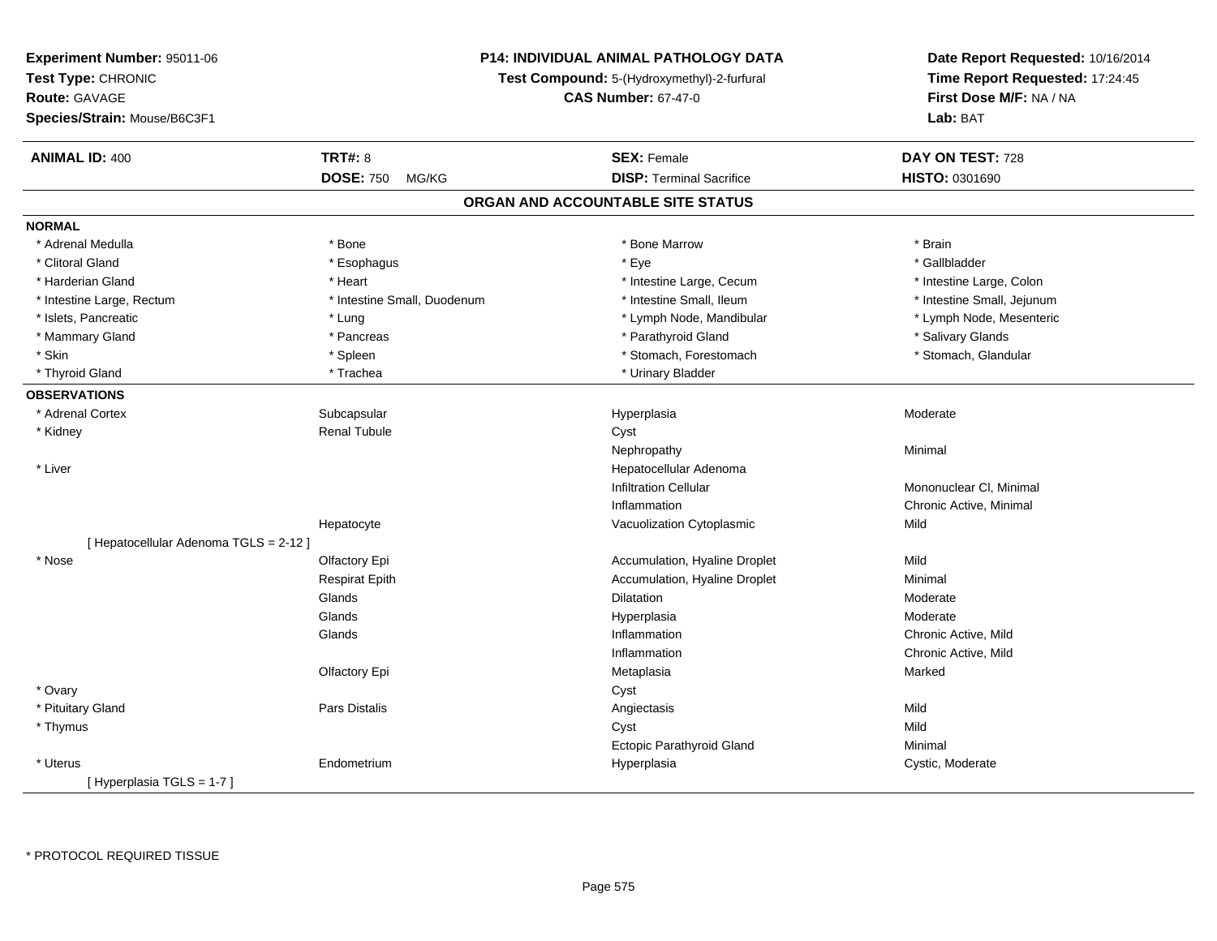**Experiment Number:** 95011-06
**Test Type:** CHRONIC
**Route:** GAVAGE
**Species/Strain:** Mouse/B6C3F1

**P14: INDIVIDUAL ANIMAL PATHOLOGY DATA**
**Test Compound:** 5-(Hydroxymethyl)-2-furfural
**CAS Number:** 67-47-0

**Date Report Requested:** 10/16/2014
**Time Report Requested:** 17:24:45
**First Dose M/F:** NA / NA
**Lab:** BAT

| **ANIMAL ID:** 400 | **TRT#:** 8 | **SEX:** Female | **DAY ON TEST:** 728 |
|---|---|---|---|
| | **DOSE:** 750 MG/KG | **DISP:** Terminal Sacrifice | **HISTO:** 0301690 |

## ORGAN AND ACCOUNTABLE SITE STATUS

**NORMAL**

| | | | |
|---|---|---|---|
| * Adrenal Medulla | * Bone | * Bone Marrow | * Brain |
| * Clitoral Gland | * Esophagus | * Eye | * Gallbladder |
| * Harderian Gland | * Heart | * Intestine Large, Cecum | * Intestine Large, Colon |
| * Intestine Large, Rectum | * Intestine Small, Duodenum | * Intestine Small, Ileum | * Intestine Small, Jejunum |
| * Islets, Pancreatic | * Lung | * Lymph Node, Mandibular | * Lymph Node, Mesenteric |
| * Mammary Gland | * Pancreas | * Parathyroid Gland | * Salivary Glands |
| * Skin | * Spleen | * Stomach, Forestomach | * Stomach, Glandular |
| * Thyroid Gland | * Trachea | * Urinary Bladder | |

**OBSERVATIONS**

| | | | |
|---|---|---|---|
| * Adrenal Cortex | Subcapsular | Hyperplasia | Moderate |
| * Kidney | Renal Tubule | Cyst | |
| | | Nephropathy | Minimal |
| * Liver | | Hepatocellular Adenoma | |
| | | Infiltration Cellular | Mononuclear Cl, Minimal |
| | | Inflammation | Chronic Active, Minimal |
| | Hepatocyte | Vacuolization Cytoplasmic | Mild |
| [ Hepatocellular Adenoma TGLS = 2-12 ] | | | |
| * Nose | Olfactory Epi | Accumulation, Hyaline Droplet | Mild |
| | Respirat Epith | Accumulation, Hyaline Droplet | Minimal |
| | Glands | Dilatation | Moderate |
| | Glands | Hyperplasia | Moderate |
| | Glands | Inflammation | Chronic Active, Mild |
| | | Inflammation | Chronic Active, Mild |
| | Olfactory Epi | Metaplasia | Marked |
| * Ovary | | Cyst | |
| * Pituitary Gland | Pars Distalis | Angiectasis | Mild |
| * Thymus | | Cyst | Mild |
| | | Ectopic Parathyroid Gland | Minimal |
| * Uterus | Endometrium | Hyperplasia | Cystic, Moderate |
| [ Hyperplasia TGLS = 1-7 ] | | | |

* PROTOCOL REQUIRED TISSUE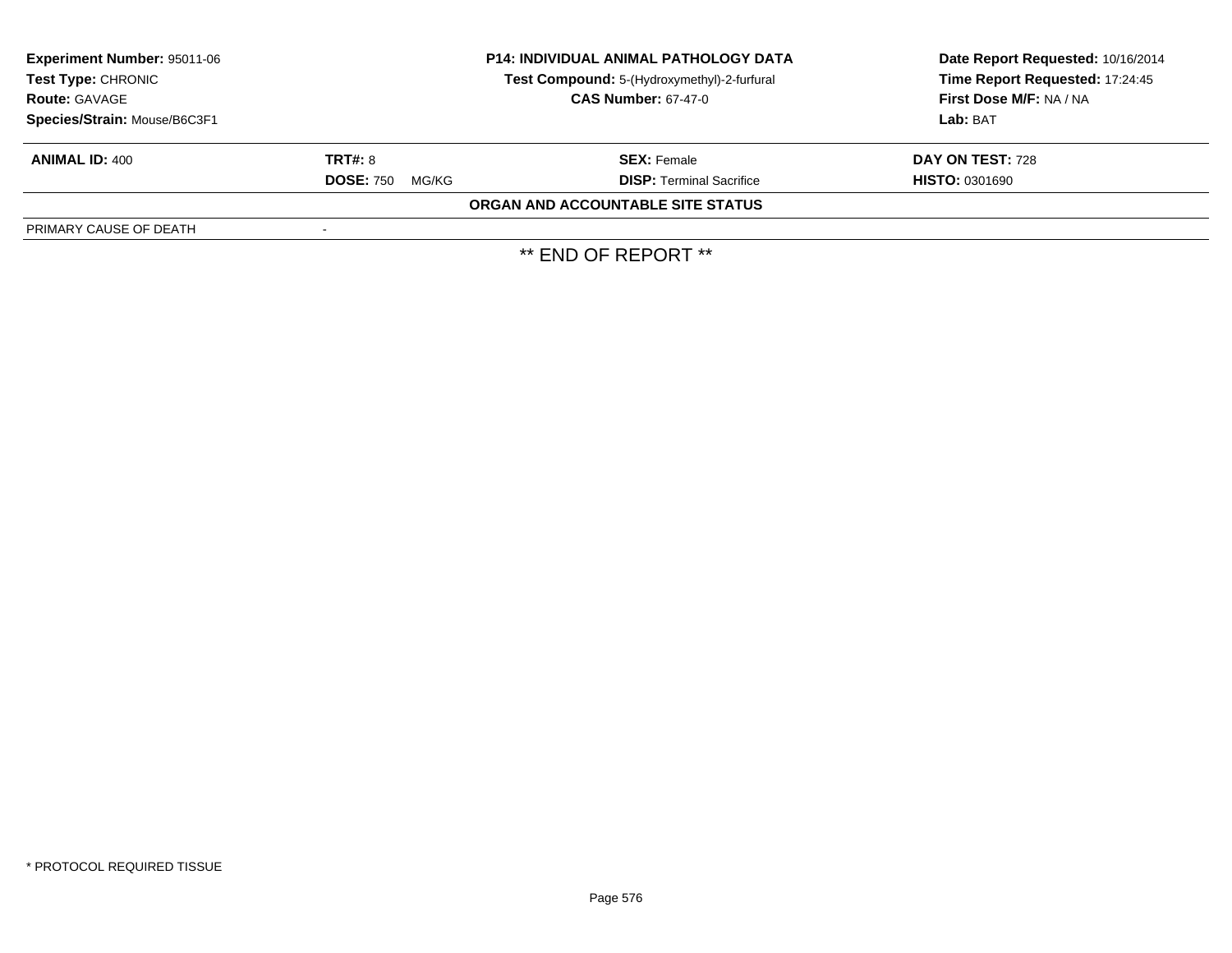**Experiment Number:** 95011-06
**Test Type:** CHRONIC
**Route:** GAVAGE
**Species/Strain:** Mouse/B6C3F1

**P14: INDIVIDUAL ANIMAL PATHOLOGY DATA**
**Test Compound:** 5-(Hydroxymethyl)-2-furfural
**CAS Number:** 67-47-0

**Date Report Requested:** 10/16/2014
**Time Report Requested:** 17:24:45
**First Dose M/F:** NA / NA
**Lab:** BAT

| | | | |
|---|---|---|---|
| **ANIMAL ID:** 400 | **TRT#:** 8 | **SEX:** Female | **DAY ON TEST:** 728 |
| | **DOSE:** 750 MG/KG | **DISP:** Terminal Sacrifice | **HISTO:** 0301690 |

**ORGAN AND ACCOUNTABLE SITE STATUS**

| | |
|---|---|
| PRIMARY CAUSE OF DEATH | - |

** END OF REPORT **

* PROTOCOL REQUIRED TISSUE